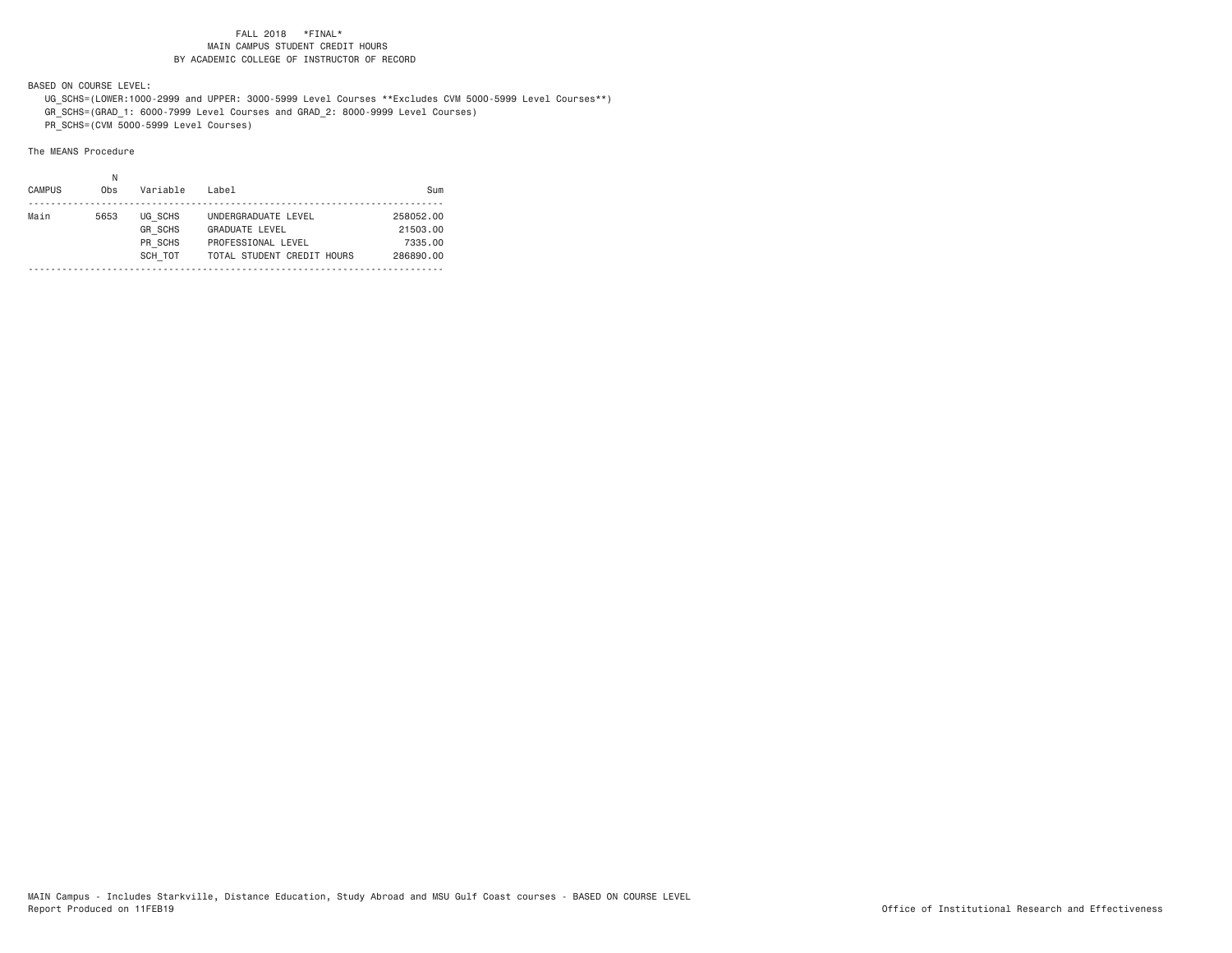# FALL 2018 *FINAL*
## MAIN CAMPUS STUDENT CREDIT HOURS
## BY ACADEMIC COLLEGE OF INSTRUCTOR OF RECORD

BASED ON COURSE LEVEL:

UG_SCHS=(LOWER:1000-2999 and UPPER: 3000-5999 Level Courses **Excludes CVM 5000-5999 Level Courses**)
GR_SCHS=(GRAD_1: 6000-7999 Level Courses and GRAD_2: 8000-9999 Level Courses)
PR_SCHS=(CVM 5000-5999 Level Courses)

The MEANS Procedure

| CAMPUS | N Obs | Variable | Label | Sum |
|---|---|---|---|---|
| Main | 5653 | UG_SCHS | UNDERGRADUATE LEVEL | 258052.00 |
| | | GR_SCHS | GRADUATE LEVEL | 21503.00 |
| | | PR_SCHS | PROFESSIONAL LEVEL | 7335.00 |
| | | SCH_TOT | TOTAL STUDENT CREDIT HOURS | 286890.00 |

MAIN Campus - Includes Starkville, Distance Education, Study Abroad and MSU Gulf Coast courses - BASED ON COURSE LEVEL
Report Produced on 11FEB19

Office of Institutional Research and Effectiveness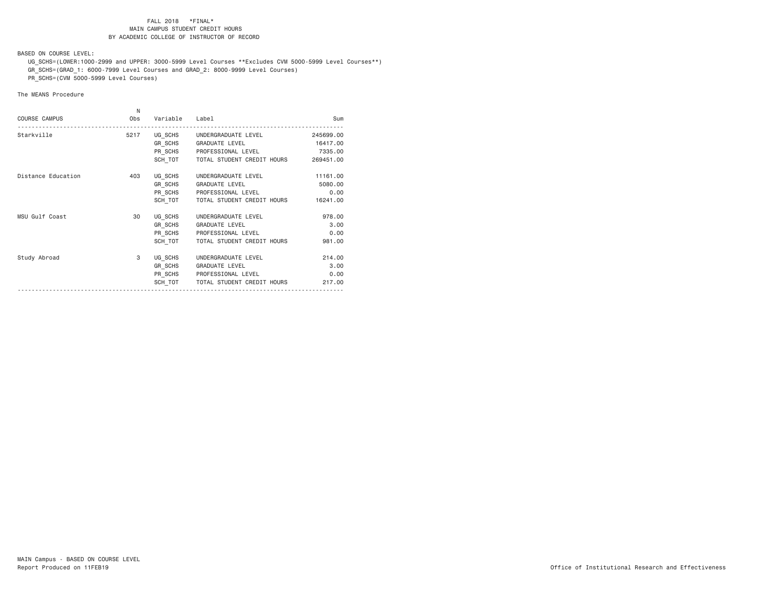FALL 2018 *FINAL*
MAIN CAMPUS STUDENT CREDIT HOURS
BY ACADEMIC COLLEGE OF INSTRUCTOR OF RECORD

BASED ON COURSE LEVEL:

UG_SCHS=(LOWER:1000-2999 and UPPER: 3000-5999 Level Courses **Excludes CVM 5000-5999 Level Courses**)
GR_SCHS=(GRAD_1: 6000-7999 Level Courses and GRAD_2: 8000-9999 Level Courses)
PR_SCHS=(CVM 5000-5999 Level Courses)

The MEANS Procedure

| COURSE CAMPUS | N Obs | Variable | Label | Sum |
|---|---|---|---|---|
| Starkville | 5217 | UG_SCHS | UNDERGRADUATE LEVEL | 245699.00 |
| | | GR_SCHS | GRADUATE LEVEL | 16417.00 |
| | | PR_SCHS | PROFESSIONAL LEVEL | 7335.00 |
| | | SCH_TOT | TOTAL STUDENT CREDIT HOURS | 269451.00 |
| Distance Education | 403 | UG_SCHS | UNDERGRADUATE LEVEL | 11161.00 |
| | | GR_SCHS | GRADUATE LEVEL | 5080.00 |
| | | PR_SCHS | PROFESSIONAL LEVEL | 0.00 |
| | | SCH_TOT | TOTAL STUDENT CREDIT HOURS | 16241.00 |
| MSU Gulf Coast | 30 | UG_SCHS | UNDERGRADUATE LEVEL | 978.00 |
| | | GR_SCHS | GRADUATE LEVEL | 3.00 |
| | | PR_SCHS | PROFESSIONAL LEVEL | 0.00 |
| | | SCH_TOT | TOTAL STUDENT CREDIT HOURS | 981.00 |
| Study Abroad | 3 | UG_SCHS | UNDERGRADUATE LEVEL | 214.00 |
| | | GR_SCHS | GRADUATE LEVEL | 3.00 |
| | | PR_SCHS | PROFESSIONAL LEVEL | 0.00 |
| | | SCH_TOT | TOTAL STUDENT CREDIT HOURS | 217.00 |

MAIN Campus - BASED ON COURSE LEVEL
Report Produced on 11FEB19

Office of Institutional Research and Effectiveness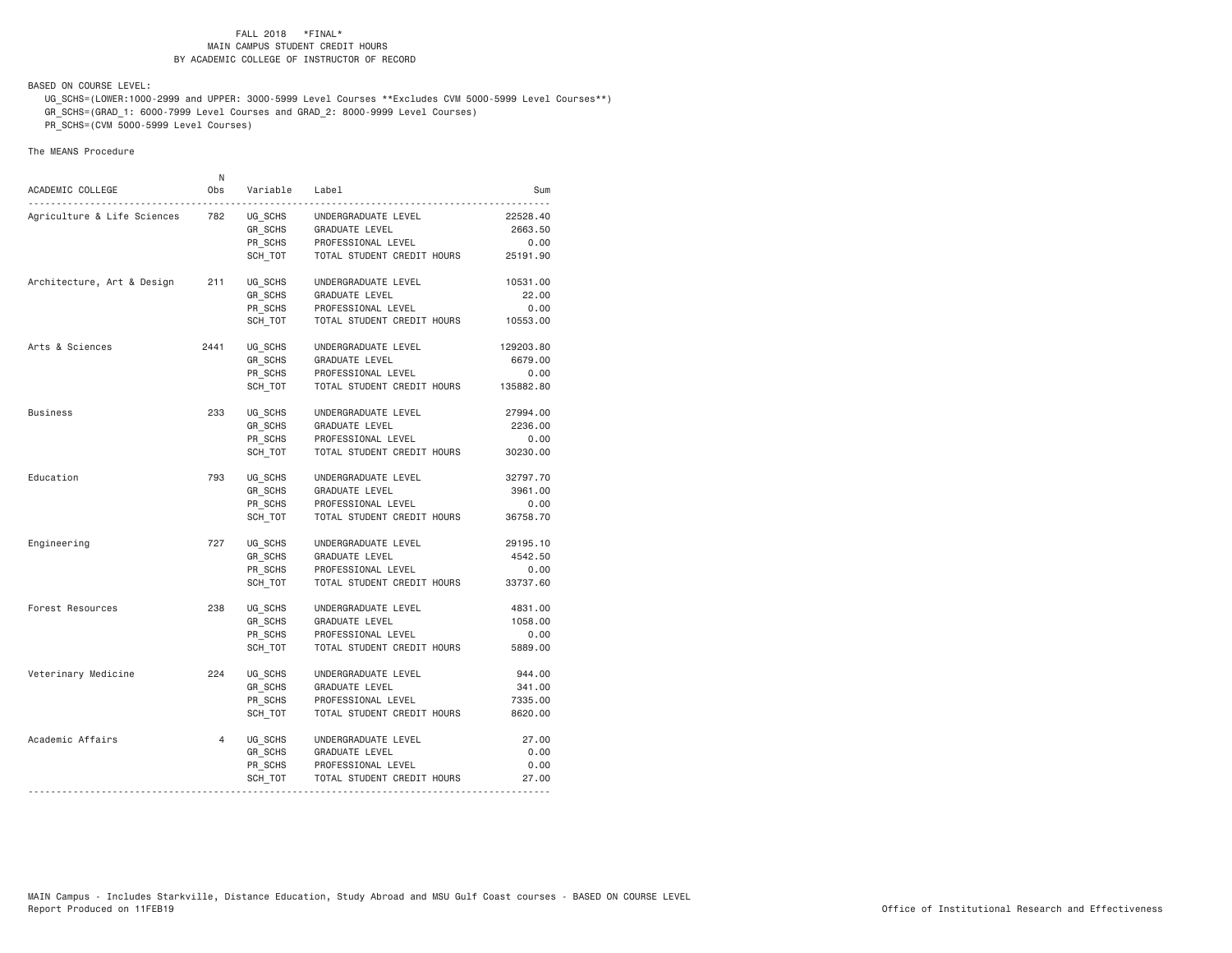FALL 2018 *FINAL*
MAIN CAMPUS STUDENT CREDIT HOURS
BY ACADEMIC COLLEGE OF INSTRUCTOR OF RECORD

BASED ON COURSE LEVEL:
UG_SCHS=(LOWER:1000-2999 and UPPER: 3000-5999 Level Courses **Excludes CVM 5000-5999 Level Courses**)
GR_SCHS=(GRAD_1: 6000-7999 Level Courses and GRAD_2: 8000-9999 Level Courses)
PR_SCHS=(CVM 5000-5999 Level Courses)

The MEANS Procedure

| ACADEMIC COLLEGE | N Obs | Variable | Label | Sum |
|---|---|---|---|---|
| Agriculture & Life Sciences | 782 | UG_SCHS | UNDERGRADUATE LEVEL | 22528.40 |
| | | GR_SCHS | GRADUATE LEVEL | 2663.50 |
| | | PR_SCHS | PROFESSIONAL LEVEL | 0.00 |
| | | SCH_TOT | TOTAL STUDENT CREDIT HOURS | 25191.90 |
| Architecture, Art & Design | 211 | UG_SCHS | UNDERGRADUATE LEVEL | 10531.00 |
| | | GR_SCHS | GRADUATE LEVEL | 22.00 |
| | | PR_SCHS | PROFESSIONAL LEVEL | 0.00 |
| | | SCH_TOT | TOTAL STUDENT CREDIT HOURS | 10553.00 |
| Arts & Sciences | 2441 | UG_SCHS | UNDERGRADUATE LEVEL | 129203.80 |
| | | GR_SCHS | GRADUATE LEVEL | 6679.00 |
| | | PR_SCHS | PROFESSIONAL LEVEL | 0.00 |
| | | SCH_TOT | TOTAL STUDENT CREDIT HOURS | 135882.80 |
| Business | 233 | UG_SCHS | UNDERGRADUATE LEVEL | 27994.00 |
| | | GR_SCHS | GRADUATE LEVEL | 2236.00 |
| | | PR_SCHS | PROFESSIONAL LEVEL | 0.00 |
| | | SCH_TOT | TOTAL STUDENT CREDIT HOURS | 30230.00 |
| Education | 793 | UG_SCHS | UNDERGRADUATE LEVEL | 32797.70 |
| | | GR_SCHS | GRADUATE LEVEL | 3961.00 |
| | | PR_SCHS | PROFESSIONAL LEVEL | 0.00 |
| | | SCH_TOT | TOTAL STUDENT CREDIT HOURS | 36758.70 |
| Engineering | 727 | UG_SCHS | UNDERGRADUATE LEVEL | 29195.10 |
| | | GR_SCHS | GRADUATE LEVEL | 4542.50 |
| | | PR_SCHS | PROFESSIONAL LEVEL | 0.00 |
| | | SCH_TOT | TOTAL STUDENT CREDIT HOURS | 33737.60 |
| Forest Resources | 238 | UG_SCHS | UNDERGRADUATE LEVEL | 4831.00 |
| | | GR_SCHS | GRADUATE LEVEL | 1058.00 |
| | | PR_SCHS | PROFESSIONAL LEVEL | 0.00 |
| | | SCH_TOT | TOTAL STUDENT CREDIT HOURS | 5889.00 |
| Veterinary Medicine | 224 | UG_SCHS | UNDERGRADUATE LEVEL | 944.00 |
| | | GR_SCHS | GRADUATE LEVEL | 341.00 |
| | | PR_SCHS | PROFESSIONAL LEVEL | 7335.00 |
| | | SCH_TOT | TOTAL STUDENT CREDIT HOURS | 8620.00 |
| Academic Affairs | 4 | UG_SCHS | UNDERGRADUATE LEVEL | 27.00 |
| | | GR_SCHS | GRADUATE LEVEL | 0.00 |
| | | PR_SCHS | PROFESSIONAL LEVEL | 0.00 |
| | | SCH_TOT | TOTAL STUDENT CREDIT HOURS | 27.00 |

MAIN Campus - Includes Starkville, Distance Education, Study Abroad and MSU Gulf Coast courses - BASED ON COURSE LEVEL
Report Produced on 11FEB19

Office of Institutional Research and Effectiveness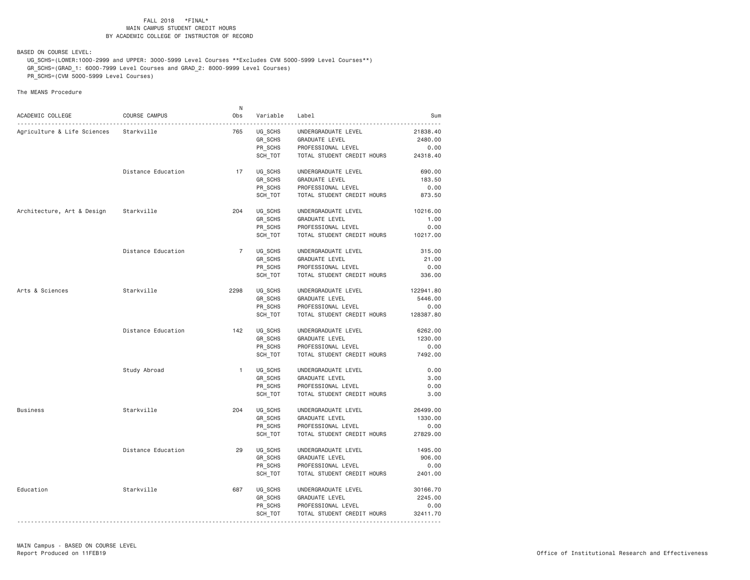FALL 2018 *FINAL*
MAIN CAMPUS STUDENT CREDIT HOURS
BY ACADEMIC COLLEGE OF INSTRUCTOR OF RECORD

BASED ON COURSE LEVEL:

UG_SCHS=(LOWER:1000-2999 and UPPER: 3000-5999 Level Courses **Excludes CVM 5000-5999 Level Courses**)
GR_SCHS=(GRAD_1: 6000-7999 Level Courses and GRAD_2: 8000-9999 Level Courses)
PR_SCHS=(CVM 5000-5999 Level Courses)

The MEANS Procedure

| ACADEMIC COLLEGE | COURSE CAMPUS | N Obs | Variable | Label | Sum |
|---|---|---|---|---|---|
| Agriculture & Life Sciences | Starkville | 765 | UG_SCHS | UNDERGRADUATE LEVEL | 21838.40 |
| | | | GR_SCHS | GRADUATE LEVEL | 2480.00 |
| | | | PR_SCHS | PROFESSIONAL LEVEL | 0.00 |
| | | | SCH_TOT | TOTAL STUDENT CREDIT HOURS | 24318.40 |
| | Distance Education | 17 | UG_SCHS | UNDERGRADUATE LEVEL | 690.00 |
| | | | GR_SCHS | GRADUATE LEVEL | 183.50 |
| | | | PR_SCHS | PROFESSIONAL LEVEL | 0.00 |
| | | | SCH_TOT | TOTAL STUDENT CREDIT HOURS | 873.50 |
| Architecture, Art & Design | Starkville | 204 | UG_SCHS | UNDERGRADUATE LEVEL | 10216.00 |
| | | | GR_SCHS | GRADUATE LEVEL | 1.00 |
| | | | PR_SCHS | PROFESSIONAL LEVEL | 0.00 |
| | | | SCH_TOT | TOTAL STUDENT CREDIT HOURS | 10217.00 |
| | Distance Education | 7 | UG_SCHS | UNDERGRADUATE LEVEL | 315.00 |
| | | | GR_SCHS | GRADUATE LEVEL | 21.00 |
| | | | PR_SCHS | PROFESSIONAL LEVEL | 0.00 |
| | | | SCH_TOT | TOTAL STUDENT CREDIT HOURS | 336.00 |
| Arts & Sciences | Starkville | 2298 | UG_SCHS | UNDERGRADUATE LEVEL | 122941.80 |
| | | | GR_SCHS | GRADUATE LEVEL | 5446.00 |
| | | | PR_SCHS | PROFESSIONAL LEVEL | 0.00 |
| | | | SCH_TOT | TOTAL STUDENT CREDIT HOURS | 128387.80 |
| | Distance Education | 142 | UG_SCHS | UNDERGRADUATE LEVEL | 6262.00 |
| | | | GR_SCHS | GRADUATE LEVEL | 1230.00 |
| | | | PR_SCHS | PROFESSIONAL LEVEL | 0.00 |
| | | | SCH_TOT | TOTAL STUDENT CREDIT HOURS | 7492.00 |
| | Study Abroad | 1 | UG_SCHS | UNDERGRADUATE LEVEL | 0.00 |
| | | | GR_SCHS | GRADUATE LEVEL | 3.00 |
| | | | PR_SCHS | PROFESSIONAL LEVEL | 0.00 |
| | | | SCH_TOT | TOTAL STUDENT CREDIT HOURS | 3.00 |
| Business | Starkville | 204 | UG_SCHS | UNDERGRADUATE LEVEL | 26499.00 |
| | | | GR_SCHS | GRADUATE LEVEL | 1330.00 |
| | | | PR_SCHS | PROFESSIONAL LEVEL | 0.00 |
| | | | SCH_TOT | TOTAL STUDENT CREDIT HOURS | 27829.00 |
| | Distance Education | 29 | UG_SCHS | UNDERGRADUATE LEVEL | 1495.00 |
| | | | GR_SCHS | GRADUATE LEVEL | 906.00 |
| | | | PR_SCHS | PROFESSIONAL LEVEL | 0.00 |
| | | | SCH_TOT | TOTAL STUDENT CREDIT HOURS | 2401.00 |
| Education | Starkville | 687 | UG_SCHS | UNDERGRADUATE LEVEL | 30166.70 |
| | | | GR_SCHS | GRADUATE LEVEL | 2245.00 |
| | | | PR_SCHS | PROFESSIONAL LEVEL | 0.00 |
| | | | SCH_TOT | TOTAL STUDENT CREDIT HOURS | 32411.70 |

MAIN Campus - BASED ON COURSE LEVEL
Report Produced on 11FEB19

Office of Institutional Research and Effectiveness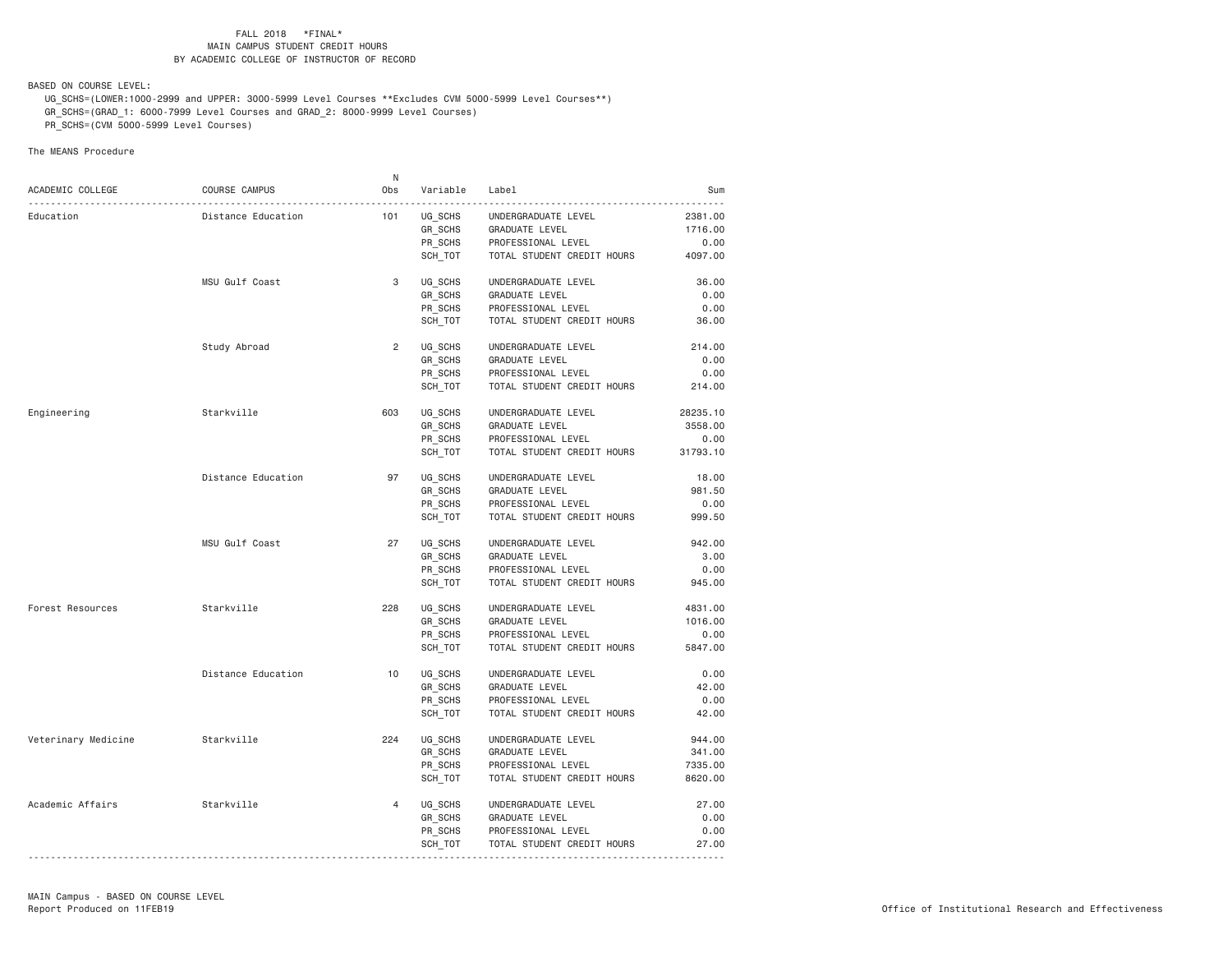FALL 2018 *FINAL*
MAIN CAMPUS STUDENT CREDIT HOURS
BY ACADEMIC COLLEGE OF INSTRUCTOR OF RECORD

BASED ON COURSE LEVEL:
UG_SCHS=(LOWER:1000-2999 and UPPER: 3000-5999 Level Courses **Excludes CVM 5000-5999 Level Courses**)
GR_SCHS=(GRAD_1: 6000-7999 Level Courses and GRAD_2: 8000-9999 Level Courses)
PR_SCHS=(CVM 5000-5999 Level Courses)

The MEANS Procedure

| ACADEMIC COLLEGE | COURSE CAMPUS | N Obs | Variable | Label | Sum |
|---|---|---|---|---|---|
| Education | Distance Education | 101 | UG_SCHS | UNDERGRADUATE LEVEL | 2381.00 |
| | | | GR_SCHS | GRADUATE LEVEL | 1716.00 |
| | | | PR_SCHS | PROFESSIONAL LEVEL | 0.00 |
| | | | SCH_TOT | TOTAL STUDENT CREDIT HOURS | 4097.00 |
| | MSU Gulf Coast | 3 | UG_SCHS | UNDERGRADUATE LEVEL | 36.00 |
| | | | GR_SCHS | GRADUATE LEVEL | 0.00 |
| | | | PR_SCHS | PROFESSIONAL LEVEL | 0.00 |
| | | | SCH_TOT | TOTAL STUDENT CREDIT HOURS | 36.00 |
| | Study Abroad | 2 | UG_SCHS | UNDERGRADUATE LEVEL | 214.00 |
| | | | GR_SCHS | GRADUATE LEVEL | 0.00 |
| | | | PR_SCHS | PROFESSIONAL LEVEL | 0.00 |
| | | | SCH_TOT | TOTAL STUDENT CREDIT HOURS | 214.00 |
| Engineering | Starkville | 603 | UG_SCHS | UNDERGRADUATE LEVEL | 28235.10 |
| | | | GR_SCHS | GRADUATE LEVEL | 3558.00 |
| | | | PR_SCHS | PROFESSIONAL LEVEL | 0.00 |
| | | | SCH_TOT | TOTAL STUDENT CREDIT HOURS | 31793.10 |
| | Distance Education | 97 | UG_SCHS | UNDERGRADUATE LEVEL | 18.00 |
| | | | GR_SCHS | GRADUATE LEVEL | 981.50 |
| | | | PR_SCHS | PROFESSIONAL LEVEL | 0.00 |
| | | | SCH_TOT | TOTAL STUDENT CREDIT HOURS | 999.50 |
| | MSU Gulf Coast | 27 | UG_SCHS | UNDERGRADUATE LEVEL | 942.00 |
| | | | GR_SCHS | GRADUATE LEVEL | 3.00 |
| | | | PR_SCHS | PROFESSIONAL LEVEL | 0.00 |
| | | | SCH_TOT | TOTAL STUDENT CREDIT HOURS | 945.00 |
| Forest Resources | Starkville | 228 | UG_SCHS | UNDERGRADUATE LEVEL | 4831.00 |
| | | | GR_SCHS | GRADUATE LEVEL | 1016.00 |
| | | | PR_SCHS | PROFESSIONAL LEVEL | 0.00 |
| | | | SCH_TOT | TOTAL STUDENT CREDIT HOURS | 5847.00 |
| | Distance Education | 10 | UG_SCHS | UNDERGRADUATE LEVEL | 0.00 |
| | | | GR_SCHS | GRADUATE LEVEL | 42.00 |
| | | | PR_SCHS | PROFESSIONAL LEVEL | 0.00 |
| | | | SCH_TOT | TOTAL STUDENT CREDIT HOURS | 42.00 |
| Veterinary Medicine | Starkville | 224 | UG_SCHS | UNDERGRADUATE LEVEL | 944.00 |
| | | | GR_SCHS | GRADUATE LEVEL | 341.00 |
| | | | PR_SCHS | PROFESSIONAL LEVEL | 7335.00 |
| | | | SCH_TOT | TOTAL STUDENT CREDIT HOURS | 8620.00 |
| Academic Affairs | Starkville | 4 | UG_SCHS | UNDERGRADUATE LEVEL | 27.00 |
| | | | GR_SCHS | GRADUATE LEVEL | 0.00 |
| | | | PR_SCHS | PROFESSIONAL LEVEL | 0.00 |
| | | | SCH_TOT | TOTAL STUDENT CREDIT HOURS | 27.00 |

MAIN Campus - BASED ON COURSE LEVEL
Report Produced on 11FEB19

Office of Institutional Research and Effectiveness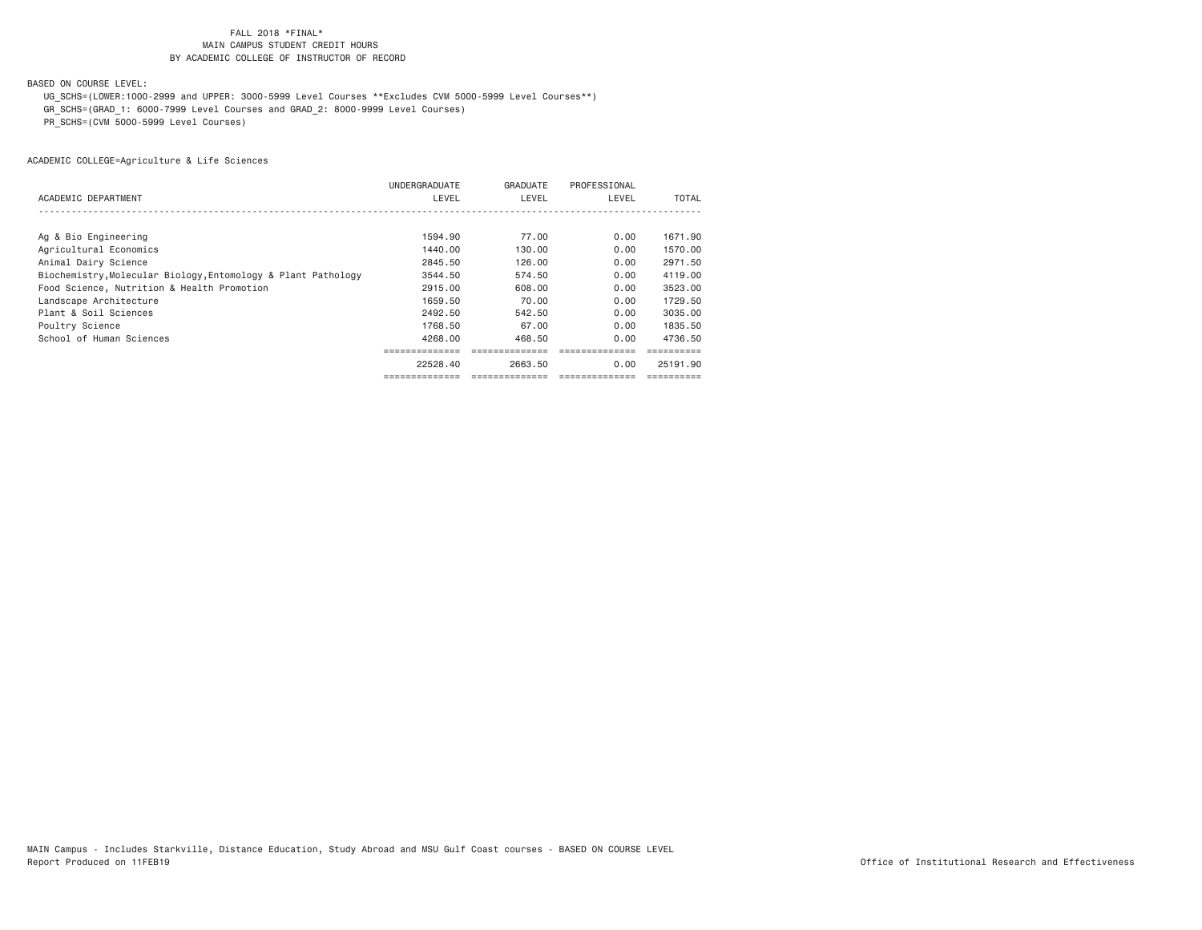FALL 2018 *FINAL*
MAIN CAMPUS STUDENT CREDIT HOURS
BY ACADEMIC COLLEGE OF INSTRUCTOR OF RECORD

BASED ON COURSE LEVEL:

UG_SCHS=(LOWER:1000-2999 and UPPER: 3000-5999 Level Courses **Excludes CVM 5000-5999 Level Courses**)
GR_SCHS=(GRAD_1: 6000-7999 Level Courses and GRAD_2: 8000-9999 Level Courses)
PR_SCHS=(CVM 5000-5999 Level Courses)

ACADEMIC COLLEGE=Agriculture & Life Sciences

| ACADEMIC DEPARTMENT | UNDERGRADUATE LEVEL | GRADUATE LEVEL | PROFESSIONAL LEVEL | TOTAL |
|---|---|---|---|---|
| Ag & Bio Engineering | 1594.90 | 77.00 | 0.00 | 1671.90 |
| Agricultural Economics | 1440.00 | 130.00 | 0.00 | 1570.00 |
| Animal Dairy Science | 2845.50 | 126.00 | 0.00 | 2971.50 |
| Biochemistry,Molecular Biology,Entomology & Plant Pathology | 3544.50 | 574.50 | 0.00 | 4119.00 |
| Food Science, Nutrition & Health Promotion | 2915.00 | 608.00 | 0.00 | 3523.00 |
| Landscape Architecture | 1659.50 | 70.00 | 0.00 | 1729.50 |
| Plant & Soil Sciences | 2492.50 | 542.50 | 0.00 | 3035.00 |
| Poultry Science | 1768.50 | 67.00 | 0.00 | 1835.50 |
| School of Human Sciences | 4268.00 | 468.50 | 0.00 | 4736.50 |
| | 22528.40 | 2663.50 | 0.00 | 25191.90 |

MAIN Campus - Includes Starkville, Distance Education, Study Abroad and MSU Gulf Coast courses - BASED ON COURSE LEVEL
Report Produced on 11FEB19

Office of Institutional Research and Effectiveness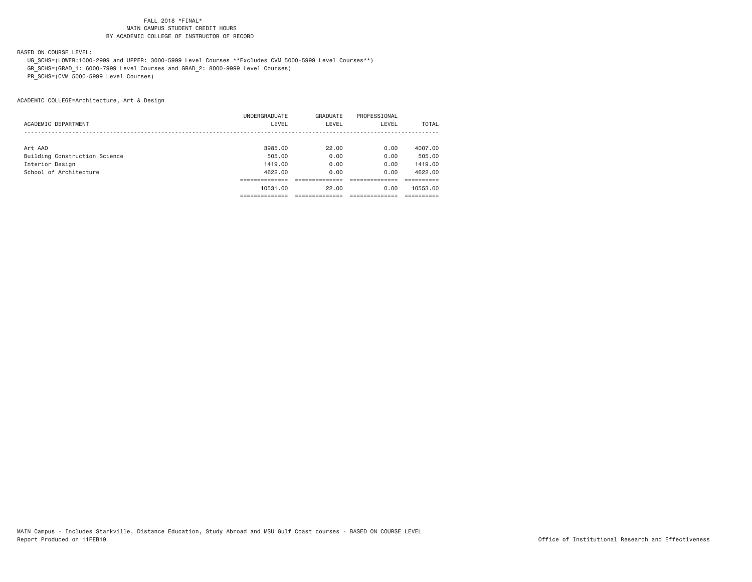FALL 2018 *FINAL*
MAIN CAMPUS STUDENT CREDIT HOURS
BY ACADEMIC COLLEGE OF INSTRUCTOR OF RECORD

BASED ON COURSE LEVEL:

UG_SCHS=(LOWER:1000-2999 and UPPER: 3000-5999 Level Courses **Excludes CVM 5000-5999 Level Courses**)
GR_SCHS=(GRAD_1: 6000-7999 Level Courses and GRAD_2: 8000-9999 Level Courses)
PR_SCHS=(CVM 5000-5999 Level Courses)

ACADEMIC COLLEGE=Architecture, Art & Design

| ACADEMIC DEPARTMENT | UNDERGRADUATE LEVEL | GRADUATE LEVEL | PROFESSIONAL LEVEL | TOTAL |
|---|---|---|---|---|
| Art AAD | 3985.00 | 22.00 | 0.00 | 4007.00 |
| Building Construction Science | 505.00 | 0.00 | 0.00 | 505.00 |
| Interior Design | 1419.00 | 0.00 | 0.00 | 1419.00 |
| School of Architecture | 4622.00 | 0.00 | 0.00 | 4622.00 |
| | 10531.00 | 22.00 | 0.00 | 10553.00 |

MAIN Campus - Includes Starkville, Distance Education, Study Abroad and MSU Gulf Coast courses - BASED ON COURSE LEVEL
Report Produced on 11FEB19

Office of Institutional Research and Effectiveness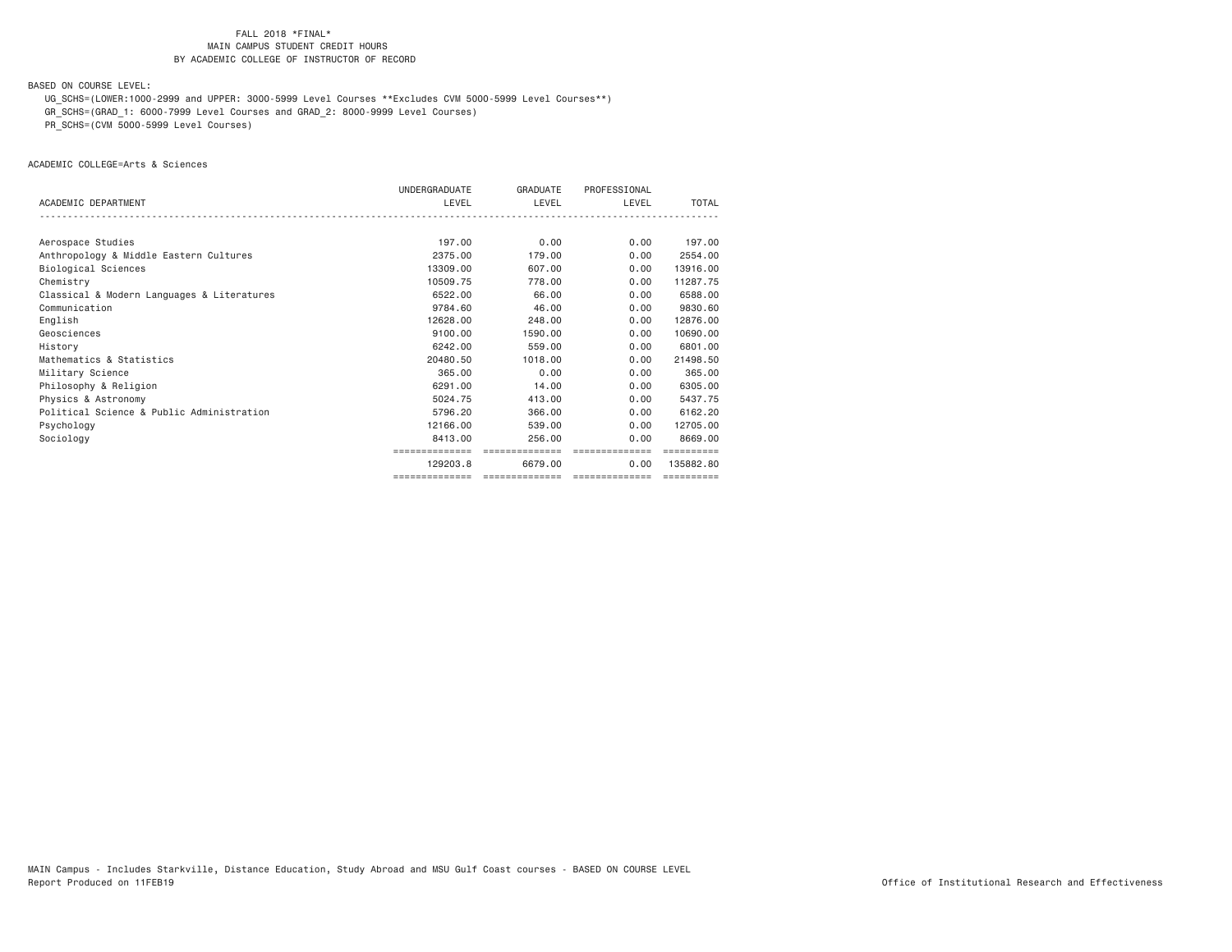FALL 2018 *FINAL*
MAIN CAMPUS STUDENT CREDIT HOURS
BY ACADEMIC COLLEGE OF INSTRUCTOR OF RECORD

BASED ON COURSE LEVEL:
UG_SCHS=(LOWER:1000-2999 and UPPER: 3000-5999 Level Courses **Excludes CVM 5000-5999 Level Courses**)
GR_SCHS=(GRAD_1: 6000-7999 Level Courses and GRAD_2: 8000-9999 Level Courses)
PR_SCHS=(CVM 5000-5999 Level Courses)

ACADEMIC COLLEGE=Arts & Sciences

| ACADEMIC DEPARTMENT | UNDERGRADUATE LEVEL | GRADUATE LEVEL | PROFESSIONAL LEVEL | TOTAL |
|---|---|---|---|---|
| Aerospace Studies | 197.00 | 0.00 | 0.00 | 197.00 |
| Anthropology & Middle Eastern Cultures | 2375.00 | 179.00 | 0.00 | 2554.00 |
| Biological Sciences | 13309.00 | 607.00 | 0.00 | 13916.00 |
| Chemistry | 10509.75 | 778.00 | 0.00 | 11287.75 |
| Classical & Modern Languages & Literatures | 6522.00 | 66.00 | 0.00 | 6588.00 |
| Communication | 9784.60 | 46.00 | 0.00 | 9830.60 |
| English | 12628.00 | 248.00 | 0.00 | 12876.00 |
| Geosciences | 9100.00 | 1590.00 | 0.00 | 10690.00 |
| History | 6242.00 | 559.00 | 0.00 | 6801.00 |
| Mathematics & Statistics | 20480.50 | 1018.00 | 0.00 | 21498.50 |
| Military Science | 365.00 | 0.00 | 0.00 | 365.00 |
| Philosophy & Religion | 6291.00 | 14.00 | 0.00 | 6305.00 |
| Physics & Astronomy | 5024.75 | 413.00 | 0.00 | 5437.75 |
| Political Science & Public Administration | 5796.20 | 366.00 | 0.00 | 6162.20 |
| Psychology | 12166.00 | 539.00 | 0.00 | 12705.00 |
| Sociology | 8413.00 | 256.00 | 0.00 | 8669.00 |
| | 129203.8 | 6679.00 | 0.00 | 135882.80 |

MAIN Campus - Includes Starkville, Distance Education, Study Abroad and MSU Gulf Coast courses - BASED ON COURSE LEVEL
Report Produced on 11FEB19

Office of Institutional Research and Effectiveness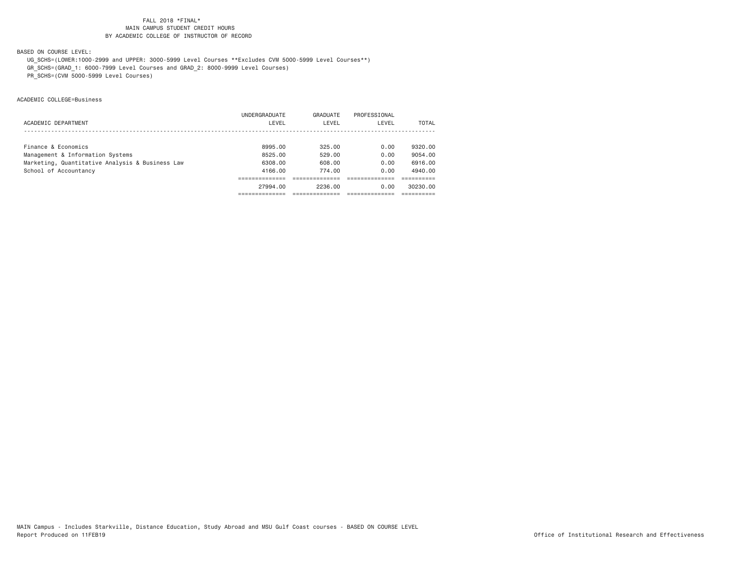FALL 2018 *FINAL*
MAIN CAMPUS STUDENT CREDIT HOURS
BY ACADEMIC COLLEGE OF INSTRUCTOR OF RECORD

BASED ON COURSE LEVEL:

UG_SCHS=(LOWER:1000-2999 and UPPER: 3000-5999 Level Courses **Excludes CVM 5000-5999 Level Courses**)
GR_SCHS=(GRAD_1: 6000-7999 Level Courses and GRAD_2: 8000-9999 Level Courses)
PR_SCHS=(CVM 5000-5999 Level Courses)

ACADEMIC COLLEGE=Business

| ACADEMIC DEPARTMENT | UNDERGRADUATE LEVEL | GRADUATE LEVEL | PROFESSIONAL LEVEL | TOTAL |
|---|---|---|---|---|
| Finance & Economics | 8995.00 | 325.00 | 0.00 | 9320.00 |
| Management & Information Systems | 8525.00 | 529.00 | 0.00 | 9054.00 |
| Marketing, Quantitative Analysis & Business Law | 6308.00 | 608.00 | 0.00 | 6916.00 |
| School of Accountancy | 4166.00 | 774.00 | 0.00 | 4940.00 |
| | 27994.00 | 2236.00 | 0.00 | 30230.00 |

MAIN Campus - Includes Starkville, Distance Education, Study Abroad and MSU Gulf Coast courses - BASED ON COURSE LEVEL
Report Produced on 11FEB19

Office of Institutional Research and Effectiveness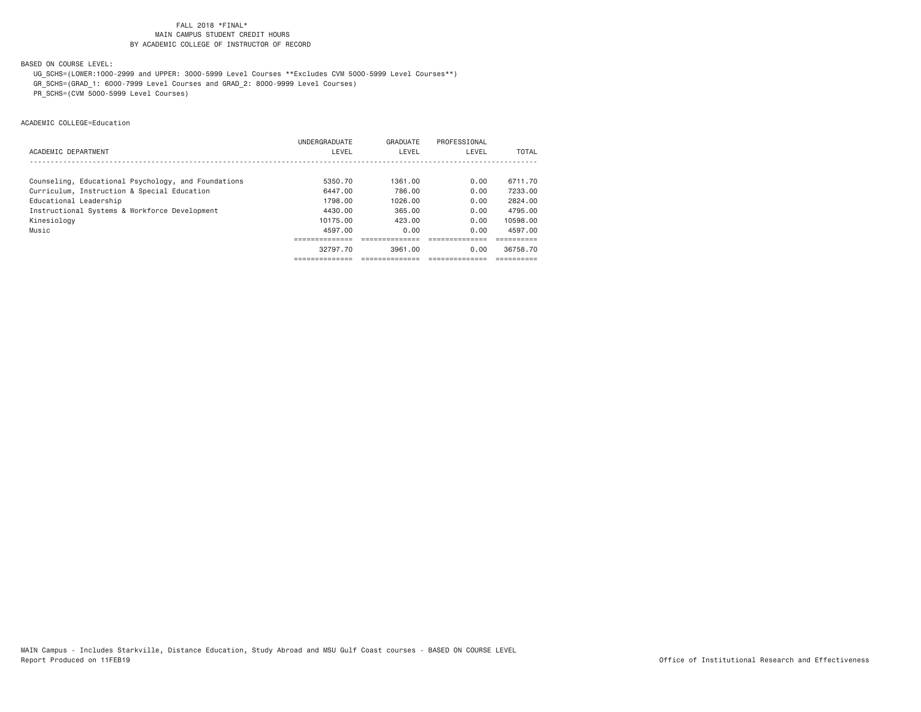FALL 2018 *FINAL*
MAIN CAMPUS STUDENT CREDIT HOURS
BY ACADEMIC COLLEGE OF INSTRUCTOR OF RECORD

BASED ON COURSE LEVEL:

UG_SCHS=(LOWER:1000-2999 and UPPER: 3000-5999 Level Courses **Excludes CVM 5000-5999 Level Courses**)
GR_SCHS=(GRAD_1: 6000-7999 Level Courses and GRAD_2: 8000-9999 Level Courses)
PR_SCHS=(CVM 5000-5999 Level Courses)

ACADEMIC COLLEGE=Education

| ACADEMIC DEPARTMENT | UNDERGRADUATE LEVEL | GRADUATE LEVEL | PROFESSIONAL LEVEL | TOTAL |
|---|---|---|---|---|
| Counseling, Educational Psychology, and Foundations | 5350.70 | 1361.00 | 0.00 | 6711.70 |
| Curriculum, Instruction & Special Education | 6447.00 | 786.00 | 0.00 | 7233.00 |
| Educational Leadership | 1798.00 | 1026.00 | 0.00 | 2824.00 |
| Instructional Systems & Workforce Development | 4430.00 | 365.00 | 0.00 | 4795.00 |
| Kinesiology | 10175.00 | 423.00 | 0.00 | 10598.00 |
| Music | 4597.00 | 0.00 | 0.00 | 4597.00 |
| | 32797.70 | 3961.00 | 0.00 | 36758.70 |

MAIN Campus - Includes Starkville, Distance Education, Study Abroad and MSU Gulf Coast courses - BASED ON COURSE LEVEL
Report Produced on 11FEB19

Office of Institutional Research and Effectiveness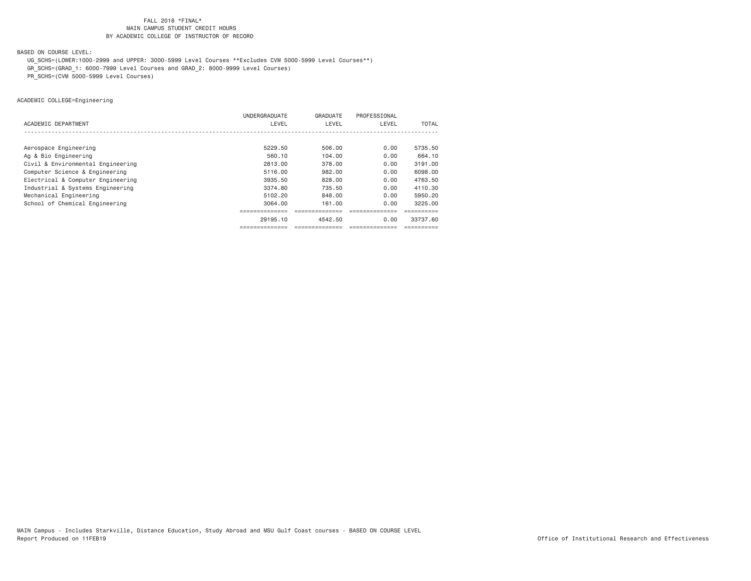FALL 2018 *FINAL*
MAIN CAMPUS STUDENT CREDIT HOURS
BY ACADEMIC COLLEGE OF INSTRUCTOR OF RECORD

BASED ON COURSE LEVEL:

UG_SCHS=(LOWER:1000-2999 and UPPER: 3000-5999 Level Courses **Excludes CVM 5000-5999 Level Courses**)
GR_SCHS=(GRAD_1: 6000-7999 Level Courses and GRAD_2: 8000-9999 Level Courses)
PR_SCHS=(CVM 5000-5999 Level Courses)

ACADEMIC COLLEGE=Engineering

| ACADEMIC DEPARTMENT | UNDERGRADUATE LEVEL | GRADUATE LEVEL | PROFESSIONAL LEVEL | TOTAL |
|---|---|---|---|---|
| Aerospace Engineering | 5229.50 | 506.00 | 0.00 | 5735.50 |
| Ag & Bio Engineering | 560.10 | 104.00 | 0.00 | 664.10 |
| Civil & Environmental Engineering | 2813.00 | 378.00 | 0.00 | 3191.00 |
| Computer Science & Engineering | 5116.00 | 982.00 | 0.00 | 6098.00 |
| Electrical & Computer Engineering | 3935.50 | 828.00 | 0.00 | 4763.50 |
| Industrial & Systems Engineering | 3374.80 | 735.50 | 0.00 | 4110.30 |
| Mechanical Engineering | 5102.20 | 848.00 | 0.00 | 5950.20 |
| School of Chemical Engineering | 3064.00 | 161.00 | 0.00 | 3225.00 |
| | 29195.10 | 4542.50 | 0.00 | 33737.60 |

MAIN Campus - Includes Starkville, Distance Education, Study Abroad and MSU Gulf Coast courses - BASED ON COURSE LEVEL
Report Produced on 11FEB19

Office of Institutional Research and Effectiveness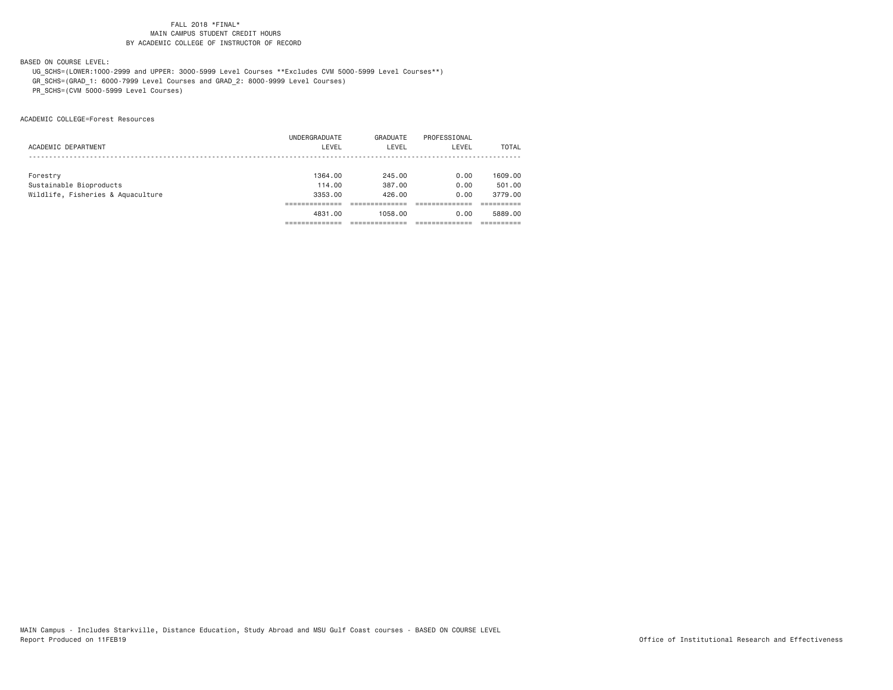FALL 2018 *FINAL*
MAIN CAMPUS STUDENT CREDIT HOURS
BY ACADEMIC COLLEGE OF INSTRUCTOR OF RECORD

BASED ON COURSE LEVEL:
UG_SCHS=(LOWER:1000-2999 and UPPER: 3000-5999 Level Courses **Excludes CVM 5000-5999 Level Courses**)
GR_SCHS=(GRAD_1: 6000-7999 Level Courses and GRAD_2: 8000-9999 Level Courses)
PR_SCHS=(CVM 5000-5999 Level Courses)

ACADEMIC COLLEGE=Forest Resources

| ACADEMIC DEPARTMENT | UNDERGRADUATE LEVEL | GRADUATE LEVEL | PROFESSIONAL LEVEL | TOTAL |
|---|---|---|---|---|
| Forestry | 1364.00 | 245.00 | 0.00 | 1609.00 |
| Sustainable Bioproducts | 114.00 | 387.00 | 0.00 | 501.00 |
| Wildlife, Fisheries & Aquaculture | 3353.00 | 426.00 | 0.00 | 3779.00 |
| | 4831.00 | 1058.00 | 0.00 | 5889.00 |

MAIN Campus - Includes Starkville, Distance Education, Study Abroad and MSU Gulf Coast courses - BASED ON COURSE LEVEL
Report Produced on 11FEB19

Office of Institutional Research and Effectiveness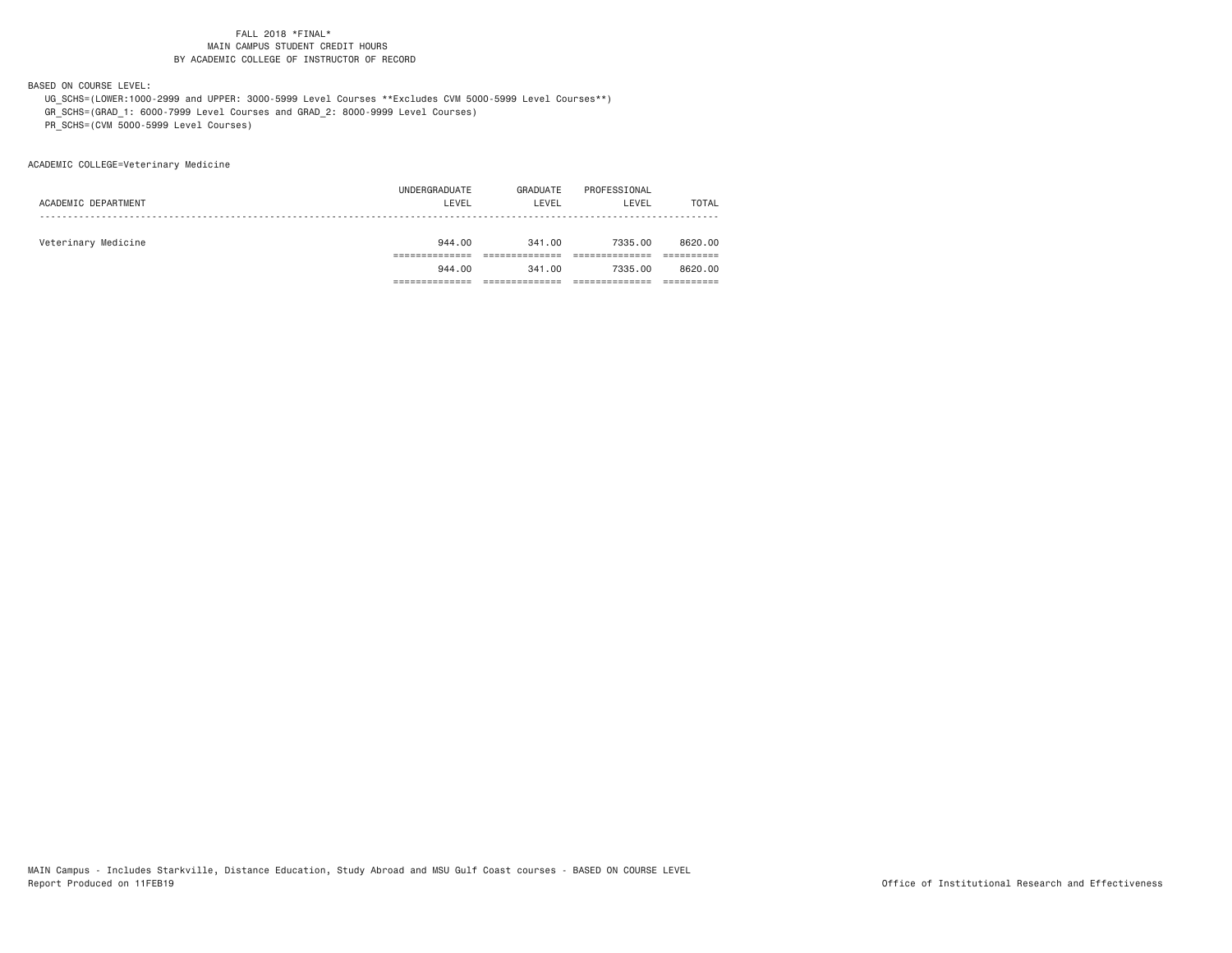FALL 2018 *FINAL*
MAIN CAMPUS STUDENT CREDIT HOURS
BY ACADEMIC COLLEGE OF INSTRUCTOR OF RECORD

BASED ON COURSE LEVEL:

UG_SCHS=(LOWER:1000-2999 and UPPER: 3000-5999 Level Courses **Excludes CVM 5000-5999 Level Courses**)
GR_SCHS=(GRAD_1: 6000-7999 Level Courses and GRAD_2: 8000-9999 Level Courses)
PR_SCHS=(CVM 5000-5999 Level Courses)

ACADEMIC COLLEGE=Veterinary Medicine

| ACADEMIC DEPARTMENT | UNDERGRADUATE LEVEL | GRADUATE LEVEL | PROFESSIONAL LEVEL | TOTAL |
|---|---|---|---|---|
| Veterinary Medicine | 944.00 | 341.00 | 7335.00 | 8620.00 |
| | 944.00 | 341.00 | 7335.00 | 8620.00 |

MAIN Campus - Includes Starkville, Distance Education, Study Abroad and MSU Gulf Coast courses - BASED ON COURSE LEVEL
Report Produced on 11FEB19

Office of Institutional Research and Effectiveness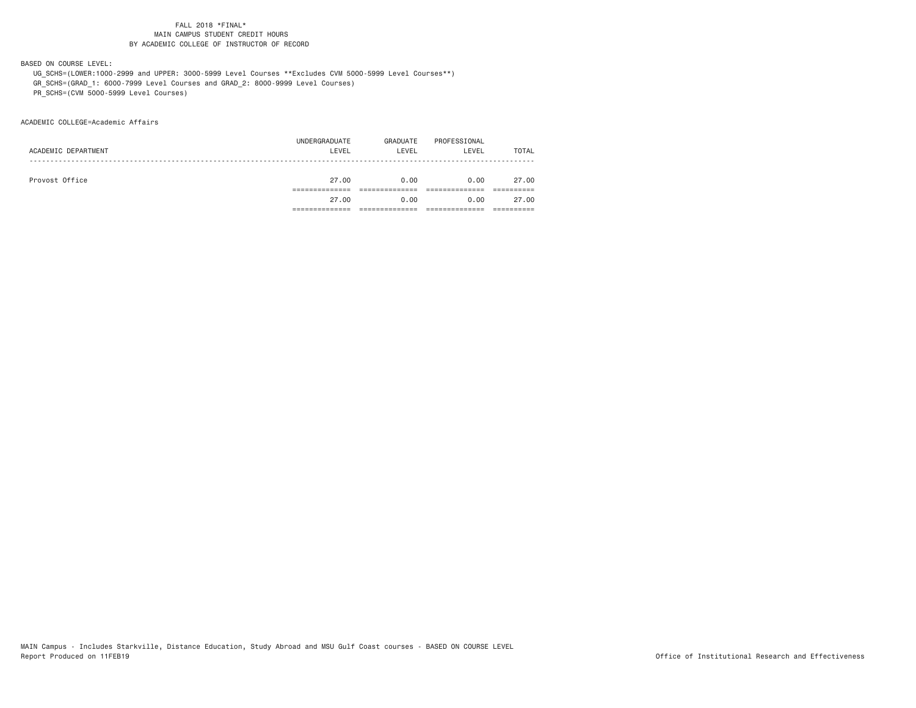FALL 2018 *FINAL*
MAIN CAMPUS STUDENT CREDIT HOURS
BY ACADEMIC COLLEGE OF INSTRUCTOR OF RECORD

BASED ON COURSE LEVEL:
UG_SCHS=(LOWER:1000-2999 and UPPER: 3000-5999 Level Courses **Excludes CVM 5000-5999 Level Courses**)
GR_SCHS=(GRAD_1: 6000-7999 Level Courses and GRAD_2: 8000-9999 Level Courses)
PR_SCHS=(CVM 5000-5999 Level Courses)

ACADEMIC COLLEGE=Academic Affairs

| ACADEMIC DEPARTMENT | UNDERGRADUATE LEVEL | GRADUATE LEVEL | PROFESSIONAL LEVEL | TOTAL |
|---|---|---|---|---|
| Provost Office | 27.00 | 0.00 | 0.00 | 27.00 |
| | 27.00 | 0.00 | 0.00 | 27.00 |

MAIN Campus - Includes Starkville, Distance Education, Study Abroad and MSU Gulf Coast courses - BASED ON COURSE LEVEL
Report Produced on 11FEB19

Office of Institutional Research and Effectiveness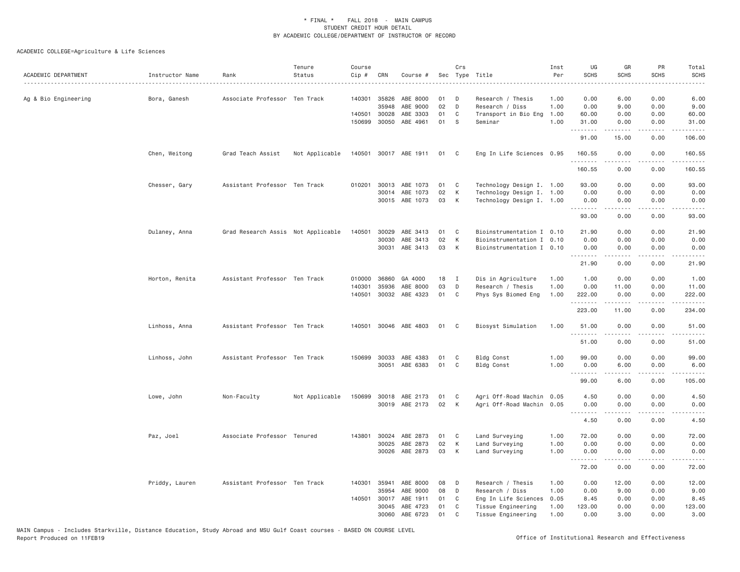\* FINAL \* FALL 2018 - MAIN CAMPUS
STUDENT CREDIT HOUR DETAIL
BY ACADEMIC COLLEGE/DEPARTMENT OF INSTRUCTOR OF RECORD

ACADEMIC COLLEGE=Agriculture & Life Sciences

| ACADEMIC DEPARTMENT | Instructor Name | Rank | Tenure Status | Course Cip # | CRN | Course # | Sec | Crs Type | Title | Inst Per | UG SCHS | GR SCHS | PR SCHS | Total SCHS |
|---|---|---|---|---|---|---|---|---|---|---|---|---|---|---|
| Ag & Bio Engineering | Bora, Ganesh | Associate Professor | Ten Track | 140301 | 35826 | ABE 8000 | 01 | D | Research / Thesis | 1.00 | 0.00 | 6.00 | 0.00 | 6.00 |
| | | | | | 35948 | ABE 9000 | 02 | D | Research / Diss | 1.00 | 0.00 | 9.00 | 0.00 | 9.00 |
| | | | | 140501 | 30028 | ABE 3303 | 01 | C | Transport in Bio Eng | 1.00 | 60.00 | 0.00 | 0.00 | 60.00 |
| | | | | 150699 | 30050 | ABE 4961 | 01 | S | Seminar | 1.00 | 31.00 | 0.00 | 0.00 | 31.00 |
| | | | | | | | | | | | 91.00 | 15.00 | 0.00 | 106.00 |
| | Chen, Weitong | Grad Teach Assist | Not Applicable | 140501 | 30017 | ABE 1911 | 01 | C | Eng In Life Sciences | 0.95 | 160.55 | 0.00 | 0.00 | 160.55 |
| | | | | | | | | | | | 160.55 | 0.00 | 0.00 | 160.55 |
| | Chesser, Gary | Assistant Professor | Ten Track | 010201 | 30013 | ABE 1073 | 01 | C | Technology Design I. | 1.00 | 93.00 | 0.00 | 0.00 | 93.00 |
| | | | | | 30014 | ABE 1073 | 02 | K | Technology Design I. | 1.00 | 0.00 | 0.00 | 0.00 | 0.00 |
| | | | | | 30015 | ABE 1073 | 03 | K | Technology Design I. | 1.00 | 0.00 | 0.00 | 0.00 | 0.00 |
| | | | | | | | | | | | 93.00 | 0.00 | 0.00 | 93.00 |
| | Dulaney, Anna | Grad Research Assis | Not Applicable | 140501 | 30029 | ABE 3413 | 01 | C | Bioinstrumentation I | 0.10 | 21.90 | 0.00 | 0.00 | 21.90 |
| | | | | | 30030 | ABE 3413 | 02 | K | Bioinstrumentation I | 0.10 | 0.00 | 0.00 | 0.00 | 0.00 |
| | | | | | 30031 | ABE 3413 | 03 | K | Bioinstrumentation I | 0.10 | 0.00 | 0.00 | 0.00 | 0.00 |
| | | | | | | | | | | | 21.90 | 0.00 | 0.00 | 21.90 |
| | Horton, Renita | Assistant Professor | Ten Track | 010000 | 36860 | GA 4000 | 18 | I | Dis in Agriculture | 1.00 | 1.00 | 0.00 | 0.00 | 1.00 |
| | | | | 140301 | 35936 | ABE 8000 | 03 | D | Research / Thesis | 1.00 | 0.00 | 11.00 | 0.00 | 11.00 |
| | | | | 140501 | 30032 | ABE 4323 | 01 | C | Phys Sys Biomed Eng | 1.00 | 222.00 | 0.00 | 0.00 | 222.00 |
| | | | | | | | | | | | 223.00 | 11.00 | 0.00 | 234.00 |
| | Linhoss, Anna | Assistant Professor | Ten Track | 140501 | 30046 | ABE 4803 | 01 | C | Biosyst Simulation | 1.00 | 51.00 | 0.00 | 0.00 | 51.00 |
| | | | | | | | | | | | 51.00 | 0.00 | 0.00 | 51.00 |
| | Linhoss, John | Assistant Professor | Ten Track | 150699 | 30033 | ABE 4383 | 01 | C | Bldg Const | 1.00 | 99.00 | 0.00 | 0.00 | 99.00 |
| | | | | | 30051 | ABE 6383 | 01 | C | Bldg Const | 1.00 | 0.00 | 6.00 | 0.00 | 6.00 |
| | | | | | | | | | | | 99.00 | 6.00 | 0.00 | 105.00 |
| | Lowe, John | Non-Faculty | Not Applicable | 150699 | 30018 | ABE 2173 | 01 | C | Agri Off-Road Machin | 0.05 | 4.50 | 0.00 | 0.00 | 4.50 |
| | | | | | 30019 | ABE 2173 | 02 | K | Agri Off-Road Machin | 0.05 | 0.00 | 0.00 | 0.00 | 0.00 |
| | | | | | | | | | | | 4.50 | 0.00 | 0.00 | 4.50 |
| | Paz, Joel | Associate Professor | Tenured | 143801 | 30024 | ABE 2873 | 01 | C | Land Surveying | 1.00 | 72.00 | 0.00 | 0.00 | 72.00 |
| | | | | | 30025 | ABE 2873 | 02 | K | Land Surveying | 1.00 | 0.00 | 0.00 | 0.00 | 0.00 |
| | | | | | 30026 | ABE 2873 | 03 | K | Land Surveying | 1.00 | 0.00 | 0.00 | 0.00 | 0.00 |
| | | | | | | | | | | | 72.00 | 0.00 | 0.00 | 72.00 |
| | Priddy, Lauren | Assistant Professor | Ten Track | 140301 | 35941 | ABE 8000 | 08 | D | Research / Thesis | 1.00 | 0.00 | 12.00 | 0.00 | 12.00 |
| | | | | | 35954 | ABE 9000 | 08 | D | Research / Diss | 1.00 | 0.00 | 9.00 | 0.00 | 9.00 |
| | | | | 140501 | 30017 | ABE 1911 | 01 | C | Eng In Life Sciences | 0.05 | 8.45 | 0.00 | 0.00 | 8.45 |
| | | | | | 30045 | ABE 4723 | 01 | C | Tissue Engineering | 1.00 | 123.00 | 0.00 | 0.00 | 123.00 |
| | | | | | 30060 | ABE 6723 | 01 | C | Tissue Engineering | 1.00 | 0.00 | 3.00 | 0.00 | 3.00 |

MAIN Campus - Includes Starkville, Distance Education, Study Abroad and MSU Gulf Coast courses - BASED ON COURSE LEVEL
Report Produced on 11FEB19 — Office of Institutional Research and Effectiveness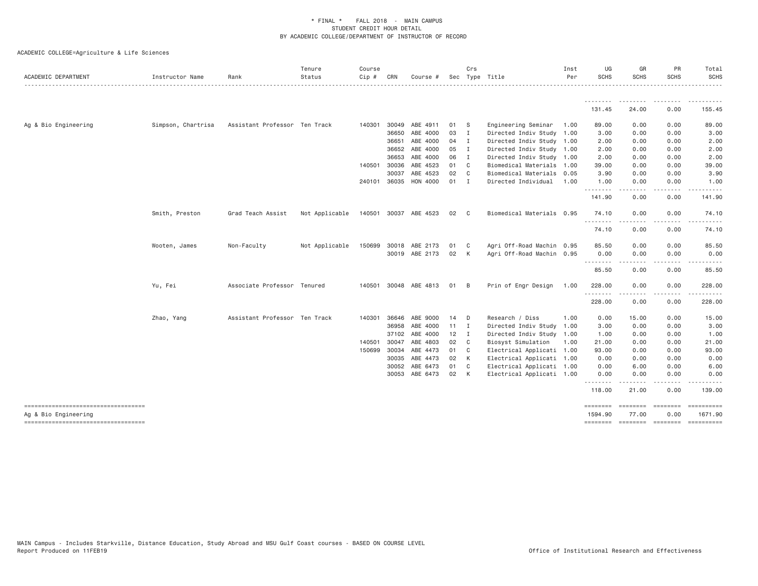\* FINAL \* FALL 2018 - MAIN CAMPUS
STUDENT CREDIT HOUR DETAIL
BY ACADEMIC COLLEGE/DEPARTMENT OF INSTRUCTOR OF RECORD

ACADEMIC COLLEGE=Agriculture & Life Sciences

| ACADEMIC DEPARTMENT | Instructor Name | Rank | Tenure Status | Course Cip # | CRN | Course # | Sec | Crs Type | Title | Inst Per | UG SCHS | GR SCHS | PR SCHS | Total SCHS |
|---|---|---|---|---|---|---|---|---|---|---|---|---|---|---|
| | | | | | | | | | | | 131.45 | 24.00 | 0.00 | 155.45 |
| Ag & Bio Engineering | Simpson, Chartrisa | Assistant Professor | Ten Track | 140301 | 30049 | ABE 4911 | 01 | S | Engineering Seminar | 1.00 | 89.00 | 0.00 | 0.00 | 89.00 |
| | | | | | 36650 | ABE 4000 | 03 | I | Directed Indiv Study | 1.00 | 3.00 | 0.00 | 0.00 | 3.00 |
| | | | | | 36651 | ABE 4000 | 04 | I | Directed Indiv Study | 1.00 | 2.00 | 0.00 | 0.00 | 2.00 |
| | | | | | 36652 | ABE 4000 | 05 | I | Directed Indiv Study | 1.00 | 2.00 | 0.00 | 0.00 | 2.00 |
| | | | | | 36653 | ABE 4000 | 06 | I | Directed Indiv Study | 1.00 | 2.00 | 0.00 | 0.00 | 2.00 |
| | | | | 140501 | 30036 | ABE 4523 | 01 | C | Biomedical Materials | 1.00 | 39.00 | 0.00 | 0.00 | 39.00 |
| | | | | | 30037 | ABE 4523 | 02 | C | Biomedical Materials | 0.05 | 3.90 | 0.00 | 0.00 | 3.90 |
| | | | | 240101 | 36035 | HON 4000 | 01 | I | Directed Individual | 1.00 | 1.00 | 0.00 | 0.00 | 1.00 |
| | | | | | | | | | | | 141.90 | 0.00 | 0.00 | 141.90 |
| | Smith, Preston | Grad Teach Assist | Not Applicable | 140501 | 30037 | ABE 4523 | 02 | C | Biomedical Materials | 0.95 | 74.10 | 0.00 | 0.00 | 74.10 |
| | | | | | | | | | | | 74.10 | 0.00 | 0.00 | 74.10 |
| | Wooten, James | Non-Faculty | Not Applicable | 150699 | 30018 | ABE 2173 | 01 | C | Agri Off-Road Machin | 0.95 | 85.50 | 0.00 | 0.00 | 85.50 |
| | | | | | 30019 | ABE 2173 | 02 | K | Agri Off-Road Machin | 0.95 | 0.00 | 0.00 | 0.00 | 0.00 |
| | | | | | | | | | | | 85.50 | 0.00 | 0.00 | 85.50 |
| | Yu, Fei | Associate Professor | Tenured | 140501 | 30048 | ABE 4813 | 01 | B | Prin of Engr Design | 1.00 | 228.00 | 0.00 | 0.00 | 228.00 |
| | | | | | | | | | | | 228.00 | 0.00 | 0.00 | 228.00 |
| | Zhao, Yang | Assistant Professor | Ten Track | 140301 | 36646 | ABE 9000 | 14 | D | Research / Diss | 1.00 | 0.00 | 15.00 | 0.00 | 15.00 |
| | | | | | 36958 | ABE 4000 | 11 | I | Directed Indiv Study | 1.00 | 3.00 | 0.00 | 0.00 | 3.00 |
| | | | | | 37102 | ABE 4000 | 12 | I | Directed Indiv Study | 1.00 | 1.00 | 0.00 | 0.00 | 1.00 |
| | | | | 140501 | 30047 | ABE 4803 | 02 | C | Biosyst Simulation | 1.00 | 21.00 | 0.00 | 0.00 | 21.00 |
| | | | | 150699 | 30034 | ABE 4473 | 01 | C | Electrical Applicati | 1.00 | 93.00 | 0.00 | 0.00 | 93.00 |
| | | | | | 30035 | ABE 4473 | 02 | K | Electrical Applicati | 1.00 | 0.00 | 0.00 | 0.00 | 0.00 |
| | | | | | 30052 | ABE 6473 | 01 | C | Electrical Applicati | 1.00 | 0.00 | 6.00 | 0.00 | 6.00 |
| | | | | | 30053 | ABE 6473 | 02 | K | Electrical Applicati | 1.00 | 0.00 | 0.00 | 0.00 | 0.00 |
| | | | | | | | | | | | 118.00 | 21.00 | 0.00 | 139.00 |
| Ag & Bio Engineering | | | | | | | | | | | 1594.90 | 77.00 | 0.00 | 1671.90 |

MAIN Campus - Includes Starkville, Distance Education, Study Abroad and MSU Gulf Coast courses - BASED ON COURSE LEVEL
Report Produced on 11FEB19 Office of Institutional Research and Effectiveness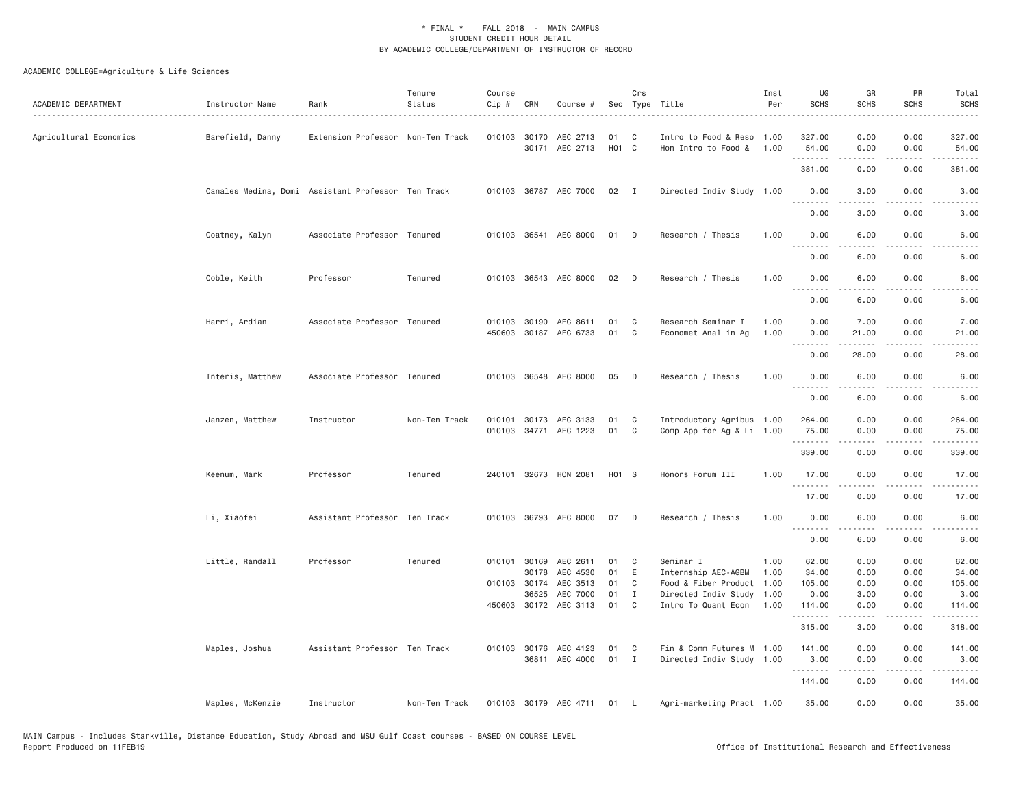\* FINAL \* FALL 2018 - MAIN CAMPUS
STUDENT CREDIT HOUR DETAIL
BY ACADEMIC COLLEGE/DEPARTMENT OF INSTRUCTOR OF RECORD

ACADEMIC COLLEGE=Agriculture & Life Sciences

| ACADEMIC DEPARTMENT | Instructor Name | Rank | Tenure Status | Course Cip # | CRN | Course # | Sec | Crs Type | Title | Inst Per | UG SCHS | GR SCHS | PR SCHS | Total SCHS |
|---|---|---|---|---|---|---|---|---|---|---|---|---|---|---|
| Agricultural Economics | Barefield, Danny | Extension Professor | Non-Ten Track | 010103 | 30170 | AEC 2713 | 01 | C | Intro to Food & Reso | 1.00 | 327.00 | 0.00 | 0.00 | 327.00 |
| | | | | | 30171 | AEC 2713 | H01 | C | Hon Intro to Food & | 1.00 | 54.00 | 0.00 | 0.00 | 54.00 |
| | | | | | | | | | | | 381.00 | 0.00 | 0.00 | 381.00 |
| | Canales Medina, Domi | Assistant Professor | Ten Track | 010103 | 36787 | AEC 7000 | 02 | I | Directed Indiv Study | 1.00 | 0.00 | 3.00 | 0.00 | 3.00 |
| | | | | | | | | | | | 0.00 | 3.00 | 0.00 | 3.00 |
| | Coatney, Kalyn | Associate Professor | Tenured | 010103 | 36541 | AEC 8000 | 01 | D | Research / Thesis | 1.00 | 0.00 | 6.00 | 0.00 | 6.00 |
| | | | | | | | | | | | 0.00 | 6.00 | 0.00 | 6.00 |
| | Coble, Keith | Professor | Tenured | 010103 | 36543 | AEC 8000 | 02 | D | Research / Thesis | 1.00 | 0.00 | 6.00 | 0.00 | 6.00 |
| | | | | | | | | | | | 0.00 | 6.00 | 0.00 | 6.00 |
| | Harri, Ardian | Associate Professor | Tenured | 010103 | 30190 | AEC 8611 | 01 | C | Research Seminar I | 1.00 | 0.00 | 7.00 | 0.00 | 7.00 |
| | | | | 450603 | 30187 | AEC 6733 | 01 | C | Economet Anal in Ag | 1.00 | 0.00 | 21.00 | 0.00 | 21.00 |
| | | | | | | | | | | | 0.00 | 28.00 | 0.00 | 28.00 |
| | Interis, Matthew | Associate Professor | Tenured | 010103 | 36548 | AEC 8000 | 05 | D | Research / Thesis | 1.00 | 0.00 | 6.00 | 0.00 | 6.00 |
| | | | | | | | | | | | 0.00 | 6.00 | 0.00 | 6.00 |
| | Janzen, Matthew | Instructor | Non-Ten Track | 010101 | 30173 | AEC 3133 | 01 | C | Introductory Agribus | 1.00 | 264.00 | 0.00 | 0.00 | 264.00 |
| | | | | 010103 | 34771 | AEC 1223 | 01 | C | Comp App for Ag & Li | 1.00 | 75.00 | 0.00 | 0.00 | 75.00 |
| | | | | | | | | | | | 339.00 | 0.00 | 0.00 | 339.00 |
| | Keenum, Mark | Professor | Tenured | 240101 | 32673 | HON 2081 | H01 | S | Honors Forum III | 1.00 | 17.00 | 0.00 | 0.00 | 17.00 |
| | | | | | | | | | | | 17.00 | 0.00 | 0.00 | 17.00 |
| | Li, Xiaofei | Assistant Professor | Ten Track | 010103 | 36793 | AEC 8000 | 07 | D | Research / Thesis | 1.00 | 0.00 | 6.00 | 0.00 | 6.00 |
| | | | | | | | | | | | 0.00 | 6.00 | 0.00 | 6.00 |
| | Little, Randall | Professor | Tenured | 010101 | 30169 | AEC 2611 | 01 | C | Seminar I | 1.00 | 62.00 | 0.00 | 0.00 | 62.00 |
| | | | | | 30178 | AEC 4530 | 01 | E | Internship AEC-AGBM | 1.00 | 34.00 | 0.00 | 0.00 | 34.00 |
| | | | | 010103 | 30174 | AEC 3513 | 01 | C | Food & Fiber Product | 1.00 | 105.00 | 0.00 | 0.00 | 105.00 |
| | | | | | 36525 | AEC 7000 | 01 | I | Directed Indiv Study | 1.00 | 0.00 | 3.00 | 0.00 | 3.00 |
| | | | | 450603 | 30172 | AEC 3113 | 01 | C | Intro To Quant Econ | 1.00 | 114.00 | 0.00 | 0.00 | 114.00 |
| | | | | | | | | | | | 315.00 | 3.00 | 0.00 | 318.00 |
| | Maples, Joshua | Assistant Professor | Ten Track | 010103 | 30176 | AEC 4123 | 01 | C | Fin & Comm Futures M | 1.00 | 141.00 | 0.00 | 0.00 | 141.00 |
| | | | | | 36811 | AEC 4000 | 01 | I | Directed Indiv Study | 1.00 | 3.00 | 0.00 | 0.00 | 3.00 |
| | | | | | | | | | | | 144.00 | 0.00 | 0.00 | 144.00 |
| | Maples, McKenzie | Instructor | Non-Ten Track | 010103 | 30179 | AEC 4711 | 01 | L | Agri-marketing Pract | 1.00 | 35.00 | 0.00 | 0.00 | 35.00 |

MAIN Campus - Includes Starkville, Distance Education, Study Abroad and MSU Gulf Coast courses - BASED ON COURSE LEVEL
Report Produced on 11FEB19 Office of Institutional Research and Effectiveness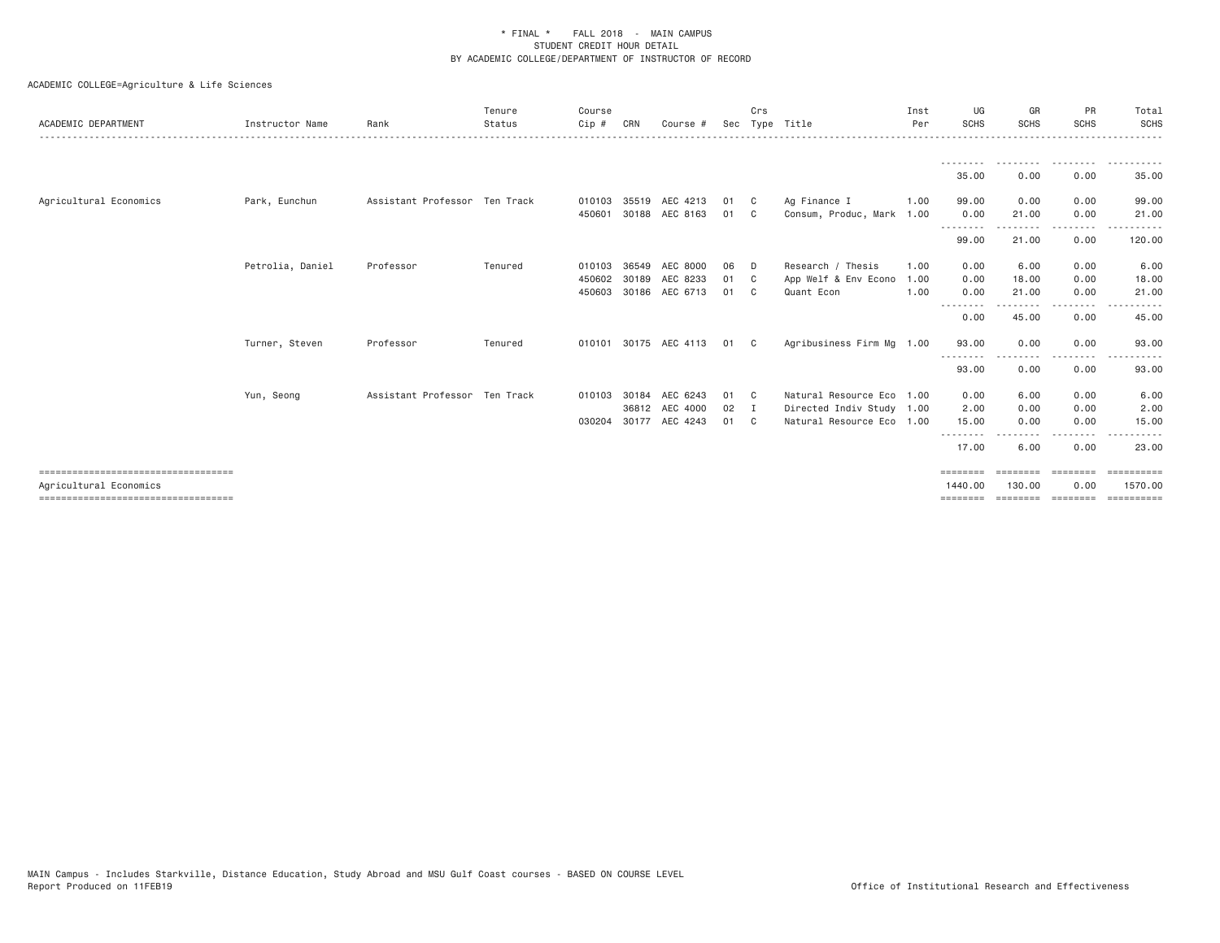* FINAL * FALL 2018 - MAIN CAMPUS
STUDENT CREDIT HOUR DETAIL
BY ACADEMIC COLLEGE/DEPARTMENT OF INSTRUCTOR OF RECORD

ACADEMIC COLLEGE=Agriculture & Life Sciences

| ACADEMIC DEPARTMENT | Instructor Name | Rank | Tenure Status | Course Cip # | CRN | Course # | Sec | Crs Type | Title | Inst Per | UG SCHS | GR SCHS | PR SCHS | Total SCHS |
|---|---|---|---|---|---|---|---|---|---|---|---|---|---|---|
| | | | | | | | | | | | 35.00 | 0.00 | 0.00 | 35.00 |
| Agricultural Economics | Park, Eunchun | Assistant Professor | Ten Track | 010103 | 35519 | AEC 4213 | 01 | C | Ag Finance I | 1.00 | 99.00 | 0.00 | 0.00 | 99.00 |
| | | | | 450601 | 30188 | AEC 8163 | 01 | C | Consum, Produc, Mark | 1.00 | 0.00 | 21.00 | 0.00 | 21.00 |
| | | | | | | | | | | | 99.00 | 21.00 | 0.00 | 120.00 |
| | Petrolia, Daniel | Professor | Tenured | 010103 | 36549 | AEC 8000 | 06 | D | Research / Thesis | 1.00 | 0.00 | 6.00 | 0.00 | 6.00 |
| | | | | 450602 | 30189 | AEC 8233 | 01 | C | App Welf & Env Econo | 1.00 | 0.00 | 18.00 | 0.00 | 18.00 |
| | | | | 450603 | 30186 | AEC 6713 | 01 | C | Quant Econ | 1.00 | 0.00 | 21.00 | 0.00 | 21.00 |
| | | | | | | | | | | | 0.00 | 45.00 | 0.00 | 45.00 |
| | Turner, Steven | Professor | Tenured | 010101 | 30175 | AEC 4113 | 01 | C | Agribusiness Firm Mg | 1.00 | 93.00 | 0.00 | 0.00 | 93.00 |
| | | | | | | | | | | | 93.00 | 0.00 | 0.00 | 93.00 |
| | Yun, Seong | Assistant Professor | Ten Track | 010103 | 30184 | AEC 6243 | 01 | C | Natural Resource Eco | 1.00 | 0.00 | 6.00 | 0.00 | 6.00 |
| | | | | | 36812 | AEC 4000 | 02 | I | Directed Indiv Study | 1.00 | 2.00 | 0.00 | 0.00 | 2.00 |
| | | | | 030204 | 30177 | AEC 4243 | 01 | C | Natural Resource Eco | 1.00 | 15.00 | 0.00 | 0.00 | 15.00 |
| | | | | | | | | | | | 17.00 | 6.00 | 0.00 | 23.00 |
| Agricultural Economics | | | | | | | | | | | 1440.00 | 130.00 | 0.00 | 1570.00 |

MAIN Campus - Includes Starkville, Distance Education, Study Abroad and MSU Gulf Coast courses - BASED ON COURSE LEVEL
Report Produced on 11FEB19 Office of Institutional Research and Effectiveness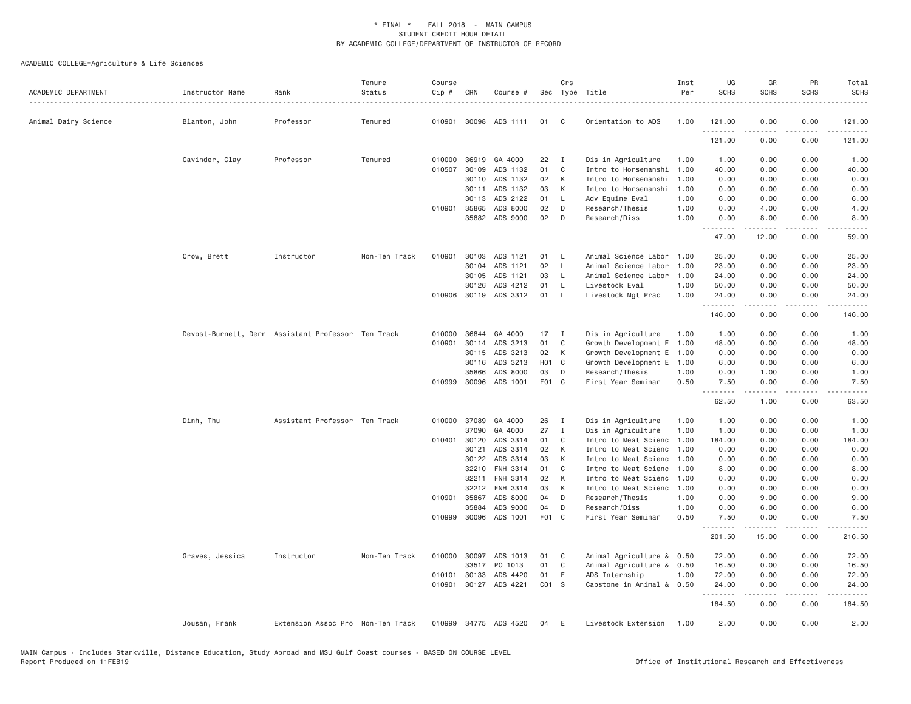\* FINAL \* FALL 2018 - MAIN CAMPUS
STUDENT CREDIT HOUR DETAIL
BY ACADEMIC COLLEGE/DEPARTMENT OF INSTRUCTOR OF RECORD

ACADEMIC COLLEGE=Agriculture & Life Sciences

| ACADEMIC DEPARTMENT | Instructor Name | Rank | Tenure Status | Course Cip # | CRN | Course # | Sec | Crs Type | Title | Inst Per | UG SCHS | GR SCHS | PR SCHS | Total SCHS |
|---|---|---|---|---|---|---|---|---|---|---|---|---|---|---|
| Animal Dairy Science | Blanton, John | Professor | Tenured | 010901 | 30098 | ADS 1111 | 01 | C | Orientation to ADS | 1.00 | 121.00 | 0.00 | 0.00 | 121.00 |
| | | | | | | | | | | | 121.00 | 0.00 | 0.00 | 121.00 |
| | Cavinder, Clay | Professor | Tenured | 010000 | 36919 | GA 4000 | 22 | I | Dis in Agriculture | 1.00 | 1.00 | 0.00 | 0.00 | 1.00 |
| | | | | 010507 | 30109 | ADS 1132 | 01 | C | Intro to Horsemanshi | 1.00 | 40.00 | 0.00 | 0.00 | 40.00 |
| | | | | | 30110 | ADS 1132 | 02 | K | Intro to Horsemanshi | 1.00 | 0.00 | 0.00 | 0.00 | 0.00 |
| | | | | | 30111 | ADS 1132 | 03 | K | Intro to Horsemanshi | 1.00 | 0.00 | 0.00 | 0.00 | 0.00 |
| | | | | | 30113 | ADS 2122 | 01 | L | Adv Equine Eval | 1.00 | 6.00 | 0.00 | 0.00 | 6.00 |
| | | | | 010901 | 35865 | ADS 8000 | 02 | D | Research/Thesis | 1.00 | 0.00 | 4.00 | 0.00 | 4.00 |
| | | | | | 35882 | ADS 9000 | 02 | D | Research/Diss | 1.00 | 0.00 | 8.00 | 0.00 | 8.00 |
| | | | | | | | | | | | 47.00 | 12.00 | 0.00 | 59.00 |
| | Crow, Brett | Instructor | Non-Ten Track | 010901 | 30103 | ADS 1121 | 01 | L | Animal Science Labor | 1.00 | 25.00 | 0.00 | 0.00 | 25.00 |
| | | | | | 30104 | ADS 1121 | 02 | L | Animal Science Labor | 1.00 | 23.00 | 0.00 | 0.00 | 23.00 |
| | | | | | 30105 | ADS 1121 | 03 | L | Animal Science Labor | 1.00 | 24.00 | 0.00 | 0.00 | 24.00 |
| | | | | | 30126 | ADS 4212 | 01 | L | Livestock Eval | 1.00 | 50.00 | 0.00 | 0.00 | 50.00 |
| | | | | 010906 | 30119 | ADS 3312 | 01 | L | Livestock Mgt Prac | 1.00 | 24.00 | 0.00 | 0.00 | 24.00 |
| | | | | | | | | | | | 146.00 | 0.00 | 0.00 | 146.00 |
| | Devost-Burnett, Derr | Assistant Professor | Ten Track | 010000 | 36844 | GA 4000 | 17 | I | Dis in Agriculture | 1.00 | 1.00 | 0.00 | 0.00 | 1.00 |
| | | | | 010901 | 30114 | ADS 3213 | 01 | C | Growth Development E | 1.00 | 48.00 | 0.00 | 0.00 | 48.00 |
| | | | | | 30115 | ADS 3213 | 02 | K | Growth Development E | 1.00 | 0.00 | 0.00 | 0.00 | 0.00 |
| | | | | | 30116 | ADS 3213 | H01 | C | Growth Development E | 1.00 | 6.00 | 0.00 | 0.00 | 6.00 |
| | | | | | 35866 | ADS 8000 | 03 | D | Research/Thesis | 1.00 | 0.00 | 1.00 | 0.00 | 1.00 |
| | | | | 010999 | 30096 | ADS 1001 | F01 | C | First Year Seminar | 0.50 | 7.50 | 0.00 | 0.00 | 7.50 |
| | | | | | | | | | | | 62.50 | 1.00 | 0.00 | 63.50 |
| | Dinh, Thu | Assistant Professor | Ten Track | 010000 | 37089 | GA 4000 | 26 | I | Dis in Agriculture | 1.00 | 1.00 | 0.00 | 0.00 | 1.00 |
| | | | | | 37090 | GA 4000 | 27 | I | Dis in Agriculture | 1.00 | 1.00 | 0.00 | 0.00 | 1.00 |
| | | | | 010401 | 30120 | ADS 3314 | 01 | C | Intro to Meat Scienc | 1.00 | 184.00 | 0.00 | 0.00 | 184.00 |
| | | | | | 30121 | ADS 3314 | 02 | K | Intro to Meat Scienc | 1.00 | 0.00 | 0.00 | 0.00 | 0.00 |
| | | | | | 30122 | ADS 3314 | 03 | K | Intro to Meat Scienc | 1.00 | 0.00 | 0.00 | 0.00 | 0.00 |
| | | | | | 32210 | FNH 3314 | 01 | C | Intro to Meat Scienc | 1.00 | 8.00 | 0.00 | 0.00 | 8.00 |
| | | | | | 32211 | FNH 3314 | 02 | K | Intro to Meat Scienc | 1.00 | 0.00 | 0.00 | 0.00 | 0.00 |
| | | | | | 32212 | FNH 3314 | 03 | K | Intro to Meat Scienc | 1.00 | 0.00 | 0.00 | 0.00 | 0.00 |
| | | | | 010901 | 35867 | ADS 8000 | 04 | D | Research/Thesis | 1.00 | 0.00 | 9.00 | 0.00 | 9.00 |
| | | | | | 35884 | ADS 9000 | 04 | D | Research/Diss | 1.00 | 0.00 | 6.00 | 0.00 | 6.00 |
| | | | | 010999 | 30096 | ADS 1001 | F01 | C | First Year Seminar | 0.50 | 7.50 | 0.00 | 0.00 | 7.50 |
| | | | | | | | | | | | 201.50 | 15.00 | 0.00 | 216.50 |
| | Graves, Jessica | Instructor | Non-Ten Track | 010000 | 30097 | ADS 1013 | 01 | C | Animal Agriculture & | 0.50 | 72.00 | 0.00 | 0.00 | 72.00 |
| | | | | | 33517 | PO 1013 | 01 | C | Animal Agriculture & | 0.50 | 16.50 | 0.00 | 0.00 | 16.50 |
| | | | | 010101 | 30133 | ADS 4420 | 01 | E | ADS Internship | 1.00 | 72.00 | 0.00 | 0.00 | 72.00 |
| | | | | 010901 | 30127 | ADS 4221 | C01 | S | Capstone in Animal & | 0.50 | 24.00 | 0.00 | 0.00 | 24.00 |
| | | | | | | | | | | | 184.50 | 0.00 | 0.00 | 184.50 |
| | Jousan, Frank | Extension Assoc Pro | Non-Ten Track | 010999 | 34775 | ADS 4520 | 04 | E | Livestock Extension | 1.00 | 2.00 | 0.00 | 0.00 | 2.00 |

MAIN Campus - Includes Starkville, Distance Education, Study Abroad and MSU Gulf Coast courses - BASED ON COURSE LEVEL
Report Produced on 11FEB19 Office of Institutional Research and Effectiveness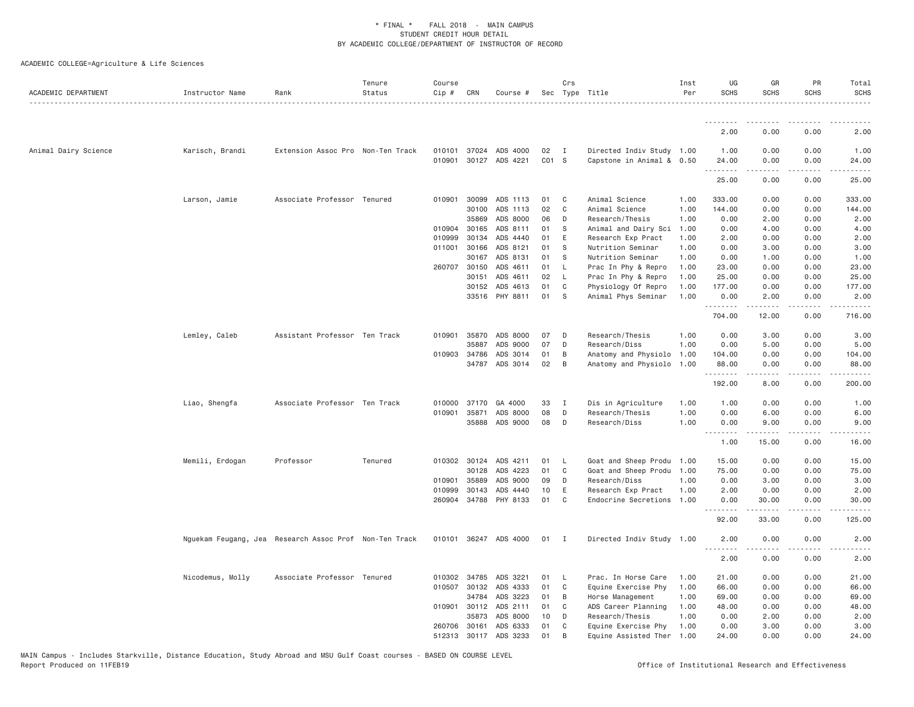# * FINAL * FALL 2018 - MAIN CAMPUS
## STUDENT CREDIT HOUR DETAIL
## BY ACADEMIC COLLEGE/DEPARTMENT OF INSTRUCTOR OF RECORD

ACADEMIC COLLEGE=Agriculture & Life Sciences

| ACADEMIC DEPARTMENT | Instructor Name | Rank | Tenure Status | Course Cip # | CRN | Course # | Sec | Crs Type | Title | Inst Per | UG SCHS | GR SCHS | PR SCHS | Total SCHS |
|---|---|---|---|---|---|---|---|---|---|---|---|---|---|---|
| | | | | | | | | | | | 2.00 | 0.00 | 0.00 | 2.00 |
| Animal Dairy Science | Karisch, Brandi | Extension Assoc Pro | Non-Ten Track | 010101 | 37024 | ADS 4000 | 02 | I | Directed Indiv Study | 1.00 | 1.00 | 0.00 | 0.00 | 1.00 |
| | | | | 010901 | 30127 | ADS 4221 | C01 | S | Capstone in Animal & | 0.50 | 24.00 | 0.00 | 0.00 | 24.00 |
| | | | | | | | | | | | 25.00 | 0.00 | 0.00 | 25.00 |
| | Larson, Jamie | Associate Professor | Tenured | 010901 | 30099 | ADS 1113 | 01 | C | Animal Science | 1.00 | 333.00 | 0.00 | 0.00 | 333.00 |
| | | | | | 30100 | ADS 1113 | 02 | C | Animal Science | 1.00 | 144.00 | 0.00 | 0.00 | 144.00 |
| | | | | | 35869 | ADS 8000 | 06 | D | Research/Thesis | 1.00 | 0.00 | 2.00 | 0.00 | 2.00 |
| | | | | 010904 | 30165 | ADS 8111 | 01 | S | Animal and Dairy Sci | 1.00 | 0.00 | 4.00 | 0.00 | 4.00 |
| | | | | 010999 | 30134 | ADS 4440 | 01 | E | Research Exp Pract | 1.00 | 2.00 | 0.00 | 0.00 | 2.00 |
| | | | | 011001 | 30166 | ADS 8121 | 01 | S | Nutrition Seminar | 1.00 | 0.00 | 3.00 | 0.00 | 3.00 |
| | | | | | 30167 | ADS 8131 | 01 | S | Nutrition Seminar | 1.00 | 0.00 | 1.00 | 0.00 | 1.00 |
| | | | | 260707 | 30150 | ADS 4611 | 01 | L | Prac In Phy & Repro | 1.00 | 23.00 | 0.00 | 0.00 | 23.00 |
| | | | | | 30151 | ADS 4611 | 02 | L | Prac In Phy & Repro | 1.00 | 25.00 | 0.00 | 0.00 | 25.00 |
| | | | | | 30152 | ADS 4613 | 01 | C | Physiology Of Repro | 1.00 | 177.00 | 0.00 | 0.00 | 177.00 |
| | | | | | 33516 | PHY 8811 | 01 | S | Animal Phys Seminar | 1.00 | 0.00 | 2.00 | 0.00 | 2.00 |
| | | | | | | | | | | | 704.00 | 12.00 | 0.00 | 716.00 |
| | Lemley, Caleb | Assistant Professor | Ten Track | 010901 | 35870 | ADS 8000 | 07 | D | Research/Thesis | 1.00 | 0.00 | 3.00 | 0.00 | 3.00 |
| | | | | | 35887 | ADS 9000 | 07 | D | Research/Diss | 1.00 | 0.00 | 5.00 | 0.00 | 5.00 |
| | | | | 010903 | 34786 | ADS 3014 | 01 | B | Anatomy and Physiolo | 1.00 | 104.00 | 0.00 | 0.00 | 104.00 |
| | | | | | 34787 | ADS 3014 | 02 | B | Anatomy and Physiolo | 1.00 | 88.00 | 0.00 | 0.00 | 88.00 |
| | | | | | | | | | | | 192.00 | 8.00 | 0.00 | 200.00 |
| | Liao, Shengfa | Associate Professor | Ten Track | 010000 | 37170 | GA 4000 | 33 | I | Dis in Agriculture | 1.00 | 1.00 | 0.00 | 0.00 | 1.00 |
| | | | | 010901 | 35871 | ADS 8000 | 08 | D | Research/Thesis | 1.00 | 0.00 | 6.00 | 0.00 | 6.00 |
| | | | | | 35888 | ADS 9000 | 08 | D | Research/Diss | 1.00 | 0.00 | 9.00 | 0.00 | 9.00 |
| | | | | | | | | | | | 1.00 | 15.00 | 0.00 | 16.00 |
| | Memili, Erdogan | Professor | Tenured | 010302 | 30124 | ADS 4211 | 01 | L | Goat and Sheep Produ | 1.00 | 15.00 | 0.00 | 0.00 | 15.00 |
| | | | | | 30128 | ADS 4223 | 01 | C | Goat and Sheep Produ | 1.00 | 75.00 | 0.00 | 0.00 | 75.00 |
| | | | | 010901 | 35889 | ADS 9000 | 09 | D | Research/Diss | 1.00 | 0.00 | 3.00 | 0.00 | 3.00 |
| | | | | 010999 | 30143 | ADS 4440 | 10 | E | Research Exp Pract | 1.00 | 2.00 | 0.00 | 0.00 | 2.00 |
| | | | | 260904 | 34788 | PHY 8133 | 01 | C | Endocrine Secretions | 1.00 | 0.00 | 30.00 | 0.00 | 30.00 |
| | | | | | | | | | | | 92.00 | 33.00 | 0.00 | 125.00 |
| | Nguekam Feugang, Jea | Research Assoc Prof | Non-Ten Track | 010101 | 36247 | ADS 4000 | 01 | I | Directed Indiv Study | 1.00 | 2.00 | 0.00 | 0.00 | 2.00 |
| | | | | | | | | | | | 2.00 | 0.00 | 0.00 | 2.00 |
| | Nicodemus, Molly | Associate Professor | Tenured | 010302 | 34785 | ADS 3221 | 01 | L | Prac. In Horse Care | 1.00 | 21.00 | 0.00 | 0.00 | 21.00 |
| | | | | 010507 | 30132 | ADS 4333 | 01 | C | Equine Exercise Phy | 1.00 | 66.00 | 0.00 | 0.00 | 66.00 |
| | | | | | 34784 | ADS 3223 | 01 | B | Horse Management | 1.00 | 69.00 | 0.00 | 0.00 | 69.00 |
| | | | | 010901 | 30112 | ADS 2111 | 01 | C | ADS Career Planning | 1.00 | 48.00 | 0.00 | 0.00 | 48.00 |
| | | | | | 35873 | ADS 8000 | 10 | D | Research/Thesis | 1.00 | 0.00 | 2.00 | 0.00 | 2.00 |
| | | | | 260706 | 30161 | ADS 6333 | 01 | C | Equine Exercise Phy | 1.00 | 0.00 | 3.00 | 0.00 | 3.00 |
| | | | | 512313 | 30117 | ADS 3233 | 01 | B | Equine Assisted Ther | 1.00 | 24.00 | 0.00 | 0.00 | 24.00 |

MAIN Campus - Includes Starkville, Distance Education, Study Abroad and MSU Gulf Coast courses - BASED ON COURSE LEVEL
Report Produced on 11FEB19

Office of Institutional Research and Effectiveness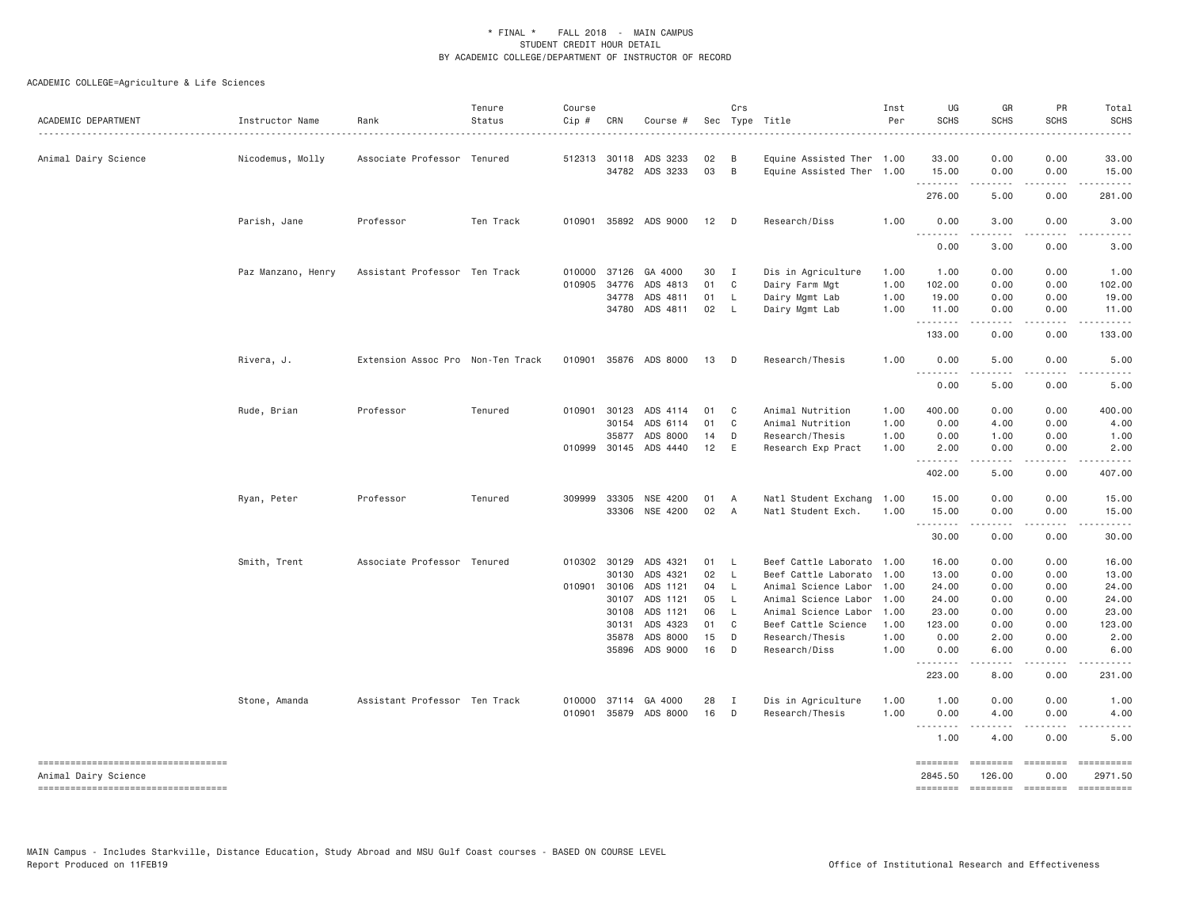\* FINAL \* FALL 2018 - MAIN CAMPUS
STUDENT CREDIT HOUR DETAIL
BY ACADEMIC COLLEGE/DEPARTMENT OF INSTRUCTOR OF RECORD

ACADEMIC COLLEGE=Agriculture & Life Sciences

| ACADEMIC DEPARTMENT | Instructor Name | Rank | Tenure Status | Course Cip # | CRN | Course # | Sec | Crs Type | Title | Inst Per | UG SCHS | GR SCHS | PR SCHS | Total SCHS |
|---|---|---|---|---|---|---|---|---|---|---|---|---|---|---|
| Animal Dairy Science | Nicodemus, Molly | Associate Professor | Tenured | 512313 | 30118 | ADS 3233 | 02 | B | Equine Assisted Ther | 1.00 | 33.00 | 0.00 | 0.00 | 33.00 |
| | | | | | 34782 | ADS 3233 | 03 | B | Equine Assisted Ther | 1.00 | 15.00 | 0.00 | 0.00 | 15.00 |
| | | | | | | | | | | | 276.00 | 5.00 | 0.00 | 281.00 |
| | Parish, Jane | Professor | Ten Track | 010901 | 35892 | ADS 9000 | 12 | D | Research/Diss | 1.00 | 0.00 | 3.00 | 0.00 | 3.00 |
| | | | | | | | | | | | 0.00 | 3.00 | 0.00 | 3.00 |
| | Paz Manzano, Henry | Assistant Professor | Ten Track | 010000 | 37126 | GA 4000 | 30 | I | Dis in Agriculture | 1.00 | 1.00 | 0.00 | 0.00 | 1.00 |
| | | | | 010905 | 34776 | ADS 4813 | 01 | C | Dairy Farm Mgt | 1.00 | 102.00 | 0.00 | 0.00 | 102.00 |
| | | | | | 34778 | ADS 4811 | 01 | L | Dairy Mgmt Lab | 1.00 | 19.00 | 0.00 | 0.00 | 19.00 |
| | | | | | 34780 | ADS 4811 | 02 | L | Dairy Mgmt Lab | 1.00 | 11.00 | 0.00 | 0.00 | 11.00 |
| | | | | | | | | | | | 133.00 | 0.00 | 0.00 | 133.00 |
| | Rivera, J. | Extension Assoc Pro | Non-Ten Track | 010901 | 35876 | ADS 8000 | 13 | D | Research/Thesis | 1.00 | 0.00 | 5.00 | 0.00 | 5.00 |
| | | | | | | | | | | | 0.00 | 5.00 | 0.00 | 5.00 |
| | Rude, Brian | Professor | Tenured | 010901 | 30123 | ADS 4114 | 01 | C | Animal Nutrition | 1.00 | 400.00 | 0.00 | 0.00 | 400.00 |
| | | | | | 30154 | ADS 6114 | 01 | C | Animal Nutrition | 1.00 | 0.00 | 4.00 | 0.00 | 4.00 |
| | | | | | 35877 | ADS 8000 | 14 | D | Research/Thesis | 1.00 | 0.00 | 1.00 | 0.00 | 1.00 |
| | | | | 010999 | 30145 | ADS 4440 | 12 | E | Research Exp Pract | 1.00 | 2.00 | 0.00 | 0.00 | 2.00 |
| | | | | | | | | | | | 402.00 | 5.00 | 0.00 | 407.00 |
| | Ryan, Peter | Professor | Tenured | 309999 | 33305 | NSE 4200 | 01 | A | Natl Student Exchang | 1.00 | 15.00 | 0.00 | 0.00 | 15.00 |
| | | | | | 33306 | NSE 4200 | 02 | A | Natl Student Exch. | 1.00 | 15.00 | 0.00 | 0.00 | 15.00 |
| | | | | | | | | | | | 30.00 | 0.00 | 0.00 | 30.00 |
| | Smith, Trent | Associate Professor | Tenured | 010302 | 30129 | ADS 4321 | 01 | L | Beef Cattle Laborato | 1.00 | 16.00 | 0.00 | 0.00 | 16.00 |
| | | | | | 30130 | ADS 4321 | 02 | L | Beef Cattle Laborato | 1.00 | 13.00 | 0.00 | 0.00 | 13.00 |
| | | | | 010901 | 30106 | ADS 1121 | 04 | L | Animal Science Labor | 1.00 | 24.00 | 0.00 | 0.00 | 24.00 |
| | | | | | 30107 | ADS 1121 | 05 | L | Animal Science Labor | 1.00 | 24.00 | 0.00 | 0.00 | 24.00 |
| | | | | | 30108 | ADS 1121 | 06 | L | Animal Science Labor | 1.00 | 23.00 | 0.00 | 0.00 | 23.00 |
| | | | | | 30131 | ADS 4323 | 01 | C | Beef Cattle Science | 1.00 | 123.00 | 0.00 | 0.00 | 123.00 |
| | | | | | 35878 | ADS 8000 | 15 | D | Research/Thesis | 1.00 | 0.00 | 2.00 | 0.00 | 2.00 |
| | | | | | 35896 | ADS 9000 | 16 | D | Research/Diss | 1.00 | 0.00 | 6.00 | 0.00 | 6.00 |
| | | | | | | | | | | | 223.00 | 8.00 | 0.00 | 231.00 |
| | Stone, Amanda | Assistant Professor | Ten Track | 010000 | 37114 | GA 4000 | 28 | I | Dis in Agriculture | 1.00 | 1.00 | 0.00 | 0.00 | 1.00 |
| | | | | 010901 | 35879 | ADS 8000 | 16 | D | Research/Thesis | 1.00 | 0.00 | 4.00 | 0.00 | 4.00 |
| | | | | | | | | | | | 1.00 | 4.00 | 0.00 | 5.00 |
| Animal Dairy Science | | | | | | | | | | | 2845.50 | 126.00 | 0.00 | 2971.50 |

MAIN Campus - Includes Starkville, Distance Education, Study Abroad and MSU Gulf Coast courses - BASED ON COURSE LEVEL
Report Produced on 11FEB19 Office of Institutional Research and Effectiveness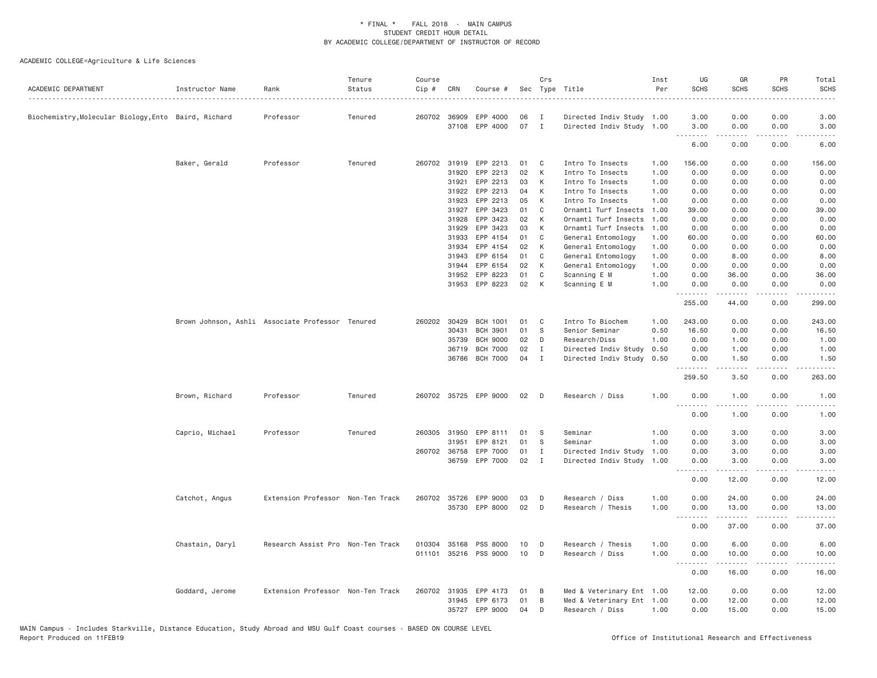\* FINAL \* FALL 2018 - MAIN CAMPUS
STUDENT CREDIT HOUR DETAIL
BY ACADEMIC COLLEGE/DEPARTMENT OF INSTRUCTOR OF RECORD

ACADEMIC COLLEGE=Agriculture & Life Sciences

| ACADEMIC DEPARTMENT | Instructor Name | Rank | Tenure Status | Course Cip # | CRN | Course # | Sec | Crs Type | Title | Inst Per | UG SCHS | GR SCHS | PR SCHS | Total SCHS |
|---|---|---|---|---|---|---|---|---|---|---|---|---|---|---|
| Biochemistry,Molecular Biology,Ento | Baird, Richard | Professor | Tenured | 260702 | 36909 | EPP 4000 | 06 | I | Directed Indiv Study | 1.00 | 3.00 | 0.00 | 0.00 | 3.00 |
| | | | | | 37108 | EPP 4000 | 07 | I | Directed Indiv Study | 1.00 | 3.00 | 0.00 | 0.00 | 3.00 |
| | | | | | | | | | | | 6.00 | 0.00 | 0.00 | 6.00 |
| | Baker, Gerald | Professor | Tenured | 260702 | 31919 | EPP 2213 | 01 | C | Intro To Insects | 1.00 | 156.00 | 0.00 | 0.00 | 156.00 |
| | | | | | 31920 | EPP 2213 | 02 | K | Intro To Insects | 1.00 | 0.00 | 0.00 | 0.00 | 0.00 |
| | | | | | 31921 | EPP 2213 | 03 | K | Intro To Insects | 1.00 | 0.00 | 0.00 | 0.00 | 0.00 |
| | | | | | 31922 | EPP 2213 | 04 | K | Intro To Insects | 1.00 | 0.00 | 0.00 | 0.00 | 0.00 |
| | | | | | 31923 | EPP 2213 | 05 | K | Intro To Insects | 1.00 | 0.00 | 0.00 | 0.00 | 0.00 |
| | | | | | 31927 | EPP 3423 | 01 | C | Ornamtl Turf Insects | 1.00 | 39.00 | 0.00 | 0.00 | 39.00 |
| | | | | | 31928 | EPP 3423 | 02 | K | Ornamtl Turf Insects | 1.00 | 0.00 | 0.00 | 0.00 | 0.00 |
| | | | | | 31929 | EPP 3423 | 03 | K | Ornamtl Turf Insects | 1.00 | 0.00 | 0.00 | 0.00 | 0.00 |
| | | | | | 31933 | EPP 4154 | 01 | C | General Entomology | 1.00 | 60.00 | 0.00 | 0.00 | 60.00 |
| | | | | | 31934 | EPP 4154 | 02 | K | General Entomology | 1.00 | 0.00 | 0.00 | 0.00 | 0.00 |
| | | | | | 31943 | EPP 6154 | 01 | C | General Entomology | 1.00 | 0.00 | 8.00 | 0.00 | 8.00 |
| | | | | | 31944 | EPP 6154 | 02 | K | General Entomology | 1.00 | 0.00 | 0.00 | 0.00 | 0.00 |
| | | | | | 31952 | EPP 8223 | 01 | C | Scanning E M | 1.00 | 0.00 | 36.00 | 0.00 | 36.00 |
| | | | | | 31953 | EPP 8223 | 02 | K | Scanning E M | 1.00 | 0.00 | 0.00 | 0.00 | 0.00 |
| | | | | | | | | | | | 255.00 | 44.00 | 0.00 | 299.00 |
| | Brown Johnson, Ashli | Associate Professor | Tenured | 260202 | 30429 | BCH 1001 | 01 | C | Intro To Biochem | 1.00 | 243.00 | 0.00 | 0.00 | 243.00 |
| | | | | | 30431 | BCH 3901 | 01 | S | Senior Seminar | 0.50 | 16.50 | 0.00 | 0.00 | 16.50 |
| | | | | | 35739 | BCH 9000 | 02 | D | Research/Diss | 1.00 | 0.00 | 1.00 | 0.00 | 1.00 |
| | | | | | 36719 | BCH 7000 | 02 | I | Directed Indiv Study | 0.50 | 0.00 | 1.00 | 0.00 | 1.00 |
| | | | | | 36786 | BCH 7000 | 04 | I | Directed Indiv Study | 0.50 | 0.00 | 1.50 | 0.00 | 1.50 |
| | | | | | | | | | | | 259.50 | 3.50 | 0.00 | 263.00 |
| | Brown, Richard | Professor | Tenured | 260702 | 35725 | EPP 9000 | 02 | D | Research / Diss | 1.00 | 0.00 | 1.00 | 0.00 | 1.00 |
| | | | | | | | | | | | 0.00 | 1.00 | 0.00 | 1.00 |
| | Caprio, Michael | Professor | Tenured | 260305 | 31950 | EPP 8111 | 01 | S | Seminar | 1.00 | 0.00 | 3.00 | 0.00 | 3.00 |
| | | | | | 31951 | EPP 8121 | 01 | S | Seminar | 1.00 | 0.00 | 3.00 | 0.00 | 3.00 |
| | | | | 260702 | 36758 | EPP 7000 | 01 | I | Directed Indiv Study | 1.00 | 0.00 | 3.00 | 0.00 | 3.00 |
| | | | | | 36759 | EPP 7000 | 02 | I | Directed Indiv Study | 1.00 | 0.00 | 3.00 | 0.00 | 3.00 |
| | | | | | | | | | | | 0.00 | 12.00 | 0.00 | 12.00 |
| | Catchot, Angus | Extension Professor | Non-Ten Track | 260702 | 35726 | EPP 9000 | 03 | D | Research / Diss | 1.00 | 0.00 | 24.00 | 0.00 | 24.00 |
| | | | | | 35730 | EPP 8000 | 02 | D | Research / Thesis | 1.00 | 0.00 | 13.00 | 0.00 | 13.00 |
| | | | | | | | | | | | 0.00 | 37.00 | 0.00 | 37.00 |
| | Chastain, Daryl | Research Assist Pro | Non-Ten Track | 010304 | 35168 | PSS 8000 | 10 | D | Research / Thesis | 1.00 | 0.00 | 6.00 | 0.00 | 6.00 |
| | | | | 011101 | 35216 | PSS 9000 | 10 | D | Research / Diss | 1.00 | 0.00 | 10.00 | 0.00 | 10.00 |
| | | | | | | | | | | | 0.00 | 16.00 | 0.00 | 16.00 |
| | Goddard, Jerome | Extension Professor | Non-Ten Track | 260702 | 31935 | EPP 4173 | 01 | B | Med & Veterinary Ent | 1.00 | 12.00 | 0.00 | 0.00 | 12.00 |
| | | | | | 31945 | EPP 6173 | 01 | B | Med & Veterinary Ent | 1.00 | 0.00 | 12.00 | 0.00 | 12.00 |
| | | | | | 35727 | EPP 9000 | 04 | D | Research / Diss | 1.00 | 0.00 | 15.00 | 0.00 | 15.00 |

MAIN Campus - Includes Starkville, Distance Education, Study Abroad and MSU Gulf Coast courses - BASED ON COURSE LEVEL
Report Produced on 11FEB19 Office of Institutional Research and Effectiveness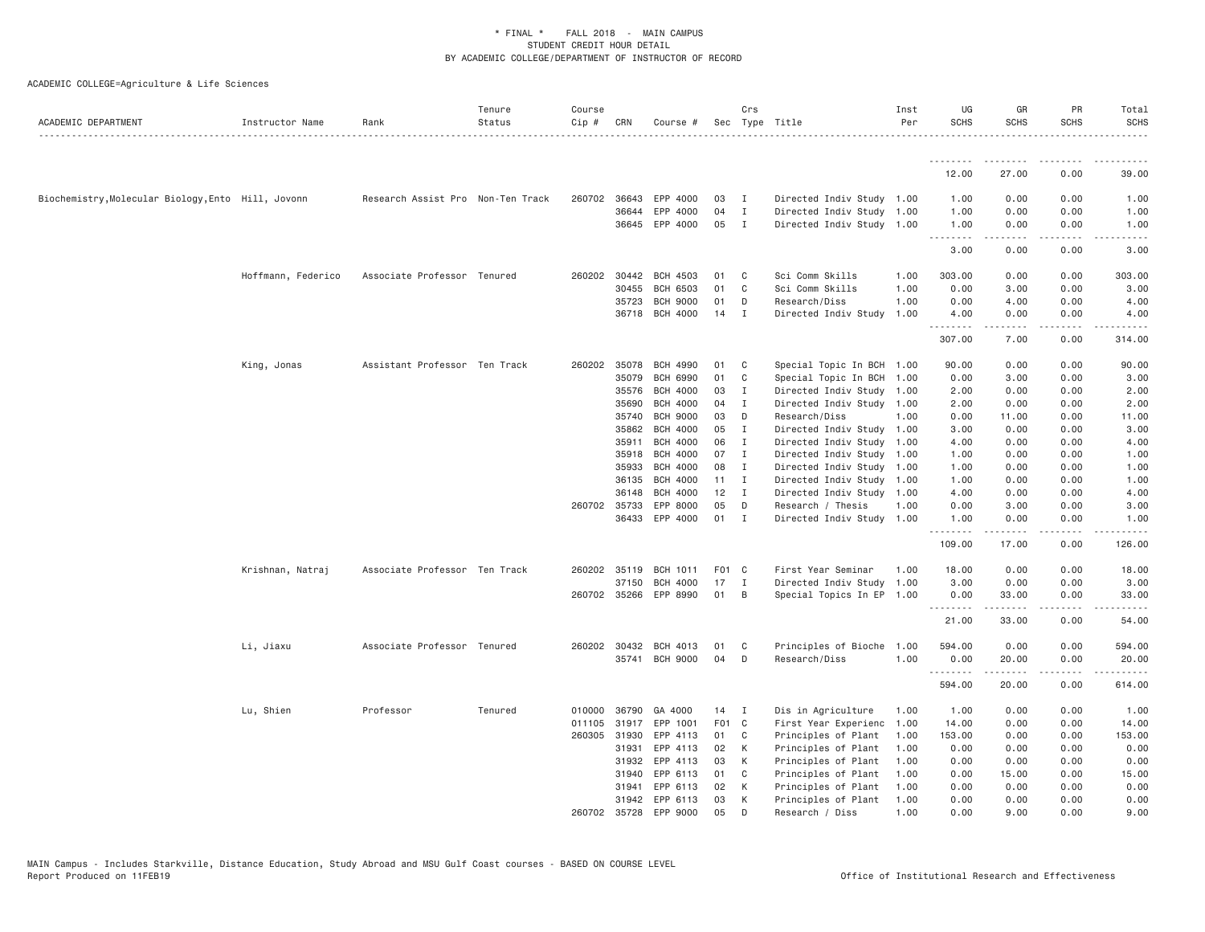\* FINAL \* FALL 2018 - MAIN CAMPUS
STUDENT CREDIT HOUR DETAIL
BY ACADEMIC COLLEGE/DEPARTMENT OF INSTRUCTOR OF RECORD

ACADEMIC COLLEGE=Agriculture & Life Sciences

| ACADEMIC DEPARTMENT | Instructor Name | Rank | Tenure Status | Course Cip # | CRN | Course # | Sec | Crs Type | Title | Inst Per | UG SCHS | GR SCHS | PR SCHS | Total SCHS |
|---|---|---|---|---|---|---|---|---|---|---|---|---|---|---|
| | | | | | | | | | | | 12.00 | 27.00 | 0.00 | 39.00 |
| Biochemistry,Molecular Biology,Ento | Hill, Jovonn | Research Assist Pro | Non-Ten Track | 260702 | 36643 | EPP 4000 | 03 | I | Directed Indiv Study | 1.00 | 1.00 | 0.00 | 0.00 | 1.00 |
| | | | | | 36644 | EPP 4000 | 04 | I | Directed Indiv Study | 1.00 | 1.00 | 0.00 | 0.00 | 1.00 |
| | | | | | 36645 | EPP 4000 | 05 | I | Directed Indiv Study | 1.00 | 1.00 | 0.00 | 0.00 | 1.00 |
| | | | | | | | | | | | 3.00 | 0.00 | 0.00 | 3.00 |
| | Hoffmann, Federico | Associate Professor | Tenured | 260202 | 30442 | BCH 4503 | 01 | C | Sci Comm Skills | 1.00 | 303.00 | 0.00 | 0.00 | 303.00 |
| | | | | | 30455 | BCH 6503 | 01 | C | Sci Comm Skills | 1.00 | 0.00 | 3.00 | 0.00 | 3.00 |
| | | | | | 35723 | BCH 9000 | 01 | D | Research/Diss | 1.00 | 0.00 | 4.00 | 0.00 | 4.00 |
| | | | | | 36718 | BCH 4000 | 14 | I | Directed Indiv Study | 1.00 | 4.00 | 0.00 | 0.00 | 4.00 |
| | | | | | | | | | | | 307.00 | 7.00 | 0.00 | 314.00 |
| | King, Jonas | Assistant Professor | Ten Track | 260202 | 35078 | BCH 4990 | 01 | C | Special Topic In BCH | 1.00 | 90.00 | 0.00 | 0.00 | 90.00 |
| | | | | | 35079 | BCH 6990 | 01 | C | Special Topic In BCH | 1.00 | 0.00 | 3.00 | 0.00 | 3.00 |
| | | | | | 35576 | BCH 4000 | 03 | I | Directed Indiv Study | 1.00 | 2.00 | 0.00 | 0.00 | 2.00 |
| | | | | | 35690 | BCH 4000 | 04 | I | Directed Indiv Study | 1.00 | 2.00 | 0.00 | 0.00 | 2.00 |
| | | | | | 35740 | BCH 9000 | 03 | D | Research/Diss | 1.00 | 0.00 | 11.00 | 0.00 | 11.00 |
| | | | | | 35862 | BCH 4000 | 05 | I | Directed Indiv Study | 1.00 | 3.00 | 0.00 | 0.00 | 3.00 |
| | | | | | 35911 | BCH 4000 | 06 | I | Directed Indiv Study | 1.00 | 4.00 | 0.00 | 0.00 | 4.00 |
| | | | | | 35918 | BCH 4000 | 07 | I | Directed Indiv Study | 1.00 | 1.00 | 0.00 | 0.00 | 1.00 |
| | | | | | 35933 | BCH 4000 | 08 | I | Directed Indiv Study | 1.00 | 1.00 | 0.00 | 0.00 | 1.00 |
| | | | | | 36135 | BCH 4000 | 11 | I | Directed Indiv Study | 1.00 | 1.00 | 0.00 | 0.00 | 1.00 |
| | | | | | 36148 | BCH 4000 | 12 | I | Directed Indiv Study | 1.00 | 4.00 | 0.00 | 0.00 | 4.00 |
| | | | | 260702 | 35733 | EPP 8000 | 05 | D | Research / Thesis | 1.00 | 0.00 | 3.00 | 0.00 | 3.00 |
| | | | | | 36433 | EPP 4000 | 01 | I | Directed Indiv Study | 1.00 | 1.00 | 0.00 | 0.00 | 1.00 |
| | | | | | | | | | | | 109.00 | 17.00 | 0.00 | 126.00 |
| | Krishnan, Natraj | Associate Professor | Ten Track | 260202 | 35119 | BCH 1011 | F01 | C | First Year Seminar | 1.00 | 18.00 | 0.00 | 0.00 | 18.00 |
| | | | | | 37150 | BCH 4000 | 17 | I | Directed Indiv Study | 1.00 | 3.00 | 0.00 | 0.00 | 3.00 |
| | | | | 260702 | 35266 | EPP 8990 | 01 | B | Special Topics In EP | 1.00 | 0.00 | 33.00 | 0.00 | 33.00 |
| | | | | | | | | | | | 21.00 | 33.00 | 0.00 | 54.00 |
| | Li, Jiaxu | Associate Professor | Tenured | 260202 | 30432 | BCH 4013 | 01 | C | Principles of Bioche | 1.00 | 594.00 | 0.00 | 0.00 | 594.00 |
| | | | | | 35741 | BCH 9000 | 04 | D | Research/Diss | 1.00 | 0.00 | 20.00 | 0.00 | 20.00 |
| | | | | | | | | | | | 594.00 | 20.00 | 0.00 | 614.00 |
| | Lu, Shien | Professor | Tenured | 010000 | 36790 | GA 4000 | 14 | I | Dis in Agriculture | 1.00 | 1.00 | 0.00 | 0.00 | 1.00 |
| | | | | 011105 | 31917 | EPP 1001 | F01 | C | First Year Experienc | 1.00 | 14.00 | 0.00 | 0.00 | 14.00 |
| | | | | 260305 | 31930 | EPP 4113 | 01 | C | Principles of Plant | 1.00 | 153.00 | 0.00 | 0.00 | 153.00 |
| | | | | | 31931 | EPP 4113 | 02 | K | Principles of Plant | 1.00 | 0.00 | 0.00 | 0.00 | 0.00 |
| | | | | | 31932 | EPP 4113 | 03 | K | Principles of Plant | 1.00 | 0.00 | 0.00 | 0.00 | 0.00 |
| | | | | | 31940 | EPP 6113 | 01 | C | Principles of Plant | 1.00 | 0.00 | 15.00 | 0.00 | 15.00 |
| | | | | | 31941 | EPP 6113 | 02 | K | Principles of Plant | 1.00 | 0.00 | 0.00 | 0.00 | 0.00 |
| | | | | | 31942 | EPP 6113 | 03 | K | Principles of Plant | 1.00 | 0.00 | 0.00 | 0.00 | 0.00 |
| | | | | 260702 | 35728 | EPP 9000 | 05 | D | Research / Diss | 1.00 | 0.00 | 9.00 | 0.00 | 9.00 |

MAIN Campus - Includes Starkville, Distance Education, Study Abroad and MSU Gulf Coast courses - BASED ON COURSE LEVEL
Report Produced on 11FEB19 Office of Institutional Research and Effectiveness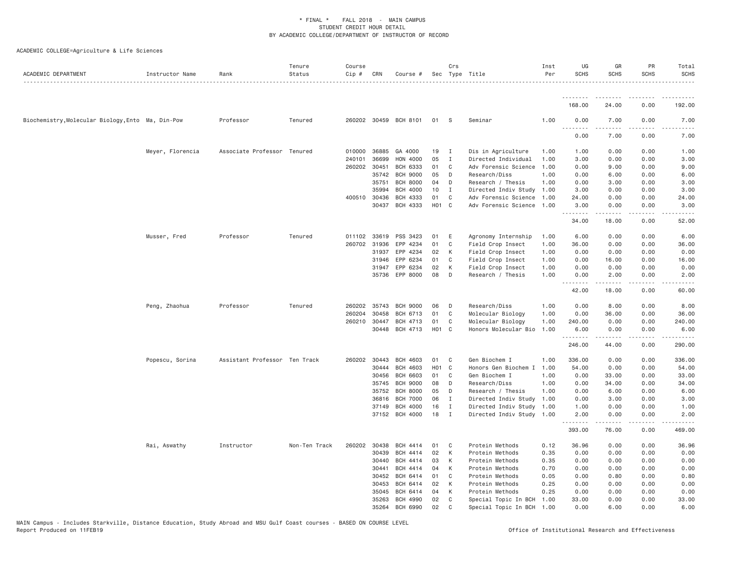\* FINAL \* FALL 2018 - MAIN CAMPUS
STUDENT CREDIT HOUR DETAIL
BY ACADEMIC COLLEGE/DEPARTMENT OF INSTRUCTOR OF RECORD

ACADEMIC COLLEGE=Agriculture & Life Sciences

| ACADEMIC DEPARTMENT | Instructor Name | Rank | Tenure Status | Course Cip # | CRN | Course # | Sec | Crs Type | Title | Inst Per | UG SCHS | GR SCHS | PR SCHS | Total SCHS |
|---|---|---|---|---|---|---|---|---|---|---|---|---|---|---|
| | | | | | | | | | | | 168.00 | 24.00 | 0.00 | 192.00 |
| Biochemistry,Molecular Biology,Ento | Ma, Din-Pow | Professor | Tenured | 260202 | 30459 | BCH 8101 | 01 | S | Seminar | 1.00 | 0.00 | 7.00 | 0.00 | 7.00 |
| | | | | | | | | | | | 0.00 | 7.00 | 0.00 | 7.00 |
| | Meyer, Florencia | Associate Professor | Tenured | 010000 | 36885 | GA 4000 | 19 | I | Dis in Agriculture | 1.00 | 1.00 | 0.00 | 0.00 | 1.00 |
| | | | | 240101 | 36699 | HON 4000 | 05 | I | Directed Individual | 1.00 | 3.00 | 0.00 | 0.00 | 3.00 |
| | | | | 260202 | 30451 | BCH 6333 | 01 | C | Adv Forensic Science | 1.00 | 0.00 | 9.00 | 0.00 | 9.00 |
| | | | | | 35742 | BCH 9000 | 05 | D | Research/Diss | 1.00 | 0.00 | 6.00 | 0.00 | 6.00 |
| | | | | | 35751 | BCH 8000 | 04 | D | Research / Thesis | 1.00 | 0.00 | 3.00 | 0.00 | 3.00 |
| | | | | | 35994 | BCH 4000 | 10 | I | Directed Indiv Study | 1.00 | 3.00 | 0.00 | 0.00 | 3.00 |
| | | | | 400510 | 30436 | BCH 4333 | 01 | C | Adv Forensic Science | 1.00 | 24.00 | 0.00 | 0.00 | 24.00 |
| | | | | | 30437 | BCH 4333 | H01 | C | Adv Forensic Science | 1.00 | 3.00 | 0.00 | 0.00 | 3.00 |
| | | | | | | | | | | | 34.00 | 18.00 | 0.00 | 52.00 |
| | Musser, Fred | Professor | Tenured | 011102 | 33619 | PSS 3423 | 01 | E | Agronomy Internship | 1.00 | 6.00 | 0.00 | 0.00 | 6.00 |
| | | | | 260702 | 31936 | EPP 4234 | 01 | C | Field Crop Insect | 1.00 | 36.00 | 0.00 | 0.00 | 36.00 |
| | | | | | 31937 | EPP 4234 | 02 | K | Field Crop Insect | 1.00 | 0.00 | 0.00 | 0.00 | 0.00 |
| | | | | | 31946 | EPP 6234 | 01 | C | Field Crop Insect | 1.00 | 0.00 | 16.00 | 0.00 | 16.00 |
| | | | | | 31947 | EPP 6234 | 02 | K | Field Crop Insect | 1.00 | 0.00 | 0.00 | 0.00 | 0.00 |
| | | | | | 35736 | EPP 8000 | 08 | D | Research / Thesis | 1.00 | 0.00 | 2.00 | 0.00 | 2.00 |
| | | | | | | | | | | | 42.00 | 18.00 | 0.00 | 60.00 |
| | Peng, Zhaohua | Professor | Tenured | 260202 | 35743 | BCH 9000 | 06 | D | Research/Diss | 1.00 | 0.00 | 8.00 | 0.00 | 8.00 |
| | | | | 260204 | 30458 | BCH 6713 | 01 | C | Molecular Biology | 1.00 | 0.00 | 36.00 | 0.00 | 36.00 |
| | | | | 260210 | 30447 | BCH 4713 | 01 | C | Molecular Biology | 1.00 | 240.00 | 0.00 | 0.00 | 240.00 |
| | | | | | 30448 | BCH 4713 | H01 | C | Honors Molecular Bio | 1.00 | 6.00 | 0.00 | 0.00 | 6.00 |
| | | | | | | | | | | | 246.00 | 44.00 | 0.00 | 290.00 |
| | Popescu, Sorina | Assistant Professor | Ten Track | 260202 | 30443 | BCH 4603 | 01 | C | Gen Biochem I | 1.00 | 336.00 | 0.00 | 0.00 | 336.00 |
| | | | | | 30444 | BCH 4603 | H01 | C | Honors Gen Biochem I | 1.00 | 54.00 | 0.00 | 0.00 | 54.00 |
| | | | | | 30456 | BCH 6603 | 01 | C | Gen Biochem I | 1.00 | 0.00 | 33.00 | 0.00 | 33.00 |
| | | | | | 35745 | BCH 9000 | 08 | D | Research/Diss | 1.00 | 0.00 | 34.00 | 0.00 | 34.00 |
| | | | | | 35752 | BCH 8000 | 05 | D | Research / Thesis | 1.00 | 0.00 | 6.00 | 0.00 | 6.00 |
| | | | | | 36816 | BCH 7000 | 06 | I | Directed Indiv Study | 1.00 | 0.00 | 3.00 | 0.00 | 3.00 |
| | | | | | 37149 | BCH 4000 | 16 | I | Directed Indiv Study | 1.00 | 1.00 | 0.00 | 0.00 | 1.00 |
| | | | | | 37152 | BCH 4000 | 18 | I | Directed Indiv Study | 1.00 | 2.00 | 0.00 | 0.00 | 2.00 |
| | | | | | | | | | | | 393.00 | 76.00 | 0.00 | 469.00 |
| | Rai, Aswathy | Instructor | Non-Ten Track | 260202 | 30438 | BCH 4414 | 01 | C | Protein Methods | 0.12 | 36.96 | 0.00 | 0.00 | 36.96 |
| | | | | | 30439 | BCH 4414 | 02 | K | Protein Methods | 0.35 | 0.00 | 0.00 | 0.00 | 0.00 |
| | | | | | 30440 | BCH 4414 | 03 | K | Protein Methods | 0.35 | 0.00 | 0.00 | 0.00 | 0.00 |
| | | | | | 30441 | BCH 4414 | 04 | K | Protein Methods | 0.70 | 0.00 | 0.00 | 0.00 | 0.00 |
| | | | | | 30452 | BCH 6414 | 01 | C | Protein Methods | 0.05 | 0.00 | 0.80 | 0.00 | 0.80 |
| | | | | | 30453 | BCH 6414 | 02 | K | Protein Methods | 0.25 | 0.00 | 0.00 | 0.00 | 0.00 |
| | | | | | 35045 | BCH 6414 | 04 | K | Protein Methods | 0.25 | 0.00 | 0.00 | 0.00 | 0.00 |
| | | | | | 35263 | BCH 4990 | 02 | C | Special Topic In BCH | 1.00 | 33.00 | 0.00 | 0.00 | 33.00 |
| | | | | | 35264 | BCH 6990 | 02 | C | Special Topic In BCH | 1.00 | 0.00 | 6.00 | 0.00 | 6.00 |

MAIN Campus - Includes Starkville, Distance Education, Study Abroad and MSU Gulf Coast courses - BASED ON COURSE LEVEL
Report Produced on 11FEB19 Office of Institutional Research and Effectiveness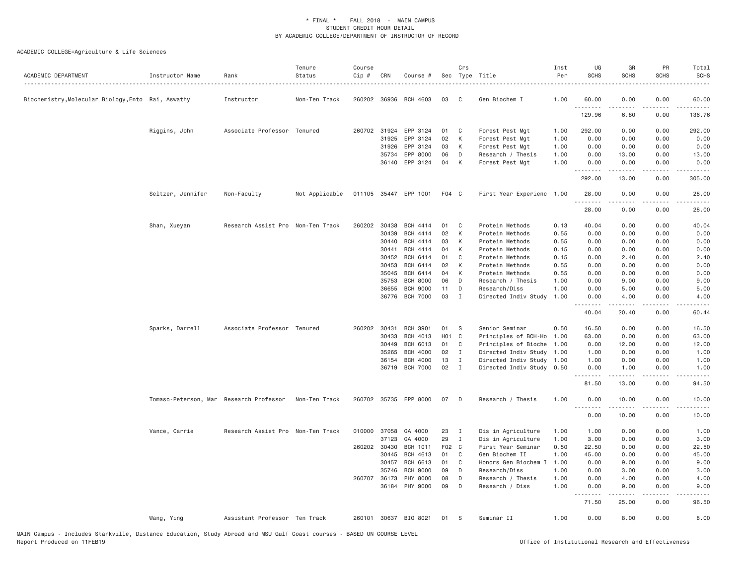\* FINAL \* FALL 2018 - MAIN CAMPUS
STUDENT CREDIT HOUR DETAIL
BY ACADEMIC COLLEGE/DEPARTMENT OF INSTRUCTOR OF RECORD

ACADEMIC COLLEGE=Agriculture & Life Sciences

| ACADEMIC DEPARTMENT | Instructor Name | Rank | Tenure Status | Course Cip # | CRN | Course # | Sec | Crs Type | Title | Inst Per | UG SCHS | GR SCHS | PR SCHS | Total SCHS |
|---|---|---|---|---|---|---|---|---|---|---|---|---|---|---|
| Biochemistry,Molecular Biology,Ento | Rai, Aswathy | Instructor | Non-Ten Track | 260202 | 36936 | BCH 4603 | 03 | C | Gen Biochem I | 1.00 | 60.00 | 0.00 | 0.00 | 60.00 |
| | | | | | | | | | | | 129.96 | 6.80 | 0.00 | 136.76 |
| | Riggins, John | Associate Professor | Tenured | 260702 | 31924 | EPP 3124 | 01 | C | Forest Pest Mgt | 1.00 | 292.00 | 0.00 | 0.00 | 292.00 |
| | | | | | 31925 | EPP 3124 | 02 | K | Forest Pest Mgt | 1.00 | 0.00 | 0.00 | 0.00 | 0.00 |
| | | | | | 31926 | EPP 3124 | 03 | K | Forest Pest Mgt | 1.00 | 0.00 | 0.00 | 0.00 | 0.00 |
| | | | | | 35734 | EPP 8000 | 06 | D | Research / Thesis | 1.00 | 0.00 | 13.00 | 0.00 | 13.00 |
| | | | | | 36140 | EPP 3124 | 04 | K | Forest Pest Mgt | 1.00 | 0.00 | 0.00 | 0.00 | 0.00 |
| | | | | | | | | | | | 292.00 | 13.00 | 0.00 | 305.00 |
| | Seltzer, Jennifer | Non-Faculty | Not Applicable | 011105 | 35447 | EPP 1001 | F04 | C | First Year Experienc | 1.00 | 28.00 | 0.00 | 0.00 | 28.00 |
| | | | | | | | | | | | 28.00 | 0.00 | 0.00 | 28.00 |
| | Shan, Xueyan | Research Assist Pro | Non-Ten Track | 260202 | 30438 | BCH 4414 | 01 | C | Protein Methods | 0.13 | 40.04 | 0.00 | 0.00 | 40.04 |
| | | | | | 30439 | BCH 4414 | 02 | K | Protein Methods | 0.55 | 0.00 | 0.00 | 0.00 | 0.00 |
| | | | | | 30440 | BCH 4414 | 03 | K | Protein Methods | 0.55 | 0.00 | 0.00 | 0.00 | 0.00 |
| | | | | | 30441 | BCH 4414 | 04 | K | Protein Methods | 0.15 | 0.00 | 0.00 | 0.00 | 0.00 |
| | | | | | 30452 | BCH 6414 | 01 | C | Protein Methods | 0.15 | 0.00 | 2.40 | 0.00 | 2.40 |
| | | | | | 30453 | BCH 6414 | 02 | K | Protein Methods | 0.55 | 0.00 | 0.00 | 0.00 | 0.00 |
| | | | | | 35045 | BCH 6414 | 04 | K | Protein Methods | 0.55 | 0.00 | 0.00 | 0.00 | 0.00 |
| | | | | | 35753 | BCH 8000 | 06 | D | Research / Thesis | 1.00 | 0.00 | 9.00 | 0.00 | 9.00 |
| | | | | | 36655 | BCH 9000 | 11 | D | Research/Diss | 1.00 | 0.00 | 5.00 | 0.00 | 5.00 |
| | | | | | 36776 | BCH 7000 | 03 | I | Directed Indiv Study | 1.00 | 0.00 | 4.00 | 0.00 | 4.00 |
| | | | | | | | | | | | 40.04 | 20.40 | 0.00 | 60.44 |
| | Sparks, Darrell | Associate Professor | Tenured | 260202 | 30431 | BCH 3901 | 01 | S | Senior Seminar | 0.50 | 16.50 | 0.00 | 0.00 | 16.50 |
| | | | | | 30433 | BCH 4013 | H01 | C | Principles of BCH-Ho | 1.00 | 63.00 | 0.00 | 0.00 | 63.00 |
| | | | | | 30449 | BCH 6013 | 01 | C | Principles of Bioche | 1.00 | 0.00 | 12.00 | 0.00 | 12.00 |
| | | | | | 35265 | BCH 4000 | 02 | I | Directed Indiv Study | 1.00 | 1.00 | 0.00 | 0.00 | 1.00 |
| | | | | | 36154 | BCH 4000 | 13 | I | Directed Indiv Study | 1.00 | 1.00 | 0.00 | 0.00 | 1.00 |
| | | | | | 36719 | BCH 7000 | 02 | I | Directed Indiv Study | 0.50 | 0.00 | 1.00 | 0.00 | 1.00 |
| | | | | | | | | | | | 81.50 | 13.00 | 0.00 | 94.50 |
| | Tomaso-Peterson, Mar | Research Professor | Non-Ten Track | 260702 | 35735 | EPP 8000 | 07 | D | Research / Thesis | 1.00 | 0.00 | 10.00 | 0.00 | 10.00 |
| | | | | | | | | | | | 0.00 | 10.00 | 0.00 | 10.00 |
| | Vance, Carrie | Research Assist Pro | Non-Ten Track | 010000 | 37058 | GA 4000 | 23 | I | Dis in Agriculture | 1.00 | 1.00 | 0.00 | 0.00 | 1.00 |
| | | | | | 37123 | GA 4000 | 29 | I | Dis in Agriculture | 1.00 | 3.00 | 0.00 | 0.00 | 3.00 |
| | | | | 260202 | 30430 | BCH 1011 | F02 | C | First Year Seminar | 0.50 | 22.50 | 0.00 | 0.00 | 22.50 |
| | | | | | 30445 | BCH 4613 | 01 | C | Gen Biochem II | 1.00 | 45.00 | 0.00 | 0.00 | 45.00 |
| | | | | | 30457 | BCH 6613 | 01 | C | Honors Gen Biochem I | 1.00 | 0.00 | 9.00 | 0.00 | 9.00 |
| | | | | | 35746 | BCH 9000 | 09 | D | Research/Diss | 1.00 | 0.00 | 3.00 | 0.00 | 3.00 |
| | | | | 260707 | 36173 | PHY 8000 | 08 | D | Research / Thesis | 1.00 | 0.00 | 4.00 | 0.00 | 4.00 |
| | | | | | 36184 | PHY 9000 | 09 | D | Research / Diss | 1.00 | 0.00 | 9.00 | 0.00 | 9.00 |
| | | | | | | | | | | | 71.50 | 25.00 | 0.00 | 96.50 |
| | Wang, Ying | Assistant Professor | Ten Track | 260101 | 30637 | BIO 8021 | 01 | S | Seminar II | 1.00 | 0.00 | 8.00 | 0.00 | 8.00 |

MAIN Campus - Includes Starkville, Distance Education, Study Abroad and MSU Gulf Coast courses - BASED ON COURSE LEVEL
Report Produced on 11FEB19 Office of Institutional Research and Effectiveness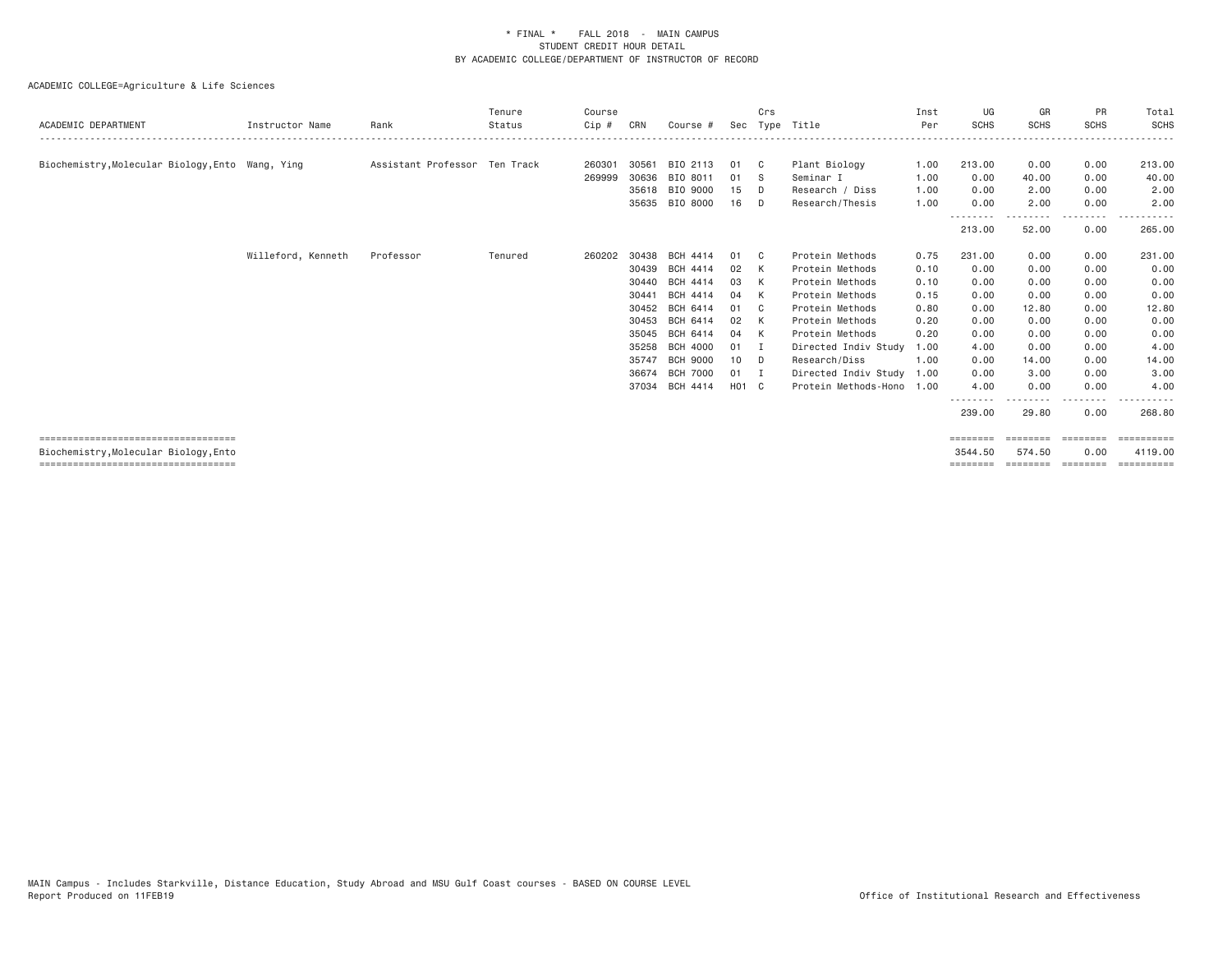\* FINAL \*    FALL 2018  -  MAIN CAMPUS
STUDENT CREDIT HOUR DETAIL
BY ACADEMIC COLLEGE/DEPARTMENT OF INSTRUCTOR OF RECORD

ACADEMIC COLLEGE=Agriculture & Life Sciences

| ACADEMIC DEPARTMENT | Instructor Name | Rank | Tenure Status | Course Cip # | CRN | Course # | Sec | Crs Type | Title | Inst Per | UG SCHS | GR SCHS | PR SCHS | Total SCHS |
|---|---|---|---|---|---|---|---|---|---|---|---|---|---|---|
| Biochemistry,Molecular Biology,Ento | Wang, Ying | Assistant Professor | Ten Track | 260301 | 30561 | BIO 2113 | 01 | C | Plant Biology | 1.00 | 213.00 | 0.00 | 0.00 | 213.00 |
| | | | | 269999 | 30636 | BIO 8011 | 01 | S | Seminar I | 1.00 | 0.00 | 40.00 | 0.00 | 40.00 |
| | | | | | 35618 | BIO 9000 | 15 | D | Research / Diss | 1.00 | 0.00 | 2.00 | 0.00 | 2.00 |
| | | | | | 35635 | BIO 8000 | 16 | D | Research/Thesis | 1.00 | 0.00 | 2.00 | 0.00 | 2.00 |
| | | | | | | | | | | | 213.00 | 52.00 | 0.00 | 265.00 |
| | Willeford, Kenneth | Professor | Tenured | 260202 | 30438 | BCH 4414 | 01 | C | Protein Methods | 0.75 | 231.00 | 0.00 | 0.00 | 231.00 |
| | | | | | 30439 | BCH 4414 | 02 | K | Protein Methods | 0.10 | 0.00 | 0.00 | 0.00 | 0.00 |
| | | | | | 30440 | BCH 4414 | 03 | K | Protein Methods | 0.10 | 0.00 | 0.00 | 0.00 | 0.00 |
| | | | | | 30441 | BCH 4414 | 04 | K | Protein Methods | 0.15 | 0.00 | 0.00 | 0.00 | 0.00 |
| | | | | | 30452 | BCH 6414 | 01 | C | Protein Methods | 0.80 | 0.00 | 12.80 | 0.00 | 12.80 |
| | | | | | 30453 | BCH 6414 | 02 | K | Protein Methods | 0.20 | 0.00 | 0.00 | 0.00 | 0.00 |
| | | | | | 35045 | BCH 6414 | 04 | K | Protein Methods | 0.20 | 0.00 | 0.00 | 0.00 | 0.00 |
| | | | | | 35258 | BCH 4000 | 01 | I | Directed Indiv Study | 1.00 | 4.00 | 0.00 | 0.00 | 4.00 |
| | | | | | 35747 | BCH 9000 | 10 | D | Research/Diss | 1.00 | 0.00 | 14.00 | 0.00 | 14.00 |
| | | | | | 36674 | BCH 7000 | 01 | I | Directed Indiv Study | 1.00 | 0.00 | 3.00 | 0.00 | 3.00 |
| | | | | | 37034 | BCH 4414 | H01 | C | Protein Methods-Hono | 1.00 | 4.00 | 0.00 | 0.00 | 4.00 |
| | | | | | | | | | | | 239.00 | 29.80 | 0.00 | 268.80 |
| Biochemistry,Molecular Biology,Ento | | | | | | | | | | | 3544.50 | 574.50 | 0.00 | 4119.00 |

MAIN Campus - Includes Starkville, Distance Education, Study Abroad and MSU Gulf Coast courses - BASED ON COURSE LEVEL
Report Produced on 11FEB19    Office of Institutional Research and Effectiveness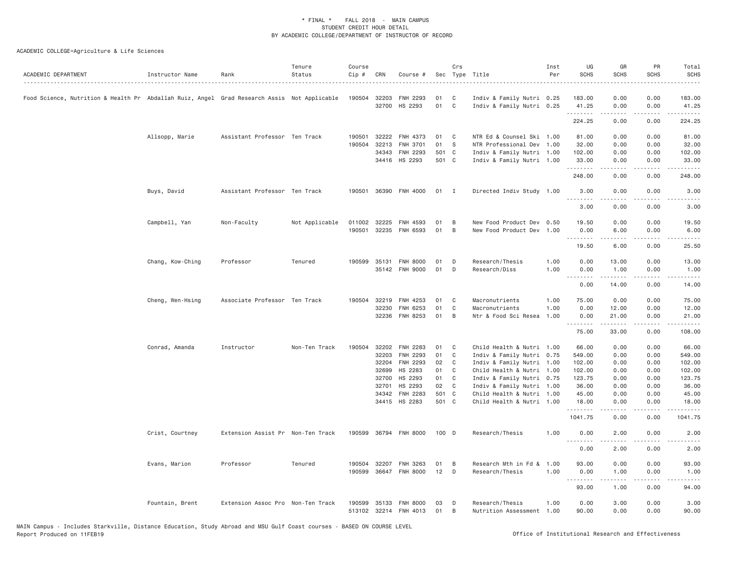\* FINAL \* FALL 2018 - MAIN CAMPUS
STUDENT CREDIT HOUR DETAIL
BY ACADEMIC COLLEGE/DEPARTMENT OF INSTRUCTOR OF RECORD

ACADEMIC COLLEGE=Agriculture & Life Sciences

| ACADEMIC DEPARTMENT | Instructor Name | Rank | Tenure Status | Course Cip # | CRN | Course # | Sec | Crs Type | Title | Inst Per | UG SCHS | GR SCHS | PR SCHS | Total SCHS |
|---|---|---|---|---|---|---|---|---|---|---|---|---|---|---|
| Food Science, Nutrition & Health Pr | Abdallah Ruiz, Angel | Grad Research Assis | Not Applicable | 190504 | 32203 | FNH 2293 | 01 | C | Indiv & Family Nutri | 0.25 | 183.00 | 0.00 | 0.00 | 183.00 |
| | | | | | 32700 | HS 2293 | 01 | C | Indiv & Family Nutri | 0.25 | 41.25 | 0.00 | 0.00 | 41.25 |
| | | | | | | | | | | | 224.25 | 0.00 | 0.00 | 224.25 |
| | Allsopp, Marie | Assistant Professor | Ten Track | 190501 | 32222 | FNH 4373 | 01 | C | NTR Ed & Counsel Ski | 1.00 | 81.00 | 0.00 | 0.00 | 81.00 |
| | | | | 190504 | 32213 | FNH 3701 | 01 | S | NTR Professional Dev | 1.00 | 32.00 | 0.00 | 0.00 | 32.00 |
| | | | | | 34343 | FNH 2293 | 501 | C | Indiv & Family Nutri | 1.00 | 102.00 | 0.00 | 0.00 | 102.00 |
| | | | | | 34416 | HS 2293 | 501 | C | Indiv & Family Nutri | 1.00 | 33.00 | 0.00 | 0.00 | 33.00 |
| | | | | | | | | | | | 248.00 | 0.00 | 0.00 | 248.00 |
| | Buys, David | Assistant Professor | Ten Track | 190501 | 36390 | FNH 4000 | 01 | I | Directed Indiv Study | 1.00 | 3.00 | 0.00 | 0.00 | 3.00 |
| | | | | | | | | | | | 3.00 | 0.00 | 0.00 | 3.00 |
| | Campbell, Yan | Non-Faculty | Not Applicable | 011002 | 32225 | FNH 4593 | 01 | B | New Food Product Dev | 0.50 | 19.50 | 0.00 | 0.00 | 19.50 |
| | | | | 190501 | 32235 | FNH 6593 | 01 | B | New Food Product Dev | 1.00 | 0.00 | 6.00 | 0.00 | 6.00 |
| | | | | | | | | | | | 19.50 | 6.00 | 0.00 | 25.50 |
| | Chang, Kow-Ching | Professor | Tenured | 190599 | 35131 | FNH 8000 | 01 | D | Research/Thesis | 1.00 | 0.00 | 13.00 | 0.00 | 13.00 |
| | | | | | 35142 | FNH 9000 | 01 | D | Research/Diss | 1.00 | 0.00 | 1.00 | 0.00 | 1.00 |
| | | | | | | | | | | | 0.00 | 14.00 | 0.00 | 14.00 |
| | Cheng, Wen-Hsing | Associate Professor | Ten Track | 190504 | 32219 | FNH 4253 | 01 | C | Macronutrients | 1.00 | 75.00 | 0.00 | 0.00 | 75.00 |
| | | | | | 32230 | FNH 6253 | 01 | C | Macronutrients | 1.00 | 0.00 | 12.00 | 0.00 | 12.00 |
| | | | | | 32236 | FNH 8253 | 01 | B | Ntr & Food Sci Resea | 1.00 | 0.00 | 21.00 | 0.00 | 21.00 |
| | | | | | | | | | | | 75.00 | 33.00 | 0.00 | 108.00 |
| | Conrad, Amanda | Instructor | Non-Ten Track | 190504 | 32202 | FNH 2283 | 01 | C | Child Health & Nutri | 1.00 | 66.00 | 0.00 | 0.00 | 66.00 |
| | | | | | 32203 | FNH 2293 | 01 | C | Indiv & Family Nutri | 0.75 | 549.00 | 0.00 | 0.00 | 549.00 |
| | | | | | 32204 | FNH 2293 | 02 | C | Indiv & Family Nutri | 1.00 | 102.00 | 0.00 | 0.00 | 102.00 |
| | | | | | 32699 | HS 2283 | 01 | C | Child Health & Nutri | 1.00 | 102.00 | 0.00 | 0.00 | 102.00 |
| | | | | | 32700 | HS 2293 | 01 | C | Indiv & Family Nutri | 0.75 | 123.75 | 0.00 | 0.00 | 123.75 |
| | | | | | 32701 | HS 2293 | 02 | C | Indiv & Family Nutri | 1.00 | 36.00 | 0.00 | 0.00 | 36.00 |
| | | | | | 34342 | FNH 2283 | 501 | C | Child Health & Nutri | 1.00 | 45.00 | 0.00 | 0.00 | 45.00 |
| | | | | | 34415 | HS 2283 | 501 | C | Child Health & Nutri | 1.00 | 18.00 | 0.00 | 0.00 | 18.00 |
| | | | | | | | | | | | 1041.75 | 0.00 | 0.00 | 1041.75 |
| | Crist, Courtney | Extension Assist Pr | Non-Ten Track | 190599 | 36794 | FNH 8000 | 100 | D | Research/Thesis | 1.00 | 0.00 | 2.00 | 0.00 | 2.00 |
| | | | | | | | | | | | 0.00 | 2.00 | 0.00 | 2.00 |
| | Evans, Marion | Professor | Tenured | 190504 | 32207 | FNH 3263 | 01 | B | Research Mth in Fd & | 1.00 | 93.00 | 0.00 | 0.00 | 93.00 |
| | | | | 190599 | 36647 | FNH 8000 | 12 | D | Research/Thesis | 1.00 | 0.00 | 1.00 | 0.00 | 1.00 |
| | | | | | | | | | | | 93.00 | 1.00 | 0.00 | 94.00 |
| | Fountain, Brent | Extension Assoc Pro | Non-Ten Track | 190599 | 35133 | FNH 8000 | 03 | D | Research/Thesis | 1.00 | 0.00 | 3.00 | 0.00 | 3.00 |
| | | | | 513102 | 32214 | FNH 4013 | 01 | B | Nutrition Assessment | 1.00 | 90.00 | 0.00 | 0.00 | 90.00 |

MAIN Campus - Includes Starkville, Distance Education, Study Abroad and MSU Gulf Coast courses - BASED ON COURSE LEVEL
Report Produced on 11FEB19 Office of Institutional Research and Effectiveness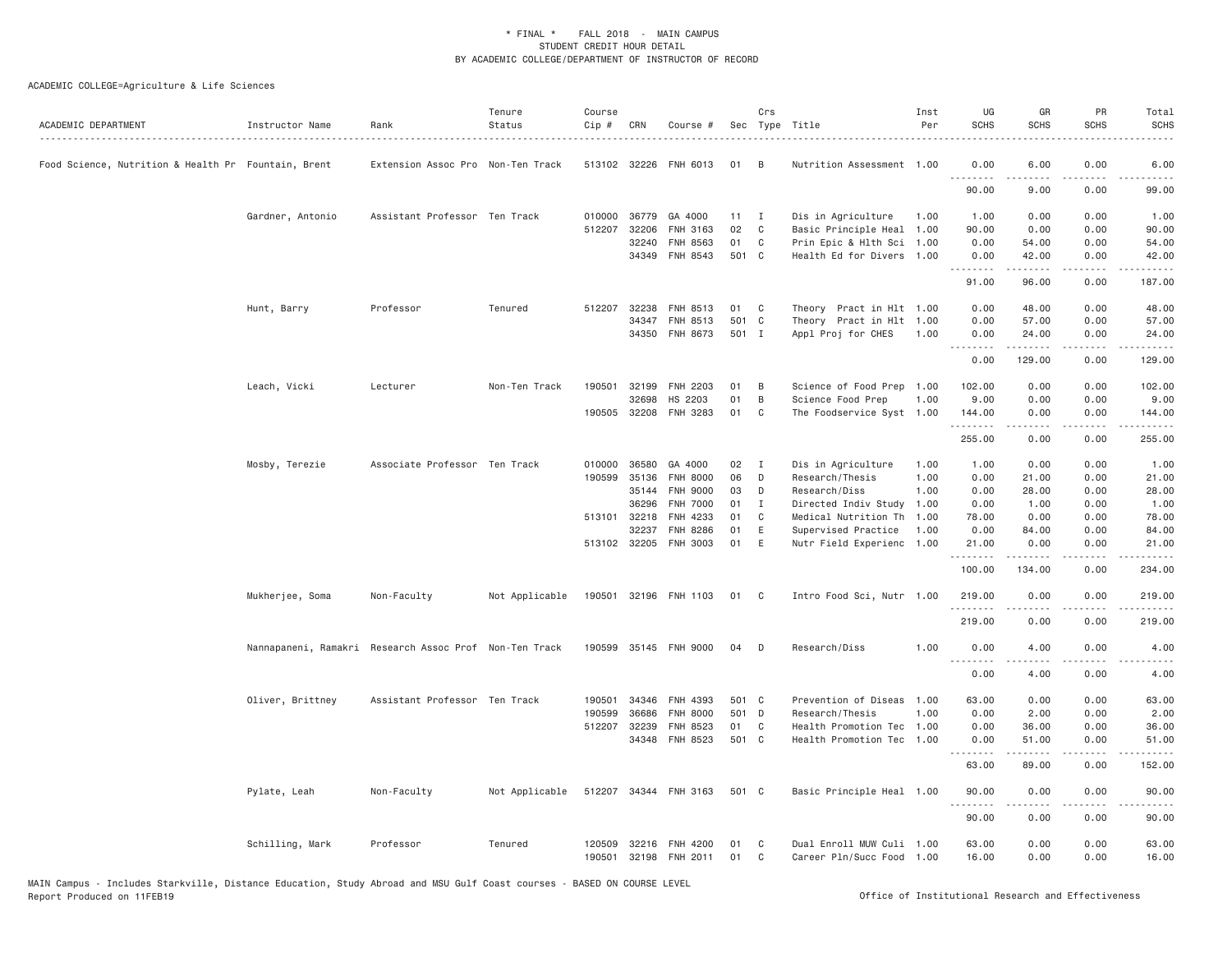\* FINAL \* FALL 2018 - MAIN CAMPUS
STUDENT CREDIT HOUR DETAIL
BY ACADEMIC COLLEGE/DEPARTMENT OF INSTRUCTOR OF RECORD

ACADEMIC COLLEGE=Agriculture & Life Sciences

| ACADEMIC DEPARTMENT | Instructor Name | Rank | Tenure Status | Course Cip # | CRN | Course # | Sec | Crs Type | Title | Inst Per | UG SCHS | GR SCHS | PR SCHS | Total SCHS |
|---|---|---|---|---|---|---|---|---|---|---|---|---|---|---|
| Food Science, Nutrition & Health Pr | Fountain, Brent | Extension Assoc Pro | Non-Ten Track | 513102 | 32226 | FNH 6013 | 01 | B | Nutrition Assessment | 1.00 | 0.00 | 6.00 | 0.00 | 6.00 |
| | | | | | | | | | | | 90.00 | 9.00 | 0.00 | 99.00 |
| | Gardner, Antonio | Assistant Professor | Ten Track | 010000 | 36779 | GA 4000 | 11 | I | Dis in Agriculture | 1.00 | 1.00 | 0.00 | 0.00 | 1.00 |
| | | | | 512207 | 32206 | FNH 3163 | 02 | C | Basic Principle Heal | 1.00 | 90.00 | 0.00 | 0.00 | 90.00 |
| | | | | | 32240 | FNH 8563 | 01 | C | Prin Epic & Hlth Sci | 1.00 | 0.00 | 54.00 | 0.00 | 54.00 |
| | | | | | 34349 | FNH 8543 | 501 | C | Health Ed for Divers | 1.00 | 0.00 | 42.00 | 0.00 | 42.00 |
| | | | | | | | | | | | 91.00 | 96.00 | 0.00 | 187.00 |
| | Hunt, Barry | Professor | Tenured | 512207 | 32238 | FNH 8513 | 01 | C | Theory Pract in Hlt | 1.00 | 0.00 | 48.00 | 0.00 | 48.00 |
| | | | | | 34347 | FNH 8513 | 501 | C | Theory Pract in Hlt | 1.00 | 0.00 | 57.00 | 0.00 | 57.00 |
| | | | | | 34350 | FNH 8673 | 501 | I | Appl Proj for CHES | 1.00 | 0.00 | 24.00 | 0.00 | 24.00 |
| | | | | | | | | | | | 0.00 | 129.00 | 0.00 | 129.00 |
| | Leach, Vicki | Lecturer | Non-Ten Track | 190501 | 32199 | FNH 2203 | 01 | B | Science of Food Prep | 1.00 | 102.00 | 0.00 | 0.00 | 102.00 |
| | | | | | 32698 | HS 2203 | 01 | B | Science Food Prep | 1.00 | 9.00 | 0.00 | 0.00 | 9.00 |
| | | | | 190505 | 32208 | FNH 3283 | 01 | C | The Foodservice Syst | 1.00 | 144.00 | 0.00 | 0.00 | 144.00 |
| | | | | | | | | | | | 255.00 | 0.00 | 0.00 | 255.00 |
| | Mosby, Terezie | Associate Professor | Ten Track | 010000 | 36580 | GA 4000 | 02 | I | Dis in Agriculture | 1.00 | 1.00 | 0.00 | 0.00 | 1.00 |
| | | | | 190599 | 35136 | FNH 8000 | 06 | D | Research/Thesis | 1.00 | 0.00 | 21.00 | 0.00 | 21.00 |
| | | | | | 35144 | FNH 9000 | 03 | D | Research/Diss | 1.00 | 0.00 | 28.00 | 0.00 | 28.00 |
| | | | | | 36296 | FNH 7000 | 01 | I | Directed Indiv Study | 1.00 | 0.00 | 1.00 | 0.00 | 1.00 |
| | | | | 513101 | 32218 | FNH 4233 | 01 | C | Medical Nutrition Th | 1.00 | 78.00 | 0.00 | 0.00 | 78.00 |
| | | | | | 32237 | FNH 8286 | 01 | E | Supervised Practice | 1.00 | 0.00 | 84.00 | 0.00 | 84.00 |
| | | | | 513102 | 32205 | FNH 3003 | 01 | E | Nutr Field Experienc | 1.00 | 21.00 | 0.00 | 0.00 | 21.00 |
| | | | | | | | | | | | 100.00 | 134.00 | 0.00 | 234.00 |
| | Mukherjee, Soma | Non-Faculty | Not Applicable | 190501 | 32196 | FNH 1103 | 01 | C | Intro Food Sci, Nutr | 1.00 | 219.00 | 0.00 | 0.00 | 219.00 |
| | | | | | | | | | | | 219.00 | 0.00 | 0.00 | 219.00 |
| | Nannapaneni, Ramakri | Research Assoc Prof | Non-Ten Track | 190599 | 35145 | FNH 9000 | 04 | D | Research/Diss | 1.00 | 0.00 | 4.00 | 0.00 | 4.00 |
| | | | | | | | | | | | 0.00 | 4.00 | 0.00 | 4.00 |
| | Oliver, Brittney | Assistant Professor | Ten Track | 190501 | 34346 | FNH 4393 | 501 | C | Prevention of Diseas | 1.00 | 63.00 | 0.00 | 0.00 | 63.00 |
| | | | | 190599 | 36686 | FNH 8000 | 501 | D | Research/Thesis | 1.00 | 0.00 | 2.00 | 0.00 | 2.00 |
| | | | | 512207 | 32239 | FNH 8523 | 01 | C | Health Promotion Tec | 1.00 | 0.00 | 36.00 | 0.00 | 36.00 |
| | | | | | 34348 | FNH 8523 | 501 | C | Health Promotion Tec | 1.00 | 0.00 | 51.00 | 0.00 | 51.00 |
| | | | | | | | | | | | 63.00 | 89.00 | 0.00 | 152.00 |
| | Pylate, Leah | Non-Faculty | Not Applicable | 512207 | 34344 | FNH 3163 | 501 | C | Basic Principle Heal | 1.00 | 90.00 | 0.00 | 0.00 | 90.00 |
| | | | | | | | | | | | 90.00 | 0.00 | 0.00 | 90.00 |
| | Schilling, Mark | Professor | Tenured | 120509 | 32216 | FNH 4200 | 01 | C | Dual Enroll MUW Culi | 1.00 | 63.00 | 0.00 | 0.00 | 63.00 |
| | | | | 190501 | 32198 | FNH 2011 | 01 | C | Career Pln/Succ Food | 1.00 | 16.00 | 0.00 | 0.00 | 16.00 |

MAIN Campus - Includes Starkville, Distance Education, Study Abroad and MSU Gulf Coast courses - BASED ON COURSE LEVEL
Report Produced on 11FEB19 | Office of Institutional Research and Effectiveness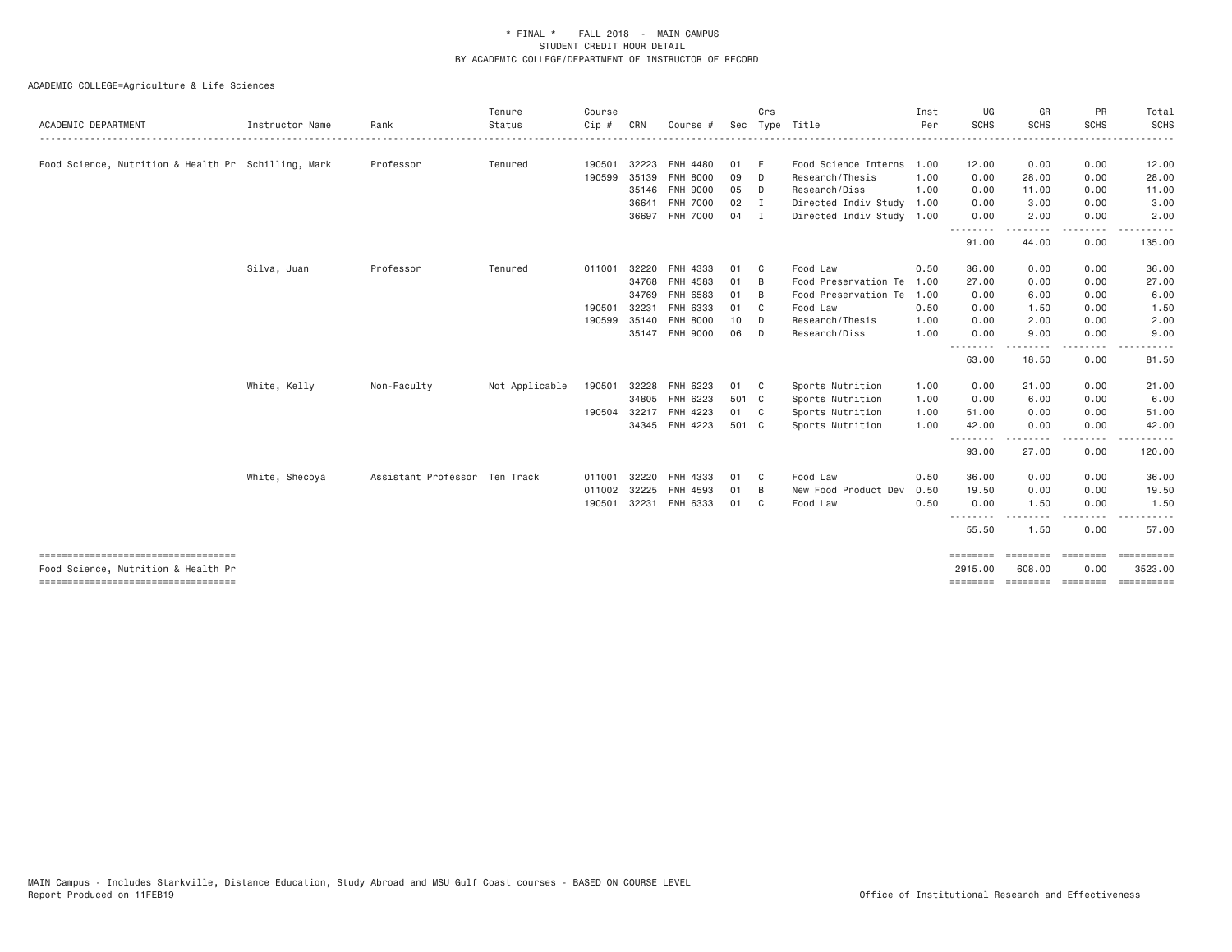\* FINAL \* FALL 2018 - MAIN CAMPUS
STUDENT CREDIT HOUR DETAIL
BY ACADEMIC COLLEGE/DEPARTMENT OF INSTRUCTOR OF RECORD

ACADEMIC COLLEGE=Agriculture & Life Sciences

| ACADEMIC DEPARTMENT | Instructor Name | Rank | Tenure Status | Course Cip # | CRN | Course # | Sec | Crs Type | Title | Inst Per | UG SCHS | GR SCHS | PR SCHS | Total SCHS |
|---|---|---|---|---|---|---|---|---|---|---|---|---|---|---|
| Food Science, Nutrition & Health Pr | Schilling, Mark | Professor | Tenured | 190501 | 32223 | FNH 4480 | 01 | E | Food Science Interns | 1.00 | 12.00 | 0.00 | 0.00 | 12.00 |
| | | | | 190599 | 35139 | FNH 8000 | 09 | D | Research/Thesis | 1.00 | 0.00 | 28.00 | 0.00 | 28.00 |
| | | | | | 35146 | FNH 9000 | 05 | D | Research/Diss | 1.00 | 0.00 | 11.00 | 0.00 | 11.00 |
| | | | | | 36641 | FNH 7000 | 02 | I | Directed Indiv Study | 1.00 | 0.00 | 3.00 | 0.00 | 3.00 |
| | | | | | 36697 | FNH 7000 | 04 | I | Directed Indiv Study | 1.00 | 0.00 | 2.00 | 0.00 | 2.00 |
| | | | | | | | | | | | 91.00 | 44.00 | 0.00 | 135.00 |
| | Silva, Juan | Professor | Tenured | 011001 | 32220 | FNH 4333 | 01 | C | Food Law | 0.50 | 36.00 | 0.00 | 0.00 | 36.00 |
| | | | | | 34768 | FNH 4583 | 01 | B | Food Preservation Te | 1.00 | 27.00 | 0.00 | 0.00 | 27.00 |
| | | | | | 34769 | FNH 6583 | 01 | B | Food Preservation Te | 1.00 | 0.00 | 6.00 | 0.00 | 6.00 |
| | | | | 190501 | 32231 | FNH 6333 | 01 | C | Food Law | 0.50 | 0.00 | 1.50 | 0.00 | 1.50 |
| | | | | 190599 | 35140 | FNH 8000 | 10 | D | Research/Thesis | 1.00 | 0.00 | 2.00 | 0.00 | 2.00 |
| | | | | | 35147 | FNH 9000 | 06 | D | Research/Diss | 1.00 | 0.00 | 9.00 | 0.00 | 9.00 |
| | | | | | | | | | | | 63.00 | 18.50 | 0.00 | 81.50 |
| | White, Kelly | Non-Faculty | Not Applicable | 190501 | 32228 | FNH 6223 | 01 | C | Sports Nutrition | 1.00 | 0.00 | 21.00 | 0.00 | 21.00 |
| | | | | | 34805 | FNH 6223 | 501 | C | Sports Nutrition | 1.00 | 0.00 | 6.00 | 0.00 | 6.00 |
| | | | | 190504 | 32217 | FNH 4223 | 01 | C | Sports Nutrition | 1.00 | 51.00 | 0.00 | 0.00 | 51.00 |
| | | | | | 34345 | FNH 4223 | 501 | C | Sports Nutrition | 1.00 | 42.00 | 0.00 | 0.00 | 42.00 |
| | | | | | | | | | | | 93.00 | 27.00 | 0.00 | 120.00 |
| | White, Shecoya | Assistant Professor | Ten Track | 011001 | 32220 | FNH 4333 | 01 | C | Food Law | 0.50 | 36.00 | 0.00 | 0.00 | 36.00 |
| | | | | 011002 | 32225 | FNH 4593 | 01 | B | New Food Product Dev | 0.50 | 19.50 | 0.00 | 0.00 | 19.50 |
| | | | | 190501 | 32231 | FNH 6333 | 01 | C | Food Law | 0.50 | 0.00 | 1.50 | 0.00 | 1.50 |
| | | | | | | | | | | | 55.50 | 1.50 | 0.00 | 57.00 |
| Food Science, Nutrition & Health Pr | | | | | | | | | | | 2915.00 | 608.00 | 0.00 | 3523.00 |

MAIN Campus - Includes Starkville, Distance Education, Study Abroad and MSU Gulf Coast courses - BASED ON COURSE LEVEL
Report Produced on 11FEB19 — Office of Institutional Research and Effectiveness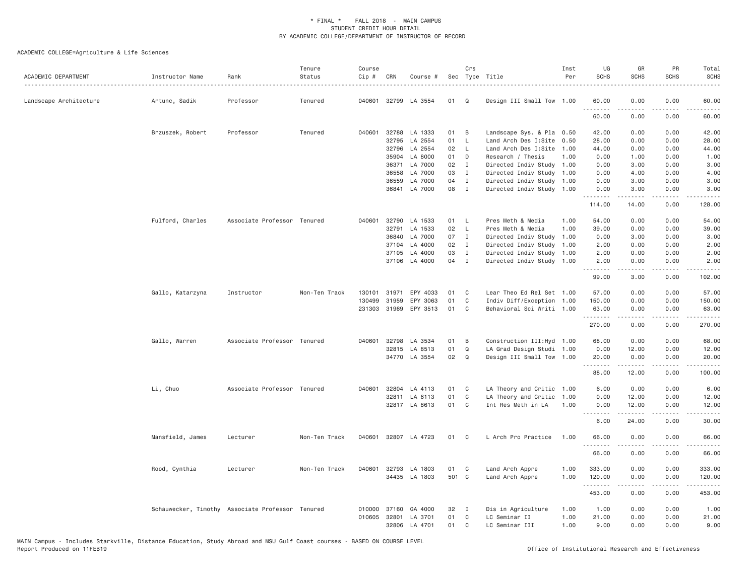\* FINAL \* FALL 2018 - MAIN CAMPUS
STUDENT CREDIT HOUR DETAIL
BY ACADEMIC COLLEGE/DEPARTMENT OF INSTRUCTOR OF RECORD

ACADEMIC COLLEGE=Agriculture & Life Sciences

| ACADEMIC DEPARTMENT | Instructor Name | Rank | Tenure Status | Course Cip # | CRN | Course # | Sec | Crs Type | Title | Inst Per | UG SCHS | GR SCHS | PR SCHS | Total SCHS |
|---|---|---|---|---|---|---|---|---|---|---|---|---|---|---|
| Landscape Architecture | Artunc, Sadik | Professor | Tenured | 040601 | 32799 | LA 3554 | 01 | Q | Design III Small Tow | 1.00 | 60.00 | 0.00 | 0.00 | 60.00 |
| | | | | | | | | | | | 60.00 | 0.00 | 0.00 | 60.00 |
| | Brzuszek, Robert | Professor | Tenured | 040601 | 32788 | LA 1333 | 01 | B | Landscape Sys. & Pla | 0.50 | 42.00 | 0.00 | 0.00 | 42.00 |
| | | | | | 32795 | LA 2554 | 01 | L | Land Arch Des I:Site | 0.50 | 28.00 | 0.00 | 0.00 | 28.00 |
| | | | | | 32796 | LA 2554 | 02 | L | Land Arch Des I:Site | 1.00 | 44.00 | 0.00 | 0.00 | 44.00 |
| | | | | | 35904 | LA 8000 | 01 | D | Research / Thesis | 1.00 | 0.00 | 1.00 | 0.00 | 1.00 |
| | | | | | 36371 | LA 7000 | 02 | I | Directed Indiv Study | 1.00 | 0.00 | 3.00 | 0.00 | 3.00 |
| | | | | | 36558 | LA 7000 | 03 | I | Directed Indiv Study | 1.00 | 0.00 | 4.00 | 0.00 | 4.00 |
| | | | | | 36559 | LA 7000 | 04 | I | Directed Indiv Study | 1.00 | 0.00 | 3.00 | 0.00 | 3.00 |
| | | | | | 36841 | LA 7000 | 08 | I | Directed Indiv Study | 1.00 | 0.00 | 3.00 | 0.00 | 3.00 |
| | | | | | | | | | | | 114.00 | 14.00 | 0.00 | 128.00 |
| | Fulford, Charles | Associate Professor | Tenured | 040601 | 32790 | LA 1533 | 01 | L | Pres Meth & Media | 1.00 | 54.00 | 0.00 | 0.00 | 54.00 |
| | | | | | 32791 | LA 1533 | 02 | L | Pres Meth & Media | 1.00 | 39.00 | 0.00 | 0.00 | 39.00 |
| | | | | | 36840 | LA 7000 | 07 | I | Directed Indiv Study | 1.00 | 0.00 | 3.00 | 0.00 | 3.00 |
| | | | | | 37104 | LA 4000 | 02 | I | Directed Indiv Study | 1.00 | 2.00 | 0.00 | 0.00 | 2.00 |
| | | | | | 37105 | LA 4000 | 03 | I | Directed Indiv Study | 1.00 | 2.00 | 0.00 | 0.00 | 2.00 |
| | | | | | 37106 | LA 4000 | 04 | I | Directed Indiv Study | 1.00 | 2.00 | 0.00 | 0.00 | 2.00 |
| | | | | | | | | | | | 99.00 | 3.00 | 0.00 | 102.00 |
| | Gallo, Katarzyna | Instructor | Non-Ten Track | 130101 | 31971 | EPY 4033 | 01 | C | Lear Theo Ed Rel Set | 1.00 | 57.00 | 0.00 | 0.00 | 57.00 |
| | | | | 130499 | 31959 | EPY 3063 | 01 | C | Indiv Diff/Exception | 1.00 | 150.00 | 0.00 | 0.00 | 150.00 |
| | | | | 231303 | 31969 | EPY 3513 | 01 | C | Behavioral Sci Writi | 1.00 | 63.00 | 0.00 | 0.00 | 63.00 |
| | | | | | | | | | | | 270.00 | 0.00 | 0.00 | 270.00 |
| | Gallo, Warren | Associate Professor | Tenured | 040601 | 32798 | LA 3534 | 01 | B | Construction III:Hyd | 1.00 | 68.00 | 0.00 | 0.00 | 68.00 |
| | | | | | 32815 | LA 8513 | 01 | Q | LA Grad Design Studi | 1.00 | 0.00 | 12.00 | 0.00 | 12.00 |
| | | | | | 34770 | LA 3554 | 02 | Q | Design III Small Tow | 1.00 | 20.00 | 0.00 | 0.00 | 20.00 |
| | | | | | | | | | | | 88.00 | 12.00 | 0.00 | 100.00 |
| | Li, Chuo | Associate Professor | Tenured | 040601 | 32804 | LA 4113 | 01 | C | LA Theory and Critic | 1.00 | 6.00 | 0.00 | 0.00 | 6.00 |
| | | | | | 32811 | LA 6113 | 01 | C | LA Theory and Critic | 1.00 | 0.00 | 12.00 | 0.00 | 12.00 |
| | | | | | 32817 | LA 8613 | 01 | C | Int Res Meth in LA | 1.00 | 0.00 | 12.00 | 0.00 | 12.00 |
| | | | | | | | | | | | 6.00 | 24.00 | 0.00 | 30.00 |
| | Mansfield, James | Lecturer | Non-Ten Track | 040601 | 32807 | LA 4723 | 01 | C | L Arch Pro Practice | 1.00 | 66.00 | 0.00 | 0.00 | 66.00 |
| | | | | | | | | | | | 66.00 | 0.00 | 0.00 | 66.00 |
| | Rood, Cynthia | Lecturer | Non-Ten Track | 040601 | 32793 | LA 1803 | 01 | C | Land Arch Appre | 1.00 | 333.00 | 0.00 | 0.00 | 333.00 |
| | | | | | 34435 | LA 1803 | 501 | C | Land Arch Appre | 1.00 | 120.00 | 0.00 | 0.00 | 120.00 |
| | | | | | | | | | | | 453.00 | 0.00 | 0.00 | 453.00 |
| | Schauwecker, Timothy | Associate Professor | Tenured | 010000 | 37160 | GA 4000 | 32 | I | Dis in Agriculture | 1.00 | 1.00 | 0.00 | 0.00 | 1.00 |
| | | | | 010605 | 32801 | LA 3701 | 01 | C | LC Seminar II | 1.00 | 21.00 | 0.00 | 0.00 | 21.00 |
| | | | | | 32806 | LA 4701 | 01 | C | LC Seminar III | 1.00 | 9.00 | 0.00 | 0.00 | 9.00 |

MAIN Campus - Includes Starkville, Distance Education, Study Abroad and MSU Gulf Coast courses - BASED ON COURSE LEVEL
Report Produced on 11FEB19 Office of Institutional Research and Effectiveness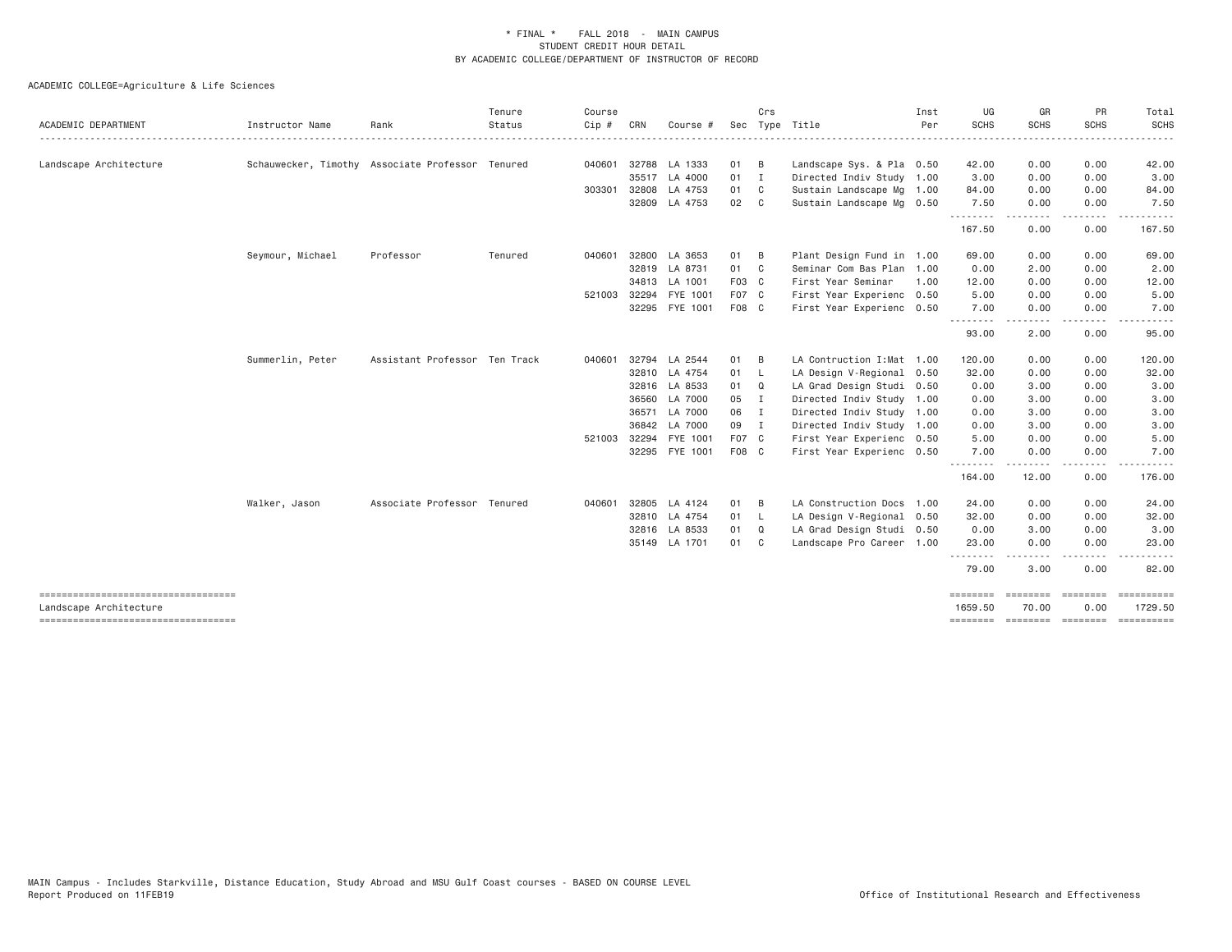\* FINAL \* FALL 2018 - MAIN CAMPUS
STUDENT CREDIT HOUR DETAIL
BY ACADEMIC COLLEGE/DEPARTMENT OF INSTRUCTOR OF RECORD

ACADEMIC COLLEGE=Agriculture & Life Sciences

| ACADEMIC DEPARTMENT | Instructor Name | Rank | Tenure Status | Course Cip # | CRN | Course # | Sec | Crs Type | Title | Inst Per | UG SCHS | GR SCHS | PR SCHS | Total SCHS |
|---|---|---|---|---|---|---|---|---|---|---|---|---|---|---|
| Landscape Architecture | Schauwecker, Timothy | Associate Professor | Tenured | 040601 | 32788 | LA 1333 | 01 | B | Landscape Sys. & Pla | 0.50 | 42.00 | 0.00 | 0.00 | 42.00 |
| | | | | | 35517 | LA 4000 | 01 | I | Directed Indiv Study | 1.00 | 3.00 | 0.00 | 0.00 | 3.00 |
| | | | | 303301 | 32808 | LA 4753 | 01 | C | Sustain Landscape Mg | 1.00 | 84.00 | 0.00 | 0.00 | 84.00 |
| | | | | | 32809 | LA 4753 | 02 | C | Sustain Landscape Mg | 0.50 | 7.50 | 0.00 | 0.00 | 7.50 |
| | | | | | | | | | | | 167.50 | 0.00 | 0.00 | 167.50 |
| | Seymour, Michael | Professor | Tenured | 040601 | 32800 | LA 3653 | 01 | B | Plant Design Fund in | 1.00 | 69.00 | 0.00 | 0.00 | 69.00 |
| | | | | | 32819 | LA 8731 | 01 | C | Seminar Com Bas Plan | 1.00 | 0.00 | 2.00 | 0.00 | 2.00 |
| | | | | | 34813 | LA 1001 | F03 | C | First Year Seminar | 1.00 | 12.00 | 0.00 | 0.00 | 12.00 |
| | | | | 521003 | 32294 | FYE 1001 | F07 | C | First Year Experienc | 0.50 | 5.00 | 0.00 | 0.00 | 5.00 |
| | | | | | 32295 | FYE 1001 | F08 | C | First Year Experienc | 0.50 | 7.00 | 0.00 | 0.00 | 7.00 |
| | | | | | | | | | | | 93.00 | 2.00 | 0.00 | 95.00 |
| | Summerlin, Peter | Assistant Professor | Ten Track | 040601 | 32794 | LA 2544 | 01 | B | LA Contruction I:Mat | 1.00 | 120.00 | 0.00 | 0.00 | 120.00 |
| | | | | | 32810 | LA 4754 | 01 | L | LA Design V-Regional | 0.50 | 32.00 | 0.00 | 0.00 | 32.00 |
| | | | | | 32816 | LA 8533 | 01 | Q | LA Grad Design Studi | 0.50 | 0.00 | 3.00 | 0.00 | 3.00 |
| | | | | | 36560 | LA 7000 | 05 | I | Directed Indiv Study | 1.00 | 0.00 | 3.00 | 0.00 | 3.00 |
| | | | | | 36571 | LA 7000 | 06 | I | Directed Indiv Study | 1.00 | 0.00 | 3.00 | 0.00 | 3.00 |
| | | | | | 36842 | LA 7000 | 09 | I | Directed Indiv Study | 1.00 | 0.00 | 3.00 | 0.00 | 3.00 |
| | | | | 521003 | 32294 | FYE 1001 | F07 | C | First Year Experienc | 0.50 | 5.00 | 0.00 | 0.00 | 5.00 |
| | | | | | 32295 | FYE 1001 | F08 | C | First Year Experienc | 0.50 | 7.00 | 0.00 | 0.00 | 7.00 |
| | | | | | | | | | | | 164.00 | 12.00 | 0.00 | 176.00 |
| | Walker, Jason | Associate Professor | Tenured | 040601 | 32805 | LA 4124 | 01 | B | LA Construction Docs | 1.00 | 24.00 | 0.00 | 0.00 | 24.00 |
| | | | | | 32810 | LA 4754 | 01 | L | LA Design V-Regional | 0.50 | 32.00 | 0.00 | 0.00 | 32.00 |
| | | | | | 32816 | LA 8533 | 01 | Q | LA Grad Design Studi | 0.50 | 0.00 | 3.00 | 0.00 | 3.00 |
| | | | | | 35149 | LA 1701 | 01 | C | Landscape Pro Career | 1.00 | 23.00 | 0.00 | 0.00 | 23.00 |
| | | | | | | | | | | | 79.00 | 3.00 | 0.00 | 82.00 |
| Landscape Architecture | | | | | | | | | | | 1659.50 | 70.00 | 0.00 | 1729.50 |

MAIN Campus - Includes Starkville, Distance Education, Study Abroad and MSU Gulf Coast courses - BASED ON COURSE LEVEL
Report Produced on 11FEB19 Office of Institutional Research and Effectiveness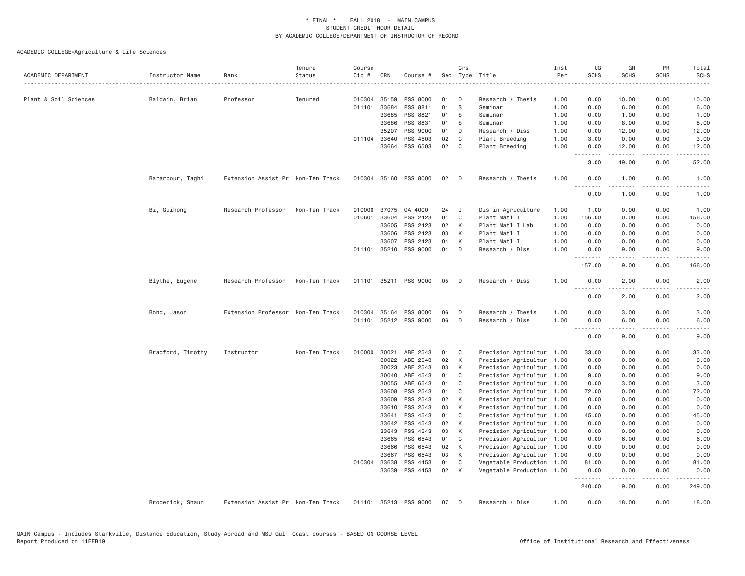# * FINAL * FALL 2018 - MAIN CAMPUS
## STUDENT CREDIT HOUR DETAIL
## BY ACADEMIC COLLEGE/DEPARTMENT OF INSTRUCTOR OF RECORD

ACADEMIC COLLEGE=Agriculture & Life Sciences

| ACADEMIC DEPARTMENT | Instructor Name | Rank | Tenure Status | Course Cip # | CRN | Course # | Sec | Crs Type | Title | Inst Per | UG SCHS | GR SCHS | PR SCHS | Total SCHS |
|---|---|---|---|---|---|---|---|---|---|---|---|---|---|---|
| Plant & Soil Sciences | Baldwin, Brian | Professor | Tenured | 010304 | 35159 | PSS 8000 | 01 | D | Research / Thesis | 1.00 | 0.00 | 10.00 | 0.00 | 10.00 |
| | | | | 011101 | 33684 | PSS 8811 | 01 | S | Seminar | 1.00 | 0.00 | 6.00 | 0.00 | 6.00 |
| | | | | | 33685 | PSS 8821 | 01 | S | Seminar | 1.00 | 0.00 | 1.00 | 0.00 | 1.00 |
| | | | | | 33686 | PSS 8831 | 01 | S | Seminar | 1.00 | 0.00 | 8.00 | 0.00 | 8.00 |
| | | | | | 35207 | PSS 9000 | 01 | D | Research / Diss | 1.00 | 0.00 | 12.00 | 0.00 | 12.00 |
| | | | | 011104 | 33640 | PSS 4503 | 02 | C | Plant Breeding | 1.00 | 3.00 | 0.00 | 0.00 | 3.00 |
| | | | | | 33664 | PSS 6503 | 02 | C | Plant Breeding | 1.00 | 0.00 | 12.00 | 0.00 | 12.00 |
| | | | | | | | | | | | 3.00 | 49.00 | 0.00 | 52.00 |
| | Bararpour, Taghi | Extension Assist Pr | Non-Ten Track | 010304 | 35160 | PSS 8000 | 02 | D | Research / Thesis | 1.00 | 0.00 | 1.00 | 0.00 | 1.00 |
| | | | | | | | | | | | 0.00 | 1.00 | 0.00 | 1.00 |
| | Bi, Guihong | Research Professor | Non-Ten Track | 010000 | 37075 | GA 4000 | 24 | I | Dis in Agriculture | 1.00 | 1.00 | 0.00 | 0.00 | 1.00 |
| | | | | 010601 | 33604 | PSS 2423 | 01 | C | Plant Matl I | 1.00 | 156.00 | 0.00 | 0.00 | 156.00 |
| | | | | | 33605 | PSS 2423 | 02 | K | Plant Matl I Lab | 1.00 | 0.00 | 0.00 | 0.00 | 0.00 |
| | | | | | 33606 | PSS 2423 | 03 | K | Plant Matl I | 1.00 | 0.00 | 0.00 | 0.00 | 0.00 |
| | | | | | 33607 | PSS 2423 | 04 | K | Plant Matl I | 1.00 | 0.00 | 0.00 | 0.00 | 0.00 |
| | | | | 011101 | 35210 | PSS 9000 | 04 | D | Research / Diss | 1.00 | 0.00 | 9.00 | 0.00 | 9.00 |
| | | | | | | | | | | | 157.00 | 9.00 | 0.00 | 166.00 |
| | Blythe, Eugene | Research Professor | Non-Ten Track | 011101 | 35211 | PSS 9000 | 05 | D | Research / Diss | 1.00 | 0.00 | 2.00 | 0.00 | 2.00 |
| | | | | | | | | | | | 0.00 | 2.00 | 0.00 | 2.00 |
| | Bond, Jason | Extension Professor | Non-Ten Track | 010304 | 35164 | PSS 8000 | 06 | D | Research / Thesis | 1.00 | 0.00 | 3.00 | 0.00 | 3.00 |
| | | | | 011101 | 35212 | PSS 9000 | 06 | D | Research / Diss | 1.00 | 0.00 | 6.00 | 0.00 | 6.00 |
| | | | | | | | | | | | 0.00 | 9.00 | 0.00 | 9.00 |
| | Bradford, Timothy | Instructor | Non-Ten Track | 010000 | 30021 | ABE 2543 | 01 | C | Precision Agricultur | 1.00 | 33.00 | 0.00 | 0.00 | 33.00 |
| | | | | | 30022 | ABE 2543 | 02 | K | Precision Agricultur | 1.00 | 0.00 | 0.00 | 0.00 | 0.00 |
| | | | | | 30023 | ABE 2543 | 03 | K | Precision Agricultur | 1.00 | 0.00 | 0.00 | 0.00 | 0.00 |
| | | | | | 30040 | ABE 4543 | 01 | C | Precision Agricultur | 1.00 | 9.00 | 0.00 | 0.00 | 9.00 |
| | | | | | 30055 | ABE 6543 | 01 | C | Precision Agricultur | 1.00 | 0.00 | 3.00 | 0.00 | 3.00 |
| | | | | | 33608 | PSS 2543 | 01 | C | Precision Agricultur | 1.00 | 72.00 | 0.00 | 0.00 | 72.00 |
| | | | | | 33609 | PSS 2543 | 02 | K | Precision Agricultur | 1.00 | 0.00 | 0.00 | 0.00 | 0.00 |
| | | | | | 33610 | PSS 2543 | 03 | K | Precision Agricultur | 1.00 | 0.00 | 0.00 | 0.00 | 0.00 |
| | | | | | 33641 | PSS 4543 | 01 | C | Precision Agricultur | 1.00 | 45.00 | 0.00 | 0.00 | 45.00 |
| | | | | | 33642 | PSS 4543 | 02 | K | Precision Agricultur | 1.00 | 0.00 | 0.00 | 0.00 | 0.00 |
| | | | | | 33643 | PSS 4543 | 03 | K | Precision Agricultur | 1.00 | 0.00 | 0.00 | 0.00 | 0.00 |
| | | | | | 33665 | PSS 6543 | 01 | C | Precision Agricultur | 1.00 | 0.00 | 6.00 | 0.00 | 6.00 |
| | | | | | 33666 | PSS 6543 | 02 | K | Precision Agricultur | 1.00 | 0.00 | 0.00 | 0.00 | 0.00 |
| | | | | | 33667 | PSS 6543 | 03 | K | Precision Agricultur | 1.00 | 0.00 | 0.00 | 0.00 | 0.00 |
| | | | | 010304 | 33638 | PSS 4453 | 01 | C | Vegetable Production | 1.00 | 81.00 | 0.00 | 0.00 | 81.00 |
| | | | | | 33639 | PSS 4453 | 02 | K | Vegetable Production | 1.00 | 0.00 | 0.00 | 0.00 | 0.00 |
| | | | | | | | | | | | 240.00 | 9.00 | 0.00 | 249.00 |
| | Broderick, Shaun | Extension Assist Pr | Non-Ten Track | 011101 | 35213 | PSS 9000 | 07 | D | Research / Diss | 1.00 | 0.00 | 18.00 | 0.00 | 18.00 |

MAIN Campus - Includes Starkville, Distance Education, Study Abroad and MSU Gulf Coast courses - BASED ON COURSE LEVEL
Report Produced on 11FEB19 Office of Institutional Research and Effectiveness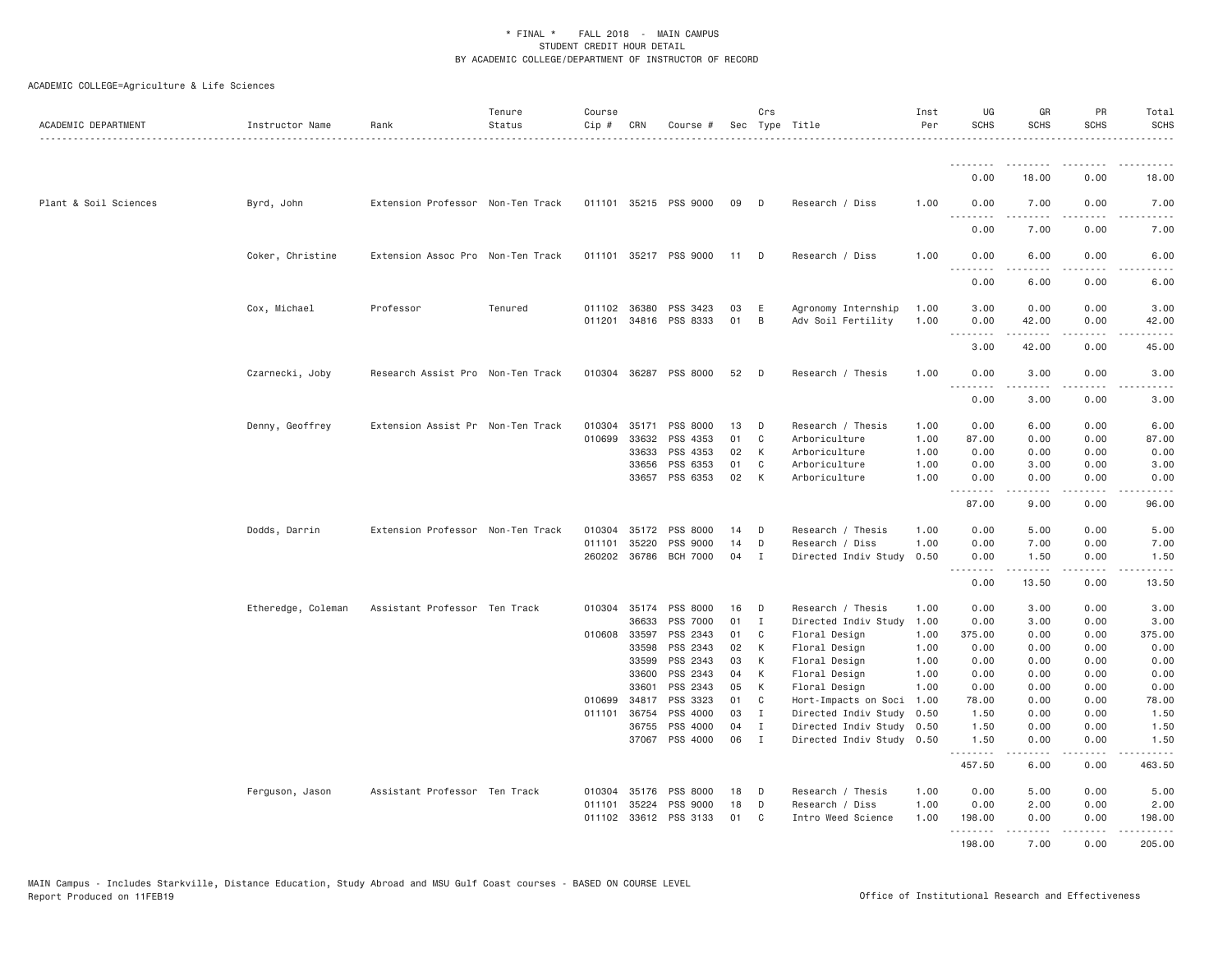\* FINAL \* FALL 2018 - MAIN CAMPUS
STUDENT CREDIT HOUR DETAIL
BY ACADEMIC COLLEGE/DEPARTMENT OF INSTRUCTOR OF RECORD

ACADEMIC COLLEGE=Agriculture & Life Sciences

| ACADEMIC DEPARTMENT | Instructor Name | Rank | Tenure Status | Course Cip # | CRN | Course # | Sec | Crs Type | Title | Inst Per | UG SCHS | GR SCHS | PR SCHS | Total SCHS |
|---|---|---|---|---|---|---|---|---|---|---|---|---|---|---|
| | | | | | | | | | | | 0.00 | 18.00 | 0.00 | 18.00 |
| Plant & Soil Sciences | Byrd, John | Extension Professor | Non-Ten Track | 011101 | 35215 | PSS 9000 | 09 | D | Research / Diss | 1.00 | 0.00 | 7.00 | 0.00 | 7.00 |
| | | | | | | | | | | | 0.00 | 7.00 | 0.00 | 7.00 |
| | Coker, Christine | Extension Assoc Pro | Non-Ten Track | 011101 | 35217 | PSS 9000 | 11 | D | Research / Diss | 1.00 | 0.00 | 6.00 | 0.00 | 6.00 |
| | | | | | | | | | | | 0.00 | 6.00 | 0.00 | 6.00 |
| | Cox, Michael | Professor | Tenured | 011102 | 36380 | PSS 3423 | 03 | E | Agronomy Internship | 1.00 | 3.00 | 0.00 | 0.00 | 3.00 |
| | | | | 011201 | 34816 | PSS 8333 | 01 | B | Adv Soil Fertility | 1.00 | 0.00 | 42.00 | 0.00 | 42.00 |
| | | | | | | | | | | | 3.00 | 42.00 | 0.00 | 45.00 |
| | Czarnecki, Joby | Research Assist Pro | Non-Ten Track | 010304 | 36287 | PSS 8000 | 52 | D | Research / Thesis | 1.00 | 0.00 | 3.00 | 0.00 | 3.00 |
| | | | | | | | | | | | 0.00 | 3.00 | 0.00 | 3.00 |
| | Denny, Geoffrey | Extension Assist Pr | Non-Ten Track | 010304 | 35171 | PSS 8000 | 13 | D | Research / Thesis | 1.00 | 0.00 | 6.00 | 0.00 | 6.00 |
| | | | | 010699 | 33632 | PSS 4353 | 01 | C | Arboriculture | 1.00 | 87.00 | 0.00 | 0.00 | 87.00 |
| | | | | | 33633 | PSS 4353 | 02 | K | Arboriculture | 1.00 | 0.00 | 0.00 | 0.00 | 0.00 |
| | | | | | 33656 | PSS 6353 | 01 | C | Arboriculture | 1.00 | 0.00 | 3.00 | 0.00 | 3.00 |
| | | | | | 33657 | PSS 6353 | 02 | K | Arboriculture | 1.00 | 0.00 | 0.00 | 0.00 | 0.00 |
| | | | | | | | | | | | 87.00 | 9.00 | 0.00 | 96.00 |
| | Dodds, Darrin | Extension Professor | Non-Ten Track | 010304 | 35172 | PSS 8000 | 14 | D | Research / Thesis | 1.00 | 0.00 | 5.00 | 0.00 | 5.00 |
| | | | | 011101 | 35220 | PSS 9000 | 14 | D | Research / Diss | 1.00 | 0.00 | 7.00 | 0.00 | 7.00 |
| | | | | 260202 | 36786 | BCH 7000 | 04 | I | Directed Indiv Study | 0.50 | 0.00 | 1.50 | 0.00 | 1.50 |
| | | | | | | | | | | | 0.00 | 13.50 | 0.00 | 13.50 |
| | Etheredge, Coleman | Assistant Professor | Ten Track | 010304 | 35174 | PSS 8000 | 16 | D | Research / Thesis | 1.00 | 0.00 | 3.00 | 0.00 | 3.00 |
| | | | | | 36633 | PSS 7000 | 01 | I | Directed Indiv Study | 1.00 | 0.00 | 3.00 | 0.00 | 3.00 |
| | | | | 010608 | 33597 | PSS 2343 | 01 | C | Floral Design | 1.00 | 375.00 | 0.00 | 0.00 | 375.00 |
| | | | | | 33598 | PSS 2343 | 02 | K | Floral Design | 1.00 | 0.00 | 0.00 | 0.00 | 0.00 |
| | | | | | 33599 | PSS 2343 | 03 | K | Floral Design | 1.00 | 0.00 | 0.00 | 0.00 | 0.00 |
| | | | | | 33600 | PSS 2343 | 04 | K | Floral Design | 1.00 | 0.00 | 0.00 | 0.00 | 0.00 |
| | | | | | 33601 | PSS 2343 | 05 | K | Floral Design | 1.00 | 0.00 | 0.00 | 0.00 | 0.00 |
| | | | | 010699 | 34817 | PSS 3323 | 01 | C | Hort-Impacts on Soci | 1.00 | 78.00 | 0.00 | 0.00 | 78.00 |
| | | | | 011101 | 36754 | PSS 4000 | 03 | I | Directed Indiv Study | 0.50 | 1.50 | 0.00 | 0.00 | 1.50 |
| | | | | | 36755 | PSS 4000 | 04 | I | Directed Indiv Study | 0.50 | 1.50 | 0.00 | 0.00 | 1.50 |
| | | | | | 37067 | PSS 4000 | 06 | I | Directed Indiv Study | 0.50 | 1.50 | 0.00 | 0.00 | 1.50 |
| | | | | | | | | | | | 457.50 | 6.00 | 0.00 | 463.50 |
| | Ferguson, Jason | Assistant Professor | Ten Track | 010304 | 35176 | PSS 8000 | 18 | D | Research / Thesis | 1.00 | 0.00 | 5.00 | 0.00 | 5.00 |
| | | | | 011101 | 35224 | PSS 9000 | 18 | D | Research / Diss | 1.00 | 0.00 | 2.00 | 0.00 | 2.00 |
| | | | | 011102 | 33612 | PSS 3133 | 01 | C | Intro Weed Science | 1.00 | 198.00 | 0.00 | 0.00 | 198.00 |
| | | | | | | | | | | | 198.00 | 7.00 | 0.00 | 205.00 |

MAIN Campus - Includes Starkville, Distance Education, Study Abroad and MSU Gulf Coast courses - BASED ON COURSE LEVEL
Report Produced on 11FEB19 Office of Institutional Research and Effectiveness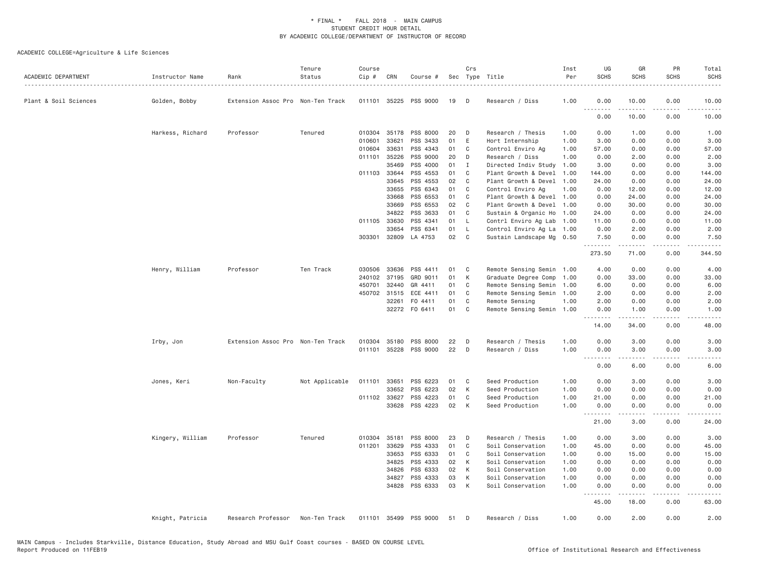\* FINAL \* FALL 2018 - MAIN CAMPUS
STUDENT CREDIT HOUR DETAIL
BY ACADEMIC COLLEGE/DEPARTMENT OF INSTRUCTOR OF RECORD

ACADEMIC COLLEGE=Agriculture & Life Sciences

| ACADEMIC DEPARTMENT | Instructor Name | Rank | Tenure Status | Course Cip # | CRN | Course # | Sec | Crs Type | Title | Inst Per | UG SCHS | GR SCHS | PR SCHS | Total SCHS |
|---|---|---|---|---|---|---|---|---|---|---|---|---|---|---|
| Plant & Soil Sciences | Golden, Bobby | Extension Assoc Pro | Non-Ten Track | 011101 | 35225 | PSS 9000 | 19 | D | Research / Diss | 1.00 | 0.00 | 10.00 | 0.00 | 10.00 |
| | | | | | | | | | | | 0.00 | 10.00 | 0.00 | 10.00 |
| | Harkess, Richard | Professor | Tenured | 010304 | 35178 | PSS 8000 | 20 | D | Research / Thesis | 1.00 | 0.00 | 1.00 | 0.00 | 1.00 |
| | | | | 010601 | 33621 | PSS 3433 | 01 | E | Hort Internship | 1.00 | 3.00 | 0.00 | 0.00 | 3.00 |
| | | | | 010604 | 33631 | PSS 4343 | 01 | C | Control Enviro Ag | 1.00 | 57.00 | 0.00 | 0.00 | 57.00 |
| | | | | 011101 | 35226 | PSS 9000 | 20 | D | Research / Diss | 1.00 | 0.00 | 2.00 | 0.00 | 2.00 |
| | | | | | 35469 | PSS 4000 | 01 | I | Directed Indiv Study | 1.00 | 3.00 | 0.00 | 0.00 | 3.00 |
| | | | | 011103 | 33644 | PSS 4553 | 01 | C | Plant Growth & Devel | 1.00 | 144.00 | 0.00 | 0.00 | 144.00 |
| | | | | | 33645 | PSS 4553 | 02 | C | Plant Growth & Devel | 1.00 | 24.00 | 0.00 | 0.00 | 24.00 |
| | | | | | 33655 | PSS 6343 | 01 | C | Control Enviro Ag | 1.00 | 0.00 | 12.00 | 0.00 | 12.00 |
| | | | | | 33668 | PSS 6553 | 01 | C | Plant Growth & Devel | 1.00 | 0.00 | 24.00 | 0.00 | 24.00 |
| | | | | | 33669 | PSS 6553 | 02 | C | Plant Growth & Devel | 1.00 | 0.00 | 30.00 | 0.00 | 30.00 |
| | | | | | 34822 | PSS 3633 | 01 | C | Sustain & Organic Ho | 1.00 | 24.00 | 0.00 | 0.00 | 24.00 |
| | | | | 011105 | 33630 | PSS 4341 | 01 | L | Contrl Enviro Ag Lab | 1.00 | 11.00 | 0.00 | 0.00 | 11.00 |
| | | | | | 33654 | PSS 6341 | 01 | L | Control Enviro Ag La | 1.00 | 0.00 | 2.00 | 0.00 | 2.00 |
| | | | | 303301 | 32809 | LA 4753 | 02 | C | Sustain Landscape Mg | 0.50 | 7.50 | 0.00 | 0.00 | 7.50 |
| | | | | | | | | | | | 273.50 | 71.00 | 0.00 | 344.50 |
| | Henry, William | Professor | Ten Track | 030506 | 33636 | PSS 4411 | 01 | C | Remote Sensing Semin | 1.00 | 4.00 | 0.00 | 0.00 | 4.00 |
| | | | | 240102 | 37195 | GRD 9011 | 01 | K | Graduate Degree Comp | 1.00 | 0.00 | 33.00 | 0.00 | 33.00 |
| | | | | 450701 | 32440 | GR 4411 | 01 | C | Remote Sensing Semin | 1.00 | 6.00 | 0.00 | 0.00 | 6.00 |
| | | | | 450702 | 31515 | ECE 4411 | 01 | C | Remote Sensing Semin | 1.00 | 2.00 | 0.00 | 0.00 | 2.00 |
| | | | | | 32261 | FO 4411 | 01 | C | Remote Sensing | 1.00 | 2.00 | 0.00 | 0.00 | 2.00 |
| | | | | | 32272 | FO 6411 | 01 | C | Remote Sensing Semin | 1.00 | 0.00 | 1.00 | 0.00 | 1.00 |
| | | | | | | | | | | | 14.00 | 34.00 | 0.00 | 48.00 |
| | Irby, Jon | Extension Assoc Pro | Non-Ten Track | 010304 | 35180 | PSS 8000 | 22 | D | Research / Thesis | 1.00 | 0.00 | 3.00 | 0.00 | 3.00 |
| | | | | 011101 | 35228 | PSS 9000 | 22 | D | Research / Diss | 1.00 | 0.00 | 3.00 | 0.00 | 3.00 |
| | | | | | | | | | | | 0.00 | 6.00 | 0.00 | 6.00 |
| | Jones, Keri | Non-Faculty | Not Applicable | 011101 | 33651 | PSS 6223 | 01 | C | Seed Production | 1.00 | 0.00 | 3.00 | 0.00 | 3.00 |
| | | | | | 33652 | PSS 6223 | 02 | K | Seed Production | 1.00 | 0.00 | 0.00 | 0.00 | 0.00 |
| | | | | 011102 | 33627 | PSS 4223 | 01 | C | Seed Production | 1.00 | 21.00 | 0.00 | 0.00 | 21.00 |
| | | | | | 33628 | PSS 4223 | 02 | K | Seed Production | 1.00 | 0.00 | 0.00 | 0.00 | 0.00 |
| | | | | | | | | | | | 21.00 | 3.00 | 0.00 | 24.00 |
| | Kingery, William | Professor | Tenured | 010304 | 35181 | PSS 8000 | 23 | D | Research / Thesis | 1.00 | 0.00 | 3.00 | 0.00 | 3.00 |
| | | | | 011201 | 33629 | PSS 4333 | 01 | C | Soil Conservation | 1.00 | 45.00 | 0.00 | 0.00 | 45.00 |
| | | | | | 33653 | PSS 6333 | 01 | C | Soil Conservation | 1.00 | 0.00 | 15.00 | 0.00 | 15.00 |
| | | | | | 34825 | PSS 4333 | 02 | K | Soil Conservation | 1.00 | 0.00 | 0.00 | 0.00 | 0.00 |
| | | | | | 34826 | PSS 6333 | 02 | K | Soil Conservation | 1.00 | 0.00 | 0.00 | 0.00 | 0.00 |
| | | | | | 34827 | PSS 4333 | 03 | K | Soil Conservation | 1.00 | 0.00 | 0.00 | 0.00 | 0.00 |
| | | | | | 34828 | PSS 6333 | 03 | K | Soil Conservation | 1.00 | 0.00 | 0.00 | 0.00 | 0.00 |
| | | | | | | | | | | | 45.00 | 18.00 | 0.00 | 63.00 |
| | Knight, Patricia | Research Professor | Non-Ten Track | 011101 | 35499 | PSS 9000 | 51 | D | Research / Diss | 1.00 | 0.00 | 2.00 | 0.00 | 2.00 |

MAIN Campus - Includes Starkville, Distance Education, Study Abroad and MSU Gulf Coast courses - BASED ON COURSE LEVEL
Report Produced on 11FEB19 Office of Institutional Research and Effectiveness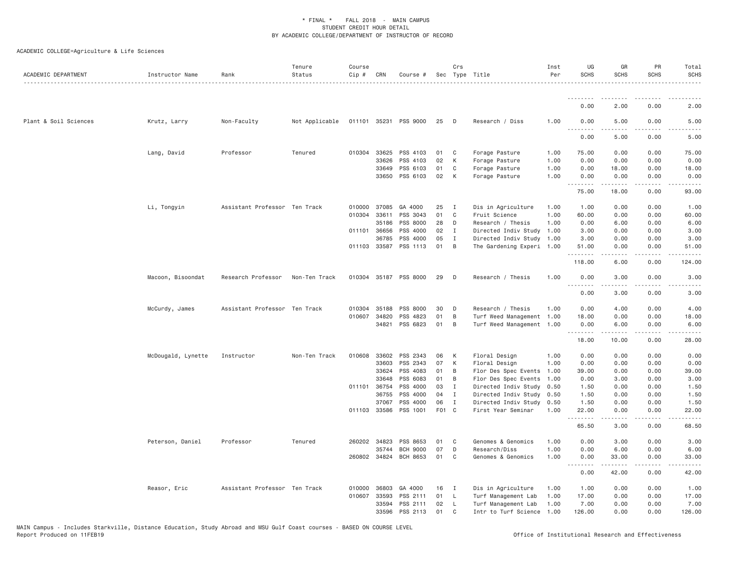* FINAL * FALL 2018 - MAIN CAMPUS
STUDENT CREDIT HOUR DETAIL
BY ACADEMIC COLLEGE/DEPARTMENT OF INSTRUCTOR OF RECORD

ACADEMIC COLLEGE=Agriculture & Life Sciences

| ACADEMIC DEPARTMENT | Instructor Name | Rank | Tenure Status | Course Cip # | CRN | Course # | Sec | Crs Type | Title | Inst Per | UG SCHS | GR SCHS | PR SCHS | Total SCHS |
|---|---|---|---|---|---|---|---|---|---|---|---|---|---|---|
| | | | | | | | | | | | 0.00 | 2.00 | 0.00 | 2.00 |
| Plant & Soil Sciences | Krutz, Larry | Non-Faculty | Not Applicable | 011101 | 35231 | PSS 9000 | 25 | D | Research / Diss | 1.00 | 0.00 | 5.00 | 0.00 | 5.00 |
| | | | | | | | | | | | 0.00 | 5.00 | 0.00 | 5.00 |
| | Lang, David | Professor | Tenured | 010304 | 33625 | PSS 4103 | 01 | C | Forage Pasture | 1.00 | 75.00 | 0.00 | 0.00 | 75.00 |
| | | | | | 33626 | PSS 4103 | 02 | K | Forage Pasture | 1.00 | 0.00 | 0.00 | 0.00 | 0.00 |
| | | | | | 33649 | PSS 6103 | 01 | C | Forage Pasture | 1.00 | 0.00 | 18.00 | 0.00 | 18.00 |
| | | | | | 33650 | PSS 6103 | 02 | K | Forage Pasture | 1.00 | 0.00 | 0.00 | 0.00 | 0.00 |
| | | | | | | | | | | | 75.00 | 18.00 | 0.00 | 93.00 |
| | Li, Tongyin | Assistant Professor | Ten Track | 010000 | 37085 | GA 4000 | 25 | I | Dis in Agriculture | 1.00 | 1.00 | 0.00 | 0.00 | 1.00 |
| | | | | 010304 | 33611 | PSS 3043 | 01 | C | Fruit Science | 1.00 | 60.00 | 0.00 | 0.00 | 60.00 |
| | | | | | 35186 | PSS 8000 | 28 | D | Research / Thesis | 1.00 | 0.00 | 6.00 | 0.00 | 6.00 |
| | | | | 011101 | 36656 | PSS 4000 | 02 | I | Directed Indiv Study | 1.00 | 3.00 | 0.00 | 0.00 | 3.00 |
| | | | | | 36785 | PSS 4000 | 05 | I | Directed Indiv Study | 1.00 | 3.00 | 0.00 | 0.00 | 3.00 |
| | | | | 011103 | 33587 | PSS 1113 | 01 | B | The Gardening Experi | 1.00 | 51.00 | 0.00 | 0.00 | 51.00 |
| | | | | | | | | | | | 118.00 | 6.00 | 0.00 | 124.00 |
| | Macoon, Bisoondat | Research Professor | Non-Ten Track | 010304 | 35187 | PSS 8000 | 29 | D | Research / Thesis | 1.00 | 0.00 | 3.00 | 0.00 | 3.00 |
| | | | | | | | | | | | 0.00 | 3.00 | 0.00 | 3.00 |
| | McCurdy, James | Assistant Professor | Ten Track | 010304 | 35188 | PSS 8000 | 30 | D | Research / Thesis | 1.00 | 0.00 | 4.00 | 0.00 | 4.00 |
| | | | | 010607 | 34820 | PSS 4823 | 01 | B | Turf Weed Management | 1.00 | 18.00 | 0.00 | 0.00 | 18.00 |
| | | | | | 34821 | PSS 6823 | 01 | B | Turf Weed Management | 1.00 | 0.00 | 6.00 | 0.00 | 6.00 |
| | | | | | | | | | | | 18.00 | 10.00 | 0.00 | 28.00 |
| | McDougald, Lynette | Instructor | Non-Ten Track | 010608 | 33602 | PSS 2343 | 06 | K | Floral Design | 1.00 | 0.00 | 0.00 | 0.00 | 0.00 |
| | | | | | 33603 | PSS 2343 | 07 | K | Floral Design | 1.00 | 0.00 | 0.00 | 0.00 | 0.00 |
| | | | | | 33624 | PSS 4083 | 01 | B | Flor Des Spec Events | 1.00 | 39.00 | 0.00 | 0.00 | 39.00 |
| | | | | | 33648 | PSS 6083 | 01 | B | Flor Des Spec Events | 1.00 | 0.00 | 3.00 | 0.00 | 3.00 |
| | | | | 011101 | 36754 | PSS 4000 | 03 | I | Directed Indiv Study | 0.50 | 1.50 | 0.00 | 0.00 | 1.50 |
| | | | | | 36755 | PSS 4000 | 04 | I | Directed Indiv Study | 0.50 | 1.50 | 0.00 | 0.00 | 1.50 |
| | | | | | 37067 | PSS 4000 | 06 | I | Directed Indiv Study | 0.50 | 1.50 | 0.00 | 0.00 | 1.50 |
| | | | | 011103 | 33586 | PSS 1001 | F01 | C | First Year Seminar | 1.00 | 22.00 | 0.00 | 0.00 | 22.00 |
| | | | | | | | | | | | 65.50 | 3.00 | 0.00 | 68.50 |
| | Peterson, Daniel | Professor | Tenured | 260202 | 34823 | PSS 8653 | 01 | C | Genomes & Genomics | 1.00 | 0.00 | 3.00 | 0.00 | 3.00 |
| | | | | | 35744 | BCH 9000 | 07 | D | Research/Diss | 1.00 | 0.00 | 6.00 | 0.00 | 6.00 |
| | | | | 260802 | 34824 | BCH 8653 | 01 | C | Genomes & Genomics | 1.00 | 0.00 | 33.00 | 0.00 | 33.00 |
| | | | | | | | | | | | 0.00 | 42.00 | 0.00 | 42.00 |
| | Reasor, Eric | Assistant Professor | Ten Track | 010000 | 36803 | GA 4000 | 16 | I | Dis in Agriculture | 1.00 | 1.00 | 0.00 | 0.00 | 1.00 |
| | | | | 010607 | 33593 | PSS 2111 | 01 | L | Turf Management Lab | 1.00 | 17.00 | 0.00 | 0.00 | 17.00 |
| | | | | | 33594 | PSS 2111 | 02 | L | Turf Management Lab | 1.00 | 7.00 | 0.00 | 0.00 | 7.00 |
| | | | | | 33596 | PSS 2113 | 01 | C | Intr to Turf Science | 1.00 | 126.00 | 0.00 | 0.00 | 126.00 |

MAIN Campus - Includes Starkville, Distance Education, Study Abroad and MSU Gulf Coast courses - BASED ON COURSE LEVEL
Report Produced on 11FEB19

Office of Institutional Research and Effectiveness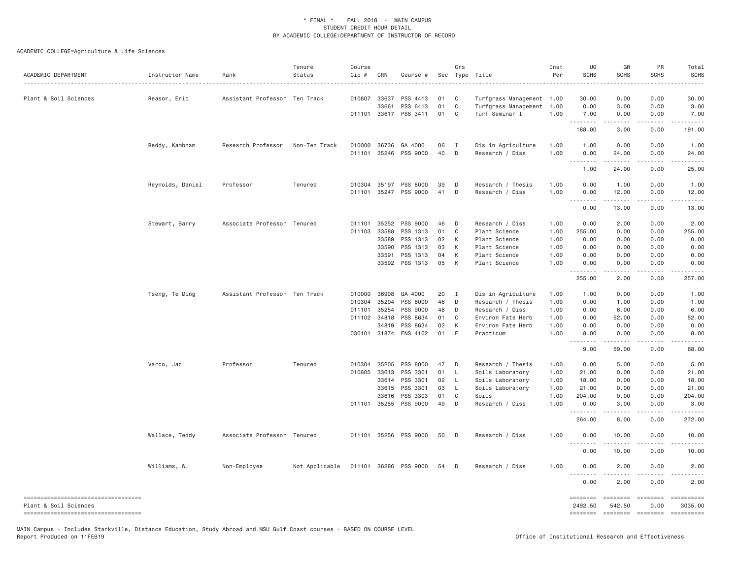\* FINAL \* FALL 2018 - MAIN CAMPUS
STUDENT CREDIT HOUR DETAIL
BY ACADEMIC COLLEGE/DEPARTMENT OF INSTRUCTOR OF RECORD

ACADEMIC COLLEGE=Agriculture & Life Sciences

| ACADEMIC DEPARTMENT | Instructor Name | Rank | Tenure Status | Course Cip # | CRN | Course # | Sec | Crs Type | Title | Inst Per | UG SCHS | GR SCHS | PR SCHS | Total SCHS |
|---|---|---|---|---|---|---|---|---|---|---|---|---|---|---|
| Plant & Soil Sciences | Reasor, Eric | Assistant Professor | Ten Track | 010607 | 33637 | PSS 4413 | 01 | C | Turfgrass Management | 1.00 | 30.00 | 0.00 | 0.00 | 30.00 |
| | | | | | 33661 | PSS 6413 | 01 | C | Turfgrass Management | 1.00 | 0.00 | 3.00 | 0.00 | 3.00 |
| | | | | 011101 | 33617 | PSS 3411 | 01 | C | Turf Seminar I | 1.00 | 7.00 | 0.00 | 0.00 | 7.00 |
| | | | | | | | | | | | 188.00 | 3.00 | 0.00 | 191.00 |
| | Reddy, Kambham | Research Professor | Non-Ten Track | 010000 | 36736 | GA 4000 | 06 | I | Dis in Agriculture | 1.00 | 1.00 | 0.00 | 0.00 | 1.00 |
| | | | | 011101 | 35246 | PSS 9000 | 40 | D | Research / Diss | 1.00 | 0.00 | 24.00 | 0.00 | 24.00 |
| | | | | | | | | | | | 1.00 | 24.00 | 0.00 | 25.00 |
| | Reynolds, Daniel | Professor | Tenured | 010304 | 35197 | PSS 8000 | 39 | D | Research / Thesis | 1.00 | 0.00 | 1.00 | 0.00 | 1.00 |
| | | | | 011101 | 35247 | PSS 9000 | 41 | D | Research / Diss | 1.00 | 0.00 | 12.00 | 0.00 | 12.00 |
| | | | | | | | | | | | 0.00 | 13.00 | 0.00 | 13.00 |
| | Stewart, Barry | Associate Professor | Tenured | 011101 | 35252 | PSS 9000 | 46 | D | Research / Diss | 1.00 | 0.00 | 2.00 | 0.00 | 2.00 |
| | | | | 011103 | 33588 | PSS 1313 | 01 | C | Plant Science | 1.00 | 255.00 | 0.00 | 0.00 | 255.00 |
| | | | | | 33589 | PSS 1313 | 02 | K | Plant Science | 1.00 | 0.00 | 0.00 | 0.00 | 0.00 |
| | | | | | 33590 | PSS 1313 | 03 | K | Plant Science | 1.00 | 0.00 | 0.00 | 0.00 | 0.00 |
| | | | | | 33591 | PSS 1313 | 04 | K | Plant Science | 1.00 | 0.00 | 0.00 | 0.00 | 0.00 |
| | | | | | 33592 | PSS 1313 | 05 | K | Plant Science | 1.00 | 0.00 | 0.00 | 0.00 | 0.00 |
| | | | | | | | | | | | 255.00 | 2.00 | 0.00 | 257.00 |
| | Tseng, Te Ming | Assistant Professor | Ten Track | 010000 | 36908 | GA 4000 | 20 | I | Dis in Agriculture | 1.00 | 1.00 | 0.00 | 0.00 | 1.00 |
| | | | | 010304 | 35204 | PSS 8000 | 46 | D | Research / Thesis | 1.00 | 0.00 | 1.00 | 0.00 | 1.00 |
| | | | | 011101 | 35254 | PSS 9000 | 48 | D | Research / Diss | 1.00 | 0.00 | 6.00 | 0.00 | 6.00 |
| | | | | 011102 | 34818 | PSS 8634 | 01 | C | Environ Fate Herb | 1.00 | 0.00 | 52.00 | 0.00 | 52.00 |
| | | | | | 34819 | PSS 8634 | 02 | K | Environ Fate Herb | 1.00 | 0.00 | 0.00 | 0.00 | 0.00 |
| | | | | 030101 | 31874 | ENS 4102 | 01 | E | Practicum | 1.00 | 8.00 | 0.00 | 0.00 | 8.00 |
| | | | | | | | | | | | 9.00 | 59.00 | 0.00 | 68.00 |
| | Varco, Jac | Professor | Tenured | 010304 | 35205 | PSS 8000 | 47 | D | Research / Thesis | 1.00 | 0.00 | 5.00 | 0.00 | 5.00 |
| | | | | 010605 | 33613 | PSS 3301 | 01 | L | Soils Laboratory | 1.00 | 21.00 | 0.00 | 0.00 | 21.00 |
| | | | | | 33614 | PSS 3301 | 02 | L | Soils Laboratory | 1.00 | 18.00 | 0.00 | 0.00 | 18.00 |
| | | | | | 33615 | PSS 3301 | 03 | L | Soils Laboratory | 1.00 | 21.00 | 0.00 | 0.00 | 21.00 |
| | | | | | 33616 | PSS 3303 | 01 | C | Soils | 1.00 | 204.00 | 0.00 | 0.00 | 204.00 |
| | | | | 011101 | 35255 | PSS 9000 | 49 | D | Research / Diss | 1.00 | 0.00 | 3.00 | 0.00 | 3.00 |
| | | | | | | | | | | | 264.00 | 8.00 | 0.00 | 272.00 |
| | Wallace, Teddy | Associate Professor | Tenured | 011101 | 35256 | PSS 9000 | 50 | D | Research / Diss | 1.00 | 0.00 | 10.00 | 0.00 | 10.00 |
| | | | | | | | | | | | 0.00 | 10.00 | 0.00 | 10.00 |
| | Williams, W. | Non-Employee | Not Applicable | 011101 | 36286 | PSS 9000 | 54 | D | Research / Diss | 1.00 | 0.00 | 2.00 | 0.00 | 2.00 |
| | | | | | | | | | | | 0.00 | 2.00 | 0.00 | 2.00 |
| Plant & Soil Sciences | | | | | | | | | | | 2492.50 | 542.50 | 0.00 | 3035.00 |

MAIN Campus - Includes Starkville, Distance Education, Study Abroad and MSU Gulf Coast courses - BASED ON COURSE LEVEL
Report Produced on 11FEB19 Office of Institutional Research and Effectiveness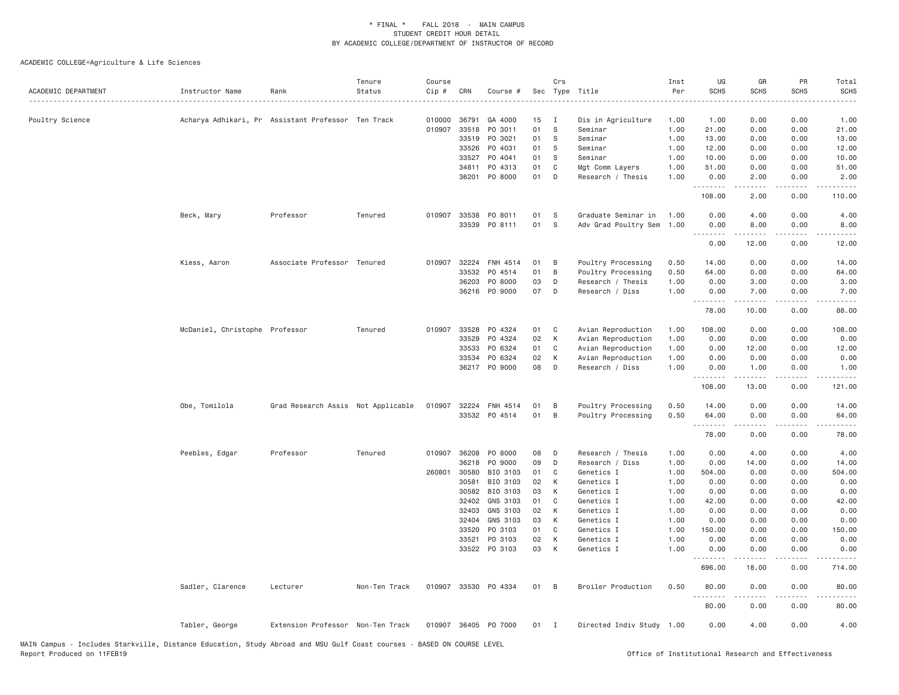\* FINAL \* FALL 2018 - MAIN CAMPUS
STUDENT CREDIT HOUR DETAIL
BY ACADEMIC COLLEGE/DEPARTMENT OF INSTRUCTOR OF RECORD

ACADEMIC COLLEGE=Agriculture & Life Sciences

| ACADEMIC DEPARTMENT | Instructor Name | Rank | Tenure Status | Course Cip # | CRN | Course # | Sec | Crs Type | Title | Inst Per | UG SCHS | GR SCHS | PR SCHS | Total SCHS |
|---|---|---|---|---|---|---|---|---|---|---|---|---|---|---|
| Poultry Science | Acharya Adhikari, Pr | Assistant Professor | Ten Track | 010000 | 36791 | GA 4000 | 15 | I | Dis in Agriculture | 1.00 | 1.00 | 0.00 | 0.00 | 1.00 |
| | | | | 010907 | 33518 | PO 3011 | 01 | S | Seminar | 1.00 | 21.00 | 0.00 | 0.00 | 21.00 |
| | | | | | 33519 | PO 3021 | 01 | S | Seminar | 1.00 | 13.00 | 0.00 | 0.00 | 13.00 |
| | | | | | 33526 | PO 4031 | 01 | S | Seminar | 1.00 | 12.00 | 0.00 | 0.00 | 12.00 |
| | | | | | 33527 | PO 4041 | 01 | S | Seminar | 1.00 | 10.00 | 0.00 | 0.00 | 10.00 |
| | | | | | 34811 | PO 4313 | 01 | C | Mgt Comm Layers | 1.00 | 51.00 | 0.00 | 0.00 | 51.00 |
| | | | | | 36201 | PO 8000 | 01 | D | Research / Thesis | 1.00 | 0.00 | 2.00 | 0.00 | 2.00 |
| | | | | | | | | | | | 108.00 | 2.00 | 0.00 | 110.00 |
| | Beck, Mary | Professor | Tenured | 010907 | 33538 | PO 8011 | 01 | S | Graduate Seminar in | 1.00 | 0.00 | 4.00 | 0.00 | 4.00 |
| | | | | | 33539 | PO 8111 | 01 | S | Adv Grad Poultry Sem | 1.00 | 0.00 | 8.00 | 0.00 | 8.00 |
| | | | | | | | | | | | 0.00 | 12.00 | 0.00 | 12.00 |
| | Kiess, Aaron | Associate Professor | Tenured | 010907 | 32224 | FNH 4514 | 01 | B | Poultry Processing | 0.50 | 14.00 | 0.00 | 0.00 | 14.00 |
| | | | | | 33532 | PO 4514 | 01 | B | Poultry Processing | 0.50 | 64.00 | 0.00 | 0.00 | 64.00 |
| | | | | | 36203 | PO 8000 | 03 | D | Research / Thesis | 1.00 | 0.00 | 3.00 | 0.00 | 3.00 |
| | | | | | 36216 | PO 9000 | 07 | D | Research / Diss | 1.00 | 0.00 | 7.00 | 0.00 | 7.00 |
| | | | | | | | | | | | 78.00 | 10.00 | 0.00 | 88.00 |
| | McDaniel, Christophe | Professor | Tenured | 010907 | 33528 | PO 4324 | 01 | C | Avian Reproduction | 1.00 | 108.00 | 0.00 | 0.00 | 108.00 |
| | | | | | 33529 | PO 4324 | 02 | K | Avian Reproduction | 1.00 | 0.00 | 0.00 | 0.00 | 0.00 |
| | | | | | 33533 | PO 6324 | 01 | C | Avian Reproduction | 1.00 | 0.00 | 12.00 | 0.00 | 12.00 |
| | | | | | 33534 | PO 6324 | 02 | K | Avian Reproduction | 1.00 | 0.00 | 0.00 | 0.00 | 0.00 |
| | | | | | 36217 | PO 9000 | 08 | D | Research / Diss | 1.00 | 0.00 | 1.00 | 0.00 | 1.00 |
| | | | | | | | | | | | 108.00 | 13.00 | 0.00 | 121.00 |
| | Obe, Tomilola | Grad Research Assis | Not Applicable | 010907 | 32224 | FNH 4514 | 01 | B | Poultry Processing | 0.50 | 14.00 | 0.00 | 0.00 | 14.00 |
| | | | | | 33532 | PO 4514 | 01 | B | Poultry Processing | 0.50 | 64.00 | 0.00 | 0.00 | 64.00 |
| | | | | | | | | | | | 78.00 | 0.00 | 0.00 | 78.00 |
| | Peebles, Edgar | Professor | Tenured | 010907 | 36208 | PO 8000 | 08 | D | Research / Thesis | 1.00 | 0.00 | 4.00 | 0.00 | 4.00 |
| | | | | | 36218 | PO 9000 | 09 | D | Research / Diss | 1.00 | 0.00 | 14.00 | 0.00 | 14.00 |
| | | | | 260801 | 30580 | BIO 3103 | 01 | C | Genetics I | 1.00 | 504.00 | 0.00 | 0.00 | 504.00 |
| | | | | | 30581 | BIO 3103 | 02 | K | Genetics I | 1.00 | 0.00 | 0.00 | 0.00 | 0.00 |
| | | | | | 30582 | BIO 3103 | 03 | K | Genetics I | 1.00 | 0.00 | 0.00 | 0.00 | 0.00 |
| | | | | | 32402 | GNS 3103 | 01 | C | Genetics I | 1.00 | 42.00 | 0.00 | 0.00 | 42.00 |
| | | | | | 32403 | GNS 3103 | 02 | K | Genetics I | 1.00 | 0.00 | 0.00 | 0.00 | 0.00 |
| | | | | | 32404 | GNS 3103 | 03 | K | Genetics I | 1.00 | 0.00 | 0.00 | 0.00 | 0.00 |
| | | | | | 33520 | PO 3103 | 01 | C | Genetics I | 1.00 | 150.00 | 0.00 | 0.00 | 150.00 |
| | | | | | 33521 | PO 3103 | 02 | K | Genetics I | 1.00 | 0.00 | 0.00 | 0.00 | 0.00 |
| | | | | | 33522 | PO 3103 | 03 | K | Genetics I | 1.00 | 0.00 | 0.00 | 0.00 | 0.00 |
| | | | | | | | | | | | 696.00 | 18.00 | 0.00 | 714.00 |
| | Sadler, Clarence | Lecturer | Non-Ten Track | 010907 | 33530 | PO 4334 | 01 | B | Broiler Production | 0.50 | 80.00 | 0.00 | 0.00 | 80.00 |
| | | | | | | | | | | | 80.00 | 0.00 | 0.00 | 80.00 |
| | Tabler, George | Extension Professor | Non-Ten Track | 010907 | 36405 | PO 7000 | 01 | I | Directed Indiv Study | 1.00 | 0.00 | 4.00 | 0.00 | 4.00 |

MAIN Campus - Includes Starkville, Distance Education, Study Abroad and MSU Gulf Coast courses - BASED ON COURSE LEVEL
Report Produced on 11FEB19 Office of Institutional Research and Effectiveness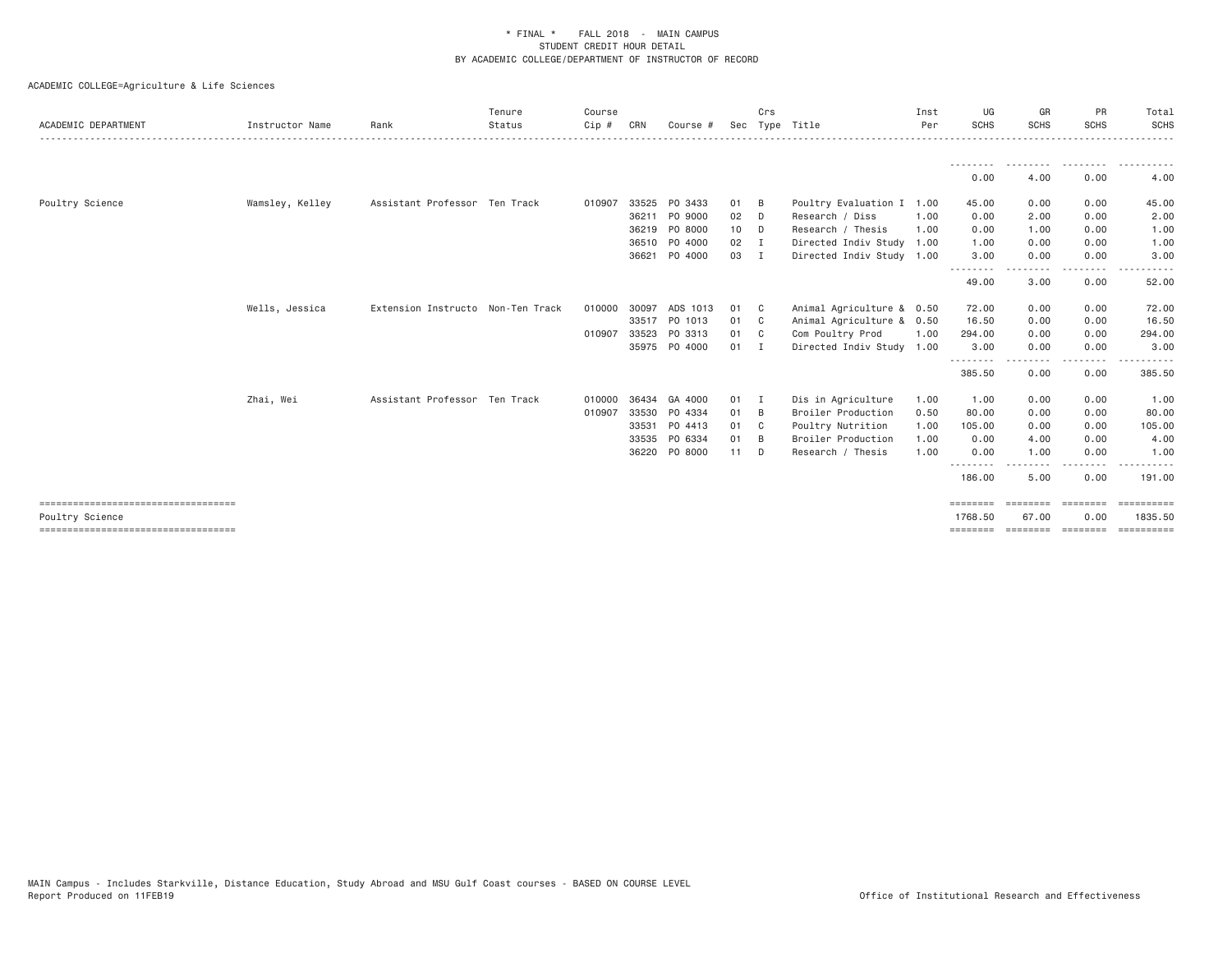\* FINAL \* FALL 2018 - MAIN CAMPUS
STUDENT CREDIT HOUR DETAIL
BY ACADEMIC COLLEGE/DEPARTMENT OF INSTRUCTOR OF RECORD

ACADEMIC COLLEGE=Agriculture & Life Sciences

| ACADEMIC DEPARTMENT | Instructor Name | Rank | Tenure Status | Course Cip # | CRN | Course # | Sec | Crs Type | Title | Inst Per | UG SCHS | GR SCHS | PR SCHS | Total SCHS |
|---|---|---|---|---|---|---|---|---|---|---|---|---|---|---|
| | | | | | | | | | | | 0.00 | 4.00 | 0.00 | 4.00 |
| Poultry Science | Wamsley, Kelley | Assistant Professor | Ten Track | 010907 | 33525 | PO 3433 | 01 | B | Poultry Evaluation I | 1.00 | 45.00 | 0.00 | 0.00 | 45.00 |
| | | | | | 36211 | PO 9000 | 02 | D | Research / Diss | 1.00 | 0.00 | 2.00 | 0.00 | 2.00 |
| | | | | | 36219 | PO 8000 | 10 | D | Research / Thesis | 1.00 | 0.00 | 1.00 | 0.00 | 1.00 |
| | | | | | 36510 | PO 4000 | 02 | I | Directed Indiv Study | 1.00 | 1.00 | 0.00 | 0.00 | 1.00 |
| | | | | | 36621 | PO 4000 | 03 | I | Directed Indiv Study | 1.00 | 3.00 | 0.00 | 0.00 | 3.00 |
| | | | | | | | | | | | 49.00 | 3.00 | 0.00 | 52.00 |
| | Wells, Jessica | Extension Instructo | Non-Ten Track | 010000 | 30097 | ADS 1013 | 01 | C | Animal Agriculture & | 0.50 | 72.00 | 0.00 | 0.00 | 72.00 |
| | | | | | 33517 | PO 1013 | 01 | C | Animal Agriculture & | 0.50 | 16.50 | 0.00 | 0.00 | 16.50 |
| | | | | 010907 | 33523 | PO 3313 | 01 | C | Com Poultry Prod | 1.00 | 294.00 | 0.00 | 0.00 | 294.00 |
| | | | | | 35975 | PO 4000 | 01 | I | Directed Indiv Study | 1.00 | 3.00 | 0.00 | 0.00 | 3.00 |
| | | | | | | | | | | | 385.50 | 0.00 | 0.00 | 385.50 |
| | Zhai, Wei | Assistant Professor | Ten Track | 010000 | 36434 | GA 4000 | 01 | I | Dis in Agriculture | 1.00 | 1.00 | 0.00 | 0.00 | 1.00 |
| | | | | 010907 | 33530 | PO 4334 | 01 | B | Broiler Production | 0.50 | 80.00 | 0.00 | 0.00 | 80.00 |
| | | | | | 33531 | PO 4413 | 01 | C | Poultry Nutrition | 1.00 | 105.00 | 0.00 | 0.00 | 105.00 |
| | | | | | 33535 | PO 6334 | 01 | B | Broiler Production | 1.00 | 0.00 | 4.00 | 0.00 | 4.00 |
| | | | | | 36220 | PO 8000 | 11 | D | Research / Thesis | 1.00 | 0.00 | 1.00 | 0.00 | 1.00 |
| | | | | | | | | | | | 186.00 | 5.00 | 0.00 | 191.00 |
| Poultry Science | | | | | | | | | | | 1768.50 | 67.00 | 0.00 | 1835.50 |

MAIN Campus - Includes Starkville, Distance Education, Study Abroad and MSU Gulf Coast courses - BASED ON COURSE LEVEL
Report Produced on 11FEB19 — Office of Institutional Research and Effectiveness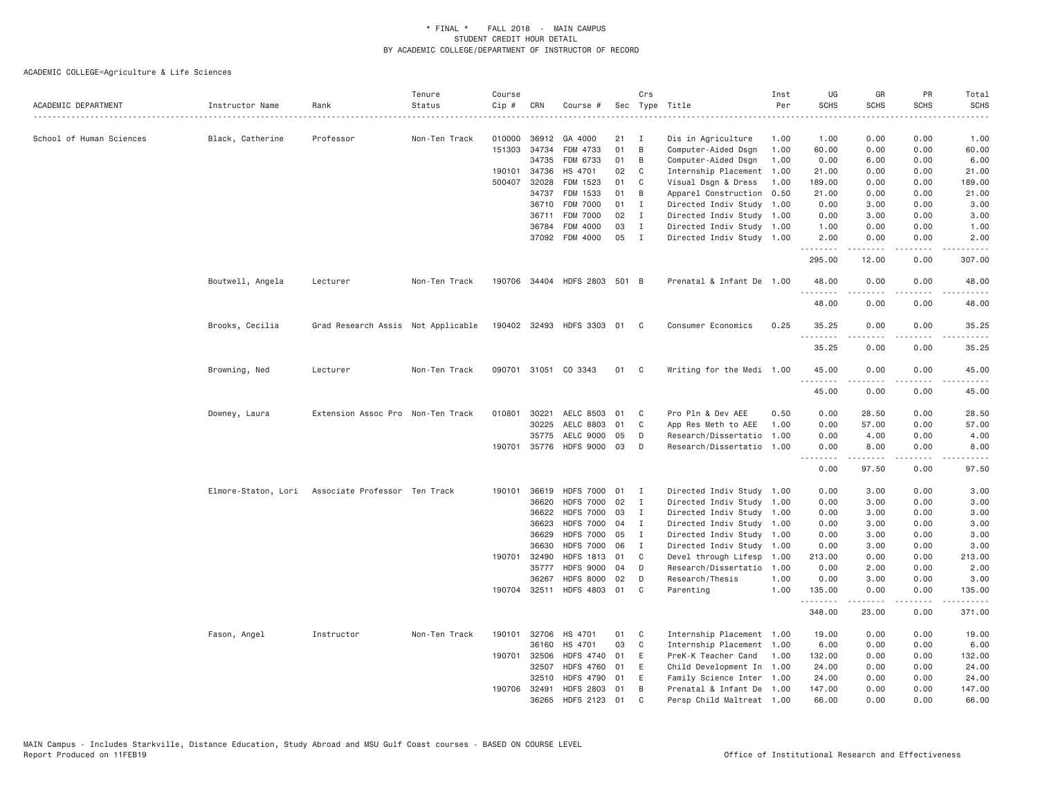\* FINAL \* FALL 2018 - MAIN CAMPUS
STUDENT CREDIT HOUR DETAIL
BY ACADEMIC COLLEGE/DEPARTMENT OF INSTRUCTOR OF RECORD

ACADEMIC COLLEGE=Agriculture & Life Sciences

| ACADEMIC DEPARTMENT | Instructor Name | Rank | Tenure Status | Course Cip # | CRN | Course # | Sec | Crs Type | Title | Inst Per | UG SCHS | GR SCHS | PR SCHS | Total SCHS |
|---|---|---|---|---|---|---|---|---|---|---|---|---|---|---|
| School of Human Sciences | Black, Catherine | Professor | Non-Ten Track | 010000 | 36912 | GA 4000 | 21 | I | Dis in Agriculture | 1.00 | 1.00 | 0.00 | 0.00 | 1.00 |
| | | | | 151303 | 34734 | FDM 4733 | 01 | B | Computer-Aided Dsgn | 1.00 | 60.00 | 0.00 | 0.00 | 60.00 |
| | | | | | 34735 | FDM 6733 | 01 | B | Computer-Aided Dsgn | 1.00 | 0.00 | 6.00 | 0.00 | 6.00 |
| | | | | 190101 | 34736 | HS 4701 | 02 | C | Internship Placement | 1.00 | 21.00 | 0.00 | 0.00 | 21.00 |
| | | | | 500407 | 32028 | FDM 1523 | 01 | C | Visual Dsgn & Dress | 1.00 | 189.00 | 0.00 | 0.00 | 189.00 |
| | | | | | 34737 | FDM 1533 | 01 | B | Apparel Construction | 0.50 | 21.00 | 0.00 | 0.00 | 21.00 |
| | | | | | 36710 | FDM 7000 | 01 | I | Directed Indiv Study | 1.00 | 0.00 | 3.00 | 0.00 | 3.00 |
| | | | | | 36711 | FDM 7000 | 02 | I | Directed Indiv Study | 1.00 | 0.00 | 3.00 | 0.00 | 3.00 |
| | | | | | 36784 | FDM 4000 | 03 | I | Directed Indiv Study | 1.00 | 1.00 | 0.00 | 0.00 | 1.00 |
| | | | | | 37092 | FDM 4000 | 05 | I | Directed Indiv Study | 1.00 | 2.00 | 0.00 | 0.00 | 2.00 |
| | | | | | | | | | | | 295.00 | 12.00 | 0.00 | 307.00 |
| | Boutwell, Angela | Lecturer | Non-Ten Track | 190706 | 34404 | HDFS 2803 | 501 | B | Prenatal & Infant De | 1.00 | 48.00 | 0.00 | 0.00 | 48.00 |
| | | | | | | | | | | | 48.00 | 0.00 | 0.00 | 48.00 |
| | Brooks, Cecilia | Grad Research Assis | Not Applicable | 190402 | 32493 | HDFS 3303 | 01 | C | Consumer Economics | 0.25 | 35.25 | 0.00 | 0.00 | 35.25 |
| | | | | | | | | | | | 35.25 | 0.00 | 0.00 | 35.25 |
| | Browning, Ned | Lecturer | Non-Ten Track | 090701 | 31051 | CO 3343 | 01 | C | Writing for the Medi | 1.00 | 45.00 | 0.00 | 0.00 | 45.00 |
| | | | | | | | | | | | 45.00 | 0.00 | 0.00 | 45.00 |
| | Downey, Laura | Extension Assoc Pro | Non-Ten Track | 010801 | 30221 | AELC 8503 | 01 | C | Pro Pln & Dev AEE | 0.50 | 0.00 | 28.50 | 0.00 | 28.50 |
| | | | | | 30225 | AELC 8803 | 01 | C | App Res Meth to AEE | 1.00 | 0.00 | 57.00 | 0.00 | 57.00 |
| | | | | | 35775 | AELC 9000 | 05 | D | Research/Dissertatio | 1.00 | 0.00 | 4.00 | 0.00 | 4.00 |
| | | | | 190701 | 35776 | HDFS 9000 | 03 | D | Research/Dissertatio | 1.00 | 0.00 | 8.00 | 0.00 | 8.00 |
| | | | | | | | | | | | 0.00 | 97.50 | 0.00 | 97.50 |
| | Elmore-Staton, Lori | Associate Professor | Ten Track | 190101 | 36619 | HDFS 7000 | 01 | I | Directed Indiv Study | 1.00 | 0.00 | 3.00 | 0.00 | 3.00 |
| | | | | | 36620 | HDFS 7000 | 02 | I | Directed Indiv Study | 1.00 | 0.00 | 3.00 | 0.00 | 3.00 |
| | | | | | 36622 | HDFS 7000 | 03 | I | Directed Indiv Study | 1.00 | 0.00 | 3.00 | 0.00 | 3.00 |
| | | | | | 36623 | HDFS 7000 | 04 | I | Directed Indiv Study | 1.00 | 0.00 | 3.00 | 0.00 | 3.00 |
| | | | | | 36629 | HDFS 7000 | 05 | I | Directed Indiv Study | 1.00 | 0.00 | 3.00 | 0.00 | 3.00 |
| | | | | | 36630 | HDFS 7000 | 06 | I | Directed Indiv Study | 1.00 | 0.00 | 3.00 | 0.00 | 3.00 |
| | | | | 190701 | 32490 | HDFS 1813 | 01 | C | Devel through Lifesp | 1.00 | 213.00 | 0.00 | 0.00 | 213.00 |
| | | | | | 35777 | HDFS 9000 | 04 | D | Research/Dissertatio | 1.00 | 0.00 | 2.00 | 0.00 | 2.00 |
| | | | | | 36267 | HDFS 8000 | 02 | D | Research/Thesis | 1.00 | 0.00 | 3.00 | 0.00 | 3.00 |
| | | | | 190704 | 32511 | HDFS 4803 | 01 | C | Parenting | 1.00 | 135.00 | 0.00 | 0.00 | 135.00 |
| | | | | | | | | | | | 348.00 | 23.00 | 0.00 | 371.00 |
| | Fason, Angel | Instructor | Non-Ten Track | 190101 | 32706 | HS 4701 | 01 | C | Internship Placement | 1.00 | 19.00 | 0.00 | 0.00 | 19.00 |
| | | | | | 36160 | HS 4701 | 03 | C | Internship Placement | 1.00 | 6.00 | 0.00 | 0.00 | 6.00 |
| | | | | 190701 | 32506 | HDFS 4740 | 01 | E | PreK-K Teacher Cand | 1.00 | 132.00 | 0.00 | 0.00 | 132.00 |
| | | | | | 32507 | HDFS 4760 | 01 | E | Child Development In | 1.00 | 24.00 | 0.00 | 0.00 | 24.00 |
| | | | | | 32510 | HDFS 4790 | 01 | E | Family Science Inter | 1.00 | 24.00 | 0.00 | 0.00 | 24.00 |
| | | | | 190706 | 32491 | HDFS 2803 | 01 | B | Prenatal & Infant De | 1.00 | 147.00 | 0.00 | 0.00 | 147.00 |
| | | | | | 36265 | HDFS 2123 | 01 | C | Persp Child Maltreat | 1.00 | 66.00 | 0.00 | 0.00 | 66.00 |

MAIN Campus - Includes Starkville, Distance Education, Study Abroad and MSU Gulf Coast courses - BASED ON COURSE LEVEL
Report Produced on 11FEB19 Office of Institutional Research and Effectiveness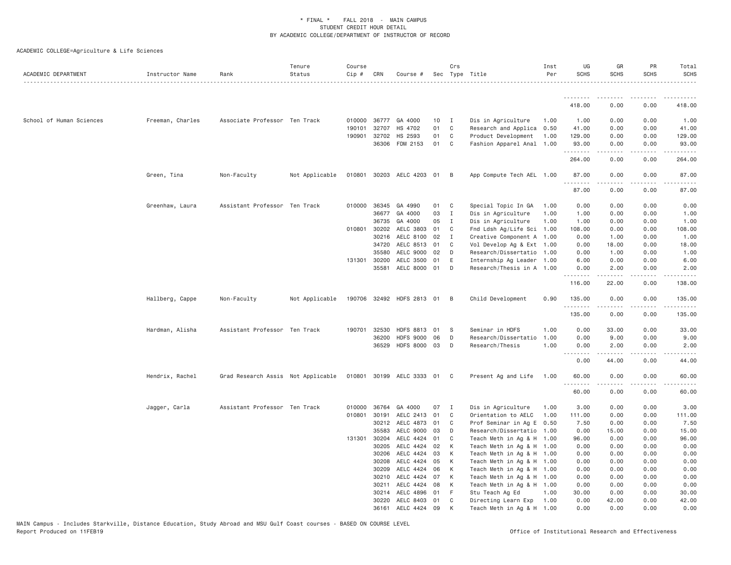\* FINAL \* FALL 2018 - MAIN CAMPUS
STUDENT CREDIT HOUR DETAIL
BY ACADEMIC COLLEGE/DEPARTMENT OF INSTRUCTOR OF RECORD

ACADEMIC COLLEGE=Agriculture & Life Sciences

| ACADEMIC DEPARTMENT | Instructor Name | Rank | Tenure Status | Course Cip # | CRN | Course # | Sec | Crs Type | Title | Inst Per | UG SCHS | GR SCHS | PR SCHS | Total SCHS |
|---|---|---|---|---|---|---|---|---|---|---|---|---|---|---|
| | | | | | | | | | | | 418.00 | 0.00 | 0.00 | 418.00 |
| School of Human Sciences | Freeman, Charles | Associate Professor | Ten Track | 010000 | 36777 | GA 4000 | 10 | I | Dis in Agriculture | 1.00 | 1.00 | 0.00 | 0.00 | 1.00 |
| | | | | 190101 | 32707 | HS 4702 | 01 | C | Research and Applica | 0.50 | 41.00 | 0.00 | 0.00 | 41.00 |
| | | | | 190901 | 32702 | HS 2593 | 01 | C | Product Development | 1.00 | 129.00 | 0.00 | 0.00 | 129.00 |
| | | | | | 36306 | FDM 2153 | 01 | C | Fashion Apparel Anal | 1.00 | 93.00 | 0.00 | 0.00 | 93.00 |
| | | | | | | | | | | | 264.00 | 0.00 | 0.00 | 264.00 |
| | Green, Tina | Non-Faculty | Not Applicable | 010801 | 30203 | AELC 4203 | 01 | B | App Compute Tech AEL | 1.00 | 87.00 | 0.00 | 0.00 | 87.00 |
| | | | | | | | | | | | 87.00 | 0.00 | 0.00 | 87.00 |
| | Greenhaw, Laura | Assistant Professor | Ten Track | 010000 | 36345 | GA 4990 | 01 | C | Special Topic In GA | 1.00 | 0.00 | 0.00 | 0.00 | 0.00 |
| | | | | | 36677 | GA 4000 | 03 | I | Dis in Agriculture | 1.00 | 1.00 | 0.00 | 0.00 | 1.00 |
| | | | | | 36735 | GA 4000 | 05 | I | Dis in Agriculture | 1.00 | 1.00 | 0.00 | 0.00 | 1.00 |
| | | | | 010801 | 30202 | AELC 3803 | 01 | C | Fnd Ldsh Ag/Life Sci | 1.00 | 108.00 | 0.00 | 0.00 | 108.00 |
| | | | | | 30216 | AELC 8100 | 02 | I | Creative Component A | 1.00 | 0.00 | 1.00 | 0.00 | 1.00 |
| | | | | | 34720 | AELC 8513 | 01 | C | Vol Develop Ag & Ext | 1.00 | 0.00 | 18.00 | 0.00 | 18.00 |
| | | | | | 35580 | AELC 9000 | 02 | D | Research/Dissertatio | 1.00 | 0.00 | 1.00 | 0.00 | 1.00 |
| | | | | 131301 | 30200 | AELC 3500 | 01 | E | Internship Ag Leader | 1.00 | 6.00 | 0.00 | 0.00 | 6.00 |
| | | | | | 35581 | AELC 8000 | 01 | D | Research/Thesis in A | 1.00 | 0.00 | 2.00 | 0.00 | 2.00 |
| | | | | | | | | | | | 116.00 | 22.00 | 0.00 | 138.00 |
| | Hallberg, Cappe | Non-Faculty | Not Applicable | 190706 | 32492 | HDFS 2813 | 01 | B | Child Development | 0.90 | 135.00 | 0.00 | 0.00 | 135.00 |
| | | | | | | | | | | | 135.00 | 0.00 | 0.00 | 135.00 |
| | Hardman, Alisha | Assistant Professor | Ten Track | 190701 | 32530 | HDFS 8813 | 01 | S | Seminar in HDFS | 1.00 | 0.00 | 33.00 | 0.00 | 33.00 |
| | | | | | 36200 | HDFS 9000 | 06 | D | Research/Dissertatio | 1.00 | 0.00 | 9.00 | 0.00 | 9.00 |
| | | | | | 36529 | HDFS 8000 | 03 | D | Research/Thesis | 1.00 | 0.00 | 2.00 | 0.00 | 2.00 |
| | | | | | | | | | | | 0.00 | 44.00 | 0.00 | 44.00 |
| | Hendrix, Rachel | Grad Research Assis | Not Applicable | 010801 | 30199 | AELC 3333 | 01 | C | Present Ag and Life | 1.00 | 60.00 | 0.00 | 0.00 | 60.00 |
| | | | | | | | | | | | 60.00 | 0.00 | 0.00 | 60.00 |
| | Jagger, Carla | Assistant Professor | Ten Track | 010000 | 36764 | GA 4000 | 07 | I | Dis in Agriculture | 1.00 | 3.00 | 0.00 | 0.00 | 3.00 |
| | | | | 010801 | 30191 | AELC 2413 | 01 | C | Orientation to AELC | 1.00 | 111.00 | 0.00 | 0.00 | 111.00 |
| | | | | | 30212 | AELC 4873 | 01 | C | Prof Seminar in Ag E | 0.50 | 7.50 | 0.00 | 0.00 | 7.50 |
| | | | | | 35583 | AELC 9000 | 03 | D | Research/Dissertatio | 1.00 | 0.00 | 15.00 | 0.00 | 15.00 |
| | | | | 131301 | 30204 | AELC 4424 | 01 | C | Teach Meth in Ag & H | 1.00 | 96.00 | 0.00 | 0.00 | 96.00 |
| | | | | | 30205 | AELC 4424 | 02 | K | Teach Meth in Ag & H | 1.00 | 0.00 | 0.00 | 0.00 | 0.00 |
| | | | | | 30206 | AELC 4424 | 03 | K | Teach Meth in Ag & H | 1.00 | 0.00 | 0.00 | 0.00 | 0.00 |
| | | | | | 30208 | AELC 4424 | 05 | K | Teach Meth in Ag & H | 1.00 | 0.00 | 0.00 | 0.00 | 0.00 |
| | | | | | 30209 | AELC 4424 | 06 | K | Teach Meth in Ag & H | 1.00 | 0.00 | 0.00 | 0.00 | 0.00 |
| | | | | | 30210 | AELC 4424 | 07 | K | Teach Meth in Ag & H | 1.00 | 0.00 | 0.00 | 0.00 | 0.00 |
| | | | | | 30211 | AELC 4424 | 08 | K | Teach Meth in Ag & H | 1.00 | 0.00 | 0.00 | 0.00 | 0.00 |
| | | | | | 30214 | AELC 4896 | 01 | F | Stu Teach Ag Ed | 1.00 | 30.00 | 0.00 | 0.00 | 30.00 |
| | | | | | 30220 | AELC 8403 | 01 | C | Directing Learn Exp | 1.00 | 0.00 | 42.00 | 0.00 | 42.00 |
| | | | | | 36161 | AELC 4424 | 09 | K | Teach Meth in Ag & H | 1.00 | 0.00 | 0.00 | 0.00 | 0.00 |

MAIN Campus - Includes Starkville, Distance Education, Study Abroad and MSU Gulf Coast courses - BASED ON COURSE LEVEL
Report Produced on 11FEB19 Office of Institutional Research and Effectiveness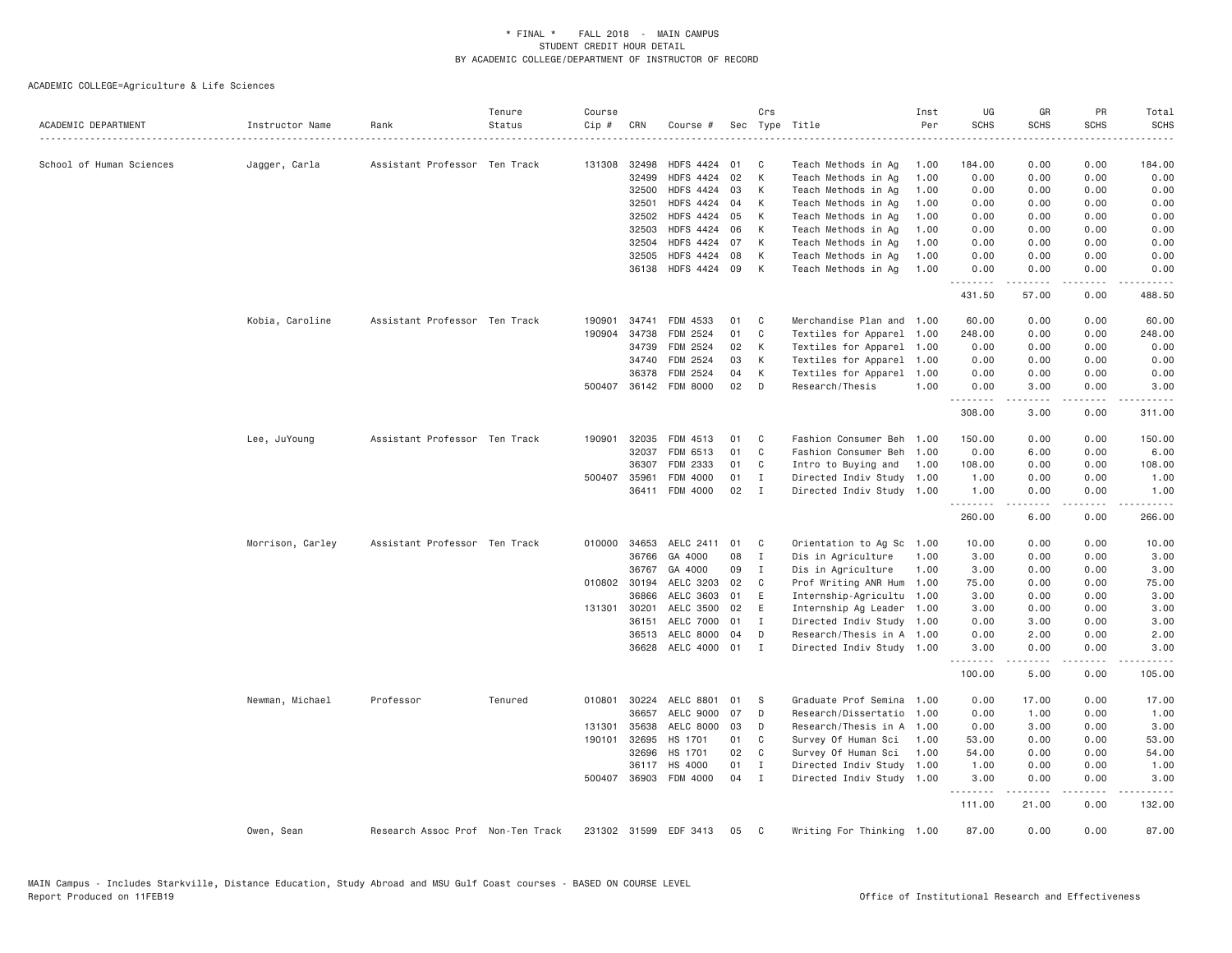# * FINAL * FALL 2018 - MAIN CAMPUS
## STUDENT CREDIT HOUR DETAIL
## BY ACADEMIC COLLEGE/DEPARTMENT OF INSTRUCTOR OF RECORD

ACADEMIC COLLEGE=Agriculture & Life Sciences

| ACADEMIC DEPARTMENT | Instructor Name | Rank | Tenure Status | Course Cip # | CRN | Course # | Sec | Crs Type | Title | Inst Per | UG SCHS | GR SCHS | PR SCHS | Total SCHS |
|---|---|---|---|---|---|---|---|---|---|---|---|---|---|---|
| School of Human Sciences | Jagger, Carla | Assistant Professor | Ten Track | 131308 | 32498 | HDFS 4424 | 01 | C | Teach Methods in Ag | 1.00 | 184.00 | 0.00 | 0.00 | 184.00 |
| | | | | | 32499 | HDFS 4424 | 02 | K | Teach Methods in Ag | 1.00 | 0.00 | 0.00 | 0.00 | 0.00 |
| | | | | | 32500 | HDFS 4424 | 03 | K | Teach Methods in Ag | 1.00 | 0.00 | 0.00 | 0.00 | 0.00 |
| | | | | | 32501 | HDFS 4424 | 04 | K | Teach Methods in Ag | 1.00 | 0.00 | 0.00 | 0.00 | 0.00 |
| | | | | | 32502 | HDFS 4424 | 05 | K | Teach Methods in Ag | 1.00 | 0.00 | 0.00 | 0.00 | 0.00 |
| | | | | | 32503 | HDFS 4424 | 06 | K | Teach Methods in Ag | 1.00 | 0.00 | 0.00 | 0.00 | 0.00 |
| | | | | | 32504 | HDFS 4424 | 07 | K | Teach Methods in Ag | 1.00 | 0.00 | 0.00 | 0.00 | 0.00 |
| | | | | | 32505 | HDFS 4424 | 08 | K | Teach Methods in Ag | 1.00 | 0.00 | 0.00 | 0.00 | 0.00 |
| | | | | | 36138 | HDFS 4424 | 09 | K | Teach Methods in Ag | 1.00 | 0.00 | 0.00 | 0.00 | 0.00 |
| | | | | | | | | | | | 431.50 | 57.00 | 0.00 | 488.50 |
| | Kobia, Caroline | Assistant Professor | Ten Track | 190901 | 34741 | FDM 4533 | 01 | C | Merchandise Plan and | 1.00 | 60.00 | 0.00 | 0.00 | 60.00 |
| | | | | 190904 | 34738 | FDM 2524 | 01 | C | Textiles for Apparel | 1.00 | 248.00 | 0.00 | 0.00 | 248.00 |
| | | | | | 34739 | FDM 2524 | 02 | K | Textiles for Apparel | 1.00 | 0.00 | 0.00 | 0.00 | 0.00 |
| | | | | | 34740 | FDM 2524 | 03 | K | Textiles for Apparel | 1.00 | 0.00 | 0.00 | 0.00 | 0.00 |
| | | | | | 36378 | FDM 2524 | 04 | K | Textiles for Apparel | 1.00 | 0.00 | 0.00 | 0.00 | 0.00 |
| | | | | 500407 | 36142 | FDM 8000 | 02 | D | Research/Thesis | 1.00 | 0.00 | 3.00 | 0.00 | 3.00 |
| | | | | | | | | | | | 308.00 | 3.00 | 0.00 | 311.00 |
| | Lee, JuYoung | Assistant Professor | Ten Track | 190901 | 32035 | FDM 4513 | 01 | C | Fashion Consumer Beh | 1.00 | 150.00 | 0.00 | 0.00 | 150.00 |
| | | | | | 32037 | FDM 6513 | 01 | C | Fashion Consumer Beh | 1.00 | 0.00 | 6.00 | 0.00 | 6.00 |
| | | | | | 36307 | FDM 2333 | 01 | C | Intro to Buying and | 1.00 | 108.00 | 0.00 | 0.00 | 108.00 |
| | | | | 500407 | 35961 | FDM 4000 | 01 | I | Directed Indiv Study | 1.00 | 1.00 | 0.00 | 0.00 | 1.00 |
| | | | | | 36411 | FDM 4000 | 02 | I | Directed Indiv Study | 1.00 | 1.00 | 0.00 | 0.00 | 1.00 |
| | | | | | | | | | | | 260.00 | 6.00 | 0.00 | 266.00 |
| | Morrison, Carley | Assistant Professor | Ten Track | 010000 | 34653 | AELC 2411 | 01 | C | Orientation to Ag Sc | 1.00 | 10.00 | 0.00 | 0.00 | 10.00 |
| | | | | | 36766 | GA 4000 | 08 | I | Dis in Agriculture | 1.00 | 3.00 | 0.00 | 0.00 | 3.00 |
| | | | | | 36767 | GA 4000 | 09 | I | Dis in Agriculture | 1.00 | 3.00 | 0.00 | 0.00 | 3.00 |
| | | | | 010802 | 30194 | AELC 3203 | 02 | C | Prof Writing ANR Hum | 1.00 | 75.00 | 0.00 | 0.00 | 75.00 |
| | | | | | 36866 | AELC 3603 | 01 | E | Internship-Agricultu | 1.00 | 3.00 | 0.00 | 0.00 | 3.00 |
| | | | | 131301 | 30201 | AELC 3500 | 02 | E | Internship Ag Leader | 1.00 | 3.00 | 0.00 | 0.00 | 3.00 |
| | | | | | 36151 | AELC 7000 | 01 | I | Directed Indiv Study | 1.00 | 0.00 | 3.00 | 0.00 | 3.00 |
| | | | | | 36513 | AELC 8000 | 04 | D | Research/Thesis in A | 1.00 | 0.00 | 2.00 | 0.00 | 2.00 |
| | | | | | 36628 | AELC 4000 | 01 | I | Directed Indiv Study | 1.00 | 3.00 | 0.00 | 0.00 | 3.00 |
| | | | | | | | | | | | 100.00 | 5.00 | 0.00 | 105.00 |
| | Newman, Michael | Professor | Tenured | 010801 | 30224 | AELC 8801 | 01 | S | Graduate Prof Semina | 1.00 | 0.00 | 17.00 | 0.00 | 17.00 |
| | | | | | 36657 | AELC 9000 | 07 | D | Research/Dissertatio | 1.00 | 0.00 | 1.00 | 0.00 | 1.00 |
| | | | | 131301 | 35638 | AELC 8000 | 03 | D | Research/Thesis in A | 1.00 | 0.00 | 3.00 | 0.00 | 3.00 |
| | | | | 190101 | 32695 | HS 1701 | 01 | C | Survey Of Human Sci | 1.00 | 53.00 | 0.00 | 0.00 | 53.00 |
| | | | | | 32696 | HS 1701 | 02 | C | Survey Of Human Sci | 1.00 | 54.00 | 0.00 | 0.00 | 54.00 |
| | | | | | 36117 | HS 4000 | 01 | I | Directed Indiv Study | 1.00 | 1.00 | 0.00 | 0.00 | 1.00 |
| | | | | 500407 | 36903 | FDM 4000 | 04 | I | Directed Indiv Study | 1.00 | 3.00 | 0.00 | 0.00 | 3.00 |
| | | | | | | | | | | | 111.00 | 21.00 | 0.00 | 132.00 |
| | Owen, Sean | Research Assoc Prof | Non-Ten Track | 231302 | 31599 | EDF 3413 | 05 | C | Writing For Thinking | 1.00 | 87.00 | 0.00 | 0.00 | 87.00 |

MAIN Campus - Includes Starkville, Distance Education, Study Abroad and MSU Gulf Coast courses - BASED ON COURSE LEVEL
Report Produced on 11FEB19 Office of Institutional Research and Effectiveness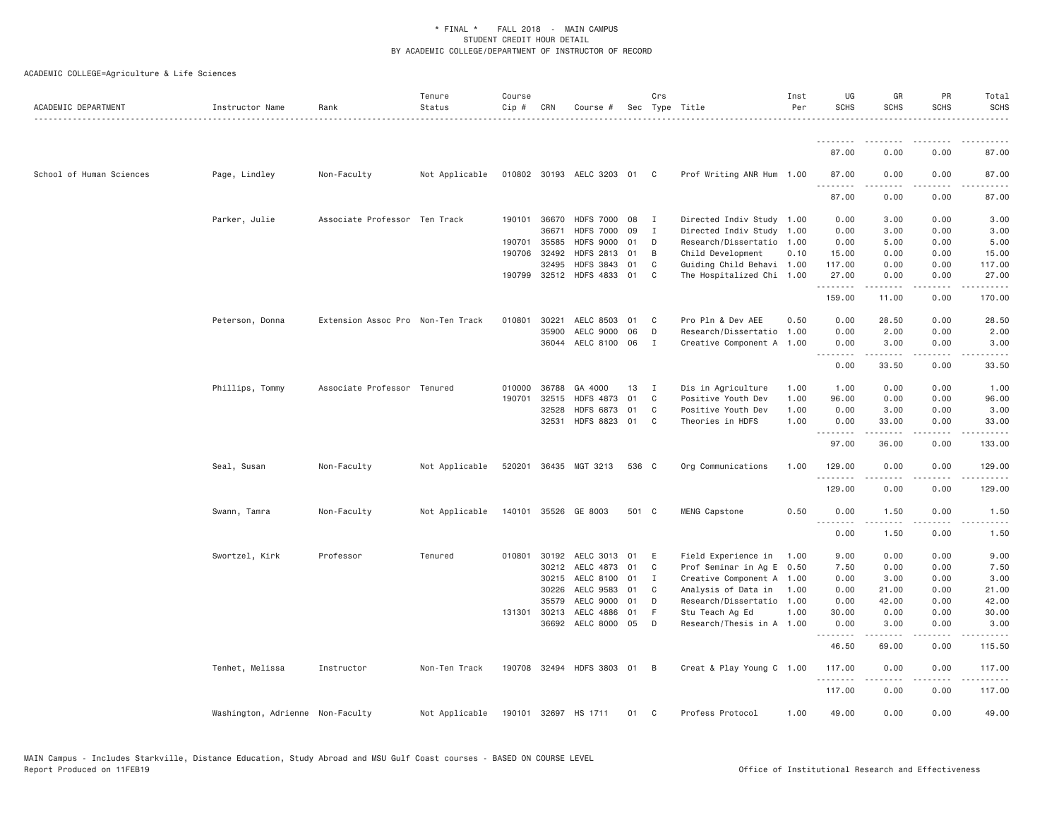* FINAL * FALL 2018 - MAIN CAMPUS
STUDENT CREDIT HOUR DETAIL
BY ACADEMIC COLLEGE/DEPARTMENT OF INSTRUCTOR OF RECORD

ACADEMIC COLLEGE=Agriculture & Life Sciences

| ACADEMIC DEPARTMENT | Instructor Name | Rank | Tenure Status | Course Cip # | CRN | Course # | Sec | Crs Type | Title | Inst Per | UG SCHS | GR SCHS | PR SCHS | Total SCHS |
|---|---|---|---|---|---|---|---|---|---|---|---|---|---|---|
| | | | | | | | | | | | 87.00 | 0.00 | 0.00 | 87.00 |
| School of Human Sciences | Page, Lindley | Non-Faculty | Not Applicable | 010802 | 30193 | AELC 3203 | 01 | C | Prof Writing ANR Hum | 1.00 | 87.00 | 0.00 | 0.00 | 87.00 |
| | | | | | | | | | | | 87.00 | 0.00 | 0.00 | 87.00 |
| | Parker, Julie | Associate Professor | Ten Track | 190101 | 36670 | HDFS 7000 | 08 | I | Directed Indiv Study | 1.00 | 0.00 | 3.00 | 0.00 | 3.00 |
| | | | | | 36671 | HDFS 7000 | 09 | I | Directed Indiv Study | 1.00 | 0.00 | 3.00 | 0.00 | 3.00 |
| | | | | 190701 | 35585 | HDFS 9000 | 01 | D | Research/Dissertatio | 1.00 | 0.00 | 5.00 | 0.00 | 5.00 |
| | | | | 190706 | 32492 | HDFS 2813 | 01 | B | Child Development | 0.10 | 15.00 | 0.00 | 0.00 | 15.00 |
| | | | | | 32495 | HDFS 3843 | 01 | C | Guiding Child Behavi | 1.00 | 117.00 | 0.00 | 0.00 | 117.00 |
| | | | | 190799 | 32512 | HDFS 4833 | 01 | C | The Hospitalized Chi | 1.00 | 27.00 | 0.00 | 0.00 | 27.00 |
| | | | | | | | | | | | 159.00 | 11.00 | 0.00 | 170.00 |
| | Peterson, Donna | Extension Assoc Pro | Non-Ten Track | 010801 | 30221 | AELC 8503 | 01 | C | Pro Pln & Dev AEE | 0.50 | 0.00 | 28.50 | 0.00 | 28.50 |
| | | | | | 35900 | AELC 9000 | 06 | D | Research/Dissertatio | 1.00 | 0.00 | 2.00 | 0.00 | 2.00 |
| | | | | | 36044 | AELC 8100 | 06 | I | Creative Component A | 1.00 | 0.00 | 3.00 | 0.00 | 3.00 |
| | | | | | | | | | | | 0.00 | 33.50 | 0.00 | 33.50 |
| | Phillips, Tommy | Associate Professor | Tenured | 010000 | 36788 | GA 4000 | 13 | I | Dis in Agriculture | 1.00 | 1.00 | 0.00 | 0.00 | 1.00 |
| | | | | 190701 | 32515 | HDFS 4873 | 01 | C | Positive Youth Dev | 1.00 | 96.00 | 0.00 | 0.00 | 96.00 |
| | | | | | 32528 | HDFS 6873 | 01 | C | Positive Youth Dev | 1.00 | 0.00 | 3.00 | 0.00 | 3.00 |
| | | | | | 32531 | HDFS 8823 | 01 | C | Theories in HDFS | 1.00 | 0.00 | 33.00 | 0.00 | 33.00 |
| | | | | | | | | | | | 97.00 | 36.00 | 0.00 | 133.00 |
| | Seal, Susan | Non-Faculty | Not Applicable | 520201 | 36435 | MGT 3213 | 536 | C | Org Communications | 1.00 | 129.00 | 0.00 | 0.00 | 129.00 |
| | | | | | | | | | | | 129.00 | 0.00 | 0.00 | 129.00 |
| | Swann, Tamra | Non-Faculty | Not Applicable | 140101 | 35526 | GE 8003 | 501 | C | MENG Capstone | 0.50 | 0.00 | 1.50 | 0.00 | 1.50 |
| | | | | | | | | | | | 0.00 | 1.50 | 0.00 | 1.50 |
| | Swortzel, Kirk | Professor | Tenured | 010801 | 30192 | AELC 3013 | 01 | E | Field Experience in | 1.00 | 9.00 | 0.00 | 0.00 | 9.00 |
| | | | | | 30212 | AELC 4873 | 01 | C | Prof Seminar in Ag E | 0.50 | 7.50 | 0.00 | 0.00 | 7.50 |
| | | | | | 30215 | AELC 8100 | 01 | I | Creative Component A | 1.00 | 0.00 | 3.00 | 0.00 | 3.00 |
| | | | | | 30226 | AELC 9583 | 01 | C | Analysis of Data in | 1.00 | 0.00 | 21.00 | 0.00 | 21.00 |
| | | | | | 35579 | AELC 9000 | 01 | D | Research/Dissertatio | 1.00 | 0.00 | 42.00 | 0.00 | 42.00 |
| | | | | 131301 | 30213 | AELC 4886 | 01 | F | Stu Teach Ag Ed | 1.00 | 30.00 | 0.00 | 0.00 | 30.00 |
| | | | | | 36692 | AELC 8000 | 05 | D | Research/Thesis in A | 1.00 | 0.00 | 3.00 | 0.00 | 3.00 |
| | | | | | | | | | | | 46.50 | 69.00 | 0.00 | 115.50 |
| | Tenhet, Melissa | Instructor | Non-Ten Track | 190708 | 32494 | HDFS 3803 | 01 | B | Creat & Play Young C | 1.00 | 117.00 | 0.00 | 0.00 | 117.00 |
| | | | | | | | | | | | 117.00 | 0.00 | 0.00 | 117.00 |
| | Washington, Adrienne | Non-Faculty | Not Applicable | 190101 | 32697 | HS 1711 | 01 | C | Profess Protocol | 1.00 | 49.00 | 0.00 | 0.00 | 49.00 |

MAIN Campus - Includes Starkville, Distance Education, Study Abroad and MSU Gulf Coast courses - BASED ON COURSE LEVEL
Report Produced on 11FEB19 Office of Institutional Research and Effectiveness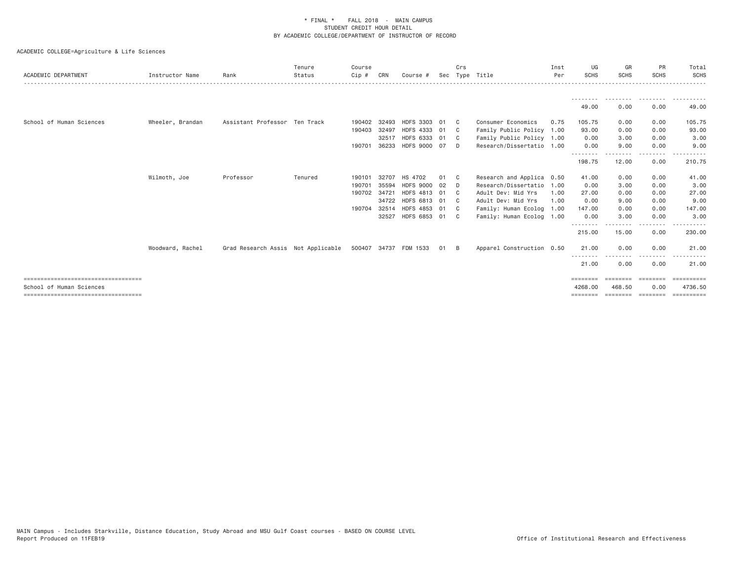\* FINAL \* FALL 2018 - MAIN CAMPUS
STUDENT CREDIT HOUR DETAIL
BY ACADEMIC COLLEGE/DEPARTMENT OF INSTRUCTOR OF RECORD

ACADEMIC COLLEGE=Agriculture & Life Sciences

| ACADEMIC DEPARTMENT | Instructor Name | Rank | Tenure Status | Course Cip # | CRN | Course # | Sec | Crs Type | Title | Inst Per | UG SCHS | GR SCHS | PR SCHS | Total SCHS |
|---|---|---|---|---|---|---|---|---|---|---|---|---|---|---|
| | | | | | | | | | | | 49.00 | 0.00 | 0.00 | 49.00 |
| School of Human Sciences | Wheeler, Brandan | Assistant Professor | Ten Track | 190402 | 32493 | HDFS 3303 | 01 | C | Consumer Economics | 0.75 | 105.75 | 0.00 | 0.00 | 105.75 |
| | | | | 190403 | 32497 | HDFS 4333 | 01 | C | Family Public Policy | 1.00 | 93.00 | 0.00 | 0.00 | 93.00 |
| | | | | | 32517 | HDFS 6333 | 01 | C | Family Public Policy | 1.00 | 0.00 | 3.00 | 0.00 | 3.00 |
| | | | | 190701 | 36233 | HDFS 9000 | 07 | D | Research/Dissertatio | 1.00 | 0.00 | 9.00 | 0.00 | 9.00 |
| | | | | | | | | | | | 198.75 | 12.00 | 0.00 | 210.75 |
| | Wilmoth, Joe | Professor | Tenured | 190101 | 32707 | HS 4702 | 01 | C | Research and Applica | 0.50 | 41.00 | 0.00 | 0.00 | 41.00 |
| | | | | 190701 | 35594 | HDFS 9000 | 02 | D | Research/Dissertatio | 1.00 | 0.00 | 3.00 | 0.00 | 3.00 |
| | | | | 190702 | 34721 | HDFS 4813 | 01 | C | Adult Dev: Mid Yrs | 1.00 | 27.00 | 0.00 | 0.00 | 27.00 |
| | | | | | 34722 | HDFS 6813 | 01 | C | Adult Dev: Mid Yrs | 1.00 | 0.00 | 9.00 | 0.00 | 9.00 |
| | | | | 190704 | 32514 | HDFS 4853 | 01 | C | Family: Human Ecolog | 1.00 | 147.00 | 0.00 | 0.00 | 147.00 |
| | | | | | 32527 | HDFS 6853 | 01 | C | Family: Human Ecolog | 1.00 | 0.00 | 3.00 | 0.00 | 3.00 |
| | | | | | | | | | | | 215.00 | 15.00 | 0.00 | 230.00 |
| | Woodward, Rachel | Grad Research Assis | Not Applicable | 500407 | 34737 | FDM 1533 | 01 | B | Apparel Construction | 0.50 | 21.00 | 0.00 | 0.00 | 21.00 |
| | | | | | | | | | | | 21.00 | 0.00 | 0.00 | 21.00 |
| School of Human Sciences | | | | | | | | | | | 4268.00 | 468.50 | 0.00 | 4736.50 |

MAIN Campus - Includes Starkville, Distance Education, Study Abroad and MSU Gulf Coast courses - BASED ON COURSE LEVEL
Report Produced on 11FEB19

Office of Institutional Research and Effectiveness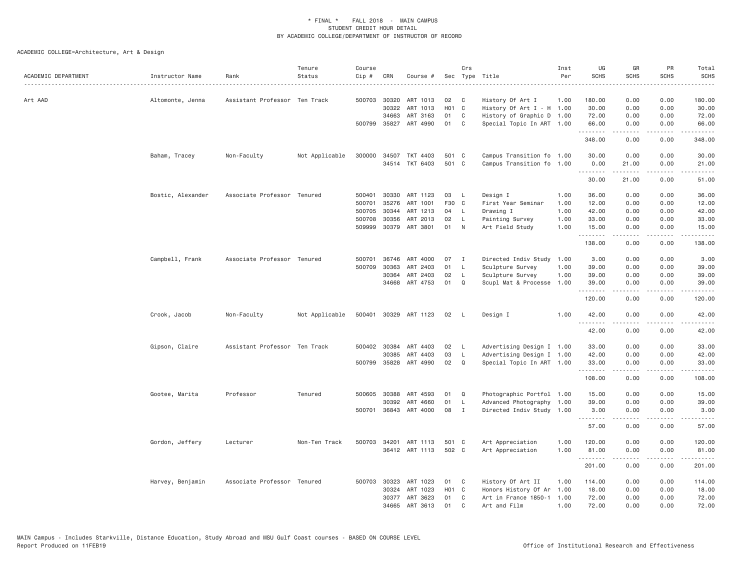\* FINAL \* FALL 2018 - MAIN CAMPUS
STUDENT CREDIT HOUR DETAIL
BY ACADEMIC COLLEGE/DEPARTMENT OF INSTRUCTOR OF RECORD

ACADEMIC COLLEGE=Architecture, Art & Design

| ACADEMIC DEPARTMENT | Instructor Name | Rank | Tenure Status | Course Cip # | CRN | Course # | Sec | Crs Type | Title | Inst Per | UG SCHS | GR SCHS | PR SCHS | Total SCHS |
|---|---|---|---|---|---|---|---|---|---|---|---|---|---|---|
| Art AAD | Altomonte, Jenna | Assistant Professor | Ten Track | 500703 | 30320 | ART 1013 | 02 | C | History Of Art I | 1.00 | 180.00 | 0.00 | 0.00 | 180.00 |
| | | | | | 30322 | ART 1013 | H01 | C | History Of Art I - H | 1.00 | 30.00 | 0.00 | 0.00 | 30.00 |
| | | | | | 34663 | ART 3163 | 01 | C | History of Graphic D | 1.00 | 72.00 | 0.00 | 0.00 | 72.00 |
| | | | | 500799 | 35827 | ART 4990 | 01 | C | Special Topic In ART | 1.00 | 66.00 | 0.00 | 0.00 | 66.00 |
| | | | | | | | | | | | 348.00 | 0.00 | 0.00 | 348.00 |
| | Baham, Tracey | Non-Faculty | Not Applicable | 300000 | 34507 | TKT 4403 | 501 | C | Campus Transition fo | 1.00 | 30.00 | 0.00 | 0.00 | 30.00 |
| | | | | | 34514 | TKT 6403 | 501 | C | Campus Transition fo | 1.00 | 0.00 | 21.00 | 0.00 | 21.00 |
| | | | | | | | | | | | 30.00 | 21.00 | 0.00 | 51.00 |
| | Bostic, Alexander | Associate Professor | Tenured | 500401 | 30330 | ART 1123 | 03 | L | Design I | 1.00 | 36.00 | 0.00 | 0.00 | 36.00 |
| | | | | 500701 | 35276 | ART 1001 | F30 | C | First Year Seminar | 1.00 | 12.00 | 0.00 | 0.00 | 12.00 |
| | | | | 500705 | 30344 | ART 1213 | 04 | L | Drawing I | 1.00 | 42.00 | 0.00 | 0.00 | 42.00 |
| | | | | 500708 | 30356 | ART 2013 | 02 | L | Painting Survey | 1.00 | 33.00 | 0.00 | 0.00 | 33.00 |
| | | | | 509999 | 30379 | ART 3801 | 01 | N | Art Field Study | 1.00 | 15.00 | 0.00 | 0.00 | 15.00 |
| | | | | | | | | | | | 138.00 | 0.00 | 0.00 | 138.00 |
| | Campbell, Frank | Associate Professor | Tenured | 500701 | 36746 | ART 4000 | 07 | I | Directed Indiv Study | 1.00 | 3.00 | 0.00 | 0.00 | 3.00 |
| | | | | 500709 | 30363 | ART 2403 | 01 | L | Sculpture Survey | 1.00 | 39.00 | 0.00 | 0.00 | 39.00 |
| | | | | | 30364 | ART 2403 | 02 | L | Sculpture Survey | 1.00 | 39.00 | 0.00 | 0.00 | 39.00 |
| | | | | | 34668 | ART 4753 | 01 | Q | Scupl Mat & Processe | 1.00 | 39.00 | 0.00 | 0.00 | 39.00 |
| | | | | | | | | | | | 120.00 | 0.00 | 0.00 | 120.00 |
| | Crook, Jacob | Non-Faculty | Not Applicable | 500401 | 30329 | ART 1123 | 02 | L | Design I | 1.00 | 42.00 | 0.00 | 0.00 | 42.00 |
| | | | | | | | | | | | 42.00 | 0.00 | 0.00 | 42.00 |
| | Gipson, Claire | Assistant Professor | Ten Track | 500402 | 30384 | ART 4403 | 02 | L | Advertising Design I | 1.00 | 33.00 | 0.00 | 0.00 | 33.00 |
| | | | | | 30385 | ART 4403 | 03 | L | Advertising Design I | 1.00 | 42.00 | 0.00 | 0.00 | 42.00 |
| | | | | 500799 | 35828 | ART 4990 | 02 | Q | Special Topic In ART | 1.00 | 33.00 | 0.00 | 0.00 | 33.00 |
| | | | | | | | | | | | 108.00 | 0.00 | 0.00 | 108.00 |
| | Gootee, Marita | Professor | Tenured | 500605 | 30388 | ART 4593 | 01 | Q | Photographic Portfol | 1.00 | 15.00 | 0.00 | 0.00 | 15.00 |
| | | | | | 30392 | ART 4660 | 01 | L | Advanced Photography | 1.00 | 39.00 | 0.00 | 0.00 | 39.00 |
| | | | | 500701 | 36843 | ART 4000 | 08 | I | Directed Indiv Study | 1.00 | 3.00 | 0.00 | 0.00 | 3.00 |
| | | | | | | | | | | | 57.00 | 0.00 | 0.00 | 57.00 |
| | Gordon, Jeffery | Lecturer | Non-Ten Track | 500703 | 34201 | ART 1113 | 501 | C | Art Appreciation | 1.00 | 120.00 | 0.00 | 0.00 | 120.00 |
| | | | | | 36412 | ART 1113 | 502 | C | Art Appreciation | 1.00 | 81.00 | 0.00 | 0.00 | 81.00 |
| | | | | | | | | | | | 201.00 | 0.00 | 0.00 | 201.00 |
| | Harvey, Benjamin | Associate Professor | Tenured | 500703 | 30323 | ART 1023 | 01 | C | History Of Art II | 1.00 | 114.00 | 0.00 | 0.00 | 114.00 |
| | | | | | 30324 | ART 1023 | H01 | C | Honors History Of Ar | 1.00 | 18.00 | 0.00 | 0.00 | 18.00 |
| | | | | | 30377 | ART 3623 | 01 | C | Art in France 1850-1 | 1.00 | 72.00 | 0.00 | 0.00 | 72.00 |
| | | | | | 34665 | ART 3613 | 01 | C | Art and Film | 1.00 | 72.00 | 0.00 | 0.00 | 72.00 |

MAIN Campus - Includes Starkville, Distance Education, Study Abroad and MSU Gulf Coast courses - BASED ON COURSE LEVEL
Report Produced on 11FEB19 Office of Institutional Research and Effectiveness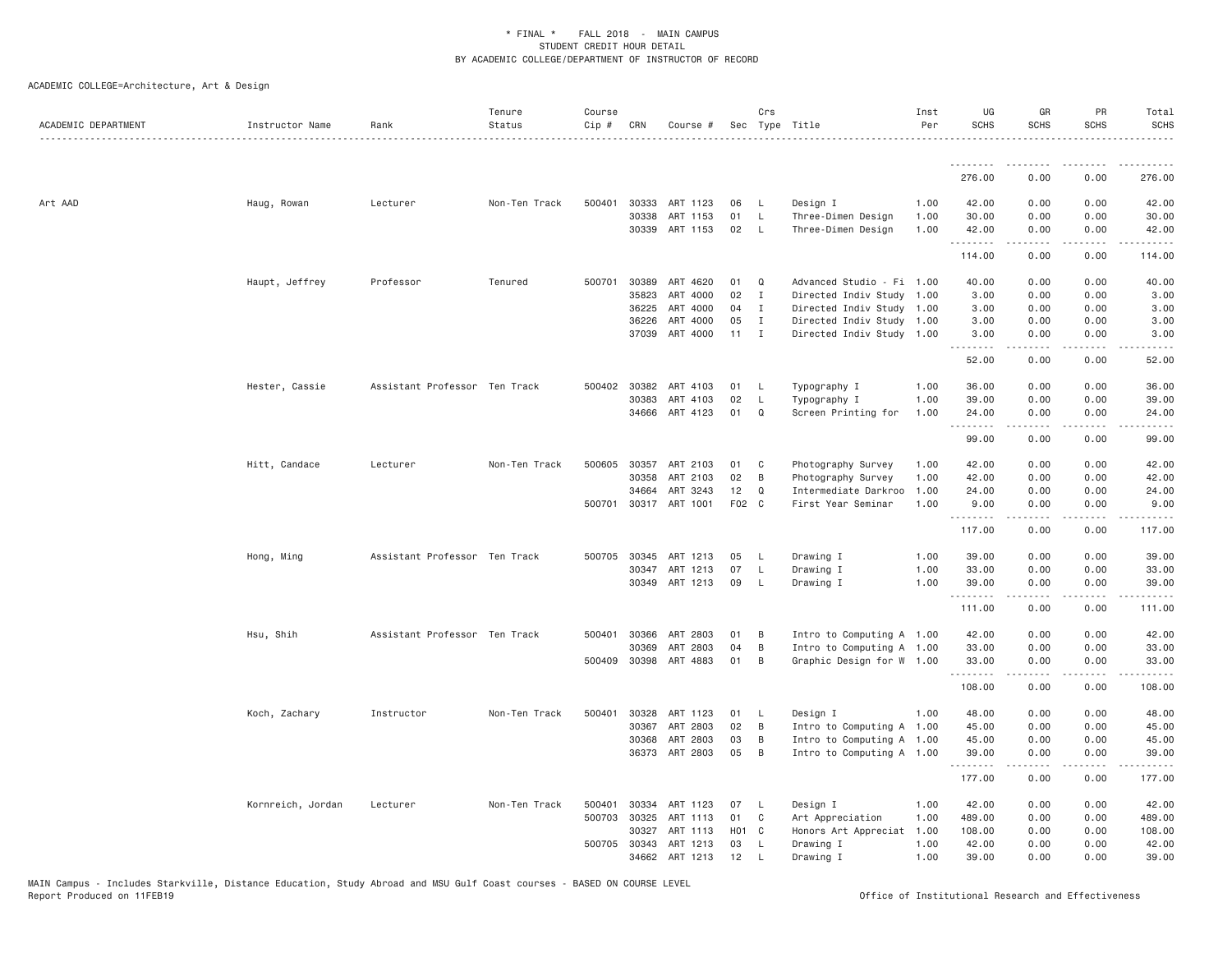\* FINAL \* FALL 2018 - MAIN CAMPUS
STUDENT CREDIT HOUR DETAIL
BY ACADEMIC COLLEGE/DEPARTMENT OF INSTRUCTOR OF RECORD

ACADEMIC COLLEGE=Architecture, Art & Design

| ACADEMIC DEPARTMENT | Instructor Name | Rank | Tenure Status | Course Cip # | CRN | Course # | Sec | Crs Type | Title | Inst Per | UG SCHS | GR SCHS | PR SCHS | Total SCHS |
|---|---|---|---|---|---|---|---|---|---|---|---|---|---|---|
| | | | | | | | | | | | 276.00 | 0.00 | 0.00 | 276.00 |
| Art AAD | Haug, Rowan | Lecturer | Non-Ten Track | 500401 | 30333 | ART 1123 | 06 | L | Design I | 1.00 | 42.00 | 0.00 | 0.00 | 42.00 |
| | | | | | 30338 | ART 1153 | 01 | L | Three-Dimen Design | 1.00 | 30.00 | 0.00 | 0.00 | 30.00 |
| | | | | | 30339 | ART 1153 | 02 | L | Three-Dimen Design | 1.00 | 42.00 | 0.00 | 0.00 | 42.00 |
| | | | | | | | | | | | 114.00 | 0.00 | 0.00 | 114.00 |
| | Haupt, Jeffrey | Professor | Tenured | 500701 | 30389 | ART 4620 | 01 | Q | Advanced Studio - Fi | 1.00 | 40.00 | 0.00 | 0.00 | 40.00 |
| | | | | | 35823 | ART 4000 | 02 | I | Directed Indiv Study | 1.00 | 3.00 | 0.00 | 0.00 | 3.00 |
| | | | | | 36225 | ART 4000 | 04 | I | Directed Indiv Study | 1.00 | 3.00 | 0.00 | 0.00 | 3.00 |
| | | | | | 36226 | ART 4000 | 05 | I | Directed Indiv Study | 1.00 | 3.00 | 0.00 | 0.00 | 3.00 |
| | | | | | 37039 | ART 4000 | 11 | I | Directed Indiv Study | 1.00 | 3.00 | 0.00 | 0.00 | 3.00 |
| | | | | | | | | | | | 52.00 | 0.00 | 0.00 | 52.00 |
| | Hester, Cassie | Assistant Professor | Ten Track | 500402 | 30382 | ART 4103 | 01 | L | Typography I | 1.00 | 36.00 | 0.00 | 0.00 | 36.00 |
| | | | | | 30383 | ART 4103 | 02 | L | Typography I | 1.00 | 39.00 | 0.00 | 0.00 | 39.00 |
| | | | | | 34666 | ART 4123 | 01 | Q | Screen Printing for | 1.00 | 24.00 | 0.00 | 0.00 | 24.00 |
| | | | | | | | | | | | 99.00 | 0.00 | 0.00 | 99.00 |
| | Hitt, Candace | Lecturer | Non-Ten Track | 500605 | 30357 | ART 2103 | 01 | C | Photography Survey | 1.00 | 42.00 | 0.00 | 0.00 | 42.00 |
| | | | | | 30358 | ART 2103 | 02 | B | Photography Survey | 1.00 | 42.00 | 0.00 | 0.00 | 42.00 |
| | | | | | 34664 | ART 3243 | 12 | Q | Intermediate Darkroo | 1.00 | 24.00 | 0.00 | 0.00 | 24.00 |
| | | | | 500701 | 30317 | ART 1001 | F02 | C | First Year Seminar | 1.00 | 9.00 | 0.00 | 0.00 | 9.00 |
| | | | | | | | | | | | 117.00 | 0.00 | 0.00 | 117.00 |
| | Hong, Ming | Assistant Professor | Ten Track | 500705 | 30345 | ART 1213 | 05 | L | Drawing I | 1.00 | 39.00 | 0.00 | 0.00 | 39.00 |
| | | | | | 30347 | ART 1213 | 07 | L | Drawing I | 1.00 | 33.00 | 0.00 | 0.00 | 33.00 |
| | | | | | 30349 | ART 1213 | 09 | L | Drawing I | 1.00 | 39.00 | 0.00 | 0.00 | 39.00 |
| | | | | | | | | | | | 111.00 | 0.00 | 0.00 | 111.00 |
| | Hsu, Shih | Assistant Professor | Ten Track | 500401 | 30366 | ART 2803 | 01 | B | Intro to Computing A | 1.00 | 42.00 | 0.00 | 0.00 | 42.00 |
| | | | | | 30369 | ART 2803 | 04 | B | Intro to Computing A | 1.00 | 33.00 | 0.00 | 0.00 | 33.00 |
| | | | | 500409 | 30398 | ART 4883 | 01 | B | Graphic Design for W | 1.00 | 33.00 | 0.00 | 0.00 | 33.00 |
| | | | | | | | | | | | 108.00 | 0.00 | 0.00 | 108.00 |
| | Koch, Zachary | Instructor | Non-Ten Track | 500401 | 30328 | ART 1123 | 01 | L | Design I | 1.00 | 48.00 | 0.00 | 0.00 | 48.00 |
| | | | | | 30367 | ART 2803 | 02 | B | Intro to Computing A | 1.00 | 45.00 | 0.00 | 0.00 | 45.00 |
| | | | | | 30368 | ART 2803 | 03 | B | Intro to Computing A | 1.00 | 45.00 | 0.00 | 0.00 | 45.00 |
| | | | | | 36373 | ART 2803 | 05 | B | Intro to Computing A | 1.00 | 39.00 | 0.00 | 0.00 | 39.00 |
| | | | | | | | | | | | 177.00 | 0.00 | 0.00 | 177.00 |
| | Kornreich, Jordan | Lecturer | Non-Ten Track | 500401 | 30334 | ART 1123 | 07 | L | Design I | 1.00 | 42.00 | 0.00 | 0.00 | 42.00 |
| | | | | 500703 | 30325 | ART 1113 | 01 | C | Art Appreciation | 1.00 | 489.00 | 0.00 | 0.00 | 489.00 |
| | | | | | 30327 | ART 1113 | H01 | C | Honors Art Appreciat | 1.00 | 108.00 | 0.00 | 0.00 | 108.00 |
| | | | | 500705 | 30343 | ART 1213 | 03 | L | Drawing I | 1.00 | 42.00 | 0.00 | 0.00 | 42.00 |
| | | | | | 34662 | ART 1213 | 12 | L | Drawing I | 1.00 | 39.00 | 0.00 | 0.00 | 39.00 |

MAIN Campus - Includes Starkville, Distance Education, Study Abroad and MSU Gulf Coast courses - BASED ON COURSE LEVEL
Report Produced on 11FEB19 Office of Institutional Research and Effectiveness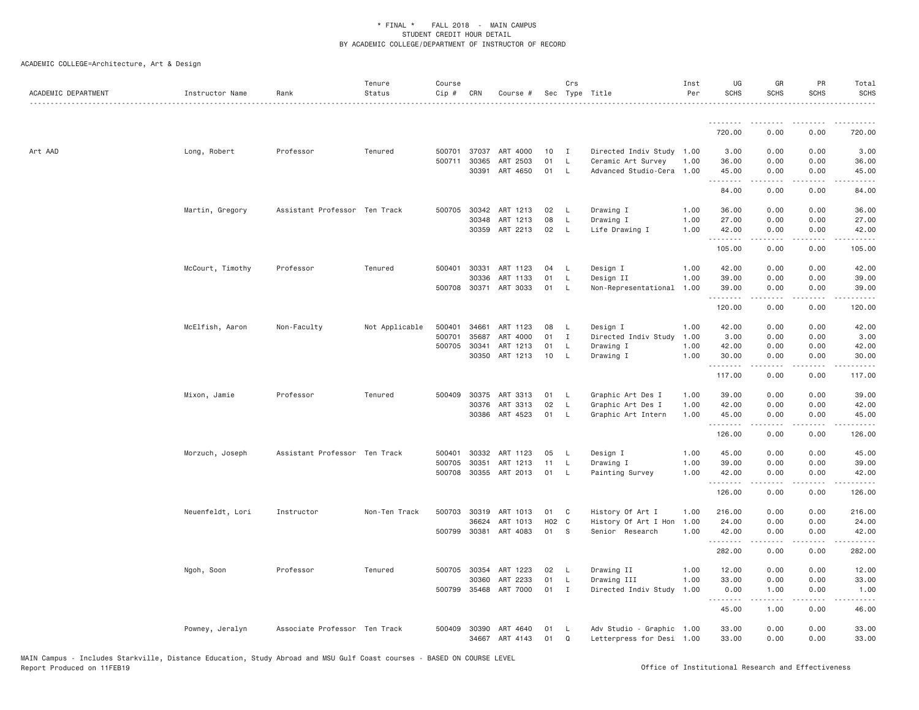\* FINAL \* FALL 2018 - MAIN CAMPUS
STUDENT CREDIT HOUR DETAIL
BY ACADEMIC COLLEGE/DEPARTMENT OF INSTRUCTOR OF RECORD

ACADEMIC COLLEGE=Architecture, Art & Design

| ACADEMIC DEPARTMENT | Instructor Name | Rank | Tenure Status | Course Cip # | CRN | Course # | Sec | Crs Type | Title | Inst Per | UG SCHS | GR SCHS | PR SCHS | Total SCHS |
|---|---|---|---|---|---|---|---|---|---|---|---|---|---|---|
| | | | | | | | | | | | 720.00 | 0.00 | 0.00 | 720.00 |
| Art AAD | Long, Robert | Professor | Tenured | 500701 | 37037 | ART 4000 | 10 | I | Directed Indiv Study | 1.00 | 3.00 | 0.00 | 0.00 | 3.00 |
| | | | | 500711 | 30365 | ART 2503 | 01 | L | Ceramic Art Survey | 1.00 | 36.00 | 0.00 | 0.00 | 36.00 |
| | | | | | 30391 | ART 4650 | 01 | L | Advanced Studio-Cera | 1.00 | 45.00 | 0.00 | 0.00 | 45.00 |
| | | | | | | | | | | | 84.00 | 0.00 | 0.00 | 84.00 |
| | Martin, Gregory | Assistant Professor | Ten Track | 500705 | 30342 | ART 1213 | 02 | L | Drawing I | 1.00 | 36.00 | 0.00 | 0.00 | 36.00 |
| | | | | | 30348 | ART 1213 | 08 | L | Drawing I | 1.00 | 27.00 | 0.00 | 0.00 | 27.00 |
| | | | | | 30359 | ART 2213 | 02 | L | Life Drawing I | 1.00 | 42.00 | 0.00 | 0.00 | 42.00 |
| | | | | | | | | | | | 105.00 | 0.00 | 0.00 | 105.00 |
| | McCourt, Timothy | Professor | Tenured | 500401 | 30331 | ART 1123 | 04 | L | Design I | 1.00 | 42.00 | 0.00 | 0.00 | 42.00 |
| | | | | | 30336 | ART 1133 | 01 | L | Design II | 1.00 | 39.00 | 0.00 | 0.00 | 39.00 |
| | | | | 500708 | 30371 | ART 3033 | 01 | L | Non-Representational | 1.00 | 39.00 | 0.00 | 0.00 | 39.00 |
| | | | | | | | | | | | 120.00 | 0.00 | 0.00 | 120.00 |
| | McElfish, Aaron | Non-Faculty | Not Applicable | 500401 | 34661 | ART 1123 | 08 | L | Design I | 1.00 | 42.00 | 0.00 | 0.00 | 42.00 |
| | | | | 500701 | 35687 | ART 4000 | 01 | I | Directed Indiv Study | 1.00 | 3.00 | 0.00 | 0.00 | 3.00 |
| | | | | 500705 | 30341 | ART 1213 | 01 | L | Drawing I | 1.00 | 42.00 | 0.00 | 0.00 | 42.00 |
| | | | | | 30350 | ART 1213 | 10 | L | Drawing I | 1.00 | 30.00 | 0.00 | 0.00 | 30.00 |
| | | | | | | | | | | | 117.00 | 0.00 | 0.00 | 117.00 |
| | Mixon, Jamie | Professor | Tenured | 500409 | 30375 | ART 3313 | 01 | L | Graphic Art Des I | 1.00 | 39.00 | 0.00 | 0.00 | 39.00 |
| | | | | | 30376 | ART 3313 | 02 | L | Graphic Art Des I | 1.00 | 42.00 | 0.00 | 0.00 | 42.00 |
| | | | | | 30386 | ART 4523 | 01 | L | Graphic Art Intern | 1.00 | 45.00 | 0.00 | 0.00 | 45.00 |
| | | | | | | | | | | | 126.00 | 0.00 | 0.00 | 126.00 |
| | Morzuch, Joseph | Assistant Professor | Ten Track | 500401 | 30332 | ART 1123 | 05 | L | Design I | 1.00 | 45.00 | 0.00 | 0.00 | 45.00 |
| | | | | 500705 | 30351 | ART 1213 | 11 | L | Drawing I | 1.00 | 39.00 | 0.00 | 0.00 | 39.00 |
| | | | | 500708 | 30355 | ART 2013 | 01 | L | Painting Survey | 1.00 | 42.00 | 0.00 | 0.00 | 42.00 |
| | | | | | | | | | | | 126.00 | 0.00 | 0.00 | 126.00 |
| | Neuenfeldt, Lori | Instructor | Non-Ten Track | 500703 | 30319 | ART 1013 | 01 | C | History Of Art I | 1.00 | 216.00 | 0.00 | 0.00 | 216.00 |
| | | | | | 36624 | ART 1013 | H02 | C | History Of Art I Hon | 1.00 | 24.00 | 0.00 | 0.00 | 24.00 |
| | | | | 500799 | 30381 | ART 4083 | 01 | S | Senior Research | 1.00 | 42.00 | 0.00 | 0.00 | 42.00 |
| | | | | | | | | | | | 282.00 | 0.00 | 0.00 | 282.00 |
| | Ngoh, Soon | Professor | Tenured | 500705 | 30354 | ART 1223 | 02 | L | Drawing II | 1.00 | 12.00 | 0.00 | 0.00 | 12.00 |
| | | | | | 30360 | ART 2233 | 01 | L | Drawing III | 1.00 | 33.00 | 0.00 | 0.00 | 33.00 |
| | | | | 500799 | 35468 | ART 7000 | 01 | I | Directed Indiv Study | 1.00 | 0.00 | 1.00 | 0.00 | 1.00 |
| | | | | | | | | | | | 45.00 | 1.00 | 0.00 | 46.00 |
| | Powney, Jeralyn | Associate Professor | Ten Track | 500409 | 30390 | ART 4640 | 01 | L | Adv Studio - Graphic | 1.00 | 33.00 | 0.00 | 0.00 | 33.00 |
| | | | | | 34667 | ART 4143 | 01 | Q | Letterpress for Desi | 1.00 | 33.00 | 0.00 | 0.00 | 33.00 |

MAIN Campus - Includes Starkville, Distance Education, Study Abroad and MSU Gulf Coast courses - BASED ON COURSE LEVEL
Report Produced on 11FEB19

Office of Institutional Research and Effectiveness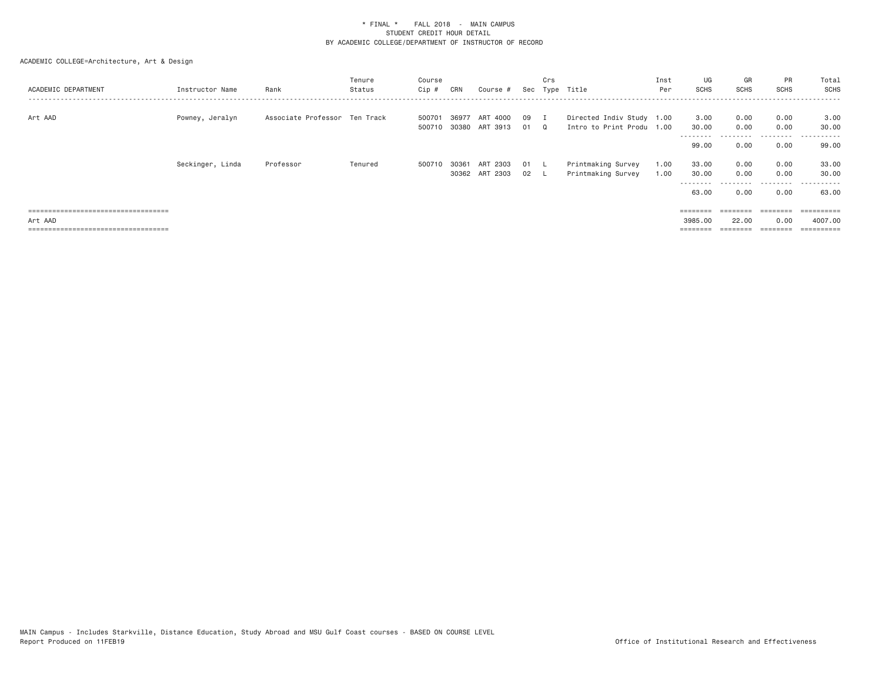\* FINAL \*    FALL 2018  -  MAIN CAMPUS
STUDENT CREDIT HOUR DETAIL
BY ACADEMIC COLLEGE/DEPARTMENT OF INSTRUCTOR OF RECORD

ACADEMIC COLLEGE=Architecture, Art & Design

| ACADEMIC DEPARTMENT | Instructor Name | Rank | Tenure Status | Course Cip # | CRN | Course # | Sec | Crs Type | Title | Inst Per | UG SCHS | GR SCHS | PR SCHS | Total SCHS |
|---|---|---|---|---|---|---|---|---|---|---|---|---|---|---|
| Art AAD | Powney, Jeralyn | Associate Professor | Ten Track | 500701 | 36977 | ART 4000 | 09 | I | Directed Indiv Study | 1.00 | 3.00 | 0.00 | 0.00 | 3.00 |
| | | | | 500710 | 30380 | ART 3913 | 01 | Q | Intro to Print Produ | 1.00 | 30.00 | 0.00 | 0.00 | 30.00 |
| | | | | | | | | | | | 99.00 | 0.00 | 0.00 | 99.00 |
| | Seckinger, Linda | Professor | Tenured | 500710 | 30361 | ART 2303 | 01 | L | Printmaking Survey | 1.00 | 33.00 | 0.00 | 0.00 | 33.00 |
| | | | | | 30362 | ART 2303 | 02 | L | Printmaking Survey | 1.00 | 30.00 | 0.00 | 0.00 | 30.00 |
| | | | | | | | | | | | 63.00 | 0.00 | 0.00 | 63.00 |
| Art AAD | | | | | | | | | | | 3985.00 | 22.00 | 0.00 | 4007.00 |

MAIN Campus - Includes Starkville, Distance Education, Study Abroad and MSU Gulf Coast courses - BASED ON COURSE LEVEL
Report Produced on 11FEB19

Office of Institutional Research and Effectiveness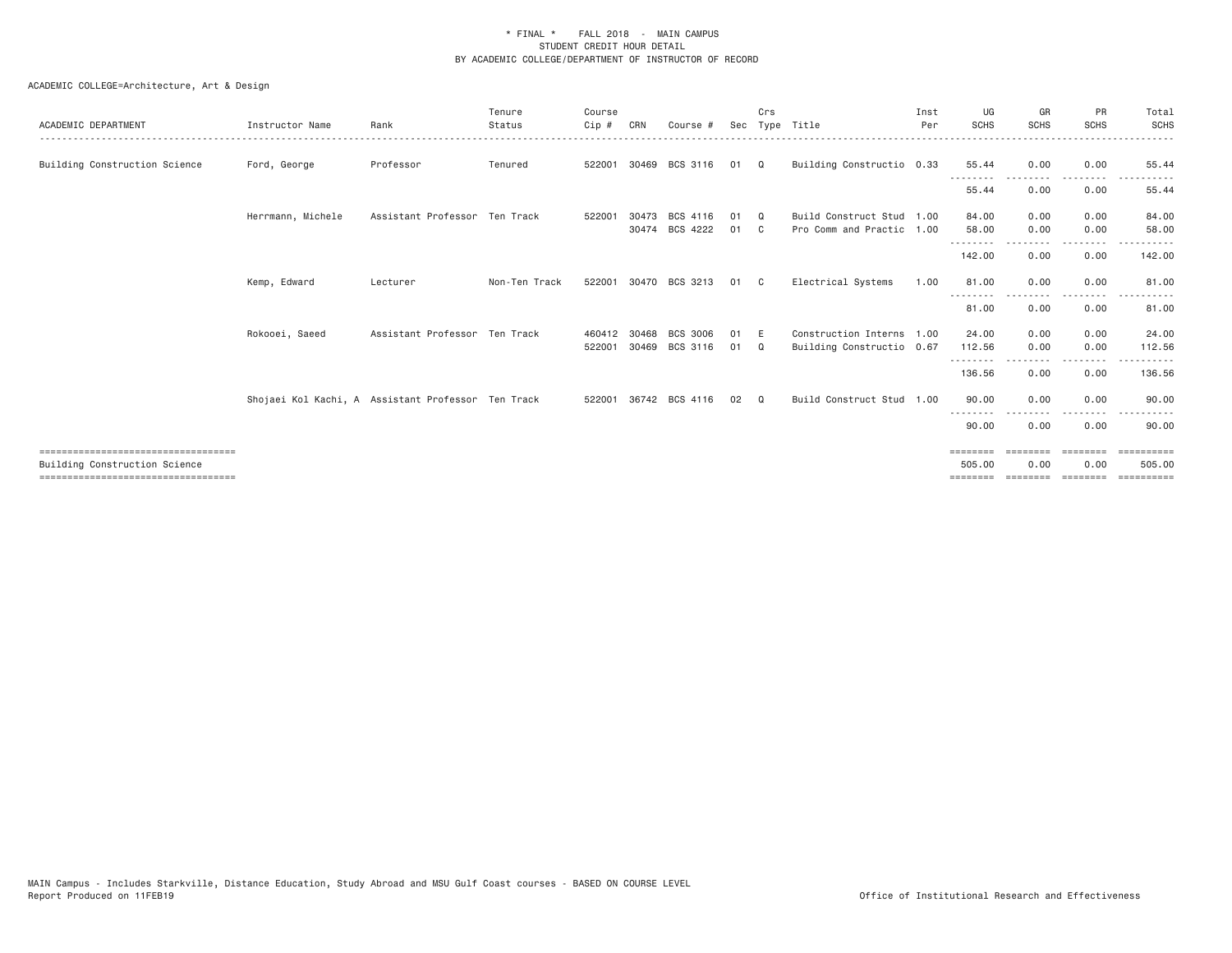\* FINAL \* FALL 2018 - MAIN CAMPUS
STUDENT CREDIT HOUR DETAIL
BY ACADEMIC COLLEGE/DEPARTMENT OF INSTRUCTOR OF RECORD

ACADEMIC COLLEGE=Architecture, Art & Design

| ACADEMIC DEPARTMENT | Instructor Name | Rank | Tenure Status | Course Cip # | CRN | Course # | Sec | Crs Type | Title | Inst Per | UG SCHS | GR SCHS | PR SCHS | Total SCHS |
|---|---|---|---|---|---|---|---|---|---|---|---|---|---|---|
| Building Construction Science | Ford, George | Professor | Tenured | 522001 | 30469 | BCS 3116 | 01 | Q | Building Constructio | 0.33 | 55.44 | 0.00 | 0.00 | 55.44 |
| | | | | | | | | | | | 55.44 | 0.00 | 0.00 | 55.44 |
| | Herrmann, Michele | Assistant Professor | Ten Track | 522001 | 30473 | BCS 4116 | 01 | Q | Build Construct Stud | 1.00 | 84.00 | 0.00 | 0.00 | 84.00 |
| | | | | | 30474 | BCS 4222 | 01 | C | Pro Comm and Practic | 1.00 | 58.00 | 0.00 | 0.00 | 58.00 |
| | | | | | | | | | | | 142.00 | 0.00 | 0.00 | 142.00 |
| | Kemp, Edward | Lecturer | Non-Ten Track | 522001 | 30470 | BCS 3213 | 01 | C | Electrical Systems | 1.00 | 81.00 | 0.00 | 0.00 | 81.00 |
| | | | | | | | | | | | 81.00 | 0.00 | 0.00 | 81.00 |
| | Rokooei, Saeed | Assistant Professor | Ten Track | 460412 | 30468 | BCS 3006 | 01 | E | Construction Interns | 1.00 | 24.00 | 0.00 | 0.00 | 24.00 |
| | | | | 522001 | 30469 | BCS 3116 | 01 | Q | Building Constructio | 0.67 | 112.56 | 0.00 | 0.00 | 112.56 |
| | | | | | | | | | | | 136.56 | 0.00 | 0.00 | 136.56 |
| | Shojaei Kol Kachi, A | Assistant Professor | Ten Track | 522001 | 36742 | BCS 4116 | 02 | Q | Build Construct Stud | 1.00 | 90.00 | 0.00 | 0.00 | 90.00 |
| | | | | | | | | | | | 90.00 | 0.00 | 0.00 | 90.00 |
| Building Construction Science | | | | | | | | | | | 505.00 | 0.00 | 0.00 | 505.00 |

MAIN Campus - Includes Starkville, Distance Education, Study Abroad and MSU Gulf Coast courses - BASED ON COURSE LEVEL
Report Produced on 11FEB19

Office of Institutional Research and Effectiveness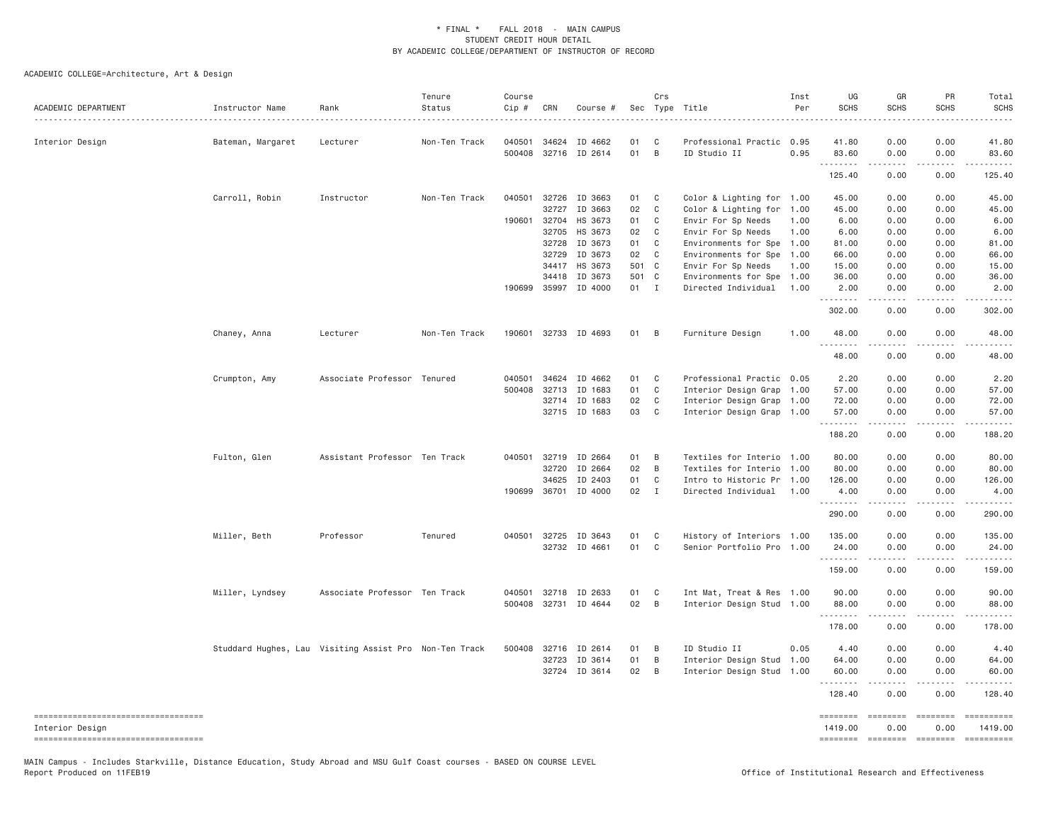\* FINAL \* FALL 2018 - MAIN CAMPUS
STUDENT CREDIT HOUR DETAIL
BY ACADEMIC COLLEGE/DEPARTMENT OF INSTRUCTOR OF RECORD

ACADEMIC COLLEGE=Architecture, Art & Design

| ACADEMIC DEPARTMENT | Instructor Name | Rank | Tenure Status | Course Cip # | CRN | Course # | Sec | Crs Type | Title | Inst Per | UG SCHS | GR SCHS | PR SCHS | Total SCHS |
|---|---|---|---|---|---|---|---|---|---|---|---|---|---|---|
| Interior Design | Bateman, Margaret | Lecturer | Non-Ten Track | 040501 | 34624 | ID 4662 | 01 | C | Professional Practic | 0.95 | 41.80 | 0.00 | 0.00 | 41.80 |
| | | | | 500408 | 32716 | ID 2614 | 01 | B | ID Studio II | 0.95 | 83.60 | 0.00 | 0.00 | 83.60 |
| | | | | | | | | | | | 125.40 | 0.00 | 0.00 | 125.40 |
| | Carroll, Robin | Instructor | Non-Ten Track | 040501 | 32726 | ID 3663 | 01 | C | Color & Lighting for | 1.00 | 45.00 | 0.00 | 0.00 | 45.00 |
| | | | | | 32727 | ID 3663 | 02 | C | Color & Lighting for | 1.00 | 45.00 | 0.00 | 0.00 | 45.00 |
| | | | | 190601 | 32704 | HS 3673 | 01 | C | Envir For Sp Needs | 1.00 | 6.00 | 0.00 | 0.00 | 6.00 |
| | | | | | 32705 | HS 3673 | 02 | C | Envir For Sp Needs | 1.00 | 6.00 | 0.00 | 0.00 | 6.00 |
| | | | | | 32728 | ID 3673 | 01 | C | Environments for Spe | 1.00 | 81.00 | 0.00 | 0.00 | 81.00 |
| | | | | | 32729 | ID 3673 | 02 | C | Environments for Spe | 1.00 | 66.00 | 0.00 | 0.00 | 66.00 |
| | | | | | 34417 | HS 3673 | 501 | C | Envir For Sp Needs | 1.00 | 15.00 | 0.00 | 0.00 | 15.00 |
| | | | | | 34418 | ID 3673 | 501 | C | Environments for Spe | 1.00 | 36.00 | 0.00 | 0.00 | 36.00 |
| | | | | 190699 | 35997 | ID 4000 | 01 | I | Directed Individual | 1.00 | 2.00 | 0.00 | 0.00 | 2.00 |
| | | | | | | | | | | | 302.00 | 0.00 | 0.00 | 302.00 |
| | Chaney, Anna | Lecturer | Non-Ten Track | 190601 | 32733 | ID 4693 | 01 | B | Furniture Design | 1.00 | 48.00 | 0.00 | 0.00 | 48.00 |
| | | | | | | | | | | | 48.00 | 0.00 | 0.00 | 48.00 |
| | Crumpton, Amy | Associate Professor | Tenured | 040501 | 34624 | ID 4662 | 01 | C | Professional Practic | 0.05 | 2.20 | 0.00 | 0.00 | 2.20 |
| | | | | 500408 | 32713 | ID 1683 | 01 | C | Interior Design Grap | 1.00 | 57.00 | 0.00 | 0.00 | 57.00 |
| | | | | | 32714 | ID 1683 | 02 | C | Interior Design Grap | 1.00 | 72.00 | 0.00 | 0.00 | 72.00 |
| | | | | | 32715 | ID 1683 | 03 | C | Interior Design Grap | 1.00 | 57.00 | 0.00 | 0.00 | 57.00 |
| | | | | | | | | | | | 188.20 | 0.00 | 0.00 | 188.20 |
| | Fulton, Glen | Assistant Professor | Ten Track | 040501 | 32719 | ID 2664 | 01 | B | Textiles for Interio | 1.00 | 80.00 | 0.00 | 0.00 | 80.00 |
| | | | | | 32720 | ID 2664 | 02 | B | Textiles for Interio | 1.00 | 80.00 | 0.00 | 0.00 | 80.00 |
| | | | | | 34625 | ID 2403 | 01 | C | Intro to Historic Pr | 1.00 | 126.00 | 0.00 | 0.00 | 126.00 |
| | | | | 190699 | 36701 | ID 4000 | 02 | I | Directed Individual | 1.00 | 4.00 | 0.00 | 0.00 | 4.00 |
| | | | | | | | | | | | 290.00 | 0.00 | 0.00 | 290.00 |
| | Miller, Beth | Professor | Tenured | 040501 | 32725 | ID 3643 | 01 | C | History of Interiors | 1.00 | 135.00 | 0.00 | 0.00 | 135.00 |
| | | | | | 32732 | ID 4661 | 01 | C | Senior Portfolio Pro | 1.00 | 24.00 | 0.00 | 0.00 | 24.00 |
| | | | | | | | | | | | 159.00 | 0.00 | 0.00 | 159.00 |
| | Miller, Lyndsey | Associate Professor | Ten Track | 040501 | 32718 | ID 2633 | 01 | C | Int Mat, Treat & Res | 1.00 | 90.00 | 0.00 | 0.00 | 90.00 |
| | | | | 500408 | 32731 | ID 4644 | 02 | B | Interior Design Stud | 1.00 | 88.00 | 0.00 | 0.00 | 88.00 |
| | | | | | | | | | | | 178.00 | 0.00 | 0.00 | 178.00 |
| | Studdard Hughes, Lau | Visiting Assist Pro | Non-Ten Track | 500408 | 32716 | ID 2614 | 01 | B | ID Studio II | 0.05 | 4.40 | 0.00 | 0.00 | 4.40 |
| | | | | | 32723 | ID 3614 | 01 | B | Interior Design Stud | 1.00 | 64.00 | 0.00 | 0.00 | 64.00 |
| | | | | | 32724 | ID 3614 | 02 | B | Interior Design Stud | 1.00 | 60.00 | 0.00 | 0.00 | 60.00 |
| | | | | | | | | | | | 128.40 | 0.00 | 0.00 | 128.40 |
| Interior Design | | | | | | | | | | | 1419.00 | 0.00 | 0.00 | 1419.00 |

MAIN Campus - Includes Starkville, Distance Education, Study Abroad and MSU Gulf Coast courses - BASED ON COURSE LEVEL
Report Produced on 11FEB19 — Office of Institutional Research and Effectiveness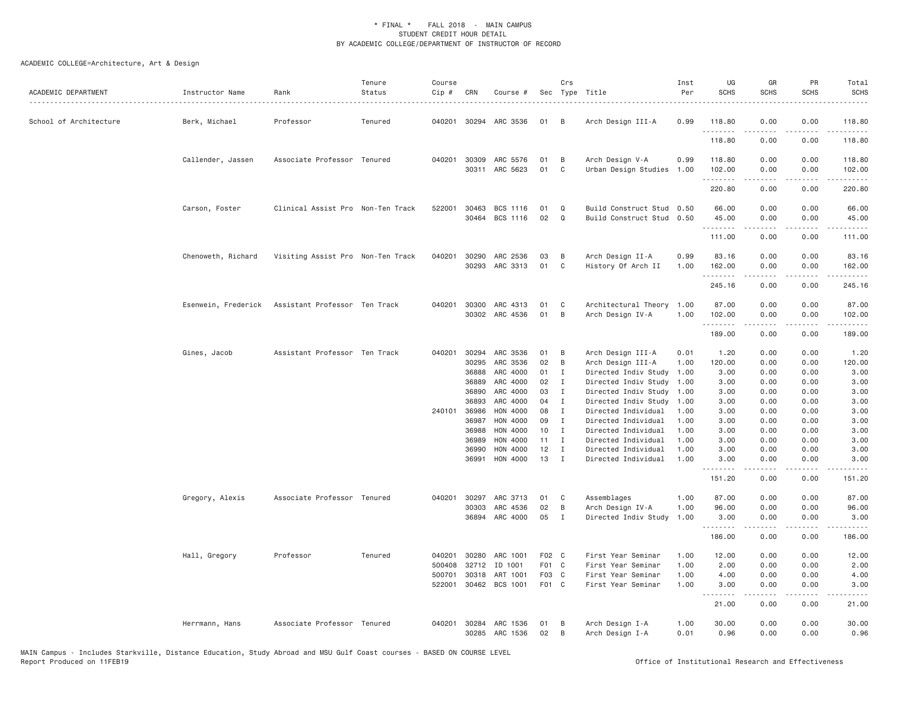\* FINAL \* FALL 2018 - MAIN CAMPUS
STUDENT CREDIT HOUR DETAIL
BY ACADEMIC COLLEGE/DEPARTMENT OF INSTRUCTOR OF RECORD

ACADEMIC COLLEGE=Architecture, Art & Design

| ACADEMIC DEPARTMENT | Instructor Name | Rank | Tenure Status | Course Cip # | CRN | Course # | Sec | Crs Type | Title | Inst Per | UG SCHS | GR SCHS | PR SCHS | Total SCHS |
|---|---|---|---|---|---|---|---|---|---|---|---|---|---|---|
| School of Architecture | Berk, Michael | Professor | Tenured | 040201 | 30294 | ARC 3536 | 01 | B | Arch Design III-A | 0.99 | 118.80 | 0.00 | 0.00 | 118.80 |
| | | | | | | | | | | | 118.80 | 0.00 | 0.00 | 118.80 |
| | Callender, Jassen | Associate Professor | Tenured | 040201 | 30309 | ARC 5576 | 01 | B | Arch Design V-A | 0.99 | 118.80 | 0.00 | 0.00 | 118.80 |
| | | | | | 30311 | ARC 5623 | 01 | C | Urban Design Studies | 1.00 | 102.00 | 0.00 | 0.00 | 102.00 |
| | | | | | | | | | | | 220.80 | 0.00 | 0.00 | 220.80 |
| | Carson, Foster | Clinical Assist Pro | Non-Ten Track | 522001 | 30463 | BCS 1116 | 01 | Q | Build Construct Stud | 0.50 | 66.00 | 0.00 | 0.00 | 66.00 |
| | | | | | 30464 | BCS 1116 | 02 | Q | Build Construct Stud | 0.50 | 45.00 | 0.00 | 0.00 | 45.00 |
| | | | | | | | | | | | 111.00 | 0.00 | 0.00 | 111.00 |
| | Chenoweth, Richard | Visiting Assist Pro | Non-Ten Track | 040201 | 30290 | ARC 2536 | 03 | B | Arch Design II-A | 0.99 | 83.16 | 0.00 | 0.00 | 83.16 |
| | | | | | 30293 | ARC 3313 | 01 | C | History Of Arch II | 1.00 | 162.00 | 0.00 | 0.00 | 162.00 |
| | | | | | | | | | | | 245.16 | 0.00 | 0.00 | 245.16 |
| | Esenwein, Frederick | Assistant Professor | Ten Track | 040201 | 30300 | ARC 4313 | 01 | C | Architectural Theory | 1.00 | 87.00 | 0.00 | 0.00 | 87.00 |
| | | | | | 30302 | ARC 4536 | 01 | B | Arch Design IV-A | 1.00 | 102.00 | 0.00 | 0.00 | 102.00 |
| | | | | | | | | | | | 189.00 | 0.00 | 0.00 | 189.00 |
| | Gines, Jacob | Assistant Professor | Ten Track | 040201 | 30294 | ARC 3536 | 01 | B | Arch Design III-A | 0.01 | 1.20 | 0.00 | 0.00 | 1.20 |
| | | | | | 30295 | ARC 3536 | 02 | B | Arch Design III-A | 1.00 | 120.00 | 0.00 | 0.00 | 120.00 |
| | | | | | 36888 | ARC 4000 | 01 | I | Directed Indiv Study | 1.00 | 3.00 | 0.00 | 0.00 | 3.00 |
| | | | | | 36889 | ARC 4000 | 02 | I | Directed Indiv Study | 1.00 | 3.00 | 0.00 | 0.00 | 3.00 |
| | | | | | 36890 | ARC 4000 | 03 | I | Directed Indiv Study | 1.00 | 3.00 | 0.00 | 0.00 | 3.00 |
| | | | | | 36893 | ARC 4000 | 04 | I | Directed Indiv Study | 1.00 | 3.00 | 0.00 | 0.00 | 3.00 |
| | | | | 240101 | 36986 | HON 4000 | 08 | I | Directed Individual | 1.00 | 3.00 | 0.00 | 0.00 | 3.00 |
| | | | | | 36987 | HON 4000 | 09 | I | Directed Individual | 1.00 | 3.00 | 0.00 | 0.00 | 3.00 |
| | | | | | 36988 | HON 4000 | 10 | I | Directed Individual | 1.00 | 3.00 | 0.00 | 0.00 | 3.00 |
| | | | | | 36989 | HON 4000 | 11 | I | Directed Individual | 1.00 | 3.00 | 0.00 | 0.00 | 3.00 |
| | | | | | 36990 | HON 4000 | 12 | I | Directed Individual | 1.00 | 3.00 | 0.00 | 0.00 | 3.00 |
| | | | | | 36991 | HON 4000 | 13 | I | Directed Individual | 1.00 | 3.00 | 0.00 | 0.00 | 3.00 |
| | | | | | | | | | | | 151.20 | 0.00 | 0.00 | 151.20 |
| | Gregory, Alexis | Associate Professor | Tenured | 040201 | 30297 | ARC 3713 | 01 | C | Assemblages | 1.00 | 87.00 | 0.00 | 0.00 | 87.00 |
| | | | | | 30303 | ARC 4536 | 02 | B | Arch Design IV-A | 1.00 | 96.00 | 0.00 | 0.00 | 96.00 |
| | | | | | 36894 | ARC 4000 | 05 | I | Directed Indiv Study | 1.00 | 3.00 | 0.00 | 0.00 | 3.00 |
| | | | | | | | | | | | 186.00 | 0.00 | 0.00 | 186.00 |
| | Hall, Gregory | Professor | Tenured | 040201 | 30280 | ARC 1001 | F02 | C | First Year Seminar | 1.00 | 12.00 | 0.00 | 0.00 | 12.00 |
| | | | | 500408 | 32712 | ID 1001 | F01 | C | First Year Seminar | 1.00 | 2.00 | 0.00 | 0.00 | 2.00 |
| | | | | 500701 | 30318 | ART 1001 | F03 | C | First Year Seminar | 1.00 | 4.00 | 0.00 | 0.00 | 4.00 |
| | | | | 522001 | 30462 | BCS 1001 | F01 | C | First Year Seminar | 1.00 | 3.00 | 0.00 | 0.00 | 3.00 |
| | | | | | | | | | | | 21.00 | 0.00 | 0.00 | 21.00 |
| | Herrmann, Hans | Associate Professor | Tenured | 040201 | 30284 | ARC 1536 | 01 | B | Arch Design I-A | 1.00 | 30.00 | 0.00 | 0.00 | 30.00 |
| | | | | | 30285 | ARC 1536 | 02 | B | Arch Design I-A | 0.01 | 0.96 | 0.00 | 0.00 | 0.96 |

MAIN Campus - Includes Starkville, Distance Education, Study Abroad and MSU Gulf Coast courses - BASED ON COURSE LEVEL
Report Produced on 11FEB19

Office of Institutional Research and Effectiveness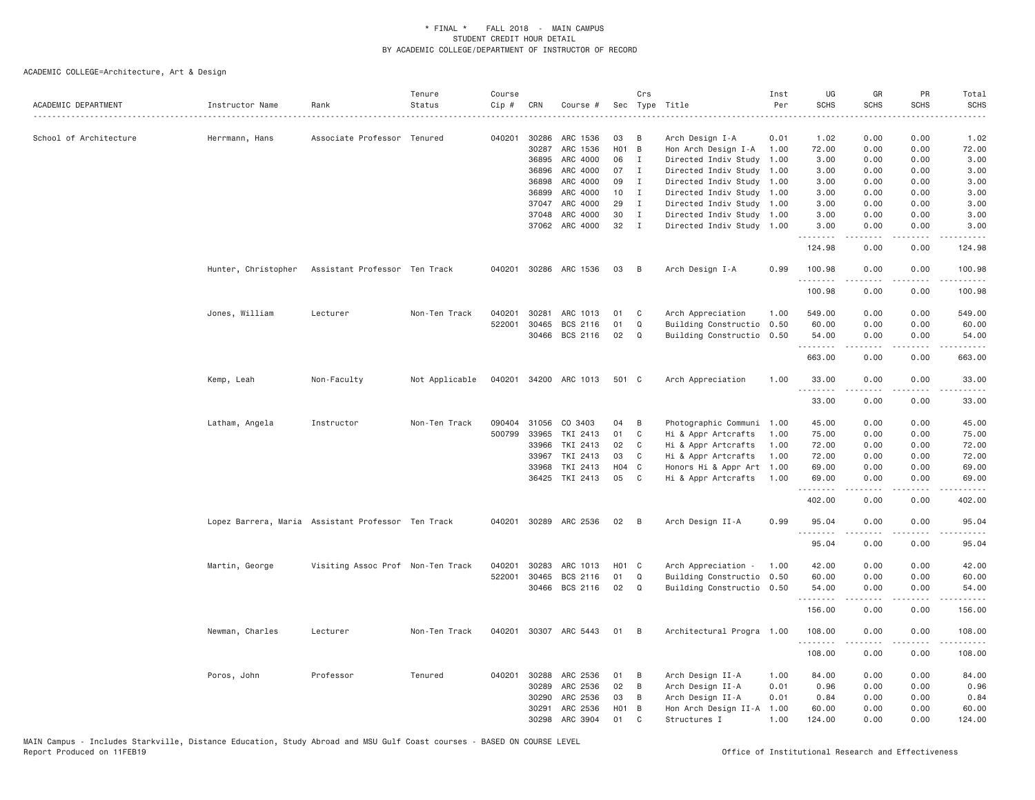\* FINAL \* FALL 2018 - MAIN CAMPUS
STUDENT CREDIT HOUR DETAIL
BY ACADEMIC COLLEGE/DEPARTMENT OF INSTRUCTOR OF RECORD

ACADEMIC COLLEGE=Architecture, Art & Design

| ACADEMIC DEPARTMENT | Instructor Name | Rank | Tenure Status | Course Cip # | CRN | Course # | Sec | Crs Type | Title | Inst Per | UG SCHS | GR SCHS | PR SCHS | Total SCHS |
|---|---|---|---|---|---|---|---|---|---|---|---|---|---|---|
| School of Architecture | Herrmann, Hans | Associate Professor | Tenured | 040201 | 30286 | ARC 1536 | 03 | B | Arch Design I-A | 0.01 | 1.02 | 0.00 | 0.00 | 1.02 |
| | | | | | 30287 | ARC 1536 | H01 | B | Hon Arch Design I-A | 1.00 | 72.00 | 0.00 | 0.00 | 72.00 |
| | | | | | 36895 | ARC 4000 | 06 | I | Directed Indiv Study | 1.00 | 3.00 | 0.00 | 0.00 | 3.00 |
| | | | | | 36896 | ARC 4000 | 07 | I | Directed Indiv Study | 1.00 | 3.00 | 0.00 | 0.00 | 3.00 |
| | | | | | 36898 | ARC 4000 | 09 | I | Directed Indiv Study | 1.00 | 3.00 | 0.00 | 0.00 | 3.00 |
| | | | | | 36899 | ARC 4000 | 10 | I | Directed Indiv Study | 1.00 | 3.00 | 0.00 | 0.00 | 3.00 |
| | | | | | 37047 | ARC 4000 | 29 | I | Directed Indiv Study | 1.00 | 3.00 | 0.00 | 0.00 | 3.00 |
| | | | | | 37048 | ARC 4000 | 30 | I | Directed Indiv Study | 1.00 | 3.00 | 0.00 | 0.00 | 3.00 |
| | | | | | 37062 | ARC 4000 | 32 | I | Directed Indiv Study | 1.00 | 3.00 | 0.00 | 0.00 | 3.00 |
| | | | | | | | | | | | 124.98 | 0.00 | 0.00 | 124.98 |
| | Hunter, Christopher | Assistant Professor | Ten Track | 040201 | 30286 | ARC 1536 | 03 | B | Arch Design I-A | 0.99 | 100.98 | 0.00 | 0.00 | 100.98 |
| | | | | | | | | | | | 100.98 | 0.00 | 0.00 | 100.98 |
| | Jones, William | Lecturer | Non-Ten Track | 040201 | 30281 | ARC 1013 | 01 | C | Arch Appreciation | 1.00 | 549.00 | 0.00 | 0.00 | 549.00 |
| | | | | 522001 | 30465 | BCS 2116 | 01 | Q | Building Constructio | 0.50 | 60.00 | 0.00 | 0.00 | 60.00 |
| | | | | | 30466 | BCS 2116 | 02 | Q | Building Constructio | 0.50 | 54.00 | 0.00 | 0.00 | 54.00 |
| | | | | | | | | | | | 663.00 | 0.00 | 0.00 | 663.00 |
| | Kemp, Leah | Non-Faculty | Not Applicable | 040201 | 34200 | ARC 1013 | 501 | C | Arch Appreciation | 1.00 | 33.00 | 0.00 | 0.00 | 33.00 |
| | | | | | | | | | | | 33.00 | 0.00 | 0.00 | 33.00 |
| | Latham, Angela | Instructor | Non-Ten Track | 090404 | 31056 | CO 3403 | 04 | B | Photographic Communi | 1.00 | 45.00 | 0.00 | 0.00 | 45.00 |
| | | | | 500799 | 33965 | TKI 2413 | 01 | C | Hi & Appr Artcrafts | 1.00 | 75.00 | 0.00 | 0.00 | 75.00 |
| | | | | | 33966 | TKI 2413 | 02 | C | Hi & Appr Artcrafts | 1.00 | 72.00 | 0.00 | 0.00 | 72.00 |
| | | | | | 33967 | TKI 2413 | 03 | C | Hi & Appr Artcrafts | 1.00 | 72.00 | 0.00 | 0.00 | 72.00 |
| | | | | | 33968 | TKI 2413 | H04 | C | Honors Hi & Appr Art | 1.00 | 69.00 | 0.00 | 0.00 | 69.00 |
| | | | | | 36425 | TKI 2413 | 05 | C | Hi & Appr Artcrafts | 1.00 | 69.00 | 0.00 | 0.00 | 69.00 |
| | | | | | | | | | | | 402.00 | 0.00 | 0.00 | 402.00 |
| | Lopez Barrera, Maria | Assistant Professor | Ten Track | 040201 | 30289 | ARC 2536 | 02 | B | Arch Design II-A | 0.99 | 95.04 | 0.00 | 0.00 | 95.04 |
| | | | | | | | | | | | 95.04 | 0.00 | 0.00 | 95.04 |
| | Martin, George | Visiting Assoc Prof | Non-Ten Track | 040201 | 30283 | ARC 1013 | H01 | C | Arch Appreciation - | 1.00 | 42.00 | 0.00 | 0.00 | 42.00 |
| | | | | 522001 | 30465 | BCS 2116 | 01 | Q | Building Constructio | 0.50 | 60.00 | 0.00 | 0.00 | 60.00 |
| | | | | | 30466 | BCS 2116 | 02 | Q | Building Constructio | 0.50 | 54.00 | 0.00 | 0.00 | 54.00 |
| | | | | | | | | | | | 156.00 | 0.00 | 0.00 | 156.00 |
| | Newman, Charles | Lecturer | Non-Ten Track | 040201 | 30307 | ARC 5443 | 01 | B | Architectural Progra | 1.00 | 108.00 | 0.00 | 0.00 | 108.00 |
| | | | | | | | | | | | 108.00 | 0.00 | 0.00 | 108.00 |
| | Poros, John | Professor | Tenured | 040201 | 30288 | ARC 2536 | 01 | B | Arch Design II-A | 1.00 | 84.00 | 0.00 | 0.00 | 84.00 |
| | | | | | 30289 | ARC 2536 | 02 | B | Arch Design II-A | 0.01 | 0.96 | 0.00 | 0.00 | 0.96 |
| | | | | | 30290 | ARC 2536 | 03 | B | Arch Design II-A | 0.01 | 0.84 | 0.00 | 0.00 | 0.84 |
| | | | | | 30291 | ARC 2536 | H01 | B | Hon Arch Design II-A | 1.00 | 60.00 | 0.00 | 0.00 | 60.00 |
| | | | | | 30298 | ARC 3904 | 01 | C | Structures I | 1.00 | 124.00 | 0.00 | 0.00 | 124.00 |

MAIN Campus - Includes Starkville, Distance Education, Study Abroad and MSU Gulf Coast courses - BASED ON COURSE LEVEL
Report Produced on 11FEB19 Office of Institutional Research and Effectiveness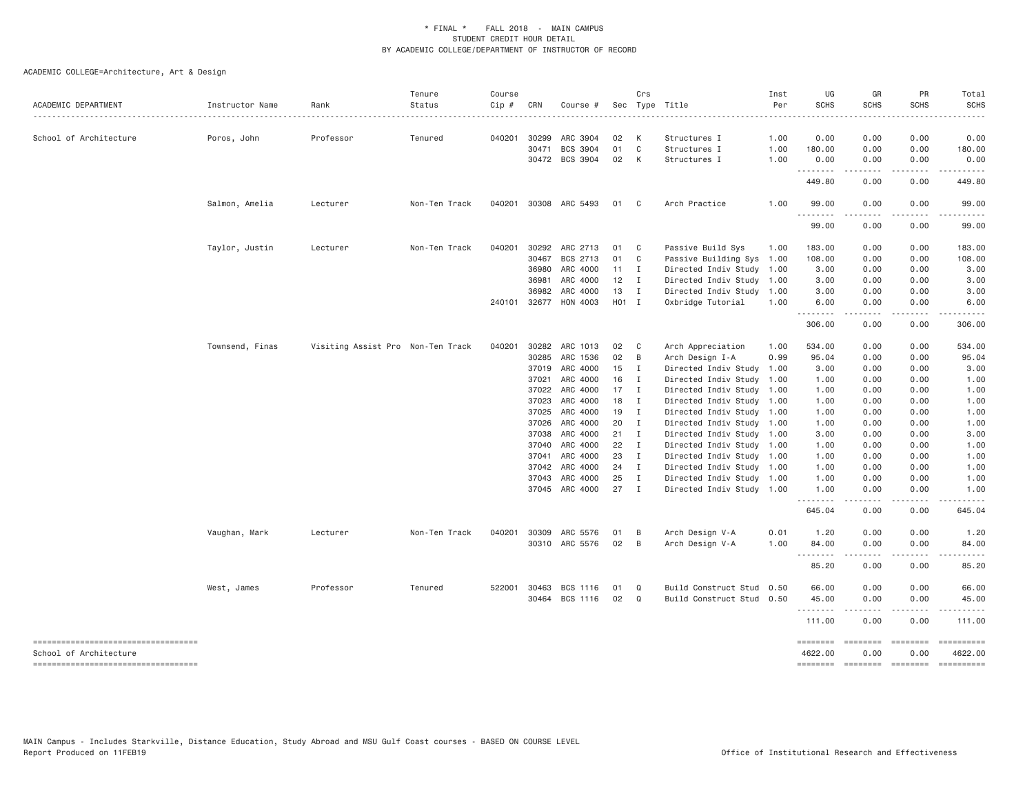\* FINAL \* FALL 2018 - MAIN CAMPUS
STUDENT CREDIT HOUR DETAIL
BY ACADEMIC COLLEGE/DEPARTMENT OF INSTRUCTOR OF RECORD

ACADEMIC COLLEGE=Architecture, Art & Design

| ACADEMIC DEPARTMENT | Instructor Name | Rank | Tenure Status | Course Cip # | CRN | Course # | Sec | Crs Type | Title | Inst Per | UG SCHS | GR SCHS | PR SCHS | Total SCHS |
|---|---|---|---|---|---|---|---|---|---|---|---|---|---|---|
| School of Architecture | Poros, John | Professor | Tenured | 040201 | 30299 | ARC 3904 | 02 | K | Structures I | 1.00 | 0.00 | 0.00 | 0.00 | 0.00 |
| | | | | | 30471 | BCS 3904 | 01 | C | Structures I | 1.00 | 180.00 | 0.00 | 0.00 | 180.00 |
| | | | | | 30472 | BCS 3904 | 02 | K | Structures I | 1.00 | 0.00 | 0.00 | 0.00 | 0.00 |
| | | | | | | | | | | | 449.80 | 0.00 | 0.00 | 449.80 |
| | Salmon, Amelia | Lecturer | Non-Ten Track | 040201 | 30308 | ARC 5493 | 01 | C | Arch Practice | 1.00 | 99.00 | 0.00 | 0.00 | 99.00 |
| | | | | | | | | | | | 99.00 | 0.00 | 0.00 | 99.00 |
| | Taylor, Justin | Lecturer | Non-Ten Track | 040201 | 30292 | ARC 2713 | 01 | C | Passive Build Sys | 1.00 | 183.00 | 0.00 | 0.00 | 183.00 |
| | | | | | 30467 | BCS 2713 | 01 | C | Passive Building Sys | 1.00 | 108.00 | 0.00 | 0.00 | 108.00 |
| | | | | | 36980 | ARC 4000 | 11 | I | Directed Indiv Study | 1.00 | 3.00 | 0.00 | 0.00 | 3.00 |
| | | | | | 36981 | ARC 4000 | 12 | I | Directed Indiv Study | 1.00 | 3.00 | 0.00 | 0.00 | 3.00 |
| | | | | | 36982 | ARC 4000 | 13 | I | Directed Indiv Study | 1.00 | 3.00 | 0.00 | 0.00 | 3.00 |
| | | | | 240101 | 32677 | HON 4003 | H01 | I | Oxbridge Tutorial | 1.00 | 6.00 | 0.00 | 0.00 | 6.00 |
| | | | | | | | | | | | 306.00 | 0.00 | 0.00 | 306.00 |
| | Townsend, Finas | Visiting Assist Pro | Non-Ten Track | 040201 | 30282 | ARC 1013 | 02 | C | Arch Appreciation | 1.00 | 534.00 | 0.00 | 0.00 | 534.00 |
| | | | | | 30285 | ARC 1536 | 02 | B | Arch Design I-A | 0.99 | 95.04 | 0.00 | 0.00 | 95.04 |
| | | | | | 37019 | ARC 4000 | 15 | I | Directed Indiv Study | 1.00 | 3.00 | 0.00 | 0.00 | 3.00 |
| | | | | | 37021 | ARC 4000 | 16 | I | Directed Indiv Study | 1.00 | 1.00 | 0.00 | 0.00 | 1.00 |
| | | | | | 37022 | ARC 4000 | 17 | I | Directed Indiv Study | 1.00 | 1.00 | 0.00 | 0.00 | 1.00 |
| | | | | | 37023 | ARC 4000 | 18 | I | Directed Indiv Study | 1.00 | 1.00 | 0.00 | 0.00 | 1.00 |
| | | | | | 37025 | ARC 4000 | 19 | I | Directed Indiv Study | 1.00 | 1.00 | 0.00 | 0.00 | 1.00 |
| | | | | | 37026 | ARC 4000 | 20 | I | Directed Indiv Study | 1.00 | 1.00 | 0.00 | 0.00 | 1.00 |
| | | | | | 37038 | ARC 4000 | 21 | I | Directed Indiv Study | 1.00 | 3.00 | 0.00 | 0.00 | 3.00 |
| | | | | | 37040 | ARC 4000 | 22 | I | Directed Indiv Study | 1.00 | 1.00 | 0.00 | 0.00 | 1.00 |
| | | | | | 37041 | ARC 4000 | 23 | I | Directed Indiv Study | 1.00 | 1.00 | 0.00 | 0.00 | 1.00 |
| | | | | | 37042 | ARC 4000 | 24 | I | Directed Indiv Study | 1.00 | 1.00 | 0.00 | 0.00 | 1.00 |
| | | | | | 37043 | ARC 4000 | 25 | I | Directed Indiv Study | 1.00 | 1.00 | 0.00 | 0.00 | 1.00 |
| | | | | | 37045 | ARC 4000 | 27 | I | Directed Indiv Study | 1.00 | 1.00 | 0.00 | 0.00 | 1.00 |
| | | | | | | | | | | | 645.04 | 0.00 | 0.00 | 645.04 |
| | Vaughan, Mark | Lecturer | Non-Ten Track | 040201 | 30309 | ARC 5576 | 01 | B | Arch Design V-A | 0.01 | 1.20 | 0.00 | 0.00 | 1.20 |
| | | | | | 30310 | ARC 5576 | 02 | B | Arch Design V-A | 1.00 | 84.00 | 0.00 | 0.00 | 84.00 |
| | | | | | | | | | | | 85.20 | 0.00 | 0.00 | 85.20 |
| | West, James | Professor | Tenured | 522001 | 30463 | BCS 1116 | 01 | Q | Build Construct Stud | 0.50 | 66.00 | 0.00 | 0.00 | 66.00 |
| | | | | | 30464 | BCS 1116 | 02 | Q | Build Construct Stud | 0.50 | 45.00 | 0.00 | 0.00 | 45.00 |
| | | | | | | | | | | | 111.00 | 0.00 | 0.00 | 111.00 |
| School of Architecture | | | | | | | | | | | 4622.00 | 0.00 | 0.00 | 4622.00 |

MAIN Campus - Includes Starkville, Distance Education, Study Abroad and MSU Gulf Coast courses - BASED ON COURSE LEVEL
Report Produced on 11FEB19

Office of Institutional Research and Effectiveness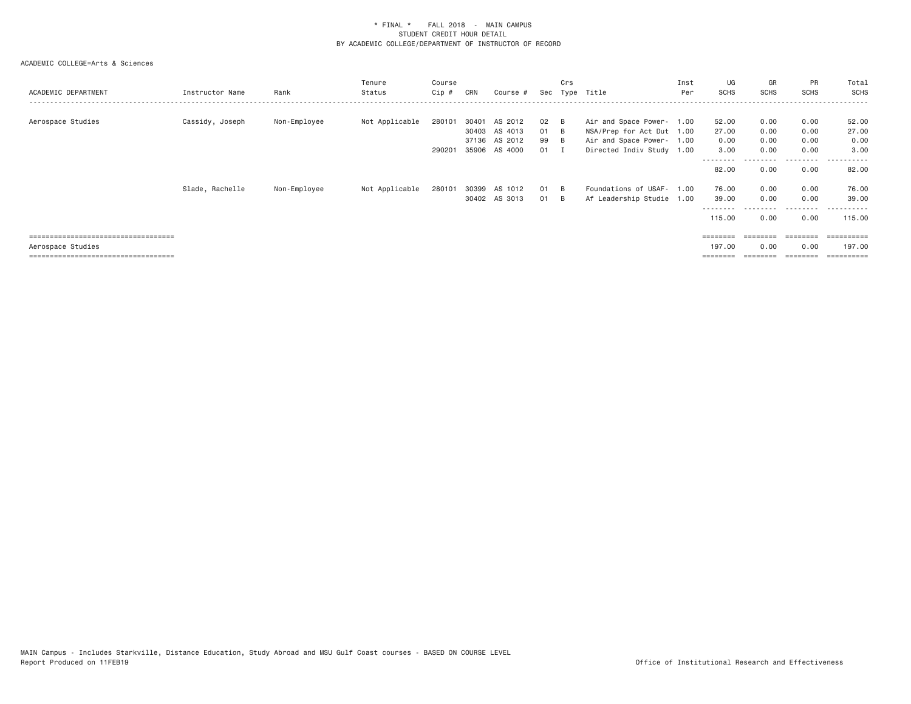\* FINAL \*    FALL 2018  -  MAIN CAMPUS
STUDENT CREDIT HOUR DETAIL
BY ACADEMIC COLLEGE/DEPARTMENT OF INSTRUCTOR OF RECORD

ACADEMIC COLLEGE=Arts & Sciences

| ACADEMIC DEPARTMENT | Instructor Name | Rank | Tenure Status | Course Cip # | CRN | Course # | Sec | Crs Type | Title | Inst Per | UG SCHS | GR SCHS | PR SCHS | Total SCHS |
|---|---|---|---|---|---|---|---|---|---|---|---|---|---|---|
| Aerospace Studies | Cassidy, Joseph | Non-Employee | Not Applicable | 280101 | 30401 | AS 2012 | 02 | B | Air and Space Power- | 1.00 | 52.00 | 0.00 | 0.00 | 52.00 |
| | | | | | 30403 | AS 4013 | 01 | B | NSA/Prep for Act Dut | 1.00 | 27.00 | 0.00 | 0.00 | 27.00 |
| | | | | | 37136 | AS 2012 | 99 | B | Air and Space Power- | 1.00 | 0.00 | 0.00 | 0.00 | 0.00 |
| | | | | 290201 | 35906 | AS 4000 | 01 | I | Directed Indiv Study | 1.00 | 3.00 | 0.00 | 0.00 | 3.00 |
| | | | | | | | | | | | 82.00 | 0.00 | 0.00 | 82.00 |
| | Slade, Rachelle | Non-Employee | Not Applicable | 280101 | 30399 | AS 1012 | 01 | B | Foundations of USAF- | 1.00 | 76.00 | 0.00 | 0.00 | 76.00 |
| | | | | | 30402 | AS 3013 | 01 | B | Af Leadership Studie | 1.00 | 39.00 | 0.00 | 0.00 | 39.00 |
| | | | | | | | | | | | 115.00 | 0.00 | 0.00 | 115.00 |
| Aerospace Studies | | | | | | | | | | | 197.00 | 0.00 | 0.00 | 197.00 |

MAIN Campus - Includes Starkville, Distance Education, Study Abroad and MSU Gulf Coast courses - BASED ON COURSE LEVEL
Report Produced on 11FEB19
Office of Institutional Research and Effectiveness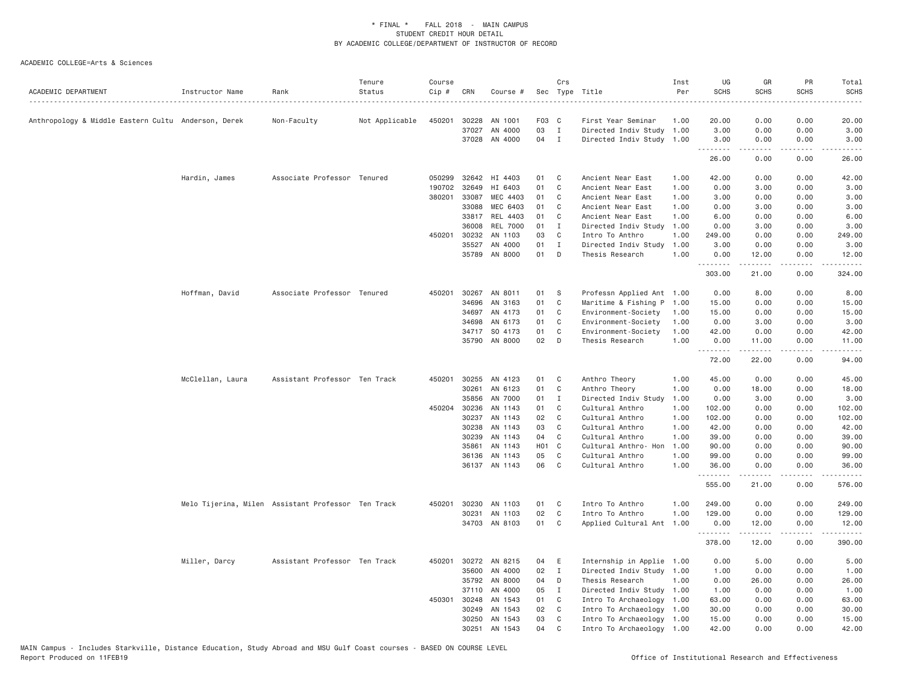\* FINAL \* FALL 2018 - MAIN CAMPUS
STUDENT CREDIT HOUR DETAIL
BY ACADEMIC COLLEGE/DEPARTMENT OF INSTRUCTOR OF RECORD

ACADEMIC COLLEGE=Arts & Sciences

| ACADEMIC DEPARTMENT | Instructor Name | Rank | Tenure Status | Course Cip # | CRN | Course # | Sec | Crs Type | Title | Inst Per | UG SCHS | GR SCHS | PR SCHS | Total SCHS |
|---|---|---|---|---|---|---|---|---|---|---|---|---|---|---|
| Anthropology & Middle Eastern Cultu | Anderson, Derek | Non-Faculty | Not Applicable | 450201 | 30228 | AN 1001 | F03 | C | First Year Seminar | 1.00 | 20.00 | 0.00 | 0.00 | 20.00 |
| | | | | | 37027 | AN 4000 | 03 | I | Directed Indiv Study | 1.00 | 3.00 | 0.00 | 0.00 | 3.00 |
| | | | | | 37028 | AN 4000 | 04 | I | Directed Indiv Study | 1.00 | 3.00 | 0.00 | 0.00 | 3.00 |
| | | | | | | | | | | | 26.00 | 0.00 | 0.00 | 26.00 |
| | Hardin, James | Associate Professor | Tenured | 050299 | 32642 | HI 4403 | 01 | C | Ancient Near East | 1.00 | 42.00 | 0.00 | 0.00 | 42.00 |
| | | | | 190702 | 32649 | HI 6403 | 01 | C | Ancient Near East | 1.00 | 0.00 | 3.00 | 0.00 | 3.00 |
| | | | | 380201 | 33087 | MEC 4403 | 01 | C | Ancient Near East | 1.00 | 3.00 | 0.00 | 0.00 | 3.00 |
| | | | | | 33088 | MEC 6403 | 01 | C | Ancient Near East | 1.00 | 0.00 | 3.00 | 0.00 | 3.00 |
| | | | | | 33817 | REL 4403 | 01 | C | Ancient Near East | 1.00 | 6.00 | 0.00 | 0.00 | 6.00 |
| | | | | | 36008 | REL 7000 | 01 | I | Directed Indiv Study | 1.00 | 0.00 | 3.00 | 0.00 | 3.00 |
| | | | | 450201 | 30232 | AN 1103 | 03 | C | Intro To Anthro | 1.00 | 249.00 | 0.00 | 0.00 | 249.00 |
| | | | | | 35527 | AN 4000 | 01 | I | Directed Indiv Study | 1.00 | 3.00 | 0.00 | 0.00 | 3.00 |
| | | | | | 35789 | AN 8000 | 01 | D | Thesis Research | 1.00 | 0.00 | 12.00 | 0.00 | 12.00 |
| | | | | | | | | | | | 303.00 | 21.00 | 0.00 | 324.00 |
| | Hoffman, David | Associate Professor | Tenured | 450201 | 30267 | AN 8011 | 01 | S | Professn Applied Ant | 1.00 | 0.00 | 8.00 | 0.00 | 8.00 |
| | | | | | 34696 | AN 3163 | 01 | C | Maritime & Fishing P | 1.00 | 15.00 | 0.00 | 0.00 | 15.00 |
| | | | | | 34697 | AN 4173 | 01 | C | Environment-Society | 1.00 | 15.00 | 0.00 | 0.00 | 15.00 |
| | | | | | 34698 | AN 6173 | 01 | C | Environment-Society | 1.00 | 0.00 | 3.00 | 0.00 | 3.00 |
| | | | | | 34717 | SO 4173 | 01 | C | Environment-Society | 1.00 | 42.00 | 0.00 | 0.00 | 42.00 |
| | | | | | 35790 | AN 8000 | 02 | D | Thesis Research | 1.00 | 0.00 | 11.00 | 0.00 | 11.00 |
| | | | | | | | | | | | 72.00 | 22.00 | 0.00 | 94.00 |
| | McClellan, Laura | Assistant Professor | Ten Track | 450201 | 30255 | AN 4123 | 01 | C | Anthro Theory | 1.00 | 45.00 | 0.00 | 0.00 | 45.00 |
| | | | | | 30261 | AN 6123 | 01 | C | Anthro Theory | 1.00 | 0.00 | 18.00 | 0.00 | 18.00 |
| | | | | | 35856 | AN 7000 | 01 | I | Directed Indiv Study | 1.00 | 0.00 | 3.00 | 0.00 | 3.00 |
| | | | | 450204 | 30236 | AN 1143 | 01 | C | Cultural Anthro | 1.00 | 102.00 | 0.00 | 0.00 | 102.00 |
| | | | | | 30237 | AN 1143 | 02 | C | Cultural Anthro | 1.00 | 102.00 | 0.00 | 0.00 | 102.00 |
| | | | | | 30238 | AN 1143 | 03 | C | Cultural Anthro | 1.00 | 42.00 | 0.00 | 0.00 | 42.00 |
| | | | | | 30239 | AN 1143 | 04 | C | Cultural Anthro | 1.00 | 39.00 | 0.00 | 0.00 | 39.00 |
| | | | | | 35861 | AN 1143 | H01 | C | Cultural Anthro- Hon | 1.00 | 90.00 | 0.00 | 0.00 | 90.00 |
| | | | | | 36136 | AN 1143 | 05 | C | Cultural Anthro | 1.00 | 99.00 | 0.00 | 0.00 | 99.00 |
| | | | | | 36137 | AN 1143 | 06 | C | Cultural Anthro | 1.00 | 36.00 | 0.00 | 0.00 | 36.00 |
| | | | | | | | | | | | 555.00 | 21.00 | 0.00 | 576.00 |
| | Melo Tijerina, Milen | Assistant Professor | Ten Track | 450201 | 30230 | AN 1103 | 01 | C | Intro To Anthro | 1.00 | 249.00 | 0.00 | 0.00 | 249.00 |
| | | | | | 30231 | AN 1103 | 02 | C | Intro To Anthro | 1.00 | 129.00 | 0.00 | 0.00 | 129.00 |
| | | | | | 34703 | AN 8103 | 01 | C | Applied Cultural Ant | 1.00 | 0.00 | 12.00 | 0.00 | 12.00 |
| | | | | | | | | | | | 378.00 | 12.00 | 0.00 | 390.00 |
| | Miller, Darcy | Assistant Professor | Ten Track | 450201 | 30272 | AN 8215 | 04 | E | Internship in Applie | 1.00 | 0.00 | 5.00 | 0.00 | 5.00 |
| | | | | | 35600 | AN 4000 | 02 | I | Directed Indiv Study | 1.00 | 1.00 | 0.00 | 0.00 | 1.00 |
| | | | | | 35792 | AN 8000 | 04 | D | Thesis Research | 1.00 | 0.00 | 26.00 | 0.00 | 26.00 |
| | | | | | 37110 | AN 4000 | 05 | I | Directed Indiv Study | 1.00 | 1.00 | 0.00 | 0.00 | 1.00 |
| | | | | 450301 | 30248 | AN 1543 | 01 | C | Intro To Archaeology | 1.00 | 63.00 | 0.00 | 0.00 | 63.00 |
| | | | | | 30249 | AN 1543 | 02 | C | Intro To Archaeology | 1.00 | 30.00 | 0.00 | 0.00 | 30.00 |
| | | | | | 30250 | AN 1543 | 03 | C | Intro To Archaeology | 1.00 | 15.00 | 0.00 | 0.00 | 15.00 |
| | | | | | 30251 | AN 1543 | 04 | C | Intro To Archaeology | 1.00 | 42.00 | 0.00 | 0.00 | 42.00 |

MAIN Campus - Includes Starkville, Distance Education, Study Abroad and MSU Gulf Coast courses - BASED ON COURSE LEVEL
Report Produced on 11FEB19 Office of Institutional Research and Effectiveness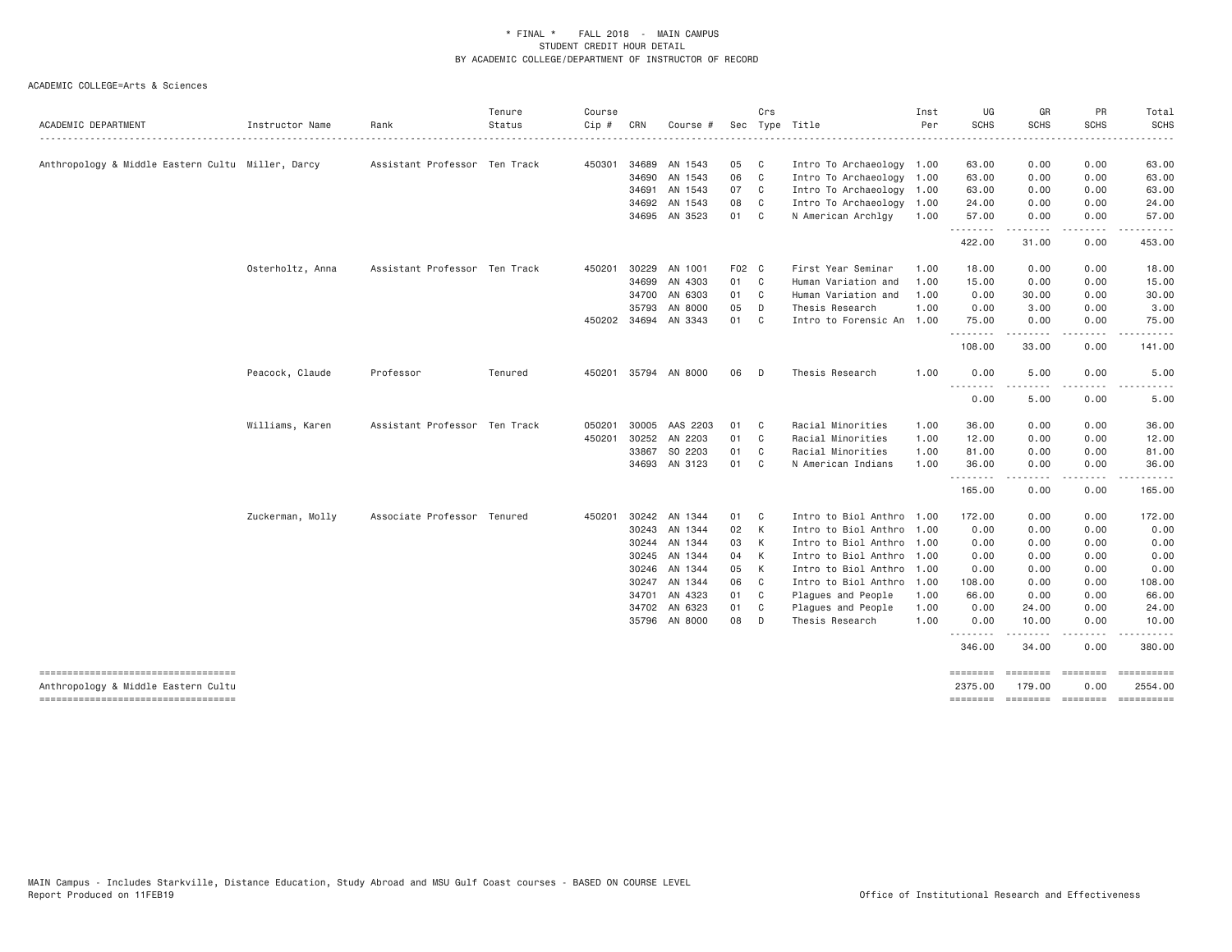# * FINAL * FALL 2018 - MAIN CAMPUS
## STUDENT CREDIT HOUR DETAIL
## BY ACADEMIC COLLEGE/DEPARTMENT OF INSTRUCTOR OF RECORD

ACADEMIC COLLEGE=Arts & Sciences

| ACADEMIC DEPARTMENT | Instructor Name | Rank | Tenure Status | Course Cip # | CRN | Course # | Sec | Crs Type | Title | Inst Per | UG SCHS | GR SCHS | PR SCHS | Total SCHS |
|---|---|---|---|---|---|---|---|---|---|---|---|---|---|---|
| Anthropology & Middle Eastern Cultu | Miller, Darcy | Assistant Professor | Ten Track | 450301 | 34689 | AN 1543 | 05 | C | Intro To Archaeology | 1.00 | 63.00 | 0.00 | 0.00 | 63.00 |
| | | | | | 34690 | AN 1543 | 06 | C | Intro To Archaeology | 1.00 | 63.00 | 0.00 | 0.00 | 63.00 |
| | | | | | 34691 | AN 1543 | 07 | C | Intro To Archaeology | 1.00 | 63.00 | 0.00 | 0.00 | 63.00 |
| | | | | | 34692 | AN 1543 | 08 | C | Intro To Archaeology | 1.00 | 24.00 | 0.00 | 0.00 | 24.00 |
| | | | | | 34695 | AN 3523 | 01 | C | N American Archlgy | 1.00 | 57.00 | 0.00 | 0.00 | 57.00 |
| | | | | | | | | | | | 422.00 | 31.00 | 0.00 | 453.00 |
| | Osterholtz, Anna | Assistant Professor | Ten Track | 450201 | 30229 | AN 1001 | F02 | C | First Year Seminar | 1.00 | 18.00 | 0.00 | 0.00 | 18.00 |
| | | | | | 34699 | AN 4303 | 01 | C | Human Variation and | 1.00 | 15.00 | 0.00 | 0.00 | 15.00 |
| | | | | | 34700 | AN 6303 | 01 | C | Human Variation and | 1.00 | 0.00 | 30.00 | 0.00 | 30.00 |
| | | | | | 35793 | AN 8000 | 05 | D | Thesis Research | 1.00 | 0.00 | 3.00 | 0.00 | 3.00 |
| | | | | 450202 | 34694 | AN 3343 | 01 | C | Intro to Forensic An | 1.00 | 75.00 | 0.00 | 0.00 | 75.00 |
| | | | | | | | | | | | 108.00 | 33.00 | 0.00 | 141.00 |
| | Peacock, Claude | Professor | Tenured | 450201 | 35794 | AN 8000 | 06 | D | Thesis Research | 1.00 | 0.00 | 5.00 | 0.00 | 5.00 |
| | | | | | | | | | | | 0.00 | 5.00 | 0.00 | 5.00 |
| | Williams, Karen | Assistant Professor | Ten Track | 050201 | 30005 | AAS 2203 | 01 | C | Racial Minorities | 1.00 | 36.00 | 0.00 | 0.00 | 36.00 |
| | | | | 450201 | 30252 | AN 2203 | 01 | C | Racial Minorities | 1.00 | 12.00 | 0.00 | 0.00 | 12.00 |
| | | | | | 33867 | SO 2203 | 01 | C | Racial Minorities | 1.00 | 81.00 | 0.00 | 0.00 | 81.00 |
| | | | | | 34693 | AN 3123 | 01 | C | N American Indians | 1.00 | 36.00 | 0.00 | 0.00 | 36.00 |
| | | | | | | | | | | | 165.00 | 0.00 | 0.00 | 165.00 |
| | Zuckerman, Molly | Associate Professor | Tenured | 450201 | 30242 | AN 1344 | 01 | C | Intro to Biol Anthro | 1.00 | 172.00 | 0.00 | 0.00 | 172.00 |
| | | | | | 30243 | AN 1344 | 02 | K | Intro to Biol Anthro | 1.00 | 0.00 | 0.00 | 0.00 | 0.00 |
| | | | | | 30244 | AN 1344 | 03 | K | Intro to Biol Anthro | 1.00 | 0.00 | 0.00 | 0.00 | 0.00 |
| | | | | | 30245 | AN 1344 | 04 | K | Intro to Biol Anthro | 1.00 | 0.00 | 0.00 | 0.00 | 0.00 |
| | | | | | 30246 | AN 1344 | 05 | K | Intro to Biol Anthro | 1.00 | 0.00 | 0.00 | 0.00 | 0.00 |
| | | | | | 30247 | AN 1344 | 06 | C | Intro to Biol Anthro | 1.00 | 108.00 | 0.00 | 0.00 | 108.00 |
| | | | | | 34701 | AN 4323 | 01 | C | Plagues and People | 1.00 | 66.00 | 0.00 | 0.00 | 66.00 |
| | | | | | 34702 | AN 6323 | 01 | C | Plagues and People | 1.00 | 0.00 | 24.00 | 0.00 | 24.00 |
| | | | | | 35796 | AN 8000 | 08 | D | Thesis Research | 1.00 | 0.00 | 10.00 | 0.00 | 10.00 |
| | | | | | | | | | | | 346.00 | 34.00 | 0.00 | 380.00 |
| Anthropology & Middle Eastern Cultu | | | | | | | | | | | 2375.00 | 179.00 | 0.00 | 2554.00 |

MAIN Campus - Includes Starkville, Distance Education, Study Abroad and MSU Gulf Coast courses - BASED ON COURSE LEVEL
Report Produced on 11FEB19

Office of Institutional Research and Effectiveness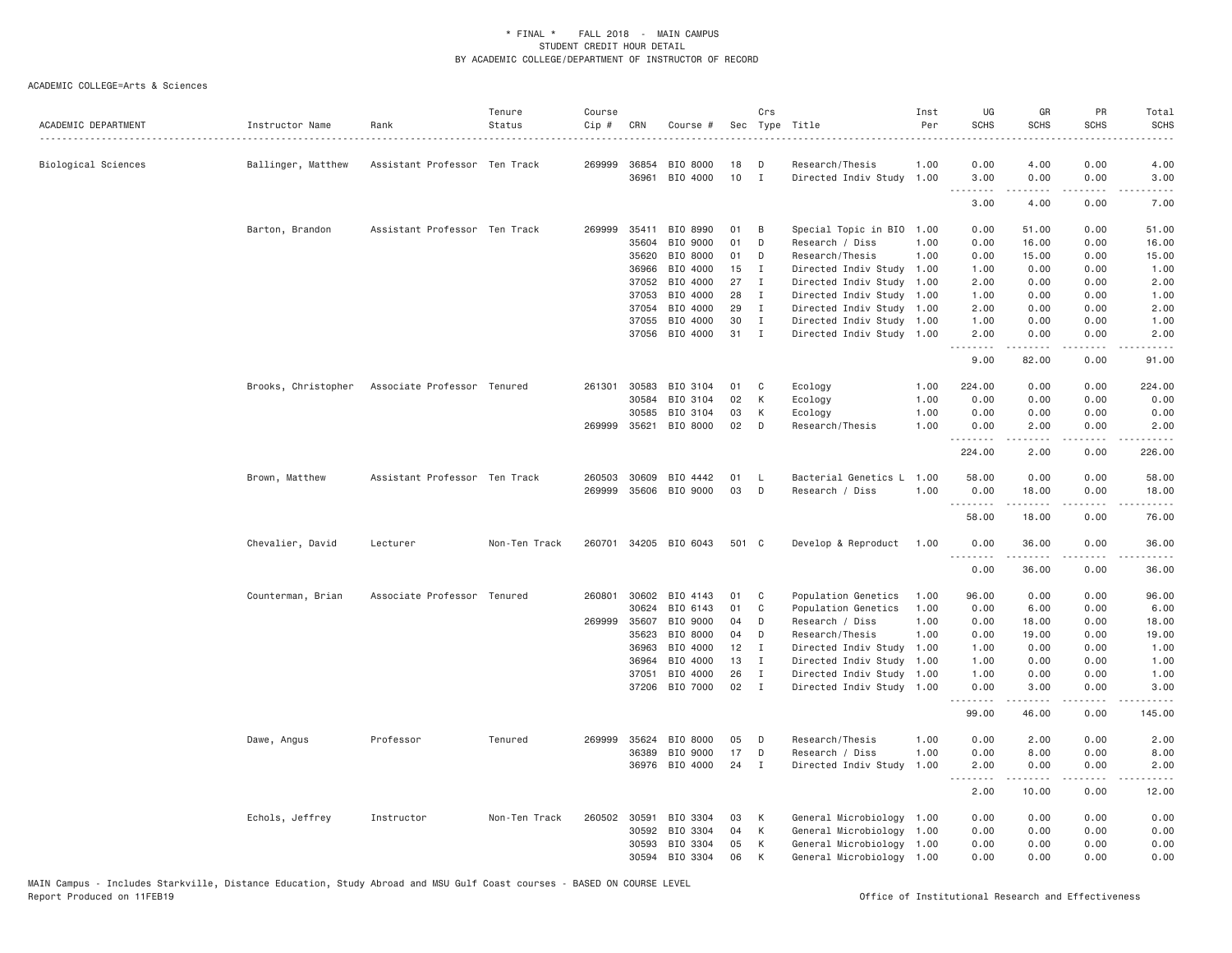# * FINAL * FALL 2018 - MAIN CAMPUS
## STUDENT CREDIT HOUR DETAIL
## BY ACADEMIC COLLEGE/DEPARTMENT OF INSTRUCTOR OF RECORD

ACADEMIC COLLEGE=Arts & Sciences

| ACADEMIC DEPARTMENT | Instructor Name | Rank | Tenure Status | Course Cip # | CRN | Course # | Sec | Crs Type | Title | Inst Per | UG SCHS | GR SCHS | PR SCHS | Total SCHS |
|---|---|---|---|---|---|---|---|---|---|---|---|---|---|---|
| Biological Sciences | Ballinger, Matthew | Assistant Professor | Ten Track | 269999 | 36854 | BIO 8000 | 18 | D | Research/Thesis | 1.00 | 0.00 | 4.00 | 0.00 | 4.00 |
| | | | | | 36961 | BIO 4000 | 10 | I | Directed Indiv Study | 1.00 | 3.00 | 0.00 | 0.00 | 3.00 |
| | | | | | | | | | | | 3.00 | 4.00 | 0.00 | 7.00 |
| | Barton, Brandon | Assistant Professor | Ten Track | 269999 | 35411 | BIO 8990 | 01 | B | Special Topic in BIO | 1.00 | 0.00 | 51.00 | 0.00 | 51.00 |
| | | | | | 35604 | BIO 9000 | 01 | D | Research / Diss | 1.00 | 0.00 | 16.00 | 0.00 | 16.00 |
| | | | | | 35620 | BIO 8000 | 01 | D | Research/Thesis | 1.00 | 0.00 | 15.00 | 0.00 | 15.00 |
| | | | | | 36966 | BIO 4000 | 15 | I | Directed Indiv Study | 1.00 | 1.00 | 0.00 | 0.00 | 1.00 |
| | | | | | 37052 | BIO 4000 | 27 | I | Directed Indiv Study | 1.00 | 2.00 | 0.00 | 0.00 | 2.00 |
| | | | | | 37053 | BIO 4000 | 28 | I | Directed Indiv Study | 1.00 | 1.00 | 0.00 | 0.00 | 1.00 |
| | | | | | 37054 | BIO 4000 | 29 | I | Directed Indiv Study | 1.00 | 2.00 | 0.00 | 0.00 | 2.00 |
| | | | | | 37055 | BIO 4000 | 30 | I | Directed Indiv Study | 1.00 | 1.00 | 0.00 | 0.00 | 1.00 |
| | | | | | 37056 | BIO 4000 | 31 | I | Directed Indiv Study | 1.00 | 2.00 | 0.00 | 0.00 | 2.00 |
| | | | | | | | | | | | 9.00 | 82.00 | 0.00 | 91.00 |
| | Brooks, Christopher | Associate Professor | Tenured | 261301 | 30583 | BIO 3104 | 01 | C | Ecology | 1.00 | 224.00 | 0.00 | 0.00 | 224.00 |
| | | | | | 30584 | BIO 3104 | 02 | K | Ecology | 1.00 | 0.00 | 0.00 | 0.00 | 0.00 |
| | | | | | 30585 | BIO 3104 | 03 | K | Ecology | 1.00 | 0.00 | 0.00 | 0.00 | 0.00 |
| | | | | 269999 | 35621 | BIO 8000 | 02 | D | Research/Thesis | 1.00 | 0.00 | 2.00 | 0.00 | 2.00 |
| | | | | | | | | | | | 224.00 | 2.00 | 0.00 | 226.00 |
| | Brown, Matthew | Assistant Professor | Ten Track | 260503 | 30609 | BIO 4442 | 01 | L | Bacterial Genetics L | 1.00 | 58.00 | 0.00 | 0.00 | 58.00 |
| | | | | 269999 | 35606 | BIO 9000 | 03 | D | Research / Diss | 1.00 | 0.00 | 18.00 | 0.00 | 18.00 |
| | | | | | | | | | | | 58.00 | 18.00 | 0.00 | 76.00 |
| | Chevalier, David | Lecturer | Non-Ten Track | 260701 | 34205 | BIO 6043 | 501 | C | Develop & Reproduct | 1.00 | 0.00 | 36.00 | 0.00 | 36.00 |
| | | | | | | | | | | | 0.00 | 36.00 | 0.00 | 36.00 |
| | Counterman, Brian | Associate Professor | Tenured | 260801 | 30602 | BIO 4143 | 01 | C | Population Genetics | 1.00 | 96.00 | 0.00 | 0.00 | 96.00 |
| | | | | | 30624 | BIO 6143 | 01 | C | Population Genetics | 1.00 | 0.00 | 6.00 | 0.00 | 6.00 |
| | | | | 269999 | 35607 | BIO 9000 | 04 | D | Research / Diss | 1.00 | 0.00 | 18.00 | 0.00 | 18.00 |
| | | | | | 35623 | BIO 8000 | 04 | D | Research/Thesis | 1.00 | 0.00 | 19.00 | 0.00 | 19.00 |
| | | | | | 36963 | BIO 4000 | 12 | I | Directed Indiv Study | 1.00 | 1.00 | 0.00 | 0.00 | 1.00 |
| | | | | | 36964 | BIO 4000 | 13 | I | Directed Indiv Study | 1.00 | 1.00 | 0.00 | 0.00 | 1.00 |
| | | | | | 37051 | BIO 4000 | 26 | I | Directed Indiv Study | 1.00 | 1.00 | 0.00 | 0.00 | 1.00 |
| | | | | | 37206 | BIO 7000 | 02 | I | Directed Indiv Study | 1.00 | 0.00 | 3.00 | 0.00 | 3.00 |
| | | | | | | | | | | | 99.00 | 46.00 | 0.00 | 145.00 |
| | Dawe, Angus | Professor | Tenured | 269999 | 35624 | BIO 8000 | 05 | D | Research/Thesis | 1.00 | 0.00 | 2.00 | 0.00 | 2.00 |
| | | | | | 36389 | BIO 9000 | 17 | D | Research / Diss | 1.00 | 0.00 | 8.00 | 0.00 | 8.00 |
| | | | | | 36976 | BIO 4000 | 24 | I | Directed Indiv Study | 1.00 | 2.00 | 0.00 | 0.00 | 2.00 |
| | | | | | | | | | | | 2.00 | 10.00 | 0.00 | 12.00 |
| | Echols, Jeffrey | Instructor | Non-Ten Track | 260502 | 30591 | BIO 3304 | 03 | K | General Microbiology | 1.00 | 0.00 | 0.00 | 0.00 | 0.00 |
| | | | | | 30592 | BIO 3304 | 04 | K | General Microbiology | 1.00 | 0.00 | 0.00 | 0.00 | 0.00 |
| | | | | | 30593 | BIO 3304 | 05 | K | General Microbiology | 1.00 | 0.00 | 0.00 | 0.00 | 0.00 |
| | | | | | 30594 | BIO 3304 | 06 | K | General Microbiology | 1.00 | 0.00 | 0.00 | 0.00 | 0.00 |

MAIN Campus - Includes Starkville, Distance Education, Study Abroad and MSU Gulf Coast courses - BASED ON COURSE LEVEL
Report Produced on 11FEB19 — Office of Institutional Research and Effectiveness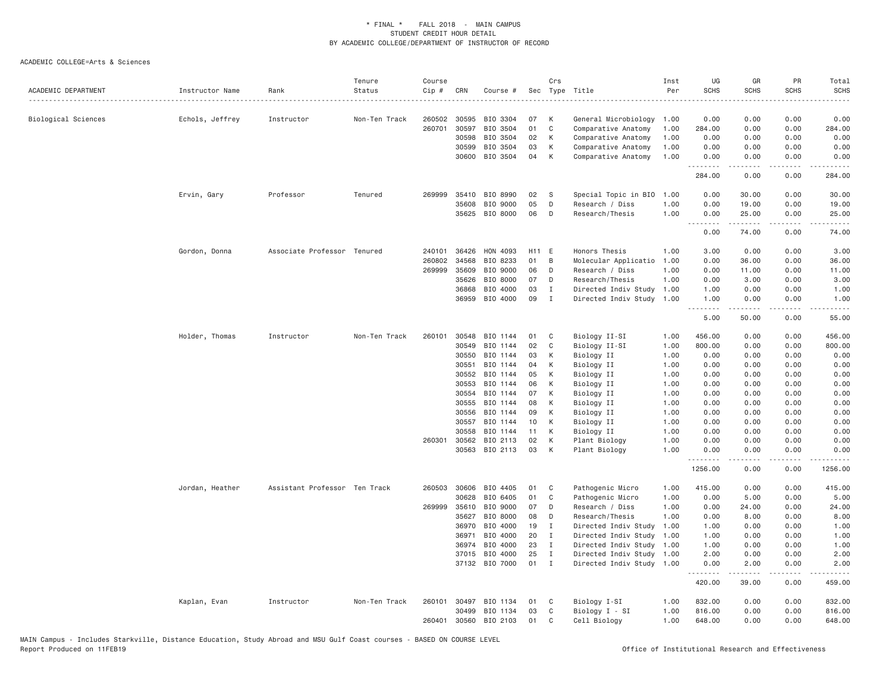\* FINAL \* FALL 2018 - MAIN CAMPUS
STUDENT CREDIT HOUR DETAIL
BY ACADEMIC COLLEGE/DEPARTMENT OF INSTRUCTOR OF RECORD

ACADEMIC COLLEGE=Arts & Sciences

| ACADEMIC DEPARTMENT | Instructor Name | Rank | Tenure Status | Course Cip # | CRN | Course # | Sec | Crs Type | Title | Inst Per | UG SCHS | GR SCHS | PR SCHS | Total SCHS |
|---|---|---|---|---|---|---|---|---|---|---|---|---|---|---|
| Biological Sciences | Echols, Jeffrey | Instructor | Non-Ten Track | 260502 | 30595 | BIO 3304 | 07 | K | General Microbiology | 1.00 | 0.00 | 0.00 | 0.00 | 0.00 |
| | | | | 260701 | 30597 | BIO 3504 | 01 | C | Comparative Anatomy | 1.00 | 284.00 | 0.00 | 0.00 | 284.00 |
| | | | | | 30598 | BIO 3504 | 02 | K | Comparative Anatomy | 1.00 | 0.00 | 0.00 | 0.00 | 0.00 |
| | | | | | 30599 | BIO 3504 | 03 | K | Comparative Anatomy | 1.00 | 0.00 | 0.00 | 0.00 | 0.00 |
| | | | | | 30600 | BIO 3504 | 04 | K | Comparative Anatomy | 1.00 | 0.00 | 0.00 | 0.00 | 0.00 |
| | | | | | | | | | | | 284.00 | 0.00 | 0.00 | 284.00 |
| | Ervin, Gary | Professor | Tenured | 269999 | 35410 | BIO 8990 | 02 | S | Special Topic in BIO | 1.00 | 0.00 | 30.00 | 0.00 | 30.00 |
| | | | | | 35608 | BIO 9000 | 05 | D | Research / Diss | 1.00 | 0.00 | 19.00 | 0.00 | 19.00 |
| | | | | | 35625 | BIO 8000 | 06 | D | Research/Thesis | 1.00 | 0.00 | 25.00 | 0.00 | 25.00 |
| | | | | | | | | | | | 0.00 | 74.00 | 0.00 | 74.00 |
| | Gordon, Donna | Associate Professor | Tenured | 240101 | 36426 | HON 4093 | H11 | E | Honors Thesis | 1.00 | 3.00 | 0.00 | 0.00 | 3.00 |
| | | | | 260802 | 34568 | BIO 8233 | 01 | B | Molecular Applicatio | 1.00 | 0.00 | 36.00 | 0.00 | 36.00 |
| | | | | 269999 | 35609 | BIO 9000 | 06 | D | Research / Diss | 1.00 | 0.00 | 11.00 | 0.00 | 11.00 |
| | | | | | 35626 | BIO 8000 | 07 | D | Research/Thesis | 1.00 | 0.00 | 3.00 | 0.00 | 3.00 |
| | | | | | 36868 | BIO 4000 | 03 | I | Directed Indiv Study | 1.00 | 1.00 | 0.00 | 0.00 | 1.00 |
| | | | | | 36959 | BIO 4000 | 09 | I | Directed Indiv Study | 1.00 | 1.00 | 0.00 | 0.00 | 1.00 |
| | | | | | | | | | | | 5.00 | 50.00 | 0.00 | 55.00 |
| | Holder, Thomas | Instructor | Non-Ten Track | 260101 | 30548 | BIO 1144 | 01 | C | Biology II-SI | 1.00 | 456.00 | 0.00 | 0.00 | 456.00 |
| | | | | | 30549 | BIO 1144 | 02 | C | Biology II-SI | 1.00 | 800.00 | 0.00 | 0.00 | 800.00 |
| | | | | | 30550 | BIO 1144 | 03 | K | Biology II | 1.00 | 0.00 | 0.00 | 0.00 | 0.00 |
| | | | | | 30551 | BIO 1144 | 04 | K | Biology II | 1.00 | 0.00 | 0.00 | 0.00 | 0.00 |
| | | | | | 30552 | BIO 1144 | 05 | K | Biology II | 1.00 | 0.00 | 0.00 | 0.00 | 0.00 |
| | | | | | 30553 | BIO 1144 | 06 | K | Biology II | 1.00 | 0.00 | 0.00 | 0.00 | 0.00 |
| | | | | | 30554 | BIO 1144 | 07 | K | Biology II | 1.00 | 0.00 | 0.00 | 0.00 | 0.00 |
| | | | | | 30555 | BIO 1144 | 08 | K | Biology II | 1.00 | 0.00 | 0.00 | 0.00 | 0.00 |
| | | | | | 30556 | BIO 1144 | 09 | K | Biology II | 1.00 | 0.00 | 0.00 | 0.00 | 0.00 |
| | | | | | 30557 | BIO 1144 | 10 | K | Biology II | 1.00 | 0.00 | 0.00 | 0.00 | 0.00 |
| | | | | | 30558 | BIO 1144 | 11 | K | Biology II | 1.00 | 0.00 | 0.00 | 0.00 | 0.00 |
| | | | | 260301 | 30562 | BIO 2113 | 02 | K | Plant Biology | 1.00 | 0.00 | 0.00 | 0.00 | 0.00 |
| | | | | | 30563 | BIO 2113 | 03 | K | Plant Biology | 1.00 | 0.00 | 0.00 | 0.00 | 0.00 |
| | | | | | | | | | | | 1256.00 | 0.00 | 0.00 | 1256.00 |
| | Jordan, Heather | Assistant Professor | Ten Track | 260503 | 30606 | BIO 4405 | 01 | C | Pathogenic Micro | 1.00 | 415.00 | 0.00 | 0.00 | 415.00 |
| | | | | | 30628 | BIO 6405 | 01 | C | Pathogenic Micro | 1.00 | 0.00 | 5.00 | 0.00 | 5.00 |
| | | | | 269999 | 35610 | BIO 9000 | 07 | D | Research / Diss | 1.00 | 0.00 | 24.00 | 0.00 | 24.00 |
| | | | | | 35627 | BIO 8000 | 08 | D | Research/Thesis | 1.00 | 0.00 | 8.00 | 0.00 | 8.00 |
| | | | | | 36970 | BIO 4000 | 19 | I | Directed Indiv Study | 1.00 | 1.00 | 0.00 | 0.00 | 1.00 |
| | | | | | 36971 | BIO 4000 | 20 | I | Directed Indiv Study | 1.00 | 1.00 | 0.00 | 0.00 | 1.00 |
| | | | | | 36974 | BIO 4000 | 23 | I | Directed Indiv Study | 1.00 | 1.00 | 0.00 | 0.00 | 1.00 |
| | | | | | 37015 | BIO 4000 | 25 | I | Directed Indiv Study | 1.00 | 2.00 | 0.00 | 0.00 | 2.00 |
| | | | | | 37132 | BIO 7000 | 01 | I | Directed Indiv Study | 1.00 | 0.00 | 2.00 | 0.00 | 2.00 |
| | | | | | | | | | | | 420.00 | 39.00 | 0.00 | 459.00 |
| | Kaplan, Evan | Instructor | Non-Ten Track | 260101 | 30497 | BIO 1134 | 01 | C | Biology I-SI | 1.00 | 832.00 | 0.00 | 0.00 | 832.00 |
| | | | | | 30499 | BIO 1134 | 03 | C | Biology I - SI | 1.00 | 816.00 | 0.00 | 0.00 | 816.00 |
| | | | | 260401 | 30560 | BIO 2103 | 01 | C | Cell Biology | 1.00 | 648.00 | 0.00 | 0.00 | 648.00 |

MAIN Campus - Includes Starkville, Distance Education, Study Abroad and MSU Gulf Coast courses - BASED ON COURSE LEVEL
Report Produced on 11FEB19 Office of Institutional Research and Effectiveness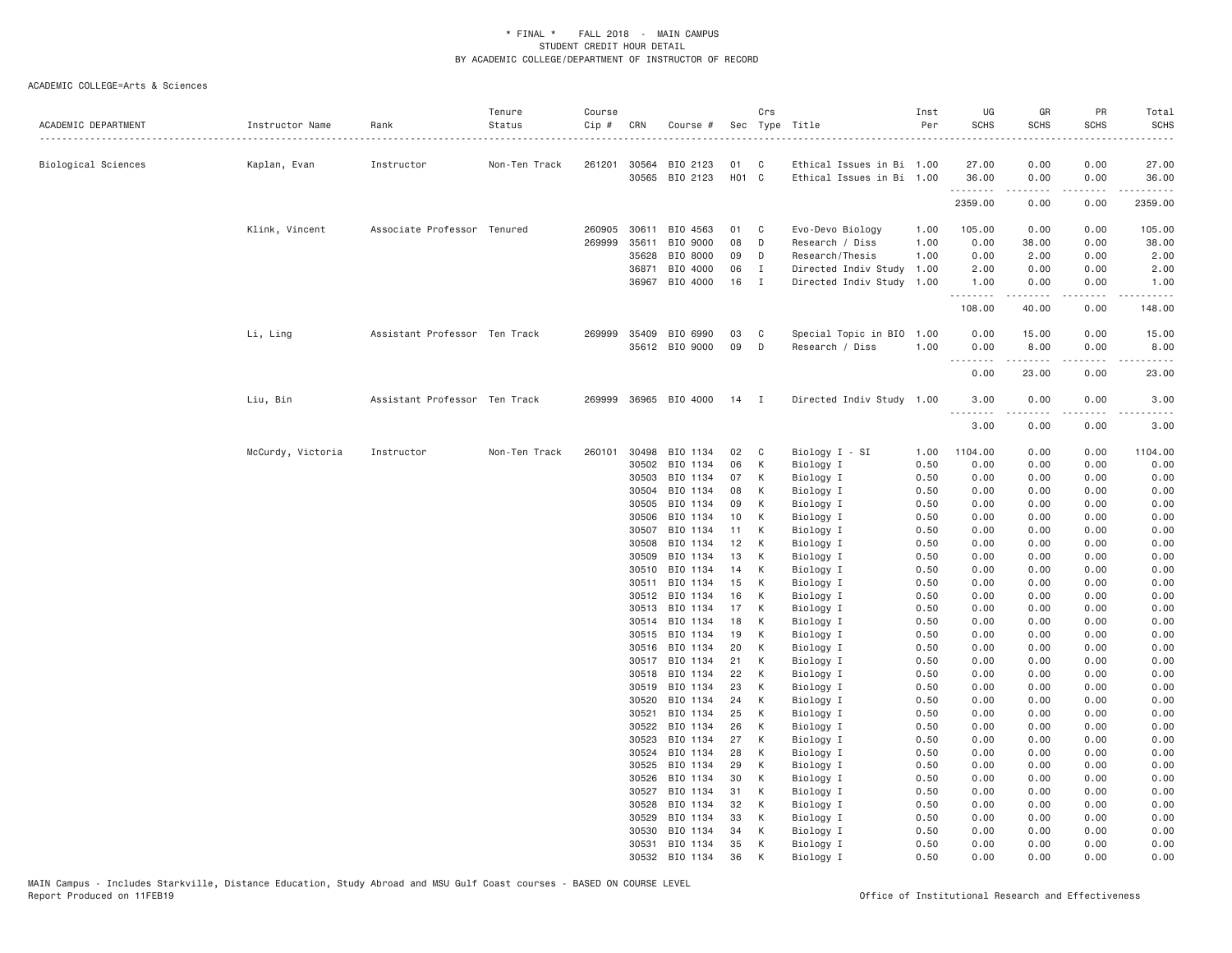\* FINAL \* FALL 2018 - MAIN CAMPUS
STUDENT CREDIT HOUR DETAIL
BY ACADEMIC COLLEGE/DEPARTMENT OF INSTRUCTOR OF RECORD

ACADEMIC COLLEGE=Arts & Sciences

| ACADEMIC DEPARTMENT | Instructor Name | Rank | Tenure Status | Course Cip # | CRN | Course # | Sec | Crs Type | Title | Inst Per | UG SCHS | GR SCHS | PR SCHS | Total SCHS |
|---|---|---|---|---|---|---|---|---|---|---|---|---|---|---|
| Biological Sciences | Kaplan, Evan | Instructor | Non-Ten Track | 261201 | 30564 | BIO 2123 | 01 | C | Ethical Issues in Bi | 1.00 | 27.00 | 0.00 | 0.00 | 27.00 |
| | | | | | 30565 | BIO 2123 | H01 | C | Ethical Issues in Bi | 1.00 | 36.00 | 0.00 | 0.00 | 36.00 |
| | | | | | | | | | | | 2359.00 | 0.00 | 0.00 | 2359.00 |
| | Klink, Vincent | Associate Professor | Tenured | 260905 | 30611 | BIO 4563 | 01 | C | Evo-Devo Biology | 1.00 | 105.00 | 0.00 | 0.00 | 105.00 |
| | | | | 269999 | 35611 | BIO 9000 | 08 | D | Research / Diss | 1.00 | 0.00 | 38.00 | 0.00 | 38.00 |
| | | | | | 35628 | BIO 8000 | 09 | D | Research/Thesis | 1.00 | 0.00 | 2.00 | 0.00 | 2.00 |
| | | | | | 36871 | BIO 4000 | 06 | I | Directed Indiv Study | 1.00 | 2.00 | 0.00 | 0.00 | 2.00 |
| | | | | | 36967 | BIO 4000 | 16 | I | Directed Indiv Study | 1.00 | 1.00 | 0.00 | 0.00 | 1.00 |
| | | | | | | | | | | | 108.00 | 40.00 | 0.00 | 148.00 |
| | Li, Ling | Assistant Professor | Ten Track | 269999 | 35409 | BIO 6990 | 03 | C | Special Topic in BIO | 1.00 | 0.00 | 15.00 | 0.00 | 15.00 |
| | | | | | 35612 | BIO 9000 | 09 | D | Research / Diss | 1.00 | 0.00 | 8.00 | 0.00 | 8.00 |
| | | | | | | | | | | | 0.00 | 23.00 | 0.00 | 23.00 |
| | Liu, Bin | Assistant Professor | Ten Track | 269999 | 36965 | BIO 4000 | 14 | I | Directed Indiv Study | 1.00 | 3.00 | 0.00 | 0.00 | 3.00 |
| | | | | | | | | | | | 3.00 | 0.00 | 0.00 | 3.00 |
| | McCurdy, Victoria | Instructor | Non-Ten Track | 260101 | 30498 | BIO 1134 | 02 | C | Biology I - SI | 1.00 | 1104.00 | 0.00 | 0.00 | 1104.00 |
| | | | | | 30502 | BIO 1134 | 06 | K | Biology I | 0.50 | 0.00 | 0.00 | 0.00 | 0.00 |
| | | | | | 30503 | BIO 1134 | 07 | K | Biology I | 0.50 | 0.00 | 0.00 | 0.00 | 0.00 |
| | | | | | 30504 | BIO 1134 | 08 | K | Biology I | 0.50 | 0.00 | 0.00 | 0.00 | 0.00 |
| | | | | | 30505 | BIO 1134 | 09 | K | Biology I | 0.50 | 0.00 | 0.00 | 0.00 | 0.00 |
| | | | | | 30506 | BIO 1134 | 10 | K | Biology I | 0.50 | 0.00 | 0.00 | 0.00 | 0.00 |
| | | | | | 30507 | BIO 1134 | 11 | K | Biology I | 0.50 | 0.00 | 0.00 | 0.00 | 0.00 |
| | | | | | 30508 | BIO 1134 | 12 | K | Biology I | 0.50 | 0.00 | 0.00 | 0.00 | 0.00 |
| | | | | | 30509 | BIO 1134 | 13 | K | Biology I | 0.50 | 0.00 | 0.00 | 0.00 | 0.00 |
| | | | | | 30510 | BIO 1134 | 14 | K | Biology I | 0.50 | 0.00 | 0.00 | 0.00 | 0.00 |
| | | | | | 30511 | BIO 1134 | 15 | K | Biology I | 0.50 | 0.00 | 0.00 | 0.00 | 0.00 |
| | | | | | 30512 | BIO 1134 | 16 | K | Biology I | 0.50 | 0.00 | 0.00 | 0.00 | 0.00 |
| | | | | | 30513 | BIO 1134 | 17 | K | Biology I | 0.50 | 0.00 | 0.00 | 0.00 | 0.00 |
| | | | | | 30514 | BIO 1134 | 18 | K | Biology I | 0.50 | 0.00 | 0.00 | 0.00 | 0.00 |
| | | | | | 30515 | BIO 1134 | 19 | K | Biology I | 0.50 | 0.00 | 0.00 | 0.00 | 0.00 |
| | | | | | 30516 | BIO 1134 | 20 | K | Biology I | 0.50 | 0.00 | 0.00 | 0.00 | 0.00 |
| | | | | | 30517 | BIO 1134 | 21 | K | Biology I | 0.50 | 0.00 | 0.00 | 0.00 | 0.00 |
| | | | | | 30518 | BIO 1134 | 22 | K | Biology I | 0.50 | 0.00 | 0.00 | 0.00 | 0.00 |
| | | | | | 30519 | BIO 1134 | 23 | K | Biology I | 0.50 | 0.00 | 0.00 | 0.00 | 0.00 |
| | | | | | 30520 | BIO 1134 | 24 | K | Biology I | 0.50 | 0.00 | 0.00 | 0.00 | 0.00 |
| | | | | | 30521 | BIO 1134 | 25 | K | Biology I | 0.50 | 0.00 | 0.00 | 0.00 | 0.00 |
| | | | | | 30522 | BIO 1134 | 26 | K | Biology I | 0.50 | 0.00 | 0.00 | 0.00 | 0.00 |
| | | | | | 30523 | BIO 1134 | 27 | K | Biology I | 0.50 | 0.00 | 0.00 | 0.00 | 0.00 |
| | | | | | 30524 | BIO 1134 | 28 | K | Biology I | 0.50 | 0.00 | 0.00 | 0.00 | 0.00 |
| | | | | | 30525 | BIO 1134 | 29 | K | Biology I | 0.50 | 0.00 | 0.00 | 0.00 | 0.00 |
| | | | | | 30526 | BIO 1134 | 30 | K | Biology I | 0.50 | 0.00 | 0.00 | 0.00 | 0.00 |
| | | | | | 30527 | BIO 1134 | 31 | K | Biology I | 0.50 | 0.00 | 0.00 | 0.00 | 0.00 |
| | | | | | 30528 | BIO 1134 | 32 | K | Biology I | 0.50 | 0.00 | 0.00 | 0.00 | 0.00 |
| | | | | | 30529 | BIO 1134 | 33 | K | Biology I | 0.50 | 0.00 | 0.00 | 0.00 | 0.00 |
| | | | | | 30530 | BIO 1134 | 34 | K | Biology I | 0.50 | 0.00 | 0.00 | 0.00 | 0.00 |
| | | | | | 30531 | BIO 1134 | 35 | K | Biology I | 0.50 | 0.00 | 0.00 | 0.00 | 0.00 |
| | | | | | 30532 | BIO 1134 | 36 | K | Biology I | 0.50 | 0.00 | 0.00 | 0.00 | 0.00 |

MAIN Campus - Includes Starkville, Distance Education, Study Abroad and MSU Gulf Coast courses - BASED ON COURSE LEVEL
Report Produced on 11FEB19 Office of Institutional Research and Effectiveness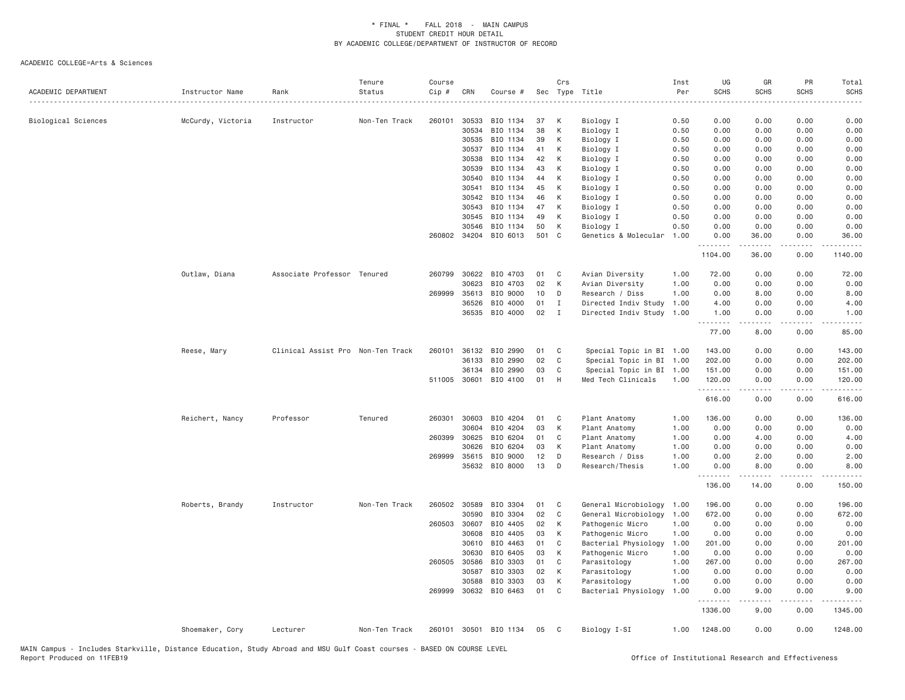\* FINAL \* FALL 2018 - MAIN CAMPUS
STUDENT CREDIT HOUR DETAIL
BY ACADEMIC COLLEGE/DEPARTMENT OF INSTRUCTOR OF RECORD

ACADEMIC COLLEGE=Arts & Sciences

| ACADEMIC DEPARTMENT | Instructor Name | Rank | Tenure Status | Course Cip # | CRN | Course # | Sec | Crs Type | Title | Inst Per | UG SCHS | GR SCHS | PR SCHS | Total SCHS |
|---|---|---|---|---|---|---|---|---|---|---|---|---|---|---|
| Biological Sciences | McCurdy, Victoria | Instructor | Non-Ten Track | 260101 | 30533 | BIO 1134 | 37 | K | Biology I | 0.50 | 0.00 | 0.00 | 0.00 | 0.00 |
| | | | | | 30534 | BIO 1134 | 38 | K | Biology I | 0.50 | 0.00 | 0.00 | 0.00 | 0.00 |
| | | | | | 30535 | BIO 1134 | 39 | K | Biology I | 0.50 | 0.00 | 0.00 | 0.00 | 0.00 |
| | | | | | 30537 | BIO 1134 | 41 | K | Biology I | 0.50 | 0.00 | 0.00 | 0.00 | 0.00 |
| | | | | | 30538 | BIO 1134 | 42 | K | Biology I | 0.50 | 0.00 | 0.00 | 0.00 | 0.00 |
| | | | | | 30539 | BIO 1134 | 43 | K | Biology I | 0.50 | 0.00 | 0.00 | 0.00 | 0.00 |
| | | | | | 30540 | BIO 1134 | 44 | K | Biology I | 0.50 | 0.00 | 0.00 | 0.00 | 0.00 |
| | | | | | 30541 | BIO 1134 | 45 | K | Biology I | 0.50 | 0.00 | 0.00 | 0.00 | 0.00 |
| | | | | | 30542 | BIO 1134 | 46 | K | Biology I | 0.50 | 0.00 | 0.00 | 0.00 | 0.00 |
| | | | | | 30543 | BIO 1134 | 47 | K | Biology I | 0.50 | 0.00 | 0.00 | 0.00 | 0.00 |
| | | | | | 30545 | BIO 1134 | 49 | K | Biology I | 0.50 | 0.00 | 0.00 | 0.00 | 0.00 |
| | | | | | 30546 | BIO 1134 | 50 | K | Biology I | 0.50 | 0.00 | 0.00 | 0.00 | 0.00 |
| | | | | 260802 | 34204 | BIO 6013 | 501 | C | Genetics & Molecular | 1.00 | 0.00 | 36.00 | 0.00 | 36.00 |
| | | | | | | | | | | | 1104.00 | 36.00 | 0.00 | 1140.00 |
| | Outlaw, Diana | Associate Professor | Tenured | 260799 | 30622 | BIO 4703 | 01 | C | Avian Diversity | 1.00 | 72.00 | 0.00 | 0.00 | 72.00 |
| | | | | | 30623 | BIO 4703 | 02 | K | Avian Diversity | 1.00 | 0.00 | 0.00 | 0.00 | 0.00 |
| | | | | 269999 | 35613 | BIO 9000 | 10 | D | Research / Diss | 1.00 | 0.00 | 8.00 | 0.00 | 8.00 |
| | | | | | 36526 | BIO 4000 | 01 | I | Directed Indiv Study | 1.00 | 4.00 | 0.00 | 0.00 | 4.00 |
| | | | | | 36535 | BIO 4000 | 02 | I | Directed Indiv Study | 1.00 | 1.00 | 0.00 | 0.00 | 1.00 |
| | | | | | | | | | | | 77.00 | 8.00 | 0.00 | 85.00 |
| | Reese, Mary | Clinical Assist Pro | Non-Ten Track | 260101 | 36132 | BIO 2990 | 01 | C | Special Topic in BI | 1.00 | 143.00 | 0.00 | 0.00 | 143.00 |
| | | | | | 36133 | BIO 2990 | 02 | C | Special Topic in BI | 1.00 | 202.00 | 0.00 | 0.00 | 202.00 |
| | | | | | 36134 | BIO 2990 | 03 | C | Special Topic in BI | 1.00 | 151.00 | 0.00 | 0.00 | 151.00 |
| | | | | 511005 | 30601 | BIO 4100 | 01 | H | Med Tech Clinicals | 1.00 | 120.00 | 0.00 | 0.00 | 120.00 |
| | | | | | | | | | | | 616.00 | 0.00 | 0.00 | 616.00 |
| | Reichert, Nancy | Professor | Tenured | 260301 | 30603 | BIO 4204 | 01 | C | Plant Anatomy | 1.00 | 136.00 | 0.00 | 0.00 | 136.00 |
| | | | | | 30604 | BIO 4204 | 03 | K | Plant Anatomy | 1.00 | 0.00 | 0.00 | 0.00 | 0.00 |
| | | | | 260399 | 30625 | BIO 6204 | 01 | C | Plant Anatomy | 1.00 | 0.00 | 4.00 | 0.00 | 4.00 |
| | | | | | 30626 | BIO 6204 | 03 | K | Plant Anatomy | 1.00 | 0.00 | 0.00 | 0.00 | 0.00 |
| | | | | 269999 | 35615 | BIO 9000 | 12 | D | Research / Diss | 1.00 | 0.00 | 2.00 | 0.00 | 2.00 |
| | | | | | 35632 | BIO 8000 | 13 | D | Research/Thesis | 1.00 | 0.00 | 8.00 | 0.00 | 8.00 |
| | | | | | | | | | | | 136.00 | 14.00 | 0.00 | 150.00 |
| | Roberts, Brandy | Instructor | Non-Ten Track | 260502 | 30589 | BIO 3304 | 01 | C | General Microbiology | 1.00 | 196.00 | 0.00 | 0.00 | 196.00 |
| | | | | | 30590 | BIO 3304 | 02 | C | General Microbiology | 1.00 | 672.00 | 0.00 | 0.00 | 672.00 |
| | | | | 260503 | 30607 | BIO 4405 | 02 | K | Pathogenic Micro | 1.00 | 0.00 | 0.00 | 0.00 | 0.00 |
| | | | | | 30608 | BIO 4405 | 03 | K | Pathogenic Micro | 1.00 | 0.00 | 0.00 | 0.00 | 0.00 |
| | | | | | 30610 | BIO 4463 | 01 | C | Bacterial Physiology | 1.00 | 201.00 | 0.00 | 0.00 | 201.00 |
| | | | | | 30630 | BIO 6405 | 03 | K | Pathogenic Micro | 1.00 | 0.00 | 0.00 | 0.00 | 0.00 |
| | | | | 260505 | 30586 | BIO 3303 | 01 | C | Parasitology | 1.00 | 267.00 | 0.00 | 0.00 | 267.00 |
| | | | | | 30587 | BIO 3303 | 02 | K | Parasitology | 1.00 | 0.00 | 0.00 | 0.00 | 0.00 |
| | | | | | 30588 | BIO 3303 | 03 | K | Parasitology | 1.00 | 0.00 | 0.00 | 0.00 | 0.00 |
| | | | | 269999 | 30632 | BIO 6463 | 01 | C | Bacterial Physiology | 1.00 | 0.00 | 9.00 | 0.00 | 9.00 |
| | | | | | | | | | | | 1336.00 | 9.00 | 0.00 | 1345.00 |
| | Shoemaker, Cory | Lecturer | Non-Ten Track | 260101 | 30501 | BIO 1134 | 05 | C | Biology I-SI | 1.00 | 1248.00 | 0.00 | 0.00 | 1248.00 |

MAIN Campus - Includes Starkville, Distance Education, Study Abroad and MSU Gulf Coast courses - BASED ON COURSE LEVEL
Report Produced on 11FEB19 Office of Institutional Research and Effectiveness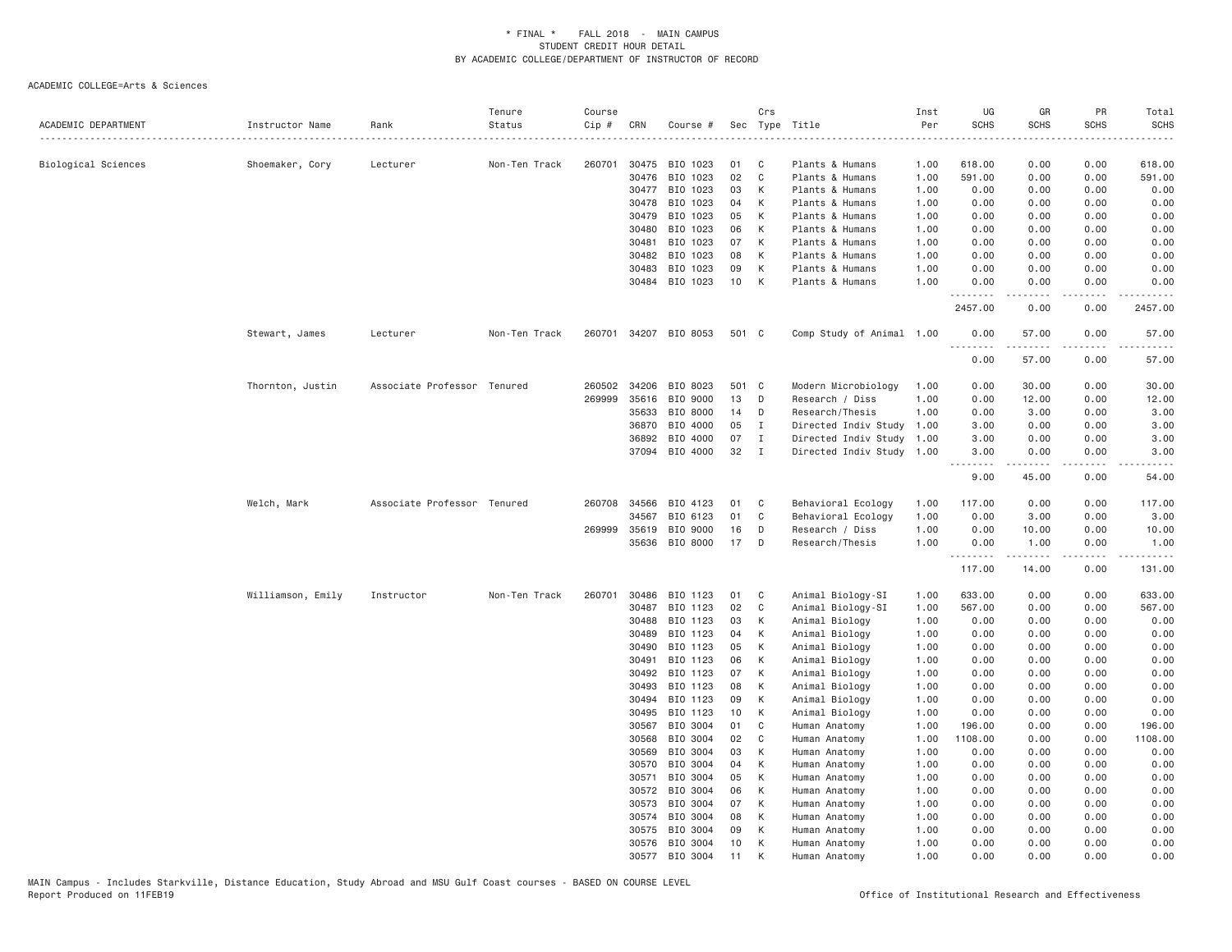\* FINAL \* FALL 2018 - MAIN CAMPUS
STUDENT CREDIT HOUR DETAIL
BY ACADEMIC COLLEGE/DEPARTMENT OF INSTRUCTOR OF RECORD

ACADEMIC COLLEGE=Arts & Sciences

| ACADEMIC DEPARTMENT | Instructor Name | Rank | Tenure Status | Course Cip # | CRN | Course # | Sec | Crs Type | Title | Inst Per | UG SCHS | GR SCHS | PR SCHS | Total SCHS |
|---|---|---|---|---|---|---|---|---|---|---|---|---|---|---|
| Biological Sciences | Shoemaker, Cory | Lecturer | Non-Ten Track | 260701 | 30475 | BIO 1023 | 01 | C | Plants & Humans | 1.00 | 618.00 | 0.00 | 0.00 | 618.00 |
| | | | | | 30476 | BIO 1023 | 02 | C | Plants & Humans | 1.00 | 591.00 | 0.00 | 0.00 | 591.00 |
| | | | | | 30477 | BIO 1023 | 03 | K | Plants & Humans | 1.00 | 0.00 | 0.00 | 0.00 | 0.00 |
| | | | | | 30478 | BIO 1023 | 04 | K | Plants & Humans | 1.00 | 0.00 | 0.00 | 0.00 | 0.00 |
| | | | | | 30479 | BIO 1023 | 05 | K | Plants & Humans | 1.00 | 0.00 | 0.00 | 0.00 | 0.00 |
| | | | | | 30480 | BIO 1023 | 06 | K | Plants & Humans | 1.00 | 0.00 | 0.00 | 0.00 | 0.00 |
| | | | | | 30481 | BIO 1023 | 07 | K | Plants & Humans | 1.00 | 0.00 | 0.00 | 0.00 | 0.00 |
| | | | | | 30482 | BIO 1023 | 08 | K | Plants & Humans | 1.00 | 0.00 | 0.00 | 0.00 | 0.00 |
| | | | | | 30483 | BIO 1023 | 09 | K | Plants & Humans | 1.00 | 0.00 | 0.00 | 0.00 | 0.00 |
| | | | | | 30484 | BIO 1023 | 10 | K | Plants & Humans | 1.00 | 0.00 | 0.00 | 0.00 | 0.00 |
| | | | | | | | | | | | 2457.00 | 0.00 | 0.00 | 2457.00 |
| | Stewart, James | Lecturer | Non-Ten Track | 260701 | 34207 | BIO 8053 | 501 | C | Comp Study of Animal | 1.00 | 0.00 | 57.00 | 0.00 | 57.00 |
| | | | | | | | | | | | 0.00 | 57.00 | 0.00 | 57.00 |
| | Thornton, Justin | Associate Professor | Tenured | 260502 | 34206 | BIO 8023 | 501 | C | Modern Microbiology | 1.00 | 0.00 | 30.00 | 0.00 | 30.00 |
| | | | | 269999 | 35616 | BIO 9000 | 13 | D | Research / Diss | 1.00 | 0.00 | 12.00 | 0.00 | 12.00 |
| | | | | | 35633 | BIO 8000 | 14 | D | Research/Thesis | 1.00 | 0.00 | 3.00 | 0.00 | 3.00 |
| | | | | | 36870 | BIO 4000 | 05 | I | Directed Indiv Study | 1.00 | 3.00 | 0.00 | 0.00 | 3.00 |
| | | | | | 36892 | BIO 4000 | 07 | I | Directed Indiv Study | 1.00 | 3.00 | 0.00 | 0.00 | 3.00 |
| | | | | | 37094 | BIO 4000 | 32 | I | Directed Indiv Study | 1.00 | 3.00 | 0.00 | 0.00 | 3.00 |
| | | | | | | | | | | | 9.00 | 45.00 | 0.00 | 54.00 |
| | Welch, Mark | Associate Professor | Tenured | 260708 | 34566 | BIO 4123 | 01 | C | Behavioral Ecology | 1.00 | 117.00 | 0.00 | 0.00 | 117.00 |
| | | | | | 34567 | BIO 6123 | 01 | C | Behavioral Ecology | 1.00 | 0.00 | 3.00 | 0.00 | 3.00 |
| | | | | 269999 | 35619 | BIO 9000 | 16 | D | Research / Diss | 1.00 | 0.00 | 10.00 | 0.00 | 10.00 |
| | | | | | 35636 | BIO 8000 | 17 | D | Research/Thesis | 1.00 | 0.00 | 1.00 | 0.00 | 1.00 |
| | | | | | | | | | | | 117.00 | 14.00 | 0.00 | 131.00 |
| | Williamson, Emily | Instructor | Non-Ten Track | 260701 | 30486 | BIO 1123 | 01 | C | Animal Biology-SI | 1.00 | 633.00 | 0.00 | 0.00 | 633.00 |
| | | | | | 30487 | BIO 1123 | 02 | C | Animal Biology-SI | 1.00 | 567.00 | 0.00 | 0.00 | 567.00 |
| | | | | | 30488 | BIO 1123 | 03 | K | Animal Biology | 1.00 | 0.00 | 0.00 | 0.00 | 0.00 |
| | | | | | 30489 | BIO 1123 | 04 | K | Animal Biology | 1.00 | 0.00 | 0.00 | 0.00 | 0.00 |
| | | | | | 30490 | BIO 1123 | 05 | K | Animal Biology | 1.00 | 0.00 | 0.00 | 0.00 | 0.00 |
| | | | | | 30491 | BIO 1123 | 06 | K | Animal Biology | 1.00 | 0.00 | 0.00 | 0.00 | 0.00 |
| | | | | | 30492 | BIO 1123 | 07 | K | Animal Biology | 1.00 | 0.00 | 0.00 | 0.00 | 0.00 |
| | | | | | 30493 | BIO 1123 | 08 | K | Animal Biology | 1.00 | 0.00 | 0.00 | 0.00 | 0.00 |
| | | | | | 30494 | BIO 1123 | 09 | K | Animal Biology | 1.00 | 0.00 | 0.00 | 0.00 | 0.00 |
| | | | | | 30495 | BIO 1123 | 10 | K | Animal Biology | 1.00 | 0.00 | 0.00 | 0.00 | 0.00 |
| | | | | | 30567 | BIO 3004 | 01 | C | Human Anatomy | 1.00 | 196.00 | 0.00 | 0.00 | 196.00 |
| | | | | | 30568 | BIO 3004 | 02 | C | Human Anatomy | 1.00 | 1108.00 | 0.00 | 0.00 | 1108.00 |
| | | | | | 30569 | BIO 3004 | 03 | K | Human Anatomy | 1.00 | 0.00 | 0.00 | 0.00 | 0.00 |
| | | | | | 30570 | BIO 3004 | 04 | K | Human Anatomy | 1.00 | 0.00 | 0.00 | 0.00 | 0.00 |
| | | | | | 30571 | BIO 3004 | 05 | K | Human Anatomy | 1.00 | 0.00 | 0.00 | 0.00 | 0.00 |
| | | | | | 30572 | BIO 3004 | 06 | K | Human Anatomy | 1.00 | 0.00 | 0.00 | 0.00 | 0.00 |
| | | | | | 30573 | BIO 3004 | 07 | K | Human Anatomy | 1.00 | 0.00 | 0.00 | 0.00 | 0.00 |
| | | | | | 30574 | BIO 3004 | 08 | K | Human Anatomy | 1.00 | 0.00 | 0.00 | 0.00 | 0.00 |
| | | | | | 30575 | BIO 3004 | 09 | K | Human Anatomy | 1.00 | 0.00 | 0.00 | 0.00 | 0.00 |
| | | | | | 30576 | BIO 3004 | 10 | K | Human Anatomy | 1.00 | 0.00 | 0.00 | 0.00 | 0.00 |
| | | | | | 30577 | BIO 3004 | 11 | K | Human Anatomy | 1.00 | 0.00 | 0.00 | 0.00 | 0.00 |

MAIN Campus - Includes Starkville, Distance Education, Study Abroad and MSU Gulf Coast courses - BASED ON COURSE LEVEL
Report Produced on 11FEB19

Office of Institutional Research and Effectiveness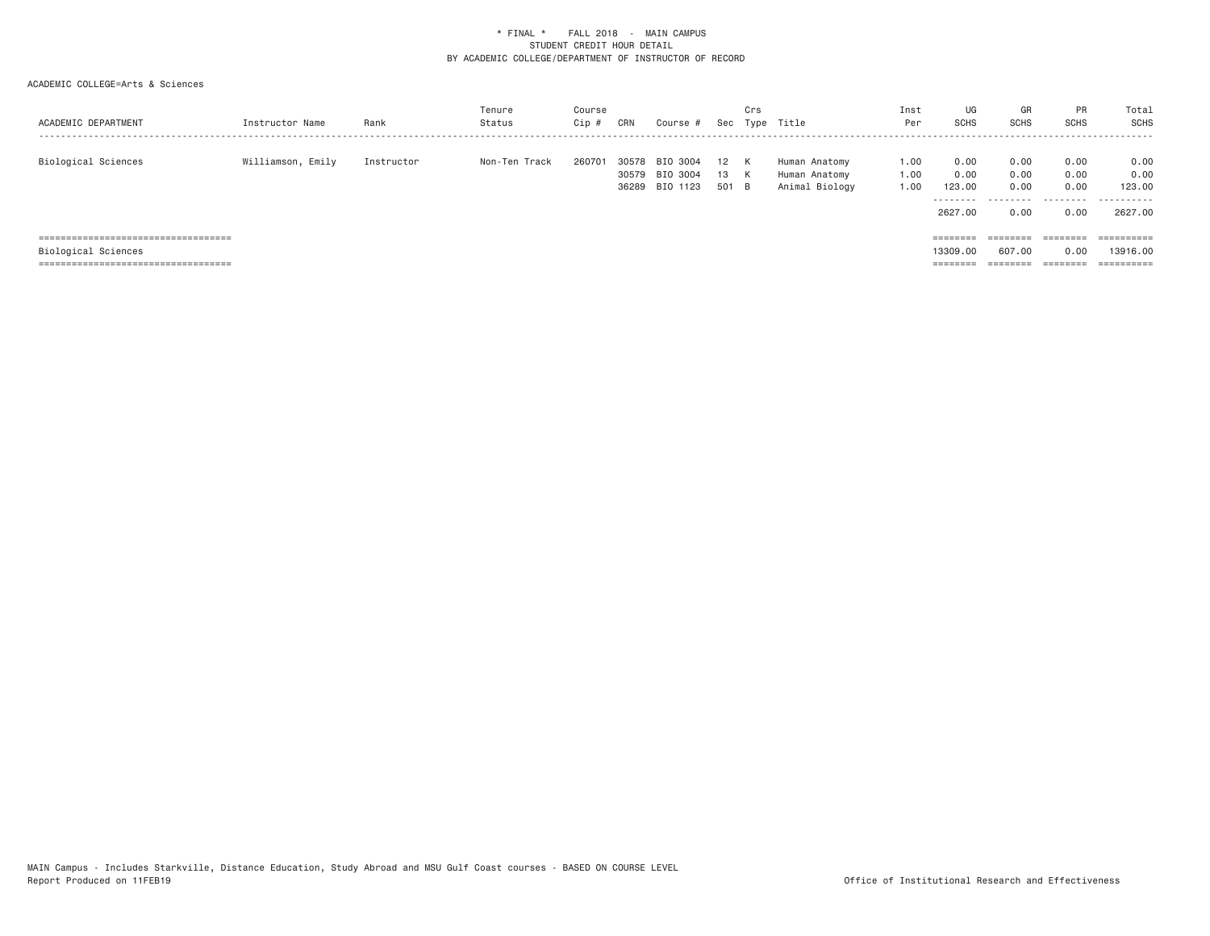* FINAL * FALL 2018 - MAIN CAMPUS
STUDENT CREDIT HOUR DETAIL
BY ACADEMIC COLLEGE/DEPARTMENT OF INSTRUCTOR OF RECORD

ACADEMIC COLLEGE=Arts & Sciences

| ACADEMIC DEPARTMENT | Instructor Name | Rank | Tenure Status | Course Cip # | CRN | Course # | Sec | Crs Type | Title | Inst Per | UG SCHS | GR SCHS | PR SCHS | Total SCHS |
|---|---|---|---|---|---|---|---|---|---|---|---|---|---|---|
| Biological Sciences | Williamson, Emily | Instructor | Non-Ten Track | 260701 | 30578 | BIO 3004 | 12 | K | Human Anatomy | 1.00 | 0.00 | 0.00 | 0.00 | 0.00 |
| | | | | | 30579 | BIO 3004 | 13 | K | Human Anatomy | 1.00 | 0.00 | 0.00 | 0.00 | 0.00 |
| | | | | | 36289 | BIO 1123 | 501 | B | Animal Biology | 1.00 | 123.00 | 0.00 | 0.00 | 123.00 |
| | | | | | | | | | | | 2627.00 | 0.00 | 0.00 | 2627.00 |
| Biological Sciences | | | | | | | | | | | 13309.00 | 607.00 | 0.00 | 13916.00 |

MAIN Campus - Includes Starkville, Distance Education, Study Abroad and MSU Gulf Coast courses - BASED ON COURSE LEVEL
Report Produced on 11FEB19

Office of Institutional Research and Effectiveness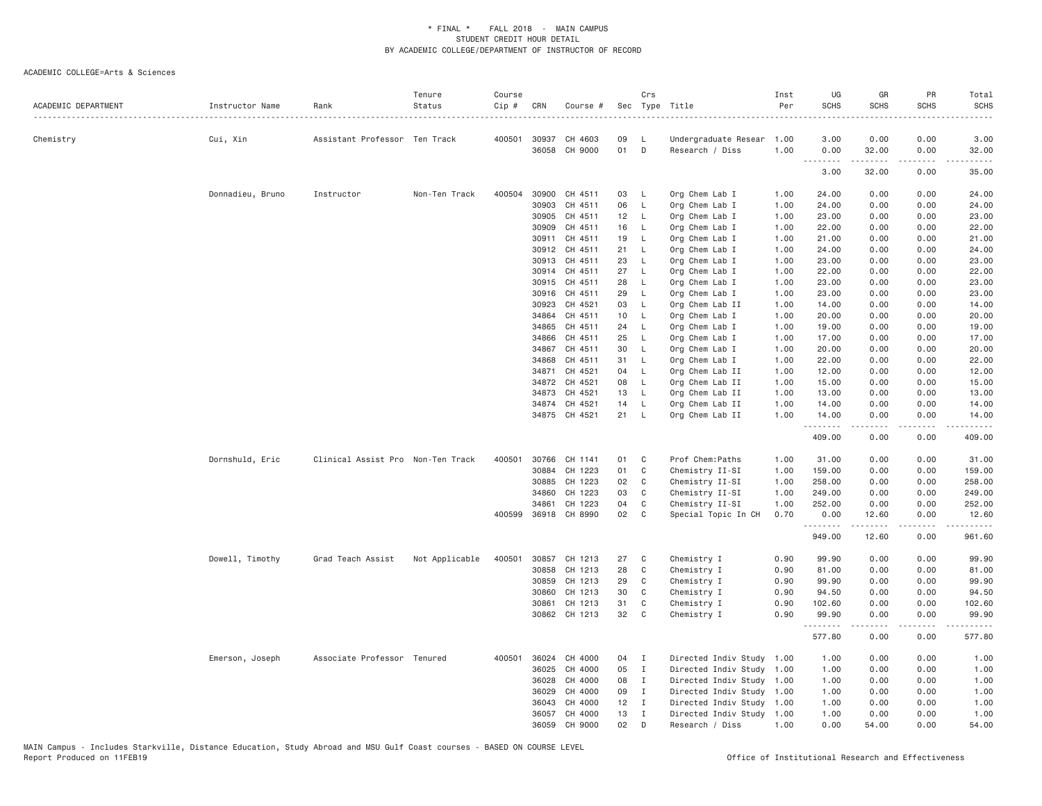\* FINAL \* FALL 2018 - MAIN CAMPUS
STUDENT CREDIT HOUR DETAIL
BY ACADEMIC COLLEGE/DEPARTMENT OF INSTRUCTOR OF RECORD

ACADEMIC COLLEGE=Arts & Sciences

| ACADEMIC DEPARTMENT | Instructor Name | Rank | Tenure Status | Course Cip # | CRN | Course # | Sec | Crs Type | Title | Inst Per | UG SCHS | GR SCHS | PR SCHS | Total SCHS |
|---|---|---|---|---|---|---|---|---|---|---|---|---|---|---|
| Chemistry | Cui, Xin | Assistant Professor | Ten Track | 400501 | 30937 | CH 4603 | 09 | L | Undergraduate Resear | 1.00 | 3.00 | 0.00 | 0.00 | 3.00 |
| | | | | | 36058 | CH 9000 | 01 | D | Research / Diss | 1.00 | 0.00 | 32.00 | 0.00 | 32.00 |
| | | | | | | | | | | | 3.00 | 32.00 | 0.00 | 35.00 |
| | Donnadieu, Bruno | Instructor | Non-Ten Track | 400504 | 30900 | CH 4511 | 03 | L | Org Chem Lab I | 1.00 | 24.00 | 0.00 | 0.00 | 24.00 |
| | | | | | 30903 | CH 4511 | 06 | L | Org Chem Lab I | 1.00 | 24.00 | 0.00 | 0.00 | 24.00 |
| | | | | | 30905 | CH 4511 | 12 | L | Org Chem Lab I | 1.00 | 23.00 | 0.00 | 0.00 | 23.00 |
| | | | | | 30909 | CH 4511 | 16 | L | Org Chem Lab I | 1.00 | 22.00 | 0.00 | 0.00 | 22.00 |
| | | | | | 30911 | CH 4511 | 19 | L | Org Chem Lab I | 1.00 | 21.00 | 0.00 | 0.00 | 21.00 |
| | | | | | 30912 | CH 4511 | 21 | L | Org Chem Lab I | 1.00 | 24.00 | 0.00 | 0.00 | 24.00 |
| | | | | | 30913 | CH 4511 | 23 | L | Org Chem Lab I | 1.00 | 23.00 | 0.00 | 0.00 | 23.00 |
| | | | | | 30914 | CH 4511 | 27 | L | Org Chem Lab I | 1.00 | 22.00 | 0.00 | 0.00 | 22.00 |
| | | | | | 30915 | CH 4511 | 28 | L | Org Chem Lab I | 1.00 | 23.00 | 0.00 | 0.00 | 23.00 |
| | | | | | 30916 | CH 4511 | 29 | L | Org Chem Lab I | 1.00 | 23.00 | 0.00 | 0.00 | 23.00 |
| | | | | | 30923 | CH 4521 | 03 | L | Org Chem Lab II | 1.00 | 14.00 | 0.00 | 0.00 | 14.00 |
| | | | | | 34864 | CH 4511 | 10 | L | Org Chem Lab I | 1.00 | 20.00 | 0.00 | 0.00 | 20.00 |
| | | | | | 34865 | CH 4511 | 24 | L | Org Chem Lab I | 1.00 | 19.00 | 0.00 | 0.00 | 19.00 |
| | | | | | 34866 | CH 4511 | 25 | L | Org Chem Lab I | 1.00 | 17.00 | 0.00 | 0.00 | 17.00 |
| | | | | | 34867 | CH 4511 | 30 | L | Org Chem Lab I | 1.00 | 20.00 | 0.00 | 0.00 | 20.00 |
| | | | | | 34868 | CH 4511 | 31 | L | Org Chem Lab I | 1.00 | 22.00 | 0.00 | 0.00 | 22.00 |
| | | | | | 34871 | CH 4521 | 04 | L | Org Chem Lab II | 1.00 | 12.00 | 0.00 | 0.00 | 12.00 |
| | | | | | 34872 | CH 4521 | 08 | L | Org Chem Lab II | 1.00 | 15.00 | 0.00 | 0.00 | 15.00 |
| | | | | | 34873 | CH 4521 | 13 | L | Org Chem Lab II | 1.00 | 13.00 | 0.00 | 0.00 | 13.00 |
| | | | | | 34874 | CH 4521 | 14 | L | Org Chem Lab II | 1.00 | 14.00 | 0.00 | 0.00 | 14.00 |
| | | | | | 34875 | CH 4521 | 21 | L | Org Chem Lab II | 1.00 | 14.00 | 0.00 | 0.00 | 14.00 |
| | | | | | | | | | | | 409.00 | 0.00 | 0.00 | 409.00 |
| | Dornshuld, Eric | Clinical Assist Pro | Non-Ten Track | 400501 | 30766 | CH 1141 | 01 | C | Prof Chem:Paths | 1.00 | 31.00 | 0.00 | 0.00 | 31.00 |
| | | | | | 30884 | CH 1223 | 01 | C | Chemistry II-SI | 1.00 | 159.00 | 0.00 | 0.00 | 159.00 |
| | | | | | 30885 | CH 1223 | 02 | C | Chemistry II-SI | 1.00 | 258.00 | 0.00 | 0.00 | 258.00 |
| | | | | | 34860 | CH 1223 | 03 | C | Chemistry II-SI | 1.00 | 249.00 | 0.00 | 0.00 | 249.00 |
| | | | | | 34861 | CH 1223 | 04 | C | Chemistry II-SI | 1.00 | 252.00 | 0.00 | 0.00 | 252.00 |
| | | | | 400599 | 36918 | CH 8990 | 02 | C | Special Topic In CH | 0.70 | 0.00 | 12.60 | 0.00 | 12.60 |
| | | | | | | | | | | | 949.00 | 12.60 | 0.00 | 961.60 |
| | Dowell, Timothy | Grad Teach Assist | Not Applicable | 400501 | 30857 | CH 1213 | 27 | C | Chemistry I | 0.90 | 99.90 | 0.00 | 0.00 | 99.90 |
| | | | | | 30858 | CH 1213 | 28 | C | Chemistry I | 0.90 | 81.00 | 0.00 | 0.00 | 81.00 |
| | | | | | 30859 | CH 1213 | 29 | C | Chemistry I | 0.90 | 99.90 | 0.00 | 0.00 | 99.90 |
| | | | | | 30860 | CH 1213 | 30 | C | Chemistry I | 0.90 | 94.50 | 0.00 | 0.00 | 94.50 |
| | | | | | 30861 | CH 1213 | 31 | C | Chemistry I | 0.90 | 102.60 | 0.00 | 0.00 | 102.60 |
| | | | | | 30862 | CH 1213 | 32 | C | Chemistry I | 0.90 | 99.90 | 0.00 | 0.00 | 99.90 |
| | | | | | | | | | | | 577.80 | 0.00 | 0.00 | 577.80 |
| | Emerson, Joseph | Associate Professor | Tenured | 400501 | 36024 | CH 4000 | 04 | I | Directed Indiv Study | 1.00 | 1.00 | 0.00 | 0.00 | 1.00 |
| | | | | | 36025 | CH 4000 | 05 | I | Directed Indiv Study | 1.00 | 1.00 | 0.00 | 0.00 | 1.00 |
| | | | | | 36028 | CH 4000 | 08 | I | Directed Indiv Study | 1.00 | 1.00 | 0.00 | 0.00 | 1.00 |
| | | | | | 36029 | CH 4000 | 09 | I | Directed Indiv Study | 1.00 | 1.00 | 0.00 | 0.00 | 1.00 |
| | | | | | 36043 | CH 4000 | 12 | I | Directed Indiv Study | 1.00 | 1.00 | 0.00 | 0.00 | 1.00 |
| | | | | | 36057 | CH 4000 | 13 | I | Directed Indiv Study | 1.00 | 1.00 | 0.00 | 0.00 | 1.00 |
| | | | | | 36059 | CH 9000 | 02 | D | Research / Diss | 1.00 | 0.00 | 54.00 | 0.00 | 54.00 |

MAIN Campus - Includes Starkville, Distance Education, Study Abroad and MSU Gulf Coast courses - BASED ON COURSE LEVEL
Report Produced on 11FEB19 Office of Institutional Research and Effectiveness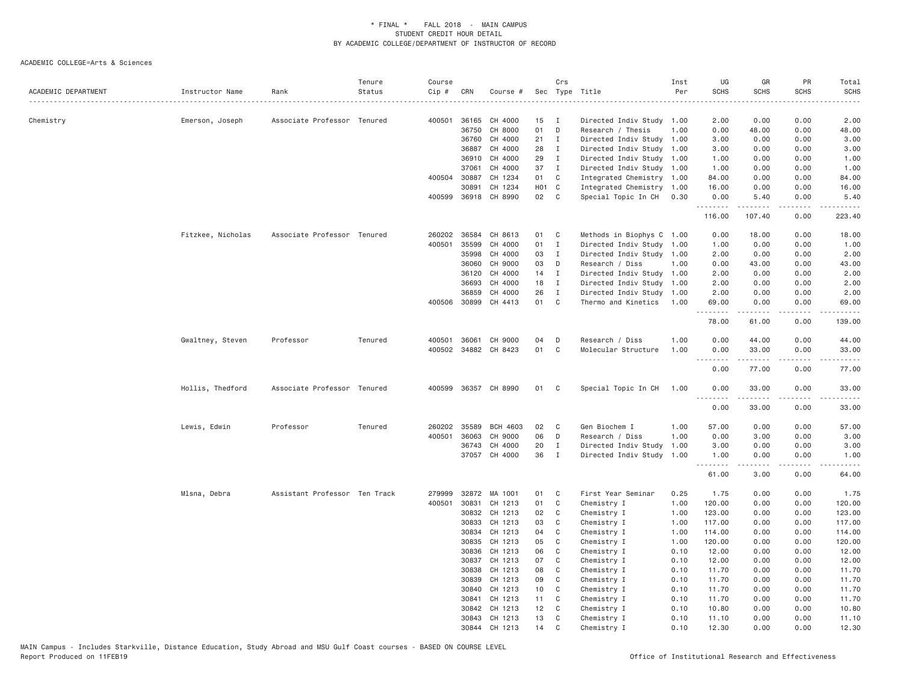\* FINAL \* FALL 2018 - MAIN CAMPUS
STUDENT CREDIT HOUR DETAIL
BY ACADEMIC COLLEGE/DEPARTMENT OF INSTRUCTOR OF RECORD

ACADEMIC COLLEGE=Arts & Sciences

| ACADEMIC DEPARTMENT | Instructor Name | Rank | Tenure Status | Course Cip # | CRN | Course # | Sec | Crs Type | Title | Inst Per | UG SCHS | GR SCHS | PR SCHS | Total SCHS |
|---|---|---|---|---|---|---|---|---|---|---|---|---|---|---|
| Chemistry | Emerson, Joseph | Associate Professor | Tenured | 400501 | 36165 | CH 4000 | 15 | I | Directed Indiv Study | 1.00 | 2.00 | 0.00 | 0.00 | 2.00 |
| | | | | | 36750 | CH 8000 | 01 | D | Research / Thesis | 1.00 | 0.00 | 48.00 | 0.00 | 48.00 |
| | | | | | 36760 | CH 4000 | 21 | I | Directed Indiv Study | 1.00 | 3.00 | 0.00 | 0.00 | 3.00 |
| | | | | | 36887 | CH 4000 | 28 | I | Directed Indiv Study | 1.00 | 3.00 | 0.00 | 0.00 | 3.00 |
| | | | | | 36910 | CH 4000 | 29 | I | Directed Indiv Study | 1.00 | 1.00 | 0.00 | 0.00 | 1.00 |
| | | | | | 37061 | CH 4000 | 37 | I | Directed Indiv Study | 1.00 | 1.00 | 0.00 | 0.00 | 1.00 |
| | | | | 400504 | 30887 | CH 1234 | 01 | C | Integrated Chemistry | 1.00 | 84.00 | 0.00 | 0.00 | 84.00 |
| | | | | | 30891 | CH 1234 | H01 | C | Integrated Chemistry | 1.00 | 16.00 | 0.00 | 0.00 | 16.00 |
| | | | | 400599 | 36918 | CH 8990 | 02 | C | Special Topic In CH | 0.30 | 0.00 | 5.40 | 0.00 | 5.40 |
| | | | | | | | | | | | 116.00 | 107.40 | 0.00 | 223.40 |
| | Fitzkee, Nicholas | Associate Professor | Tenured | 260202 | 36584 | CH 8613 | 01 | C | Methods in Biophys C | 1.00 | 0.00 | 18.00 | 0.00 | 18.00 |
| | | | | 400501 | 35599 | CH 4000 | 01 | I | Directed Indiv Study | 1.00 | 1.00 | 0.00 | 0.00 | 1.00 |
| | | | | | 35998 | CH 4000 | 03 | I | Directed Indiv Study | 1.00 | 2.00 | 0.00 | 0.00 | 2.00 |
| | | | | | 36060 | CH 9000 | 03 | D | Research / Diss | 1.00 | 0.00 | 43.00 | 0.00 | 43.00 |
| | | | | | 36120 | CH 4000 | 14 | I | Directed Indiv Study | 1.00 | 2.00 | 0.00 | 0.00 | 2.00 |
| | | | | | 36693 | CH 4000 | 18 | I | Directed Indiv Study | 1.00 | 2.00 | 0.00 | 0.00 | 2.00 |
| | | | | | 36859 | CH 4000 | 26 | I | Directed Indiv Study | 1.00 | 2.00 | 0.00 | 0.00 | 2.00 |
| | | | | 400506 | 30899 | CH 4413 | 01 | C | Thermo and Kinetics | 1.00 | 69.00 | 0.00 | 0.00 | 69.00 |
| | | | | | | | | | | | 78.00 | 61.00 | 0.00 | 139.00 |
| | Gwaltney, Steven | Professor | Tenured | 400501 | 36061 | CH 9000 | 04 | D | Research / Diss | 1.00 | 0.00 | 44.00 | 0.00 | 44.00 |
| | | | | 400502 | 34882 | CH 8423 | 01 | C | Molecular Structure | 1.00 | 0.00 | 33.00 | 0.00 | 33.00 |
| | | | | | | | | | | | 0.00 | 77.00 | 0.00 | 77.00 |
| | Hollis, Thedford | Associate Professor | Tenured | 400599 | 36357 | CH 8990 | 01 | C | Special Topic In CH | 1.00 | 0.00 | 33.00 | 0.00 | 33.00 |
| | | | | | | | | | | | 0.00 | 33.00 | 0.00 | 33.00 |
| | Lewis, Edwin | Professor | Tenured | 260202 | 35589 | BCH 4603 | 02 | C | Gen Biochem I | 1.00 | 57.00 | 0.00 | 0.00 | 57.00 |
| | | | | 400501 | 36063 | CH 9000 | 06 | D | Research / Diss | 1.00 | 0.00 | 3.00 | 0.00 | 3.00 |
| | | | | | 36743 | CH 4000 | 20 | I | Directed Indiv Study | 1.00 | 3.00 | 0.00 | 0.00 | 3.00 |
| | | | | | 37057 | CH 4000 | 36 | I | Directed Indiv Study | 1.00 | 1.00 | 0.00 | 0.00 | 1.00 |
| | | | | | | | | | | | 61.00 | 3.00 | 0.00 | 64.00 |
| | Mlsna, Debra | Assistant Professor | Ten Track | 279999 | 32872 | MA 1001 | 01 | C | First Year Seminar | 0.25 | 1.75 | 0.00 | 0.00 | 1.75 |
| | | | | 400501 | 30831 | CH 1213 | 01 | C | Chemistry I | 1.00 | 120.00 | 0.00 | 0.00 | 120.00 |
| | | | | | 30832 | CH 1213 | 02 | C | Chemistry I | 1.00 | 123.00 | 0.00 | 0.00 | 123.00 |
| | | | | | 30833 | CH 1213 | 03 | C | Chemistry I | 1.00 | 117.00 | 0.00 | 0.00 | 117.00 |
| | | | | | 30834 | CH 1213 | 04 | C | Chemistry I | 1.00 | 114.00 | 0.00 | 0.00 | 114.00 |
| | | | | | 30835 | CH 1213 | 05 | C | Chemistry I | 1.00 | 120.00 | 0.00 | 0.00 | 120.00 |
| | | | | | 30836 | CH 1213 | 06 | C | Chemistry I | 0.10 | 12.00 | 0.00 | 0.00 | 12.00 |
| | | | | | 30837 | CH 1213 | 07 | C | Chemistry I | 0.10 | 12.00 | 0.00 | 0.00 | 12.00 |
| | | | | | 30838 | CH 1213 | 08 | C | Chemistry I | 0.10 | 11.70 | 0.00 | 0.00 | 11.70 |
| | | | | | 30839 | CH 1213 | 09 | C | Chemistry I | 0.10 | 11.70 | 0.00 | 0.00 | 11.70 |
| | | | | | 30840 | CH 1213 | 10 | C | Chemistry I | 0.10 | 11.70 | 0.00 | 0.00 | 11.70 |
| | | | | | 30841 | CH 1213 | 11 | C | Chemistry I | 0.10 | 11.70 | 0.00 | 0.00 | 11.70 |
| | | | | | 30842 | CH 1213 | 12 | C | Chemistry I | 0.10 | 10.80 | 0.00 | 0.00 | 10.80 |
| | | | | | 30843 | CH 1213 | 13 | C | Chemistry I | 0.10 | 11.10 | 0.00 | 0.00 | 11.10 |
| | | | | | 30844 | CH 1213 | 14 | C | Chemistry I | 0.10 | 12.30 | 0.00 | 0.00 | 12.30 |

MAIN Campus - Includes Starkville, Distance Education, Study Abroad and MSU Gulf Coast courses - BASED ON COURSE LEVEL
Report Produced on 11FEB19 Office of Institutional Research and Effectiveness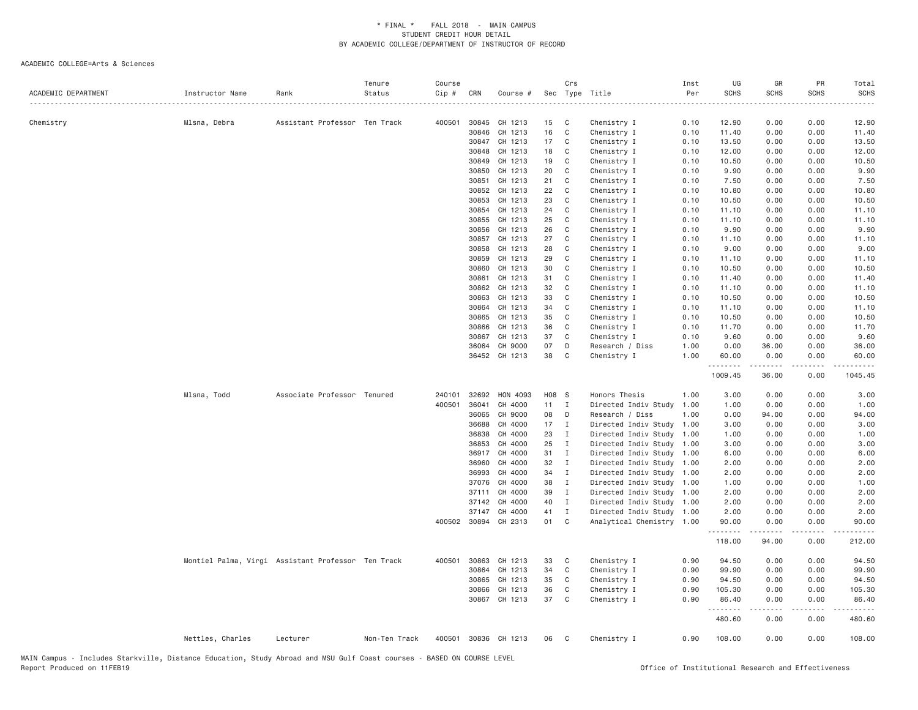# * FINAL * FALL 2018 - MAIN CAMPUS
## STUDENT CREDIT HOUR DETAIL
### BY ACADEMIC COLLEGE/DEPARTMENT OF INSTRUCTOR OF RECORD

ACADEMIC COLLEGE=Arts & Sciences

| ACADEMIC DEPARTMENT | Instructor Name | Rank | Tenure Status | Course Cip # | CRN | Course # | Sec | Crs Type | Title | Inst Per | UG SCHS | GR SCHS | PR SCHS | Total SCHS |
|---|---|---|---|---|---|---|---|---|---|---|---|---|---|---|
| Chemistry | Mlsna, Debra | Assistant Professor | Ten Track | 400501 | 30845 | CH 1213 | 15 | C | Chemistry I | 0.10 | 12.90 | 0.00 | 0.00 | 12.90 |
| | | | | | 30846 | CH 1213 | 16 | C | Chemistry I | 0.10 | 11.40 | 0.00 | 0.00 | 11.40 |
| | | | | | 30847 | CH 1213 | 17 | C | Chemistry I | 0.10 | 13.50 | 0.00 | 0.00 | 13.50 |
| | | | | | 30848 | CH 1213 | 18 | C | Chemistry I | 0.10 | 12.00 | 0.00 | 0.00 | 12.00 |
| | | | | | 30849 | CH 1213 | 19 | C | Chemistry I | 0.10 | 10.50 | 0.00 | 0.00 | 10.50 |
| | | | | | 30850 | CH 1213 | 20 | C | Chemistry I | 0.10 | 9.90 | 0.00 | 0.00 | 9.90 |
| | | | | | 30851 | CH 1213 | 21 | C | Chemistry I | 0.10 | 7.50 | 0.00 | 0.00 | 7.50 |
| | | | | | 30852 | CH 1213 | 22 | C | Chemistry I | 0.10 | 10.80 | 0.00 | 0.00 | 10.80 |
| | | | | | 30853 | CH 1213 | 23 | C | Chemistry I | 0.10 | 10.50 | 0.00 | 0.00 | 10.50 |
| | | | | | 30854 | CH 1213 | 24 | C | Chemistry I | 0.10 | 11.10 | 0.00 | 0.00 | 11.10 |
| | | | | | 30855 | CH 1213 | 25 | C | Chemistry I | 0.10 | 11.10 | 0.00 | 0.00 | 11.10 |
| | | | | | 30856 | CH 1213 | 26 | C | Chemistry I | 0.10 | 9.90 | 0.00 | 0.00 | 9.90 |
| | | | | | 30857 | CH 1213 | 27 | C | Chemistry I | 0.10 | 11.10 | 0.00 | 0.00 | 11.10 |
| | | | | | 30858 | CH 1213 | 28 | C | Chemistry I | 0.10 | 9.00 | 0.00 | 0.00 | 9.00 |
| | | | | | 30859 | CH 1213 | 29 | C | Chemistry I | 0.10 | 11.10 | 0.00 | 0.00 | 11.10 |
| | | | | | 30860 | CH 1213 | 30 | C | Chemistry I | 0.10 | 10.50 | 0.00 | 0.00 | 10.50 |
| | | | | | 30861 | CH 1213 | 31 | C | Chemistry I | 0.10 | 11.40 | 0.00 | 0.00 | 11.40 |
| | | | | | 30862 | CH 1213 | 32 | C | Chemistry I | 0.10 | 11.10 | 0.00 | 0.00 | 11.10 |
| | | | | | 30863 | CH 1213 | 33 | C | Chemistry I | 0.10 | 10.50 | 0.00 | 0.00 | 10.50 |
| | | | | | 30864 | CH 1213 | 34 | C | Chemistry I | 0.10 | 11.10 | 0.00 | 0.00 | 11.10 |
| | | | | | 30865 | CH 1213 | 35 | C | Chemistry I | 0.10 | 10.50 | 0.00 | 0.00 | 10.50 |
| | | | | | 30866 | CH 1213 | 36 | C | Chemistry I | 0.10 | 11.70 | 0.00 | 0.00 | 11.70 |
| | | | | | 30867 | CH 1213 | 37 | C | Chemistry I | 0.10 | 9.60 | 0.00 | 0.00 | 9.60 |
| | | | | | 36064 | CH 9000 | 07 | D | Research / Diss | 1.00 | 0.00 | 36.00 | 0.00 | 36.00 |
| | | | | | 36452 | CH 1213 | 38 | C | Chemistry I | 1.00 | 60.00 | 0.00 | 0.00 | 60.00 |
| | | | | | | | | | | | 1009.45 | 36.00 | 0.00 | 1045.45 |
| | Mlsna, Todd | Associate Professor | Tenured | 240101 | 32692 | HON 4093 | H08 | S | Honors Thesis | 1.00 | 3.00 | 0.00 | 0.00 | 3.00 |
| | | | | 400501 | 36041 | CH 4000 | 11 | I | Directed Indiv Study | 1.00 | 1.00 | 0.00 | 0.00 | 1.00 |
| | | | | | 36065 | CH 9000 | 08 | D | Research / Diss | 1.00 | 0.00 | 94.00 | 0.00 | 94.00 |
| | | | | | 36688 | CH 4000 | 17 | I | Directed Indiv Study | 1.00 | 3.00 | 0.00 | 0.00 | 3.00 |
| | | | | | 36838 | CH 4000 | 23 | I | Directed Indiv Study | 1.00 | 1.00 | 0.00 | 0.00 | 1.00 |
| | | | | | 36853 | CH 4000 | 25 | I | Directed Indiv Study | 1.00 | 3.00 | 0.00 | 0.00 | 3.00 |
| | | | | | 36917 | CH 4000 | 31 | I | Directed Indiv Study | 1.00 | 6.00 | 0.00 | 0.00 | 6.00 |
| | | | | | 36960 | CH 4000 | 32 | I | Directed Indiv Study | 1.00 | 2.00 | 0.00 | 0.00 | 2.00 |
| | | | | | 36993 | CH 4000 | 34 | I | Directed Indiv Study | 1.00 | 2.00 | 0.00 | 0.00 | 2.00 |
| | | | | | 37076 | CH 4000 | 38 | I | Directed Indiv Study | 1.00 | 1.00 | 0.00 | 0.00 | 1.00 |
| | | | | | 37111 | CH 4000 | 39 | I | Directed Indiv Study | 1.00 | 2.00 | 0.00 | 0.00 | 2.00 |
| | | | | | 37142 | CH 4000 | 40 | I | Directed Indiv Study | 1.00 | 2.00 | 0.00 | 0.00 | 2.00 |
| | | | | | 37147 | CH 4000 | 41 | I | Directed Indiv Study | 1.00 | 2.00 | 0.00 | 0.00 | 2.00 |
| | | | | 400502 | 30894 | CH 2313 | 01 | C | Analytical Chemistry | 1.00 | 90.00 | 0.00 | 0.00 | 90.00 |
| | | | | | | | | | | | 118.00 | 94.00 | 0.00 | 212.00 |
| | Montiel Palma, Virgi | Assistant Professor | Ten Track | 400501 | 30863 | CH 1213 | 33 | C | Chemistry I | 0.90 | 94.50 | 0.00 | 0.00 | 94.50 |
| | | | | | 30864 | CH 1213 | 34 | C | Chemistry I | 0.90 | 99.90 | 0.00 | 0.00 | 99.90 |
| | | | | | 30865 | CH 1213 | 35 | C | Chemistry I | 0.90 | 94.50 | 0.00 | 0.00 | 94.50 |
| | | | | | 30866 | CH 1213 | 36 | C | Chemistry I | 0.90 | 105.30 | 0.00 | 0.00 | 105.30 |
| | | | | | 30867 | CH 1213 | 37 | C | Chemistry I | 0.90 | 86.40 | 0.00 | 0.00 | 86.40 |
| | | | | | | | | | | | 480.60 | 0.00 | 0.00 | 480.60 |
| | Nettles, Charles | Lecturer | Non-Ten Track | 400501 | 30836 | CH 1213 | 06 | C | Chemistry I | 0.90 | 108.00 | 0.00 | 0.00 | 108.00 |

MAIN Campus - Includes Starkville, Distance Education, Study Abroad and MSU Gulf Coast courses - BASED ON COURSE LEVEL
Report Produced on 11FEB19

Office of Institutional Research and Effectiveness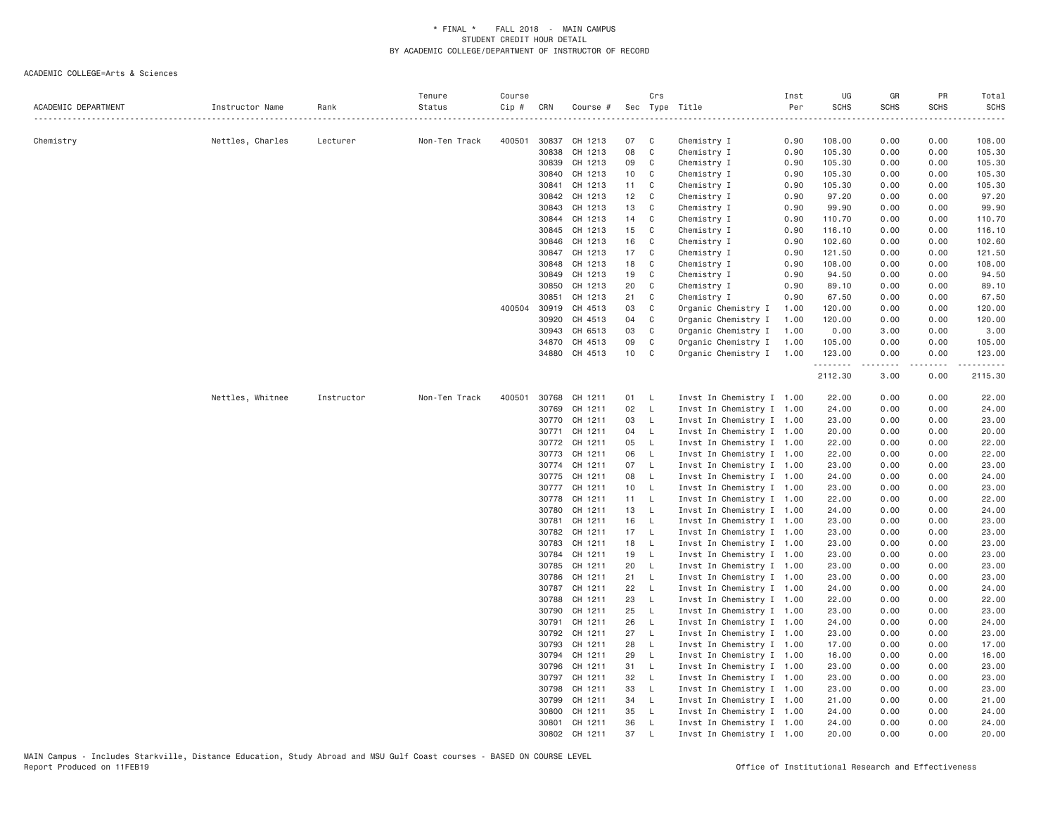\* FINAL \* FALL 2018 - MAIN CAMPUS
STUDENT CREDIT HOUR DETAIL
BY ACADEMIC COLLEGE/DEPARTMENT OF INSTRUCTOR OF RECORD

ACADEMIC COLLEGE=Arts & Sciences

| ACADEMIC DEPARTMENT | Instructor Name | Rank | Tenure Status | Course Cip # | CRN | Course # | Sec | Crs Type | Title | Inst Per | UG SCHS | GR SCHS | PR SCHS | Total SCHS |
|---|---|---|---|---|---|---|---|---|---|---|---|---|---|---|
| Chemistry | Nettles, Charles | Lecturer | Non-Ten Track | 400501 | 30837 | CH 1213 | 07 | C | Chemistry I | 0.90 | 108.00 | 0.00 | 0.00 | 108.00 |
| | | | | | 30838 | CH 1213 | 08 | C | Chemistry I | 0.90 | 105.30 | 0.00 | 0.00 | 105.30 |
| | | | | | 30839 | CH 1213 | 09 | C | Chemistry I | 0.90 | 105.30 | 0.00 | 0.00 | 105.30 |
| | | | | | 30840 | CH 1213 | 10 | C | Chemistry I | 0.90 | 105.30 | 0.00 | 0.00 | 105.30 |
| | | | | | 30841 | CH 1213 | 11 | C | Chemistry I | 0.90 | 105.30 | 0.00 | 0.00 | 105.30 |
| | | | | | 30842 | CH 1213 | 12 | C | Chemistry I | 0.90 | 97.20 | 0.00 | 0.00 | 97.20 |
| | | | | | 30843 | CH 1213 | 13 | C | Chemistry I | 0.90 | 99.90 | 0.00 | 0.00 | 99.90 |
| | | | | | 30844 | CH 1213 | 14 | C | Chemistry I | 0.90 | 110.70 | 0.00 | 0.00 | 110.70 |
| | | | | | 30845 | CH 1213 | 15 | C | Chemistry I | 0.90 | 116.10 | 0.00 | 0.00 | 116.10 |
| | | | | | 30846 | CH 1213 | 16 | C | Chemistry I | 0.90 | 102.60 | 0.00 | 0.00 | 102.60 |
| | | | | | 30847 | CH 1213 | 17 | C | Chemistry I | 0.90 | 121.50 | 0.00 | 0.00 | 121.50 |
| | | | | | 30848 | CH 1213 | 18 | C | Chemistry I | 0.90 | 108.00 | 0.00 | 0.00 | 108.00 |
| | | | | | 30849 | CH 1213 | 19 | C | Chemistry I | 0.90 | 94.50 | 0.00 | 0.00 | 94.50 |
| | | | | | 30850 | CH 1213 | 20 | C | Chemistry I | 0.90 | 89.10 | 0.00 | 0.00 | 89.10 |
| | | | | | 30851 | CH 1213 | 21 | C | Chemistry I | 0.90 | 67.50 | 0.00 | 0.00 | 67.50 |
| | | | | 400504 | 30919 | CH 4513 | 03 | C | Organic Chemistry I | 1.00 | 120.00 | 0.00 | 0.00 | 120.00 |
| | | | | | 30920 | CH 4513 | 04 | C | Organic Chemistry I | 1.00 | 120.00 | 0.00 | 0.00 | 120.00 |
| | | | | | 30943 | CH 6513 | 03 | C | Organic Chemistry I | 1.00 | 0.00 | 3.00 | 0.00 | 3.00 |
| | | | | | 34870 | CH 4513 | 09 | C | Organic Chemistry I | 1.00 | 105.00 | 0.00 | 0.00 | 105.00 |
| | | | | | 34880 | CH 4513 | 10 | C | Organic Chemistry I | 1.00 | 123.00 | 0.00 | 0.00 | 123.00 |
| | | | | | | | | | | | 2112.30 | 3.00 | 0.00 | 2115.30 |
| | Nettles, Whitnee | Instructor | Non-Ten Track | 400501 | 30768 | CH 1211 | 01 | L | Invst In Chemistry I | 1.00 | 22.00 | 0.00 | 0.00 | 22.00 |
| | | | | | 30769 | CH 1211 | 02 | L | Invst In Chemistry I | 1.00 | 24.00 | 0.00 | 0.00 | 24.00 |
| | | | | | 30770 | CH 1211 | 03 | L | Invst In Chemistry I | 1.00 | 23.00 | 0.00 | 0.00 | 23.00 |
| | | | | | 30771 | CH 1211 | 04 | L | Invst In Chemistry I | 1.00 | 20.00 | 0.00 | 0.00 | 20.00 |
| | | | | | 30772 | CH 1211 | 05 | L | Invst In Chemistry I | 1.00 | 22.00 | 0.00 | 0.00 | 22.00 |
| | | | | | 30773 | CH 1211 | 06 | L | Invst In Chemistry I | 1.00 | 22.00 | 0.00 | 0.00 | 22.00 |
| | | | | | 30774 | CH 1211 | 07 | L | Invst In Chemistry I | 1.00 | 23.00 | 0.00 | 0.00 | 23.00 |
| | | | | | 30775 | CH 1211 | 08 | L | Invst In Chemistry I | 1.00 | 24.00 | 0.00 | 0.00 | 24.00 |
| | | | | | 30777 | CH 1211 | 10 | L | Invst In Chemistry I | 1.00 | 23.00 | 0.00 | 0.00 | 23.00 |
| | | | | | 30778 | CH 1211 | 11 | L | Invst In Chemistry I | 1.00 | 22.00 | 0.00 | 0.00 | 22.00 |
| | | | | | 30780 | CH 1211 | 13 | L | Invst In Chemistry I | 1.00 | 24.00 | 0.00 | 0.00 | 24.00 |
| | | | | | 30781 | CH 1211 | 16 | L | Invst In Chemistry I | 1.00 | 23.00 | 0.00 | 0.00 | 23.00 |
| | | | | | 30782 | CH 1211 | 17 | L | Invst In Chemistry I | 1.00 | 23.00 | 0.00 | 0.00 | 23.00 |
| | | | | | 30783 | CH 1211 | 18 | L | Invst In Chemistry I | 1.00 | 23.00 | 0.00 | 0.00 | 23.00 |
| | | | | | 30784 | CH 1211 | 19 | L | Invst In Chemistry I | 1.00 | 23.00 | 0.00 | 0.00 | 23.00 |
| | | | | | 30785 | CH 1211 | 20 | L | Invst In Chemistry I | 1.00 | 23.00 | 0.00 | 0.00 | 23.00 |
| | | | | | 30786 | CH 1211 | 21 | L | Invst In Chemistry I | 1.00 | 23.00 | 0.00 | 0.00 | 23.00 |
| | | | | | 30787 | CH 1211 | 22 | L | Invst In Chemistry I | 1.00 | 24.00 | 0.00 | 0.00 | 24.00 |
| | | | | | 30788 | CH 1211 | 23 | L | Invst In Chemistry I | 1.00 | 22.00 | 0.00 | 0.00 | 22.00 |
| | | | | | 30790 | CH 1211 | 25 | L | Invst In Chemistry I | 1.00 | 23.00 | 0.00 | 0.00 | 23.00 |
| | | | | | 30791 | CH 1211 | 26 | L | Invst In Chemistry I | 1.00 | 24.00 | 0.00 | 0.00 | 24.00 |
| | | | | | 30792 | CH 1211 | 27 | L | Invst In Chemistry I | 1.00 | 23.00 | 0.00 | 0.00 | 23.00 |
| | | | | | 30793 | CH 1211 | 28 | L | Invst In Chemistry I | 1.00 | 17.00 | 0.00 | 0.00 | 17.00 |
| | | | | | 30794 | CH 1211 | 29 | L | Invst In Chemistry I | 1.00 | 16.00 | 0.00 | 0.00 | 16.00 |
| | | | | | 30796 | CH 1211 | 31 | L | Invst In Chemistry I | 1.00 | 23.00 | 0.00 | 0.00 | 23.00 |
| | | | | | 30797 | CH 1211 | 32 | L | Invst In Chemistry I | 1.00 | 23.00 | 0.00 | 0.00 | 23.00 |
| | | | | | 30798 | CH 1211 | 33 | L | Invst In Chemistry I | 1.00 | 23.00 | 0.00 | 0.00 | 23.00 |
| | | | | | 30799 | CH 1211 | 34 | L | Invst In Chemistry I | 1.00 | 21.00 | 0.00 | 0.00 | 21.00 |
| | | | | | 30800 | CH 1211 | 35 | L | Invst In Chemistry I | 1.00 | 24.00 | 0.00 | 0.00 | 24.00 |
| | | | | | 30801 | CH 1211 | 36 | L | Invst In Chemistry I | 1.00 | 24.00 | 0.00 | 0.00 | 24.00 |
| | | | | | 30802 | CH 1211 | 37 | L | Invst In Chemistry I | 1.00 | 20.00 | 0.00 | 0.00 | 20.00 |

MAIN Campus - Includes Starkville, Distance Education, Study Abroad and MSU Gulf Coast courses - BASED ON COURSE LEVEL
Report Produced on 11FEB19 Office of Institutional Research and Effectiveness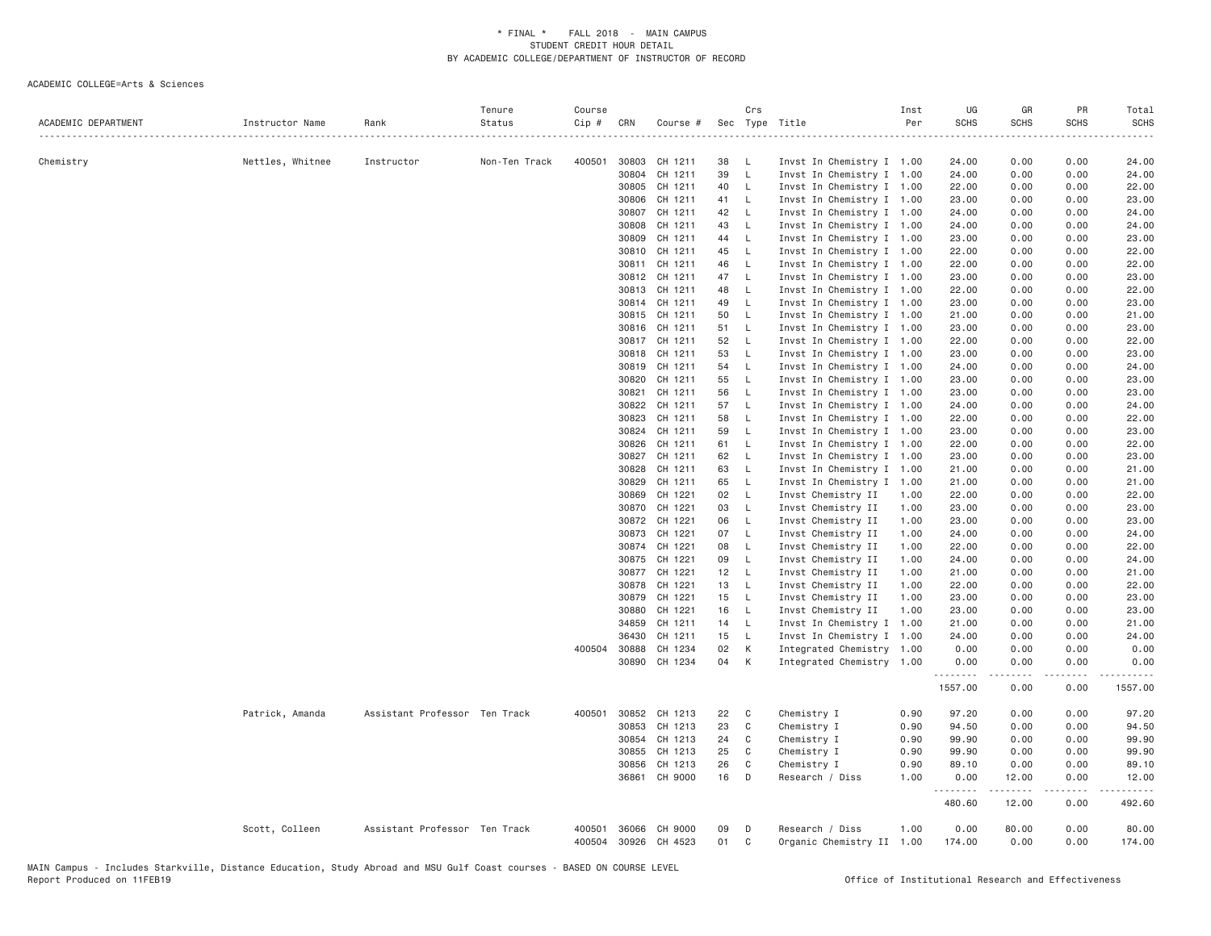\* FINAL \* FALL 2018 - MAIN CAMPUS
STUDENT CREDIT HOUR DETAIL
BY ACADEMIC COLLEGE/DEPARTMENT OF INSTRUCTOR OF RECORD

ACADEMIC COLLEGE=Arts & Sciences

| ACADEMIC DEPARTMENT | Instructor Name | Rank | Tenure Status | Course Cip # | CRN | Course # | Sec | Crs Type | Title | Inst Per | UG SCHS | GR SCHS | PR SCHS | Total SCHS |
|---|---|---|---|---|---|---|---|---|---|---|---|---|---|---|
| Chemistry | Nettles, Whitnee | Instructor | Non-Ten Track | 400501 | 30803 | CH 1211 | 38 | L | Invst In Chemistry I | 1.00 | 24.00 | 0.00 | 0.00 | 24.00 |
| | | | | | 30804 | CH 1211 | 39 | L | Invst In Chemistry I | 1.00 | 24.00 | 0.00 | 0.00 | 24.00 |
| | | | | | 30805 | CH 1211 | 40 | L | Invst In Chemistry I | 1.00 | 22.00 | 0.00 | 0.00 | 22.00 |
| | | | | | 30806 | CH 1211 | 41 | L | Invst In Chemistry I | 1.00 | 23.00 | 0.00 | 0.00 | 23.00 |
| | | | | | 30807 | CH 1211 | 42 | L | Invst In Chemistry I | 1.00 | 24.00 | 0.00 | 0.00 | 24.00 |
| | | | | | 30808 | CH 1211 | 43 | L | Invst In Chemistry I | 1.00 | 24.00 | 0.00 | 0.00 | 24.00 |
| | | | | | 30809 | CH 1211 | 44 | L | Invst In Chemistry I | 1.00 | 23.00 | 0.00 | 0.00 | 23.00 |
| | | | | | 30810 | CH 1211 | 45 | L | Invst In Chemistry I | 1.00 | 22.00 | 0.00 | 0.00 | 22.00 |
| | | | | | 30811 | CH 1211 | 46 | L | Invst In Chemistry I | 1.00 | 22.00 | 0.00 | 0.00 | 22.00 |
| | | | | | 30812 | CH 1211 | 47 | L | Invst In Chemistry I | 1.00 | 23.00 | 0.00 | 0.00 | 23.00 |
| | | | | | 30813 | CH 1211 | 48 | L | Invst In Chemistry I | 1.00 | 22.00 | 0.00 | 0.00 | 22.00 |
| | | | | | 30814 | CH 1211 | 49 | L | Invst In Chemistry I | 1.00 | 23.00 | 0.00 | 0.00 | 23.00 |
| | | | | | 30815 | CH 1211 | 50 | L | Invst In Chemistry I | 1.00 | 21.00 | 0.00 | 0.00 | 21.00 |
| | | | | | 30816 | CH 1211 | 51 | L | Invst In Chemistry I | 1.00 | 23.00 | 0.00 | 0.00 | 23.00 |
| | | | | | 30817 | CH 1211 | 52 | L | Invst In Chemistry I | 1.00 | 22.00 | 0.00 | 0.00 | 22.00 |
| | | | | | 30818 | CH 1211 | 53 | L | Invst In Chemistry I | 1.00 | 23.00 | 0.00 | 0.00 | 23.00 |
| | | | | | 30819 | CH 1211 | 54 | L | Invst In Chemistry I | 1.00 | 24.00 | 0.00 | 0.00 | 24.00 |
| | | | | | 30820 | CH 1211 | 55 | L | Invst In Chemistry I | 1.00 | 23.00 | 0.00 | 0.00 | 23.00 |
| | | | | | 30821 | CH 1211 | 56 | L | Invst In Chemistry I | 1.00 | 23.00 | 0.00 | 0.00 | 23.00 |
| | | | | | 30822 | CH 1211 | 57 | L | Invst In Chemistry I | 1.00 | 24.00 | 0.00 | 0.00 | 24.00 |
| | | | | | 30823 | CH 1211 | 58 | L | Invst In Chemistry I | 1.00 | 22.00 | 0.00 | 0.00 | 22.00 |
| | | | | | 30824 | CH 1211 | 59 | L | Invst In Chemistry I | 1.00 | 23.00 | 0.00 | 0.00 | 23.00 |
| | | | | | 30826 | CH 1211 | 61 | L | Invst In Chemistry I | 1.00 | 22.00 | 0.00 | 0.00 | 22.00 |
| | | | | | 30827 | CH 1211 | 62 | L | Invst In Chemistry I | 1.00 | 23.00 | 0.00 | 0.00 | 23.00 |
| | | | | | 30828 | CH 1211 | 63 | L | Invst In Chemistry I | 1.00 | 21.00 | 0.00 | 0.00 | 21.00 |
| | | | | | 30829 | CH 1211 | 65 | L | Invst In Chemistry I | 1.00 | 21.00 | 0.00 | 0.00 | 21.00 |
| | | | | | 30869 | CH 1221 | 02 | L | Invst Chemistry II | 1.00 | 22.00 | 0.00 | 0.00 | 22.00 |
| | | | | | 30870 | CH 1221 | 03 | L | Invst Chemistry II | 1.00 | 23.00 | 0.00 | 0.00 | 23.00 |
| | | | | | 30872 | CH 1221 | 06 | L | Invst Chemistry II | 1.00 | 23.00 | 0.00 | 0.00 | 23.00 |
| | | | | | 30873 | CH 1221 | 07 | L | Invst Chemistry II | 1.00 | 24.00 | 0.00 | 0.00 | 24.00 |
| | | | | | 30874 | CH 1221 | 08 | L | Invst Chemistry II | 1.00 | 22.00 | 0.00 | 0.00 | 22.00 |
| | | | | | 30875 | CH 1221 | 09 | L | Invst Chemistry II | 1.00 | 24.00 | 0.00 | 0.00 | 24.00 |
| | | | | | 30877 | CH 1221 | 12 | L | Invst Chemistry II | 1.00 | 21.00 | 0.00 | 0.00 | 21.00 |
| | | | | | 30878 | CH 1221 | 13 | L | Invst Chemistry II | 1.00 | 22.00 | 0.00 | 0.00 | 22.00 |
| | | | | | 30879 | CH 1221 | 15 | L | Invst Chemistry II | 1.00 | 23.00 | 0.00 | 0.00 | 23.00 |
| | | | | | 30880 | CH 1221 | 16 | L | Invst Chemistry II | 1.00 | 23.00 | 0.00 | 0.00 | 23.00 |
| | | | | | 34859 | CH 1211 | 14 | L | Invst In Chemistry I | 1.00 | 21.00 | 0.00 | 0.00 | 21.00 |
| | | | | | 36430 | CH 1211 | 15 | L | Invst In Chemistry I | 1.00 | 24.00 | 0.00 | 0.00 | 24.00 |
| | | | | 400504 | 30888 | CH 1234 | 02 | K | Integrated Chemistry | 1.00 | 0.00 | 0.00 | 0.00 | 0.00 |
| | | | | | 30890 | CH 1234 | 04 | K | Integrated Chemistry | 1.00 | 0.00 | 0.00 | 0.00 | 0.00 |
| | | | | | | | | | | | 1557.00 | 0.00 | 0.00 | 1557.00 |
| | Patrick, Amanda | Assistant Professor | Ten Track | 400501 | 30852 | CH 1213 | 22 | C | Chemistry I | 0.90 | 97.20 | 0.00 | 0.00 | 97.20 |
| | | | | | 30853 | CH 1213 | 23 | C | Chemistry I | 0.90 | 94.50 | 0.00 | 0.00 | 94.50 |
| | | | | | 30854 | CH 1213 | 24 | C | Chemistry I | 0.90 | 99.90 | 0.00 | 0.00 | 99.90 |
| | | | | | 30855 | CH 1213 | 25 | C | Chemistry I | 0.90 | 99.90 | 0.00 | 0.00 | 99.90 |
| | | | | | 30856 | CH 1213 | 26 | C | Chemistry I | 0.90 | 89.10 | 0.00 | 0.00 | 89.10 |
| | | | | | 36861 | CH 9000 | 16 | D | Research / Diss | 1.00 | 0.00 | 12.00 | 0.00 | 12.00 |
| | | | | | | | | | | | 480.60 | 12.00 | 0.00 | 492.60 |
| | Scott, Colleen | Assistant Professor | Ten Track | 400501 | 36066 | CH 9000 | 09 | D | Research / Diss | 1.00 | 0.00 | 80.00 | 0.00 | 80.00 |
| | | | | 400504 | 30926 | CH 4523 | 01 | C | Organic Chemistry II | 1.00 | 174.00 | 0.00 | 0.00 | 174.00 |

MAIN Campus - Includes Starkville, Distance Education, Study Abroad and MSU Gulf Coast courses - BASED ON COURSE LEVEL
Report Produced on 11FEB19 Office of Institutional Research and Effectiveness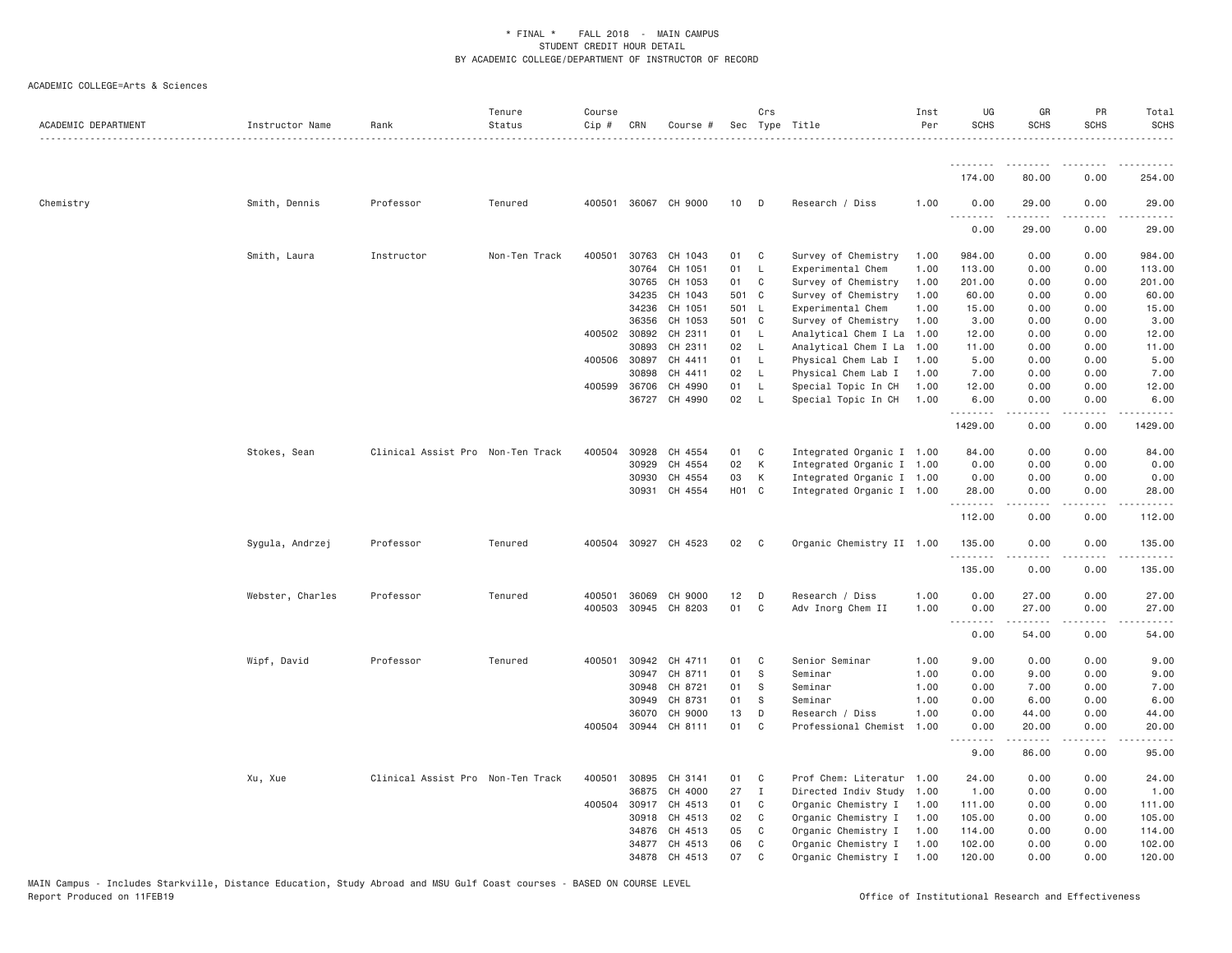ACADEMIC COLLEGE=Arts & Sciences

| ACADEMIC DEPARTMENT | Instructor Name | Rank | Tenure Status | Course Cip # | CRN | Course # | Sec | Crs Type | Title | Inst Per | UG SCHS | GR SCHS | PR SCHS | Total SCHS |
|---|---|---|---|---|---|---|---|---|---|---|---|---|---|---|
| | | | | | | | | | | | 174.00 | 80.00 | 0.00 | 254.00 |
| Chemistry | Smith, Dennis | Professor | Tenured | 400501 | 36067 | CH 9000 | 10 | D | Research / Diss | 1.00 | 0.00 | 29.00 | 0.00 | 29.00 |
| | | | | | | | | | | | 0.00 | 29.00 | 0.00 | 29.00 |
| | Smith, Laura | Instructor | Non-Ten Track | 400501 | 30763 | CH 1043 | 01 | C | Survey of Chemistry | 1.00 | 984.00 | 0.00 | 0.00 | 984.00 |
| | | | | | 30764 | CH 1051 | 01 | L | Experimental Chem | 1.00 | 113.00 | 0.00 | 0.00 | 113.00 |
| | | | | | 30765 | CH 1053 | 01 | C | Survey of Chemistry | 1.00 | 201.00 | 0.00 | 0.00 | 201.00 |
| | | | | | 34235 | CH 1043 | 501 | C | Survey of Chemistry | 1.00 | 60.00 | 0.00 | 0.00 | 60.00 |
| | | | | | 34236 | CH 1051 | 501 | L | Experimental Chem | 1.00 | 15.00 | 0.00 | 0.00 | 15.00 |
| | | | | | 36356 | CH 1053 | 501 | C | Survey of Chemistry | 1.00 | 3.00 | 0.00 | 0.00 | 3.00 |
| | | | | 400502 | 30892 | CH 2311 | 01 | L | Analytical Chem I La | 1.00 | 12.00 | 0.00 | 0.00 | 12.00 |
| | | | | | 30893 | CH 2311 | 02 | L | Analytical Chem I La | 1.00 | 11.00 | 0.00 | 0.00 | 11.00 |
| | | | | 400506 | 30897 | CH 4411 | 01 | L | Physical Chem Lab I | 1.00 | 5.00 | 0.00 | 0.00 | 5.00 |
| | | | | | 30898 | CH 4411 | 02 | L | Physical Chem Lab I | 1.00 | 7.00 | 0.00 | 0.00 | 7.00 |
| | | | | 400599 | 36706 | CH 4990 | 01 | L | Special Topic In CH | 1.00 | 12.00 | 0.00 | 0.00 | 12.00 |
| | | | | | 36727 | CH 4990 | 02 | L | Special Topic In CH | 1.00 | 6.00 | 0.00 | 0.00 | 6.00 |
| | | | | | | | | | | | 1429.00 | 0.00 | 0.00 | 1429.00 |
| | Stokes, Sean | Clinical Assist Pro | Non-Ten Track | 400504 | 30928 | CH 4554 | 01 | C | Integrated Organic I | 1.00 | 84.00 | 0.00 | 0.00 | 84.00 |
| | | | | | 30929 | CH 4554 | 02 | K | Integrated Organic I | 1.00 | 0.00 | 0.00 | 0.00 | 0.00 |
| | | | | | 30930 | CH 4554 | 03 | K | Integrated Organic I | 1.00 | 0.00 | 0.00 | 0.00 | 0.00 |
| | | | | | 30931 | CH 4554 | H01 | C | Integrated Organic I | 1.00 | 28.00 | 0.00 | 0.00 | 28.00 |
| | | | | | | | | | | | 112.00 | 0.00 | 0.00 | 112.00 |
| | Sygula, Andrzej | Professor | Tenured | 400504 | 30927 | CH 4523 | 02 | C | Organic Chemistry II | 1.00 | 135.00 | 0.00 | 0.00 | 135.00 |
| | | | | | | | | | | | 135.00 | 0.00 | 0.00 | 135.00 |
| | Webster, Charles | Professor | Tenured | 400501 | 36069 | CH 9000 | 12 | D | Research / Diss | 1.00 | 0.00 | 27.00 | 0.00 | 27.00 |
| | | | | 400503 | 30945 | CH 8203 | 01 | C | Adv Inorg Chem II | 1.00 | 0.00 | 27.00 | 0.00 | 27.00 |
| | | | | | | | | | | | 0.00 | 54.00 | 0.00 | 54.00 |
| | Wipf, David | Professor | Tenured | 400501 | 30942 | CH 4711 | 01 | C | Senior Seminar | 1.00 | 9.00 | 0.00 | 0.00 | 9.00 |
| | | | | | 30947 | CH 8711 | 01 | S | Seminar | 1.00 | 0.00 | 9.00 | 0.00 | 9.00 |
| | | | | | 30948 | CH 8721 | 01 | S | Seminar | 1.00 | 0.00 | 7.00 | 0.00 | 7.00 |
| | | | | | 30949 | CH 8731 | 01 | S | Seminar | 1.00 | 0.00 | 6.00 | 0.00 | 6.00 |
| | | | | | 36070 | CH 9000 | 13 | D | Research / Diss | 1.00 | 0.00 | 44.00 | 0.00 | 44.00 |
| | | | | 400504 | 30944 | CH 8111 | 01 | C | Professional Chemist | 1.00 | 0.00 | 20.00 | 0.00 | 20.00 |
| | | | | | | | | | | | 9.00 | 86.00 | 0.00 | 95.00 |
| | Xu, Xue | Clinical Assist Pro | Non-Ten Track | 400501 | 30895 | CH 3141 | 01 | C | Prof Chem: Literatur | 1.00 | 24.00 | 0.00 | 0.00 | 24.00 |
| | | | | | 36875 | CH 4000 | 27 | I | Directed Indiv Study | 1.00 | 1.00 | 0.00 | 0.00 | 1.00 |
| | | | | 400504 | 30917 | CH 4513 | 01 | C | Organic Chemistry I | 1.00 | 111.00 | 0.00 | 0.00 | 111.00 |
| | | | | | 30918 | CH 4513 | 02 | C | Organic Chemistry I | 1.00 | 105.00 | 0.00 | 0.00 | 105.00 |
| | | | | | 34876 | CH 4513 | 05 | C | Organic Chemistry I | 1.00 | 114.00 | 0.00 | 0.00 | 114.00 |
| | | | | | 34877 | CH 4513 | 06 | C | Organic Chemistry I | 1.00 | 102.00 | 0.00 | 0.00 | 102.00 |
| | | | | | 34878 | CH 4513 | 07 | C | Organic Chemistry I | 1.00 | 120.00 | 0.00 | 0.00 | 120.00 |

MAIN Campus - Includes Starkville, Distance Education, Study Abroad and MSU Gulf Coast courses - BASED ON COURSE LEVEL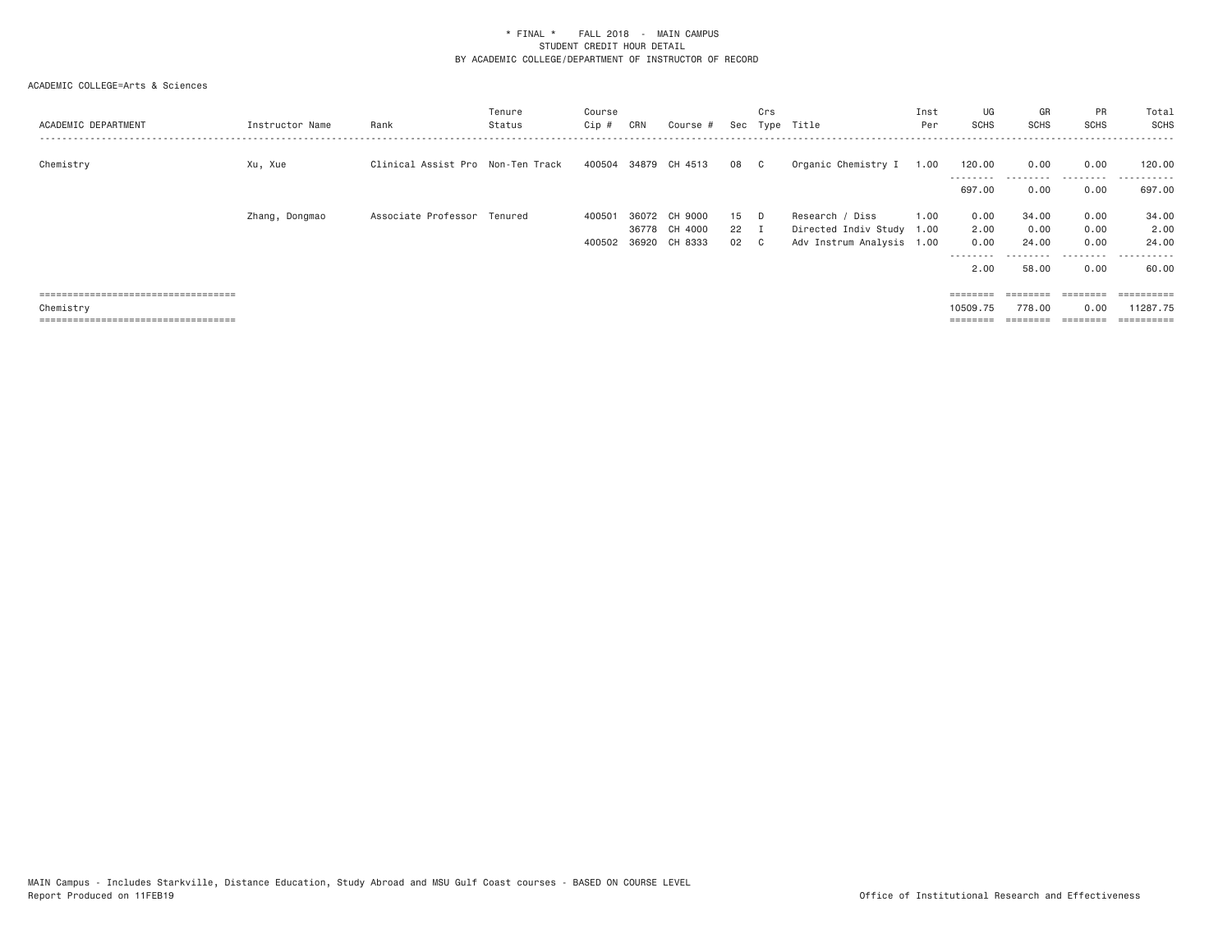\* FINAL \* FALL 2018 - MAIN CAMPUS
STUDENT CREDIT HOUR DETAIL
BY ACADEMIC COLLEGE/DEPARTMENT OF INSTRUCTOR OF RECORD

ACADEMIC COLLEGE=Arts & Sciences

| ACADEMIC DEPARTMENT | Instructor Name | Rank | Tenure Status | Course Cip # | CRN | Course # | Sec | Crs Type | Title | Inst Per | UG SCHS | GR SCHS | PR SCHS | Total SCHS |
|---|---|---|---|---|---|---|---|---|---|---|---|---|---|---|
| Chemistry | Xu, Xue | Clinical Assist Pro | Non-Ten Track | 400504 | 34879 | CH 4513 | 08 | C | Organic Chemistry I | 1.00 | 120.00 | 0.00 | 0.00 | 120.00 |
| | | | | | | | | | | | 697.00 | 0.00 | 0.00 | 697.00 |
| | Zhang, Dongmao | Associate Professor | Tenured | 400501 | 36072 | CH 9000 | 15 | D | Research / Diss | 1.00 | 0.00 | 34.00 | 0.00 | 34.00 |
| | | | | | 36778 | CH 4000 | 22 | I | Directed Indiv Study | 1.00 | 2.00 | 0.00 | 0.00 | 2.00 |
| | | | | 400502 | 36920 | CH 8333 | 02 | C | Adv Instrum Analysis | 1.00 | 0.00 | 24.00 | 0.00 | 24.00 |
| | | | | | | | | | | | 2.00 | 58.00 | 0.00 | 60.00 |
| Chemistry | | | | | | | | | | | 10509.75 | 778.00 | 0.00 | 11287.75 |

MAIN Campus - Includes Starkville, Distance Education, Study Abroad and MSU Gulf Coast courses - BASED ON COURSE LEVEL
Report Produced on 11FEB19

Office of Institutional Research and Effectiveness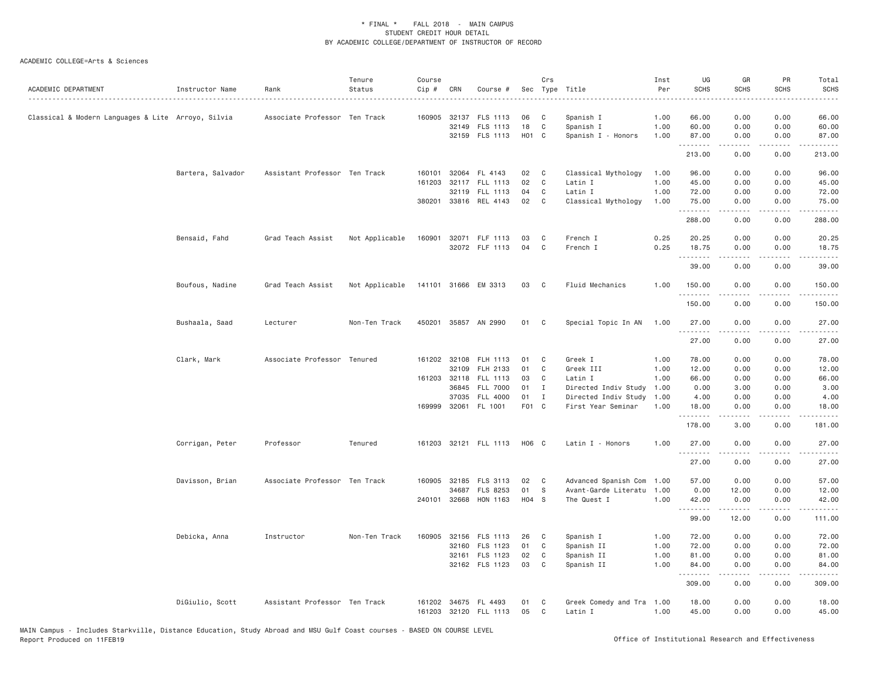\* FINAL \* FALL 2018 - MAIN CAMPUS
STUDENT CREDIT HOUR DETAIL
BY ACADEMIC COLLEGE/DEPARTMENT OF INSTRUCTOR OF RECORD

ACADEMIC COLLEGE=Arts & Sciences

| ACADEMIC DEPARTMENT | Instructor Name | Rank | Tenure Status | Course Cip # | CRN | Course # | Sec | Crs Type | Title | Inst Per | UG SCHS | GR SCHS | PR SCHS | Total SCHS |
|---|---|---|---|---|---|---|---|---|---|---|---|---|---|---|
| Classical & Modern Languages & Lite | Arroyo, Silvia | Associate Professor | Ten Track | 160905 | 32137 | FLS 1113 | 06 | C | Spanish I | 1.00 | 66.00 | 0.00 | 0.00 | 66.00 |
| | | | | | 32149 | FLS 1113 | 18 | C | Spanish I | 1.00 | 60.00 | 0.00 | 0.00 | 60.00 |
| | | | | | 32159 | FLS 1113 | H01 | C | Spanish I - Honors | 1.00 | 87.00 | 0.00 | 0.00 | 87.00 |
| | | | | | | | | | | | 213.00 | 0.00 | 0.00 | 213.00 |
| | Bartera, Salvador | Assistant Professor | Ten Track | 160101 | 32064 | FL 4143 | 02 | C | Classical Mythology | 1.00 | 96.00 | 0.00 | 0.00 | 96.00 |
| | | | | 161203 | 32117 | FLL 1113 | 02 | C | Latin I | 1.00 | 45.00 | 0.00 | 0.00 | 45.00 |
| | | | | | 32119 | FLL 1113 | 04 | C | Latin I | 1.00 | 72.00 | 0.00 | 0.00 | 72.00 |
| | | | | 380201 | 33816 | REL 4143 | 02 | C | Classical Mythology | 1.00 | 75.00 | 0.00 | 0.00 | 75.00 |
| | | | | | | | | | | | 288.00 | 0.00 | 0.00 | 288.00 |
| | Bensaid, Fahd | Grad Teach Assist | Not Applicable | 160901 | 32071 | FLF 1113 | 03 | C | French I | 0.25 | 20.25 | 0.00 | 0.00 | 20.25 |
| | | | | | 32072 | FLF 1113 | 04 | C | French I | 0.25 | 18.75 | 0.00 | 0.00 | 18.75 |
| | | | | | | | | | | | 39.00 | 0.00 | 0.00 | 39.00 |
| | Boufous, Nadine | Grad Teach Assist | Not Applicable | 141101 | 31666 | EM 3313 | 03 | C | Fluid Mechanics | 1.00 | 150.00 | 0.00 | 0.00 | 150.00 |
| | | | | | | | | | | | 150.00 | 0.00 | 0.00 | 150.00 |
| | Bushaala, Saad | Lecturer | Non-Ten Track | 450201 | 35857 | AN 2990 | 01 | C | Special Topic In AN | 1.00 | 27.00 | 0.00 | 0.00 | 27.00 |
| | | | | | | | | | | | 27.00 | 0.00 | 0.00 | 27.00 |
| | Clark, Mark | Associate Professor | Tenured | 161202 | 32108 | FLH 1113 | 01 | C | Greek I | 1.00 | 78.00 | 0.00 | 0.00 | 78.00 |
| | | | | | 32109 | FLH 2133 | 01 | C | Greek III | 1.00 | 12.00 | 0.00 | 0.00 | 12.00 |
| | | | | 161203 | 32118 | FLL 1113 | 03 | C | Latin I | 1.00 | 66.00 | 0.00 | 0.00 | 66.00 |
| | | | | | 36845 | FLL 7000 | 01 | I | Directed Indiv Study | 1.00 | 0.00 | 3.00 | 0.00 | 3.00 |
| | | | | | 37035 | FLL 4000 | 01 | I | Directed Indiv Study | 1.00 | 4.00 | 0.00 | 0.00 | 4.00 |
| | | | | 169999 | 32061 | FL 1001 | F01 | C | First Year Seminar | 1.00 | 18.00 | 0.00 | 0.00 | 18.00 |
| | | | | | | | | | | | 178.00 | 3.00 | 0.00 | 181.00 |
| | Corrigan, Peter | Professor | Tenured | 161203 | 32121 | FLL 1113 | H06 | C | Latin I - Honors | 1.00 | 27.00 | 0.00 | 0.00 | 27.00 |
| | | | | | | | | | | | 27.00 | 0.00 | 0.00 | 27.00 |
| | Davisson, Brian | Associate Professor | Ten Track | 160905 | 32185 | FLS 3113 | 02 | C | Advanced Spanish Com | 1.00 | 57.00 | 0.00 | 0.00 | 57.00 |
| | | | | | 34687 | FLS 8253 | 01 | S | Avant-Garde Literatu | 1.00 | 0.00 | 12.00 | 0.00 | 12.00 |
| | | | | 240101 | 32668 | HON 1163 | H04 | S | The Quest I | 1.00 | 42.00 | 0.00 | 0.00 | 42.00 |
| | | | | | | | | | | | 99.00 | 12.00 | 0.00 | 111.00 |
| | Debicka, Anna | Instructor | Non-Ten Track | 160905 | 32156 | FLS 1113 | 26 | C | Spanish I | 1.00 | 72.00 | 0.00 | 0.00 | 72.00 |
| | | | | | 32160 | FLS 1123 | 01 | C | Spanish II | 1.00 | 72.00 | 0.00 | 0.00 | 72.00 |
| | | | | | 32161 | FLS 1123 | 02 | C | Spanish II | 1.00 | 81.00 | 0.00 | 0.00 | 81.00 |
| | | | | | 32162 | FLS 1123 | 03 | C | Spanish II | 1.00 | 84.00 | 0.00 | 0.00 | 84.00 |
| | | | | | | | | | | | 309.00 | 0.00 | 0.00 | 309.00 |
| | DiGiulio, Scott | Assistant Professor | Ten Track | 161202 | 34675 | FL 4493 | 01 | C | Greek Comedy and Tra | 1.00 | 18.00 | 0.00 | 0.00 | 18.00 |
| | | | | 161203 | 32120 | FLL 1113 | 05 | C | Latin I | 1.00 | 45.00 | 0.00 | 0.00 | 45.00 |

MAIN Campus - Includes Starkville, Distance Education, Study Abroad and MSU Gulf Coast courses - BASED ON COURSE LEVEL
Report Produced on 11FEB19 Office of Institutional Research and Effectiveness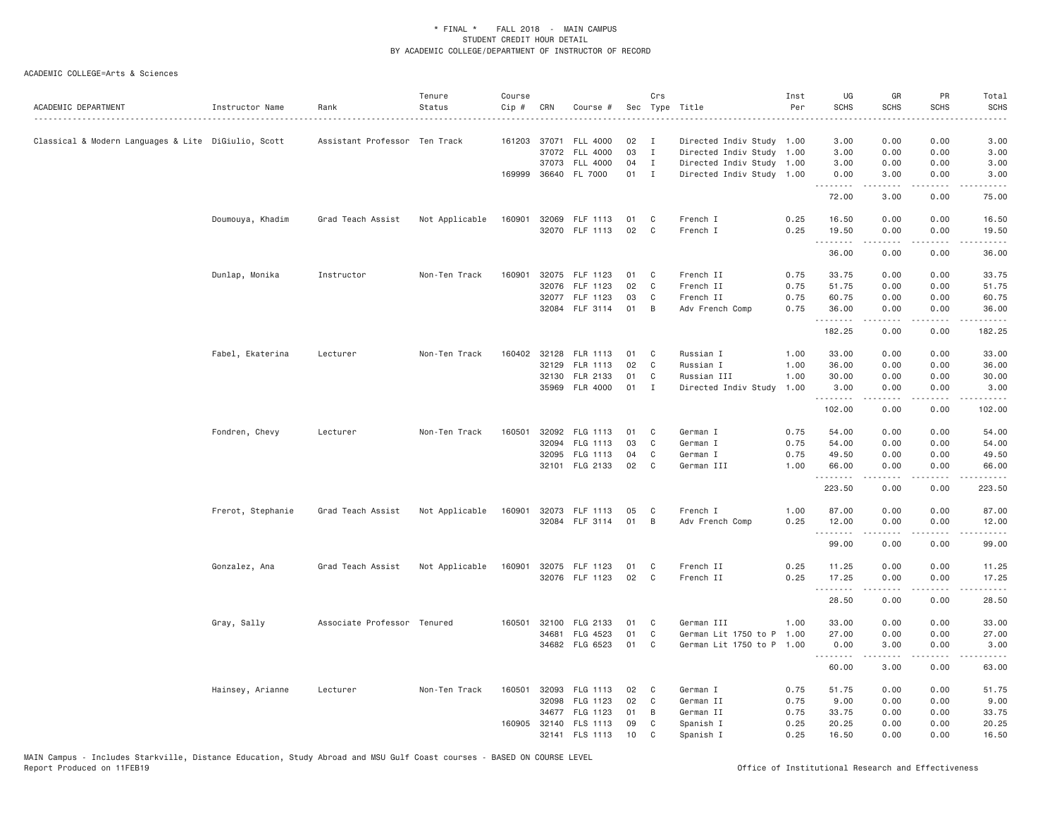\* FINAL \* FALL 2018 - MAIN CAMPUS
STUDENT CREDIT HOUR DETAIL
BY ACADEMIC COLLEGE/DEPARTMENT OF INSTRUCTOR OF RECORD

ACADEMIC COLLEGE=Arts & Sciences

| ACADEMIC DEPARTMENT | Instructor Name | Rank | Tenure Status | Course Cip # | CRN | Course # | Sec | Crs Type | Title | Inst Per | UG SCHS | GR SCHS | PR SCHS | Total SCHS |
|---|---|---|---|---|---|---|---|---|---|---|---|---|---|---|
| Classical & Modern Languages & Lite | DiGiulio, Scott | Assistant Professor | Ten Track | 161203 | 37071 | FLL 4000 | 02 | I | Directed Indiv Study | 1.00 | 3.00 | 0.00 | 0.00 | 3.00 |
| | | | | | 37072 | FLL 4000 | 03 | I | Directed Indiv Study | 1.00 | 3.00 | 0.00 | 0.00 | 3.00 |
| | | | | | 37073 | FLL 4000 | 04 | I | Directed Indiv Study | 1.00 | 3.00 | 0.00 | 0.00 | 3.00 |
| | | | | 169999 | 36640 | FL 7000 | 01 | I | Directed Indiv Study | 1.00 | 0.00 | 3.00 | 0.00 | 3.00 |
| | | | | | | | | | | | 72.00 | 3.00 | 0.00 | 75.00 |
| | Doumouya, Khadim | Grad Teach Assist | Not Applicable | 160901 | 32069 | FLF 1113 | 01 | C | French I | 0.25 | 16.50 | 0.00 | 0.00 | 16.50 |
| | | | | | 32070 | FLF 1113 | 02 | C | French I | 0.25 | 19.50 | 0.00 | 0.00 | 19.50 |
| | | | | | | | | | | | 36.00 | 0.00 | 0.00 | 36.00 |
| | Dunlap, Monika | Instructor | Non-Ten Track | 160901 | 32075 | FLF 1123 | 01 | C | French II | 0.75 | 33.75 | 0.00 | 0.00 | 33.75 |
| | | | | | 32076 | FLF 1123 | 02 | C | French II | 0.75 | 51.75 | 0.00 | 0.00 | 51.75 |
| | | | | | 32077 | FLF 1123 | 03 | C | French II | 0.75 | 60.75 | 0.00 | 0.00 | 60.75 |
| | | | | | 32084 | FLF 3114 | 01 | B | Adv French Comp | 0.75 | 36.00 | 0.00 | 0.00 | 36.00 |
| | | | | | | | | | | | 182.25 | 0.00 | 0.00 | 182.25 |
| | Fabel, Ekaterina | Lecturer | Non-Ten Track | 160402 | 32128 | FLR 1113 | 01 | C | Russian I | 1.00 | 33.00 | 0.00 | 0.00 | 33.00 |
| | | | | | 32129 | FLR 1113 | 02 | C | Russian I | 1.00 | 36.00 | 0.00 | 0.00 | 36.00 |
| | | | | | 32130 | FLR 2133 | 01 | C | Russian III | 1.00 | 30.00 | 0.00 | 0.00 | 30.00 |
| | | | | | 35969 | FLR 4000 | 01 | I | Directed Indiv Study | 1.00 | 3.00 | 0.00 | 0.00 | 3.00 |
| | | | | | | | | | | | 102.00 | 0.00 | 0.00 | 102.00 |
| | Fondren, Chevy | Lecturer | Non-Ten Track | 160501 | 32092 | FLG 1113 | 01 | C | German I | 0.75 | 54.00 | 0.00 | 0.00 | 54.00 |
| | | | | | 32094 | FLG 1113 | 03 | C | German I | 0.75 | 54.00 | 0.00 | 0.00 | 54.00 |
| | | | | | 32095 | FLG 1113 | 04 | C | German I | 0.75 | 49.50 | 0.00 | 0.00 | 49.50 |
| | | | | | 32101 | FLG 2133 | 02 | C | German III | 1.00 | 66.00 | 0.00 | 0.00 | 66.00 |
| | | | | | | | | | | | 223.50 | 0.00 | 0.00 | 223.50 |
| | Frerot, Stephanie | Grad Teach Assist | Not Applicable | 160901 | 32073 | FLF 1113 | 05 | C | French I | 1.00 | 87.00 | 0.00 | 0.00 | 87.00 |
| | | | | | 32084 | FLF 3114 | 01 | B | Adv French Comp | 0.25 | 12.00 | 0.00 | 0.00 | 12.00 |
| | | | | | | | | | | | 99.00 | 0.00 | 0.00 | 99.00 |
| | Gonzalez, Ana | Grad Teach Assist | Not Applicable | 160901 | 32075 | FLF 1123 | 01 | C | French II | 0.25 | 11.25 | 0.00 | 0.00 | 11.25 |
| | | | | | 32076 | FLF 1123 | 02 | C | French II | 0.25 | 17.25 | 0.00 | 0.00 | 17.25 |
| | | | | | | | | | | | 28.50 | 0.00 | 0.00 | 28.50 |
| | Gray, Sally | Associate Professor | Tenured | 160501 | 32100 | FLG 2133 | 01 | C | German III | 1.00 | 33.00 | 0.00 | 0.00 | 33.00 |
| | | | | | 34681 | FLG 4523 | 01 | C | German Lit 1750 to P | 1.00 | 27.00 | 0.00 | 0.00 | 27.00 |
| | | | | | 34682 | FLG 6523 | 01 | C | German Lit 1750 to P | 1.00 | 0.00 | 3.00 | 0.00 | 3.00 |
| | | | | | | | | | | | 60.00 | 3.00 | 0.00 | 63.00 |
| | Hainsey, Arianne | Lecturer | Non-Ten Track | 160501 | 32093 | FLG 1113 | 02 | C | German I | 0.75 | 51.75 | 0.00 | 0.00 | 51.75 |
| | | | | | 32098 | FLG 1123 | 02 | C | German II | 0.75 | 9.00 | 0.00 | 0.00 | 9.00 |
| | | | | | 34677 | FLG 1123 | 01 | B | German II | 0.75 | 33.75 | 0.00 | 0.00 | 33.75 |
| | | | | 160905 | 32140 | FLS 1113 | 09 | C | Spanish I | 0.25 | 20.25 | 0.00 | 0.00 | 20.25 |
| | | | | | 32141 | FLS 1113 | 10 | C | Spanish I | 0.25 | 16.50 | 0.00 | 0.00 | 16.50 |

MAIN Campus - Includes Starkville, Distance Education, Study Abroad and MSU Gulf Coast courses - BASED ON COURSE LEVEL
Report Produced on 11FEB19

Office of Institutional Research and Effectiveness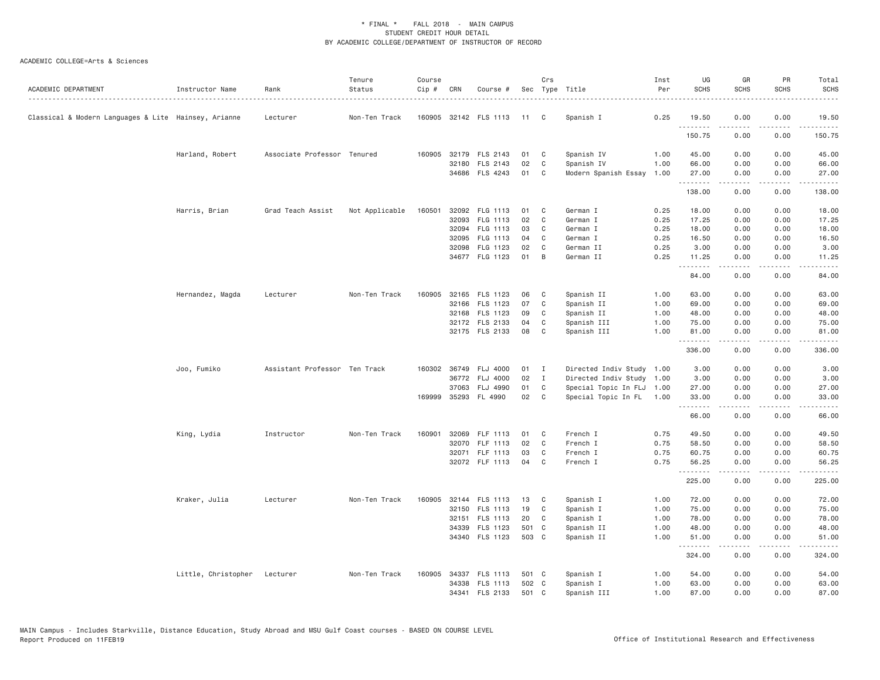\* FINAL \* FALL 2018 - MAIN CAMPUS
STUDENT CREDIT HOUR DETAIL
BY ACADEMIC COLLEGE/DEPARTMENT OF INSTRUCTOR OF RECORD

ACADEMIC COLLEGE=Arts & Sciences

| ACADEMIC DEPARTMENT | Instructor Name | Rank | Tenure Status | Course Cip # | CRN | Course # | Sec | Crs Type | Title | Inst Per | UG SCHS | GR SCHS | PR SCHS | Total SCHS |
|---|---|---|---|---|---|---|---|---|---|---|---|---|---|---|
| Classical & Modern Languages & Lite | Hainsey, Arianne | Lecturer | Non-Ten Track | 160905 | 32142 | FLS 1113 | 11 | C | Spanish I | 0.25 | 19.50 | 0.00 | 0.00 | 19.50 |
| | | | | | | | | | | | 150.75 | 0.00 | 0.00 | 150.75 |
| | Harland, Robert | Associate Professor | Tenured | 160905 | 32179 | FLS 2143 | 01 | C | Spanish IV | 1.00 | 45.00 | 0.00 | 0.00 | 45.00 |
| | | | | | 32180 | FLS 2143 | 02 | C | Spanish IV | 1.00 | 66.00 | 0.00 | 0.00 | 66.00 |
| | | | | | 34686 | FLS 4243 | 01 | C | Modern Spanish Essay | 1.00 | 27.00 | 0.00 | 0.00 | 27.00 |
| | | | | | | | | | | | 138.00 | 0.00 | 0.00 | 138.00 |
| | Harris, Brian | Grad Teach Assist | Not Applicable | 160501 | 32092 | FLG 1113 | 01 | C | German I | 0.25 | 18.00 | 0.00 | 0.00 | 18.00 |
| | | | | | 32093 | FLG 1113 | 02 | C | German I | 0.25 | 17.25 | 0.00 | 0.00 | 17.25 |
| | | | | | 32094 | FLG 1113 | 03 | C | German I | 0.25 | 18.00 | 0.00 | 0.00 | 18.00 |
| | | | | | 32095 | FLG 1113 | 04 | C | German I | 0.25 | 16.50 | 0.00 | 0.00 | 16.50 |
| | | | | | 32098 | FLG 1123 | 02 | C | German II | 0.25 | 3.00 | 0.00 | 0.00 | 3.00 |
| | | | | | 34677 | FLG 1123 | 01 | B | German II | 0.25 | 11.25 | 0.00 | 0.00 | 11.25 |
| | | | | | | | | | | | 84.00 | 0.00 | 0.00 | 84.00 |
| | Hernandez, Magda | Lecturer | Non-Ten Track | 160905 | 32165 | FLS 1123 | 06 | C | Spanish II | 1.00 | 63.00 | 0.00 | 0.00 | 63.00 |
| | | | | | 32166 | FLS 1123 | 07 | C | Spanish II | 1.00 | 69.00 | 0.00 | 0.00 | 69.00 |
| | | | | | 32168 | FLS 1123 | 09 | C | Spanish II | 1.00 | 48.00 | 0.00 | 0.00 | 48.00 |
| | | | | | 32172 | FLS 2133 | 04 | C | Spanish III | 1.00 | 75.00 | 0.00 | 0.00 | 75.00 |
| | | | | | 32175 | FLS 2133 | 08 | C | Spanish III | 1.00 | 81.00 | 0.00 | 0.00 | 81.00 |
| | | | | | | | | | | | 336.00 | 0.00 | 0.00 | 336.00 |
| | Joo, Fumiko | Assistant Professor | Ten Track | 160302 | 36749 | FLJ 4000 | 01 | I | Directed Indiv Study | 1.00 | 3.00 | 0.00 | 0.00 | 3.00 |
| | | | | | 36772 | FLJ 4000 | 02 | I | Directed Indiv Study | 1.00 | 3.00 | 0.00 | 0.00 | 3.00 |
| | | | | | 37063 | FLJ 4990 | 01 | C | Special Topic In FLJ | 1.00 | 27.00 | 0.00 | 0.00 | 27.00 |
| | | | | 169999 | 35293 | FL 4990 | 02 | C | Special Topic In FL | 1.00 | 33.00 | 0.00 | 0.00 | 33.00 |
| | | | | | | | | | | | 66.00 | 0.00 | 0.00 | 66.00 |
| | King, Lydia | Instructor | Non-Ten Track | 160901 | 32069 | FLF 1113 | 01 | C | French I | 0.75 | 49.50 | 0.00 | 0.00 | 49.50 |
| | | | | | 32070 | FLF 1113 | 02 | C | French I | 0.75 | 58.50 | 0.00 | 0.00 | 58.50 |
| | | | | | 32071 | FLF 1113 | 03 | C | French I | 0.75 | 60.75 | 0.00 | 0.00 | 60.75 |
| | | | | | 32072 | FLF 1113 | 04 | C | French I | 0.75 | 56.25 | 0.00 | 0.00 | 56.25 |
| | | | | | | | | | | | 225.00 | 0.00 | 0.00 | 225.00 |
| | Kraker, Julia | Lecturer | Non-Ten Track | 160905 | 32144 | FLS 1113 | 13 | C | Spanish I | 1.00 | 72.00 | 0.00 | 0.00 | 72.00 |
| | | | | | 32150 | FLS 1113 | 19 | C | Spanish I | 1.00 | 75.00 | 0.00 | 0.00 | 75.00 |
| | | | | | 32151 | FLS 1113 | 20 | C | Spanish I | 1.00 | 78.00 | 0.00 | 0.00 | 78.00 |
| | | | | | 34339 | FLS 1123 | 501 | C | Spanish II | 1.00 | 48.00 | 0.00 | 0.00 | 48.00 |
| | | | | | 34340 | FLS 1123 | 503 | C | Spanish II | 1.00 | 51.00 | 0.00 | 0.00 | 51.00 |
| | | | | | | | | | | | 324.00 | 0.00 | 0.00 | 324.00 |
| | Little, Christopher | Lecturer | Non-Ten Track | 160905 | 34337 | FLS 1113 | 501 | C | Spanish I | 1.00 | 54.00 | 0.00 | 0.00 | 54.00 |
| | | | | | 34338 | FLS 1113 | 502 | C | Spanish I | 1.00 | 63.00 | 0.00 | 0.00 | 63.00 |
| | | | | | 34341 | FLS 2133 | 501 | C | Spanish III | 1.00 | 87.00 | 0.00 | 0.00 | 87.00 |

MAIN Campus - Includes Starkville, Distance Education, Study Abroad and MSU Gulf Coast courses - BASED ON COURSE LEVEL
Report Produced on 11FEB19 Office of Institutional Research and Effectiveness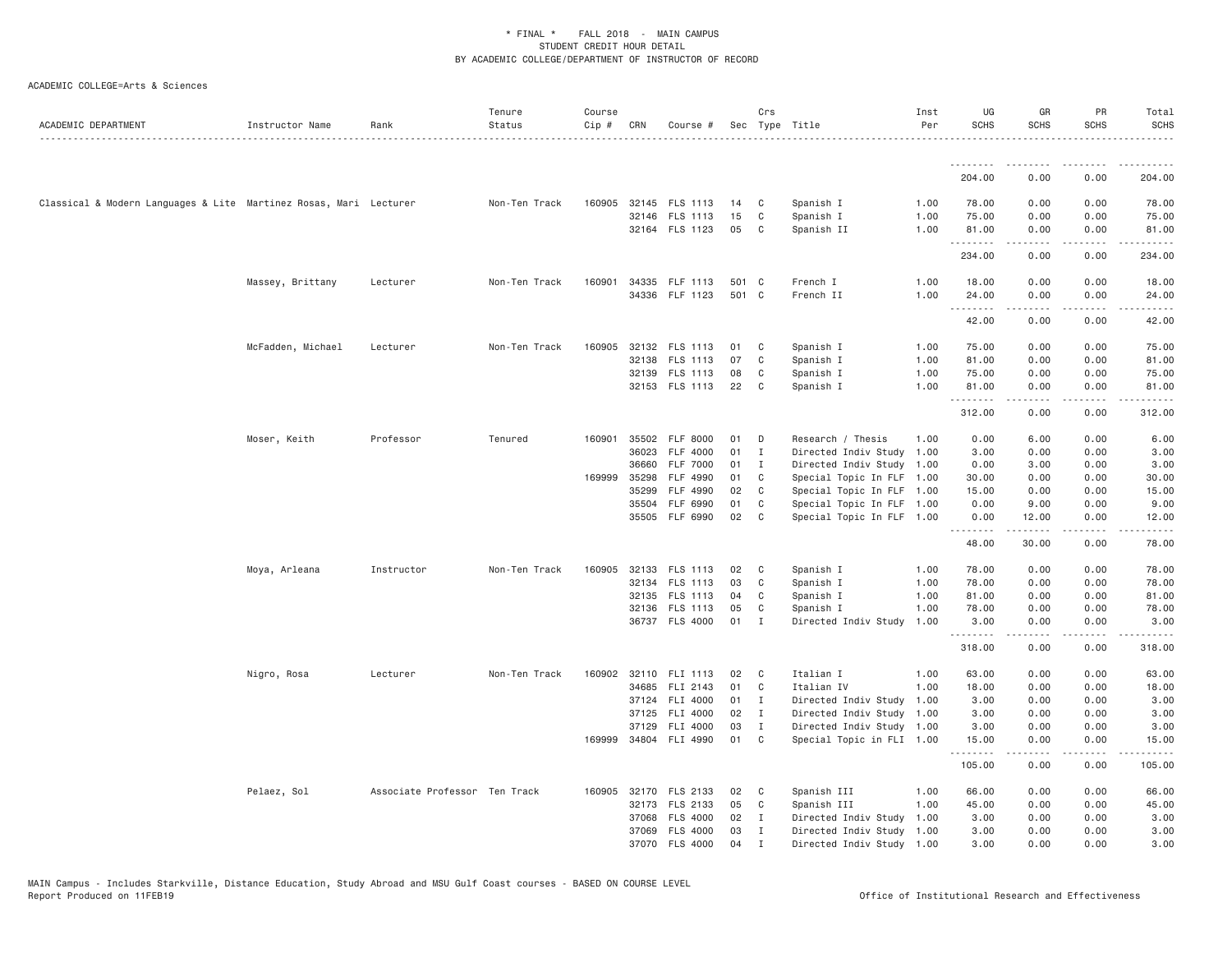ACADEMIC COLLEGE=Arts & Sciences

| ACADEMIC DEPARTMENT | Instructor Name | Rank | Tenure Status | Course Cip # | CRN | Course # | Sec | Crs Type | Title | Inst Per | UG SCHS | GR SCHS | PR SCHS | Total SCHS |
|---|---|---|---|---|---|---|---|---|---|---|---|---|---|---|
| | | | | | | | | | | | 204.00 | 0.00 | 0.00 | 204.00 |
| Classical & Modern Languages & Lite | Martinez Rosas, Mari | Lecturer | Non-Ten Track | 160905 | 32145 | FLS 1113 | 14 | C | Spanish I | 1.00 | 78.00 | 0.00 | 0.00 | 78.00 |
| | | | | | 32146 | FLS 1113 | 15 | C | Spanish I | 1.00 | 75.00 | 0.00 | 0.00 | 75.00 |
| | | | | | 32164 | FLS 1123 | 05 | C | Spanish II | 1.00 | 81.00 | 0.00 | 0.00 | 81.00 |
| | | | | | | | | | | | 234.00 | 0.00 | 0.00 | 234.00 |
| | Massey, Brittany | Lecturer | Non-Ten Track | 160901 | 34335 | FLF 1113 | 501 | C | French I | 1.00 | 18.00 | 0.00 | 0.00 | 18.00 |
| | | | | | 34336 | FLF 1123 | 501 | C | French II | 1.00 | 24.00 | 0.00 | 0.00 | 24.00 |
| | | | | | | | | | | | 42.00 | 0.00 | 0.00 | 42.00 |
| | McFadden, Michael | Lecturer | Non-Ten Track | 160905 | 32132 | FLS 1113 | 01 | C | Spanish I | 1.00 | 75.00 | 0.00 | 0.00 | 75.00 |
| | | | | | 32138 | FLS 1113 | 07 | C | Spanish I | 1.00 | 81.00 | 0.00 | 0.00 | 81.00 |
| | | | | | 32139 | FLS 1113 | 08 | C | Spanish I | 1.00 | 75.00 | 0.00 | 0.00 | 75.00 |
| | | | | | 32153 | FLS 1113 | 22 | C | Spanish I | 1.00 | 81.00 | 0.00 | 0.00 | 81.00 |
| | | | | | | | | | | | 312.00 | 0.00 | 0.00 | 312.00 |
| | Moser, Keith | Professor | Tenured | 160901 | 35502 | FLF 8000 | 01 | D | Research / Thesis | 1.00 | 0.00 | 6.00 | 0.00 | 6.00 |
| | | | | | 36023 | FLF 4000 | 01 | I | Directed Indiv Study | 1.00 | 3.00 | 0.00 | 0.00 | 3.00 |
| | | | | | 36660 | FLF 7000 | 01 | I | Directed Indiv Study | 1.00 | 0.00 | 3.00 | 0.00 | 3.00 |
| | | | | 169999 | 35298 | FLF 4990 | 01 | C | Special Topic In FLF | 1.00 | 30.00 | 0.00 | 0.00 | 30.00 |
| | | | | | 35299 | FLF 4990 | 02 | C | Special Topic In FLF | 1.00 | 15.00 | 0.00 | 0.00 | 15.00 |
| | | | | | 35504 | FLF 6990 | 01 | C | Special Topic In FLF | 1.00 | 0.00 | 9.00 | 0.00 | 9.00 |
| | | | | | 35505 | FLF 6990 | 02 | C | Special Topic In FLF | 1.00 | 0.00 | 12.00 | 0.00 | 12.00 |
| | | | | | | | | | | | 48.00 | 30.00 | 0.00 | 78.00 |
| | Moya, Arleana | Instructor | Non-Ten Track | 160905 | 32133 | FLS 1113 | 02 | C | Spanish I | 1.00 | 78.00 | 0.00 | 0.00 | 78.00 |
| | | | | | 32134 | FLS 1113 | 03 | C | Spanish I | 1.00 | 78.00 | 0.00 | 0.00 | 78.00 |
| | | | | | 32135 | FLS 1113 | 04 | C | Spanish I | 1.00 | 81.00 | 0.00 | 0.00 | 81.00 |
| | | | | | 32136 | FLS 1113 | 05 | C | Spanish I | 1.00 | 78.00 | 0.00 | 0.00 | 78.00 |
| | | | | | 36737 | FLS 4000 | 01 | I | Directed Indiv Study | 1.00 | 3.00 | 0.00 | 0.00 | 3.00 |
| | | | | | | | | | | | 318.00 | 0.00 | 0.00 | 318.00 |
| | Nigro, Rosa | Lecturer | Non-Ten Track | 160902 | 32110 | FLI 1113 | 02 | C | Italian I | 1.00 | 63.00 | 0.00 | 0.00 | 63.00 |
| | | | | | 34685 | FLI 2143 | 01 | C | Italian IV | 1.00 | 18.00 | 0.00 | 0.00 | 18.00 |
| | | | | | 37124 | FLI 4000 | 01 | I | Directed Indiv Study | 1.00 | 3.00 | 0.00 | 0.00 | 3.00 |
| | | | | | 37125 | FLI 4000 | 02 | I | Directed Indiv Study | 1.00 | 3.00 | 0.00 | 0.00 | 3.00 |
| | | | | | 37129 | FLI 4000 | 03 | I | Directed Indiv Study | 1.00 | 3.00 | 0.00 | 0.00 | 3.00 |
| | | | | 169999 | 34804 | FLI 4990 | 01 | C | Special Topic in FLI | 1.00 | 15.00 | 0.00 | 0.00 | 15.00 |
| | | | | | | | | | | | 105.00 | 0.00 | 0.00 | 105.00 |
| | Pelaez, Sol | Associate Professor | Ten Track | 160905 | 32170 | FLS 2133 | 02 | C | Spanish III | 1.00 | 66.00 | 0.00 | 0.00 | 66.00 |
| | | | | | 32173 | FLS 2133 | 05 | C | Spanish III | 1.00 | 45.00 | 0.00 | 0.00 | 45.00 |
| | | | | | 37068 | FLS 4000 | 02 | I | Directed Indiv Study | 1.00 | 3.00 | 0.00 | 0.00 | 3.00 |
| | | | | | 37069 | FLS 4000 | 03 | I | Directed Indiv Study | 1.00 | 3.00 | 0.00 | 0.00 | 3.00 |
| | | | | | 37070 | FLS 4000 | 04 | I | Directed Indiv Study | 1.00 | 3.00 | 0.00 | 0.00 | 3.00 |

MAIN Campus - Includes Starkville, Distance Education, Study Abroad and MSU Gulf Coast courses - BASED ON COURSE LEVEL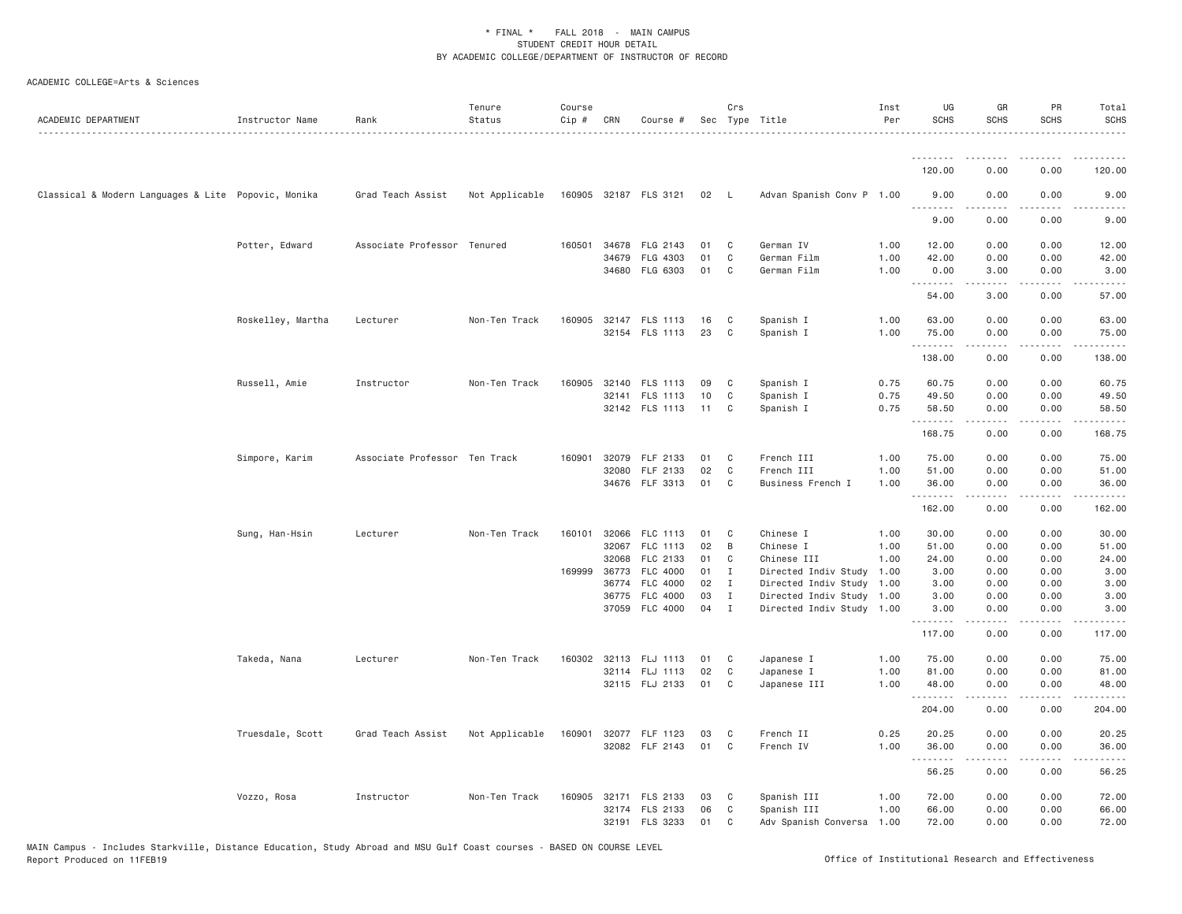# * FINAL * FALL 2018 - MAIN CAMPUS
## STUDENT CREDIT HOUR DETAIL
## BY ACADEMIC COLLEGE/DEPARTMENT OF INSTRUCTOR OF RECORD

ACADEMIC COLLEGE=Arts & Sciences

| ACADEMIC DEPARTMENT | Instructor Name | Rank | Tenure Status | Course Cip # | CRN | Course # | Sec | Crs Type | Title | Inst Per | UG SCHS | GR SCHS | PR SCHS | Total SCHS |
|---|---|---|---|---|---|---|---|---|---|---|---|---|---|---|
| | | | | | | | | | | | 120.00 | 0.00 | 0.00 | 120.00 |
| Classical & Modern Languages & Lite | Popovic, Monika | Grad Teach Assist | Not Applicable | 160905 | 32187 | FLS 3121 | 02 | L | Advan Spanish Conv P | 1.00 | 9.00 | 0.00 | 0.00 | 9.00 |
| | | | | | | | | | | | 9.00 | 0.00 | 0.00 | 9.00 |
| | Potter, Edward | Associate Professor | Tenured | 160501 | 34678 | FLG 2143 | 01 | C | German IV | 1.00 | 12.00 | 0.00 | 0.00 | 12.00 |
| | | | | | 34679 | FLG 4303 | 01 | C | German Film | 1.00 | 42.00 | 0.00 | 0.00 | 42.00 |
| | | | | | 34680 | FLG 6303 | 01 | C | German Film | 1.00 | 0.00 | 3.00 | 0.00 | 3.00 |
| | | | | | | | | | | | 54.00 | 3.00 | 0.00 | 57.00 |
| | Roskelley, Martha | Lecturer | Non-Ten Track | 160905 | 32147 | FLS 1113 | 16 | C | Spanish I | 1.00 | 63.00 | 0.00 | 0.00 | 63.00 |
| | | | | | 32154 | FLS 1113 | 23 | C | Spanish I | 1.00 | 75.00 | 0.00 | 0.00 | 75.00 |
| | | | | | | | | | | | 138.00 | 0.00 | 0.00 | 138.00 |
| | Russell, Amie | Instructor | Non-Ten Track | 160905 | 32140 | FLS 1113 | 09 | C | Spanish I | 0.75 | 60.75 | 0.00 | 0.00 | 60.75 |
| | | | | | 32141 | FLS 1113 | 10 | C | Spanish I | 0.75 | 49.50 | 0.00 | 0.00 | 49.50 |
| | | | | | 32142 | FLS 1113 | 11 | C | Spanish I | 0.75 | 58.50 | 0.00 | 0.00 | 58.50 |
| | | | | | | | | | | | 168.75 | 0.00 | 0.00 | 168.75 |
| | Simpore, Karim | Associate Professor | Ten Track | 160901 | 32079 | FLF 2133 | 01 | C | French III | 1.00 | 75.00 | 0.00 | 0.00 | 75.00 |
| | | | | | 32080 | FLF 2133 | 02 | C | French III | 1.00 | 51.00 | 0.00 | 0.00 | 51.00 |
| | | | | | 34676 | FLF 3313 | 01 | C | Business French I | 1.00 | 36.00 | 0.00 | 0.00 | 36.00 |
| | | | | | | | | | | | 162.00 | 0.00 | 0.00 | 162.00 |
| | Sung, Han-Hsin | Lecturer | Non-Ten Track | 160101 | 32066 | FLC 1113 | 01 | C | Chinese I | 1.00 | 30.00 | 0.00 | 0.00 | 30.00 |
| | | | | | 32067 | FLC 1113 | 02 | B | Chinese I | 1.00 | 51.00 | 0.00 | 0.00 | 51.00 |
| | | | | | 32068 | FLC 2133 | 01 | C | Chinese III | 1.00 | 24.00 | 0.00 | 0.00 | 24.00 |
| | | | | 169999 | 36773 | FLC 4000 | 01 | I | Directed Indiv Study | 1.00 | 3.00 | 0.00 | 0.00 | 3.00 |
| | | | | | 36774 | FLC 4000 | 02 | I | Directed Indiv Study | 1.00 | 3.00 | 0.00 | 0.00 | 3.00 |
| | | | | | 36775 | FLC 4000 | 03 | I | Directed Indiv Study | 1.00 | 3.00 | 0.00 | 0.00 | 3.00 |
| | | | | | 37059 | FLC 4000 | 04 | I | Directed Indiv Study | 1.00 | 3.00 | 0.00 | 0.00 | 3.00 |
| | | | | | | | | | | | 117.00 | 0.00 | 0.00 | 117.00 |
| | Takeda, Nana | Lecturer | Non-Ten Track | 160302 | 32113 | FLJ 1113 | 01 | C | Japanese I | 1.00 | 75.00 | 0.00 | 0.00 | 75.00 |
| | | | | | 32114 | FLJ 1113 | 02 | C | Japanese I | 1.00 | 81.00 | 0.00 | 0.00 | 81.00 |
| | | | | | 32115 | FLJ 2133 | 01 | C | Japanese III | 1.00 | 48.00 | 0.00 | 0.00 | 48.00 |
| | | | | | | | | | | | 204.00 | 0.00 | 0.00 | 204.00 |
| | Truesdale, Scott | Grad Teach Assist | Not Applicable | 160901 | 32077 | FLF 1123 | 03 | C | French II | 0.25 | 20.25 | 0.00 | 0.00 | 20.25 |
| | | | | | 32082 | FLF 2143 | 01 | C | French IV | 1.00 | 36.00 | 0.00 | 0.00 | 36.00 |
| | | | | | | | | | | | 56.25 | 0.00 | 0.00 | 56.25 |
| | Vozzo, Rosa | Instructor | Non-Ten Track | 160905 | 32171 | FLS 2133 | 03 | C | Spanish III | 1.00 | 72.00 | 0.00 | 0.00 | 72.00 |
| | | | | | 32174 | FLS 2133 | 06 | C | Spanish III | 1.00 | 66.00 | 0.00 | 0.00 | 66.00 |
| | | | | | 32191 | FLS 3233 | 01 | C | Adv Spanish Conversa | 1.00 | 72.00 | 0.00 | 0.00 | 72.00 |

MAIN Campus - Includes Starkville, Distance Education, Study Abroad and MSU Gulf Coast courses - BASED ON COURSE LEVEL
Report Produced on 11FEB19 — Office of Institutional Research and Effectiveness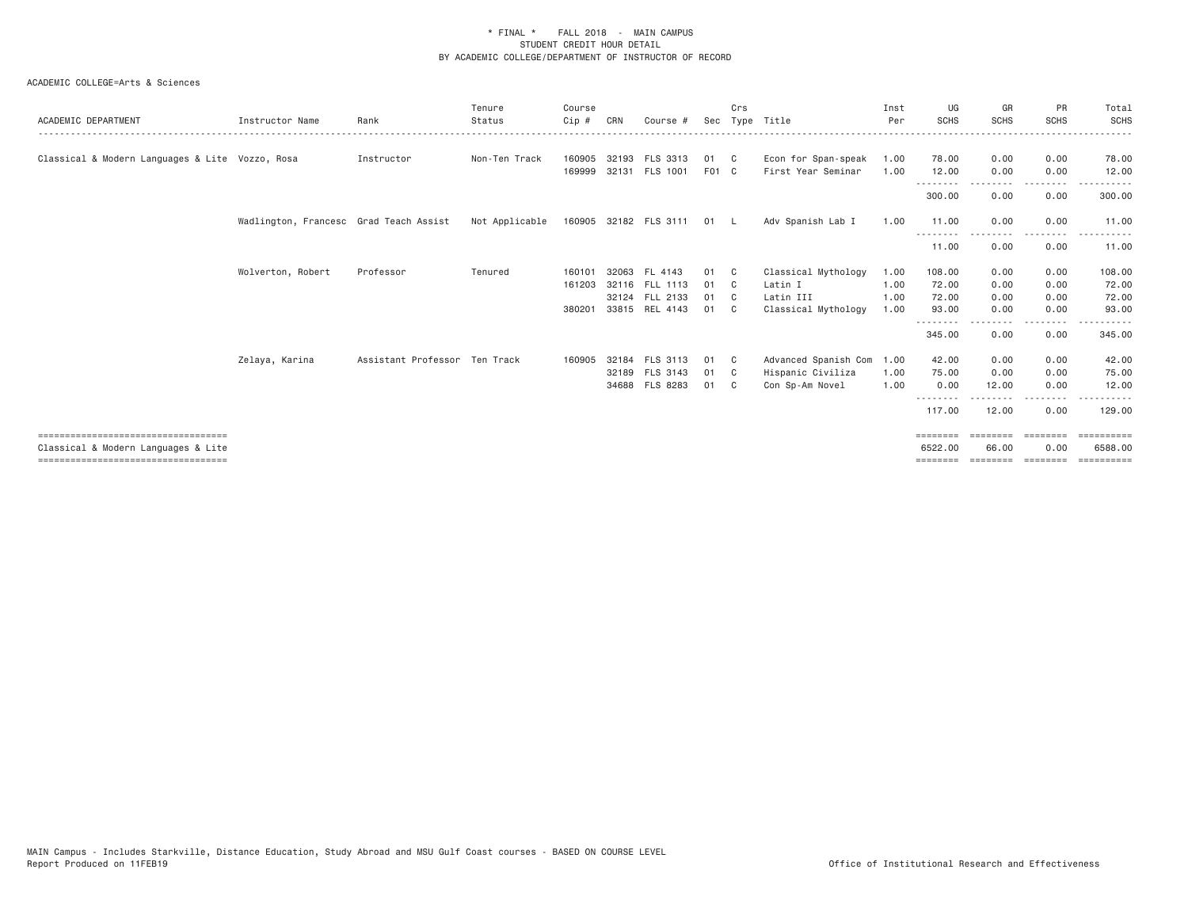\* FINAL \* FALL 2018 - MAIN CAMPUS
STUDENT CREDIT HOUR DETAIL
BY ACADEMIC COLLEGE/DEPARTMENT OF INSTRUCTOR OF RECORD

ACADEMIC COLLEGE=Arts & Sciences

| ACADEMIC DEPARTMENT | Instructor Name | Rank | Tenure Status | Course Cip # | CRN | Course # | Sec | Crs Type | Title | Inst Per | UG SCHS | GR SCHS | PR SCHS | Total SCHS |
|---|---|---|---|---|---|---|---|---|---|---|---|---|---|---|
| Classical & Modern Languages & Lite | Vozzo, Rosa | Instructor | Non-Ten Track | 160905 | 32193 | FLS 3313 | 01 | C | Econ for Span-speak | 1.00 | 78.00 | 0.00 | 0.00 | 78.00 |
| | | | | 169999 | 32131 | FLS 1001 | F01 | C | First Year Seminar | 1.00 | 12.00 | 0.00 | 0.00 | 12.00 |
| | | | | | | | | | | | 300.00 | 0.00 | 0.00 | 300.00 |
| | Wadlington, Francesc | Grad Teach Assist | Not Applicable | 160905 | 32182 | FLS 3111 | 01 | L | Adv Spanish Lab I | 1.00 | 11.00 | 0.00 | 0.00 | 11.00 |
| | | | | | | | | | | | 11.00 | 0.00 | 0.00 | 11.00 |
| | Wolverton, Robert | Professor | Tenured | 160101 | 32063 | FL 4143 | 01 | C | Classical Mythology | 1.00 | 108.00 | 0.00 | 0.00 | 108.00 |
| | | | | 161203 | 32116 | FLL 1113 | 01 | C | Latin I | 1.00 | 72.00 | 0.00 | 0.00 | 72.00 |
| | | | | | 32124 | FLL 2133 | 01 | C | Latin III | 1.00 | 72.00 | 0.00 | 0.00 | 72.00 |
| | | | | 380201 | 33815 | REL 4143 | 01 | C | Classical Mythology | 1.00 | 93.00 | 0.00 | 0.00 | 93.00 |
| | | | | | | | | | | | 345.00 | 0.00 | 0.00 | 345.00 |
| | Zelaya, Karina | Assistant Professor | Ten Track | 160905 | 32184 | FLS 3113 | 01 | C | Advanced Spanish Com | 1.00 | 42.00 | 0.00 | 0.00 | 42.00 |
| | | | | | 32189 | FLS 3143 | 01 | C | Hispanic Civiliza | 1.00 | 75.00 | 0.00 | 0.00 | 75.00 |
| | | | | | 34688 | FLS 8283 | 01 | C | Con Sp-Am Novel | 1.00 | 0.00 | 12.00 | 0.00 | 12.00 |
| | | | | | | | | | | | 117.00 | 12.00 | 0.00 | 129.00 |
| Classical & Modern Languages & Lite | | | | | | | | | | | 6522.00 | 66.00 | 0.00 | 6588.00 |

MAIN Campus - Includes Starkville, Distance Education, Study Abroad and MSU Gulf Coast courses - BASED ON COURSE LEVEL
Report Produced on 11FEB19 Office of Institutional Research and Effectiveness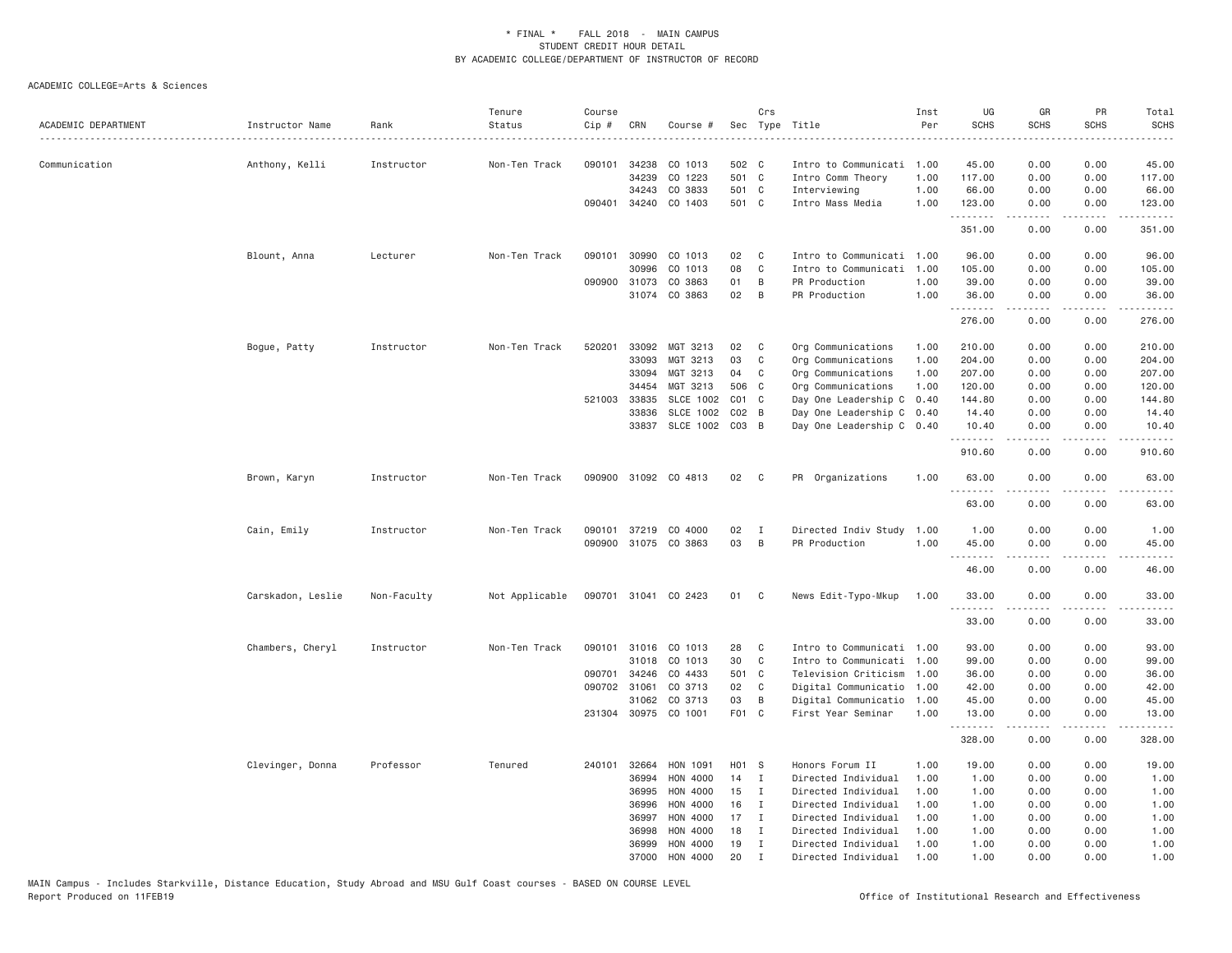# * FINAL * FALL 2018 - MAIN CAMPUS
## STUDENT CREDIT HOUR DETAIL
## BY ACADEMIC COLLEGE/DEPARTMENT OF INSTRUCTOR OF RECORD

ACADEMIC COLLEGE=Arts & Sciences

| ACADEMIC DEPARTMENT | Instructor Name | Rank | Tenure Status | Course Cip # | CRN | Course # | Sec | Crs Type | Title | Inst Per | UG SCHS | GR SCHS | PR SCHS | Total SCHS |
|---|---|---|---|---|---|---|---|---|---|---|---|---|---|---|
| Communication | Anthony, Kelli | Instructor | Non-Ten Track | 090101 | 34238 | CO 1013 | 502 | C | Intro to Communicati | 1.00 | 45.00 | 0.00 | 0.00 | 45.00 |
| | | | | | 34239 | CO 1223 | 501 | C | Intro Comm Theory | 1.00 | 117.00 | 0.00 | 0.00 | 117.00 |
| | | | | | 34243 | CO 3833 | 501 | C | Interviewing | 1.00 | 66.00 | 0.00 | 0.00 | 66.00 |
| | | | | 090401 | 34240 | CO 1403 | 501 | C | Intro Mass Media | 1.00 | 123.00 | 0.00 | 0.00 | 123.00 |
| | | | | | | | | | | | 351.00 | 0.00 | 0.00 | 351.00 |
| | Blount, Anna | Lecturer | Non-Ten Track | 090101 | 30990 | CO 1013 | 02 | C | Intro to Communicati | 1.00 | 96.00 | 0.00 | 0.00 | 96.00 |
| | | | | | 30996 | CO 1013 | 08 | C | Intro to Communicati | 1.00 | 105.00 | 0.00 | 0.00 | 105.00 |
| | | | | 090900 | 31073 | CO 3863 | 01 | B | PR Production | 1.00 | 39.00 | 0.00 | 0.00 | 39.00 |
| | | | | | 31074 | CO 3863 | 02 | B | PR Production | 1.00 | 36.00 | 0.00 | 0.00 | 36.00 |
| | | | | | | | | | | | 276.00 | 0.00 | 0.00 | 276.00 |
| | Bogue, Patty | Instructor | Non-Ten Track | 520201 | 33092 | MGT 3213 | 02 | C | Org Communications | 1.00 | 210.00 | 0.00 | 0.00 | 210.00 |
| | | | | | 33093 | MGT 3213 | 03 | C | Org Communications | 1.00 | 204.00 | 0.00 | 0.00 | 204.00 |
| | | | | | 33094 | MGT 3213 | 04 | C | Org Communications | 1.00 | 207.00 | 0.00 | 0.00 | 207.00 |
| | | | | | 34454 | MGT 3213 | 506 | C | Org Communications | 1.00 | 120.00 | 0.00 | 0.00 | 120.00 |
| | | | | 521003 | 33835 | SLCE 1002 | C01 | C | Day One Leadership C | 0.40 | 144.80 | 0.00 | 0.00 | 144.80 |
| | | | | | 33836 | SLCE 1002 | C02 | B | Day One Leadership C | 0.40 | 14.40 | 0.00 | 0.00 | 14.40 |
| | | | | | 33837 | SLCE 1002 | C03 | B | Day One Leadership C | 0.40 | 10.40 | 0.00 | 0.00 | 10.40 |
| | | | | | | | | | | | 910.60 | 0.00 | 0.00 | 910.60 |
| | Brown, Karyn | Instructor | Non-Ten Track | 090900 | 31092 | CO 4813 | 02 | C | PR Organizations | 1.00 | 63.00 | 0.00 | 0.00 | 63.00 |
| | | | | | | | | | | | 63.00 | 0.00 | 0.00 | 63.00 |
| | Cain, Emily | Instructor | Non-Ten Track | 090101 | 37219 | CO 4000 | 02 | I | Directed Indiv Study | 1.00 | 1.00 | 0.00 | 0.00 | 1.00 |
| | | | | 090900 | 31075 | CO 3863 | 03 | B | PR Production | 1.00 | 45.00 | 0.00 | 0.00 | 45.00 |
| | | | | | | | | | | | 46.00 | 0.00 | 0.00 | 46.00 |
| | Carskadon, Leslie | Non-Faculty | Not Applicable | 090701 | 31041 | CO 2423 | 01 | C | News Edit-Typo-Mkup | 1.00 | 33.00 | 0.00 | 0.00 | 33.00 |
| | | | | | | | | | | | 33.00 | 0.00 | 0.00 | 33.00 |
| | Chambers, Cheryl | Instructor | Non-Ten Track | 090101 | 31016 | CO 1013 | 28 | C | Intro to Communicati | 1.00 | 93.00 | 0.00 | 0.00 | 93.00 |
| | | | | | 31018 | CO 1013 | 30 | C | Intro to Communicati | 1.00 | 99.00 | 0.00 | 0.00 | 99.00 |
| | | | | 090701 | 34246 | CO 4433 | 501 | C | Television Criticism | 1.00 | 36.00 | 0.00 | 0.00 | 36.00 |
| | | | | 090702 | 31061 | CO 3713 | 02 | C | Digital Communicatio | 1.00 | 42.00 | 0.00 | 0.00 | 42.00 |
| | | | | | 31062 | CO 3713 | 03 | B | Digital Communicatio | 1.00 | 45.00 | 0.00 | 0.00 | 45.00 |
| | | | | 231304 | 30975 | CO 1001 | F01 | C | First Year Seminar | 1.00 | 13.00 | 0.00 | 0.00 | 13.00 |
| | | | | | | | | | | | 328.00 | 0.00 | 0.00 | 328.00 |
| | Clevinger, Donna | Professor | Tenured | 240101 | 32664 | HON 1091 | H01 | S | Honors Forum II | 1.00 | 19.00 | 0.00 | 0.00 | 19.00 |
| | | | | | 36994 | HON 4000 | 14 | I | Directed Individual | 1.00 | 1.00 | 0.00 | 0.00 | 1.00 |
| | | | | | 36995 | HON 4000 | 15 | I | Directed Individual | 1.00 | 1.00 | 0.00 | 0.00 | 1.00 |
| | | | | | 36996 | HON 4000 | 16 | I | Directed Individual | 1.00 | 1.00 | 0.00 | 0.00 | 1.00 |
| | | | | | 36997 | HON 4000 | 17 | I | Directed Individual | 1.00 | 1.00 | 0.00 | 0.00 | 1.00 |
| | | | | | 36998 | HON 4000 | 18 | I | Directed Individual | 1.00 | 1.00 | 0.00 | 0.00 | 1.00 |
| | | | | | 36999 | HON 4000 | 19 | I | Directed Individual | 1.00 | 1.00 | 0.00 | 0.00 | 1.00 |
| | | | | | 37000 | HON 4000 | 20 | I | Directed Individual | 1.00 | 1.00 | 0.00 | 0.00 | 1.00 |

MAIN Campus - Includes Starkville, Distance Education, Study Abroad and MSU Gulf Coast courses - BASED ON COURSE LEVEL
Report Produced on 11FEB19

Office of Institutional Research and Effectiveness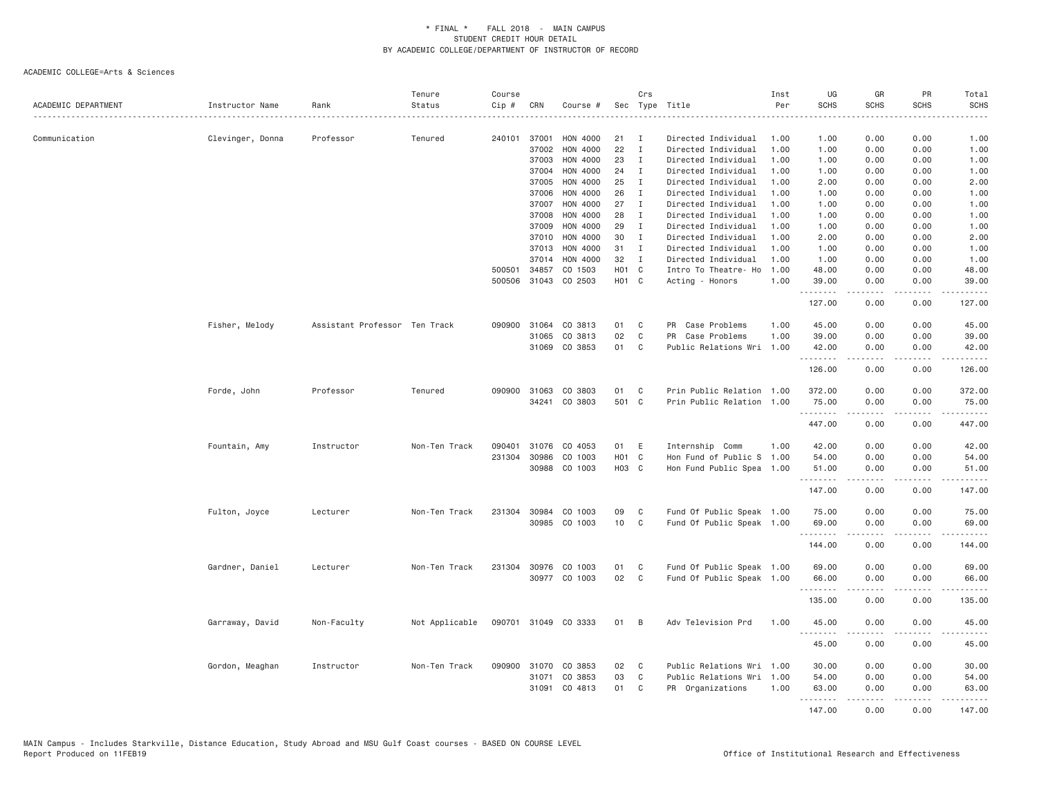\* FINAL \* FALL 2018 - MAIN CAMPUS
STUDENT CREDIT HOUR DETAIL
BY ACADEMIC COLLEGE/DEPARTMENT OF INSTRUCTOR OF RECORD

ACADEMIC COLLEGE=Arts & Sciences

| ACADEMIC DEPARTMENT | Instructor Name | Rank | Tenure Status | Course Cip # | CRN | Course # | Sec | Crs Type | Title | Inst Per | UG SCHS | GR SCHS | PR SCHS | Total SCHS |
|---|---|---|---|---|---|---|---|---|---|---|---|---|---|---|
| Communication | Clevinger, Donna | Professor | Tenured | 240101 | 37001 | HON 4000 | 21 | I | Directed Individual | 1.00 | 1.00 | 0.00 | 0.00 | 1.00 |
| | | | | | 37002 | HON 4000 | 22 | I | Directed Individual | 1.00 | 1.00 | 0.00 | 0.00 | 1.00 |
| | | | | | 37003 | HON 4000 | 23 | I | Directed Individual | 1.00 | 1.00 | 0.00 | 0.00 | 1.00 |
| | | | | | 37004 | HON 4000 | 24 | I | Directed Individual | 1.00 | 1.00 | 0.00 | 0.00 | 1.00 |
| | | | | | 37005 | HON 4000 | 25 | I | Directed Individual | 1.00 | 2.00 | 0.00 | 0.00 | 2.00 |
| | | | | | 37006 | HON 4000 | 26 | I | Directed Individual | 1.00 | 1.00 | 0.00 | 0.00 | 1.00 |
| | | | | | 37007 | HON 4000 | 27 | I | Directed Individual | 1.00 | 1.00 | 0.00 | 0.00 | 1.00 |
| | | | | | 37008 | HON 4000 | 28 | I | Directed Individual | 1.00 | 1.00 | 0.00 | 0.00 | 1.00 |
| | | | | | 37009 | HON 4000 | 29 | I | Directed Individual | 1.00 | 1.00 | 0.00 | 0.00 | 1.00 |
| | | | | | 37010 | HON 4000 | 30 | I | Directed Individual | 1.00 | 2.00 | 0.00 | 0.00 | 2.00 |
| | | | | | 37013 | HON 4000 | 31 | I | Directed Individual | 1.00 | 1.00 | 0.00 | 0.00 | 1.00 |
| | | | | | 37014 | HON 4000 | 32 | I | Directed Individual | 1.00 | 1.00 | 0.00 | 0.00 | 1.00 |
| | | | | 500501 | 34857 | CO 1503 | H01 | C | Intro To Theatre- Ho | 1.00 | 48.00 | 0.00 | 0.00 | 48.00 |
| | | | | 500506 | 31043 | CO 2503 | H01 | C | Acting - Honors | 1.00 | 39.00 | 0.00 | 0.00 | 39.00 |
| | | | | | | | | | | | 127.00 | 0.00 | 0.00 | 127.00 |
| | Fisher, Melody | Assistant Professor | Ten Track | 090900 | 31064 | CO 3813 | 01 | C | PR Case Problems | 1.00 | 45.00 | 0.00 | 0.00 | 45.00 |
| | | | | | 31065 | CO 3813 | 02 | C | PR Case Problems | 1.00 | 39.00 | 0.00 | 0.00 | 39.00 |
| | | | | | 31069 | CO 3853 | 01 | C | Public Relations Wri | 1.00 | 42.00 | 0.00 | 0.00 | 42.00 |
| | | | | | | | | | | | 126.00 | 0.00 | 0.00 | 126.00 |
| | Forde, John | Professor | Tenured | 090900 | 31063 | CO 3803 | 01 | C | Prin Public Relation | 1.00 | 372.00 | 0.00 | 0.00 | 372.00 |
| | | | | | 34241 | CO 3803 | 501 | C | Prin Public Relation | 1.00 | 75.00 | 0.00 | 0.00 | 75.00 |
| | | | | | | | | | | | 447.00 | 0.00 | 0.00 | 447.00 |
| | Fountain, Amy | Instructor | Non-Ten Track | 090401 | 31076 | CO 4053 | 01 | E | Internship Comm | 1.00 | 42.00 | 0.00 | 0.00 | 42.00 |
| | | | | 231304 | 30986 | CO 1003 | H01 | C | Hon Fund of Public S | 1.00 | 54.00 | 0.00 | 0.00 | 54.00 |
| | | | | | 30988 | CO 1003 | H03 | C | Hon Fund Public Spea | 1.00 | 51.00 | 0.00 | 0.00 | 51.00 |
| | | | | | | | | | | | 147.00 | 0.00 | 0.00 | 147.00 |
| | Fulton, Joyce | Lecturer | Non-Ten Track | 231304 | 30984 | CO 1003 | 09 | C | Fund Of Public Speak | 1.00 | 75.00 | 0.00 | 0.00 | 75.00 |
| | | | | | 30985 | CO 1003 | 10 | C | Fund Of Public Speak | 1.00 | 69.00 | 0.00 | 0.00 | 69.00 |
| | | | | | | | | | | | 144.00 | 0.00 | 0.00 | 144.00 |
| | Gardner, Daniel | Lecturer | Non-Ten Track | 231304 | 30976 | CO 1003 | 01 | C | Fund Of Public Speak | 1.00 | 69.00 | 0.00 | 0.00 | 69.00 |
| | | | | | 30977 | CO 1003 | 02 | C | Fund Of Public Speak | 1.00 | 66.00 | 0.00 | 0.00 | 66.00 |
| | | | | | | | | | | | 135.00 | 0.00 | 0.00 | 135.00 |
| | Garraway, David | Non-Faculty | Not Applicable | 090701 | 31049 | CO 3333 | 01 | B | Adv Television Prd | 1.00 | 45.00 | 0.00 | 0.00 | 45.00 |
| | | | | | | | | | | | 45.00 | 0.00 | 0.00 | 45.00 |
| | Gordon, Meaghan | Instructor | Non-Ten Track | 090900 | 31070 | CO 3853 | 02 | C | Public Relations Wri | 1.00 | 30.00 | 0.00 | 0.00 | 30.00 |
| | | | | | 31071 | CO 3853 | 03 | C | Public Relations Wri | 1.00 | 54.00 | 0.00 | 0.00 | 54.00 |
| | | | | | 31091 | CO 4813 | 01 | C | PR Organizations | 1.00 | 63.00 | 0.00 | 0.00 | 63.00 |
| | | | | | | | | | | | 147.00 | 0.00 | 0.00 | 147.00 |

MAIN Campus - Includes Starkville, Distance Education, Study Abroad and MSU Gulf Coast courses - BASED ON COURSE LEVEL
Report Produced on 11FEB19 Office of Institutional Research and Effectiveness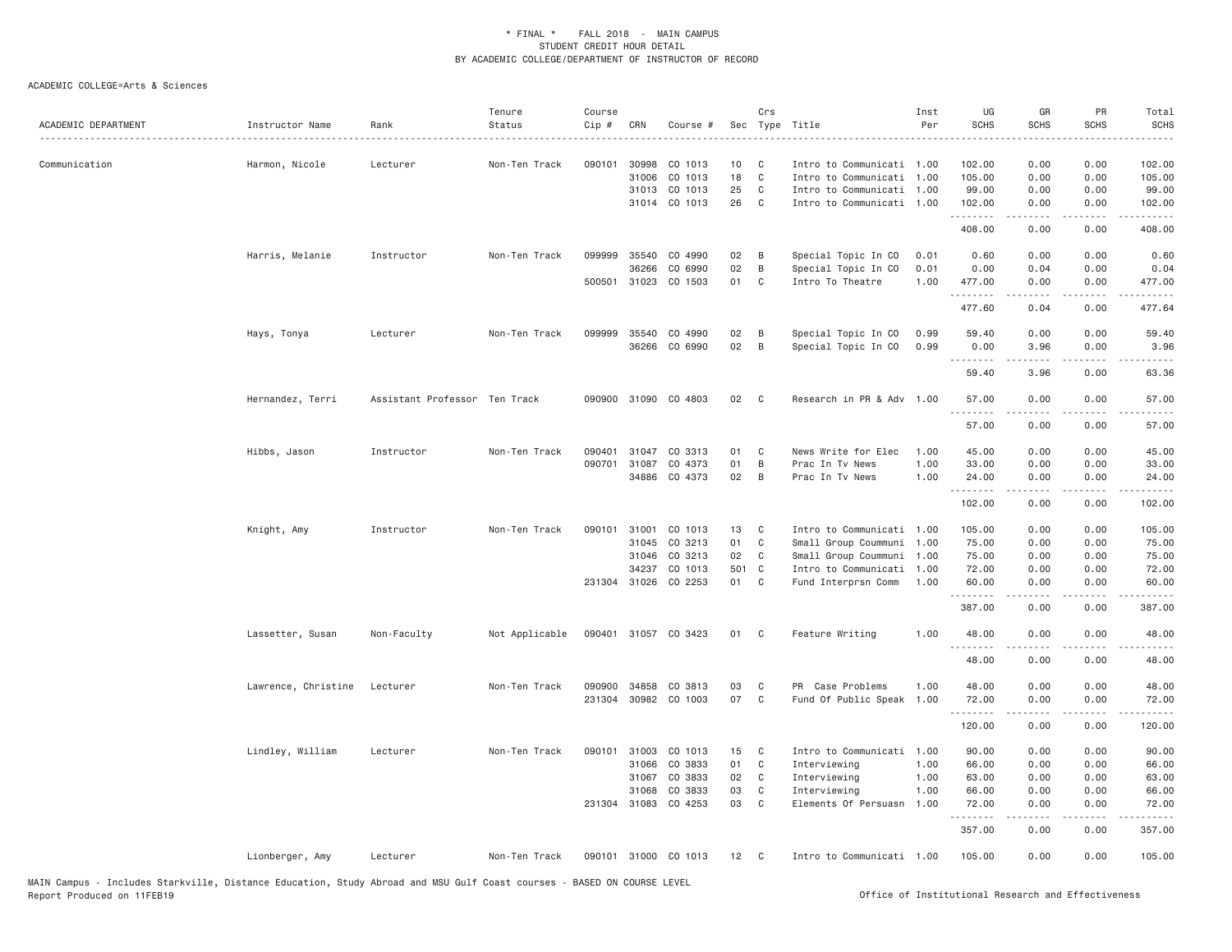\* FINAL \* FALL 2018 - MAIN CAMPUS
STUDENT CREDIT HOUR DETAIL
BY ACADEMIC COLLEGE/DEPARTMENT OF INSTRUCTOR OF RECORD

ACADEMIC COLLEGE=Arts & Sciences

| ACADEMIC DEPARTMENT | Instructor Name | Rank | Tenure Status | Course Cip # | CRN | Course # | Sec | Crs Type | Title | Inst Per | UG SCHS | GR SCHS | PR SCHS | Total SCHS |
|---|---|---|---|---|---|---|---|---|---|---|---|---|---|---|
| Communication | Harmon, Nicole | Lecturer | Non-Ten Track | 090101 | 30998 | CO 1013 | 10 | C | Intro to Communicati | 1.00 | 102.00 | 0.00 | 0.00 | 102.00 |
| | | | | | 31006 | CO 1013 | 18 | C | Intro to Communicati | 1.00 | 105.00 | 0.00 | 0.00 | 105.00 |
| | | | | | 31013 | CO 1013 | 25 | C | Intro to Communicati | 1.00 | 99.00 | 0.00 | 0.00 | 99.00 |
| | | | | | 31014 | CO 1013 | 26 | C | Intro to Communicati | 1.00 | 102.00 | 0.00 | 0.00 | 102.00 |
| | | | | | | | | | | | 408.00 | 0.00 | 0.00 | 408.00 |
| | Harris, Melanie | Instructor | Non-Ten Track | 099999 | 35540 | CO 4990 | 02 | B | Special Topic In CO | 0.01 | 0.60 | 0.00 | 0.00 | 0.60 |
| | | | | | 36266 | CO 6990 | 02 | B | Special Topic In CO | 0.01 | 0.00 | 0.04 | 0.00 | 0.04 |
| | | | | 500501 | 31023 | CO 1503 | 01 | C | Intro To Theatre | 1.00 | 477.00 | 0.00 | 0.00 | 477.00 |
| | | | | | | | | | | | 477.60 | 0.04 | 0.00 | 477.64 |
| | Hays, Tonya | Lecturer | Non-Ten Track | 099999 | 35540 | CO 4990 | 02 | B | Special Topic In CO | 0.99 | 59.40 | 0.00 | 0.00 | 59.40 |
| | | | | | 36266 | CO 6990 | 02 | B | Special Topic In CO | 0.99 | 0.00 | 3.96 | 0.00 | 3.96 |
| | | | | | | | | | | | 59.40 | 3.96 | 0.00 | 63.36 |
| | Hernandez, Terri | Assistant Professor | Ten Track | 090900 | 31090 | CO 4803 | 02 | C | Research in PR & Adv | 1.00 | 57.00 | 0.00 | 0.00 | 57.00 |
| | | | | | | | | | | | 57.00 | 0.00 | 0.00 | 57.00 |
| | Hibbs, Jason | Instructor | Non-Ten Track | 090401 | 31047 | CO 3313 | 01 | C | News Write for Elec | 1.00 | 45.00 | 0.00 | 0.00 | 45.00 |
| | | | | 090701 | 31087 | CO 4373 | 01 | B | Prac In Tv News | 1.00 | 33.00 | 0.00 | 0.00 | 33.00 |
| | | | | | 34886 | CO 4373 | 02 | B | Prac In Tv News | 1.00 | 24.00 | 0.00 | 0.00 | 24.00 |
| | | | | | | | | | | | 102.00 | 0.00 | 0.00 | 102.00 |
| | Knight, Amy | Instructor | Non-Ten Track | 090101 | 31001 | CO 1013 | 13 | C | Intro to Communicati | 1.00 | 105.00 | 0.00 | 0.00 | 105.00 |
| | | | | | 31045 | CO 3213 | 01 | C | Small Group Coummuni | 1.00 | 75.00 | 0.00 | 0.00 | 75.00 |
| | | | | | 31046 | CO 3213 | 02 | C | Small Group Coummuni | 1.00 | 75.00 | 0.00 | 0.00 | 75.00 |
| | | | | | 34237 | CO 1013 | 501 | C | Intro to Communicati | 1.00 | 72.00 | 0.00 | 0.00 | 72.00 |
| | | | | 231304 | 31026 | CO 2253 | 01 | C | Fund Interprsn Comm | 1.00 | 60.00 | 0.00 | 0.00 | 60.00 |
| | | | | | | | | | | | 387.00 | 0.00 | 0.00 | 387.00 |
| | Lassetter, Susan | Non-Faculty | Not Applicable | 090401 | 31057 | CO 3423 | 01 | C | Feature Writing | 1.00 | 48.00 | 0.00 | 0.00 | 48.00 |
| | | | | | | | | | | | 48.00 | 0.00 | 0.00 | 48.00 |
| | Lawrence, Christine | Lecturer | Non-Ten Track | 090900 | 34858 | CO 3813 | 03 | C | PR Case Problems | 1.00 | 48.00 | 0.00 | 0.00 | 48.00 |
| | | | | 231304 | 30982 | CO 1003 | 07 | C | Fund Of Public Speak | 1.00 | 72.00 | 0.00 | 0.00 | 72.00 |
| | | | | | | | | | | | 120.00 | 0.00 | 0.00 | 120.00 |
| | Lindley, William | Lecturer | Non-Ten Track | 090101 | 31003 | CO 1013 | 15 | C | Intro to Communicati | 1.00 | 90.00 | 0.00 | 0.00 | 90.00 |
| | | | | | 31066 | CO 3833 | 01 | C | Interviewing | 1.00 | 66.00 | 0.00 | 0.00 | 66.00 |
| | | | | | 31067 | CO 3833 | 02 | C | Interviewing | 1.00 | 63.00 | 0.00 | 0.00 | 63.00 |
| | | | | | 31068 | CO 3833 | 03 | C | Interviewing | 1.00 | 66.00 | 0.00 | 0.00 | 66.00 |
| | | | | 231304 | 31083 | CO 4253 | 03 | C | Elements Of Persuasn | 1.00 | 72.00 | 0.00 | 0.00 | 72.00 |
| | | | | | | | | | | | 357.00 | 0.00 | 0.00 | 357.00 |
| | Lionberger, Amy | Lecturer | Non-Ten Track | 090101 | 31000 | CO 1013 | 12 | C | Intro to Communicati | 1.00 | 105.00 | 0.00 | 0.00 | 105.00 |

MAIN Campus - Includes Starkville, Distance Education, Study Abroad and MSU Gulf Coast courses - BASED ON COURSE LEVEL
Report Produced on 11FEB19 — Office of Institutional Research and Effectiveness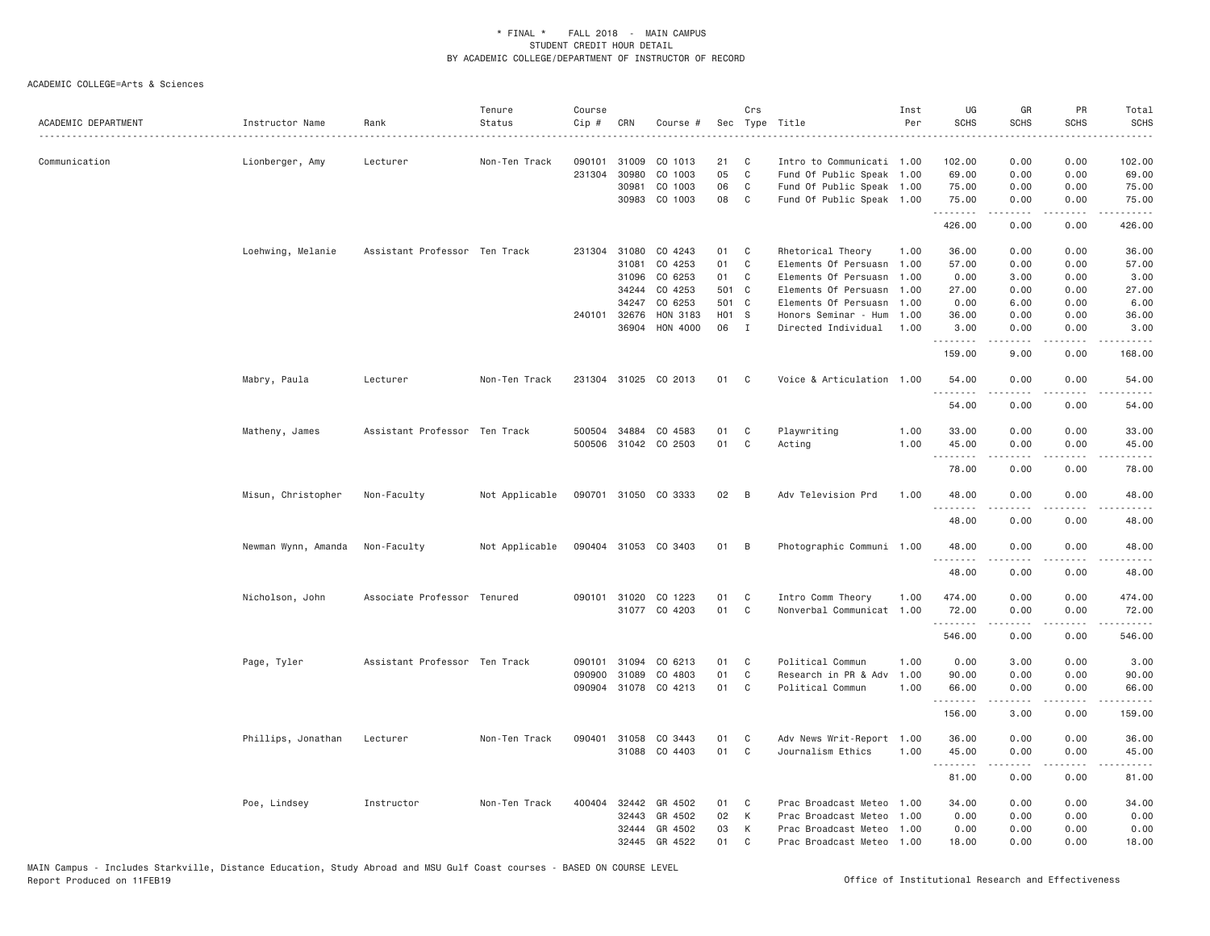\* FINAL \* FALL 2018 - MAIN CAMPUS
STUDENT CREDIT HOUR DETAIL
BY ACADEMIC COLLEGE/DEPARTMENT OF INSTRUCTOR OF RECORD

ACADEMIC COLLEGE=Arts & Sciences

| ACADEMIC DEPARTMENT | Instructor Name | Rank | Tenure Status | Course Cip # | CRN | Course # | Sec | Crs Type | Title | Inst Per | UG SCHS | GR SCHS | PR SCHS | Total SCHS |
|---|---|---|---|---|---|---|---|---|---|---|---|---|---|---|
| Communication | Lionberger, Amy | Lecturer | Non-Ten Track | 090101 | 31009 | CO 1013 | 21 | C | Intro to Communicati | 1.00 | 102.00 | 0.00 | 0.00 | 102.00 |
| | | | | 231304 | 30980 | CO 1003 | 05 | C | Fund Of Public Speak | 1.00 | 69.00 | 0.00 | 0.00 | 69.00 |
| | | | | | 30981 | CO 1003 | 06 | C | Fund Of Public Speak | 1.00 | 75.00 | 0.00 | 0.00 | 75.00 |
| | | | | | 30983 | CO 1003 | 08 | C | Fund Of Public Speak | 1.00 | 75.00 | 0.00 | 0.00 | 75.00 |
| | | | | | | | | | | | 426.00 | 0.00 | 0.00 | 426.00 |
| | Loehwing, Melanie | Assistant Professor | Ten Track | 231304 | 31080 | CO 4243 | 01 | C | Rhetorical Theory | 1.00 | 36.00 | 0.00 | 0.00 | 36.00 |
| | | | | | 31081 | CO 4253 | 01 | C | Elements Of Persuasn | 1.00 | 57.00 | 0.00 | 0.00 | 57.00 |
| | | | | | 31096 | CO 6253 | 01 | C | Elements Of Persuasn | 1.00 | 0.00 | 3.00 | 0.00 | 3.00 |
| | | | | | 34244 | CO 4253 | 501 | C | Elements Of Persuasn | 1.00 | 27.00 | 0.00 | 0.00 | 27.00 |
| | | | | | 34247 | CO 6253 | 501 | C | Elements Of Persuasn | 1.00 | 0.00 | 6.00 | 0.00 | 6.00 |
| | | | | 240101 | 32676 | HON 3183 | H01 | S | Honors Seminar - Hum | 1.00 | 36.00 | 0.00 | 0.00 | 36.00 |
| | | | | | 36904 | HON 4000 | 06 | I | Directed Individual | 1.00 | 3.00 | 0.00 | 0.00 | 3.00 |
| | | | | | | | | | | | 159.00 | 9.00 | 0.00 | 168.00 |
| | Mabry, Paula | Lecturer | Non-Ten Track | 231304 | 31025 | CO 2013 | 01 | C | Voice & Articulation | 1.00 | 54.00 | 0.00 | 0.00 | 54.00 |
| | | | | | | | | | | | 54.00 | 0.00 | 0.00 | 54.00 |
| | Matheny, James | Assistant Professor | Ten Track | 500504 | 34884 | CO 4583 | 01 | C | Playwriting | 1.00 | 33.00 | 0.00 | 0.00 | 33.00 |
| | | | | 500506 | 31042 | CO 2503 | 01 | C | Acting | 1.00 | 45.00 | 0.00 | 0.00 | 45.00 |
| | | | | | | | | | | | 78.00 | 0.00 | 0.00 | 78.00 |
| | Misun, Christopher | Non-Faculty | Not Applicable | 090701 | 31050 | CO 3333 | 02 | B | Adv Television Prd | 1.00 | 48.00 | 0.00 | 0.00 | 48.00 |
| | | | | | | | | | | | 48.00 | 0.00 | 0.00 | 48.00 |
| | Newman Wynn, Amanda | Non-Faculty | Not Applicable | 090404 | 31053 | CO 3403 | 01 | B | Photographic Communi | 1.00 | 48.00 | 0.00 | 0.00 | 48.00 |
| | | | | | | | | | | | 48.00 | 0.00 | 0.00 | 48.00 |
| | Nicholson, John | Associate Professor | Tenured | 090101 | 31020 | CO 1223 | 01 | C | Intro Comm Theory | 1.00 | 474.00 | 0.00 | 0.00 | 474.00 |
| | | | | | 31077 | CO 4203 | 01 | C | Nonverbal Communicat | 1.00 | 72.00 | 0.00 | 0.00 | 72.00 |
| | | | | | | | | | | | 546.00 | 0.00 | 0.00 | 546.00 |
| | Page, Tyler | Assistant Professor | Ten Track | 090101 | 31094 | CO 6213 | 01 | C | Political Commun | 1.00 | 0.00 | 3.00 | 0.00 | 3.00 |
| | | | | 090900 | 31089 | CO 4803 | 01 | C | Research in PR & Adv | 1.00 | 90.00 | 0.00 | 0.00 | 90.00 |
| | | | | 090904 | 31078 | CO 4213 | 01 | C | Political Commun | 1.00 | 66.00 | 0.00 | 0.00 | 66.00 |
| | | | | | | | | | | | 156.00 | 3.00 | 0.00 | 159.00 |
| | Phillips, Jonathan | Lecturer | Non-Ten Track | 090401 | 31058 | CO 3443 | 01 | C | Adv News Writ-Report | 1.00 | 36.00 | 0.00 | 0.00 | 36.00 |
| | | | | | 31088 | CO 4403 | 01 | C | Journalism Ethics | 1.00 | 45.00 | 0.00 | 0.00 | 45.00 |
| | | | | | | | | | | | 81.00 | 0.00 | 0.00 | 81.00 |
| | Poe, Lindsey | Instructor | Non-Ten Track | 400404 | 32442 | GR 4502 | 01 | C | Prac Broadcast Meteo | 1.00 | 34.00 | 0.00 | 0.00 | 34.00 |
| | | | | | 32443 | GR 4502 | 02 | K | Prac Broadcast Meteo | 1.00 | 0.00 | 0.00 | 0.00 | 0.00 |
| | | | | | 32444 | GR 4502 | 03 | K | Prac Broadcast Meteo | 1.00 | 0.00 | 0.00 | 0.00 | 0.00 |
| | | | | | 32445 | GR 4522 | 01 | C | Prac Broadcast Meteo | 1.00 | 18.00 | 0.00 | 0.00 | 18.00 |

MAIN Campus - Includes Starkville, Distance Education, Study Abroad and MSU Gulf Coast courses - BASED ON COURSE LEVEL
Report Produced on 11FEB19 — Office of Institutional Research and Effectiveness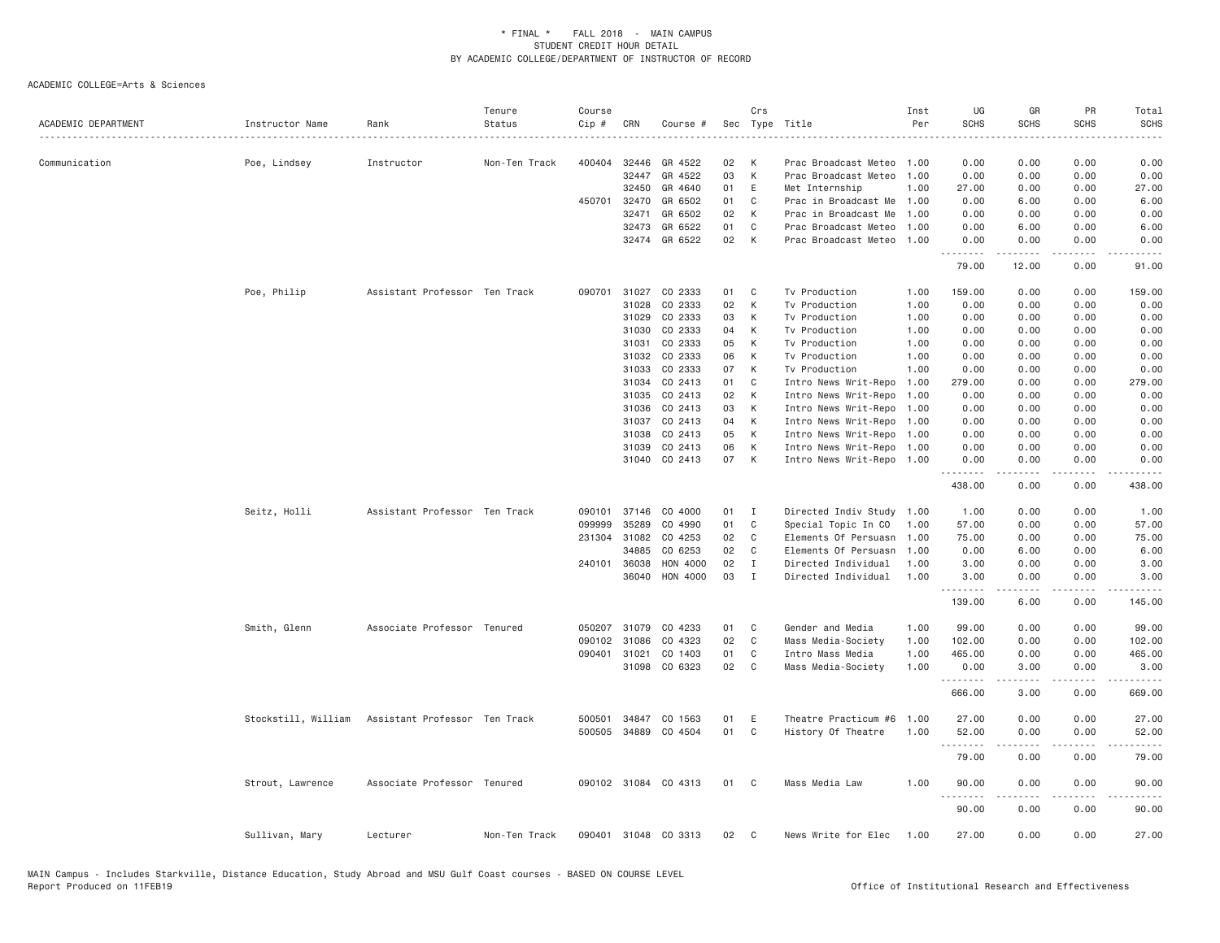\* FINAL \* FALL 2018 - MAIN CAMPUS
STUDENT CREDIT HOUR DETAIL
BY ACADEMIC COLLEGE/DEPARTMENT OF INSTRUCTOR OF RECORD

ACADEMIC COLLEGE=Arts & Sciences

| ACADEMIC DEPARTMENT | Instructor Name | Rank | Tenure Status | Course Cip # | CRN | Course # | Sec | Crs Type | Title | Inst Per | UG SCHS | GR SCHS | PR SCHS | Total SCHS |
|---|---|---|---|---|---|---|---|---|---|---|---|---|---|---|
| Communication | Poe, Lindsey | Instructor | Non-Ten Track | 400404 | 32446 | GR 4522 | 02 | K | Prac Broadcast Meteo | 1.00 | 0.00 | 0.00 | 0.00 | 0.00 |
| | | | | | 32447 | GR 4522 | 03 | K | Prac Broadcast Meteo | 1.00 | 0.00 | 0.00 | 0.00 | 0.00 |
| | | | | | 32450 | GR 4640 | 01 | E | Met Internship | 1.00 | 27.00 | 0.00 | 0.00 | 27.00 |
| | | | | 450701 | 32470 | GR 6502 | 01 | C | Prac in Broadcast Me | 1.00 | 0.00 | 6.00 | 0.00 | 6.00 |
| | | | | | 32471 | GR 6502 | 02 | K | Prac in Broadcast Me | 1.00 | 0.00 | 0.00 | 0.00 | 0.00 |
| | | | | | 32473 | GR 6522 | 01 | C | Prac Broadcast Meteo | 1.00 | 0.00 | 6.00 | 0.00 | 6.00 |
| | | | | | 32474 | GR 6522 | 02 | K | Prac Broadcast Meteo | 1.00 | 0.00 | 0.00 | 0.00 | 0.00 |
| | | | | | | | | | | | 79.00 | 12.00 | 0.00 | 91.00 |
| | Poe, Philip | Assistant Professor | Ten Track | 090701 | 31027 | CO 2333 | 01 | C | Tv Production | 1.00 | 159.00 | 0.00 | 0.00 | 159.00 |
| | | | | | 31028 | CO 2333 | 02 | K | Tv Production | 1.00 | 0.00 | 0.00 | 0.00 | 0.00 |
| | | | | | 31029 | CO 2333 | 03 | K | Tv Production | 1.00 | 0.00 | 0.00 | 0.00 | 0.00 |
| | | | | | 31030 | CO 2333 | 04 | K | Tv Production | 1.00 | 0.00 | 0.00 | 0.00 | 0.00 |
| | | | | | 31031 | CO 2333 | 05 | K | Tv Production | 1.00 | 0.00 | 0.00 | 0.00 | 0.00 |
| | | | | | 31032 | CO 2333 | 06 | K | Tv Production | 1.00 | 0.00 | 0.00 | 0.00 | 0.00 |
| | | | | | 31033 | CO 2333 | 07 | K | Tv Production | 1.00 | 0.00 | 0.00 | 0.00 | 0.00 |
| | | | | | 31034 | CO 2413 | 01 | C | Intro News Writ-Repo | 1.00 | 279.00 | 0.00 | 0.00 | 279.00 |
| | | | | | 31035 | CO 2413 | 02 | K | Intro News Writ-Repo | 1.00 | 0.00 | 0.00 | 0.00 | 0.00 |
| | | | | | 31036 | CO 2413 | 03 | K | Intro News Writ-Repo | 1.00 | 0.00 | 0.00 | 0.00 | 0.00 |
| | | | | | 31037 | CO 2413 | 04 | K | Intro News Writ-Repo | 1.00 | 0.00 | 0.00 | 0.00 | 0.00 |
| | | | | | 31038 | CO 2413 | 05 | K | Intro News Writ-Repo | 1.00 | 0.00 | 0.00 | 0.00 | 0.00 |
| | | | | | 31039 | CO 2413 | 06 | K | Intro News Writ-Repo | 1.00 | 0.00 | 0.00 | 0.00 | 0.00 |
| | | | | | 31040 | CO 2413 | 07 | K | Intro News Writ-Repo | 1.00 | 0.00 | 0.00 | 0.00 | 0.00 |
| | | | | | | | | | | | 438.00 | 0.00 | 0.00 | 438.00 |
| | Seitz, Holli | Assistant Professor | Ten Track | 090101 | 37146 | CO 4000 | 01 | I | Directed Indiv Study | 1.00 | 1.00 | 0.00 | 0.00 | 1.00 |
| | | | | 099999 | 35289 | CO 4990 | 01 | C | Special Topic In CO | 1.00 | 57.00 | 0.00 | 0.00 | 57.00 |
| | | | | 231304 | 31082 | CO 4253 | 02 | C | Elements Of Persuasn | 1.00 | 75.00 | 0.00 | 0.00 | 75.00 |
| | | | | | 34885 | CO 6253 | 02 | C | Elements Of Persuasn | 1.00 | 0.00 | 6.00 | 0.00 | 6.00 |
| | | | | 240101 | 36038 | HON 4000 | 02 | I | Directed Individual | 1.00 | 3.00 | 0.00 | 0.00 | 3.00 |
| | | | | | 36040 | HON 4000 | 03 | I | Directed Individual | 1.00 | 3.00 | 0.00 | 0.00 | 3.00 |
| | | | | | | | | | | | 139.00 | 6.00 | 0.00 | 145.00 |
| | Smith, Glenn | Associate Professor | Tenured | 050207 | 31079 | CO 4233 | 01 | C | Gender and Media | 1.00 | 99.00 | 0.00 | 0.00 | 99.00 |
| | | | | 090102 | 31086 | CO 4323 | 02 | C | Mass Media-Society | 1.00 | 102.00 | 0.00 | 0.00 | 102.00 |
| | | | | 090401 | 31021 | CO 1403 | 01 | C | Intro Mass Media | 1.00 | 465.00 | 0.00 | 0.00 | 465.00 |
| | | | | | 31098 | CO 6323 | 02 | C | Mass Media-Society | 1.00 | 0.00 | 3.00 | 0.00 | 3.00 |
| | | | | | | | | | | | 666.00 | 3.00 | 0.00 | 669.00 |
| | Stockstill, William | Assistant Professor | Ten Track | 500501 | 34847 | CO 1563 | 01 | E | Theatre Practicum #6 | 1.00 | 27.00 | 0.00 | 0.00 | 27.00 |
| | | | | 500505 | 34889 | CO 4504 | 01 | C | History Of Theatre | 1.00 | 52.00 | 0.00 | 0.00 | 52.00 |
| | | | | | | | | | | | 79.00 | 0.00 | 0.00 | 79.00 |
| | Strout, Lawrence | Associate Professor | Tenured | 090102 | 31084 | CO 4313 | 01 | C | Mass Media Law | 1.00 | 90.00 | 0.00 | 0.00 | 90.00 |
| | | | | | | | | | | | 90.00 | 0.00 | 0.00 | 90.00 |
| | Sullivan, Mary | Lecturer | Non-Ten Track | 090401 | 31048 | CO 3313 | 02 | C | News Write for Elec | 1.00 | 27.00 | 0.00 | 0.00 | 27.00 |

MAIN Campus - Includes Starkville, Distance Education, Study Abroad and MSU Gulf Coast courses - BASED ON COURSE LEVEL
Report Produced on 11FEB19

Office of Institutional Research and Effectiveness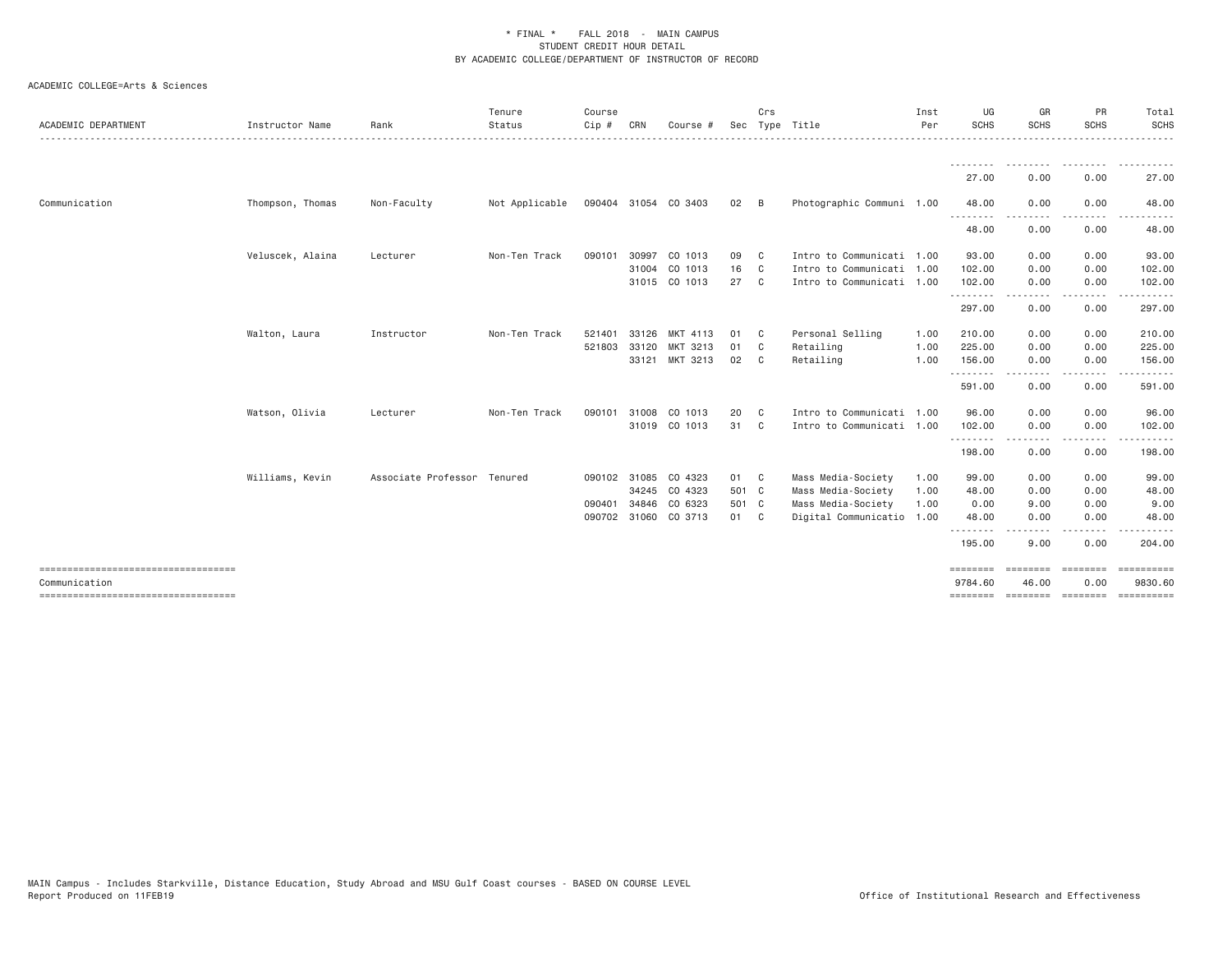\* FINAL \* FALL 2018 - MAIN CAMPUS
STUDENT CREDIT HOUR DETAIL
BY ACADEMIC COLLEGE/DEPARTMENT OF INSTRUCTOR OF RECORD

ACADEMIC COLLEGE=Arts & Sciences

| ACADEMIC DEPARTMENT | Instructor Name | Rank | Tenure Status | Course Cip # | CRN | Course # | Sec | Crs Type | Title | Inst Per | UG SCHS | GR SCHS | PR SCHS | Total SCHS |
|---|---|---|---|---|---|---|---|---|---|---|---|---|---|---|
| | | | | | | | | | | | 27.00 | 0.00 | 0.00 | 27.00 |
| Communication | Thompson, Thomas | Non-Faculty | Not Applicable | 090404 | 31054 | CO 3403 | 02 | B | Photographic Communi | 1.00 | 48.00 | 0.00 | 0.00 | 48.00 |
| | | | | | | | | | | | 48.00 | 0.00 | 0.00 | 48.00 |
| | Veluscek, Alaina | Lecturer | Non-Ten Track | 090101 | 30997 | CO 1013 | 09 | C | Intro to Communicati | 1.00 | 93.00 | 0.00 | 0.00 | 93.00 |
| | | | | | 31004 | CO 1013 | 16 | C | Intro to Communicati | 1.00 | 102.00 | 0.00 | 0.00 | 102.00 |
| | | | | | 31015 | CO 1013 | 27 | C | Intro to Communicati | 1.00 | 102.00 | 0.00 | 0.00 | 102.00 |
| | | | | | | | | | | | 297.00 | 0.00 | 0.00 | 297.00 |
| | Walton, Laura | Instructor | Non-Ten Track | 521401 | 33126 | MKT 4113 | 01 | C | Personal Selling | 1.00 | 210.00 | 0.00 | 0.00 | 210.00 |
| | | | | 521803 | 33120 | MKT 3213 | 01 | C | Retailing | 1.00 | 225.00 | 0.00 | 0.00 | 225.00 |
| | | | | | 33121 | MKT 3213 | 02 | C | Retailing | 1.00 | 156.00 | 0.00 | 0.00 | 156.00 |
| | | | | | | | | | | | 591.00 | 0.00 | 0.00 | 591.00 |
| | Watson, Olivia | Lecturer | Non-Ten Track | 090101 | 31008 | CO 1013 | 20 | C | Intro to Communicati | 1.00 | 96.00 | 0.00 | 0.00 | 96.00 |
| | | | | | 31019 | CO 1013 | 31 | C | Intro to Communicati | 1.00 | 102.00 | 0.00 | 0.00 | 102.00 |
| | | | | | | | | | | | 198.00 | 0.00 | 0.00 | 198.00 |
| | Williams, Kevin | Associate Professor | Tenured | 090102 | 31085 | CO 4323 | 01 | C | Mass Media-Society | 1.00 | 99.00 | 0.00 | 0.00 | 99.00 |
| | | | | | 34245 | CO 4323 | 501 | C | Mass Media-Society | 1.00 | 48.00 | 0.00 | 0.00 | 48.00 |
| | | | | 090401 | 34846 | CO 6323 | 501 | C | Mass Media-Society | 1.00 | 0.00 | 9.00 | 0.00 | 9.00 |
| | | | | 090702 | 31060 | CO 3713 | 01 | C | Digital Communicatio | 1.00 | 48.00 | 0.00 | 0.00 | 48.00 |
| | | | | | | | | | | | 195.00 | 9.00 | 0.00 | 204.00 |
| Communication | | | | | | | | | | | 9784.60 | 46.00 | 0.00 | 9830.60 |

MAIN Campus - Includes Starkville, Distance Education, Study Abroad and MSU Gulf Coast courses - BASED ON COURSE LEVEL
Report Produced on 11FEB19

Office of Institutional Research and Effectiveness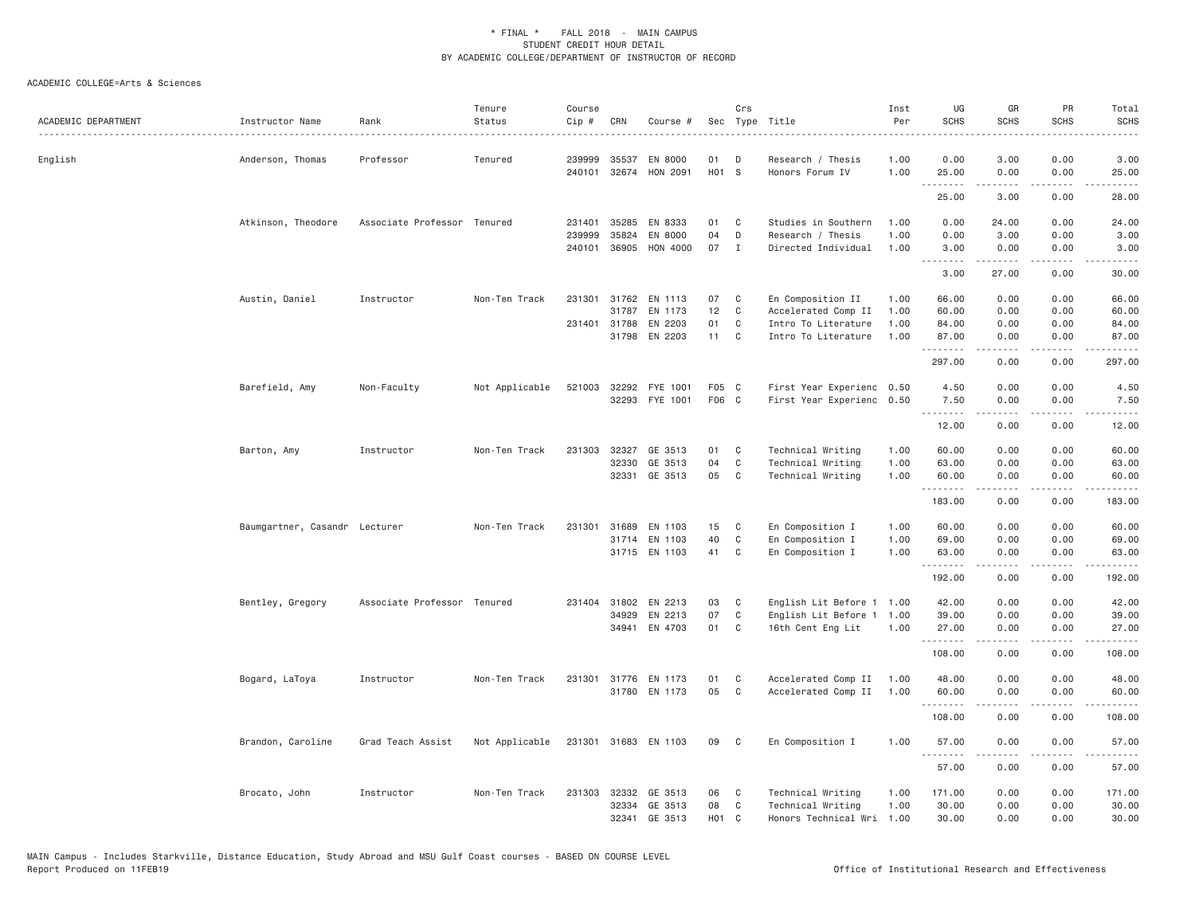\* FINAL \* FALL 2018 - MAIN CAMPUS
STUDENT CREDIT HOUR DETAIL
BY ACADEMIC COLLEGE/DEPARTMENT OF INSTRUCTOR OF RECORD

ACADEMIC COLLEGE=Arts & Sciences

| ACADEMIC DEPARTMENT | Instructor Name | Rank | Tenure Status | Course Cip # | CRN | Course # | Sec | Crs Type | Title | Inst Per | UG SCHS | GR SCHS | PR SCHS | Total SCHS |
|---|---|---|---|---|---|---|---|---|---|---|---|---|---|---|
| English | Anderson, Thomas | Professor | Tenured | 239999 | 35537 | EN 8000 | 01 | D | Research / Thesis | 1.00 | 0.00 | 3.00 | 0.00 | 3.00 |
| | | | | 240101 | 32674 | HON 2091 | H01 | S | Honors Forum IV | 1.00 | 25.00 | 0.00 | 0.00 | 25.00 |
| | | | | | | | | | | | 25.00 | 3.00 | 0.00 | 28.00 |
| | Atkinson, Theodore | Associate Professor | Tenured | 231401 | 35285 | EN 8333 | 01 | C | Studies in Southern | 1.00 | 0.00 | 24.00 | 0.00 | 24.00 |
| | | | | 239999 | 35824 | EN 8000 | 04 | D | Research / Thesis | 1.00 | 0.00 | 3.00 | 0.00 | 3.00 |
| | | | | 240101 | 36905 | HON 4000 | 07 | I | Directed Individual | 1.00 | 3.00 | 0.00 | 0.00 | 3.00 |
| | | | | | | | | | | | 3.00 | 27.00 | 0.00 | 30.00 |
| | Austin, Daniel | Instructor | Non-Ten Track | 231301 | 31762 | EN 1113 | 07 | C | En Composition II | 1.00 | 66.00 | 0.00 | 0.00 | 66.00 |
| | | | | | 31787 | EN 1173 | 12 | C | Accelerated Comp II | 1.00 | 60.00 | 0.00 | 0.00 | 60.00 |
| | | | | 231401 | 31788 | EN 2203 | 01 | C | Intro To Literature | 1.00 | 84.00 | 0.00 | 0.00 | 84.00 |
| | | | | | 31798 | EN 2203 | 11 | C | Intro To Literature | 1.00 | 87.00 | 0.00 | 0.00 | 87.00 |
| | | | | | | | | | | | 297.00 | 0.00 | 0.00 | 297.00 |
| | Barefield, Amy | Non-Faculty | Not Applicable | 521003 | 32292 | FYE 1001 | F05 | C | First Year Experienc | 0.50 | 4.50 | 0.00 | 0.00 | 4.50 |
| | | | | | 32293 | FYE 1001 | F06 | C | First Year Experienc | 0.50 | 7.50 | 0.00 | 0.00 | 7.50 |
| | | | | | | | | | | | 12.00 | 0.00 | 0.00 | 12.00 |
| | Barton, Amy | Instructor | Non-Ten Track | 231303 | 32327 | GE 3513 | 01 | C | Technical Writing | 1.00 | 60.00 | 0.00 | 0.00 | 60.00 |
| | | | | | 32330 | GE 3513 | 04 | C | Technical Writing | 1.00 | 63.00 | 0.00 | 0.00 | 63.00 |
| | | | | | 32331 | GE 3513 | 05 | C | Technical Writing | 1.00 | 60.00 | 0.00 | 0.00 | 60.00 |
| | | | | | | | | | | | 183.00 | 0.00 | 0.00 | 183.00 |
| | Baumgartner, Casandr | Lecturer | Non-Ten Track | 231301 | 31689 | EN 1103 | 15 | C | En Composition I | 1.00 | 60.00 | 0.00 | 0.00 | 60.00 |
| | | | | | 31714 | EN 1103 | 40 | C | En Composition I | 1.00 | 69.00 | 0.00 | 0.00 | 69.00 |
| | | | | | 31715 | EN 1103 | 41 | C | En Composition I | 1.00 | 63.00 | 0.00 | 0.00 | 63.00 |
| | | | | | | | | | | | 192.00 | 0.00 | 0.00 | 192.00 |
| | Bentley, Gregory | Associate Professor | Tenured | 231404 | 31802 | EN 2213 | 03 | C | English Lit Before 1 | 1.00 | 42.00 | 0.00 | 0.00 | 42.00 |
| | | | | | 34929 | EN 2213 | 07 | C | English Lit Before 1 | 1.00 | 39.00 | 0.00 | 0.00 | 39.00 |
| | | | | | 34941 | EN 4703 | 01 | C | 16th Cent Eng Lit | 1.00 | 27.00 | 0.00 | 0.00 | 27.00 |
| | | | | | | | | | | | 108.00 | 0.00 | 0.00 | 108.00 |
| | Bogard, LaToya | Instructor | Non-Ten Track | 231301 | 31776 | EN 1173 | 01 | C | Accelerated Comp II | 1.00 | 48.00 | 0.00 | 0.00 | 48.00 |
| | | | | | 31780 | EN 1173 | 05 | C | Accelerated Comp II | 1.00 | 60.00 | 0.00 | 0.00 | 60.00 |
| | | | | | | | | | | | 108.00 | 0.00 | 0.00 | 108.00 |
| | Brandon, Caroline | Grad Teach Assist | Not Applicable | 231301 | 31683 | EN 1103 | 09 | C | En Composition I | 1.00 | 57.00 | 0.00 | 0.00 | 57.00 |
| | | | | | | | | | | | 57.00 | 0.00 | 0.00 | 57.00 |
| | Brocato, John | Instructor | Non-Ten Track | 231303 | 32332 | GE 3513 | 06 | C | Technical Writing | 1.00 | 171.00 | 0.00 | 0.00 | 171.00 |
| | | | | | 32334 | GE 3513 | 08 | C | Technical Writing | 1.00 | 30.00 | 0.00 | 0.00 | 30.00 |
| | | | | | 32341 | GE 3513 | H01 | C | Honors Technical Wri | 1.00 | 30.00 | 0.00 | 0.00 | 30.00 |

MAIN Campus - Includes Starkville, Distance Education, Study Abroad and MSU Gulf Coast courses - BASED ON COURSE LEVEL
Report Produced on 11FEB19 Office of Institutional Research and Effectiveness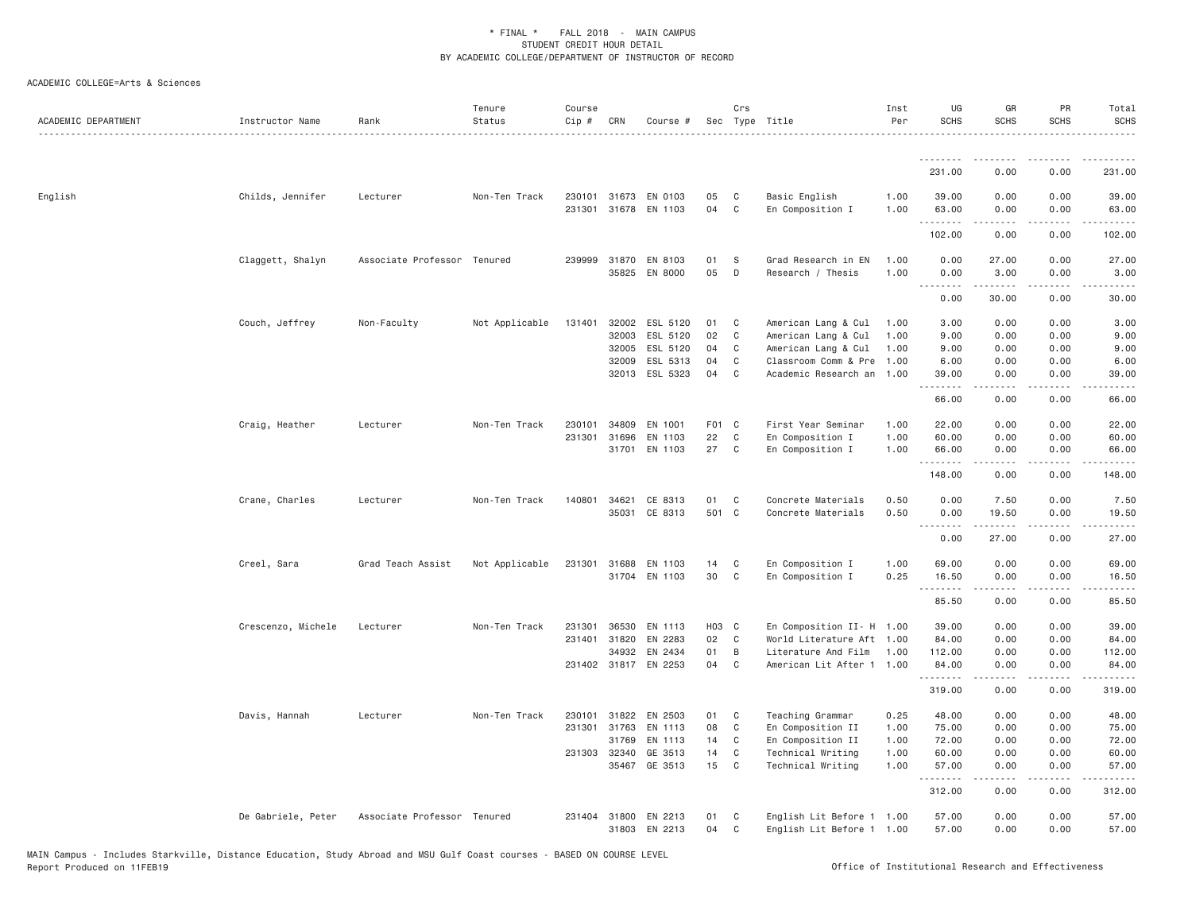\* FINAL \* FALL 2018 - MAIN CAMPUS
STUDENT CREDIT HOUR DETAIL
BY ACADEMIC COLLEGE/DEPARTMENT OF INSTRUCTOR OF RECORD

ACADEMIC COLLEGE=Arts & Sciences

| ACADEMIC DEPARTMENT | Instructor Name | Rank | Tenure Status | Course Cip # | CRN | Course # | Sec | Crs Type | Title | Inst Per | UG SCHS | GR SCHS | PR SCHS | Total SCHS |
|---|---|---|---|---|---|---|---|---|---|---|---|---|---|---|
| | | | | | | | | | | | 231.00 | 0.00 | 0.00 | 231.00 |
| English | Childs, Jennifer | Lecturer | Non-Ten Track | 230101 | 31673 | EN 0103 | 05 | C | Basic English | 1.00 | 39.00 | 0.00 | 0.00 | 39.00 |
| | | | | 231301 | 31678 | EN 1103 | 04 | C | En Composition I | 1.00 | 63.00 | 0.00 | 0.00 | 63.00 |
| | | | | | | | | | | | 102.00 | 0.00 | 0.00 | 102.00 |
| | Claggett, Shalyn | Associate Professor | Tenured | 239999 | 31870 | EN 8103 | 01 | S | Grad Research in EN | 1.00 | 0.00 | 27.00 | 0.00 | 27.00 |
| | | | | | 35825 | EN 8000 | 05 | D | Research / Thesis | 1.00 | 0.00 | 3.00 | 0.00 | 3.00 |
| | | | | | | | | | | | 0.00 | 30.00 | 0.00 | 30.00 |
| | Couch, Jeffrey | Non-Faculty | Not Applicable | 131401 | 32002 | ESL 5120 | 01 | C | American Lang & Cul | 1.00 | 3.00 | 0.00 | 0.00 | 3.00 |
| | | | | | 32003 | ESL 5120 | 02 | C | American Lang & Cul | 1.00 | 9.00 | 0.00 | 0.00 | 9.00 |
| | | | | | 32005 | ESL 5120 | 04 | C | American Lang & Cul | 1.00 | 9.00 | 0.00 | 0.00 | 9.00 |
| | | | | | 32009 | ESL 5313 | 04 | C | Classroom Comm & Pre | 1.00 | 6.00 | 0.00 | 0.00 | 6.00 |
| | | | | | 32013 | ESL 5323 | 04 | C | Academic Research an | 1.00 | 39.00 | 0.00 | 0.00 | 39.00 |
| | | | | | | | | | | | 66.00 | 0.00 | 0.00 | 66.00 |
| | Craig, Heather | Lecturer | Non-Ten Track | 230101 | 34809 | EN 1001 | F01 | C | First Year Seminar | 1.00 | 22.00 | 0.00 | 0.00 | 22.00 |
| | | | | 231301 | 31696 | EN 1103 | 22 | C | En Composition I | 1.00 | 60.00 | 0.00 | 0.00 | 60.00 |
| | | | | | 31701 | EN 1103 | 27 | C | En Composition I | 1.00 | 66.00 | 0.00 | 0.00 | 66.00 |
| | | | | | | | | | | | 148.00 | 0.00 | 0.00 | 148.00 |
| | Crane, Charles | Lecturer | Non-Ten Track | 140801 | 34621 | CE 8313 | 01 | C | Concrete Materials | 0.50 | 0.00 | 7.50 | 0.00 | 7.50 |
| | | | | | 35031 | CE 8313 | 501 | C | Concrete Materials | 0.50 | 0.00 | 19.50 | 0.00 | 19.50 |
| | | | | | | | | | | | 0.00 | 27.00 | 0.00 | 27.00 |
| | Creel, Sara | Grad Teach Assist | Not Applicable | 231301 | 31688 | EN 1103 | 14 | C | En Composition I | 1.00 | 69.00 | 0.00 | 0.00 | 69.00 |
| | | | | | 31704 | EN 1103 | 30 | C | En Composition I | 0.25 | 16.50 | 0.00 | 0.00 | 16.50 |
| | | | | | | | | | | | 85.50 | 0.00 | 0.00 | 85.50 |
| | Crescenzo, Michele | Lecturer | Non-Ten Track | 231301 | 36530 | EN 1113 | H03 | C | En Composition II- H | 1.00 | 39.00 | 0.00 | 0.00 | 39.00 |
| | | | | 231401 | 31820 | EN 2283 | 02 | C | World Literature Aft | 1.00 | 84.00 | 0.00 | 0.00 | 84.00 |
| | | | | | 34932 | EN 2434 | 01 | B | Literature And Film | 1.00 | 112.00 | 0.00 | 0.00 | 112.00 |
| | | | | 231402 | 31817 | EN 2253 | 04 | C | American Lit After 1 | 1.00 | 84.00 | 0.00 | 0.00 | 84.00 |
| | | | | | | | | | | | 319.00 | 0.00 | 0.00 | 319.00 |
| | Davis, Hannah | Lecturer | Non-Ten Track | 230101 | 31822 | EN 2503 | 01 | C | Teaching Grammar | 0.25 | 48.00 | 0.00 | 0.00 | 48.00 |
| | | | | 231301 | 31763 | EN 1113 | 08 | C | En Composition II | 1.00 | 75.00 | 0.00 | 0.00 | 75.00 |
| | | | | | 31769 | EN 1113 | 14 | C | En Composition II | 1.00 | 72.00 | 0.00 | 0.00 | 72.00 |
| | | | | 231303 | 32340 | GE 3513 | 14 | C | Technical Writing | 1.00 | 60.00 | 0.00 | 0.00 | 60.00 |
| | | | | | 35467 | GE 3513 | 15 | C | Technical Writing | 1.00 | 57.00 | 0.00 | 0.00 | 57.00 |
| | | | | | | | | | | | 312.00 | 0.00 | 0.00 | 312.00 |
| | De Gabriele, Peter | Associate Professor | Tenured | 231404 | 31800 | EN 2213 | 01 | C | English Lit Before 1 | 1.00 | 57.00 | 0.00 | 0.00 | 57.00 |
| | | | | | 31803 | EN 2213 | 04 | C | English Lit Before 1 | 1.00 | 57.00 | 0.00 | 0.00 | 57.00 |

MAIN Campus - Includes Starkville, Distance Education, Study Abroad and MSU Gulf Coast courses - BASED ON COURSE LEVEL
Report Produced on 11FEB19 Office of Institutional Research and Effectiveness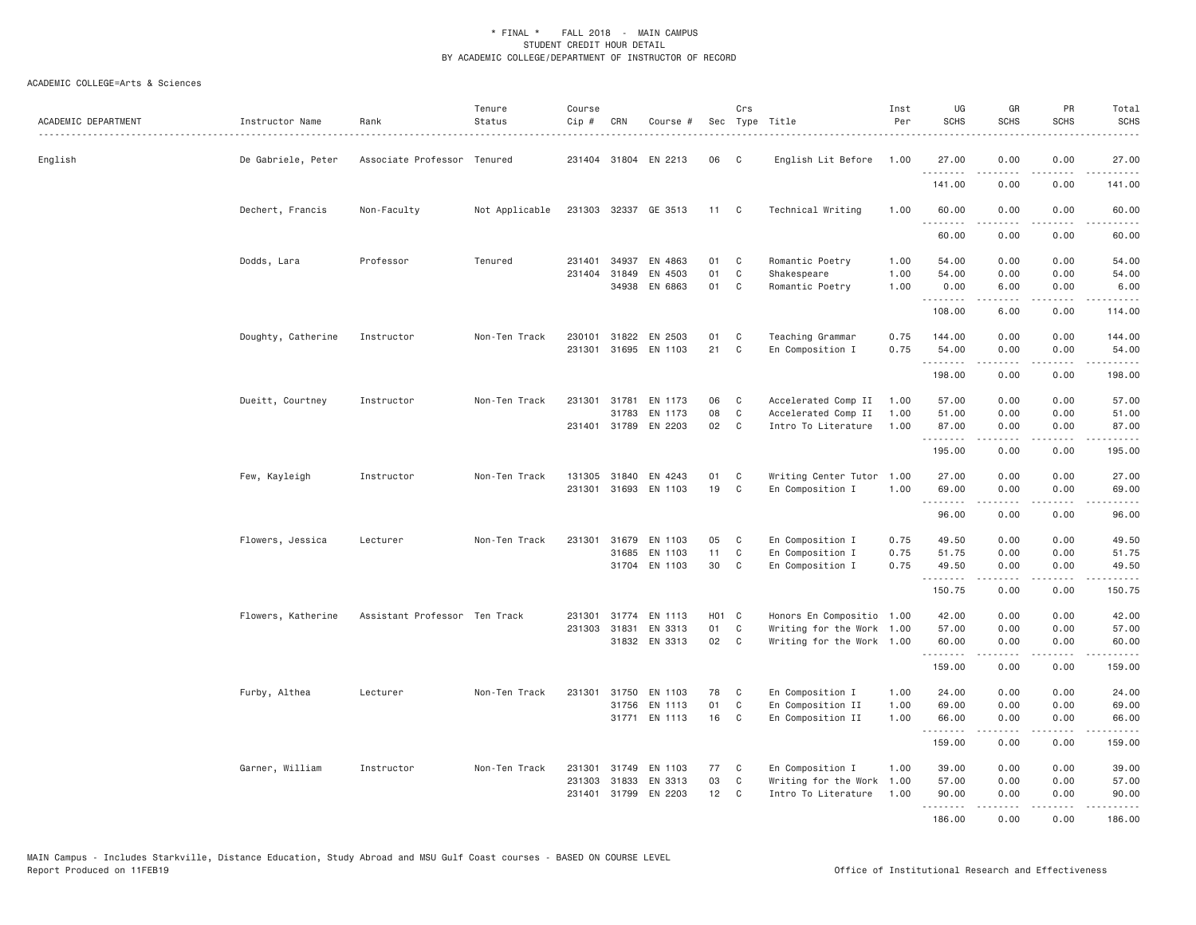\* FINAL \* FALL 2018 - MAIN CAMPUS
STUDENT CREDIT HOUR DETAIL
BY ACADEMIC COLLEGE/DEPARTMENT OF INSTRUCTOR OF RECORD

ACADEMIC COLLEGE=Arts & Sciences

| ACADEMIC DEPARTMENT | Instructor Name | Rank | Tenure Status | Course Cip # | CRN | Course # | Sec | Crs Type | Title | Inst Per | UG SCHS | GR SCHS | PR SCHS | Total SCHS |
|---|---|---|---|---|---|---|---|---|---|---|---|---|---|---|
| English | De Gabriele, Peter | Associate Professor | Tenured | 231404 | 31804 | EN 2213 | 06 | C | English Lit Before | 1.00 | 27.00 | 0.00 | 0.00 | 27.00 |
| | | | | | | | | | | | 141.00 | 0.00 | 0.00 | 141.00 |
| | Dechert, Francis | Non-Faculty | Not Applicable | 231303 | 32337 | GE 3513 | 11 | C | Technical Writing | 1.00 | 60.00 | 0.00 | 0.00 | 60.00 |
| | | | | | | | | | | | 60.00 | 0.00 | 0.00 | 60.00 |
| | Dodds, Lara | Professor | Tenured | 231401 | 34937 | EN 4863 | 01 | C | Romantic Poetry | 1.00 | 54.00 | 0.00 | 0.00 | 54.00 |
| | | | | 231404 | 31849 | EN 4503 | 01 | C | Shakespeare | 1.00 | 54.00 | 0.00 | 0.00 | 54.00 |
| | | | | | 34938 | EN 6863 | 01 | C | Romantic Poetry | 1.00 | 0.00 | 6.00 | 0.00 | 6.00 |
| | | | | | | | | | | | 108.00 | 6.00 | 0.00 | 114.00 |
| | Doughty, Catherine | Instructor | Non-Ten Track | 230101 | 31822 | EN 2503 | 01 | C | Teaching Grammar | 0.75 | 144.00 | 0.00 | 0.00 | 144.00 |
| | | | | 231301 | 31695 | EN 1103 | 21 | C | En Composition I | 0.75 | 54.00 | 0.00 | 0.00 | 54.00 |
| | | | | | | | | | | | 198.00 | 0.00 | 0.00 | 198.00 |
| | Dueitt, Courtney | Instructor | Non-Ten Track | 231301 | 31781 | EN 1173 | 06 | C | Accelerated Comp II | 1.00 | 57.00 | 0.00 | 0.00 | 57.00 |
| | | | | | 31783 | EN 1173 | 08 | C | Accelerated Comp II | 1.00 | 51.00 | 0.00 | 0.00 | 51.00 |
| | | | | 231401 | 31789 | EN 2203 | 02 | C | Intro To Literature | 1.00 | 87.00 | 0.00 | 0.00 | 87.00 |
| | | | | | | | | | | | 195.00 | 0.00 | 0.00 | 195.00 |
| | Few, Kayleigh | Instructor | Non-Ten Track | 131305 | 31840 | EN 4243 | 01 | C | Writing Center Tutor | 1.00 | 27.00 | 0.00 | 0.00 | 27.00 |
| | | | | 231301 | 31693 | EN 1103 | 19 | C | En Composition I | 1.00 | 69.00 | 0.00 | 0.00 | 69.00 |
| | | | | | | | | | | | 96.00 | 0.00 | 0.00 | 96.00 |
| | Flowers, Jessica | Lecturer | Non-Ten Track | 231301 | 31679 | EN 1103 | 05 | C | En Composition I | 0.75 | 49.50 | 0.00 | 0.00 | 49.50 |
| | | | | | 31685 | EN 1103 | 11 | C | En Composition I | 0.75 | 51.75 | 0.00 | 0.00 | 51.75 |
| | | | | | 31704 | EN 1103 | 30 | C | En Composition I | 0.75 | 49.50 | 0.00 | 0.00 | 49.50 |
| | | | | | | | | | | | 150.75 | 0.00 | 0.00 | 150.75 |
| | Flowers, Katherine | Assistant Professor | Ten Track | 231301 | 31774 | EN 1113 | H01 | C | Honors En Compositio | 1.00 | 42.00 | 0.00 | 0.00 | 42.00 |
| | | | | 231303 | 31831 | EN 3313 | 01 | C | Writing for the Work | 1.00 | 57.00 | 0.00 | 0.00 | 57.00 |
| | | | | | 31832 | EN 3313 | 02 | C | Writing for the Work | 1.00 | 60.00 | 0.00 | 0.00 | 60.00 |
| | | | | | | | | | | | 159.00 | 0.00 | 0.00 | 159.00 |
| | Furby, Althea | Lecturer | Non-Ten Track | 231301 | 31750 | EN 1103 | 78 | C | En Composition I | 1.00 | 24.00 | 0.00 | 0.00 | 24.00 |
| | | | | | 31756 | EN 1113 | 01 | C | En Composition II | 1.00 | 69.00 | 0.00 | 0.00 | 69.00 |
| | | | | | 31771 | EN 1113 | 16 | C | En Composition II | 1.00 | 66.00 | 0.00 | 0.00 | 66.00 |
| | | | | | | | | | | | 159.00 | 0.00 | 0.00 | 159.00 |
| | Garner, William | Instructor | Non-Ten Track | 231301 | 31749 | EN 1103 | 77 | C | En Composition I | 1.00 | 39.00 | 0.00 | 0.00 | 39.00 |
| | | | | 231303 | 31833 | EN 3313 | 03 | C | Writing for the Work | 1.00 | 57.00 | 0.00 | 0.00 | 57.00 |
| | | | | 231401 | 31799 | EN 2203 | 12 | C | Intro To Literature | 1.00 | 90.00 | 0.00 | 0.00 | 90.00 |
| | | | | | | | | | | | 186.00 | 0.00 | 0.00 | 186.00 |

MAIN Campus - Includes Starkville, Distance Education, Study Abroad and MSU Gulf Coast courses - BASED ON COURSE LEVEL
Report Produced on 11FEB19
Office of Institutional Research and Effectiveness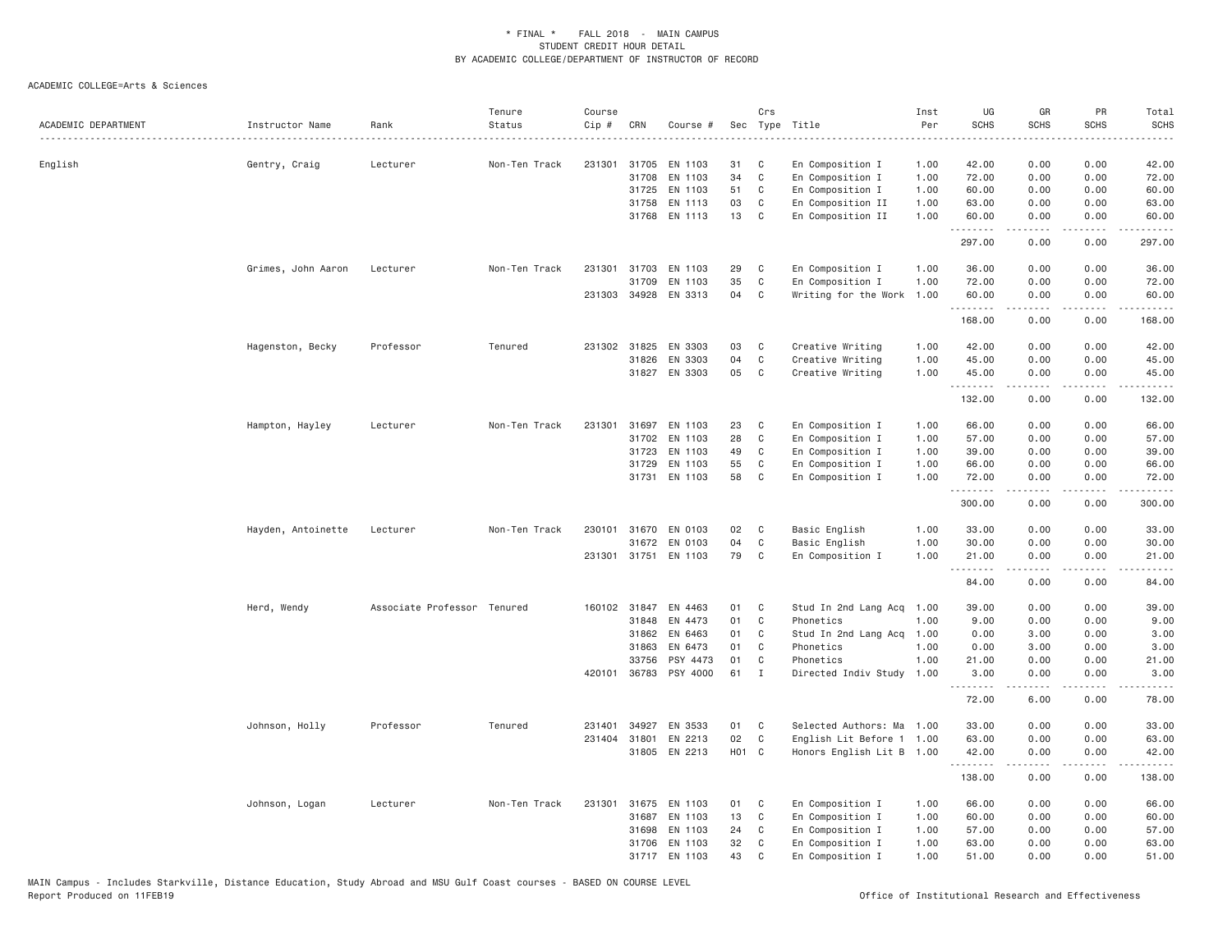\* FINAL \* FALL 2018 - MAIN CAMPUS
STUDENT CREDIT HOUR DETAIL
BY ACADEMIC COLLEGE/DEPARTMENT OF INSTRUCTOR OF RECORD

ACADEMIC COLLEGE=Arts & Sciences

| ACADEMIC DEPARTMENT | Instructor Name | Rank | Tenure Status | Course Cip # | CRN | Course # | Sec | Crs Type | Title | Inst Per | UG SCHS | GR SCHS | PR SCHS | Total SCHS |
|---|---|---|---|---|---|---|---|---|---|---|---|---|---|---|
| English | Gentry, Craig | Lecturer | Non-Ten Track | 231301 | 31705 | EN 1103 | 31 | C | En Composition I | 1.00 | 42.00 | 0.00 | 0.00 | 42.00 |
| | | | | | 31708 | EN 1103 | 34 | C | En Composition I | 1.00 | 72.00 | 0.00 | 0.00 | 72.00 |
| | | | | | 31725 | EN 1103 | 51 | C | En Composition I | 1.00 | 60.00 | 0.00 | 0.00 | 60.00 |
| | | | | | 31758 | EN 1113 | 03 | C | En Composition II | 1.00 | 63.00 | 0.00 | 0.00 | 63.00 |
| | | | | | 31768 | EN 1113 | 13 | C | En Composition II | 1.00 | 60.00 | 0.00 | 0.00 | 60.00 |
| | | | | | | | | | | | 297.00 | 0.00 | 0.00 | 297.00 |
| | Grimes, John Aaron | Lecturer | Non-Ten Track | 231301 | 31703 | EN 1103 | 29 | C | En Composition I | 1.00 | 36.00 | 0.00 | 0.00 | 36.00 |
| | | | | | 31709 | EN 1103 | 35 | C | En Composition I | 1.00 | 72.00 | 0.00 | 0.00 | 72.00 |
| | | | | 231303 | 34928 | EN 3313 | 04 | C | Writing for the Work | 1.00 | 60.00 | 0.00 | 0.00 | 60.00 |
| | | | | | | | | | | | 168.00 | 0.00 | 0.00 | 168.00 |
| | Hagenston, Becky | Professor | Tenured | 231302 | 31825 | EN 3303 | 03 | C | Creative Writing | 1.00 | 42.00 | 0.00 | 0.00 | 42.00 |
| | | | | | 31826 | EN 3303 | 04 | C | Creative Writing | 1.00 | 45.00 | 0.00 | 0.00 | 45.00 |
| | | | | | 31827 | EN 3303 | 05 | C | Creative Writing | 1.00 | 45.00 | 0.00 | 0.00 | 45.00 |
| | | | | | | | | | | | 132.00 | 0.00 | 0.00 | 132.00 |
| | Hampton, Hayley | Lecturer | Non-Ten Track | 231301 | 31697 | EN 1103 | 23 | C | En Composition I | 1.00 | 66.00 | 0.00 | 0.00 | 66.00 |
| | | | | | 31702 | EN 1103 | 28 | C | En Composition I | 1.00 | 57.00 | 0.00 | 0.00 | 57.00 |
| | | | | | 31723 | EN 1103 | 49 | C | En Composition I | 1.00 | 39.00 | 0.00 | 0.00 | 39.00 |
| | | | | | 31729 | EN 1103 | 55 | C | En Composition I | 1.00 | 66.00 | 0.00 | 0.00 | 66.00 |
| | | | | | 31731 | EN 1103 | 58 | C | En Composition I | 1.00 | 72.00 | 0.00 | 0.00 | 72.00 |
| | | | | | | | | | | | 300.00 | 0.00 | 0.00 | 300.00 |
| | Hayden, Antoinette | Lecturer | Non-Ten Track | 230101 | 31670 | EN 0103 | 02 | C | Basic English | 1.00 | 33.00 | 0.00 | 0.00 | 33.00 |
| | | | | | 31672 | EN 0103 | 04 | C | Basic English | 1.00 | 30.00 | 0.00 | 0.00 | 30.00 |
| | | | | 231301 | 31751 | EN 1103 | 79 | C | En Composition I | 1.00 | 21.00 | 0.00 | 0.00 | 21.00 |
| | | | | | | | | | | | 84.00 | 0.00 | 0.00 | 84.00 |
| | Herd, Wendy | Associate Professor | Tenured | 160102 | 31847 | EN 4463 | 01 | C | Stud In 2nd Lang Acq | 1.00 | 39.00 | 0.00 | 0.00 | 39.00 |
| | | | | | 31848 | EN 4473 | 01 | C | Phonetics | 1.00 | 9.00 | 0.00 | 0.00 | 9.00 |
| | | | | | 31862 | EN 6463 | 01 | C | Stud In 2nd Lang Acq | 1.00 | 0.00 | 3.00 | 0.00 | 3.00 |
| | | | | | 31863 | EN 6473 | 01 | C | Phonetics | 1.00 | 0.00 | 3.00 | 0.00 | 3.00 |
| | | | | | 33756 | PSY 4473 | 01 | C | Phonetics | 1.00 | 21.00 | 0.00 | 0.00 | 21.00 |
| | | | | 420101 | 36783 | PSY 4000 | 61 | I | Directed Indiv Study | 1.00 | 3.00 | 0.00 | 0.00 | 3.00 |
| | | | | | | | | | | | 72.00 | 6.00 | 0.00 | 78.00 |
| | Johnson, Holly | Professor | Tenured | 231401 | 34927 | EN 3533 | 01 | C | Selected Authors: Ma | 1.00 | 33.00 | 0.00 | 0.00 | 33.00 |
| | | | | 231404 | 31801 | EN 2213 | 02 | C | English Lit Before 1 | 1.00 | 63.00 | 0.00 | 0.00 | 63.00 |
| | | | | | 31805 | EN 2213 | H01 | C | Honors English Lit B | 1.00 | 42.00 | 0.00 | 0.00 | 42.00 |
| | | | | | | | | | | | 138.00 | 0.00 | 0.00 | 138.00 |
| | Johnson, Logan | Lecturer | Non-Ten Track | 231301 | 31675 | EN 1103 | 01 | C | En Composition I | 1.00 | 66.00 | 0.00 | 0.00 | 66.00 |
| | | | | | 31687 | EN 1103 | 13 | C | En Composition I | 1.00 | 60.00 | 0.00 | 0.00 | 60.00 |
| | | | | | 31698 | EN 1103 | 24 | C | En Composition I | 1.00 | 57.00 | 0.00 | 0.00 | 57.00 |
| | | | | | 31706 | EN 1103 | 32 | C | En Composition I | 1.00 | 63.00 | 0.00 | 0.00 | 63.00 |
| | | | | | 31717 | EN 1103 | 43 | C | En Composition I | 1.00 | 51.00 | 0.00 | 0.00 | 51.00 |

MAIN Campus - Includes Starkville, Distance Education, Study Abroad and MSU Gulf Coast courses - BASED ON COURSE LEVEL
Report Produced on 11FEB19 Office of Institutional Research and Effectiveness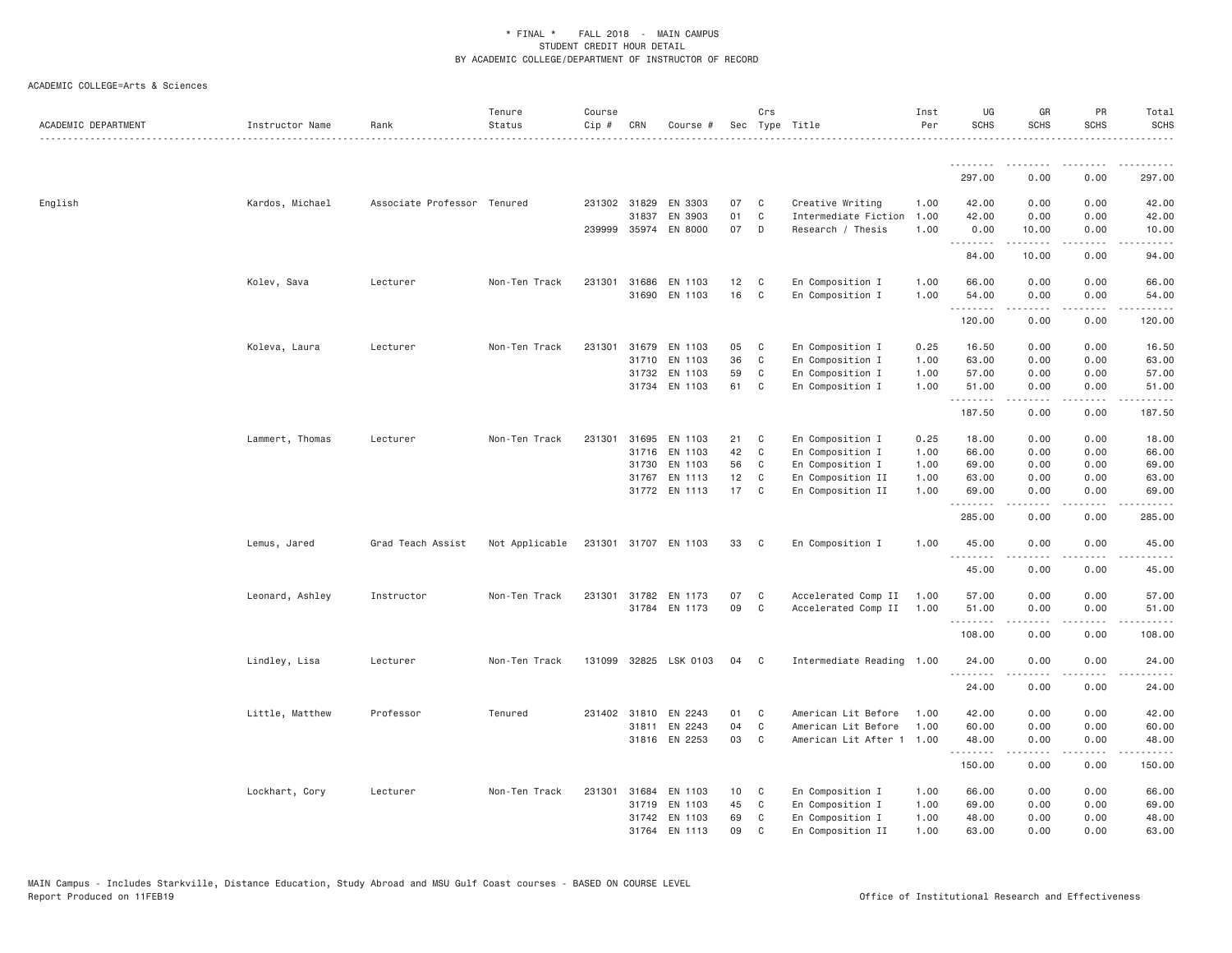# * FINAL * FALL 2018 - MAIN CAMPUS
## STUDENT CREDIT HOUR DETAIL
### BY ACADEMIC COLLEGE/DEPARTMENT OF INSTRUCTOR OF RECORD

ACADEMIC COLLEGE=Arts & Sciences

| ACADEMIC DEPARTMENT | Instructor Name | Rank | Tenure Status | Course Cip # | CRN | Course # | Sec | Crs Type | Title | Inst Per | UG SCHS | GR SCHS | PR SCHS | Total SCHS |
|---|---|---|---|---|---|---|---|---|---|---|---|---|---|---|
| | | | | | | | | | | | 297.00 | 0.00 | 0.00 | 297.00 |
| English | Kardos, Michael | Associate Professor | Tenured | 231302 | 31829 | EN 3303 | 07 | C | Creative Writing | 1.00 | 42.00 | 0.00 | 0.00 | 42.00 |
| | | | | | 31837 | EN 3903 | 01 | C | Intermediate Fiction | 1.00 | 42.00 | 0.00 | 0.00 | 42.00 |
| | | | | 239999 | 35974 | EN 8000 | 07 | D | Research / Thesis | 1.00 | 0.00 | 10.00 | 0.00 | 10.00 |
| | | | | | | | | | | | 84.00 | 10.00 | 0.00 | 94.00 |
| | Kolev, Sava | Lecturer | Non-Ten Track | 231301 | 31686 | EN 1103 | 12 | C | En Composition I | 1.00 | 66.00 | 0.00 | 0.00 | 66.00 |
| | | | | | 31690 | EN 1103 | 16 | C | En Composition I | 1.00 | 54.00 | 0.00 | 0.00 | 54.00 |
| | | | | | | | | | | | 120.00 | 0.00 | 0.00 | 120.00 |
| | Koleva, Laura | Lecturer | Non-Ten Track | 231301 | 31679 | EN 1103 | 05 | C | En Composition I | 0.25 | 16.50 | 0.00 | 0.00 | 16.50 |
| | | | | | 31710 | EN 1103 | 36 | C | En Composition I | 1.00 | 63.00 | 0.00 | 0.00 | 63.00 |
| | | | | | 31732 | EN 1103 | 59 | C | En Composition I | 1.00 | 57.00 | 0.00 | 0.00 | 57.00 |
| | | | | | 31734 | EN 1103 | 61 | C | En Composition I | 1.00 | 51.00 | 0.00 | 0.00 | 51.00 |
| | | | | | | | | | | | 187.50 | 0.00 | 0.00 | 187.50 |
| | Lammert, Thomas | Lecturer | Non-Ten Track | 231301 | 31695 | EN 1103 | 21 | C | En Composition I | 0.25 | 18.00 | 0.00 | 0.00 | 18.00 |
| | | | | | 31716 | EN 1103 | 42 | C | En Composition I | 1.00 | 66.00 | 0.00 | 0.00 | 66.00 |
| | | | | | 31730 | EN 1103 | 56 | C | En Composition I | 1.00 | 69.00 | 0.00 | 0.00 | 69.00 |
| | | | | | 31767 | EN 1113 | 12 | C | En Composition II | 1.00 | 63.00 | 0.00 | 0.00 | 63.00 |
| | | | | | 31772 | EN 1113 | 17 | C | En Composition II | 1.00 | 69.00 | 0.00 | 0.00 | 69.00 |
| | | | | | | | | | | | 285.00 | 0.00 | 0.00 | 285.00 |
| | Lemus, Jared | Grad Teach Assist | Not Applicable | 231301 | 31707 | EN 1103 | 33 | C | En Composition I | 1.00 | 45.00 | 0.00 | 0.00 | 45.00 |
| | | | | | | | | | | | 45.00 | 0.00 | 0.00 | 45.00 |
| | Leonard, Ashley | Instructor | Non-Ten Track | 231301 | 31782 | EN 1173 | 07 | C | Accelerated Comp II | 1.00 | 57.00 | 0.00 | 0.00 | 57.00 |
| | | | | | 31784 | EN 1173 | 09 | C | Accelerated Comp II | 1.00 | 51.00 | 0.00 | 0.00 | 51.00 |
| | | | | | | | | | | | 108.00 | 0.00 | 0.00 | 108.00 |
| | Lindley, Lisa | Lecturer | Non-Ten Track | 131099 | 32825 | LSK 0103 | 04 | C | Intermediate Reading | 1.00 | 24.00 | 0.00 | 0.00 | 24.00 |
| | | | | | | | | | | | 24.00 | 0.00 | 0.00 | 24.00 |
| | Little, Matthew | Professor | Tenured | 231402 | 31810 | EN 2243 | 01 | C | American Lit Before | 1.00 | 42.00 | 0.00 | 0.00 | 42.00 |
| | | | | | 31811 | EN 2243 | 04 | C | American Lit Before | 1.00 | 60.00 | 0.00 | 0.00 | 60.00 |
| | | | | | 31816 | EN 2253 | 03 | C | American Lit After 1 | 1.00 | 48.00 | 0.00 | 0.00 | 48.00 |
| | | | | | | | | | | | 150.00 | 0.00 | 0.00 | 150.00 |
| | Lockhart, Cory | Lecturer | Non-Ten Track | 231301 | 31684 | EN 1103 | 10 | C | En Composition I | 1.00 | 66.00 | 0.00 | 0.00 | 66.00 |
| | | | | | 31719 | EN 1103 | 45 | C | En Composition I | 1.00 | 69.00 | 0.00 | 0.00 | 69.00 |
| | | | | | 31742 | EN 1103 | 69 | C | En Composition I | 1.00 | 48.00 | 0.00 | 0.00 | 48.00 |
| | | | | | 31764 | EN 1113 | 09 | C | En Composition II | 1.00 | 63.00 | 0.00 | 0.00 | 63.00 |

MAIN Campus - Includes Starkville, Distance Education, Study Abroad and MSU Gulf Coast courses - BASED ON COURSE LEVEL
Report Produced on 11FEB19 — Office of Institutional Research and Effectiveness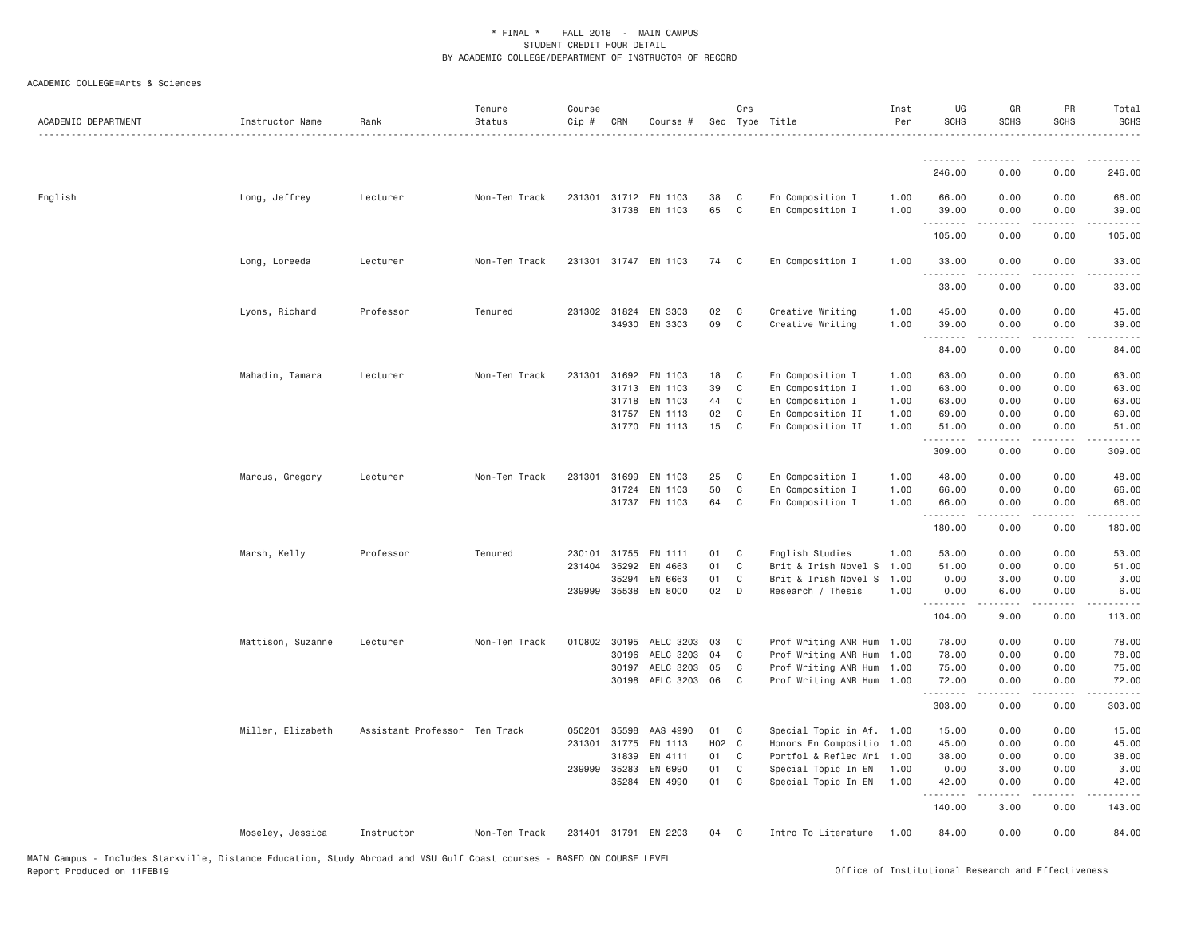\* FINAL \* FALL 2018 - MAIN CAMPUS
STUDENT CREDIT HOUR DETAIL
BY ACADEMIC COLLEGE/DEPARTMENT OF INSTRUCTOR OF RECORD

ACADEMIC COLLEGE=Arts & Sciences

| ACADEMIC DEPARTMENT | Instructor Name | Rank | Tenure Status | Course Cip # | CRN | Course # | Sec | Crs Type | Title | Inst Per | UG SCHS | GR SCHS | PR SCHS | Total SCHS |
|---|---|---|---|---|---|---|---|---|---|---|---|---|---|---|
| | | | | | | | | | | | 246.00 | 0.00 | 0.00 | 246.00 |
| English | Long, Jeffrey | Lecturer | Non-Ten Track | 231301 | 31712 | EN 1103 | 38 | C | En Composition I | 1.00 | 66.00 | 0.00 | 0.00 | 66.00 |
| | | | | | 31738 | EN 1103 | 65 | C | En Composition I | 1.00 | 39.00 | 0.00 | 0.00 | 39.00 |
| | | | | | | | | | | | 105.00 | 0.00 | 0.00 | 105.00 |
| | Long, Loreeda | Lecturer | Non-Ten Track | 231301 | 31747 | EN 1103 | 74 | C | En Composition I | 1.00 | 33.00 | 0.00 | 0.00 | 33.00 |
| | | | | | | | | | | | 33.00 | 0.00 | 0.00 | 33.00 |
| | Lyons, Richard | Professor | Tenured | 231302 | 31824 | EN 3303 | 02 | C | Creative Writing | 1.00 | 45.00 | 0.00 | 0.00 | 45.00 |
| | | | | | 34930 | EN 3303 | 09 | C | Creative Writing | 1.00 | 39.00 | 0.00 | 0.00 | 39.00 |
| | | | | | | | | | | | 84.00 | 0.00 | 0.00 | 84.00 |
| | Mahadin, Tamara | Lecturer | Non-Ten Track | 231301 | 31692 | EN 1103 | 18 | C | En Composition I | 1.00 | 63.00 | 0.00 | 0.00 | 63.00 |
| | | | | | 31713 | EN 1103 | 39 | C | En Composition I | 1.00 | 63.00 | 0.00 | 0.00 | 63.00 |
| | | | | | 31718 | EN 1103 | 44 | C | En Composition I | 1.00 | 63.00 | 0.00 | 0.00 | 63.00 |
| | | | | | 31757 | EN 1113 | 02 | C | En Composition II | 1.00 | 69.00 | 0.00 | 0.00 | 69.00 |
| | | | | | 31770 | EN 1113 | 15 | C | En Composition II | 1.00 | 51.00 | 0.00 | 0.00 | 51.00 |
| | | | | | | | | | | | 309.00 | 0.00 | 0.00 | 309.00 |
| | Marcus, Gregory | Lecturer | Non-Ten Track | 231301 | 31699 | EN 1103 | 25 | C | En Composition I | 1.00 | 48.00 | 0.00 | 0.00 | 48.00 |
| | | | | | 31724 | EN 1103 | 50 | C | En Composition I | 1.00 | 66.00 | 0.00 | 0.00 | 66.00 |
| | | | | | 31737 | EN 1103 | 64 | C | En Composition I | 1.00 | 66.00 | 0.00 | 0.00 | 66.00 |
| | | | | | | | | | | | 180.00 | 0.00 | 0.00 | 180.00 |
| | Marsh, Kelly | Professor | Tenured | 230101 | 31755 | EN 1111 | 01 | C | English Studies | 1.00 | 53.00 | 0.00 | 0.00 | 53.00 |
| | | | | 231404 | 35292 | EN 4663 | 01 | C | Brit & Irish Novel S | 1.00 | 51.00 | 0.00 | 0.00 | 51.00 |
| | | | | | 35294 | EN 6663 | 01 | C | Brit & Irish Novel S | 1.00 | 0.00 | 3.00 | 0.00 | 3.00 |
| | | | | 239999 | 35538 | EN 8000 | 02 | D | Research / Thesis | 1.00 | 0.00 | 6.00 | 0.00 | 6.00 |
| | | | | | | | | | | | 104.00 | 9.00 | 0.00 | 113.00 |
| | Mattison, Suzanne | Lecturer | Non-Ten Track | 010802 | 30195 | AELC 3203 | 03 | C | Prof Writing ANR Hum | 1.00 | 78.00 | 0.00 | 0.00 | 78.00 |
| | | | | | 30196 | AELC 3203 | 04 | C | Prof Writing ANR Hum | 1.00 | 78.00 | 0.00 | 0.00 | 78.00 |
| | | | | | 30197 | AELC 3203 | 05 | C | Prof Writing ANR Hum | 1.00 | 75.00 | 0.00 | 0.00 | 75.00 |
| | | | | | 30198 | AELC 3203 | 06 | C | Prof Writing ANR Hum | 1.00 | 72.00 | 0.00 | 0.00 | 72.00 |
| | | | | | | | | | | | 303.00 | 0.00 | 0.00 | 303.00 |
| | Miller, Elizabeth | Assistant Professor | Ten Track | 050201 | 35598 | AAS 4990 | 01 | C | Special Topic in Af. | 1.00 | 15.00 | 0.00 | 0.00 | 15.00 |
| | | | | 231301 | 31775 | EN 1113 | H02 | C | Honors En Compositio | 1.00 | 45.00 | 0.00 | 0.00 | 45.00 |
| | | | | | 31839 | EN 4111 | 01 | C | Portfol & Reflec Wri | 1.00 | 38.00 | 0.00 | 0.00 | 38.00 |
| | | | | 239999 | 35283 | EN 6990 | 01 | C | Special Topic In EN | 1.00 | 0.00 | 3.00 | 0.00 | 3.00 |
| | | | | | 35284 | EN 4990 | 01 | C | Special Topic In EN | 1.00 | 42.00 | 0.00 | 0.00 | 42.00 |
| | | | | | | | | | | | 140.00 | 3.00 | 0.00 | 143.00 |
| | Moseley, Jessica | Instructor | Non-Ten Track | 231401 | 31791 | EN 2203 | 04 | C | Intro To Literature | 1.00 | 84.00 | 0.00 | 0.00 | 84.00 |

MAIN Campus - Includes Starkville, Distance Education, Study Abroad and MSU Gulf Coast courses - BASED ON COURSE LEVEL
Report Produced on 11FEB19

Office of Institutional Research and Effectiveness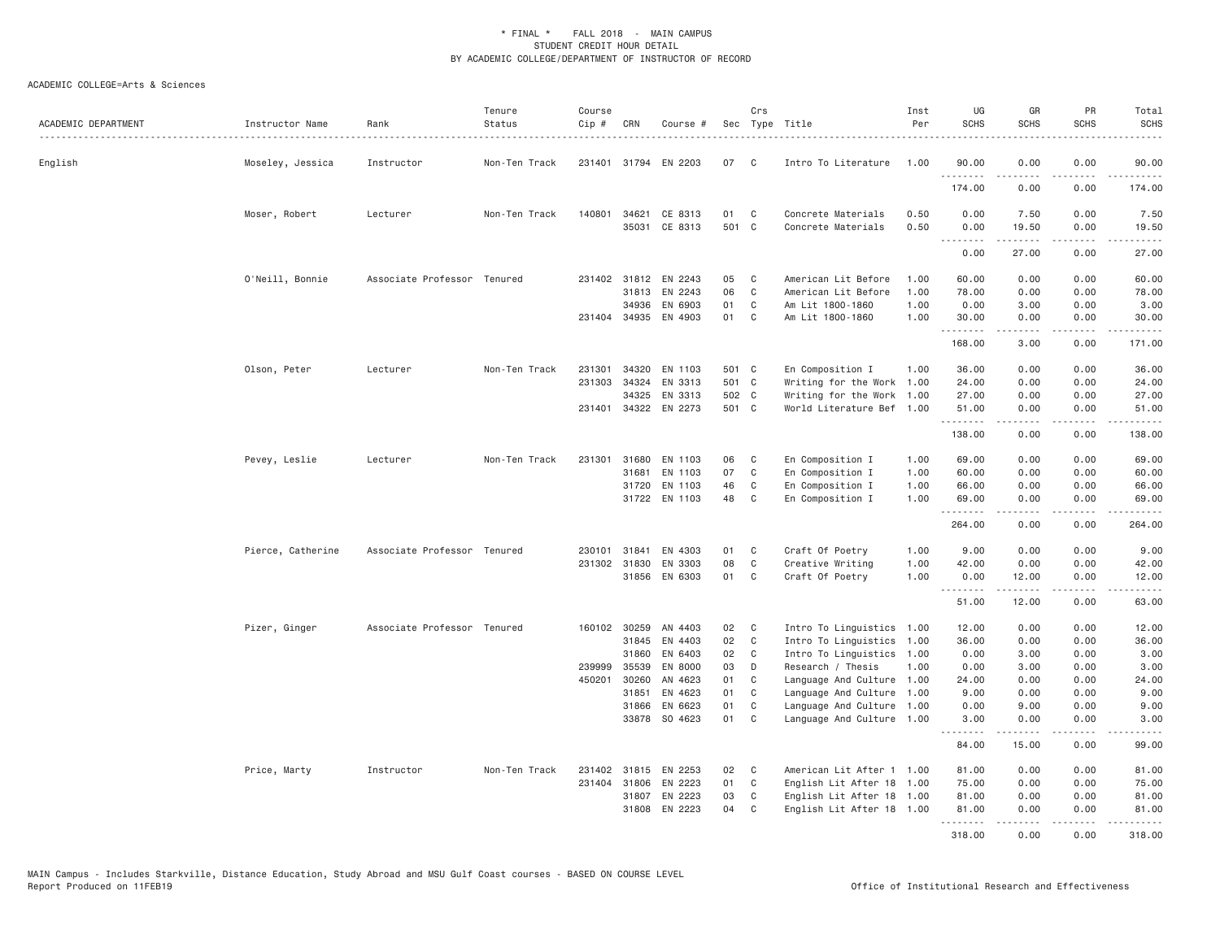\* FINAL \* FALL 2018 - MAIN CAMPUS
STUDENT CREDIT HOUR DETAIL
BY ACADEMIC COLLEGE/DEPARTMENT OF INSTRUCTOR OF RECORD

ACADEMIC COLLEGE=Arts & Sciences

| ACADEMIC DEPARTMENT | Instructor Name | Rank | Tenure Status | Course Cip # | CRN | Course # | Sec | Crs Type | Title | Inst Per | UG SCHS | GR SCHS | PR SCHS | Total SCHS |
|---|---|---|---|---|---|---|---|---|---|---|---|---|---|---|
| English | Moseley, Jessica | Instructor | Non-Ten Track | 231401 | 31794 | EN 2203 | 07 | C | Intro To Literature | 1.00 | 90.00 | 0.00 | 0.00 | 90.00 |
| | | | | | | | | | | | 174.00 | 0.00 | 0.00 | 174.00 |
| | Moser, Robert | Lecturer | Non-Ten Track | 140801 | 34621 | CE 8313 | 01 | C | Concrete Materials | 0.50 | 0.00 | 7.50 | 0.00 | 7.50 |
| | | | | | 35031 | CE 8313 | 501 | C | Concrete Materials | 0.50 | 0.00 | 19.50 | 0.00 | 19.50 |
| | | | | | | | | | | | 0.00 | 27.00 | 0.00 | 27.00 |
| | O'Neill, Bonnie | Associate Professor | Tenured | 231402 | 31812 | EN 2243 | 05 | C | American Lit Before | 1.00 | 60.00 | 0.00 | 0.00 | 60.00 |
| | | | | | 31813 | EN 2243 | 06 | C | American Lit Before | 1.00 | 78.00 | 0.00 | 0.00 | 78.00 |
| | | | | | 34936 | EN 6903 | 01 | C | Am Lit 1800-1860 | 1.00 | 0.00 | 3.00 | 0.00 | 3.00 |
| | | | | 231404 | 34935 | EN 4903 | 01 | C | Am Lit 1800-1860 | 1.00 | 30.00 | 0.00 | 0.00 | 30.00 |
| | | | | | | | | | | | 168.00 | 3.00 | 0.00 | 171.00 |
| | Olson, Peter | Lecturer | Non-Ten Track | 231301 | 34320 | EN 1103 | 501 | C | En Composition I | 1.00 | 36.00 | 0.00 | 0.00 | 36.00 |
| | | | | 231303 | 34324 | EN 3313 | 501 | C | Writing for the Work | 1.00 | 24.00 | 0.00 | 0.00 | 24.00 |
| | | | | | 34325 | EN 3313 | 502 | C | Writing for the Work | 1.00 | 27.00 | 0.00 | 0.00 | 27.00 |
| | | | | 231401 | 34322 | EN 2273 | 501 | C | World Literature Bef | 1.00 | 51.00 | 0.00 | 0.00 | 51.00 |
| | | | | | | | | | | | 138.00 | 0.00 | 0.00 | 138.00 |
| | Pevey, Leslie | Lecturer | Non-Ten Track | 231301 | 31680 | EN 1103 | 06 | C | En Composition I | 1.00 | 69.00 | 0.00 | 0.00 | 69.00 |
| | | | | | 31681 | EN 1103 | 07 | C | En Composition I | 1.00 | 60.00 | 0.00 | 0.00 | 60.00 |
| | | | | | 31720 | EN 1103 | 46 | C | En Composition I | 1.00 | 66.00 | 0.00 | 0.00 | 66.00 |
| | | | | | 31722 | EN 1103 | 48 | C | En Composition I | 1.00 | 69.00 | 0.00 | 0.00 | 69.00 |
| | | | | | | | | | | | 264.00 | 0.00 | 0.00 | 264.00 |
| | Pierce, Catherine | Associate Professor | Tenured | 230101 | 31841 | EN 4303 | 01 | C | Craft Of Poetry | 1.00 | 9.00 | 0.00 | 0.00 | 9.00 |
| | | | | 231302 | 31830 | EN 3303 | 08 | C | Creative Writing | 1.00 | 42.00 | 0.00 | 0.00 | 42.00 |
| | | | | | 31856 | EN 6303 | 01 | C | Craft Of Poetry | 1.00 | 0.00 | 12.00 | 0.00 | 12.00 |
| | | | | | | | | | | | 51.00 | 12.00 | 0.00 | 63.00 |
| | Pizer, Ginger | Associate Professor | Tenured | 160102 | 30259 | AN 4403 | 02 | C | Intro To Linguistics | 1.00 | 12.00 | 0.00 | 0.00 | 12.00 |
| | | | | | 31845 | EN 4403 | 02 | C | Intro To Linguistics | 1.00 | 36.00 | 0.00 | 0.00 | 36.00 |
| | | | | | 31860 | EN 6403 | 02 | C | Intro To Linguistics | 1.00 | 0.00 | 3.00 | 0.00 | 3.00 |
| | | | | 239999 | 35539 | EN 8000 | 03 | D | Research / Thesis | 1.00 | 0.00 | 3.00 | 0.00 | 3.00 |
| | | | | 450201 | 30260 | AN 4623 | 01 | C | Language And Culture | 1.00 | 24.00 | 0.00 | 0.00 | 24.00 |
| | | | | | 31851 | EN 4623 | 01 | C | Language And Culture | 1.00 | 9.00 | 0.00 | 0.00 | 9.00 |
| | | | | | 31866 | EN 6623 | 01 | C | Language And Culture | 1.00 | 0.00 | 9.00 | 0.00 | 9.00 |
| | | | | | 33878 | SO 4623 | 01 | C | Language And Culture | 1.00 | 3.00 | 0.00 | 0.00 | 3.00 |
| | | | | | | | | | | | 84.00 | 15.00 | 0.00 | 99.00 |
| | Price, Marty | Instructor | Non-Ten Track | 231402 | 31815 | EN 2253 | 02 | C | American Lit After 1 | 1.00 | 81.00 | 0.00 | 0.00 | 81.00 |
| | | | | 231404 | 31806 | EN 2223 | 01 | C | English Lit After 18 | 1.00 | 75.00 | 0.00 | 0.00 | 75.00 |
| | | | | | 31807 | EN 2223 | 03 | C | English Lit After 18 | 1.00 | 81.00 | 0.00 | 0.00 | 81.00 |
| | | | | | 31808 | EN 2223 | 04 | C | English Lit After 18 | 1.00 | 81.00 | 0.00 | 0.00 | 81.00 |
| | | | | | | | | | | | 318.00 | 0.00 | 0.00 | 318.00 |

MAIN Campus - Includes Starkville, Distance Education, Study Abroad and MSU Gulf Coast courses - BASED ON COURSE LEVEL
Report Produced on 11FEB19 Office of Institutional Research and Effectiveness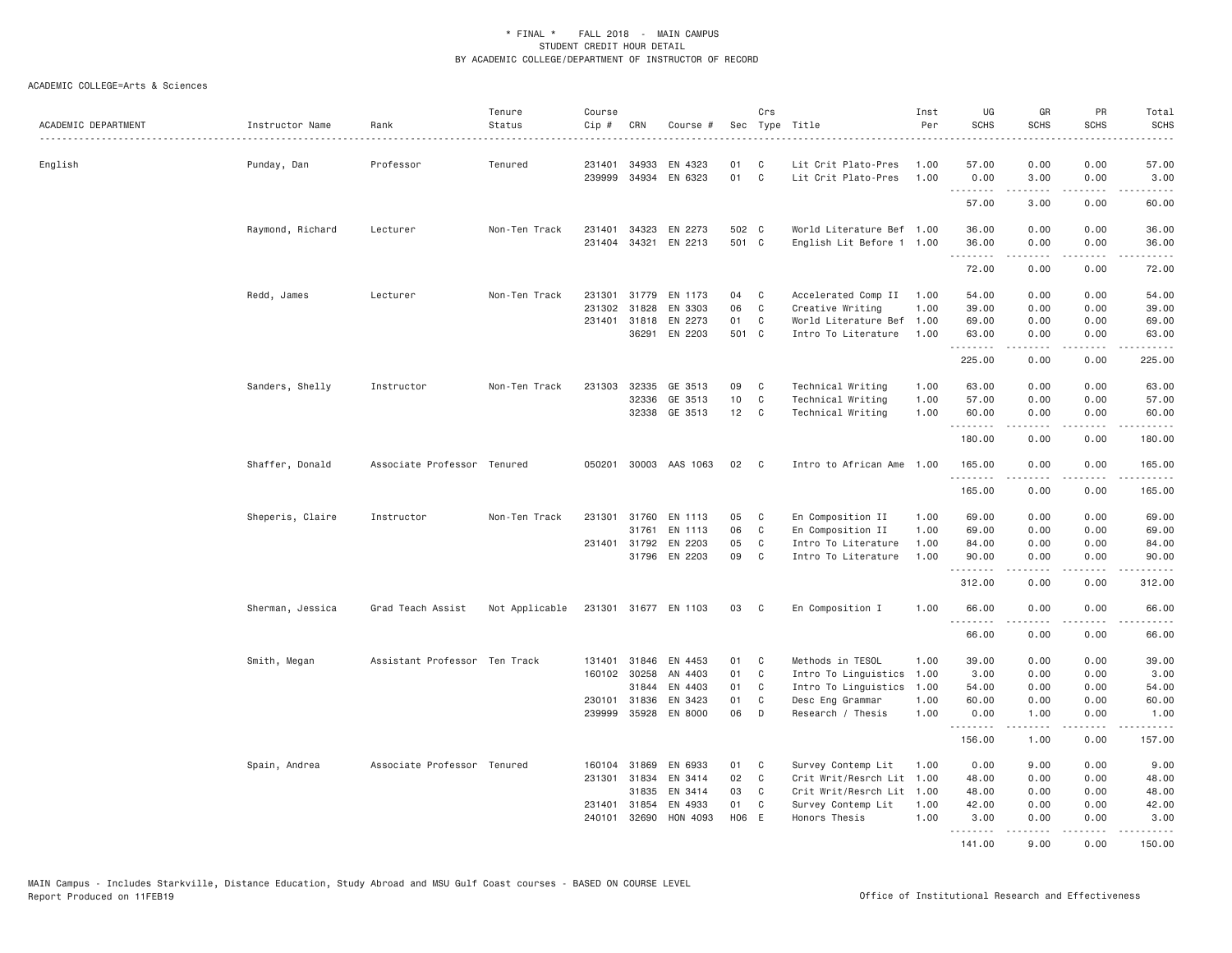\* FINAL \* FALL 2018 - MAIN CAMPUS
STUDENT CREDIT HOUR DETAIL
BY ACADEMIC COLLEGE/DEPARTMENT OF INSTRUCTOR OF RECORD

ACADEMIC COLLEGE=Arts & Sciences

| ACADEMIC DEPARTMENT | Instructor Name | Rank | Tenure Status | Course Cip # | CRN | Course # | Sec | Crs Type | Title | Inst Per | UG SCHS | GR SCHS | PR SCHS | Total SCHS |
|---|---|---|---|---|---|---|---|---|---|---|---|---|---|---|
| English | Punday, Dan | Professor | Tenured | 231401 | 34933 | EN 4323 | 01 | C | Lit Crit Plato-Pres | 1.00 | 57.00 | 0.00 | 0.00 | 57.00 |
| | | | | 239999 | 34934 | EN 6323 | 01 | C | Lit Crit Plato-Pres | 1.00 | 0.00 | 3.00 | 0.00 | 3.00 |
| | | | | | | | | | | | 57.00 | 3.00 | 0.00 | 60.00 |
| | Raymond, Richard | Lecturer | Non-Ten Track | 231401 | 34323 | EN 2273 | 502 | C | World Literature Bef | 1.00 | 36.00 | 0.00 | 0.00 | 36.00 |
| | | | | 231404 | 34321 | EN 2213 | 501 | C | English Lit Before 1 | 1.00 | 36.00 | 0.00 | 0.00 | 36.00 |
| | | | | | | | | | | | 72.00 | 0.00 | 0.00 | 72.00 |
| | Redd, James | Lecturer | Non-Ten Track | 231301 | 31779 | EN 1173 | 04 | C | Accelerated Comp II | 1.00 | 54.00 | 0.00 | 0.00 | 54.00 |
| | | | | 231302 | 31828 | EN 3303 | 06 | C | Creative Writing | 1.00 | 39.00 | 0.00 | 0.00 | 39.00 |
| | | | | 231401 | 31818 | EN 2273 | 01 | C | World Literature Bef | 1.00 | 69.00 | 0.00 | 0.00 | 69.00 |
| | | | | | 36291 | EN 2203 | 501 | C | Intro To Literature | 1.00 | 63.00 | 0.00 | 0.00 | 63.00 |
| | | | | | | | | | | | 225.00 | 0.00 | 0.00 | 225.00 |
| | Sanders, Shelly | Instructor | Non-Ten Track | 231303 | 32335 | GE 3513 | 09 | C | Technical Writing | 1.00 | 63.00 | 0.00 | 0.00 | 63.00 |
| | | | | | 32336 | GE 3513 | 10 | C | Technical Writing | 1.00 | 57.00 | 0.00 | 0.00 | 57.00 |
| | | | | | 32338 | GE 3513 | 12 | C | Technical Writing | 1.00 | 60.00 | 0.00 | 0.00 | 60.00 |
| | | | | | | | | | | | 180.00 | 0.00 | 0.00 | 180.00 |
| | Shaffer, Donald | Associate Professor | Tenured | 050201 | 30003 | AAS 1063 | 02 | C | Intro to African Ame | 1.00 | 165.00 | 0.00 | 0.00 | 165.00 |
| | | | | | | | | | | | 165.00 | 0.00 | 0.00 | 165.00 |
| | Sheperis, Claire | Instructor | Non-Ten Track | 231301 | 31760 | EN 1113 | 05 | C | En Composition II | 1.00 | 69.00 | 0.00 | 0.00 | 69.00 |
| | | | | | 31761 | EN 1113 | 06 | C | En Composition II | 1.00 | 69.00 | 0.00 | 0.00 | 69.00 |
| | | | | 231401 | 31792 | EN 2203 | 05 | C | Intro To Literature | 1.00 | 84.00 | 0.00 | 0.00 | 84.00 |
| | | | | | 31796 | EN 2203 | 09 | C | Intro To Literature | 1.00 | 90.00 | 0.00 | 0.00 | 90.00 |
| | | | | | | | | | | | 312.00 | 0.00 | 0.00 | 312.00 |
| | Sherman, Jessica | Grad Teach Assist | Not Applicable | 231301 | 31677 | EN 1103 | 03 | C | En Composition I | 1.00 | 66.00 | 0.00 | 0.00 | 66.00 |
| | | | | | | | | | | | 66.00 | 0.00 | 0.00 | 66.00 |
| | Smith, Megan | Assistant Professor | Ten Track | 131401 | 31846 | EN 4453 | 01 | C | Methods in TESOL | 1.00 | 39.00 | 0.00 | 0.00 | 39.00 |
| | | | | 160102 | 30258 | AN 4403 | 01 | C | Intro To Linguistics | 1.00 | 3.00 | 0.00 | 0.00 | 3.00 |
| | | | | | 31844 | EN 4403 | 01 | C | Intro To Linguistics | 1.00 | 54.00 | 0.00 | 0.00 | 54.00 |
| | | | | 230101 | 31836 | EN 3423 | 01 | C | Desc Eng Grammar | 1.00 | 60.00 | 0.00 | 0.00 | 60.00 |
| | | | | 239999 | 35928 | EN 8000 | 06 | D | Research / Thesis | 1.00 | 0.00 | 1.00 | 0.00 | 1.00 |
| | | | | | | | | | | | 156.00 | 1.00 | 0.00 | 157.00 |
| | Spain, Andrea | Associate Professor | Tenured | 160104 | 31869 | EN 6933 | 01 | C | Survey Contemp Lit | 1.00 | 0.00 | 9.00 | 0.00 | 9.00 |
| | | | | 231301 | 31834 | EN 3414 | 02 | C | Crit Writ/Resrch Lit | 1.00 | 48.00 | 0.00 | 0.00 | 48.00 |
| | | | | | 31835 | EN 3414 | 03 | C | Crit Writ/Resrch Lit | 1.00 | 48.00 | 0.00 | 0.00 | 48.00 |
| | | | | 231401 | 31854 | EN 4933 | 01 | C | Survey Contemp Lit | 1.00 | 42.00 | 0.00 | 0.00 | 42.00 |
| | | | | 240101 | 32690 | HON 4093 | H06 | E | Honors Thesis | 1.00 | 3.00 | 0.00 | 0.00 | 3.00 |
| | | | | | | | | | | | 141.00 | 9.00 | 0.00 | 150.00 |

MAIN Campus - Includes Starkville, Distance Education, Study Abroad and MSU Gulf Coast courses - BASED ON COURSE LEVEL
Report Produced on 11FEB19 Office of Institutional Research and Effectiveness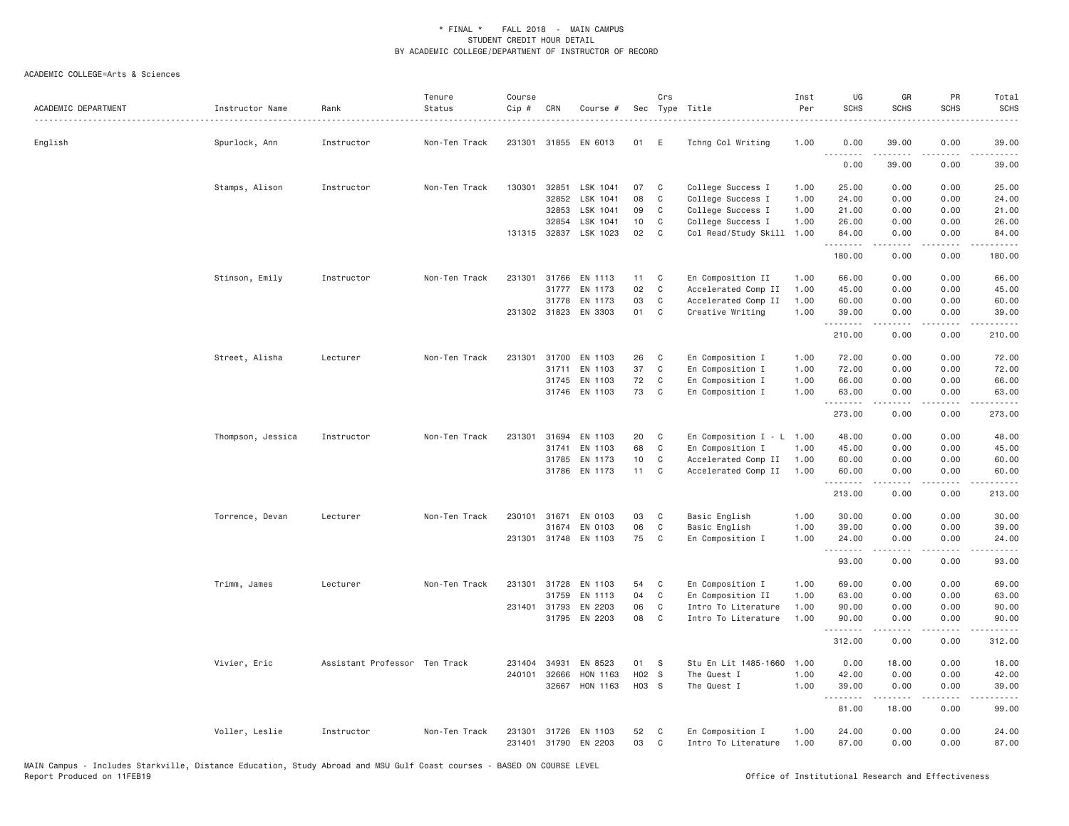\* FINAL \* FALL 2018 - MAIN CAMPUS
STUDENT CREDIT HOUR DETAIL
BY ACADEMIC COLLEGE/DEPARTMENT OF INSTRUCTOR OF RECORD

ACADEMIC COLLEGE=Arts & Sciences

| ACADEMIC DEPARTMENT | Instructor Name | Rank | Tenure Status | Course Cip # | CRN | Course # | Sec | Crs Type | Title | Inst Per | UG SCHS | GR SCHS | PR SCHS | Total SCHS |
|---|---|---|---|---|---|---|---|---|---|---|---|---|---|---|
| English | Spurlock, Ann | Instructor | Non-Ten Track | 231301 | 31855 | EN 6013 | 01 | E | Tchng Col Writing | 1.00 | 0.00 | 39.00 | 0.00 | 39.00 |
| | | | | | | | | | | | 0.00 | 39.00 | 0.00 | 39.00 |
| | Stamps, Alison | Instructor | Non-Ten Track | 130301 | 32851 | LSK 1041 | 07 | C | College Success I | 1.00 | 25.00 | 0.00 | 0.00 | 25.00 |
| | | | | | 32852 | LSK 1041 | 08 | C | College Success I | 1.00 | 24.00 | 0.00 | 0.00 | 24.00 |
| | | | | | 32853 | LSK 1041 | 09 | C | College Success I | 1.00 | 21.00 | 0.00 | 0.00 | 21.00 |
| | | | | | 32854 | LSK 1041 | 10 | C | College Success I | 1.00 | 26.00 | 0.00 | 0.00 | 26.00 |
| | | | | 131315 | 32837 | LSK 1023 | 02 | C | Col Read/Study Skill | 1.00 | 84.00 | 0.00 | 0.00 | 84.00 |
| | | | | | | | | | | | 180.00 | 0.00 | 0.00 | 180.00 |
| | Stinson, Emily | Instructor | Non-Ten Track | 231301 | 31766 | EN 1113 | 11 | C | En Composition II | 1.00 | 66.00 | 0.00 | 0.00 | 66.00 |
| | | | | | 31777 | EN 1173 | 02 | C | Accelerated Comp II | 1.00 | 45.00 | 0.00 | 0.00 | 45.00 |
| | | | | | 31778 | EN 1173 | 03 | C | Accelerated Comp II | 1.00 | 60.00 | 0.00 | 0.00 | 60.00 |
| | | | | 231302 | 31823 | EN 3303 | 01 | C | Creative Writing | 1.00 | 39.00 | 0.00 | 0.00 | 39.00 |
| | | | | | | | | | | | 210.00 | 0.00 | 0.00 | 210.00 |
| | Street, Alisha | Lecturer | Non-Ten Track | 231301 | 31700 | EN 1103 | 26 | C | En Composition I | 1.00 | 72.00 | 0.00 | 0.00 | 72.00 |
| | | | | | 31711 | EN 1103 | 37 | C | En Composition I | 1.00 | 72.00 | 0.00 | 0.00 | 72.00 |
| | | | | | 31745 | EN 1103 | 72 | C | En Composition I | 1.00 | 66.00 | 0.00 | 0.00 | 66.00 |
| | | | | | 31746 | EN 1103 | 73 | C | En Composition I | 1.00 | 63.00 | 0.00 | 0.00 | 63.00 |
| | | | | | | | | | | | 273.00 | 0.00 | 0.00 | 273.00 |
| | Thompson, Jessica | Instructor | Non-Ten Track | 231301 | 31694 | EN 1103 | 20 | C | En Composition I - L | 1.00 | 48.00 | 0.00 | 0.00 | 48.00 |
| | | | | | 31741 | EN 1103 | 68 | C | En Composition I | 1.00 | 45.00 | 0.00 | 0.00 | 45.00 |
| | | | | | 31785 | EN 1173 | 10 | C | Accelerated Comp II | 1.00 | 60.00 | 0.00 | 0.00 | 60.00 |
| | | | | | 31786 | EN 1173 | 11 | C | Accelerated Comp II | 1.00 | 60.00 | 0.00 | 0.00 | 60.00 |
| | | | | | | | | | | | 213.00 | 0.00 | 0.00 | 213.00 |
| | Torrence, Devan | Lecturer | Non-Ten Track | 230101 | 31671 | EN 0103 | 03 | C | Basic English | 1.00 | 30.00 | 0.00 | 0.00 | 30.00 |
| | | | | | 31674 | EN 0103 | 06 | C | Basic English | 1.00 | 39.00 | 0.00 | 0.00 | 39.00 |
| | | | | 231301 | 31748 | EN 1103 | 75 | C | En Composition I | 1.00 | 24.00 | 0.00 | 0.00 | 24.00 |
| | | | | | | | | | | | 93.00 | 0.00 | 0.00 | 93.00 |
| | Trimm, James | Lecturer | Non-Ten Track | 231301 | 31728 | EN 1103 | 54 | C | En Composition I | 1.00 | 69.00 | 0.00 | 0.00 | 69.00 |
| | | | | | 31759 | EN 1113 | 04 | C | En Composition II | 1.00 | 63.00 | 0.00 | 0.00 | 63.00 |
| | | | | 231401 | 31793 | EN 2203 | 06 | C | Intro To Literature | 1.00 | 90.00 | 0.00 | 0.00 | 90.00 |
| | | | | | 31795 | EN 2203 | 08 | C | Intro To Literature | 1.00 | 90.00 | 0.00 | 0.00 | 90.00 |
| | | | | | | | | | | | 312.00 | 0.00 | 0.00 | 312.00 |
| | Vivier, Eric | Assistant Professor | Ten Track | 231404 | 34931 | EN 8523 | 01 | S | Stu En Lit 1485-1660 | 1.00 | 0.00 | 18.00 | 0.00 | 18.00 |
| | | | | 240101 | 32666 | HON 1163 | H02 | S | The Quest I | 1.00 | 42.00 | 0.00 | 0.00 | 42.00 |
| | | | | | 32667 | HON 1163 | H03 | S | The Quest I | 1.00 | 39.00 | 0.00 | 0.00 | 39.00 |
| | | | | | | | | | | | 81.00 | 18.00 | 0.00 | 99.00 |
| | Voller, Leslie | Instructor | Non-Ten Track | 231301 | 31726 | EN 1103 | 52 | C | En Composition I | 1.00 | 24.00 | 0.00 | 0.00 | 24.00 |
| | | | | 231401 | 31790 | EN 2203 | 03 | C | Intro To Literature | 1.00 | 87.00 | 0.00 | 0.00 | 87.00 |

MAIN Campus - Includes Starkville, Distance Education, Study Abroad and MSU Gulf Coast courses - BASED ON COURSE LEVEL
Report Produced on 11FEB19 Office of Institutional Research and Effectiveness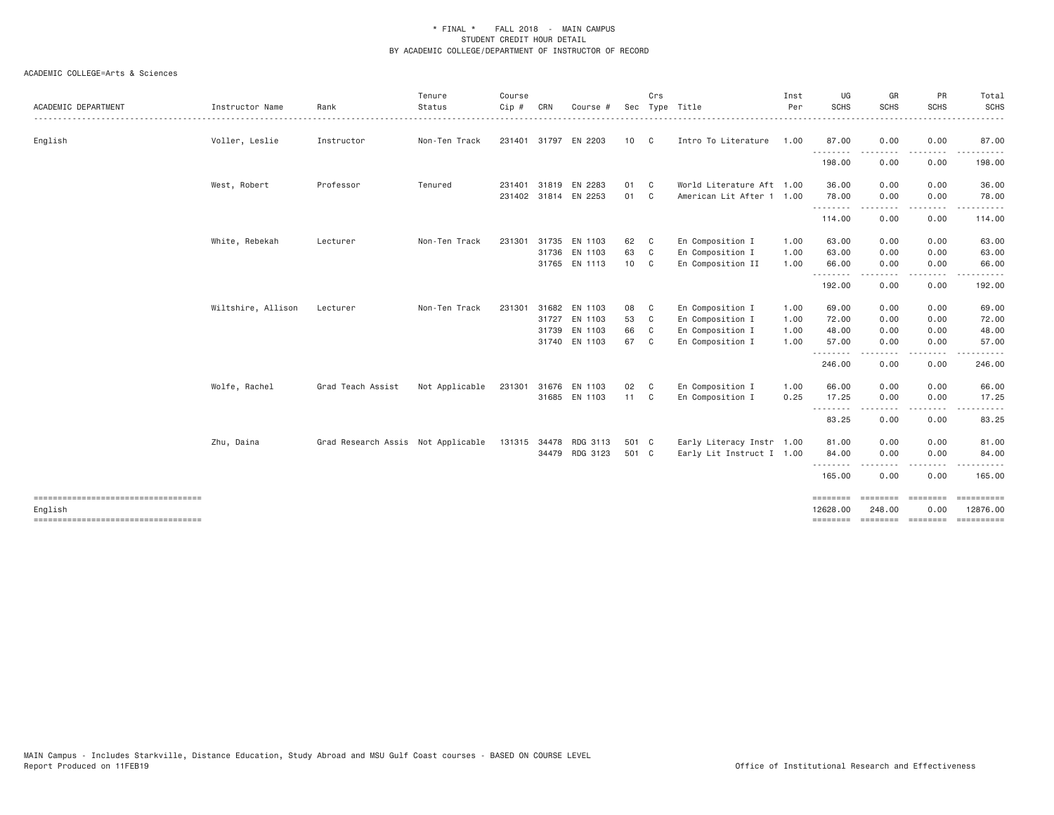\* FINAL \* FALL 2018 - MAIN CAMPUS
STUDENT CREDIT HOUR DETAIL
BY ACADEMIC COLLEGE/DEPARTMENT OF INSTRUCTOR OF RECORD

ACADEMIC COLLEGE=Arts & Sciences

| ACADEMIC DEPARTMENT | Instructor Name | Rank | Tenure Status | Course Cip # | CRN | Course # | Sec | Crs Type | Title | Inst Per | UG SCHS | GR SCHS | PR SCHS | Total SCHS |
|---|---|---|---|---|---|---|---|---|---|---|---|---|---|---|
| English | Voller, Leslie | Instructor | Non-Ten Track | 231401 | 31797 | EN 2203 | 10 | C | Intro To Literature | 1.00 | 87.00 | 0.00 | 0.00 | 87.00 |
| | | | | | | | | | | | 198.00 | 0.00 | 0.00 | 198.00 |
| | West, Robert | Professor | Tenured | 231401 | 31819 | EN 2283 | 01 | C | World Literature Aft | 1.00 | 36.00 | 0.00 | 0.00 | 36.00 |
| | | | | 231402 | 31814 | EN 2253 | 01 | C | American Lit After 1 | 1.00 | 78.00 | 0.00 | 0.00 | 78.00 |
| | | | | | | | | | | | 114.00 | 0.00 | 0.00 | 114.00 |
| | White, Rebekah | Lecturer | Non-Ten Track | 231301 | 31735 | EN 1103 | 62 | C | En Composition I | 1.00 | 63.00 | 0.00 | 0.00 | 63.00 |
| | | | | | 31736 | EN 1103 | 63 | C | En Composition I | 1.00 | 63.00 | 0.00 | 0.00 | 63.00 |
| | | | | | 31765 | EN 1113 | 10 | C | En Composition II | 1.00 | 66.00 | 0.00 | 0.00 | 66.00 |
| | | | | | | | | | | | 192.00 | 0.00 | 0.00 | 192.00 |
| | Wiltshire, Allison | Lecturer | Non-Ten Track | 231301 | 31682 | EN 1103 | 08 | C | En Composition I | 1.00 | 69.00 | 0.00 | 0.00 | 69.00 |
| | | | | | 31727 | EN 1103 | 53 | C | En Composition I | 1.00 | 72.00 | 0.00 | 0.00 | 72.00 |
| | | | | | 31739 | EN 1103 | 66 | C | En Composition I | 1.00 | 48.00 | 0.00 | 0.00 | 48.00 |
| | | | | | 31740 | EN 1103 | 67 | C | En Composition I | 1.00 | 57.00 | 0.00 | 0.00 | 57.00 |
| | | | | | | | | | | | 246.00 | 0.00 | 0.00 | 246.00 |
| | Wolfe, Rachel | Grad Teach Assist | Not Applicable | 231301 | 31676 | EN 1103 | 02 | C | En Composition I | 1.00 | 66.00 | 0.00 | 0.00 | 66.00 |
| | | | | | 31685 | EN 1103 | 11 | C | En Composition I | 0.25 | 17.25 | 0.00 | 0.00 | 17.25 |
| | | | | | | | | | | | 83.25 | 0.00 | 0.00 | 83.25 |
| | Zhu, Daina | Grad Research Assis | Not Applicable | 131315 | 34478 | RDG 3113 | 501 | C | Early Literacy Instr | 1.00 | 81.00 | 0.00 | 0.00 | 81.00 |
| | | | | | 34479 | RDG 3123 | 501 | C | Early Lit Instruct I | 1.00 | 84.00 | 0.00 | 0.00 | 84.00 |
| | | | | | | | | | | | 165.00 | 0.00 | 0.00 | 165.00 |
| English | | | | | | | | | | | 12628.00 | 248.00 | 0.00 | 12876.00 |

MAIN Campus - Includes Starkville, Distance Education, Study Abroad and MSU Gulf Coast courses - BASED ON COURSE LEVEL
Report Produced on 11FEB19 Office of Institutional Research and Effectiveness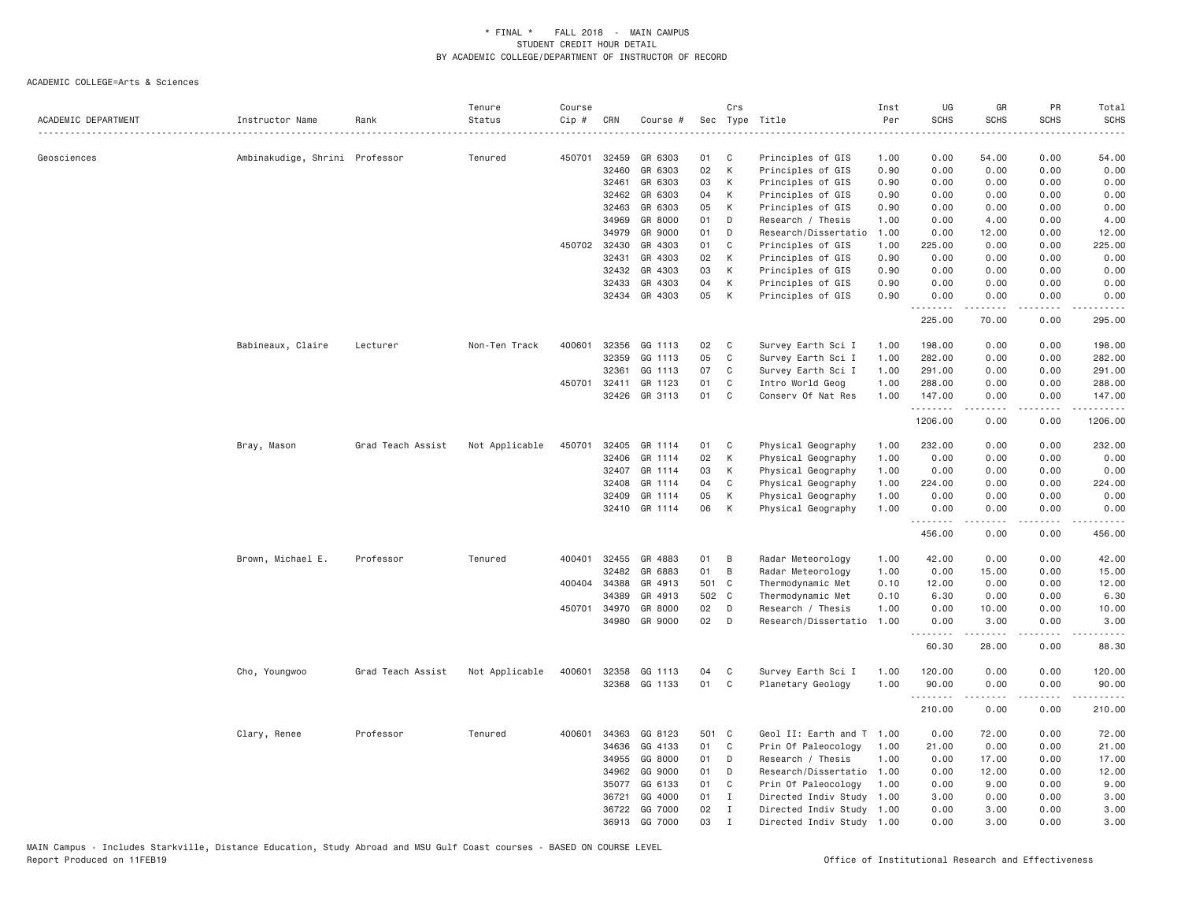\* FINAL \* FALL 2018 - MAIN CAMPUS
STUDENT CREDIT HOUR DETAIL
BY ACADEMIC COLLEGE/DEPARTMENT OF INSTRUCTOR OF RECORD

ACADEMIC COLLEGE=Arts & Sciences

| ACADEMIC DEPARTMENT | Instructor Name | Rank | Tenure Status | Course Cip # | CRN | Course # | Sec | Crs Type | Title | Inst Per | UG SCHS | GR SCHS | PR SCHS | Total SCHS |
|---|---|---|---|---|---|---|---|---|---|---|---|---|---|---|
| Geosciences | Ambinakudige, Shrini | Professor | Tenured | 450701 | 32459 | GR 6303 | 01 | C | Principles of GIS | 1.00 | 0.00 | 54.00 | 0.00 | 54.00 |
| | | | | | 32460 | GR 6303 | 02 | K | Principles of GIS | 0.90 | 0.00 | 0.00 | 0.00 | 0.00 |
| | | | | | 32461 | GR 6303 | 03 | K | Principles of GIS | 0.90 | 0.00 | 0.00 | 0.00 | 0.00 |
| | | | | | 32462 | GR 6303 | 04 | K | Principles of GIS | 0.90 | 0.00 | 0.00 | 0.00 | 0.00 |
| | | | | | 32463 | GR 6303 | 05 | K | Principles of GIS | 0.90 | 0.00 | 0.00 | 0.00 | 0.00 |
| | | | | | 34969 | GR 8000 | 01 | D | Research / Thesis | 1.00 | 0.00 | 4.00 | 0.00 | 4.00 |
| | | | | | 34979 | GR 9000 | 01 | D | Research/Dissertatio | 1.00 | 0.00 | 12.00 | 0.00 | 12.00 |
| | | | | 450702 | 32430 | GR 4303 | 01 | C | Principles of GIS | 1.00 | 225.00 | 0.00 | 0.00 | 225.00 |
| | | | | | 32431 | GR 4303 | 02 | K | Principles of GIS | 0.90 | 0.00 | 0.00 | 0.00 | 0.00 |
| | | | | | 32432 | GR 4303 | 03 | K | Principles of GIS | 0.90 | 0.00 | 0.00 | 0.00 | 0.00 |
| | | | | | 32433 | GR 4303 | 04 | K | Principles of GIS | 0.90 | 0.00 | 0.00 | 0.00 | 0.00 |
| | | | | | 32434 | GR 4303 | 05 | K | Principles of GIS | 0.90 | 0.00 | 0.00 | 0.00 | 0.00 |
| | | | | | | | | | | | 225.00 | 70.00 | 0.00 | 295.00 |
| | Babineaux, Claire | Lecturer | Non-Ten Track | 400601 | 32356 | GG 1113 | 02 | C | Survey Earth Sci I | 1.00 | 198.00 | 0.00 | 0.00 | 198.00 |
| | | | | | 32359 | GG 1113 | 05 | C | Survey Earth Sci I | 1.00 | 282.00 | 0.00 | 0.00 | 282.00 |
| | | | | | 32361 | GG 1113 | 07 | C | Survey Earth Sci I | 1.00 | 291.00 | 0.00 | 0.00 | 291.00 |
| | | | | 450701 | 32411 | GR 1123 | 01 | C | Intro World Geog | 1.00 | 288.00 | 0.00 | 0.00 | 288.00 |
| | | | | | 32426 | GR 3113 | 01 | C | Conserv Of Nat Res | 1.00 | 147.00 | 0.00 | 0.00 | 147.00 |
| | | | | | | | | | | | 1206.00 | 0.00 | 0.00 | 1206.00 |
| | Bray, Mason | Grad Teach Assist | Not Applicable | 450701 | 32405 | GR 1114 | 01 | C | Physical Geography | 1.00 | 232.00 | 0.00 | 0.00 | 232.00 |
| | | | | | 32406 | GR 1114 | 02 | K | Physical Geography | 1.00 | 0.00 | 0.00 | 0.00 | 0.00 |
| | | | | | 32407 | GR 1114 | 03 | K | Physical Geography | 1.00 | 0.00 | 0.00 | 0.00 | 0.00 |
| | | | | | 32408 | GR 1114 | 04 | C | Physical Geography | 1.00 | 224.00 | 0.00 | 0.00 | 224.00 |
| | | | | | 32409 | GR 1114 | 05 | K | Physical Geography | 1.00 | 0.00 | 0.00 | 0.00 | 0.00 |
| | | | | | 32410 | GR 1114 | 06 | K | Physical Geography | 1.00 | 0.00 | 0.00 | 0.00 | 0.00 |
| | | | | | | | | | | | 456.00 | 0.00 | 0.00 | 456.00 |
| | Brown, Michael E. | Professor | Tenured | 400401 | 32455 | GR 4883 | 01 | B | Radar Meteorology | 1.00 | 42.00 | 0.00 | 0.00 | 42.00 |
| | | | | | 32482 | GR 6883 | 01 | B | Radar Meteorology | 1.00 | 0.00 | 15.00 | 0.00 | 15.00 |
| | | | | 400404 | 34388 | GR 4913 | 501 | C | Thermodynamic Met | 0.10 | 12.00 | 0.00 | 0.00 | 12.00 |
| | | | | | 34389 | GR 4913 | 502 | C | Thermodynamic Met | 0.10 | 6.30 | 0.00 | 0.00 | 6.30 |
| | | | | 450701 | 34970 | GR 8000 | 02 | D | Research / Thesis | 1.00 | 0.00 | 10.00 | 0.00 | 10.00 |
| | | | | | 34980 | GR 9000 | 02 | D | Research/Dissertatio | 1.00 | 0.00 | 3.00 | 0.00 | 3.00 |
| | | | | | | | | | | | 60.30 | 28.00 | 0.00 | 88.30 |
| | Cho, Youngwoo | Grad Teach Assist | Not Applicable | 400601 | 32358 | GG 1113 | 04 | C | Survey Earth Sci I | 1.00 | 120.00 | 0.00 | 0.00 | 120.00 |
| | | | | | 32368 | GG 1133 | 01 | C | Planetary Geology | 1.00 | 90.00 | 0.00 | 0.00 | 90.00 |
| | | | | | | | | | | | 210.00 | 0.00 | 0.00 | 210.00 |
| | Clary, Renee | Professor | Tenured | 400601 | 34363 | GG 8123 | 501 | C | Geol II: Earth and T | 1.00 | 0.00 | 72.00 | 0.00 | 72.00 |
| | | | | | 34636 | GG 4133 | 01 | C | Prin Of Paleocology | 1.00 | 21.00 | 0.00 | 0.00 | 21.00 |
| | | | | | 34955 | GG 8000 | 01 | D | Research / Thesis | 1.00 | 0.00 | 17.00 | 0.00 | 17.00 |
| | | | | | 34962 | GG 9000 | 01 | D | Research/Dissertatio | 1.00 | 0.00 | 12.00 | 0.00 | 12.00 |
| | | | | | 35077 | GG 6133 | 01 | C | Prin Of Paleocology | 1.00 | 0.00 | 9.00 | 0.00 | 9.00 |
| | | | | | 36721 | GG 4000 | 01 | I | Directed Indiv Study | 1.00 | 3.00 | 0.00 | 0.00 | 3.00 |
| | | | | | 36722 | GG 7000 | 02 | I | Directed Indiv Study | 1.00 | 0.00 | 3.00 | 0.00 | 3.00 |
| | | | | | 36913 | GG 7000 | 03 | I | Directed Indiv Study | 1.00 | 0.00 | 3.00 | 0.00 | 3.00 |

MAIN Campus - Includes Starkville, Distance Education, Study Abroad and MSU Gulf Coast courses - BASED ON COURSE LEVEL
Report Produced on 11FEB19 Office of Institutional Research and Effectiveness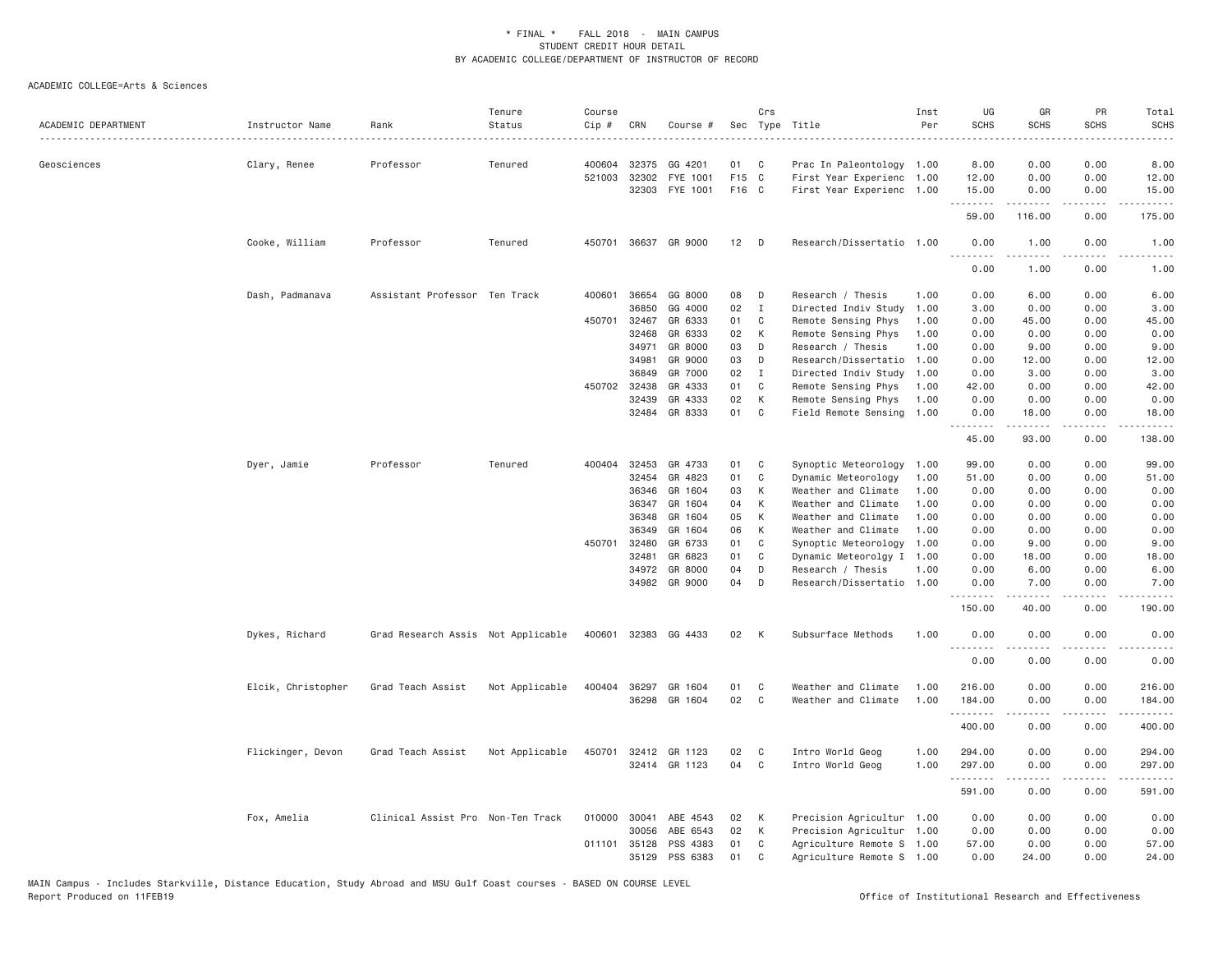\* FINAL \* FALL 2018 - MAIN CAMPUS
STUDENT CREDIT HOUR DETAIL
BY ACADEMIC COLLEGE/DEPARTMENT OF INSTRUCTOR OF RECORD

ACADEMIC COLLEGE=Arts & Sciences

| ACADEMIC DEPARTMENT | Instructor Name | Rank | Tenure Status | Course Cip # | CRN | Course # | Sec | Crs Type | Title | Inst Per | UG SCHS | GR SCHS | PR SCHS | Total SCHS |
|---|---|---|---|---|---|---|---|---|---|---|---|---|---|---|
| Geosciences | Clary, Renee | Professor | Tenured | 400604 | 32375 | GG 4201 | 01 | C | Prac In Paleontology | 1.00 | 8.00 | 0.00 | 0.00 | 8.00 |
| | | | | 521003 | 32302 | FYE 1001 | F15 | C | First Year Experienc | 1.00 | 12.00 | 0.00 | 0.00 | 12.00 |
| | | | | | 32303 | FYE 1001 | F16 | C | First Year Experienc | 1.00 | 15.00 | 0.00 | 0.00 | 15.00 |
| | | | | | | | | | | | 59.00 | 116.00 | 0.00 | 175.00 |
| | Cooke, William | Professor | Tenured | 450701 | 36637 | GR 9000 | 12 | D | Research/Dissertatio | 1.00 | 0.00 | 1.00 | 0.00 | 1.00 |
| | | | | | | | | | | | 0.00 | 1.00 | 0.00 | 1.00 |
| | Dash, Padmanava | Assistant Professor | Ten Track | 400601 | 36654 | GG 8000 | 08 | D | Research / Thesis | 1.00 | 0.00 | 6.00 | 0.00 | 6.00 |
| | | | | | 36850 | GG 4000 | 02 | I | Directed Indiv Study | 1.00 | 3.00 | 0.00 | 0.00 | 3.00 |
| | | | | 450701 | 32467 | GR 6333 | 01 | C | Remote Sensing Phys | 1.00 | 0.00 | 45.00 | 0.00 | 45.00 |
| | | | | | 32468 | GR 6333 | 02 | K | Remote Sensing Phys | 1.00 | 0.00 | 0.00 | 0.00 | 0.00 |
| | | | | | 34971 | GR 8000 | 03 | D | Research / Thesis | 1.00 | 0.00 | 9.00 | 0.00 | 9.00 |
| | | | | | 34981 | GR 9000 | 03 | D | Research/Dissertatio | 1.00 | 0.00 | 12.00 | 0.00 | 12.00 |
| | | | | | 36849 | GR 7000 | 02 | I | Directed Indiv Study | 1.00 | 0.00 | 3.00 | 0.00 | 3.00 |
| | | | | 450702 | 32438 | GR 4333 | 01 | C | Remote Sensing Phys | 1.00 | 42.00 | 0.00 | 0.00 | 42.00 |
| | | | | | 32439 | GR 4333 | 02 | K | Remote Sensing Phys | 1.00 | 0.00 | 0.00 | 0.00 | 0.00 |
| | | | | | 32484 | GR 8333 | 01 | C | Field Remote Sensing | 1.00 | 0.00 | 18.00 | 0.00 | 18.00 |
| | | | | | | | | | | | 45.00 | 93.00 | 0.00 | 138.00 |
| | Dyer, Jamie | Professor | Tenured | 400404 | 32453 | GR 4733 | 01 | C | Synoptic Meteorology | 1.00 | 99.00 | 0.00 | 0.00 | 99.00 |
| | | | | | 32454 | GR 4823 | 01 | C | Dynamic Meteorology | 1.00 | 51.00 | 0.00 | 0.00 | 51.00 |
| | | | | | 36346 | GR 1604 | 03 | K | Weather and Climate | 1.00 | 0.00 | 0.00 | 0.00 | 0.00 |
| | | | | | 36347 | GR 1604 | 04 | K | Weather and Climate | 1.00 | 0.00 | 0.00 | 0.00 | 0.00 |
| | | | | | 36348 | GR 1604 | 05 | K | Weather and Climate | 1.00 | 0.00 | 0.00 | 0.00 | 0.00 |
| | | | | | 36349 | GR 1604 | 06 | K | Weather and Climate | 1.00 | 0.00 | 0.00 | 0.00 | 0.00 |
| | | | | 450701 | 32480 | GR 6733 | 01 | C | Synoptic Meteorology | 1.00 | 0.00 | 9.00 | 0.00 | 9.00 |
| | | | | | 32481 | GR 6823 | 01 | C | Dynamic Meteorolgy I | 1.00 | 0.00 | 18.00 | 0.00 | 18.00 |
| | | | | | 34972 | GR 8000 | 04 | D | Research / Thesis | 1.00 | 0.00 | 6.00 | 0.00 | 6.00 |
| | | | | | 34982 | GR 9000 | 04 | D | Research/Dissertatio | 1.00 | 0.00 | 7.00 | 0.00 | 7.00 |
| | | | | | | | | | | | 150.00 | 40.00 | 0.00 | 190.00 |
| | Dykes, Richard | Grad Research Assis | Not Applicable | 400601 | 32383 | GG 4433 | 02 | K | Subsurface Methods | 1.00 | 0.00 | 0.00 | 0.00 | 0.00 |
| | | | | | | | | | | | 0.00 | 0.00 | 0.00 | 0.00 |
| | Elcik, Christopher | Grad Teach Assist | Not Applicable | 400404 | 36297 | GR 1604 | 01 | C | Weather and Climate | 1.00 | 216.00 | 0.00 | 0.00 | 216.00 |
| | | | | | 36298 | GR 1604 | 02 | C | Weather and Climate | 1.00 | 184.00 | 0.00 | 0.00 | 184.00 |
| | | | | | | | | | | | 400.00 | 0.00 | 0.00 | 400.00 |
| | Flickinger, Devon | Grad Teach Assist | Not Applicable | 450701 | 32412 | GR 1123 | 02 | C | Intro World Geog | 1.00 | 294.00 | 0.00 | 0.00 | 294.00 |
| | | | | | 32414 | GR 1123 | 04 | C | Intro World Geog | 1.00 | 297.00 | 0.00 | 0.00 | 297.00 |
| | | | | | | | | | | | 591.00 | 0.00 | 0.00 | 591.00 |
| | Fox, Amelia | Clinical Assist Pro | Non-Ten Track | 010000 | 30041 | ABE 4543 | 02 | K | Precision Agricultur | 1.00 | 0.00 | 0.00 | 0.00 | 0.00 |
| | | | | | 30056 | ABE 6543 | 02 | K | Precision Agricultur | 1.00 | 0.00 | 0.00 | 0.00 | 0.00 |
| | | | | 011101 | 35128 | PSS 4383 | 01 | C | Agriculture Remote S | 1.00 | 57.00 | 0.00 | 0.00 | 57.00 |
| | | | | | 35129 | PSS 6383 | 01 | C | Agriculture Remote S | 1.00 | 0.00 | 24.00 | 0.00 | 24.00 |

MAIN Campus - Includes Starkville, Distance Education, Study Abroad and MSU Gulf Coast courses - BASED ON COURSE LEVEL
Report Produced on 11FEB19

Office of Institutional Research and Effectiveness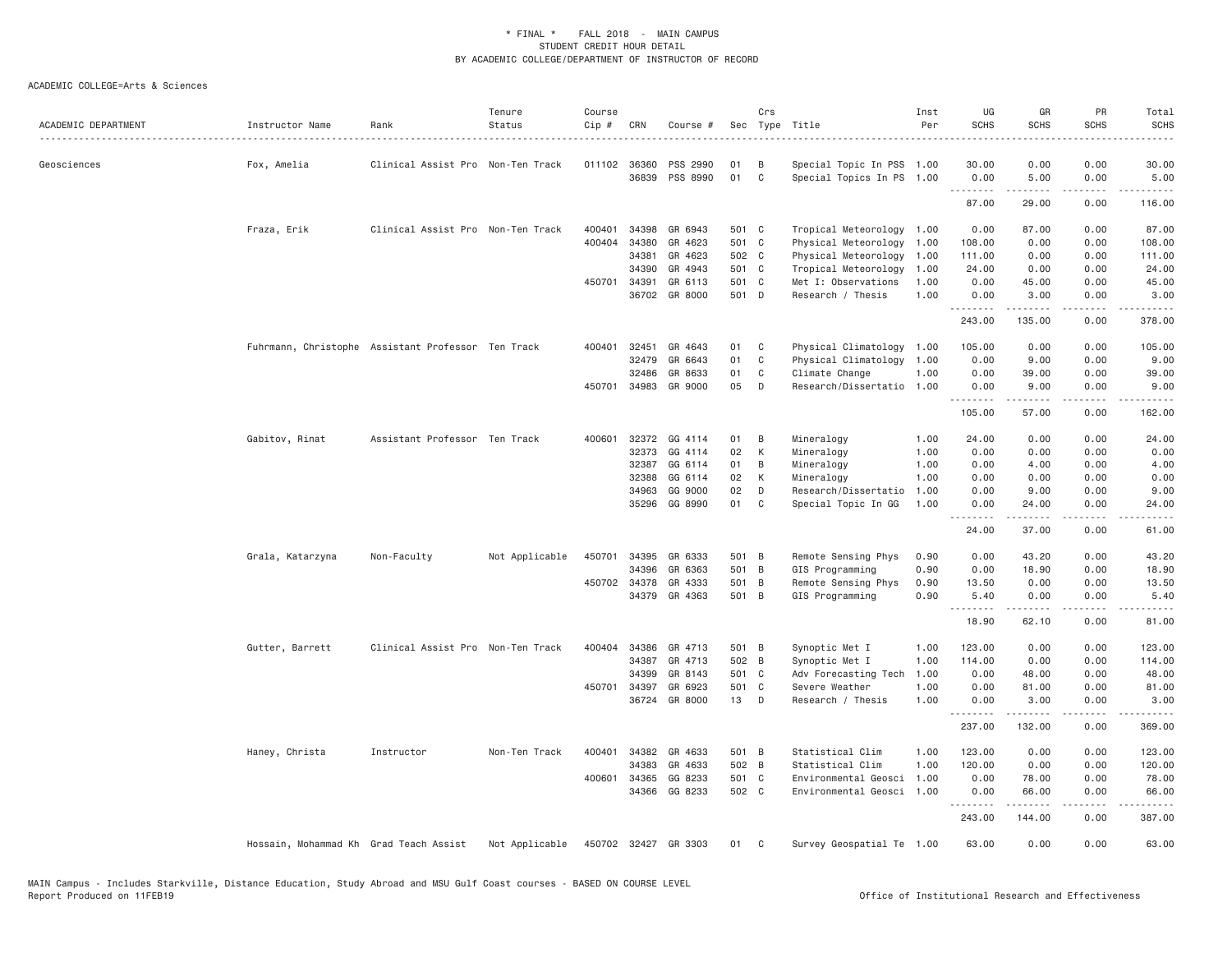\* FINAL \* FALL 2018 - MAIN CAMPUS
STUDENT CREDIT HOUR DETAIL
BY ACADEMIC COLLEGE/DEPARTMENT OF INSTRUCTOR OF RECORD

ACADEMIC COLLEGE=Arts & Sciences

| ACADEMIC DEPARTMENT | Instructor Name | Rank | Tenure Status | Course Cip # | CRN | Course # | Sec | Crs Type | Title | Inst Per | UG SCHS | GR SCHS | PR SCHS | Total SCHS |
|---|---|---|---|---|---|---|---|---|---|---|---|---|---|---|
| Geosciences | Fox, Amelia | Clinical Assist Pro | Non-Ten Track | 011102 | 36360 | PSS 2990 | 01 | B | Special Topic In PSS | 1.00 | 30.00 | 0.00 | 0.00 | 30.00 |
| | | | | | 36839 | PSS 8990 | 01 | C | Special Topics In PS | 1.00 | 0.00 | 5.00 | 0.00 | 5.00 |
| | | | | | | | | | | | 87.00 | 29.00 | 0.00 | 116.00 |
| | Fraza, Erik | Clinical Assist Pro | Non-Ten Track | 400401 | 34398 | GR 6943 | 501 | C | Tropical Meteorology | 1.00 | 0.00 | 87.00 | 0.00 | 87.00 |
| | | | | 400404 | 34380 | GR 4623 | 501 | C | Physical Meteorology | 1.00 | 108.00 | 0.00 | 0.00 | 108.00 |
| | | | | | 34381 | GR 4623 | 502 | C | Physical Meteorology | 1.00 | 111.00 | 0.00 | 0.00 | 111.00 |
| | | | | | 34390 | GR 4943 | 501 | C | Tropical Meteorology | 1.00 | 24.00 | 0.00 | 0.00 | 24.00 |
| | | | | 450701 | 34391 | GR 6113 | 501 | C | Met I: Observations | 1.00 | 0.00 | 45.00 | 0.00 | 45.00 |
| | | | | | 36702 | GR 8000 | 501 | D | Research / Thesis | 1.00 | 0.00 | 3.00 | 0.00 | 3.00 |
| | | | | | | | | | | | 243.00 | 135.00 | 0.00 | 378.00 |
| | Fuhrmann, Christophe | Assistant Professor | Ten Track | 400401 | 32451 | GR 4643 | 01 | C | Physical Climatology | 1.00 | 105.00 | 0.00 | 0.00 | 105.00 |
| | | | | | 32479 | GR 6643 | 01 | C | Physical Climatology | 1.00 | 0.00 | 9.00 | 0.00 | 9.00 |
| | | | | | 32486 | GR 8633 | 01 | C | Climate Change | 1.00 | 0.00 | 39.00 | 0.00 | 39.00 |
| | | | | 450701 | 34983 | GR 9000 | 05 | D | Research/Dissertatio | 1.00 | 0.00 | 9.00 | 0.00 | 9.00 |
| | | | | | | | | | | | 105.00 | 57.00 | 0.00 | 162.00 |
| | Gabitov, Rinat | Assistant Professor | Ten Track | 400601 | 32372 | GG 4114 | 01 | B | Mineralogy | 1.00 | 24.00 | 0.00 | 0.00 | 24.00 |
| | | | | | 32373 | GG 4114 | 02 | K | Mineralogy | 1.00 | 0.00 | 0.00 | 0.00 | 0.00 |
| | | | | | 32387 | GG 6114 | 01 | B | Mineralogy | 1.00 | 0.00 | 4.00 | 0.00 | 4.00 |
| | | | | | 32388 | GG 6114 | 02 | K | Mineralogy | 1.00 | 0.00 | 0.00 | 0.00 | 0.00 |
| | | | | | 34963 | GG 9000 | 02 | D | Research/Dissertatio | 1.00 | 0.00 | 9.00 | 0.00 | 9.00 |
| | | | | | 35296 | GG 8990 | 01 | C | Special Topic In GG | 1.00 | 0.00 | 24.00 | 0.00 | 24.00 |
| | | | | | | | | | | | 24.00 | 37.00 | 0.00 | 61.00 |
| | Grala, Katarzyna | Non-Faculty | Not Applicable | 450701 | 34395 | GR 6333 | 501 | B | Remote Sensing Phys | 0.90 | 0.00 | 43.20 | 0.00 | 43.20 |
| | | | | | 34396 | GR 6363 | 501 | B | GIS Programming | 0.90 | 0.00 | 18.90 | 0.00 | 18.90 |
| | | | | 450702 | 34378 | GR 4333 | 501 | B | Remote Sensing Phys | 0.90 | 13.50 | 0.00 | 0.00 | 13.50 |
| | | | | | 34379 | GR 4363 | 501 | B | GIS Programming | 0.90 | 5.40 | 0.00 | 0.00 | 5.40 |
| | | | | | | | | | | | 18.90 | 62.10 | 0.00 | 81.00 |
| | Gutter, Barrett | Clinical Assist Pro | Non-Ten Track | 400404 | 34386 | GR 4713 | 501 | B | Synoptic Met I | 1.00 | 123.00 | 0.00 | 0.00 | 123.00 |
| | | | | | 34387 | GR 4713 | 502 | B | Synoptic Met I | 1.00 | 114.00 | 0.00 | 0.00 | 114.00 |
| | | | | | 34399 | GR 8143 | 501 | C | Adv Forecasting Tech | 1.00 | 0.00 | 48.00 | 0.00 | 48.00 |
| | | | | 450701 | 34397 | GR 6923 | 501 | C | Severe Weather | 1.00 | 0.00 | 81.00 | 0.00 | 81.00 |
| | | | | | 36724 | GR 8000 | 13 | D | Research / Thesis | 1.00 | 0.00 | 3.00 | 0.00 | 3.00 |
| | | | | | | | | | | | 237.00 | 132.00 | 0.00 | 369.00 |
| | Haney, Christa | Instructor | Non-Ten Track | 400401 | 34382 | GR 4633 | 501 | B | Statistical Clim | 1.00 | 123.00 | 0.00 | 0.00 | 123.00 |
| | | | | | 34383 | GR 4633 | 502 | B | Statistical Clim | 1.00 | 120.00 | 0.00 | 0.00 | 120.00 |
| | | | | 400601 | 34365 | GG 8233 | 501 | C | Environmental Geosci | 1.00 | 0.00 | 78.00 | 0.00 | 78.00 |
| | | | | | 34366 | GG 8233 | 502 | C | Environmental Geosci | 1.00 | 0.00 | 66.00 | 0.00 | 66.00 |
| | | | | | | | | | | | 243.00 | 144.00 | 0.00 | 387.00 |
| | Hossain, Mohammad Kh | Grad Teach Assist | Not Applicable | 450702 | 32427 | GR 3303 | 01 | C | Survey Geospatial Te | 1.00 | 63.00 | 0.00 | 0.00 | 63.00 |

MAIN Campus - Includes Starkville, Distance Education, Study Abroad and MSU Gulf Coast courses - BASED ON COURSE LEVEL
Report Produced on 11FEB19 Office of Institutional Research and Effectiveness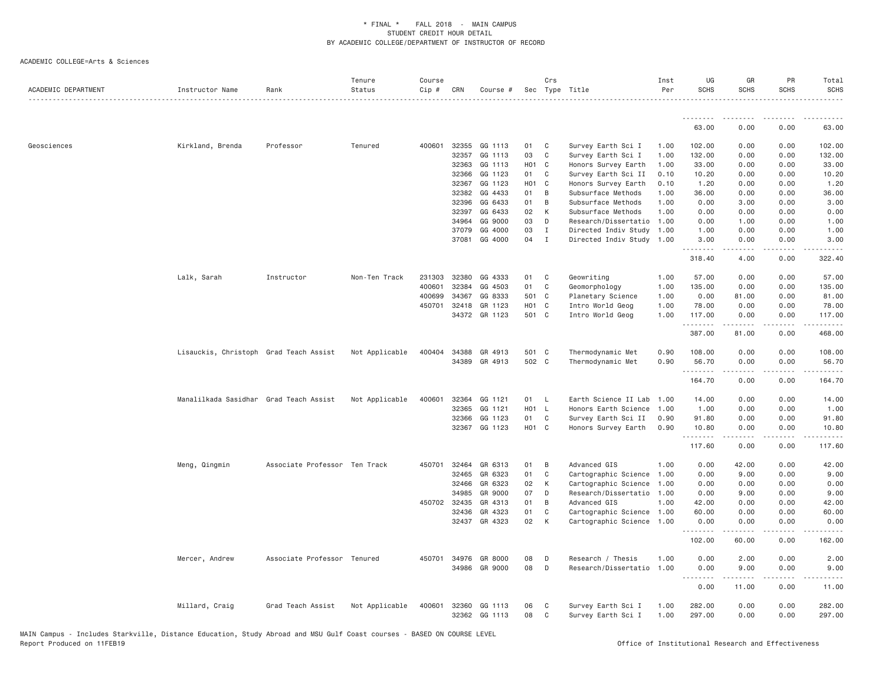\* FINAL \* FALL 2018 - MAIN CAMPUS
STUDENT CREDIT HOUR DETAIL
BY ACADEMIC COLLEGE/DEPARTMENT OF INSTRUCTOR OF RECORD

ACADEMIC COLLEGE=Arts & Sciences

| ACADEMIC DEPARTMENT | Instructor Name | Rank | Tenure Status | Course Cip # | CRN | Course # | Sec | Crs Type | Title | Inst Per | UG SCHS | GR SCHS | PR SCHS | Total SCHS |
|---|---|---|---|---|---|---|---|---|---|---|---|---|---|---|
| | | | | | | | | | | | 63.00 | 0.00 | 0.00 | 63.00 |
| Geosciences | Kirkland, Brenda | Professor | Tenured | 400601 | 32355 | GG 1113 | 01 | C | Survey Earth Sci I | 1.00 | 102.00 | 0.00 | 0.00 | 102.00 |
| | | | | | 32357 | GG 1113 | 03 | C | Survey Earth Sci I | 1.00 | 132.00 | 0.00 | 0.00 | 132.00 |
| | | | | | 32363 | GG 1113 | H01 | C | Honors Survey Earth | 1.00 | 33.00 | 0.00 | 0.00 | 33.00 |
| | | | | | 32366 | GG 1123 | 01 | C | Survey Earth Sci II | 0.10 | 10.20 | 0.00 | 0.00 | 10.20 |
| | | | | | 32367 | GG 1123 | H01 | C | Honors Survey Earth | 0.10 | 1.20 | 0.00 | 0.00 | 1.20 |
| | | | | | 32382 | GG 4433 | 01 | B | Subsurface Methods | 1.00 | 36.00 | 0.00 | 0.00 | 36.00 |
| | | | | | 32396 | GG 6433 | 01 | B | Subsurface Methods | 1.00 | 0.00 | 3.00 | 0.00 | 3.00 |
| | | | | | 32397 | GG 6433 | 02 | K | Subsurface Methods | 1.00 | 0.00 | 0.00 | 0.00 | 0.00 |
| | | | | | 34964 | GG 9000 | 03 | D | Research/Dissertatio | 1.00 | 0.00 | 1.00 | 0.00 | 1.00 |
| | | | | | 37079 | GG 4000 | 03 | I | Directed Indiv Study | 1.00 | 1.00 | 0.00 | 0.00 | 1.00 |
| | | | | | 37081 | GG 4000 | 04 | I | Directed Indiv Study | 1.00 | 3.00 | 0.00 | 0.00 | 3.00 |
| | | | | | | | | | | | 318.40 | 4.00 | 0.00 | 322.40 |
| | Lalk, Sarah | Instructor | Non-Ten Track | 231303 | 32380 | GG 4333 | 01 | C | Geowriting | 1.00 | 57.00 | 0.00 | 0.00 | 57.00 |
| | | | | 400601 | 32384 | GG 4503 | 01 | C | Geomorphology | 1.00 | 135.00 | 0.00 | 0.00 | 135.00 |
| | | | | 400699 | 34367 | GG 8333 | 501 | C | Planetary Science | 1.00 | 0.00 | 81.00 | 0.00 | 81.00 |
| | | | | 450701 | 32418 | GR 1123 | H01 | C | Intro World Geog | 1.00 | 78.00 | 0.00 | 0.00 | 78.00 |
| | | | | | 34372 | GR 1123 | 501 | C | Intro World Geog | 1.00 | 117.00 | 0.00 | 0.00 | 117.00 |
| | | | | | | | | | | | 387.00 | 81.00 | 0.00 | 468.00 |
| | Lisauckis, Christoph | Grad Teach Assist | Not Applicable | 400404 | 34388 | GR 4913 | 501 | C | Thermodynamic Met | 0.90 | 108.00 | 0.00 | 0.00 | 108.00 |
| | | | | | 34389 | GR 4913 | 502 | C | Thermodynamic Met | 0.90 | 56.70 | 0.00 | 0.00 | 56.70 |
| | | | | | | | | | | | 164.70 | 0.00 | 0.00 | 164.70 |
| | Manalilkada Sasidhar | Grad Teach Assist | Not Applicable | 400601 | 32364 | GG 1121 | 01 | L | Earth Science II Lab | 1.00 | 14.00 | 0.00 | 0.00 | 14.00 |
| | | | | | 32365 | GG 1121 | H01 | L | Honors Earth Science | 1.00 | 1.00 | 0.00 | 0.00 | 1.00 |
| | | | | | 32366 | GG 1123 | 01 | C | Survey Earth Sci II | 0.90 | 91.80 | 0.00 | 0.00 | 91.80 |
| | | | | | 32367 | GG 1123 | H01 | C | Honors Survey Earth | 0.90 | 10.80 | 0.00 | 0.00 | 10.80 |
| | | | | | | | | | | | 117.60 | 0.00 | 0.00 | 117.60 |
| | Meng, Qingmin | Associate Professor | Ten Track | 450701 | 32464 | GR 6313 | 01 | B | Advanced GIS | 1.00 | 0.00 | 42.00 | 0.00 | 42.00 |
| | | | | | 32465 | GR 6323 | 01 | C | Cartographic Science | 1.00 | 0.00 | 9.00 | 0.00 | 9.00 |
| | | | | | 32466 | GR 6323 | 02 | K | Cartographic Science | 1.00 | 0.00 | 0.00 | 0.00 | 0.00 |
| | | | | | 34985 | GR 9000 | 07 | D | Research/Dissertatio | 1.00 | 0.00 | 9.00 | 0.00 | 9.00 |
| | | | | 450702 | 32435 | GR 4313 | 01 | B | Advanced GIS | 1.00 | 42.00 | 0.00 | 0.00 | 42.00 |
| | | | | | 32436 | GR 4323 | 01 | C | Cartographic Science | 1.00 | 60.00 | 0.00 | 0.00 | 60.00 |
| | | | | | 32437 | GR 4323 | 02 | K | Cartographic Science | 1.00 | 0.00 | 0.00 | 0.00 | 0.00 |
| | | | | | | | | | | | 102.00 | 60.00 | 0.00 | 162.00 |
| | Mercer, Andrew | Associate Professor | Tenured | 450701 | 34976 | GR 8000 | 08 | D | Research / Thesis | 1.00 | 0.00 | 2.00 | 0.00 | 2.00 |
| | | | | | 34986 | GR 9000 | 08 | D | Research/Dissertatio | 1.00 | 0.00 | 9.00 | 0.00 | 9.00 |
| | | | | | | | | | | | 0.00 | 11.00 | 0.00 | 11.00 |
| | Millard, Craig | Grad Teach Assist | Not Applicable | 400601 | 32360 | GG 1113 | 06 | C | Survey Earth Sci I | 1.00 | 282.00 | 0.00 | 0.00 | 282.00 |
| | | | | | 32362 | GG 1113 | 08 | C | Survey Earth Sci I | 1.00 | 297.00 | 0.00 | 0.00 | 297.00 |

MAIN Campus - Includes Starkville, Distance Education, Study Abroad and MSU Gulf Coast courses - BASED ON COURSE LEVEL
Report Produced on 11FEB19 Office of Institutional Research and Effectiveness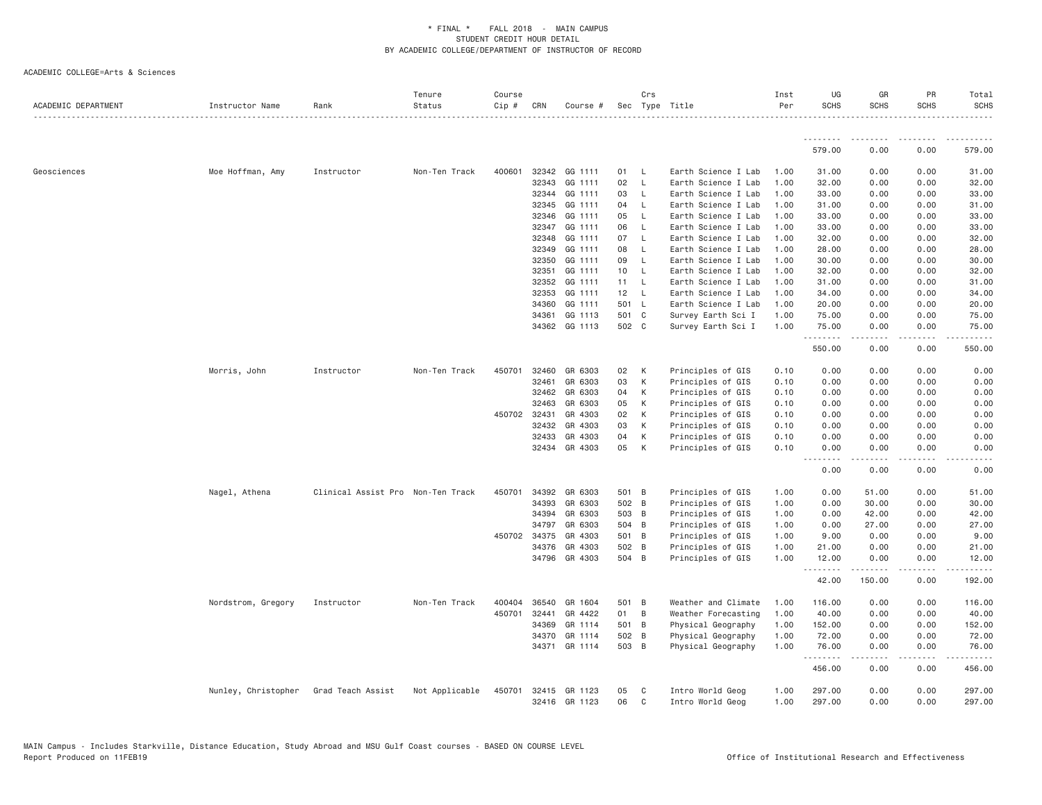# * FINAL * FALL 2018 - MAIN CAMPUS
## STUDENT CREDIT HOUR DETAIL
### BY ACADEMIC COLLEGE/DEPARTMENT OF INSTRUCTOR OF RECORD

ACADEMIC COLLEGE=Arts & Sciences

| ACADEMIC DEPARTMENT | Instructor Name | Rank | Tenure Status | Course Cip # | CRN | Course # | Sec | Crs Type | Title | Inst Per | UG SCHS | GR SCHS | PR SCHS | Total SCHS |
|---|---|---|---|---|---|---|---|---|---|---|---|---|---|---|
| | | | | | | | | | | | 579.00 | 0.00 | 0.00 | 579.00 |
| Geosciences | Moe Hoffman, Amy | Instructor | Non-Ten Track | 400601 | 32342 | GG 1111 | 01 | L | Earth Science I Lab | 1.00 | 31.00 | 0.00 | 0.00 | 31.00 |
| | | | | | 32343 | GG 1111 | 02 | L | Earth Science I Lab | 1.00 | 32.00 | 0.00 | 0.00 | 32.00 |
| | | | | | 32344 | GG 1111 | 03 | L | Earth Science I Lab | 1.00 | 33.00 | 0.00 | 0.00 | 33.00 |
| | | | | | 32345 | GG 1111 | 04 | L | Earth Science I Lab | 1.00 | 31.00 | 0.00 | 0.00 | 31.00 |
| | | | | | 32346 | GG 1111 | 05 | L | Earth Science I Lab | 1.00 | 33.00 | 0.00 | 0.00 | 33.00 |
| | | | | | 32347 | GG 1111 | 06 | L | Earth Science I Lab | 1.00 | 33.00 | 0.00 | 0.00 | 33.00 |
| | | | | | 32348 | GG 1111 | 07 | L | Earth Science I Lab | 1.00 | 32.00 | 0.00 | 0.00 | 32.00 |
| | | | | | 32349 | GG 1111 | 08 | L | Earth Science I Lab | 1.00 | 28.00 | 0.00 | 0.00 | 28.00 |
| | | | | | 32350 | GG 1111 | 09 | L | Earth Science I Lab | 1.00 | 30.00 | 0.00 | 0.00 | 30.00 |
| | | | | | 32351 | GG 1111 | 10 | L | Earth Science I Lab | 1.00 | 32.00 | 0.00 | 0.00 | 32.00 |
| | | | | | 32352 | GG 1111 | 11 | L | Earth Science I Lab | 1.00 | 31.00 | 0.00 | 0.00 | 31.00 |
| | | | | | 32353 | GG 1111 | 12 | L | Earth Science I Lab | 1.00 | 34.00 | 0.00 | 0.00 | 34.00 |
| | | | | | 34360 | GG 1111 | 501 | L | Earth Science I Lab | 1.00 | 20.00 | 0.00 | 0.00 | 20.00 |
| | | | | | 34361 | GG 1113 | 501 | C | Survey Earth Sci I | 1.00 | 75.00 | 0.00 | 0.00 | 75.00 |
| | | | | | 34362 | GG 1113 | 502 | C | Survey Earth Sci I | 1.00 | 75.00 | 0.00 | 0.00 | 75.00 |
| | | | | | | | | | | | 550.00 | 0.00 | 0.00 | 550.00 |
| | Morris, John | Instructor | Non-Ten Track | 450701 | 32460 | GR 6303 | 02 | K | Principles of GIS | 0.10 | 0.00 | 0.00 | 0.00 | 0.00 |
| | | | | | 32461 | GR 6303 | 03 | K | Principles of GIS | 0.10 | 0.00 | 0.00 | 0.00 | 0.00 |
| | | | | | 32462 | GR 6303 | 04 | K | Principles of GIS | 0.10 | 0.00 | 0.00 | 0.00 | 0.00 |
| | | | | | 32463 | GR 6303 | 05 | K | Principles of GIS | 0.10 | 0.00 | 0.00 | 0.00 | 0.00 |
| | | | | 450702 | 32431 | GR 4303 | 02 | K | Principles of GIS | 0.10 | 0.00 | 0.00 | 0.00 | 0.00 |
| | | | | | 32432 | GR 4303 | 03 | K | Principles of GIS | 0.10 | 0.00 | 0.00 | 0.00 | 0.00 |
| | | | | | 32433 | GR 4303 | 04 | K | Principles of GIS | 0.10 | 0.00 | 0.00 | 0.00 | 0.00 |
| | | | | | 32434 | GR 4303 | 05 | K | Principles of GIS | 0.10 | 0.00 | 0.00 | 0.00 | 0.00 |
| | | | | | | | | | | | 0.00 | 0.00 | 0.00 | 0.00 |
| | Nagel, Athena | Clinical Assist Pro | Non-Ten Track | 450701 | 34392 | GR 6303 | 501 | B | Principles of GIS | 1.00 | 0.00 | 51.00 | 0.00 | 51.00 |
| | | | | | 34393 | GR 6303 | 502 | B | Principles of GIS | 1.00 | 0.00 | 30.00 | 0.00 | 30.00 |
| | | | | | 34394 | GR 6303 | 503 | B | Principles of GIS | 1.00 | 0.00 | 42.00 | 0.00 | 42.00 |
| | | | | | 34797 | GR 6303 | 504 | B | Principles of GIS | 1.00 | 0.00 | 27.00 | 0.00 | 27.00 |
| | | | | 450702 | 34375 | GR 4303 | 501 | B | Principles of GIS | 1.00 | 9.00 | 0.00 | 0.00 | 9.00 |
| | | | | | 34376 | GR 4303 | 502 | B | Principles of GIS | 1.00 | 21.00 | 0.00 | 0.00 | 21.00 |
| | | | | | 34796 | GR 4303 | 504 | B | Principles of GIS | 1.00 | 12.00 | 0.00 | 0.00 | 12.00 |
| | | | | | | | | | | | 42.00 | 150.00 | 0.00 | 192.00 |
| | Nordstrom, Gregory | Instructor | Non-Ten Track | 400404 | 36540 | GR 1604 | 501 | B | Weather and Climate | 1.00 | 116.00 | 0.00 | 0.00 | 116.00 |
| | | | | 450701 | 32441 | GR 4422 | 01 | B | Weather Forecasting | 1.00 | 40.00 | 0.00 | 0.00 | 40.00 |
| | | | | | 34369 | GR 1114 | 501 | B | Physical Geography | 1.00 | 152.00 | 0.00 | 0.00 | 152.00 |
| | | | | | 34370 | GR 1114 | 502 | B | Physical Geography | 1.00 | 72.00 | 0.00 | 0.00 | 72.00 |
| | | | | | 34371 | GR 1114 | 503 | B | Physical Geography | 1.00 | 76.00 | 0.00 | 0.00 | 76.00 |
| | | | | | | | | | | | 456.00 | 0.00 | 0.00 | 456.00 |
| | Nunley, Christopher | Grad Teach Assist | Not Applicable | 450701 | 32415 | GR 1123 | 05 | C | Intro World Geog | 1.00 | 297.00 | 0.00 | 0.00 | 297.00 |
| | | | | | 32416 | GR 1123 | 06 | C | Intro World Geog | 1.00 | 297.00 | 0.00 | 0.00 | 297.00 |

MAIN Campus - Includes Starkville, Distance Education, Study Abroad and MSU Gulf Coast courses - BASED ON COURSE LEVEL
Report Produced on 11FEB19 Office of Institutional Research and Effectiveness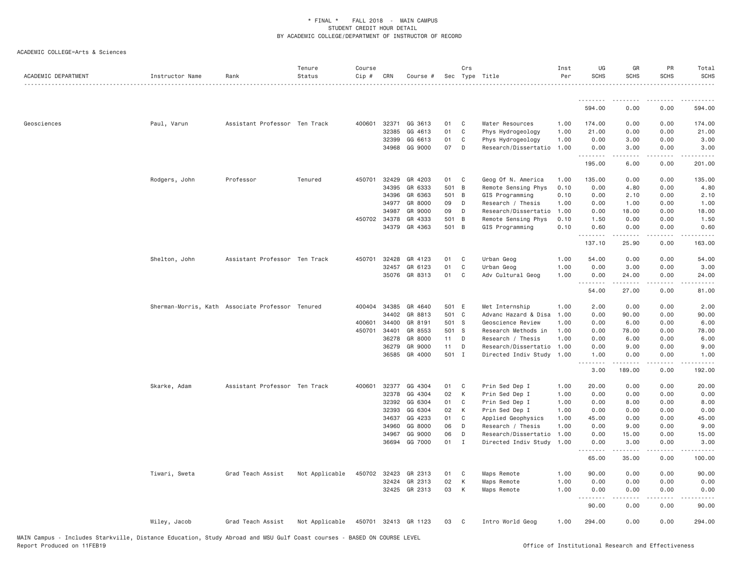\* FINAL \* FALL 2018 - MAIN CAMPUS
STUDENT CREDIT HOUR DETAIL
BY ACADEMIC COLLEGE/DEPARTMENT OF INSTRUCTOR OF RECORD

ACADEMIC COLLEGE=Arts & Sciences

| ACADEMIC DEPARTMENT | Instructor Name | Rank | Tenure Status | Course Cip # | CRN | Course # | Sec | Crs Type | Title | Inst Per | UG SCHS | GR SCHS | PR SCHS | Total SCHS |
|---|---|---|---|---|---|---|---|---|---|---|---|---|---|---|
| | | | | | | | | | | | 594.00 | 0.00 | 0.00 | 594.00 |
| Geosciences | Paul, Varun | Assistant Professor | Ten Track | 400601 | 32371 | GG 3613 | 01 | C | Water Resources | 1.00 | 174.00 | 0.00 | 0.00 | 174.00 |
| | | | | | 32385 | GG 4613 | 01 | C | Phys Hydrogeology | 1.00 | 21.00 | 0.00 | 0.00 | 21.00 |
| | | | | | 32399 | GG 6613 | 01 | C | Phys Hydrogeology | 1.00 | 0.00 | 3.00 | 0.00 | 3.00 |
| | | | | | 34968 | GG 9000 | 07 | D | Research/Dissertatio | 1.00 | 0.00 | 3.00 | 0.00 | 3.00 |
| | | | | | | | | | | | 195.00 | 6.00 | 0.00 | 201.00 |
| | Rodgers, John | Professor | Tenured | 450701 | 32429 | GR 4203 | 01 | C | Geog Of N. America | 1.00 | 135.00 | 0.00 | 0.00 | 135.00 |
| | | | | | 34395 | GR 6333 | 501 | B | Remote Sensing Phys | 0.10 | 0.00 | 4.80 | 0.00 | 4.80 |
| | | | | | 34396 | GR 6363 | 501 | B | GIS Programming | 0.10 | 0.00 | 2.10 | 0.00 | 2.10 |
| | | | | | 34977 | GR 8000 | 09 | D | Research / Thesis | 1.00 | 0.00 | 1.00 | 0.00 | 1.00 |
| | | | | | 34987 | GR 9000 | 09 | D | Research/Dissertatio | 1.00 | 0.00 | 18.00 | 0.00 | 18.00 |
| | | | | 450702 | 34378 | GR 4333 | 501 | B | Remote Sensing Phys | 0.10 | 1.50 | 0.00 | 0.00 | 1.50 |
| | | | | | 34379 | GR 4363 | 501 | B | GIS Programming | 0.10 | 0.60 | 0.00 | 0.00 | 0.60 |
| | | | | | | | | | | | 137.10 | 25.90 | 0.00 | 163.00 |
| | Shelton, John | Assistant Professor | Ten Track | 450701 | 32428 | GR 4123 | 01 | C | Urban Geog | 1.00 | 54.00 | 0.00 | 0.00 | 54.00 |
| | | | | | 32457 | GR 6123 | 01 | C | Urban Geog | 1.00 | 0.00 | 3.00 | 0.00 | 3.00 |
| | | | | | 35076 | GR 8313 | 01 | C | Adv Cultural Geog | 1.00 | 0.00 | 24.00 | 0.00 | 24.00 |
| | | | | | | | | | | | 54.00 | 27.00 | 0.00 | 81.00 |
| | Sherman-Morris, Kath | Associate Professor | Tenured | 400404 | 34385 | GR 4640 | 501 | E | Met Internship | 1.00 | 2.00 | 0.00 | 0.00 | 2.00 |
| | | | | | 34402 | GR 8813 | 501 | C | Advanc Hazard & Disa | 1.00 | 0.00 | 90.00 | 0.00 | 90.00 |
| | | | | 400601 | 34400 | GR 8191 | 501 | S | Geoscience Review | 1.00 | 0.00 | 6.00 | 0.00 | 6.00 |
| | | | | 450701 | 34401 | GR 8553 | 501 | S | Research Methods in | 1.00 | 0.00 | 78.00 | 0.00 | 78.00 |
| | | | | | 36278 | GR 8000 | 11 | D | Research / Thesis | 1.00 | 0.00 | 6.00 | 0.00 | 6.00 |
| | | | | | 36279 | GR 9000 | 11 | D | Research/Dissertatio | 1.00 | 0.00 | 9.00 | 0.00 | 9.00 |
| | | | | | 36585 | GR 4000 | 501 | I | Directed Indiv Study | 1.00 | 1.00 | 0.00 | 0.00 | 1.00 |
| | | | | | | | | | | | 3.00 | 189.00 | 0.00 | 192.00 |
| | Skarke, Adam | Assistant Professor | Ten Track | 400601 | 32377 | GG 4304 | 01 | C | Prin Sed Dep I | 1.00 | 20.00 | 0.00 | 0.00 | 20.00 |
| | | | | | 32378 | GG 4304 | 02 | K | Prin Sed Dep I | 1.00 | 0.00 | 0.00 | 0.00 | 0.00 |
| | | | | | 32392 | GG 6304 | 01 | C | Prin Sed Dep I | 1.00 | 0.00 | 8.00 | 0.00 | 8.00 |
| | | | | | 32393 | GG 6304 | 02 | K | Prin Sed Dep I | 1.00 | 0.00 | 0.00 | 0.00 | 0.00 |
| | | | | | 34637 | GG 4233 | 01 | C | Applied Geophysics | 1.00 | 45.00 | 0.00 | 0.00 | 45.00 |
| | | | | | 34960 | GG 8000 | 06 | D | Research / Thesis | 1.00 | 0.00 | 9.00 | 0.00 | 9.00 |
| | | | | | 34967 | GG 9000 | 06 | D | Research/Dissertatio | 1.00 | 0.00 | 15.00 | 0.00 | 15.00 |
| | | | | | 36694 | GG 7000 | 01 | I | Directed Indiv Study | 1.00 | 0.00 | 3.00 | 0.00 | 3.00 |
| | | | | | | | | | | | 65.00 | 35.00 | 0.00 | 100.00 |
| | Tiwari, Sweta | Grad Teach Assist | Not Applicable | 450702 | 32423 | GR 2313 | 01 | C | Maps Remote | 1.00 | 90.00 | 0.00 | 0.00 | 90.00 |
| | | | | | 32424 | GR 2313 | 02 | K | Maps Remote | 1.00 | 0.00 | 0.00 | 0.00 | 0.00 |
| | | | | | 32425 | GR 2313 | 03 | K | Maps Remote | 1.00 | 0.00 | 0.00 | 0.00 | 0.00 |
| | | | | | | | | | | | 90.00 | 0.00 | 0.00 | 90.00 |
| | Wiley, Jacob | Grad Teach Assist | Not Applicable | 450701 | 32413 | GR 1123 | 03 | C | Intro World Geog | 1.00 | 294.00 | 0.00 | 0.00 | 294.00 |

MAIN Campus - Includes Starkville, Distance Education, Study Abroad and MSU Gulf Coast courses - BASED ON COURSE LEVEL
Report Produced on 11FEB19 Office of Institutional Research and Effectiveness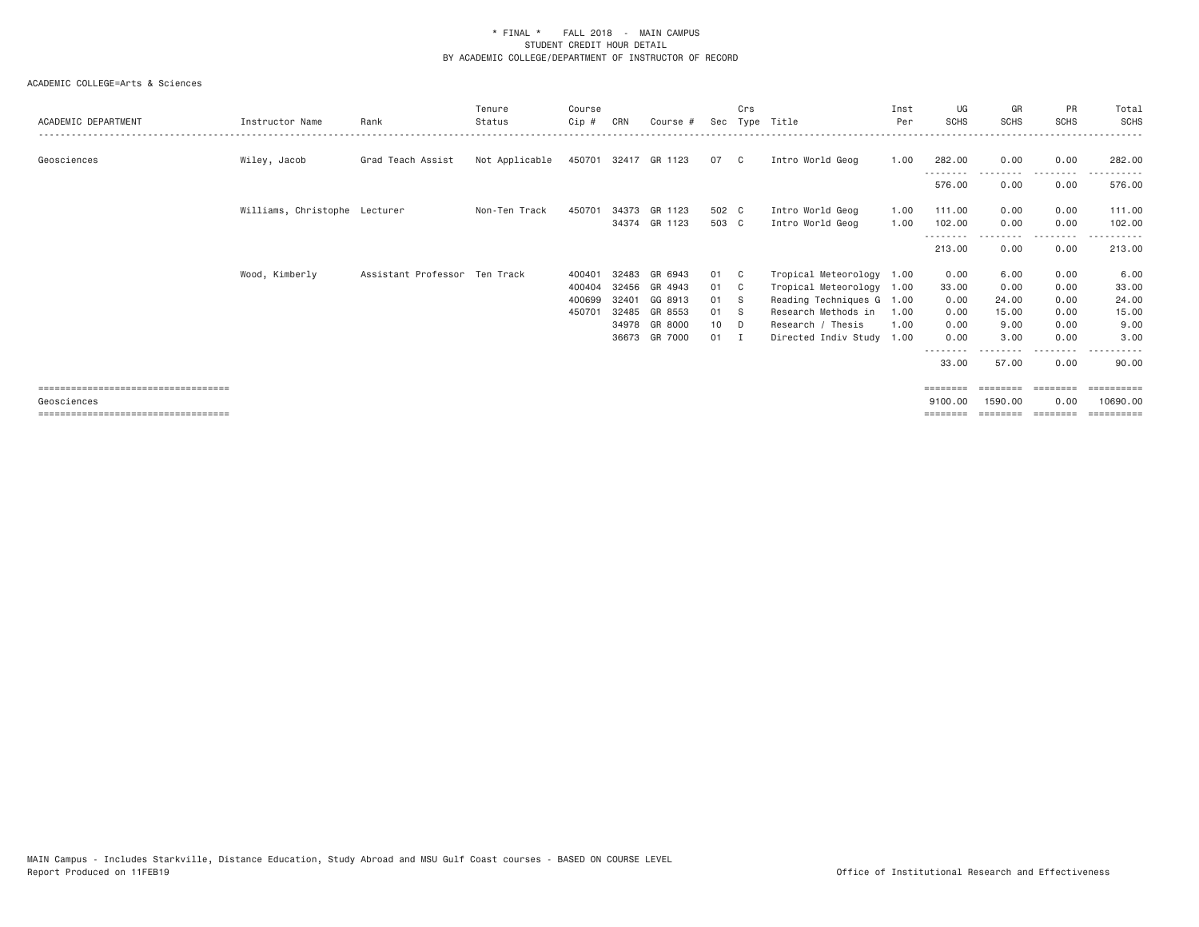\* FINAL \* FALL 2018 - MAIN CAMPUS
STUDENT CREDIT HOUR DETAIL
BY ACADEMIC COLLEGE/DEPARTMENT OF INSTRUCTOR OF RECORD

ACADEMIC COLLEGE=Arts & Sciences

| ACADEMIC DEPARTMENT | Instructor Name | Rank | Tenure Status | Course Cip # | CRN | Course # | Sec | Crs Type | Title | Inst Per | UG SCHS | GR SCHS | PR SCHS | Total SCHS |
|---|---|---|---|---|---|---|---|---|---|---|---|---|---|---|
| Geosciences | Wiley, Jacob | Grad Teach Assist | Not Applicable | 450701 | 32417 | GR 1123 | 07 | C | Intro World Geog | 1.00 | 282.00 | 0.00 | 0.00 | 282.00 |
| | | | | | | | | | | | 576.00 | 0.00 | 0.00 | 576.00 |
| | Williams, Christophe | Lecturer | Non-Ten Track | 450701 | 34373 | GR 1123 | 502 | C | Intro World Geog | 1.00 | 111.00 | 0.00 | 0.00 | 111.00 |
| | | | | | 34374 | GR 1123 | 503 | C | Intro World Geog | 1.00 | 102.00 | 0.00 | 0.00 | 102.00 |
| | | | | | | | | | | | 213.00 | 0.00 | 0.00 | 213.00 |
| | Wood, Kimberly | Assistant Professor | Ten Track | 400401 | 32483 | GR 6943 | 01 | C | Tropical Meteorology | 1.00 | 0.00 | 6.00 | 0.00 | 6.00 |
| | | | | 400404 | 32456 | GR 4943 | 01 | C | Tropical Meteorology | 1.00 | 33.00 | 0.00 | 0.00 | 33.00 |
| | | | | 400699 | 32401 | GG 8913 | 01 | S | Reading Techniques G | 1.00 | 0.00 | 24.00 | 0.00 | 24.00 |
| | | | | 450701 | 32485 | GR 8553 | 01 | S | Research Methods in | 1.00 | 0.00 | 15.00 | 0.00 | 15.00 |
| | | | | | 34978 | GR 8000 | 10 | D | Research / Thesis | 1.00 | 0.00 | 9.00 | 0.00 | 9.00 |
| | | | | | 36673 | GR 7000 | 01 | I | Directed Indiv Study | 1.00 | 0.00 | 3.00 | 0.00 | 3.00 |
| | | | | | | | | | | | 33.00 | 57.00 | 0.00 | 90.00 |
| Geosciences | | | | | | | | | | | 9100.00 | 1590.00 | 0.00 | 10690.00 |

MAIN Campus - Includes Starkville, Distance Education, Study Abroad and MSU Gulf Coast courses - BASED ON COURSE LEVEL
Report Produced on 11FEB19

Office of Institutional Research and Effectiveness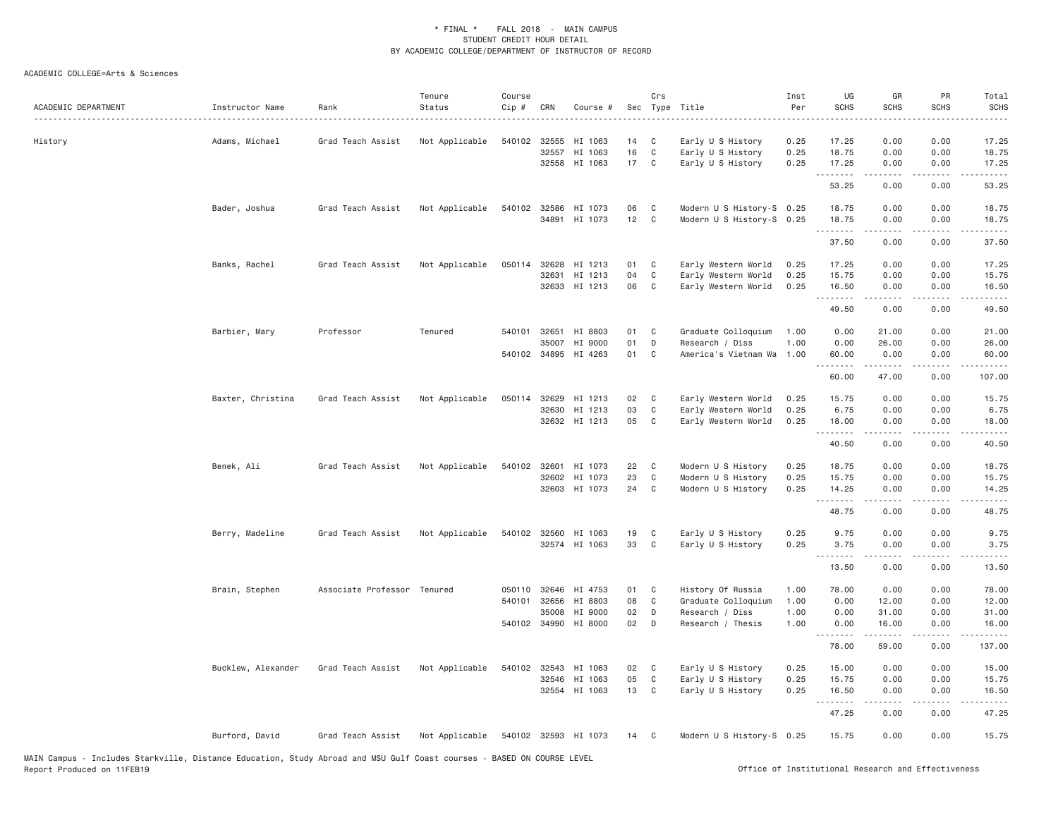\* FINAL \* FALL 2018 - MAIN CAMPUS
STUDENT CREDIT HOUR DETAIL
BY ACADEMIC COLLEGE/DEPARTMENT OF INSTRUCTOR OF RECORD

ACADEMIC COLLEGE=Arts & Sciences

| ACADEMIC DEPARTMENT | Instructor Name | Rank | Tenure Status | Course Cip # | CRN | Course # | Sec | Crs Type | Title | Inst Per | UG SCHS | GR SCHS | PR SCHS | Total SCHS |
|---|---|---|---|---|---|---|---|---|---|---|---|---|---|---|
| History | Adams, Michael | Grad Teach Assist | Not Applicable | 540102 | 32555 | HI 1063 | 14 | C | Early U S History | 0.25 | 17.25 | 0.00 | 0.00 | 17.25 |
| | | | | | 32557 | HI 1063 | 16 | C | Early U S History | 0.25 | 18.75 | 0.00 | 0.00 | 18.75 |
| | | | | | 32558 | HI 1063 | 17 | C | Early U S History | 0.25 | 17.25 | 0.00 | 0.00 | 17.25 |
| | | | | | | | | | | | 53.25 | 0.00 | 0.00 | 53.25 |
| | Bader, Joshua | Grad Teach Assist | Not Applicable | 540102 | 32586 | HI 1073 | 06 | C | Modern U S History-S | 0.25 | 18.75 | 0.00 | 0.00 | 18.75 |
| | | | | | 34891 | HI 1073 | 12 | C | Modern U S History-S | 0.25 | 18.75 | 0.00 | 0.00 | 18.75 |
| | | | | | | | | | | | 37.50 | 0.00 | 0.00 | 37.50 |
| | Banks, Rachel | Grad Teach Assist | Not Applicable | 050114 | 32628 | HI 1213 | 01 | C | Early Western World | 0.25 | 17.25 | 0.00 | 0.00 | 17.25 |
| | | | | | 32631 | HI 1213 | 04 | C | Early Western World | 0.25 | 15.75 | 0.00 | 0.00 | 15.75 |
| | | | | | 32633 | HI 1213 | 06 | C | Early Western World | 0.25 | 16.50 | 0.00 | 0.00 | 16.50 |
| | | | | | | | | | | | 49.50 | 0.00 | 0.00 | 49.50 |
| | Barbier, Mary | Professor | Tenured | 540101 | 32651 | HI 8803 | 01 | C | Graduate Colloquium | 1.00 | 0.00 | 21.00 | 0.00 | 21.00 |
| | | | | | 35007 | HI 9000 | 01 | D | Research / Diss | 1.00 | 0.00 | 26.00 | 0.00 | 26.00 |
| | | | | 540102 | 34895 | HI 4263 | 01 | C | America's Vietnam Wa | 1.00 | 60.00 | 0.00 | 0.00 | 60.00 |
| | | | | | | | | | | | 60.00 | 47.00 | 0.00 | 107.00 |
| | Baxter, Christina | Grad Teach Assist | Not Applicable | 050114 | 32629 | HI 1213 | 02 | C | Early Western World | 0.25 | 15.75 | 0.00 | 0.00 | 15.75 |
| | | | | | 32630 | HI 1213 | 03 | C | Early Western World | 0.25 | 6.75 | 0.00 | 0.00 | 6.75 |
| | | | | | 32632 | HI 1213 | 05 | C | Early Western World | 0.25 | 18.00 | 0.00 | 0.00 | 18.00 |
| | | | | | | | | | | | 40.50 | 0.00 | 0.00 | 40.50 |
| | Benek, Ali | Grad Teach Assist | Not Applicable | 540102 | 32601 | HI 1073 | 22 | C | Modern U S History | 0.25 | 18.75 | 0.00 | 0.00 | 18.75 |
| | | | | | 32602 | HI 1073 | 23 | C | Modern U S History | 0.25 | 15.75 | 0.00 | 0.00 | 15.75 |
| | | | | | 32603 | HI 1073 | 24 | C | Modern U S History | 0.25 | 14.25 | 0.00 | 0.00 | 14.25 |
| | | | | | | | | | | | 48.75 | 0.00 | 0.00 | 48.75 |
| | Berry, Madeline | Grad Teach Assist | Not Applicable | 540102 | 32560 | HI 1063 | 19 | C | Early U S History | 0.25 | 9.75 | 0.00 | 0.00 | 9.75 |
| | | | | | 32574 | HI 1063 | 33 | C | Early U S History | 0.25 | 3.75 | 0.00 | 0.00 | 3.75 |
| | | | | | | | | | | | 13.50 | 0.00 | 0.00 | 13.50 |
| | Brain, Stephen | Associate Professor | Tenured | 050110 | 32646 | HI 4753 | 01 | C | History Of Russia | 1.00 | 78.00 | 0.00 | 0.00 | 78.00 |
| | | | | 540101 | 32656 | HI 8803 | 08 | C | Graduate Colloquium | 1.00 | 0.00 | 12.00 | 0.00 | 12.00 |
| | | | | | 35008 | HI 9000 | 02 | D | Research / Diss | 1.00 | 0.00 | 31.00 | 0.00 | 31.00 |
| | | | | 540102 | 34990 | HI 8000 | 02 | D | Research / Thesis | 1.00 | 0.00 | 16.00 | 0.00 | 16.00 |
| | | | | | | | | | | | 78.00 | 59.00 | 0.00 | 137.00 |
| | Bucklew, Alexander | Grad Teach Assist | Not Applicable | 540102 | 32543 | HI 1063 | 02 | C | Early U S History | 0.25 | 15.00 | 0.00 | 0.00 | 15.00 |
| | | | | | 32546 | HI 1063 | 05 | C | Early U S History | 0.25 | 15.75 | 0.00 | 0.00 | 15.75 |
| | | | | | 32554 | HI 1063 | 13 | C | Early U S History | 0.25 | 16.50 | 0.00 | 0.00 | 16.50 |
| | | | | | | | | | | | 47.25 | 0.00 | 0.00 | 47.25 |
| | Burford, David | Grad Teach Assist | Not Applicable | 540102 | 32593 | HI 1073 | 14 | C | Modern U S History-S | 0.25 | 15.75 | 0.00 | 0.00 | 15.75 |

MAIN Campus - Includes Starkville, Distance Education, Study Abroad and MSU Gulf Coast courses - BASED ON COURSE LEVEL
Report Produced on 11FEB19 Office of Institutional Research and Effectiveness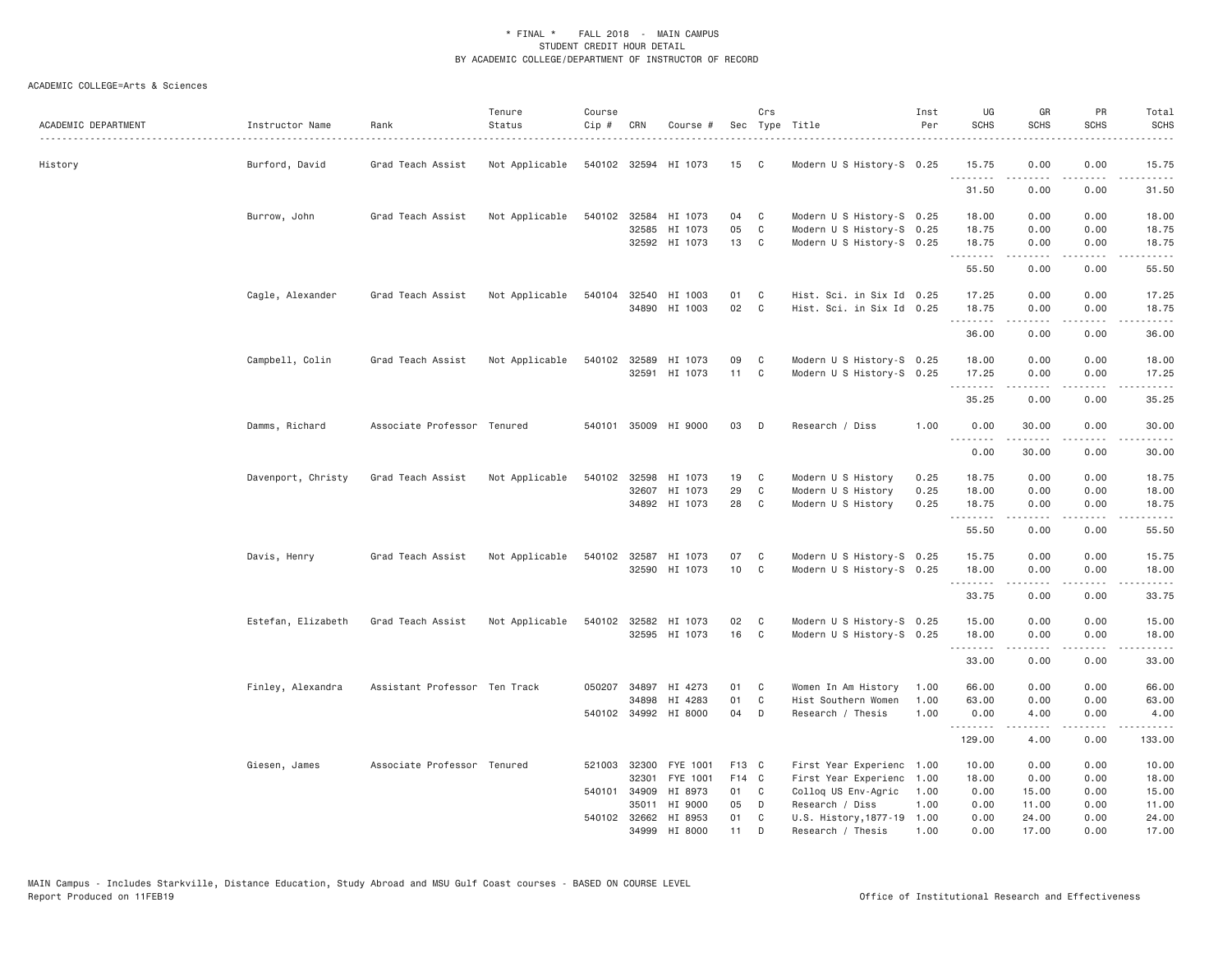\* FINAL \*   FALL 2018 - MAIN CAMPUS
STUDENT CREDIT HOUR DETAIL
BY ACADEMIC COLLEGE/DEPARTMENT OF INSTRUCTOR OF RECORD

ACADEMIC COLLEGE=Arts & Sciences

| ACADEMIC DEPARTMENT | Instructor Name | Rank | Tenure Status | Course Cip # | CRN | Course # | Sec | Crs Type | Title | Inst Per | UG SCHS | GR SCHS | PR SCHS | Total SCHS |
|---|---|---|---|---|---|---|---|---|---|---|---|---|---|---|
| History | Burford, David | Grad Teach Assist | Not Applicable | 540102 | 32594 | HI 1073 | 15 | C | Modern U S History-S | 0.25 | 15.75 | 0.00 | 0.00 | 15.75 |
| | | | | | | | | | | | 31.50 | 0.00 | 0.00 | 31.50 |
| | Burrow, John | Grad Teach Assist | Not Applicable | 540102 | 32584 | HI 1073 | 04 | C | Modern U S History-S | 0.25 | 18.00 | 0.00 | 0.00 | 18.00 |
| | | | | | 32585 | HI 1073 | 05 | C | Modern U S History-S | 0.25 | 18.75 | 0.00 | 0.00 | 18.75 |
| | | | | | 32592 | HI 1073 | 13 | C | Modern U S History-S | 0.25 | 18.75 | 0.00 | 0.00 | 18.75 |
| | | | | | | | | | | | 55.50 | 0.00 | 0.00 | 55.50 |
| | Cagle, Alexander | Grad Teach Assist | Not Applicable | 540104 | 32540 | HI 1003 | 01 | C | Hist. Sci. in Six Id | 0.25 | 17.25 | 0.00 | 0.00 | 17.25 |
| | | | | | 34890 | HI 1003 | 02 | C | Hist. Sci. in Six Id | 0.25 | 18.75 | 0.00 | 0.00 | 18.75 |
| | | | | | | | | | | | 36.00 | 0.00 | 0.00 | 36.00 |
| | Campbell, Colin | Grad Teach Assist | Not Applicable | 540102 | 32589 | HI 1073 | 09 | C | Modern U S History-S | 0.25 | 18.00 | 0.00 | 0.00 | 18.00 |
| | | | | | 32591 | HI 1073 | 11 | C | Modern U S History-S | 0.25 | 17.25 | 0.00 | 0.00 | 17.25 |
| | | | | | | | | | | | 35.25 | 0.00 | 0.00 | 35.25 |
| | Damms, Richard | Associate Professor | Tenured | 540101 | 35009 | HI 9000 | 03 | D | Research / Diss | 1.00 | 0.00 | 30.00 | 0.00 | 30.00 |
| | | | | | | | | | | | 0.00 | 30.00 | 0.00 | 30.00 |
| | Davenport, Christy | Grad Teach Assist | Not Applicable | 540102 | 32598 | HI 1073 | 19 | C | Modern U S History | 0.25 | 18.75 | 0.00 | 0.00 | 18.75 |
| | | | | | 32607 | HI 1073 | 29 | C | Modern U S History | 0.25 | 18.00 | 0.00 | 0.00 | 18.00 |
| | | | | | 34892 | HI 1073 | 28 | C | Modern U S History | 0.25 | 18.75 | 0.00 | 0.00 | 18.75 |
| | | | | | | | | | | | 55.50 | 0.00 | 0.00 | 55.50 |
| | Davis, Henry | Grad Teach Assist | Not Applicable | 540102 | 32587 | HI 1073 | 07 | C | Modern U S History-S | 0.25 | 15.75 | 0.00 | 0.00 | 15.75 |
| | | | | | 32590 | HI 1073 | 10 | C | Modern U S History-S | 0.25 | 18.00 | 0.00 | 0.00 | 18.00 |
| | | | | | | | | | | | 33.75 | 0.00 | 0.00 | 33.75 |
| | Estefan, Elizabeth | Grad Teach Assist | Not Applicable | 540102 | 32582 | HI 1073 | 02 | C | Modern U S History-S | 0.25 | 15.00 | 0.00 | 0.00 | 15.00 |
| | | | | | 32595 | HI 1073 | 16 | C | Modern U S History-S | 0.25 | 18.00 | 0.00 | 0.00 | 18.00 |
| | | | | | | | | | | | 33.00 | 0.00 | 0.00 | 33.00 |
| | Finley, Alexandra | Assistant Professor | Ten Track | 050207 | 34897 | HI 4273 | 01 | C | Women In Am History | 1.00 | 66.00 | 0.00 | 0.00 | 66.00 |
| | | | | | 34898 | HI 4283 | 01 | C | Hist Southern Women | 1.00 | 63.00 | 0.00 | 0.00 | 63.00 |
| | | | | 540102 | 34992 | HI 8000 | 04 | D | Research / Thesis | 1.00 | 0.00 | 4.00 | 0.00 | 4.00 |
| | | | | | | | | | | | 129.00 | 4.00 | 0.00 | 133.00 |
| | Giesen, James | Associate Professor | Tenured | 521003 | 32300 | FYE 1001 | F13 | C | First Year Experienc | 1.00 | 10.00 | 0.00 | 0.00 | 10.00 |
| | | | | | 32301 | FYE 1001 | F14 | C | First Year Experienc | 1.00 | 18.00 | 0.00 | 0.00 | 18.00 |
| | | | | 540101 | 34909 | HI 8973 | 01 | C | Colloq US Env-Agric | 1.00 | 0.00 | 15.00 | 0.00 | 15.00 |
| | | | | | 35011 | HI 9000 | 05 | D | Research / Diss | 1.00 | 0.00 | 11.00 | 0.00 | 11.00 |
| | | | | 540102 | 32662 | HI 8953 | 01 | C | U.S. History,1877-19 | 1.00 | 0.00 | 24.00 | 0.00 | 24.00 |
| | | | | | 34999 | HI 8000 | 11 | D | Research / Thesis | 1.00 | 0.00 | 17.00 | 0.00 | 17.00 |

MAIN Campus - Includes Starkville, Distance Education, Study Abroad and MSU Gulf Coast courses - BASED ON COURSE LEVEL
Report Produced on 11FEB19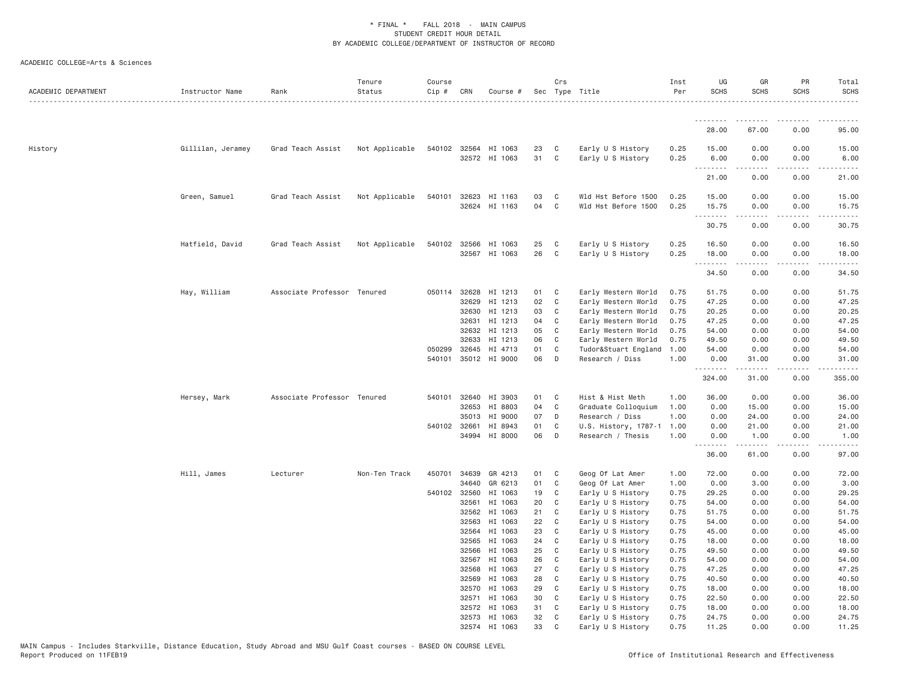\* FINAL \* FALL 2018 - MAIN CAMPUS
STUDENT CREDIT HOUR DETAIL
BY ACADEMIC COLLEGE/DEPARTMENT OF INSTRUCTOR OF RECORD

ACADEMIC COLLEGE=Arts & Sciences

| ACADEMIC DEPARTMENT | Instructor Name | Rank | Tenure Status | Course Cip # | CRN | Course # | Sec | Crs Type | Title | Inst Per | UG SCHS | GR SCHS | PR SCHS | Total SCHS |
|---|---|---|---|---|---|---|---|---|---|---|---|---|---|---|
| | | | | | | | | | | | 28.00 | 67.00 | 0.00 | 95.00 |
| History | Gillilan, Jeramey | Grad Teach Assist | Not Applicable | 540102 | 32564 | HI 1063 | 23 | C | Early U S History | 0.25 | 15.00 | 0.00 | 0.00 | 15.00 |
| | | | | | 32572 | HI 1063 | 31 | C | Early U S History | 0.25 | 6.00 | 0.00 | 0.00 | 6.00 |
| | | | | | | | | | | | 21.00 | 0.00 | 0.00 | 21.00 |
| | Green, Samuel | Grad Teach Assist | Not Applicable | 540101 | 32623 | HI 1163 | 03 | C | Wld Hst Before 1500 | 0.25 | 15.00 | 0.00 | 0.00 | 15.00 |
| | | | | | 32624 | HI 1163 | 04 | C | Wld Hst Before 1500 | 0.25 | 15.75 | 0.00 | 0.00 | 15.75 |
| | | | | | | | | | | | 30.75 | 0.00 | 0.00 | 30.75 |
| | Hatfield, David | Grad Teach Assist | Not Applicable | 540102 | 32566 | HI 1063 | 25 | C | Early U S History | 0.25 | 16.50 | 0.00 | 0.00 | 16.50 |
| | | | | | 32567 | HI 1063 | 26 | C | Early U S History | 0.25 | 18.00 | 0.00 | 0.00 | 18.00 |
| | | | | | | | | | | | 34.50 | 0.00 | 0.00 | 34.50 |
| | Hay, William | Associate Professor | Tenured | 050114 | 32628 | HI 1213 | 01 | C | Early Western World | 0.75 | 51.75 | 0.00 | 0.00 | 51.75 |
| | | | | | 32629 | HI 1213 | 02 | C | Early Western World | 0.75 | 47.25 | 0.00 | 0.00 | 47.25 |
| | | | | | 32630 | HI 1213 | 03 | C | Early Western World | 0.75 | 20.25 | 0.00 | 0.00 | 20.25 |
| | | | | | 32631 | HI 1213 | 04 | C | Early Western World | 0.75 | 47.25 | 0.00 | 0.00 | 47.25 |
| | | | | | 32632 | HI 1213 | 05 | C | Early Western World | 0.75 | 54.00 | 0.00 | 0.00 | 54.00 |
| | | | | | 32633 | HI 1213 | 06 | C | Early Western World | 0.75 | 49.50 | 0.00 | 0.00 | 49.50 |
| | | | | 050299 | 32645 | HI 4713 | 01 | C | Tudor&Stuart England | 1.00 | 54.00 | 0.00 | 0.00 | 54.00 |
| | | | | 540101 | 35012 | HI 9000 | 06 | D | Research / Diss | 1.00 | 0.00 | 31.00 | 0.00 | 31.00 |
| | | | | | | | | | | | 324.00 | 31.00 | 0.00 | 355.00 |
| | Hersey, Mark | Associate Professor | Tenured | 540101 | 32640 | HI 3903 | 01 | C | Hist & Hist Meth | 1.00 | 36.00 | 0.00 | 0.00 | 36.00 |
| | | | | | 32653 | HI 8803 | 04 | C | Graduate Colloquium | 1.00 | 0.00 | 15.00 | 0.00 | 15.00 |
| | | | | | 35013 | HI 9000 | 07 | D | Research / Diss | 1.00 | 0.00 | 24.00 | 0.00 | 24.00 |
| | | | | 540102 | 32661 | HI 8943 | 01 | C | U.S. History, 1787-1 | 1.00 | 0.00 | 21.00 | 0.00 | 21.00 |
| | | | | | 34994 | HI 8000 | 06 | D | Research / Thesis | 1.00 | 0.00 | 1.00 | 0.00 | 1.00 |
| | | | | | | | | | | | 36.00 | 61.00 | 0.00 | 97.00 |
| | Hill, James | Lecturer | Non-Ten Track | 450701 | 34639 | GR 4213 | 01 | C | Geog Of Lat Amer | 1.00 | 72.00 | 0.00 | 0.00 | 72.00 |
| | | | | | 34640 | GR 6213 | 01 | C | Geog Of Lat Amer | 1.00 | 0.00 | 3.00 | 0.00 | 3.00 |
| | | | | 540102 | 32560 | HI 1063 | 19 | C | Early U S History | 0.75 | 29.25 | 0.00 | 0.00 | 29.25 |
| | | | | | 32561 | HI 1063 | 20 | C | Early U S History | 0.75 | 54.00 | 0.00 | 0.00 | 54.00 |
| | | | | | 32562 | HI 1063 | 21 | C | Early U S History | 0.75 | 51.75 | 0.00 | 0.00 | 51.75 |
| | | | | | 32563 | HI 1063 | 22 | C | Early U S History | 0.75 | 54.00 | 0.00 | 0.00 | 54.00 |
| | | | | | 32564 | HI 1063 | 23 | C | Early U S History | 0.75 | 45.00 | 0.00 | 0.00 | 45.00 |
| | | | | | 32565 | HI 1063 | 24 | C | Early U S History | 0.75 | 18.00 | 0.00 | 0.00 | 18.00 |
| | | | | | 32566 | HI 1063 | 25 | C | Early U S History | 0.75 | 49.50 | 0.00 | 0.00 | 49.50 |
| | | | | | 32567 | HI 1063 | 26 | C | Early U S History | 0.75 | 54.00 | 0.00 | 0.00 | 54.00 |
| | | | | | 32568 | HI 1063 | 27 | C | Early U S History | 0.75 | 47.25 | 0.00 | 0.00 | 47.25 |
| | | | | | 32569 | HI 1063 | 28 | C | Early U S History | 0.75 | 40.50 | 0.00 | 0.00 | 40.50 |
| | | | | | 32570 | HI 1063 | 29 | C | Early U S History | 0.75 | 18.00 | 0.00 | 0.00 | 18.00 |
| | | | | | 32571 | HI 1063 | 30 | C | Early U S History | 0.75 | 22.50 | 0.00 | 0.00 | 22.50 |
| | | | | | 32572 | HI 1063 | 31 | C | Early U S History | 0.75 | 18.00 | 0.00 | 0.00 | 18.00 |
| | | | | | 32573 | HI 1063 | 32 | C | Early U S History | 0.75 | 24.75 | 0.00 | 0.00 | 24.75 |
| | | | | | 32574 | HI 1063 | 33 | C | Early U S History | 0.75 | 11.25 | 0.00 | 0.00 | 11.25 |

MAIN Campus - Includes Starkville, Distance Education, Study Abroad and MSU Gulf Coast courses - BASED ON COURSE LEVEL
Report Produced on 11FEB19

Office of Institutional Research and Effectiveness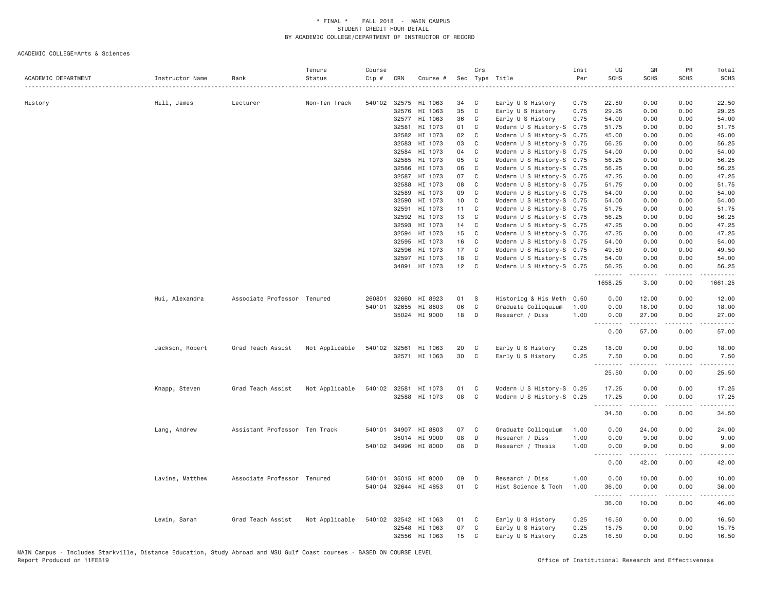\* FINAL \* FALL 2018 - MAIN CAMPUS
STUDENT CREDIT HOUR DETAIL
BY ACADEMIC COLLEGE/DEPARTMENT OF INSTRUCTOR OF RECORD

ACADEMIC COLLEGE=Arts & Sciences

| ACADEMIC DEPARTMENT | Instructor Name | Rank | Tenure Status | Course Cip # | CRN | Course # | Sec | Crs Type | Title | Inst Per | UG SCHS | GR SCHS | PR SCHS | Total SCHS |
|---|---|---|---|---|---|---|---|---|---|---|---|---|---|---|
| History | Hill, James | Lecturer | Non-Ten Track | 540102 | 32575 | HI 1063 | 34 | C | Early U S History | 0.75 | 22.50 | 0.00 | 0.00 | 22.50 |
| | | | | | 32576 | HI 1063 | 35 | C | Early U S History | 0.75 | 29.25 | 0.00 | 0.00 | 29.25 |
| | | | | | 32577 | HI 1063 | 36 | C | Early U S History | 0.75 | 54.00 | 0.00 | 0.00 | 54.00 |
| | | | | | 32581 | HI 1073 | 01 | C | Modern U S History-S | 0.75 | 51.75 | 0.00 | 0.00 | 51.75 |
| | | | | | 32582 | HI 1073 | 02 | C | Modern U S History-S | 0.75 | 45.00 | 0.00 | 0.00 | 45.00 |
| | | | | | 32583 | HI 1073 | 03 | C | Modern U S History-S | 0.75 | 56.25 | 0.00 | 0.00 | 56.25 |
| | | | | | 32584 | HI 1073 | 04 | C | Modern U S History-S | 0.75 | 54.00 | 0.00 | 0.00 | 54.00 |
| | | | | | 32585 | HI 1073 | 05 | C | Modern U S History-S | 0.75 | 56.25 | 0.00 | 0.00 | 56.25 |
| | | | | | 32586 | HI 1073 | 06 | C | Modern U S History-S | 0.75 | 56.25 | 0.00 | 0.00 | 56.25 |
| | | | | | 32587 | HI 1073 | 07 | C | Modern U S History-S | 0.75 | 47.25 | 0.00 | 0.00 | 47.25 |
| | | | | | 32588 | HI 1073 | 08 | C | Modern U S History-S | 0.75 | 51.75 | 0.00 | 0.00 | 51.75 |
| | | | | | 32589 | HI 1073 | 09 | C | Modern U S History-S | 0.75 | 54.00 | 0.00 | 0.00 | 54.00 |
| | | | | | 32590 | HI 1073 | 10 | C | Modern U S History-S | 0.75 | 54.00 | 0.00 | 0.00 | 54.00 |
| | | | | | 32591 | HI 1073 | 11 | C | Modern U S History-S | 0.75 | 51.75 | 0.00 | 0.00 | 51.75 |
| | | | | | 32592 | HI 1073 | 13 | C | Modern U S History-S | 0.75 | 56.25 | 0.00 | 0.00 | 56.25 |
| | | | | | 32593 | HI 1073 | 14 | C | Modern U S History-S | 0.75 | 47.25 | 0.00 | 0.00 | 47.25 |
| | | | | | 32594 | HI 1073 | 15 | C | Modern U S History-S | 0.75 | 47.25 | 0.00 | 0.00 | 47.25 |
| | | | | | 32595 | HI 1073 | 16 | C | Modern U S History-S | 0.75 | 54.00 | 0.00 | 0.00 | 54.00 |
| | | | | | 32596 | HI 1073 | 17 | C | Modern U S History-S | 0.75 | 49.50 | 0.00 | 0.00 | 49.50 |
| | | | | | 32597 | HI 1073 | 18 | C | Modern U S History-S | 0.75 | 54.00 | 0.00 | 0.00 | 54.00 |
| | | | | | 34891 | HI 1073 | 12 | C | Modern U S History-S | 0.75 | 56.25 | 0.00 | 0.00 | 56.25 |
| | | | | | | | | | | | 1658.25 | 3.00 | 0.00 | 1661.25 |
| | Hui, Alexandra | Associate Professor | Tenured | 260801 | 32660 | HI 8923 | 01 | S | Historiog & His Meth | 0.50 | 0.00 | 12.00 | 0.00 | 12.00 |
| | | | | 540101 | 32655 | HI 8803 | 06 | C | Graduate Colloquium | 1.00 | 0.00 | 18.00 | 0.00 | 18.00 |
| | | | | | 35024 | HI 9000 | 18 | D | Research / Diss | 1.00 | 0.00 | 27.00 | 0.00 | 27.00 |
| | | | | | | | | | | | 0.00 | 57.00 | 0.00 | 57.00 |
| | Jackson, Robert | Grad Teach Assist | Not Applicable | 540102 | 32561 | HI 1063 | 20 | C | Early U S History | 0.25 | 18.00 | 0.00 | 0.00 | 18.00 |
| | | | | | 32571 | HI 1063 | 30 | C | Early U S History | 0.25 | 7.50 | 0.00 | 0.00 | 7.50 |
| | | | | | | | | | | | 25.50 | 0.00 | 0.00 | 25.50 |
| | Knapp, Steven | Grad Teach Assist | Not Applicable | 540102 | 32581 | HI 1073 | 01 | C | Modern U S History-S | 0.25 | 17.25 | 0.00 | 0.00 | 17.25 |
| | | | | | 32588 | HI 1073 | 08 | C | Modern U S History-S | 0.25 | 17.25 | 0.00 | 0.00 | 17.25 |
| | | | | | | | | | | | 34.50 | 0.00 | 0.00 | 34.50 |
| | Lang, Andrew | Assistant Professor | Ten Track | 540101 | 34907 | HI 8803 | 07 | C | Graduate Colloquium | 1.00 | 0.00 | 24.00 | 0.00 | 24.00 |
| | | | | | 35014 | HI 9000 | 08 | D | Research / Diss | 1.00 | 0.00 | 9.00 | 0.00 | 9.00 |
| | | | | 540102 | 34996 | HI 8000 | 08 | D | Research / Thesis | 1.00 | 0.00 | 9.00 | 0.00 | 9.00 |
| | | | | | | | | | | | 0.00 | 42.00 | 0.00 | 42.00 |
| | Lavine, Matthew | Associate Professor | Tenured | 540101 | 35015 | HI 9000 | 09 | D | Research / Diss | 1.00 | 0.00 | 10.00 | 0.00 | 10.00 |
| | | | | 540104 | 32644 | HI 4653 | 01 | C | Hist Science & Tech | 1.00 | 36.00 | 0.00 | 0.00 | 36.00 |
| | | | | | | | | | | | 36.00 | 10.00 | 0.00 | 46.00 |
| | Lewin, Sarah | Grad Teach Assist | Not Applicable | 540102 | 32542 | HI 1063 | 01 | C | Early U S History | 0.25 | 16.50 | 0.00 | 0.00 | 16.50 |
| | | | | | 32548 | HI 1063 | 07 | C | Early U S History | 0.25 | 15.75 | 0.00 | 0.00 | 15.75 |
| | | | | | 32556 | HI 1063 | 15 | C | Early U S History | 0.25 | 16.50 | 0.00 | 0.00 | 16.50 |

MAIN Campus - Includes Starkville, Distance Education, Study Abroad and MSU Gulf Coast courses - BASED ON COURSE LEVEL
Report Produced on 11FEB19
Office of Institutional Research and Effectiveness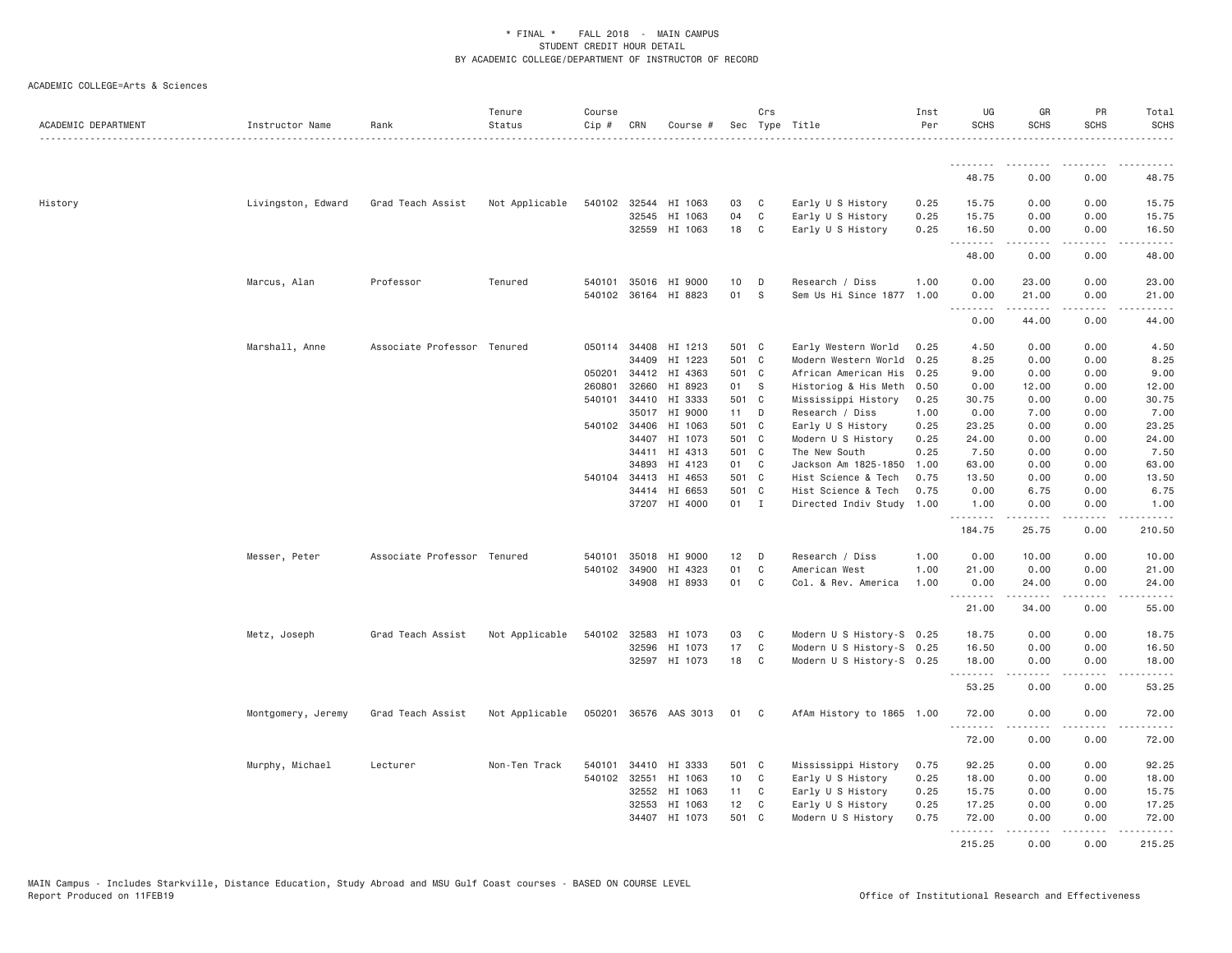\* FINAL \* FALL 2018 - MAIN CAMPUS
STUDENT CREDIT HOUR DETAIL
BY ACADEMIC COLLEGE/DEPARTMENT OF INSTRUCTOR OF RECORD

ACADEMIC COLLEGE=Arts & Sciences

| ACADEMIC DEPARTMENT | Instructor Name | Rank | Tenure Status | Course Cip # | CRN | Course # | Sec | Crs Type | Title | Inst Per | UG SCHS | GR SCHS | PR SCHS | Total SCHS |
|---|---|---|---|---|---|---|---|---|---|---|---|---|---|---|
| | | | | | | | | | | | 48.75 | 0.00 | 0.00 | 48.75 |
| History | Livingston, Edward | Grad Teach Assist | Not Applicable | 540102 | 32544 | HI 1063 | 03 | C | Early U S History | 0.25 | 15.75 | 0.00 | 0.00 | 15.75 |
| | | | | | 32545 | HI 1063 | 04 | C | Early U S History | 0.25 | 15.75 | 0.00 | 0.00 | 15.75 |
| | | | | | 32559 | HI 1063 | 18 | C | Early U S History | 0.25 | 16.50 | 0.00 | 0.00 | 16.50 |
| | | | | | | | | | | | 48.00 | 0.00 | 0.00 | 48.00 |
| | Marcus, Alan | Professor | Tenured | 540101 | 35016 | HI 9000 | 10 | D | Research / Diss | 1.00 | 0.00 | 23.00 | 0.00 | 23.00 |
| | | | | 540102 | 36164 | HI 8823 | 01 | S | Sem Us Hi Since 1877 | 1.00 | 0.00 | 21.00 | 0.00 | 21.00 |
| | | | | | | | | | | | 0.00 | 44.00 | 0.00 | 44.00 |
| | Marshall, Anne | Associate Professor | Tenured | 050114 | 34408 | HI 1213 | 501 | C | Early Western World | 0.25 | 4.50 | 0.00 | 0.00 | 4.50 |
| | | | | | 34409 | HI 1223 | 501 | C | Modern Western World | 0.25 | 8.25 | 0.00 | 0.00 | 8.25 |
| | | | | 050201 | 34412 | HI 4363 | 501 | C | African American His | 0.25 | 9.00 | 0.00 | 0.00 | 9.00 |
| | | | | 260801 | 32660 | HI 8923 | 01 | S | Historiog & His Meth | 0.50 | 0.00 | 12.00 | 0.00 | 12.00 |
| | | | | 540101 | 34410 | HI 3333 | 501 | C | Mississippi History | 0.25 | 30.75 | 0.00 | 0.00 | 30.75 |
| | | | | | 35017 | HI 9000 | 11 | D | Research / Diss | 1.00 | 0.00 | 7.00 | 0.00 | 7.00 |
| | | | | 540102 | 34406 | HI 1063 | 501 | C | Early U S History | 0.25 | 23.25 | 0.00 | 0.00 | 23.25 |
| | | | | | 34407 | HI 1073 | 501 | C | Modern U S History | 0.25 | 24.00 | 0.00 | 0.00 | 24.00 |
| | | | | | 34411 | HI 4313 | 501 | C | The New South | 0.25 | 7.50 | 0.00 | 0.00 | 7.50 |
| | | | | | 34893 | HI 4123 | 01 | C | Jackson Am 1825-1850 | 1.00 | 63.00 | 0.00 | 0.00 | 63.00 |
| | | | | 540104 | 34413 | HI 4653 | 501 | C | Hist Science & Tech | 0.75 | 13.50 | 0.00 | 0.00 | 13.50 |
| | | | | | 34414 | HI 6653 | 501 | C | Hist Science & Tech | 0.75 | 0.00 | 6.75 | 0.00 | 6.75 |
| | | | | | 37207 | HI 4000 | 01 | I | Directed Indiv Study | 1.00 | 1.00 | 0.00 | 0.00 | 1.00 |
| | | | | | | | | | | | 184.75 | 25.75 | 0.00 | 210.50 |
| | Messer, Peter | Associate Professor | Tenured | 540101 | 35018 | HI 9000 | 12 | D | Research / Diss | 1.00 | 0.00 | 10.00 | 0.00 | 10.00 |
| | | | | 540102 | 34900 | HI 4323 | 01 | C | American West | 1.00 | 21.00 | 0.00 | 0.00 | 21.00 |
| | | | | | 34908 | HI 8933 | 01 | C | Col. & Rev. America | 1.00 | 0.00 | 24.00 | 0.00 | 24.00 |
| | | | | | | | | | | | 21.00 | 34.00 | 0.00 | 55.00 |
| | Metz, Joseph | Grad Teach Assist | Not Applicable | 540102 | 32583 | HI 1073 | 03 | C | Modern U S History-S | 0.25 | 18.75 | 0.00 | 0.00 | 18.75 |
| | | | | | 32596 | HI 1073 | 17 | C | Modern U S History-S | 0.25 | 16.50 | 0.00 | 0.00 | 16.50 |
| | | | | | 32597 | HI 1073 | 18 | C | Modern U S History-S | 0.25 | 18.00 | 0.00 | 0.00 | 18.00 |
| | | | | | | | | | | | 53.25 | 0.00 | 0.00 | 53.25 |
| | Montgomery, Jeremy | Grad Teach Assist | Not Applicable | 050201 | 36576 | AAS 3013 | 01 | C | AfAm History to 1865 | 1.00 | 72.00 | 0.00 | 0.00 | 72.00 |
| | | | | | | | | | | | 72.00 | 0.00 | 0.00 | 72.00 |
| | Murphy, Michael | Lecturer | Non-Ten Track | 540101 | 34410 | HI 3333 | 501 | C | Mississippi History | 0.75 | 92.25 | 0.00 | 0.00 | 92.25 |
| | | | | 540102 | 32551 | HI 1063 | 10 | C | Early U S History | 0.25 | 18.00 | 0.00 | 0.00 | 18.00 |
| | | | | | 32552 | HI 1063 | 11 | C | Early U S History | 0.25 | 15.75 | 0.00 | 0.00 | 15.75 |
| | | | | | 32553 | HI 1063 | 12 | C | Early U S History | 0.25 | 17.25 | 0.00 | 0.00 | 17.25 |
| | | | | | 34407 | HI 1073 | 501 | C | Modern U S History | 0.75 | 72.00 | 0.00 | 0.00 | 72.00 |
| | | | | | | | | | | | 215.25 | 0.00 | 0.00 | 215.25 |

MAIN Campus - Includes Starkville, Distance Education, Study Abroad and MSU Gulf Coast courses - BASED ON COURSE LEVEL
Report Produced on 11FEB19

Office of Institutional Research and Effectiveness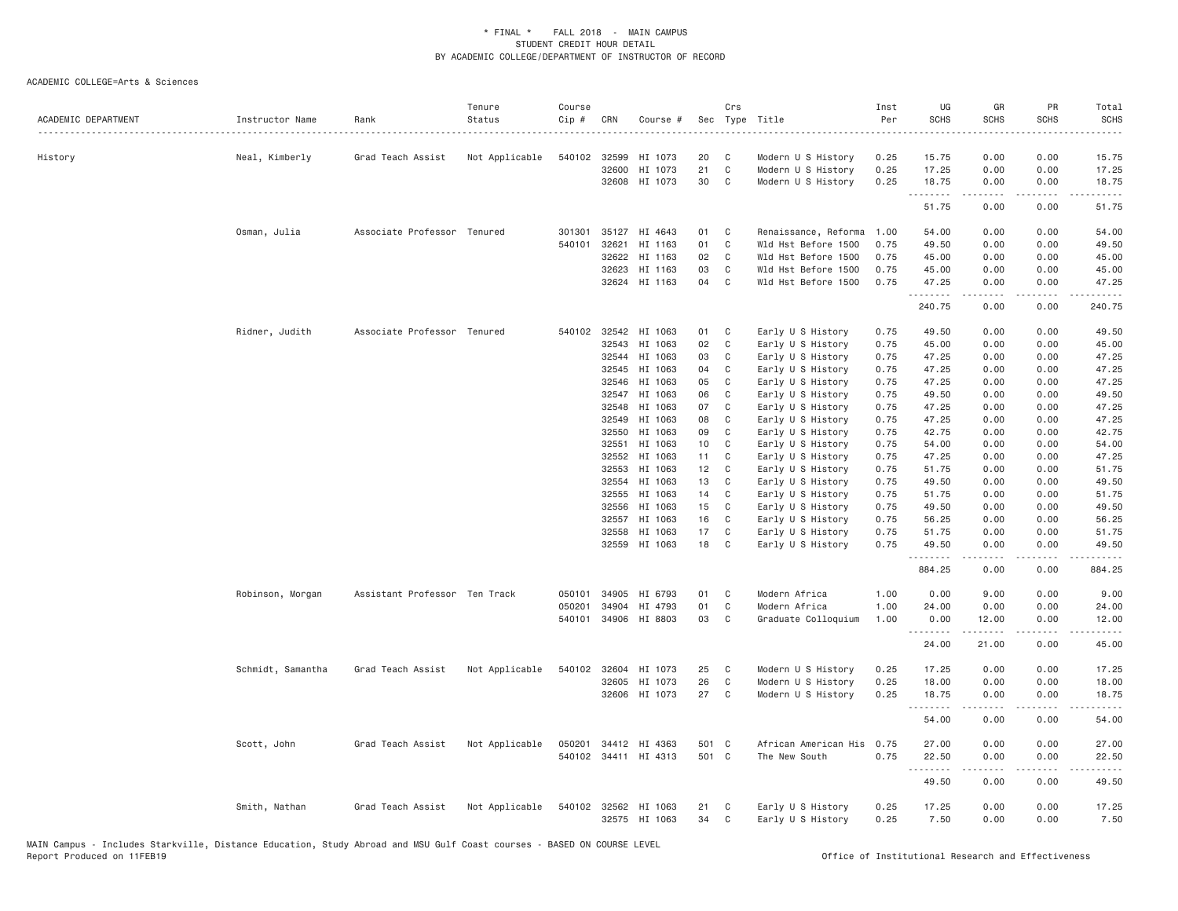# * FINAL * FALL 2018 - MAIN CAMPUS
## STUDENT CREDIT HOUR DETAIL
### BY ACADEMIC COLLEGE/DEPARTMENT OF INSTRUCTOR OF RECORD

ACADEMIC COLLEGE=Arts & Sciences

| ACADEMIC DEPARTMENT | Instructor Name | Rank | Tenure Status | Course Cip # | CRN | Course # | Sec | Crs Type | Title | Inst Per | UG SCHS | GR SCHS | PR SCHS | Total SCHS |
|---|---|---|---|---|---|---|---|---|---|---|---|---|---|---|
| History | Neal, Kimberly | Grad Teach Assist | Not Applicable | 540102 | 32599 | HI 1073 | 20 | C | Modern U S History | 0.25 | 15.75 | 0.00 | 0.00 | 15.75 |
| | | | | | 32600 | HI 1073 | 21 | C | Modern U S History | 0.25 | 17.25 | 0.00 | 0.00 | 17.25 |
| | | | | | 32608 | HI 1073 | 30 | C | Modern U S History | 0.25 | 18.75 | 0.00 | 0.00 | 18.75 |
| | | | | | | | | | | | 51.75 | 0.00 | 0.00 | 51.75 |
| | Osman, Julia | Associate Professor | Tenured | 301301 | 35127 | HI 4643 | 01 | C | Renaissance, Reforma | 1.00 | 54.00 | 0.00 | 0.00 | 54.00 |
| | | | | 540101 | 32621 | HI 1163 | 01 | C | Wld Hst Before 1500 | 0.75 | 49.50 | 0.00 | 0.00 | 49.50 |
| | | | | | 32622 | HI 1163 | 02 | C | Wld Hst Before 1500 | 0.75 | 45.00 | 0.00 | 0.00 | 45.00 |
| | | | | | 32623 | HI 1163 | 03 | C | Wld Hst Before 1500 | 0.75 | 45.00 | 0.00 | 0.00 | 45.00 |
| | | | | | 32624 | HI 1163 | 04 | C | Wld Hst Before 1500 | 0.75 | 47.25 | 0.00 | 0.00 | 47.25 |
| | | | | | | | | | | | 240.75 | 0.00 | 0.00 | 240.75 |
| | Ridner, Judith | Associate Professor | Tenured | 540102 | 32542 | HI 1063 | 01 | C | Early U S History | 0.75 | 49.50 | 0.00 | 0.00 | 49.50 |
| | | | | | 32543 | HI 1063 | 02 | C | Early U S History | 0.75 | 45.00 | 0.00 | 0.00 | 45.00 |
| | | | | | 32544 | HI 1063 | 03 | C | Early U S History | 0.75 | 47.25 | 0.00 | 0.00 | 47.25 |
| | | | | | 32545 | HI 1063 | 04 | C | Early U S History | 0.75 | 47.25 | 0.00 | 0.00 | 47.25 |
| | | | | | 32546 | HI 1063 | 05 | C | Early U S History | 0.75 | 47.25 | 0.00 | 0.00 | 47.25 |
| | | | | | 32547 | HI 1063 | 06 | C | Early U S History | 0.75 | 49.50 | 0.00 | 0.00 | 49.50 |
| | | | | | 32548 | HI 1063 | 07 | C | Early U S History | 0.75 | 47.25 | 0.00 | 0.00 | 47.25 |
| | | | | | 32549 | HI 1063 | 08 | C | Early U S History | 0.75 | 47.25 | 0.00 | 0.00 | 47.25 |
| | | | | | 32550 | HI 1063 | 09 | C | Early U S History | 0.75 | 42.75 | 0.00 | 0.00 | 42.75 |
| | | | | | 32551 | HI 1063 | 10 | C | Early U S History | 0.75 | 54.00 | 0.00 | 0.00 | 54.00 |
| | | | | | 32552 | HI 1063 | 11 | C | Early U S History | 0.75 | 47.25 | 0.00 | 0.00 | 47.25 |
| | | | | | 32553 | HI 1063 | 12 | C | Early U S History | 0.75 | 51.75 | 0.00 | 0.00 | 51.75 |
| | | | | | 32554 | HI 1063 | 13 | C | Early U S History | 0.75 | 49.50 | 0.00 | 0.00 | 49.50 |
| | | | | | 32555 | HI 1063 | 14 | C | Early U S History | 0.75 | 51.75 | 0.00 | 0.00 | 51.75 |
| | | | | | 32556 | HI 1063 | 15 | C | Early U S History | 0.75 | 49.50 | 0.00 | 0.00 | 49.50 |
| | | | | | 32557 | HI 1063 | 16 | C | Early U S History | 0.75 | 56.25 | 0.00 | 0.00 | 56.25 |
| | | | | | 32558 | HI 1063 | 17 | C | Early U S History | 0.75 | 51.75 | 0.00 | 0.00 | 51.75 |
| | | | | | 32559 | HI 1063 | 18 | C | Early U S History | 0.75 | 49.50 | 0.00 | 0.00 | 49.50 |
| | | | | | | | | | | | 884.25 | 0.00 | 0.00 | 884.25 |
| | Robinson, Morgan | Assistant Professor | Ten Track | 050101 | 34905 | HI 6793 | 01 | C | Modern Africa | 1.00 | 0.00 | 9.00 | 0.00 | 9.00 |
| | | | | 050201 | 34904 | HI 4793 | 01 | C | Modern Africa | 1.00 | 24.00 | 0.00 | 0.00 | 24.00 |
| | | | | 540101 | 34906 | HI 8803 | 03 | C | Graduate Colloquium | 1.00 | 0.00 | 12.00 | 0.00 | 12.00 |
| | | | | | | | | | | | 24.00 | 21.00 | 0.00 | 45.00 |
| | Schmidt, Samantha | Grad Teach Assist | Not Applicable | 540102 | 32604 | HI 1073 | 25 | C | Modern U S History | 0.25 | 17.25 | 0.00 | 0.00 | 17.25 |
| | | | | | 32605 | HI 1073 | 26 | C | Modern U S History | 0.25 | 18.00 | 0.00 | 0.00 | 18.00 |
| | | | | | 32606 | HI 1073 | 27 | C | Modern U S History | 0.25 | 18.75 | 0.00 | 0.00 | 18.75 |
| | | | | | | | | | | | 54.00 | 0.00 | 0.00 | 54.00 |
| | Scott, John | Grad Teach Assist | Not Applicable | 050201 | 34412 | HI 4363 | 501 | C | African American His | 0.75 | 27.00 | 0.00 | 0.00 | 27.00 |
| | | | | 540102 | 34411 | HI 4313 | 501 | C | The New South | 0.75 | 22.50 | 0.00 | 0.00 | 22.50 |
| | | | | | | | | | | | 49.50 | 0.00 | 0.00 | 49.50 |
| | Smith, Nathan | Grad Teach Assist | Not Applicable | 540102 | 32562 | HI 1063 | 21 | C | Early U S History | 0.25 | 17.25 | 0.00 | 0.00 | 17.25 |
| | | | | | 32575 | HI 1063 | 34 | C | Early U S History | 0.25 | 7.50 | 0.00 | 0.00 | 7.50 |

MAIN Campus - Includes Starkville, Distance Education, Study Abroad and MSU Gulf Coast courses - BASED ON COURSE LEVEL
Report Produced on 11FEB19

Office of Institutional Research and Effectiveness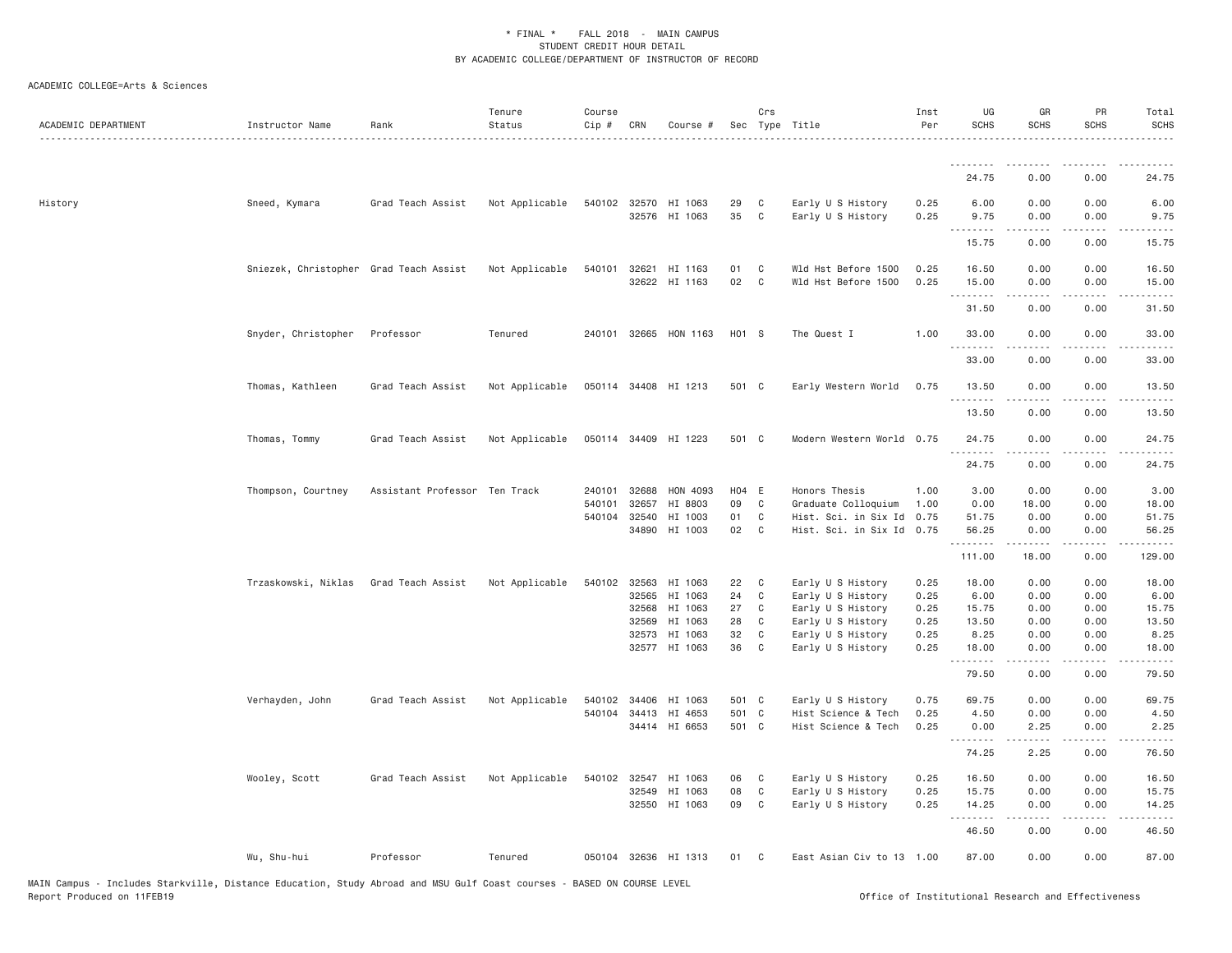\* FINAL \* FALL 2018 - MAIN CAMPUS
STUDENT CREDIT HOUR DETAIL
BY ACADEMIC COLLEGE/DEPARTMENT OF INSTRUCTOR OF RECORD

ACADEMIC COLLEGE=Arts & Sciences

| ACADEMIC DEPARTMENT | Instructor Name | Rank | Tenure Status | Course Cip # | CRN | Course # | Sec | Crs Type | Title | Inst Per | UG SCHS | GR SCHS | PR SCHS | Total SCHS |
|---|---|---|---|---|---|---|---|---|---|---|---|---|---|---|
| | | | | | | | | | | | 24.75 | 0.00 | 0.00 | 24.75 |
| History | Sneed, Kymara | Grad Teach Assist | Not Applicable | 540102 | 32570 | HI 1063 | 29 | C | Early U S History | 0.25 | 6.00 | 0.00 | 0.00 | 6.00 |
| | | | | | 32576 | HI 1063 | 35 | C | Early U S History | 0.25 | 9.75 | 0.00 | 0.00 | 9.75 |
| | | | | | | | | | | | 15.75 | 0.00 | 0.00 | 15.75 |
| | Sniezek, Christopher | Grad Teach Assist | Not Applicable | 540101 | 32621 | HI 1163 | 01 | C | Wld Hst Before 1500 | 0.25 | 16.50 | 0.00 | 0.00 | 16.50 |
| | | | | | 32622 | HI 1163 | 02 | C | Wld Hst Before 1500 | 0.25 | 15.00 | 0.00 | 0.00 | 15.00 |
| | | | | | | | | | | | 31.50 | 0.00 | 0.00 | 31.50 |
| | Snyder, Christopher | Professor | Tenured | 240101 | 32665 | HON 1163 | H01 | S | The Quest I | 1.00 | 33.00 | 0.00 | 0.00 | 33.00 |
| | | | | | | | | | | | 33.00 | 0.00 | 0.00 | 33.00 |
| | Thomas, Kathleen | Grad Teach Assist | Not Applicable | 050114 | 34408 | HI 1213 | 501 | C | Early Western World | 0.75 | 13.50 | 0.00 | 0.00 | 13.50 |
| | | | | | | | | | | | 13.50 | 0.00 | 0.00 | 13.50 |
| | Thomas, Tommy | Grad Teach Assist | Not Applicable | 050114 | 34409 | HI 1223 | 501 | C | Modern Western World | 0.75 | 24.75 | 0.00 | 0.00 | 24.75 |
| | | | | | | | | | | | 24.75 | 0.00 | 0.00 | 24.75 |
| | Thompson, Courtney | Assistant Professor | Ten Track | 240101 | 32688 | HON 4093 | H04 | E | Honors Thesis | 1.00 | 3.00 | 0.00 | 0.00 | 3.00 |
| | | | | 540101 | 32657 | HI 8803 | 09 | C | Graduate Colloquium | 1.00 | 0.00 | 18.00 | 0.00 | 18.00 |
| | | | | 540104 | 32540 | HI 1003 | 01 | C | Hist. Sci. in Six Id | 0.75 | 51.75 | 0.00 | 0.00 | 51.75 |
| | | | | | 34890 | HI 1003 | 02 | C | Hist. Sci. in Six Id | 0.75 | 56.25 | 0.00 | 0.00 | 56.25 |
| | | | | | | | | | | | 111.00 | 18.00 | 0.00 | 129.00 |
| | Trzaskowski, Niklas | Grad Teach Assist | Not Applicable | 540102 | 32563 | HI 1063 | 22 | C | Early U S History | 0.25 | 18.00 | 0.00 | 0.00 | 18.00 |
| | | | | | 32565 | HI 1063 | 24 | C | Early U S History | 0.25 | 6.00 | 0.00 | 0.00 | 6.00 |
| | | | | | 32568 | HI 1063 | 27 | C | Early U S History | 0.25 | 15.75 | 0.00 | 0.00 | 15.75 |
| | | | | | 32569 | HI 1063 | 28 | C | Early U S History | 0.25 | 13.50 | 0.00 | 0.00 | 13.50 |
| | | | | | 32573 | HI 1063 | 32 | C | Early U S History | 0.25 | 8.25 | 0.00 | 0.00 | 8.25 |
| | | | | | 32577 | HI 1063 | 36 | C | Early U S History | 0.25 | 18.00 | 0.00 | 0.00 | 18.00 |
| | | | | | | | | | | | 79.50 | 0.00 | 0.00 | 79.50 |
| | Verhayden, John | Grad Teach Assist | Not Applicable | 540102 | 34406 | HI 1063 | 501 | C | Early U S History | 0.75 | 69.75 | 0.00 | 0.00 | 69.75 |
| | | | | 540104 | 34413 | HI 4653 | 501 | C | Hist Science & Tech | 0.25 | 4.50 | 0.00 | 0.00 | 4.50 |
| | | | | | 34414 | HI 6653 | 501 | C | Hist Science & Tech | 0.25 | 0.00 | 2.25 | 0.00 | 2.25 |
| | | | | | | | | | | | 74.25 | 2.25 | 0.00 | 76.50 |
| | Wooley, Scott | Grad Teach Assist | Not Applicable | 540102 | 32547 | HI 1063 | 06 | C | Early U S History | 0.25 | 16.50 | 0.00 | 0.00 | 16.50 |
| | | | | | 32549 | HI 1063 | 08 | C | Early U S History | 0.25 | 15.75 | 0.00 | 0.00 | 15.75 |
| | | | | | 32550 | HI 1063 | 09 | C | Early U S History | 0.25 | 14.25 | 0.00 | 0.00 | 14.25 |
| | | | | | | | | | | | 46.50 | 0.00 | 0.00 | 46.50 |
| | Wu, Shu-hui | Professor | Tenured | 050104 | 32636 | HI 1313 | 01 | C | East Asian Civ to 13 | 1.00 | 87.00 | 0.00 | 0.00 | 87.00 |

MAIN Campus - Includes Starkville, Distance Education, Study Abroad and MSU Gulf Coast courses - BASED ON COURSE LEVEL
Report Produced on 11FEB19 Office of Institutional Research and Effectiveness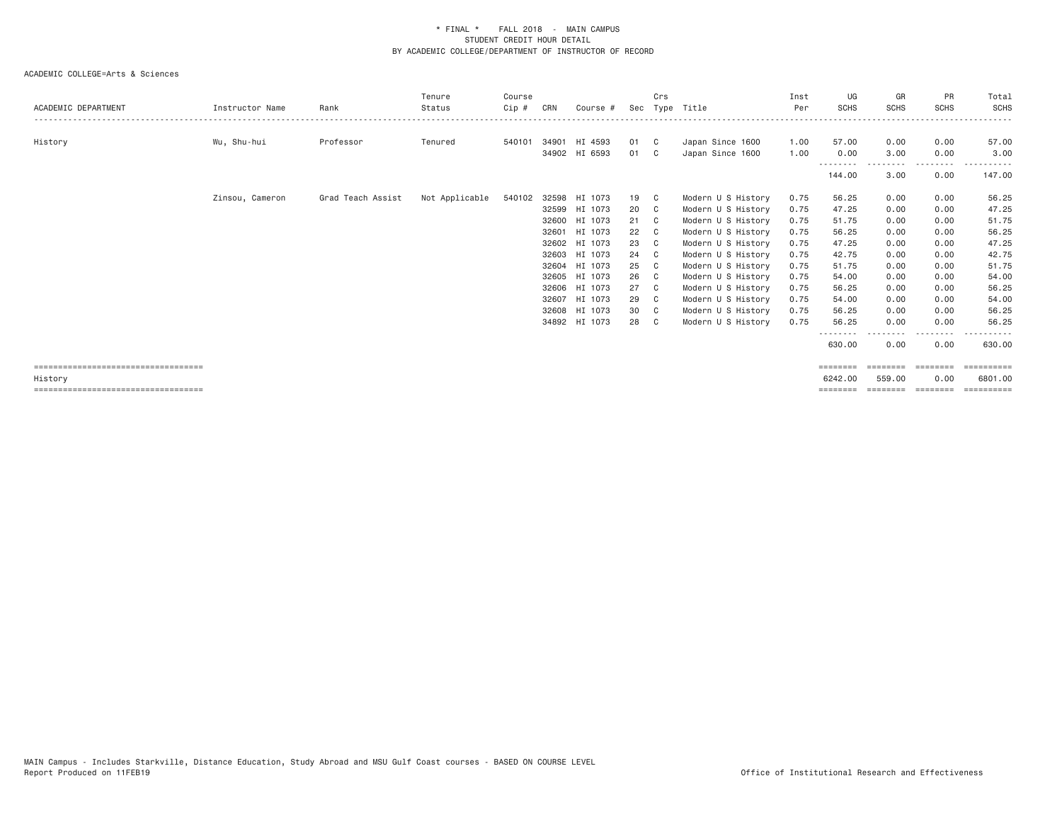\* FINAL \* FALL 2018 - MAIN CAMPUS
STUDENT CREDIT HOUR DETAIL
BY ACADEMIC COLLEGE/DEPARTMENT OF INSTRUCTOR OF RECORD

ACADEMIC COLLEGE=Arts & Sciences

| ACADEMIC DEPARTMENT | Instructor Name | Rank | Tenure Status | Course Cip # | CRN | Course # | Sec | Crs Type | Title | Inst Per | UG SCHS | GR SCHS | PR SCHS | Total SCHS |
|---|---|---|---|---|---|---|---|---|---|---|---|---|---|---|
| History | Wu, Shu-hui | Professor | Tenured | 540101 | 34901 | HI 4593 | 01 | C | Japan Since 1600 | 1.00 | 57.00 | 0.00 | 0.00 | 57.00 |
| | | | | | 34902 | HI 6593 | 01 | C | Japan Since 1600 | 1.00 | 0.00 | 3.00 | 0.00 | 3.00 |
| | | | | | | | | | | | 144.00 | 3.00 | 0.00 | 147.00 |
| | Zinsou, Cameron | Grad Teach Assist | Not Applicable | 540102 | 32598 | HI 1073 | 19 | C | Modern U S History | 0.75 | 56.25 | 0.00 | 0.00 | 56.25 |
| | | | | | 32599 | HI 1073 | 20 | C | Modern U S History | 0.75 | 47.25 | 0.00 | 0.00 | 47.25 |
| | | | | | 32600 | HI 1073 | 21 | C | Modern U S History | 0.75 | 51.75 | 0.00 | 0.00 | 51.75 |
| | | | | | 32601 | HI 1073 | 22 | C | Modern U S History | 0.75 | 56.25 | 0.00 | 0.00 | 56.25 |
| | | | | | 32602 | HI 1073 | 23 | C | Modern U S History | 0.75 | 47.25 | 0.00 | 0.00 | 47.25 |
| | | | | | 32603 | HI 1073 | 24 | C | Modern U S History | 0.75 | 42.75 | 0.00 | 0.00 | 42.75 |
| | | | | | 32604 | HI 1073 | 25 | C | Modern U S History | 0.75 | 51.75 | 0.00 | 0.00 | 51.75 |
| | | | | | 32605 | HI 1073 | 26 | C | Modern U S History | 0.75 | 54.00 | 0.00 | 0.00 | 54.00 |
| | | | | | 32606 | HI 1073 | 27 | C | Modern U S History | 0.75 | 56.25 | 0.00 | 0.00 | 56.25 |
| | | | | | 32607 | HI 1073 | 29 | C | Modern U S History | 0.75 | 54.00 | 0.00 | 0.00 | 54.00 |
| | | | | | 32608 | HI 1073 | 30 | C | Modern U S History | 0.75 | 56.25 | 0.00 | 0.00 | 56.25 |
| | | | | | 34892 | HI 1073 | 28 | C | Modern U S History | 0.75 | 56.25 | 0.00 | 0.00 | 56.25 |
| | | | | | | | | | | | 630.00 | 0.00 | 0.00 | 630.00 |
| History | | | | | | | | | | | 6242.00 | 559.00 | 0.00 | 6801.00 |

MAIN Campus - Includes Starkville, Distance Education, Study Abroad and MSU Gulf Coast courses - BASED ON COURSE LEVEL
Report Produced on 11FEB19

Office of Institutional Research and Effectiveness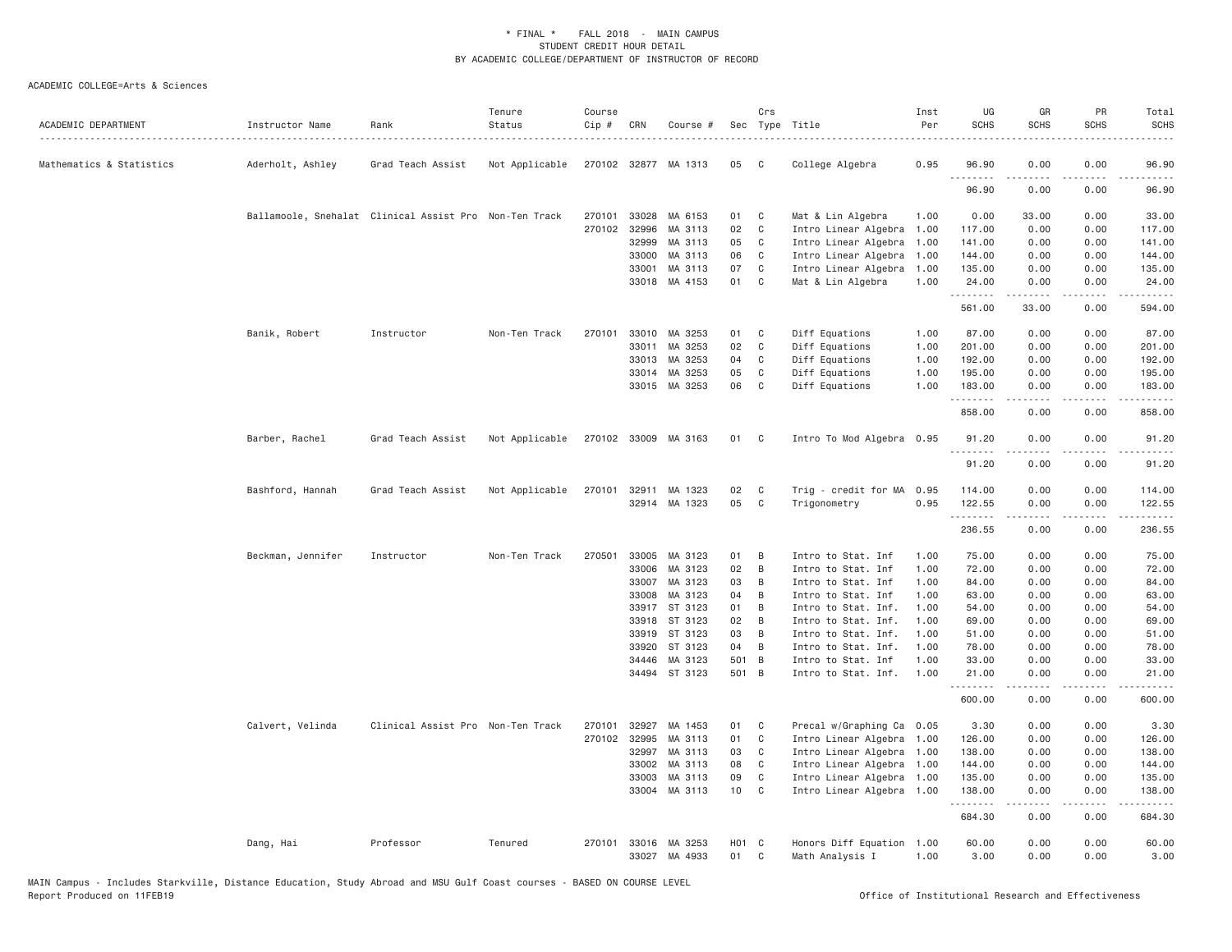# * FINAL * FALL 2018 - MAIN CAMPUS
## STUDENT CREDIT HOUR DETAIL
### BY ACADEMIC COLLEGE/DEPARTMENT OF INSTRUCTOR OF RECORD

ACADEMIC COLLEGE=Arts & Sciences

| ACADEMIC DEPARTMENT | Instructor Name | Rank | Tenure Status | Course Cip # | CRN | Course # | Sec | Crs Type | Title | Inst Per | UG SCHS | GR SCHS | PR SCHS | Total SCHS |
|---|---|---|---|---|---|---|---|---|---|---|---|---|---|---|
| Mathematics & Statistics | Aderholt, Ashley | Grad Teach Assist | Not Applicable | 270102 | 32877 | MA 1313 | 05 | C | College Algebra | 0.95 | 96.90 | 0.00 | 0.00 | 96.90 |
| | | | | | | | | | | | 96.90 | 0.00 | 0.00 | 96.90 |
| | Ballamoole, Snehalat | Clinical Assist Pro | Non-Ten Track | 270101 | 33028 | MA 6153 | 01 | C | Mat & Lin Algebra | 1.00 | 0.00 | 33.00 | 0.00 | 33.00 |
| | | | | 270102 | 32996 | MA 3113 | 02 | C | Intro Linear Algebra | 1.00 | 117.00 | 0.00 | 0.00 | 117.00 |
| | | | | | 32999 | MA 3113 | 05 | C | Intro Linear Algebra | 1.00 | 141.00 | 0.00 | 0.00 | 141.00 |
| | | | | | 33000 | MA 3113 | 06 | C | Intro Linear Algebra | 1.00 | 144.00 | 0.00 | 0.00 | 144.00 |
| | | | | | 33001 | MA 3113 | 07 | C | Intro Linear Algebra | 1.00 | 135.00 | 0.00 | 0.00 | 135.00 |
| | | | | | 33018 | MA 4153 | 01 | C | Mat & Lin Algebra | 1.00 | 24.00 | 0.00 | 0.00 | 24.00 |
| | | | | | | | | | | | 561.00 | 33.00 | 0.00 | 594.00 |
| | Banik, Robert | Instructor | Non-Ten Track | 270101 | 33010 | MA 3253 | 01 | C | Diff Equations | 1.00 | 87.00 | 0.00 | 0.00 | 87.00 |
| | | | | | 33011 | MA 3253 | 02 | C | Diff Equations | 1.00 | 201.00 | 0.00 | 0.00 | 201.00 |
| | | | | | 33013 | MA 3253 | 04 | C | Diff Equations | 1.00 | 192.00 | 0.00 | 0.00 | 192.00 |
| | | | | | 33014 | MA 3253 | 05 | C | Diff Equations | 1.00 | 195.00 | 0.00 | 0.00 | 195.00 |
| | | | | | 33015 | MA 3253 | 06 | C | Diff Equations | 1.00 | 183.00 | 0.00 | 0.00 | 183.00 |
| | | | | | | | | | | | 858.00 | 0.00 | 0.00 | 858.00 |
| | Barber, Rachel | Grad Teach Assist | Not Applicable | 270102 | 33009 | MA 3163 | 01 | C | Intro To Mod Algebra | 0.95 | 91.20 | 0.00 | 0.00 | 91.20 |
| | | | | | | | | | | | 91.20 | 0.00 | 0.00 | 91.20 |
| | Bashford, Hannah | Grad Teach Assist | Not Applicable | 270101 | 32911 | MA 1323 | 02 | C | Trig - credit for MA | 0.95 | 114.00 | 0.00 | 0.00 | 114.00 |
| | | | | | 32914 | MA 1323 | 05 | C | Trigonometry | 0.95 | 122.55 | 0.00 | 0.00 | 122.55 |
| | | | | | | | | | | | 236.55 | 0.00 | 0.00 | 236.55 |
| | Beckman, Jennifer | Instructor | Non-Ten Track | 270501 | 33005 | MA 3123 | 01 | B | Intro to Stat. Inf | 1.00 | 75.00 | 0.00 | 0.00 | 75.00 |
| | | | | | 33006 | MA 3123 | 02 | B | Intro to Stat. Inf | 1.00 | 72.00 | 0.00 | 0.00 | 72.00 |
| | | | | | 33007 | MA 3123 | 03 | B | Intro to Stat. Inf | 1.00 | 84.00 | 0.00 | 0.00 | 84.00 |
| | | | | | 33008 | MA 3123 | 04 | B | Intro to Stat. Inf | 1.00 | 63.00 | 0.00 | 0.00 | 63.00 |
| | | | | | 33917 | ST 3123 | 01 | B | Intro to Stat. Inf. | 1.00 | 54.00 | 0.00 | 0.00 | 54.00 |
| | | | | | 33918 | ST 3123 | 02 | B | Intro to Stat. Inf. | 1.00 | 69.00 | 0.00 | 0.00 | 69.00 |
| | | | | | 33919 | ST 3123 | 03 | B | Intro to Stat. Inf. | 1.00 | 51.00 | 0.00 | 0.00 | 51.00 |
| | | | | | 33920 | ST 3123 | 04 | B | Intro to Stat. Inf. | 1.00 | 78.00 | 0.00 | 0.00 | 78.00 |
| | | | | | 34446 | MA 3123 | 501 | B | Intro to Stat. Inf | 1.00 | 33.00 | 0.00 | 0.00 | 33.00 |
| | | | | | 34494 | ST 3123 | 501 | B | Intro to Stat. Inf. | 1.00 | 21.00 | 0.00 | 0.00 | 21.00 |
| | | | | | | | | | | | 600.00 | 0.00 | 0.00 | 600.00 |
| | Calvert, Velinda | Clinical Assist Pro | Non-Ten Track | 270101 | 32927 | MA 1453 | 01 | C | Precal w/Graphing Ca | 0.05 | 3.30 | 0.00 | 0.00 | 3.30 |
| | | | | 270102 | 32995 | MA 3113 | 01 | C | Intro Linear Algebra | 1.00 | 126.00 | 0.00 | 0.00 | 126.00 |
| | | | | | 32997 | MA 3113 | 03 | C | Intro Linear Algebra | 1.00 | 138.00 | 0.00 | 0.00 | 138.00 |
| | | | | | 33002 | MA 3113 | 08 | C | Intro Linear Algebra | 1.00 | 144.00 | 0.00 | 0.00 | 144.00 |
| | | | | | 33003 | MA 3113 | 09 | C | Intro Linear Algebra | 1.00 | 135.00 | 0.00 | 0.00 | 135.00 |
| | | | | | 33004 | MA 3113 | 10 | C | Intro Linear Algebra | 1.00 | 138.00 | 0.00 | 0.00 | 138.00 |
| | | | | | | | | | | | 684.30 | 0.00 | 0.00 | 684.30 |
| | Dang, Hai | Professor | Tenured | 270101 | 33016 | MA 3253 | H01 | C | Honors Diff Equation | 1.00 | 60.00 | 0.00 | 0.00 | 60.00 |
| | | | | | 33027 | MA 4933 | 01 | C | Math Analysis I | 1.00 | 3.00 | 0.00 | 0.00 | 3.00 |

MAIN Campus - Includes Starkville, Distance Education, Study Abroad and MSU Gulf Coast courses - BASED ON COURSE LEVEL
Report Produced on 11FEB19 Office of Institutional Research and Effectiveness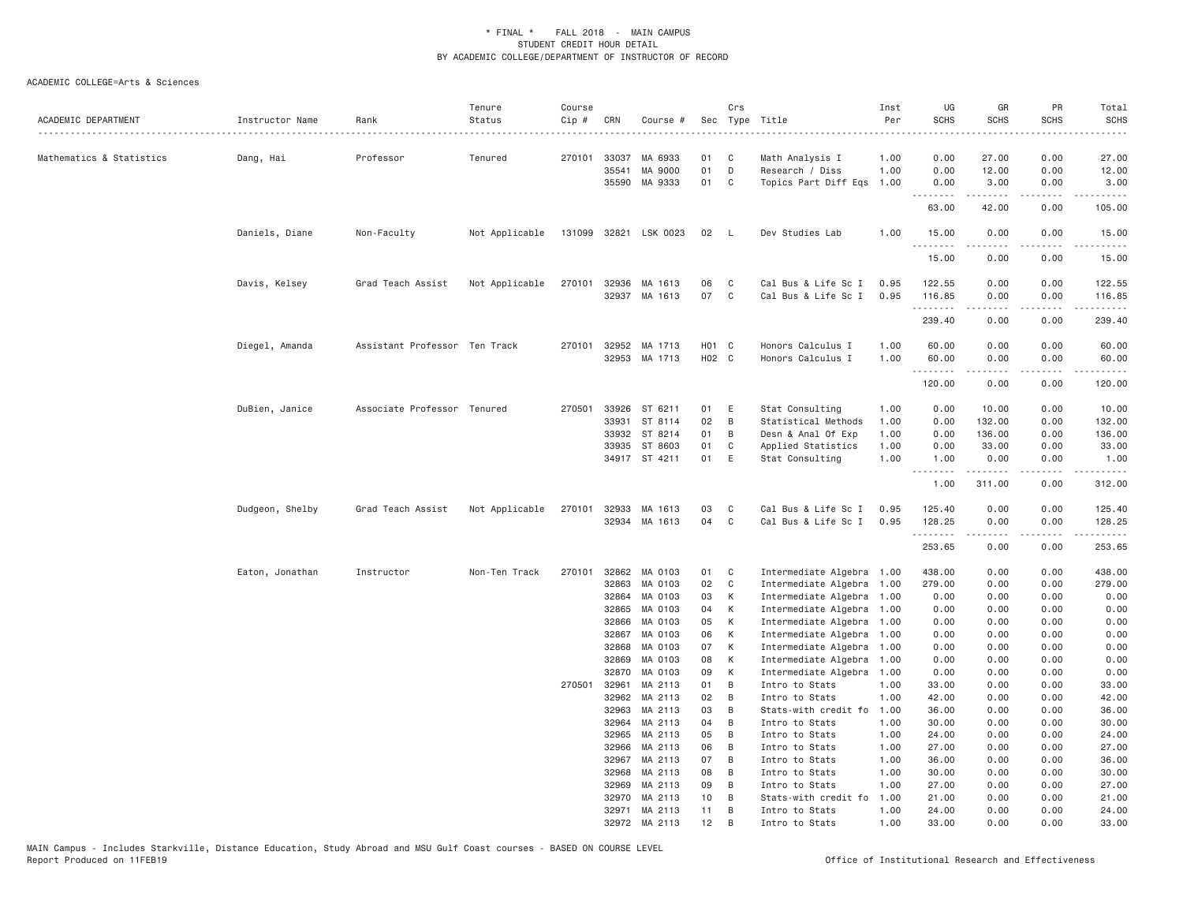ACADEMIC COLLEGE=Arts & Sciences

| ACADEMIC DEPARTMENT | Instructor Name | Rank | Tenure Status | Course Cip # | CRN | Course # | Sec | Crs Type | Title | Inst Per | UG SCHS | GR SCHS | PR SCHS | Total SCHS |
|---|---|---|---|---|---|---|---|---|---|---|---|---|---|---|
| Mathematics & Statistics | Dang, Hai | Professor | Tenured | 270101 | 33037 | MA 6933 | 01 | C | Math Analysis I | 1.00 | 0.00 | 27.00 | 0.00 | 27.00 |
| | | | | | 35541 | MA 9000 | 01 | D | Research / Diss | 1.00 | 0.00 | 12.00 | 0.00 | 12.00 |
| | | | | | 35590 | MA 9333 | 01 | C | Topics Part Diff Eqs | 1.00 | 0.00 | 3.00 | 0.00 | 3.00 |
| | | | | | | | | | | | 63.00 | 42.00 | 0.00 | 105.00 |
| | Daniels, Diane | Non-Faculty | Not Applicable | 131099 | 32821 | LSK 0023 | 02 | L | Dev Studies Lab | 1.00 | 15.00 | 0.00 | 0.00 | 15.00 |
| | | | | | | | | | | | 15.00 | 0.00 | 0.00 | 15.00 |
| | Davis, Kelsey | Grad Teach Assist | Not Applicable | 270101 | 32936 | MA 1613 | 06 | C | Cal Bus & Life Sc I | 0.95 | 122.55 | 0.00 | 0.00 | 122.55 |
| | | | | | 32937 | MA 1613 | 07 | C | Cal Bus & Life Sc I | 0.95 | 116.85 | 0.00 | 0.00 | 116.85 |
| | | | | | | | | | | | 239.40 | 0.00 | 0.00 | 239.40 |
| | Diegel, Amanda | Assistant Professor | Ten Track | 270101 | 32952 | MA 1713 | H01 | C | Honors Calculus I | 1.00 | 60.00 | 0.00 | 0.00 | 60.00 |
| | | | | | 32953 | MA 1713 | H02 | C | Honors Calculus I | 1.00 | 60.00 | 0.00 | 0.00 | 60.00 |
| | | | | | | | | | | | 120.00 | 0.00 | 0.00 | 120.00 |
| | DuBien, Janice | Associate Professor | Tenured | 270501 | 33926 | ST 6211 | 01 | E | Stat Consulting | 1.00 | 0.00 | 10.00 | 0.00 | 10.00 |
| | | | | | 33931 | ST 8114 | 02 | B | Statistical Methods | 1.00 | 0.00 | 132.00 | 0.00 | 132.00 |
| | | | | | 33932 | ST 8214 | 01 | B | Desn & Anal Of Exp | 1.00 | 0.00 | 136.00 | 0.00 | 136.00 |
| | | | | | 33935 | ST 8603 | 01 | C | Applied Statistics | 1.00 | 0.00 | 33.00 | 0.00 | 33.00 |
| | | | | | 34917 | ST 4211 | 01 | E | Stat Consulting | 1.00 | 1.00 | 0.00 | 0.00 | 1.00 |
| | | | | | | | | | | | 1.00 | 311.00 | 0.00 | 312.00 |
| | Dudgeon, Shelby | Grad Teach Assist | Not Applicable | 270101 | 32933 | MA 1613 | 03 | C | Cal Bus & Life Sc I | 0.95 | 125.40 | 0.00 | 0.00 | 125.40 |
| | | | | | 32934 | MA 1613 | 04 | C | Cal Bus & Life Sc I | 0.95 | 128.25 | 0.00 | 0.00 | 128.25 |
| | | | | | | | | | | | 253.65 | 0.00 | 0.00 | 253.65 |
| | Eaton, Jonathan | Instructor | Non-Ten Track | 270101 | 32862 | MA 0103 | 01 | C | Intermediate Algebra | 1.00 | 438.00 | 0.00 | 0.00 | 438.00 |
| | | | | | 32863 | MA 0103 | 02 | C | Intermediate Algebra | 1.00 | 279.00 | 0.00 | 0.00 | 279.00 |
| | | | | | 32864 | MA 0103 | 03 | K | Intermediate Algebra | 1.00 | 0.00 | 0.00 | 0.00 | 0.00 |
| | | | | | 32865 | MA 0103 | 04 | K | Intermediate Algebra | 1.00 | 0.00 | 0.00 | 0.00 | 0.00 |
| | | | | | 32866 | MA 0103 | 05 | K | Intermediate Algebra | 1.00 | 0.00 | 0.00 | 0.00 | 0.00 |
| | | | | | 32867 | MA 0103 | 06 | K | Intermediate Algebra | 1.00 | 0.00 | 0.00 | 0.00 | 0.00 |
| | | | | | 32868 | MA 0103 | 07 | K | Intermediate Algebra | 1.00 | 0.00 | 0.00 | 0.00 | 0.00 |
| | | | | | 32869 | MA 0103 | 08 | K | Intermediate Algebra | 1.00 | 0.00 | 0.00 | 0.00 | 0.00 |
| | | | | | 32870 | MA 0103 | 09 | K | Intermediate Algebra | 1.00 | 0.00 | 0.00 | 0.00 | 0.00 |
| | | | | 270501 | 32961 | MA 2113 | 01 | B | Intro to Stats | 1.00 | 33.00 | 0.00 | 0.00 | 33.00 |
| | | | | | 32962 | MA 2113 | 02 | B | Intro to Stats | 1.00 | 42.00 | 0.00 | 0.00 | 42.00 |
| | | | | | 32963 | MA 2113 | 03 | B | Stats-with credit fo | 1.00 | 36.00 | 0.00 | 0.00 | 36.00 |
| | | | | | 32964 | MA 2113 | 04 | B | Intro to Stats | 1.00 | 30.00 | 0.00 | 0.00 | 30.00 |
| | | | | | 32965 | MA 2113 | 05 | B | Intro to Stats | 1.00 | 24.00 | 0.00 | 0.00 | 24.00 |
| | | | | | 32966 | MA 2113 | 06 | B | Intro to Stats | 1.00 | 27.00 | 0.00 | 0.00 | 27.00 |
| | | | | | 32967 | MA 2113 | 07 | B | Intro to Stats | 1.00 | 36.00 | 0.00 | 0.00 | 36.00 |
| | | | | | 32968 | MA 2113 | 08 | B | Intro to Stats | 1.00 | 30.00 | 0.00 | 0.00 | 30.00 |
| | | | | | 32969 | MA 2113 | 09 | B | Intro to Stats | 1.00 | 27.00 | 0.00 | 0.00 | 27.00 |
| | | | | | 32970 | MA 2113 | 10 | B | Stats-with credit fo | 1.00 | 21.00 | 0.00 | 0.00 | 21.00 |
| | | | | | 32971 | MA 2113 | 11 | B | Intro to Stats | 1.00 | 24.00 | 0.00 | 0.00 | 24.00 |
| | | | | | 32972 | MA 2113 | 12 | B | Intro to Stats | 1.00 | 33.00 | 0.00 | 0.00 | 33.00 |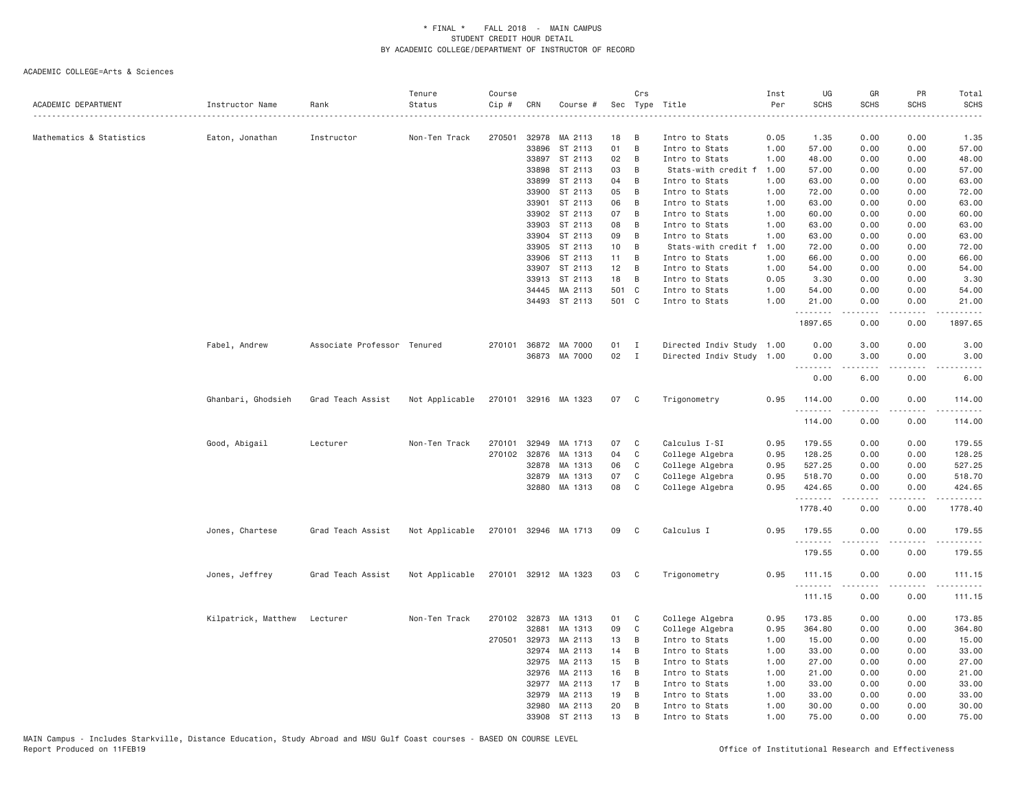\* FINAL \* FALL 2018 - MAIN CAMPUS
STUDENT CREDIT HOUR DETAIL
BY ACADEMIC COLLEGE/DEPARTMENT OF INSTRUCTOR OF RECORD

ACADEMIC COLLEGE=Arts & Sciences

| ACADEMIC DEPARTMENT | Instructor Name | Rank | Tenure Status | Course Cip # | CRN | Course # | Sec | Crs Type | Title | Inst Per | UG SCHS | GR SCHS | PR SCHS | Total SCHS |
|---|---|---|---|---|---|---|---|---|---|---|---|---|---|---|
| Mathematics & Statistics | Eaton, Jonathan | Instructor | Non-Ten Track | 270501 | 32978 | MA 2113 | 18 | B | Intro to Stats | 0.05 | 1.35 | 0.00 | 0.00 | 1.35 |
| | | | | | 33896 | ST 2113 | 01 | B | Intro to Stats | 1.00 | 57.00 | 0.00 | 0.00 | 57.00 |
| | | | | | 33897 | ST 2113 | 02 | B | Intro to Stats | 1.00 | 48.00 | 0.00 | 0.00 | 48.00 |
| | | | | | 33898 | ST 2113 | 03 | B | Stats-with credit f | 1.00 | 57.00 | 0.00 | 0.00 | 57.00 |
| | | | | | 33899 | ST 2113 | 04 | B | Intro to Stats | 1.00 | 63.00 | 0.00 | 0.00 | 63.00 |
| | | | | | 33900 | ST 2113 | 05 | B | Intro to Stats | 1.00 | 72.00 | 0.00 | 0.00 | 72.00 |
| | | | | | 33901 | ST 2113 | 06 | B | Intro to Stats | 1.00 | 63.00 | 0.00 | 0.00 | 63.00 |
| | | | | | 33902 | ST 2113 | 07 | B | Intro to Stats | 1.00 | 60.00 | 0.00 | 0.00 | 60.00 |
| | | | | | 33903 | ST 2113 | 08 | B | Intro to Stats | 1.00 | 63.00 | 0.00 | 0.00 | 63.00 |
| | | | | | 33904 | ST 2113 | 09 | B | Intro to Stats | 1.00 | 63.00 | 0.00 | 0.00 | 63.00 |
| | | | | | 33905 | ST 2113 | 10 | B | Stats-with credit f | 1.00 | 72.00 | 0.00 | 0.00 | 72.00 |
| | | | | | 33906 | ST 2113 | 11 | B | Intro to Stats | 1.00 | 66.00 | 0.00 | 0.00 | 66.00 |
| | | | | | 33907 | ST 2113 | 12 | B | Intro to Stats | 1.00 | 54.00 | 0.00 | 0.00 | 54.00 |
| | | | | | 33913 | ST 2113 | 18 | B | Intro to Stats | 0.05 | 3.30 | 0.00 | 0.00 | 3.30 |
| | | | | | 34445 | MA 2113 | 501 | C | Intro to Stats | 1.00 | 54.00 | 0.00 | 0.00 | 54.00 |
| | | | | | 34493 | ST 2113 | 501 | C | Intro to Stats | 1.00 | 21.00 | 0.00 | 0.00 | 21.00 |
| | | | | | | | | | | | 1897.65 | 0.00 | 0.00 | 1897.65 |
| | Fabel, Andrew | Associate Professor | Tenured | 270101 | 36872 | MA 7000 | 01 | I | Directed Indiv Study | 1.00 | 0.00 | 3.00 | 0.00 | 3.00 |
| | | | | | 36873 | MA 7000 | 02 | I | Directed Indiv Study | 1.00 | 0.00 | 3.00 | 0.00 | 3.00 |
| | | | | | | | | | | | 0.00 | 6.00 | 0.00 | 6.00 |
| | Ghanbari, Ghodsieh | Grad Teach Assist | Not Applicable | 270101 | 32916 | MA 1323 | 07 | C | Trigonometry | 0.95 | 114.00 | 0.00 | 0.00 | 114.00 |
| | | | | | | | | | | | 114.00 | 0.00 | 0.00 | 114.00 |
| | Good, Abigail | Lecturer | Non-Ten Track | 270101 | 32949 | MA 1713 | 07 | C | Calculus I-SI | 0.95 | 179.55 | 0.00 | 0.00 | 179.55 |
| | | | | 270102 | 32876 | MA 1313 | 04 | C | College Algebra | 0.95 | 128.25 | 0.00 | 0.00 | 128.25 |
| | | | | | 32878 | MA 1313 | 06 | C | College Algebra | 0.95 | 527.25 | 0.00 | 0.00 | 527.25 |
| | | | | | 32879 | MA 1313 | 07 | C | College Algebra | 0.95 | 518.70 | 0.00 | 0.00 | 518.70 |
| | | | | | 32880 | MA 1313 | 08 | C | College Algebra | 0.95 | 424.65 | 0.00 | 0.00 | 424.65 |
| | | | | | | | | | | | 1778.40 | 0.00 | 0.00 | 1778.40 |
| | Jones, Chartese | Grad Teach Assist | Not Applicable | 270101 | 32946 | MA 1713 | 09 | C | Calculus I | 0.95 | 179.55 | 0.00 | 0.00 | 179.55 |
| | | | | | | | | | | | 179.55 | 0.00 | 0.00 | 179.55 |
| | Jones, Jeffrey | Grad Teach Assist | Not Applicable | 270101 | 32912 | MA 1323 | 03 | C | Trigonometry | 0.95 | 111.15 | 0.00 | 0.00 | 111.15 |
| | | | | | | | | | | | 111.15 | 0.00 | 0.00 | 111.15 |
| | Kilpatrick, Matthew | Lecturer | Non-Ten Track | 270102 | 32873 | MA 1313 | 01 | C | College Algebra | 0.95 | 173.85 | 0.00 | 0.00 | 173.85 |
| | | | | | 32881 | MA 1313 | 09 | C | College Algebra | 0.95 | 364.80 | 0.00 | 0.00 | 364.80 |
| | | | | 270501 | 32973 | MA 2113 | 13 | B | Intro to Stats | 1.00 | 15.00 | 0.00 | 0.00 | 15.00 |
| | | | | | 32974 | MA 2113 | 14 | B | Intro to Stats | 1.00 | 33.00 | 0.00 | 0.00 | 33.00 |
| | | | | | 32975 | MA 2113 | 15 | B | Intro to Stats | 1.00 | 27.00 | 0.00 | 0.00 | 27.00 |
| | | | | | 32976 | MA 2113 | 16 | B | Intro to Stats | 1.00 | 21.00 | 0.00 | 0.00 | 21.00 |
| | | | | | 32977 | MA 2113 | 17 | B | Intro to Stats | 1.00 | 33.00 | 0.00 | 0.00 | 33.00 |
| | | | | | 32979 | MA 2113 | 19 | B | Intro to Stats | 1.00 | 33.00 | 0.00 | 0.00 | 33.00 |
| | | | | | 32980 | MA 2113 | 20 | B | Intro to Stats | 1.00 | 30.00 | 0.00 | 0.00 | 30.00 |
| | | | | | 33908 | ST 2113 | 13 | B | Intro to Stats | 1.00 | 75.00 | 0.00 | 0.00 | 75.00 |

MAIN Campus - Includes Starkville, Distance Education, Study Abroad and MSU Gulf Coast courses - BASED ON COURSE LEVEL
Report Produced on 11FEB19 Office of Institutional Research and Effectiveness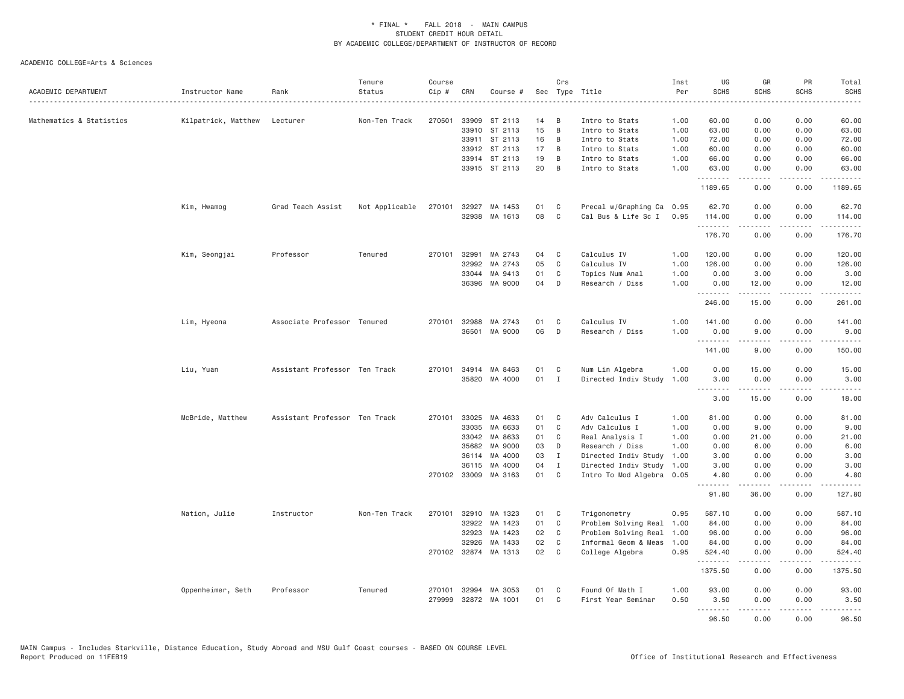# * FINAL * FALL 2018 - MAIN CAMPUS
## STUDENT CREDIT HOUR DETAIL
## BY ACADEMIC COLLEGE/DEPARTMENT OF INSTRUCTOR OF RECORD

ACADEMIC COLLEGE=Arts & Sciences

| ACADEMIC DEPARTMENT | Instructor Name | Rank | Tenure Status | Course Cip # | CRN | Course # | Sec | Crs Type | Title | Inst Per | UG SCHS | GR SCHS | PR SCHS | Total SCHS |
|---|---|---|---|---|---|---|---|---|---|---|---|---|---|---|
| Mathematics & Statistics | Kilpatrick, Matthew | Lecturer | Non-Ten Track | 270501 | 33909 | ST 2113 | 14 | B | Intro to Stats | 1.00 | 60.00 | 0.00 | 0.00 | 60.00 |
| | | | | | 33910 | ST 2113 | 15 | B | Intro to Stats | 1.00 | 63.00 | 0.00 | 0.00 | 63.00 |
| | | | | | 33911 | ST 2113 | 16 | B | Intro to Stats | 1.00 | 72.00 | 0.00 | 0.00 | 72.00 |
| | | | | | 33912 | ST 2113 | 17 | B | Intro to Stats | 1.00 | 60.00 | 0.00 | 0.00 | 60.00 |
| | | | | | 33914 | ST 2113 | 19 | B | Intro to Stats | 1.00 | 66.00 | 0.00 | 0.00 | 66.00 |
| | | | | | 33915 | ST 2113 | 20 | B | Intro to Stats | 1.00 | 63.00 | 0.00 | 0.00 | 63.00 |
| | | | | | | | | | | | 1189.65 | 0.00 | 0.00 | 1189.65 |
| | Kim, Hwamog | Grad Teach Assist | Not Applicable | 270101 | 32927 | MA 1453 | 01 | C | Precal w/Graphing Ca | 0.95 | 62.70 | 0.00 | 0.00 | 62.70 |
| | | | | | 32938 | MA 1613 | 08 | C | Cal Bus & Life Sc I | 0.95 | 114.00 | 0.00 | 0.00 | 114.00 |
| | | | | | | | | | | | 176.70 | 0.00 | 0.00 | 176.70 |
| | Kim, Seongjai | Professor | Tenured | 270101 | 32991 | MA 2743 | 04 | C | Calculus IV | 1.00 | 120.00 | 0.00 | 0.00 | 120.00 |
| | | | | | 32992 | MA 2743 | 05 | C | Calculus IV | 1.00 | 126.00 | 0.00 | 0.00 | 126.00 |
| | | | | | 33044 | MA 9413 | 01 | C | Topics Num Anal | 1.00 | 0.00 | 3.00 | 0.00 | 3.00 |
| | | | | | 36396 | MA 9000 | 04 | D | Research / Diss | 1.00 | 0.00 | 12.00 | 0.00 | 12.00 |
| | | | | | | | | | | | 246.00 | 15.00 | 0.00 | 261.00 |
| | Lim, Hyeona | Associate Professor | Tenured | 270101 | 32988 | MA 2743 | 01 | C | Calculus IV | 1.00 | 141.00 | 0.00 | 0.00 | 141.00 |
| | | | | | 36501 | MA 9000 | 06 | D | Research / Diss | 1.00 | 0.00 | 9.00 | 0.00 | 9.00 |
| | | | | | | | | | | | 141.00 | 9.00 | 0.00 | 150.00 |
| | Liu, Yuan | Assistant Professor | Ten Track | 270101 | 34914 | MA 8463 | 01 | C | Num Lin Algebra | 1.00 | 0.00 | 15.00 | 0.00 | 15.00 |
| | | | | | 35820 | MA 4000 | 01 | I | Directed Indiv Study | 1.00 | 3.00 | 0.00 | 0.00 | 3.00 |
| | | | | | | | | | | | 3.00 | 15.00 | 0.00 | 18.00 |
| | McBride, Matthew | Assistant Professor | Ten Track | 270101 | 33025 | MA 4633 | 01 | C | Adv Calculus I | 1.00 | 81.00 | 0.00 | 0.00 | 81.00 |
| | | | | | 33035 | MA 6633 | 01 | C | Adv Calculus I | 1.00 | 0.00 | 9.00 | 0.00 | 9.00 |
| | | | | | 33042 | MA 8633 | 01 | C | Real Analysis I | 1.00 | 0.00 | 21.00 | 0.00 | 21.00 |
| | | | | | 35682 | MA 9000 | 03 | D | Research / Diss | 1.00 | 0.00 | 6.00 | 0.00 | 6.00 |
| | | | | | 36114 | MA 4000 | 03 | I | Directed Indiv Study | 1.00 | 3.00 | 0.00 | 0.00 | 3.00 |
| | | | | | 36115 | MA 4000 | 04 | I | Directed Indiv Study | 1.00 | 3.00 | 0.00 | 0.00 | 3.00 |
| | | | | 270102 | 33009 | MA 3163 | 01 | C | Intro To Mod Algebra | 0.05 | 4.80 | 0.00 | 0.00 | 4.80 |
| | | | | | | | | | | | 91.80 | 36.00 | 0.00 | 127.80 |
| | Nation, Julie | Instructor | Non-Ten Track | 270101 | 32910 | MA 1323 | 01 | C | Trigonometry | 0.95 | 587.10 | 0.00 | 0.00 | 587.10 |
| | | | | | 32922 | MA 1423 | 01 | C | Problem Solving Real | 1.00 | 84.00 | 0.00 | 0.00 | 84.00 |
| | | | | | 32923 | MA 1423 | 02 | C | Problem Solving Real | 1.00 | 96.00 | 0.00 | 0.00 | 96.00 |
| | | | | | 32926 | MA 1433 | 02 | C | Informal Geom & Meas | 1.00 | 84.00 | 0.00 | 0.00 | 84.00 |
| | | | | 270102 | 32874 | MA 1313 | 02 | C | College Algebra | 0.95 | 524.40 | 0.00 | 0.00 | 524.40 |
| | | | | | | | | | | | 1375.50 | 0.00 | 0.00 | 1375.50 |
| | Oppenheimer, Seth | Professor | Tenured | 270101 | 32994 | MA 3053 | 01 | C | Found Of Math I | 1.00 | 93.00 | 0.00 | 0.00 | 93.00 |
| | | | | 279999 | 32872 | MA 1001 | 01 | C | First Year Seminar | 0.50 | 3.50 | 0.00 | 0.00 | 3.50 |
| | | | | | | | | | | | 96.50 | 0.00 | 0.00 | 96.50 |

MAIN Campus - Includes Starkville, Distance Education, Study Abroad and MSU Gulf Coast courses - BASED ON COURSE LEVEL
Report Produced on 11FEB19

Office of Institutional Research and Effectiveness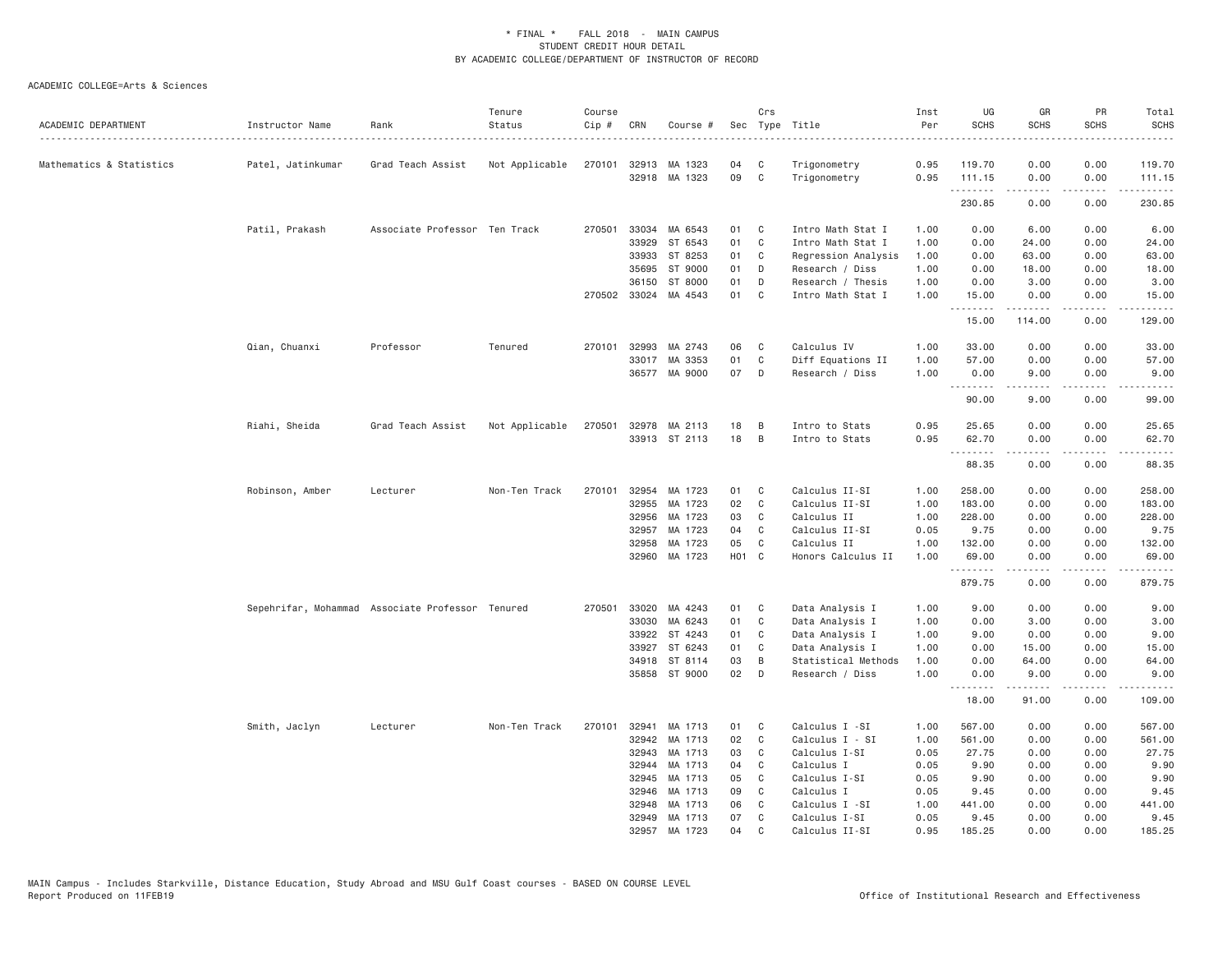\* FINAL \* FALL 2018 - MAIN CAMPUS
STUDENT CREDIT HOUR DETAIL
BY ACADEMIC COLLEGE/DEPARTMENT OF INSTRUCTOR OF RECORD

ACADEMIC COLLEGE=Arts & Sciences

| ACADEMIC DEPARTMENT | Instructor Name | Rank | Tenure Status | Course Cip # | CRN | Course # | Sec | Crs Type | Title | Inst Per | UG SCHS | GR SCHS | PR SCHS | Total SCHS |
|---|---|---|---|---|---|---|---|---|---|---|---|---|---|---|
| Mathematics & Statistics | Patel, Jatinkumar | Grad Teach Assist | Not Applicable | 270101 | 32913 | MA 1323 | 04 | C | Trigonometry | 0.95 | 119.70 | 0.00 | 0.00 | 119.70 |
| | | | | | 32918 | MA 1323 | 09 | C | Trigonometry | 0.95 | 111.15 | 0.00 | 0.00 | 111.15 |
| | | | | | | | | | | | 230.85 | 0.00 | 0.00 | 230.85 |
| | Patil, Prakash | Associate Professor | Ten Track | 270501 | 33034 | MA 6543 | 01 | C | Intro Math Stat I | 1.00 | 0.00 | 6.00 | 0.00 | 6.00 |
| | | | | | 33929 | ST 6543 | 01 | C | Intro Math Stat I | 1.00 | 0.00 | 24.00 | 0.00 | 24.00 |
| | | | | | 33933 | ST 8253 | 01 | C | Regression Analysis | 1.00 | 0.00 | 63.00 | 0.00 | 63.00 |
| | | | | | 35695 | ST 9000 | 01 | D | Research / Diss | 1.00 | 0.00 | 18.00 | 0.00 | 18.00 |
| | | | | | 36150 | ST 8000 | 01 | D | Research / Thesis | 1.00 | 0.00 | 3.00 | 0.00 | 3.00 |
| | | | | 270502 | 33024 | MA 4543 | 01 | C | Intro Math Stat I | 1.00 | 15.00 | 0.00 | 0.00 | 15.00 |
| | | | | | | | | | | | 15.00 | 114.00 | 0.00 | 129.00 |
| | Qian, Chuanxi | Professor | Tenured | 270101 | 32993 | MA 2743 | 06 | C | Calculus IV | 1.00 | 33.00 | 0.00 | 0.00 | 33.00 |
| | | | | | 33017 | MA 3353 | 01 | C | Diff Equations II | 1.00 | 57.00 | 0.00 | 0.00 | 57.00 |
| | | | | | 36577 | MA 9000 | 07 | D | Research / Diss | 1.00 | 0.00 | 9.00 | 0.00 | 9.00 |
| | | | | | | | | | | | 90.00 | 9.00 | 0.00 | 99.00 |
| | Riahi, Sheida | Grad Teach Assist | Not Applicable | 270501 | 32978 | MA 2113 | 18 | B | Intro to Stats | 0.95 | 25.65 | 0.00 | 0.00 | 25.65 |
| | | | | | 33913 | ST 2113 | 18 | B | Intro to Stats | 0.95 | 62.70 | 0.00 | 0.00 | 62.70 |
| | | | | | | | | | | | 88.35 | 0.00 | 0.00 | 88.35 |
| | Robinson, Amber | Lecturer | Non-Ten Track | 270101 | 32954 | MA 1723 | 01 | C | Calculus II-SI | 1.00 | 258.00 | 0.00 | 0.00 | 258.00 |
| | | | | | 32955 | MA 1723 | 02 | C | Calculus II-SI | 1.00 | 183.00 | 0.00 | 0.00 | 183.00 |
| | | | | | 32956 | MA 1723 | 03 | C | Calculus II | 1.00 | 228.00 | 0.00 | 0.00 | 228.00 |
| | | | | | 32957 | MA 1723 | 04 | C | Calculus II-SI | 0.05 | 9.75 | 0.00 | 0.00 | 9.75 |
| | | | | | 32958 | MA 1723 | 05 | C | Calculus II | 1.00 | 132.00 | 0.00 | 0.00 | 132.00 |
| | | | | | 32960 | MA 1723 | H01 | C | Honors Calculus II | 1.00 | 69.00 | 0.00 | 0.00 | 69.00 |
| | | | | | | | | | | | 879.75 | 0.00 | 0.00 | 879.75 |
| | Sepehrifar, Mohammad | Associate Professor | Tenured | 270501 | 33020 | MA 4243 | 01 | C | Data Analysis I | 1.00 | 9.00 | 0.00 | 0.00 | 9.00 |
| | | | | | 33030 | MA 6243 | 01 | C | Data Analysis I | 1.00 | 0.00 | 3.00 | 0.00 | 3.00 |
| | | | | | 33922 | ST 4243 | 01 | C | Data Analysis I | 1.00 | 9.00 | 0.00 | 0.00 | 9.00 |
| | | | | | 33927 | ST 6243 | 01 | C | Data Analysis I | 1.00 | 0.00 | 15.00 | 0.00 | 15.00 |
| | | | | | 34918 | ST 8114 | 03 | B | Statistical Methods | 1.00 | 0.00 | 64.00 | 0.00 | 64.00 |
| | | | | | 35858 | ST 9000 | 02 | D | Research / Diss | 1.00 | 0.00 | 9.00 | 0.00 | 9.00 |
| | | | | | | | | | | | 18.00 | 91.00 | 0.00 | 109.00 |
| | Smith, Jaclyn | Lecturer | Non-Ten Track | 270101 | 32941 | MA 1713 | 01 | C | Calculus I -SI | 1.00 | 567.00 | 0.00 | 0.00 | 567.00 |
| | | | | | 32942 | MA 1713 | 02 | C | Calculus I - SI | 1.00 | 561.00 | 0.00 | 0.00 | 561.00 |
| | | | | | 32943 | MA 1713 | 03 | C | Calculus I-SI | 0.05 | 27.75 | 0.00 | 0.00 | 27.75 |
| | | | | | 32944 | MA 1713 | 04 | C | Calculus I | 0.05 | 9.90 | 0.00 | 0.00 | 9.90 |
| | | | | | 32945 | MA 1713 | 05 | C | Calculus I-SI | 0.05 | 9.90 | 0.00 | 0.00 | 9.90 |
| | | | | | 32946 | MA 1713 | 09 | C | Calculus I | 0.05 | 9.45 | 0.00 | 0.00 | 9.45 |
| | | | | | 32948 | MA 1713 | 06 | C | Calculus I -SI | 1.00 | 441.00 | 0.00 | 0.00 | 441.00 |
| | | | | | 32949 | MA 1713 | 07 | C | Calculus I-SI | 0.05 | 9.45 | 0.00 | 0.00 | 9.45 |
| | | | | | 32957 | MA 1723 | 04 | C | Calculus II-SI | 0.95 | 185.25 | 0.00 | 0.00 | 185.25 |

MAIN Campus - Includes Starkville, Distance Education, Study Abroad and MSU Gulf Coast courses - BASED ON COURSE LEVEL
Report Produced on 11FEB19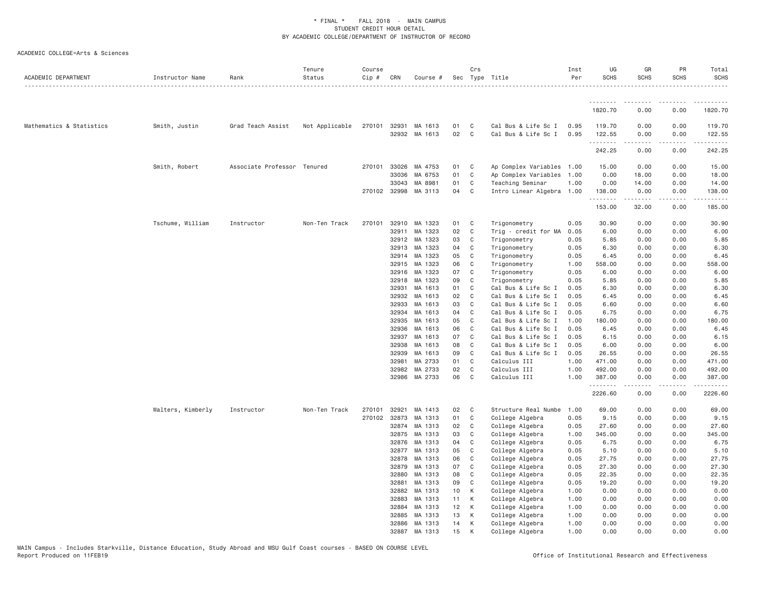\* FINAL \* FALL 2018 - MAIN CAMPUS
STUDENT CREDIT HOUR DETAIL
BY ACADEMIC COLLEGE/DEPARTMENT OF INSTRUCTOR OF RECORD

ACADEMIC COLLEGE=Arts & Sciences

| ACADEMIC DEPARTMENT | Instructor Name | Rank | Tenure Status | Course Cip # | CRN | Course # | Sec | Crs Type | Title | Inst Per | UG SCHS | GR SCHS | PR SCHS | Total SCHS |
|---|---|---|---|---|---|---|---|---|---|---|---|---|---|---|
| | | | | | | | | | | | 1820.70 | 0.00 | 0.00 | 1820.70 |
| Mathematics & Statistics | Smith, Justin | Grad Teach Assist | Not Applicable | 270101 | 32931 | MA 1613 | 01 | C | Cal Bus & Life Sc I | 0.95 | 119.70 | 0.00 | 0.00 | 119.70 |
| | | | | | 32932 | MA 1613 | 02 | C | Cal Bus & Life Sc I | 0.95 | 122.55 | 0.00 | 0.00 | 122.55 |
| | | | | | | | | | | | 242.25 | 0.00 | 0.00 | 242.25 |
| | Smith, Robert | Associate Professor | Tenured | 270101 | 33026 | MA 4753 | 01 | C | Ap Complex Variables | 1.00 | 15.00 | 0.00 | 0.00 | 15.00 |
| | | | | | 33036 | MA 6753 | 01 | C | Ap Complex Variables | 1.00 | 0.00 | 18.00 | 0.00 | 18.00 |
| | | | | | 33043 | MA 8981 | 01 | C | Teaching Seminar | 1.00 | 0.00 | 14.00 | 0.00 | 14.00 |
| | | | | 270102 | 32998 | MA 3113 | 04 | C | Intro Linear Algebra | 1.00 | 138.00 | 0.00 | 0.00 | 138.00 |
| | | | | | | | | | | | 153.00 | 32.00 | 0.00 | 185.00 |
| | Tschume, William | Instructor | Non-Ten Track | 270101 | 32910 | MA 1323 | 01 | C | Trigonometry | 0.05 | 30.90 | 0.00 | 0.00 | 30.90 |
| | | | | | 32911 | MA 1323 | 02 | C | Trig - credit for MA | 0.05 | 6.00 | 0.00 | 0.00 | 6.00 |
| | | | | | 32912 | MA 1323 | 03 | C | Trigonometry | 0.05 | 5.85 | 0.00 | 0.00 | 5.85 |
| | | | | | 32913 | MA 1323 | 04 | C | Trigonometry | 0.05 | 6.30 | 0.00 | 0.00 | 6.30 |
| | | | | | 32914 | MA 1323 | 05 | C | Trigonometry | 0.05 | 6.45 | 0.00 | 0.00 | 6.45 |
| | | | | | 32915 | MA 1323 | 06 | C | Trigonometry | 1.00 | 558.00 | 0.00 | 0.00 | 558.00 |
| | | | | | 32916 | MA 1323 | 07 | C | Trigonometry | 0.05 | 6.00 | 0.00 | 0.00 | 6.00 |
| | | | | | 32918 | MA 1323 | 09 | C | Trigonometry | 0.05 | 5.85 | 0.00 | 0.00 | 5.85 |
| | | | | | 32931 | MA 1613 | 01 | C | Cal Bus & Life Sc I | 0.05 | 6.30 | 0.00 | 0.00 | 6.30 |
| | | | | | 32932 | MA 1613 | 02 | C | Cal Bus & Life Sc I | 0.05 | 6.45 | 0.00 | 0.00 | 6.45 |
| | | | | | 32933 | MA 1613 | 03 | C | Cal Bus & Life Sc I | 0.05 | 6.60 | 0.00 | 0.00 | 6.60 |
| | | | | | 32934 | MA 1613 | 04 | C | Cal Bus & Life Sc I | 0.05 | 6.75 | 0.00 | 0.00 | 6.75 |
| | | | | | 32935 | MA 1613 | 05 | C | Cal Bus & Life Sc I | 1.00 | 180.00 | 0.00 | 0.00 | 180.00 |
| | | | | | 32936 | MA 1613 | 06 | C | Cal Bus & Life Sc I | 0.05 | 6.45 | 0.00 | 0.00 | 6.45 |
| | | | | | 32937 | MA 1613 | 07 | C | Cal Bus & Life Sc I | 0.05 | 6.15 | 0.00 | 0.00 | 6.15 |
| | | | | | 32938 | MA 1613 | 08 | C | Cal Bus & Life Sc I | 0.05 | 6.00 | 0.00 | 0.00 | 6.00 |
| | | | | | 32939 | MA 1613 | 09 | C | Cal Bus & Life Sc I | 0.05 | 26.55 | 0.00 | 0.00 | 26.55 |
| | | | | | 32981 | MA 2733 | 01 | C | Calculus III | 1.00 | 471.00 | 0.00 | 0.00 | 471.00 |
| | | | | | 32982 | MA 2733 | 02 | C | Calculus III | 1.00 | 492.00 | 0.00 | 0.00 | 492.00 |
| | | | | | 32986 | MA 2733 | 06 | C | Calculus III | 1.00 | 387.00 | 0.00 | 0.00 | 387.00 |
| | | | | | | | | | | | 2226.60 | 0.00 | 0.00 | 2226.60 |
| | Walters, Kimberly | Instructor | Non-Ten Track | 270101 | 32921 | MA 1413 | 02 | C | Structure Real Numbe | 1.00 | 69.00 | 0.00 | 0.00 | 69.00 |
| | | | | 270102 | 32873 | MA 1313 | 01 | C | College Algebra | 0.05 | 9.15 | 0.00 | 0.00 | 9.15 |
| | | | | | 32874 | MA 1313 | 02 | C | College Algebra | 0.05 | 27.60 | 0.00 | 0.00 | 27.60 |
| | | | | | 32875 | MA 1313 | 03 | C | College Algebra | 1.00 | 345.00 | 0.00 | 0.00 | 345.00 |
| | | | | | 32876 | MA 1313 | 04 | C | College Algebra | 0.05 | 6.75 | 0.00 | 0.00 | 6.75 |
| | | | | | 32877 | MA 1313 | 05 | C | College Algebra | 0.05 | 5.10 | 0.00 | 0.00 | 5.10 |
| | | | | | 32878 | MA 1313 | 06 | C | College Algebra | 0.05 | 27.75 | 0.00 | 0.00 | 27.75 |
| | | | | | 32879 | MA 1313 | 07 | C | College Algebra | 0.05 | 27.30 | 0.00 | 0.00 | 27.30 |
| | | | | | 32880 | MA 1313 | 08 | C | College Algebra | 0.05 | 22.35 | 0.00 | 0.00 | 22.35 |
| | | | | | 32881 | MA 1313 | 09 | C | College Algebra | 0.05 | 19.20 | 0.00 | 0.00 | 19.20 |
| | | | | | 32882 | MA 1313 | 10 | K | College Algebra | 1.00 | 0.00 | 0.00 | 0.00 | 0.00 |
| | | | | | 32883 | MA 1313 | 11 | K | College Algebra | 1.00 | 0.00 | 0.00 | 0.00 | 0.00 |
| | | | | | 32884 | MA 1313 | 12 | K | College Algebra | 1.00 | 0.00 | 0.00 | 0.00 | 0.00 |
| | | | | | 32885 | MA 1313 | 13 | K | College Algebra | 1.00 | 0.00 | 0.00 | 0.00 | 0.00 |
| | | | | | 32886 | MA 1313 | 14 | K | College Algebra | 1.00 | 0.00 | 0.00 | 0.00 | 0.00 |
| | | | | | 32887 | MA 1313 | 15 | K | College Algebra | 1.00 | 0.00 | 0.00 | 0.00 | 0.00 |

MAIN Campus - Includes Starkville, Distance Education, Study Abroad and MSU Gulf Coast courses - BASED ON COURSE LEVEL
Report Produced on 11FEB19 Office of Institutional Research and Effectiveness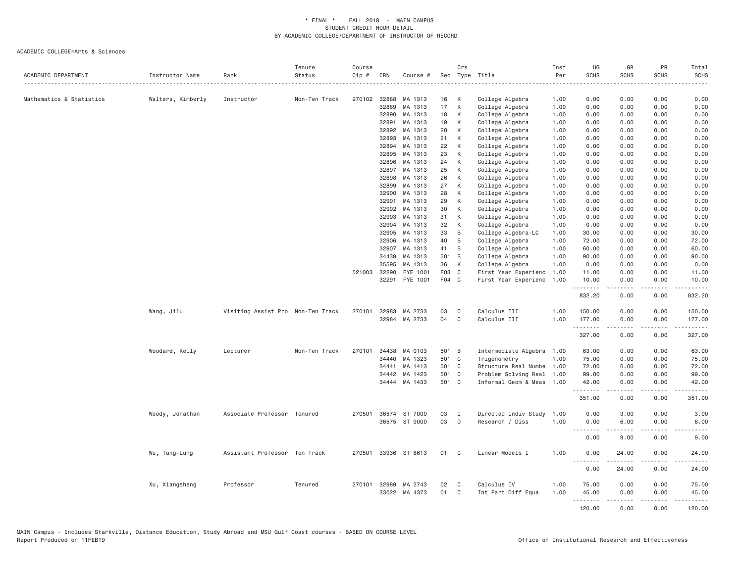\* FINAL \* FALL 2018 - MAIN CAMPUS
STUDENT CREDIT HOUR DETAIL
BY ACADEMIC COLLEGE/DEPARTMENT OF INSTRUCTOR OF RECORD

ACADEMIC COLLEGE=Arts & Sciences

| ACADEMIC DEPARTMENT | Instructor Name | Rank | Tenure Status | Course Cip # | CRN | Course # | Sec | Crs Type | Title | Inst Per | UG SCHS | GR SCHS | PR SCHS | Total SCHS |
|---|---|---|---|---|---|---|---|---|---|---|---|---|---|---|
| Mathematics & Statistics | Walters, Kimberly | Instructor | Non-Ten Track | 270102 | 32888 | MA 1313 | 16 | K | College Algebra | 1.00 | 0.00 | 0.00 | 0.00 | 0.00 |
| | | | | | 32889 | MA 1313 | 17 | K | College Algebra | 1.00 | 0.00 | 0.00 | 0.00 | 0.00 |
| | | | | | 32890 | MA 1313 | 18 | K | College Algebra | 1.00 | 0.00 | 0.00 | 0.00 | 0.00 |
| | | | | | 32891 | MA 1313 | 19 | K | College Algebra | 1.00 | 0.00 | 0.00 | 0.00 | 0.00 |
| | | | | | 32892 | MA 1313 | 20 | K | College Algebra | 1.00 | 0.00 | 0.00 | 0.00 | 0.00 |
| | | | | | 32893 | MA 1313 | 21 | K | College Algebra | 1.00 | 0.00 | 0.00 | 0.00 | 0.00 |
| | | | | | 32894 | MA 1313 | 22 | K | College Algebra | 1.00 | 0.00 | 0.00 | 0.00 | 0.00 |
| | | | | | 32895 | MA 1313 | 23 | K | College Algebra | 1.00 | 0.00 | 0.00 | 0.00 | 0.00 |
| | | | | | 32896 | MA 1313 | 24 | K | College Algebra | 1.00 | 0.00 | 0.00 | 0.00 | 0.00 |
| | | | | | 32897 | MA 1313 | 25 | K | College Algebra | 1.00 | 0.00 | 0.00 | 0.00 | 0.00 |
| | | | | | 32898 | MA 1313 | 26 | K | College Algebra | 1.00 | 0.00 | 0.00 | 0.00 | 0.00 |
| | | | | | 32899 | MA 1313 | 27 | K | College Algebra | 1.00 | 0.00 | 0.00 | 0.00 | 0.00 |
| | | | | | 32900 | MA 1313 | 28 | K | College Algebra | 1.00 | 0.00 | 0.00 | 0.00 | 0.00 |
| | | | | | 32901 | MA 1313 | 29 | K | College Algebra | 1.00 | 0.00 | 0.00 | 0.00 | 0.00 |
| | | | | | 32902 | MA 1313 | 30 | K | College Algebra | 1.00 | 0.00 | 0.00 | 0.00 | 0.00 |
| | | | | | 32903 | MA 1313 | 31 | K | College Algebra | 1.00 | 0.00 | 0.00 | 0.00 | 0.00 |
| | | | | | 32904 | MA 1313 | 32 | K | College Algebra | 1.00 | 0.00 | 0.00 | 0.00 | 0.00 |
| | | | | | 32905 | MA 1313 | 33 | B | College Algebra-LC | 1.00 | 30.00 | 0.00 | 0.00 | 30.00 |
| | | | | | 32906 | MA 1313 | 40 | B | College Algebra | 1.00 | 72.00 | 0.00 | 0.00 | 72.00 |
| | | | | | 32907 | MA 1313 | 41 | B | College Algebra | 1.00 | 60.00 | 0.00 | 0.00 | 60.00 |
| | | | | | 34439 | MA 1313 | 501 | B | College Algebra | 1.00 | 90.00 | 0.00 | 0.00 | 90.00 |
| | | | | | 35595 | MA 1313 | 36 | K | College Algebra | 1.00 | 0.00 | 0.00 | 0.00 | 0.00 |
| | | | | 521003 | 32290 | FYE 1001 | F03 | C | First Year Experienc | 1.00 | 11.00 | 0.00 | 0.00 | 11.00 |
| | | | | | 32291 | FYE 1001 | F04 | C | First Year Experienc | 1.00 | 10.00 | 0.00 | 0.00 | 10.00 |
| | | | | | | | | | | | 832.20 | 0.00 | 0.00 | 832.20 |
| | Wang, Jilu | Visiting Assist Pro | Non-Ten Track | 270101 | 32983 | MA 2733 | 03 | C | Calculus III | 1.00 | 150.00 | 0.00 | 0.00 | 150.00 |
| | | | | | 32984 | MA 2733 | 04 | C | Calculus III | 1.00 | 177.00 | 0.00 | 0.00 | 177.00 |
| | | | | | | | | | | | 327.00 | 0.00 | 0.00 | 327.00 |
| | Woodard, Kelly | Lecturer | Non-Ten Track | 270101 | 34438 | MA 0103 | 501 | B | Intermediate Algebra | 1.00 | 63.00 | 0.00 | 0.00 | 63.00 |
| | | | | | 34440 | MA 1323 | 501 | C | Trigonometry | 1.00 | 75.00 | 0.00 | 0.00 | 75.00 |
| | | | | | 34441 | MA 1413 | 501 | C | Structure Real Numbe | 1.00 | 72.00 | 0.00 | 0.00 | 72.00 |
| | | | | | 34442 | MA 1423 | 501 | C | Problem Solving Real | 1.00 | 99.00 | 0.00 | 0.00 | 99.00 |
| | | | | | 34444 | MA 1433 | 501 | C | Informal Geom & Meas | 1.00 | 42.00 | 0.00 | 0.00 | 42.00 |
| | | | | | | | | | | | 351.00 | 0.00 | 0.00 | 351.00 |
| | Woody, Jonathan | Associate Professor | Tenured | 270501 | 36574 | ST 7000 | 03 | I | Directed Indiv Study | 1.00 | 0.00 | 3.00 | 0.00 | 3.00 |
| | | | | | 36575 | ST 9000 | 03 | D | Research / Diss | 1.00 | 0.00 | 6.00 | 0.00 | 6.00 |
| | | | | | | | | | | | 0.00 | 9.00 | 0.00 | 9.00 |
| | Wu, Tung-Lung | Assistant Professor | Ten Track | 270501 | 33936 | ST 8613 | 01 | C | Linear Models I | 1.00 | 0.00 | 24.00 | 0.00 | 24.00 |
| | | | | | | | | | | | 0.00 | 24.00 | 0.00 | 24.00 |
| | Xu, Xiangsheng | Professor | Tenured | 270101 | 32989 | MA 2743 | 02 | C | Calculus IV | 1.00 | 75.00 | 0.00 | 0.00 | 75.00 |
| | | | | | 33022 | MA 4373 | 01 | C | Int Part Diff Equa | 1.00 | 45.00 | 0.00 | 0.00 | 45.00 |
| | | | | | | | | | | | 120.00 | 0.00 | 0.00 | 120.00 |

MAIN Campus - Includes Starkville, Distance Education, Study Abroad and MSU Gulf Coast courses - BASED ON COURSE LEVEL
Report Produced on 11FEB19 Office of Institutional Research and Effectiveness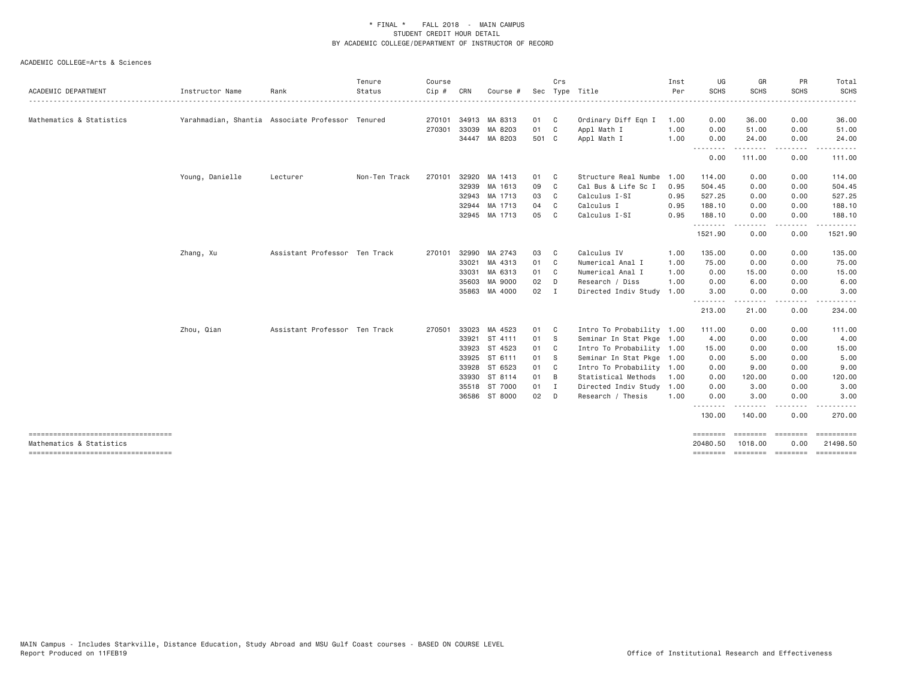# * FINAL * FALL 2018 - MAIN CAMPUS
## STUDENT CREDIT HOUR DETAIL
### BY ACADEMIC COLLEGE/DEPARTMENT OF INSTRUCTOR OF RECORD

ACADEMIC COLLEGE=Arts & Sciences

| ACADEMIC DEPARTMENT | Instructor Name | Rank | Tenure Status | Course Cip # | CRN | Course # | Sec | Crs Type | Title | Inst Per | UG SCHS | GR SCHS | PR SCHS | Total SCHS |
|---|---|---|---|---|---|---|---|---|---|---|---|---|---|---|
| Mathematics & Statistics | Yarahmadian, Shantia | Associate Professor | Tenured | 270101 | 34913 | MA 8313 | 01 | C | Ordinary Diff Eqn I | 1.00 | 0.00 | 36.00 | 0.00 | 36.00 |
| | | | | 270301 | 33039 | MA 8203 | 01 | C | Appl Math I | 1.00 | 0.00 | 51.00 | 0.00 | 51.00 |
| | | | | | 34447 | MA 8203 | 501 | C | Appl Math I | 1.00 | 0.00 | 24.00 | 0.00 | 24.00 |
| | | | | | | | | | | | 0.00 | 111.00 | 0.00 | 111.00 |
| | Young, Danielle | Lecturer | Non-Ten Track | 270101 | 32920 | MA 1413 | 01 | C | Structure Real Numbe | 1.00 | 114.00 | 0.00 | 0.00 | 114.00 |
| | | | | | 32939 | MA 1613 | 09 | C | Cal Bus & Life Sc I | 0.95 | 504.45 | 0.00 | 0.00 | 504.45 |
| | | | | | 32943 | MA 1713 | 03 | C | Calculus I-SI | 0.95 | 527.25 | 0.00 | 0.00 | 527.25 |
| | | | | | 32944 | MA 1713 | 04 | C | Calculus I | 0.95 | 188.10 | 0.00 | 0.00 | 188.10 |
| | | | | | 32945 | MA 1713 | 05 | C | Calculus I-SI | 0.95 | 188.10 | 0.00 | 0.00 | 188.10 |
| | | | | | | | | | | | 1521.90 | 0.00 | 0.00 | 1521.90 |
| | Zhang, Xu | Assistant Professor | Ten Track | 270101 | 32990 | MA 2743 | 03 | C | Calculus IV | 1.00 | 135.00 | 0.00 | 0.00 | 135.00 |
| | | | | | 33021 | MA 4313 | 01 | C | Numerical Anal I | 1.00 | 75.00 | 0.00 | 0.00 | 75.00 |
| | | | | | 33031 | MA 6313 | 01 | C | Numerical Anal I | 1.00 | 0.00 | 15.00 | 0.00 | 15.00 |
| | | | | | 35603 | MA 9000 | 02 | D | Research / Diss | 1.00 | 0.00 | 6.00 | 0.00 | 6.00 |
| | | | | | 35863 | MA 4000 | 02 | I | Directed Indiv Study | 1.00 | 3.00 | 0.00 | 0.00 | 3.00 |
| | | | | | | | | | | | 213.00 | 21.00 | 0.00 | 234.00 |
| | Zhou, Qian | Assistant Professor | Ten Track | 270501 | 33023 | MA 4523 | 01 | C | Intro To Probability | 1.00 | 111.00 | 0.00 | 0.00 | 111.00 |
| | | | | | 33921 | ST 4111 | 01 | S | Seminar In Stat Pkge | 1.00 | 4.00 | 0.00 | 0.00 | 4.00 |
| | | | | | 33923 | ST 4523 | 01 | C | Intro To Probability | 1.00 | 15.00 | 0.00 | 0.00 | 15.00 |
| | | | | | 33925 | ST 6111 | 01 | S | Seminar In Stat Pkge | 1.00 | 0.00 | 5.00 | 0.00 | 5.00 |
| | | | | | 33928 | ST 6523 | 01 | C | Intro To Probability | 1.00 | 0.00 | 9.00 | 0.00 | 9.00 |
| | | | | | 33930 | ST 8114 | 01 | B | Statistical Methods | 1.00 | 0.00 | 120.00 | 0.00 | 120.00 |
| | | | | | 35518 | ST 7000 | 01 | I | Directed Indiv Study | 1.00 | 0.00 | 3.00 | 0.00 | 3.00 |
| | | | | | 36586 | ST 8000 | 02 | D | Research / Thesis | 1.00 | 0.00 | 3.00 | 0.00 | 3.00 |
| | | | | | | | | | | | 130.00 | 140.00 | 0.00 | 270.00 |
| Mathematics & Statistics | | | | | | | | | | | 20480.50 | 1018.00 | 0.00 | 21498.50 |

MAIN Campus - Includes Starkville, Distance Education, Study Abroad and MSU Gulf Coast courses - BASED ON COURSE LEVEL
Report Produced on 11FEB19

Office of Institutional Research and Effectiveness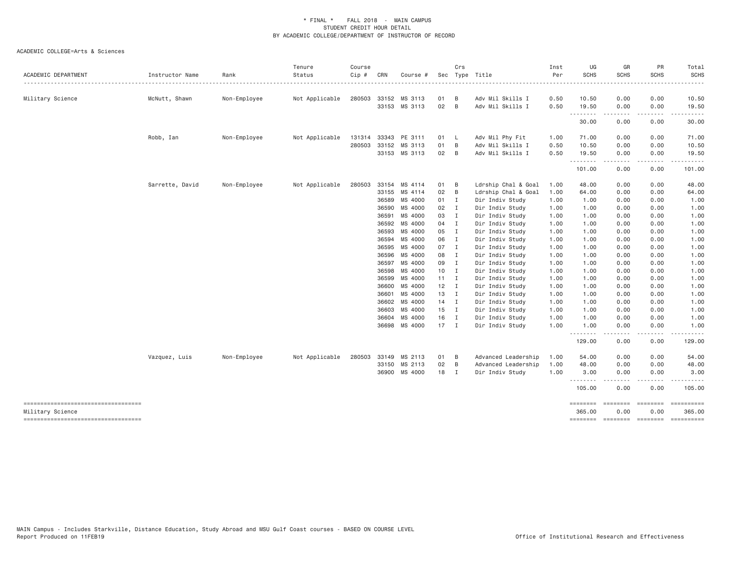\* FINAL \* FALL 2018 - MAIN CAMPUS
STUDENT CREDIT HOUR DETAIL
BY ACADEMIC COLLEGE/DEPARTMENT OF INSTRUCTOR OF RECORD

ACADEMIC COLLEGE=Arts & Sciences

| ACADEMIC DEPARTMENT | Instructor Name | Rank | Tenure Status | Course Cip # | CRN | Course # | Sec | Crs Type | Title | Inst Per | UG SCHS | GR SCHS | PR SCHS | Total SCHS |
|---|---|---|---|---|---|---|---|---|---|---|---|---|---|---|
| Military Science | McNutt, Shawn | Non-Employee | Not Applicable | 280503 | 33152 | MS 3113 | 01 | B | Adv Mil Skills I | 0.50 | 10.50 | 0.00 | 0.00 | 10.50 |
| | | | | | 33153 | MS 3113 | 02 | B | Adv Mil Skills I | 0.50 | 19.50 | 0.00 | 0.00 | 19.50 |
| | | | | | | | | | | | 30.00 | 0.00 | 0.00 | 30.00 |
| | Robb, Ian | Non-Employee | Not Applicable | 131314 | 33343 | PE 3111 | 01 | L | Adv Mil Phy Fit | 1.00 | 71.00 | 0.00 | 0.00 | 71.00 |
| | | | | 280503 | 33152 | MS 3113 | 01 | B | Adv Mil Skills I | 0.50 | 10.50 | 0.00 | 0.00 | 10.50 |
| | | | | | 33153 | MS 3113 | 02 | B | Adv Mil Skills I | 0.50 | 19.50 | 0.00 | 0.00 | 19.50 |
| | | | | | | | | | | | 101.00 | 0.00 | 0.00 | 101.00 |
| | Sarrette, David | Non-Employee | Not Applicable | 280503 | 33154 | MS 4114 | 01 | B | Ldrship Chal & Goal | 1.00 | 48.00 | 0.00 | 0.00 | 48.00 |
| | | | | | 33155 | MS 4114 | 02 | B | Ldrship Chal & Goal | 1.00 | 64.00 | 0.00 | 0.00 | 64.00 |
| | | | | | 36589 | MS 4000 | 01 | I | Dir Indiv Study | 1.00 | 1.00 | 0.00 | 0.00 | 1.00 |
| | | | | | 36590 | MS 4000 | 02 | I | Dir Indiv Study | 1.00 | 1.00 | 0.00 | 0.00 | 1.00 |
| | | | | | 36591 | MS 4000 | 03 | I | Dir Indiv Study | 1.00 | 1.00 | 0.00 | 0.00 | 1.00 |
| | | | | | 36592 | MS 4000 | 04 | I | Dir Indiv Study | 1.00 | 1.00 | 0.00 | 0.00 | 1.00 |
| | | | | | 36593 | MS 4000 | 05 | I | Dir Indiv Study | 1.00 | 1.00 | 0.00 | 0.00 | 1.00 |
| | | | | | 36594 | MS 4000 | 06 | I | Dir Indiv Study | 1.00 | 1.00 | 0.00 | 0.00 | 1.00 |
| | | | | | 36595 | MS 4000 | 07 | I | Dir Indiv Study | 1.00 | 1.00 | 0.00 | 0.00 | 1.00 |
| | | | | | 36596 | MS 4000 | 08 | I | Dir Indiv Study | 1.00 | 1.00 | 0.00 | 0.00 | 1.00 |
| | | | | | 36597 | MS 4000 | 09 | I | Dir Indiv Study | 1.00 | 1.00 | 0.00 | 0.00 | 1.00 |
| | | | | | 36598 | MS 4000 | 10 | I | Dir Indiv Study | 1.00 | 1.00 | 0.00 | 0.00 | 1.00 |
| | | | | | 36599 | MS 4000 | 11 | I | Dir Indiv Study | 1.00 | 1.00 | 0.00 | 0.00 | 1.00 |
| | | | | | 36600 | MS 4000 | 12 | I | Dir Indiv Study | 1.00 | 1.00 | 0.00 | 0.00 | 1.00 |
| | | | | | 36601 | MS 4000 | 13 | I | Dir Indiv Study | 1.00 | 1.00 | 0.00 | 0.00 | 1.00 |
| | | | | | 36602 | MS 4000 | 14 | I | Dir Indiv Study | 1.00 | 1.00 | 0.00 | 0.00 | 1.00 |
| | | | | | 36603 | MS 4000 | 15 | I | Dir Indiv Study | 1.00 | 1.00 | 0.00 | 0.00 | 1.00 |
| | | | | | 36604 | MS 4000 | 16 | I | Dir Indiv Study | 1.00 | 1.00 | 0.00 | 0.00 | 1.00 |
| | | | | | 36698 | MS 4000 | 17 | I | Dir Indiv Study | 1.00 | 1.00 | 0.00 | 0.00 | 1.00 |
| | | | | | | | | | | | 129.00 | 0.00 | 0.00 | 129.00 |
| | Vazquez, Luis | Non-Employee | Not Applicable | 280503 | 33149 | MS 2113 | 01 | B | Advanced Leadership | 1.00 | 54.00 | 0.00 | 0.00 | 54.00 |
| | | | | | 33150 | MS 2113 | 02 | B | Advanced Leadership | 1.00 | 48.00 | 0.00 | 0.00 | 48.00 |
| | | | | | 36900 | MS 4000 | 18 | I | Dir Indiv Study | 1.00 | 3.00 | 0.00 | 0.00 | 3.00 |
| | | | | | | | | | | | 105.00 | 0.00 | 0.00 | 105.00 |
| Military Science | | | | | | | | | | | 365.00 | 0.00 | 0.00 | 365.00 |

MAIN Campus - Includes Starkville, Distance Education, Study Abroad and MSU Gulf Coast courses - BASED ON COURSE LEVEL
Report Produced on 11FEB19 Office of Institutional Research and Effectiveness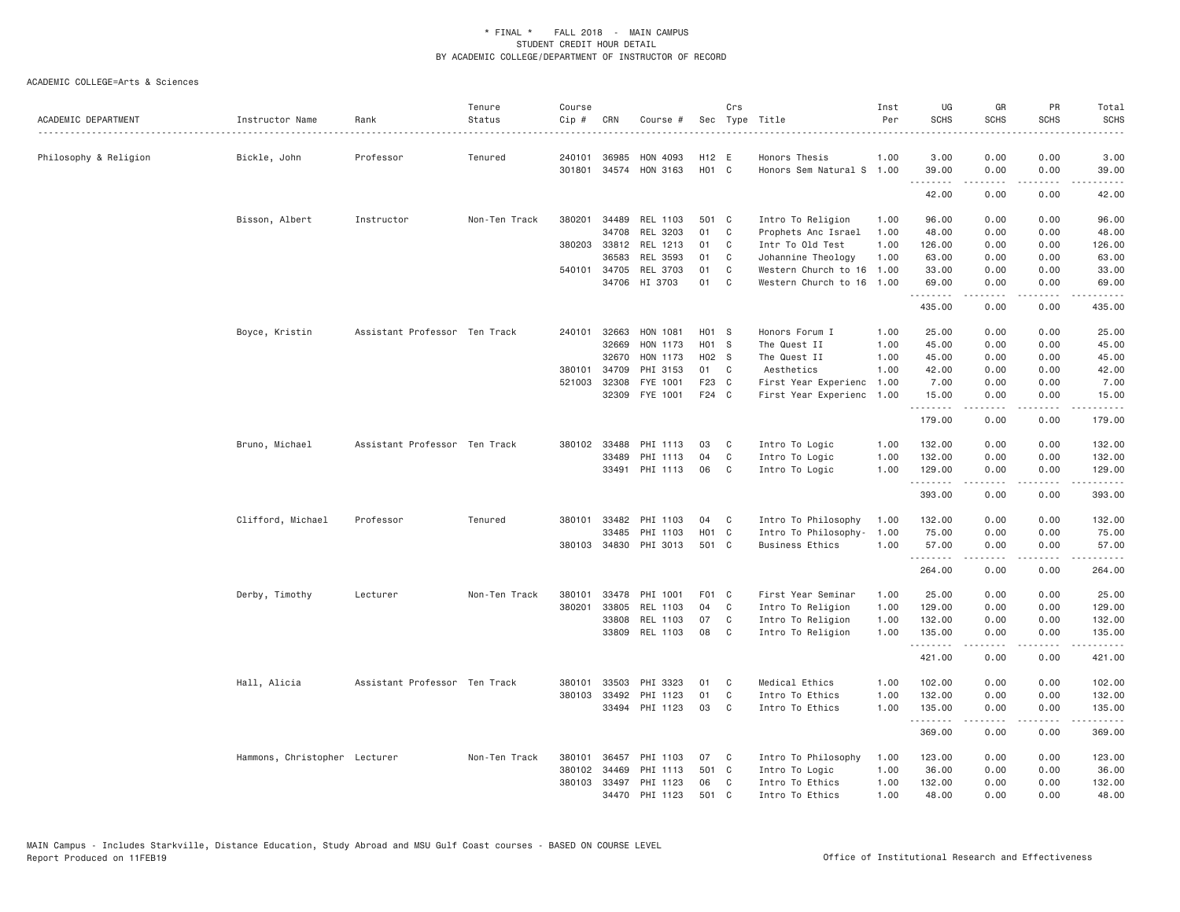# * FINAL * FALL 2018 - MAIN CAMPUS
## STUDENT CREDIT HOUR DETAIL
## BY ACADEMIC COLLEGE/DEPARTMENT OF INSTRUCTOR OF RECORD

ACADEMIC COLLEGE=Arts & Sciences

| ACADEMIC DEPARTMENT | Instructor Name | Rank | Tenure Status | Course Cip # | CRN | Course # | Sec | Crs Type | Title | Inst Per | UG SCHS | GR SCHS | PR SCHS | Total SCHS |
|---|---|---|---|---|---|---|---|---|---|---|---|---|---|---|
| Philosophy & Religion | Bickle, John | Professor | Tenured | 240101 | 36985 | HON 4093 | H12 | E | Honors Thesis | 1.00 | 3.00 | 0.00 | 0.00 | 3.00 |
| | | | | 301801 | 34574 | HON 3163 | H01 | C | Honors Sem Natural S | 1.00 | 39.00 | 0.00 | 0.00 | 39.00 |
| | | | | | | | | | | | 42.00 | 0.00 | 0.00 | 42.00 |
| | Bisson, Albert | Instructor | Non-Ten Track | 380201 | 34489 | REL 1103 | 501 | C | Intro To Religion | 1.00 | 96.00 | 0.00 | 0.00 | 96.00 |
| | | | | | 34708 | REL 3203 | 01 | C | Prophets Anc Israel | 1.00 | 48.00 | 0.00 | 0.00 | 48.00 |
| | | | | 380203 | 33812 | REL 1213 | 01 | C | Intr To Old Test | 1.00 | 126.00 | 0.00 | 0.00 | 126.00 |
| | | | | | 36583 | REL 3593 | 01 | C | Johannine Theology | 1.00 | 63.00 | 0.00 | 0.00 | 63.00 |
| | | | | 540101 | 34705 | REL 3703 | 01 | C | Western Church to 16 | 1.00 | 33.00 | 0.00 | 0.00 | 33.00 |
| | | | | | 34706 | HI 3703 | 01 | C | Western Church to 16 | 1.00 | 69.00 | 0.00 | 0.00 | 69.00 |
| | | | | | | | | | | | 435.00 | 0.00 | 0.00 | 435.00 |
| | Boyce, Kristin | Assistant Professor | Ten Track | 240101 | 32663 | HON 1081 | H01 | S | Honors Forum I | 1.00 | 25.00 | 0.00 | 0.00 | 25.00 |
| | | | | | 32669 | HON 1173 | H01 | S | The Quest II | 1.00 | 45.00 | 0.00 | 0.00 | 45.00 |
| | | | | | 32670 | HON 1173 | H02 | S | The Quest II | 1.00 | 45.00 | 0.00 | 0.00 | 45.00 |
| | | | | 380101 | 34709 | PHI 3153 | 01 | C | Aesthetics | 1.00 | 42.00 | 0.00 | 0.00 | 42.00 |
| | | | | 521003 | 32308 | FYE 1001 | F23 | C | First Year Experienc | 1.00 | 7.00 | 0.00 | 0.00 | 7.00 |
| | | | | | 32309 | FYE 1001 | F24 | C | First Year Experienc | 1.00 | 15.00 | 0.00 | 0.00 | 15.00 |
| | | | | | | | | | | | 179.00 | 0.00 | 0.00 | 179.00 |
| | Bruno, Michael | Assistant Professor | Ten Track | 380102 | 33488 | PHI 1113 | 03 | C | Intro To Logic | 1.00 | 132.00 | 0.00 | 0.00 | 132.00 |
| | | | | | 33489 | PHI 1113 | 04 | C | Intro To Logic | 1.00 | 132.00 | 0.00 | 0.00 | 132.00 |
| | | | | | 33491 | PHI 1113 | 06 | C | Intro To Logic | 1.00 | 129.00 | 0.00 | 0.00 | 129.00 |
| | | | | | | | | | | | 393.00 | 0.00 | 0.00 | 393.00 |
| | Clifford, Michael | Professor | Tenured | 380101 | 33482 | PHI 1103 | 04 | C | Intro To Philosophy | 1.00 | 132.00 | 0.00 | 0.00 | 132.00 |
| | | | | | 33485 | PHI 1103 | H01 | C | Intro To Philosophy- | 1.00 | 75.00 | 0.00 | 0.00 | 75.00 |
| | | | | 380103 | 34830 | PHI 3013 | 501 | C | Business Ethics | 1.00 | 57.00 | 0.00 | 0.00 | 57.00 |
| | | | | | | | | | | | 264.00 | 0.00 | 0.00 | 264.00 |
| | Derby, Timothy | Lecturer | Non-Ten Track | 380101 | 33478 | PHI 1001 | F01 | C | First Year Seminar | 1.00 | 25.00 | 0.00 | 0.00 | 25.00 |
| | | | | 380201 | 33805 | REL 1103 | 04 | C | Intro To Religion | 1.00 | 129.00 | 0.00 | 0.00 | 129.00 |
| | | | | | 33808 | REL 1103 | 07 | C | Intro To Religion | 1.00 | 132.00 | 0.00 | 0.00 | 132.00 |
| | | | | | 33809 | REL 1103 | 08 | C | Intro To Religion | 1.00 | 135.00 | 0.00 | 0.00 | 135.00 |
| | | | | | | | | | | | 421.00 | 0.00 | 0.00 | 421.00 |
| | Hall, Alicia | Assistant Professor | Ten Track | 380101 | 33503 | PHI 3323 | 01 | C | Medical Ethics | 1.00 | 102.00 | 0.00 | 0.00 | 102.00 |
| | | | | 380103 | 33492 | PHI 1123 | 01 | C | Intro To Ethics | 1.00 | 132.00 | 0.00 | 0.00 | 132.00 |
| | | | | | 33494 | PHI 1123 | 03 | C | Intro To Ethics | 1.00 | 135.00 | 0.00 | 0.00 | 135.00 |
| | | | | | | | | | | | 369.00 | 0.00 | 0.00 | 369.00 |
| | Hammons, Christopher | Lecturer | Non-Ten Track | 380101 | 36457 | PHI 1103 | 07 | C | Intro To Philosophy | 1.00 | 123.00 | 0.00 | 0.00 | 123.00 |
| | | | | 380102 | 34469 | PHI 1113 | 501 | C | Intro To Logic | 1.00 | 36.00 | 0.00 | 0.00 | 36.00 |
| | | | | 380103 | 33497 | PHI 1123 | 06 | C | Intro To Ethics | 1.00 | 132.00 | 0.00 | 0.00 | 132.00 |
| | | | | | 34470 | PHI 1123 | 501 | C | Intro To Ethics | 1.00 | 48.00 | 0.00 | 0.00 | 48.00 |

MAIN Campus - Includes Starkville, Distance Education, Study Abroad and MSU Gulf Coast courses - BASED ON COURSE LEVEL
Report Produced on 11FEB19

Office of Institutional Research and Effectiveness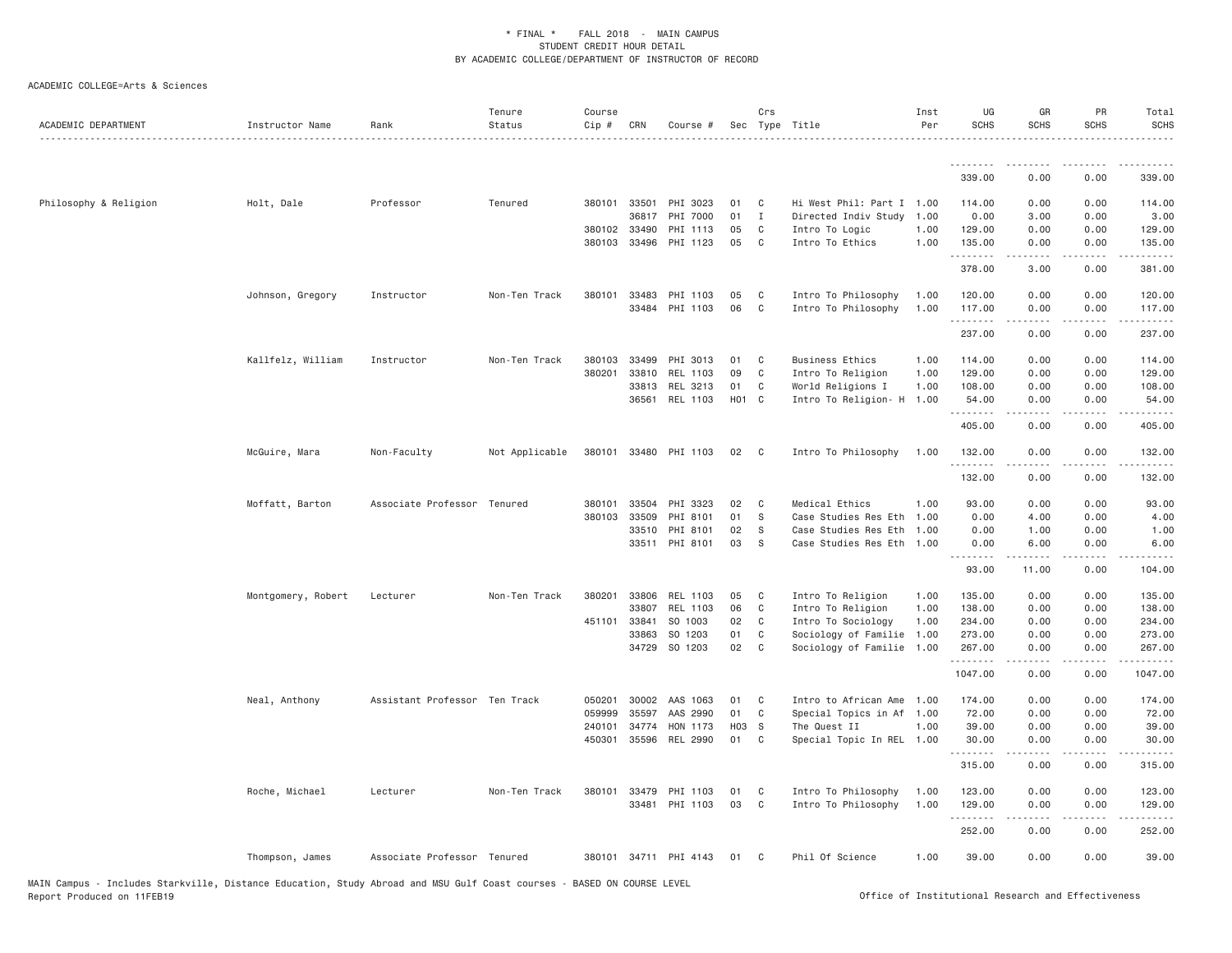\* FINAL \* FALL 2018 - MAIN CAMPUS
STUDENT CREDIT HOUR DETAIL
BY ACADEMIC COLLEGE/DEPARTMENT OF INSTRUCTOR OF RECORD

ACADEMIC COLLEGE=Arts & Sciences

| ACADEMIC DEPARTMENT | Instructor Name | Rank | Tenure Status | Course Cip # | CRN | Course # | Sec | Crs Type | Title | Inst Per | UG SCHS | GR SCHS | PR SCHS | Total SCHS |
|---|---|---|---|---|---|---|---|---|---|---|---|---|---|---|
| | | | | | | | | | | | 339.00 | 0.00 | 0.00 | 339.00 |
| Philosophy & Religion | Holt, Dale | Professor | Tenured | 380101 | 33501 | PHI 3023 | 01 | C | Hi West Phil: Part I | 1.00 | 114.00 | 0.00 | 0.00 | 114.00 |
| | | | | | 36817 | PHI 7000 | 01 | I | Directed Indiv Study | 1.00 | 0.00 | 3.00 | 0.00 | 3.00 |
| | | | | 380102 | 33490 | PHI 1113 | 05 | C | Intro To Logic | 1.00 | 129.00 | 0.00 | 0.00 | 129.00 |
| | | | | 380103 | 33496 | PHI 1123 | 05 | C | Intro To Ethics | 1.00 | 135.00 | 0.00 | 0.00 | 135.00 |
| | | | | | | | | | | | 378.00 | 3.00 | 0.00 | 381.00 |
| | Johnson, Gregory | Instructor | Non-Ten Track | 380101 | 33483 | PHI 1103 | 05 | C | Intro To Philosophy | 1.00 | 120.00 | 0.00 | 0.00 | 120.00 |
| | | | | | 33484 | PHI 1103 | 06 | C | Intro To Philosophy | 1.00 | 117.00 | 0.00 | 0.00 | 117.00 |
| | | | | | | | | | | | 237.00 | 0.00 | 0.00 | 237.00 |
| | Kallfelz, William | Instructor | Non-Ten Track | 380103 | 33499 | PHI 3013 | 01 | C | Business Ethics | 1.00 | 114.00 | 0.00 | 0.00 | 114.00 |
| | | | | 380201 | 33810 | REL 1103 | 09 | C | Intro To Religion | 1.00 | 129.00 | 0.00 | 0.00 | 129.00 |
| | | | | | 33813 | REL 3213 | 01 | C | World Religions I | 1.00 | 108.00 | 0.00 | 0.00 | 108.00 |
| | | | | | 36561 | REL 1103 | H01 | C | Intro To Religion- H | 1.00 | 54.00 | 0.00 | 0.00 | 54.00 |
| | | | | | | | | | | | 405.00 | 0.00 | 0.00 | 405.00 |
| | McGuire, Mara | Non-Faculty | Not Applicable | 380101 | 33480 | PHI 1103 | 02 | C | Intro To Philosophy | 1.00 | 132.00 | 0.00 | 0.00 | 132.00 |
| | | | | | | | | | | | 132.00 | 0.00 | 0.00 | 132.00 |
| | Moffatt, Barton | Associate Professor | Tenured | 380101 | 33504 | PHI 3323 | 02 | C | Medical Ethics | 1.00 | 93.00 | 0.00 | 0.00 | 93.00 |
| | | | | 380103 | 33509 | PHI 8101 | 01 | S | Case Studies Res Eth | 1.00 | 0.00 | 4.00 | 0.00 | 4.00 |
| | | | | | 33510 | PHI 8101 | 02 | S | Case Studies Res Eth | 1.00 | 0.00 | 1.00 | 0.00 | 1.00 |
| | | | | | 33511 | PHI 8101 | 03 | S | Case Studies Res Eth | 1.00 | 0.00 | 6.00 | 0.00 | 6.00 |
| | | | | | | | | | | | 93.00 | 11.00 | 0.00 | 104.00 |
| | Montgomery, Robert | Lecturer | Non-Ten Track | 380201 | 33806 | REL 1103 | 05 | C | Intro To Religion | 1.00 | 135.00 | 0.00 | 0.00 | 135.00 |
| | | | | | 33807 | REL 1103 | 06 | C | Intro To Religion | 1.00 | 138.00 | 0.00 | 0.00 | 138.00 |
| | | | | 451101 | 33841 | SO 1003 | 02 | C | Intro To Sociology | 1.00 | 234.00 | 0.00 | 0.00 | 234.00 |
| | | | | | 33863 | SO 1203 | 01 | C | Sociology of Familie | 1.00 | 273.00 | 0.00 | 0.00 | 273.00 |
| | | | | | 34729 | SO 1203 | 02 | C | Sociology of Familie | 1.00 | 267.00 | 0.00 | 0.00 | 267.00 |
| | | | | | | | | | | | 1047.00 | 0.00 | 0.00 | 1047.00 |
| | Neal, Anthony | Assistant Professor | Ten Track | 050201 | 30002 | AAS 1063 | 01 | C | Intro to African Ame | 1.00 | 174.00 | 0.00 | 0.00 | 174.00 |
| | | | | 059999 | 35597 | AAS 2990 | 01 | C | Special Topics in Af | 1.00 | 72.00 | 0.00 | 0.00 | 72.00 |
| | | | | 240101 | 34774 | HON 1173 | H03 | S | The Quest II | 1.00 | 39.00 | 0.00 | 0.00 | 39.00 |
| | | | | 450301 | 35596 | REL 2990 | 01 | C | Special Topic In REL | 1.00 | 30.00 | 0.00 | 0.00 | 30.00 |
| | | | | | | | | | | | 315.00 | 0.00 | 0.00 | 315.00 |
| | Roche, Michael | Lecturer | Non-Ten Track | 380101 | 33479 | PHI 1103 | 01 | C | Intro To Philosophy | 1.00 | 123.00 | 0.00 | 0.00 | 123.00 |
| | | | | | 33481 | PHI 1103 | 03 | C | Intro To Philosophy | 1.00 | 129.00 | 0.00 | 0.00 | 129.00 |
| | | | | | | | | | | | 252.00 | 0.00 | 0.00 | 252.00 |
| | Thompson, James | Associate Professor | Tenured | 380101 | 34711 | PHI 4143 | 01 | C | Phil Of Science | 1.00 | 39.00 | 0.00 | 0.00 | 39.00 |

MAIN Campus - Includes Starkville, Distance Education, Study Abroad and MSU Gulf Coast courses - BASED ON COURSE LEVEL
Report Produced on 11FEB19

Office of Institutional Research and Effectiveness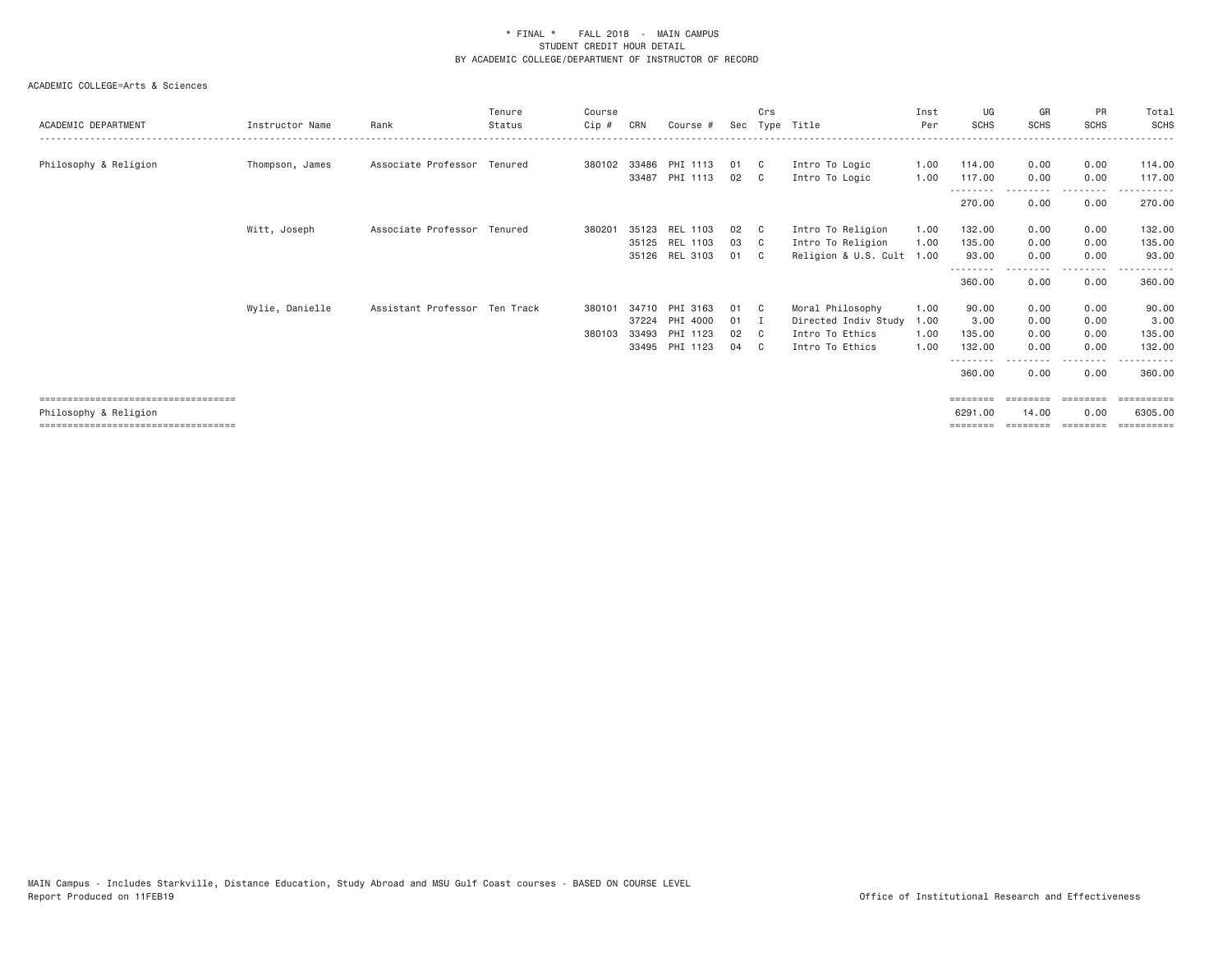\* FINAL \* FALL 2018 - MAIN CAMPUS
STUDENT CREDIT HOUR DETAIL
BY ACADEMIC COLLEGE/DEPARTMENT OF INSTRUCTOR OF RECORD

ACADEMIC COLLEGE=Arts & Sciences

| ACADEMIC DEPARTMENT | Instructor Name | Rank | Tenure Status | Course Cip # | CRN | Course # | Sec | Crs Type | Title | Inst Per | UG SCHS | GR SCHS | PR SCHS | Total SCHS |
|---|---|---|---|---|---|---|---|---|---|---|---|---|---|---|
| Philosophy & Religion | Thompson, James | Associate Professor | Tenured | 380102 | 33486 | PHI 1113 | 01 | C | Intro To Logic | 1.00 | 114.00 | 0.00 | 0.00 | 114.00 |
| | | | | | 33487 | PHI 1113 | 02 | C | Intro To Logic | 1.00 | 117.00 | 0.00 | 0.00 | 117.00 |
| | | | | | | | | | | | 270.00 | 0.00 | 0.00 | 270.00 |
| | Witt, Joseph | Associate Professor | Tenured | 380201 | 35123 | REL 1103 | 02 | C | Intro To Religion | 1.00 | 132.00 | 0.00 | 0.00 | 132.00 |
| | | | | | 35125 | REL 1103 | 03 | C | Intro To Religion | 1.00 | 135.00 | 0.00 | 0.00 | 135.00 |
| | | | | | 35126 | REL 3103 | 01 | C | Religion & U.S. Cult | 1.00 | 93.00 | 0.00 | 0.00 | 93.00 |
| | | | | | | | | | | | 360.00 | 0.00 | 0.00 | 360.00 |
| | Wylie, Danielle | Assistant Professor | Ten Track | 380101 | 34710 | PHI 3163 | 01 | C | Moral Philosophy | 1.00 | 90.00 | 0.00 | 0.00 | 90.00 |
| | | | | | 37224 | PHI 4000 | 01 | I | Directed Indiv Study | 1.00 | 3.00 | 0.00 | 0.00 | 3.00 |
| | | | | 380103 | 33493 | PHI 1123 | 02 | C | Intro To Ethics | 1.00 | 135.00 | 0.00 | 0.00 | 135.00 |
| | | | | | 33495 | PHI 1123 | 04 | C | Intro To Ethics | 1.00 | 132.00 | 0.00 | 0.00 | 132.00 |
| | | | | | | | | | | | 360.00 | 0.00 | 0.00 | 360.00 |
| Philosophy & Religion | | | | | | | | | | | 6291.00 | 14.00 | 0.00 | 6305.00 |

MAIN Campus - Includes Starkville, Distance Education, Study Abroad and MSU Gulf Coast courses - BASED ON COURSE LEVEL
Report Produced on 11FEB19

Office of Institutional Research and Effectiveness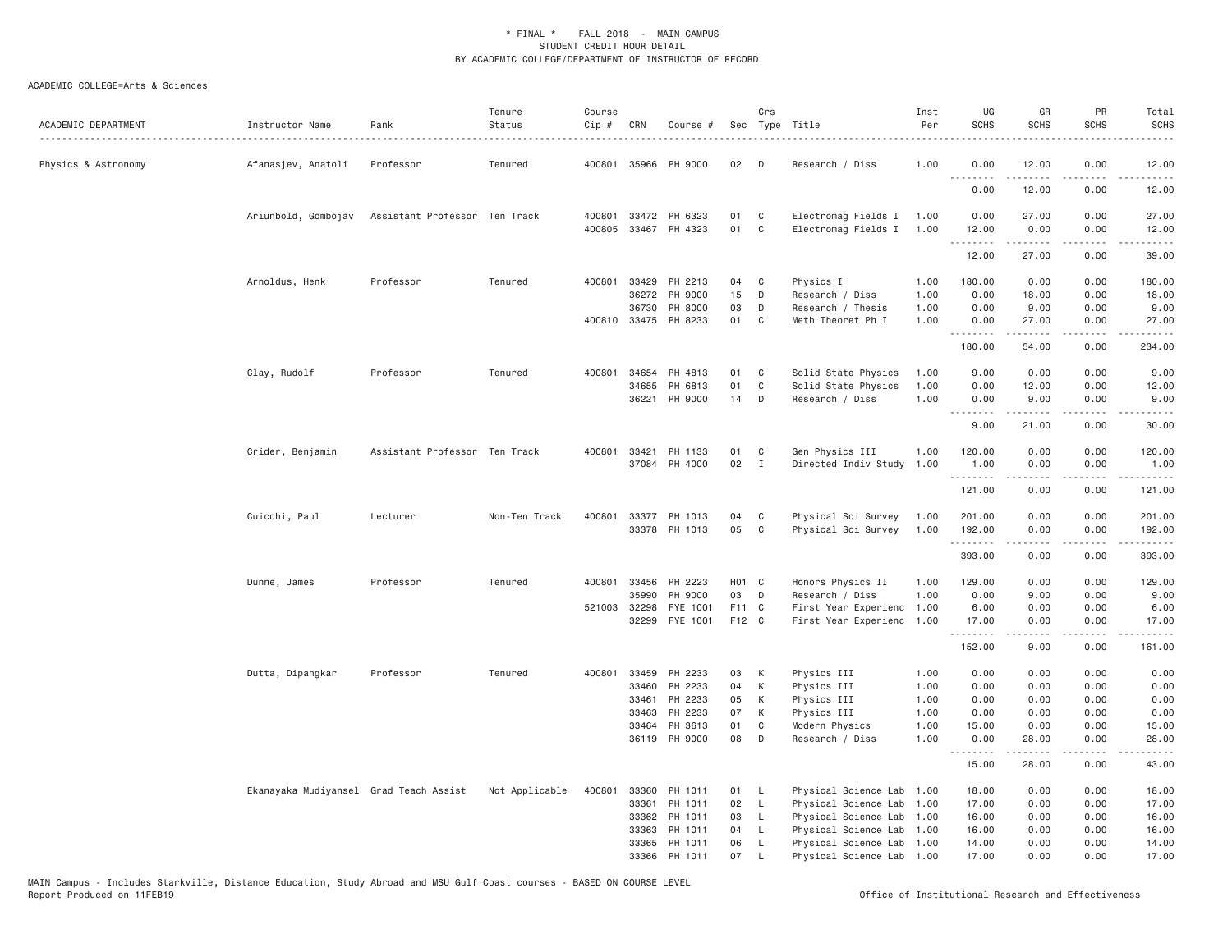\* FINAL \* FALL 2018 - MAIN CAMPUS
STUDENT CREDIT HOUR DETAIL
BY ACADEMIC COLLEGE/DEPARTMENT OF INSTRUCTOR OF RECORD

ACADEMIC COLLEGE=Arts & Sciences

| ACADEMIC DEPARTMENT | Instructor Name | Rank | Tenure Status | Course Cip # | CRN | Course # | Sec | Crs Type | Title | Inst Per | UG SCHS | GR SCHS | PR SCHS | Total SCHS |
|---|---|---|---|---|---|---|---|---|---|---|---|---|---|---|
| Physics & Astronomy | Afanasjev, Anatoli | Professor | Tenured | 400801 | 35966 | PH 9000 | 02 | D | Research / Diss | 1.00 | 0.00 | 12.00 | 0.00 | 12.00 |
| | | | | | | | | | | | 0.00 | 12.00 | 0.00 | 12.00 |
| | Ariunbold, Gombojav | Assistant Professor | Ten Track | 400801 | 33472 | PH 6323 | 01 | C | Electromag Fields I | 1.00 | 0.00 | 27.00 | 0.00 | 27.00 |
| | | | | 400805 | 33467 | PH 4323 | 01 | C | Electromag Fields I | 1.00 | 12.00 | 0.00 | 0.00 | 12.00 |
| | | | | | | | | | | | 12.00 | 27.00 | 0.00 | 39.00 |
| | Arnoldus, Henk | Professor | Tenured | 400801 | 33429 | PH 2213 | 04 | C | Physics I | 1.00 | 180.00 | 0.00 | 0.00 | 180.00 |
| | | | | | 36272 | PH 9000 | 15 | D | Research / Diss | 1.00 | 0.00 | 18.00 | 0.00 | 18.00 |
| | | | | | 36730 | PH 8000 | 03 | D | Research / Thesis | 1.00 | 0.00 | 9.00 | 0.00 | 9.00 |
| | | | | 400810 | 33475 | PH 8233 | 01 | C | Meth Theoret Ph I | 1.00 | 0.00 | 27.00 | 0.00 | 27.00 |
| | | | | | | | | | | | 180.00 | 54.00 | 0.00 | 234.00 |
| | Clay, Rudolf | Professor | Tenured | 400801 | 34654 | PH 4813 | 01 | C | Solid State Physics | 1.00 | 9.00 | 0.00 | 0.00 | 9.00 |
| | | | | | 34655 | PH 6813 | 01 | C | Solid State Physics | 1.00 | 0.00 | 12.00 | 0.00 | 12.00 |
| | | | | | 36221 | PH 9000 | 14 | D | Research / Diss | 1.00 | 0.00 | 9.00 | 0.00 | 9.00 |
| | | | | | | | | | | | 9.00 | 21.00 | 0.00 | 30.00 |
| | Crider, Benjamin | Assistant Professor | Ten Track | 400801 | 33421 | PH 1133 | 01 | C | Gen Physics III | 1.00 | 120.00 | 0.00 | 0.00 | 120.00 |
| | | | | | 37084 | PH 4000 | 02 | I | Directed Indiv Study | 1.00 | 1.00 | 0.00 | 0.00 | 1.00 |
| | | | | | | | | | | | 121.00 | 0.00 | 0.00 | 121.00 |
| | Cuicchi, Paul | Lecturer | Non-Ten Track | 400801 | 33377 | PH 1013 | 04 | C | Physical Sci Survey | 1.00 | 201.00 | 0.00 | 0.00 | 201.00 |
| | | | | | 33378 | PH 1013 | 05 | C | Physical Sci Survey | 1.00 | 192.00 | 0.00 | 0.00 | 192.00 |
| | | | | | | | | | | | 393.00 | 0.00 | 0.00 | 393.00 |
| | Dunne, James | Professor | Tenured | 400801 | 33456 | PH 2223 | H01 | C | Honors Physics II | 1.00 | 129.00 | 0.00 | 0.00 | 129.00 |
| | | | | | 35990 | PH 9000 | 03 | D | Research / Diss | 1.00 | 0.00 | 9.00 | 0.00 | 9.00 |
| | | | | 521003 | 32298 | FYE 1001 | F11 | C | First Year Experienc | 1.00 | 6.00 | 0.00 | 0.00 | 6.00 |
| | | | | | 32299 | FYE 1001 | F12 | C | First Year Experienc | 1.00 | 17.00 | 0.00 | 0.00 | 17.00 |
| | | | | | | | | | | | 152.00 | 9.00 | 0.00 | 161.00 |
| | Dutta, Dipangkar | Professor | Tenured | 400801 | 33459 | PH 2233 | 03 | K | Physics III | 1.00 | 0.00 | 0.00 | 0.00 | 0.00 |
| | | | | | 33460 | PH 2233 | 04 | K | Physics III | 1.00 | 0.00 | 0.00 | 0.00 | 0.00 |
| | | | | | 33461 | PH 2233 | 05 | K | Physics III | 1.00 | 0.00 | 0.00 | 0.00 | 0.00 |
| | | | | | 33463 | PH 2233 | 07 | K | Physics III | 1.00 | 0.00 | 0.00 | 0.00 | 0.00 |
| | | | | | 33464 | PH 3613 | 01 | C | Modern Physics | 1.00 | 15.00 | 0.00 | 0.00 | 15.00 |
| | | | | | 36119 | PH 9000 | 08 | D | Research / Diss | 1.00 | 0.00 | 28.00 | 0.00 | 28.00 |
| | | | | | | | | | | | 15.00 | 28.00 | 0.00 | 43.00 |
| | Ekanayaka Mudiyansel | Grad Teach Assist | Not Applicable | 400801 | 33360 | PH 1011 | 01 | L | Physical Science Lab | 1.00 | 18.00 | 0.00 | 0.00 | 18.00 |
| | | | | | 33361 | PH 1011 | 02 | L | Physical Science Lab | 1.00 | 17.00 | 0.00 | 0.00 | 17.00 |
| | | | | | 33362 | PH 1011 | 03 | L | Physical Science Lab | 1.00 | 16.00 | 0.00 | 0.00 | 16.00 |
| | | | | | 33363 | PH 1011 | 04 | L | Physical Science Lab | 1.00 | 16.00 | 0.00 | 0.00 | 16.00 |
| | | | | | 33365 | PH 1011 | 06 | L | Physical Science Lab | 1.00 | 14.00 | 0.00 | 0.00 | 14.00 |
| | | | | | 33366 | PH 1011 | 07 | L | Physical Science Lab | 1.00 | 17.00 | 0.00 | 0.00 | 17.00 |

MAIN Campus - Includes Starkville, Distance Education, Study Abroad and MSU Gulf Coast courses - BASED ON COURSE LEVEL
Report Produced on 11FEB19 Office of Institutional Research and Effectiveness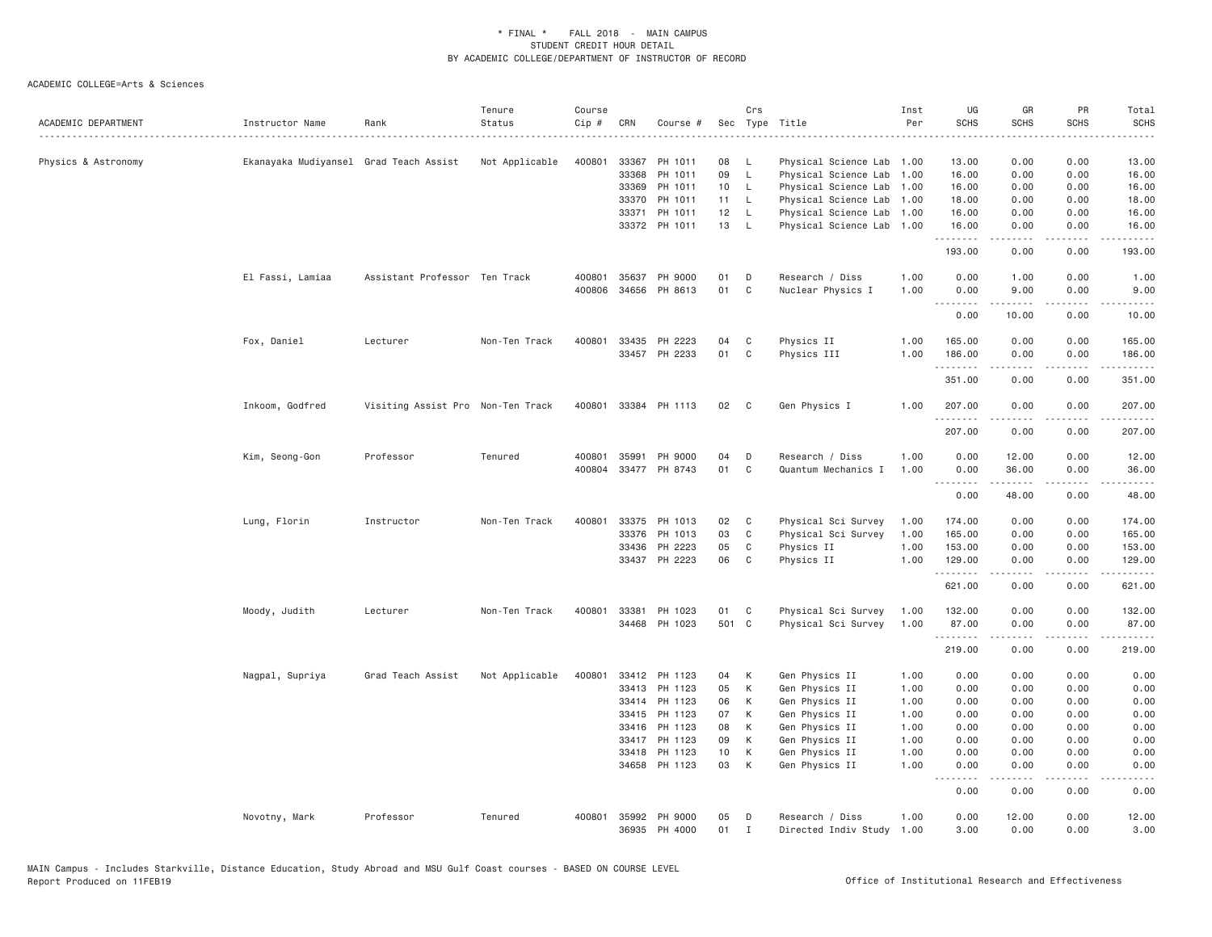\* FINAL \* FALL 2018 - MAIN CAMPUS
STUDENT CREDIT HOUR DETAIL
BY ACADEMIC COLLEGE/DEPARTMENT OF INSTRUCTOR OF RECORD

ACADEMIC COLLEGE=Arts & Sciences

| ACADEMIC DEPARTMENT | Instructor Name | Rank | Tenure Status | Course Cip # | CRN | Course # | Sec | Crs Type | Title | Inst Per | UG SCHS | GR SCHS | PR SCHS | Total SCHS |
|---|---|---|---|---|---|---|---|---|---|---|---|---|---|---|
| Physics & Astronomy | Ekanayaka Mudiyansel | Grad Teach Assist | Not Applicable | 400801 | 33367 | PH 1011 | 08 | L | Physical Science Lab | 1.00 | 13.00 | 0.00 | 0.00 | 13.00 |
| | | | | | 33368 | PH 1011 | 09 | L | Physical Science Lab | 1.00 | 16.00 | 0.00 | 0.00 | 16.00 |
| | | | | | 33369 | PH 1011 | 10 | L | Physical Science Lab | 1.00 | 16.00 | 0.00 | 0.00 | 16.00 |
| | | | | | 33370 | PH 1011 | 11 | L | Physical Science Lab | 1.00 | 18.00 | 0.00 | 0.00 | 18.00 |
| | | | | | 33371 | PH 1011 | 12 | L | Physical Science Lab | 1.00 | 16.00 | 0.00 | 0.00 | 16.00 |
| | | | | | 33372 | PH 1011 | 13 | L | Physical Science Lab | 1.00 | 16.00 | 0.00 | 0.00 | 16.00 |
| | | | | | | | | | | | 193.00 | 0.00 | 0.00 | 193.00 |
| | El Fassi, Lamiaa | Assistant Professor | Ten Track | 400801 | 35637 | PH 9000 | 01 | D | Research / Diss | 1.00 | 0.00 | 1.00 | 0.00 | 1.00 |
| | | | | 400806 | 34656 | PH 8613 | 01 | C | Nuclear Physics I | 1.00 | 0.00 | 9.00 | 0.00 | 9.00 |
| | | | | | | | | | | | 0.00 | 10.00 | 0.00 | 10.00 |
| | Fox, Daniel | Lecturer | Non-Ten Track | 400801 | 33435 | PH 2223 | 04 | C | Physics II | 1.00 | 165.00 | 0.00 | 0.00 | 165.00 |
| | | | | | 33457 | PH 2233 | 01 | C | Physics III | 1.00 | 186.00 | 0.00 | 0.00 | 186.00 |
| | | | | | | | | | | | 351.00 | 0.00 | 0.00 | 351.00 |
| | Inkoom, Godfred | Visiting Assist Pro | Non-Ten Track | 400801 | 33384 | PH 1113 | 02 | C | Gen Physics I | 1.00 | 207.00 | 0.00 | 0.00 | 207.00 |
| | | | | | | | | | | | 207.00 | 0.00 | 0.00 | 207.00 |
| | Kim, Seong-Gon | Professor | Tenured | 400801 | 35991 | PH 9000 | 04 | D | Research / Diss | 1.00 | 0.00 | 12.00 | 0.00 | 12.00 |
| | | | | 400804 | 33477 | PH 8743 | 01 | C | Quantum Mechanics I | 1.00 | 0.00 | 36.00 | 0.00 | 36.00 |
| | | | | | | | | | | | 0.00 | 48.00 | 0.00 | 48.00 |
| | Lung, Florin | Instructor | Non-Ten Track | 400801 | 33375 | PH 1013 | 02 | C | Physical Sci Survey | 1.00 | 174.00 | 0.00 | 0.00 | 174.00 |
| | | | | | 33376 | PH 1013 | 03 | C | Physical Sci Survey | 1.00 | 165.00 | 0.00 | 0.00 | 165.00 |
| | | | | | 33436 | PH 2223 | 05 | C | Physics II | 1.00 | 153.00 | 0.00 | 0.00 | 153.00 |
| | | | | | 33437 | PH 2223 | 06 | C | Physics II | 1.00 | 129.00 | 0.00 | 0.00 | 129.00 |
| | | | | | | | | | | | 621.00 | 0.00 | 0.00 | 621.00 |
| | Moody, Judith | Lecturer | Non-Ten Track | 400801 | 33381 | PH 1023 | 01 | C | Physical Sci Survey | 1.00 | 132.00 | 0.00 | 0.00 | 132.00 |
| | | | | | 34468 | PH 1023 | 501 | C | Physical Sci Survey | 1.00 | 87.00 | 0.00 | 0.00 | 87.00 |
| | | | | | | | | | | | 219.00 | 0.00 | 0.00 | 219.00 |
| | Nagpal, Supriya | Grad Teach Assist | Not Applicable | 400801 | 33412 | PH 1123 | 04 | K | Gen Physics II | 1.00 | 0.00 | 0.00 | 0.00 | 0.00 |
| | | | | | 33413 | PH 1123 | 05 | K | Gen Physics II | 1.00 | 0.00 | 0.00 | 0.00 | 0.00 |
| | | | | | 33414 | PH 1123 | 06 | K | Gen Physics II | 1.00 | 0.00 | 0.00 | 0.00 | 0.00 |
| | | | | | 33415 | PH 1123 | 07 | K | Gen Physics II | 1.00 | 0.00 | 0.00 | 0.00 | 0.00 |
| | | | | | 33416 | PH 1123 | 08 | K | Gen Physics II | 1.00 | 0.00 | 0.00 | 0.00 | 0.00 |
| | | | | | 33417 | PH 1123 | 09 | K | Gen Physics II | 1.00 | 0.00 | 0.00 | 0.00 | 0.00 |
| | | | | | 33418 | PH 1123 | 10 | K | Gen Physics II | 1.00 | 0.00 | 0.00 | 0.00 | 0.00 |
| | | | | | 34658 | PH 1123 | 03 | K | Gen Physics II | 1.00 | 0.00 | 0.00 | 0.00 | 0.00 |
| | | | | | | | | | | | 0.00 | 0.00 | 0.00 | 0.00 |
| | Novotny, Mark | Professor | Tenured | 400801 | 35992 | PH 9000 | 05 | D | Research / Diss | 1.00 | 0.00 | 12.00 | 0.00 | 12.00 |
| | | | | | 36935 | PH 4000 | 01 | I | Directed Indiv Study | 1.00 | 3.00 | 0.00 | 0.00 | 3.00 |

MAIN Campus - Includes Starkville, Distance Education, Study Abroad and MSU Gulf Coast courses - BASED ON COURSE LEVEL
Report Produced on 11FEB19 Office of Institutional Research and Effectiveness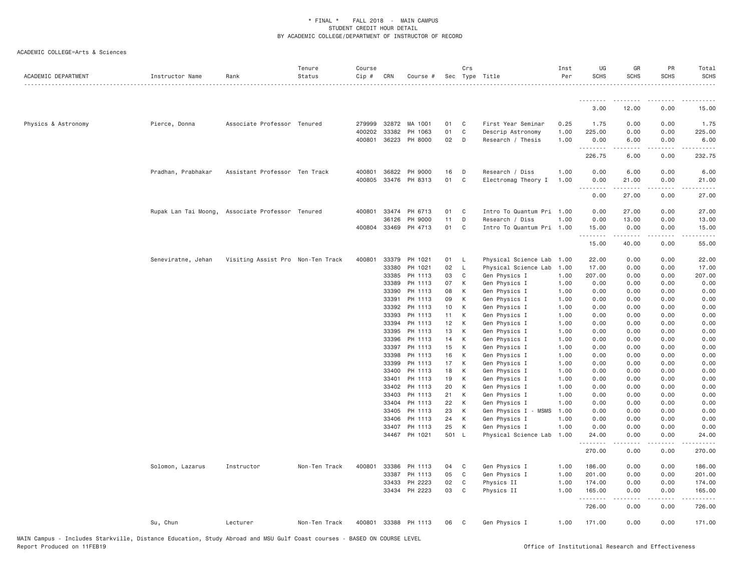\* FINAL \* FALL 2018 - MAIN CAMPUS
STUDENT CREDIT HOUR DETAIL
BY ACADEMIC COLLEGE/DEPARTMENT OF INSTRUCTOR OF RECORD

ACADEMIC COLLEGE=Arts & Sciences

| ACADEMIC DEPARTMENT | Instructor Name | Rank | Tenure Status | Course Cip # | CRN | Course # | Sec | Crs Type | Title | Inst Per | UG SCHS | GR SCHS | PR SCHS | Total SCHS |
|---|---|---|---|---|---|---|---|---|---|---|---|---|---|---|
| | | | | | | | | | | | 3.00 | 12.00 | 0.00 | 15.00 |
| Physics & Astronomy | Pierce, Donna | Associate Professor | Tenured | 279999 | 32872 | MA 1001 | 01 | C | First Year Seminar | 0.25 | 1.75 | 0.00 | 0.00 | 1.75 |
| | | | | 400202 | 33382 | PH 1063 | 01 | C | Descrip Astronomy | 1.00 | 225.00 | 0.00 | 0.00 | 225.00 |
| | | | | 400801 | 36223 | PH 8000 | 02 | D | Research / Thesis | 1.00 | 0.00 | 6.00 | 0.00 | 6.00 |
| | | | | | | | | | | | 226.75 | 6.00 | 0.00 | 232.75 |
| | Pradhan, Prabhakar | Assistant Professor | Ten Track | 400801 | 36822 | PH 9000 | 16 | D | Research / Diss | 1.00 | 0.00 | 6.00 | 0.00 | 6.00 |
| | | | | 400805 | 33476 | PH 8313 | 01 | C | Electromag Theory I | 1.00 | 0.00 | 21.00 | 0.00 | 21.00 |
| | | | | | | | | | | | 0.00 | 27.00 | 0.00 | 27.00 |
| | Rupak Lan Tai Moong, | Associate Professor | Tenured | 400801 | 33474 | PH 6713 | 01 | C | Intro To Quantum Pri | 1.00 | 0.00 | 27.00 | 0.00 | 27.00 |
| | | | | | 36126 | PH 9000 | 11 | D | Research / Diss | 1.00 | 0.00 | 13.00 | 0.00 | 13.00 |
| | | | | 400804 | 33469 | PH 4713 | 01 | C | Intro To Quantum Pri | 1.00 | 15.00 | 0.00 | 0.00 | 15.00 |
| | | | | | | | | | | | 15.00 | 40.00 | 0.00 | 55.00 |
| | Seneviratne, Jehan | Visiting Assist Pro | Non-Ten Track | 400801 | 33379 | PH 1021 | 01 | L | Physical Science Lab | 1.00 | 22.00 | 0.00 | 0.00 | 22.00 |
| | | | | | 33380 | PH 1021 | 02 | L | Physical Science Lab | 1.00 | 17.00 | 0.00 | 0.00 | 17.00 |
| | | | | | 33385 | PH 1113 | 03 | C | Gen Physics I | 1.00 | 207.00 | 0.00 | 0.00 | 207.00 |
| | | | | | 33389 | PH 1113 | 07 | K | Gen Physics I | 1.00 | 0.00 | 0.00 | 0.00 | 0.00 |
| | | | | | 33390 | PH 1113 | 08 | K | Gen Physics I | 1.00 | 0.00 | 0.00 | 0.00 | 0.00 |
| | | | | | 33391 | PH 1113 | 09 | K | Gen Physics I | 1.00 | 0.00 | 0.00 | 0.00 | 0.00 |
| | | | | | 33392 | PH 1113 | 10 | K | Gen Physics I | 1.00 | 0.00 | 0.00 | 0.00 | 0.00 |
| | | | | | 33393 | PH 1113 | 11 | K | Gen Physics I | 1.00 | 0.00 | 0.00 | 0.00 | 0.00 |
| | | | | | 33394 | PH 1113 | 12 | K | Gen Physics I | 1.00 | 0.00 | 0.00 | 0.00 | 0.00 |
| | | | | | 33395 | PH 1113 | 13 | K | Gen Physics I | 1.00 | 0.00 | 0.00 | 0.00 | 0.00 |
| | | | | | 33396 | PH 1113 | 14 | K | Gen Physics I | 1.00 | 0.00 | 0.00 | 0.00 | 0.00 |
| | | | | | 33397 | PH 1113 | 15 | K | Gen Physics I | 1.00 | 0.00 | 0.00 | 0.00 | 0.00 |
| | | | | | 33398 | PH 1113 | 16 | K | Gen Physics I | 1.00 | 0.00 | 0.00 | 0.00 | 0.00 |
| | | | | | 33399 | PH 1113 | 17 | K | Gen Physics I | 1.00 | 0.00 | 0.00 | 0.00 | 0.00 |
| | | | | | 33400 | PH 1113 | 18 | K | Gen Physics I | 1.00 | 0.00 | 0.00 | 0.00 | 0.00 |
| | | | | | 33401 | PH 1113 | 19 | K | Gen Physics I | 1.00 | 0.00 | 0.00 | 0.00 | 0.00 |
| | | | | | 33402 | PH 1113 | 20 | K | Gen Physics I | 1.00 | 0.00 | 0.00 | 0.00 | 0.00 |
| | | | | | 33403 | PH 1113 | 21 | K | Gen Physics I | 1.00 | 0.00 | 0.00 | 0.00 | 0.00 |
| | | | | | 33404 | PH 1113 | 22 | K | Gen Physics I | 1.00 | 0.00 | 0.00 | 0.00 | 0.00 |
| | | | | | 33405 | PH 1113 | 23 | K | Gen Physics I - MSMS | 1.00 | 0.00 | 0.00 | 0.00 | 0.00 |
| | | | | | 33406 | PH 1113 | 24 | K | Gen Physics I | 1.00 | 0.00 | 0.00 | 0.00 | 0.00 |
| | | | | | 33407 | PH 1113 | 25 | K | Gen Physics I | 1.00 | 0.00 | 0.00 | 0.00 | 0.00 |
| | | | | | 34467 | PH 1021 | 501 | L | Physical Science Lab | 1.00 | 24.00 | 0.00 | 0.00 | 24.00 |
| | | | | | | | | | | | 270.00 | 0.00 | 0.00 | 270.00 |
| | Solomon, Lazarus | Instructor | Non-Ten Track | 400801 | 33386 | PH 1113 | 04 | C | Gen Physics I | 1.00 | 186.00 | 0.00 | 0.00 | 186.00 |
| | | | | | 33387 | PH 1113 | 05 | C | Gen Physics I | 1.00 | 201.00 | 0.00 | 0.00 | 201.00 |
| | | | | | 33433 | PH 2223 | 02 | C | Physics II | 1.00 | 174.00 | 0.00 | 0.00 | 174.00 |
| | | | | | 33434 | PH 2223 | 03 | C | Physics II | 1.00 | 165.00 | 0.00 | 0.00 | 165.00 |
| | | | | | | | | | | | 726.00 | 0.00 | 0.00 | 726.00 |
| | Su, Chun | Lecturer | Non-Ten Track | 400801 | 33388 | PH 1113 | 06 | C | Gen Physics I | 1.00 | 171.00 | 0.00 | 0.00 | 171.00 |

MAIN Campus - Includes Starkville, Distance Education, Study Abroad and MSU Gulf Coast courses - BASED ON COURSE LEVEL
Report Produced on 11FEB19 Office of Institutional Research and Effectiveness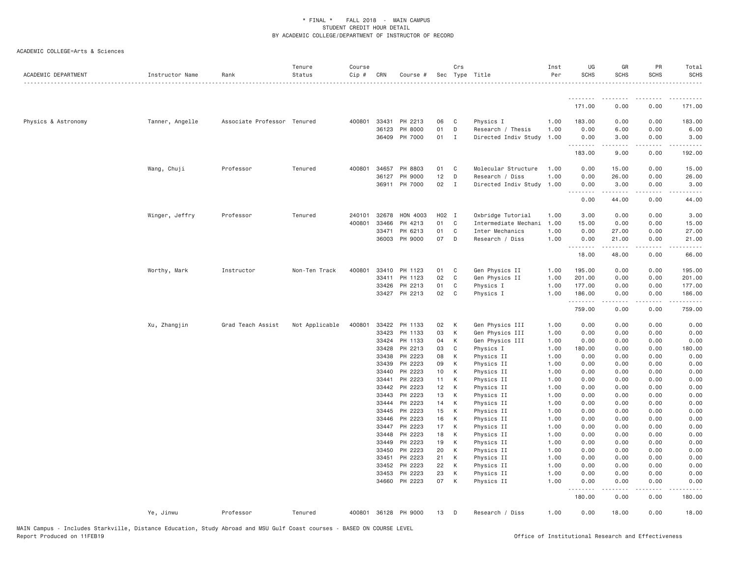# * FINAL * FALL 2018 - MAIN CAMPUS
## STUDENT CREDIT HOUR DETAIL
## BY ACADEMIC COLLEGE/DEPARTMENT OF INSTRUCTOR OF RECORD

ACADEMIC COLLEGE=Arts & Sciences

| ACADEMIC DEPARTMENT | Instructor Name | Rank | Tenure Status | Course Cip # | CRN | Course # | Sec | Crs Type | Title | Inst Per | UG SCHS | GR SCHS | PR SCHS | Total SCHS |
|---|---|---|---|---|---|---|---|---|---|---|---|---|---|---|
| | | | | | | | | | | | 171.00 | 0.00 | 0.00 | 171.00 |
| Physics & Astronomy | Tanner, Angelle | Associate Professor | Tenured | 400801 | 33431 | PH 2213 | 06 | C | Physics I | 1.00 | 183.00 | 0.00 | 0.00 | 183.00 |
| | | | | | 36123 | PH 8000 | 01 | D | Research / Thesis | 1.00 | 0.00 | 6.00 | 0.00 | 6.00 |
| | | | | | 36409 | PH 7000 | 01 | I | Directed Indiv Study | 1.00 | 0.00 | 3.00 | 0.00 | 3.00 |
| | | | | | | | | | | | 183.00 | 9.00 | 0.00 | 192.00 |
| | Wang, Chuji | Professor | Tenured | 400801 | 34657 | PH 8803 | 01 | C | Molecular Structure | 1.00 | 0.00 | 15.00 | 0.00 | 15.00 |
| | | | | | 36127 | PH 9000 | 12 | D | Research / Diss | 1.00 | 0.00 | 26.00 | 0.00 | 26.00 |
| | | | | | 36911 | PH 7000 | 02 | I | Directed Indiv Study | 1.00 | 0.00 | 3.00 | 0.00 | 3.00 |
| | | | | | | | | | | | 0.00 | 44.00 | 0.00 | 44.00 |
| | Winger, Jeffry | Professor | Tenured | 240101 | 32678 | HON 4003 | H02 | I | Oxbridge Tutorial | 1.00 | 3.00 | 0.00 | 0.00 | 3.00 |
| | | | | 400801 | 33466 | PH 4213 | 01 | C | Intermediate Mechani | 1.00 | 15.00 | 0.00 | 0.00 | 15.00 |
| | | | | | 33471 | PH 6213 | 01 | C | Inter Mechanics | 1.00 | 0.00 | 27.00 | 0.00 | 27.00 |
| | | | | | 36003 | PH 9000 | 07 | D | Research / Diss | 1.00 | 0.00 | 21.00 | 0.00 | 21.00 |
| | | | | | | | | | | | 18.00 | 48.00 | 0.00 | 66.00 |
| | Worthy, Mark | Instructor | Non-Ten Track | 400801 | 33410 | PH 1123 | 01 | C | Gen Physics II | 1.00 | 195.00 | 0.00 | 0.00 | 195.00 |
| | | | | | 33411 | PH 1123 | 02 | C | Gen Physics II | 1.00 | 201.00 | 0.00 | 0.00 | 201.00 |
| | | | | | 33426 | PH 2213 | 01 | C | Physics I | 1.00 | 177.00 | 0.00 | 0.00 | 177.00 |
| | | | | | 33427 | PH 2213 | 02 | C | Physics I | 1.00 | 186.00 | 0.00 | 0.00 | 186.00 |
| | | | | | | | | | | | 759.00 | 0.00 | 0.00 | 759.00 |
| | Xu, Zhangjin | Grad Teach Assist | Not Applicable | 400801 | 33422 | PH 1133 | 02 | K | Gen Physics III | 1.00 | 0.00 | 0.00 | 0.00 | 0.00 |
| | | | | | 33423 | PH 1133 | 03 | K | Gen Physics III | 1.00 | 0.00 | 0.00 | 0.00 | 0.00 |
| | | | | | 33424 | PH 1133 | 04 | K | Gen Physics III | 1.00 | 0.00 | 0.00 | 0.00 | 0.00 |
| | | | | | 33428 | PH 2213 | 03 | C | Physics I | 1.00 | 180.00 | 0.00 | 0.00 | 180.00 |
| | | | | | 33438 | PH 2223 | 08 | K | Physics II | 1.00 | 0.00 | 0.00 | 0.00 | 0.00 |
| | | | | | 33439 | PH 2223 | 09 | K | Physics II | 1.00 | 0.00 | 0.00 | 0.00 | 0.00 |
| | | | | | 33440 | PH 2223 | 10 | K | Physics II | 1.00 | 0.00 | 0.00 | 0.00 | 0.00 |
| | | | | | 33441 | PH 2223 | 11 | K | Physics II | 1.00 | 0.00 | 0.00 | 0.00 | 0.00 |
| | | | | | 33442 | PH 2223 | 12 | K | Physics II | 1.00 | 0.00 | 0.00 | 0.00 | 0.00 |
| | | | | | 33443 | PH 2223 | 13 | K | Physics II | 1.00 | 0.00 | 0.00 | 0.00 | 0.00 |
| | | | | | 33444 | PH 2223 | 14 | K | Physics II | 1.00 | 0.00 | 0.00 | 0.00 | 0.00 |
| | | | | | 33445 | PH 2223 | 15 | K | Physics II | 1.00 | 0.00 | 0.00 | 0.00 | 0.00 |
| | | | | | 33446 | PH 2223 | 16 | K | Physics II | 1.00 | 0.00 | 0.00 | 0.00 | 0.00 |
| | | | | | 33447 | PH 2223 | 17 | K | Physics II | 1.00 | 0.00 | 0.00 | 0.00 | 0.00 |
| | | | | | 33448 | PH 2223 | 18 | K | Physics II | 1.00 | 0.00 | 0.00 | 0.00 | 0.00 |
| | | | | | 33449 | PH 2223 | 19 | K | Physics II | 1.00 | 0.00 | 0.00 | 0.00 | 0.00 |
| | | | | | 33450 | PH 2223 | 20 | K | Physics II | 1.00 | 0.00 | 0.00 | 0.00 | 0.00 |
| | | | | | 33451 | PH 2223 | 21 | K | Physics II | 1.00 | 0.00 | 0.00 | 0.00 | 0.00 |
| | | | | | 33452 | PH 2223 | 22 | K | Physics II | 1.00 | 0.00 | 0.00 | 0.00 | 0.00 |
| | | | | | 33453 | PH 2223 | 23 | K | Physics II | 1.00 | 0.00 | 0.00 | 0.00 | 0.00 |
| | | | | | 34660 | PH 2223 | 07 | K | Physics II | 1.00 | 0.00 | 0.00 | 0.00 | 0.00 |
| | | | | | | | | | | | 180.00 | 0.00 | 0.00 | 180.00 |
| | Ye, Jinwu | Professor | Tenured | 400801 | 36128 | PH 9000 | 13 | D | Research / Diss | 1.00 | 0.00 | 18.00 | 0.00 | 18.00 |

MAIN Campus - Includes Starkville, Distance Education, Study Abroad and MSU Gulf Coast courses - BASED ON COURSE LEVEL
Report Produced on 11FEB19

Office of Institutional Research and Effectiveness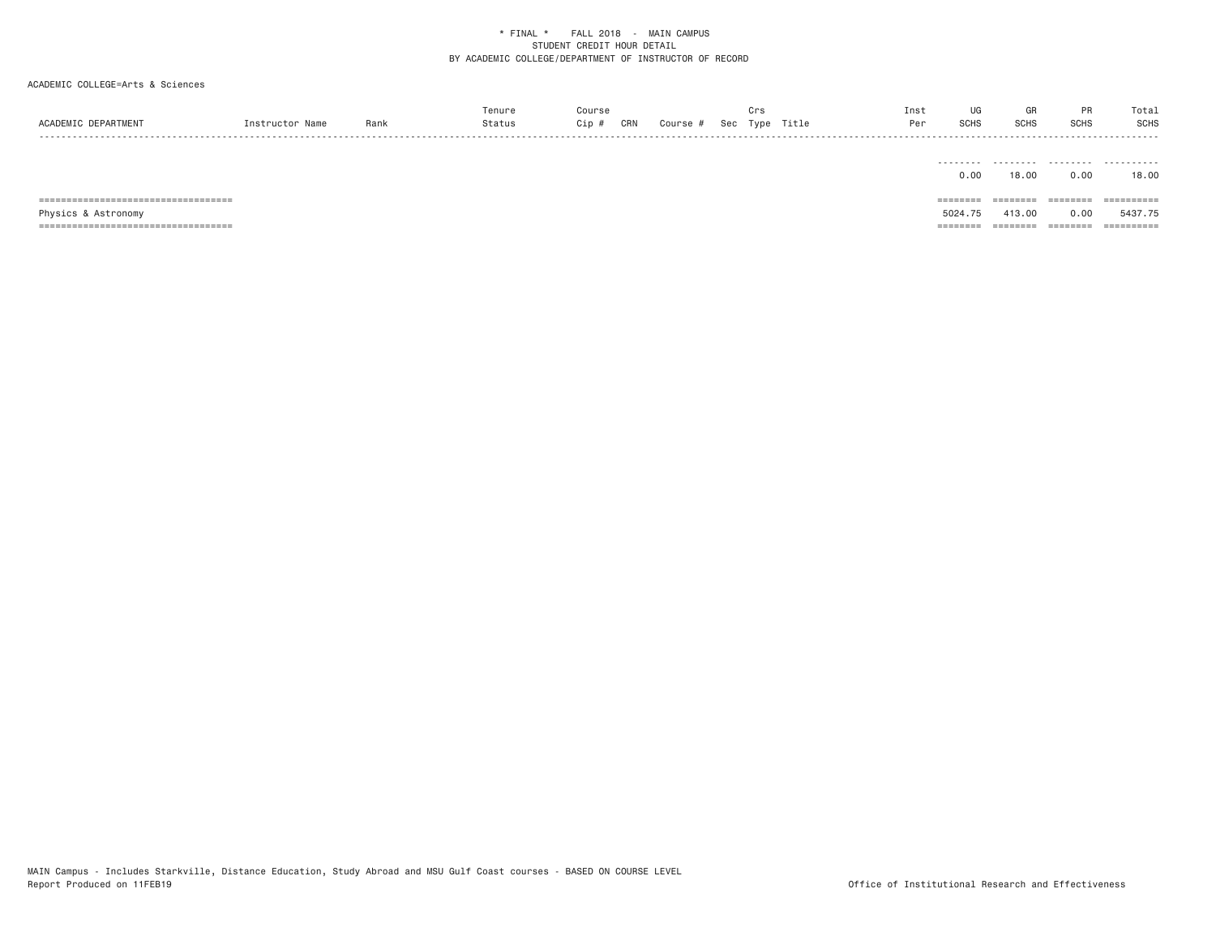\* FINAL \*    FALL 2018  -  MAIN CAMPUS
STUDENT CREDIT HOUR DETAIL
BY ACADEMIC COLLEGE/DEPARTMENT OF INSTRUCTOR OF RECORD

ACADEMIC COLLEGE=Arts & Sciences

| ACADEMIC DEPARTMENT | Instructor Name | Rank | Tenure Status | Course Cip # | CRN | Course # | Sec | Crs Type | Title | Inst Per | UG SCHS | GR SCHS | PR SCHS | Total SCHS |
|---|---|---|---|---|---|---|---|---|---|---|---|---|---|---|
| | | | | | | | | | | | 0.00 | 18.00 | 0.00 | 18.00 |
| Physics & Astronomy | | | | | | | | | | | 5024.75 | 413.00 | 0.00 | 5437.75 |

MAIN Campus - Includes Starkville, Distance Education, Study Abroad and MSU Gulf Coast courses - BASED ON COURSE LEVEL
Report Produced on 11FEB19

Office of Institutional Research and Effectiveness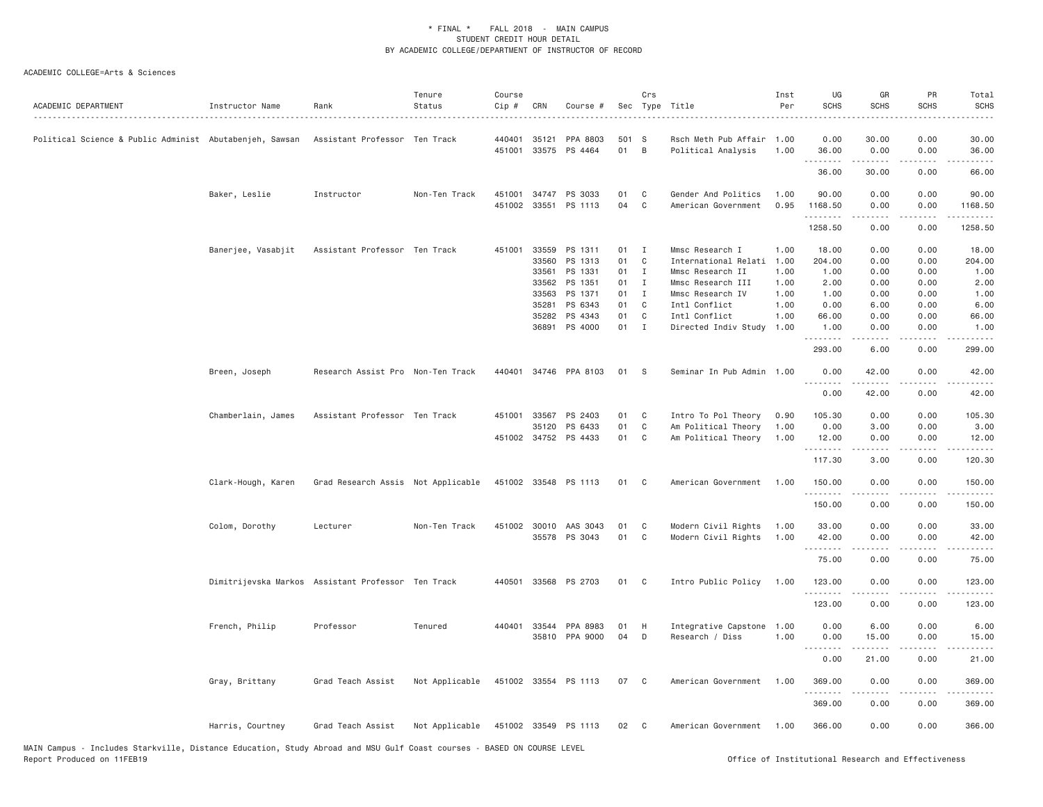\* FINAL \* FALL 2018 - MAIN CAMPUS
STUDENT CREDIT HOUR DETAIL
BY ACADEMIC COLLEGE/DEPARTMENT OF INSTRUCTOR OF RECORD

ACADEMIC COLLEGE=Arts & Sciences

| ACADEMIC DEPARTMENT | Instructor Name | Rank | Tenure Status | Course Cip # | CRN | Course # | Sec | Crs Type | Title | Inst Per | UG SCHS | GR SCHS | PR SCHS | Total SCHS |
|---|---|---|---|---|---|---|---|---|---|---|---|---|---|---|
| Political Science & Public Administ | Abutabenjeh, Sawsan | Assistant Professor | Ten Track | 440401 | 35121 | PPA 8803 | 501 | S | Rsch Meth Pub Affair | 1.00 | 0.00 | 30.00 | 0.00 | 30.00 |
| | | | | 451001 | 33575 | PS 4464 | 01 | B | Political Analysis | 1.00 | 36.00 | 0.00 | 0.00 | 36.00 |
| | | | | | | | | | | | 36.00 | 30.00 | 0.00 | 66.00 |
| | Baker, Leslie | Instructor | Non-Ten Track | 451001 | 34747 | PS 3033 | 01 | C | Gender And Politics | 1.00 | 90.00 | 0.00 | 0.00 | 90.00 |
| | | | | 451002 | 33551 | PS 1113 | 04 | C | American Government | 0.95 | 1168.50 | 0.00 | 0.00 | 1168.50 |
| | | | | | | | | | | | 1258.50 | 0.00 | 0.00 | 1258.50 |
| | Banerjee, Vasabjit | Assistant Professor | Ten Track | 451001 | 33559 | PS 1311 | 01 | I | Mmsc Research I | 1.00 | 18.00 | 0.00 | 0.00 | 18.00 |
| | | | | | 33560 | PS 1313 | 01 | C | International Relati | 1.00 | 204.00 | 0.00 | 0.00 | 204.00 |
| | | | | | 33561 | PS 1331 | 01 | I | Mmsc Research II | 1.00 | 1.00 | 0.00 | 0.00 | 1.00 |
| | | | | | 33562 | PS 1351 | 01 | I | Mmsc Research III | 1.00 | 2.00 | 0.00 | 0.00 | 2.00 |
| | | | | | 33563 | PS 1371 | 01 | I | Mmsc Research IV | 1.00 | 1.00 | 0.00 | 0.00 | 1.00 |
| | | | | | 35281 | PS 6343 | 01 | C | Intl Conflict | 1.00 | 0.00 | 6.00 | 0.00 | 6.00 |
| | | | | | 35282 | PS 4343 | 01 | C | Intl Conflict | 1.00 | 66.00 | 0.00 | 0.00 | 66.00 |
| | | | | | 36891 | PS 4000 | 01 | I | Directed Indiv Study | 1.00 | 1.00 | 0.00 | 0.00 | 1.00 |
| | | | | | | | | | | | 293.00 | 6.00 | 0.00 | 299.00 |
| | Breen, Joseph | Research Assist Pro | Non-Ten Track | 440401 | 34746 | PPA 8103 | 01 | S | Seminar In Pub Admin | 1.00 | 0.00 | 42.00 | 0.00 | 42.00 |
| | | | | | | | | | | | 0.00 | 42.00 | 0.00 | 42.00 |
| | Chamberlain, James | Assistant Professor | Ten Track | 451001 | 33567 | PS 2403 | 01 | C | Intro To Pol Theory | 0.90 | 105.30 | 0.00 | 0.00 | 105.30 |
| | | | | | 35120 | PS 6433 | 01 | C | Am Political Theory | 1.00 | 0.00 | 3.00 | 0.00 | 3.00 |
| | | | | 451002 | 34752 | PS 4433 | 01 | C | Am Political Theory | 1.00 | 12.00 | 0.00 | 0.00 | 12.00 |
| | | | | | | | | | | | 117.30 | 3.00 | 0.00 | 120.30 |
| | Clark-Hough, Karen | Grad Research Assis | Not Applicable | 451002 | 33548 | PS 1113 | 01 | C | American Government | 1.00 | 150.00 | 0.00 | 0.00 | 150.00 |
| | | | | | | | | | | | 150.00 | 0.00 | 0.00 | 150.00 |
| | Colom, Dorothy | Lecturer | Non-Ten Track | 451002 | 30010 | AAS 3043 | 01 | C | Modern Civil Rights | 1.00 | 33.00 | 0.00 | 0.00 | 33.00 |
| | | | | | 35578 | PS 3043 | 01 | C | Modern Civil Rights | 1.00 | 42.00 | 0.00 | 0.00 | 42.00 |
| | | | | | | | | | | | 75.00 | 0.00 | 0.00 | 75.00 |
| | Dimitrijevska Markos | Assistant Professor | Ten Track | 440501 | 33568 | PS 2703 | 01 | C | Intro Public Policy | 1.00 | 123.00 | 0.00 | 0.00 | 123.00 |
| | | | | | | | | | | | 123.00 | 0.00 | 0.00 | 123.00 |
| | French, Philip | Professor | Tenured | 440401 | 33544 | PPA 8983 | 01 | H | Integrative Capstone | 1.00 | 0.00 | 6.00 | 0.00 | 6.00 |
| | | | | | 35810 | PPA 9000 | 04 | D | Research / Diss | 1.00 | 0.00 | 15.00 | 0.00 | 15.00 |
| | | | | | | | | | | | 0.00 | 21.00 | 0.00 | 21.00 |
| | Gray, Brittany | Grad Teach Assist | Not Applicable | 451002 | 33554 | PS 1113 | 07 | C | American Government | 1.00 | 369.00 | 0.00 | 0.00 | 369.00 |
| | | | | | | | | | | | 369.00 | 0.00 | 0.00 | 369.00 |
| | Harris, Courtney | Grad Teach Assist | Not Applicable | 451002 | 33549 | PS 1113 | 02 | C | American Government | 1.00 | 366.00 | 0.00 | 0.00 | 366.00 |

MAIN Campus - Includes Starkville, Distance Education, Study Abroad and MSU Gulf Coast courses - BASED ON COURSE LEVEL
Report Produced on 11FEB19 Office of Institutional Research and Effectiveness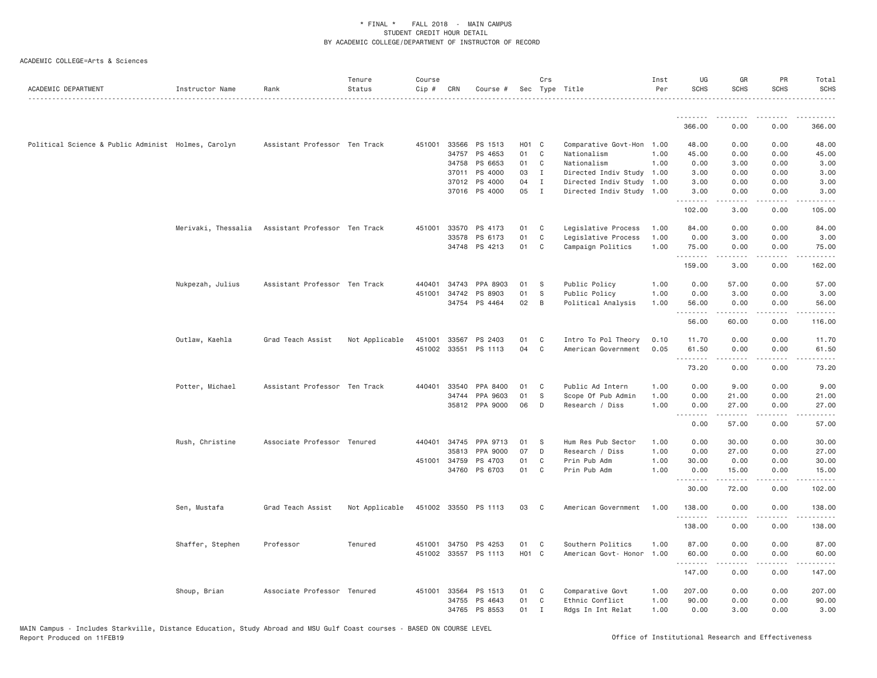\* FINAL \* FALL 2018 - MAIN CAMPUS
STUDENT CREDIT HOUR DETAIL
BY ACADEMIC COLLEGE/DEPARTMENT OF INSTRUCTOR OF RECORD

ACADEMIC COLLEGE=Arts & Sciences

| ACADEMIC DEPARTMENT | Instructor Name | Rank | Tenure Status | Course Cip # | CRN | Course # | Sec | Crs Type | Title | Inst Per | UG SCHS | GR SCHS | PR SCHS | Total SCHS |
|---|---|---|---|---|---|---|---|---|---|---|---|---|---|---|
| | | | | | | | | | | | 366.00 | 0.00 | 0.00 | 366.00 |
| Political Science & Public Administ | Holmes, Carolyn | Assistant Professor | Ten Track | 451001 | 33566 | PS 1513 | H01 | C | Comparative Govt-Hon | 1.00 | 48.00 | 0.00 | 0.00 | 48.00 |
| | | | | | 34757 | PS 4653 | 01 | C | Nationalism | 1.00 | 45.00 | 0.00 | 0.00 | 45.00 |
| | | | | | 34758 | PS 6653 | 01 | C | Nationalism | 1.00 | 0.00 | 3.00 | 0.00 | 3.00 |
| | | | | | 37011 | PS 4000 | 03 | I | Directed Indiv Study | 1.00 | 3.00 | 0.00 | 0.00 | 3.00 |
| | | | | | 37012 | PS 4000 | 04 | I | Directed Indiv Study | 1.00 | 3.00 | 0.00 | 0.00 | 3.00 |
| | | | | | 37016 | PS 4000 | 05 | I | Directed Indiv Study | 1.00 | 3.00 | 0.00 | 0.00 | 3.00 |
| | | | | | | | | | | | 102.00 | 3.00 | 0.00 | 105.00 |
| | Merivaki, Thessalia | Assistant Professor | Ten Track | 451001 | 33570 | PS 4173 | 01 | C | Legislative Process | 1.00 | 84.00 | 0.00 | 0.00 | 84.00 |
| | | | | | 33578 | PS 6173 | 01 | C | Legislative Process | 1.00 | 0.00 | 3.00 | 0.00 | 3.00 |
| | | | | | 34748 | PS 4213 | 01 | C | Campaign Politics | 1.00 | 75.00 | 0.00 | 0.00 | 75.00 |
| | | | | | | | | | | | 159.00 | 3.00 | 0.00 | 162.00 |
| | Nukpezah, Julius | Assistant Professor | Ten Track | 440401 | 34743 | PPA 8903 | 01 | S | Public Policy | 1.00 | 0.00 | 57.00 | 0.00 | 57.00 |
| | | | | 451001 | 34742 | PS 8903 | 01 | S | Public Policy | 1.00 | 0.00 | 3.00 | 0.00 | 3.00 |
| | | | | | 34754 | PS 4464 | 02 | B | Political Analysis | 1.00 | 56.00 | 0.00 | 0.00 | 56.00 |
| | | | | | | | | | | | 56.00 | 60.00 | 0.00 | 116.00 |
| | Outlaw, Kaehla | Grad Teach Assist | Not Applicable | 451001 | 33567 | PS 2403 | 01 | C | Intro To Pol Theory | 0.10 | 11.70 | 0.00 | 0.00 | 11.70 |
| | | | | 451002 | 33551 | PS 1113 | 04 | C | American Government | 0.05 | 61.50 | 0.00 | 0.00 | 61.50 |
| | | | | | | | | | | | 73.20 | 0.00 | 0.00 | 73.20 |
| | Potter, Michael | Assistant Professor | Ten Track | 440401 | 33540 | PPA 8400 | 01 | C | Public Ad Intern | 1.00 | 0.00 | 9.00 | 0.00 | 9.00 |
| | | | | | 34744 | PPA 9603 | 01 | S | Scope Of Pub Admin | 1.00 | 0.00 | 21.00 | 0.00 | 21.00 |
| | | | | | 35812 | PPA 9000 | 06 | D | Research / Diss | 1.00 | 0.00 | 27.00 | 0.00 | 27.00 |
| | | | | | | | | | | | 0.00 | 57.00 | 0.00 | 57.00 |
| | Rush, Christine | Associate Professor | Tenured | 440401 | 34745 | PPA 9713 | 01 | S | Hum Res Pub Sector | 1.00 | 0.00 | 30.00 | 0.00 | 30.00 |
| | | | | | 35813 | PPA 9000 | 07 | D | Research / Diss | 1.00 | 0.00 | 27.00 | 0.00 | 27.00 |
| | | | | 451001 | 34759 | PS 4703 | 01 | C | Prin Pub Adm | 1.00 | 30.00 | 0.00 | 0.00 | 30.00 |
| | | | | | 34760 | PS 6703 | 01 | C | Prin Pub Adm | 1.00 | 0.00 | 15.00 | 0.00 | 15.00 |
| | | | | | | | | | | | 30.00 | 72.00 | 0.00 | 102.00 |
| | Sen, Mustafa | Grad Teach Assist | Not Applicable | 451002 | 33550 | PS 1113 | 03 | C | American Government | 1.00 | 138.00 | 0.00 | 0.00 | 138.00 |
| | | | | | | | | | | | 138.00 | 0.00 | 0.00 | 138.00 |
| | Shaffer, Stephen | Professor | Tenured | 451001 | 34750 | PS 4253 | 01 | C | Southern Politics | 1.00 | 87.00 | 0.00 | 0.00 | 87.00 |
| | | | | 451002 | 33557 | PS 1113 | H01 | C | American Govt- Honor | 1.00 | 60.00 | 0.00 | 0.00 | 60.00 |
| | | | | | | | | | | | 147.00 | 0.00 | 0.00 | 147.00 |
| | Shoup, Brian | Associate Professor | Tenured | 451001 | 33564 | PS 1513 | 01 | C | Comparative Govt | 1.00 | 207.00 | 0.00 | 0.00 | 207.00 |
| | | | | | 34755 | PS 4643 | 01 | C | Ethnic Conflict | 1.00 | 90.00 | 0.00 | 0.00 | 90.00 |
| | | | | | 34765 | PS 8553 | 01 | I | Rdgs In Int Relat | 1.00 | 0.00 | 3.00 | 0.00 | 3.00 |

MAIN Campus - Includes Starkville, Distance Education, Study Abroad and MSU Gulf Coast courses - BASED ON COURSE LEVEL
Report Produced on 11FEB19 — Office of Institutional Research and Effectiveness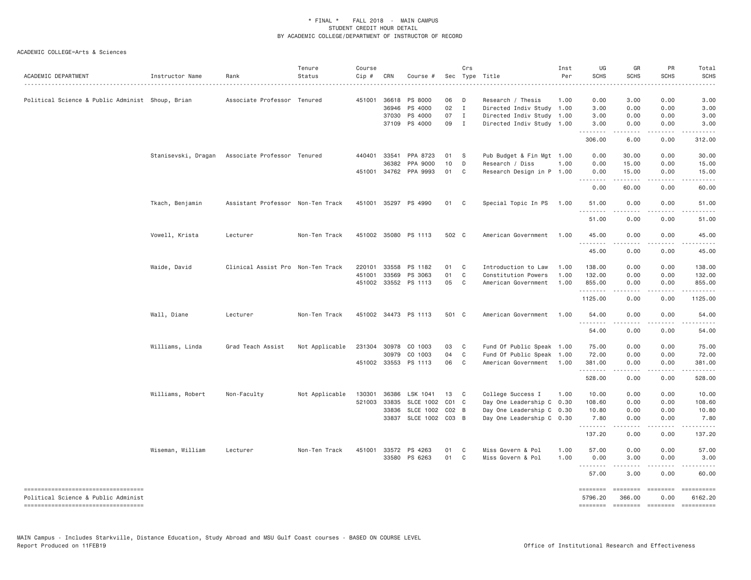\* FINAL \* FALL 2018 - MAIN CAMPUS
STUDENT CREDIT HOUR DETAIL
BY ACADEMIC COLLEGE/DEPARTMENT OF INSTRUCTOR OF RECORD

ACADEMIC COLLEGE=Arts & Sciences

| ACADEMIC DEPARTMENT | Instructor Name | Rank | Tenure Status | Course Cip # | CRN | Course # | Sec | Crs Type | Title | Inst Per | UG SCHS | GR SCHS | PR SCHS | Total SCHS |
|---|---|---|---|---|---|---|---|---|---|---|---|---|---|---|
| Political Science & Public Administ | Shoup, Brian | Associate Professor | Tenured | 451001 | 36618 | PS 8000 | 06 | D | Research / Thesis | 1.00 | 0.00 | 3.00 | 0.00 | 3.00 |
| | | | | | 36946 | PS 4000 | 02 | I | Directed Indiv Study | 1.00 | 3.00 | 0.00 | 0.00 | 3.00 |
| | | | | | 37030 | PS 4000 | 07 | I | Directed Indiv Study | 1.00 | 3.00 | 0.00 | 0.00 | 3.00 |
| | | | | | 37109 | PS 4000 | 09 | I | Directed Indiv Study | 1.00 | 3.00 | 0.00 | 0.00 | 3.00 |
| | | | | | | | | | | | 306.00 | 6.00 | 0.00 | 312.00 |
| | Stanisevski, Dragan | Associate Professor | Tenured | 440401 | 33541 | PPA 8723 | 01 | S | Pub Budget & Fin Mgt | 1.00 | 0.00 | 30.00 | 0.00 | 30.00 |
| | | | | | 36382 | PPA 9000 | 10 | D | Research / Diss | 1.00 | 0.00 | 15.00 | 0.00 | 15.00 |
| | | | | 451001 | 34762 | PPA 9993 | 01 | C | Research Design in P | 1.00 | 0.00 | 15.00 | 0.00 | 15.00 |
| | | | | | | | | | | | 0.00 | 60.00 | 0.00 | 60.00 |
| | Tkach, Benjamin | Assistant Professor | Non-Ten Track | 451001 | 35297 | PS 4990 | 01 | C | Special Topic In PS | 1.00 | 51.00 | 0.00 | 0.00 | 51.00 |
| | | | | | | | | | | | 51.00 | 0.00 | 0.00 | 51.00 |
| | Vowell, Krista | Lecturer | Non-Ten Track | 451002 | 35080 | PS 1113 | 502 | C | American Government | 1.00 | 45.00 | 0.00 | 0.00 | 45.00 |
| | | | | | | | | | | | 45.00 | 0.00 | 0.00 | 45.00 |
| | Waide, David | Clinical Assist Pro | Non-Ten Track | 220101 | 33558 | PS 1182 | 01 | C | Introduction to Law | 1.00 | 138.00 | 0.00 | 0.00 | 138.00 |
| | | | | 451001 | 33569 | PS 3063 | 01 | C | Constitution Powers | 1.00 | 132.00 | 0.00 | 0.00 | 132.00 |
| | | | | 451002 | 33552 | PS 1113 | 05 | C | American Government | 1.00 | 855.00 | 0.00 | 0.00 | 855.00 |
| | | | | | | | | | | | 1125.00 | 0.00 | 0.00 | 1125.00 |
| | Wall, Diane | Lecturer | Non-Ten Track | 451002 | 34473 | PS 1113 | 501 | C | American Government | 1.00 | 54.00 | 0.00 | 0.00 | 54.00 |
| | | | | | | | | | | | 54.00 | 0.00 | 0.00 | 54.00 |
| | Williams, Linda | Grad Teach Assist | Not Applicable | 231304 | 30978 | CO 1003 | 03 | C | Fund Of Public Speak | 1.00 | 75.00 | 0.00 | 0.00 | 75.00 |
| | | | | | 30979 | CO 1003 | 04 | C | Fund Of Public Speak | 1.00 | 72.00 | 0.00 | 0.00 | 72.00 |
| | | | | 451002 | 33553 | PS 1113 | 06 | C | American Government | 1.00 | 381.00 | 0.00 | 0.00 | 381.00 |
| | | | | | | | | | | | 528.00 | 0.00 | 0.00 | 528.00 |
| | Williams, Robert | Non-Faculty | Not Applicable | 130301 | 36386 | LSK 1041 | 13 | C | College Success I | 1.00 | 10.00 | 0.00 | 0.00 | 10.00 |
| | | | | 521003 | 33835 | SLCE 1002 | C01 | C | Day One Leadership C | 0.30 | 108.60 | 0.00 | 0.00 | 108.60 |
| | | | | | 33836 | SLCE 1002 | C02 | B | Day One Leadership C | 0.30 | 10.80 | 0.00 | 0.00 | 10.80 |
| | | | | | 33837 | SLCE 1002 | C03 | B | Day One Leadership C | 0.30 | 7.80 | 0.00 | 0.00 | 7.80 |
| | | | | | | | | | | | 137.20 | 0.00 | 0.00 | 137.20 |
| | Wiseman, William | Lecturer | Non-Ten Track | 451001 | 33572 | PS 4263 | 01 | C | Miss Govern & Pol | 1.00 | 57.00 | 0.00 | 0.00 | 57.00 |
| | | | | | 33580 | PS 6263 | 01 | C | Miss Govern & Pol | 1.00 | 0.00 | 3.00 | 0.00 | 3.00 |
| | | | | | | | | | | | 57.00 | 3.00 | 0.00 | 60.00 |
| Political Science & Public Administ | | | | | | | | | | | 5796.20 | 366.00 | 0.00 | 6162.20 |

MAIN Campus - Includes Starkville, Distance Education, Study Abroad and MSU Gulf Coast courses - BASED ON COURSE LEVEL
Report Produced on 11FEB19 Office of Institutional Research and Effectiveness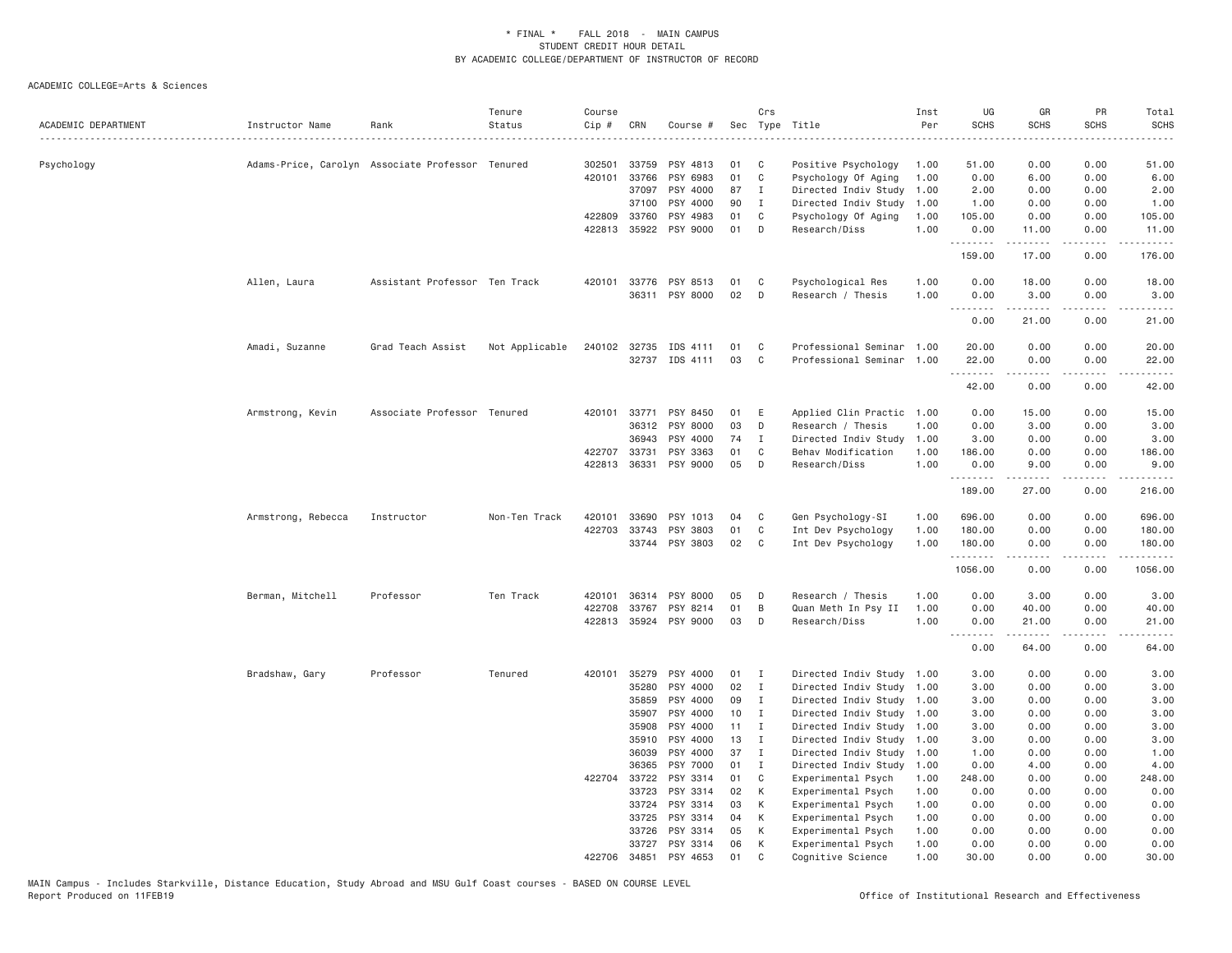\* FINAL \* FALL 2018 - MAIN CAMPUS
STUDENT CREDIT HOUR DETAIL
BY ACADEMIC COLLEGE/DEPARTMENT OF INSTRUCTOR OF RECORD

ACADEMIC COLLEGE=Arts & Sciences

| ACADEMIC DEPARTMENT | Instructor Name | Rank | Tenure Status | Course Cip # | CRN | Course # | Sec | Crs Type | Title | Inst Per | UG SCHS | GR SCHS | PR SCHS | Total SCHS |
|---|---|---|---|---|---|---|---|---|---|---|---|---|---|---|
| Psychology | Adams-Price, Carolyn | Associate Professor | Tenured | 302501 | 33759 | PSY 4813 | 01 | C | Positive Psychology | 1.00 | 51.00 | 0.00 | 0.00 | 51.00 |
| | | | | 420101 | 33766 | PSY 6983 | 01 | C | Psychology Of Aging | 1.00 | 0.00 | 6.00 | 0.00 | 6.00 |
| | | | | | 37097 | PSY 4000 | 87 | I | Directed Indiv Study | 1.00 | 2.00 | 0.00 | 0.00 | 2.00 |
| | | | | | 37100 | PSY 4000 | 90 | I | Directed Indiv Study | 1.00 | 1.00 | 0.00 | 0.00 | 1.00 |
| | | | | 422809 | 33760 | PSY 4983 | 01 | C | Psychology Of Aging | 1.00 | 105.00 | 0.00 | 0.00 | 105.00 |
| | | | | 422813 | 35922 | PSY 9000 | 01 | D | Research/Diss | 1.00 | 0.00 | 11.00 | 0.00 | 11.00 |
| | | | | | | | | | | | 159.00 | 17.00 | 0.00 | 176.00 |
| | Allen, Laura | Assistant Professor | Ten Track | 420101 | 33776 | PSY 8513 | 01 | C | Psychological Res | 1.00 | 0.00 | 18.00 | 0.00 | 18.00 |
| | | | | | 36311 | PSY 8000 | 02 | D | Research / Thesis | 1.00 | 0.00 | 3.00 | 0.00 | 3.00 |
| | | | | | | | | | | | 0.00 | 21.00 | 0.00 | 21.00 |
| | Amadi, Suzanne | Grad Teach Assist | Not Applicable | 240102 | 32735 | IDS 4111 | 01 | C | Professional Seminar | 1.00 | 20.00 | 0.00 | 0.00 | 20.00 |
| | | | | | 32737 | IDS 4111 | 03 | C | Professional Seminar | 1.00 | 22.00 | 0.00 | 0.00 | 22.00 |
| | | | | | | | | | | | 42.00 | 0.00 | 0.00 | 42.00 |
| | Armstrong, Kevin | Associate Professor | Tenured | 420101 | 33771 | PSY 8450 | 01 | E | Applied Clin Practic | 1.00 | 0.00 | 15.00 | 0.00 | 15.00 |
| | | | | | 36312 | PSY 8000 | 03 | D | Research / Thesis | 1.00 | 0.00 | 3.00 | 0.00 | 3.00 |
| | | | | | 36943 | PSY 4000 | 74 | I | Directed Indiv Study | 1.00 | 3.00 | 0.00 | 0.00 | 3.00 |
| | | | | 422707 | 33731 | PSY 3363 | 01 | C | Behav Modification | 1.00 | 186.00 | 0.00 | 0.00 | 186.00 |
| | | | | 422813 | 36331 | PSY 9000 | 05 | D | Research/Diss | 1.00 | 0.00 | 9.00 | 0.00 | 9.00 |
| | | | | | | | | | | | 189.00 | 27.00 | 0.00 | 216.00 |
| | Armstrong, Rebecca | Instructor | Non-Ten Track | 420101 | 33690 | PSY 1013 | 04 | C | Gen Psychology-SI | 1.00 | 696.00 | 0.00 | 0.00 | 696.00 |
| | | | | 422703 | 33743 | PSY 3803 | 01 | C | Int Dev Psychology | 1.00 | 180.00 | 0.00 | 0.00 | 180.00 |
| | | | | | 33744 | PSY 3803 | 02 | C | Int Dev Psychology | 1.00 | 180.00 | 0.00 | 0.00 | 180.00 |
| | | | | | | | | | | | 1056.00 | 0.00 | 0.00 | 1056.00 |
| | Berman, Mitchell | Professor | Ten Track | 420101 | 36314 | PSY 8000 | 05 | D | Research / Thesis | 1.00 | 0.00 | 3.00 | 0.00 | 3.00 |
| | | | | 422708 | 33767 | PSY 8214 | 01 | B | Quan Meth In Psy II | 1.00 | 0.00 | 40.00 | 0.00 | 40.00 |
| | | | | 422813 | 35924 | PSY 9000 | 03 | D | Research/Diss | 1.00 | 0.00 | 21.00 | 0.00 | 21.00 |
| | | | | | | | | | | | 0.00 | 64.00 | 0.00 | 64.00 |
| | Bradshaw, Gary | Professor | Tenured | 420101 | 35279 | PSY 4000 | 01 | I | Directed Indiv Study | 1.00 | 3.00 | 0.00 | 0.00 | 3.00 |
| | | | | | 35280 | PSY 4000 | 02 | I | Directed Indiv Study | 1.00 | 3.00 | 0.00 | 0.00 | 3.00 |
| | | | | | 35859 | PSY 4000 | 09 | I | Directed Indiv Study | 1.00 | 3.00 | 0.00 | 0.00 | 3.00 |
| | | | | | 35907 | PSY 4000 | 10 | I | Directed Indiv Study | 1.00 | 3.00 | 0.00 | 0.00 | 3.00 |
| | | | | | 35908 | PSY 4000 | 11 | I | Directed Indiv Study | 1.00 | 3.00 | 0.00 | 0.00 | 3.00 |
| | | | | | 35910 | PSY 4000 | 13 | I | Directed Indiv Study | 1.00 | 3.00 | 0.00 | 0.00 | 3.00 |
| | | | | | 36039 | PSY 4000 | 37 | I | Directed Indiv Study | 1.00 | 1.00 | 0.00 | 0.00 | 1.00 |
| | | | | | 36365 | PSY 7000 | 01 | I | Directed Indiv Study | 1.00 | 0.00 | 4.00 | 0.00 | 4.00 |
| | | | | 422704 | 33722 | PSY 3314 | 01 | C | Experimental Psych | 1.00 | 248.00 | 0.00 | 0.00 | 248.00 |
| | | | | | 33723 | PSY 3314 | 02 | K | Experimental Psych | 1.00 | 0.00 | 0.00 | 0.00 | 0.00 |
| | | | | | 33724 | PSY 3314 | 03 | K | Experimental Psych | 1.00 | 0.00 | 0.00 | 0.00 | 0.00 |
| | | | | | 33725 | PSY 3314 | 04 | K | Experimental Psych | 1.00 | 0.00 | 0.00 | 0.00 | 0.00 |
| | | | | | 33726 | PSY 3314 | 05 | K | Experimental Psych | 1.00 | 0.00 | 0.00 | 0.00 | 0.00 |
| | | | | | 33727 | PSY 3314 | 06 | K | Experimental Psych | 1.00 | 0.00 | 0.00 | 0.00 | 0.00 |
| | | | | 422706 | 34851 | PSY 4653 | 01 | C | Cognitive Science | 1.00 | 30.00 | 0.00 | 0.00 | 30.00 |

MAIN Campus - Includes Starkville, Distance Education, Study Abroad and MSU Gulf Coast courses - BASED ON COURSE LEVEL
Report Produced on 11FEB19 — Office of Institutional Research and Effectiveness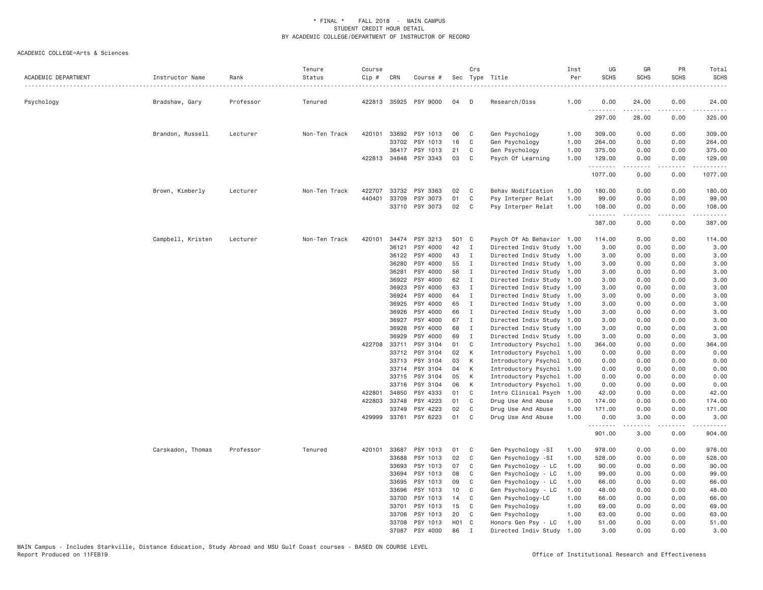\* FINAL \* FALL 2018 - MAIN CAMPUS
STUDENT CREDIT HOUR DETAIL
BY ACADEMIC COLLEGE/DEPARTMENT OF INSTRUCTOR OF RECORD

ACADEMIC COLLEGE=Arts & Sciences

| ACADEMIC DEPARTMENT | Instructor Name | Rank | Tenure Status | Course Cip # | CRN | Course # | Sec | Crs Type | Title | Inst Per | UG SCHS | GR SCHS | PR SCHS | Total SCHS |
|---|---|---|---|---|---|---|---|---|---|---|---|---|---|---|
| Psychology | Bradshaw, Gary | Professor | Tenured | 422813 | 35925 | PSY 9000 | 04 | D | Research/Diss | 1.00 | 0.00 | 24.00 | 0.00 | 24.00 |
| | | | | | | | | | | | 297.00 | 28.00 | 0.00 | 325.00 |
| | Brandon, Russell | Lecturer | Non-Ten Track | 420101 | 33692 | PSY 1013 | 06 | C | Gen Psychology | 1.00 | 309.00 | 0.00 | 0.00 | 309.00 |
| | | | | | 33702 | PSY 1013 | 16 | C | Gen Psychology | 1.00 | 264.00 | 0.00 | 0.00 | 264.00 |
| | | | | | 36417 | PSY 1013 | 21 | C | Gen Psychology | 1.00 | 375.00 | 0.00 | 0.00 | 375.00 |
| | | | | 422813 | 34848 | PSY 3343 | 03 | C | Psych Of Learning | 1.00 | 129.00 | 0.00 | 0.00 | 129.00 |
| | | | | | | | | | | | 1077.00 | 0.00 | 0.00 | 1077.00 |
| | Brown, Kimberly | Lecturer | Non-Ten Track | 422707 | 33732 | PSY 3363 | 02 | C | Behav Modification | 1.00 | 180.00 | 0.00 | 0.00 | 180.00 |
| | | | | 440401 | 33709 | PSY 3073 | 01 | C | Psy Interper Relat | 1.00 | 99.00 | 0.00 | 0.00 | 99.00 |
| | | | | | 33710 | PSY 3073 | 02 | C | Psy Interper Relat | 1.00 | 108.00 | 0.00 | 0.00 | 108.00 |
| | | | | | | | | | | | 387.00 | 0.00 | 0.00 | 387.00 |
| | Campbell, Kristen | Lecturer | Non-Ten Track | 420101 | 34474 | PSY 3213 | 501 | C | Psych Of Ab Behavior | 1.00 | 114.00 | 0.00 | 0.00 | 114.00 |
| | | | | | 36121 | PSY 4000 | 42 | I | Directed Indiv Study | 1.00 | 3.00 | 0.00 | 0.00 | 3.00 |
| | | | | | 36122 | PSY 4000 | 43 | I | Directed Indiv Study | 1.00 | 3.00 | 0.00 | 0.00 | 3.00 |
| | | | | | 36280 | PSY 4000 | 55 | I | Directed Indiv Study | 1.00 | 3.00 | 0.00 | 0.00 | 3.00 |
| | | | | | 36281 | PSY 4000 | 56 | I | Directed Indiv Study | 1.00 | 3.00 | 0.00 | 0.00 | 3.00 |
| | | | | | 36922 | PSY 4000 | 62 | I | Directed Indiv Study | 1.00 | 3.00 | 0.00 | 0.00 | 3.00 |
| | | | | | 36923 | PSY 4000 | 63 | I | Directed Indiv Study | 1.00 | 3.00 | 0.00 | 0.00 | 3.00 |
| | | | | | 36924 | PSY 4000 | 64 | I | Directed Indiv Study | 1.00 | 3.00 | 0.00 | 0.00 | 3.00 |
| | | | | | 36925 | PSY 4000 | 65 | I | Directed Indiv Study | 1.00 | 3.00 | 0.00 | 0.00 | 3.00 |
| | | | | | 36926 | PSY 4000 | 66 | I | Directed Indiv Study | 1.00 | 3.00 | 0.00 | 0.00 | 3.00 |
| | | | | | 36927 | PSY 4000 | 67 | I | Directed Indiv Study | 1.00 | 3.00 | 0.00 | 0.00 | 3.00 |
| | | | | | 36928 | PSY 4000 | 68 | I | Directed Indiv Study | 1.00 | 3.00 | 0.00 | 0.00 | 3.00 |
| | | | | | 36929 | PSY 4000 | 69 | I | Directed Indiv Study | 1.00 | 3.00 | 0.00 | 0.00 | 3.00 |
| | | | | 422708 | 33711 | PSY 3104 | 01 | C | Introductory Psychol | 1.00 | 364.00 | 0.00 | 0.00 | 364.00 |
| | | | | | 33712 | PSY 3104 | 02 | K | Introductory Psychol | 1.00 | 0.00 | 0.00 | 0.00 | 0.00 |
| | | | | | 33713 | PSY 3104 | 03 | K | Introductory Psychol | 1.00 | 0.00 | 0.00 | 0.00 | 0.00 |
| | | | | | 33714 | PSY 3104 | 04 | K | Introductory Psychol | 1.00 | 0.00 | 0.00 | 0.00 | 0.00 |
| | | | | | 33715 | PSY 3104 | 05 | K | Introductory Psychol | 1.00 | 0.00 | 0.00 | 0.00 | 0.00 |
| | | | | | 33716 | PSY 3104 | 06 | K | Introductory Psychol | 1.00 | 0.00 | 0.00 | 0.00 | 0.00 |
| | | | | 422801 | 34850 | PSY 4333 | 01 | C | Intro Clinical Psych | 1.00 | 42.00 | 0.00 | 0.00 | 42.00 |
| | | | | 422803 | 33748 | PSY 4223 | 01 | C | Drug Use And Abuse | 1.00 | 174.00 | 0.00 | 0.00 | 174.00 |
| | | | | | 33749 | PSY 4223 | 02 | C | Drug Use And Abuse | 1.00 | 171.00 | 0.00 | 0.00 | 171.00 |
| | | | | 429999 | 33761 | PSY 6223 | 01 | C | Drug Use And Abuse | 1.00 | 0.00 | 3.00 | 0.00 | 3.00 |
| | | | | | | | | | | | 901.00 | 3.00 | 0.00 | 904.00 |
| | Carskadon, Thomas | Professor | Tenured | 420101 | 33687 | PSY 1013 | 01 | C | Gen Psychology -SI | 1.00 | 978.00 | 0.00 | 0.00 | 978.00 |
| | | | | | 33688 | PSY 1013 | 02 | C | Gen Psychology -SI | 1.00 | 528.00 | 0.00 | 0.00 | 528.00 |
| | | | | | 33693 | PSY 1013 | 07 | C | Gen Psychology - LC | 1.00 | 90.00 | 0.00 | 0.00 | 90.00 |
| | | | | | 33694 | PSY 1013 | 08 | C | Gen Psychology - LC | 1.00 | 99.00 | 0.00 | 0.00 | 99.00 |
| | | | | | 33695 | PSY 1013 | 09 | C | Gen Psychology - LC | 1.00 | 66.00 | 0.00 | 0.00 | 66.00 |
| | | | | | 33696 | PSY 1013 | 10 | C | Gen Psychology - LC | 1.00 | 48.00 | 0.00 | 0.00 | 48.00 |
| | | | | | 33700 | PSY 1013 | 14 | C | Gen Psychology-LC | 1.00 | 66.00 | 0.00 | 0.00 | 66.00 |
| | | | | | 33701 | PSY 1013 | 15 | C | Gen Psychology | 1.00 | 69.00 | 0.00 | 0.00 | 69.00 |
| | | | | | 33706 | PSY 1013 | 20 | C | Gen Psychology | 1.00 | 63.00 | 0.00 | 0.00 | 63.00 |
| | | | | | 33708 | PSY 1013 | H01 | C | Honors Gen Psy - LC | 1.00 | 51.00 | 0.00 | 0.00 | 51.00 |
| | | | | | 37087 | PSY 4000 | 86 | I | Directed Indiv Study | 1.00 | 3.00 | 0.00 | 0.00 | 3.00 |

MAIN Campus - Includes Starkville, Distance Education, Study Abroad and MSU Gulf Coast courses - BASED ON COURSE LEVEL
Report Produced on 11FEB19

Office of Institutional Research and Effectiveness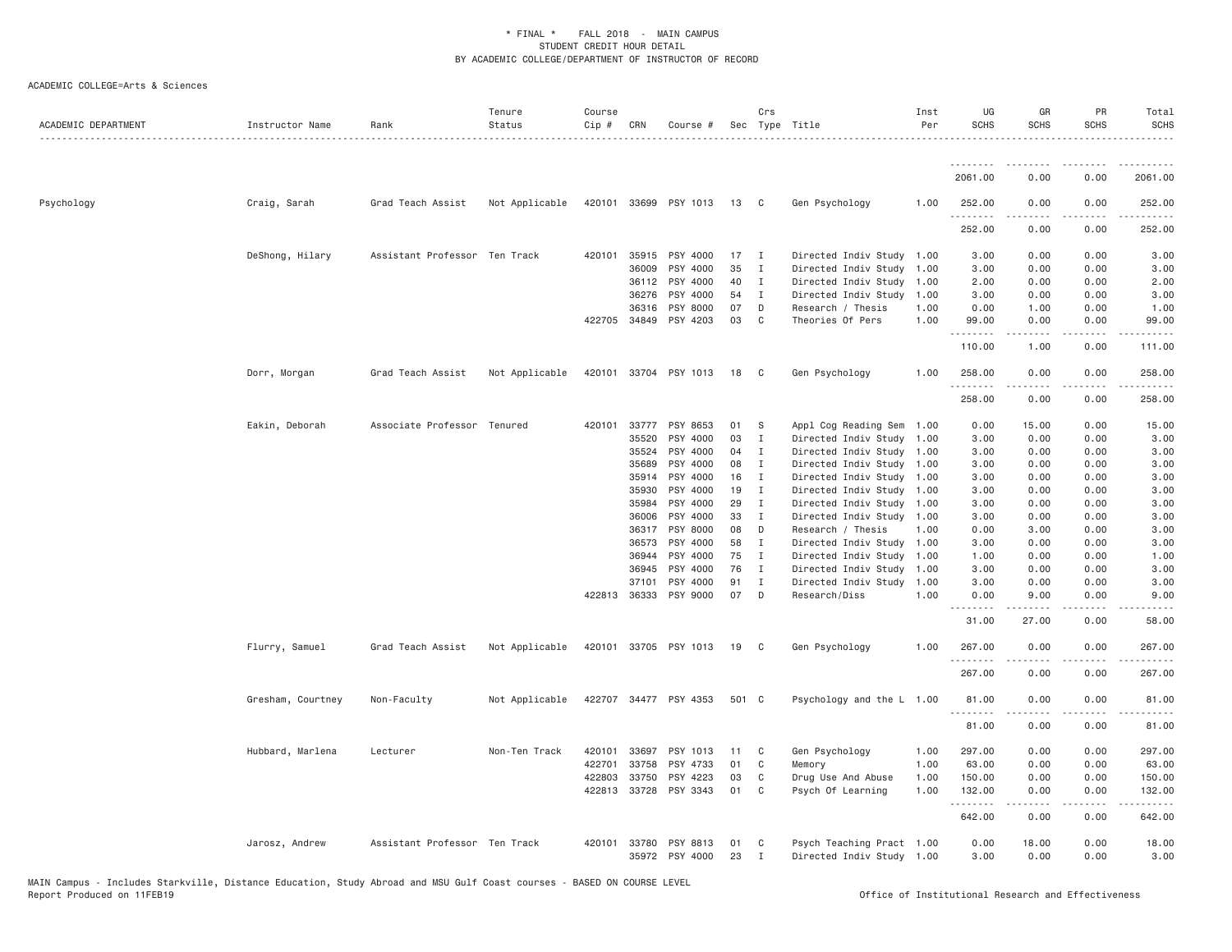\* FINAL \* FALL 2018 - MAIN CAMPUS
STUDENT CREDIT HOUR DETAIL
BY ACADEMIC COLLEGE/DEPARTMENT OF INSTRUCTOR OF RECORD

ACADEMIC COLLEGE=Arts & Sciences

| ACADEMIC DEPARTMENT | Instructor Name | Rank | Tenure Status | Course Cip # | CRN | Course # | Sec | Crs Type | Title | Inst Per | UG SCHS | GR SCHS | PR SCHS | Total SCHS |
|---|---|---|---|---|---|---|---|---|---|---|---|---|---|---|
| | | | | | | | | | | | 2061.00 | 0.00 | 0.00 | 2061.00 |
| Psychology | Craig, Sarah | Grad Teach Assist | Not Applicable | 420101 | 33699 | PSY 1013 | 13 | C | Gen Psychology | 1.00 | 252.00 | 0.00 | 0.00 | 252.00 |
| | | | | | | | | | | | 252.00 | 0.00 | 0.00 | 252.00 |
| | DeShong, Hilary | Assistant Professor | Ten Track | 420101 | 35915 | PSY 4000 | 17 | I | Directed Indiv Study | 1.00 | 3.00 | 0.00 | 0.00 | 3.00 |
| | | | | | 36009 | PSY 4000 | 35 | I | Directed Indiv Study | 1.00 | 3.00 | 0.00 | 0.00 | 3.00 |
| | | | | | 36112 | PSY 4000 | 40 | I | Directed Indiv Study | 1.00 | 2.00 | 0.00 | 0.00 | 2.00 |
| | | | | | 36276 | PSY 4000 | 54 | I | Directed Indiv Study | 1.00 | 3.00 | 0.00 | 0.00 | 3.00 |
| | | | | | 36316 | PSY 8000 | 07 | D | Research / Thesis | 1.00 | 0.00 | 1.00 | 0.00 | 1.00 |
| | | | | 422705 | 34849 | PSY 4203 | 03 | C | Theories Of Pers | 1.00 | 99.00 | 0.00 | 0.00 | 99.00 |
| | | | | | | | | | | | 110.00 | 1.00 | 0.00 | 111.00 |
| | Dorr, Morgan | Grad Teach Assist | Not Applicable | 420101 | 33704 | PSY 1013 | 18 | C | Gen Psychology | 1.00 | 258.00 | 0.00 | 0.00 | 258.00 |
| | | | | | | | | | | | 258.00 | 0.00 | 0.00 | 258.00 |
| | Eakin, Deborah | Associate Professor | Tenured | 420101 | 33777 | PSY 8653 | 01 | S | Appl Cog Reading Sem | 1.00 | 0.00 | 15.00 | 0.00 | 15.00 |
| | | | | | 35520 | PSY 4000 | 03 | I | Directed Indiv Study | 1.00 | 3.00 | 0.00 | 0.00 | 3.00 |
| | | | | | 35524 | PSY 4000 | 04 | I | Directed Indiv Study | 1.00 | 3.00 | 0.00 | 0.00 | 3.00 |
| | | | | | 35689 | PSY 4000 | 08 | I | Directed Indiv Study | 1.00 | 3.00 | 0.00 | 0.00 | 3.00 |
| | | | | | 35914 | PSY 4000 | 16 | I | Directed Indiv Study | 1.00 | 3.00 | 0.00 | 0.00 | 3.00 |
| | | | | | 35930 | PSY 4000 | 19 | I | Directed Indiv Study | 1.00 | 3.00 | 0.00 | 0.00 | 3.00 |
| | | | | | 35984 | PSY 4000 | 29 | I | Directed Indiv Study | 1.00 | 3.00 | 0.00 | 0.00 | 3.00 |
| | | | | | 36006 | PSY 4000 | 33 | I | Directed Indiv Study | 1.00 | 3.00 | 0.00 | 0.00 | 3.00 |
| | | | | | 36317 | PSY 8000 | 08 | D | Research / Thesis | 1.00 | 0.00 | 3.00 | 0.00 | 3.00 |
| | | | | | 36573 | PSY 4000 | 58 | I | Directed Indiv Study | 1.00 | 3.00 | 0.00 | 0.00 | 3.00 |
| | | | | | 36944 | PSY 4000 | 75 | I | Directed Indiv Study | 1.00 | 1.00 | 0.00 | 0.00 | 1.00 |
| | | | | | 36945 | PSY 4000 | 76 | I | Directed Indiv Study | 1.00 | 3.00 | 0.00 | 0.00 | 3.00 |
| | | | | | 37101 | PSY 4000 | 91 | I | Directed Indiv Study | 1.00 | 3.00 | 0.00 | 0.00 | 3.00 |
| | | | | 422813 | 36333 | PSY 9000 | 07 | D | Research/Diss | 1.00 | 0.00 | 9.00 | 0.00 | 9.00 |
| | | | | | | | | | | | 31.00 | 27.00 | 0.00 | 58.00 |
| | Flurry, Samuel | Grad Teach Assist | Not Applicable | 420101 | 33705 | PSY 1013 | 19 | C | Gen Psychology | 1.00 | 267.00 | 0.00 | 0.00 | 267.00 |
| | | | | | | | | | | | 267.00 | 0.00 | 0.00 | 267.00 |
| | Gresham, Courtney | Non-Faculty | Not Applicable | 422707 | 34477 | PSY 4353 | 501 | C | Psychology and the L | 1.00 | 81.00 | 0.00 | 0.00 | 81.00 |
| | | | | | | | | | | | 81.00 | 0.00 | 0.00 | 81.00 |
| | Hubbard, Marlena | Lecturer | Non-Ten Track | 420101 | 33697 | PSY 1013 | 11 | C | Gen Psychology | 1.00 | 297.00 | 0.00 | 0.00 | 297.00 |
| | | | | 422701 | 33758 | PSY 4733 | 01 | C | Memory | 1.00 | 63.00 | 0.00 | 0.00 | 63.00 |
| | | | | 422803 | 33750 | PSY 4223 | 03 | C | Drug Use And Abuse | 1.00 | 150.00 | 0.00 | 0.00 | 150.00 |
| | | | | 422813 | 33728 | PSY 3343 | 01 | C | Psych Of Learning | 1.00 | 132.00 | 0.00 | 0.00 | 132.00 |
| | | | | | | | | | | | 642.00 | 0.00 | 0.00 | 642.00 |
| | Jarosz, Andrew | Assistant Professor | Ten Track | 420101 | 33780 | PSY 8813 | 01 | C | Psych Teaching Pract | 1.00 | 0.00 | 18.00 | 0.00 | 18.00 |
| | | | | | 35972 | PSY 4000 | 23 | I | Directed Indiv Study | 1.00 | 3.00 | 0.00 | 0.00 | 3.00 |

MAIN Campus - Includes Starkville, Distance Education, Study Abroad and MSU Gulf Coast courses - BASED ON COURSE LEVEL
Report Produced on 11FEB19 — Office of Institutional Research and Effectiveness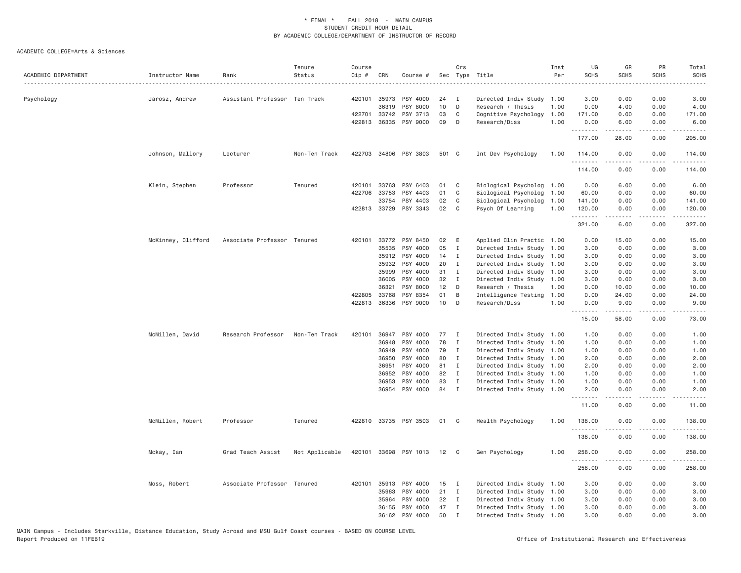\* FINAL \* FALL 2018 - MAIN CAMPUS
STUDENT CREDIT HOUR DETAIL
BY ACADEMIC COLLEGE/DEPARTMENT OF INSTRUCTOR OF RECORD

ACADEMIC COLLEGE=Arts & Sciences

| ACADEMIC DEPARTMENT | Instructor Name | Rank | Tenure Status | Course Cip # | CRN | Course # | Sec | Crs Type | Title | Inst Per | UG SCHS | GR SCHS | PR SCHS | Total SCHS |
|---|---|---|---|---|---|---|---|---|---|---|---|---|---|---|
| Psychology | Jarosz, Andrew | Assistant Professor | Ten Track | 420101 | 35973 | PSY 4000 | 24 | I | Directed Indiv Study | 1.00 | 3.00 | 0.00 | 0.00 | 3.00 |
| | | | | | 36319 | PSY 8000 | 10 | D | Research / Thesis | 1.00 | 0.00 | 4.00 | 0.00 | 4.00 |
| | | | | 422701 | 33742 | PSY 3713 | 03 | C | Cognitive Psychology | 1.00 | 171.00 | 0.00 | 0.00 | 171.00 |
| | | | | 422813 | 36335 | PSY 9000 | 09 | D | Research/Diss | 1.00 | 0.00 | 6.00 | 0.00 | 6.00 |
| | | | | | | | | | | | 177.00 | 28.00 | 0.00 | 205.00 |
| | Johnson, Mallory | Lecturer | Non-Ten Track | 422703 | 34806 | PSY 3803 | 501 | C | Int Dev Psychology | 1.00 | 114.00 | 0.00 | 0.00 | 114.00 |
| | | | | | | | | | | | 114.00 | 0.00 | 0.00 | 114.00 |
| | Klein, Stephen | Professor | Tenured | 420101 | 33763 | PSY 6403 | 01 | C | Biological Psycholog | 1.00 | 0.00 | 6.00 | 0.00 | 6.00 |
| | | | | 422706 | 33753 | PSY 4403 | 01 | C | Biological Psycholog | 1.00 | 60.00 | 0.00 | 0.00 | 60.00 |
| | | | | | 33754 | PSY 4403 | 02 | C | Biological Psycholog | 1.00 | 141.00 | 0.00 | 0.00 | 141.00 |
| | | | | 422813 | 33729 | PSY 3343 | 02 | C | Psych Of Learning | 1.00 | 120.00 | 0.00 | 0.00 | 120.00 |
| | | | | | | | | | | | 321.00 | 6.00 | 0.00 | 327.00 |
| | McKinney, Clifford | Associate Professor | Tenured | 420101 | 33772 | PSY 8450 | 02 | E | Applied Clin Practic | 1.00 | 0.00 | 15.00 | 0.00 | 15.00 |
| | | | | | 35535 | PSY 4000 | 05 | I | Directed Indiv Study | 1.00 | 3.00 | 0.00 | 0.00 | 3.00 |
| | | | | | 35912 | PSY 4000 | 14 | I | Directed Indiv Study | 1.00 | 3.00 | 0.00 | 0.00 | 3.00 |
| | | | | | 35932 | PSY 4000 | 20 | I | Directed Indiv Study | 1.00 | 3.00 | 0.00 | 0.00 | 3.00 |
| | | | | | 35999 | PSY 4000 | 31 | I | Directed Indiv Study | 1.00 | 3.00 | 0.00 | 0.00 | 3.00 |
| | | | | | 36005 | PSY 4000 | 32 | I | Directed Indiv Study | 1.00 | 3.00 | 0.00 | 0.00 | 3.00 |
| | | | | | 36321 | PSY 8000 | 12 | D | Research / Thesis | 1.00 | 0.00 | 10.00 | 0.00 | 10.00 |
| | | | | 422805 | 33768 | PSY 8354 | 01 | B | Intelligence Testing | 1.00 | 0.00 | 24.00 | 0.00 | 24.00 |
| | | | | 422813 | 36336 | PSY 9000 | 10 | D | Research/Diss | 1.00 | 0.00 | 9.00 | 0.00 | 9.00 |
| | | | | | | | | | | | 15.00 | 58.00 | 0.00 | 73.00 |
| | McMillen, David | Research Professor | Non-Ten Track | 420101 | 36947 | PSY 4000 | 77 | I | Directed Indiv Study | 1.00 | 1.00 | 0.00 | 0.00 | 1.00 |
| | | | | | 36948 | PSY 4000 | 78 | I | Directed Indiv Study | 1.00 | 1.00 | 0.00 | 0.00 | 1.00 |
| | | | | | 36949 | PSY 4000 | 79 | I | Directed Indiv Study | 1.00 | 1.00 | 0.00 | 0.00 | 1.00 |
| | | | | | 36950 | PSY 4000 | 80 | I | Directed Indiv Study | 1.00 | 2.00 | 0.00 | 0.00 | 2.00 |
| | | | | | 36951 | PSY 4000 | 81 | I | Directed Indiv Study | 1.00 | 2.00 | 0.00 | 0.00 | 2.00 |
| | | | | | 36952 | PSY 4000 | 82 | I | Directed Indiv Study | 1.00 | 1.00 | 0.00 | 0.00 | 1.00 |
| | | | | | 36953 | PSY 4000 | 83 | I | Directed Indiv Study | 1.00 | 1.00 | 0.00 | 0.00 | 1.00 |
| | | | | | 36954 | PSY 4000 | 84 | I | Directed Indiv Study | 1.00 | 2.00 | 0.00 | 0.00 | 2.00 |
| | | | | | | | | | | | 11.00 | 0.00 | 0.00 | 11.00 |
| | McMillen, Robert | Professor | Tenured | 422810 | 33735 | PSY 3503 | 01 | C | Health Psychology | 1.00 | 138.00 | 0.00 | 0.00 | 138.00 |
| | | | | | | | | | | | 138.00 | 0.00 | 0.00 | 138.00 |
| | Mckay, Ian | Grad Teach Assist | Not Applicable | 420101 | 33698 | PSY 1013 | 12 | C | Gen Psychology | 1.00 | 258.00 | 0.00 | 0.00 | 258.00 |
| | | | | | | | | | | | 258.00 | 0.00 | 0.00 | 258.00 |
| | Moss, Robert | Associate Professor | Tenured | 420101 | 35913 | PSY 4000 | 15 | I | Directed Indiv Study | 1.00 | 3.00 | 0.00 | 0.00 | 3.00 |
| | | | | | 35963 | PSY 4000 | 21 | I | Directed Indiv Study | 1.00 | 3.00 | 0.00 | 0.00 | 3.00 |
| | | | | | 35964 | PSY 4000 | 22 | I | Directed Indiv Study | 1.00 | 3.00 | 0.00 | 0.00 | 3.00 |
| | | | | | 36155 | PSY 4000 | 47 | I | Directed Indiv Study | 1.00 | 3.00 | 0.00 | 0.00 | 3.00 |
| | | | | | 36162 | PSY 4000 | 50 | I | Directed Indiv Study | 1.00 | 3.00 | 0.00 | 0.00 | 3.00 |

MAIN Campus - Includes Starkville, Distance Education, Study Abroad and MSU Gulf Coast courses - BASED ON COURSE LEVEL
Report Produced on 11FEB19 — Office of Institutional Research and Effectiveness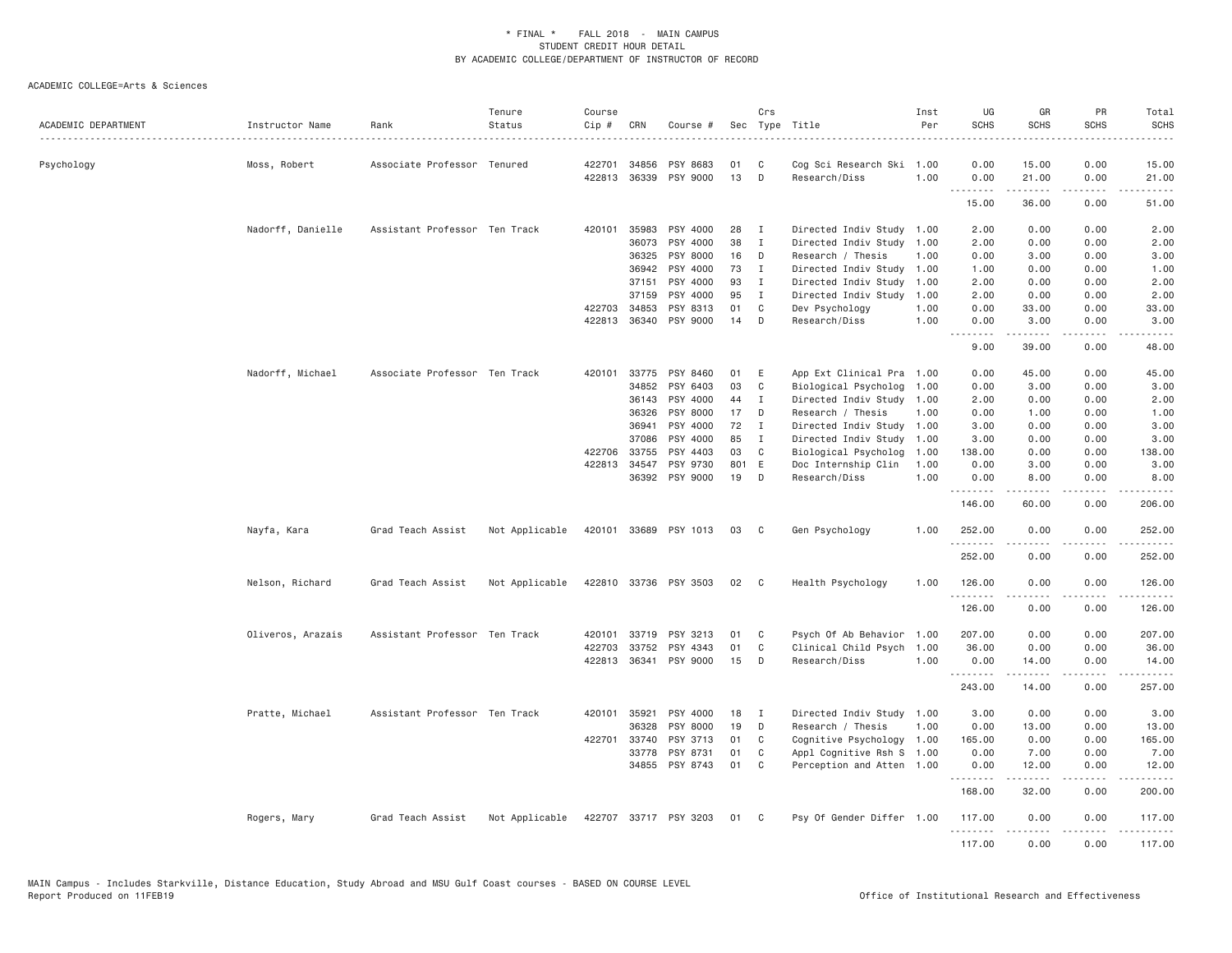\* FINAL \* FALL 2018 - MAIN CAMPUS
STUDENT CREDIT HOUR DETAIL
BY ACADEMIC COLLEGE/DEPARTMENT OF INSTRUCTOR OF RECORD

ACADEMIC COLLEGE=Arts & Sciences

| ACADEMIC DEPARTMENT | Instructor Name | Rank | Tenure Status | Course Cip # | CRN | Course # | Sec | Crs Type | Title | Inst Per | UG SCHS | GR SCHS | PR SCHS | Total SCHS |
|---|---|---|---|---|---|---|---|---|---|---|---|---|---|---|
| Psychology | Moss, Robert | Associate Professor | Tenured | 422701 | 34856 | PSY 8683 | 01 | C | Cog Sci Research Ski | 1.00 | 0.00 | 15.00 | 0.00 | 15.00 |
| | | | | 422813 | 36339 | PSY 9000 | 13 | D | Research/Diss | 1.00 | 0.00 | 21.00 | 0.00 | 21.00 |
| | | | | | | | | | | | 15.00 | 36.00 | 0.00 | 51.00 |
| | Nadorff, Danielle | Assistant Professor | Ten Track | 420101 | 35983 | PSY 4000 | 28 | I | Directed Indiv Study | 1.00 | 2.00 | 0.00 | 0.00 | 2.00 |
| | | | | | 36073 | PSY 4000 | 38 | I | Directed Indiv Study | 1.00 | 2.00 | 0.00 | 0.00 | 2.00 |
| | | | | | 36325 | PSY 8000 | 16 | D | Research / Thesis | 1.00 | 0.00 | 3.00 | 0.00 | 3.00 |
| | | | | | 36942 | PSY 4000 | 73 | I | Directed Indiv Study | 1.00 | 1.00 | 0.00 | 0.00 | 1.00 |
| | | | | | 37151 | PSY 4000 | 93 | I | Directed Indiv Study | 1.00 | 2.00 | 0.00 | 0.00 | 2.00 |
| | | | | | 37159 | PSY 4000 | 95 | I | Directed Indiv Study | 1.00 | 2.00 | 0.00 | 0.00 | 2.00 |
| | | | | 422703 | 34853 | PSY 8313 | 01 | C | Dev Psychology | 1.00 | 0.00 | 33.00 | 0.00 | 33.00 |
| | | | | 422813 | 36340 | PSY 9000 | 14 | D | Research/Diss | 1.00 | 0.00 | 3.00 | 0.00 | 3.00 |
| | | | | | | | | | | | 9.00 | 39.00 | 0.00 | 48.00 |
| | Nadorff, Michael | Associate Professor | Ten Track | 420101 | 33775 | PSY 8460 | 01 | E | App Ext Clinical Pra | 1.00 | 0.00 | 45.00 | 0.00 | 45.00 |
| | | | | | 34852 | PSY 6403 | 03 | C | Biological Psycholog | 1.00 | 0.00 | 3.00 | 0.00 | 3.00 |
| | | | | | 36143 | PSY 4000 | 44 | I | Directed Indiv Study | 1.00 | 2.00 | 0.00 | 0.00 | 2.00 |
| | | | | | 36326 | PSY 8000 | 17 | D | Research / Thesis | 1.00 | 0.00 | 1.00 | 0.00 | 1.00 |
| | | | | | 36941 | PSY 4000 | 72 | I | Directed Indiv Study | 1.00 | 3.00 | 0.00 | 0.00 | 3.00 |
| | | | | | 37086 | PSY 4000 | 85 | I | Directed Indiv Study | 1.00 | 3.00 | 0.00 | 0.00 | 3.00 |
| | | | | 422706 | 33755 | PSY 4403 | 03 | C | Biological Psycholog | 1.00 | 138.00 | 0.00 | 0.00 | 138.00 |
| | | | | 422813 | 34547 | PSY 9730 | 801 | E | Doc Internship Clin | 1.00 | 0.00 | 3.00 | 0.00 | 3.00 |
| | | | | | 36392 | PSY 9000 | 19 | D | Research/Diss | 1.00 | 0.00 | 8.00 | 0.00 | 8.00 |
| | | | | | | | | | | | 146.00 | 60.00 | 0.00 | 206.00 |
| | Nayfa, Kara | Grad Teach Assist | Not Applicable | 420101 | 33689 | PSY 1013 | 03 | C | Gen Psychology | 1.00 | 252.00 | 0.00 | 0.00 | 252.00 |
| | | | | | | | | | | | 252.00 | 0.00 | 0.00 | 252.00 |
| | Nelson, Richard | Grad Teach Assist | Not Applicable | 422810 | 33736 | PSY 3503 | 02 | C | Health Psychology | 1.00 | 126.00 | 0.00 | 0.00 | 126.00 |
| | | | | | | | | | | | 126.00 | 0.00 | 0.00 | 126.00 |
| | Oliveros, Arazais | Assistant Professor | Ten Track | 420101 | 33719 | PSY 3213 | 01 | C | Psych Of Ab Behavior | 1.00 | 207.00 | 0.00 | 0.00 | 207.00 |
| | | | | 422703 | 33752 | PSY 4343 | 01 | C | Clinical Child Psych | 1.00 | 36.00 | 0.00 | 0.00 | 36.00 |
| | | | | 422813 | 36341 | PSY 9000 | 15 | D | Research/Diss | 1.00 | 0.00 | 14.00 | 0.00 | 14.00 |
| | | | | | | | | | | | 243.00 | 14.00 | 0.00 | 257.00 |
| | Pratte, Michael | Assistant Professor | Ten Track | 420101 | 35921 | PSY 4000 | 18 | I | Directed Indiv Study | 1.00 | 3.00 | 0.00 | 0.00 | 3.00 |
| | | | | | 36328 | PSY 8000 | 19 | D | Research / Thesis | 1.00 | 0.00 | 13.00 | 0.00 | 13.00 |
| | | | | 422701 | 33740 | PSY 3713 | 01 | C | Cognitive Psychology | 1.00 | 165.00 | 0.00 | 0.00 | 165.00 |
| | | | | | 33778 | PSY 8731 | 01 | C | Appl Cognitive Rsh S | 1.00 | 0.00 | 7.00 | 0.00 | 7.00 |
| | | | | | 34855 | PSY 8743 | 01 | C | Perception and Atten | 1.00 | 0.00 | 12.00 | 0.00 | 12.00 |
| | | | | | | | | | | | 168.00 | 32.00 | 0.00 | 200.00 |
| | Rogers, Mary | Grad Teach Assist | Not Applicable | 422707 | 33717 | PSY 3203 | 01 | C | Psy Of Gender Differ | 1.00 | 117.00 | 0.00 | 0.00 | 117.00 |
| | | | | | | | | | | | 117.00 | 0.00 | 0.00 | 117.00 |

MAIN Campus - Includes Starkville, Distance Education, Study Abroad and MSU Gulf Coast courses - BASED ON COURSE LEVEL
Report Produced on 11FEB19 — Office of Institutional Research and Effectiveness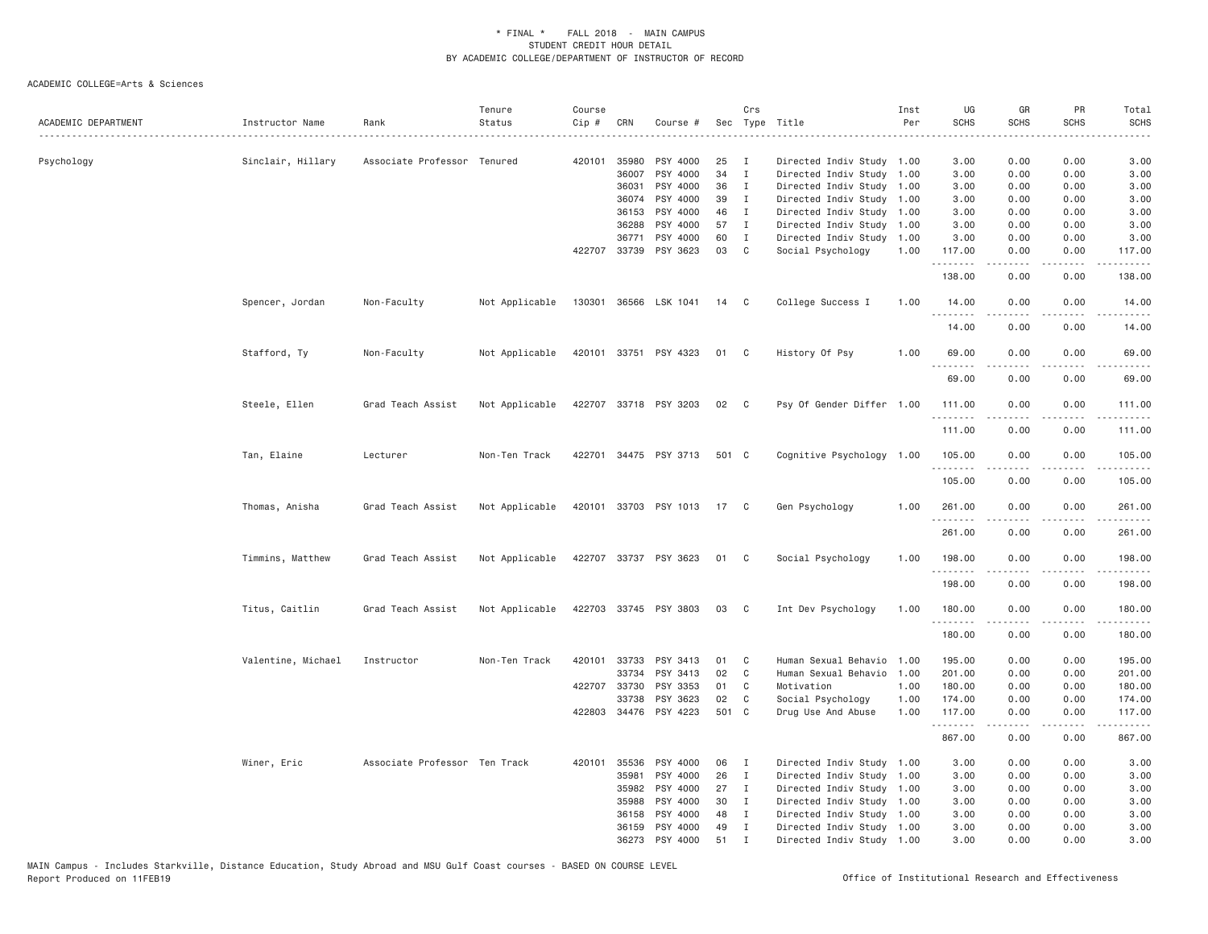\* FINAL \* FALL 2018 - MAIN CAMPUS
STUDENT CREDIT HOUR DETAIL
BY ACADEMIC COLLEGE/DEPARTMENT OF INSTRUCTOR OF RECORD

ACADEMIC COLLEGE=Arts & Sciences

| ACADEMIC DEPARTMENT | Instructor Name | Rank | Tenure Status | Course Cip # | CRN | Course # | Sec | Crs Type | Title | Inst Per | UG SCHS | GR SCHS | PR SCHS | Total SCHS |
|---|---|---|---|---|---|---|---|---|---|---|---|---|---|---|
| Psychology | Sinclair, Hillary | Associate Professor | Tenured | 420101 | 35980 | PSY 4000 | 25 | I | Directed Indiv Study | 1.00 | 3.00 | 0.00 | 0.00 | 3.00 |
| | | | | | 36007 | PSY 4000 | 34 | I | Directed Indiv Study | 1.00 | 3.00 | 0.00 | 0.00 | 3.00 |
| | | | | | 36031 | PSY 4000 | 36 | I | Directed Indiv Study | 1.00 | 3.00 | 0.00 | 0.00 | 3.00 |
| | | | | | 36074 | PSY 4000 | 39 | I | Directed Indiv Study | 1.00 | 3.00 | 0.00 | 0.00 | 3.00 |
| | | | | | 36153 | PSY 4000 | 46 | I | Directed Indiv Study | 1.00 | 3.00 | 0.00 | 0.00 | 3.00 |
| | | | | | 36288 | PSY 4000 | 57 | I | Directed Indiv Study | 1.00 | 3.00 | 0.00 | 0.00 | 3.00 |
| | | | | | 36771 | PSY 4000 | 60 | I | Directed Indiv Study | 1.00 | 3.00 | 0.00 | 0.00 | 3.00 |
| | | | | 422707 | 33739 | PSY 3623 | 03 | C | Social Psychology | 1.00 | 117.00 | 0.00 | 0.00 | 117.00 |
| | | | | | | | | | | | 138.00 | 0.00 | 0.00 | 138.00 |
| | Spencer, Jordan | Non-Faculty | Not Applicable | 130301 | 36566 | LSK 1041 | 14 | C | College Success I | 1.00 | 14.00 | 0.00 | 0.00 | 14.00 |
| | | | | | | | | | | | 14.00 | 0.00 | 0.00 | 14.00 |
| | Stafford, Ty | Non-Faculty | Not Applicable | 420101 | 33751 | PSY 4323 | 01 | C | History Of Psy | 1.00 | 69.00 | 0.00 | 0.00 | 69.00 |
| | | | | | | | | | | | 69.00 | 0.00 | 0.00 | 69.00 |
| | Steele, Ellen | Grad Teach Assist | Not Applicable | 422707 | 33718 | PSY 3203 | 02 | C | Psy Of Gender Differ | 1.00 | 111.00 | 0.00 | 0.00 | 111.00 |
| | | | | | | | | | | | 111.00 | 0.00 | 0.00 | 111.00 |
| | Tan, Elaine | Lecturer | Non-Ten Track | 422701 | 34475 | PSY 3713 | 501 | C | Cognitive Psychology | 1.00 | 105.00 | 0.00 | 0.00 | 105.00 |
| | | | | | | | | | | | 105.00 | 0.00 | 0.00 | 105.00 |
| | Thomas, Anisha | Grad Teach Assist | Not Applicable | 420101 | 33703 | PSY 1013 | 17 | C | Gen Psychology | 1.00 | 261.00 | 0.00 | 0.00 | 261.00 |
| | | | | | | | | | | | 261.00 | 0.00 | 0.00 | 261.00 |
| | Timmins, Matthew | Grad Teach Assist | Not Applicable | 422707 | 33737 | PSY 3623 | 01 | C | Social Psychology | 1.00 | 198.00 | 0.00 | 0.00 | 198.00 |
| | | | | | | | | | | | 198.00 | 0.00 | 0.00 | 198.00 |
| | Titus, Caitlin | Grad Teach Assist | Not Applicable | 422703 | 33745 | PSY 3803 | 03 | C | Int Dev Psychology | 1.00 | 180.00 | 0.00 | 0.00 | 180.00 |
| | | | | | | | | | | | 180.00 | 0.00 | 0.00 | 180.00 |
| | Valentine, Michael | Instructor | Non-Ten Track | 420101 | 33733 | PSY 3413 | 01 | C | Human Sexual Behavio | 1.00 | 195.00 | 0.00 | 0.00 | 195.00 |
| | | | | | 33734 | PSY 3413 | 02 | C | Human Sexual Behavio | 1.00 | 201.00 | 0.00 | 0.00 | 201.00 |
| | | | | 422707 | 33730 | PSY 3353 | 01 | C | Motivation | 1.00 | 180.00 | 0.00 | 0.00 | 180.00 |
| | | | | | 33738 | PSY 3623 | 02 | C | Social Psychology | 1.00 | 174.00 | 0.00 | 0.00 | 174.00 |
| | | | | 422803 | 34476 | PSY 4223 | 501 | C | Drug Use And Abuse | 1.00 | 117.00 | 0.00 | 0.00 | 117.00 |
| | | | | | | | | | | | 867.00 | 0.00 | 0.00 | 867.00 |
| | Winer, Eric | Associate Professor | Ten Track | 420101 | 35536 | PSY 4000 | 06 | I | Directed Indiv Study | 1.00 | 3.00 | 0.00 | 0.00 | 3.00 |
| | | | | | 35981 | PSY 4000 | 26 | I | Directed Indiv Study | 1.00 | 3.00 | 0.00 | 0.00 | 3.00 |
| | | | | | 35982 | PSY 4000 | 27 | I | Directed Indiv Study | 1.00 | 3.00 | 0.00 | 0.00 | 3.00 |
| | | | | | 35988 | PSY 4000 | 30 | I | Directed Indiv Study | 1.00 | 3.00 | 0.00 | 0.00 | 3.00 |
| | | | | | 36158 | PSY 4000 | 48 | I | Directed Indiv Study | 1.00 | 3.00 | 0.00 | 0.00 | 3.00 |
| | | | | | 36159 | PSY 4000 | 49 | I | Directed Indiv Study | 1.00 | 3.00 | 0.00 | 0.00 | 3.00 |
| | | | | | 36273 | PSY 4000 | 51 | I | Directed Indiv Study | 1.00 | 3.00 | 0.00 | 0.00 | 3.00 |

MAIN Campus - Includes Starkville, Distance Education, Study Abroad and MSU Gulf Coast courses - BASED ON COURSE LEVEL
Report Produced on 11FEB19

Office of Institutional Research and Effectiveness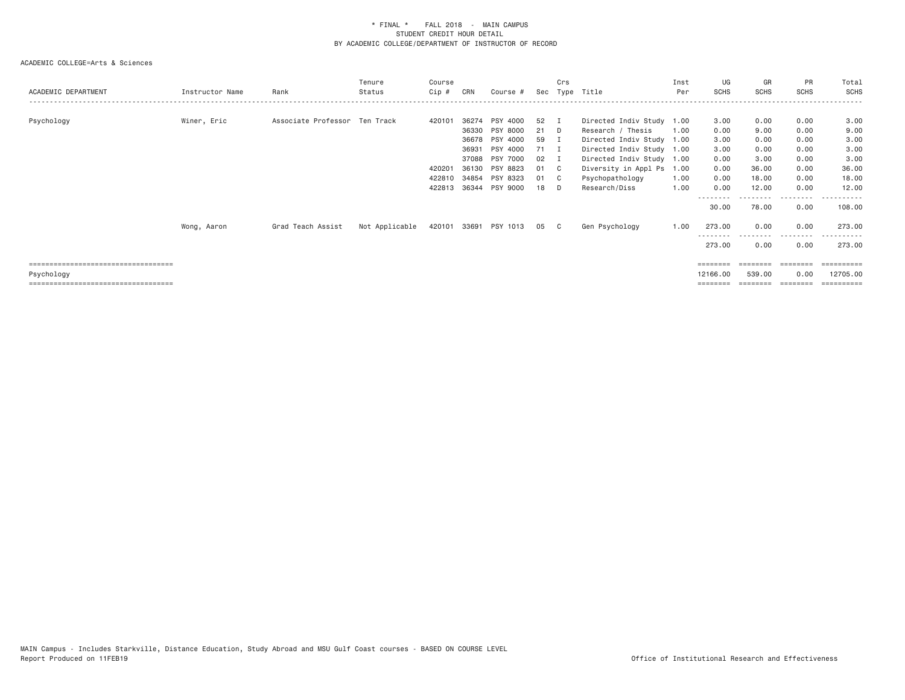\* FINAL \* FALL 2018 - MAIN CAMPUS
STUDENT CREDIT HOUR DETAIL
BY ACADEMIC COLLEGE/DEPARTMENT OF INSTRUCTOR OF RECORD

ACADEMIC COLLEGE=Arts & Sciences

| ACADEMIC DEPARTMENT | Instructor Name | Rank | Tenure Status | Course Cip # | CRN | Course # | Sec | Crs Type | Title | Inst Per | UG SCHS | GR SCHS | PR SCHS | Total SCHS |
|---|---|---|---|---|---|---|---|---|---|---|---|---|---|---|
| Psychology | Winer, Eric | Associate Professor | Ten Track | 420101 | 36274 | PSY 4000 | 52 | I | Directed Indiv Study | 1.00 | 3.00 | 0.00 | 0.00 | 3.00 |
| | | | | | 36330 | PSY 8000 | 21 | D | Research / Thesis | 1.00 | 0.00 | 9.00 | 0.00 | 9.00 |
| | | | | | 36678 | PSY 4000 | 59 | I | Directed Indiv Study | 1.00 | 3.00 | 0.00 | 0.00 | 3.00 |
| | | | | | 36931 | PSY 4000 | 71 | I | Directed Indiv Study | 1.00 | 3.00 | 0.00 | 0.00 | 3.00 |
| | | | | | 37088 | PSY 7000 | 02 | I | Directed Indiv Study | 1.00 | 0.00 | 3.00 | 0.00 | 3.00 |
| | | | | 420201 | 36130 | PSY 8823 | 01 | C | Diversity in Appl Ps | 1.00 | 0.00 | 36.00 | 0.00 | 36.00 |
| | | | | 422810 | 34854 | PSY 8323 | 01 | C | Psychopathology | 1.00 | 0.00 | 18.00 | 0.00 | 18.00 |
| | | | | 422813 | 36344 | PSY 9000 | 18 | D | Research/Diss | 1.00 | 0.00 | 12.00 | 0.00 | 12.00 |
| | | | | | | | | | | | 30.00 | 78.00 | 0.00 | 108.00 |
| | Wong, Aaron | Grad Teach Assist | Not Applicable | 420101 | 33691 | PSY 1013 | 05 | C | Gen Psychology | 1.00 | 273.00 | 0.00 | 0.00 | 273.00 |
| | | | | | | | | | | | 273.00 | 0.00 | 0.00 | 273.00 |
| Psychology | | | | | | | | | | | 12166.00 | 539.00 | 0.00 | 12705.00 |

MAIN Campus - Includes Starkville, Distance Education, Study Abroad and MSU Gulf Coast courses - BASED ON COURSE LEVEL
Report Produced on 11FEB19

Office of Institutional Research and Effectiveness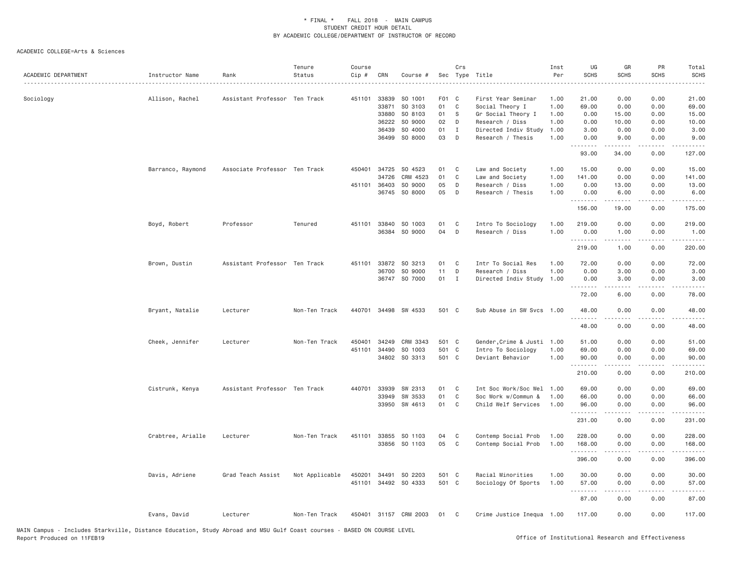\* FINAL \* FALL 2018 - MAIN CAMPUS
STUDENT CREDIT HOUR DETAIL
BY ACADEMIC COLLEGE/DEPARTMENT OF INSTRUCTOR OF RECORD

ACADEMIC COLLEGE=Arts & Sciences

| ACADEMIC DEPARTMENT | Instructor Name | Rank | Tenure Status | Course Cip # | CRN | Course # | Sec | Crs Type | Title | Inst Per | UG SCHS | GR SCHS | PR SCHS | Total SCHS |
|---|---|---|---|---|---|---|---|---|---|---|---|---|---|---|
| Sociology | Allison, Rachel | Assistant Professor | Ten Track | 451101 | 33839 | SO 1001 | F01 | C | First Year Seminar | 1.00 | 21.00 | 0.00 | 0.00 | 21.00 |
| | | | | | 33871 | SO 3103 | 01 | C | Social Theory I | 1.00 | 69.00 | 0.00 | 0.00 | 69.00 |
| | | | | | 33880 | SO 8103 | 01 | S | Gr Social Theory I | 1.00 | 0.00 | 15.00 | 0.00 | 15.00 |
| | | | | | 36222 | SO 9000 | 02 | D | Research / Diss | 1.00 | 0.00 | 10.00 | 0.00 | 10.00 |
| | | | | | 36439 | SO 4000 | 01 | I | Directed Indiv Study | 1.00 | 3.00 | 0.00 | 0.00 | 3.00 |
| | | | | | 36499 | SO 8000 | 03 | D | Research / Thesis | 1.00 | 0.00 | 9.00 | 0.00 | 9.00 |
| | | | | | | | | | | | 93.00 | 34.00 | 0.00 | 127.00 |
| | Barranco, Raymond | Associate Professor | Ten Track | 450401 | 34725 | SO 4523 | 01 | C | Law and Society | 1.00 | 15.00 | 0.00 | 0.00 | 15.00 |
| | | | | | 34726 | CRM 4523 | 01 | C | Law and Society | 1.00 | 141.00 | 0.00 | 0.00 | 141.00 |
| | | | | 451101 | 36403 | SO 9000 | 05 | D | Research / Diss | 1.00 | 0.00 | 13.00 | 0.00 | 13.00 |
| | | | | | 36745 | SO 8000 | 05 | D | Research / Thesis | 1.00 | 0.00 | 6.00 | 0.00 | 6.00 |
| | | | | | | | | | | | 156.00 | 19.00 | 0.00 | 175.00 |
| | Boyd, Robert | Professor | Tenured | 451101 | 33840 | SO 1003 | 01 | C | Intro To Sociology | 1.00 | 219.00 | 0.00 | 0.00 | 219.00 |
| | | | | | 36384 | SO 9000 | 04 | D | Research / Diss | 1.00 | 0.00 | 1.00 | 0.00 | 1.00 |
| | | | | | | | | | | | 219.00 | 1.00 | 0.00 | 220.00 |
| | Brown, Dustin | Assistant Professor | Ten Track | 451101 | 33872 | SO 3213 | 01 | C | Intr To Social Res | 1.00 | 72.00 | 0.00 | 0.00 | 72.00 |
| | | | | | 36700 | SO 9000 | 11 | D | Research / Diss | 1.00 | 0.00 | 3.00 | 0.00 | 3.00 |
| | | | | | 36747 | SO 7000 | 01 | I | Directed Indiv Study | 1.00 | 0.00 | 3.00 | 0.00 | 3.00 |
| | | | | | | | | | | | 72.00 | 6.00 | 0.00 | 78.00 |
| | Bryant, Natalie | Lecturer | Non-Ten Track | 440701 | 34498 | SW 4533 | 501 | C | Sub Abuse in SW Svcs | 1.00 | 48.00 | 0.00 | 0.00 | 48.00 |
| | | | | | | | | | | | 48.00 | 0.00 | 0.00 | 48.00 |
| | Cheek, Jennifer | Lecturer | Non-Ten Track | 450401 | 34249 | CRM 3343 | 501 | C | Gender,Crime & Justi | 1.00 | 51.00 | 0.00 | 0.00 | 51.00 |
| | | | | 451101 | 34490 | SO 1003 | 501 | C | Intro To Sociology | 1.00 | 69.00 | 0.00 | 0.00 | 69.00 |
| | | | | | 34802 | SO 3313 | 501 | C | Deviant Behavior | 1.00 | 90.00 | 0.00 | 0.00 | 90.00 |
| | | | | | | | | | | | 210.00 | 0.00 | 0.00 | 210.00 |
| | Cistrunk, Kenya | Assistant Professor | Ten Track | 440701 | 33939 | SW 2313 | 01 | C | Int Soc Work/Soc Wel | 1.00 | 69.00 | 0.00 | 0.00 | 69.00 |
| | | | | | 33949 | SW 3533 | 01 | C | Soc Work w/Commun & | 1.00 | 66.00 | 0.00 | 0.00 | 66.00 |
| | | | | | 33950 | SW 4613 | 01 | C | Child Welf Services | 1.00 | 96.00 | 0.00 | 0.00 | 96.00 |
| | | | | | | | | | | | 231.00 | 0.00 | 0.00 | 231.00 |
| | Crabtree, Arialle | Lecturer | Non-Ten Track | 451101 | 33855 | SO 1103 | 04 | C | Contemp Social Prob | 1.00 | 228.00 | 0.00 | 0.00 | 228.00 |
| | | | | | 33856 | SO 1103 | 05 | C | Contemp Social Prob | 1.00 | 168.00 | 0.00 | 0.00 | 168.00 |
| | | | | | | | | | | | 396.00 | 0.00 | 0.00 | 396.00 |
| | Davis, Adriene | Grad Teach Assist | Not Applicable | 450201 | 34491 | SO 2203 | 501 | C | Racial Minorities | 1.00 | 30.00 | 0.00 | 0.00 | 30.00 |
| | | | | 451101 | 34492 | SO 4333 | 501 | C | Sociology Of Sports | 1.00 | 57.00 | 0.00 | 0.00 | 57.00 |
| | | | | | | | | | | | 87.00 | 0.00 | 0.00 | 87.00 |
| | Evans, David | Lecturer | Non-Ten Track | 450401 | 31157 | CRM 2003 | 01 | C | Crime Justice Inequa | 1.00 | 117.00 | 0.00 | 0.00 | 117.00 |

MAIN Campus - Includes Starkville, Distance Education, Study Abroad and MSU Gulf Coast courses - BASED ON COURSE LEVEL
Report Produced on 11FEB19

Office of Institutional Research and Effectiveness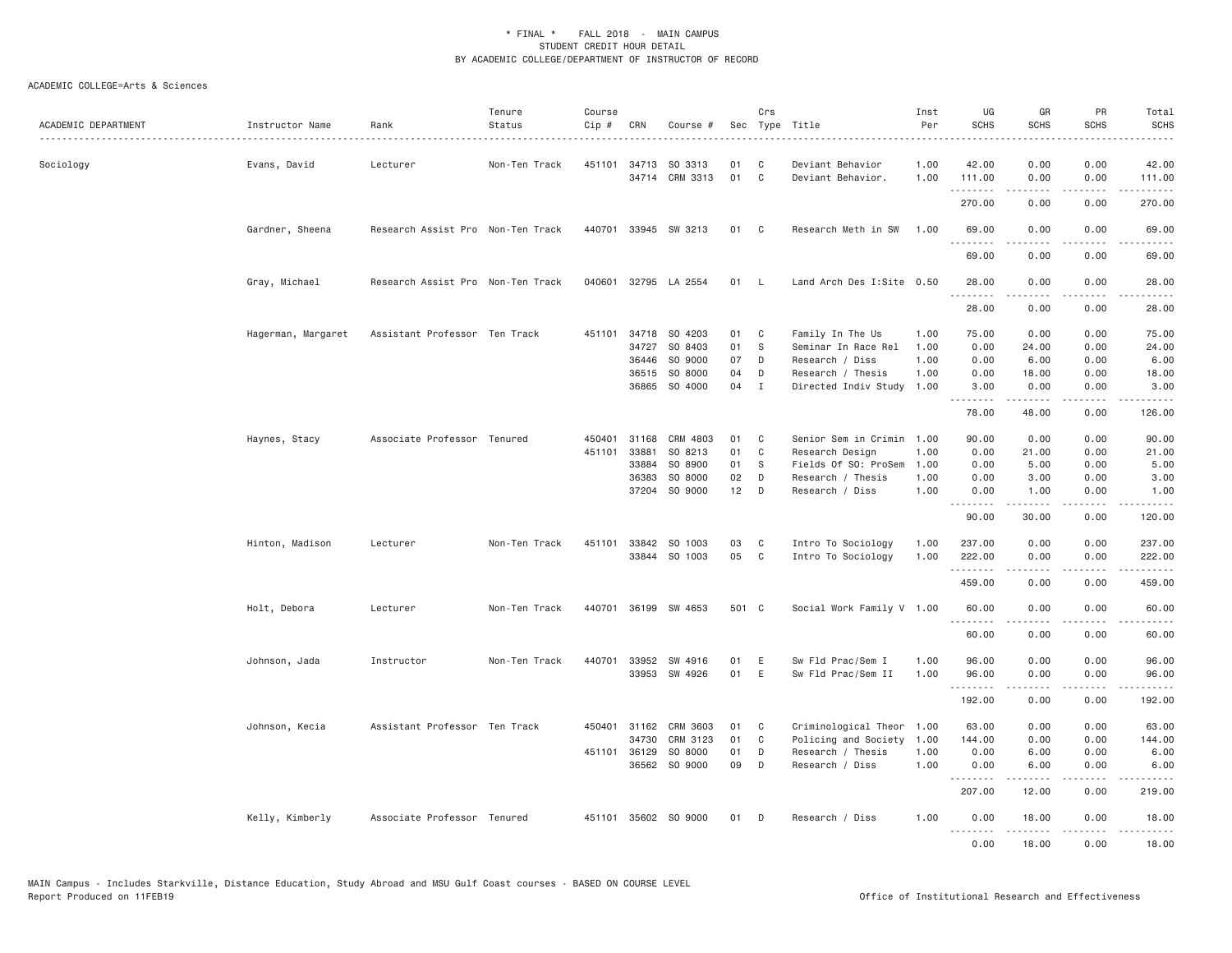\* FINAL \* FALL 2018 - MAIN CAMPUS
STUDENT CREDIT HOUR DETAIL
BY ACADEMIC COLLEGE/DEPARTMENT OF INSTRUCTOR OF RECORD

ACADEMIC COLLEGE=Arts & Sciences

| ACADEMIC DEPARTMENT | Instructor Name | Rank | Tenure Status | Course Cip # | CRN | Course # | Sec | Crs Type | Title | Inst Per | UG SCHS | GR SCHS | PR SCHS | Total SCHS |
|---|---|---|---|---|---|---|---|---|---|---|---|---|---|---|
| Sociology | Evans, David | Lecturer | Non-Ten Track | 451101 | 34713 | SO 3313 | 01 | C | Deviant Behavior | 1.00 | 42.00 | 0.00 | 0.00 | 42.00 |
| | | | | | 34714 | CRM 3313 | 01 | C | Deviant Behavior. | 1.00 | 111.00 | 0.00 | 0.00 | 111.00 |
| | | | | | | | | | | | 270.00 | 0.00 | 0.00 | 270.00 |
| | Gardner, Sheena | Research Assist Pro | Non-Ten Track | 440701 | 33945 | SW 3213 | 01 | C | Research Meth in SW | 1.00 | 69.00 | 0.00 | 0.00 | 69.00 |
| | | | | | | | | | | | 69.00 | 0.00 | 0.00 | 69.00 |
| | Gray, Michael | Research Assist Pro | Non-Ten Track | 040601 | 32795 | LA 2554 | 01 | L | Land Arch Des I:Site | 0.50 | 28.00 | 0.00 | 0.00 | 28.00 |
| | | | | | | | | | | | 28.00 | 0.00 | 0.00 | 28.00 |
| | Hagerman, Margaret | Assistant Professor | Ten Track | 451101 | 34718 | SO 4203 | 01 | C | Family In The Us | 1.00 | 75.00 | 0.00 | 0.00 | 75.00 |
| | | | | | 34727 | SO 8403 | 01 | S | Seminar In Race Rel | 1.00 | 0.00 | 24.00 | 0.00 | 24.00 |
| | | | | | 36446 | SO 9000 | 07 | D | Research / Diss | 1.00 | 0.00 | 6.00 | 0.00 | 6.00 |
| | | | | | 36515 | SO 8000 | 04 | D | Research / Thesis | 1.00 | 0.00 | 18.00 | 0.00 | 18.00 |
| | | | | | 36865 | SO 4000 | 04 | I | Directed Indiv Study | 1.00 | 3.00 | 0.00 | 0.00 | 3.00 |
| | | | | | | | | | | | 78.00 | 48.00 | 0.00 | 126.00 |
| | Haynes, Stacy | Associate Professor | Tenured | 450401 | 31168 | CRM 4803 | 01 | C | Senior Sem in Crimin | 1.00 | 90.00 | 0.00 | 0.00 | 90.00 |
| | | | | 451101 | 33881 | SO 8213 | 01 | C | Research Design | 1.00 | 0.00 | 21.00 | 0.00 | 21.00 |
| | | | | | 33884 | SO 8900 | 01 | S | Fields Of SO: ProSem | 1.00 | 0.00 | 5.00 | 0.00 | 5.00 |
| | | | | | 36383 | SO 8000 | 02 | D | Research / Thesis | 1.00 | 0.00 | 3.00 | 0.00 | 3.00 |
| | | | | | 37204 | SO 9000 | 12 | D | Research / Diss | 1.00 | 0.00 | 1.00 | 0.00 | 1.00 |
| | | | | | | | | | | | 90.00 | 30.00 | 0.00 | 120.00 |
| | Hinton, Madison | Lecturer | Non-Ten Track | 451101 | 33842 | SO 1003 | 03 | C | Intro To Sociology | 1.00 | 237.00 | 0.00 | 0.00 | 237.00 |
| | | | | | 33844 | SO 1003 | 05 | C | Intro To Sociology | 1.00 | 222.00 | 0.00 | 0.00 | 222.00 |
| | | | | | | | | | | | 459.00 | 0.00 | 0.00 | 459.00 |
| | Holt, Debora | Lecturer | Non-Ten Track | 440701 | 36199 | SW 4653 | 501 | C | Social Work Family V | 1.00 | 60.00 | 0.00 | 0.00 | 60.00 |
| | | | | | | | | | | | 60.00 | 0.00 | 0.00 | 60.00 |
| | Johnson, Jada | Instructor | Non-Ten Track | 440701 | 33952 | SW 4916 | 01 | E | Sw Fld Prac/Sem I | 1.00 | 96.00 | 0.00 | 0.00 | 96.00 |
| | | | | | 33953 | SW 4926 | 01 | E | Sw Fld Prac/Sem II | 1.00 | 96.00 | 0.00 | 0.00 | 96.00 |
| | | | | | | | | | | | 192.00 | 0.00 | 0.00 | 192.00 |
| | Johnson, Kecia | Assistant Professor | Ten Track | 450401 | 31162 | CRM 3603 | 01 | C | Criminological Theor | 1.00 | 63.00 | 0.00 | 0.00 | 63.00 |
| | | | | | 34730 | CRM 3123 | 01 | C | Policing and Society | 1.00 | 144.00 | 0.00 | 0.00 | 144.00 |
| | | | | 451101 | 36129 | SO 8000 | 01 | D | Research / Thesis | 1.00 | 0.00 | 6.00 | 0.00 | 6.00 |
| | | | | | 36562 | SO 9000 | 09 | D | Research / Diss | 1.00 | 0.00 | 6.00 | 0.00 | 6.00 |
| | | | | | | | | | | | 207.00 | 12.00 | 0.00 | 219.00 |
| | Kelly, Kimberly | Associate Professor | Tenured | 451101 | 35602 | SO 9000 | 01 | D | Research / Diss | 1.00 | 0.00 | 18.00 | 0.00 | 18.00 |
| | | | | | | | | | | | 0.00 | 18.00 | 0.00 | 18.00 |

MAIN Campus - Includes Starkville, Distance Education, Study Abroad and MSU Gulf Coast courses - BASED ON COURSE LEVEL
Report Produced on 11FEB19 Office of Institutional Research and Effectiveness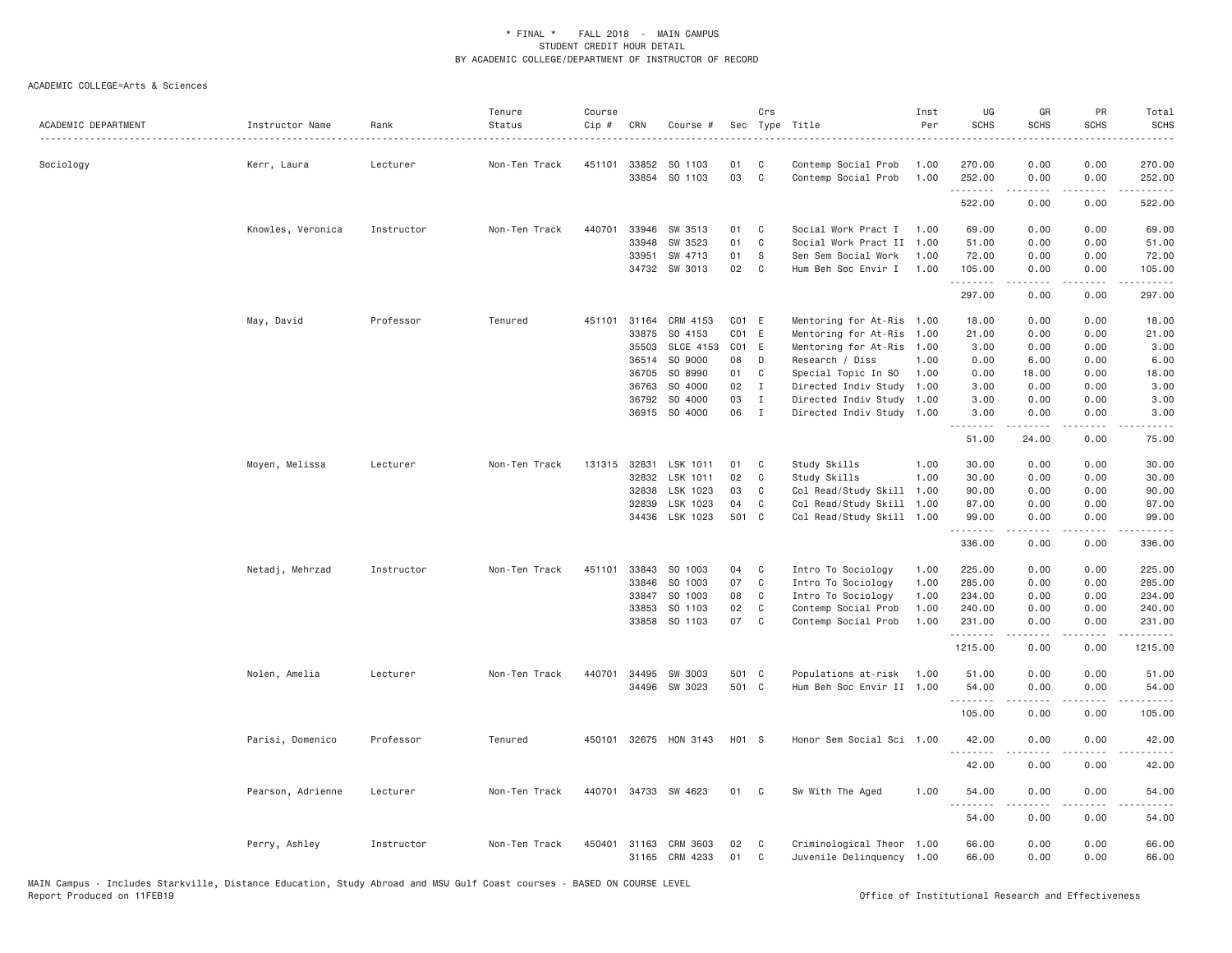\* FINAL \* FALL 2018 - MAIN CAMPUS
STUDENT CREDIT HOUR DETAIL
BY ACADEMIC COLLEGE/DEPARTMENT OF INSTRUCTOR OF RECORD

ACADEMIC COLLEGE=Arts & Sciences

| ACADEMIC DEPARTMENT | Instructor Name | Rank | Tenure Status | Course Cip # | CRN | Course # | Sec | Crs Type | Title | Inst Per | UG SCHS | GR SCHS | PR SCHS | Total SCHS |
|---|---|---|---|---|---|---|---|---|---|---|---|---|---|---|
| Sociology | Kerr, Laura | Lecturer | Non-Ten Track | 451101 | 33852 | SO 1103 | 01 | C | Contemp Social Prob | 1.00 | 270.00 | 0.00 | 0.00 | 270.00 |
| | | | | | 33854 | SO 1103 | 03 | C | Contemp Social Prob | 1.00 | 252.00 | 0.00 | 0.00 | 252.00 |
| | | | | | | | | | | | 522.00 | 0.00 | 0.00 | 522.00 |
| | Knowles, Veronica | Instructor | Non-Ten Track | 440701 | 33946 | SW 3513 | 01 | C | Social Work Pract I | 1.00 | 69.00 | 0.00 | 0.00 | 69.00 |
| | | | | | 33948 | SW 3523 | 01 | C | Social Work Pract II | 1.00 | 51.00 | 0.00 | 0.00 | 51.00 |
| | | | | | 33951 | SW 4713 | 01 | S | Sen Sem Social Work | 1.00 | 72.00 | 0.00 | 0.00 | 72.00 |
| | | | | | 34732 | SW 3013 | 02 | C | Hum Beh Soc Envir I | 1.00 | 105.00 | 0.00 | 0.00 | 105.00 |
| | | | | | | | | | | | 297.00 | 0.00 | 0.00 | 297.00 |
| | May, David | Professor | Tenured | 451101 | 31164 | CRM 4153 | C01 | E | Mentoring for At-Ris | 1.00 | 18.00 | 0.00 | 0.00 | 18.00 |
| | | | | | 33875 | SO 4153 | C01 | E | Mentoring for At-Ris | 1.00 | 21.00 | 0.00 | 0.00 | 21.00 |
| | | | | | 35503 | SLCE 4153 | C01 | E | Mentoring for At-Ris | 1.00 | 3.00 | 0.00 | 0.00 | 3.00 |
| | | | | | 36514 | SO 9000 | 08 | D | Research / Diss | 1.00 | 0.00 | 6.00 | 0.00 | 6.00 |
| | | | | | 36705 | SO 8990 | 01 | C | Special Topic In SO | 1.00 | 0.00 | 18.00 | 0.00 | 18.00 |
| | | | | | 36763 | SO 4000 | 02 | I | Directed Indiv Study | 1.00 | 3.00 | 0.00 | 0.00 | 3.00 |
| | | | | | 36792 | SO 4000 | 03 | I | Directed Indiv Study | 1.00 | 3.00 | 0.00 | 0.00 | 3.00 |
| | | | | | 36915 | SO 4000 | 06 | I | Directed Indiv Study | 1.00 | 3.00 | 0.00 | 0.00 | 3.00 |
| | | | | | | | | | | | 51.00 | 24.00 | 0.00 | 75.00 |
| | Moyen, Melissa | Lecturer | Non-Ten Track | 131315 | 32831 | LSK 1011 | 01 | C | Study Skills | 1.00 | 30.00 | 0.00 | 0.00 | 30.00 |
| | | | | | 32832 | LSK 1011 | 02 | C | Study Skills | 1.00 | 30.00 | 0.00 | 0.00 | 30.00 |
| | | | | | 32838 | LSK 1023 | 03 | C | Col Read/Study Skill | 1.00 | 90.00 | 0.00 | 0.00 | 90.00 |
| | | | | | 32839 | LSK 1023 | 04 | C | Col Read/Study Skill | 1.00 | 87.00 | 0.00 | 0.00 | 87.00 |
| | | | | | 34436 | LSK 1023 | 501 | C | Col Read/Study Skill | 1.00 | 99.00 | 0.00 | 0.00 | 99.00 |
| | | | | | | | | | | | 336.00 | 0.00 | 0.00 | 336.00 |
| | Netadj, Mehrzad | Instructor | Non-Ten Track | 451101 | 33843 | SO 1003 | 04 | C | Intro To Sociology | 1.00 | 225.00 | 0.00 | 0.00 | 225.00 |
| | | | | | 33846 | SO 1003 | 07 | C | Intro To Sociology | 1.00 | 285.00 | 0.00 | 0.00 | 285.00 |
| | | | | | 33847 | SO 1003 | 08 | C | Intro To Sociology | 1.00 | 234.00 | 0.00 | 0.00 | 234.00 |
| | | | | | 33853 | SO 1103 | 02 | C | Contemp Social Prob | 1.00 | 240.00 | 0.00 | 0.00 | 240.00 |
| | | | | | 33858 | SO 1103 | 07 | C | Contemp Social Prob | 1.00 | 231.00 | 0.00 | 0.00 | 231.00 |
| | | | | | | | | | | | 1215.00 | 0.00 | 0.00 | 1215.00 |
| | Nolen, Amelia | Lecturer | Non-Ten Track | 440701 | 34495 | SW 3003 | 501 | C | Populations at-risk | 1.00 | 51.00 | 0.00 | 0.00 | 51.00 |
| | | | | | 34496 | SW 3023 | 501 | C | Hum Beh Soc Envir II | 1.00 | 54.00 | 0.00 | 0.00 | 54.00 |
| | | | | | | | | | | | 105.00 | 0.00 | 0.00 | 105.00 |
| | Parisi, Domenico | Professor | Tenured | 450101 | 32675 | HON 3143 | H01 | S | Honor Sem Social Sci | 1.00 | 42.00 | 0.00 | 0.00 | 42.00 |
| | | | | | | | | | | | 42.00 | 0.00 | 0.00 | 42.00 |
| | Pearson, Adrienne | Lecturer | Non-Ten Track | 440701 | 34733 | SW 4623 | 01 | C | Sw With The Aged | 1.00 | 54.00 | 0.00 | 0.00 | 54.00 |
| | | | | | | | | | | | 54.00 | 0.00 | 0.00 | 54.00 |
| | Perry, Ashley | Instructor | Non-Ten Track | 450401 | 31163 | CRM 3603 | 02 | C | Criminological Theor | 1.00 | 66.00 | 0.00 | 0.00 | 66.00 |
| | | | | | 31165 | CRM 4233 | 01 | C | Juvenile Delinquency | 1.00 | 66.00 | 0.00 | 0.00 | 66.00 |

MAIN Campus - Includes Starkville, Distance Education, Study Abroad and MSU Gulf Coast courses - BASED ON COURSE LEVEL
Report Produced on 11FEB19 Office of Institutional Research and Effectiveness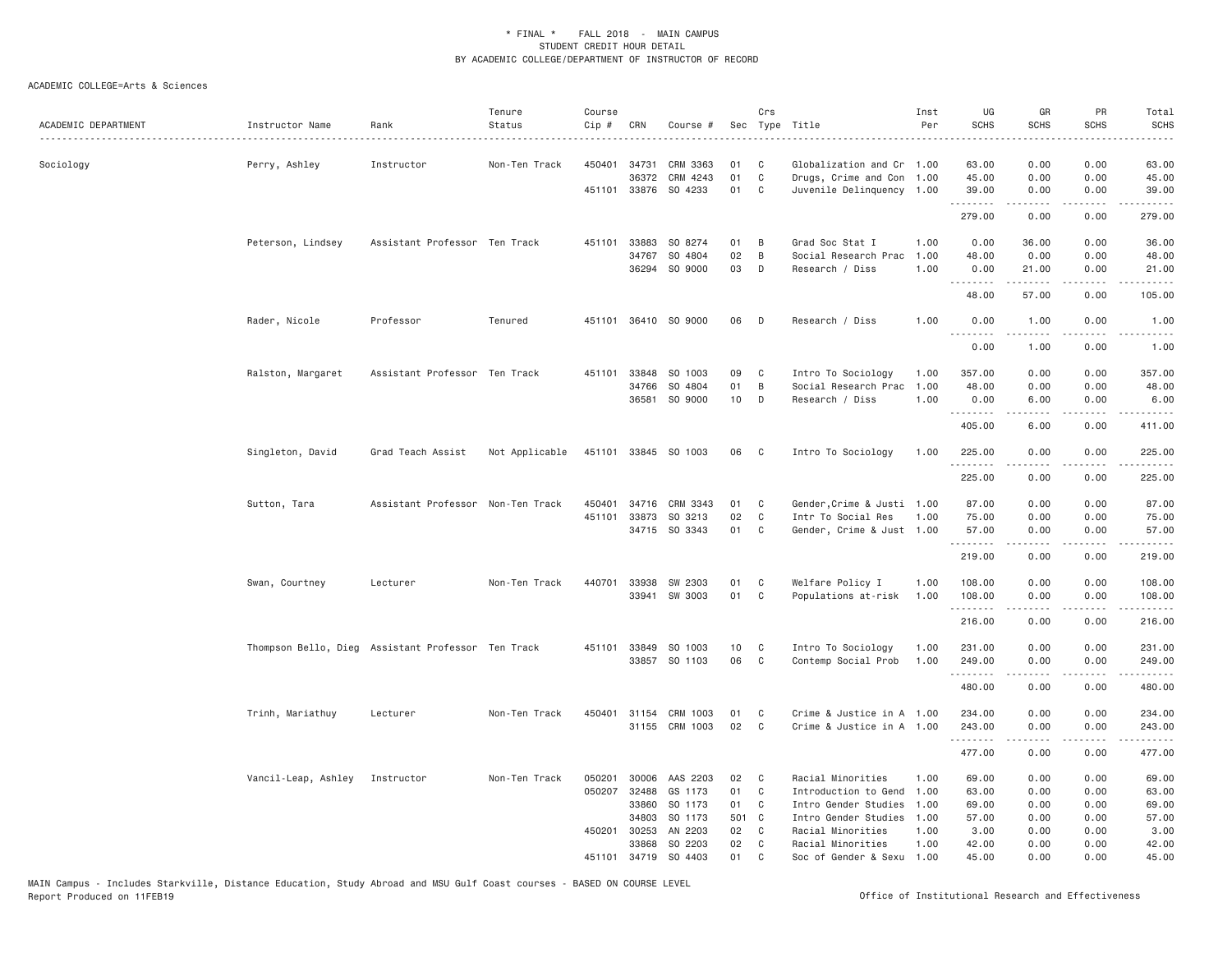\* FINAL \* FALL 2018 - MAIN CAMPUS
STUDENT CREDIT HOUR DETAIL
BY ACADEMIC COLLEGE/DEPARTMENT OF INSTRUCTOR OF RECORD

ACADEMIC COLLEGE=Arts & Sciences

| ACADEMIC DEPARTMENT | Instructor Name | Rank | Tenure Status | Course Cip # | CRN | Course # | Sec | Crs Type | Title | Inst Per | UG SCHS | GR SCHS | PR SCHS | Total SCHS |
|---|---|---|---|---|---|---|---|---|---|---|---|---|---|---|
| Sociology | Perry, Ashley | Instructor | Non-Ten Track | 450401 | 34731 | CRM 3363 | 01 | C | Globalization and Cr | 1.00 | 63.00 | 0.00 | 0.00 | 63.00 |
| | | | | | 36372 | CRM 4243 | 01 | C | Drugs, Crime and Con | 1.00 | 45.00 | 0.00 | 0.00 | 45.00 |
| | | | | 451101 | 33876 | SO 4233 | 01 | C | Juvenile Delinquency | 1.00 | 39.00 | 0.00 | 0.00 | 39.00 |
| | | | | | | | | | | | 279.00 | 0.00 | 0.00 | 279.00 |
| | Peterson, Lindsey | Assistant Professor | Ten Track | 451101 | 33883 | SO 8274 | 01 | B | Grad Soc Stat I | 1.00 | 0.00 | 36.00 | 0.00 | 36.00 |
| | | | | | 34767 | SO 4804 | 02 | B | Social Research Prac | 1.00 | 48.00 | 0.00 | 0.00 | 48.00 |
| | | | | | 36294 | SO 9000 | 03 | D | Research / Diss | 1.00 | 0.00 | 21.00 | 0.00 | 21.00 |
| | | | | | | | | | | | 48.00 | 57.00 | 0.00 | 105.00 |
| | Rader, Nicole | Professor | Tenured | 451101 | 36410 | SO 9000 | 06 | D | Research / Diss | 1.00 | 0.00 | 1.00 | 0.00 | 1.00 |
| | | | | | | | | | | | 0.00 | 1.00 | 0.00 | 1.00 |
| | Ralston, Margaret | Assistant Professor | Ten Track | 451101 | 33848 | SO 1003 | 09 | C | Intro To Sociology | 1.00 | 357.00 | 0.00 | 0.00 | 357.00 |
| | | | | | 34766 | SO 4804 | 01 | B | Social Research Prac | 1.00 | 48.00 | 0.00 | 0.00 | 48.00 |
| | | | | | 36581 | SO 9000 | 10 | D | Research / Diss | 1.00 | 0.00 | 6.00 | 0.00 | 6.00 |
| | | | | | | | | | | | 405.00 | 6.00 | 0.00 | 411.00 |
| | Singleton, David | Grad Teach Assist | Not Applicable | 451101 | 33845 | SO 1003 | 06 | C | Intro To Sociology | 1.00 | 225.00 | 0.00 | 0.00 | 225.00 |
| | | | | | | | | | | | 225.00 | 0.00 | 0.00 | 225.00 |
| | Sutton, Tara | Assistant Professor | Non-Ten Track | 450401 | 34716 | CRM 3343 | 01 | C | Gender,Crime & Justi | 1.00 | 87.00 | 0.00 | 0.00 | 87.00 |
| | | | | 451101 | 33873 | SO 3213 | 02 | C | Intr To Social Res | 1.00 | 75.00 | 0.00 | 0.00 | 75.00 |
| | | | | | 34715 | SO 3343 | 01 | C | Gender, Crime & Just | 1.00 | 57.00 | 0.00 | 0.00 | 57.00 |
| | | | | | | | | | | | 219.00 | 0.00 | 0.00 | 219.00 |
| | Swan, Courtney | Lecturer | Non-Ten Track | 440701 | 33938 | SW 2303 | 01 | C | Welfare Policy I | 1.00 | 108.00 | 0.00 | 0.00 | 108.00 |
| | | | | | 33941 | SW 3003 | 01 | C | Populations at-risk | 1.00 | 108.00 | 0.00 | 0.00 | 108.00 |
| | | | | | | | | | | | 216.00 | 0.00 | 0.00 | 216.00 |
| | Thompson Bello, Dieg | Assistant Professor | Ten Track | 451101 | 33849 | SO 1003 | 10 | C | Intro To Sociology | 1.00 | 231.00 | 0.00 | 0.00 | 231.00 |
| | | | | | 33857 | SO 1103 | 06 | C | Contemp Social Prob | 1.00 | 249.00 | 0.00 | 0.00 | 249.00 |
| | | | | | | | | | | | 480.00 | 0.00 | 0.00 | 480.00 |
| | Trinh, Mariathuy | Lecturer | Non-Ten Track | 450401 | 31154 | CRM 1003 | 01 | C | Crime & Justice in A | 1.00 | 234.00 | 0.00 | 0.00 | 234.00 |
| | | | | | 31155 | CRM 1003 | 02 | C | Crime & Justice in A | 1.00 | 243.00 | 0.00 | 0.00 | 243.00 |
| | | | | | | | | | | | 477.00 | 0.00 | 0.00 | 477.00 |
| | Vancil-Leap, Ashley | Instructor | Non-Ten Track | 050201 | 30006 | AAS 2203 | 02 | C | Racial Minorities | 1.00 | 69.00 | 0.00 | 0.00 | 69.00 |
| | | | | 050207 | 32488 | GS 1173 | 01 | C | Introduction to Gend | 1.00 | 63.00 | 0.00 | 0.00 | 63.00 |
| | | | | | 33860 | SO 1173 | 01 | C | Intro Gender Studies | 1.00 | 69.00 | 0.00 | 0.00 | 69.00 |
| | | | | | 34803 | SO 1173 | 501 | C | Intro Gender Studies | 1.00 | 57.00 | 0.00 | 0.00 | 57.00 |
| | | | | 450201 | 30253 | AN 2203 | 02 | C | Racial Minorities | 1.00 | 3.00 | 0.00 | 0.00 | 3.00 |
| | | | | | 33868 | SO 2203 | 02 | C | Racial Minorities | 1.00 | 42.00 | 0.00 | 0.00 | 42.00 |
| | | | | 451101 | 34719 | SO 4403 | 01 | C | Soc of Gender & Sexu | 1.00 | 45.00 | 0.00 | 0.00 | 45.00 |

MAIN Campus - Includes Starkville, Distance Education, Study Abroad and MSU Gulf Coast courses - BASED ON COURSE LEVEL
Report Produced on 11FEB19 Office of Institutional Research and Effectiveness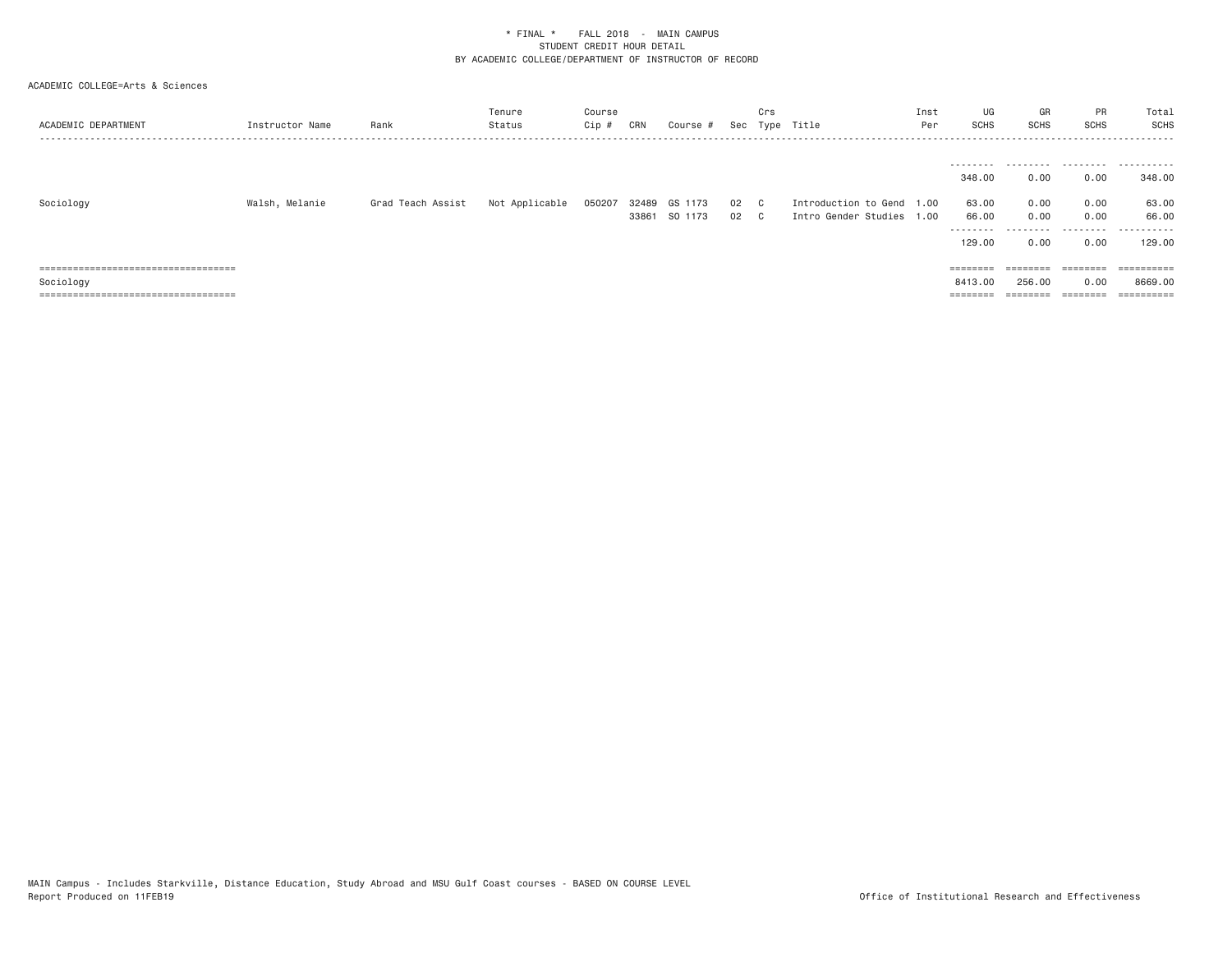\* FINAL \* FALL 2018 - MAIN CAMPUS
STUDENT CREDIT HOUR DETAIL
BY ACADEMIC COLLEGE/DEPARTMENT OF INSTRUCTOR OF RECORD

ACADEMIC COLLEGE=Arts & Sciences

| ACADEMIC DEPARTMENT | Instructor Name | Rank | Tenure Status | Course Cip # | CRN | Course # | Sec | Crs Type | Title | Inst Per | UG SCHS | GR SCHS | PR SCHS | Total SCHS |
|---|---|---|---|---|---|---|---|---|---|---|---|---|---|---|
| | | | | | | | | | | | 348.00 | 0.00 | 0.00 | 348.00 |
| Sociology | Walsh, Melanie | Grad Teach Assist | Not Applicable | 050207 | 32489 | GS 1173 | 02 | C | Introduction to Gend | 1.00 | 63.00 | 0.00 | 0.00 | 63.00 |
| | | | | | 33861 | SO 1173 | 02 | C | Intro Gender Studies | 1.00 | 66.00 | 0.00 | 0.00 | 66.00 |
| | | | | | | | | | | | 129.00 | 0.00 | 0.00 | 129.00 |
| Sociology | | | | | | | | | | | 8413.00 | 256.00 | 0.00 | 8669.00 |

MAIN Campus - Includes Starkville, Distance Education, Study Abroad and MSU Gulf Coast courses - BASED ON COURSE LEVEL
Report Produced on 11FEB19

Office of Institutional Research and Effectiveness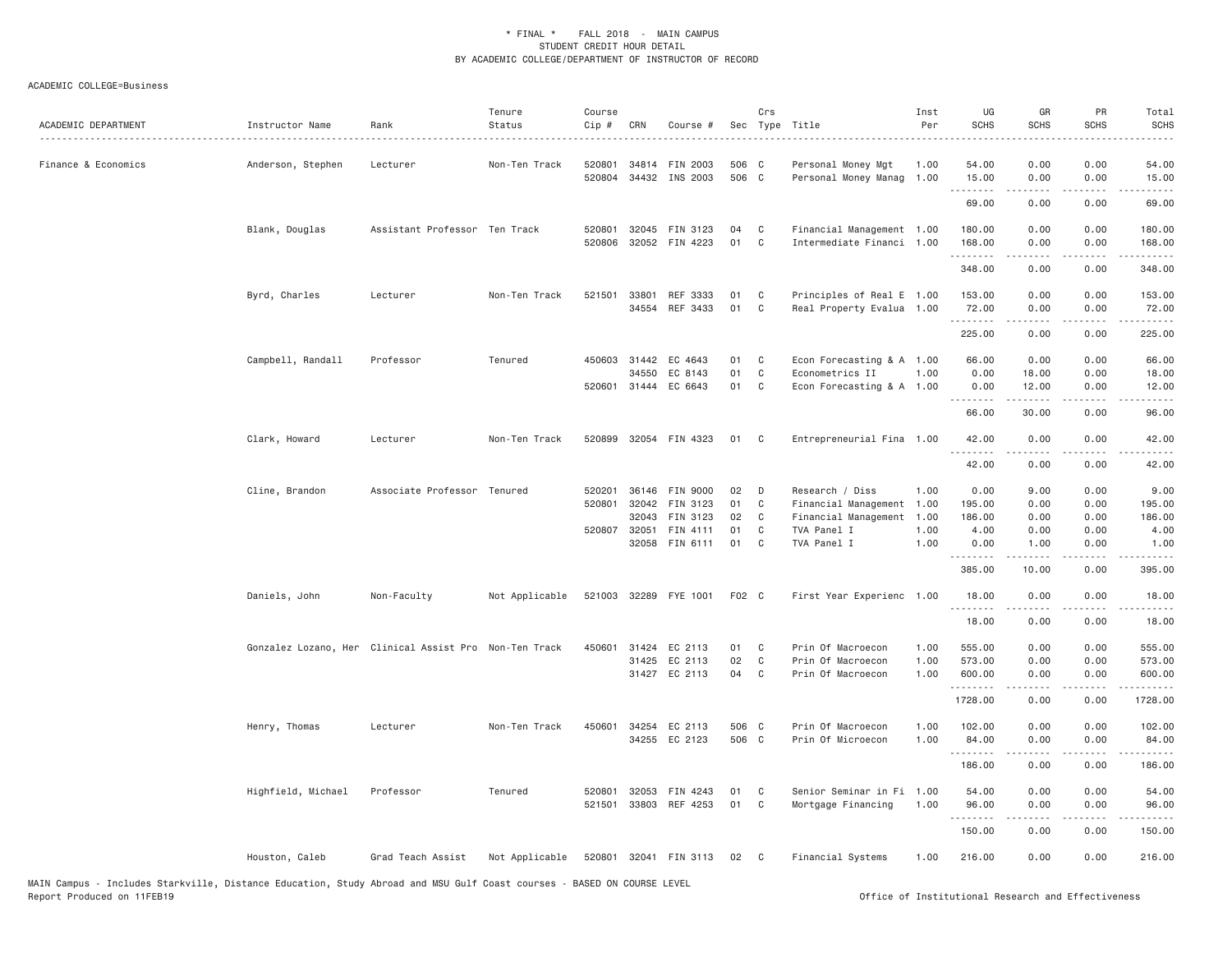ACADEMIC COLLEGE=Business

| ACADEMIC DEPARTMENT | Instructor Name | Rank | Tenure Status | Course Cip # | CRN | Course # | Sec | Crs Type | Title | Inst Per | UG SCHS | GR SCHS | PR SCHS | Total SCHS |
|---|---|---|---|---|---|---|---|---|---|---|---|---|---|---|
| Finance & Economics | Anderson, Stephen | Lecturer | Non-Ten Track | 520801 | 34814 | FIN 2003 | 506 | C | Personal Money Mgt | 1.00 | 54.00 | 0.00 | 0.00 | 54.00 |
| | | | | 520804 | 34432 | INS 2003 | 506 | C | Personal Money Manag | 1.00 | 15.00 | 0.00 | 0.00 | 15.00 |
| | | | | | | | | | | | 69.00 | 0.00 | 0.00 | 69.00 |
| | Blank, Douglas | Assistant Professor | Ten Track | 520801 | 32045 | FIN 3123 | 04 | C | Financial Management | 1.00 | 180.00 | 0.00 | 0.00 | 180.00 |
| | | | | 520806 | 32052 | FIN 4223 | 01 | C | Intermediate Financi | 1.00 | 168.00 | 0.00 | 0.00 | 168.00 |
| | | | | | | | | | | | 348.00 | 0.00 | 0.00 | 348.00 |
| | Byrd, Charles | Lecturer | Non-Ten Track | 521501 | 33801 | REF 3333 | 01 | C | Principles of Real E | 1.00 | 153.00 | 0.00 | 0.00 | 153.00 |
| | | | | | 34554 | REF 3433 | 01 | C | Real Property Evalua | 1.00 | 72.00 | 0.00 | 0.00 | 72.00 |
| | | | | | | | | | | | 225.00 | 0.00 | 0.00 | 225.00 |
| | Campbell, Randall | Professor | Tenured | 450603 | 31442 | EC 4643 | 01 | C | Econ Forecasting & A | 1.00 | 66.00 | 0.00 | 0.00 | 66.00 |
| | | | | | 34550 | EC 8143 | 01 | C | Econometrics II | 1.00 | 0.00 | 18.00 | 0.00 | 18.00 |
| | | | | 520601 | 31444 | EC 6643 | 01 | C | Econ Forecasting & A | 1.00 | 0.00 | 12.00 | 0.00 | 12.00 |
| | | | | | | | | | | | 66.00 | 30.00 | 0.00 | 96.00 |
| | Clark, Howard | Lecturer | Non-Ten Track | 520899 | 32054 | FIN 4323 | 01 | C | Entrepreneurial Fina | 1.00 | 42.00 | 0.00 | 0.00 | 42.00 |
| | | | | | | | | | | | 42.00 | 0.00 | 0.00 | 42.00 |
| | Cline, Brandon | Associate Professor | Tenured | 520201 | 36146 | FIN 9000 | 02 | D | Research / Diss | 1.00 | 0.00 | 9.00 | 0.00 | 9.00 |
| | | | | 520801 | 32042 | FIN 3123 | 01 | C | Financial Management | 1.00 | 195.00 | 0.00 | 0.00 | 195.00 |
| | | | | | 32043 | FIN 3123 | 02 | C | Financial Management | 1.00 | 186.00 | 0.00 | 0.00 | 186.00 |
| | | | | 520807 | 32051 | FIN 4111 | 01 | C | TVA Panel I | 1.00 | 4.00 | 0.00 | 0.00 | 4.00 |
| | | | | | 32058 | FIN 6111 | 01 | C | TVA Panel I | 1.00 | 0.00 | 1.00 | 0.00 | 1.00 |
| | | | | | | | | | | | 385.00 | 10.00 | 0.00 | 395.00 |
| | Daniels, John | Non-Faculty | Not Applicable | 521003 | 32289 | FYE 1001 | F02 | C | First Year Experienc | 1.00 | 18.00 | 0.00 | 0.00 | 18.00 |
| | | | | | | | | | | | 18.00 | 0.00 | 0.00 | 18.00 |
| | Gonzalez Lozano, Her | Clinical Assist Pro | Non-Ten Track | 450601 | 31424 | EC 2113 | 01 | C | Prin Of Macroecon | 1.00 | 555.00 | 0.00 | 0.00 | 555.00 |
| | | | | | 31425 | EC 2113 | 02 | C | Prin Of Macroecon | 1.00 | 573.00 | 0.00 | 0.00 | 573.00 |
| | | | | | 31427 | EC 2113 | 04 | C | Prin Of Macroecon | 1.00 | 600.00 | 0.00 | 0.00 | 600.00 |
| | | | | | | | | | | | 1728.00 | 0.00 | 0.00 | 1728.00 |
| | Henry, Thomas | Lecturer | Non-Ten Track | 450601 | 34254 | EC 2113 | 506 | C | Prin Of Macroecon | 1.00 | 102.00 | 0.00 | 0.00 | 102.00 |
| | | | | | 34255 | EC 2123 | 506 | C | Prin Of Microecon | 1.00 | 84.00 | 0.00 | 0.00 | 84.00 |
| | | | | | | | | | | | 186.00 | 0.00 | 0.00 | 186.00 |
| | Highfield, Michael | Professor | Tenured | 520801 | 32053 | FIN 4243 | 01 | C | Senior Seminar in Fi | 1.00 | 54.00 | 0.00 | 0.00 | 54.00 |
| | | | | 521501 | 33803 | REF 4253 | 01 | C | Mortgage Financing | 1.00 | 96.00 | 0.00 | 0.00 | 96.00 |
| | | | | | | | | | | | 150.00 | 0.00 | 0.00 | 150.00 |
| | Houston, Caleb | Grad Teach Assist | Not Applicable | 520801 | 32041 | FIN 3113 | 02 | C | Financial Systems | 1.00 | 216.00 | 0.00 | 0.00 | 216.00 |

MAIN Campus - Includes Starkville, Distance Education, Study Abroad and MSU Gulf Coast courses - BASED ON COURSE LEVEL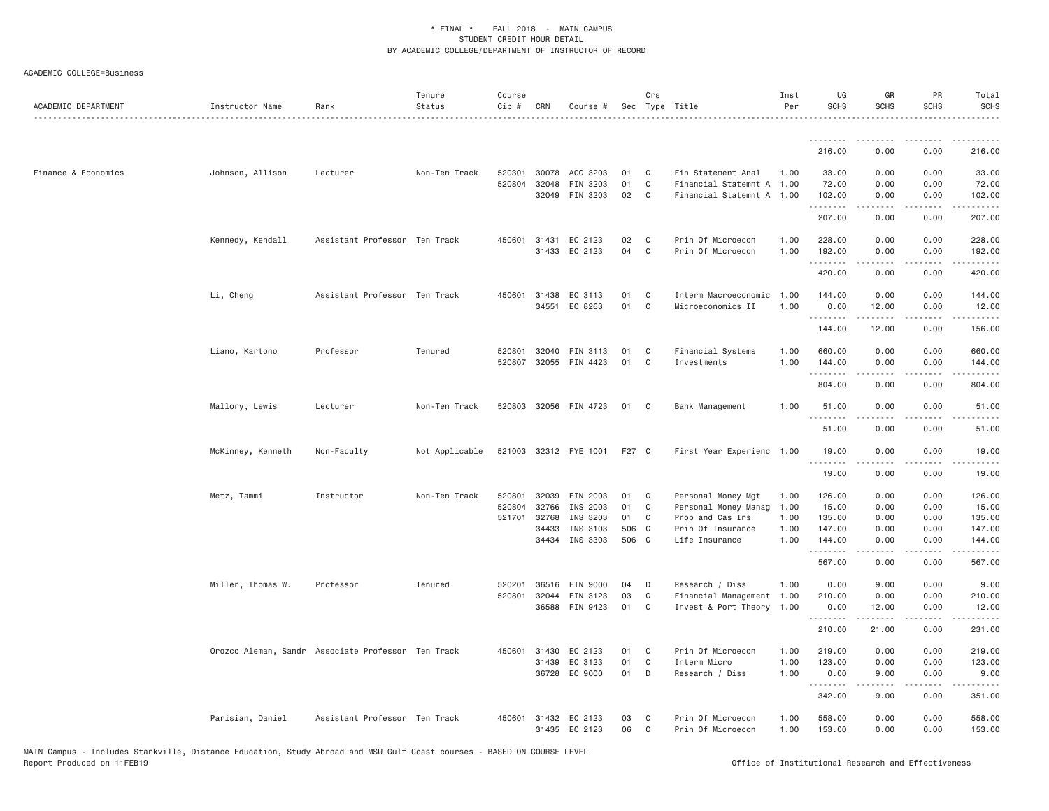\* FINAL \* FALL 2018 - MAIN CAMPUS
STUDENT CREDIT HOUR DETAIL
BY ACADEMIC COLLEGE/DEPARTMENT OF INSTRUCTOR OF RECORD

ACADEMIC COLLEGE=Business

| ACADEMIC DEPARTMENT | Instructor Name | Rank | Tenure Status | Course Cip # | CRN | Course # | Sec | Crs Type | Title | Inst Per | UG SCHS | GR SCHS | PR SCHS | Total SCHS |
|---|---|---|---|---|---|---|---|---|---|---|---|---|---|---|
| | | | | | | | | | | | 216.00 | 0.00 | 0.00 | 216.00 |
| Finance & Economics | Johnson, Allison | Lecturer | Non-Ten Track | 520301 | 30078 | ACC 3203 | 01 | C | Fin Statement Anal | 1.00 | 33.00 | 0.00 | 0.00 | 33.00 |
| | | | | 520804 | 32048 | FIN 3203 | 01 | C | Financial Statemnt A | 1.00 | 72.00 | 0.00 | 0.00 | 72.00 |
| | | | | | 32049 | FIN 3203 | 02 | C | Financial Statemnt A | 1.00 | 102.00 | 0.00 | 0.00 | 102.00 |
| | | | | | | | | | | | 207.00 | 0.00 | 0.00 | 207.00 |
| | Kennedy, Kendall | Assistant Professor | Ten Track | 450601 | 31431 | EC 2123 | 02 | C | Prin Of Microecon | 1.00 | 228.00 | 0.00 | 0.00 | 228.00 |
| | | | | | 31433 | EC 2123 | 04 | C | Prin Of Microecon | 1.00 | 192.00 | 0.00 | 0.00 | 192.00 |
| | | | | | | | | | | | 420.00 | 0.00 | 0.00 | 420.00 |
| | Li, Cheng | Assistant Professor | Ten Track | 450601 | 31438 | EC 3113 | 01 | C | Interm Macroeconomic | 1.00 | 144.00 | 0.00 | 0.00 | 144.00 |
| | | | | | 34551 | EC 8263 | 01 | C | Microeconomics II | 1.00 | 0.00 | 12.00 | 0.00 | 12.00 |
| | | | | | | | | | | | 144.00 | 12.00 | 0.00 | 156.00 |
| | Liano, Kartono | Professor | Tenured | 520801 | 32040 | FIN 3113 | 01 | C | Financial Systems | 1.00 | 660.00 | 0.00 | 0.00 | 660.00 |
| | | | | 520807 | 32055 | FIN 4423 | 01 | C | Investments | 1.00 | 144.00 | 0.00 | 0.00 | 144.00 |
| | | | | | | | | | | | 804.00 | 0.00 | 0.00 | 804.00 |
| | Mallory, Lewis | Lecturer | Non-Ten Track | 520803 | 32056 | FIN 4723 | 01 | C | Bank Management | 1.00 | 51.00 | 0.00 | 0.00 | 51.00 |
| | | | | | | | | | | | 51.00 | 0.00 | 0.00 | 51.00 |
| | McKinney, Kenneth | Non-Faculty | Not Applicable | 521003 | 32312 | FYE 1001 | F27 | C | First Year Experienc | 1.00 | 19.00 | 0.00 | 0.00 | 19.00 |
| | | | | | | | | | | | 19.00 | 0.00 | 0.00 | 19.00 |
| | Metz, Tammi | Instructor | Non-Ten Track | 520801 | 32039 | FIN 2003 | 01 | C | Personal Money Mgt | 1.00 | 126.00 | 0.00 | 0.00 | 126.00 |
| | | | | 520804 | 32766 | INS 2003 | 01 | C | Personal Money Manag | 1.00 | 15.00 | 0.00 | 0.00 | 15.00 |
| | | | | 521701 | 32768 | INS 3203 | 01 | C | Prop and Cas Ins | 1.00 | 135.00 | 0.00 | 0.00 | 135.00 |
| | | | | | 34433 | INS 3103 | 506 | C | Prin Of Insurance | 1.00 | 147.00 | 0.00 | 0.00 | 147.00 |
| | | | | | 34434 | INS 3303 | 506 | C | Life Insurance | 1.00 | 144.00 | 0.00 | 0.00 | 144.00 |
| | | | | | | | | | | | 567.00 | 0.00 | 0.00 | 567.00 |
| | Miller, Thomas W. | Professor | Tenured | 520201 | 36516 | FIN 9000 | 04 | D | Research / Diss | 1.00 | 0.00 | 9.00 | 0.00 | 9.00 |
| | | | | 520801 | 32044 | FIN 3123 | 03 | C | Financial Management | 1.00 | 210.00 | 0.00 | 0.00 | 210.00 |
| | | | | | 36588 | FIN 9423 | 01 | C | Invest & Port Theory | 1.00 | 0.00 | 12.00 | 0.00 | 12.00 |
| | | | | | | | | | | | 210.00 | 21.00 | 0.00 | 231.00 |
| | Orozco Aleman, Sandr | Associate Professor | Ten Track | 450601 | 31430 | EC 2123 | 01 | C | Prin Of Microecon | 1.00 | 219.00 | 0.00 | 0.00 | 219.00 |
| | | | | | 31439 | EC 3123 | 01 | C | Interm Micro | 1.00 | 123.00 | 0.00 | 0.00 | 123.00 |
| | | | | | 36728 | EC 9000 | 01 | D | Research / Diss | 1.00 | 0.00 | 9.00 | 0.00 | 9.00 |
| | | | | | | | | | | | 342.00 | 9.00 | 0.00 | 351.00 |
| | Parisian, Daniel | Assistant Professor | Ten Track | 450601 | 31432 | EC 2123 | 03 | C | Prin Of Microecon | 1.00 | 558.00 | 0.00 | 0.00 | 558.00 |
| | | | | | 31435 | EC 2123 | 06 | C | Prin Of Microecon | 1.00 | 153.00 | 0.00 | 0.00 | 153.00 |

MAIN Campus - Includes Starkville, Distance Education, Study Abroad and MSU Gulf Coast courses - BASED ON COURSE LEVEL
Report Produced on 11FEB19 Office of Institutional Research and Effectiveness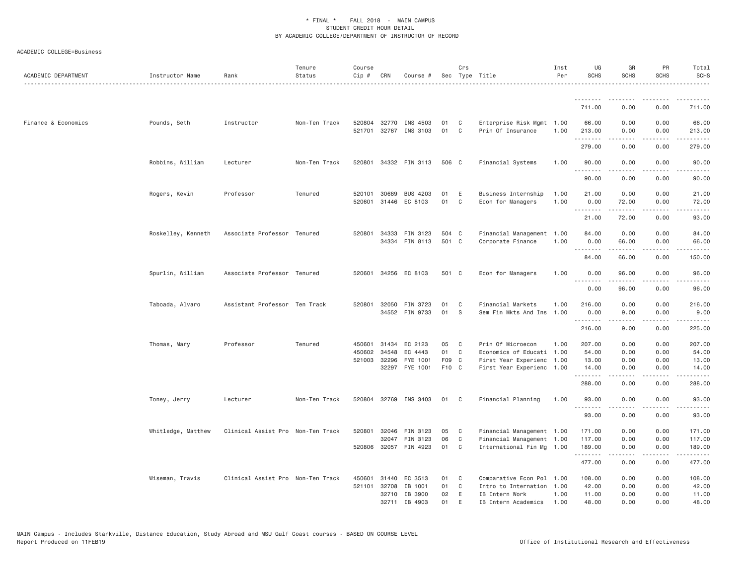ACADEMIC COLLEGE=Business

| ACADEMIC DEPARTMENT | Instructor Name | Rank | Tenure Status | Course Cip # | CRN | Course # | Sec | Crs Type | Title | Inst Per | UG SCHS | GR SCHS | PR SCHS | Total SCHS |
|---|---|---|---|---|---|---|---|---|---|---|---|---|---|---|
| | | | | | | | | | | | 711.00 | 0.00 | 0.00 | 711.00 |
| Finance & Economics | Pounds, Seth | Instructor | Non-Ten Track | 520804 | 32770 | INS 4503 | 01 | C | Enterprise Risk Mgmt | 1.00 | 66.00 | 0.00 | 0.00 | 66.00 |
| | | | | 521701 | 32767 | INS 3103 | 01 | C | Prin Of Insurance | 1.00 | 213.00 | 0.00 | 0.00 | 213.00 |
| | | | | | | | | | | | 279.00 | 0.00 | 0.00 | 279.00 |
| | Robbins, William | Lecturer | Non-Ten Track | 520801 | 34332 | FIN 3113 | 506 | C | Financial Systems | 1.00 | 90.00 | 0.00 | 0.00 | 90.00 |
| | | | | | | | | | | | 90.00 | 0.00 | 0.00 | 90.00 |
| | Rogers, Kevin | Professor | Tenured | 520101 | 30689 | BUS 4203 | 01 | E | Business Internship | 1.00 | 21.00 | 0.00 | 0.00 | 21.00 |
| | | | | 520601 | 31446 | EC 8103 | 01 | C | Econ for Managers | 1.00 | 0.00 | 72.00 | 0.00 | 72.00 |
| | | | | | | | | | | | 21.00 | 72.00 | 0.00 | 93.00 |
| | Roskelley, Kenneth | Associate Professor | Tenured | 520801 | 34333 | FIN 3123 | 504 | C | Financial Management | 1.00 | 84.00 | 0.00 | 0.00 | 84.00 |
| | | | | | 34334 | FIN 8113 | 501 | C | Corporate Finance | 1.00 | 0.00 | 66.00 | 0.00 | 66.00 |
| | | | | | | | | | | | 84.00 | 66.00 | 0.00 | 150.00 |
| | Spurlin, William | Associate Professor | Tenured | 520601 | 34256 | EC 8103 | 501 | C | Econ for Managers | 1.00 | 0.00 | 96.00 | 0.00 | 96.00 |
| | | | | | | | | | | | 0.00 | 96.00 | 0.00 | 96.00 |
| | Taboada, Alvaro | Assistant Professor | Ten Track | 520801 | 32050 | FIN 3723 | 01 | C | Financial Markets | 1.00 | 216.00 | 0.00 | 0.00 | 216.00 |
| | | | | | 34552 | FIN 9733 | 01 | S | Sem Fin Mkts And Ins | 1.00 | 0.00 | 9.00 | 0.00 | 9.00 |
| | | | | | | | | | | | 216.00 | 9.00 | 0.00 | 225.00 |
| | Thomas, Mary | Professor | Tenured | 450601 | 31434 | EC 2123 | 05 | C | Prin Of Microecon | 1.00 | 207.00 | 0.00 | 0.00 | 207.00 |
| | | | | 450602 | 34548 | EC 4443 | 01 | C | Economics of Educati | 1.00 | 54.00 | 0.00 | 0.00 | 54.00 |
| | | | | 521003 | 32296 | FYE 1001 | F09 | C | First Year Experienc | 1.00 | 13.00 | 0.00 | 0.00 | 13.00 |
| | | | | | 32297 | FYE 1001 | F10 | C | First Year Experienc | 1.00 | 14.00 | 0.00 | 0.00 | 14.00 |
| | | | | | | | | | | | 288.00 | 0.00 | 0.00 | 288.00 |
| | Toney, Jerry | Lecturer | Non-Ten Track | 520804 | 32769 | INS 3403 | 01 | C | Financial Planning | 1.00 | 93.00 | 0.00 | 0.00 | 93.00 |
| | | | | | | | | | | | 93.00 | 0.00 | 0.00 | 93.00 |
| | Whitledge, Matthew | Clinical Assist Pro | Non-Ten Track | 520801 | 32046 | FIN 3123 | 05 | C | Financial Management | 1.00 | 171.00 | 0.00 | 0.00 | 171.00 |
| | | | | | 32047 | FIN 3123 | 06 | C | Financial Management | 1.00 | 117.00 | 0.00 | 0.00 | 117.00 |
| | | | | 520806 | 32057 | FIN 4923 | 01 | C | International Fin Mg | 1.00 | 189.00 | 0.00 | 0.00 | 189.00 |
| | | | | | | | | | | | 477.00 | 0.00 | 0.00 | 477.00 |
| | Wiseman, Travis | Clinical Assist Pro | Non-Ten Track | 450601 | 31440 | EC 3513 | 01 | C | Comparative Econ Pol | 1.00 | 108.00 | 0.00 | 0.00 | 108.00 |
| | | | | 521101 | 32708 | IB 1001 | 01 | C | Intro to Internation | 1.00 | 42.00 | 0.00 | 0.00 | 42.00 |
| | | | | | 32710 | IB 3900 | 02 | E | IB Intern Work | 1.00 | 11.00 | 0.00 | 0.00 | 11.00 |
| | | | | | 32711 | IB 4903 | 01 | E | IB Intern Academics | 1.00 | 48.00 | 0.00 | 0.00 | 48.00 |

MAIN Campus - Includes Starkville, Distance Education, Study Abroad and MSU Gulf Coast courses - BASED ON COURSE LEVEL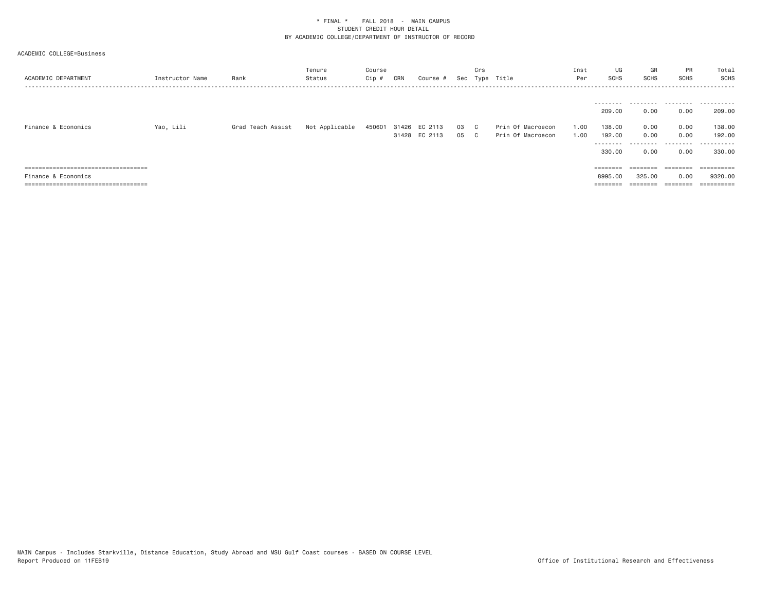\* FINAL \*    FALL 2018  -  MAIN CAMPUS
STUDENT CREDIT HOUR DETAIL
BY ACADEMIC COLLEGE/DEPARTMENT OF INSTRUCTOR OF RECORD

ACADEMIC COLLEGE=Business

| ACADEMIC DEPARTMENT | Instructor Name | Rank | Tenure Status | Course Cip # | CRN | Course # | Sec | Crs Type | Title | Inst Per | UG SCHS | GR SCHS | PR SCHS | Total SCHS |
|---|---|---|---|---|---|---|---|---|---|---|---|---|---|---|
| | | | | | | | | | | | 209.00 | 0.00 | 0.00 | 209.00 |
| Finance & Economics | Yao, Lili | Grad Teach Assist | Not Applicable | 450601 | 31426 | EC 2113 | 03 | C | Prin Of Macroecon | 1.00 | 138.00 | 0.00 | 0.00 | 138.00 |
| | | | | | 31428 | EC 2113 | 05 | C | Prin Of Macroecon | 1.00 | 192.00 | 0.00 | 0.00 | 192.00 |
| | | | | | | | | | | | 330.00 | 0.00 | 0.00 | 330.00 |
| Finance & Economics | | | | | | | | | | | 8995.00 | 325.00 | 0.00 | 9320.00 |

MAIN Campus - Includes Starkville, Distance Education, Study Abroad and MSU Gulf Coast courses - BASED ON COURSE LEVEL
Report Produced on 11FEB19

Office of Institutional Research and Effectiveness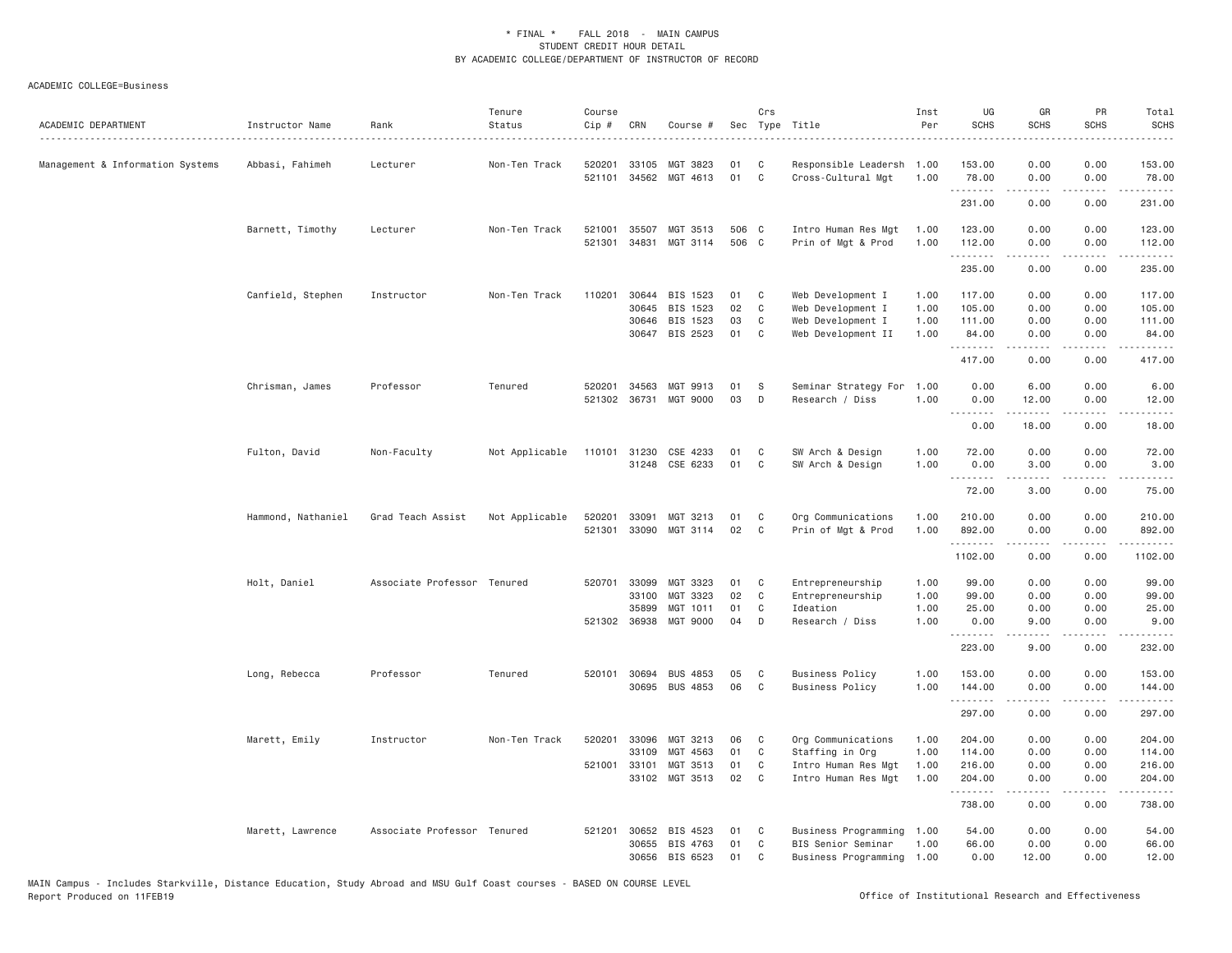# * FINAL * FALL 2018 - MAIN CAMPUS
## STUDENT CREDIT HOUR DETAIL
## BY ACADEMIC COLLEGE/DEPARTMENT OF INSTRUCTOR OF RECORD

ACADEMIC COLLEGE=Business

| ACADEMIC DEPARTMENT | Instructor Name | Rank | Tenure Status | Course Cip # | CRN | Course # | Sec | Crs Type | Title | Inst Per | UG SCHS | GR SCHS | PR SCHS | Total SCHS |
|---|---|---|---|---|---|---|---|---|---|---|---|---|---|---|
| Management & Information Systems | Abbasi, Fahimeh | Lecturer | Non-Ten Track | 520201 | 33105 | MGT 3823 | 01 | C | Responsible Leadersh | 1.00 | 153.00 | 0.00 | 0.00 | 153.00 |
| | | | | 521101 | 34562 | MGT 4613 | 01 | C | Cross-Cultural Mgt | 1.00 | 78.00 | 0.00 | 0.00 | 78.00 |
| | | | | | | | | | | | 231.00 | 0.00 | 0.00 | 231.00 |
| | Barnett, Timothy | Lecturer | Non-Ten Track | 521001 | 35507 | MGT 3513 | 506 | C | Intro Human Res Mgt | 1.00 | 123.00 | 0.00 | 0.00 | 123.00 |
| | | | | 521301 | 34831 | MGT 3114 | 506 | C | Prin of Mgt & Prod | 1.00 | 112.00 | 0.00 | 0.00 | 112.00 |
| | | | | | | | | | | | 235.00 | 0.00 | 0.00 | 235.00 |
| | Canfield, Stephen | Instructor | Non-Ten Track | 110201 | 30644 | BIS 1523 | 01 | C | Web Development I | 1.00 | 117.00 | 0.00 | 0.00 | 117.00 |
| | | | | | 30645 | BIS 1523 | 02 | C | Web Development I | 1.00 | 105.00 | 0.00 | 0.00 | 105.00 |
| | | | | | 30646 | BIS 1523 | 03 | C | Web Development I | 1.00 | 111.00 | 0.00 | 0.00 | 111.00 |
| | | | | | 30647 | BIS 2523 | 01 | C | Web Development II | 1.00 | 84.00 | 0.00 | 0.00 | 84.00 |
| | | | | | | | | | | | 417.00 | 0.00 | 0.00 | 417.00 |
| | Chrisman, James | Professor | Tenured | 520201 | 34563 | MGT 9913 | 01 | S | Seminar Strategy For | 1.00 | 0.00 | 6.00 | 0.00 | 6.00 |
| | | | | 521302 | 36731 | MGT 9000 | 03 | D | Research / Diss | 1.00 | 0.00 | 12.00 | 0.00 | 12.00 |
| | | | | | | | | | | | 0.00 | 18.00 | 0.00 | 18.00 |
| | Fulton, David | Non-Faculty | Not Applicable | 110101 | 31230 | CSE 4233 | 01 | C | SW Arch & Design | 1.00 | 72.00 | 0.00 | 0.00 | 72.00 |
| | | | | | 31248 | CSE 6233 | 01 | C | SW Arch & Design | 1.00 | 0.00 | 3.00 | 0.00 | 3.00 |
| | | | | | | | | | | | 72.00 | 3.00 | 0.00 | 75.00 |
| | Hammond, Nathaniel | Grad Teach Assist | Not Applicable | 520201 | 33091 | MGT 3213 | 01 | C | Org Communications | 1.00 | 210.00 | 0.00 | 0.00 | 210.00 |
| | | | | 521301 | 33090 | MGT 3114 | 02 | C | Prin of Mgt & Prod | 1.00 | 892.00 | 0.00 | 0.00 | 892.00 |
| | | | | | | | | | | | 1102.00 | 0.00 | 0.00 | 1102.00 |
| | Holt, Daniel | Associate Professor | Tenured | 520701 | 33099 | MGT 3323 | 01 | C | Entrepreneurship | 1.00 | 99.00 | 0.00 | 0.00 | 99.00 |
| | | | | | 33100 | MGT 3323 | 02 | C | Entrepreneurship | 1.00 | 99.00 | 0.00 | 0.00 | 99.00 |
| | | | | | 35899 | MGT 1011 | 01 | C | Ideation | 1.00 | 25.00 | 0.00 | 0.00 | 25.00 |
| | | | | 521302 | 36938 | MGT 9000 | 04 | D | Research / Diss | 1.00 | 0.00 | 9.00 | 0.00 | 9.00 |
| | | | | | | | | | | | 223.00 | 9.00 | 0.00 | 232.00 |
| | Long, Rebecca | Professor | Tenured | 520101 | 30694 | BUS 4853 | 05 | C | Business Policy | 1.00 | 153.00 | 0.00 | 0.00 | 153.00 |
| | | | | | 30695 | BUS 4853 | 06 | C | Business Policy | 1.00 | 144.00 | 0.00 | 0.00 | 144.00 |
| | | | | | | | | | | | 297.00 | 0.00 | 0.00 | 297.00 |
| | Marett, Emily | Instructor | Non-Ten Track | 520201 | 33096 | MGT 3213 | 06 | C | Org Communications | 1.00 | 204.00 | 0.00 | 0.00 | 204.00 |
| | | | | | 33109 | MGT 4563 | 01 | C | Staffing in Org | 1.00 | 114.00 | 0.00 | 0.00 | 114.00 |
| | | | | 521001 | 33101 | MGT 3513 | 01 | C | Intro Human Res Mgt | 1.00 | 216.00 | 0.00 | 0.00 | 216.00 |
| | | | | | 33102 | MGT 3513 | 02 | C | Intro Human Res Mgt | 1.00 | 204.00 | 0.00 | 0.00 | 204.00 |
| | | | | | | | | | | | 738.00 | 0.00 | 0.00 | 738.00 |
| | Marett, Lawrence | Associate Professor | Tenured | 521201 | 30652 | BIS 4523 | 01 | C | Business Programming | 1.00 | 54.00 | 0.00 | 0.00 | 54.00 |
| | | | | | 30655 | BIS 4763 | 01 | C | BIS Senior Seminar | 1.00 | 66.00 | 0.00 | 0.00 | 66.00 |
| | | | | | 30656 | BIS 6523 | 01 | C | Business Programming | 1.00 | 0.00 | 12.00 | 0.00 | 12.00 |

MAIN Campus - Includes Starkville, Distance Education, Study Abroad and MSU Gulf Coast courses - BASED ON COURSE LEVEL
Report Produced on 11FEB19 Office of Institutional Research and Effectiveness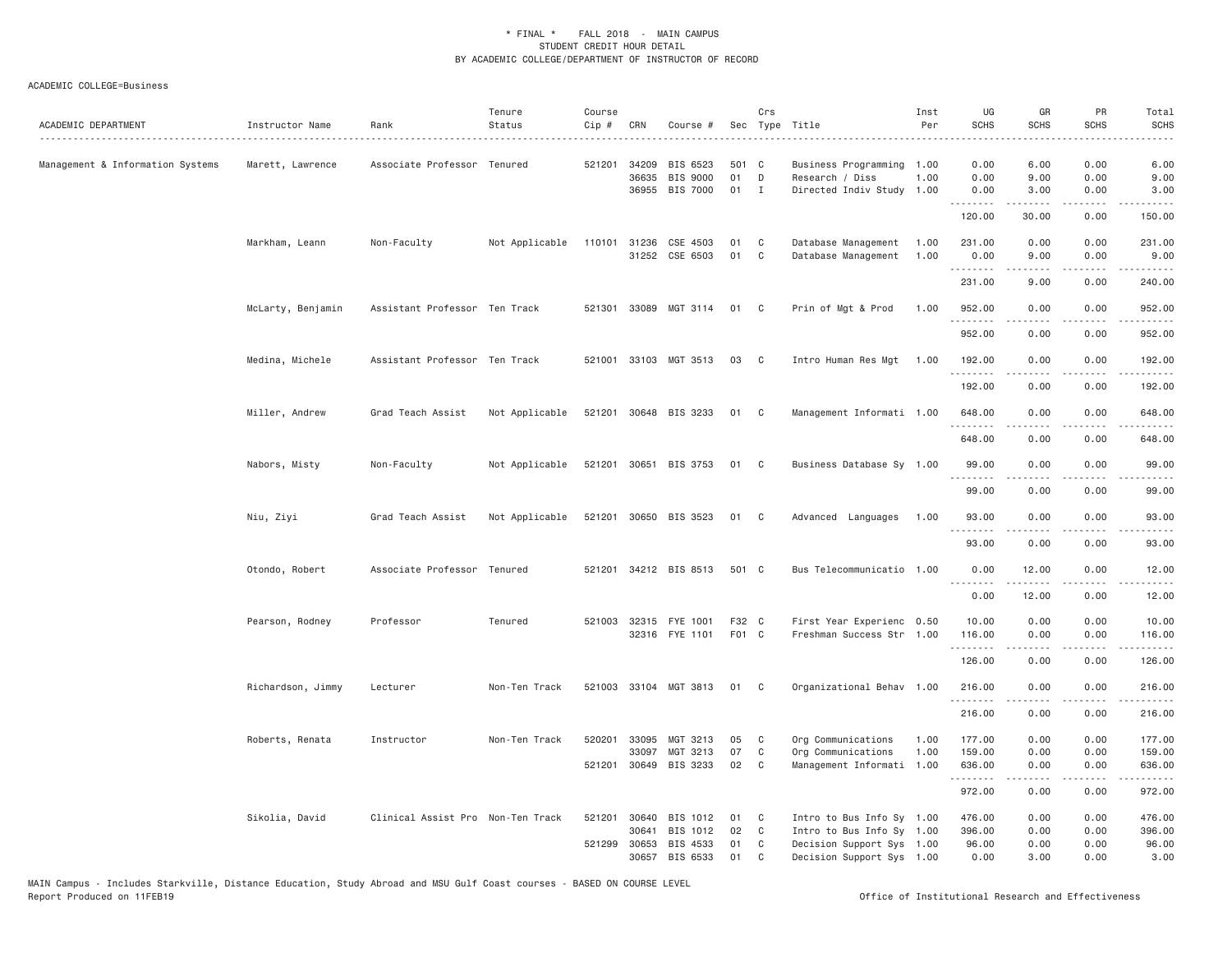\* FINAL \* FALL 2018 - MAIN CAMPUS
STUDENT CREDIT HOUR DETAIL
BY ACADEMIC COLLEGE/DEPARTMENT OF INSTRUCTOR OF RECORD

ACADEMIC COLLEGE=Business

| ACADEMIC DEPARTMENT | Instructor Name | Rank | Tenure Status | Course Cip # | CRN | Course # | Sec | Crs Type | Title | Inst Per | UG SCHS | GR SCHS | PR SCHS | Total SCHS |
|---|---|---|---|---|---|---|---|---|---|---|---|---|---|---|
| Management & Information Systems | Marett, Lawrence | Associate Professor | Tenured | 521201 | 34209 | BIS 6523 | 501 | C | Business Programming | 1.00 | 0.00 | 6.00 | 0.00 | 6.00 |
| | | | | | 36635 | BIS 9000 | 01 | D | Research / Diss | 1.00 | 0.00 | 9.00 | 0.00 | 9.00 |
| | | | | | 36955 | BIS 7000 | 01 | I | Directed Indiv Study | 1.00 | 0.00 | 3.00 | 0.00 | 3.00 |
| | | | | | | | | | | | 120.00 | 30.00 | 0.00 | 150.00 |
| | Markham, Leann | Non-Faculty | Not Applicable | 110101 | 31236 | CSE 4503 | 01 | C | Database Management | 1.00 | 231.00 | 0.00 | 0.00 | 231.00 |
| | | | | | 31252 | CSE 6503 | 01 | C | Database Management | 1.00 | 0.00 | 9.00 | 0.00 | 9.00 |
| | | | | | | | | | | | 231.00 | 9.00 | 0.00 | 240.00 |
| | McLarty, Benjamin | Assistant Professor | Ten Track | 521301 | 33089 | MGT 3114 | 01 | C | Prin of Mgt & Prod | 1.00 | 952.00 | 0.00 | 0.00 | 952.00 |
| | | | | | | | | | | | 952.00 | 0.00 | 0.00 | 952.00 |
| | Medina, Michele | Assistant Professor | Ten Track | 521001 | 33103 | MGT 3513 | 03 | C | Intro Human Res Mgt | 1.00 | 192.00 | 0.00 | 0.00 | 192.00 |
| | | | | | | | | | | | 192.00 | 0.00 | 0.00 | 192.00 |
| | Miller, Andrew | Grad Teach Assist | Not Applicable | 521201 | 30648 | BIS 3233 | 01 | C | Management Informati | 1.00 | 648.00 | 0.00 | 0.00 | 648.00 |
| | | | | | | | | | | | 648.00 | 0.00 | 0.00 | 648.00 |
| | Nabors, Misty | Non-Faculty | Not Applicable | 521201 | 30651 | BIS 3753 | 01 | C | Business Database Sy | 1.00 | 99.00 | 0.00 | 0.00 | 99.00 |
| | | | | | | | | | | | 99.00 | 0.00 | 0.00 | 99.00 |
| | Niu, Ziyi | Grad Teach Assist | Not Applicable | 521201 | 30650 | BIS 3523 | 01 | C | Advanced Languages | 1.00 | 93.00 | 0.00 | 0.00 | 93.00 |
| | | | | | | | | | | | 93.00 | 0.00 | 0.00 | 93.00 |
| | Otondo, Robert | Associate Professor | Tenured | 521201 | 34212 | BIS 8513 | 501 | C | Bus Telecommunicatio | 1.00 | 0.00 | 12.00 | 0.00 | 12.00 |
| | | | | | | | | | | | 0.00 | 12.00 | 0.00 | 12.00 |
| | Pearson, Rodney | Professor | Tenured | 521003 | 32315 | FYE 1001 | F32 | C | First Year Experienc | 0.50 | 10.00 | 0.00 | 0.00 | 10.00 |
| | | | | | 32316 | FYE 1101 | F01 | C | Freshman Success Str | 1.00 | 116.00 | 0.00 | 0.00 | 116.00 |
| | | | | | | | | | | | 126.00 | 0.00 | 0.00 | 126.00 |
| | Richardson, Jimmy | Lecturer | Non-Ten Track | 521003 | 33104 | MGT 3813 | 01 | C | Organizational Behav | 1.00 | 216.00 | 0.00 | 0.00 | 216.00 |
| | | | | | | | | | | | 216.00 | 0.00 | 0.00 | 216.00 |
| | Roberts, Renata | Instructor | Non-Ten Track | 520201 | 33095 | MGT 3213 | 05 | C | Org Communications | 1.00 | 177.00 | 0.00 | 0.00 | 177.00 |
| | | | | | 33097 | MGT 3213 | 07 | C | Org Communications | 1.00 | 159.00 | 0.00 | 0.00 | 159.00 |
| | | | | 521201 | 30649 | BIS 3233 | 02 | C | Management Informati | 1.00 | 636.00 | 0.00 | 0.00 | 636.00 |
| | | | | | | | | | | | 972.00 | 0.00 | 0.00 | 972.00 |
| | Sikolia, David | Clinical Assist Pro | Non-Ten Track | 521201 | 30640 | BIS 1012 | 01 | C | Intro to Bus Info Sy | 1.00 | 476.00 | 0.00 | 0.00 | 476.00 |
| | | | | | 30641 | BIS 1012 | 02 | C | Intro to Bus Info Sy | 1.00 | 396.00 | 0.00 | 0.00 | 396.00 |
| | | | | 521299 | 30653 | BIS 4533 | 01 | C | Decision Support Sys | 1.00 | 96.00 | 0.00 | 0.00 | 96.00 |
| | | | | | 30657 | BIS 6533 | 01 | C | Decision Support Sys | 1.00 | 0.00 | 3.00 | 0.00 | 3.00 |

MAIN Campus - Includes Starkville, Distance Education, Study Abroad and MSU Gulf Coast courses - BASED ON COURSE LEVEL
Report Produced on 11FEB19 Office of Institutional Research and Effectiveness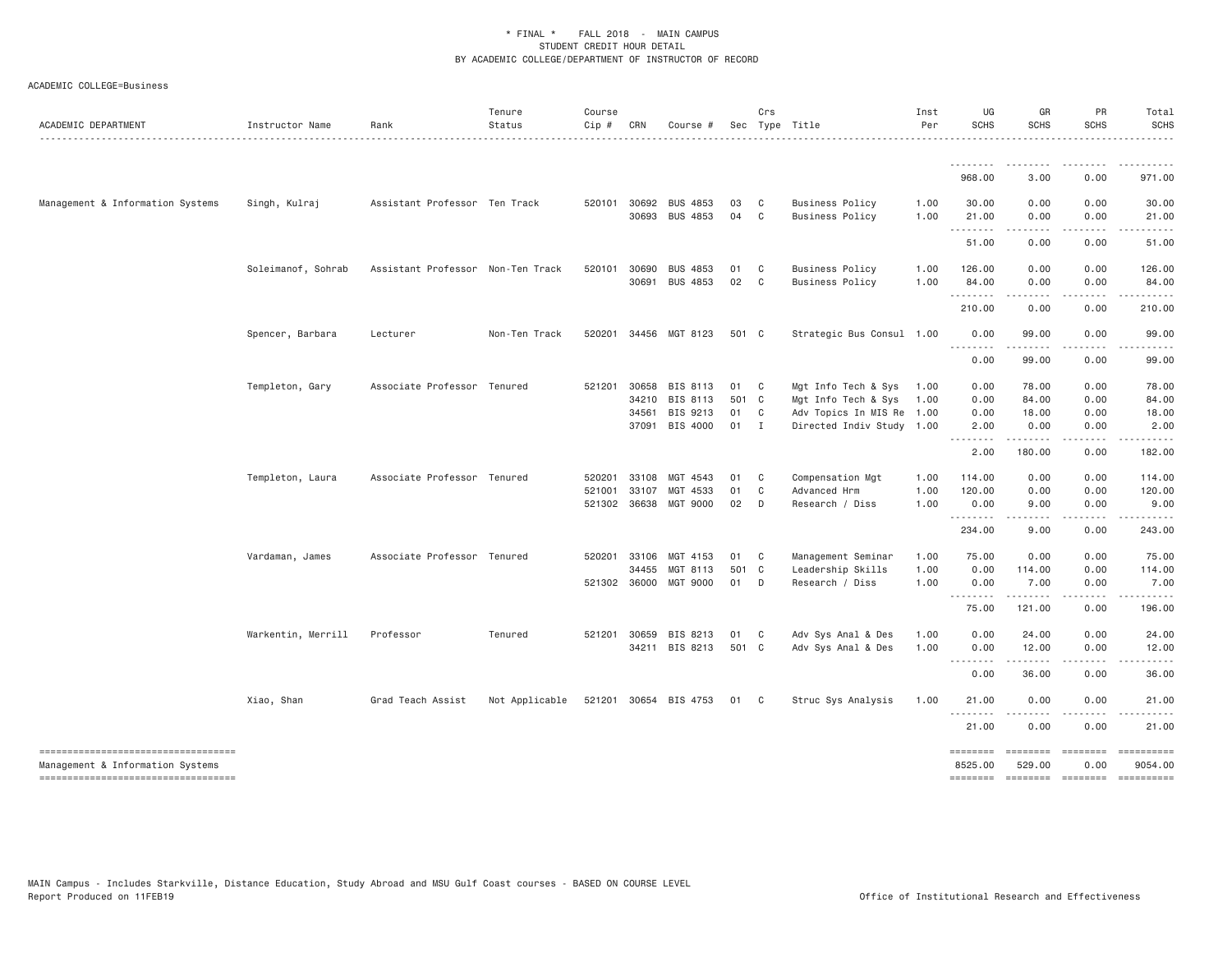\* FINAL \* FALL 2018 - MAIN CAMPUS
STUDENT CREDIT HOUR DETAIL
BY ACADEMIC COLLEGE/DEPARTMENT OF INSTRUCTOR OF RECORD

ACADEMIC COLLEGE=Business

| ACADEMIC DEPARTMENT | Instructor Name | Rank | Tenure Status | Course Cip # | CRN | Course # | Sec | Crs Type | Title | Inst Per | UG SCHS | GR SCHS | PR SCHS | Total SCHS |
|---|---|---|---|---|---|---|---|---|---|---|---|---|---|---|
| | | | | | | | | | | | 968.00 | 3.00 | 0.00 | 971.00 |
| Management & Information Systems | Singh, Kulraj | Assistant Professor | Ten Track | 520101 | 30692 | BUS 4853 | 03 | C | Business Policy | 1.00 | 30.00 | 0.00 | 0.00 | 30.00 |
| | | | | | 30693 | BUS 4853 | 04 | C | Business Policy | 1.00 | 21.00 | 0.00 | 0.00 | 21.00 |
| | | | | | | | | | | | 51.00 | 0.00 | 0.00 | 51.00 |
| | Soleimanof, Sohrab | Assistant Professor | Non-Ten Track | 520101 | 30690 | BUS 4853 | 01 | C | Business Policy | 1.00 | 126.00 | 0.00 | 0.00 | 126.00 |
| | | | | | 30691 | BUS 4853 | 02 | C | Business Policy | 1.00 | 84.00 | 0.00 | 0.00 | 84.00 |
| | | | | | | | | | | | 210.00 | 0.00 | 0.00 | 210.00 |
| | Spencer, Barbara | Lecturer | Non-Ten Track | 520201 | 34456 | MGT 8123 | 501 | C | Strategic Bus Consul | 1.00 | 0.00 | 99.00 | 0.00 | 99.00 |
| | | | | | | | | | | | 0.00 | 99.00 | 0.00 | 99.00 |
| | Templeton, Gary | Associate Professor | Tenured | 521201 | 30658 | BIS 8113 | 01 | C | Mgt Info Tech & Sys | 1.00 | 0.00 | 78.00 | 0.00 | 78.00 |
| | | | | | 34210 | BIS 8113 | 501 | C | Mgt Info Tech & Sys | 1.00 | 0.00 | 84.00 | 0.00 | 84.00 |
| | | | | | 34561 | BIS 9213 | 01 | C | Adv Topics In MIS Re | 1.00 | 0.00 | 18.00 | 0.00 | 18.00 |
| | | | | | 37091 | BIS 4000 | 01 | I | Directed Indiv Study | 1.00 | 2.00 | 0.00 | 0.00 | 2.00 |
| | | | | | | | | | | | 2.00 | 180.00 | 0.00 | 182.00 |
| | Templeton, Laura | Associate Professor | Tenured | 520201 | 33108 | MGT 4543 | 01 | C | Compensation Mgt | 1.00 | 114.00 | 0.00 | 0.00 | 114.00 |
| | | | | 521001 | 33107 | MGT 4533 | 01 | C | Advanced Hrm | 1.00 | 120.00 | 0.00 | 0.00 | 120.00 |
| | | | | 521302 | 36638 | MGT 9000 | 02 | D | Research / Diss | 1.00 | 0.00 | 9.00 | 0.00 | 9.00 |
| | | | | | | | | | | | 234.00 | 9.00 | 0.00 | 243.00 |
| | Vardaman, James | Associate Professor | Tenured | 520201 | 33106 | MGT 4153 | 01 | C | Management Seminar | 1.00 | 75.00 | 0.00 | 0.00 | 75.00 |
| | | | | | 34455 | MGT 8113 | 501 | C | Leadership Skills | 1.00 | 0.00 | 114.00 | 0.00 | 114.00 |
| | | | | 521302 | 36000 | MGT 9000 | 01 | D | Research / Diss | 1.00 | 0.00 | 7.00 | 0.00 | 7.00 |
| | | | | | | | | | | | 75.00 | 121.00 | 0.00 | 196.00 |
| | Warkentin, Merrill | Professor | Tenured | 521201 | 30659 | BIS 8213 | 01 | C | Adv Sys Anal & Des | 1.00 | 0.00 | 24.00 | 0.00 | 24.00 |
| | | | | | 34211 | BIS 8213 | 501 | C | Adv Sys Anal & Des | 1.00 | 0.00 | 12.00 | 0.00 | 12.00 |
| | | | | | | | | | | | 0.00 | 36.00 | 0.00 | 36.00 |
| | Xiao, Shan | Grad Teach Assist | Not Applicable | 521201 | 30654 | BIS 4753 | 01 | C | Struc Sys Analysis | 1.00 | 21.00 | 0.00 | 0.00 | 21.00 |
| | | | | | | | | | | | 21.00 | 0.00 | 0.00 | 21.00 |
| Management & Information Systems | | | | | | | | | | | 8525.00 | 529.00 | 0.00 | 9054.00 |

MAIN Campus - Includes Starkville, Distance Education, Study Abroad and MSU Gulf Coast courses - BASED ON COURSE LEVEL
Report Produced on 11FEB19

Office of Institutional Research and Effectiveness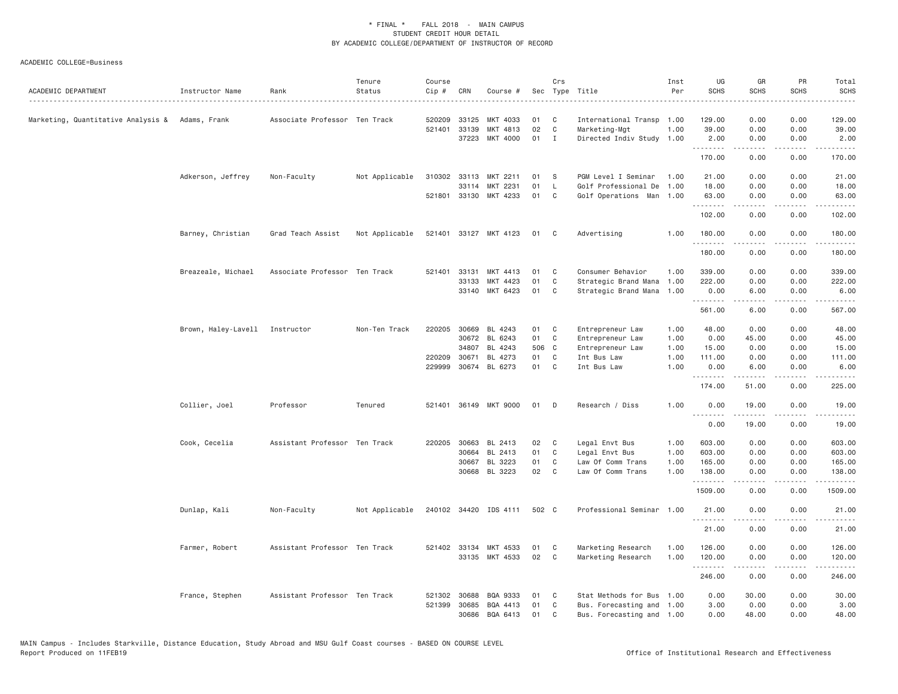\* FINAL \* FALL 2018 - MAIN CAMPUS
STUDENT CREDIT HOUR DETAIL
BY ACADEMIC COLLEGE/DEPARTMENT OF INSTRUCTOR OF RECORD

ACADEMIC COLLEGE=Business

| ACADEMIC DEPARTMENT | Instructor Name | Rank | Tenure Status | Course Cip # | CRN | Course # | Sec | Crs Type | Title | Inst Per | UG SCHS | GR SCHS | PR SCHS | Total SCHS |
|---|---|---|---|---|---|---|---|---|---|---|---|---|---|---|
| Marketing, Quantitative Analysis & | Adams, Frank | Associate Professor | Ten Track | 520209 | 33125 | MKT 4033 | 01 | C | International Transp | 1.00 | 129.00 | 0.00 | 0.00 | 129.00 |
| | | | | 521401 | 33139 | MKT 4813 | 02 | C | Marketing-Mgt | 1.00 | 39.00 | 0.00 | 0.00 | 39.00 |
| | | | | | 37223 | MKT 4000 | 01 | I | Directed Indiv Study | 1.00 | 2.00 | 0.00 | 0.00 | 2.00 |
| | | | | | | | | | | | 170.00 | 0.00 | 0.00 | 170.00 |
| | Adkerson, Jeffrey | Non-Faculty | Not Applicable | 310302 | 33113 | MKT 2211 | 01 | S | PGM Level I Seminar | 1.00 | 21.00 | 0.00 | 0.00 | 21.00 |
| | | | | | 33114 | MKT 2231 | 01 | L | Golf Professional De | 1.00 | 18.00 | 0.00 | 0.00 | 18.00 |
| | | | | 521801 | 33130 | MKT 4233 | 01 | C | Golf Operations Man | 1.00 | 63.00 | 0.00 | 0.00 | 63.00 |
| | | | | | | | | | | | 102.00 | 0.00 | 0.00 | 102.00 |
| | Barney, Christian | Grad Teach Assist | Not Applicable | 521401 | 33127 | MKT 4123 | 01 | C | Advertising | 1.00 | 180.00 | 0.00 | 0.00 | 180.00 |
| | | | | | | | | | | | 180.00 | 0.00 | 0.00 | 180.00 |
| | Breazeale, Michael | Associate Professor | Ten Track | 521401 | 33131 | MKT 4413 | 01 | C | Consumer Behavior | 1.00 | 339.00 | 0.00 | 0.00 | 339.00 |
| | | | | | 33133 | MKT 4423 | 01 | C | Strategic Brand Mana | 1.00 | 222.00 | 0.00 | 0.00 | 222.00 |
| | | | | | 33140 | MKT 6423 | 01 | C | Strategic Brand Mana | 1.00 | 0.00 | 6.00 | 0.00 | 6.00 |
| | | | | | | | | | | | 561.00 | 6.00 | 0.00 | 567.00 |
| | Brown, Haley-Lavell | Instructor | Non-Ten Track | 220205 | 30669 | BL 4243 | 01 | C | Entrepreneur Law | 1.00 | 48.00 | 0.00 | 0.00 | 48.00 |
| | | | | | 30672 | BL 6243 | 01 | C | Entrepreneur Law | 1.00 | 0.00 | 45.00 | 0.00 | 45.00 |
| | | | | | 34807 | BL 4243 | 506 | C | Entrepreneur Law | 1.00 | 15.00 | 0.00 | 0.00 | 15.00 |
| | | | | 220209 | 30671 | BL 4273 | 01 | C | Int Bus Law | 1.00 | 111.00 | 0.00 | 0.00 | 111.00 |
| | | | | 229999 | 30674 | BL 6273 | 01 | C | Int Bus Law | 1.00 | 0.00 | 6.00 | 0.00 | 6.00 |
| | | | | | | | | | | | 174.00 | 51.00 | 0.00 | 225.00 |
| | Collier, Joel | Professor | Tenured | 521401 | 36149 | MKT 9000 | 01 | D | Research / Diss | 1.00 | 0.00 | 19.00 | 0.00 | 19.00 |
| | | | | | | | | | | | 0.00 | 19.00 | 0.00 | 19.00 |
| | Cook, Cecelia | Assistant Professor | Ten Track | 220205 | 30663 | BL 2413 | 02 | C | Legal Envt Bus | 1.00 | 603.00 | 0.00 | 0.00 | 603.00 |
| | | | | | 30664 | BL 2413 | 01 | C | Legal Envt Bus | 1.00 | 603.00 | 0.00 | 0.00 | 603.00 |
| | | | | | 30667 | BL 3223 | 01 | C | Law Of Comm Trans | 1.00 | 165.00 | 0.00 | 0.00 | 165.00 |
| | | | | | 30668 | BL 3223 | 02 | C | Law Of Comm Trans | 1.00 | 138.00 | 0.00 | 0.00 | 138.00 |
| | | | | | | | | | | | 1509.00 | 0.00 | 0.00 | 1509.00 |
| | Dunlap, Kali | Non-Faculty | Not Applicable | 240102 | 34420 | IDS 4111 | 502 | C | Professional Seminar | 1.00 | 21.00 | 0.00 | 0.00 | 21.00 |
| | | | | | | | | | | | 21.00 | 0.00 | 0.00 | 21.00 |
| | Farmer, Robert | Assistant Professor | Ten Track | 521402 | 33134 | MKT 4533 | 01 | C | Marketing Research | 1.00 | 126.00 | 0.00 | 0.00 | 126.00 |
| | | | | | 33135 | MKT 4533 | 02 | C | Marketing Research | 1.00 | 120.00 | 0.00 | 0.00 | 120.00 |
| | | | | | | | | | | | 246.00 | 0.00 | 0.00 | 246.00 |
| | France, Stephen | Assistant Professor | Ten Track | 521302 | 30688 | BQA 9333 | 01 | C | Stat Methods for Bus | 1.00 | 0.00 | 30.00 | 0.00 | 30.00 |
| | | | | 521399 | 30685 | BQA 4413 | 01 | C | Bus. Forecasting and | 1.00 | 3.00 | 0.00 | 0.00 | 3.00 |
| | | | | | 30686 | BQA 6413 | 01 | C | Bus. Forecasting and | 1.00 | 0.00 | 48.00 | 0.00 | 48.00 |

MAIN Campus - Includes Starkville, Distance Education, Study Abroad and MSU Gulf Coast courses - BASED ON COURSE LEVEL
Report Produced on 11FEB19 Office of Institutional Research and Effectiveness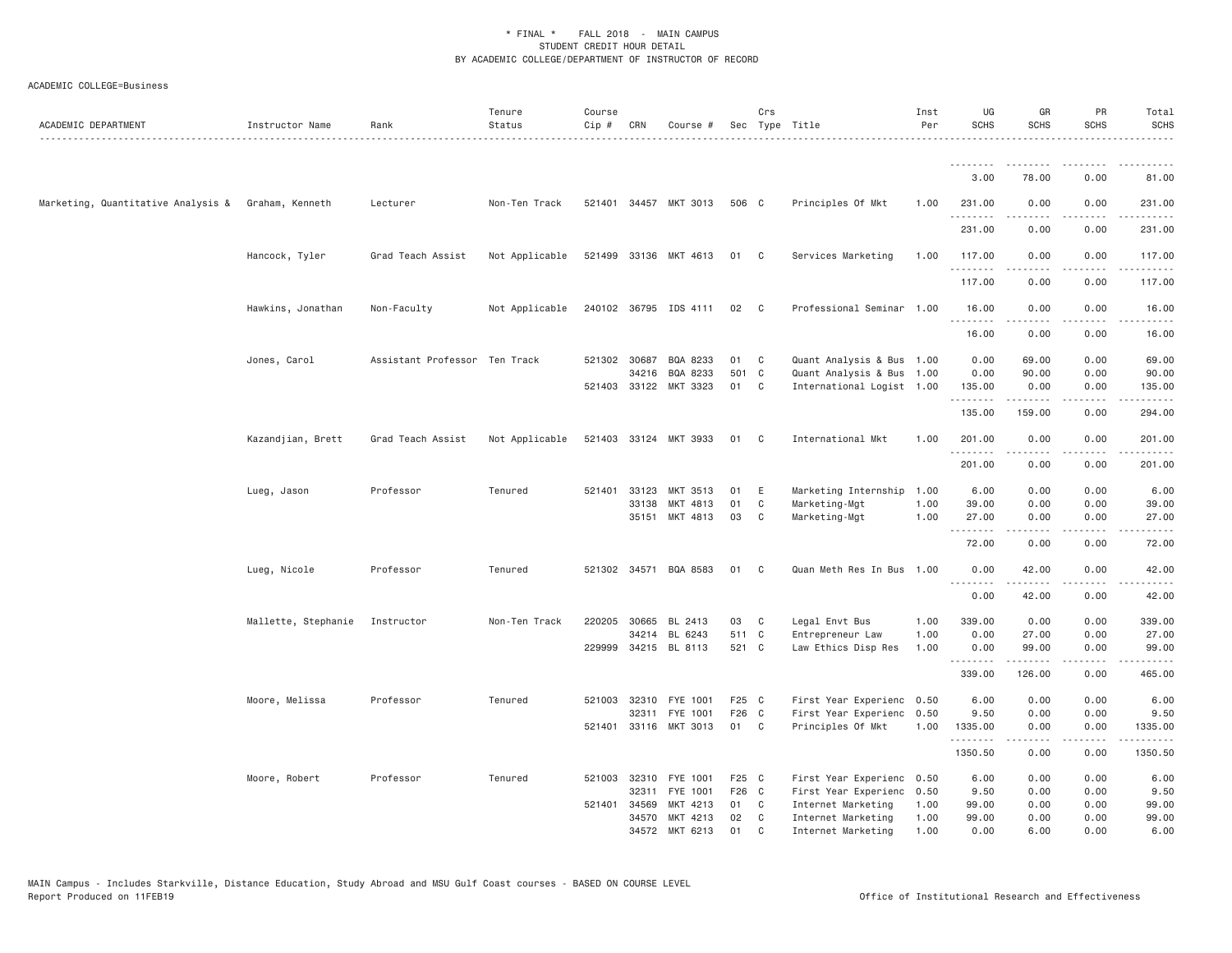\* FINAL \* FALL 2018 - MAIN CAMPUS
STUDENT CREDIT HOUR DETAIL
BY ACADEMIC COLLEGE/DEPARTMENT OF INSTRUCTOR OF RECORD

ACADEMIC COLLEGE=Business

| ACADEMIC DEPARTMENT | Instructor Name | Rank | Tenure Status | Course Cip # | CRN | Course # | Sec | Crs Type | Title | Inst Per | UG SCHS | GR SCHS | PR SCHS | Total SCHS |
|---|---|---|---|---|---|---|---|---|---|---|---|---|---|---|
| | | | | | | | | | | | 3.00 | 78.00 | 0.00 | 81.00 |
| Marketing, Quantitative Analysis & | Graham, Kenneth | Lecturer | Non-Ten Track | 521401 | 34457 | MKT 3013 | 506 | C | Principles Of Mkt | 1.00 | 231.00 | 0.00 | 0.00 | 231.00 |
| | | | | | | | | | | | 231.00 | 0.00 | 0.00 | 231.00 |
| | Hancock, Tyler | Grad Teach Assist | Not Applicable | 521499 | 33136 | MKT 4613 | 01 | C | Services Marketing | 1.00 | 117.00 | 0.00 | 0.00 | 117.00 |
| | | | | | | | | | | | 117.00 | 0.00 | 0.00 | 117.00 |
| | Hawkins, Jonathan | Non-Faculty | Not Applicable | 240102 | 36795 | IDS 4111 | 02 | C | Professional Seminar | 1.00 | 16.00 | 0.00 | 0.00 | 16.00 |
| | | | | | | | | | | | 16.00 | 0.00 | 0.00 | 16.00 |
| | Jones, Carol | Assistant Professor | Ten Track | 521302 | 30687 | BQA 8233 | 01 | C | Quant Analysis & Bus | 1.00 | 0.00 | 69.00 | 0.00 | 69.00 |
| | | | | | 34216 | BQA 8233 | 501 | C | Quant Analysis & Bus | 1.00 | 0.00 | 90.00 | 0.00 | 90.00 |
| | | | | 521403 | 33122 | MKT 3323 | 01 | C | International Logist | 1.00 | 135.00 | 0.00 | 0.00 | 135.00 |
| | | | | | | | | | | | 135.00 | 159.00 | 0.00 | 294.00 |
| | Kazandjian, Brett | Grad Teach Assist | Not Applicable | 521403 | 33124 | MKT 3933 | 01 | C | International Mkt | 1.00 | 201.00 | 0.00 | 0.00 | 201.00 |
| | | | | | | | | | | | 201.00 | 0.00 | 0.00 | 201.00 |
| | Lueg, Jason | Professor | Tenured | 521401 | 33123 | MKT 3513 | 01 | E | Marketing Internship | 1.00 | 6.00 | 0.00 | 0.00 | 6.00 |
| | | | | | 33138 | MKT 4813 | 01 | C | Marketing-Mgt | 1.00 | 39.00 | 0.00 | 0.00 | 39.00 |
| | | | | | 35151 | MKT 4813 | 03 | C | Marketing-Mgt | 1.00 | 27.00 | 0.00 | 0.00 | 27.00 |
| | | | | | | | | | | | 72.00 | 0.00 | 0.00 | 72.00 |
| | Lueg, Nicole | Professor | Tenured | 521302 | 34571 | BQA 8583 | 01 | C | Quan Meth Res In Bus | 1.00 | 0.00 | 42.00 | 0.00 | 42.00 |
| | | | | | | | | | | | 0.00 | 42.00 | 0.00 | 42.00 |
| | Mallette, Stephanie | Instructor | Non-Ten Track | 220205 | 30665 | BL 2413 | 03 | C | Legal Envt Bus | 1.00 | 339.00 | 0.00 | 0.00 | 339.00 |
| | | | | | 34214 | BL 6243 | 511 | C | Entrepreneur Law | 1.00 | 0.00 | 27.00 | 0.00 | 27.00 |
| | | | | 229999 | 34215 | BL 8113 | 521 | C | Law Ethics Disp Res | 1.00 | 0.00 | 99.00 | 0.00 | 99.00 |
| | | | | | | | | | | | 339.00 | 126.00 | 0.00 | 465.00 |
| | Moore, Melissa | Professor | Tenured | 521003 | 32310 | FYE 1001 | F25 | C | First Year Experienc | 0.50 | 6.00 | 0.00 | 0.00 | 6.00 |
| | | | | | 32311 | FYE 1001 | F26 | C | First Year Experienc | 0.50 | 9.50 | 0.00 | 0.00 | 9.50 |
| | | | | 521401 | 33116 | MKT 3013 | 01 | C | Principles Of Mkt | 1.00 | 1335.00 | 0.00 | 0.00 | 1335.00 |
| | | | | | | | | | | | 1350.50 | 0.00 | 0.00 | 1350.50 |
| | Moore, Robert | Professor | Tenured | 521003 | 32310 | FYE 1001 | F25 | C | First Year Experienc | 0.50 | 6.00 | 0.00 | 0.00 | 6.00 |
| | | | | | 32311 | FYE 1001 | F26 | C | First Year Experienc | 0.50 | 9.50 | 0.00 | 0.00 | 9.50 |
| | | | | 521401 | 34569 | MKT 4213 | 01 | C | Internet Marketing | 1.00 | 99.00 | 0.00 | 0.00 | 99.00 |
| | | | | | 34570 | MKT 4213 | 02 | C | Internet Marketing | 1.00 | 99.00 | 0.00 | 0.00 | 99.00 |
| | | | | | 34572 | MKT 6213 | 01 | C | Internet Marketing | 1.00 | 0.00 | 6.00 | 0.00 | 6.00 |

MAIN Campus - Includes Starkville, Distance Education, Study Abroad and MSU Gulf Coast courses - BASED ON COURSE LEVEL
Report Produced on 11FEB19 Office of Institutional Research and Effectiveness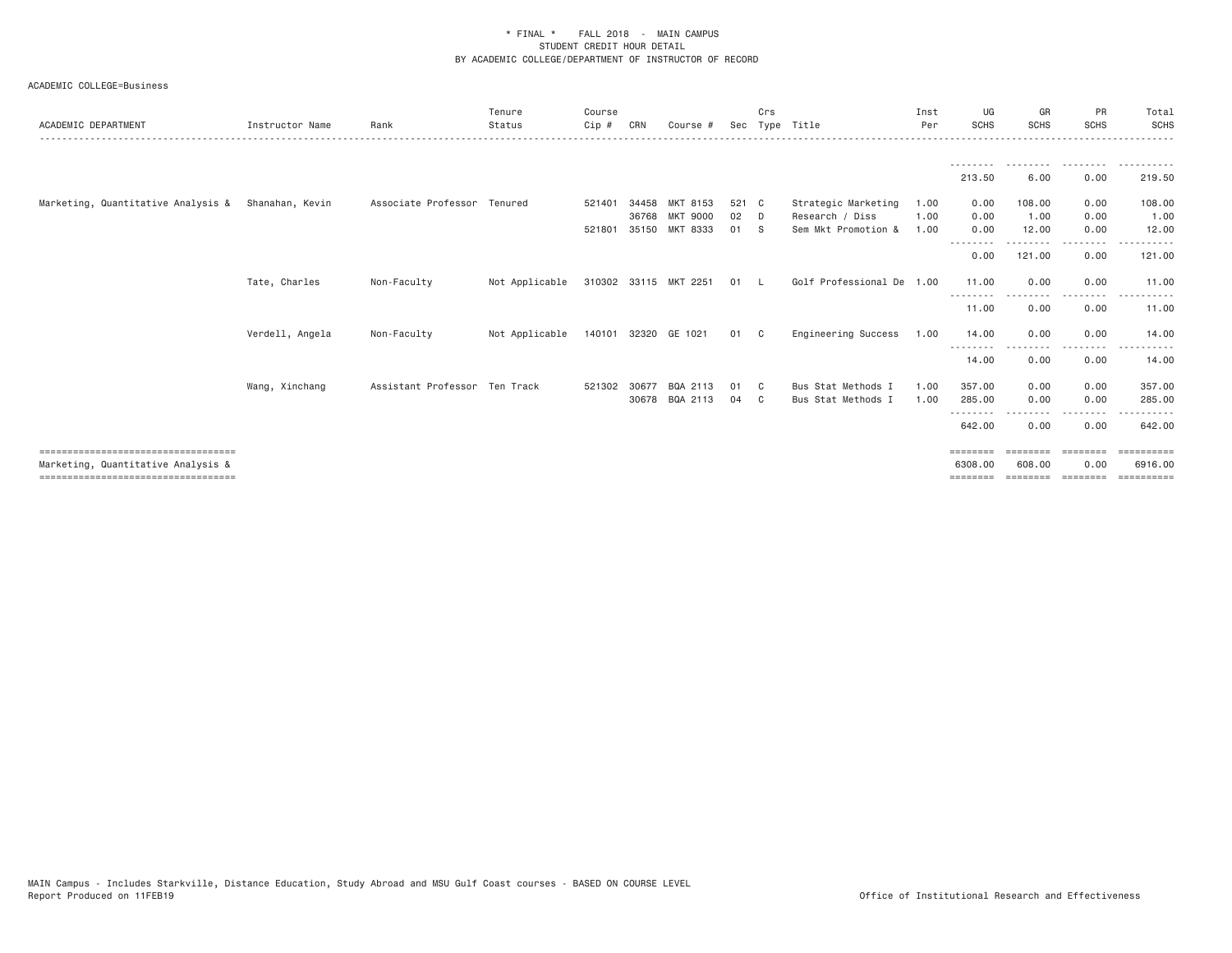\* FINAL \* FALL 2018 - MAIN CAMPUS
STUDENT CREDIT HOUR DETAIL
BY ACADEMIC COLLEGE/DEPARTMENT OF INSTRUCTOR OF RECORD

ACADEMIC COLLEGE=Business

| ACADEMIC DEPARTMENT | Instructor Name | Rank | Tenure Status | Course Cip # | CRN | Course # | Sec | Crs Type | Title | Inst Per | UG SCHS | GR SCHS | PR SCHS | Total SCHS |
|---|---|---|---|---|---|---|---|---|---|---|---|---|---|---|
| | | | | | | | | | | | 213.50 | 6.00 | 0.00 | 219.50 |
| Marketing, Quantitative Analysis & | Shanahan, Kevin | Associate Professor | Tenured | 521401 | 34458 | MKT 8153 | 521 | C | Strategic Marketing | 1.00 | 0.00 | 108.00 | 0.00 | 108.00 |
| | | | | | 36768 | MKT 9000 | 02 | D | Research / Diss | 1.00 | 0.00 | 1.00 | 0.00 | 1.00 |
| | | | | 521801 | 35150 | MKT 8333 | 01 | S | Sem Mkt Promotion & | 1.00 | 0.00 | 12.00 | 0.00 | 12.00 |
| | | | | | | | | | | | 0.00 | 121.00 | 0.00 | 121.00 |
| | Tate, Charles | Non-Faculty | Not Applicable | 310302 | 33115 | MKT 2251 | 01 | L | Golf Professional De | 1.00 | 11.00 | 0.00 | 0.00 | 11.00 |
| | | | | | | | | | | | 11.00 | 0.00 | 0.00 | 11.00 |
| | Verdell, Angela | Non-Faculty | Not Applicable | 140101 | 32320 | GE 1021 | 01 | C | Engineering Success | 1.00 | 14.00 | 0.00 | 0.00 | 14.00 |
| | | | | | | | | | | | 14.00 | 0.00 | 0.00 | 14.00 |
| | Wang, Xinchang | Assistant Professor | Ten Track | 521302 | 30677 | BQA 2113 | 01 | C | Bus Stat Methods I | 1.00 | 357.00 | 0.00 | 0.00 | 357.00 |
| | | | | | 30678 | BQA 2113 | 04 | C | Bus Stat Methods I | 1.00 | 285.00 | 0.00 | 0.00 | 285.00 |
| | | | | | | | | | | | 642.00 | 0.00 | 0.00 | 642.00 |
| Marketing, Quantitative Analysis & | | | | | | | | | | | 6308.00 | 608.00 | 0.00 | 6916.00 |

MAIN Campus - Includes Starkville, Distance Education, Study Abroad and MSU Gulf Coast courses - BASED ON COURSE LEVEL
Report Produced on 11FEB19 Office of Institutional Research and Effectiveness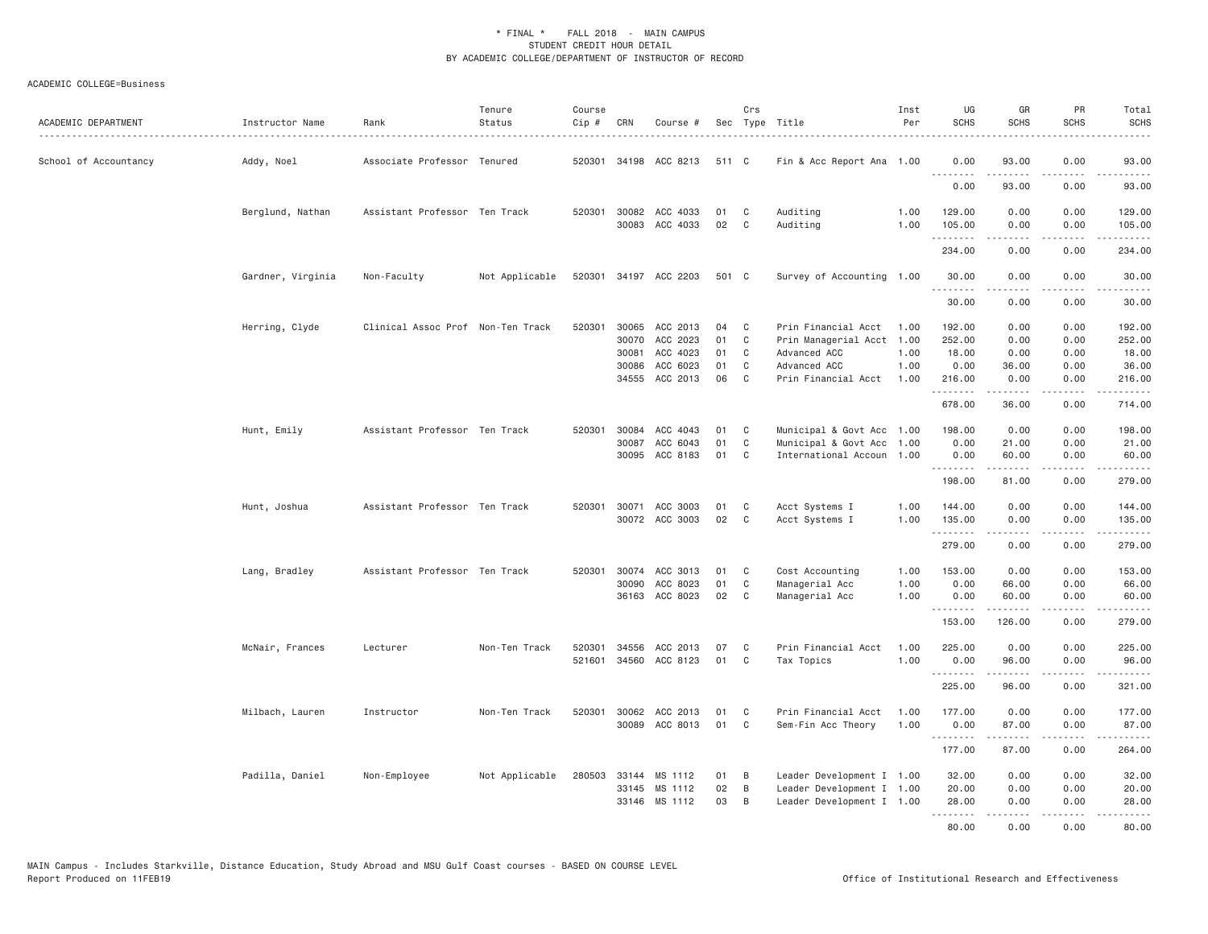* FINAL * FALL 2018 - MAIN CAMPUS
STUDENT CREDIT HOUR DETAIL
BY ACADEMIC COLLEGE/DEPARTMENT OF INSTRUCTOR OF RECORD

ACADEMIC COLLEGE=Business

| ACADEMIC DEPARTMENT | Instructor Name | Rank | Tenure Status | Course Cip # | CRN | Course # | Sec | Crs Type | Title | Inst Per | UG SCHS | GR SCHS | PR SCHS | Total SCHS |
|---|---|---|---|---|---|---|---|---|---|---|---|---|---|---|
| School of Accountancy | Addy, Noel | Associate Professor | Tenured | 520301 | 34198 | ACC 8213 | 511 | C | Fin & Acc Report Ana | 1.00 | 0.00 | 93.00 | 0.00 | 93.00 |
| | | | | | | | | | | | 0.00 | 93.00 | 0.00 | 93.00 |
| | Berglund, Nathan | Assistant Professor | Ten Track | 520301 | 30082 | ACC 4033 | 01 | C | Auditing | 1.00 | 129.00 | 0.00 | 0.00 | 129.00 |
| | | | | | 30083 | ACC 4033 | 02 | C | Auditing | 1.00 | 105.00 | 0.00 | 0.00 | 105.00 |
| | | | | | | | | | | | 234.00 | 0.00 | 0.00 | 234.00 |
| | Gardner, Virginia | Non-Faculty | Not Applicable | 520301 | 34197 | ACC 2203 | 501 | C | Survey of Accounting | 1.00 | 30.00 | 0.00 | 0.00 | 30.00 |
| | | | | | | | | | | | 30.00 | 0.00 | 0.00 | 30.00 |
| | Herring, Clyde | Clinical Assoc Prof | Non-Ten Track | 520301 | 30065 | ACC 2013 | 04 | C | Prin Financial Acct | 1.00 | 192.00 | 0.00 | 0.00 | 192.00 |
| | | | | | 30070 | ACC 2023 | 01 | C | Prin Managerial Acct | 1.00 | 252.00 | 0.00 | 0.00 | 252.00 |
| | | | | | 30081 | ACC 4023 | 01 | C | Advanced ACC | 1.00 | 18.00 | 0.00 | 0.00 | 18.00 |
| | | | | | 30086 | ACC 6023 | 01 | C | Advanced ACC | 1.00 | 0.00 | 36.00 | 0.00 | 36.00 |
| | | | | | 34555 | ACC 2013 | 06 | C | Prin Financial Acct | 1.00 | 216.00 | 0.00 | 0.00 | 216.00 |
| | | | | | | | | | | | 678.00 | 36.00 | 0.00 | 714.00 |
| | Hunt, Emily | Assistant Professor | Ten Track | 520301 | 30084 | ACC 4043 | 01 | C | Municipal & Govt Acc | 1.00 | 198.00 | 0.00 | 0.00 | 198.00 |
| | | | | | 30087 | ACC 6043 | 01 | C | Municipal & Govt Acc | 1.00 | 0.00 | 21.00 | 0.00 | 21.00 |
| | | | | | 30095 | ACC 8183 | 01 | C | International Accoun | 1.00 | 0.00 | 60.00 | 0.00 | 60.00 |
| | | | | | | | | | | | 198.00 | 81.00 | 0.00 | 279.00 |
| | Hunt, Joshua | Assistant Professor | Ten Track | 520301 | 30071 | ACC 3003 | 01 | C | Acct Systems I | 1.00 | 144.00 | 0.00 | 0.00 | 144.00 |
| | | | | | 30072 | ACC 3003 | 02 | C | Acct Systems I | 1.00 | 135.00 | 0.00 | 0.00 | 135.00 |
| | | | | | | | | | | | 279.00 | 0.00 | 0.00 | 279.00 |
| | Lang, Bradley | Assistant Professor | Ten Track | 520301 | 30074 | ACC 3013 | 01 | C | Cost Accounting | 1.00 | 153.00 | 0.00 | 0.00 | 153.00 |
| | | | | | 30090 | ACC 8023 | 01 | C | Managerial Acc | 1.00 | 0.00 | 66.00 | 0.00 | 66.00 |
| | | | | | 36163 | ACC 8023 | 02 | C | Managerial Acc | 1.00 | 0.00 | 60.00 | 0.00 | 60.00 |
| | | | | | | | | | | | 153.00 | 126.00 | 0.00 | 279.00 |
| | McNair, Frances | Lecturer | Non-Ten Track | 520301 | 34556 | ACC 2013 | 07 | C | Prin Financial Acct | 1.00 | 225.00 | 0.00 | 0.00 | 225.00 |
| | | | | 521601 | 34560 | ACC 8123 | 01 | C | Tax Topics | 1.00 | 0.00 | 96.00 | 0.00 | 96.00 |
| | | | | | | | | | | | 225.00 | 96.00 | 0.00 | 321.00 |
| | Milbach, Lauren | Instructor | Non-Ten Track | 520301 | 30062 | ACC 2013 | 01 | C | Prin Financial Acct | 1.00 | 177.00 | 0.00 | 0.00 | 177.00 |
| | | | | | 30089 | ACC 8013 | 01 | C | Sem-Fin Acc Theory | 1.00 | 0.00 | 87.00 | 0.00 | 87.00 |
| | | | | | | | | | | | 177.00 | 87.00 | 0.00 | 264.00 |
| | Padilla, Daniel | Non-Employee | Not Applicable | 280503 | 33144 | MS 1112 | 01 | B | Leader Development I | 1.00 | 32.00 | 0.00 | 0.00 | 32.00 |
| | | | | | 33145 | MS 1112 | 02 | B | Leader Development I | 1.00 | 20.00 | 0.00 | 0.00 | 20.00 |
| | | | | | 33146 | MS 1112 | 03 | B | Leader Development I | 1.00 | 28.00 | 0.00 | 0.00 | 28.00 |
| | | | | | | | | | | | 80.00 | 0.00 | 0.00 | 80.00 |

MAIN Campus - Includes Starkville, Distance Education, Study Abroad and MSU Gulf Coast courses - BASED ON COURSE LEVEL
Report Produced on 11FEB19 | Office of Institutional Research and Effectiveness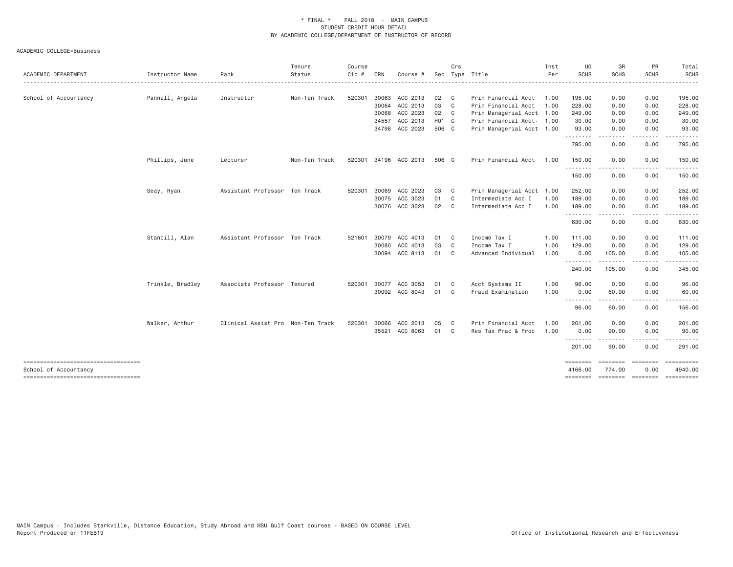\* FINAL \* FALL 2018 - MAIN CAMPUS
STUDENT CREDIT HOUR DETAIL
BY ACADEMIC COLLEGE/DEPARTMENT OF INSTRUCTOR OF RECORD

ACADEMIC COLLEGE=Business

| ACADEMIC DEPARTMENT | Instructor Name | Rank | Tenure Status | Course Cip # | CRN | Course # | Sec | Crs Type | Title | Inst Per | UG SCHS | GR SCHS | PR SCHS | Total SCHS |
|---|---|---|---|---|---|---|---|---|---|---|---|---|---|---|
| School of Accountancy | Pannell, Angela | Instructor | Non-Ten Track | 520301 | 30063 | ACC 2013 | 02 | C | Prin Financial Acct | 1.00 | 195.00 | 0.00 | 0.00 | 195.00 |
| | | | | | 30064 | ACC 2013 | 03 | C | Prin Financial Acct | 1.00 | 228.00 | 0.00 | 0.00 | 228.00 |
| | | | | | 30068 | ACC 2023 | 02 | C | Prin Managerial Acct | 1.00 | 249.00 | 0.00 | 0.00 | 249.00 |
| | | | | | 34557 | ACC 2013 | H01 | C | Prin Financial Acct- | 1.00 | 30.00 | 0.00 | 0.00 | 30.00 |
| | | | | | 34798 | ACC 2023 | 506 | C | Prin Managerial Acct | 1.00 | 93.00 | 0.00 | 0.00 | 93.00 |
| | | | | | | | | | | | 795.00 | 0.00 | 0.00 | 795.00 |
| | Phillips, June | Lecturer | Non-Ten Track | 520301 | 34196 | ACC 2013 | 506 | C | Prin Financial Acct | 1.00 | 150.00 | 0.00 | 0.00 | 150.00 |
| | | | | | | | | | | | 150.00 | 0.00 | 0.00 | 150.00 |
| | Seay, Ryan | Assistant Professor | Ten Track | 520301 | 30069 | ACC 2023 | 03 | C | Prin Managerial Acct | 1.00 | 252.00 | 0.00 | 0.00 | 252.00 |
| | | | | | 30075 | ACC 3023 | 01 | C | Intermediate Acc I | 1.00 | 189.00 | 0.00 | 0.00 | 189.00 |
| | | | | | 30076 | ACC 3023 | 02 | C | Intermediate Acc I | 1.00 | 189.00 | 0.00 | 0.00 | 189.00 |
| | | | | | | | | | | | 630.00 | 0.00 | 0.00 | 630.00 |
| | Stancill, Alan | Assistant Professor | Ten Track | 521601 | 30079 | ACC 4013 | 01 | C | Income Tax I | 1.00 | 111.00 | 0.00 | 0.00 | 111.00 |
| | | | | | 30080 | ACC 4013 | 03 | C | Income Tax I | 1.00 | 129.00 | 0.00 | 0.00 | 129.00 |
| | | | | | 30094 | ACC 8113 | 01 | C | Advanced Individual | 1.00 | 0.00 | 105.00 | 0.00 | 105.00 |
| | | | | | | | | | | | 240.00 | 105.00 | 0.00 | 345.00 |
| | Trinkle, Bradley | Associate Professor | Tenured | 520301 | 30077 | ACC 3053 | 01 | C | Acct Systems II | 1.00 | 96.00 | 0.00 | 0.00 | 96.00 |
| | | | | | 30092 | ACC 8043 | 01 | C | Fraud Examination | 1.00 | 0.00 | 60.00 | 0.00 | 60.00 |
| | | | | | | | | | | | 96.00 | 60.00 | 0.00 | 156.00 |
| | Walker, Arthur | Clinical Assist Pro | Non-Ten Track | 520301 | 30066 | ACC 2013 | 05 | C | Prin Financial Acct | 1.00 | 201.00 | 0.00 | 0.00 | 201.00 |
| | | | | | 35521 | ACC 8063 | 01 | C | Res Tax Prac & Proc | 1.00 | 0.00 | 90.00 | 0.00 | 90.00 |
| | | | | | | | | | | | 201.00 | 90.00 | 0.00 | 291.00 |
| School of Accountancy | | | | | | | | | | | 4166.00 | 774.00 | 0.00 | 4940.00 |

MAIN Campus - Includes Starkville, Distance Education, Study Abroad and MSU Gulf Coast courses - BASED ON COURSE LEVEL
Report Produced on 11FEB19

Office of Institutional Research and Effectiveness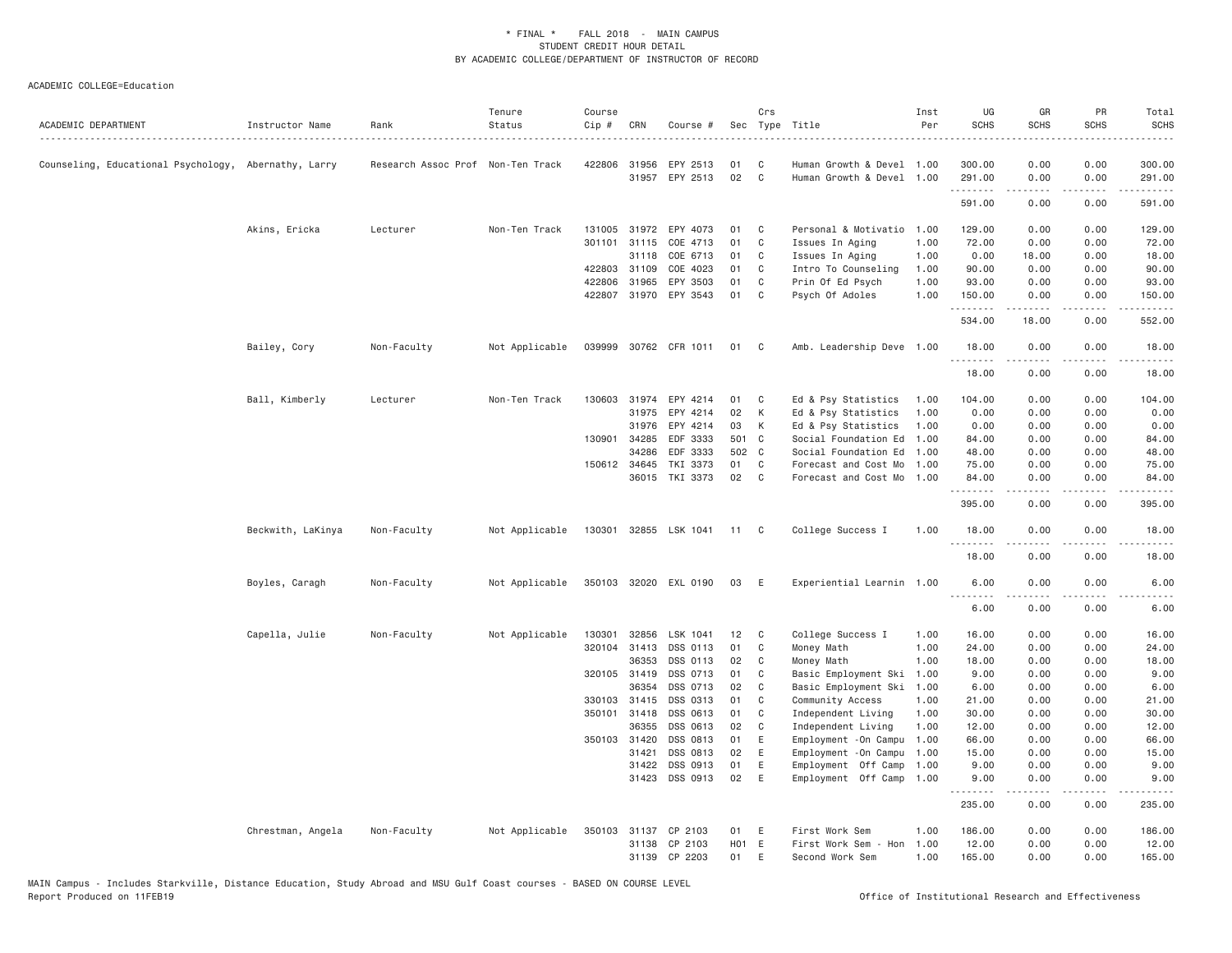\* FINAL \* FALL 2018 - MAIN CAMPUS
STUDENT CREDIT HOUR DETAIL
BY ACADEMIC COLLEGE/DEPARTMENT OF INSTRUCTOR OF RECORD

ACADEMIC COLLEGE=Education

| ACADEMIC DEPARTMENT | Instructor Name | Rank | Tenure Status | Course Cip # | CRN | Course # | Sec | Crs Type | Title | Inst Per | UG SCHS | GR SCHS | PR SCHS | Total SCHS |
|---|---|---|---|---|---|---|---|---|---|---|---|---|---|---|
| Counseling, Educational Psychology, | Abernathy, Larry | Research Assoc Prof | Non-Ten Track | 422806 | 31956 | EPY 2513 | 01 | C | Human Growth & Devel | 1.00 | 300.00 | 0.00 | 0.00 | 300.00 |
| | | | | | 31957 | EPY 2513 | 02 | C | Human Growth & Devel | 1.00 | 291.00 | 0.00 | 0.00 | 291.00 |
| | | | | | | | | | | | 591.00 | 0.00 | 0.00 | 591.00 |
| | Akins, Ericka | Lecturer | Non-Ten Track | 131005 | 31972 | EPY 4073 | 01 | C | Personal & Motivatio | 1.00 | 129.00 | 0.00 | 0.00 | 129.00 |
| | | | | 301101 | 31115 | COE 4713 | 01 | C | Issues In Aging | 1.00 | 72.00 | 0.00 | 0.00 | 72.00 |
| | | | | | 31118 | COE 6713 | 01 | C | Issues In Aging | 1.00 | 0.00 | 18.00 | 0.00 | 18.00 |
| | | | | 422803 | 31109 | COE 4023 | 01 | C | Intro To Counseling | 1.00 | 90.00 | 0.00 | 0.00 | 90.00 |
| | | | | 422806 | 31965 | EPY 3503 | 01 | C | Prin Of Ed Psych | 1.00 | 93.00 | 0.00 | 0.00 | 93.00 |
| | | | | 422807 | 31970 | EPY 3543 | 01 | C | Psych Of Adoles | 1.00 | 150.00 | 0.00 | 0.00 | 150.00 |
| | | | | | | | | | | | 534.00 | 18.00 | 0.00 | 552.00 |
| | Bailey, Cory | Non-Faculty | Not Applicable | 039999 | 30762 | CFR 1011 | 01 | C | Amb. Leadership Deve | 1.00 | 18.00 | 0.00 | 0.00 | 18.00 |
| | | | | | | | | | | | 18.00 | 0.00 | 0.00 | 18.00 |
| | Ball, Kimberly | Lecturer | Non-Ten Track | 130603 | 31974 | EPY 4214 | 01 | C | Ed & Psy Statistics | 1.00 | 104.00 | 0.00 | 0.00 | 104.00 |
| | | | | | 31975 | EPY 4214 | 02 | K | Ed & Psy Statistics | 1.00 | 0.00 | 0.00 | 0.00 | 0.00 |
| | | | | | 31976 | EPY 4214 | 03 | K | Ed & Psy Statistics | 1.00 | 0.00 | 0.00 | 0.00 | 0.00 |
| | | | | 130901 | 34285 | EDF 3333 | 501 | C | Social Foundation Ed | 1.00 | 84.00 | 0.00 | 0.00 | 84.00 |
| | | | | | 34286 | EDF 3333 | 502 | C | Social Foundation Ed | 1.00 | 48.00 | 0.00 | 0.00 | 48.00 |
| | | | | 150612 | 34645 | TKI 3373 | 01 | C | Forecast and Cost Mo | 1.00 | 75.00 | 0.00 | 0.00 | 75.00 |
| | | | | | 36015 | TKI 3373 | 02 | C | Forecast and Cost Mo | 1.00 | 84.00 | 0.00 | 0.00 | 84.00 |
| | | | | | | | | | | | 395.00 | 0.00 | 0.00 | 395.00 |
| | Beckwith, LaKinya | Non-Faculty | Not Applicable | 130301 | 32855 | LSK 1041 | 11 | C | College Success I | 1.00 | 18.00 | 0.00 | 0.00 | 18.00 |
| | | | | | | | | | | | 18.00 | 0.00 | 0.00 | 18.00 |
| | Boyles, Caragh | Non-Faculty | Not Applicable | 350103 | 32020 | EXL 0190 | 03 | E | Experiential Learnin | 1.00 | 6.00 | 0.00 | 0.00 | 6.00 |
| | | | | | | | | | | | 6.00 | 0.00 | 0.00 | 6.00 |
| | Capella, Julie | Non-Faculty | Not Applicable | 130301 | 32856 | LSK 1041 | 12 | C | College Success I | 1.00 | 16.00 | 0.00 | 0.00 | 16.00 |
| | | | | 320104 | 31413 | DSS 0113 | 01 | C | Money Math | 1.00 | 24.00 | 0.00 | 0.00 | 24.00 |
| | | | | | 36353 | DSS 0113 | 02 | C | Money Math | 1.00 | 18.00 | 0.00 | 0.00 | 18.00 |
| | | | | 320105 | 31419 | DSS 0713 | 01 | C | Basic Employment Ski | 1.00 | 9.00 | 0.00 | 0.00 | 9.00 |
| | | | | | 36354 | DSS 0713 | 02 | C | Basic Employment Ski | 1.00 | 6.00 | 0.00 | 0.00 | 6.00 |
| | | | | 330103 | 31415 | DSS 0313 | 01 | C | Community Access | 1.00 | 21.00 | 0.00 | 0.00 | 21.00 |
| | | | | 350101 | 31418 | DSS 0613 | 01 | C | Independent Living | 1.00 | 30.00 | 0.00 | 0.00 | 30.00 |
| | | | | | 36355 | DSS 0613 | 02 | C | Independent Living | 1.00 | 12.00 | 0.00 | 0.00 | 12.00 |
| | | | | 350103 | 31420 | DSS 0813 | 01 | E | Employment -On Campu | 1.00 | 66.00 | 0.00 | 0.00 | 66.00 |
| | | | | | 31421 | DSS 0813 | 02 | E | Employment -On Campu | 1.00 | 15.00 | 0.00 | 0.00 | 15.00 |
| | | | | | 31422 | DSS 0913 | 01 | E | Employment Off Camp | 1.00 | 9.00 | 0.00 | 0.00 | 9.00 |
| | | | | | 31423 | DSS 0913 | 02 | E | Employment Off Camp | 1.00 | 9.00 | 0.00 | 0.00 | 9.00 |
| | | | | | | | | | | | 235.00 | 0.00 | 0.00 | 235.00 |
| | Chrestman, Angela | Non-Faculty | Not Applicable | 350103 | 31137 | CP 2103 | 01 | E | First Work Sem | 1.00 | 186.00 | 0.00 | 0.00 | 186.00 |
| | | | | | 31138 | CP 2103 | H01 | E | First Work Sem - Hon | 1.00 | 12.00 | 0.00 | 0.00 | 12.00 |
| | | | | | 31139 | CP 2203 | 01 | E | Second Work Sem | 1.00 | 165.00 | 0.00 | 0.00 | 165.00 |

MAIN Campus - Includes Starkville, Distance Education, Study Abroad and MSU Gulf Coast courses - BASED ON COURSE LEVEL
Report Produced on 11FEB19 — Office of Institutional Research and Effectiveness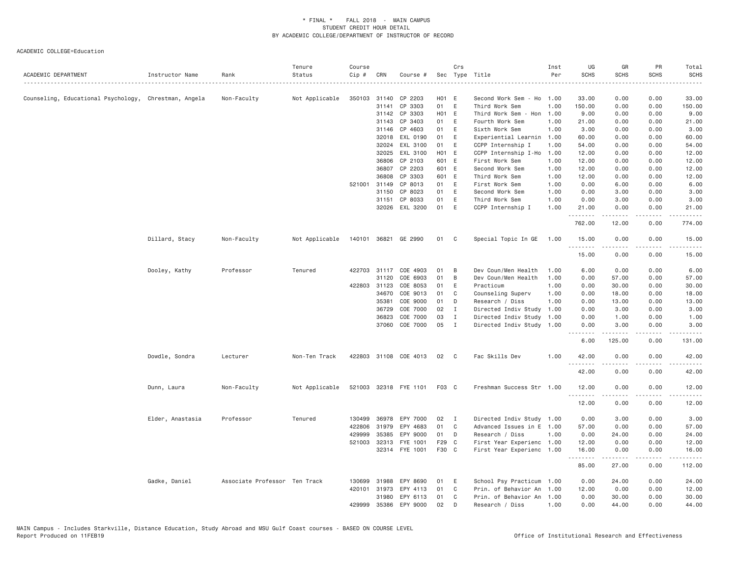# * FINAL * FALL 2018 - MAIN CAMPUS
## STUDENT CREDIT HOUR DETAIL
## BY ACADEMIC COLLEGE/DEPARTMENT OF INSTRUCTOR OF RECORD

ACADEMIC COLLEGE=Education

| ACADEMIC DEPARTMENT | Instructor Name | Rank | Tenure Status | Course Cip # | CRN | Course # | Sec | Crs Type | Title | Inst Per | UG SCHS | GR SCHS | PR SCHS | Total SCHS |
|---|---|---|---|---|---|---|---|---|---|---|---|---|---|---|
| Counseling, Educational Psychology, | Chrestman, Angela | Non-Faculty | Not Applicable | 350103 | 31140 | CP 2203 | H01 | E | Second Work Sem - Ho | 1.00 | 33.00 | 0.00 | 0.00 | 33.00 |
| | | | | | 31141 | CP 3303 | 01 | E | Third Work Sem | 1.00 | 150.00 | 0.00 | 0.00 | 150.00 |
| | | | | | 31142 | CP 3303 | H01 | E | Third Work Sem - Hon | 1.00 | 9.00 | 0.00 | 0.00 | 9.00 |
| | | | | | 31143 | CP 3403 | 01 | E | Fourth Work Sem | 1.00 | 21.00 | 0.00 | 0.00 | 21.00 |
| | | | | | 31146 | CP 4603 | 01 | E | Sixth Work Sem | 1.00 | 3.00 | 0.00 | 0.00 | 3.00 |
| | | | | | 32018 | EXL 0190 | 01 | E | Experiential Learnin | 1.00 | 60.00 | 0.00 | 0.00 | 60.00 |
| | | | | | 32024 | EXL 3100 | 01 | E | CCPP Internship I | 1.00 | 54.00 | 0.00 | 0.00 | 54.00 |
| | | | | | 32025 | EXL 3100 | H01 | E | CCPP Internship I-Ho | 1.00 | 12.00 | 0.00 | 0.00 | 12.00 |
| | | | | | 36806 | CP 2103 | 601 | E | First Work Sem | 1.00 | 12.00 | 0.00 | 0.00 | 12.00 |
| | | | | | 36807 | CP 2203 | 601 | E | Second Work Sem | 1.00 | 12.00 | 0.00 | 0.00 | 12.00 |
| | | | | | 36808 | CP 3303 | 601 | E | Third Work Sem | 1.00 | 12.00 | 0.00 | 0.00 | 12.00 |
| | | | | 521001 | 31149 | CP 8013 | 01 | E | First Work Sem | 1.00 | 0.00 | 6.00 | 0.00 | 6.00 |
| | | | | | 31150 | CP 8023 | 01 | E | Second Work Sem | 1.00 | 0.00 | 3.00 | 0.00 | 3.00 |
| | | | | | 31151 | CP 8033 | 01 | E | Third Work Sem | 1.00 | 0.00 | 3.00 | 0.00 | 3.00 |
| | | | | | 32026 | EXL 3200 | 01 | E | CCPP Internship I | 1.00 | 21.00 | 0.00 | 0.00 | 21.00 |
| | | | | | | | | | | | 762.00 | 12.00 | 0.00 | 774.00 |
| | Dillard, Stacy | Non-Faculty | Not Applicable | 140101 | 36821 | GE 2990 | 01 | C | Special Topic In GE | 1.00 | 15.00 | 0.00 | 0.00 | 15.00 |
| | | | | | | | | | | | 15.00 | 0.00 | 0.00 | 15.00 |
| | Dooley, Kathy | Professor | Tenured | 422703 | 31117 | COE 4903 | 01 | B | Dev Coun/Men Health | 1.00 | 6.00 | 0.00 | 0.00 | 6.00 |
| | | | | | 31120 | COE 6903 | 01 | B | Dev Coun/Men Health | 1.00 | 0.00 | 57.00 | 0.00 | 57.00 |
| | | | | 422803 | 31123 | COE 8053 | 01 | E | Practicum | 1.00 | 0.00 | 30.00 | 0.00 | 30.00 |
| | | | | | 34670 | COE 9013 | 01 | C | Counseling Superv | 1.00 | 0.00 | 18.00 | 0.00 | 18.00 |
| | | | | | 35381 | COE 9000 | 01 | D | Research / Diss | 1.00 | 0.00 | 13.00 | 0.00 | 13.00 |
| | | | | | 36729 | COE 7000 | 02 | I | Directed Indiv Study | 1.00 | 0.00 | 3.00 | 0.00 | 3.00 |
| | | | | | 36823 | COE 7000 | 03 | I | Directed Indiv Study | 1.00 | 0.00 | 1.00 | 0.00 | 1.00 |
| | | | | | 37060 | COE 7000 | 05 | I | Directed Indiv Study | 1.00 | 0.00 | 3.00 | 0.00 | 3.00 |
| | | | | | | | | | | | 6.00 | 125.00 | 0.00 | 131.00 |
| | Dowdle, Sondra | Lecturer | Non-Ten Track | 422803 | 31108 | COE 4013 | 02 | C | Fac Skills Dev | 1.00 | 42.00 | 0.00 | 0.00 | 42.00 |
| | | | | | | | | | | | 42.00 | 0.00 | 0.00 | 42.00 |
| | Dunn, Laura | Non-Faculty | Not Applicable | 521003 | 32318 | FYE 1101 | F03 | C | Freshman Success Str | 1.00 | 12.00 | 0.00 | 0.00 | 12.00 |
| | | | | | | | | | | | 12.00 | 0.00 | 0.00 | 12.00 |
| | Elder, Anastasia | Professor | Tenured | 130499 | 36978 | EPY 7000 | 02 | I | Directed Indiv Study | 1.00 | 0.00 | 3.00 | 0.00 | 3.00 |
| | | | | 422806 | 31979 | EPY 4683 | 01 | C | Advanced Issues in E | 1.00 | 57.00 | 0.00 | 0.00 | 57.00 |
| | | | | 429999 | 35385 | EPY 9000 | 01 | D | Research / Diss | 1.00 | 0.00 | 24.00 | 0.00 | 24.00 |
| | | | | 521003 | 32313 | FYE 1001 | F29 | C | First Year Experienc | 1.00 | 12.00 | 0.00 | 0.00 | 12.00 |
| | | | | | 32314 | FYE 1001 | F30 | C | First Year Experienc | 1.00 | 16.00 | 0.00 | 0.00 | 16.00 |
| | | | | | | | | | | | 85.00 | 27.00 | 0.00 | 112.00 |
| | Gadke, Daniel | Associate Professor | Ten Track | 130699 | 31988 | EPY 8690 | 01 | E | School Psy Practicum | 1.00 | 0.00 | 24.00 | 0.00 | 24.00 |
| | | | | 420101 | 31973 | EPY 4113 | 01 | C | Prin. of Behavior An | 1.00 | 12.00 | 0.00 | 0.00 | 12.00 |
| | | | | | 31980 | EPY 6113 | 01 | C | Prin. of Behavior An | 1.00 | 0.00 | 30.00 | 0.00 | 30.00 |
| | | | | 429999 | 35386 | EPY 9000 | 02 | D | Research / Diss | 1.00 | 0.00 | 44.00 | 0.00 | 44.00 |

MAIN Campus - Includes Starkville, Distance Education, Study Abroad and MSU Gulf Coast courses - BASED ON COURSE LEVEL
Report Produced on 11FEB19

Office of Institutional Research and Effectiveness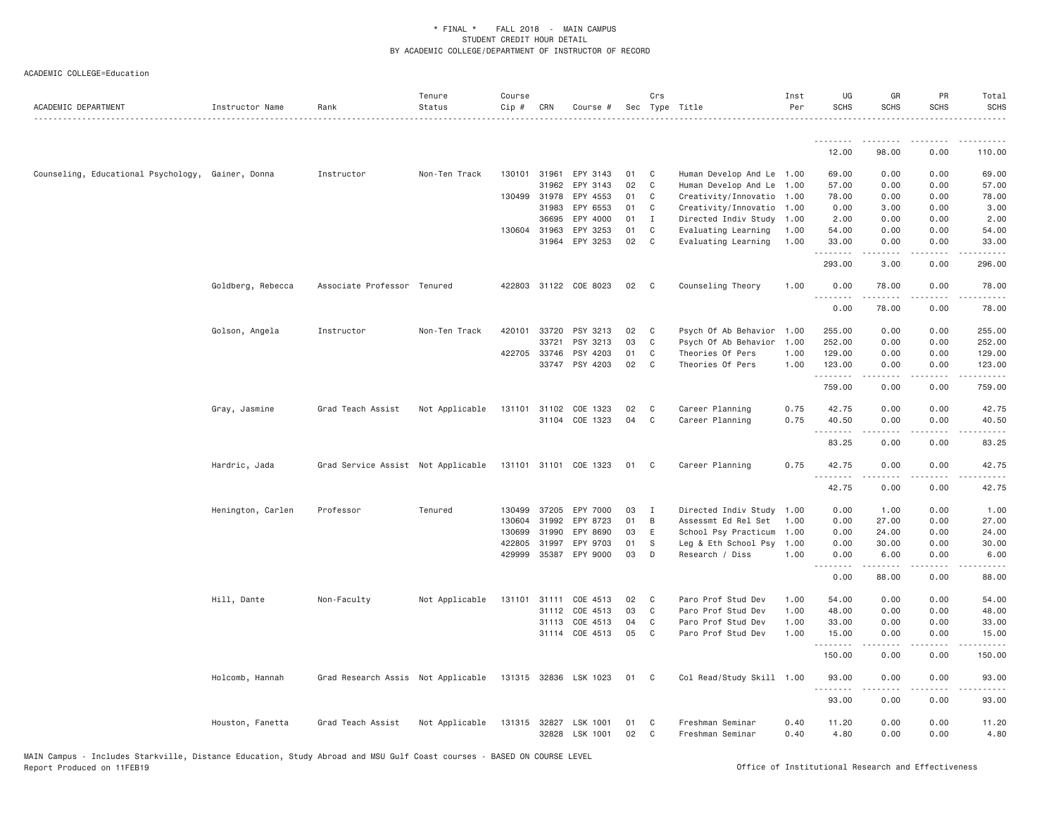\* FINAL \* FALL 2018 - MAIN CAMPUS
STUDENT CREDIT HOUR DETAIL
BY ACADEMIC COLLEGE/DEPARTMENT OF INSTRUCTOR OF RECORD

ACADEMIC COLLEGE=Education

| ACADEMIC DEPARTMENT | Instructor Name | Rank | Tenure Status | Course Cip # | CRN | Course # | Sec | Crs Type | Title | Inst Per | UG SCHS | GR SCHS | PR SCHS | Total SCHS |
|---|---|---|---|---|---|---|---|---|---|---|---|---|---|---|
| | | | | | | | | | | | 12.00 | 98.00 | 0.00 | 110.00 |
| Counseling, Educational Psychology, | Gainer, Donna | Instructor | Non-Ten Track | 130101 | 31961 | EPY 3143 | 01 | C | Human Develop And Le | 1.00 | 69.00 | 0.00 | 0.00 | 69.00 |
| | | | | | 31962 | EPY 3143 | 02 | C | Human Develop And Le | 1.00 | 57.00 | 0.00 | 0.00 | 57.00 |
| | | | | 130499 | 31978 | EPY 4553 | 01 | C | Creativity/Innovatio | 1.00 | 78.00 | 0.00 | 0.00 | 78.00 |
| | | | | | 31983 | EPY 6553 | 01 | C | Creativity/Innovatio | 1.00 | 0.00 | 3.00 | 0.00 | 3.00 |
| | | | | | 36695 | EPY 4000 | 01 | I | Directed Indiv Study | 1.00 | 2.00 | 0.00 | 0.00 | 2.00 |
| | | | | 130604 | 31963 | EPY 3253 | 01 | C | Evaluating Learning | 1.00 | 54.00 | 0.00 | 0.00 | 54.00 |
| | | | | | 31964 | EPY 3253 | 02 | C | Evaluating Learning | 1.00 | 33.00 | 0.00 | 0.00 | 33.00 |
| | | | | | | | | | | | 293.00 | 3.00 | 0.00 | 296.00 |
| | Goldberg, Rebecca | Associate Professor | Tenured | 422803 | 31122 | COE 8023 | 02 | C | Counseling Theory | 1.00 | 0.00 | 78.00 | 0.00 | 78.00 |
| | | | | | | | | | | | 0.00 | 78.00 | 0.00 | 78.00 |
| | Golson, Angela | Instructor | Non-Ten Track | 420101 | 33720 | PSY 3213 | 02 | C | Psych Of Ab Behavior | 1.00 | 255.00 | 0.00 | 0.00 | 255.00 |
| | | | | | 33721 | PSY 3213 | 03 | C | Psych Of Ab Behavior | 1.00 | 252.00 | 0.00 | 0.00 | 252.00 |
| | | | | 422705 | 33746 | PSY 4203 | 01 | C | Theories Of Pers | 1.00 | 129.00 | 0.00 | 0.00 | 129.00 |
| | | | | | 33747 | PSY 4203 | 02 | C | Theories Of Pers | 1.00 | 123.00 | 0.00 | 0.00 | 123.00 |
| | | | | | | | | | | | 759.00 | 0.00 | 0.00 | 759.00 |
| | Gray, Jasmine | Grad Teach Assist | Not Applicable | 131101 | 31102 | COE 1323 | 02 | C | Career Planning | 0.75 | 42.75 | 0.00 | 0.00 | 42.75 |
| | | | | | 31104 | COE 1323 | 04 | C | Career Planning | 0.75 | 40.50 | 0.00 | 0.00 | 40.50 |
| | | | | | | | | | | | 83.25 | 0.00 | 0.00 | 83.25 |
| | Hardric, Jada | Grad Service Assist | Not Applicable | 131101 | 31101 | COE 1323 | 01 | C | Career Planning | 0.75 | 42.75 | 0.00 | 0.00 | 42.75 |
| | | | | | | | | | | | 42.75 | 0.00 | 0.00 | 42.75 |
| | Henington, Carlen | Professor | Tenured | 130499 | 37205 | EPY 7000 | 03 | I | Directed Indiv Study | 1.00 | 0.00 | 1.00 | 0.00 | 1.00 |
| | | | | 130604 | 31992 | EPY 8723 | 01 | B | Assessmt Ed Rel Set | 1.00 | 0.00 | 27.00 | 0.00 | 27.00 |
| | | | | 130699 | 31990 | EPY 8690 | 03 | E | School Psy Practicum | 1.00 | 0.00 | 24.00 | 0.00 | 24.00 |
| | | | | 422805 | 31997 | EPY 9703 | 01 | S | Leg & Eth School Psy | 1.00 | 0.00 | 30.00 | 0.00 | 30.00 |
| | | | | 429999 | 35387 | EPY 9000 | 03 | D | Research / Diss | 1.00 | 0.00 | 6.00 | 0.00 | 6.00 |
| | | | | | | | | | | | 0.00 | 88.00 | 0.00 | 88.00 |
| | Hill, Dante | Non-Faculty | Not Applicable | 131101 | 31111 | COE 4513 | 02 | C | Paro Prof Stud Dev | 1.00 | 54.00 | 0.00 | 0.00 | 54.00 |
| | | | | | 31112 | COE 4513 | 03 | C | Paro Prof Stud Dev | 1.00 | 48.00 | 0.00 | 0.00 | 48.00 |
| | | | | | 31113 | COE 4513 | 04 | C | Paro Prof Stud Dev | 1.00 | 33.00 | 0.00 | 0.00 | 33.00 |
| | | | | | 31114 | COE 4513 | 05 | C | Paro Prof Stud Dev | 1.00 | 15.00 | 0.00 | 0.00 | 15.00 |
| | | | | | | | | | | | 150.00 | 0.00 | 0.00 | 150.00 |
| | Holcomb, Hannah | Grad Research Assis | Not Applicable | 131315 | 32836 | LSK 1023 | 01 | C | Col Read/Study Skill | 1.00 | 93.00 | 0.00 | 0.00 | 93.00 |
| | | | | | | | | | | | 93.00 | 0.00 | 0.00 | 93.00 |
| | Houston, Fanetta | Grad Teach Assist | Not Applicable | 131315 | 32827 | LSK 1001 | 01 | C | Freshman Seminar | 0.40 | 11.20 | 0.00 | 0.00 | 11.20 |
| | | | | | 32828 | LSK 1001 | 02 | C | Freshman Seminar | 0.40 | 4.80 | 0.00 | 0.00 | 4.80 |

MAIN Campus - Includes Starkville, Distance Education, Study Abroad and MSU Gulf Coast courses - BASED ON COURSE LEVEL
Report Produced on 11FEB19 Office of Institutional Research and Effectiveness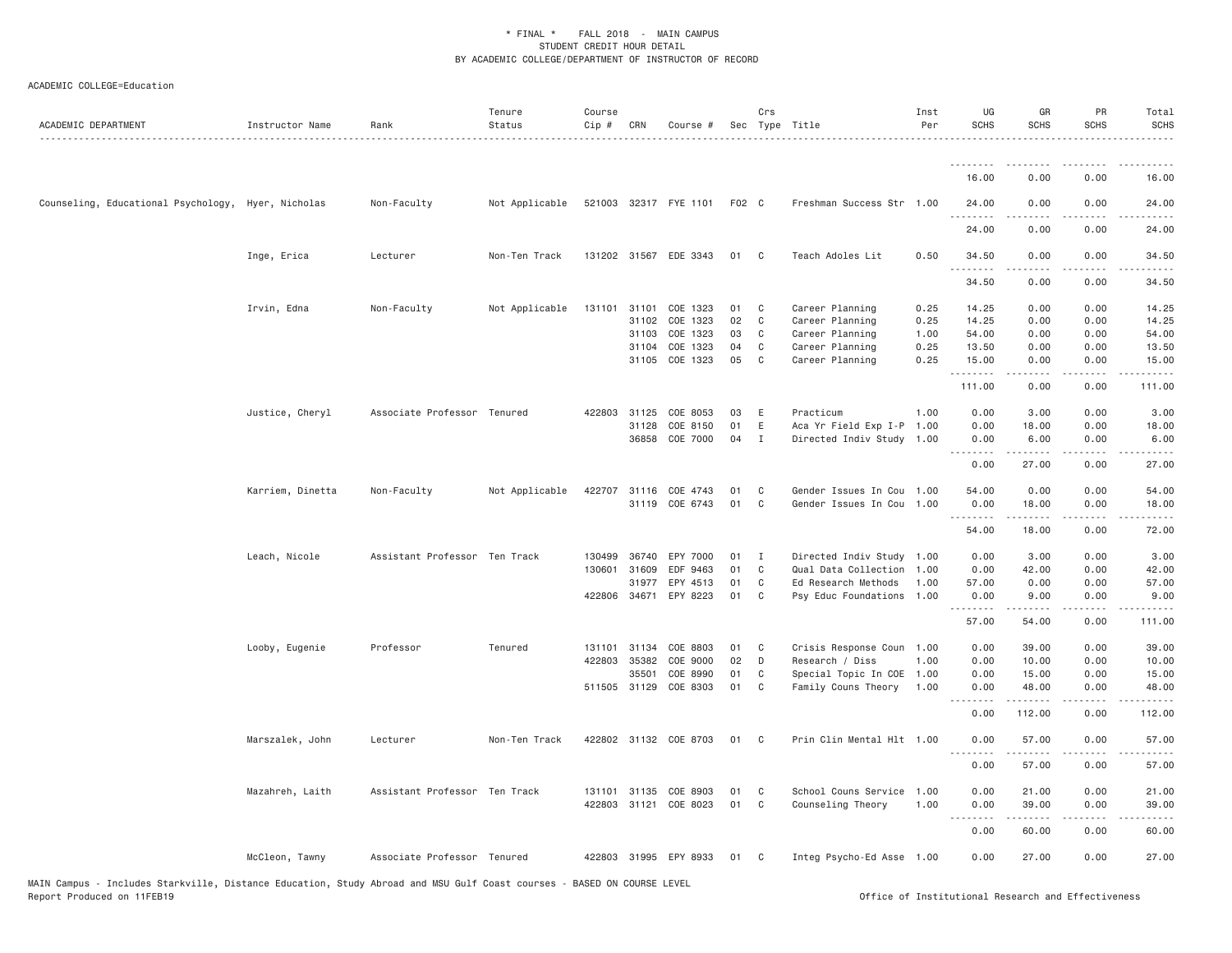\* FINAL \* FALL 2018 - MAIN CAMPUS
STUDENT CREDIT HOUR DETAIL
BY ACADEMIC COLLEGE/DEPARTMENT OF INSTRUCTOR OF RECORD

ACADEMIC COLLEGE=Education

| ACADEMIC DEPARTMENT | Instructor Name | Rank | Tenure Status | Course Cip # | CRN | Course # | Sec | Crs Type | Title | Inst Per | UG SCHS | GR SCHS | PR SCHS | Total SCHS |
|---|---|---|---|---|---|---|---|---|---|---|---|---|---|---|
| | | | | | | | | | | | 16.00 | 0.00 | 0.00 | 16.00 |
| Counseling, Educational Psychology, | Hyer, Nicholas | Non-Faculty | Not Applicable | 521003 | 32317 | FYE 1101 | F02 | C | Freshman Success Str | 1.00 | 24.00 | 0.00 | 0.00 | 24.00 |
| | | | | | | | | | | | 24.00 | 0.00 | 0.00 | 24.00 |
| | Inge, Erica | Lecturer | Non-Ten Track | 131202 | 31567 | EDE 3343 | 01 | C | Teach Adoles Lit | 0.50 | 34.50 | 0.00 | 0.00 | 34.50 |
| | | | | | | | | | | | 34.50 | 0.00 | 0.00 | 34.50 |
| | Irvin, Edna | Non-Faculty | Not Applicable | 131101 | 31101 | COE 1323 | 01 | C | Career Planning | 0.25 | 14.25 | 0.00 | 0.00 | 14.25 |
| | | | | | 31102 | COE 1323 | 02 | C | Career Planning | 0.25 | 14.25 | 0.00 | 0.00 | 14.25 |
| | | | | | 31103 | COE 1323 | 03 | C | Career Planning | 1.00 | 54.00 | 0.00 | 0.00 | 54.00 |
| | | | | | 31104 | COE 1323 | 04 | C | Career Planning | 0.25 | 13.50 | 0.00 | 0.00 | 13.50 |
| | | | | | 31105 | COE 1323 | 05 | C | Career Planning | 0.25 | 15.00 | 0.00 | 0.00 | 15.00 |
| | | | | | | | | | | | 111.00 | 0.00 | 0.00 | 111.00 |
| | Justice, Cheryl | Associate Professor | Tenured | 422803 | 31125 | COE 8053 | 03 | E | Practicum | 1.00 | 0.00 | 3.00 | 0.00 | 3.00 |
| | | | | | 31128 | COE 8150 | 01 | E | Aca Yr Field Exp I-P | 1.00 | 0.00 | 18.00 | 0.00 | 18.00 |
| | | | | | 36858 | COE 7000 | 04 | I | Directed Indiv Study | 1.00 | 0.00 | 6.00 | 0.00 | 6.00 |
| | | | | | | | | | | | 0.00 | 27.00 | 0.00 | 27.00 |
| | Karriem, Dinetta | Non-Faculty | Not Applicable | 422707 | 31116 | COE 4743 | 01 | C | Gender Issues In Cou | 1.00 | 54.00 | 0.00 | 0.00 | 54.00 |
| | | | | | 31119 | COE 6743 | 01 | C | Gender Issues In Cou | 1.00 | 0.00 | 18.00 | 0.00 | 18.00 |
| | | | | | | | | | | | 54.00 | 18.00 | 0.00 | 72.00 |
| | Leach, Nicole | Assistant Professor | Ten Track | 130499 | 36740 | EPY 7000 | 01 | I | Directed Indiv Study | 1.00 | 0.00 | 3.00 | 0.00 | 3.00 |
| | | | | 130601 | 31609 | EDF 9463 | 01 | C | Qual Data Collection | 1.00 | 0.00 | 42.00 | 0.00 | 42.00 |
| | | | | | 31977 | EPY 4513 | 01 | C | Ed Research Methods | 1.00 | 57.00 | 0.00 | 0.00 | 57.00 |
| | | | | 422806 | 34671 | EPY 8223 | 01 | C | Psy Educ Foundations | 1.00 | 0.00 | 9.00 | 0.00 | 9.00 |
| | | | | | | | | | | | 57.00 | 54.00 | 0.00 | 111.00 |
| | Looby, Eugenie | Professor | Tenured | 131101 | 31134 | COE 8803 | 01 | C | Crisis Response Coun | 1.00 | 0.00 | 39.00 | 0.00 | 39.00 |
| | | | | 422803 | 35382 | COE 9000 | 02 | D | Research / Diss | 1.00 | 0.00 | 10.00 | 0.00 | 10.00 |
| | | | | | 35501 | COE 8990 | 01 | C | Special Topic In COE | 1.00 | 0.00 | 15.00 | 0.00 | 15.00 |
| | | | | 511505 | 31129 | COE 8303 | 01 | C | Family Couns Theory | 1.00 | 0.00 | 48.00 | 0.00 | 48.00 |
| | | | | | | | | | | | 0.00 | 112.00 | 0.00 | 112.00 |
| | Marszalek, John | Lecturer | Non-Ten Track | 422802 | 31132 | COE 8703 | 01 | C | Prin Clin Mental Hlt | 1.00 | 0.00 | 57.00 | 0.00 | 57.00 |
| | | | | | | | | | | | 0.00 | 57.00 | 0.00 | 57.00 |
| | Mazahreh, Laith | Assistant Professor | Ten Track | 131101 | 31135 | COE 8903 | 01 | C | School Couns Service | 1.00 | 0.00 | 21.00 | 0.00 | 21.00 |
| | | | | 422803 | 31121 | COE 8023 | 01 | C | Counseling Theory | 1.00 | 0.00 | 39.00 | 0.00 | 39.00 |
| | | | | | | | | | | | 0.00 | 60.00 | 0.00 | 60.00 |
| | McCleon, Tawny | Associate Professor | Tenured | 422803 | 31995 | EPY 8933 | 01 | C | Integ Psycho-Ed Asse | 1.00 | 0.00 | 27.00 | 0.00 | 27.00 |

MAIN Campus - Includes Starkville, Distance Education, Study Abroad and MSU Gulf Coast courses - BASED ON COURSE LEVEL
Report Produced on 11FEB19 Office of Institutional Research and Effectiveness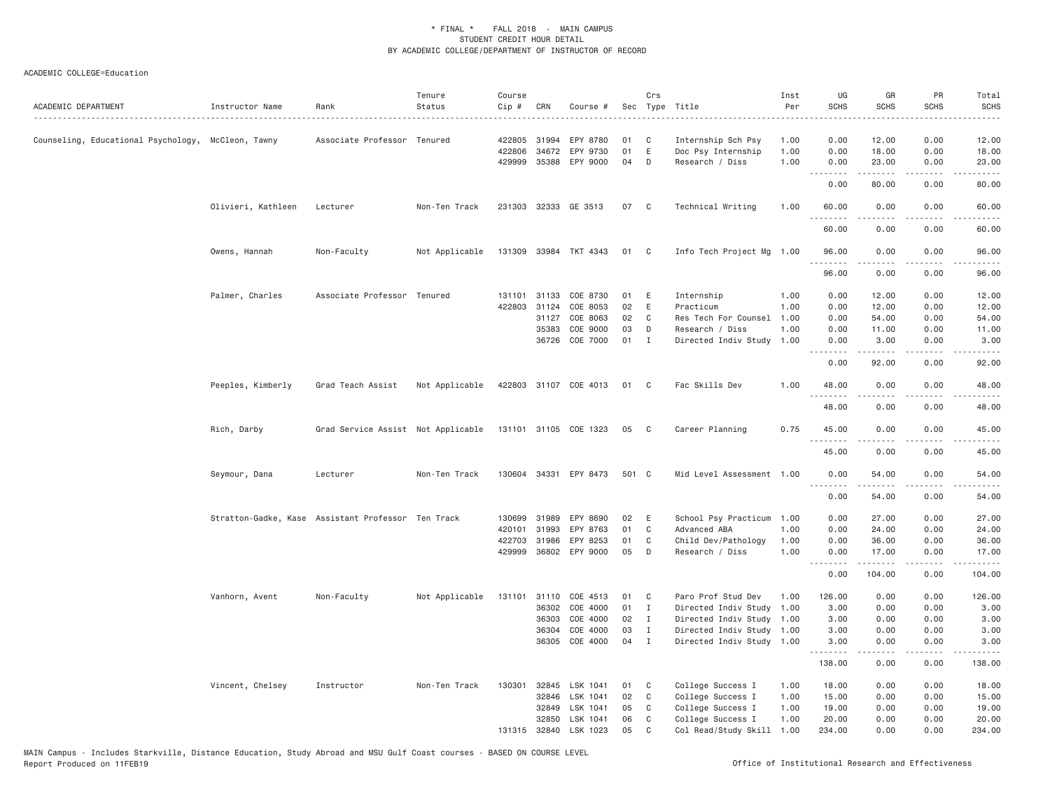\* FINAL \* FALL 2018 - MAIN CAMPUS
STUDENT CREDIT HOUR DETAIL
BY ACADEMIC COLLEGE/DEPARTMENT OF INSTRUCTOR OF RECORD

ACADEMIC COLLEGE=Education

| ACADEMIC DEPARTMENT | Instructor Name | Rank | Tenure Status | Course Cip # | CRN | Course # | Sec | Crs Type | Title | Inst Per | UG SCHS | GR SCHS | PR SCHS | Total SCHS |
|---|---|---|---|---|---|---|---|---|---|---|---|---|---|---|
| Counseling, Educational Psychology, | McCleon, Tawny | Associate Professor | Tenured | 422805 | 31994 | EPY 8780 | 01 | C | Internship Sch Psy | 1.00 | 0.00 | 12.00 | 0.00 | 12.00 |
| | | | | 422806 | 34672 | EPY 9730 | 01 | E | Doc Psy Internship | 1.00 | 0.00 | 18.00 | 0.00 | 18.00 |
| | | | | 429999 | 35388 | EPY 9000 | 04 | D | Research / Diss | 1.00 | 0.00 | 23.00 | 0.00 | 23.00 |
| | | | | | | | | | | | 0.00 | 80.00 | 0.00 | 80.00 |
| | Olivieri, Kathleen | Lecturer | Non-Ten Track | 231303 | 32333 | GE 3513 | 07 | C | Technical Writing | 1.00 | 60.00 | 0.00 | 0.00 | 60.00 |
| | | | | | | | | | | | 60.00 | 0.00 | 0.00 | 60.00 |
| | Owens, Hannah | Non-Faculty | Not Applicable | 131309 | 33984 | TKT 4343 | 01 | C | Info Tech Project Mg | 1.00 | 96.00 | 0.00 | 0.00 | 96.00 |
| | | | | | | | | | | | 96.00 | 0.00 | 0.00 | 96.00 |
| | Palmer, Charles | Associate Professor | Tenured | 131101 | 31133 | COE 8730 | 01 | E | Internship | 1.00 | 0.00 | 12.00 | 0.00 | 12.00 |
| | | | | 422803 | 31124 | COE 8053 | 02 | E | Practicum | 1.00 | 0.00 | 12.00 | 0.00 | 12.00 |
| | | | | | 31127 | COE 8063 | 02 | C | Res Tech For Counsel | 1.00 | 0.00 | 54.00 | 0.00 | 54.00 |
| | | | | | 35383 | COE 9000 | 03 | D | Research / Diss | 1.00 | 0.00 | 11.00 | 0.00 | 11.00 |
| | | | | | 36726 | COE 7000 | 01 | I | Directed Indiv Study | 1.00 | 0.00 | 3.00 | 0.00 | 3.00 |
| | | | | | | | | | | | 0.00 | 92.00 | 0.00 | 92.00 |
| | Peeples, Kimberly | Grad Teach Assist | Not Applicable | 422803 | 31107 | COE 4013 | 01 | C | Fac Skills Dev | 1.00 | 48.00 | 0.00 | 0.00 | 48.00 |
| | | | | | | | | | | | 48.00 | 0.00 | 0.00 | 48.00 |
| | Rich, Darby | Grad Service Assist | Not Applicable | 131101 | 31105 | COE 1323 | 05 | C | Career Planning | 0.75 | 45.00 | 0.00 | 0.00 | 45.00 |
| | | | | | | | | | | | 45.00 | 0.00 | 0.00 | 45.00 |
| | Seymour, Dana | Lecturer | Non-Ten Track | 130604 | 34331 | EPY 8473 | 501 | C | Mid Level Assessment | 1.00 | 0.00 | 54.00 | 0.00 | 54.00 |
| | | | | | | | | | | | 0.00 | 54.00 | 0.00 | 54.00 |
| | Stratton-Gadke, Kase | Assistant Professor | Ten Track | 130699 | 31989 | EPY 8690 | 02 | E | School Psy Practicum | 1.00 | 0.00 | 27.00 | 0.00 | 27.00 |
| | | | | 420101 | 31993 | EPY 8763 | 01 | C | Advanced ABA | 1.00 | 0.00 | 24.00 | 0.00 | 24.00 |
| | | | | 422703 | 31986 | EPY 8253 | 01 | C | Child Dev/Pathology | 1.00 | 0.00 | 36.00 | 0.00 | 36.00 |
| | | | | 429999 | 36802 | EPY 9000 | 05 | D | Research / Diss | 1.00 | 0.00 | 17.00 | 0.00 | 17.00 |
| | | | | | | | | | | | 0.00 | 104.00 | 0.00 | 104.00 |
| | Vanhorn, Avent | Non-Faculty | Not Applicable | 131101 | 31110 | COE 4513 | 01 | C | Paro Prof Stud Dev | 1.00 | 126.00 | 0.00 | 0.00 | 126.00 |
| | | | | | 36302 | COE 4000 | 01 | I | Directed Indiv Study | 1.00 | 3.00 | 0.00 | 0.00 | 3.00 |
| | | | | | 36303 | COE 4000 | 02 | I | Directed Indiv Study | 1.00 | 3.00 | 0.00 | 0.00 | 3.00 |
| | | | | | 36304 | COE 4000 | 03 | I | Directed Indiv Study | 1.00 | 3.00 | 0.00 | 0.00 | 3.00 |
| | | | | | 36305 | COE 4000 | 04 | I | Directed Indiv Study | 1.00 | 3.00 | 0.00 | 0.00 | 3.00 |
| | | | | | | | | | | | 138.00 | 0.00 | 0.00 | 138.00 |
| | Vincent, Chelsey | Instructor | Non-Ten Track | 130301 | 32845 | LSK 1041 | 01 | C | College Success I | 1.00 | 18.00 | 0.00 | 0.00 | 18.00 |
| | | | | | 32846 | LSK 1041 | 02 | C | College Success I | 1.00 | 15.00 | 0.00 | 0.00 | 15.00 |
| | | | | | 32849 | LSK 1041 | 05 | C | College Success I | 1.00 | 19.00 | 0.00 | 0.00 | 19.00 |
| | | | | | 32850 | LSK 1041 | 06 | C | College Success I | 1.00 | 20.00 | 0.00 | 0.00 | 20.00 |
| | | | | 131315 | 32840 | LSK 1023 | 05 | C | Col Read/Study Skill | 1.00 | 234.00 | 0.00 | 0.00 | 234.00 |

MAIN Campus - Includes Starkville, Distance Education, Study Abroad and MSU Gulf Coast courses - BASED ON COURSE LEVEL
Report Produced on 11FEB19 Office of Institutional Research and Effectiveness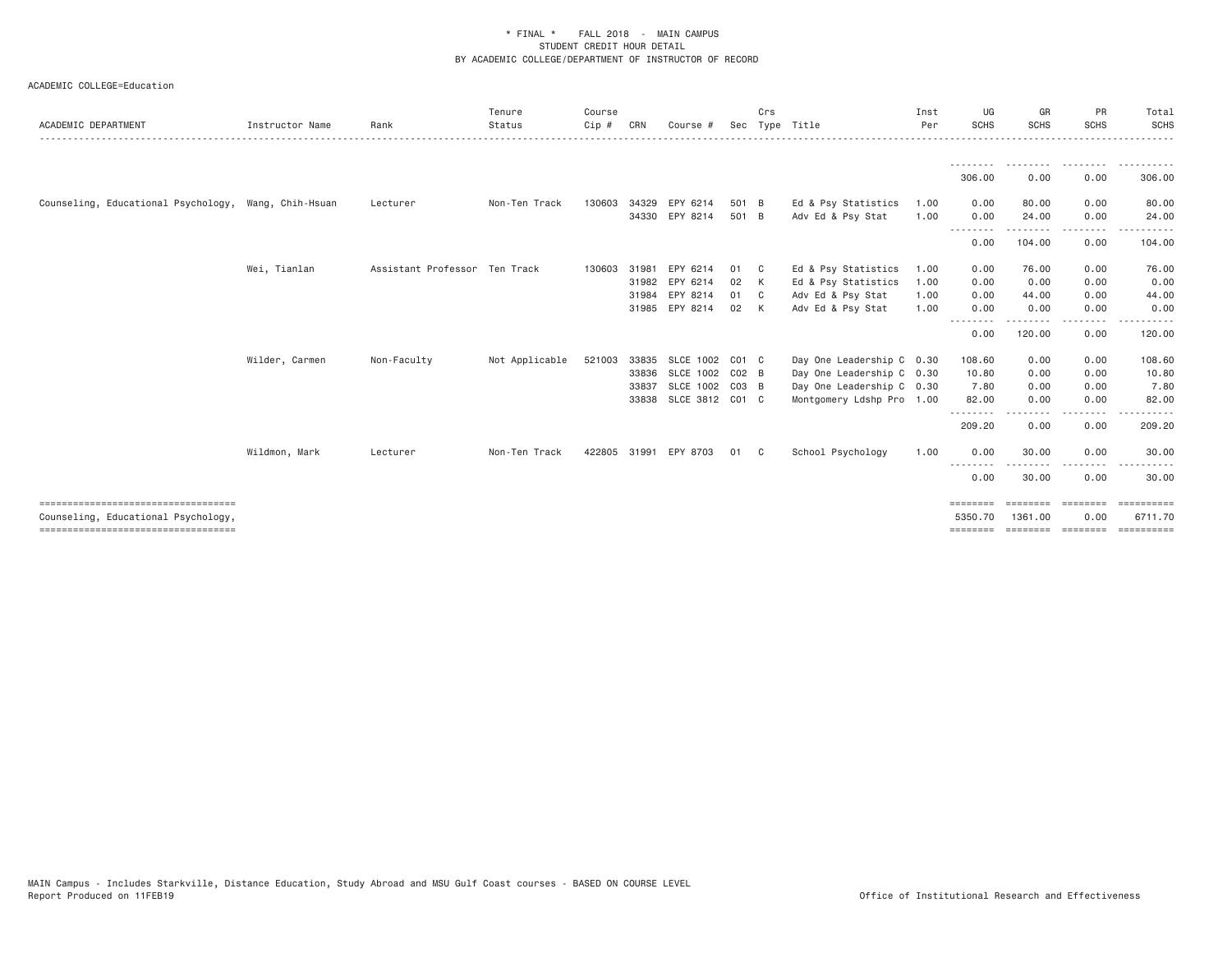* FINAL * FALL 2018 - MAIN CAMPUS
STUDENT CREDIT HOUR DETAIL
BY ACADEMIC COLLEGE/DEPARTMENT OF INSTRUCTOR OF RECORD

ACADEMIC COLLEGE=Education

| ACADEMIC DEPARTMENT | Instructor Name | Rank | Tenure Status | Course Cip # | CRN | Course # | Sec | Crs Type | Title | Inst Per | UG SCHS | GR SCHS | PR SCHS | Total SCHS |
|---|---|---|---|---|---|---|---|---|---|---|---|---|---|---|
| | | | | | | | | | | | 306.00 | 0.00 | 0.00 | 306.00 |
| Counseling, Educational Psychology, | Wang, Chih-Hsuan | Lecturer | Non-Ten Track | 130603 | 34329 | EPY 6214 | 501 | B | Ed & Psy Statistics | 1.00 | 0.00 | 80.00 | 0.00 | 80.00 |
| | | | | | 34330 | EPY 8214 | 501 | B | Adv Ed & Psy Stat | 1.00 | 0.00 | 24.00 | 0.00 | 24.00 |
| | | | | | | | | | | | 0.00 | 104.00 | 0.00 | 104.00 |
| | Wei, Tianlan | Assistant Professor | Ten Track | 130603 | 31981 | EPY 6214 | 01 | C | Ed & Psy Statistics | 1.00 | 0.00 | 76.00 | 0.00 | 76.00 |
| | | | | | 31982 | EPY 6214 | 02 | K | Ed & Psy Statistics | 1.00 | 0.00 | 0.00 | 0.00 | 0.00 |
| | | | | | 31984 | EPY 8214 | 01 | C | Adv Ed & Psy Stat | 1.00 | 0.00 | 44.00 | 0.00 | 44.00 |
| | | | | | 31985 | EPY 8214 | 02 | K | Adv Ed & Psy Stat | 1.00 | 0.00 | 0.00 | 0.00 | 0.00 |
| | | | | | | | | | | | 0.00 | 120.00 | 0.00 | 120.00 |
| | Wilder, Carmen | Non-Faculty | Not Applicable | 521003 | 33835 | SLCE 1002 | C01 | C | Day One Leadership C | 0.30 | 108.60 | 0.00 | 0.00 | 108.60 |
| | | | | | 33836 | SLCE 1002 | C02 | B | Day One Leadership C | 0.30 | 10.80 | 0.00 | 0.00 | 10.80 |
| | | | | | 33837 | SLCE 1002 | C03 | B | Day One Leadership C | 0.30 | 7.80 | 0.00 | 0.00 | 7.80 |
| | | | | | 33838 | SLCE 3812 | C01 | C | Montgomery Ldshp Pro | 1.00 | 82.00 | 0.00 | 0.00 | 82.00 |
| | | | | | | | | | | | 209.20 | 0.00 | 0.00 | 209.20 |
| | Wildmon, Mark | Lecturer | Non-Ten Track | 422805 | 31991 | EPY 8703 | 01 | C | School Psychology | 1.00 | 0.00 | 30.00 | 0.00 | 30.00 |
| | | | | | | | | | | | 0.00 | 30.00 | 0.00 | 30.00 |
| Counseling, Educational Psychology, | | | | | | | | | | | 5350.70 | 1361.00 | 0.00 | 6711.70 |

MAIN Campus - Includes Starkville, Distance Education, Study Abroad and MSU Gulf Coast courses - BASED ON COURSE LEVEL
Report Produced on 11FEB19 Office of Institutional Research and Effectiveness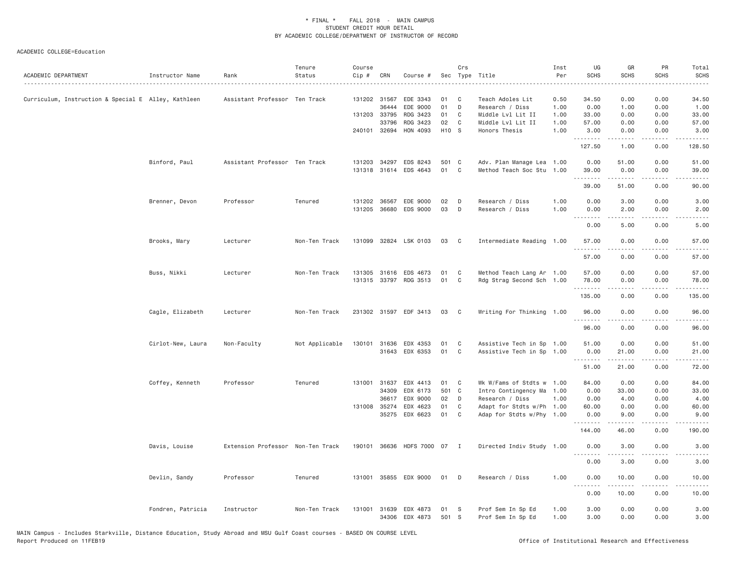* FINAL * FALL 2018 - MAIN CAMPUS
STUDENT CREDIT HOUR DETAIL
BY ACADEMIC COLLEGE/DEPARTMENT OF INSTRUCTOR OF RECORD

ACADEMIC COLLEGE=Education

| ACADEMIC DEPARTMENT | Instructor Name | Rank | Tenure Status | Course Cip # | CRN | Course # | Sec | Crs Type | Title | Inst Per | UG SCHS | GR SCHS | PR SCHS | Total SCHS |
|---|---|---|---|---|---|---|---|---|---|---|---|---|---|---|
| Curriculum, Instruction & Special E | Alley, Kathleen | Assistant Professor | Ten Track | 131202 | 31567 | EDE 3343 | 01 | C | Teach Adoles Lit | 0.50 | 34.50 | 0.00 | 0.00 | 34.50 |
| | | | | | 36444 | EDE 9000 | 01 | D | Research / Diss | 1.00 | 0.00 | 1.00 | 0.00 | 1.00 |
| | | | | 131203 | 33795 | RDG 3423 | 01 | C | Middle Lvl Lit II | 1.00 | 33.00 | 0.00 | 0.00 | 33.00 |
| | | | | | 33796 | RDG 3423 | 02 | C | Middle Lvl Lit II | 1.00 | 57.00 | 0.00 | 0.00 | 57.00 |
| | | | | 240101 | 32694 | HON 4093 | H10 | S | Honors Thesis | 1.00 | 3.00 | 0.00 | 0.00 | 3.00 |
| | | | | | | | | | | | 127.50 | 1.00 | 0.00 | 128.50 |
| | Binford, Paul | Assistant Professor | Ten Track | 131203 | 34297 | EDS 8243 | 501 | C | Adv. Plan Manage Lea | 1.00 | 0.00 | 51.00 | 0.00 | 51.00 |
| | | | | 131318 | 31614 | EDS 4643 | 01 | C | Method Teach Soc Stu | 1.00 | 39.00 | 0.00 | 0.00 | 39.00 |
| | | | | | | | | | | | 39.00 | 51.00 | 0.00 | 90.00 |
| | Brenner, Devon | Professor | Tenured | 131202 | 36567 | EDE 9000 | 02 | D | Research / Diss | 1.00 | 0.00 | 3.00 | 0.00 | 3.00 |
| | | | | 131205 | 36680 | EDS 9000 | 03 | D | Research / Diss | 1.00 | 0.00 | 2.00 | 0.00 | 2.00 |
| | | | | | | | | | | | 0.00 | 5.00 | 0.00 | 5.00 |
| | Brooks, Mary | Lecturer | Non-Ten Track | 131099 | 32824 | LSK 0103 | 03 | C | Intermediate Reading | 1.00 | 57.00 | 0.00 | 0.00 | 57.00 |
| | | | | | | | | | | | 57.00 | 0.00 | 0.00 | 57.00 |
| | Buss, Nikki | Lecturer | Non-Ten Track | 131305 | 31616 | EDS 4673 | 01 | C | Method Teach Lang Ar | 1.00 | 57.00 | 0.00 | 0.00 | 57.00 |
| | | | | 131315 | 33797 | RDG 3513 | 01 | C | Rdg Strag Second Sch | 1.00 | 78.00 | 0.00 | 0.00 | 78.00 |
| | | | | | | | | | | | 135.00 | 0.00 | 0.00 | 135.00 |
| | Cagle, Elizabeth | Lecturer | Non-Ten Track | 231302 | 31597 | EDF 3413 | 03 | C | Writing For Thinking | 1.00 | 96.00 | 0.00 | 0.00 | 96.00 |
| | | | | | | | | | | | 96.00 | 0.00 | 0.00 | 96.00 |
| | Cirlot-New, Laura | Non-Faculty | Not Applicable | 130101 | 31636 | EDX 4353 | 01 | C | Assistive Tech in Sp | 1.00 | 51.00 | 0.00 | 0.00 | 51.00 |
| | | | | | 31643 | EDX 6353 | 01 | C | Assistive Tech in Sp | 1.00 | 0.00 | 21.00 | 0.00 | 21.00 |
| | | | | | | | | | | | 51.00 | 21.00 | 0.00 | 72.00 |
| | Coffey, Kenneth | Professor | Tenured | 131001 | 31637 | EDX 4413 | 01 | C | Wk W/Fams of Stdts w | 1.00 | 84.00 | 0.00 | 0.00 | 84.00 |
| | | | | | 34309 | EDX 6173 | 501 | C | Intro Contingency Ma | 1.00 | 0.00 | 33.00 | 0.00 | 33.00 |
| | | | | | 36617 | EDX 9000 | 02 | D | Research / Diss | 1.00 | 0.00 | 4.00 | 0.00 | 4.00 |
| | | | | 131008 | 35274 | EDX 4623 | 01 | C | Adapt for Stdts w/Ph | 1.00 | 60.00 | 0.00 | 0.00 | 60.00 |
| | | | | | 35275 | EDX 6623 | 01 | C | Adap for Stdts w/Phy | 1.00 | 0.00 | 9.00 | 0.00 | 9.00 |
| | | | | | | | | | | | 144.00 | 46.00 | 0.00 | 190.00 |
| | Davis, Louise | Extension Professor | Non-Ten Track | 190101 | 36636 | HDFS 7000 | 07 | I | Directed Indiv Study | 1.00 | 0.00 | 3.00 | 0.00 | 3.00 |
| | | | | | | | | | | | 0.00 | 3.00 | 0.00 | 3.00 |
| | Devlin, Sandy | Professor | Tenured | 131001 | 35855 | EDX 9000 | 01 | D | Research / Diss | 1.00 | 0.00 | 10.00 | 0.00 | 10.00 |
| | | | | | | | | | | | 0.00 | 10.00 | 0.00 | 10.00 |
| | Fondren, Patricia | Instructor | Non-Ten Track | 131001 | 31639 | EDX 4873 | 01 | S | Prof Sem In Sp Ed | 1.00 | 3.00 | 0.00 | 0.00 | 3.00 |
| | | | | | 34306 | EDX 4873 | 501 | S | Prof Sem In Sp Ed | 1.00 | 3.00 | 0.00 | 0.00 | 3.00 |

MAIN Campus - Includes Starkville, Distance Education, Study Abroad and MSU Gulf Coast courses - BASED ON COURSE LEVEL
Report Produced on 11FEB19 Office of Institutional Research and Effectiveness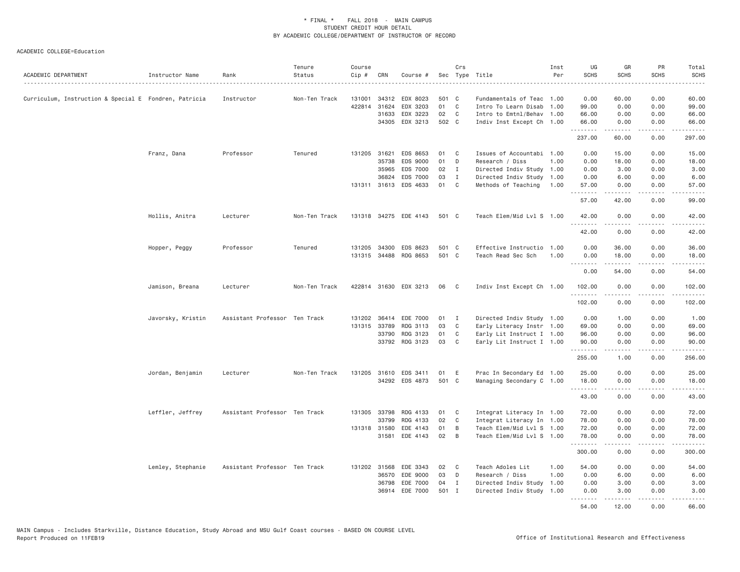\* FINAL \* FALL 2018 - MAIN CAMPUS
STUDENT CREDIT HOUR DETAIL
BY ACADEMIC COLLEGE/DEPARTMENT OF INSTRUCTOR OF RECORD

ACADEMIC COLLEGE=Education

| ACADEMIC DEPARTMENT | Instructor Name | Rank | Tenure Status | Course Cip # | CRN | Course # | Sec | Crs Type | Title | Inst Per | UG SCHS | GR SCHS | PR SCHS | Total SCHS |
|---|---|---|---|---|---|---|---|---|---|---|---|---|---|---|
| Curriculum, Instruction & Special E | Fondren, Patricia | Instructor | Non-Ten Track | 131001 | 34312 | EDX 8023 | 501 | C | Fundamentals of Teac | 1.00 | 0.00 | 60.00 | 0.00 | 60.00 |
| | | | | 422814 | 31624 | EDX 3203 | 01 | C | Intro To Learn Disab | 1.00 | 99.00 | 0.00 | 0.00 | 99.00 |
| | | | | | 31633 | EDX 3223 | 02 | C | Intro to Emtnl/Behav | 1.00 | 66.00 | 0.00 | 0.00 | 66.00 |
| | | | | | 34305 | EDX 3213 | 502 | C | Indiv Inst Except Ch | 1.00 | 66.00 | 0.00 | 0.00 | 66.00 |
| | | | | | | | | | | | 237.00 | 60.00 | 0.00 | 297.00 |
| | Franz, Dana | Professor | Tenured | 131205 | 31621 | EDS 8653 | 01 | C | Issues of Accountabi | 1.00 | 0.00 | 15.00 | 0.00 | 15.00 |
| | | | | | 35738 | EDS 9000 | 01 | D | Research / Diss | 1.00 | 0.00 | 18.00 | 0.00 | 18.00 |
| | | | | | 35965 | EDS 7000 | 02 | I | Directed Indiv Study | 1.00 | 0.00 | 3.00 | 0.00 | 3.00 |
| | | | | | 36824 | EDS 7000 | 03 | I | Directed Indiv Study | 1.00 | 0.00 | 6.00 | 0.00 | 6.00 |
| | | | | 131311 | 31613 | EDS 4633 | 01 | C | Methods of Teaching | 1.00 | 57.00 | 0.00 | 0.00 | 57.00 |
| | | | | | | | | | | | 57.00 | 42.00 | 0.00 | 99.00 |
| | Hollis, Anitra | Lecturer | Non-Ten Track | 131318 | 34275 | EDE 4143 | 501 | C | Teach Elem/Mid Lvl S | 1.00 | 42.00 | 0.00 | 0.00 | 42.00 |
| | | | | | | | | | | | 42.00 | 0.00 | 0.00 | 42.00 |
| | Hopper, Peggy | Professor | Tenured | 131205 | 34300 | EDS 8623 | 501 | C | Effective Instructio | 1.00 | 0.00 | 36.00 | 0.00 | 36.00 |
| | | | | 131315 | 34488 | RDG 8653 | 501 | C | Teach Read Sec Sch | 1.00 | 0.00 | 18.00 | 0.00 | 18.00 |
| | | | | | | | | | | | 0.00 | 54.00 | 0.00 | 54.00 |
| | Jamison, Breana | Lecturer | Non-Ten Track | 422814 | 31630 | EDX 3213 | 06 | C | Indiv Inst Except Ch | 1.00 | 102.00 | 0.00 | 0.00 | 102.00 |
| | | | | | | | | | | | 102.00 | 0.00 | 0.00 | 102.00 |
| | Javorsky, Kristin | Assistant Professor | Ten Track | 131202 | 36414 | EDE 7000 | 01 | I | Directed Indiv Study | 1.00 | 0.00 | 1.00 | 0.00 | 1.00 |
| | | | | 131315 | 33789 | RDG 3113 | 03 | C | Early Literacy Instr | 1.00 | 69.00 | 0.00 | 0.00 | 69.00 |
| | | | | | 33790 | RDG 3123 | 01 | C | Early Lit Instruct I | 1.00 | 96.00 | 0.00 | 0.00 | 96.00 |
| | | | | | 33792 | RDG 3123 | 03 | C | Early Lit Instruct I | 1.00 | 90.00 | 0.00 | 0.00 | 90.00 |
| | | | | | | | | | | | 255.00 | 1.00 | 0.00 | 256.00 |
| | Jordan, Benjamin | Lecturer | Non-Ten Track | 131205 | 31610 | EDS 3411 | 01 | E | Prac In Secondary Ed | 1.00 | 25.00 | 0.00 | 0.00 | 25.00 |
| | | | | | 34292 | EDS 4873 | 501 | C | Managing Secondary C | 1.00 | 18.00 | 0.00 | 0.00 | 18.00 |
| | | | | | | | | | | | 43.00 | 0.00 | 0.00 | 43.00 |
| | Leffler, Jeffrey | Assistant Professor | Ten Track | 131305 | 33798 | RDG 4133 | 01 | C | Integrat Literacy In | 1.00 | 72.00 | 0.00 | 0.00 | 72.00 |
| | | | | | 33799 | RDG 4133 | 02 | C | Integrat Literacy In | 1.00 | 78.00 | 0.00 | 0.00 | 78.00 |
| | | | | 131318 | 31580 | EDE 4143 | 01 | B | Teach Elem/Mid Lvl S | 1.00 | 72.00 | 0.00 | 0.00 | 72.00 |
| | | | | | 31581 | EDE 4143 | 02 | B | Teach Elem/Mid Lvl S | 1.00 | 78.00 | 0.00 | 0.00 | 78.00 |
| | | | | | | | | | | | 300.00 | 0.00 | 0.00 | 300.00 |
| | Lemley, Stephanie | Assistant Professor | Ten Track | 131202 | 31568 | EDE 3343 | 02 | C | Teach Adoles Lit | 1.00 | 54.00 | 0.00 | 0.00 | 54.00 |
| | | | | | 36570 | EDE 9000 | 03 | D | Research / Diss | 1.00 | 0.00 | 6.00 | 0.00 | 6.00 |
| | | | | | 36798 | EDE 7000 | 04 | I | Directed Indiv Study | 1.00 | 0.00 | 3.00 | 0.00 | 3.00 |
| | | | | | 36914 | EDE 7000 | 501 | I | Directed Indiv Study | 1.00 | 0.00 | 3.00 | 0.00 | 3.00 |
| | | | | | | | | | | | 54.00 | 12.00 | 0.00 | 66.00 |

MAIN Campus - Includes Starkville, Distance Education, Study Abroad and MSU Gulf Coast courses - BASED ON COURSE LEVEL
Report Produced on 11FEB19

Office of Institutional Research and Effectiveness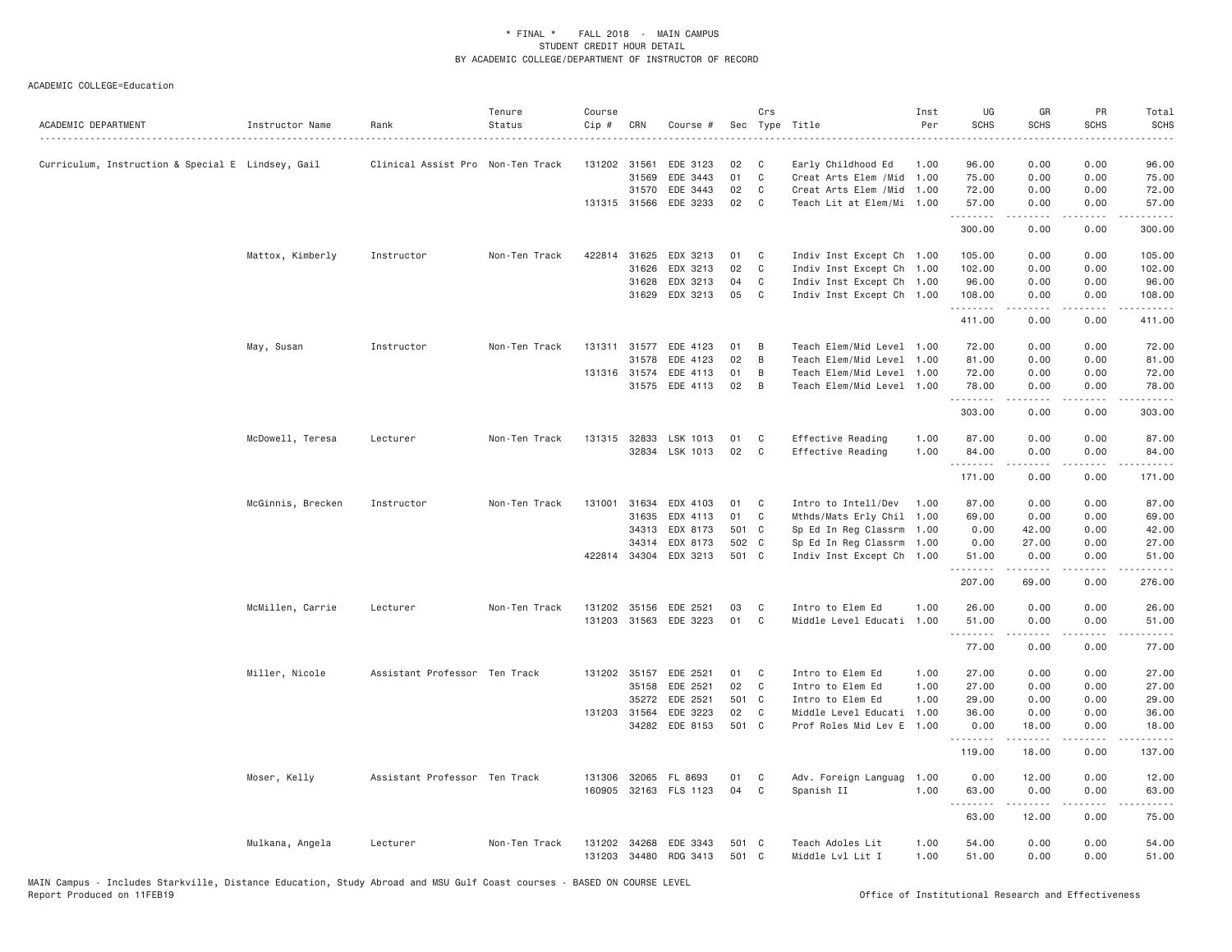\* FINAL \* FALL 2018 - MAIN CAMPUS
STUDENT CREDIT HOUR DETAIL
BY ACADEMIC COLLEGE/DEPARTMENT OF INSTRUCTOR OF RECORD

ACADEMIC COLLEGE=Education

| ACADEMIC DEPARTMENT | Instructor Name | Rank | Tenure Status | Course Cip # | CRN | Course # | Sec | Crs Type | Title | Inst Per | UG SCHS | GR SCHS | PR SCHS | Total SCHS |
|---|---|---|---|---|---|---|---|---|---|---|---|---|---|---|
| Curriculum, Instruction & Special E | Lindsey, Gail | Clinical Assist Pro | Non-Ten Track | 131202 | 31561 | EDE 3123 | 02 | C | Early Childhood Ed | 1.00 | 96.00 | 0.00 | 0.00 | 96.00 |
| | | | | | 31569 | EDE 3443 | 01 | C | Creat Arts Elem /Mid | 1.00 | 75.00 | 0.00 | 0.00 | 75.00 |
| | | | | | 31570 | EDE 3443 | 02 | C | Creat Arts Elem /Mid | 1.00 | 72.00 | 0.00 | 0.00 | 72.00 |
| | | | | 131315 | 31566 | EDE 3233 | 02 | C | Teach Lit at Elem/Mi | 1.00 | 57.00 | 0.00 | 0.00 | 57.00 |
| | | | | | | | | | | | 300.00 | 0.00 | 0.00 | 300.00 |
| | Mattox, Kimberly | Instructor | Non-Ten Track | 422814 | 31625 | EDX 3213 | 01 | C | Indiv Inst Except Ch | 1.00 | 105.00 | 0.00 | 0.00 | 105.00 |
| | | | | | 31626 | EDX 3213 | 02 | C | Indiv Inst Except Ch | 1.00 | 102.00 | 0.00 | 0.00 | 102.00 |
| | | | | | 31628 | EDX 3213 | 04 | C | Indiv Inst Except Ch | 1.00 | 96.00 | 0.00 | 0.00 | 96.00 |
| | | | | | 31629 | EDX 3213 | 05 | C | Indiv Inst Except Ch | 1.00 | 108.00 | 0.00 | 0.00 | 108.00 |
| | | | | | | | | | | | 411.00 | 0.00 | 0.00 | 411.00 |
| | May, Susan | Instructor | Non-Ten Track | 131311 | 31577 | EDE 4123 | 01 | B | Teach Elem/Mid Level | 1.00 | 72.00 | 0.00 | 0.00 | 72.00 |
| | | | | | 31578 | EDE 4123 | 02 | B | Teach Elem/Mid Level | 1.00 | 81.00 | 0.00 | 0.00 | 81.00 |
| | | | | 131316 | 31574 | EDE 4113 | 01 | B | Teach Elem/Mid Level | 1.00 | 72.00 | 0.00 | 0.00 | 72.00 |
| | | | | | 31575 | EDE 4113 | 02 | B | Teach Elem/Mid Level | 1.00 | 78.00 | 0.00 | 0.00 | 78.00 |
| | | | | | | | | | | | 303.00 | 0.00 | 0.00 | 303.00 |
| | McDowell, Teresa | Lecturer | Non-Ten Track | 131315 | 32833 | LSK 1013 | 01 | C | Effective Reading | 1.00 | 87.00 | 0.00 | 0.00 | 87.00 |
| | | | | | 32834 | LSK 1013 | 02 | C | Effective Reading | 1.00 | 84.00 | 0.00 | 0.00 | 84.00 |
| | | | | | | | | | | | 171.00 | 0.00 | 0.00 | 171.00 |
| | McGinnis, Brecken | Instructor | Non-Ten Track | 131001 | 31634 | EDX 4103 | 01 | C | Intro to Intell/Dev | 1.00 | 87.00 | 0.00 | 0.00 | 87.00 |
| | | | | | 31635 | EDX 4113 | 01 | C | Mthds/Mats Erly Chil | 1.00 | 69.00 | 0.00 | 0.00 | 69.00 |
| | | | | | 34313 | EDX 8173 | 501 | C | Sp Ed In Reg Classrm | 1.00 | 0.00 | 42.00 | 0.00 | 42.00 |
| | | | | | 34314 | EDX 8173 | 502 | C | Sp Ed In Reg Classrm | 1.00 | 0.00 | 27.00 | 0.00 | 27.00 |
| | | | | 422814 | 34304 | EDX 3213 | 501 | C | Indiv Inst Except Ch | 1.00 | 51.00 | 0.00 | 0.00 | 51.00 |
| | | | | | | | | | | | 207.00 | 69.00 | 0.00 | 276.00 |
| | McMillen, Carrie | Lecturer | Non-Ten Track | 131202 | 35156 | EDE 2521 | 03 | C | Intro to Elem Ed | 1.00 | 26.00 | 0.00 | 0.00 | 26.00 |
| | | | | 131203 | 31563 | EDE 3223 | 01 | C | Middle Level Educati | 1.00 | 51.00 | 0.00 | 0.00 | 51.00 |
| | | | | | | | | | | | 77.00 | 0.00 | 0.00 | 77.00 |
| | Miller, Nicole | Assistant Professor | Ten Track | 131202 | 35157 | EDE 2521 | 01 | C | Intro to Elem Ed | 1.00 | 27.00 | 0.00 | 0.00 | 27.00 |
| | | | | | 35158 | EDE 2521 | 02 | C | Intro to Elem Ed | 1.00 | 27.00 | 0.00 | 0.00 | 27.00 |
| | | | | | 35272 | EDE 2521 | 501 | C | Intro to Elem Ed | 1.00 | 29.00 | 0.00 | 0.00 | 29.00 |
| | | | | 131203 | 31564 | EDE 3223 | 02 | C | Middle Level Educati | 1.00 | 36.00 | 0.00 | 0.00 | 36.00 |
| | | | | | 34282 | EDE 8153 | 501 | C | Prof Roles Mid Lev E | 1.00 | 0.00 | 18.00 | 0.00 | 18.00 |
| | | | | | | | | | | | 119.00 | 18.00 | 0.00 | 137.00 |
| | Moser, Kelly | Assistant Professor | Ten Track | 131306 | 32065 | FL 8693 | 01 | C | Adv. Foreign Languag | 1.00 | 0.00 | 12.00 | 0.00 | 12.00 |
| | | | | 160905 | 32163 | FLS 1123 | 04 | C | Spanish II | 1.00 | 63.00 | 0.00 | 0.00 | 63.00 |
| | | | | | | | | | | | 63.00 | 12.00 | 0.00 | 75.00 |
| | Mulkana, Angela | Lecturer | Non-Ten Track | 131202 | 34268 | EDE 3343 | 501 | C | Teach Adoles Lit | 1.00 | 54.00 | 0.00 | 0.00 | 54.00 |
| | | | | 131203 | 34480 | RDG 3413 | 501 | C | Middle Lvl Lit I | 1.00 | 51.00 | 0.00 | 0.00 | 51.00 |

MAIN Campus - Includes Starkville, Distance Education, Study Abroad and MSU Gulf Coast courses - BASED ON COURSE LEVEL
Report Produced on 11FEB19 Office of Institutional Research and Effectiveness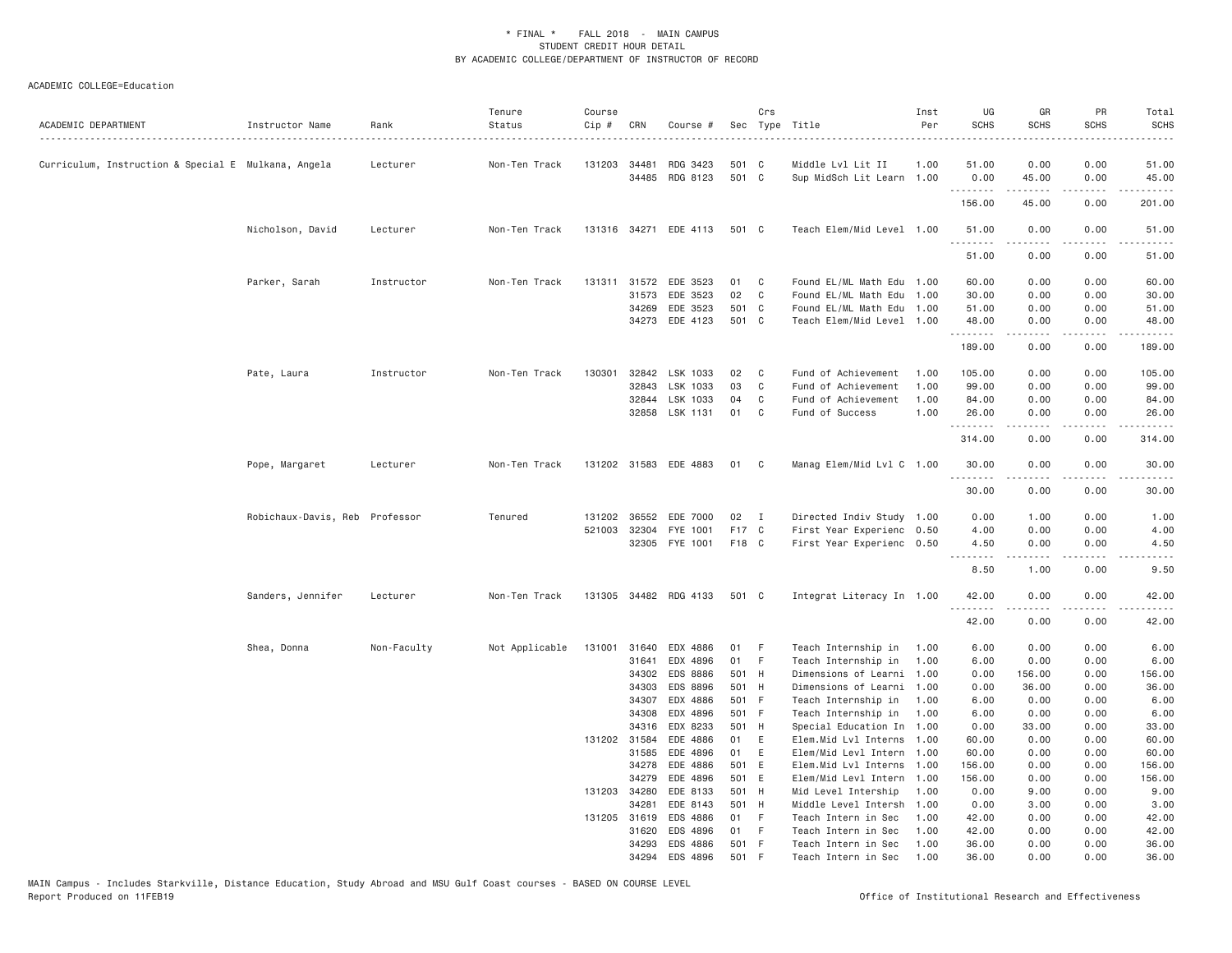# * FINAL * FALL 2018 - MAIN CAMPUS
## STUDENT CREDIT HOUR DETAIL
## BY ACADEMIC COLLEGE/DEPARTMENT OF INSTRUCTOR OF RECORD

ACADEMIC COLLEGE=Education

| ACADEMIC DEPARTMENT | Instructor Name | Rank | Tenure Status | Course Cip # | CRN | Course # | Sec | Crs Type | Title | Inst Per | UG SCHS | GR SCHS | PR SCHS | Total SCHS |
|---|---|---|---|---|---|---|---|---|---|---|---|---|---|---|
| Curriculum, Instruction & Special E | Mulkana, Angela | Lecturer | Non-Ten Track | 131203 | 34481 | RDG 3423 | 501 | C | Middle Lvl Lit II | 1.00 | 51.00 | 0.00 | 0.00 | 51.00 |
| | | | | | 34485 | RDG 8123 | 501 | C | Sup MidSch Lit Learn | 1.00 | 0.00 | 45.00 | 0.00 | 45.00 |
| | | | | | | | | | | | 156.00 | 45.00 | 0.00 | 201.00 |
| | Nicholson, David | Lecturer | Non-Ten Track | 131316 | 34271 | EDE 4113 | 501 | C | Teach Elem/Mid Level | 1.00 | 51.00 | 0.00 | 0.00 | 51.00 |
| | | | | | | | | | | | 51.00 | 0.00 | 0.00 | 51.00 |
| | Parker, Sarah | Instructor | Non-Ten Track | 131311 | 31572 | EDE 3523 | 01 | C | Found EL/ML Math Edu | 1.00 | 60.00 | 0.00 | 0.00 | 60.00 |
| | | | | | 31573 | EDE 3523 | 02 | C | Found EL/ML Math Edu | 1.00 | 30.00 | 0.00 | 0.00 | 30.00 |
| | | | | | 34269 | EDE 3523 | 501 | C | Found EL/ML Math Edu | 1.00 | 51.00 | 0.00 | 0.00 | 51.00 |
| | | | | | 34273 | EDE 4123 | 501 | C | Teach Elem/Mid Level | 1.00 | 48.00 | 0.00 | 0.00 | 48.00 |
| | | | | | | | | | | | 189.00 | 0.00 | 0.00 | 189.00 |
| | Pate, Laura | Instructor | Non-Ten Track | 130301 | 32842 | LSK 1033 | 02 | C | Fund of Achievement | 1.00 | 105.00 | 0.00 | 0.00 | 105.00 |
| | | | | | 32843 | LSK 1033 | 03 | C | Fund of Achievement | 1.00 | 99.00 | 0.00 | 0.00 | 99.00 |
| | | | | | 32844 | LSK 1033 | 04 | C | Fund of Achievement | 1.00 | 84.00 | 0.00 | 0.00 | 84.00 |
| | | | | | 32858 | LSK 1131 | 01 | C | Fund of Success | 1.00 | 26.00 | 0.00 | 0.00 | 26.00 |
| | | | | | | | | | | | 314.00 | 0.00 | 0.00 | 314.00 |
| | Pope, Margaret | Lecturer | Non-Ten Track | 131202 | 31583 | EDE 4883 | 01 | C | Manag Elem/Mid Lvl C | 1.00 | 30.00 | 0.00 | 0.00 | 30.00 |
| | | | | | | | | | | | 30.00 | 0.00 | 0.00 | 30.00 |
| | Robichaux-Davis, Reb | Professor | Tenured | 131202 | 36552 | EDE 7000 | 02 | I | Directed Indiv Study | 1.00 | 0.00 | 1.00 | 0.00 | 1.00 |
| | | | | 521003 | 32304 | FYE 1001 | F17 | C | First Year Experienc | 0.50 | 4.00 | 0.00 | 0.00 | 4.00 |
| | | | | | 32305 | FYE 1001 | F18 | C | First Year Experienc | 0.50 | 4.50 | 0.00 | 0.00 | 4.50 |
| | | | | | | | | | | | 8.50 | 1.00 | 0.00 | 9.50 |
| | Sanders, Jennifer | Lecturer | Non-Ten Track | 131305 | 34482 | RDG 4133 | 501 | C | Integrat Literacy In | 1.00 | 42.00 | 0.00 | 0.00 | 42.00 |
| | | | | | | | | | | | 42.00 | 0.00 | 0.00 | 42.00 |
| | Shea, Donna | Non-Faculty | Not Applicable | 131001 | 31640 | EDX 4886 | 01 | F | Teach Internship in | 1.00 | 6.00 | 0.00 | 0.00 | 6.00 |
| | | | | | 31641 | EDX 4896 | 01 | F | Teach Internship in | 1.00 | 6.00 | 0.00 | 0.00 | 6.00 |
| | | | | | 34302 | EDS 8886 | 501 | H | Dimensions of Learni | 1.00 | 0.00 | 156.00 | 0.00 | 156.00 |
| | | | | | 34303 | EDS 8896 | 501 | H | Dimensions of Learni | 1.00 | 0.00 | 36.00 | 0.00 | 36.00 |
| | | | | | 34307 | EDX 4886 | 501 | F | Teach Internship in | 1.00 | 6.00 | 0.00 | 0.00 | 6.00 |
| | | | | | 34308 | EDX 4896 | 501 | F | Teach Internship in | 1.00 | 6.00 | 0.00 | 0.00 | 6.00 |
| | | | | | 34316 | EDX 8233 | 501 | H | Special Education In | 1.00 | 0.00 | 33.00 | 0.00 | 33.00 |
| | | | | 131202 | 31584 | EDE 4886 | 01 | E | Elem.Mid Lvl Interns | 1.00 | 60.00 | 0.00 | 0.00 | 60.00 |
| | | | | | 31585 | EDE 4896 | 01 | E | Elem/Mid Levl Intern | 1.00 | 60.00 | 0.00 | 0.00 | 60.00 |
| | | | | | 34278 | EDE 4886 | 501 | E | Elem.Mid Lvl Interns | 1.00 | 156.00 | 0.00 | 0.00 | 156.00 |
| | | | | | 34279 | EDE 4896 | 501 | E | Elem/Mid Levl Intern | 1.00 | 156.00 | 0.00 | 0.00 | 156.00 |
| | | | | 131203 | 34280 | EDE 8133 | 501 | H | Mid Level Intership | 1.00 | 0.00 | 9.00 | 0.00 | 9.00 |
| | | | | | 34281 | EDE 8143 | 501 | H | Middle Level Intersh | 1.00 | 0.00 | 3.00 | 0.00 | 3.00 |
| | | | | 131205 | 31619 | EDS 4886 | 01 | F | Teach Intern in Sec | 1.00 | 42.00 | 0.00 | 0.00 | 42.00 |
| | | | | | 31620 | EDS 4896 | 01 | F | Teach Intern in Sec | 1.00 | 42.00 | 0.00 | 0.00 | 42.00 |
| | | | | | 34293 | EDS 4886 | 501 | F | Teach Intern in Sec | 1.00 | 36.00 | 0.00 | 0.00 | 36.00 |
| | | | | | 34294 | EDS 4896 | 501 | F | Teach Intern in Sec | 1.00 | 36.00 | 0.00 | 0.00 | 36.00 |

MAIN Campus - Includes Starkville, Distance Education, Study Abroad and MSU Gulf Coast courses - BASED ON COURSE LEVEL
Report Produced on 11FEB19 Office of Institutional Research and Effectiveness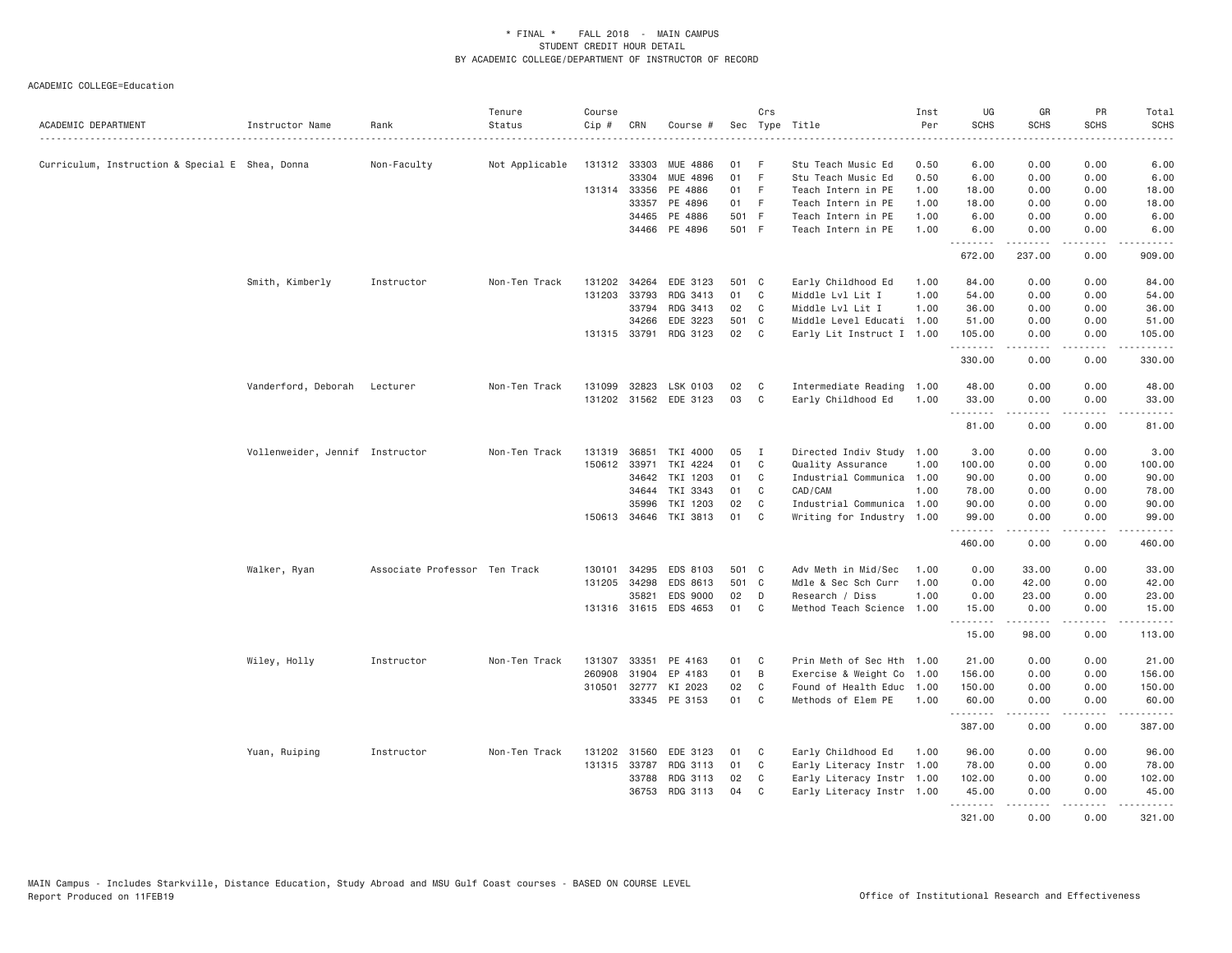\* FINAL \*    FALL 2018 - MAIN CAMPUS
STUDENT CREDIT HOUR DETAIL
BY ACADEMIC COLLEGE/DEPARTMENT OF INSTRUCTOR OF RECORD

ACADEMIC COLLEGE=Education

| ACADEMIC DEPARTMENT | Instructor Name | Rank | Tenure Status | Course Cip # | CRN | Course # | Sec | Crs Type | Title | Inst Per | UG SCHS | GR SCHS | PR SCHS | Total SCHS |
|---|---|---|---|---|---|---|---|---|---|---|---|---|---|---|
| Curriculum, Instruction & Special E | Shea, Donna | Non-Faculty | Not Applicable | 131312 | 33303 | MUE 4886 | 01 | F | Stu Teach Music Ed | 0.50 | 6.00 | 0.00 | 0.00 | 6.00 |
| | | | | | 33304 | MUE 4896 | 01 | F | Stu Teach Music Ed | 0.50 | 6.00 | 0.00 | 0.00 | 6.00 |
| | | | | 131314 | 33356 | PE 4886 | 01 | F | Teach Intern in PE | 1.00 | 18.00 | 0.00 | 0.00 | 18.00 |
| | | | | | 33357 | PE 4896 | 01 | F | Teach Intern in PE | 1.00 | 18.00 | 0.00 | 0.00 | 18.00 |
| | | | | | 34465 | PE 4886 | 501 | F | Teach Intern in PE | 1.00 | 6.00 | 0.00 | 0.00 | 6.00 |
| | | | | | 34466 | PE 4896 | 501 | F | Teach Intern in PE | 1.00 | 6.00 | 0.00 | 0.00 | 6.00 |
| | | | | | | | | | | | 672.00 | 237.00 | 0.00 | 909.00 |
| | Smith, Kimberly | Instructor | Non-Ten Track | 131202 | 34264 | EDE 3123 | 501 | C | Early Childhood Ed | 1.00 | 84.00 | 0.00 | 0.00 | 84.00 |
| | | | | 131203 | 33793 | RDG 3413 | 01 | C | Middle Lvl Lit I | 1.00 | 54.00 | 0.00 | 0.00 | 54.00 |
| | | | | | 33794 | RDG 3413 | 02 | C | Middle Lvl Lit I | 1.00 | 36.00 | 0.00 | 0.00 | 36.00 |
| | | | | | 34266 | EDE 3223 | 501 | C | Middle Level Educati | 1.00 | 51.00 | 0.00 | 0.00 | 51.00 |
| | | | | 131315 | 33791 | RDG 3123 | 02 | C | Early Lit Instruct I | 1.00 | 105.00 | 0.00 | 0.00 | 105.00 |
| | | | | | | | | | | | 330.00 | 0.00 | 0.00 | 330.00 |
| | Vanderford, Deborah | Lecturer | Non-Ten Track | 131099 | 32823 | LSK 0103 | 02 | C | Intermediate Reading | 1.00 | 48.00 | 0.00 | 0.00 | 48.00 |
| | | | | 131202 | 31562 | EDE 3123 | 03 | C | Early Childhood Ed | 1.00 | 33.00 | 0.00 | 0.00 | 33.00 |
| | | | | | | | | | | | 81.00 | 0.00 | 0.00 | 81.00 |
| | Vollenweider, Jennif | Instructor | Non-Ten Track | 131319 | 36851 | TKI 4000 | 05 | I | Directed Indiv Study | 1.00 | 3.00 | 0.00 | 0.00 | 3.00 |
| | | | | 150612 | 33971 | TKI 4224 | 01 | C | Quality Assurance | 1.00 | 100.00 | 0.00 | 0.00 | 100.00 |
| | | | | | 34642 | TKI 1203 | 01 | C | Industrial Communica | 1.00 | 90.00 | 0.00 | 0.00 | 90.00 |
| | | | | | 34644 | TKI 3343 | 01 | C | CAD/CAM | 1.00 | 78.00 | 0.00 | 0.00 | 78.00 |
| | | | | | 35996 | TKI 1203 | 02 | C | Industrial Communica | 1.00 | 90.00 | 0.00 | 0.00 | 90.00 |
| | | | | 150613 | 34646 | TKI 3813 | 01 | C | Writing for Industry | 1.00 | 99.00 | 0.00 | 0.00 | 99.00 |
| | | | | | | | | | | | 460.00 | 0.00 | 0.00 | 460.00 |
| | Walker, Ryan | Associate Professor | Ten Track | 130101 | 34295 | EDS 8103 | 501 | C | Adv Meth in Mid/Sec | 1.00 | 0.00 | 33.00 | 0.00 | 33.00 |
| | | | | 131205 | 34298 | EDS 8613 | 501 | C | Mdle & Sec Sch Curr | 1.00 | 0.00 | 42.00 | 0.00 | 42.00 |
| | | | | | 35821 | EDS 9000 | 02 | D | Research / Diss | 1.00 | 0.00 | 23.00 | 0.00 | 23.00 |
| | | | | 131316 | 31615 | EDS 4653 | 01 | C | Method Teach Science | 1.00 | 15.00 | 0.00 | 0.00 | 15.00 |
| | | | | | | | | | | | 15.00 | 98.00 | 0.00 | 113.00 |
| | Wiley, Holly | Instructor | Non-Ten Track | 131307 | 33351 | PE 4163 | 01 | C | Prin Meth of Sec Hth | 1.00 | 21.00 | 0.00 | 0.00 | 21.00 |
| | | | | 260908 | 31904 | EP 4183 | 01 | B | Exercise & Weight Co | 1.00 | 156.00 | 0.00 | 0.00 | 156.00 |
| | | | | 310501 | 32777 | KI 2023 | 02 | C | Found of Health Educ | 1.00 | 150.00 | 0.00 | 0.00 | 150.00 |
| | | | | | 33345 | PE 3153 | 01 | C | Methods of Elem PE | 1.00 | 60.00 | 0.00 | 0.00 | 60.00 |
| | | | | | | | | | | | 387.00 | 0.00 | 0.00 | 387.00 |
| | Yuan, Ruiping | Instructor | Non-Ten Track | 131202 | 31560 | EDE 3123 | 01 | C | Early Childhood Ed | 1.00 | 96.00 | 0.00 | 0.00 | 96.00 |
| | | | | 131315 | 33787 | RDG 3113 | 01 | C | Early Literacy Instr | 1.00 | 78.00 | 0.00 | 0.00 | 78.00 |
| | | | | | 33788 | RDG 3113 | 02 | C | Early Literacy Instr | 1.00 | 102.00 | 0.00 | 0.00 | 102.00 |
| | | | | | 36753 | RDG 3113 | 04 | C | Early Literacy Instr | 1.00 | 45.00 | 0.00 | 0.00 | 45.00 |
| | | | | | | | | | | | 321.00 | 0.00 | 0.00 | 321.00 |

MAIN Campus - Includes Starkville, Distance Education, Study Abroad and MSU Gulf Coast courses - BASED ON COURSE LEVEL
Report Produced on 11FEB19    Office of Institutional Research and Effectiveness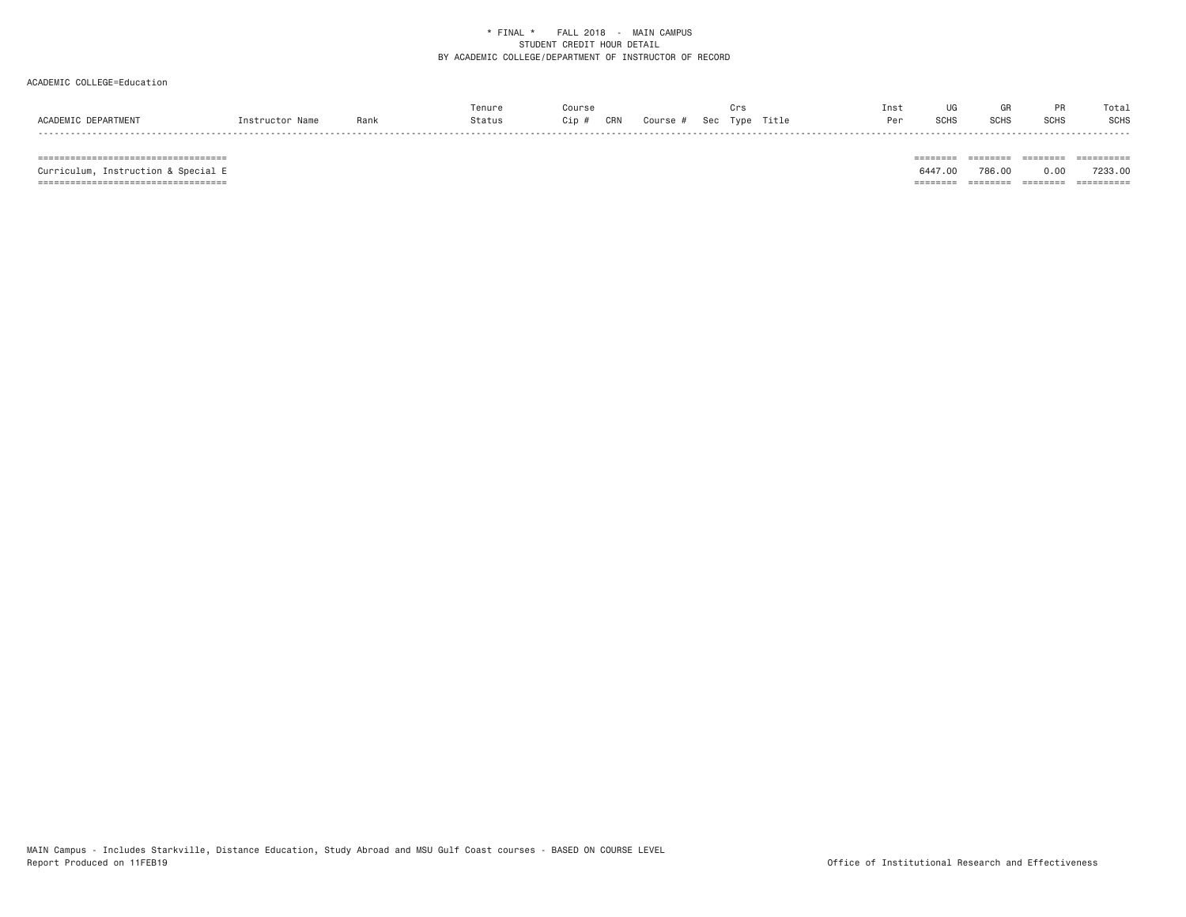\* FINAL \*    FALL 2018  -  MAIN CAMPUS
STUDENT CREDIT HOUR DETAIL
BY ACADEMIC COLLEGE/DEPARTMENT OF INSTRUCTOR OF RECORD

ACADEMIC COLLEGE=Education

| ACADEMIC DEPARTMENT | Instructor Name | Rank | Tenure Status | Course Cip # | CRN | Course # | Sec | Crs Type | Title | Inst Per | UG SCHS | GR SCHS | PR SCHS | Total SCHS |
|---|---|---|---|---|---|---|---|---|---|---|---|---|---|---|
| Curriculum, Instruction & Special E | | | | | | | | | | | 6447.00 | 786.00 | 0.00 | 7233.00 |

MAIN Campus - Includes Starkville, Distance Education, Study Abroad and MSU Gulf Coast courses - BASED ON COURSE LEVEL
Report Produced on 11FEB19

Office of Institutional Research and Effectiveness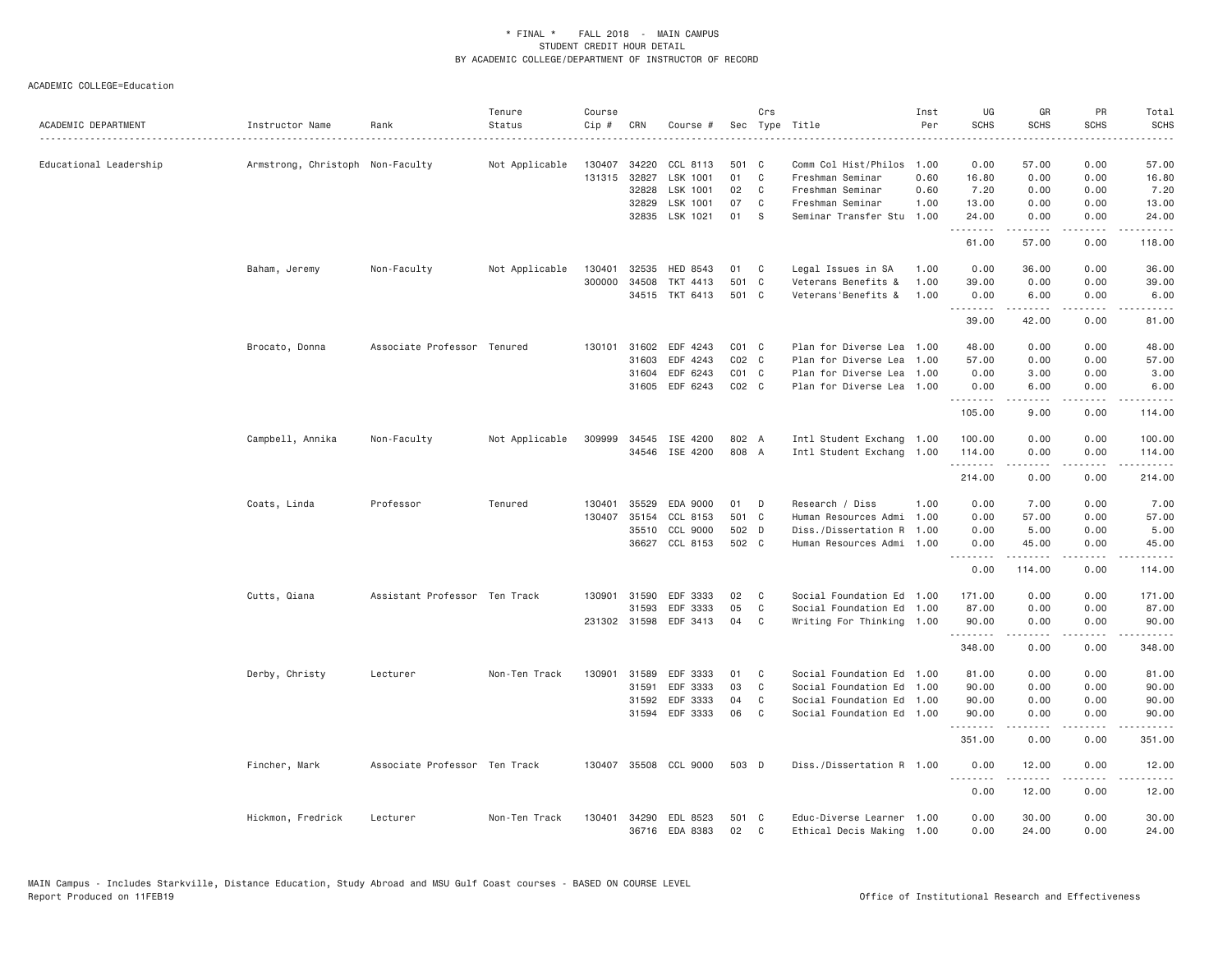* FINAL * FALL 2018 - MAIN CAMPUS
STUDENT CREDIT HOUR DETAIL
BY ACADEMIC COLLEGE/DEPARTMENT OF INSTRUCTOR OF RECORD

ACADEMIC COLLEGE=Education

| ACADEMIC DEPARTMENT | Instructor Name | Rank | Tenure Status | Course Cip # | CRN | Course # | Sec | Crs Type | Title | Inst Per | UG SCHS | GR SCHS | PR SCHS | Total SCHS |
|---|---|---|---|---|---|---|---|---|---|---|---|---|---|---|
| Educational Leadership | Armstrong, Christoph | Non-Faculty | Not Applicable | 130407 | 34220 | CCL 8113 | 501 | C | Comm Col Hist/Philos | 1.00 | 0.00 | 57.00 | 0.00 | 57.00 |
| | | | | 131315 | 32827 | LSK 1001 | 01 | C | Freshman Seminar | 0.60 | 16.80 | 0.00 | 0.00 | 16.80 |
| | | | | | 32828 | LSK 1001 | 02 | C | Freshman Seminar | 0.60 | 7.20 | 0.00 | 0.00 | 7.20 |
| | | | | | 32829 | LSK 1001 | 07 | C | Freshman Seminar | 1.00 | 13.00 | 0.00 | 0.00 | 13.00 |
| | | | | | 32835 | LSK 1021 | 01 | S | Seminar Transfer Stu | 1.00 | 24.00 | 0.00 | 0.00 | 24.00 |
| | | | | | | | | | | | 61.00 | 57.00 | 0.00 | 118.00 |
| | Baham, Jeremy | Non-Faculty | Not Applicable | 130401 | 32535 | HED 8543 | 01 | C | Legal Issues in SA | 1.00 | 0.00 | 36.00 | 0.00 | 36.00 |
| | | | | 300000 | 34508 | TKT 4413 | 501 | C | Veterans Benefits & | 1.00 | 39.00 | 0.00 | 0.00 | 39.00 |
| | | | | | 34515 | TKT 6413 | 501 | C | Veterans'Benefits & | 1.00 | 0.00 | 6.00 | 0.00 | 6.00 |
| | | | | | | | | | | | 39.00 | 42.00 | 0.00 | 81.00 |
| | Brocato, Donna | Associate Professor | Tenured | 130101 | 31602 | EDF 4243 | C01 | C | Plan for Diverse Lea | 1.00 | 48.00 | 0.00 | 0.00 | 48.00 |
| | | | | | 31603 | EDF 4243 | C02 | C | Plan for Diverse Lea | 1.00 | 57.00 | 0.00 | 0.00 | 57.00 |
| | | | | | 31604 | EDF 6243 | C01 | C | Plan for Diverse Lea | 1.00 | 0.00 | 3.00 | 0.00 | 3.00 |
| | | | | | 31605 | EDF 6243 | C02 | C | Plan for Diverse Lea | 1.00 | 0.00 | 6.00 | 0.00 | 6.00 |
| | | | | | | | | | | | 105.00 | 9.00 | 0.00 | 114.00 |
| | Campbell, Annika | Non-Faculty | Not Applicable | 309999 | 34545 | ISE 4200 | 802 | A | Intl Student Exchang | 1.00 | 100.00 | 0.00 | 0.00 | 100.00 |
| | | | | | 34546 | ISE 4200 | 808 | A | Intl Student Exchang | 1.00 | 114.00 | 0.00 | 0.00 | 114.00 |
| | | | | | | | | | | | 214.00 | 0.00 | 0.00 | 214.00 |
| | Coats, Linda | Professor | Tenured | 130401 | 35529 | EDA 9000 | 01 | D | Research / Diss | 1.00 | 0.00 | 7.00 | 0.00 | 7.00 |
| | | | | 130407 | 35154 | CCL 8153 | 501 | C | Human Resources Admi | 1.00 | 0.00 | 57.00 | 0.00 | 57.00 |
| | | | | | 35510 | CCL 9000 | 502 | D | Diss./Dissertation R | 1.00 | 0.00 | 5.00 | 0.00 | 5.00 |
| | | | | | 36627 | CCL 8153 | 502 | C | Human Resources Admi | 1.00 | 0.00 | 45.00 | 0.00 | 45.00 |
| | | | | | | | | | | | 0.00 | 114.00 | 0.00 | 114.00 |
| | Cutts, Qiana | Assistant Professor | Ten Track | 130901 | 31590 | EDF 3333 | 02 | C | Social Foundation Ed | 1.00 | 171.00 | 0.00 | 0.00 | 171.00 |
| | | | | | 31593 | EDF 3333 | 05 | C | Social Foundation Ed | 1.00 | 87.00 | 0.00 | 0.00 | 87.00 |
| | | | | 231302 | 31598 | EDF 3413 | 04 | C | Writing For Thinking | 1.00 | 90.00 | 0.00 | 0.00 | 90.00 |
| | | | | | | | | | | | 348.00 | 0.00 | 0.00 | 348.00 |
| | Derby, Christy | Lecturer | Non-Ten Track | 130901 | 31589 | EDF 3333 | 01 | C | Social Foundation Ed | 1.00 | 81.00 | 0.00 | 0.00 | 81.00 |
| | | | | | 31591 | EDF 3333 | 03 | C | Social Foundation Ed | 1.00 | 90.00 | 0.00 | 0.00 | 90.00 |
| | | | | | 31592 | EDF 3333 | 04 | C | Social Foundation Ed | 1.00 | 90.00 | 0.00 | 0.00 | 90.00 |
| | | | | | 31594 | EDF 3333 | 06 | C | Social Foundation Ed | 1.00 | 90.00 | 0.00 | 0.00 | 90.00 |
| | | | | | | | | | | | 351.00 | 0.00 | 0.00 | 351.00 |
| | Fincher, Mark | Associate Professor | Ten Track | 130407 | 35508 | CCL 9000 | 503 | D | Diss./Dissertation R | 1.00 | 0.00 | 12.00 | 0.00 | 12.00 |
| | | | | | | | | | | | 0.00 | 12.00 | 0.00 | 12.00 |
| | Hickmon, Fredrick | Lecturer | Non-Ten Track | 130401 | 34290 | EDL 8523 | 501 | C | Educ-Diverse Learner | 1.00 | 0.00 | 30.00 | 0.00 | 30.00 |
| | | | | | 36716 | EDA 8383 | 02 | C | Ethical Decis Making | 1.00 | 0.00 | 24.00 | 0.00 | 24.00 |

MAIN Campus - Includes Starkville, Distance Education, Study Abroad and MSU Gulf Coast courses - BASED ON COURSE LEVEL
Report Produced on 11FEB19 Office of Institutional Research and Effectiveness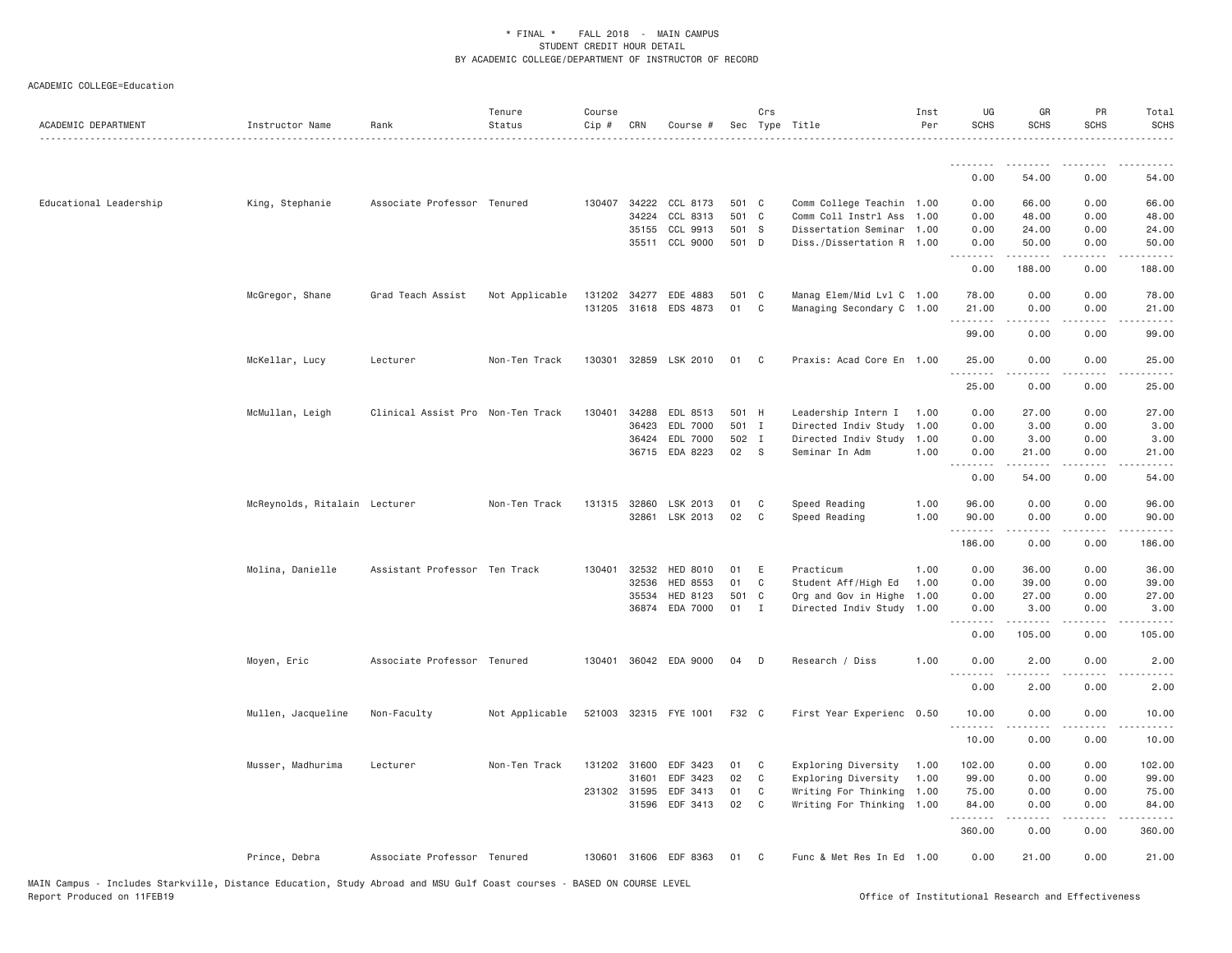* FINAL * FALL 2018 - MAIN CAMPUS
STUDENT CREDIT HOUR DETAIL
BY ACADEMIC COLLEGE/DEPARTMENT OF INSTRUCTOR OF RECORD

ACADEMIC COLLEGE=Education

| ACADEMIC DEPARTMENT | Instructor Name | Rank | Tenure Status | Course Cip # | CRN | Course # | Sec | Crs Type | Title | Inst Per | UG SCHS | GR SCHS | PR SCHS | Total SCHS |
|---|---|---|---|---|---|---|---|---|---|---|---|---|---|---|
| | | | | | | | | | | | 0.00 | 54.00 | 0.00 | 54.00 |
| Educational Leadership | King, Stephanie | Associate Professor | Tenured | 130407 | 34222 | CCL 8173 | 501 | C | Comm College Teachin | 1.00 | 0.00 | 66.00 | 0.00 | 66.00 |
| | | | | | 34224 | CCL 8313 | 501 | C | Comm Coll Instrl Ass | 1.00 | 0.00 | 48.00 | 0.00 | 48.00 |
| | | | | | 35155 | CCL 9913 | 501 | S | Dissertation Seminar | 1.00 | 0.00 | 24.00 | 0.00 | 24.00 |
| | | | | | 35511 | CCL 9000 | 501 | D | Diss./Dissertation R | 1.00 | 0.00 | 50.00 | 0.00 | 50.00 |
| | | | | | | | | | | | 0.00 | 188.00 | 0.00 | 188.00 |
| | McGregor, Shane | Grad Teach Assist | Not Applicable | 131202 | 34277 | EDE 4883 | 501 | C | Manag Elem/Mid Lvl C | 1.00 | 78.00 | 0.00 | 0.00 | 78.00 |
| | | | | 131205 | 31618 | EDS 4873 | 01 | C | Managing Secondary C | 1.00 | 21.00 | 0.00 | 0.00 | 21.00 |
| | | | | | | | | | | | 99.00 | 0.00 | 0.00 | 99.00 |
| | McKellar, Lucy | Lecturer | Non-Ten Track | 130301 | 32859 | LSK 2010 | 01 | C | Praxis: Acad Core En | 1.00 | 25.00 | 0.00 | 0.00 | 25.00 |
| | | | | | | | | | | | 25.00 | 0.00 | 0.00 | 25.00 |
| | McMullan, Leigh | Clinical Assist Pro | Non-Ten Track | 130401 | 34288 | EDL 8513 | 501 | H | Leadership Intern I | 1.00 | 0.00 | 27.00 | 0.00 | 27.00 |
| | | | | | 36423 | EDL 7000 | 501 | I | Directed Indiv Study | 1.00 | 0.00 | 3.00 | 0.00 | 3.00 |
| | | | | | 36424 | EDL 7000 | 502 | I | Directed Indiv Study | 1.00 | 0.00 | 3.00 | 0.00 | 3.00 |
| | | | | | 36715 | EDA 8223 | 02 | S | Seminar In Adm | 1.00 | 0.00 | 21.00 | 0.00 | 21.00 |
| | | | | | | | | | | | 0.00 | 54.00 | 0.00 | 54.00 |
| | McReynolds, Ritalain | Lecturer | Non-Ten Track | 131315 | 32860 | LSK 2013 | 01 | C | Speed Reading | 1.00 | 96.00 | 0.00 | 0.00 | 96.00 |
| | | | | | 32861 | LSK 2013 | 02 | C | Speed Reading | 1.00 | 90.00 | 0.00 | 0.00 | 90.00 |
| | | | | | | | | | | | 186.00 | 0.00 | 0.00 | 186.00 |
| | Molina, Danielle | Assistant Professor | Ten Track | 130401 | 32532 | HED 8010 | 01 | E | Practicum | 1.00 | 0.00 | 36.00 | 0.00 | 36.00 |
| | | | | | 32536 | HED 8553 | 01 | C | Student Aff/High Ed | 1.00 | 0.00 | 39.00 | 0.00 | 39.00 |
| | | | | | 35534 | HED 8123 | 501 | C | Org and Gov in Highe | 1.00 | 0.00 | 27.00 | 0.00 | 27.00 |
| | | | | | 36874 | EDA 7000 | 01 | I | Directed Indiv Study | 1.00 | 0.00 | 3.00 | 0.00 | 3.00 |
| | | | | | | | | | | | 0.00 | 105.00 | 0.00 | 105.00 |
| | Moyen, Eric | Associate Professor | Tenured | 130401 | 36042 | EDA 9000 | 04 | D | Research / Diss | 1.00 | 0.00 | 2.00 | 0.00 | 2.00 |
| | | | | | | | | | | | 0.00 | 2.00 | 0.00 | 2.00 |
| | Mullen, Jacqueline | Non-Faculty | Not Applicable | 521003 | 32315 | FYE 1001 | F32 | C | First Year Experienc | 0.50 | 10.00 | 0.00 | 0.00 | 10.00 |
| | | | | | | | | | | | 10.00 | 0.00 | 0.00 | 10.00 |
| | Musser, Madhurima | Lecturer | Non-Ten Track | 131202 | 31600 | EDF 3423 | 01 | C | Exploring Diversity | 1.00 | 102.00 | 0.00 | 0.00 | 102.00 |
| | | | | | 31601 | EDF 3423 | 02 | C | Exploring Diversity | 1.00 | 99.00 | 0.00 | 0.00 | 99.00 |
| | | | | 231302 | 31595 | EDF 3413 | 01 | C | Writing For Thinking | 1.00 | 75.00 | 0.00 | 0.00 | 75.00 |
| | | | | | 31596 | EDF 3413 | 02 | C | Writing For Thinking | 1.00 | 84.00 | 0.00 | 0.00 | 84.00 |
| | | | | | | | | | | | 360.00 | 0.00 | 0.00 | 360.00 |
| | Prince, Debra | Associate Professor | Tenured | 130601 | 31606 | EDF 8363 | 01 | C | Func & Met Res In Ed | 1.00 | 0.00 | 21.00 | 0.00 | 21.00 |

MAIN Campus - Includes Starkville, Distance Education, Study Abroad and MSU Gulf Coast courses - BASED ON COURSE LEVEL
Report Produced on 11FEB19 Office of Institutional Research and Effectiveness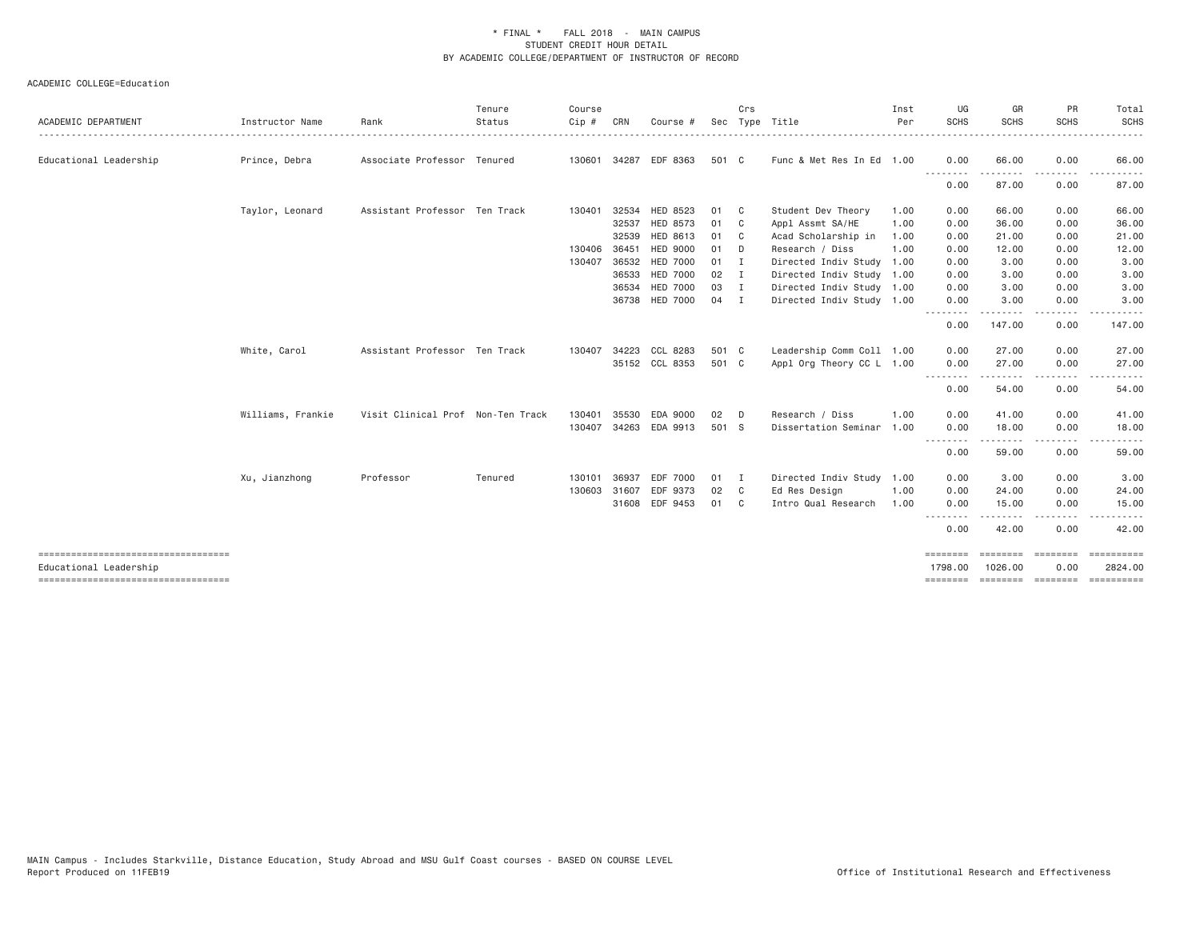\* FINAL \* FALL 2018 - MAIN CAMPUS
STUDENT CREDIT HOUR DETAIL
BY ACADEMIC COLLEGE/DEPARTMENT OF INSTRUCTOR OF RECORD

ACADEMIC COLLEGE=Education

| ACADEMIC DEPARTMENT | Instructor Name | Rank | Tenure Status | Course Cip # | CRN | Course # | Sec | Crs Type | Title | Inst Per | UG SCHS | GR SCHS | PR SCHS | Total SCHS |
|---|---|---|---|---|---|---|---|---|---|---|---|---|---|---|
| Educational Leadership | Prince, Debra | Associate Professor | Tenured | 130601 | 34287 | EDF 8363 | 501 | C | Func & Met Res In Ed | 1.00 | 0.00 | 66.00 | 0.00 | 66.00 |
| | | | | | | | | | | | 0.00 | 87.00 | 0.00 | 87.00 |
| | Taylor, Leonard | Assistant Professor | Ten Track | 130401 | 32534 | HED 8523 | 01 | C | Student Dev Theory | 1.00 | 0.00 | 66.00 | 0.00 | 66.00 |
| | | | | | 32537 | HED 8573 | 01 | C | Appl Assmt SA/HE | 1.00 | 0.00 | 36.00 | 0.00 | 36.00 |
| | | | | | 32539 | HED 8613 | 01 | C | Acad Scholarship in | 1.00 | 0.00 | 21.00 | 0.00 | 21.00 |
| | | | | 130406 | 36451 | HED 9000 | 01 | D | Research / Diss | 1.00 | 0.00 | 12.00 | 0.00 | 12.00 |
| | | | | 130407 | 36532 | HED 7000 | 01 | I | Directed Indiv Study | 1.00 | 0.00 | 3.00 | 0.00 | 3.00 |
| | | | | | 36533 | HED 7000 | 02 | I | Directed Indiv Study | 1.00 | 0.00 | 3.00 | 0.00 | 3.00 |
| | | | | | 36534 | HED 7000 | 03 | I | Directed Indiv Study | 1.00 | 0.00 | 3.00 | 0.00 | 3.00 |
| | | | | | 36738 | HED 7000 | 04 | I | Directed Indiv Study | 1.00 | 0.00 | 3.00 | 0.00 | 3.00 |
| | | | | | | | | | | | 0.00 | 147.00 | 0.00 | 147.00 |
| | White, Carol | Assistant Professor | Ten Track | 130407 | 34223 | CCL 8283 | 501 | C | Leadership Comm Coll | 1.00 | 0.00 | 27.00 | 0.00 | 27.00 |
| | | | | | 35152 | CCL 8353 | 501 | C | Appl Org Theory CC L | 1.00 | 0.00 | 27.00 | 0.00 | 27.00 |
| | | | | | | | | | | | 0.00 | 54.00 | 0.00 | 54.00 |
| | Williams, Frankie | Visit Clinical Prof | Non-Ten Track | 130401 | 35530 | EDA 9000 | 02 | D | Research / Diss | 1.00 | 0.00 | 41.00 | 0.00 | 41.00 |
| | | | | 130407 | 34263 | EDA 9913 | 501 | S | Dissertation Seminar | 1.00 | 0.00 | 18.00 | 0.00 | 18.00 |
| | | | | | | | | | | | 0.00 | 59.00 | 0.00 | 59.00 |
| | Xu, Jianzhong | Professor | Tenured | 130101 | 36937 | EDF 7000 | 01 | I | Directed Indiv Study | 1.00 | 0.00 | 3.00 | 0.00 | 3.00 |
| | | | | 130603 | 31607 | EDF 9373 | 02 | C | Ed Res Design | 1.00 | 0.00 | 24.00 | 0.00 | 24.00 |
| | | | | | 31608 | EDF 9453 | 01 | C | Intro Qual Research | 1.00 | 0.00 | 15.00 | 0.00 | 15.00 |
| | | | | | | | | | | | 0.00 | 42.00 | 0.00 | 42.00 |
| Educational Leadership | | | | | | | | | | | 1798.00 | 1026.00 | 0.00 | 2824.00 |

MAIN Campus - Includes Starkville, Distance Education, Study Abroad and MSU Gulf Coast courses - BASED ON COURSE LEVEL
Report Produced on 11FEB19

Office of Institutional Research and Effectiveness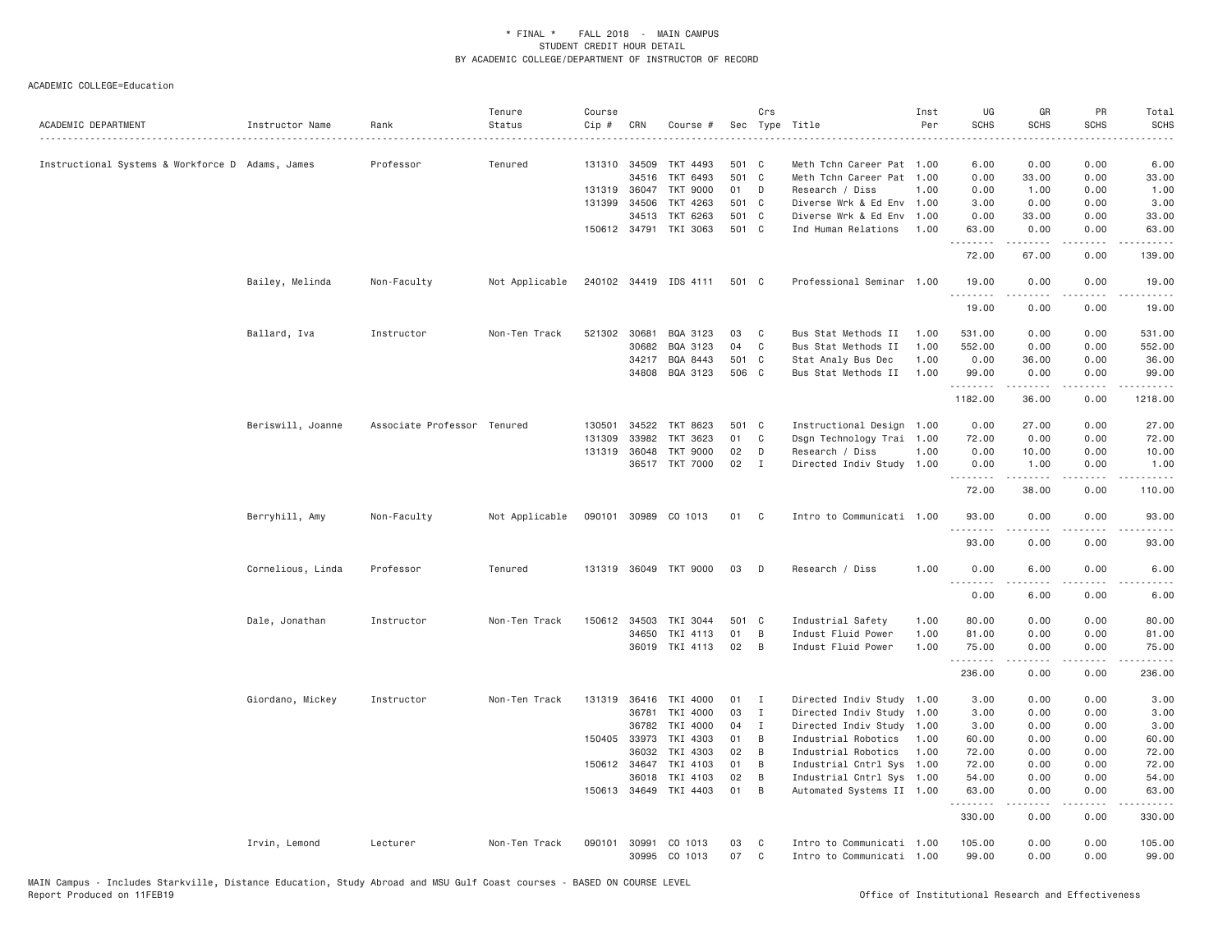\* FINAL \* FALL 2018 - MAIN CAMPUS
STUDENT CREDIT HOUR DETAIL
BY ACADEMIC COLLEGE/DEPARTMENT OF INSTRUCTOR OF RECORD

ACADEMIC COLLEGE=Education

| ACADEMIC DEPARTMENT | Instructor Name | Rank | Tenure Status | Course Cip # | CRN | Course # | Sec | Crs Type | Title | Inst Per | UG SCHS | GR SCHS | PR SCHS | Total SCHS |
|---|---|---|---|---|---|---|---|---|---|---|---|---|---|---|
| Instructional Systems & Workforce D | Adams, James | Professor | Tenured | 131310 | 34509 | TKT 4493 | 501 | C | Meth Tchn Career Pat | 1.00 | 6.00 | 0.00 | 0.00 | 6.00 |
| | | | | | 34516 | TKT 6493 | 501 | C | Meth Tchn Career Pat | 1.00 | 0.00 | 33.00 | 0.00 | 33.00 |
| | | | | 131319 | 36047 | TKT 9000 | 01 | D | Research / Diss | 1.00 | 0.00 | 1.00 | 0.00 | 1.00 |
| | | | | 131399 | 34506 | TKT 4263 | 501 | C | Diverse Wrk & Ed Env | 1.00 | 3.00 | 0.00 | 0.00 | 3.00 |
| | | | | | 34513 | TKT 6263 | 501 | C | Diverse Wrk & Ed Env | 1.00 | 0.00 | 33.00 | 0.00 | 33.00 |
| | | | | 150612 | 34791 | TKI 3063 | 501 | C | Ind Human Relations | 1.00 | 63.00 | 0.00 | 0.00 | 63.00 |
| | | | | | | | | | | | 72.00 | 67.00 | 0.00 | 139.00 |
| | Bailey, Melinda | Non-Faculty | Not Applicable | 240102 | 34419 | IDS 4111 | 501 | C | Professional Seminar | 1.00 | 19.00 | 0.00 | 0.00 | 19.00 |
| | | | | | | | | | | | 19.00 | 0.00 | 0.00 | 19.00 |
| | Ballard, Iva | Instructor | Non-Ten Track | 521302 | 30681 | BQA 3123 | 03 | C | Bus Stat Methods II | 1.00 | 531.00 | 0.00 | 0.00 | 531.00 |
| | | | | | 30682 | BQA 3123 | 04 | C | Bus Stat Methods II | 1.00 | 552.00 | 0.00 | 0.00 | 552.00 |
| | | | | | 34217 | BQA 8443 | 501 | C | Stat Analy Bus Dec | 1.00 | 0.00 | 36.00 | 0.00 | 36.00 |
| | | | | | 34808 | BQA 3123 | 506 | C | Bus Stat Methods II | 1.00 | 99.00 | 0.00 | 0.00 | 99.00 |
| | | | | | | | | | | | 1182.00 | 36.00 | 0.00 | 1218.00 |
| | Beriswill, Joanne | Associate Professor | Tenured | 130501 | 34522 | TKT 8623 | 501 | C | Instructional Design | 1.00 | 0.00 | 27.00 | 0.00 | 27.00 |
| | | | | 131309 | 33982 | TKT 3623 | 01 | C | Dsgn Technology Trai | 1.00 | 72.00 | 0.00 | 0.00 | 72.00 |
| | | | | 131319 | 36048 | TKT 9000 | 02 | D | Research / Diss | 1.00 | 0.00 | 10.00 | 0.00 | 10.00 |
| | | | | | 36517 | TKT 7000 | 02 | I | Directed Indiv Study | 1.00 | 0.00 | 1.00 | 0.00 | 1.00 |
| | | | | | | | | | | | 72.00 | 38.00 | 0.00 | 110.00 |
| | Berryhill, Amy | Non-Faculty | Not Applicable | 090101 | 30989 | CO 1013 | 01 | C | Intro to Communicati | 1.00 | 93.00 | 0.00 | 0.00 | 93.00 |
| | | | | | | | | | | | 93.00 | 0.00 | 0.00 | 93.00 |
| | Cornelious, Linda | Professor | Tenured | 131319 | 36049 | TKT 9000 | 03 | D | Research / Diss | 1.00 | 0.00 | 6.00 | 0.00 | 6.00 |
| | | | | | | | | | | | 0.00 | 6.00 | 0.00 | 6.00 |
| | Dale, Jonathan | Instructor | Non-Ten Track | 150612 | 34503 | TKI 3044 | 501 | C | Industrial Safety | 1.00 | 80.00 | 0.00 | 0.00 | 80.00 |
| | | | | | 34650 | TKI 4113 | 01 | B | Indust Fluid Power | 1.00 | 81.00 | 0.00 | 0.00 | 81.00 |
| | | | | | 36019 | TKI 4113 | 02 | B | Indust Fluid Power | 1.00 | 75.00 | 0.00 | 0.00 | 75.00 |
| | | | | | | | | | | | 236.00 | 0.00 | 0.00 | 236.00 |
| | Giordano, Mickey | Instructor | Non-Ten Track | 131319 | 36416 | TKI 4000 | 01 | I | Directed Indiv Study | 1.00 | 3.00 | 0.00 | 0.00 | 3.00 |
| | | | | | 36781 | TKI 4000 | 03 | I | Directed Indiv Study | 1.00 | 3.00 | 0.00 | 0.00 | 3.00 |
| | | | | | 36782 | TKI 4000 | 04 | I | Directed Indiv Study | 1.00 | 3.00 | 0.00 | 0.00 | 3.00 |
| | | | | 150405 | 33973 | TKI 4303 | 01 | B | Industrial Robotics | 1.00 | 60.00 | 0.00 | 0.00 | 60.00 |
| | | | | | 36032 | TKI 4303 | 02 | B | Industrial Robotics | 1.00 | 72.00 | 0.00 | 0.00 | 72.00 |
| | | | | 150612 | 34647 | TKI 4103 | 01 | B | Industrial Cntrl Sys | 1.00 | 72.00 | 0.00 | 0.00 | 72.00 |
| | | | | | 36018 | TKI 4103 | 02 | B | Industrial Cntrl Sys | 1.00 | 54.00 | 0.00 | 0.00 | 54.00 |
| | | | | 150613 | 34649 | TKI 4403 | 01 | B | Automated Systems II | 1.00 | 63.00 | 0.00 | 0.00 | 63.00 |
| | | | | | | | | | | | 330.00 | 0.00 | 0.00 | 330.00 |
| | Irvin, Lemond | Lecturer | Non-Ten Track | 090101 | 30991 | CO 1013 | 03 | C | Intro to Communicati | 1.00 | 105.00 | 0.00 | 0.00 | 105.00 |
| | | | | | 30995 | CO 1013 | 07 | C | Intro to Communicati | 1.00 | 99.00 | 0.00 | 0.00 | 99.00 |

MAIN Campus - Includes Starkville, Distance Education, Study Abroad and MSU Gulf Coast courses - BASED ON COURSE LEVEL
Report Produced on 11FEB19 Office of Institutional Research and Effectiveness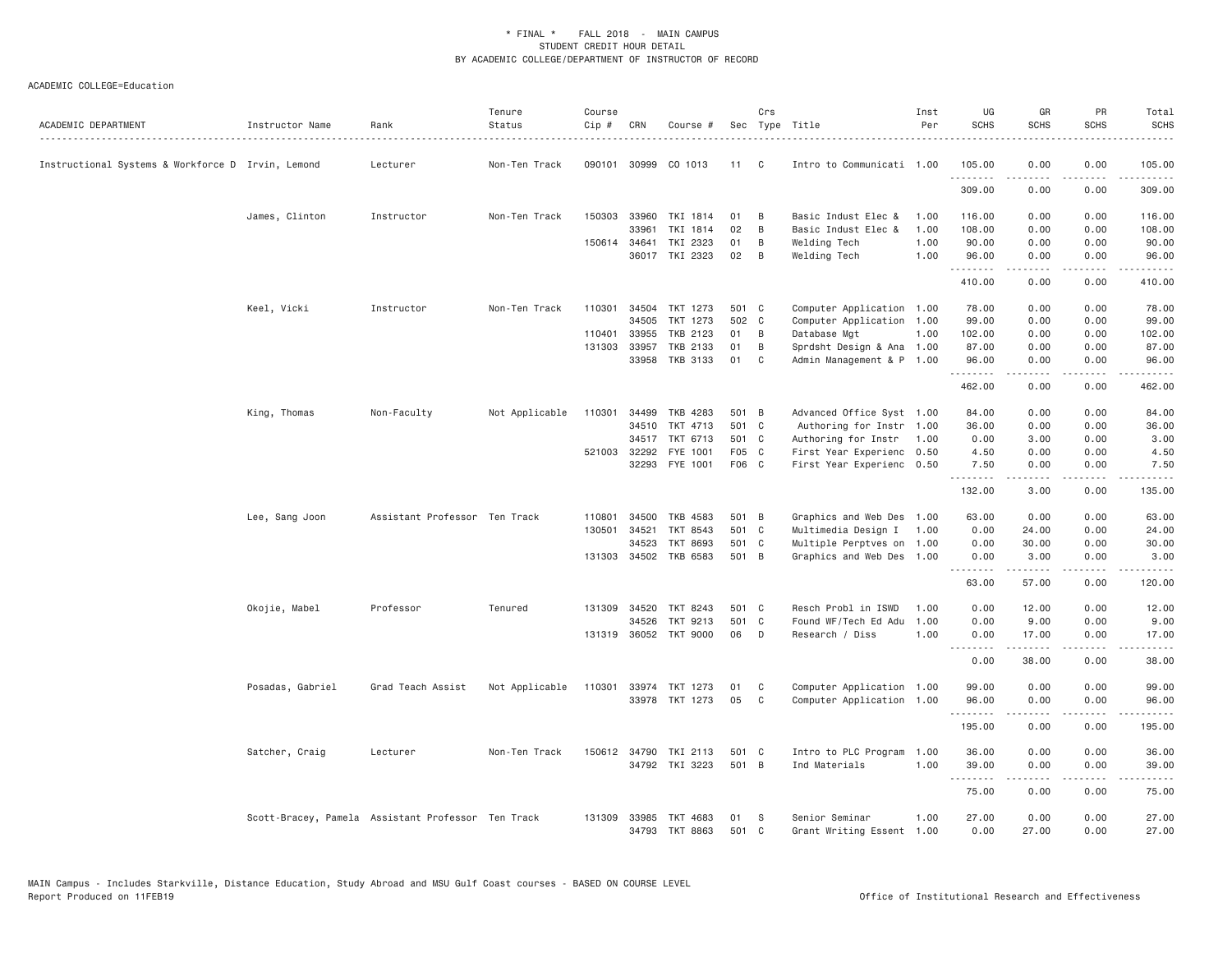\* FINAL \* FALL 2018 - MAIN CAMPUS
STUDENT CREDIT HOUR DETAIL
BY ACADEMIC COLLEGE/DEPARTMENT OF INSTRUCTOR OF RECORD

ACADEMIC COLLEGE=Education

| ACADEMIC DEPARTMENT | Instructor Name | Rank | Tenure Status | Course Cip # | CRN | Course # | Sec | Crs Type | Title | Inst Per | UG SCHS | GR SCHS | PR SCHS | Total SCHS |
|---|---|---|---|---|---|---|---|---|---|---|---|---|---|---|
| Instructional Systems & Workforce D | Irvin, Lemond | Lecturer | Non-Ten Track | 090101 | 30999 | CO 1013 | 11 | C | Intro to Communicati | 1.00 | 105.00 | 0.00 | 0.00 | 105.00 |
| | | | | | | | | | | | 309.00 | 0.00 | 0.00 | 309.00 |
| | James, Clinton | Instructor | Non-Ten Track | 150303 | 33960 | TKI 1814 | 01 | B | Basic Indust Elec & | 1.00 | 116.00 | 0.00 | 0.00 | 116.00 |
| | | | | | 33961 | TKI 1814 | 02 | B | Basic Indust Elec & | 1.00 | 108.00 | 0.00 | 0.00 | 108.00 |
| | | | | 150614 | 34641 | TKI 2323 | 01 | B | Welding Tech | 1.00 | 90.00 | 0.00 | 0.00 | 90.00 |
| | | | | | 36017 | TKI 2323 | 02 | B | Welding Tech | 1.00 | 96.00 | 0.00 | 0.00 | 96.00 |
| | | | | | | | | | | | 410.00 | 0.00 | 0.00 | 410.00 |
| | Keel, Vicki | Instructor | Non-Ten Track | 110301 | 34504 | TKT 1273 | 501 | C | Computer Application | 1.00 | 78.00 | 0.00 | 0.00 | 78.00 |
| | | | | | 34505 | TKT 1273 | 502 | C | Computer Application | 1.00 | 99.00 | 0.00 | 0.00 | 99.00 |
| | | | | 110401 | 33955 | TKB 2123 | 01 | B | Database Mgt | 1.00 | 102.00 | 0.00 | 0.00 | 102.00 |
| | | | | 131303 | 33957 | TKB 2133 | 01 | B | Sprdsht Design & Ana | 1.00 | 87.00 | 0.00 | 0.00 | 87.00 |
| | | | | | 33958 | TKB 3133 | 01 | C | Admin Management & P | 1.00 | 96.00 | 0.00 | 0.00 | 96.00 |
| | | | | | | | | | | | 462.00 | 0.00 | 0.00 | 462.00 |
| | King, Thomas | Non-Faculty | Not Applicable | 110301 | 34499 | TKB 4283 | 501 | B | Advanced Office Syst | 1.00 | 84.00 | 0.00 | 0.00 | 84.00 |
| | | | | | 34510 | TKT 4713 | 501 | C | Authoring for Instr | 1.00 | 36.00 | 0.00 | 0.00 | 36.00 |
| | | | | | 34517 | TKT 6713 | 501 | C | Authoring for Instr | 1.00 | 0.00 | 3.00 | 0.00 | 3.00 |
| | | | | 521003 | 32292 | FYE 1001 | F05 | C | First Year Experienc | 0.50 | 4.50 | 0.00 | 0.00 | 4.50 |
| | | | | | 32293 | FYE 1001 | F06 | C | First Year Experienc | 0.50 | 7.50 | 0.00 | 0.00 | 7.50 |
| | | | | | | | | | | | 132.00 | 3.00 | 0.00 | 135.00 |
| | Lee, Sang Joon | Assistant Professor | Ten Track | 110801 | 34500 | TKB 4583 | 501 | B | Graphics and Web Des | 1.00 | 63.00 | 0.00 | 0.00 | 63.00 |
| | | | | 130501 | 34521 | TKT 8543 | 501 | C | Multimedia Design I | 1.00 | 0.00 | 24.00 | 0.00 | 24.00 |
| | | | | | 34523 | TKT 8693 | 501 | C | Multiple Perptves on | 1.00 | 0.00 | 30.00 | 0.00 | 30.00 |
| | | | | 131303 | 34502 | TKB 6583 | 501 | B | Graphics and Web Des | 1.00 | 0.00 | 3.00 | 0.00 | 3.00 |
| | | | | | | | | | | | 63.00 | 57.00 | 0.00 | 120.00 |
| | Okojie, Mabel | Professor | Tenured | 131309 | 34520 | TKT 8243 | 501 | C | Resch Probl in ISWD | 1.00 | 0.00 | 12.00 | 0.00 | 12.00 |
| | | | | | 34526 | TKT 9213 | 501 | C | Found WF/Tech Ed Adu | 1.00 | 0.00 | 9.00 | 0.00 | 9.00 |
| | | | | 131319 | 36052 | TKT 9000 | 06 | D | Research / Diss | 1.00 | 0.00 | 17.00 | 0.00 | 17.00 |
| | | | | | | | | | | | 0.00 | 38.00 | 0.00 | 38.00 |
| | Posadas, Gabriel | Grad Teach Assist | Not Applicable | 110301 | 33974 | TKT 1273 | 01 | C | Computer Application | 1.00 | 99.00 | 0.00 | 0.00 | 99.00 |
| | | | | | 33978 | TKT 1273 | 05 | C | Computer Application | 1.00 | 96.00 | 0.00 | 0.00 | 96.00 |
| | | | | | | | | | | | 195.00 | 0.00 | 0.00 | 195.00 |
| | Satcher, Craig | Lecturer | Non-Ten Track | 150612 | 34790 | TKI 2113 | 501 | C | Intro to PLC Program | 1.00 | 36.00 | 0.00 | 0.00 | 36.00 |
| | | | | | 34792 | TKI 3223 | 501 | B | Ind Materials | 1.00 | 39.00 | 0.00 | 0.00 | 39.00 |
| | | | | | | | | | | | 75.00 | 0.00 | 0.00 | 75.00 |
| | Scott-Bracey, Pamela | Assistant Professor | Ten Track | 131309 | 33985 | TKT 4683 | 01 | S | Senior Seminar | 1.00 | 27.00 | 0.00 | 0.00 | 27.00 |
| | | | | | 34793 | TKT 8863 | 501 | C | Grant Writing Essent | 1.00 | 0.00 | 27.00 | 0.00 | 27.00 |

MAIN Campus - Includes Starkville, Distance Education, Study Abroad and MSU Gulf Coast courses - BASED ON COURSE LEVEL
Report Produced on 11FEB19 — Office of Institutional Research and Effectiveness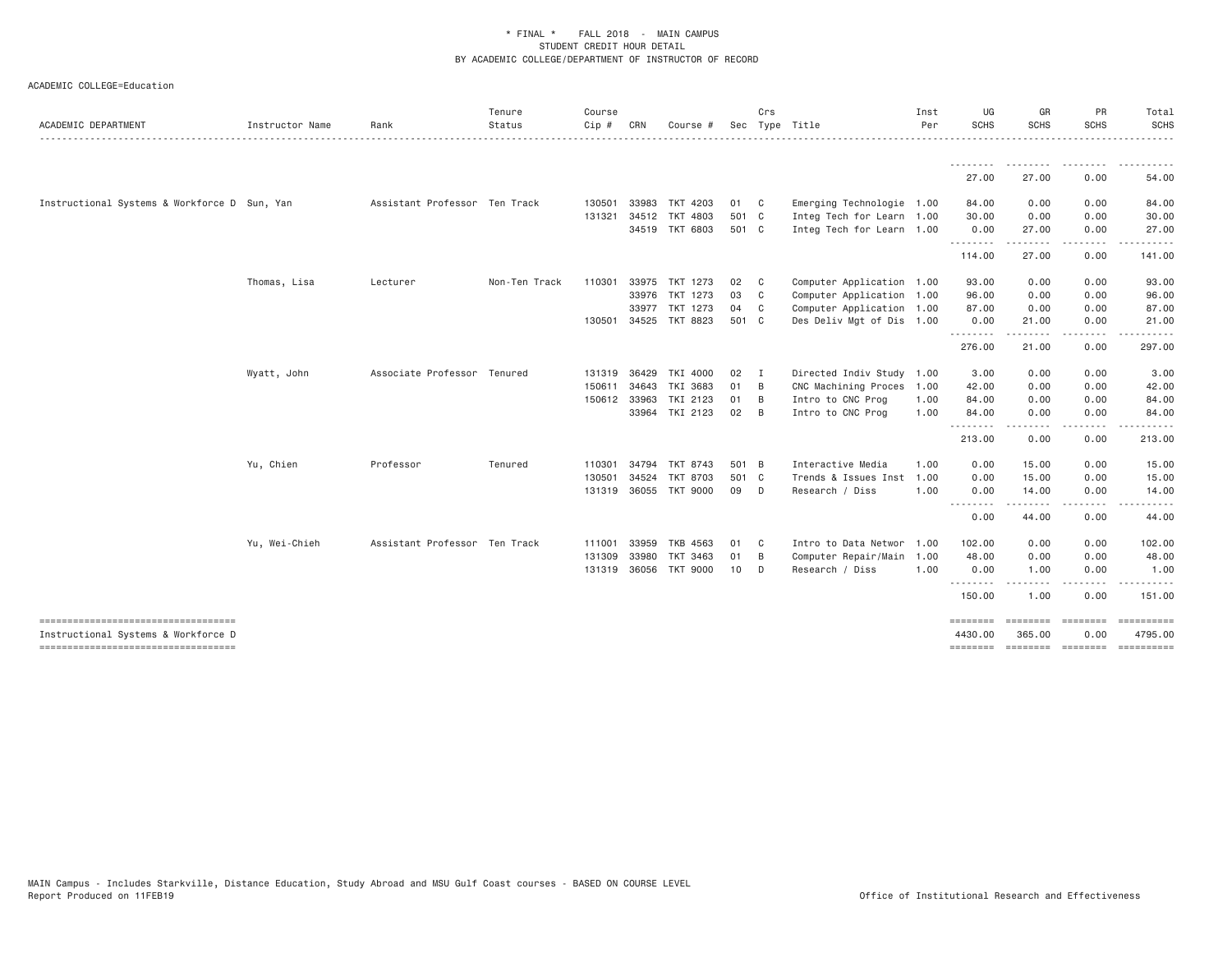\* FINAL \* FALL 2018 - MAIN CAMPUS
STUDENT CREDIT HOUR DETAIL
BY ACADEMIC COLLEGE/DEPARTMENT OF INSTRUCTOR OF RECORD

ACADEMIC COLLEGE=Education

| ACADEMIC DEPARTMENT | Instructor Name | Rank | Tenure Status | Course Cip # | CRN | Course # | Sec | Crs Type | Title | Inst Per | UG SCHS | GR SCHS | PR SCHS | Total SCHS |
|---|---|---|---|---|---|---|---|---|---|---|---|---|---|---|
| | | | | | | | | | | | 27.00 | 27.00 | 0.00 | 54.00 |
| Instructional Systems & Workforce D | Sun, Yan | Assistant Professor | Ten Track | 130501 | 33983 | TKT 4203 | 01 | C | Emerging Technologie | 1.00 | 84.00 | 0.00 | 0.00 | 84.00 |
| | | | | 131321 | 34512 | TKT 4803 | 501 | C | Integ Tech for Learn | 1.00 | 30.00 | 0.00 | 0.00 | 30.00 |
| | | | | | 34519 | TKT 6803 | 501 | C | Integ Tech for Learn | 1.00 | 0.00 | 27.00 | 0.00 | 27.00 |
| | | | | | | | | | | | 114.00 | 27.00 | 0.00 | 141.00 |
| | Thomas, Lisa | Lecturer | Non-Ten Track | 110301 | 33975 | TKT 1273 | 02 | C | Computer Application | 1.00 | 93.00 | 0.00 | 0.00 | 93.00 |
| | | | | | 33976 | TKT 1273 | 03 | C | Computer Application | 1.00 | 96.00 | 0.00 | 0.00 | 96.00 |
| | | | | | 33977 | TKT 1273 | 04 | C | Computer Application | 1.00 | 87.00 | 0.00 | 0.00 | 87.00 |
| | | | | 130501 | 34525 | TKT 8823 | 501 | C | Des Deliv Mgt of Dis | 1.00 | 0.00 | 21.00 | 0.00 | 21.00 |
| | | | | | | | | | | | 276.00 | 21.00 | 0.00 | 297.00 |
| | Wyatt, John | Associate Professor | Tenured | 131319 | 36429 | TKI 4000 | 02 | I | Directed Indiv Study | 1.00 | 3.00 | 0.00 | 0.00 | 3.00 |
| | | | | 150611 | 34643 | TKI 3683 | 01 | B | CNC Machining Proces | 1.00 | 42.00 | 0.00 | 0.00 | 42.00 |
| | | | | 150612 | 33963 | TKI 2123 | 01 | B | Intro to CNC Prog | 1.00 | 84.00 | 0.00 | 0.00 | 84.00 |
| | | | | | 33964 | TKI 2123 | 02 | B | Intro to CNC Prog | 1.00 | 84.00 | 0.00 | 0.00 | 84.00 |
| | | | | | | | | | | | 213.00 | 0.00 | 0.00 | 213.00 |
| | Yu, Chien | Professor | Tenured | 110301 | 34794 | TKT 8743 | 501 | B | Interactive Media | 1.00 | 0.00 | 15.00 | 0.00 | 15.00 |
| | | | | 130501 | 34524 | TKT 8703 | 501 | C | Trends & Issues Inst | 1.00 | 0.00 | 15.00 | 0.00 | 15.00 |
| | | | | 131319 | 36055 | TKT 9000 | 09 | D | Research / Diss | 1.00 | 0.00 | 14.00 | 0.00 | 14.00 |
| | | | | | | | | | | | 0.00 | 44.00 | 0.00 | 44.00 |
| | Yu, Wei-Chieh | Assistant Professor | Ten Track | 111001 | 33959 | TKB 4563 | 01 | C | Intro to Data Networ | 1.00 | 102.00 | 0.00 | 0.00 | 102.00 |
| | | | | 131309 | 33980 | TKT 3463 | 01 | B | Computer Repair/Main | 1.00 | 48.00 | 0.00 | 0.00 | 48.00 |
| | | | | 131319 | 36056 | TKT 9000 | 10 | D | Research / Diss | 1.00 | 0.00 | 1.00 | 0.00 | 1.00 |
| | | | | | | | | | | | 150.00 | 1.00 | 0.00 | 151.00 |
| Instructional Systems & Workforce D | | | | | | | | | | | 4430.00 | 365.00 | 0.00 | 4795.00 |

MAIN Campus - Includes Starkville, Distance Education, Study Abroad and MSU Gulf Coast courses - BASED ON COURSE LEVEL
Report Produced on 11FEB19

Office of Institutional Research and Effectiveness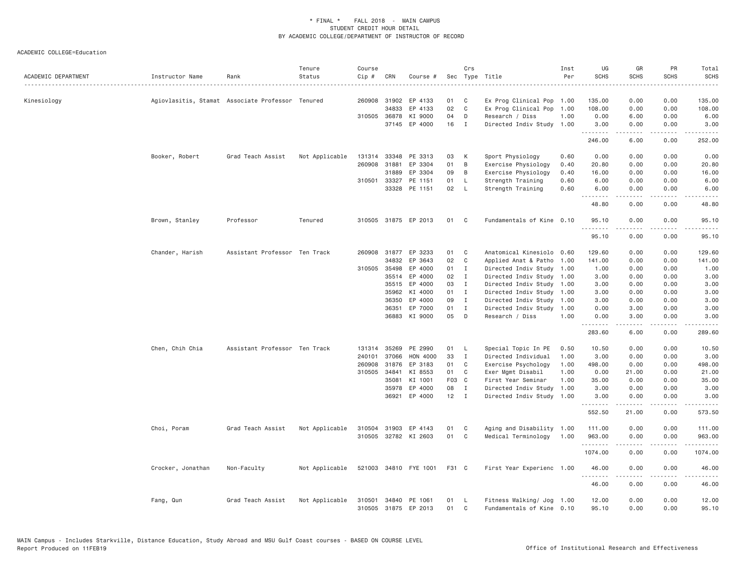\* FINAL \* FALL 2018 - MAIN CAMPUS
STUDENT CREDIT HOUR DETAIL
BY ACADEMIC COLLEGE/DEPARTMENT OF INSTRUCTOR OF RECORD

ACADEMIC COLLEGE=Education

| ACADEMIC DEPARTMENT | Instructor Name | Rank | Tenure Status | Course Cip # | CRN | Course # | Sec | Crs Type | Title | Inst Per | UG SCHS | GR SCHS | PR SCHS | Total SCHS |
|---|---|---|---|---|---|---|---|---|---|---|---|---|---|---|
| Kinesiology | Agiovlasitis, Stamat | Associate Professor | Tenured | 260908 | 31902 | EP 4133 | 01 | C | Ex Prog Clinical Pop | 1.00 | 135.00 | 0.00 | 0.00 | 135.00 |
| | | | | | 34833 | EP 4133 | 02 | C | Ex Prog Clinical Pop | 1.00 | 108.00 | 0.00 | 0.00 | 108.00 |
| | | | | 310505 | 36878 | KI 9000 | 04 | D | Research / Diss | 1.00 | 0.00 | 6.00 | 0.00 | 6.00 |
| | | | | | 37145 | EP 4000 | 16 | I | Directed Indiv Study | 1.00 | 3.00 | 0.00 | 0.00 | 3.00 |
| | | | | | | | | | | | 246.00 | 6.00 | 0.00 | 252.00 |
| | Booker, Robert | Grad Teach Assist | Not Applicable | 131314 | 33348 | PE 3313 | 03 | K | Sport Physiology | 0.60 | 0.00 | 0.00 | 0.00 | 0.00 |
| | | | | 260908 | 31881 | EP 3304 | 01 | B | Exercise Physiology | 0.40 | 20.80 | 0.00 | 0.00 | 20.80 |
| | | | | | 31889 | EP 3304 | 09 | B | Exercise Physiology | 0.40 | 16.00 | 0.00 | 0.00 | 16.00 |
| | | | | 310501 | 33327 | PE 1151 | 01 | L | Strength Training | 0.60 | 6.00 | 0.00 | 0.00 | 6.00 |
| | | | | | 33328 | PE 1151 | 02 | L | Strength Training | 0.60 | 6.00 | 0.00 | 0.00 | 6.00 |
| | | | | | | | | | | | 48.80 | 0.00 | 0.00 | 48.80 |
| | Brown, Stanley | Professor | Tenured | 310505 | 31875 | EP 2013 | 01 | C | Fundamentals of Kine | 0.10 | 95.10 | 0.00 | 0.00 | 95.10 |
| | | | | | | | | | | | 95.10 | 0.00 | 0.00 | 95.10 |
| | Chander, Harish | Assistant Professor | Ten Track | 260908 | 31877 | EP 3233 | 01 | C | Anatomical Kinesiolo | 0.60 | 129.60 | 0.00 | 0.00 | 129.60 |
| | | | | | 34832 | EP 3643 | 02 | C | Applied Anat & Patho | 1.00 | 141.00 | 0.00 | 0.00 | 141.00 |
| | | | | 310505 | 35498 | EP 4000 | 01 | I | Directed Indiv Study | 1.00 | 1.00 | 0.00 | 0.00 | 1.00 |
| | | | | | 35514 | EP 4000 | 02 | I | Directed Indiv Study | 1.00 | 3.00 | 0.00 | 0.00 | 3.00 |
| | | | | | 35515 | EP 4000 | 03 | I | Directed Indiv Study | 1.00 | 3.00 | 0.00 | 0.00 | 3.00 |
| | | | | | 35962 | KI 4000 | 01 | I | Directed Indiv Study | 1.00 | 3.00 | 0.00 | 0.00 | 3.00 |
| | | | | | 36350 | EP 4000 | 09 | I | Directed Indiv Study | 1.00 | 3.00 | 0.00 | 0.00 | 3.00 |
| | | | | | 36351 | EP 7000 | 01 | I | Directed Indiv Study | 1.00 | 0.00 | 3.00 | 0.00 | 3.00 |
| | | | | | 36883 | KI 9000 | 05 | D | Research / Diss | 1.00 | 0.00 | 3.00 | 0.00 | 3.00 |
| | | | | | | | | | | | 283.60 | 6.00 | 0.00 | 289.60 |
| | Chen, Chih Chia | Assistant Professor | Ten Track | 131314 | 35269 | PE 2990 | 01 | L | Special Topic In PE | 0.50 | 10.50 | 0.00 | 0.00 | 10.50 |
| | | | | 240101 | 37066 | HON 4000 | 33 | I | Directed Individual | 1.00 | 3.00 | 0.00 | 0.00 | 3.00 |
| | | | | 260908 | 31876 | EP 3183 | 01 | C | Exercise Psychology | 1.00 | 498.00 | 0.00 | 0.00 | 498.00 |
| | | | | 310505 | 34841 | KI 8553 | 01 | C | Exer Mgmt Disabil | 1.00 | 0.00 | 21.00 | 0.00 | 21.00 |
| | | | | | 35081 | KI 1001 | F03 | C | First Year Seminar | 1.00 | 35.00 | 0.00 | 0.00 | 35.00 |
| | | | | | 35978 | EP 4000 | 08 | I | Directed Indiv Study | 1.00 | 3.00 | 0.00 | 0.00 | 3.00 |
| | | | | | 36921 | EP 4000 | 12 | I | Directed Indiv Study | 1.00 | 3.00 | 0.00 | 0.00 | 3.00 |
| | | | | | | | | | | | 552.50 | 21.00 | 0.00 | 573.50 |
| | Choi, Poram | Grad Teach Assist | Not Applicable | 310504 | 31903 | EP 4143 | 01 | C | Aging and Disability | 1.00 | 111.00 | 0.00 | 0.00 | 111.00 |
| | | | | 310505 | 32782 | KI 2603 | 01 | C | Medical Terminology | 1.00 | 963.00 | 0.00 | 0.00 | 963.00 |
| | | | | | | | | | | | 1074.00 | 0.00 | 0.00 | 1074.00 |
| | Crocker, Jonathan | Non-Faculty | Not Applicable | 521003 | 34810 | FYE 1001 | F31 | C | First Year Experienc | 1.00 | 46.00 | 0.00 | 0.00 | 46.00 |
| | | | | | | | | | | | 46.00 | 0.00 | 0.00 | 46.00 |
| | Fang, Qun | Grad Teach Assist | Not Applicable | 310501 | 34840 | PE 1061 | 01 | L | Fitness Walking/ Jog | 1.00 | 12.00 | 0.00 | 0.00 | 12.00 |
| | | | | 310505 | 31875 | EP 2013 | 01 | C | Fundamentals of Kine | 0.10 | 95.10 | 0.00 | 0.00 | 95.10 |

MAIN Campus - Includes Starkville, Distance Education, Study Abroad and MSU Gulf Coast courses - BASED ON COURSE LEVEL
Report Produced on 11FEB19 Office of Institutional Research and Effectiveness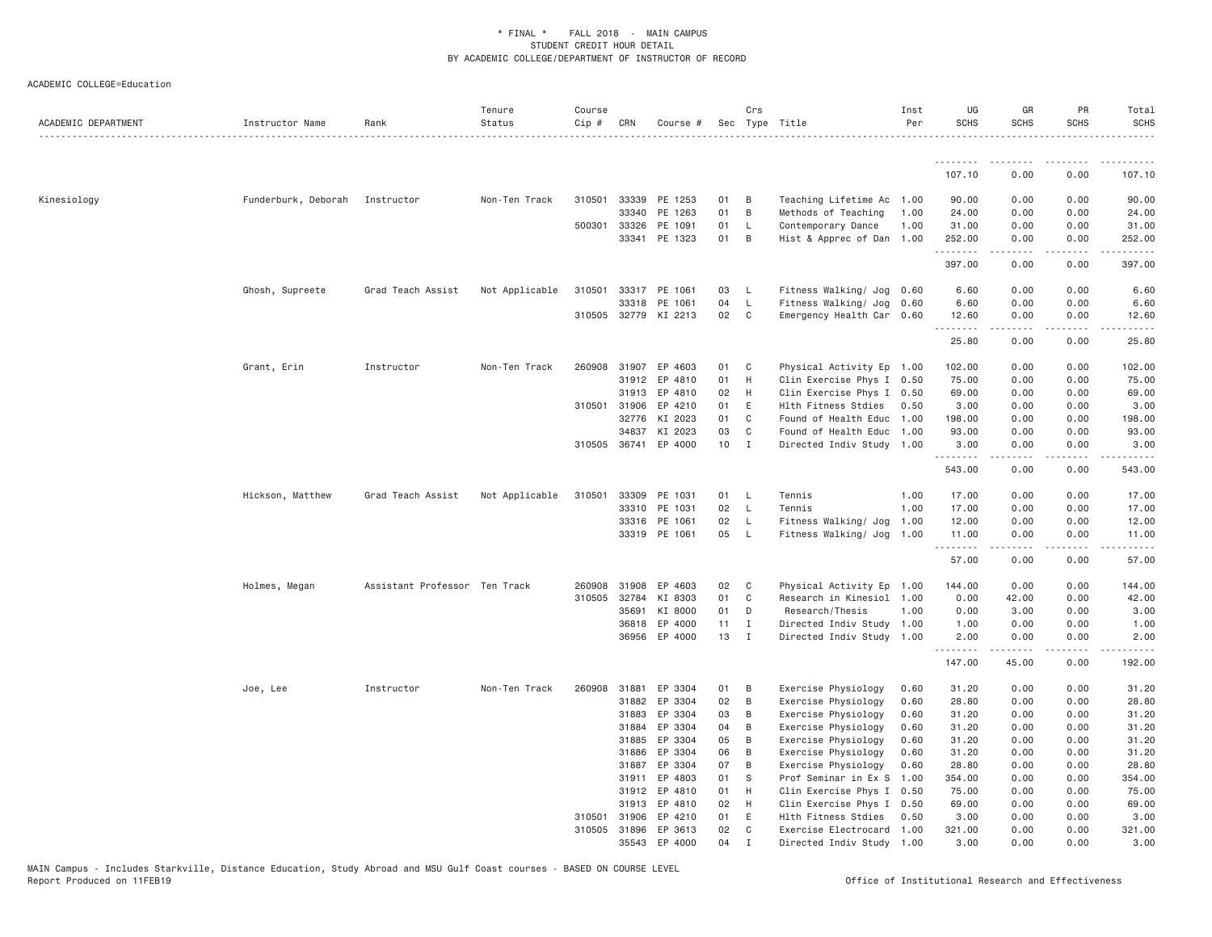\* FINAL \* FALL 2018 - MAIN CAMPUS
STUDENT CREDIT HOUR DETAIL
BY ACADEMIC COLLEGE/DEPARTMENT OF INSTRUCTOR OF RECORD

ACADEMIC COLLEGE=Education

| ACADEMIC DEPARTMENT | Instructor Name | Rank | Tenure Status | Course Cip # | CRN | Course # | Sec | Crs Type | Title | Inst Per | UG SCHS | GR SCHS | PR SCHS | Total SCHS |
|---|---|---|---|---|---|---|---|---|---|---|---|---|---|---|
| | | | | | | | | | | | 107.10 | 0.00 | 0.00 | 107.10 |
| Kinesiology | Funderburk, Deborah | Instructor | Non-Ten Track | 310501 | 33339 | PE 1253 | 01 | B | Teaching Lifetime Ac | 1.00 | 90.00 | 0.00 | 0.00 | 90.00 |
| | | | | | 33340 | PE 1263 | 01 | B | Methods of Teaching | 1.00 | 24.00 | 0.00 | 0.00 | 24.00 |
| | | | | 500301 | 33326 | PE 1091 | 01 | L | Contemporary Dance | 1.00 | 31.00 | 0.00 | 0.00 | 31.00 |
| | | | | | 33341 | PE 1323 | 01 | B | Hist & Apprec of Dan | 1.00 | 252.00 | 0.00 | 0.00 | 252.00 |
| | | | | | | | | | | | 397.00 | 0.00 | 0.00 | 397.00 |
| | Ghosh, Supreete | Grad Teach Assist | Not Applicable | 310501 | 33317 | PE 1061 | 03 | L | Fitness Walking/ Jog | 0.60 | 6.60 | 0.00 | 0.00 | 6.60 |
| | | | | | 33318 | PE 1061 | 04 | L | Fitness Walking/ Jog | 0.60 | 6.60 | 0.00 | 0.00 | 6.60 |
| | | | | 310505 | 32779 | KI 2213 | 02 | C | Emergency Health Car | 0.60 | 12.60 | 0.00 | 0.00 | 12.60 |
| | | | | | | | | | | | 25.80 | 0.00 | 0.00 | 25.80 |
| | Grant, Erin | Instructor | Non-Ten Track | 260908 | 31907 | EP 4603 | 01 | C | Physical Activity Ep | 1.00 | 102.00 | 0.00 | 0.00 | 102.00 |
| | | | | | 31912 | EP 4810 | 01 | H | Clin Exercise Phys I | 0.50 | 75.00 | 0.00 | 0.00 | 75.00 |
| | | | | | 31913 | EP 4810 | 02 | H | Clin Exercise Phys I | 0.50 | 69.00 | 0.00 | 0.00 | 69.00 |
| | | | | 310501 | 31906 | EP 4210 | 01 | E | Hlth Fitness Stdies | 0.50 | 3.00 | 0.00 | 0.00 | 3.00 |
| | | | | | 32776 | KI 2023 | 01 | C | Found of Health Educ | 1.00 | 198.00 | 0.00 | 0.00 | 198.00 |
| | | | | | 34837 | KI 2023 | 03 | C | Found of Health Educ | 1.00 | 93.00 | 0.00 | 0.00 | 93.00 |
| | | | | 310505 | 36741 | EP 4000 | 10 | I | Directed Indiv Study | 1.00 | 3.00 | 0.00 | 0.00 | 3.00 |
| | | | | | | | | | | | 543.00 | 0.00 | 0.00 | 543.00 |
| | Hickson, Matthew | Grad Teach Assist | Not Applicable | 310501 | 33309 | PE 1031 | 01 | L | Tennis | 1.00 | 17.00 | 0.00 | 0.00 | 17.00 |
| | | | | | 33310 | PE 1031 | 02 | L | Tennis | 1.00 | 17.00 | 0.00 | 0.00 | 17.00 |
| | | | | | 33316 | PE 1061 | 02 | L | Fitness Walking/ Jog | 1.00 | 12.00 | 0.00 | 0.00 | 12.00 |
| | | | | | 33319 | PE 1061 | 05 | L | Fitness Walking/ Jog | 1.00 | 11.00 | 0.00 | 0.00 | 11.00 |
| | | | | | | | | | | | 57.00 | 0.00 | 0.00 | 57.00 |
| | Holmes, Megan | Assistant Professor | Ten Track | 260908 | 31908 | EP 4603 | 02 | C | Physical Activity Ep | 1.00 | 144.00 | 0.00 | 0.00 | 144.00 |
| | | | | 310505 | 32784 | KI 8303 | 01 | C | Research in Kinesiol | 1.00 | 0.00 | 42.00 | 0.00 | 42.00 |
| | | | | | 35691 | KI 8000 | 01 | D | Research/Thesis | 1.00 | 0.00 | 3.00 | 0.00 | 3.00 |
| | | | | | 36818 | EP 4000 | 11 | I | Directed Indiv Study | 1.00 | 1.00 | 0.00 | 0.00 | 1.00 |
| | | | | | 36956 | EP 4000 | 13 | I | Directed Indiv Study | 1.00 | 2.00 | 0.00 | 0.00 | 2.00 |
| | | | | | | | | | | | 147.00 | 45.00 | 0.00 | 192.00 |
| | Joe, Lee | Instructor | Non-Ten Track | 260908 | 31881 | EP 3304 | 01 | B | Exercise Physiology | 0.60 | 31.20 | 0.00 | 0.00 | 31.20 |
| | | | | | 31882 | EP 3304 | 02 | B | Exercise Physiology | 0.60 | 28.80 | 0.00 | 0.00 | 28.80 |
| | | | | | 31883 | EP 3304 | 03 | B | Exercise Physiology | 0.60 | 31.20 | 0.00 | 0.00 | 31.20 |
| | | | | | 31884 | EP 3304 | 04 | B | Exercise Physiology | 0.60 | 31.20 | 0.00 | 0.00 | 31.20 |
| | | | | | 31885 | EP 3304 | 05 | B | Exercise Physiology | 0.60 | 31.20 | 0.00 | 0.00 | 31.20 |
| | | | | | 31886 | EP 3304 | 06 | B | Exercise Physiology | 0.60 | 31.20 | 0.00 | 0.00 | 31.20 |
| | | | | | 31887 | EP 3304 | 07 | B | Exercise Physiology | 0.60 | 28.80 | 0.00 | 0.00 | 28.80 |
| | | | | | 31911 | EP 4803 | 01 | S | Prof Seminar in Ex S | 1.00 | 354.00 | 0.00 | 0.00 | 354.00 |
| | | | | | 31912 | EP 4810 | 01 | H | Clin Exercise Phys I | 0.50 | 75.00 | 0.00 | 0.00 | 75.00 |
| | | | | | 31913 | EP 4810 | 02 | H | Clin Exercise Phys I | 0.50 | 69.00 | 0.00 | 0.00 | 69.00 |
| | | | | 310501 | 31906 | EP 4210 | 01 | E | Hlth Fitness Stdies | 0.50 | 3.00 | 0.00 | 0.00 | 3.00 |
| | | | | 310505 | 31896 | EP 3613 | 02 | C | Exercise Electrocard | 1.00 | 321.00 | 0.00 | 0.00 | 321.00 |
| | | | | | 35543 | EP 4000 | 04 | I | Directed Indiv Study | 1.00 | 3.00 | 0.00 | 0.00 | 3.00 |

MAIN Campus - Includes Starkville, Distance Education, Study Abroad and MSU Gulf Coast courses - BASED ON COURSE LEVEL
Report Produced on 11FEB19

Office of Institutional Research and Effectiveness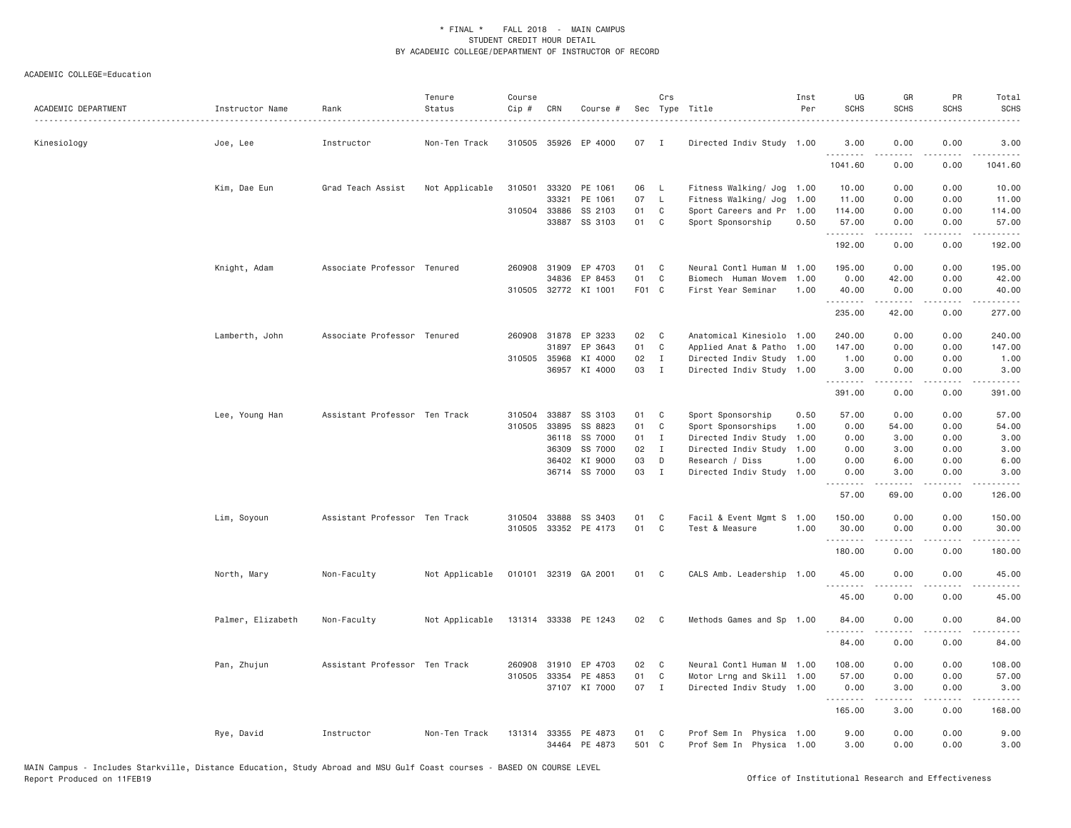\* FINAL \* FALL 2018 - MAIN CAMPUS
STUDENT CREDIT HOUR DETAIL
BY ACADEMIC COLLEGE/DEPARTMENT OF INSTRUCTOR OF RECORD

ACADEMIC COLLEGE=Education

| ACADEMIC DEPARTMENT | Instructor Name | Rank | Tenure Status | Course Cip # | CRN | Course # | Sec | Crs Type | Title | Inst Per | UG SCHS | GR SCHS | PR SCHS | Total SCHS |
|---|---|---|---|---|---|---|---|---|---|---|---|---|---|---|
| Kinesiology | Joe, Lee | Instructor | Non-Ten Track | 310505 | 35926 | EP 4000 | 07 | I | Directed Indiv Study | 1.00 | 3.00 | 0.00 | 0.00 | 3.00 |
| | | | | | | | | | | | 1041.60 | 0.00 | 0.00 | 1041.60 |
| | Kim, Dae Eun | Grad Teach Assist | Not Applicable | 310501 | 33320 | PE 1061 | 06 | L | Fitness Walking/ Jog | 1.00 | 10.00 | 0.00 | 0.00 | 10.00 |
| | | | | | 33321 | PE 1061 | 07 | L | Fitness Walking/ Jog | 1.00 | 11.00 | 0.00 | 0.00 | 11.00 |
| | | | | 310504 | 33886 | SS 2103 | 01 | C | Sport Careers and Pr | 1.00 | 114.00 | 0.00 | 0.00 | 114.00 |
| | | | | | 33887 | SS 3103 | 01 | C | Sport Sponsorship | 0.50 | 57.00 | 0.00 | 0.00 | 57.00 |
| | | | | | | | | | | | 192.00 | 0.00 | 0.00 | 192.00 |
| | Knight, Adam | Associate Professor | Tenured | 260908 | 31909 | EP 4703 | 01 | C | Neural Contl Human M | 1.00 | 195.00 | 0.00 | 0.00 | 195.00 |
| | | | | | 34836 | EP 8453 | 01 | C | Biomech Human Movem | 1.00 | 0.00 | 42.00 | 0.00 | 42.00 |
| | | | | 310505 | 32772 | KI 1001 | F01 | C | First Year Seminar | 1.00 | 40.00 | 0.00 | 0.00 | 40.00 |
| | | | | | | | | | | | 235.00 | 42.00 | 0.00 | 277.00 |
| | Lamberth, John | Associate Professor | Tenured | 260908 | 31878 | EP 3233 | 02 | C | Anatomical Kinesiolo | 1.00 | 240.00 | 0.00 | 0.00 | 240.00 |
| | | | | | 31897 | EP 3643 | 01 | C | Applied Anat & Patho | 1.00 | 147.00 | 0.00 | 0.00 | 147.00 |
| | | | | 310505 | 35968 | KI 4000 | 02 | I | Directed Indiv Study | 1.00 | 1.00 | 0.00 | 0.00 | 1.00 |
| | | | | | 36957 | KI 4000 | 03 | I | Directed Indiv Study | 1.00 | 3.00 | 0.00 | 0.00 | 3.00 |
| | | | | | | | | | | | 391.00 | 0.00 | 0.00 | 391.00 |
| | Lee, Young Han | Assistant Professor | Ten Track | 310504 | 33887 | SS 3103 | 01 | C | Sport Sponsorship | 0.50 | 57.00 | 0.00 | 0.00 | 57.00 |
| | | | | 310505 | 33895 | SS 8823 | 01 | C | Sport Sponsorships | 1.00 | 0.00 | 54.00 | 0.00 | 54.00 |
| | | | | | 36118 | SS 7000 | 01 | I | Directed Indiv Study | 1.00 | 0.00 | 3.00 | 0.00 | 3.00 |
| | | | | | 36309 | SS 7000 | 02 | I | Directed Indiv Study | 1.00 | 0.00 | 3.00 | 0.00 | 3.00 |
| | | | | | 36402 | KI 9000 | 03 | D | Research / Diss | 1.00 | 0.00 | 6.00 | 0.00 | 6.00 |
| | | | | | 36714 | SS 7000 | 03 | I | Directed Indiv Study | 1.00 | 0.00 | 3.00 | 0.00 | 3.00 |
| | | | | | | | | | | | 57.00 | 69.00 | 0.00 | 126.00 |
| | Lim, Soyoun | Assistant Professor | Ten Track | 310504 | 33888 | SS 3403 | 01 | C | Facil & Event Mgmt S | 1.00 | 150.00 | 0.00 | 0.00 | 150.00 |
| | | | | 310505 | 33352 | PE 4173 | 01 | C | Test & Measure | 1.00 | 30.00 | 0.00 | 0.00 | 30.00 |
| | | | | | | | | | | | 180.00 | 0.00 | 0.00 | 180.00 |
| | North, Mary | Non-Faculty | Not Applicable | 010101 | 32319 | GA 2001 | 01 | C | CALS Amb. Leadership | 1.00 | 45.00 | 0.00 | 0.00 | 45.00 |
| | | | | | | | | | | | 45.00 | 0.00 | 0.00 | 45.00 |
| | Palmer, Elizabeth | Non-Faculty | Not Applicable | 131314 | 33338 | PE 1243 | 02 | C | Methods Games and Sp | 1.00 | 84.00 | 0.00 | 0.00 | 84.00 |
| | | | | | | | | | | | 84.00 | 0.00 | 0.00 | 84.00 |
| | Pan, Zhujun | Assistant Professor | Ten Track | 260908 | 31910 | EP 4703 | 02 | C | Neural Contl Human M | 1.00 | 108.00 | 0.00 | 0.00 | 108.00 |
| | | | | 310505 | 33354 | PE 4853 | 01 | C | Motor Lrng and Skill | 1.00 | 57.00 | 0.00 | 0.00 | 57.00 |
| | | | | | 37107 | KI 7000 | 07 | I | Directed Indiv Study | 1.00 | 0.00 | 3.00 | 0.00 | 3.00 |
| | | | | | | | | | | | 165.00 | 3.00 | 0.00 | 168.00 |
| | Rye, David | Instructor | Non-Ten Track | 131314 | 33355 | PE 4873 | 01 | C | Prof Sem In Physica | 1.00 | 9.00 | 0.00 | 0.00 | 9.00 |
| | | | | | 34464 | PE 4873 | 501 | C | Prof Sem In Physica | 1.00 | 3.00 | 0.00 | 0.00 | 3.00 |

MAIN Campus - Includes Starkville, Distance Education, Study Abroad and MSU Gulf Coast courses - BASED ON COURSE LEVEL
Report Produced on 11FEB19

Office of Institutional Research and Effectiveness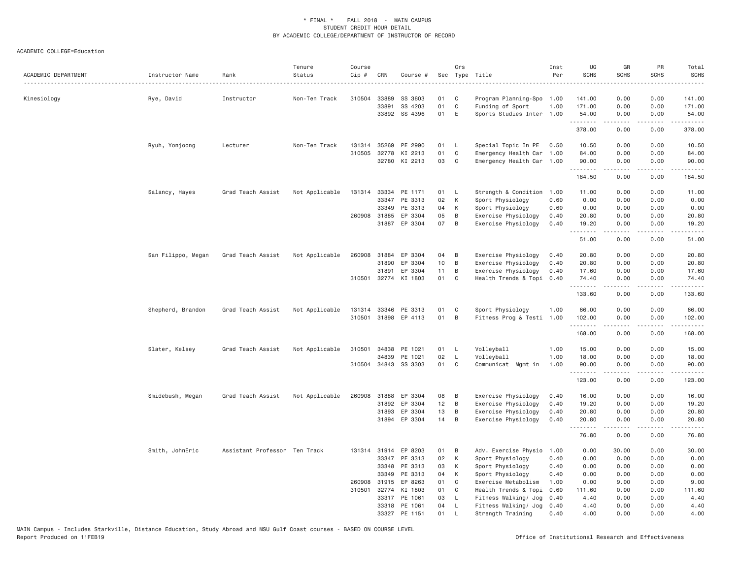\* FINAL \* FALL 2018 - MAIN CAMPUS
STUDENT CREDIT HOUR DETAIL
BY ACADEMIC COLLEGE/DEPARTMENT OF INSTRUCTOR OF RECORD

ACADEMIC COLLEGE=Education

| ACADEMIC DEPARTMENT | Instructor Name | Rank | Tenure Status | Course Cip # | CRN | Course # | Sec | Crs Type | Title | Inst Per | UG SCHS | GR SCHS | PR SCHS | Total SCHS |
|---|---|---|---|---|---|---|---|---|---|---|---|---|---|---|
| Kinesiology | Rye, David | Instructor | Non-Ten Track | 310504 | 33889 | SS 3603 | 01 | C | Program Planning-Spo | 1.00 | 141.00 | 0.00 | 0.00 | 141.00 |
| | | | | | 33891 | SS 4203 | 01 | C | Funding of Sport | 1.00 | 171.00 | 0.00 | 0.00 | 171.00 |
| | | | | | 33892 | SS 4396 | 01 | E | Sports Studies Inter | 1.00 | 54.00 | 0.00 | 0.00 | 54.00 |
| | | | | | | | | | | | 378.00 | 0.00 | 0.00 | 378.00 |
| | Ryuh, Yonjoong | Lecturer | Non-Ten Track | 131314 | 35269 | PE 2990 | 01 | L | Special Topic In PE | 0.50 | 10.50 | 0.00 | 0.00 | 10.50 |
| | | | | 310505 | 32778 | KI 2213 | 01 | C | Emergency Health Car | 1.00 | 84.00 | 0.00 | 0.00 | 84.00 |
| | | | | | 32780 | KI 2213 | 03 | C | Emergency Health Car | 1.00 | 90.00 | 0.00 | 0.00 | 90.00 |
| | | | | | | | | | | | 184.50 | 0.00 | 0.00 | 184.50 |
| | Salancy, Hayes | Grad Teach Assist | Not Applicable | 131314 | 33334 | PE 1171 | 01 | L | Strength & Condition | 1.00 | 11.00 | 0.00 | 0.00 | 11.00 |
| | | | | | 33347 | PE 3313 | 02 | K | Sport Physiology | 0.60 | 0.00 | 0.00 | 0.00 | 0.00 |
| | | | | | 33349 | PE 3313 | 04 | K | Sport Physiology | 0.60 | 0.00 | 0.00 | 0.00 | 0.00 |
| | | | | 260908 | 31885 | EP 3304 | 05 | B | Exercise Physiology | 0.40 | 20.80 | 0.00 | 0.00 | 20.80 |
| | | | | | 31887 | EP 3304 | 07 | B | Exercise Physiology | 0.40 | 19.20 | 0.00 | 0.00 | 19.20 |
| | | | | | | | | | | | 51.00 | 0.00 | 0.00 | 51.00 |
| | San Filippo, Megan | Grad Teach Assist | Not Applicable | 260908 | 31884 | EP 3304 | 04 | B | Exercise Physiology | 0.40 | 20.80 | 0.00 | 0.00 | 20.80 |
| | | | | | 31890 | EP 3304 | 10 | B | Exercise Physiology | 0.40 | 20.80 | 0.00 | 0.00 | 20.80 |
| | | | | | 31891 | EP 3304 | 11 | B | Exercise Physiology | 0.40 | 17.60 | 0.00 | 0.00 | 17.60 |
| | | | | 310501 | 32774 | KI 1803 | 01 | C | Health Trends & Topi | 0.40 | 74.40 | 0.00 | 0.00 | 74.40 |
| | | | | | | | | | | | 133.60 | 0.00 | 0.00 | 133.60 |
| | Shepherd, Brandon | Grad Teach Assist | Not Applicable | 131314 | 33346 | PE 3313 | 01 | C | Sport Physiology | 1.00 | 66.00 | 0.00 | 0.00 | 66.00 |
| | | | | 310501 | 31898 | EP 4113 | 01 | B | Fitness Prog & Testi | 1.00 | 102.00 | 0.00 | 0.00 | 102.00 |
| | | | | | | | | | | | 168.00 | 0.00 | 0.00 | 168.00 |
| | Slater, Kelsey | Grad Teach Assist | Not Applicable | 310501 | 34838 | PE 1021 | 01 | L | Volleyball | 1.00 | 15.00 | 0.00 | 0.00 | 15.00 |
| | | | | | 34839 | PE 1021 | 02 | L | Volleyball | 1.00 | 18.00 | 0.00 | 0.00 | 18.00 |
| | | | | 310504 | 34843 | SS 3303 | 01 | C | Communicat Mgmt in | 1.00 | 90.00 | 0.00 | 0.00 | 90.00 |
| | | | | | | | | | | | 123.00 | 0.00 | 0.00 | 123.00 |
| | Smidebush, Megan | Grad Teach Assist | Not Applicable | 260908 | 31888 | EP 3304 | 08 | B | Exercise Physiology | 0.40 | 16.00 | 0.00 | 0.00 | 16.00 |
| | | | | | 31892 | EP 3304 | 12 | B | Exercise Physiology | 0.40 | 19.20 | 0.00 | 0.00 | 19.20 |
| | | | | | 31893 | EP 3304 | 13 | B | Exercise Physiology | 0.40 | 20.80 | 0.00 | 0.00 | 20.80 |
| | | | | | 31894 | EP 3304 | 14 | B | Exercise Physiology | 0.40 | 20.80 | 0.00 | 0.00 | 20.80 |
| | | | | | | | | | | | 76.80 | 0.00 | 0.00 | 76.80 |
| | Smith, JohnEric | Assistant Professor | Ten Track | 131314 | 31914 | EP 8203 | 01 | B | Adv. Exercise Physio | 1.00 | 0.00 | 30.00 | 0.00 | 30.00 |
| | | | | | 33347 | PE 3313 | 02 | K | Sport Physiology | 0.40 | 0.00 | 0.00 | 0.00 | 0.00 |
| | | | | | 33348 | PE 3313 | 03 | K | Sport Physiology | 0.40 | 0.00 | 0.00 | 0.00 | 0.00 |
| | | | | | 33349 | PE 3313 | 04 | K | Sport Physiology | 0.40 | 0.00 | 0.00 | 0.00 | 0.00 |
| | | | | 260908 | 31915 | EP 8263 | 01 | C | Exercise Metabolism | 1.00 | 0.00 | 9.00 | 0.00 | 9.00 |
| | | | | 310501 | 32774 | KI 1803 | 01 | C | Health Trends & Topi | 0.60 | 111.60 | 0.00 | 0.00 | 111.60 |
| | | | | | 33317 | PE 1061 | 03 | L | Fitness Walking/ Jog | 0.40 | 4.40 | 0.00 | 0.00 | 4.40 |
| | | | | | 33318 | PE 1061 | 04 | L | Fitness Walking/ Jog | 0.40 | 4.40 | 0.00 | 0.00 | 4.40 |
| | | | | | 33327 | PE 1151 | 01 | L | Strength Training | 0.40 | 4.00 | 0.00 | 0.00 | 4.00 |

MAIN Campus - Includes Starkville, Distance Education, Study Abroad and MSU Gulf Coast courses - BASED ON COURSE LEVEL
Report Produced on 11FEB19 Office of Institutional Research and Effectiveness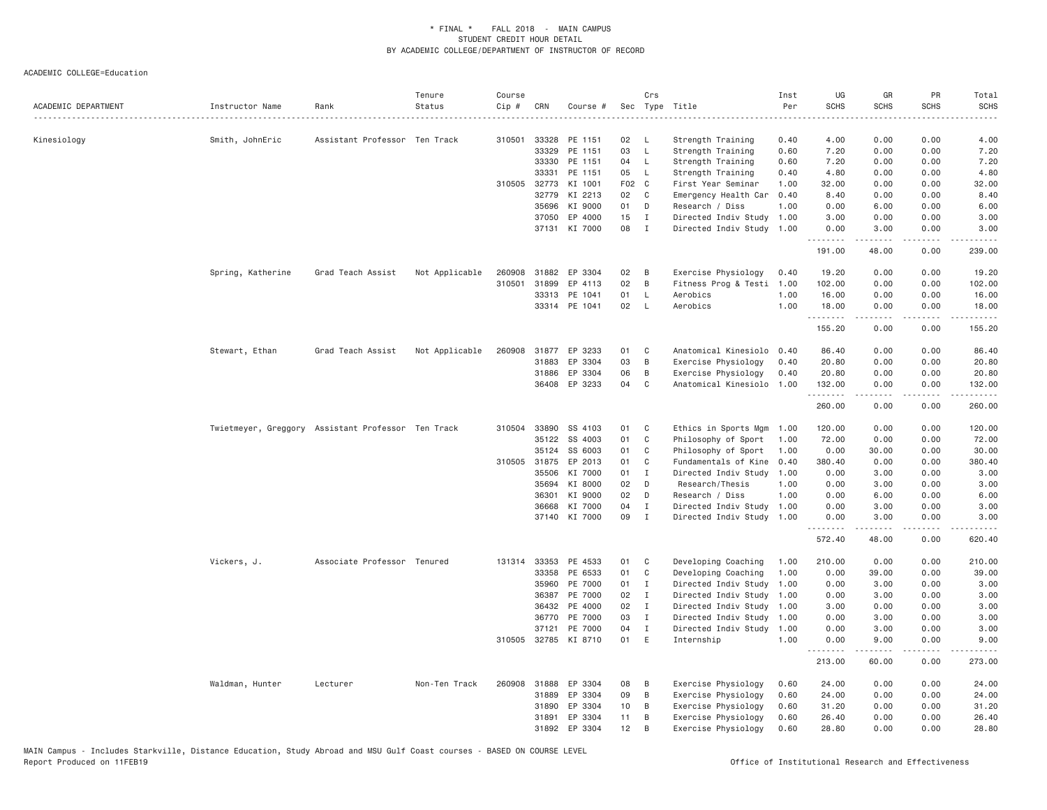# * FINAL * FALL 2018 - MAIN CAMPUS
## STUDENT CREDIT HOUR DETAIL
## BY ACADEMIC COLLEGE/DEPARTMENT OF INSTRUCTOR OF RECORD

ACADEMIC COLLEGE=Education

| ACADEMIC DEPARTMENT | Instructor Name | Rank | Tenure Status | Course Cip # | CRN | Course # | Sec | Crs Type | Title | Inst Per | UG SCHS | GR SCHS | PR SCHS | Total SCHS |
|---|---|---|---|---|---|---|---|---|---|---|---|---|---|---|
| Kinesiology | Smith, JohnEric | Assistant Professor | Ten Track | 310501 | 33328 | PE 1151 | 02 | L | Strength Training | 0.40 | 4.00 | 0.00 | 0.00 | 4.00 |
| | | | | | 33329 | PE 1151 | 03 | L | Strength Training | 0.60 | 7.20 | 0.00 | 0.00 | 7.20 |
| | | | | | 33330 | PE 1151 | 04 | L | Strength Training | 0.60 | 7.20 | 0.00 | 0.00 | 7.20 |
| | | | | | 33331 | PE 1151 | 05 | L | Strength Training | 0.40 | 4.80 | 0.00 | 0.00 | 4.80 |
| | | | | 310505 | 32773 | KI 1001 | F02 | C | First Year Seminar | 1.00 | 32.00 | 0.00 | 0.00 | 32.00 |
| | | | | | 32779 | KI 2213 | 02 | C | Emergency Health Car | 0.40 | 8.40 | 0.00 | 0.00 | 8.40 |
| | | | | | 35696 | KI 9000 | 01 | D | Research / Diss | 1.00 | 0.00 | 6.00 | 0.00 | 6.00 |
| | | | | | 37050 | EP 4000 | 15 | I | Directed Indiv Study | 1.00 | 3.00 | 0.00 | 0.00 | 3.00 |
| | | | | | 37131 | KI 7000 | 08 | I | Directed Indiv Study | 1.00 | 0.00 | 3.00 | 0.00 | 3.00 |
| | | | | | | | | | | | 191.00 | 48.00 | 0.00 | 239.00 |
| | Spring, Katherine | Grad Teach Assist | Not Applicable | 260908 | 31882 | EP 3304 | 02 | B | Exercise Physiology | 0.40 | 19.20 | 0.00 | 0.00 | 19.20 |
| | | | | 310501 | 31899 | EP 4113 | 02 | B | Fitness Prog & Testi | 1.00 | 102.00 | 0.00 | 0.00 | 102.00 |
| | | | | | 33313 | PE 1041 | 01 | L | Aerobics | 1.00 | 16.00 | 0.00 | 0.00 | 16.00 |
| | | | | | 33314 | PE 1041 | 02 | L | Aerobics | 1.00 | 18.00 | 0.00 | 0.00 | 18.00 |
| | | | | | | | | | | | 155.20 | 0.00 | 0.00 | 155.20 |
| | Stewart, Ethan | Grad Teach Assist | Not Applicable | 260908 | 31877 | EP 3233 | 01 | C | Anatomical Kinesiolo | 0.40 | 86.40 | 0.00 | 0.00 | 86.40 |
| | | | | | 31883 | EP 3304 | 03 | B | Exercise Physiology | 0.40 | 20.80 | 0.00 | 0.00 | 20.80 |
| | | | | | 31886 | EP 3304 | 06 | B | Exercise Physiology | 0.40 | 20.80 | 0.00 | 0.00 | 20.80 |
| | | | | | 36408 | EP 3233 | 04 | C | Anatomical Kinesiolo | 1.00 | 132.00 | 0.00 | 0.00 | 132.00 |
| | | | | | | | | | | | 260.00 | 0.00 | 0.00 | 260.00 |
| | Twietmeyer, Greggory | Assistant Professor | Ten Track | 310504 | 33890 | SS 4103 | 01 | C | Ethics in Sports Mgm | 1.00 | 120.00 | 0.00 | 0.00 | 120.00 |
| | | | | | 35122 | SS 4003 | 01 | C | Philosophy of Sport | 1.00 | 72.00 | 0.00 | 0.00 | 72.00 |
| | | | | | 35124 | SS 6003 | 01 | C | Philosophy of Sport | 1.00 | 0.00 | 30.00 | 0.00 | 30.00 |
| | | | | 310505 | 31875 | EP 2013 | 01 | C | Fundamentals of Kine | 0.40 | 380.40 | 0.00 | 0.00 | 380.40 |
| | | | | | 35506 | KI 7000 | 01 | I | Directed Indiv Study | 1.00 | 0.00 | 3.00 | 0.00 | 3.00 |
| | | | | | 35694 | KI 8000 | 02 | D | Research/Thesis | 1.00 | 0.00 | 3.00 | 0.00 | 3.00 |
| | | | | | 36301 | KI 9000 | 02 | D | Research / Diss | 1.00 | 0.00 | 6.00 | 0.00 | 6.00 |
| | | | | | 36668 | KI 7000 | 04 | I | Directed Indiv Study | 1.00 | 0.00 | 3.00 | 0.00 | 3.00 |
| | | | | | 37140 | KI 7000 | 09 | I | Directed Indiv Study | 1.00 | 0.00 | 3.00 | 0.00 | 3.00 |
| | | | | | | | | | | | 572.40 | 48.00 | 0.00 | 620.40 |
| | Vickers, J. | Associate Professor | Tenured | 131314 | 33353 | PE 4533 | 01 | C | Developing Coaching | 1.00 | 210.00 | 0.00 | 0.00 | 210.00 |
| | | | | | 33358 | PE 6533 | 01 | C | Developing Coaching | 1.00 | 0.00 | 39.00 | 0.00 | 39.00 |
| | | | | | 35960 | PE 7000 | 01 | I | Directed Indiv Study | 1.00 | 0.00 | 3.00 | 0.00 | 3.00 |
| | | | | | 36387 | PE 7000 | 02 | I | Directed Indiv Study | 1.00 | 0.00 | 3.00 | 0.00 | 3.00 |
| | | | | | 36432 | PE 4000 | 02 | I | Directed Indiv Study | 1.00 | 3.00 | 0.00 | 0.00 | 3.00 |
| | | | | | 36770 | PE 7000 | 03 | I | Directed Indiv Study | 1.00 | 0.00 | 3.00 | 0.00 | 3.00 |
| | | | | | 37121 | PE 7000 | 04 | I | Directed Indiv Study | 1.00 | 0.00 | 3.00 | 0.00 | 3.00 |
| | | | | 310505 | 32785 | KI 8710 | 01 | E | Internship | 1.00 | 0.00 | 9.00 | 0.00 | 9.00 |
| | | | | | | | | | | | 213.00 | 60.00 | 0.00 | 273.00 |
| | Waldman, Hunter | Lecturer | Non-Ten Track | 260908 | 31888 | EP 3304 | 08 | B | Exercise Physiology | 0.60 | 24.00 | 0.00 | 0.00 | 24.00 |
| | | | | | 31889 | EP 3304 | 09 | B | Exercise Physiology | 0.60 | 24.00 | 0.00 | 0.00 | 24.00 |
| | | | | | 31890 | EP 3304 | 10 | B | Exercise Physiology | 0.60 | 31.20 | 0.00 | 0.00 | 31.20 |
| | | | | | 31891 | EP 3304 | 11 | B | Exercise Physiology | 0.60 | 26.40 | 0.00 | 0.00 | 26.40 |
| | | | | | 31892 | EP 3304 | 12 | B | Exercise Physiology | 0.60 | 28.80 | 0.00 | 0.00 | 28.80 |

MAIN Campus - Includes Starkville, Distance Education, Study Abroad and MSU Gulf Coast courses - BASED ON COURSE LEVEL
Report Produced on 11FEB19 — Office of Institutional Research and Effectiveness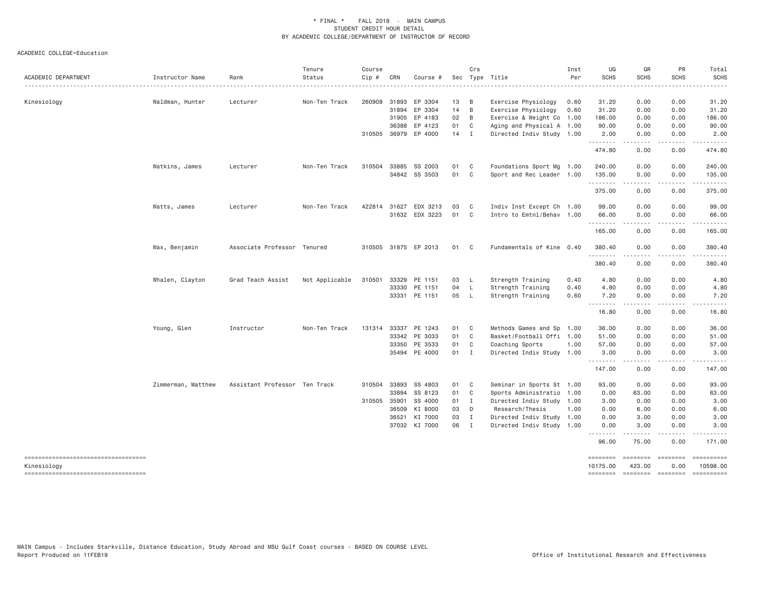\* FINAL \* FALL 2018 - MAIN CAMPUS
STUDENT CREDIT HOUR DETAIL
BY ACADEMIC COLLEGE/DEPARTMENT OF INSTRUCTOR OF RECORD

ACADEMIC COLLEGE=Education

| ACADEMIC DEPARTMENT | Instructor Name | Rank | Tenure Status | Course Cip # | CRN | Course # | Sec | Crs Type | Title | Inst Per | UG SCHS | GR SCHS | PR SCHS | Total SCHS |
|---|---|---|---|---|---|---|---|---|---|---|---|---|---|---|
| Kinesiology | Waldman, Hunter | Lecturer | Non-Ten Track | 260908 | 31893 | EP 3304 | 13 | B | Exercise Physiology | 0.60 | 31.20 | 0.00 | 0.00 | 31.20 |
| | | | | | 31894 | EP 3304 | 14 | B | Exercise Physiology | 0.60 | 31.20 | 0.00 | 0.00 | 31.20 |
| | | | | | 31905 | EP 4183 | 02 | B | Exercise & Weight Co | 1.00 | 186.00 | 0.00 | 0.00 | 186.00 |
| | | | | | 36388 | EP 4123 | 01 | C | Aging and Physical A | 1.00 | 90.00 | 0.00 | 0.00 | 90.00 |
| | | | | 310505 | 36979 | EP 4000 | 14 | I | Directed Indiv Study | 1.00 | 2.00 | 0.00 | 0.00 | 2.00 |
| | | | | | | | | | | | 474.80 | 0.00 | 0.00 | 474.80 |
| | Watkins, James | Lecturer | Non-Ten Track | 310504 | 33885 | SS 2003 | 01 | C | Foundations Sport Mg | 1.00 | 240.00 | 0.00 | 0.00 | 240.00 |
| | | | | | 34842 | SS 3503 | 01 | C | Sport and Rec Leader | 1.00 | 135.00 | 0.00 | 0.00 | 135.00 |
| | | | | | | | | | | | 375.00 | 0.00 | 0.00 | 375.00 |
| | Watts, James | Lecturer | Non-Ten Track | 422814 | 31627 | EDX 3213 | 03 | C | Indiv Inst Except Ch | 1.00 | 99.00 | 0.00 | 0.00 | 99.00 |
| | | | | | 31632 | EDX 3223 | 01 | C | Intro to Emtnl/Behav | 1.00 | 66.00 | 0.00 | 0.00 | 66.00 |
| | | | | | | | | | | | 165.00 | 0.00 | 0.00 | 165.00 |
| | Wax, Benjamin | Associate Professor | Tenured | 310505 | 31875 | EP 2013 | 01 | C | Fundamentals of Kine | 0.40 | 380.40 | 0.00 | 0.00 | 380.40 |
| | | | | | | | | | | | 380.40 | 0.00 | 0.00 | 380.40 |
| | Whalen, Clayton | Grad Teach Assist | Not Applicable | 310501 | 33329 | PE 1151 | 03 | L | Strength Training | 0.40 | 4.80 | 0.00 | 0.00 | 4.80 |
| | | | | | 33330 | PE 1151 | 04 | L | Strength Training | 0.40 | 4.80 | 0.00 | 0.00 | 4.80 |
| | | | | | 33331 | PE 1151 | 05 | L | Strength Training | 0.60 | 7.20 | 0.00 | 0.00 | 7.20 |
| | | | | | | | | | | | 16.80 | 0.00 | 0.00 | 16.80 |
| | Young, Glen | Instructor | Non-Ten Track | 131314 | 33337 | PE 1243 | 01 | C | Methods Games and Sp | 1.00 | 36.00 | 0.00 | 0.00 | 36.00 |
| | | | | | 33342 | PE 3033 | 01 | C | Basket/Football Offi | 1.00 | 51.00 | 0.00 | 0.00 | 51.00 |
| | | | | | 33350 | PE 3533 | 01 | C | Coaching Sports | 1.00 | 57.00 | 0.00 | 0.00 | 57.00 |
| | | | | | 35494 | PE 4000 | 01 | I | Directed Indiv Study | 1.00 | 3.00 | 0.00 | 0.00 | 3.00 |
| | | | | | | | | | | | 147.00 | 0.00 | 0.00 | 147.00 |
| | Zimmerman, Matthew | Assistant Professor | Ten Track | 310504 | 33893 | SS 4803 | 01 | C | Seminar in Sports St | 1.00 | 93.00 | 0.00 | 0.00 | 93.00 |
| | | | | | 33894 | SS 8123 | 01 | C | Sports Administratio | 1.00 | 0.00 | 63.00 | 0.00 | 63.00 |
| | | | | 310505 | 35901 | SS 4000 | 01 | I | Directed Indiv Study | 1.00 | 3.00 | 0.00 | 0.00 | 3.00 |
| | | | | | 36509 | KI 8000 | 03 | D | Research/Thesis | 1.00 | 0.00 | 6.00 | 0.00 | 6.00 |
| | | | | | 36521 | KI 7000 | 03 | I | Directed Indiv Study | 1.00 | 0.00 | 3.00 | 0.00 | 3.00 |
| | | | | | 37032 | KI 7000 | 06 | I | Directed Indiv Study | 1.00 | 0.00 | 3.00 | 0.00 | 3.00 |
| | | | | | | | | | | | 96.00 | 75.00 | 0.00 | 171.00 |
| Kinesiology | | | | | | | | | | | 10175.00 | 423.00 | 0.00 | 10598.00 |

MAIN Campus - Includes Starkville, Distance Education, Study Abroad and MSU Gulf Coast courses - BASED ON COURSE LEVEL
Report Produced on 11FEB19

Office of Institutional Research and Effectiveness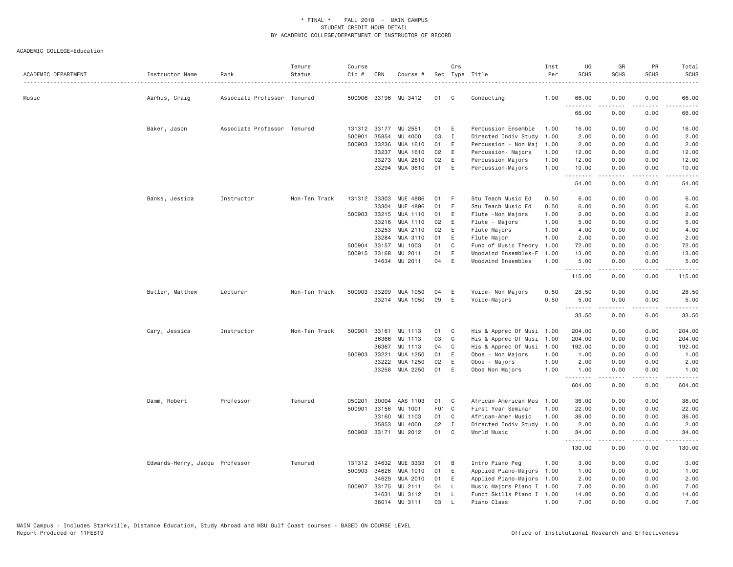\* FINAL \* FALL 2018 - MAIN CAMPUS
STUDENT CREDIT HOUR DETAIL
BY ACADEMIC COLLEGE/DEPARTMENT OF INSTRUCTOR OF RECORD

ACADEMIC COLLEGE=Education

| ACADEMIC DEPARTMENT | Instructor Name | Rank | Tenure Status | Course Cip # | CRN | Course # | Sec | Crs Type | Title | Inst Per | UG SCHS | GR SCHS | PR SCHS | Total SCHS |
|---|---|---|---|---|---|---|---|---|---|---|---|---|---|---|
| Music | Aarhus, Craig | Associate Professor | Tenured | 500906 | 33196 | MU 3412 | 01 | C | Conducting | 1.00 | 66.00 | 0.00 | 0.00 | 66.00 |
| | | | | | | | | | | | 66.00 | 0.00 | 0.00 | 66.00 |
| | Baker, Jason | Associate Professor | Tenured | 131312 | 33177 | MU 2551 | 01 | E | Percussion Ensemble | 1.00 | 16.00 | 0.00 | 0.00 | 16.00 |
| | | | | 500901 | 35854 | MU 4000 | 03 | I | Directed Indiv Study | 1.00 | 2.00 | 0.00 | 0.00 | 2.00 |
| | | | | 500903 | 33236 | MUA 1610 | 01 | E | Percussion - Non Maj | 1.00 | 2.00 | 0.00 | 0.00 | 2.00 |
| | | | | | 33237 | MUA 1610 | 02 | E | Percussion- Majors | 1.00 | 12.00 | 0.00 | 0.00 | 12.00 |
| | | | | | 33273 | MUA 2610 | 02 | E | Percussion Majors | 1.00 | 12.00 | 0.00 | 0.00 | 12.00 |
| | | | | | 33294 | MUA 3610 | 01 | E | Percussion-Majors | 1.00 | 10.00 | 0.00 | 0.00 | 10.00 |
| | | | | | | | | | | | 54.00 | 0.00 | 0.00 | 54.00 |
| | Banks, Jessica | Instructor | Non-Ten Track | 131312 | 33303 | MUE 4886 | 01 | F | Stu Teach Music Ed | 0.50 | 6.00 | 0.00 | 0.00 | 6.00 |
| | | | | | 33304 | MUE 4896 | 01 | F | Stu Teach Music Ed | 0.50 | 6.00 | 0.00 | 0.00 | 6.00 |
| | | | | 500903 | 33215 | MUA 1110 | 01 | E | Flute -Non Majors | 1.00 | 2.00 | 0.00 | 0.00 | 2.00 |
| | | | | | 33216 | MUA 1110 | 02 | E | Flute - Majors | 1.00 | 5.00 | 0.00 | 0.00 | 5.00 |
| | | | | | 33253 | MUA 2110 | 02 | E | Flute Majors | 1.00 | 4.00 | 0.00 | 0.00 | 4.00 |
| | | | | | 33284 | MUA 3110 | 01 | E | Flute Major | 1.00 | 2.00 | 0.00 | 0.00 | 2.00 |
| | | | | 500904 | 33157 | MU 1003 | 01 | C | Fund of Music Theory | 1.00 | 72.00 | 0.00 | 0.00 | 72.00 |
| | | | | 500915 | 33168 | MU 2011 | 01 | E | Woodwind Ensembles-F | 1.00 | 13.00 | 0.00 | 0.00 | 13.00 |
| | | | | | 34634 | MU 2011 | 04 | E | Woodwind Ensembles | 1.00 | 5.00 | 0.00 | 0.00 | 5.00 |
| | | | | | | | | | | | 115.00 | 0.00 | 0.00 | 115.00 |
| | Butler, Matthew | Lecturer | Non-Ten Track | 500903 | 33209 | MUA 1050 | 04 | E | Voice- Non Majors | 0.50 | 28.50 | 0.00 | 0.00 | 28.50 |
| | | | | | 33214 | MUA 1050 | 09 | E | Voice-Majors | 0.50 | 5.00 | 0.00 | 0.00 | 5.00 |
| | | | | | | | | | | | 33.50 | 0.00 | 0.00 | 33.50 |
| | Cary, Jessica | Instructor | Non-Ten Track | 500901 | 33161 | MU 1113 | 01 | C | His & Apprec Of Musi | 1.00 | 204.00 | 0.00 | 0.00 | 204.00 |
| | | | | | 36366 | MU 1113 | 03 | C | His & Apprec Of Musi | 1.00 | 204.00 | 0.00 | 0.00 | 204.00 |
| | | | | | 36367 | MU 1113 | 04 | C | His & Apprec Of Musi | 1.00 | 192.00 | 0.00 | 0.00 | 192.00 |
| | | | | 500903 | 33221 | MUA 1250 | 01 | E | Oboe - Non Majors | 1.00 | 1.00 | 0.00 | 0.00 | 1.00 |
| | | | | | 33222 | MUA 1250 | 02 | E | Oboe - Majors | 1.00 | 2.00 | 0.00 | 0.00 | 2.00 |
| | | | | | 33258 | MUA 2250 | 01 | E | Oboe Non Majors | 1.00 | 1.00 | 0.00 | 0.00 | 1.00 |
| | | | | | | | | | | | 604.00 | 0.00 | 0.00 | 604.00 |
| | Damm, Robert | Professor | Tenured | 050201 | 30004 | AAS 1103 | 01 | C | African American Mus | 1.00 | 36.00 | 0.00 | 0.00 | 36.00 |
| | | | | 500901 | 33156 | MU 1001 | F01 | C | First Year Seminar | 1.00 | 22.00 | 0.00 | 0.00 | 22.00 |
| | | | | | 33160 | MU 1103 | 01 | C | African-Amer Music | 1.00 | 36.00 | 0.00 | 0.00 | 36.00 |
| | | | | | 35853 | MU 4000 | 02 | I | Directed Indiv Study | 1.00 | 2.00 | 0.00 | 0.00 | 2.00 |
| | | | | 500902 | 33171 | MU 2012 | 01 | C | World Music | 1.00 | 34.00 | 0.00 | 0.00 | 34.00 |
| | | | | | | | | | | | 130.00 | 0.00 | 0.00 | 130.00 |
| | Edwards-Henry, Jacqu | Professor | Tenured | 131312 | 34632 | MUE 3333 | 01 | B | Intro Piano Peg | 1.00 | 3.00 | 0.00 | 0.00 | 3.00 |
| | | | | 500903 | 34626 | MUA 1010 | 01 | E | Applied Piano-Majors | 1.00 | 1.00 | 0.00 | 0.00 | 1.00 |
| | | | | | 34629 | MUA 2010 | 01 | E | Applied Piano-Majors | 1.00 | 2.00 | 0.00 | 0.00 | 2.00 |
| | | | | 500907 | 33175 | MU 2111 | 04 | L | Music Majors Piano I | 1.00 | 7.00 | 0.00 | 0.00 | 7.00 |
| | | | | | 34631 | MU 3112 | 01 | L | Funct Skills Piano I | 1.00 | 14.00 | 0.00 | 0.00 | 14.00 |
| | | | | | 36014 | MU 3111 | 03 | L | Piano Class | 1.00 | 7.00 | 0.00 | 0.00 | 7.00 |

MAIN Campus - Includes Starkville, Distance Education, Study Abroad and MSU Gulf Coast courses - BASED ON COURSE LEVEL
Report Produced on 11FEB19

Office of Institutional Research and Effectiveness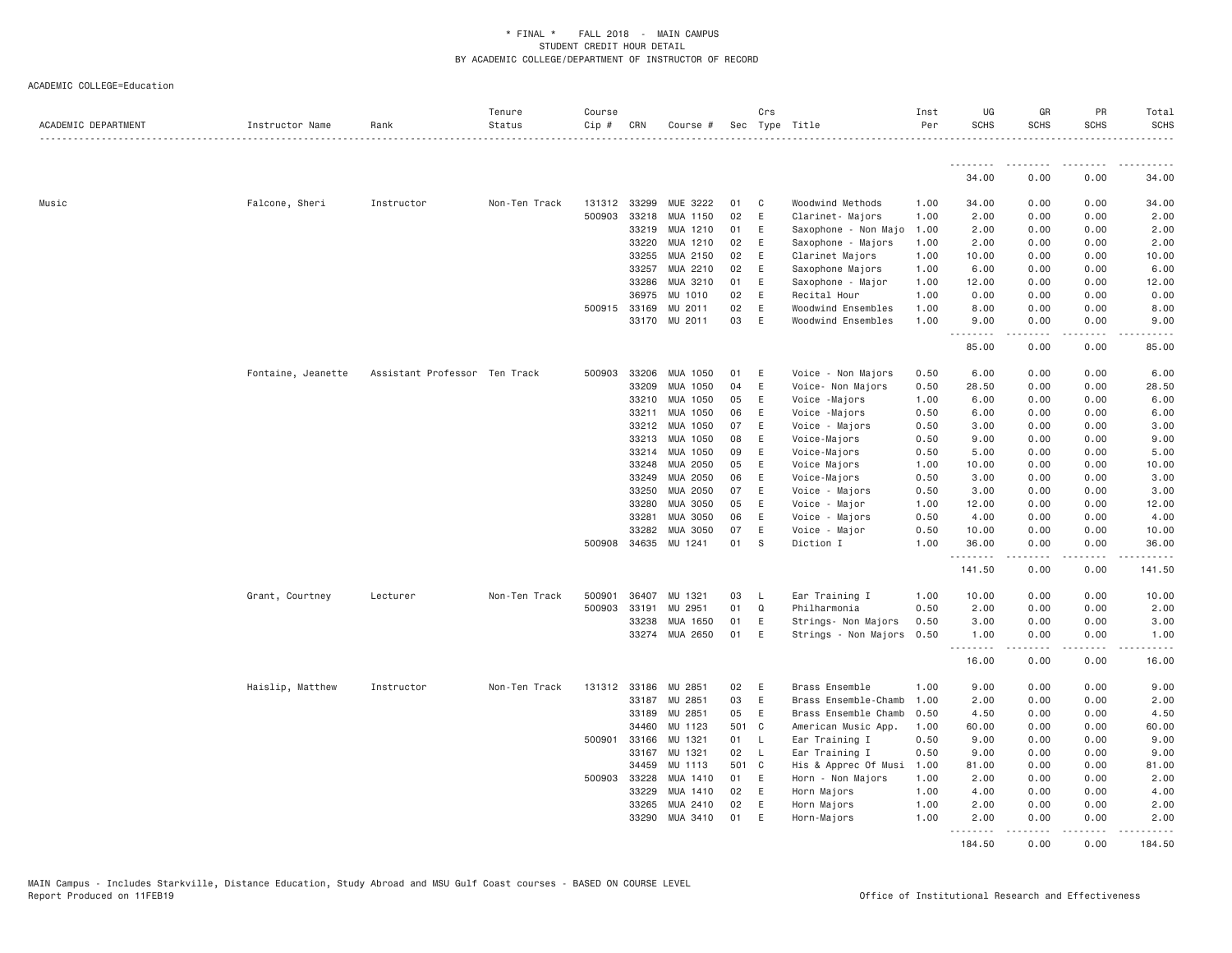\* FINAL \* FALL 2018 - MAIN CAMPUS
STUDENT CREDIT HOUR DETAIL
BY ACADEMIC COLLEGE/DEPARTMENT OF INSTRUCTOR OF RECORD

ACADEMIC COLLEGE=Education

| ACADEMIC DEPARTMENT | Instructor Name | Rank | Tenure Status | Course Cip # | CRN | Course # | Sec | Crs Type | Title | Inst Per | UG SCHS | GR SCHS | PR SCHS | Total SCHS |
|---|---|---|---|---|---|---|---|---|---|---|---|---|---|---|
| | | | | | | | | | | | 34.00 | 0.00 | 0.00 | 34.00 |
| Music | Falcone, Sheri | Instructor | Non-Ten Track | 131312 | 33299 | MUE 3222 | 01 | C | Woodwind Methods | 1.00 | 34.00 | 0.00 | 0.00 | 34.00 |
| | | | | 500903 | 33218 | MUA 1150 | 02 | E | Clarinet- Majors | 1.00 | 2.00 | 0.00 | 0.00 | 2.00 |
| | | | | | 33219 | MUA 1210 | 01 | E | Saxophone - Non Majo | 1.00 | 2.00 | 0.00 | 0.00 | 2.00 |
| | | | | | 33220 | MUA 1210 | 02 | E | Saxophone - Majors | 1.00 | 2.00 | 0.00 | 0.00 | 2.00 |
| | | | | | 33255 | MUA 2150 | 02 | E | Clarinet Majors | 1.00 | 10.00 | 0.00 | 0.00 | 10.00 |
| | | | | | 33257 | MUA 2210 | 02 | E | Saxophone Majors | 1.00 | 6.00 | 0.00 | 0.00 | 6.00 |
| | | | | | 33286 | MUA 3210 | 01 | E | Saxophone - Major | 1.00 | 12.00 | 0.00 | 0.00 | 12.00 |
| | | | | | 36975 | MU 1010 | 02 | E | Recital Hour | 1.00 | 0.00 | 0.00 | 0.00 | 0.00 |
| | | | | 500915 | 33169 | MU 2011 | 02 | E | Woodwind Ensembles | 1.00 | 8.00 | 0.00 | 0.00 | 8.00 |
| | | | | | 33170 | MU 2011 | 03 | E | Woodwind Ensembles | 1.00 | 9.00 | 0.00 | 0.00 | 9.00 |
| | | | | | | | | | | | 85.00 | 0.00 | 0.00 | 85.00 |
| | Fontaine, Jeanette | Assistant Professor | Ten Track | 500903 | 33206 | MUA 1050 | 01 | E | Voice - Non Majors | 0.50 | 6.00 | 0.00 | 0.00 | 6.00 |
| | | | | | 33209 | MUA 1050 | 04 | E | Voice- Non Majors | 0.50 | 28.50 | 0.00 | 0.00 | 28.50 |
| | | | | | 33210 | MUA 1050 | 05 | E | Voice -Majors | 1.00 | 6.00 | 0.00 | 0.00 | 6.00 |
| | | | | | 33211 | MUA 1050 | 06 | E | Voice -Majors | 0.50 | 6.00 | 0.00 | 0.00 | 6.00 |
| | | | | | 33212 | MUA 1050 | 07 | E | Voice - Majors | 0.50 | 3.00 | 0.00 | 0.00 | 3.00 |
| | | | | | 33213 | MUA 1050 | 08 | E | Voice-Majors | 0.50 | 9.00 | 0.00 | 0.00 | 9.00 |
| | | | | | 33214 | MUA 1050 | 09 | E | Voice-Majors | 0.50 | 5.00 | 0.00 | 0.00 | 5.00 |
| | | | | | 33248 | MUA 2050 | 05 | E | Voice Majors | 1.00 | 10.00 | 0.00 | 0.00 | 10.00 |
| | | | | | 33249 | MUA 2050 | 06 | E | Voice-Majors | 0.50 | 3.00 | 0.00 | 0.00 | 3.00 |
| | | | | | 33250 | MUA 2050 | 07 | E | Voice - Majors | 0.50 | 3.00 | 0.00 | 0.00 | 3.00 |
| | | | | | 33280 | MUA 3050 | 05 | E | Voice - Major | 1.00 | 12.00 | 0.00 | 0.00 | 12.00 |
| | | | | | 33281 | MUA 3050 | 06 | E | Voice - Majors | 0.50 | 4.00 | 0.00 | 0.00 | 4.00 |
| | | | | | 33282 | MUA 3050 | 07 | E | Voice - Major | 0.50 | 10.00 | 0.00 | 0.00 | 10.00 |
| | | | | 500908 | 34635 | MU 1241 | 01 | S | Diction I | 1.00 | 36.00 | 0.00 | 0.00 | 36.00 |
| | | | | | | | | | | | 141.50 | 0.00 | 0.00 | 141.50 |
| | Grant, Courtney | Lecturer | Non-Ten Track | 500901 | 36407 | MU 1321 | 03 | L | Ear Training I | 1.00 | 10.00 | 0.00 | 0.00 | 10.00 |
| | | | | 500903 | 33191 | MU 2951 | 01 | Q | Philharmonia | 0.50 | 2.00 | 0.00 | 0.00 | 2.00 |
| | | | | | 33238 | MUA 1650 | 01 | E | Strings- Non Majors | 0.50 | 3.00 | 0.00 | 0.00 | 3.00 |
| | | | | | 33274 | MUA 2650 | 01 | E | Strings - Non Majors | 0.50 | 1.00 | 0.00 | 0.00 | 1.00 |
| | | | | | | | | | | | 16.00 | 0.00 | 0.00 | 16.00 |
| | Haislip, Matthew | Instructor | Non-Ten Track | 131312 | 33186 | MU 2851 | 02 | E | Brass Ensemble | 1.00 | 9.00 | 0.00 | 0.00 | 9.00 |
| | | | | | 33187 | MU 2851 | 03 | E | Brass Ensemble-Chamb | 1.00 | 2.00 | 0.00 | 0.00 | 2.00 |
| | | | | | 33189 | MU 2851 | 05 | E | Brass Ensemble Chamb | 0.50 | 4.50 | 0.00 | 0.00 | 4.50 |
| | | | | | 34460 | MU 1123 | 501 | C | American Music App. | 1.00 | 60.00 | 0.00 | 0.00 | 60.00 |
| | | | | 500901 | 33166 | MU 1321 | 01 | L | Ear Training I | 0.50 | 9.00 | 0.00 | 0.00 | 9.00 |
| | | | | | 33167 | MU 1321 | 02 | L | Ear Training I | 0.50 | 9.00 | 0.00 | 0.00 | 9.00 |
| | | | | | 34459 | MU 1113 | 501 | C | His & Apprec Of Musi | 1.00 | 81.00 | 0.00 | 0.00 | 81.00 |
| | | | | 500903 | 33228 | MUA 1410 | 01 | E | Horn - Non Majors | 1.00 | 2.00 | 0.00 | 0.00 | 2.00 |
| | | | | | 33229 | MUA 1410 | 02 | E | Horn Majors | 1.00 | 4.00 | 0.00 | 0.00 | 4.00 |
| | | | | | 33265 | MUA 2410 | 02 | E | Horn Majors | 1.00 | 2.00 | 0.00 | 0.00 | 2.00 |
| | | | | | 33290 | MUA 3410 | 01 | E | Horn-Majors | 1.00 | 2.00 | 0.00 | 0.00 | 2.00 |
| | | | | | | | | | | | 184.50 | 0.00 | 0.00 | 184.50 |

MAIN Campus - Includes Starkville, Distance Education, Study Abroad and MSU Gulf Coast courses - BASED ON COURSE LEVEL
Report Produced on 11FEB19 Office of Institutional Research and Effectiveness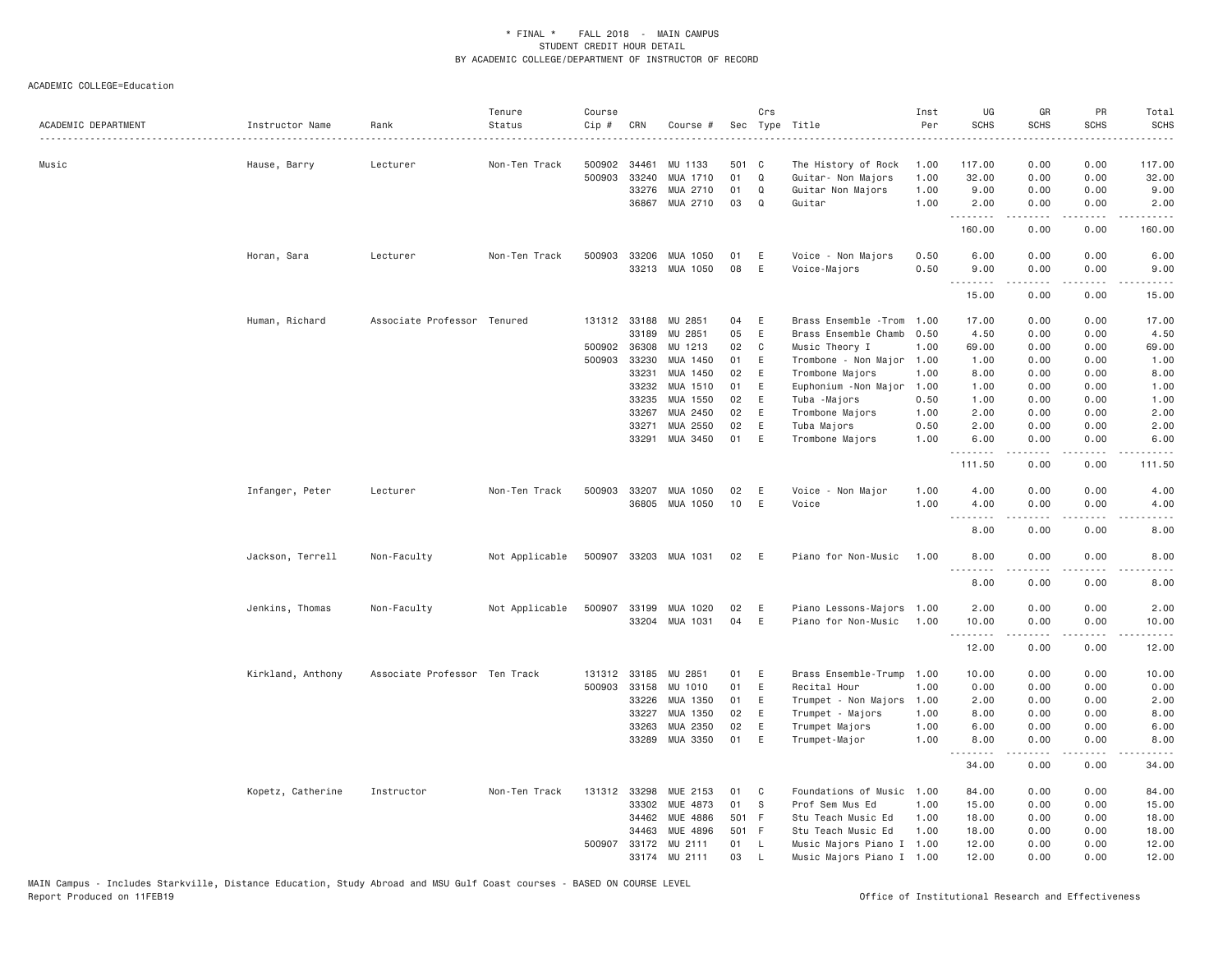ACADEMIC COLLEGE=Education

| ACADEMIC DEPARTMENT | Instructor Name | Rank | Tenure Status | Course Cip # | CRN | Course # | Sec | Crs Type | Title | Inst Per | UG SCHS | GR SCHS | PR SCHS | Total SCHS |
|---|---|---|---|---|---|---|---|---|---|---|---|---|---|---|
| Music | Hause, Barry | Lecturer | Non-Ten Track | 500902 | 34461 | MU 1133 | 501 | C | The History of Rock | 1.00 | 117.00 | 0.00 | 0.00 | 117.00 |
| | | | | 500903 | 33240 | MUA 1710 | 01 | Q | Guitar- Non Majors | 1.00 | 32.00 | 0.00 | 0.00 | 32.00 |
| | | | | | 33276 | MUA 2710 | 01 | Q | Guitar Non Majors | 1.00 | 9.00 | 0.00 | 0.00 | 9.00 |
| | | | | | 36867 | MUA 2710 | 03 | Q | Guitar | 1.00 | 2.00 | 0.00 | 0.00 | 2.00 |
| | | | | | | | | | | | 160.00 | 0.00 | 0.00 | 160.00 |
| | Horan, Sara | Lecturer | Non-Ten Track | 500903 | 33206 | MUA 1050 | 01 | E | Voice - Non Majors | 0.50 | 6.00 | 0.00 | 0.00 | 6.00 |
| | | | | | 33213 | MUA 1050 | 08 | E | Voice-Majors | 0.50 | 9.00 | 0.00 | 0.00 | 9.00 |
| | | | | | | | | | | | 15.00 | 0.00 | 0.00 | 15.00 |
| | Human, Richard | Associate Professor | Tenured | 131312 | 33188 | MU 2851 | 04 | E | Brass Ensemble -Trom | 1.00 | 17.00 | 0.00 | 0.00 | 17.00 |
| | | | | | 33189 | MU 2851 | 05 | E | Brass Ensemble Chamb | 0.50 | 4.50 | 0.00 | 0.00 | 4.50 |
| | | | | 500902 | 36308 | MU 1213 | 02 | C | Music Theory I | 1.00 | 69.00 | 0.00 | 0.00 | 69.00 |
| | | | | 500903 | 33230 | MUA 1450 | 01 | E | Trombone - Non Major | 1.00 | 1.00 | 0.00 | 0.00 | 1.00 |
| | | | | | 33231 | MUA 1450 | 02 | E | Trombone Majors | 1.00 | 8.00 | 0.00 | 0.00 | 8.00 |
| | | | | | 33232 | MUA 1510 | 01 | E | Euphonium -Non Major | 1.00 | 1.00 | 0.00 | 0.00 | 1.00 |
| | | | | | 33235 | MUA 1550 | 02 | E | Tuba -Majors | 0.50 | 1.00 | 0.00 | 0.00 | 1.00 |
| | | | | | 33267 | MUA 2450 | 02 | E | Trombone Majors | 1.00 | 2.00 | 0.00 | 0.00 | 2.00 |
| | | | | | 33271 | MUA 2550 | 02 | E | Tuba Majors | 0.50 | 2.00 | 0.00 | 0.00 | 2.00 |
| | | | | | 33291 | MUA 3450 | 01 | E | Trombone Majors | 1.00 | 6.00 | 0.00 | 0.00 | 6.00 |
| | | | | | | | | | | | 111.50 | 0.00 | 0.00 | 111.50 |
| | Infanger, Peter | Lecturer | Non-Ten Track | 500903 | 33207 | MUA 1050 | 02 | E | Voice - Non Major | 1.00 | 4.00 | 0.00 | 0.00 | 4.00 |
| | | | | | 36805 | MUA 1050 | 10 | E | Voice | 1.00 | 4.00 | 0.00 | 0.00 | 4.00 |
| | | | | | | | | | | | 8.00 | 0.00 | 0.00 | 8.00 |
| | Jackson, Terrell | Non-Faculty | Not Applicable | 500907 | 33203 | MUA 1031 | 02 | E | Piano for Non-Music | 1.00 | 8.00 | 0.00 | 0.00 | 8.00 |
| | | | | | | | | | | | 8.00 | 0.00 | 0.00 | 8.00 |
| | Jenkins, Thomas | Non-Faculty | Not Applicable | 500907 | 33199 | MUA 1020 | 02 | E | Piano Lessons-Majors | 1.00 | 2.00 | 0.00 | 0.00 | 2.00 |
| | | | | | 33204 | MUA 1031 | 04 | E | Piano for Non-Music | 1.00 | 10.00 | 0.00 | 0.00 | 10.00 |
| | | | | | | | | | | | 12.00 | 0.00 | 0.00 | 12.00 |
| | Kirkland, Anthony | Associate Professor | Ten Track | 131312 | 33185 | MU 2851 | 01 | E | Brass Ensemble-Trump | 1.00 | 10.00 | 0.00 | 0.00 | 10.00 |
| | | | | 500903 | 33158 | MU 1010 | 01 | E | Recital Hour | 1.00 | 0.00 | 0.00 | 0.00 | 0.00 |
| | | | | | 33226 | MUA 1350 | 01 | E | Trumpet - Non Majors | 1.00 | 2.00 | 0.00 | 0.00 | 2.00 |
| | | | | | 33227 | MUA 1350 | 02 | E | Trumpet - Majors | 1.00 | 8.00 | 0.00 | 0.00 | 8.00 |
| | | | | | 33263 | MUA 2350 | 02 | E | Trumpet Majors | 1.00 | 6.00 | 0.00 | 0.00 | 6.00 |
| | | | | | 33289 | MUA 3350 | 01 | E | Trumpet-Major | 1.00 | 8.00 | 0.00 | 0.00 | 8.00 |
| | | | | | | | | | | | 34.00 | 0.00 | 0.00 | 34.00 |
| | Kopetz, Catherine | Instructor | Non-Ten Track | 131312 | 33298 | MUE 2153 | 01 | C | Foundations of Music | 1.00 | 84.00 | 0.00 | 0.00 | 84.00 |
| | | | | | 33302 | MUE 4873 | 01 | S | Prof Sem Mus Ed | 1.00 | 15.00 | 0.00 | 0.00 | 15.00 |
| | | | | | 34462 | MUE 4886 | 501 | F | Stu Teach Music Ed | 1.00 | 18.00 | 0.00 | 0.00 | 18.00 |
| | | | | | 34463 | MUE 4896 | 501 | F | Stu Teach Music Ed | 1.00 | 18.00 | 0.00 | 0.00 | 18.00 |
| | | | | 500907 | 33172 | MU 2111 | 01 | L | Music Majors Piano I | 1.00 | 12.00 | 0.00 | 0.00 | 12.00 |
| | | | | | 33174 | MU 2111 | 03 | L | Music Majors Piano I | 1.00 | 12.00 | 0.00 | 0.00 | 12.00 |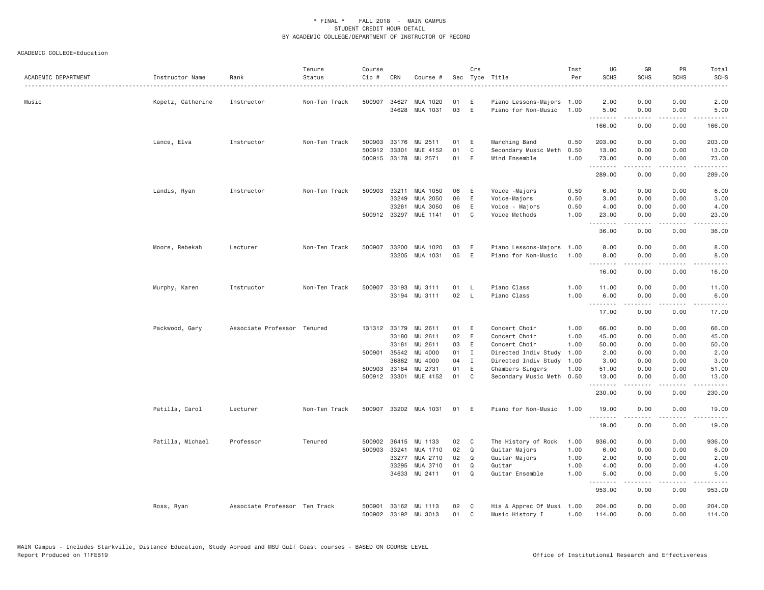\* FINAL \* FALL 2018 - MAIN CAMPUS
STUDENT CREDIT HOUR DETAIL
BY ACADEMIC COLLEGE/DEPARTMENT OF INSTRUCTOR OF RECORD

ACADEMIC COLLEGE=Education

| ACADEMIC DEPARTMENT | Instructor Name | Rank | Tenure Status | Course Cip # | CRN | Course # | Sec | Crs Type | Title | Inst Per | UG SCHS | GR SCHS | PR SCHS | Total SCHS |
|---|---|---|---|---|---|---|---|---|---|---|---|---|---|---|
| Music | Kopetz, Catherine | Instructor | Non-Ten Track | 500907 | 34627 | MUA 1020 | 01 | E | Piano Lessons-Majors | 1.00 | 2.00 | 0.00 | 0.00 | 2.00 |
| | | | | | 34628 | MUA 1031 | 03 | E | Piano for Non-Music | 1.00 | 5.00 | 0.00 | 0.00 | 5.00 |
| | | | | | | | | | | | 166.00 | 0.00 | 0.00 | 166.00 |
| | Lance, Elva | Instructor | Non-Ten Track | 500903 | 33176 | MU 2511 | 01 | E | Marching Band | 0.50 | 203.00 | 0.00 | 0.00 | 203.00 |
| | | | | 500912 | 33301 | MUE 4152 | 01 | C | Secondary Music Meth | 0.50 | 13.00 | 0.00 | 0.00 | 13.00 |
| | | | | 500915 | 33178 | MU 2571 | 01 | E | Wind Ensemble | 1.00 | 73.00 | 0.00 | 0.00 | 73.00 |
| | | | | | | | | | | | 289.00 | 0.00 | 0.00 | 289.00 |
| | Landis, Ryan | Instructor | Non-Ten Track | 500903 | 33211 | MUA 1050 | 06 | E | Voice -Majors | 0.50 | 6.00 | 0.00 | 0.00 | 6.00 |
| | | | | | 33249 | MUA 2050 | 06 | E | Voice-Majors | 0.50 | 3.00 | 0.00 | 0.00 | 3.00 |
| | | | | | 33281 | MUA 3050 | 06 | E | Voice - Majors | 0.50 | 4.00 | 0.00 | 0.00 | 4.00 |
| | | | | 500912 | 33297 | MUE 1141 | 01 | C | Voice Methods | 1.00 | 23.00 | 0.00 | 0.00 | 23.00 |
| | | | | | | | | | | | 36.00 | 0.00 | 0.00 | 36.00 |
| | Moore, Rebekah | Lecturer | Non-Ten Track | 500907 | 33200 | MUA 1020 | 03 | E | Piano Lessons-Majors | 1.00 | 8.00 | 0.00 | 0.00 | 8.00 |
| | | | | | 33205 | MUA 1031 | 05 | E | Piano for Non-Music | 1.00 | 8.00 | 0.00 | 0.00 | 8.00 |
| | | | | | | | | | | | 16.00 | 0.00 | 0.00 | 16.00 |
| | Murphy, Karen | Instructor | Non-Ten Track | 500907 | 33193 | MU 3111 | 01 | L | Piano Class | 1.00 | 11.00 | 0.00 | 0.00 | 11.00 |
| | | | | | 33194 | MU 3111 | 02 | L | Piano Class | 1.00 | 6.00 | 0.00 | 0.00 | 6.00 |
| | | | | | | | | | | | 17.00 | 0.00 | 0.00 | 17.00 |
| | Packwood, Gary | Associate Professor | Tenured | 131312 | 33179 | MU 2611 | 01 | E | Concert Choir | 1.00 | 66.00 | 0.00 | 0.00 | 66.00 |
| | | | | | 33180 | MU 2611 | 02 | E | Concert Choir | 1.00 | 45.00 | 0.00 | 0.00 | 45.00 |
| | | | | | 33181 | MU 2611 | 03 | E | Concert Choir | 1.00 | 50.00 | 0.00 | 0.00 | 50.00 |
| | | | | 500901 | 35542 | MU 4000 | 01 | I | Directed Indiv Study | 1.00 | 2.00 | 0.00 | 0.00 | 2.00 |
| | | | | | 36862 | MU 4000 | 04 | I | Directed Indiv Study | 1.00 | 3.00 | 0.00 | 0.00 | 3.00 |
| | | | | 500903 | 33184 | MU 2731 | 01 | E | Chambers Singers | 1.00 | 51.00 | 0.00 | 0.00 | 51.00 |
| | | | | 500912 | 33301 | MUE 4152 | 01 | C | Secondary Music Meth | 0.50 | 13.00 | 0.00 | 0.00 | 13.00 |
| | | | | | | | | | | | 230.00 | 0.00 | 0.00 | 230.00 |
| | Patilla, Carol | Lecturer | Non-Ten Track | 500907 | 33202 | MUA 1031 | 01 | E | Piano for Non-Music | 1.00 | 19.00 | 0.00 | 0.00 | 19.00 |
| | | | | | | | | | | | 19.00 | 0.00 | 0.00 | 19.00 |
| | Patilla, Michael | Professor | Tenured | 500902 | 36415 | MU 1133 | 02 | C | The History of Rock | 1.00 | 936.00 | 0.00 | 0.00 | 936.00 |
| | | | | 500903 | 33241 | MUA 1710 | 02 | Q | Guitar Majors | 1.00 | 6.00 | 0.00 | 0.00 | 6.00 |
| | | | | | 33277 | MUA 2710 | 02 | Q | Guitar Majors | 1.00 | 2.00 | 0.00 | 0.00 | 2.00 |
| | | | | | 33295 | MUA 3710 | 01 | Q | Guitar | 1.00 | 4.00 | 0.00 | 0.00 | 4.00 |
| | | | | | 34633 | MU 2411 | 01 | Q | Guitar Ensemble | 1.00 | 5.00 | 0.00 | 0.00 | 5.00 |
| | | | | | | | | | | | 953.00 | 0.00 | 0.00 | 953.00 |
| | Ross, Ryan | Associate Professor | Ten Track | 500901 | 33162 | MU 1113 | 02 | C | His & Apprec Of Musi | 1.00 | 204.00 | 0.00 | 0.00 | 204.00 |
| | | | | 500902 | 33192 | MU 3013 | 01 | C | Music History I | 1.00 | 114.00 | 0.00 | 0.00 | 114.00 |

MAIN Campus - Includes Starkville, Distance Education, Study Abroad and MSU Gulf Coast courses - BASED ON COURSE LEVEL
Report Produced on 11FEB19 Office of Institutional Research and Effectiveness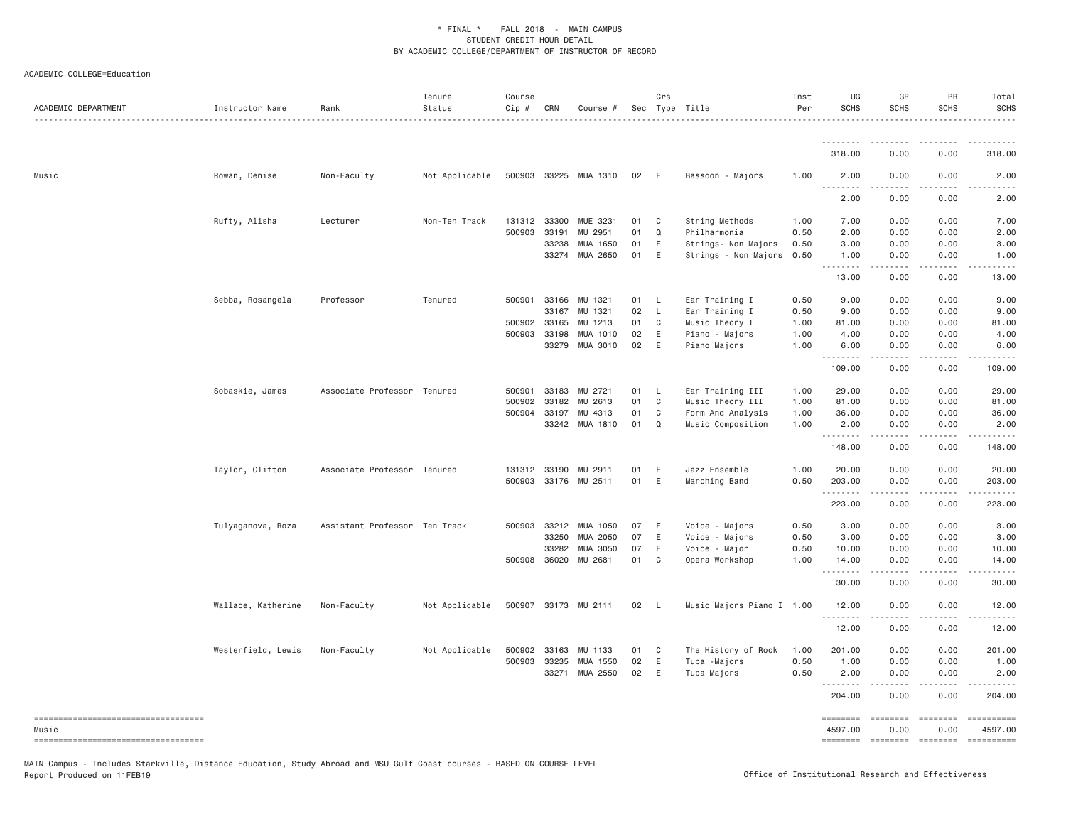* FINAL * FALL 2018 - MAIN CAMPUS
STUDENT CREDIT HOUR DETAIL
BY ACADEMIC COLLEGE/DEPARTMENT OF INSTRUCTOR OF RECORD

ACADEMIC COLLEGE=Education

| ACADEMIC DEPARTMENT | Instructor Name | Rank | Tenure Status | Course Cip # | CRN | Course # | Sec | Crs Type | Title | Inst Per | UG SCHS | GR SCHS | PR SCHS | Total SCHS |
|---|---|---|---|---|---|---|---|---|---|---|---|---|---|---|
| | | | | | | | | | | | 318.00 | 0.00 | 0.00 | 318.00 |
| Music | Rowan, Denise | Non-Faculty | Not Applicable | 500903 | 33225 | MUA 1310 | 02 | E | Bassoon - Majors | 1.00 | 2.00 | 0.00 | 0.00 | 2.00 |
| | | | | | | | | | | | 2.00 | 0.00 | 0.00 | 2.00 |
| | Rufty, Alisha | Lecturer | Non-Ten Track | 131312 | 33300 | MUE 3231 | 01 | C | String Methods | 1.00 | 7.00 | 0.00 | 0.00 | 7.00 |
| | | | | 500903 | 33191 | MU 2951 | 01 | Q | Philharmonia | 0.50 | 2.00 | 0.00 | 0.00 | 2.00 |
| | | | | | 33238 | MUA 1650 | 01 | E | Strings- Non Majors | 0.50 | 3.00 | 0.00 | 0.00 | 3.00 |
| | | | | | 33274 | MUA 2650 | 01 | E | Strings - Non Majors | 0.50 | 1.00 | 0.00 | 0.00 | 1.00 |
| | | | | | | | | | | | 13.00 | 0.00 | 0.00 | 13.00 |
| | Sebba, Rosangela | Professor | Tenured | 500901 | 33166 | MU 1321 | 01 | L | Ear Training I | 0.50 | 9.00 | 0.00 | 0.00 | 9.00 |
| | | | | | 33167 | MU 1321 | 02 | L | Ear Training I | 0.50 | 9.00 | 0.00 | 0.00 | 9.00 |
| | | | | 500902 | 33165 | MU 1213 | 01 | C | Music Theory I | 1.00 | 81.00 | 0.00 | 0.00 | 81.00 |
| | | | | 500903 | 33198 | MUA 1010 | 02 | E | Piano - Majors | 1.00 | 4.00 | 0.00 | 0.00 | 4.00 |
| | | | | | 33279 | MUA 3010 | 02 | E | Piano Majors | 1.00 | 6.00 | 0.00 | 0.00 | 6.00 |
| | | | | | | | | | | | 109.00 | 0.00 | 0.00 | 109.00 |
| | Sobaskie, James | Associate Professor | Tenured | 500901 | 33183 | MU 2721 | 01 | L | Ear Training III | 1.00 | 29.00 | 0.00 | 0.00 | 29.00 |
| | | | | 500902 | 33182 | MU 2613 | 01 | C | Music Theory III | 1.00 | 81.00 | 0.00 | 0.00 | 81.00 |
| | | | | 500904 | 33197 | MU 4313 | 01 | C | Form And Analysis | 1.00 | 36.00 | 0.00 | 0.00 | 36.00 |
| | | | | | 33242 | MUA 1810 | 01 | Q | Music Composition | 1.00 | 2.00 | 0.00 | 0.00 | 2.00 |
| | | | | | | | | | | | 148.00 | 0.00 | 0.00 | 148.00 |
| | Taylor, Clifton | Associate Professor | Tenured | 131312 | 33190 | MU 2911 | 01 | E | Jazz Ensemble | 1.00 | 20.00 | 0.00 | 0.00 | 20.00 |
| | | | | 500903 | 33176 | MU 2511 | 01 | E | Marching Band | 0.50 | 203.00 | 0.00 | 0.00 | 203.00 |
| | | | | | | | | | | | 223.00 | 0.00 | 0.00 | 223.00 |
| | Tulyaganova, Roza | Assistant Professor | Ten Track | 500903 | 33212 | MUA 1050 | 07 | E | Voice - Majors | 0.50 | 3.00 | 0.00 | 0.00 | 3.00 |
| | | | | | 33250 | MUA 2050 | 07 | E | Voice - Majors | 0.50 | 3.00 | 0.00 | 0.00 | 3.00 |
| | | | | | 33282 | MUA 3050 | 07 | E | Voice - Major | 0.50 | 10.00 | 0.00 | 0.00 | 10.00 |
| | | | | 500908 | 36020 | MU 2681 | 01 | C | Opera Workshop | 1.00 | 14.00 | 0.00 | 0.00 | 14.00 |
| | | | | | | | | | | | 30.00 | 0.00 | 0.00 | 30.00 |
| | Wallace, Katherine | Non-Faculty | Not Applicable | 500907 | 33173 | MU 2111 | 02 | L | Music Majors Piano I | 1.00 | 12.00 | 0.00 | 0.00 | 12.00 |
| | | | | | | | | | | | 12.00 | 0.00 | 0.00 | 12.00 |
| | Westerfield, Lewis | Non-Faculty | Not Applicable | 500902 | 33163 | MU 1133 | 01 | C | The History of Rock | 1.00 | 201.00 | 0.00 | 0.00 | 201.00 |
| | | | | 500903 | 33235 | MUA 1550 | 02 | E | Tuba -Majors | 0.50 | 1.00 | 0.00 | 0.00 | 1.00 |
| | | | | | 33271 | MUA 2550 | 02 | E | Tuba Majors | 0.50 | 2.00 | 0.00 | 0.00 | 2.00 |
| | | | | | | | | | | | 204.00 | 0.00 | 0.00 | 204.00 |
| Music | | | | | | | | | | | 4597.00 | 0.00 | 0.00 | 4597.00 |

MAIN Campus - Includes Starkville, Distance Education, Study Abroad and MSU Gulf Coast courses - BASED ON COURSE LEVEL
Report Produced on 11FEB19

Office of Institutional Research and Effectiveness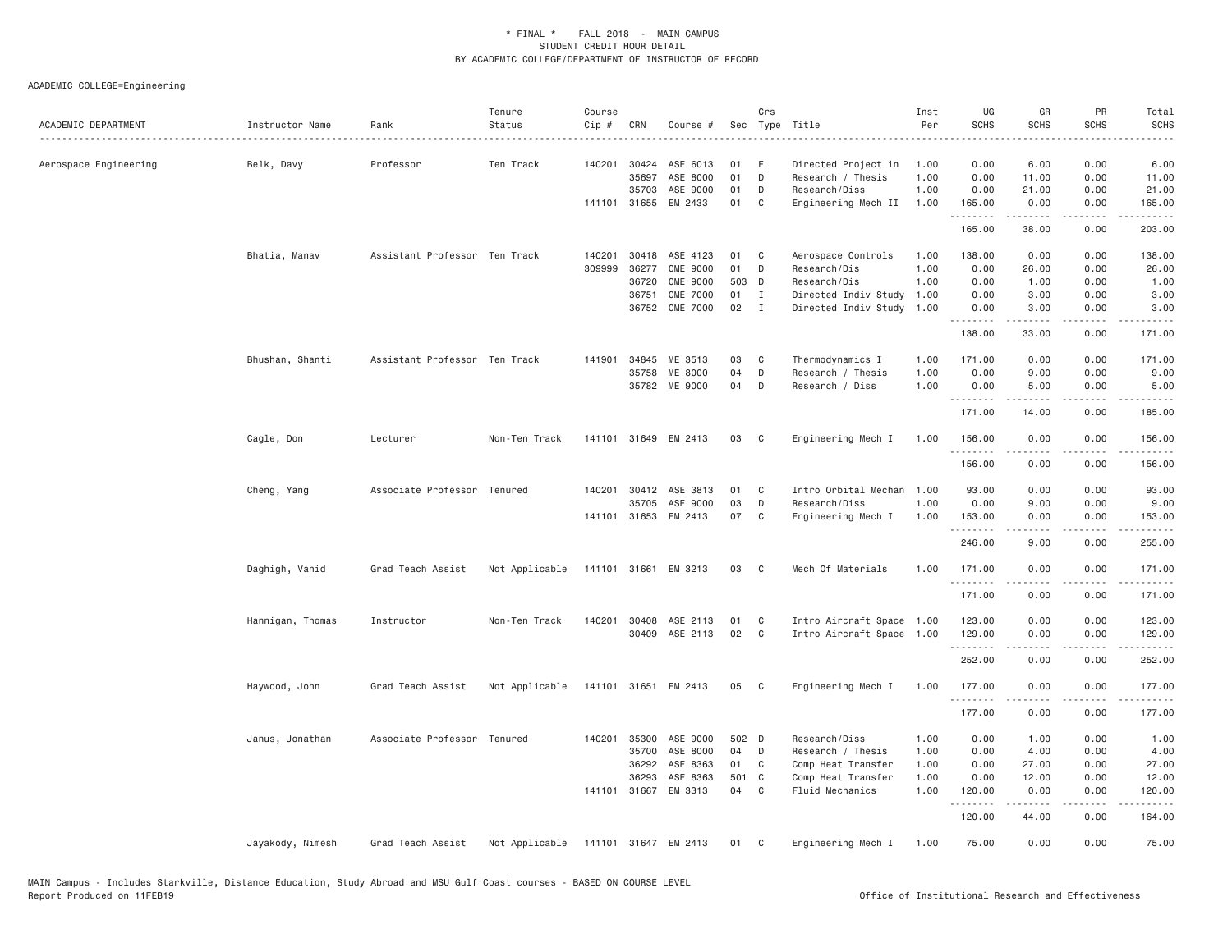\* FINAL \* FALL 2018 - MAIN CAMPUS
STUDENT CREDIT HOUR DETAIL
BY ACADEMIC COLLEGE/DEPARTMENT OF INSTRUCTOR OF RECORD

ACADEMIC COLLEGE=Engineering

| ACADEMIC DEPARTMENT | Instructor Name | Rank | Tenure Status | Course Cip # | CRN | Course # | Sec | Crs Type | Title | Inst Per | UG SCHS | GR SCHS | PR SCHS | Total SCHS |
|---|---|---|---|---|---|---|---|---|---|---|---|---|---|---|
| Aerospace Engineering | Belk, Davy | Professor | Ten Track | 140201 | 30424 | ASE 6013 | 01 | E | Directed Project in | 1.00 | 0.00 | 6.00 | 0.00 | 6.00 |
| | | | | | 35697 | ASE 8000 | 01 | D | Research / Thesis | 1.00 | 0.00 | 11.00 | 0.00 | 11.00 |
| | | | | | 35703 | ASE 9000 | 01 | D | Research/Diss | 1.00 | 0.00 | 21.00 | 0.00 | 21.00 |
| | | | | 141101 | 31655 | EM 2433 | 01 | C | Engineering Mech II | 1.00 | 165.00 | 0.00 | 0.00 | 165.00 |
| | | | | | | | | | | | 165.00 | 38.00 | 0.00 | 203.00 |
| | Bhatia, Manav | Assistant Professor | Ten Track | 140201 | 30418 | ASE 4123 | 01 | C | Aerospace Controls | 1.00 | 138.00 | 0.00 | 0.00 | 138.00 |
| | | | | 309999 | 36277 | CME 9000 | 01 | D | Research/Dis | 1.00 | 0.00 | 26.00 | 0.00 | 26.00 |
| | | | | | 36720 | CME 9000 | 503 | D | Research/Dis | 1.00 | 0.00 | 1.00 | 0.00 | 1.00 |
| | | | | | 36751 | CME 7000 | 01 | I | Directed Indiv Study | 1.00 | 0.00 | 3.00 | 0.00 | 3.00 |
| | | | | | 36752 | CME 7000 | 02 | I | Directed Indiv Study | 1.00 | 0.00 | 3.00 | 0.00 | 3.00 |
| | | | | | | | | | | | 138.00 | 33.00 | 0.00 | 171.00 |
| | Bhushan, Shanti | Assistant Professor | Ten Track | 141901 | 34845 | ME 3513 | 03 | C | Thermodynamics I | 1.00 | 171.00 | 0.00 | 0.00 | 171.00 |
| | | | | | 35758 | ME 8000 | 04 | D | Research / Thesis | 1.00 | 0.00 | 9.00 | 0.00 | 9.00 |
| | | | | | 35782 | ME 9000 | 04 | D | Research / Diss | 1.00 | 0.00 | 5.00 | 0.00 | 5.00 |
| | | | | | | | | | | | 171.00 | 14.00 | 0.00 | 185.00 |
| | Cagle, Don | Lecturer | Non-Ten Track | 141101 | 31649 | EM 2413 | 03 | C | Engineering Mech I | 1.00 | 156.00 | 0.00 | 0.00 | 156.00 |
| | | | | | | | | | | | 156.00 | 0.00 | 0.00 | 156.00 |
| | Cheng, Yang | Associate Professor | Tenured | 140201 | 30412 | ASE 3813 | 01 | C | Intro Orbital Mechan | 1.00 | 93.00 | 0.00 | 0.00 | 93.00 |
| | | | | | 35705 | ASE 9000 | 03 | D | Research/Diss | 1.00 | 0.00 | 9.00 | 0.00 | 9.00 |
| | | | | 141101 | 31653 | EM 2413 | 07 | C | Engineering Mech I | 1.00 | 153.00 | 0.00 | 0.00 | 153.00 |
| | | | | | | | | | | | 246.00 | 9.00 | 0.00 | 255.00 |
| | Daghigh, Vahid | Grad Teach Assist | Not Applicable | 141101 | 31661 | EM 3213 | 03 | C | Mech Of Materials | 1.00 | 171.00 | 0.00 | 0.00 | 171.00 |
| | | | | | | | | | | | 171.00 | 0.00 | 0.00 | 171.00 |
| | Hannigan, Thomas | Instructor | Non-Ten Track | 140201 | 30408 | ASE 2113 | 01 | C | Intro Aircraft Space | 1.00 | 123.00 | 0.00 | 0.00 | 123.00 |
| | | | | | 30409 | ASE 2113 | 02 | C | Intro Aircraft Space | 1.00 | 129.00 | 0.00 | 0.00 | 129.00 |
| | | | | | | | | | | | 252.00 | 0.00 | 0.00 | 252.00 |
| | Haywood, John | Grad Teach Assist | Not Applicable | 141101 | 31651 | EM 2413 | 05 | C | Engineering Mech I | 1.00 | 177.00 | 0.00 | 0.00 | 177.00 |
| | | | | | | | | | | | 177.00 | 0.00 | 0.00 | 177.00 |
| | Janus, Jonathan | Associate Professor | Tenured | 140201 | 35300 | ASE 9000 | 502 | D | Research/Diss | 1.00 | 0.00 | 1.00 | 0.00 | 1.00 |
| | | | | | 35700 | ASE 8000 | 04 | D | Research / Thesis | 1.00 | 0.00 | 4.00 | 0.00 | 4.00 |
| | | | | | 36292 | ASE 8363 | 01 | C | Comp Heat Transfer | 1.00 | 0.00 | 27.00 | 0.00 | 27.00 |
| | | | | | 36293 | ASE 8363 | 501 | C | Comp Heat Transfer | 1.00 | 0.00 | 12.00 | 0.00 | 12.00 |
| | | | | 141101 | 31667 | EM 3313 | 04 | C | Fluid Mechanics | 1.00 | 120.00 | 0.00 | 0.00 | 120.00 |
| | | | | | | | | | | | 120.00 | 44.00 | 0.00 | 164.00 |
| | Jayakody, Nimesh | Grad Teach Assist | Not Applicable | 141101 | 31647 | EM 2413 | 01 | C | Engineering Mech I | 1.00 | 75.00 | 0.00 | 0.00 | 75.00 |

MAIN Campus - Includes Starkville, Distance Education, Study Abroad and MSU Gulf Coast courses - BASED ON COURSE LEVEL
Report Produced on 11FEB19 Office of Institutional Research and Effectiveness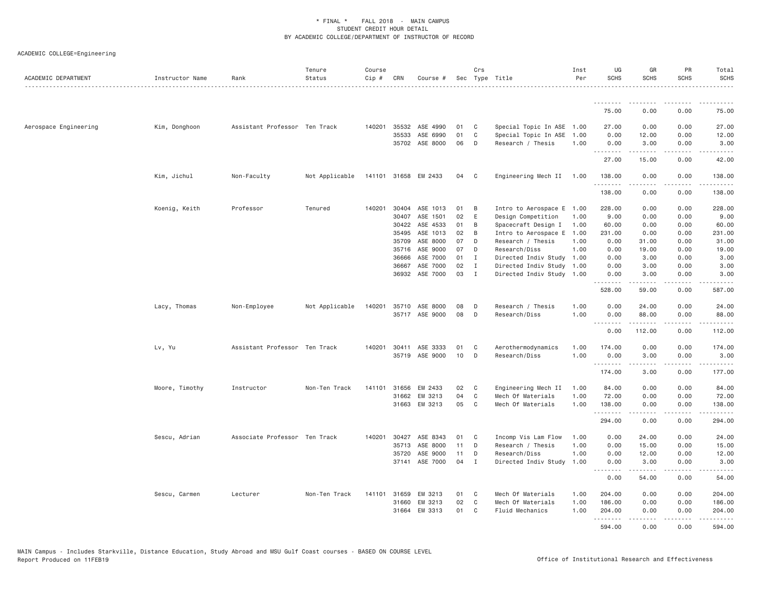* FINAL * FALL 2018 - MAIN CAMPUS
STUDENT CREDIT HOUR DETAIL
BY ACADEMIC COLLEGE/DEPARTMENT OF INSTRUCTOR OF RECORD

ACADEMIC COLLEGE=Engineering

| ACADEMIC DEPARTMENT | Instructor Name | Rank | Tenure Status | Course Cip # | CRN | Course # | Sec | Crs Type | Title | Inst Per | UG SCHS | GR SCHS | PR SCHS | Total SCHS |
|---|---|---|---|---|---|---|---|---|---|---|---|---|---|---|
| | | | | | | | | | | | 75.00 | 0.00 | 0.00 | 75.00 |
| Aerospace Engineering | Kim, Donghoon | Assistant Professor | Ten Track | 140201 | 35532 | ASE 4990 | 01 | C | Special Topic In ASE | 1.00 | 27.00 | 0.00 | 0.00 | 27.00 |
| | | | | | 35533 | ASE 6990 | 01 | C | Special Topic In ASE | 1.00 | 0.00 | 12.00 | 0.00 | 12.00 |
| | | | | | 35702 | ASE 8000 | 06 | D | Research / Thesis | 1.00 | 0.00 | 3.00 | 0.00 | 3.00 |
| | | | | | | | | | | | 27.00 | 15.00 | 0.00 | 42.00 |
| | Kim, Jichul | Non-Faculty | Not Applicable | 141101 | 31658 | EM 2433 | 04 | C | Engineering Mech II | 1.00 | 138.00 | 0.00 | 0.00 | 138.00 |
| | | | | | | | | | | | 138.00 | 0.00 | 0.00 | 138.00 |
| | Koenig, Keith | Professor | Tenured | 140201 | 30404 | ASE 1013 | 01 | B | Intro to Aerospace E | 1.00 | 228.00 | 0.00 | 0.00 | 228.00 |
| | | | | | 30407 | ASE 1501 | 02 | E | Design Competition | 1.00 | 9.00 | 0.00 | 0.00 | 9.00 |
| | | | | | 30422 | ASE 4533 | 01 | B | Spacecraft Design I | 1.00 | 60.00 | 0.00 | 0.00 | 60.00 |
| | | | | | 35495 | ASE 1013 | 02 | B | Intro to Aerospace E | 1.00 | 231.00 | 0.00 | 0.00 | 231.00 |
| | | | | | 35709 | ASE 8000 | 07 | D | Research / Thesis | 1.00 | 0.00 | 31.00 | 0.00 | 31.00 |
| | | | | | 35716 | ASE 9000 | 07 | D | Research/Diss | 1.00 | 0.00 | 19.00 | 0.00 | 19.00 |
| | | | | | 36666 | ASE 7000 | 01 | I | Directed Indiv Study | 1.00 | 0.00 | 3.00 | 0.00 | 3.00 |
| | | | | | 36667 | ASE 7000 | 02 | I | Directed Indiv Study | 1.00 | 0.00 | 3.00 | 0.00 | 3.00 |
| | | | | | 36932 | ASE 7000 | 03 | I | Directed Indiv Study | 1.00 | 0.00 | 3.00 | 0.00 | 3.00 |
| | | | | | | | | | | | 528.00 | 59.00 | 0.00 | 587.00 |
| | Lacy, Thomas | Non-Employee | Not Applicable | 140201 | 35710 | ASE 8000 | 08 | D | Research / Thesis | 1.00 | 0.00 | 24.00 | 0.00 | 24.00 |
| | | | | | 35717 | ASE 9000 | 08 | D | Research/Diss | 1.00 | 0.00 | 88.00 | 0.00 | 88.00 |
| | | | | | | | | | | | 0.00 | 112.00 | 0.00 | 112.00 |
| | Lv, Yu | Assistant Professor | Ten Track | 140201 | 30411 | ASE 3333 | 01 | C | Aerothermodynamics | 1.00 | 174.00 | 0.00 | 0.00 | 174.00 |
| | | | | | 35719 | ASE 9000 | 10 | D | Research/Diss | 1.00 | 0.00 | 3.00 | 0.00 | 3.00 |
| | | | | | | | | | | | 174.00 | 3.00 | 0.00 | 177.00 |
| | Moore, Timothy | Instructor | Non-Ten Track | 141101 | 31656 | EM 2433 | 02 | C | Engineering Mech II | 1.00 | 84.00 | 0.00 | 0.00 | 84.00 |
| | | | | | 31662 | EM 3213 | 04 | C | Mech Of Materials | 1.00 | 72.00 | 0.00 | 0.00 | 72.00 |
| | | | | | 31663 | EM 3213 | 05 | C | Mech Of Materials | 1.00 | 138.00 | 0.00 | 0.00 | 138.00 |
| | | | | | | | | | | | 294.00 | 0.00 | 0.00 | 294.00 |
| | Sescu, Adrian | Associate Professor | Ten Track | 140201 | 30427 | ASE 8343 | 01 | C | Incomp Vis Lam Flow | 1.00 | 0.00 | 24.00 | 0.00 | 24.00 |
| | | | | | 35713 | ASE 8000 | 11 | D | Research / Thesis | 1.00 | 0.00 | 15.00 | 0.00 | 15.00 |
| | | | | | 35720 | ASE 9000 | 11 | D | Research/Diss | 1.00 | 0.00 | 12.00 | 0.00 | 12.00 |
| | | | | | 37141 | ASE 7000 | 04 | I | Directed Indiv Study | 1.00 | 0.00 | 3.00 | 0.00 | 3.00 |
| | | | | | | | | | | | 0.00 | 54.00 | 0.00 | 54.00 |
| | Sescu, Carmen | Lecturer | Non-Ten Track | 141101 | 31659 | EM 3213 | 01 | C | Mech Of Materials | 1.00 | 204.00 | 0.00 | 0.00 | 204.00 |
| | | | | | 31660 | EM 3213 | 02 | C | Mech Of Materials | 1.00 | 186.00 | 0.00 | 0.00 | 186.00 |
| | | | | | 31664 | EM 3313 | 01 | C | Fluid Mechanics | 1.00 | 204.00 | 0.00 | 0.00 | 204.00 |
| | | | | | | | | | | | 594.00 | 0.00 | 0.00 | 594.00 |

MAIN Campus - Includes Starkville, Distance Education, Study Abroad and MSU Gulf Coast courses - BASED ON COURSE LEVEL
Report Produced on 11FEB19

Office of Institutional Research and Effectiveness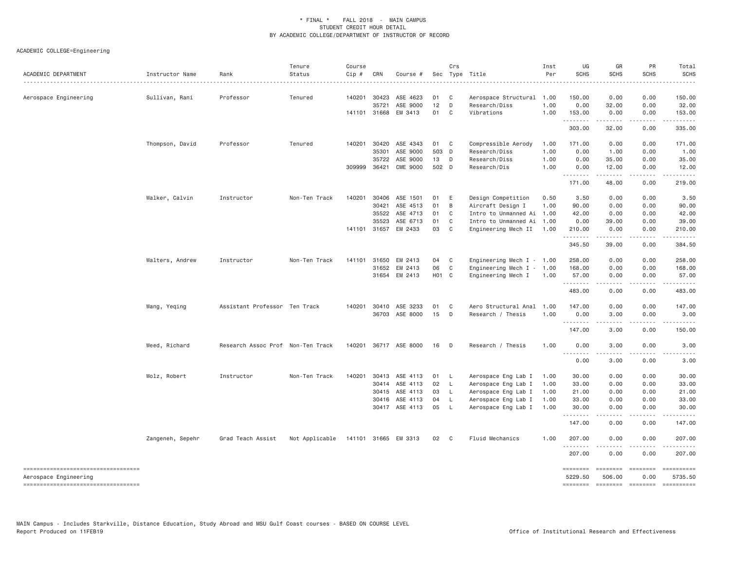\* FINAL \* FALL 2018 - MAIN CAMPUS
STUDENT CREDIT HOUR DETAIL
BY ACADEMIC COLLEGE/DEPARTMENT OF INSTRUCTOR OF RECORD

ACADEMIC COLLEGE=Engineering

| ACADEMIC DEPARTMENT | Instructor Name | Rank | Tenure Status | Course Cip # | CRN | Course # | Sec | Crs Type | Title | Inst Per | UG SCHS | GR SCHS | PR SCHS | Total SCHS |
|---|---|---|---|---|---|---|---|---|---|---|---|---|---|---|
| Aerospace Engineering | Sullivan, Rani | Professor | Tenured | 140201 | 30423 | ASE 4623 | 01 | C | Aerospace Structural | 1.00 | 150.00 | 0.00 | 0.00 | 150.00 |
| | | | | | 35721 | ASE 9000 | 12 | D | Research/Diss | 1.00 | 0.00 | 32.00 | 0.00 | 32.00 |
| | | | | 141101 | 31668 | EM 3413 | 01 | C | Vibrations | 1.00 | 153.00 | 0.00 | 0.00 | 153.00 |
| | | | | | | | | | | | 303.00 | 32.00 | 0.00 | 335.00 |
| | Thompson, David | Professor | Tenured | 140201 | 30420 | ASE 4343 | 01 | C | Compressible Aerody | 1.00 | 171.00 | 0.00 | 0.00 | 171.00 |
| | | | | | 35301 | ASE 9000 | 503 | D | Research/Diss | 1.00 | 0.00 | 1.00 | 0.00 | 1.00 |
| | | | | | 35722 | ASE 9000 | 13 | D | Research/Diss | 1.00 | 0.00 | 35.00 | 0.00 | 35.00 |
| | | | | 309999 | 36421 | CME 9000 | 502 | D | Research/Dis | 1.00 | 0.00 | 12.00 | 0.00 | 12.00 |
| | | | | | | | | | | | 171.00 | 48.00 | 0.00 | 219.00 |
| | Walker, Calvin | Instructor | Non-Ten Track | 140201 | 30406 | ASE 1501 | 01 | E | Design Competition | 0.50 | 3.50 | 0.00 | 0.00 | 3.50 |
| | | | | | 30421 | ASE 4513 | 01 | B | Aircraft Design I | 1.00 | 90.00 | 0.00 | 0.00 | 90.00 |
| | | | | | 35522 | ASE 4713 | 01 | C | Intro to Unmanned Ai | 1.00 | 42.00 | 0.00 | 0.00 | 42.00 |
| | | | | | 35523 | ASE 6713 | 01 | C | Intro to Unmanned Ai | 1.00 | 0.00 | 39.00 | 0.00 | 39.00 |
| | | | | 141101 | 31657 | EM 2433 | 03 | C | Engineering Mech II | 1.00 | 210.00 | 0.00 | 0.00 | 210.00 |
| | | | | | | | | | | | 345.50 | 39.00 | 0.00 | 384.50 |
| | Walters, Andrew | Instructor | Non-Ten Track | 141101 | 31650 | EM 2413 | 04 | C | Engineering Mech I - | 1.00 | 258.00 | 0.00 | 0.00 | 258.00 |
| | | | | | 31652 | EM 2413 | 06 | C | Engineering Mech I - | 1.00 | 168.00 | 0.00 | 0.00 | 168.00 |
| | | | | | 31654 | EM 2413 | H01 | C | Engineering Mech I | 1.00 | 57.00 | 0.00 | 0.00 | 57.00 |
| | | | | | | | | | | | 483.00 | 0.00 | 0.00 | 483.00 |
| | Wang, Yeqing | Assistant Professor | Ten Track | 140201 | 30410 | ASE 3233 | 01 | C | Aero Structural Anal | 1.00 | 147.00 | 0.00 | 0.00 | 147.00 |
| | | | | | 36703 | ASE 8000 | 15 | D | Research / Thesis | 1.00 | 0.00 | 3.00 | 0.00 | 3.00 |
| | | | | | | | | | | | 147.00 | 3.00 | 0.00 | 150.00 |
| | Weed, Richard | Research Assoc Prof | Non-Ten Track | 140201 | 36717 | ASE 8000 | 16 | D | Research / Thesis | 1.00 | 0.00 | 3.00 | 0.00 | 3.00 |
| | | | | | | | | | | | 0.00 | 3.00 | 0.00 | 3.00 |
| | Wolz, Robert | Instructor | Non-Ten Track | 140201 | 30413 | ASE 4113 | 01 | L | Aerospace Eng Lab I | 1.00 | 30.00 | 0.00 | 0.00 | 30.00 |
| | | | | | 30414 | ASE 4113 | 02 | L | Aerospace Eng Lab I | 1.00 | 33.00 | 0.00 | 0.00 | 33.00 |
| | | | | | 30415 | ASE 4113 | 03 | L | Aerospace Eng Lab I | 1.00 | 21.00 | 0.00 | 0.00 | 21.00 |
| | | | | | 30416 | ASE 4113 | 04 | L | Aerospace Eng Lab I | 1.00 | 33.00 | 0.00 | 0.00 | 33.00 |
| | | | | | 30417 | ASE 4113 | 05 | L | Aerospace Eng Lab I | 1.00 | 30.00 | 0.00 | 0.00 | 30.00 |
| | | | | | | | | | | | 147.00 | 0.00 | 0.00 | 147.00 |
| | Zangeneh, Sepehr | Grad Teach Assist | Not Applicable | 141101 | 31665 | EM 3313 | 02 | C | Fluid Mechanics | 1.00 | 207.00 | 0.00 | 0.00 | 207.00 |
| | | | | | | | | | | | 207.00 | 0.00 | 0.00 | 207.00 |
| Aerospace Engineering | | | | | | | | | | | 5229.50 | 506.00 | 0.00 | 5735.50 |

MAIN Campus - Includes Starkville, Distance Education, Study Abroad and MSU Gulf Coast courses - BASED ON COURSE LEVEL
Report Produced on 11FEB19

Office of Institutional Research and Effectiveness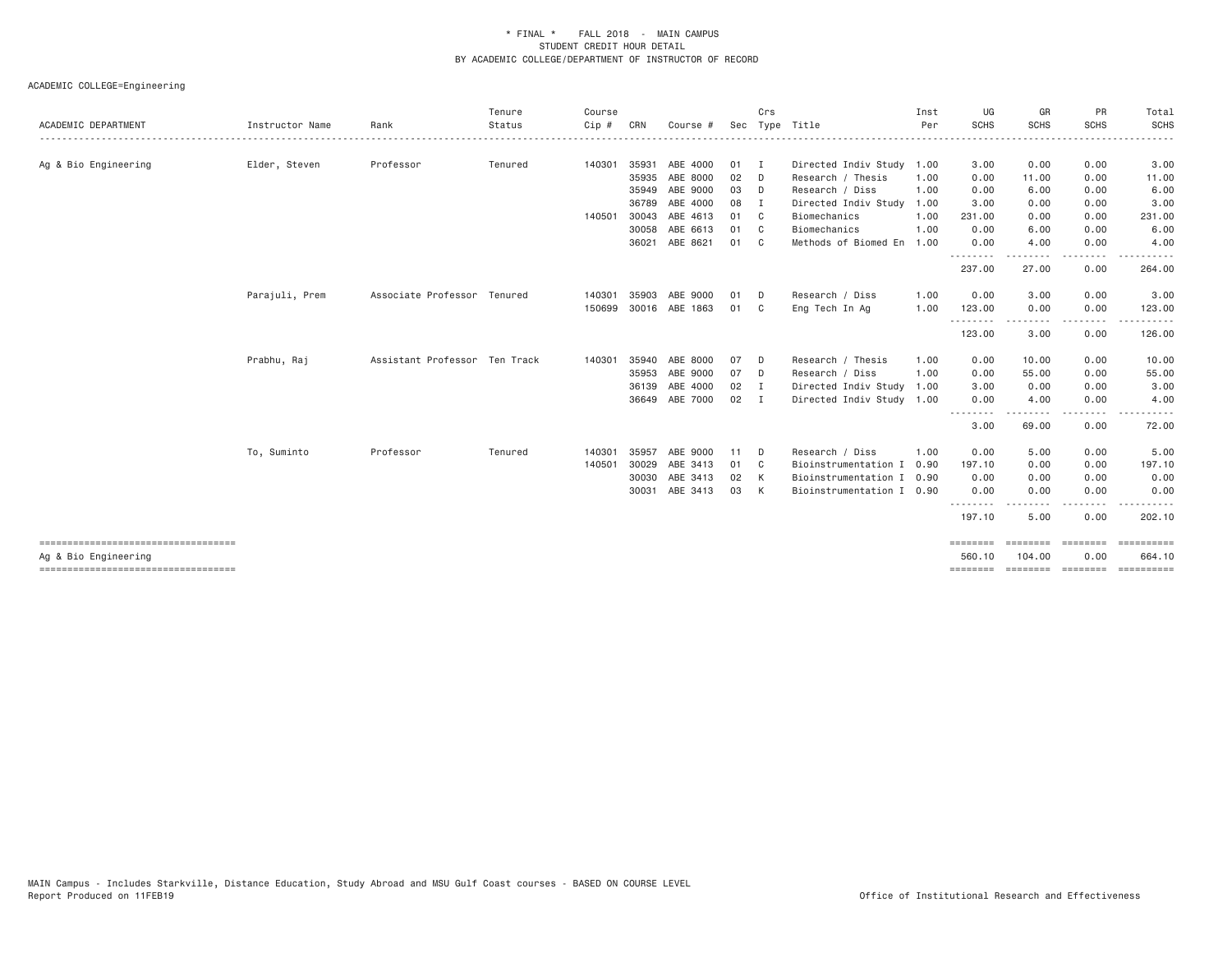# * FINAL * FALL 2018 - MAIN CAMPUS
## STUDENT CREDIT HOUR DETAIL
## BY ACADEMIC COLLEGE/DEPARTMENT OF INSTRUCTOR OF RECORD

ACADEMIC COLLEGE=Engineering

| ACADEMIC DEPARTMENT | Instructor Name | Rank | Tenure Status | Course Cip # | CRN | Course # | Sec | Crs Type | Title | Inst Per | UG SCHS | GR SCHS | PR SCHS | Total SCHS |
|---|---|---|---|---|---|---|---|---|---|---|---|---|---|---|
| Ag & Bio Engineering | Elder, Steven | Professor | Tenured | 140301 | 35931 | ABE 4000 | 01 | I | Directed Indiv Study | 1.00 | 3.00 | 0.00 | 0.00 | 3.00 |
| | | | | | 35935 | ABE 8000 | 02 | D | Research / Thesis | 1.00 | 0.00 | 11.00 | 0.00 | 11.00 |
| | | | | | 35949 | ABE 9000 | 03 | D | Research / Diss | 1.00 | 0.00 | 6.00 | 0.00 | 6.00 |
| | | | | | 36789 | ABE 4000 | 08 | I | Directed Indiv Study | 1.00 | 3.00 | 0.00 | 0.00 | 3.00 |
| | | | | 140501 | 30043 | ABE 4613 | 01 | C | Biomechanics | 1.00 | 231.00 | 0.00 | 0.00 | 231.00 |
| | | | | | 30058 | ABE 6613 | 01 | C | Biomechanics | 1.00 | 0.00 | 6.00 | 0.00 | 6.00 |
| | | | | | 36021 | ABE 8621 | 01 | C | Methods of Biomed En | 1.00 | 0.00 | 4.00 | 0.00 | 4.00 |
| | | | | | | | | | | | 237.00 | 27.00 | 0.00 | 264.00 |
| | Parajuli, Prem | Associate Professor | Tenured | 140301 | 35903 | ABE 9000 | 01 | D | Research / Diss | 1.00 | 0.00 | 3.00 | 0.00 | 3.00 |
| | | | | 150699 | 30016 | ABE 1863 | 01 | C | Eng Tech In Ag | 1.00 | 123.00 | 0.00 | 0.00 | 123.00 |
| | | | | | | | | | | | 123.00 | 3.00 | 0.00 | 126.00 |
| | Prabhu, Raj | Assistant Professor | Ten Track | 140301 | 35940 | ABE 8000 | 07 | D | Research / Thesis | 1.00 | 0.00 | 10.00 | 0.00 | 10.00 |
| | | | | | 35953 | ABE 9000 | 07 | D | Research / Diss | 1.00 | 0.00 | 55.00 | 0.00 | 55.00 |
| | | | | | 36139 | ABE 4000 | 02 | I | Directed Indiv Study | 1.00 | 3.00 | 0.00 | 0.00 | 3.00 |
| | | | | | 36649 | ABE 7000 | 02 | I | Directed Indiv Study | 1.00 | 0.00 | 4.00 | 0.00 | 4.00 |
| | | | | | | | | | | | 3.00 | 69.00 | 0.00 | 72.00 |
| | To, Suminto | Professor | Tenured | 140301 | 35957 | ABE 9000 | 11 | D | Research / Diss | 1.00 | 0.00 | 5.00 | 0.00 | 5.00 |
| | | | | 140501 | 30029 | ABE 3413 | 01 | C | Bioinstrumentation I | 0.90 | 197.10 | 0.00 | 0.00 | 197.10 |
| | | | | | 30030 | ABE 3413 | 02 | K | Bioinstrumentation I | 0.90 | 0.00 | 0.00 | 0.00 | 0.00 |
| | | | | | 30031 | ABE 3413 | 03 | K | Bioinstrumentation I | 0.90 | 0.00 | 0.00 | 0.00 | 0.00 |
| | | | | | | | | | | | 197.10 | 5.00 | 0.00 | 202.10 |
| Ag & Bio Engineering | | | | | | | | | | | 560.10 | 104.00 | 0.00 | 664.10 |

MAIN Campus - Includes Starkville, Distance Education, Study Abroad and MSU Gulf Coast courses - BASED ON COURSE LEVEL
Report Produced on 11FEB19

Office of Institutional Research and Effectiveness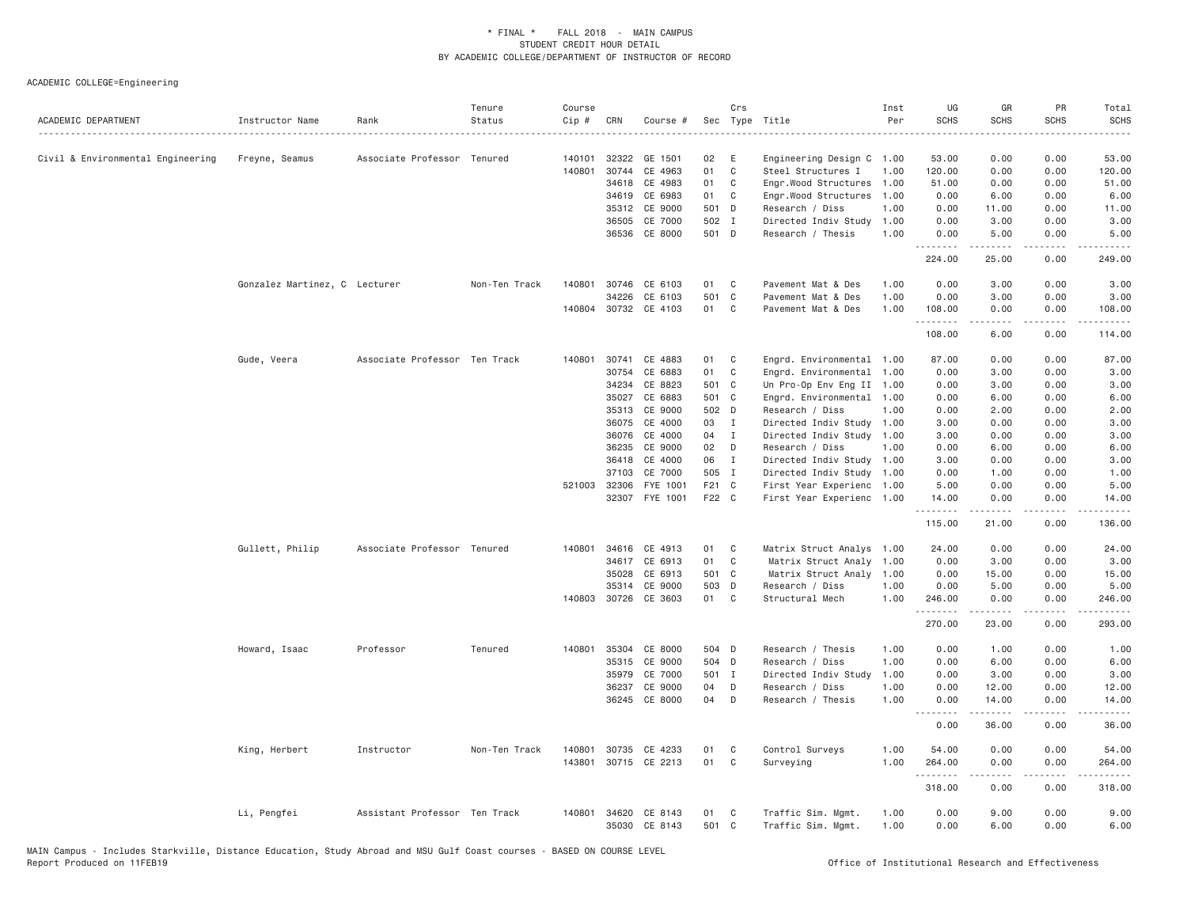\* FINAL \* FALL 2018 - MAIN CAMPUS
STUDENT CREDIT HOUR DETAIL
BY ACADEMIC COLLEGE/DEPARTMENT OF INSTRUCTOR OF RECORD

ACADEMIC COLLEGE=Engineering

| ACADEMIC DEPARTMENT | Instructor Name | Rank | Tenure Status | Course Cip # | CRN | Course # | Sec | Crs Type | Title | Inst Per | UG SCHS | GR SCHS | PR SCHS | Total SCHS |
|---|---|---|---|---|---|---|---|---|---|---|---|---|---|---|
| Civil & Environmental Engineering | Freyne, Seamus | Associate Professor | Tenured | 140101 | 32322 | GE 1501 | 02 | E | Engineering Design C | 1.00 | 53.00 | 0.00 | 0.00 | 53.00 |
| | | | | 140801 | 30744 | CE 4963 | 01 | C | Steel Structures I | 1.00 | 120.00 | 0.00 | 0.00 | 120.00 |
| | | | | | 34618 | CE 4983 | 01 | C | Engr.Wood Structures | 1.00 | 51.00 | 0.00 | 0.00 | 51.00 |
| | | | | | 34619 | CE 6983 | 01 | C | Engr.Wood Structures | 1.00 | 0.00 | 6.00 | 0.00 | 6.00 |
| | | | | | 35312 | CE 9000 | 501 | D | Research / Diss | 1.00 | 0.00 | 11.00 | 0.00 | 11.00 |
| | | | | | 36505 | CE 7000 | 502 | I | Directed Indiv Study | 1.00 | 0.00 | 3.00 | 0.00 | 3.00 |
| | | | | | 36536 | CE 8000 | 501 | D | Research / Thesis | 1.00 | 0.00 | 5.00 | 0.00 | 5.00 |
| | | | | | | | | | | | 224.00 | 25.00 | 0.00 | 249.00 |
| | Gonzalez Martinez, C | Lecturer | Non-Ten Track | 140801 | 30746 | CE 6103 | 01 | C | Pavement Mat & Des | 1.00 | 0.00 | 3.00 | 0.00 | 3.00 |
| | | | | | 34226 | CE 6103 | 501 | C | Pavement Mat & Des | 1.00 | 0.00 | 3.00 | 0.00 | 3.00 |
| | | | | 140804 | 30732 | CE 4103 | 01 | C | Pavement Mat & Des | 1.00 | 108.00 | 0.00 | 0.00 | 108.00 |
| | | | | | | | | | | | 108.00 | 6.00 | 0.00 | 114.00 |
| | Gude, Veera | Associate Professor | Ten Track | 140801 | 30741 | CE 4883 | 01 | C | Engrd. Environmental | 1.00 | 87.00 | 0.00 | 0.00 | 87.00 |
| | | | | | 30754 | CE 6883 | 01 | C | Engrd. Environmental | 1.00 | 0.00 | 3.00 | 0.00 | 3.00 |
| | | | | | 34234 | CE 8823 | 501 | C | Un Pro-Op Env Eng II | 1.00 | 0.00 | 3.00 | 0.00 | 3.00 |
| | | | | | 35027 | CE 6883 | 501 | C | Engrd. Environmental | 1.00 | 0.00 | 6.00 | 0.00 | 6.00 |
| | | | | | 35313 | CE 9000 | 502 | D | Research / Diss | 1.00 | 0.00 | 2.00 | 0.00 | 2.00 |
| | | | | | 36075 | CE 4000 | 03 | I | Directed Indiv Study | 1.00 | 3.00 | 0.00 | 0.00 | 3.00 |
| | | | | | 36076 | CE 4000 | 04 | I | Directed Indiv Study | 1.00 | 3.00 | 0.00 | 0.00 | 3.00 |
| | | | | | 36235 | CE 9000 | 02 | D | Research / Diss | 1.00 | 0.00 | 6.00 | 0.00 | 6.00 |
| | | | | | 36418 | CE 4000 | 06 | I | Directed Indiv Study | 1.00 | 3.00 | 0.00 | 0.00 | 3.00 |
| | | | | | 37103 | CE 7000 | 505 | I | Directed Indiv Study | 1.00 | 0.00 | 1.00 | 0.00 | 1.00 |
| | | | | 521003 | 32306 | FYE 1001 | F21 | C | First Year Experienc | 1.00 | 5.00 | 0.00 | 0.00 | 5.00 |
| | | | | | 32307 | FYE 1001 | F22 | C | First Year Experienc | 1.00 | 14.00 | 0.00 | 0.00 | 14.00 |
| | | | | | | | | | | | 115.00 | 21.00 | 0.00 | 136.00 |
| | Gullett, Philip | Associate Professor | Tenured | 140801 | 34616 | CE 4913 | 01 | C | Matrix Struct Analys | 1.00 | 24.00 | 0.00 | 0.00 | 24.00 |
| | | | | | 34617 | CE 6913 | 01 | C | Matrix Struct Analy | 1.00 | 0.00 | 3.00 | 0.00 | 3.00 |
| | | | | | 35028 | CE 6913 | 501 | C | Matrix Struct Analy | 1.00 | 0.00 | 15.00 | 0.00 | 15.00 |
| | | | | | 35314 | CE 9000 | 503 | D | Research / Diss | 1.00 | 0.00 | 5.00 | 0.00 | 5.00 |
| | | | | 140803 | 30726 | CE 3603 | 01 | C | Structural Mech | 1.00 | 246.00 | 0.00 | 0.00 | 246.00 |
| | | | | | | | | | | | 270.00 | 23.00 | 0.00 | 293.00 |
| | Howard, Isaac | Professor | Tenured | 140801 | 35304 | CE 8000 | 504 | D | Research / Thesis | 1.00 | 0.00 | 1.00 | 0.00 | 1.00 |
| | | | | | 35315 | CE 9000 | 504 | D | Research / Diss | 1.00 | 0.00 | 6.00 | 0.00 | 6.00 |
| | | | | | 35979 | CE 7000 | 501 | I | Directed Indiv Study | 1.00 | 0.00 | 3.00 | 0.00 | 3.00 |
| | | | | | 36237 | CE 9000 | 04 | D | Research / Diss | 1.00 | 0.00 | 12.00 | 0.00 | 12.00 |
| | | | | | 36245 | CE 8000 | 04 | D | Research / Thesis | 1.00 | 0.00 | 14.00 | 0.00 | 14.00 |
| | | | | | | | | | | | 0.00 | 36.00 | 0.00 | 36.00 |
| | King, Herbert | Instructor | Non-Ten Track | 140801 | 30735 | CE 4233 | 01 | C | Control Surveys | 1.00 | 54.00 | 0.00 | 0.00 | 54.00 |
| | | | | 143801 | 30715 | CE 2213 | 01 | C | Surveying | 1.00 | 264.00 | 0.00 | 0.00 | 264.00 |
| | | | | | | | | | | | 318.00 | 0.00 | 0.00 | 318.00 |
| | Li, Pengfei | Assistant Professor | Ten Track | 140801 | 34620 | CE 8143 | 01 | C | Traffic Sim. Mgmt. | 1.00 | 0.00 | 9.00 | 0.00 | 9.00 |
| | | | | | 35030 | CE 8143 | 501 | C | Traffic Sim. Mgmt. | 1.00 | 0.00 | 6.00 | 0.00 | 6.00 |

MAIN Campus - Includes Starkville, Distance Education, Study Abroad and MSU Gulf Coast courses - BASED ON COURSE LEVEL
Report Produced on 11FEB19 Office of Institutional Research and Effectiveness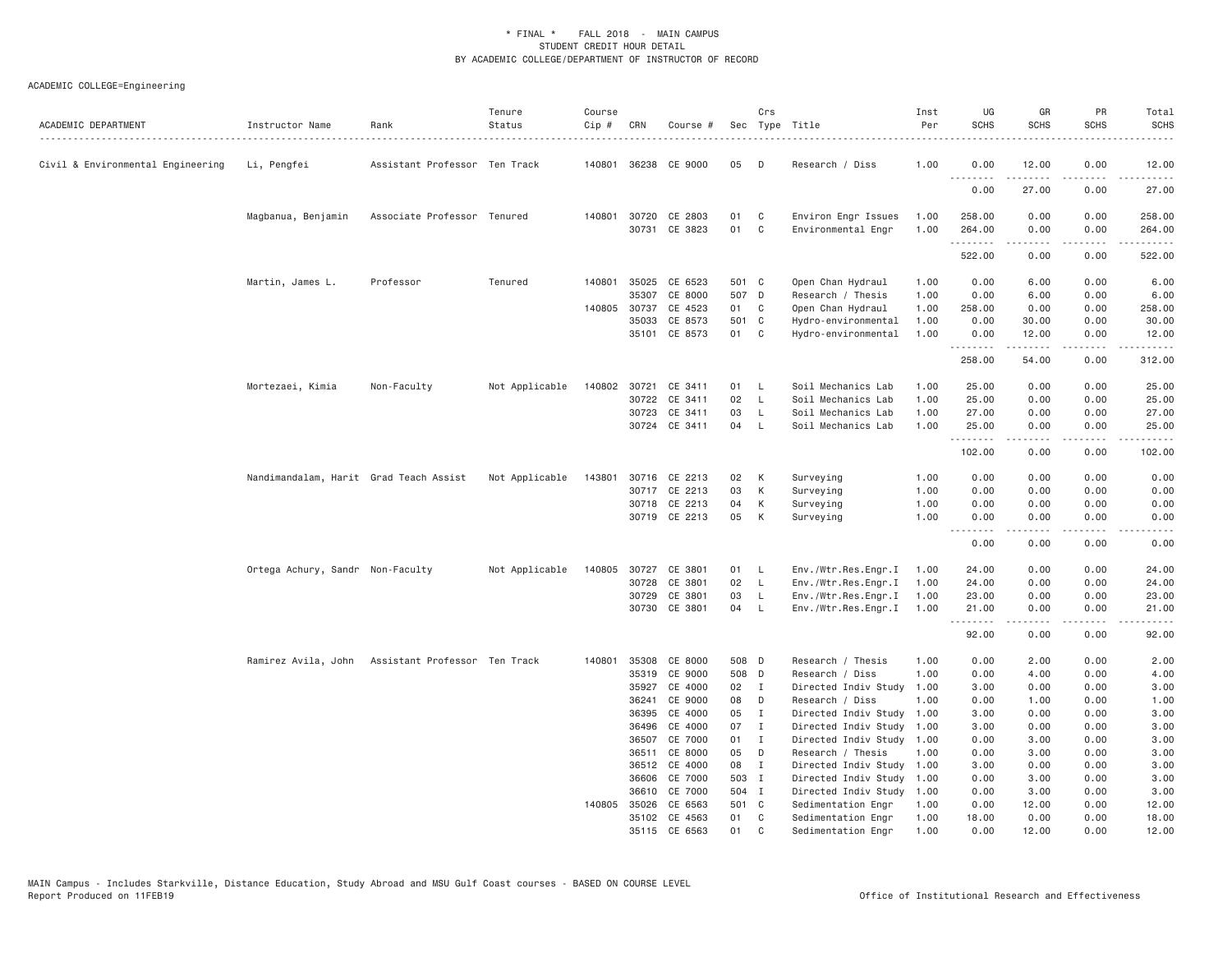\* FINAL \* FALL 2018 - MAIN CAMPUS
STUDENT CREDIT HOUR DETAIL
BY ACADEMIC COLLEGE/DEPARTMENT OF INSTRUCTOR OF RECORD

ACADEMIC COLLEGE=Engineering

| ACADEMIC DEPARTMENT | Instructor Name | Rank | Tenure Status | Course Cip # | CRN | Course # | Sec | Crs Type | Title | Inst Per | UG SCHS | GR SCHS | PR SCHS | Total SCHS |
|---|---|---|---|---|---|---|---|---|---|---|---|---|---|---|
| Civil & Environmental Engineering | Li, Pengfei | Assistant Professor | Ten Track | 140801 | 36238 | CE 9000 | 05 | D | Research / Diss | 1.00 | 0.00 | 12.00 | 0.00 | 12.00 |
| | | | | | | | | | | | 0.00 | 27.00 | 0.00 | 27.00 |
| | Magbanua, Benjamin | Associate Professor | Tenured | 140801 | 30720 | CE 2803 | 01 | C | Environ Engr Issues | 1.00 | 258.00 | 0.00 | 0.00 | 258.00 |
| | | | | | 30731 | CE 3823 | 01 | C | Environmental Engr | 1.00 | 264.00 | 0.00 | 0.00 | 264.00 |
| | | | | | | | | | | | 522.00 | 0.00 | 0.00 | 522.00 |
| | Martin, James L. | Professor | Tenured | 140801 | 35025 | CE 6523 | 501 | C | Open Chan Hydraul | 1.00 | 0.00 | 6.00 | 0.00 | 6.00 |
| | | | | | 35307 | CE 8000 | 507 | D | Research / Thesis | 1.00 | 0.00 | 6.00 | 0.00 | 6.00 |
| | | | | 140805 | 30737 | CE 4523 | 01 | C | Open Chan Hydraul | 1.00 | 258.00 | 0.00 | 0.00 | 258.00 |
| | | | | | 35033 | CE 8573 | 501 | C | Hydro-environmental | 1.00 | 0.00 | 30.00 | 0.00 | 30.00 |
| | | | | | 35101 | CE 8573 | 01 | C | Hydro-environmental | 1.00 | 0.00 | 12.00 | 0.00 | 12.00 |
| | | | | | | | | | | | 258.00 | 54.00 | 0.00 | 312.00 |
| | Mortezaei, Kimia | Non-Faculty | Not Applicable | 140802 | 30721 | CE 3411 | 01 | L | Soil Mechanics Lab | 1.00 | 25.00 | 0.00 | 0.00 | 25.00 |
| | | | | | 30722 | CE 3411 | 02 | L | Soil Mechanics Lab | 1.00 | 25.00 | 0.00 | 0.00 | 25.00 |
| | | | | | 30723 | CE 3411 | 03 | L | Soil Mechanics Lab | 1.00 | 27.00 | 0.00 | 0.00 | 27.00 |
| | | | | | 30724 | CE 3411 | 04 | L | Soil Mechanics Lab | 1.00 | 25.00 | 0.00 | 0.00 | 25.00 |
| | | | | | | | | | | | 102.00 | 0.00 | 0.00 | 102.00 |
| | Nandimandalam, Harit | Grad Teach Assist | Not Applicable | 143801 | 30716 | CE 2213 | 02 | K | Surveying | 1.00 | 0.00 | 0.00 | 0.00 | 0.00 |
| | | | | | 30717 | CE 2213 | 03 | K | Surveying | 1.00 | 0.00 | 0.00 | 0.00 | 0.00 |
| | | | | | 30718 | CE 2213 | 04 | K | Surveying | 1.00 | 0.00 | 0.00 | 0.00 | 0.00 |
| | | | | | 30719 | CE 2213 | 05 | K | Surveying | 1.00 | 0.00 | 0.00 | 0.00 | 0.00 |
| | | | | | | | | | | | 0.00 | 0.00 | 0.00 | 0.00 |
| | Ortega Achury, Sandr | Non-Faculty | Not Applicable | 140805 | 30727 | CE 3801 | 01 | L | Env./Wtr.Res.Engr.I | 1.00 | 24.00 | 0.00 | 0.00 | 24.00 |
| | | | | | 30728 | CE 3801 | 02 | L | Env./Wtr.Res.Engr.I | 1.00 | 24.00 | 0.00 | 0.00 | 24.00 |
| | | | | | 30729 | CE 3801 | 03 | L | Env./Wtr.Res.Engr.I | 1.00 | 23.00 | 0.00 | 0.00 | 23.00 |
| | | | | | 30730 | CE 3801 | 04 | L | Env./Wtr.Res.Engr.I | 1.00 | 21.00 | 0.00 | 0.00 | 21.00 |
| | | | | | | | | | | | 92.00 | 0.00 | 0.00 | 92.00 |
| | Ramirez Avila, John | Assistant Professor | Ten Track | 140801 | 35308 | CE 8000 | 508 | D | Research / Thesis | 1.00 | 0.00 | 2.00 | 0.00 | 2.00 |
| | | | | | 35319 | CE 9000 | 508 | D | Research / Diss | 1.00 | 0.00 | 4.00 | 0.00 | 4.00 |
| | | | | | 35927 | CE 4000 | 02 | I | Directed Indiv Study | 1.00 | 3.00 | 0.00 | 0.00 | 3.00 |
| | | | | | 36241 | CE 9000 | 08 | D | Research / Diss | 1.00 | 0.00 | 1.00 | 0.00 | 1.00 |
| | | | | | 36395 | CE 4000 | 05 | I | Directed Indiv Study | 1.00 | 3.00 | 0.00 | 0.00 | 3.00 |
| | | | | | 36496 | CE 4000 | 07 | I | Directed Indiv Study | 1.00 | 3.00 | 0.00 | 0.00 | 3.00 |
| | | | | | 36507 | CE 7000 | 01 | I | Directed Indiv Study | 1.00 | 0.00 | 3.00 | 0.00 | 3.00 |
| | | | | | 36511 | CE 8000 | 05 | D | Research / Thesis | 1.00 | 0.00 | 3.00 | 0.00 | 3.00 |
| | | | | | 36512 | CE 4000 | 08 | I | Directed Indiv Study | 1.00 | 3.00 | 0.00 | 0.00 | 3.00 |
| | | | | | 36606 | CE 7000 | 503 | I | Directed Indiv Study | 1.00 | 0.00 | 3.00 | 0.00 | 3.00 |
| | | | | | 36610 | CE 7000 | 504 | I | Directed Indiv Study | 1.00 | 0.00 | 3.00 | 0.00 | 3.00 |
| | | | | 140805 | 35026 | CE 6563 | 501 | C | Sedimentation Engr | 1.00 | 0.00 | 12.00 | 0.00 | 12.00 |
| | | | | | 35102 | CE 4563 | 01 | C | Sedimentation Engr | 1.00 | 18.00 | 0.00 | 0.00 | 18.00 |
| | | | | | 35115 | CE 6563 | 01 | C | Sedimentation Engr | 1.00 | 0.00 | 12.00 | 0.00 | 12.00 |

MAIN Campus - Includes Starkville, Distance Education, Study Abroad and MSU Gulf Coast courses - BASED ON COURSE LEVEL
Report Produced on 11FEB19 Office of Institutional Research and Effectiveness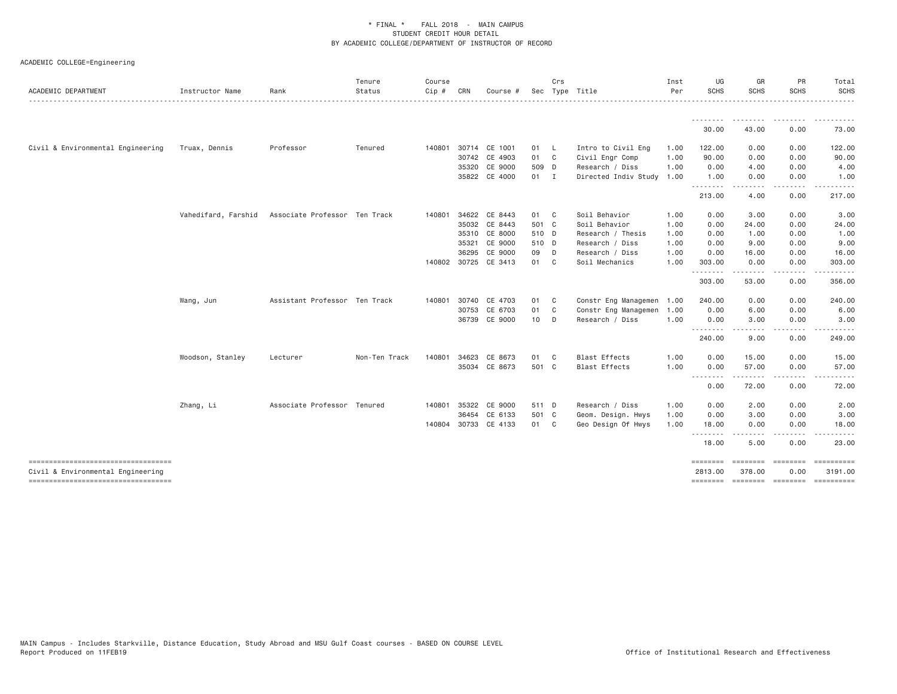\* FINAL \* FALL 2018 - MAIN CAMPUS
STUDENT CREDIT HOUR DETAIL
BY ACADEMIC COLLEGE/DEPARTMENT OF INSTRUCTOR OF RECORD

ACADEMIC COLLEGE=Engineering

| ACADEMIC DEPARTMENT | Instructor Name | Rank | Tenure Status | Course Cip # | CRN | Course # | Sec | Crs Type | Title | Inst Per | UG SCHS | GR SCHS | PR SCHS | Total SCHS |
|---|---|---|---|---|---|---|---|---|---|---|---|---|---|---|
| | | | | | | | | | | | 30.00 | 43.00 | 0.00 | 73.00 |
| Civil & Environmental Engineering | Truax, Dennis | Professor | Tenured | 140801 | 30714 | CE 1001 | 01 | L | Intro to Civil Eng | 1.00 | 122.00 | 0.00 | 0.00 | 122.00 |
| | | | | | 30742 | CE 4903 | 01 | C | Civil Engr Comp | 1.00 | 90.00 | 0.00 | 0.00 | 90.00 |
| | | | | | 35320 | CE 9000 | 509 | D | Research / Diss | 1.00 | 0.00 | 4.00 | 0.00 | 4.00 |
| | | | | | 35822 | CE 4000 | 01 | I | Directed Indiv Study | 1.00 | 1.00 | 0.00 | 0.00 | 1.00 |
| | | | | | | | | | | | 213.00 | 4.00 | 0.00 | 217.00 |
| | Vahedifard, Farshid | Associate Professor | Ten Track | 140801 | 34622 | CE 8443 | 01 | C | Soil Behavior | 1.00 | 0.00 | 3.00 | 0.00 | 3.00 |
| | | | | | 35032 | CE 8443 | 501 | C | Soil Behavior | 1.00 | 0.00 | 24.00 | 0.00 | 24.00 |
| | | | | | 35310 | CE 8000 | 510 | D | Research / Thesis | 1.00 | 0.00 | 1.00 | 0.00 | 1.00 |
| | | | | | 35321 | CE 9000 | 510 | D | Research / Diss | 1.00 | 0.00 | 9.00 | 0.00 | 9.00 |
| | | | | | 36295 | CE 9000 | 09 | D | Research / Diss | 1.00 | 0.00 | 16.00 | 0.00 | 16.00 |
| | | | | 140802 | 30725 | CE 3413 | 01 | C | Soil Mechanics | 1.00 | 303.00 | 0.00 | 0.00 | 303.00 |
| | | | | | | | | | | | 303.00 | 53.00 | 0.00 | 356.00 |
| | Wang, Jun | Assistant Professor | Ten Track | 140801 | 30740 | CE 4703 | 01 | C | Constr Eng Managemen | 1.00 | 240.00 | 0.00 | 0.00 | 240.00 |
| | | | | | 30753 | CE 6703 | 01 | C | Constr Eng Managemen | 1.00 | 0.00 | 6.00 | 0.00 | 6.00 |
| | | | | | 36739 | CE 9000 | 10 | D | Research / Diss | 1.00 | 0.00 | 3.00 | 0.00 | 3.00 |
| | | | | | | | | | | | 240.00 | 9.00 | 0.00 | 249.00 |
| | Woodson, Stanley | Lecturer | Non-Ten Track | 140801 | 34623 | CE 8673 | 01 | C | Blast Effects | 1.00 | 0.00 | 15.00 | 0.00 | 15.00 |
| | | | | | 35034 | CE 8673 | 501 | C | Blast Effects | 1.00 | 0.00 | 57.00 | 0.00 | 57.00 |
| | | | | | | | | | | | 0.00 | 72.00 | 0.00 | 72.00 |
| | Zhang, Li | Associate Professor | Tenured | 140801 | 35322 | CE 9000 | 511 | D | Research / Diss | 1.00 | 0.00 | 2.00 | 0.00 | 2.00 |
| | | | | | 36454 | CE 6133 | 501 | C | Geom. Design. Hwys | 1.00 | 0.00 | 3.00 | 0.00 | 3.00 |
| | | | | 140804 | 30733 | CE 4133 | 01 | C | Geo Design Of Hwys | 1.00 | 18.00 | 0.00 | 0.00 | 18.00 |
| | | | | | | | | | | | 18.00 | 5.00 | 0.00 | 23.00 |
| Civil & Environmental Engineering | | | | | | | | | | | 2813.00 | 378.00 | 0.00 | 3191.00 |

MAIN Campus - Includes Starkville, Distance Education, Study Abroad and MSU Gulf Coast courses - BASED ON COURSE LEVEL
Report Produced on 11FEB19

Office of Institutional Research and Effectiveness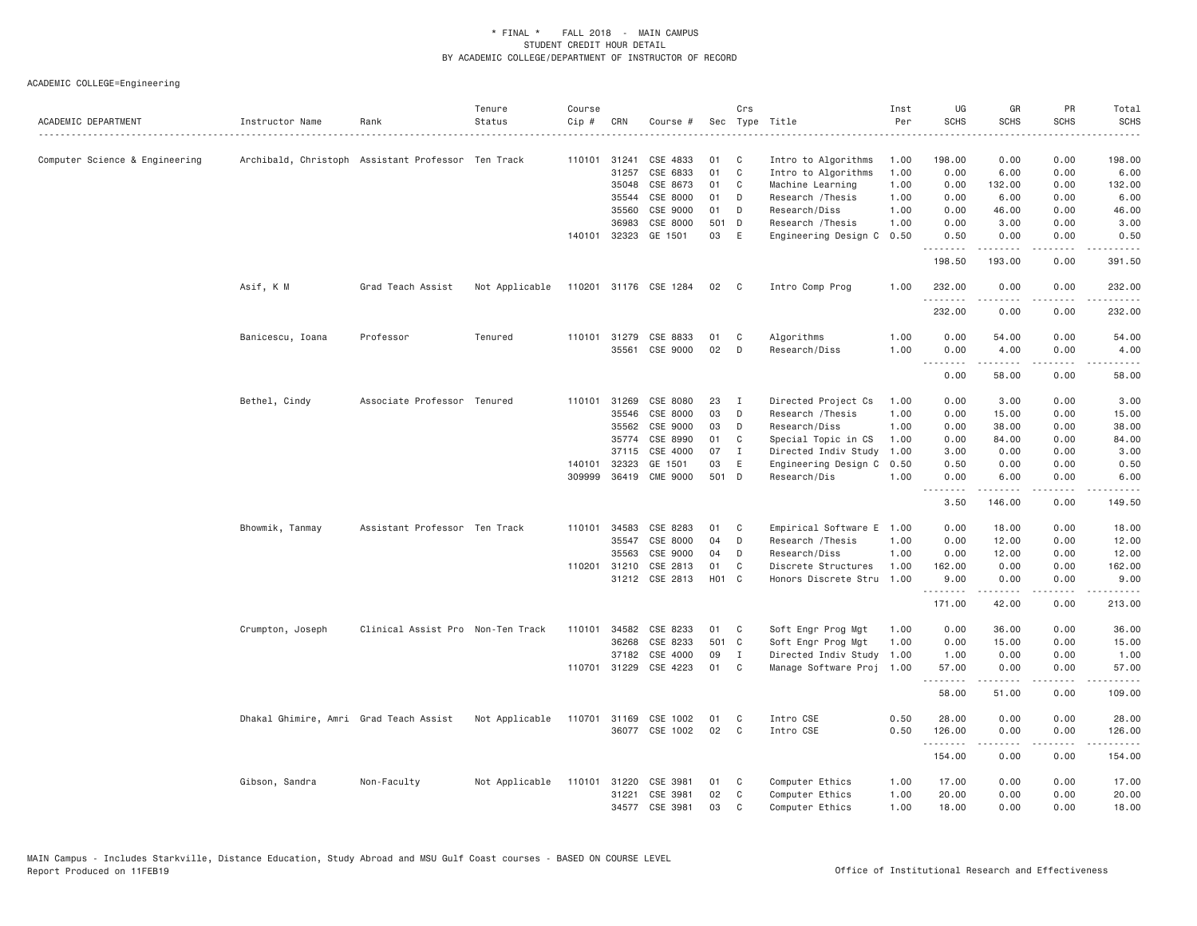\* FINAL \* FALL 2018 - MAIN CAMPUS
STUDENT CREDIT HOUR DETAIL
BY ACADEMIC COLLEGE/DEPARTMENT OF INSTRUCTOR OF RECORD

ACADEMIC COLLEGE=Engineering

| ACADEMIC DEPARTMENT | Instructor Name | Rank | Tenure Status | Course Cip # | CRN | Course # | Sec | Crs Type | Title | Inst Per | UG SCHS | GR SCHS | PR SCHS | Total SCHS |
|---|---|---|---|---|---|---|---|---|---|---|---|---|---|---|
| Computer Science & Engineering | Archibald, Christoph | Assistant Professor | Ten Track | 110101 | 31241 | CSE 4833 | 01 | C | Intro to Algorithms | 1.00 | 198.00 | 0.00 | 0.00 | 198.00 |
| | | | | | 31257 | CSE 6833 | 01 | C | Intro to Algorithms | 1.00 | 0.00 | 6.00 | 0.00 | 6.00 |
| | | | | | 35048 | CSE 8673 | 01 | C | Machine Learning | 1.00 | 0.00 | 132.00 | 0.00 | 132.00 |
| | | | | | 35544 | CSE 8000 | 01 | D | Research /Thesis | 1.00 | 0.00 | 6.00 | 0.00 | 6.00 |
| | | | | | 35560 | CSE 9000 | 01 | D | Research/Diss | 1.00 | 0.00 | 46.00 | 0.00 | 46.00 |
| | | | | | 36983 | CSE 8000 | 501 | D | Research /Thesis | 1.00 | 0.00 | 3.00 | 0.00 | 3.00 |
| | | | | 140101 | 32323 | GE 1501 | 03 | E | Engineering Design C | 0.50 | 0.50 | 0.00 | 0.00 | 0.50 |
| | | | | | | | | | | | 198.50 | 193.00 | 0.00 | 391.50 |
| | Asif, K M | Grad Teach Assist | Not Applicable | 110201 | 31176 | CSE 1284 | 02 | C | Intro Comp Prog | 1.00 | 232.00 | 0.00 | 0.00 | 232.00 |
| | | | | | | | | | | | 232.00 | 0.00 | 0.00 | 232.00 |
| | Banicescu, Ioana | Professor | Tenured | 110101 | 31279 | CSE 8833 | 01 | C | Algorithms | 1.00 | 0.00 | 54.00 | 0.00 | 54.00 |
| | | | | | 35561 | CSE 9000 | 02 | D | Research/Diss | 1.00 | 0.00 | 4.00 | 0.00 | 4.00 |
| | | | | | | | | | | | 0.00 | 58.00 | 0.00 | 58.00 |
| | Bethel, Cindy | Associate Professor | Tenured | 110101 | 31269 | CSE 8080 | 23 | I | Directed Project Cs | 1.00 | 0.00 | 3.00 | 0.00 | 3.00 |
| | | | | | 35546 | CSE 8000 | 03 | D | Research /Thesis | 1.00 | 0.00 | 15.00 | 0.00 | 15.00 |
| | | | | | 35562 | CSE 9000 | 03 | D | Research/Diss | 1.00 | 0.00 | 38.00 | 0.00 | 38.00 |
| | | | | | 35774 | CSE 8990 | 01 | C | Special Topic in CS | 1.00 | 0.00 | 84.00 | 0.00 | 84.00 |
| | | | | | 37115 | CSE 4000 | 07 | I | Directed Indiv Study | 1.00 | 3.00 | 0.00 | 0.00 | 3.00 |
| | | | | 140101 | 32323 | GE 1501 | 03 | E | Engineering Design C | 0.50 | 0.50 | 0.00 | 0.00 | 0.50 |
| | | | | 309999 | 36419 | CME 9000 | 501 | D | Research/Dis | 1.00 | 0.00 | 6.00 | 0.00 | 6.00 |
| | | | | | | | | | | | 3.50 | 146.00 | 0.00 | 149.50 |
| | Bhowmik, Tanmay | Assistant Professor | Ten Track | 110101 | 34583 | CSE 8283 | 01 | C | Empirical Software E | 1.00 | 0.00 | 18.00 | 0.00 | 18.00 |
| | | | | | 35547 | CSE 8000 | 04 | D | Research /Thesis | 1.00 | 0.00 | 12.00 | 0.00 | 12.00 |
| | | | | | 35563 | CSE 9000 | 04 | D | Research/Diss | 1.00 | 0.00 | 12.00 | 0.00 | 12.00 |
| | | | | 110201 | 31210 | CSE 2813 | 01 | C | Discrete Structures | 1.00 | 162.00 | 0.00 | 0.00 | 162.00 |
| | | | | | 31212 | CSE 2813 | H01 | C | Honors Discrete Stru | 1.00 | 9.00 | 0.00 | 0.00 | 9.00 |
| | | | | | | | | | | | 171.00 | 42.00 | 0.00 | 213.00 |
| | Crumpton, Joseph | Clinical Assist Pro | Non-Ten Track | 110101 | 34582 | CSE 8233 | 01 | C | Soft Engr Prog Mgt | 1.00 | 0.00 | 36.00 | 0.00 | 36.00 |
| | | | | | 36268 | CSE 8233 | 501 | C | Soft Engr Prog Mgt | 1.00 | 0.00 | 15.00 | 0.00 | 15.00 |
| | | | | | 37182 | CSE 4000 | 09 | I | Directed Indiv Study | 1.00 | 1.00 | 0.00 | 0.00 | 1.00 |
| | | | | 110701 | 31229 | CSE 4223 | 01 | C | Manage Software Proj | 1.00 | 57.00 | 0.00 | 0.00 | 57.00 |
| | | | | | | | | | | | 58.00 | 51.00 | 0.00 | 109.00 |
| | Dhakal Ghimire, Amri | Grad Teach Assist | Not Applicable | 110701 | 31169 | CSE 1002 | 01 | C | Intro CSE | 0.50 | 28.00 | 0.00 | 0.00 | 28.00 |
| | | | | | 36077 | CSE 1002 | 02 | C | Intro CSE | 0.50 | 126.00 | 0.00 | 0.00 | 126.00 |
| | | | | | | | | | | | 154.00 | 0.00 | 0.00 | 154.00 |
| | Gibson, Sandra | Non-Faculty | Not Applicable | 110101 | 31220 | CSE 3981 | 01 | C | Computer Ethics | 1.00 | 17.00 | 0.00 | 0.00 | 17.00 |
| | | | | | 31221 | CSE 3981 | 02 | C | Computer Ethics | 1.00 | 20.00 | 0.00 | 0.00 | 20.00 |
| | | | | | 34577 | CSE 3981 | 03 | C | Computer Ethics | 1.00 | 18.00 | 0.00 | 0.00 | 18.00 |

MAIN Campus - Includes Starkville, Distance Education, Study Abroad and MSU Gulf Coast courses - BASED ON COURSE LEVEL
Report Produced on 11FEB19 — Office of Institutional Research and Effectiveness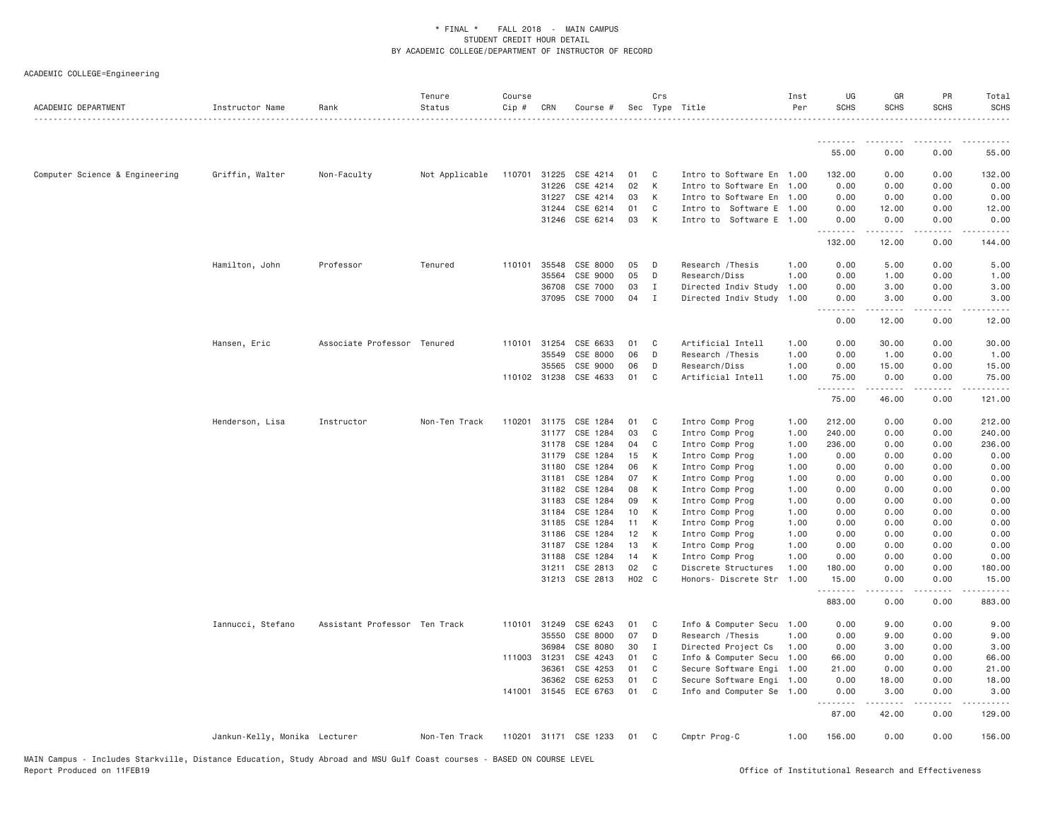* FINAL * FALL 2018 - MAIN CAMPUS
STUDENT CREDIT HOUR DETAIL
BY ACADEMIC COLLEGE/DEPARTMENT OF INSTRUCTOR OF RECORD

ACADEMIC COLLEGE=Engineering

| ACADEMIC DEPARTMENT | Instructor Name | Rank | Tenure Status | Course Cip # | CRN | Course # | Sec | Crs Type | Title | Inst Per | UG SCHS | GR SCHS | PR SCHS | Total SCHS |
|---|---|---|---|---|---|---|---|---|---|---|---|---|---|---|
| | | | | | | | | | | | 55.00 | 0.00 | 0.00 | 55.00 |
| Computer Science & Engineering | Griffin, Walter | Non-Faculty | Not Applicable | 110701 | 31225 | CSE 4214 | 01 | C | Intro to Software En | 1.00 | 132.00 | 0.00 | 0.00 | 132.00 |
| | | | | | 31226 | CSE 4214 | 02 | K | Intro to Software En | 1.00 | 0.00 | 0.00 | 0.00 | 0.00 |
| | | | | | 31227 | CSE 4214 | 03 | K | Intro to Software En | 1.00 | 0.00 | 0.00 | 0.00 | 0.00 |
| | | | | | 31244 | CSE 6214 | 01 | C | Intro to Software E | 1.00 | 0.00 | 12.00 | 0.00 | 12.00 |
| | | | | | 31246 | CSE 6214 | 03 | K | Intro to Software E | 1.00 | 0.00 | 0.00 | 0.00 | 0.00 |
| | | | | | | | | | | | 132.00 | 12.00 | 0.00 | 144.00 |
| | Hamilton, John | Professor | Tenured | 110101 | 35548 | CSE 8000 | 05 | D | Research /Thesis | 1.00 | 0.00 | 5.00 | 0.00 | 5.00 |
| | | | | | 35564 | CSE 9000 | 05 | D | Research/Diss | 1.00 | 0.00 | 1.00 | 0.00 | 1.00 |
| | | | | | 36708 | CSE 7000 | 03 | I | Directed Indiv Study | 1.00 | 0.00 | 3.00 | 0.00 | 3.00 |
| | | | | | 37095 | CSE 7000 | 04 | I | Directed Indiv Study | 1.00 | 0.00 | 3.00 | 0.00 | 3.00 |
| | | | | | | | | | | | 0.00 | 12.00 | 0.00 | 12.00 |
| | Hansen, Eric | Associate Professor | Tenured | 110101 | 31254 | CSE 6633 | 01 | C | Artificial Intell | 1.00 | 0.00 | 30.00 | 0.00 | 30.00 |
| | | | | | 35549 | CSE 8000 | 06 | D | Research /Thesis | 1.00 | 0.00 | 1.00 | 0.00 | 1.00 |
| | | | | | 35565 | CSE 9000 | 06 | D | Research/Diss | 1.00 | 0.00 | 15.00 | 0.00 | 15.00 |
| | | | | 110102 | 31238 | CSE 4633 | 01 | C | Artificial Intell | 1.00 | 75.00 | 0.00 | 0.00 | 75.00 |
| | | | | | | | | | | | 75.00 | 46.00 | 0.00 | 121.00 |
| | Henderson, Lisa | Instructor | Non-Ten Track | 110201 | 31175 | CSE 1284 | 01 | C | Intro Comp Prog | 1.00 | 212.00 | 0.00 | 0.00 | 212.00 |
| | | | | | 31177 | CSE 1284 | 03 | C | Intro Comp Prog | 1.00 | 240.00 | 0.00 | 0.00 | 240.00 |
| | | | | | 31178 | CSE 1284 | 04 | C | Intro Comp Prog | 1.00 | 236.00 | 0.00 | 0.00 | 236.00 |
| | | | | | 31179 | CSE 1284 | 15 | K | Intro Comp Prog | 1.00 | 0.00 | 0.00 | 0.00 | 0.00 |
| | | | | | 31180 | CSE 1284 | 06 | K | Intro Comp Prog | 1.00 | 0.00 | 0.00 | 0.00 | 0.00 |
| | | | | | 31181 | CSE 1284 | 07 | K | Intro Comp Prog | 1.00 | 0.00 | 0.00 | 0.00 | 0.00 |
| | | | | | 31182 | CSE 1284 | 08 | K | Intro Comp Prog | 1.00 | 0.00 | 0.00 | 0.00 | 0.00 |
| | | | | | 31183 | CSE 1284 | 09 | K | Intro Comp Prog | 1.00 | 0.00 | 0.00 | 0.00 | 0.00 |
| | | | | | 31184 | CSE 1284 | 10 | K | Intro Comp Prog | 1.00 | 0.00 | 0.00 | 0.00 | 0.00 |
| | | | | | 31185 | CSE 1284 | 11 | K | Intro Comp Prog | 1.00 | 0.00 | 0.00 | 0.00 | 0.00 |
| | | | | | 31186 | CSE 1284 | 12 | K | Intro Comp Prog | 1.00 | 0.00 | 0.00 | 0.00 | 0.00 |
| | | | | | 31187 | CSE 1284 | 13 | K | Intro Comp Prog | 1.00 | 0.00 | 0.00 | 0.00 | 0.00 |
| | | | | | 31188 | CSE 1284 | 14 | K | Intro Comp Prog | 1.00 | 0.00 | 0.00 | 0.00 | 0.00 |
| | | | | | 31211 | CSE 2813 | 02 | C | Discrete Structures | 1.00 | 180.00 | 0.00 | 0.00 | 180.00 |
| | | | | | 31213 | CSE 2813 | H02 | C | Honors- Discrete Str | 1.00 | 15.00 | 0.00 | 0.00 | 15.00 |
| | | | | | | | | | | | 883.00 | 0.00 | 0.00 | 883.00 |
| | Iannucci, Stefano | Assistant Professor | Ten Track | 110101 | 31249 | CSE 6243 | 01 | C | Info & Computer Secu | 1.00 | 0.00 | 9.00 | 0.00 | 9.00 |
| | | | | | 35550 | CSE 8000 | 07 | D | Research /Thesis | 1.00 | 0.00 | 9.00 | 0.00 | 9.00 |
| | | | | | 36984 | CSE 8080 | 30 | I | Directed Project Cs | 1.00 | 0.00 | 3.00 | 0.00 | 3.00 |
| | | | | 111003 | 31231 | CSE 4243 | 01 | C | Info & Computer Secu | 1.00 | 66.00 | 0.00 | 0.00 | 66.00 |
| | | | | | 36361 | CSE 4253 | 01 | C | Secure Software Engi | 1.00 | 21.00 | 0.00 | 0.00 | 21.00 |
| | | | | | 36362 | CSE 6253 | 01 | C | Secure Software Engi | 1.00 | 0.00 | 18.00 | 0.00 | 18.00 |
| | | | | 141001 | 31545 | ECE 6763 | 01 | C | Info and Computer Se | 1.00 | 0.00 | 3.00 | 0.00 | 3.00 |
| | | | | | | | | | | | 87.00 | 42.00 | 0.00 | 129.00 |
| | Jankun-Kelly, Monika | Lecturer | Non-Ten Track | 110201 | 31171 | CSE 1233 | 01 | C | Cmptr Prog-C | 1.00 | 156.00 | 0.00 | 0.00 | 156.00 |

MAIN Campus - Includes Starkville, Distance Education, Study Abroad and MSU Gulf Coast courses - BASED ON COURSE LEVEL
Report Produced on 11FEB19
Office of Institutional Research and Effectiveness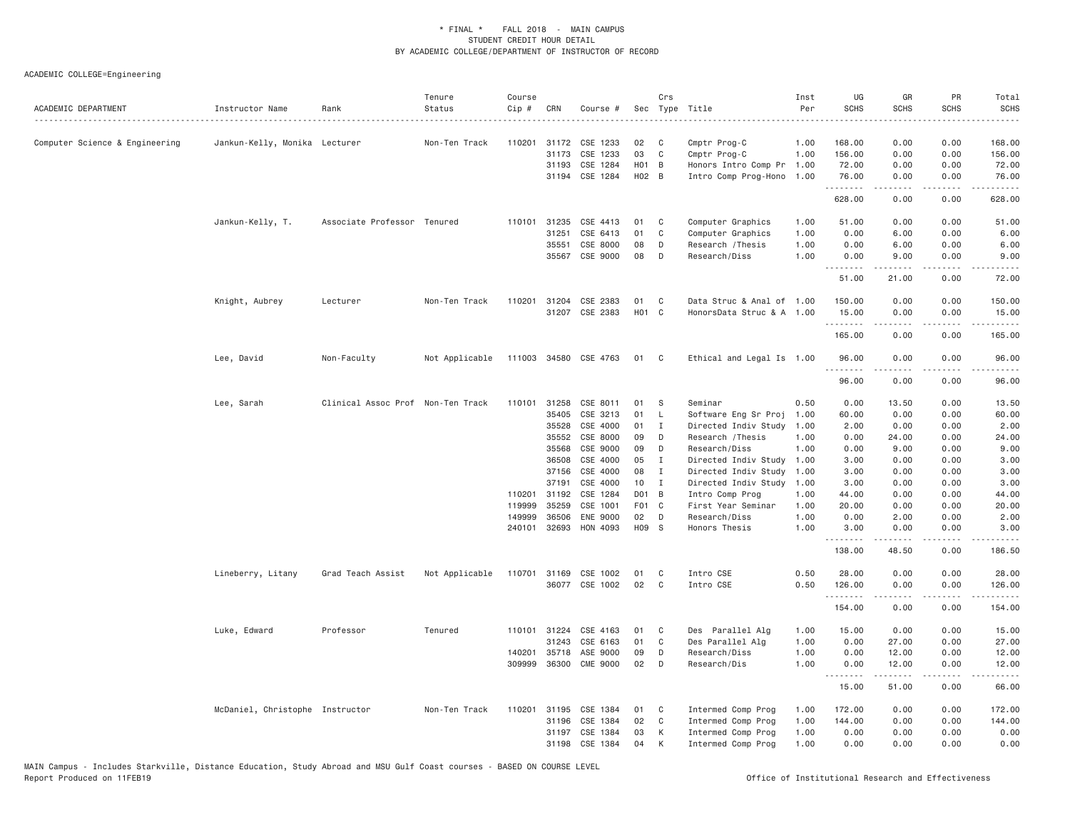\* FINAL \* FALL 2018 - MAIN CAMPUS
STUDENT CREDIT HOUR DETAIL
BY ACADEMIC COLLEGE/DEPARTMENT OF INSTRUCTOR OF RECORD

ACADEMIC COLLEGE=Engineering

| ACADEMIC DEPARTMENT | Instructor Name | Rank | Tenure Status | Course Cip # | CRN | Course # | Sec | Crs Type | Title | Inst Per | UG SCHS | GR SCHS | PR SCHS | Total SCHS |
|---|---|---|---|---|---|---|---|---|---|---|---|---|---|---|
| Computer Science & Engineering | Jankun-Kelly, Monika | Lecturer | Non-Ten Track | 110201 | 31172 | CSE 1233 | 02 | C | Cmptr Prog-C | 1.00 | 168.00 | 0.00 | 0.00 | 168.00 |
| | | | | | 31173 | CSE 1233 | 03 | C | Cmptr Prog-C | 1.00 | 156.00 | 0.00 | 0.00 | 156.00 |
| | | | | | 31193 | CSE 1284 | H01 | B | Honors Intro Comp Pr | 1.00 | 72.00 | 0.00 | 0.00 | 72.00 |
| | | | | | 31194 | CSE 1284 | H02 | B | Intro Comp Prog-Hono | 1.00 | 76.00 | 0.00 | 0.00 | 76.00 |
| | | | | | | | | | | | 628.00 | 0.00 | 0.00 | 628.00 |
| | Jankun-Kelly, T. | Associate Professor | Tenured | 110101 | 31235 | CSE 4413 | 01 | C | Computer Graphics | 1.00 | 51.00 | 0.00 | 0.00 | 51.00 |
| | | | | | 31251 | CSE 6413 | 01 | C | Computer Graphics | 1.00 | 0.00 | 6.00 | 0.00 | 6.00 |
| | | | | | 35551 | CSE 8000 | 08 | D | Research /Thesis | 1.00 | 0.00 | 6.00 | 0.00 | 6.00 |
| | | | | | 35567 | CSE 9000 | 08 | D | Research/Diss | 1.00 | 0.00 | 9.00 | 0.00 | 9.00 |
| | | | | | | | | | | | 51.00 | 21.00 | 0.00 | 72.00 |
| | Knight, Aubrey | Lecturer | Non-Ten Track | 110201 | 31204 | CSE 2383 | 01 | C | Data Struc & Anal of | 1.00 | 150.00 | 0.00 | 0.00 | 150.00 |
| | | | | | 31207 | CSE 2383 | H01 | C | HonorsData Struc & A | 1.00 | 15.00 | 0.00 | 0.00 | 15.00 |
| | | | | | | | | | | | 165.00 | 0.00 | 0.00 | 165.00 |
| | Lee, David | Non-Faculty | Not Applicable | 111003 | 34580 | CSE 4763 | 01 | C | Ethical and Legal Is | 1.00 | 96.00 | 0.00 | 0.00 | 96.00 |
| | | | | | | | | | | | 96.00 | 0.00 | 0.00 | 96.00 |
| | Lee, Sarah | Clinical Assoc Prof | Non-Ten Track | 110101 | 31258 | CSE 8011 | 01 | S | Seminar | 0.50 | 0.00 | 13.50 | 0.00 | 13.50 |
| | | | | | 35405 | CSE 3213 | 01 | L | Software Eng Sr Proj | 1.00 | 60.00 | 0.00 | 0.00 | 60.00 |
| | | | | | 35528 | CSE 4000 | 01 | I | Directed Indiv Study | 1.00 | 2.00 | 0.00 | 0.00 | 2.00 |
| | | | | | 35552 | CSE 8000 | 09 | D | Research /Thesis | 1.00 | 0.00 | 24.00 | 0.00 | 24.00 |
| | | | | | 35568 | CSE 9000 | 09 | D | Research/Diss | 1.00 | 0.00 | 9.00 | 0.00 | 9.00 |
| | | | | | 36508 | CSE 4000 | 05 | I | Directed Indiv Study | 1.00 | 3.00 | 0.00 | 0.00 | 3.00 |
| | | | | | 37156 | CSE 4000 | 08 | I | Directed Indiv Study | 1.00 | 3.00 | 0.00 | 0.00 | 3.00 |
| | | | | | 37191 | CSE 4000 | 10 | I | Directed Indiv Study | 1.00 | 3.00 | 0.00 | 0.00 | 3.00 |
| | | | | 110201 | 31192 | CSE 1284 | D01 | B | Intro Comp Prog | 1.00 | 44.00 | 0.00 | 0.00 | 44.00 |
| | | | | 119999 | 35259 | CSE 1001 | F01 | C | First Year Seminar | 1.00 | 20.00 | 0.00 | 0.00 | 20.00 |
| | | | | 149999 | 36506 | ENE 9000 | 02 | D | Research/Diss | 1.00 | 0.00 | 2.00 | 0.00 | 2.00 |
| | | | | 240101 | 32693 | HON 4093 | H09 | S | Honors Thesis | 1.00 | 3.00 | 0.00 | 0.00 | 3.00 |
| | | | | | | | | | | | 138.00 | 48.50 | 0.00 | 186.50 |
| | Lineberry, Litany | Grad Teach Assist | Not Applicable | 110701 | 31169 | CSE 1002 | 01 | C | Intro CSE | 0.50 | 28.00 | 0.00 | 0.00 | 28.00 |
| | | | | | 36077 | CSE 1002 | 02 | C | Intro CSE | 0.50 | 126.00 | 0.00 | 0.00 | 126.00 |
| | | | | | | | | | | | 154.00 | 0.00 | 0.00 | 154.00 |
| | Luke, Edward | Professor | Tenured | 110101 | 31224 | CSE 4163 | 01 | C | Des Parallel Alg | 1.00 | 15.00 | 0.00 | 0.00 | 15.00 |
| | | | | | 31243 | CSE 6163 | 01 | C | Des Parallel Alg | 1.00 | 0.00 | 27.00 | 0.00 | 27.00 |
| | | | | 140201 | 35718 | ASE 9000 | 09 | D | Research/Diss | 1.00 | 0.00 | 12.00 | 0.00 | 12.00 |
| | | | | 309999 | 36300 | CME 9000 | 02 | D | Research/Dis | 1.00 | 0.00 | 12.00 | 0.00 | 12.00 |
| | | | | | | | | | | | 15.00 | 51.00 | 0.00 | 66.00 |
| | McDaniel, Christophe | Instructor | Non-Ten Track | 110201 | 31195 | CSE 1384 | 01 | C | Intermed Comp Prog | 1.00 | 172.00 | 0.00 | 0.00 | 172.00 |
| | | | | | 31196 | CSE 1384 | 02 | C | Intermed Comp Prog | 1.00 | 144.00 | 0.00 | 0.00 | 144.00 |
| | | | | | 31197 | CSE 1384 | 03 | K | Intermed Comp Prog | 1.00 | 0.00 | 0.00 | 0.00 | 0.00 |
| | | | | | 31198 | CSE 1384 | 04 | K | Intermed Comp Prog | 1.00 | 0.00 | 0.00 | 0.00 | 0.00 |

MAIN Campus - Includes Starkville, Distance Education, Study Abroad and MSU Gulf Coast courses - BASED ON COURSE LEVEL
Report Produced on 11FEB19 — Office of Institutional Research and Effectiveness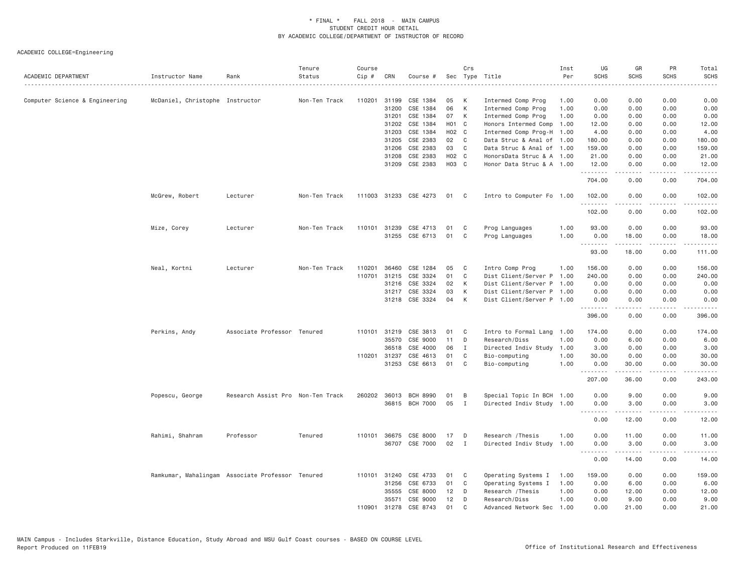\* FINAL \* FALL 2018 - MAIN CAMPUS
STUDENT CREDIT HOUR DETAIL
BY ACADEMIC COLLEGE/DEPARTMENT OF INSTRUCTOR OF RECORD

ACADEMIC COLLEGE=Engineering

| ACADEMIC DEPARTMENT | Instructor Name | Rank | Tenure Status | Course Cip # | CRN | Course # | Sec | Crs Type | Title | Inst Per | UG SCHS | GR SCHS | PR SCHS | Total SCHS |
|---|---|---|---|---|---|---|---|---|---|---|---|---|---|---|
| Computer Science & Engineering | McDaniel, Christophe | Instructor | Non-Ten Track | 110201 | 31199 | CSE 1384 | 05 | K | Intermed Comp Prog | 1.00 | 0.00 | 0.00 | 0.00 | 0.00 |
| | | | | | 31200 | CSE 1384 | 06 | K | Intermed Comp Prog | 1.00 | 0.00 | 0.00 | 0.00 | 0.00 |
| | | | | | 31201 | CSE 1384 | 07 | K | Intermed Comp Prog | 1.00 | 0.00 | 0.00 | 0.00 | 0.00 |
| | | | | | 31202 | CSE 1384 | H01 | C | Honors Intermed Comp | 1.00 | 12.00 | 0.00 | 0.00 | 12.00 |
| | | | | | 31203 | CSE 1384 | H02 | C | Intermed Comp Prog-H | 1.00 | 4.00 | 0.00 | 0.00 | 4.00 |
| | | | | | 31205 | CSE 2383 | 02 | C | Data Struc & Anal of | 1.00 | 180.00 | 0.00 | 0.00 | 180.00 |
| | | | | | 31206 | CSE 2383 | 03 | C | Data Struc & Anal of | 1.00 | 159.00 | 0.00 | 0.00 | 159.00 |
| | | | | | 31208 | CSE 2383 | H02 | C | HonorsData Struc & A | 1.00 | 21.00 | 0.00 | 0.00 | 21.00 |
| | | | | | 31209 | CSE 2383 | H03 | C | Honor Data Struc & A | 1.00 | 12.00 | 0.00 | 0.00 | 12.00 |
| | | | | | | | | | | | 704.00 | 0.00 | 0.00 | 704.00 |
| | McGrew, Robert | Lecturer | Non-Ten Track | 111003 | 31233 | CSE 4273 | 01 | C | Intro to Computer Fo | 1.00 | 102.00 | 0.00 | 0.00 | 102.00 |
| | | | | | | | | | | | 102.00 | 0.00 | 0.00 | 102.00 |
| | Mize, Corey | Lecturer | Non-Ten Track | 110101 | 31239 | CSE 4713 | 01 | C | Prog Languages | 1.00 | 93.00 | 0.00 | 0.00 | 93.00 |
| | | | | | 31255 | CSE 6713 | 01 | C | Prog Languages | 1.00 | 0.00 | 18.00 | 0.00 | 18.00 |
| | | | | | | | | | | | 93.00 | 18.00 | 0.00 | 111.00 |
| | Neal, Kortni | Lecturer | Non-Ten Track | 110201 | 36460 | CSE 1284 | 05 | C | Intro Comp Prog | 1.00 | 156.00 | 0.00 | 0.00 | 156.00 |
| | | | | 110701 | 31215 | CSE 3324 | 01 | C | Dist Client/Server P | 1.00 | 240.00 | 0.00 | 0.00 | 240.00 |
| | | | | | 31216 | CSE 3324 | 02 | K | Dist Client/Server P | 1.00 | 0.00 | 0.00 | 0.00 | 0.00 |
| | | | | | 31217 | CSE 3324 | 03 | K | Dist Client/Server P | 1.00 | 0.00 | 0.00 | 0.00 | 0.00 |
| | | | | | 31218 | CSE 3324 | 04 | K | Dist Client/Server P | 1.00 | 0.00 | 0.00 | 0.00 | 0.00 |
| | | | | | | | | | | | 396.00 | 0.00 | 0.00 | 396.00 |
| | Perkins, Andy | Associate Professor | Tenured | 110101 | 31219 | CSE 3813 | 01 | C | Intro to Formal Lang | 1.00 | 174.00 | 0.00 | 0.00 | 174.00 |
| | | | | | 35570 | CSE 9000 | 11 | D | Research/Diss | 1.00 | 0.00 | 6.00 | 0.00 | 6.00 |
| | | | | | 36518 | CSE 4000 | 06 | I | Directed Indiv Study | 1.00 | 3.00 | 0.00 | 0.00 | 3.00 |
| | | | | 110201 | 31237 | CSE 4613 | 01 | C | Bio-computing | 1.00 | 30.00 | 0.00 | 0.00 | 30.00 |
| | | | | | 31253 | CSE 6613 | 01 | C | Bio-computing | 1.00 | 0.00 | 30.00 | 0.00 | 30.00 |
| | | | | | | | | | | | 207.00 | 36.00 | 0.00 | 243.00 |
| | Popescu, George | Research Assist Pro | Non-Ten Track | 260202 | 36013 | BCH 8990 | 01 | B | Special Topic In BCH | 1.00 | 0.00 | 9.00 | 0.00 | 9.00 |
| | | | | | 36815 | BCH 7000 | 05 | I | Directed Indiv Study | 1.00 | 0.00 | 3.00 | 0.00 | 3.00 |
| | | | | | | | | | | | 0.00 | 12.00 | 0.00 | 12.00 |
| | Rahimi, Shahram | Professor | Tenured | 110101 | 36675 | CSE 8000 | 17 | D | Research /Thesis | 1.00 | 0.00 | 11.00 | 0.00 | 11.00 |
| | | | | | 36707 | CSE 7000 | 02 | I | Directed Indiv Study | 1.00 | 0.00 | 3.00 | 0.00 | 3.00 |
| | | | | | | | | | | | 0.00 | 14.00 | 0.00 | 14.00 |
| | Ramkumar, Mahalingam | Associate Professor | Tenured | 110101 | 31240 | CSE 4733 | 01 | C | Operating Systems I | 1.00 | 159.00 | 0.00 | 0.00 | 159.00 |
| | | | | | 31256 | CSE 6733 | 01 | C | Operating Systems I | 1.00 | 0.00 | 6.00 | 0.00 | 6.00 |
| | | | | | 35555 | CSE 8000 | 12 | D | Research /Thesis | 1.00 | 0.00 | 12.00 | 0.00 | 12.00 |
| | | | | | 35571 | CSE 9000 | 12 | D | Research/Diss | 1.00 | 0.00 | 9.00 | 0.00 | 9.00 |
| | | | | 110901 | 31278 | CSE 8743 | 01 | C | Advanced Network Sec | 1.00 | 0.00 | 21.00 | 0.00 | 21.00 |

MAIN Campus - Includes Starkville, Distance Education, Study Abroad and MSU Gulf Coast courses - BASED ON COURSE LEVEL
Report Produced on 11FEB19

Office of Institutional Research and Effectiveness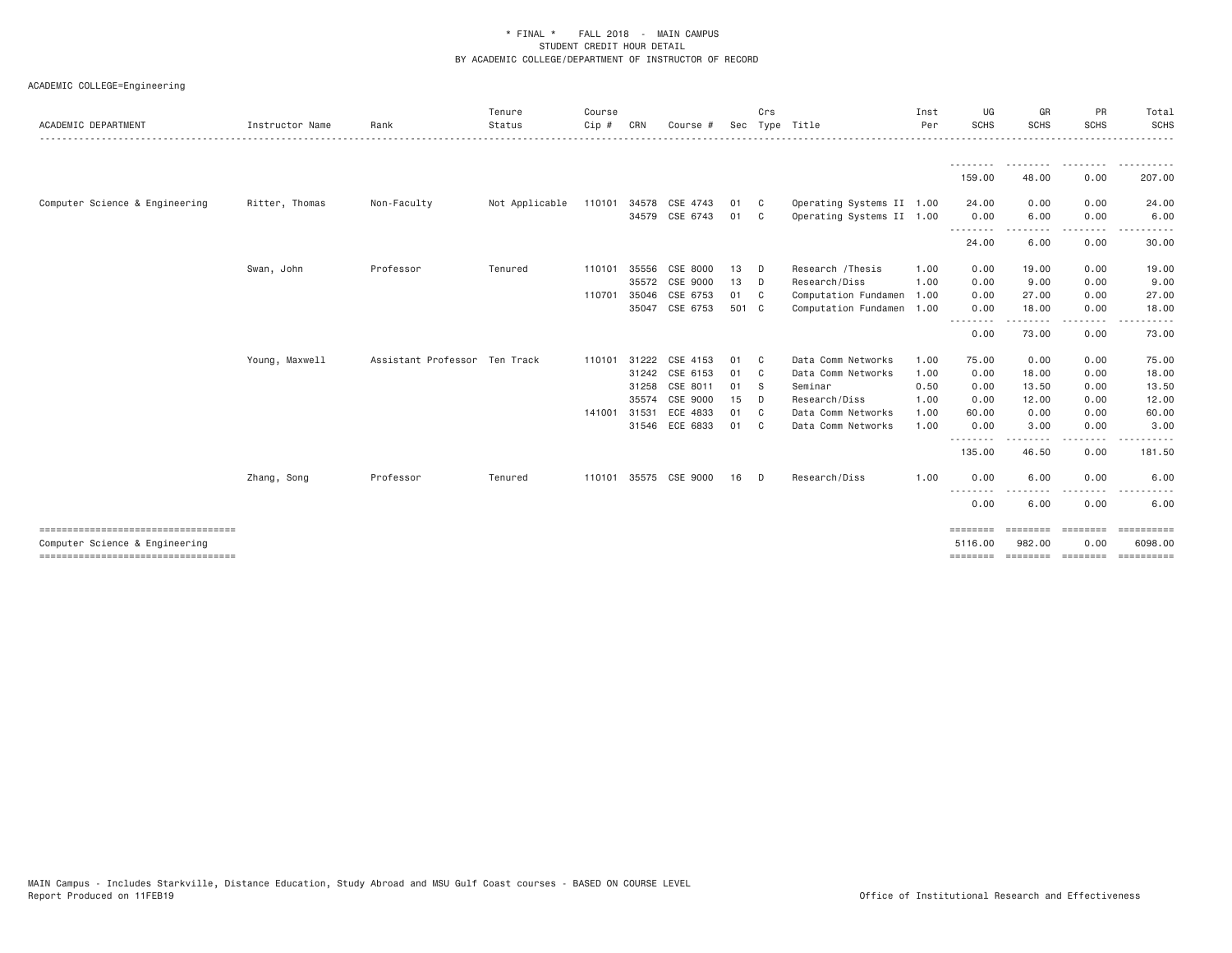\* FINAL \* FALL 2018 - MAIN CAMPUS
STUDENT CREDIT HOUR DETAIL
BY ACADEMIC COLLEGE/DEPARTMENT OF INSTRUCTOR OF RECORD

ACADEMIC COLLEGE=Engineering

| ACADEMIC DEPARTMENT | Instructor Name | Rank | Tenure Status | Course Cip # | CRN | Course # | Sec | Crs Type | Title | Inst Per | UG SCHS | GR SCHS | PR SCHS | Total SCHS |
|---|---|---|---|---|---|---|---|---|---|---|---|---|---|---|
| | | | | | | | | | | | 159.00 | 48.00 | 0.00 | 207.00 |
| Computer Science & Engineering | Ritter, Thomas | Non-Faculty | Not Applicable | 110101 | 34578 | CSE 4743 | 01 | C | Operating Systems II | 1.00 | 24.00 | 0.00 | 0.00 | 24.00 |
| | | | | | 34579 | CSE 6743 | 01 | C | Operating Systems II | 1.00 | 0.00 | 6.00 | 0.00 | 6.00 |
| | | | | | | | | | | | 24.00 | 6.00 | 0.00 | 30.00 |
| | Swan, John | Professor | Tenured | 110101 | 35556 | CSE 8000 | 13 | D | Research /Thesis | 1.00 | 0.00 | 19.00 | 0.00 | 19.00 |
| | | | | | 35572 | CSE 9000 | 13 | D | Research/Diss | 1.00 | 0.00 | 9.00 | 0.00 | 9.00 |
| | | | | 110701 | 35046 | CSE 6753 | 01 | C | Computation Fundamen | 1.00 | 0.00 | 27.00 | 0.00 | 27.00 |
| | | | | | 35047 | CSE 6753 | 501 | C | Computation Fundamen | 1.00 | 0.00 | 18.00 | 0.00 | 18.00 |
| | | | | | | | | | | | 0.00 | 73.00 | 0.00 | 73.00 |
| | Young, Maxwell | Assistant Professor | Ten Track | 110101 | 31222 | CSE 4153 | 01 | C | Data Comm Networks | 1.00 | 75.00 | 0.00 | 0.00 | 75.00 |
| | | | | | 31242 | CSE 6153 | 01 | C | Data Comm Networks | 1.00 | 0.00 | 18.00 | 0.00 | 18.00 |
| | | | | | 31258 | CSE 8011 | 01 | S | Seminar | 0.50 | 0.00 | 13.50 | 0.00 | 13.50 |
| | | | | | 35574 | CSE 9000 | 15 | D | Research/Diss | 1.00 | 0.00 | 12.00 | 0.00 | 12.00 |
| | | | | 141001 | 31531 | ECE 4833 | 01 | C | Data Comm Networks | 1.00 | 60.00 | 0.00 | 0.00 | 60.00 |
| | | | | | 31546 | ECE 6833 | 01 | C | Data Comm Networks | 1.00 | 0.00 | 3.00 | 0.00 | 3.00 |
| | | | | | | | | | | | 135.00 | 46.50 | 0.00 | 181.50 |
| | Zhang, Song | Professor | Tenured | 110101 | 35575 | CSE 9000 | 16 | D | Research/Diss | 1.00 | 0.00 | 6.00 | 0.00 | 6.00 |
| | | | | | | | | | | | 0.00 | 6.00 | 0.00 | 6.00 |
| Computer Science & Engineering | | | | | | | | | | | 5116.00 | 982.00 | 0.00 | 6098.00 |

MAIN Campus - Includes Starkville, Distance Education, Study Abroad and MSU Gulf Coast courses - BASED ON COURSE LEVEL
Report Produced on 11FEB19

Office of Institutional Research and Effectiveness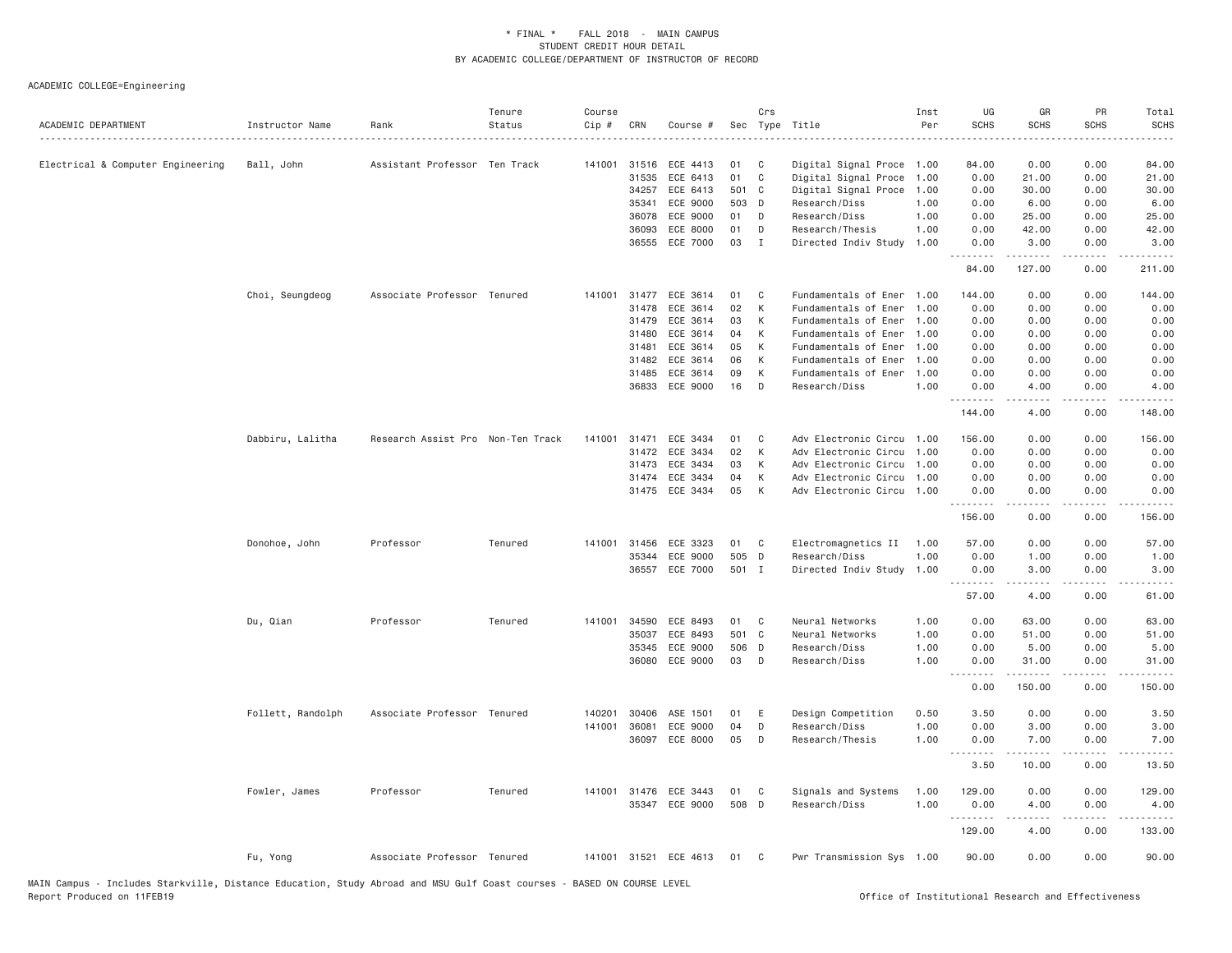# * FINAL * FALL 2018 - MAIN CAMPUS
## STUDENT CREDIT HOUR DETAIL
### BY ACADEMIC COLLEGE/DEPARTMENT OF INSTRUCTOR OF RECORD

ACADEMIC COLLEGE=Engineering

| ACADEMIC DEPARTMENT | Instructor Name | Rank | Tenure Status | Course Cip # | CRN | Course # | Sec | Crs Type | Title | Inst Per | UG SCHS | GR SCHS | PR SCHS | Total SCHS |
|---|---|---|---|---|---|---|---|---|---|---|---|---|---|---|
| Electrical & Computer Engineering | Ball, John | Assistant Professor | Ten Track | 141001 | 31516 | ECE 4413 | 01 | C | Digital Signal Proce | 1.00 | 84.00 | 0.00 | 0.00 | 84.00 |
| | | | | | 31535 | ECE 6413 | 01 | C | Digital Signal Proce | 1.00 | 0.00 | 21.00 | 0.00 | 21.00 |
| | | | | | 34257 | ECE 6413 | 501 | C | Digital Signal Proce | 1.00 | 0.00 | 30.00 | 0.00 | 30.00 |
| | | | | | 35341 | ECE 9000 | 503 | D | Research/Diss | 1.00 | 0.00 | 6.00 | 0.00 | 6.00 |
| | | | | | 36078 | ECE 9000 | 01 | D | Research/Diss | 1.00 | 0.00 | 25.00 | 0.00 | 25.00 |
| | | | | | 36093 | ECE 8000 | 01 | D | Research/Thesis | 1.00 | 0.00 | 42.00 | 0.00 | 42.00 |
| | | | | | 36555 | ECE 7000 | 03 | I | Directed Indiv Study | 1.00 | 0.00 | 3.00 | 0.00 | 3.00 |
| | | | | | | | | | | | 84.00 | 127.00 | 0.00 | 211.00 |
| | Choi, Seungdeog | Associate Professor | Tenured | 141001 | 31477 | ECE 3614 | 01 | C | Fundamentals of Ener | 1.00 | 144.00 | 0.00 | 0.00 | 144.00 |
| | | | | | 31478 | ECE 3614 | 02 | K | Fundamentals of Ener | 1.00 | 0.00 | 0.00 | 0.00 | 0.00 |
| | | | | | 31479 | ECE 3614 | 03 | K | Fundamentals of Ener | 1.00 | 0.00 | 0.00 | 0.00 | 0.00 |
| | | | | | 31480 | ECE 3614 | 04 | K | Fundamentals of Ener | 1.00 | 0.00 | 0.00 | 0.00 | 0.00 |
| | | | | | 31481 | ECE 3614 | 05 | K | Fundamentals of Ener | 1.00 | 0.00 | 0.00 | 0.00 | 0.00 |
| | | | | | 31482 | ECE 3614 | 06 | K | Fundamentals of Ener | 1.00 | 0.00 | 0.00 | 0.00 | 0.00 |
| | | | | | 31485 | ECE 3614 | 09 | K | Fundamentals of Ener | 1.00 | 0.00 | 0.00 | 0.00 | 0.00 |
| | | | | | 36833 | ECE 9000 | 16 | D | Research/Diss | 1.00 | 0.00 | 4.00 | 0.00 | 4.00 |
| | | | | | | | | | | | 144.00 | 4.00 | 0.00 | 148.00 |
| | Dabbiru, Lalitha | Research Assist Pro | Non-Ten Track | 141001 | 31471 | ECE 3434 | 01 | C | Adv Electronic Circu | 1.00 | 156.00 | 0.00 | 0.00 | 156.00 |
| | | | | | 31472 | ECE 3434 | 02 | K | Adv Electronic Circu | 1.00 | 0.00 | 0.00 | 0.00 | 0.00 |
| | | | | | 31473 | ECE 3434 | 03 | K | Adv Electronic Circu | 1.00 | 0.00 | 0.00 | 0.00 | 0.00 |
| | | | | | 31474 | ECE 3434 | 04 | K | Adv Electronic Circu | 1.00 | 0.00 | 0.00 | 0.00 | 0.00 |
| | | | | | 31475 | ECE 3434 | 05 | K | Adv Electronic Circu | 1.00 | 0.00 | 0.00 | 0.00 | 0.00 |
| | | | | | | | | | | | 156.00 | 0.00 | 0.00 | 156.00 |
| | Donohoe, John | Professor | Tenured | 141001 | 31456 | ECE 3323 | 01 | C | Electromagnetics II | 1.00 | 57.00 | 0.00 | 0.00 | 57.00 |
| | | | | | 35344 | ECE 9000 | 505 | D | Research/Diss | 1.00 | 0.00 | 1.00 | 0.00 | 1.00 |
| | | | | | 36557 | ECE 7000 | 501 | I | Directed Indiv Study | 1.00 | 0.00 | 3.00 | 0.00 | 3.00 |
| | | | | | | | | | | | 57.00 | 4.00 | 0.00 | 61.00 |
| | Du, Qian | Professor | Tenured | 141001 | 34590 | ECE 8493 | 01 | C | Neural Networks | 1.00 | 0.00 | 63.00 | 0.00 | 63.00 |
| | | | | | 35037 | ECE 8493 | 501 | C | Neural Networks | 1.00 | 0.00 | 51.00 | 0.00 | 51.00 |
| | | | | | 35345 | ECE 9000 | 506 | D | Research/Diss | 1.00 | 0.00 | 5.00 | 0.00 | 5.00 |
| | | | | | 36080 | ECE 9000 | 03 | D | Research/Diss | 1.00 | 0.00 | 31.00 | 0.00 | 31.00 |
| | | | | | | | | | | | 0.00 | 150.00 | 0.00 | 150.00 |
| | Follett, Randolph | Associate Professor | Tenured | 140201 | 30406 | ASE 1501 | 01 | E | Design Competition | 0.50 | 3.50 | 0.00 | 0.00 | 3.50 |
| | | | | 141001 | 36081 | ECE 9000 | 04 | D | Research/Diss | 1.00 | 0.00 | 3.00 | 0.00 | 3.00 |
| | | | | | 36097 | ECE 8000 | 05 | D | Research/Thesis | 1.00 | 0.00 | 7.00 | 0.00 | 7.00 |
| | | | | | | | | | | | 3.50 | 10.00 | 0.00 | 13.50 |
| | Fowler, James | Professor | Tenured | 141001 | 31476 | ECE 3443 | 01 | C | Signals and Systems | 1.00 | 129.00 | 0.00 | 0.00 | 129.00 |
| | | | | | 35347 | ECE 9000 | 508 | D | Research/Diss | 1.00 | 0.00 | 4.00 | 0.00 | 4.00 |
| | | | | | | | | | | | 129.00 | 4.00 | 0.00 | 133.00 |
| | Fu, Yong | Associate Professor | Tenured | 141001 | 31521 | ECE 4613 | 01 | C | Pwr Transmission Sys | 1.00 | 90.00 | 0.00 | 0.00 | 90.00 |

MAIN Campus - Includes Starkville, Distance Education, Study Abroad and MSU Gulf Coast courses - BASED ON COURSE LEVEL
Report Produced on 11FEB19 — Office of Institutional Research and Effectiveness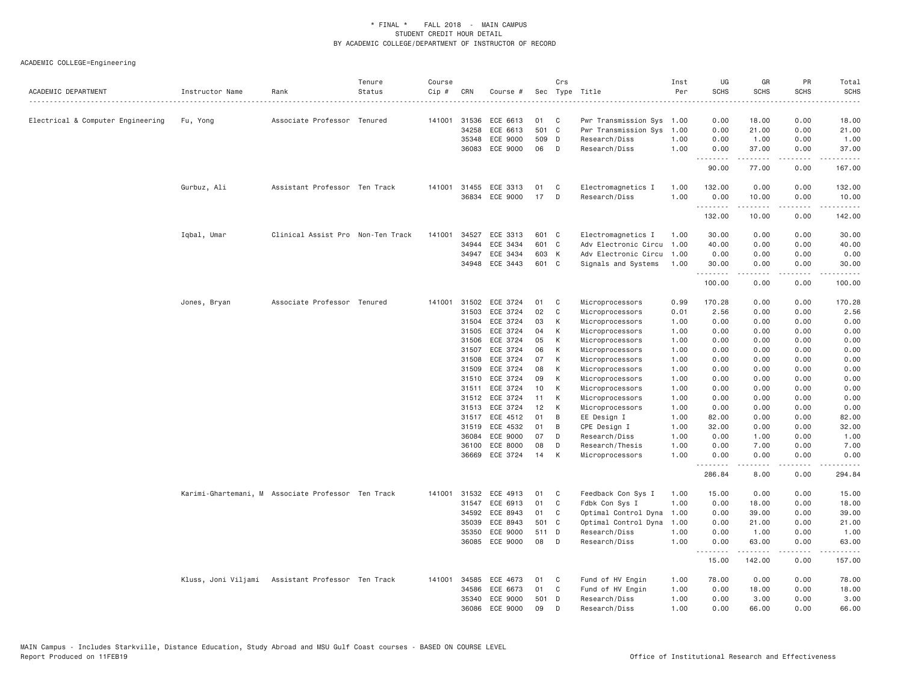\* FINAL \* FALL 2018 - MAIN CAMPUS
STUDENT CREDIT HOUR DETAIL
BY ACADEMIC COLLEGE/DEPARTMENT OF INSTRUCTOR OF RECORD

ACADEMIC COLLEGE=Engineering

| ACADEMIC DEPARTMENT | Instructor Name | Rank | Tenure Status | Course Cip # | CRN | Course # | Sec | Crs Type | Title | Inst Per | UG SCHS | GR SCHS | PR SCHS | Total SCHS |
|---|---|---|---|---|---|---|---|---|---|---|---|---|---|---|
| Electrical & Computer Engineering | Fu, Yong | Associate Professor | Tenured | 141001 | 31536 | ECE 6613 | 01 | C | Pwr Transmission Sys | 1.00 | 0.00 | 18.00 | 0.00 | 18.00 |
| | | | | | 34258 | ECE 6613 | 501 | C | Pwr Transmission Sys | 1.00 | 0.00 | 21.00 | 0.00 | 21.00 |
| | | | | | 35348 | ECE 9000 | 509 | D | Research/Diss | 1.00 | 0.00 | 1.00 | 0.00 | 1.00 |
| | | | | | 36083 | ECE 9000 | 06 | D | Research/Diss | 1.00 | 0.00 | 37.00 | 0.00 | 37.00 |
| | | | | | | | | | | | 90.00 | 77.00 | 0.00 | 167.00 |
| | Gurbuz, Ali | Assistant Professor | Ten Track | 141001 | 31455 | ECE 3313 | 01 | C | Electromagnetics I | 1.00 | 132.00 | 0.00 | 0.00 | 132.00 |
| | | | | | 36834 | ECE 9000 | 17 | D | Research/Diss | 1.00 | 0.00 | 10.00 | 0.00 | 10.00 |
| | | | | | | | | | | | 132.00 | 10.00 | 0.00 | 142.00 |
| | Iqbal, Umar | Clinical Assist Pro | Non-Ten Track | 141001 | 34527 | ECE 3313 | 601 | C | Electromagnetics I | 1.00 | 30.00 | 0.00 | 0.00 | 30.00 |
| | | | | | 34944 | ECE 3434 | 601 | C | Adv Electronic Circu | 1.00 | 40.00 | 0.00 | 0.00 | 40.00 |
| | | | | | 34947 | ECE 3434 | 603 | K | Adv Electronic Circu | 1.00 | 0.00 | 0.00 | 0.00 | 0.00 |
| | | | | | 34948 | ECE 3443 | 601 | C | Signals and Systems | 1.00 | 30.00 | 0.00 | 0.00 | 30.00 |
| | | | | | | | | | | | 100.00 | 0.00 | 0.00 | 100.00 |
| | Jones, Bryan | Associate Professor | Tenured | 141001 | 31502 | ECE 3724 | 01 | C | Microprocessors | 0.99 | 170.28 | 0.00 | 0.00 | 170.28 |
| | | | | | 31503 | ECE 3724 | 02 | C | Microprocessors | 0.01 | 2.56 | 0.00 | 0.00 | 2.56 |
| | | | | | 31504 | ECE 3724 | 03 | K | Microprocessors | 1.00 | 0.00 | 0.00 | 0.00 | 0.00 |
| | | | | | 31505 | ECE 3724 | 04 | K | Microprocessors | 1.00 | 0.00 | 0.00 | 0.00 | 0.00 |
| | | | | | 31506 | ECE 3724 | 05 | K | Microprocessors | 1.00 | 0.00 | 0.00 | 0.00 | 0.00 |
| | | | | | 31507 | ECE 3724 | 06 | K | Microprocessors | 1.00 | 0.00 | 0.00 | 0.00 | 0.00 |
| | | | | | 31508 | ECE 3724 | 07 | K | Microprocessors | 1.00 | 0.00 | 0.00 | 0.00 | 0.00 |
| | | | | | 31509 | ECE 3724 | 08 | K | Microprocessors | 1.00 | 0.00 | 0.00 | 0.00 | 0.00 |
| | | | | | 31510 | ECE 3724 | 09 | K | Microprocessors | 1.00 | 0.00 | 0.00 | 0.00 | 0.00 |
| | | | | | 31511 | ECE 3724 | 10 | K | Microprocessors | 1.00 | 0.00 | 0.00 | 0.00 | 0.00 |
| | | | | | 31512 | ECE 3724 | 11 | K | Microprocessors | 1.00 | 0.00 | 0.00 | 0.00 | 0.00 |
| | | | | | 31513 | ECE 3724 | 12 | K | Microprocessors | 1.00 | 0.00 | 0.00 | 0.00 | 0.00 |
| | | | | | 31517 | ECE 4512 | 01 | B | EE Design I | 1.00 | 82.00 | 0.00 | 0.00 | 82.00 |
| | | | | | 31519 | ECE 4532 | 01 | B | CPE Design I | 1.00 | 32.00 | 0.00 | 0.00 | 32.00 |
| | | | | | 36084 | ECE 9000 | 07 | D | Research/Diss | 1.00 | 0.00 | 1.00 | 0.00 | 1.00 |
| | | | | | 36100 | ECE 8000 | 08 | D | Research/Thesis | 1.00 | 0.00 | 7.00 | 0.00 | 7.00 |
| | | | | | 36669 | ECE 3724 | 14 | K | Microprocessors | 1.00 | 0.00 | 0.00 | 0.00 | 0.00 |
| | | | | | | | | | | | 286.84 | 8.00 | 0.00 | 294.84 |
| | Karimi-Ghartemani, M | Associate Professor | Ten Track | 141001 | 31532 | ECE 4913 | 01 | C | Feedback Con Sys I | 1.00 | 15.00 | 0.00 | 0.00 | 15.00 |
| | | | | | 31547 | ECE 6913 | 01 | C | Fdbk Con Sys I | 1.00 | 0.00 | 18.00 | 0.00 | 18.00 |
| | | | | | 34592 | ECE 8943 | 01 | C | Optimal Control Dyna | 1.00 | 0.00 | 39.00 | 0.00 | 39.00 |
| | | | | | 35039 | ECE 8943 | 501 | C | Optimal Control Dyna | 1.00 | 0.00 | 21.00 | 0.00 | 21.00 |
| | | | | | 35350 | ECE 9000 | 511 | D | Research/Diss | 1.00 | 0.00 | 1.00 | 0.00 | 1.00 |
| | | | | | 36085 | ECE 9000 | 08 | D | Research/Diss | 1.00 | 0.00 | 63.00 | 0.00 | 63.00 |
| | | | | | | | | | | | 15.00 | 142.00 | 0.00 | 157.00 |
| | Kluss, Joni Viljami | Assistant Professor | Ten Track | 141001 | 34585 | ECE 4673 | 01 | C | Fund of HV Engin | 1.00 | 78.00 | 0.00 | 0.00 | 78.00 |
| | | | | | 34586 | ECE 6673 | 01 | C | Fund of HV Engin | 1.00 | 0.00 | 18.00 | 0.00 | 18.00 |
| | | | | | 35340 | ECE 9000 | 501 | D | Research/Diss | 1.00 | 0.00 | 3.00 | 0.00 | 3.00 |
| | | | | | 36086 | ECE 9000 | 09 | D | Research/Diss | 1.00 | 0.00 | 66.00 | 0.00 | 66.00 |

MAIN Campus - Includes Starkville, Distance Education, Study Abroad and MSU Gulf Coast courses - BASED ON COURSE LEVEL
Report Produced on 11FEB19 Office of Institutional Research and Effectiveness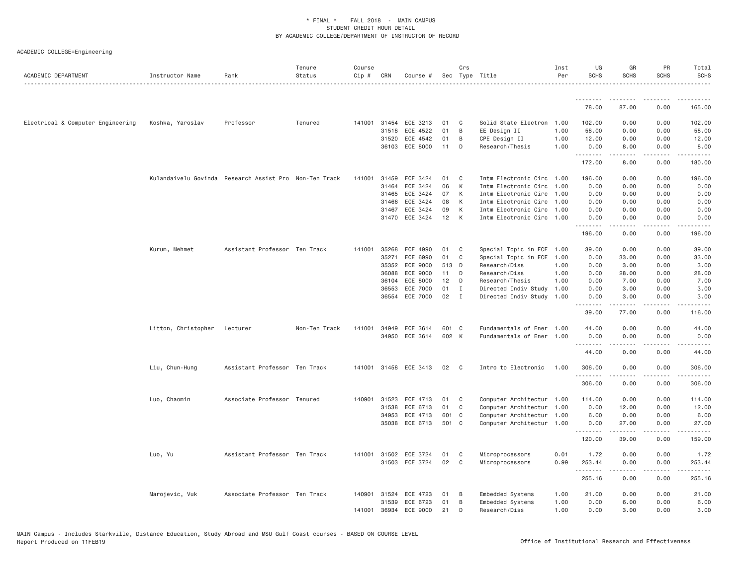\* FINAL \* FALL 2018 - MAIN CAMPUS
STUDENT CREDIT HOUR DETAIL
BY ACADEMIC COLLEGE/DEPARTMENT OF INSTRUCTOR OF RECORD

ACADEMIC COLLEGE=Engineering

| ACADEMIC DEPARTMENT | Instructor Name | Rank | Tenure Status | Course Cip # | CRN | Course # | Sec | Crs Type | Title | Inst Per | UG SCHS | GR SCHS | PR SCHS | Total SCHS |
|---|---|---|---|---|---|---|---|---|---|---|---|---|---|---|
| | | | | | | | | | | | 78.00 | 87.00 | 0.00 | 165.00 |
| Electrical & Computer Engineering | Koshka, Yaroslav | Professor | Tenured | 141001 | 31454 | ECE 3213 | 01 | C | Solid State Electron | 1.00 | 102.00 | 0.00 | 0.00 | 102.00 |
| | | | | | 31518 | ECE 4522 | 01 | B | EE Design II | 1.00 | 58.00 | 0.00 | 0.00 | 58.00 |
| | | | | | 31520 | ECE 4542 | 01 | B | CPE Design II | 1.00 | 12.00 | 0.00 | 0.00 | 12.00 |
| | | | | | 36103 | ECE 8000 | 11 | D | Research/Thesis | 1.00 | 0.00 | 8.00 | 0.00 | 8.00 |
| | | | | | | | | | | | 172.00 | 8.00 | 0.00 | 180.00 |
| | Kulandaivelu Govinda | Research Assist Pro | Non-Ten Track | 141001 | 31459 | ECE 3424 | 01 | C | Intm Electronic Circ | 1.00 | 196.00 | 0.00 | 0.00 | 196.00 |
| | | | | | 31464 | ECE 3424 | 06 | K | Intm Electronic Circ | 1.00 | 0.00 | 0.00 | 0.00 | 0.00 |
| | | | | | 31465 | ECE 3424 | 07 | K | Intm Electronic Circ | 1.00 | 0.00 | 0.00 | 0.00 | 0.00 |
| | | | | | 31466 | ECE 3424 | 08 | K | Intm Electronic Circ | 1.00 | 0.00 | 0.00 | 0.00 | 0.00 |
| | | | | | 31467 | ECE 3424 | 09 | K | Intm Electronic Circ | 1.00 | 0.00 | 0.00 | 0.00 | 0.00 |
| | | | | | 31470 | ECE 3424 | 12 | K | Intm Electronic Circ | 1.00 | 0.00 | 0.00 | 0.00 | 0.00 |
| | | | | | | | | | | | 196.00 | 0.00 | 0.00 | 196.00 |
| | Kurum, Mehmet | Assistant Professor | Ten Track | 141001 | 35268 | ECE 4990 | 01 | C | Special Topic in ECE | 1.00 | 39.00 | 0.00 | 0.00 | 39.00 |
| | | | | | 35271 | ECE 6990 | 01 | C | Special Topic in ECE | 1.00 | 0.00 | 33.00 | 0.00 | 33.00 |
| | | | | | 35352 | ECE 9000 | 513 | D | Research/Diss | 1.00 | 0.00 | 3.00 | 0.00 | 3.00 |
| | | | | | 36088 | ECE 9000 | 11 | D | Research/Diss | 1.00 | 0.00 | 28.00 | 0.00 | 28.00 |
| | | | | | 36104 | ECE 8000 | 12 | D | Research/Thesis | 1.00 | 0.00 | 7.00 | 0.00 | 7.00 |
| | | | | | 36553 | ECE 7000 | 01 | I | Directed Indiv Study | 1.00 | 0.00 | 3.00 | 0.00 | 3.00 |
| | | | | | 36554 | ECE 7000 | 02 | I | Directed Indiv Study | 1.00 | 0.00 | 3.00 | 0.00 | 3.00 |
| | | | | | | | | | | | 39.00 | 77.00 | 0.00 | 116.00 |
| | Litton, Christopher | Lecturer | Non-Ten Track | 141001 | 34949 | ECE 3614 | 601 | C | Fundamentals of Ener | 1.00 | 44.00 | 0.00 | 0.00 | 44.00 |
| | | | | | 34950 | ECE 3614 | 602 | K | Fundamentals of Ener | 1.00 | 0.00 | 0.00 | 0.00 | 0.00 |
| | | | | | | | | | | | 44.00 | 0.00 | 0.00 | 44.00 |
| | Liu, Chun-Hung | Assistant Professor | Ten Track | 141001 | 31458 | ECE 3413 | 02 | C | Intro to Electronic | 1.00 | 306.00 | 0.00 | 0.00 | 306.00 |
| | | | | | | | | | | | 306.00 | 0.00 | 0.00 | 306.00 |
| | Luo, Chaomin | Associate Professor | Tenured | 140901 | 31523 | ECE 4713 | 01 | C | Computer Architectur | 1.00 | 114.00 | 0.00 | 0.00 | 114.00 |
| | | | | | 31538 | ECE 6713 | 01 | C | Computer Architectur | 1.00 | 0.00 | 12.00 | 0.00 | 12.00 |
| | | | | | 34953 | ECE 4713 | 601 | C | Computer Architectur | 1.00 | 6.00 | 0.00 | 0.00 | 6.00 |
| | | | | | 35038 | ECE 6713 | 501 | C | Computer Architectur | 1.00 | 0.00 | 27.00 | 0.00 | 27.00 |
| | | | | | | | | | | | 120.00 | 39.00 | 0.00 | 159.00 |
| | Luo, Yu | Assistant Professor | Ten Track | 141001 | 31502 | ECE 3724 | 01 | C | Microprocessors | 0.01 | 1.72 | 0.00 | 0.00 | 1.72 |
| | | | | | 31503 | ECE 3724 | 02 | C | Microprocessors | 0.99 | 253.44 | 0.00 | 0.00 | 253.44 |
| | | | | | | | | | | | 255.16 | 0.00 | 0.00 | 255.16 |
| | Marojevic, Vuk | Associate Professor | Ten Track | 140901 | 31524 | ECE 4723 | 01 | B | Embedded Systems | 1.00 | 21.00 | 0.00 | 0.00 | 21.00 |
| | | | | | 31539 | ECE 6723 | 01 | B | Embedded Systems | 1.00 | 0.00 | 6.00 | 0.00 | 6.00 |
| | | | | 141001 | 36934 | ECE 9000 | 21 | D | Research/Diss | 1.00 | 0.00 | 3.00 | 0.00 | 3.00 |

MAIN Campus - Includes Starkville, Distance Education, Study Abroad and MSU Gulf Coast courses - BASED ON COURSE LEVEL
Report Produced on 11FEB19

Office of Institutional Research and Effectiveness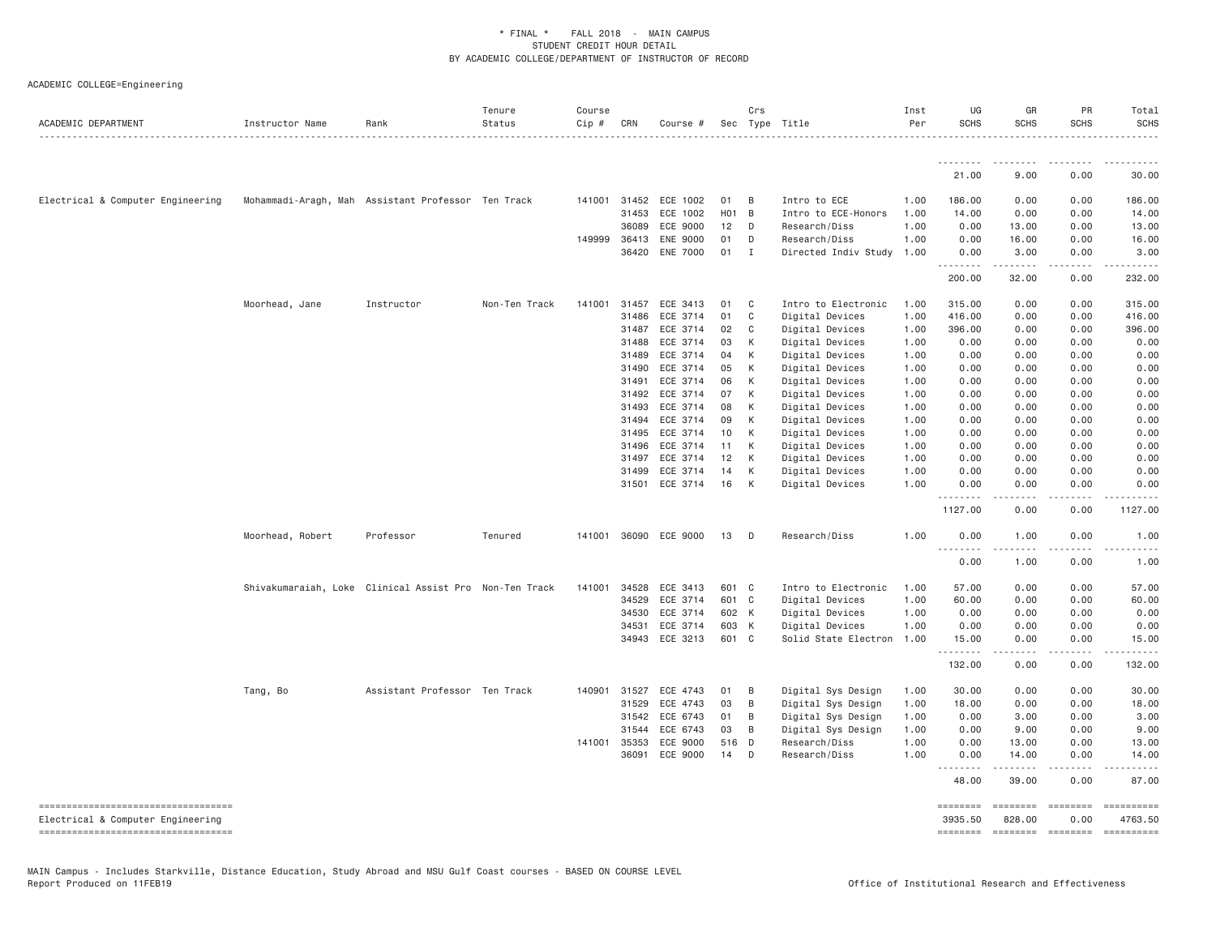* FINAL * FALL 2018 - MAIN CAMPUS
STUDENT CREDIT HOUR DETAIL
BY ACADEMIC COLLEGE/DEPARTMENT OF INSTRUCTOR OF RECORD

ACADEMIC COLLEGE=Engineering

| ACADEMIC DEPARTMENT | Instructor Name | Rank | Tenure Status | Course Cip # | CRN | Course # | Sec | Crs Type | Title | Inst Per | UG SCHS | GR SCHS | PR SCHS | Total SCHS |
|---|---|---|---|---|---|---|---|---|---|---|---|---|---|---|
| | | | | | | | | | | | 21.00 | 9.00 | 0.00 | 30.00 |
| Electrical & Computer Engineering | Mohammadi-Aragh, Mah | Assistant Professor | Ten Track | 141001 | 31452 | ECE 1002 | 01 | B | Intro to ECE | 1.00 | 186.00 | 0.00 | 0.00 | 186.00 |
| | | | | | 31453 | ECE 1002 | H01 | B | Intro to ECE-Honors | 1.00 | 14.00 | 0.00 | 0.00 | 14.00 |
| | | | | | 36089 | ECE 9000 | 12 | D | Research/Diss | 1.00 | 0.00 | 13.00 | 0.00 | 13.00 |
| | | | | 149999 | 36413 | ENE 9000 | 01 | D | Research/Diss | 1.00 | 0.00 | 16.00 | 0.00 | 16.00 |
| | | | | | 36420 | ENE 7000 | 01 | I | Directed Indiv Study | 1.00 | 0.00 | 3.00 | 0.00 | 3.00 |
| | | | | | | | | | | | 200.00 | 32.00 | 0.00 | 232.00 |
| | Moorhead, Jane | Instructor | Non-Ten Track | 141001 | 31457 | ECE 3413 | 01 | C | Intro to Electronic | 1.00 | 315.00 | 0.00 | 0.00 | 315.00 |
| | | | | | 31486 | ECE 3714 | 01 | C | Digital Devices | 1.00 | 416.00 | 0.00 | 0.00 | 416.00 |
| | | | | | 31487 | ECE 3714 | 02 | C | Digital Devices | 1.00 | 396.00 | 0.00 | 0.00 | 396.00 |
| | | | | | 31488 | ECE 3714 | 03 | K | Digital Devices | 1.00 | 0.00 | 0.00 | 0.00 | 0.00 |
| | | | | | 31489 | ECE 3714 | 04 | K | Digital Devices | 1.00 | 0.00 | 0.00 | 0.00 | 0.00 |
| | | | | | 31490 | ECE 3714 | 05 | K | Digital Devices | 1.00 | 0.00 | 0.00 | 0.00 | 0.00 |
| | | | | | 31491 | ECE 3714 | 06 | K | Digital Devices | 1.00 | 0.00 | 0.00 | 0.00 | 0.00 |
| | | | | | 31492 | ECE 3714 | 07 | K | Digital Devices | 1.00 | 0.00 | 0.00 | 0.00 | 0.00 |
| | | | | | 31493 | ECE 3714 | 08 | K | Digital Devices | 1.00 | 0.00 | 0.00 | 0.00 | 0.00 |
| | | | | | 31494 | ECE 3714 | 09 | K | Digital Devices | 1.00 | 0.00 | 0.00 | 0.00 | 0.00 |
| | | | | | 31495 | ECE 3714 | 10 | K | Digital Devices | 1.00 | 0.00 | 0.00 | 0.00 | 0.00 |
| | | | | | 31496 | ECE 3714 | 11 | K | Digital Devices | 1.00 | 0.00 | 0.00 | 0.00 | 0.00 |
| | | | | | 31497 | ECE 3714 | 12 | K | Digital Devices | 1.00 | 0.00 | 0.00 | 0.00 | 0.00 |
| | | | | | 31499 | ECE 3714 | 14 | K | Digital Devices | 1.00 | 0.00 | 0.00 | 0.00 | 0.00 |
| | | | | | 31501 | ECE 3714 | 16 | K | Digital Devices | 1.00 | 0.00 | 0.00 | 0.00 | 0.00 |
| | | | | | | | | | | | 1127.00 | 0.00 | 0.00 | 1127.00 |
| | Moorhead, Robert | Professor | Tenured | 141001 | 36090 | ECE 9000 | 13 | D | Research/Diss | 1.00 | 0.00 | 1.00 | 0.00 | 1.00 |
| | | | | | | | | | | | 0.00 | 1.00 | 0.00 | 1.00 |
| | Shivakumaraiah, Loke | Clinical Assist Pro | Non-Ten Track | 141001 | 34528 | ECE 3413 | 601 | C | Intro to Electronic | 1.00 | 57.00 | 0.00 | 0.00 | 57.00 |
| | | | | | 34529 | ECE 3714 | 601 | C | Digital Devices | 1.00 | 60.00 | 0.00 | 0.00 | 60.00 |
| | | | | | 34530 | ECE 3714 | 602 | K | Digital Devices | 1.00 | 0.00 | 0.00 | 0.00 | 0.00 |
| | | | | | 34531 | ECE 3714 | 603 | K | Digital Devices | 1.00 | 0.00 | 0.00 | 0.00 | 0.00 |
| | | | | | 34943 | ECE 3213 | 601 | C | Solid State Electron | 1.00 | 15.00 | 0.00 | 0.00 | 15.00 |
| | | | | | | | | | | | 132.00 | 0.00 | 0.00 | 132.00 |
| | Tang, Bo | Assistant Professor | Ten Track | 140901 | 31527 | ECE 4743 | 01 | B | Digital Sys Design | 1.00 | 30.00 | 0.00 | 0.00 | 30.00 |
| | | | | | 31529 | ECE 4743 | 03 | B | Digital Sys Design | 1.00 | 18.00 | 0.00 | 0.00 | 18.00 |
| | | | | | 31542 | ECE 6743 | 01 | B | Digital Sys Design | 1.00 | 0.00 | 3.00 | 0.00 | 3.00 |
| | | | | | 31544 | ECE 6743 | 03 | B | Digital Sys Design | 1.00 | 0.00 | 9.00 | 0.00 | 9.00 |
| | | | | 141001 | 35353 | ECE 9000 | 516 | D | Research/Diss | 1.00 | 0.00 | 13.00 | 0.00 | 13.00 |
| | | | | | 36091 | ECE 9000 | 14 | D | Research/Diss | 1.00 | 0.00 | 14.00 | 0.00 | 14.00 |
| | | | | | | | | | | | 48.00 | 39.00 | 0.00 | 87.00 |
| Electrical & Computer Engineering | | | | | | | | | | | 3935.50 | 828.00 | 0.00 | 4763.50 |

MAIN Campus - Includes Starkville, Distance Education, Study Abroad and MSU Gulf Coast courses - BASED ON COURSE LEVEL
Report Produced on 11FEB19

Office of Institutional Research and Effectiveness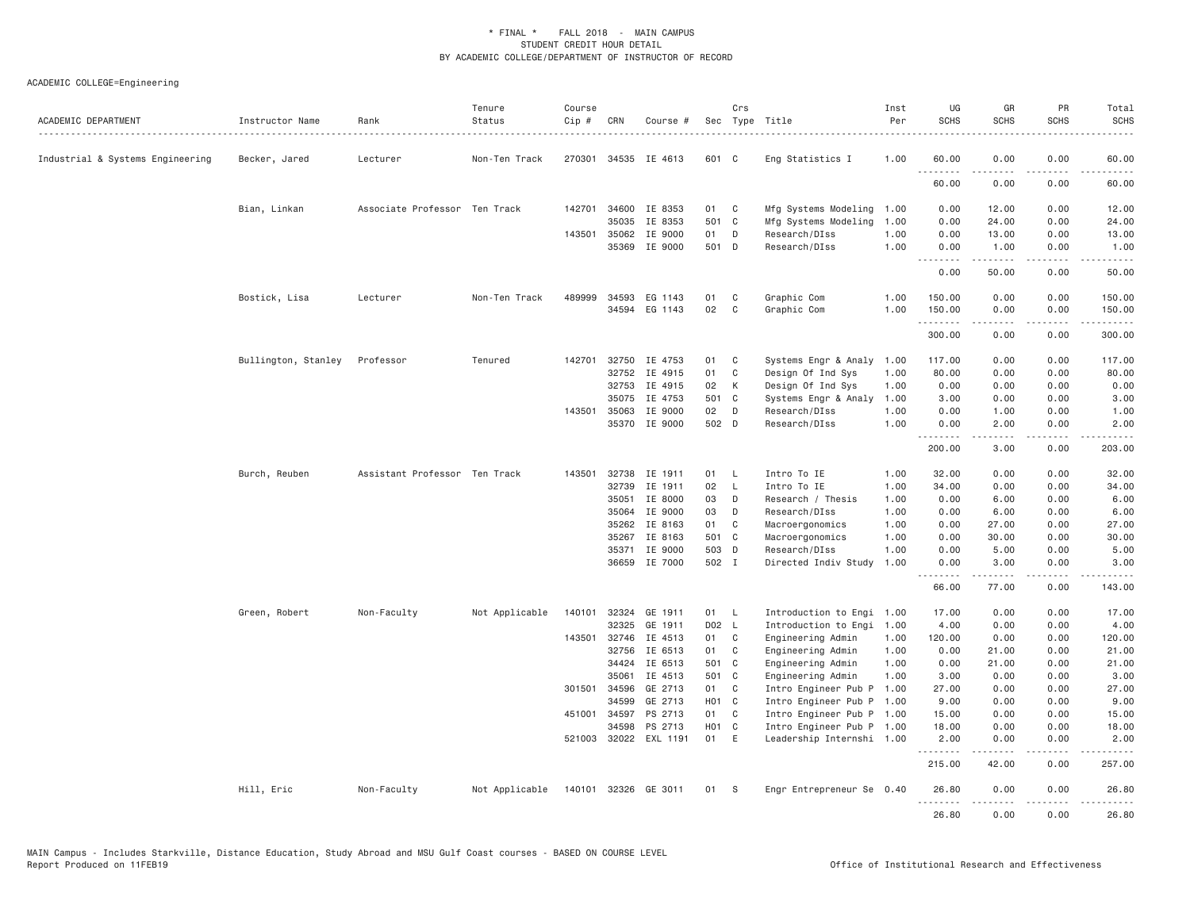\* FINAL \* FALL 2018 - MAIN CAMPUS
STUDENT CREDIT HOUR DETAIL
BY ACADEMIC COLLEGE/DEPARTMENT OF INSTRUCTOR OF RECORD

ACADEMIC COLLEGE=Engineering

| ACADEMIC DEPARTMENT | Instructor Name | Rank | Tenure Status | Course Cip # | CRN | Course # | Sec | Crs Type | Title | Inst Per | UG SCHS | GR SCHS | PR SCHS | Total SCHS |
|---|---|---|---|---|---|---|---|---|---|---|---|---|---|---|
| Industrial & Systems Engineering | Becker, Jared | Lecturer | Non-Ten Track | 270301 | 34535 | IE 4613 | 601 | C | Eng Statistics I | 1.00 | 60.00 | 0.00 | 0.00 | 60.00 |
| | | | | | | | | | | | 60.00 | 0.00 | 0.00 | 60.00 |
| | Bian, Linkan | Associate Professor | Ten Track | 142701 | 34600 | IE 8353 | 01 | C | Mfg Systems Modeling | 1.00 | 0.00 | 12.00 | 0.00 | 12.00 |
| | | | | | 35035 | IE 8353 | 501 | C | Mfg Systems Modeling | 1.00 | 0.00 | 24.00 | 0.00 | 24.00 |
| | | | | 143501 | 35062 | IE 9000 | 01 | D | Research/DIss | 1.00 | 0.00 | 13.00 | 0.00 | 13.00 |
| | | | | | 35369 | IE 9000 | 501 | D | Research/DIss | 1.00 | 0.00 | 1.00 | 0.00 | 1.00 |
| | | | | | | | | | | | 0.00 | 50.00 | 0.00 | 50.00 |
| | Bostick, Lisa | Lecturer | Non-Ten Track | 489999 | 34593 | EG 1143 | 01 | C | Graphic Com | 1.00 | 150.00 | 0.00 | 0.00 | 150.00 |
| | | | | | 34594 | EG 1143 | 02 | C | Graphic Com | 1.00 | 150.00 | 0.00 | 0.00 | 150.00 |
| | | | | | | | | | | | 300.00 | 0.00 | 0.00 | 300.00 |
| | Bullington, Stanley | Professor | Tenured | 142701 | 32750 | IE 4753 | 01 | C | Systems Engr & Analy | 1.00 | 117.00 | 0.00 | 0.00 | 117.00 |
| | | | | | 32752 | IE 4915 | 01 | C | Design Of Ind Sys | 1.00 | 80.00 | 0.00 | 0.00 | 80.00 |
| | | | | | 32753 | IE 4915 | 02 | K | Design Of Ind Sys | 1.00 | 0.00 | 0.00 | 0.00 | 0.00 |
| | | | | | 35075 | IE 4753 | 501 | C | Systems Engr & Analy | 1.00 | 3.00 | 0.00 | 0.00 | 3.00 |
| | | | | 143501 | 35063 | IE 9000 | 02 | D | Research/DIss | 1.00 | 0.00 | 1.00 | 0.00 | 1.00 |
| | | | | | 35370 | IE 9000 | 502 | D | Research/DIss | 1.00 | 0.00 | 2.00 | 0.00 | 2.00 |
| | | | | | | | | | | | 200.00 | 3.00 | 0.00 | 203.00 |
| | Burch, Reuben | Assistant Professor | Ten Track | 143501 | 32738 | IE 1911 | 01 | L | Intro To IE | 1.00 | 32.00 | 0.00 | 0.00 | 32.00 |
| | | | | | 32739 | IE 1911 | 02 | L | Intro To IE | 1.00 | 34.00 | 0.00 | 0.00 | 34.00 |
| | | | | | 35051 | IE 8000 | 03 | D | Research / Thesis | 1.00 | 0.00 | 6.00 | 0.00 | 6.00 |
| | | | | | 35064 | IE 9000 | 03 | D | Research/DIss | 1.00 | 0.00 | 6.00 | 0.00 | 6.00 |
| | | | | | 35262 | IE 8163 | 01 | C | Macroergonomics | 1.00 | 0.00 | 27.00 | 0.00 | 27.00 |
| | | | | | 35267 | IE 8163 | 501 | C | Macroergonomics | 1.00 | 0.00 | 30.00 | 0.00 | 30.00 |
| | | | | | 35371 | IE 9000 | 503 | D | Research/DIss | 1.00 | 0.00 | 5.00 | 0.00 | 5.00 |
| | | | | | 36659 | IE 7000 | 502 | I | Directed Indiv Study | 1.00 | 0.00 | 3.00 | 0.00 | 3.00 |
| | | | | | | | | | | | 66.00 | 77.00 | 0.00 | 143.00 |
| | Green, Robert | Non-Faculty | Not Applicable | 140101 | 32324 | GE 1911 | 01 | L | Introduction to Engi | 1.00 | 17.00 | 0.00 | 0.00 | 17.00 |
| | | | | | 32325 | GE 1911 | D02 | L | Introduction to Engi | 1.00 | 4.00 | 0.00 | 0.00 | 4.00 |
| | | | | 143501 | 32746 | IE 4513 | 01 | C | Engineering Admin | 1.00 | 120.00 | 0.00 | 0.00 | 120.00 |
| | | | | | 32756 | IE 6513 | 01 | C | Engineering Admin | 1.00 | 0.00 | 21.00 | 0.00 | 21.00 |
| | | | | | 34424 | IE 6513 | 501 | C | Engineering Admin | 1.00 | 0.00 | 21.00 | 0.00 | 21.00 |
| | | | | | 35061 | IE 4513 | 501 | C | Engineering Admin | 1.00 | 3.00 | 0.00 | 0.00 | 3.00 |
| | | | | 301501 | 34596 | GE 2713 | 01 | C | Intro Engineer Pub P | 1.00 | 27.00 | 0.00 | 0.00 | 27.00 |
| | | | | | 34599 | GE 2713 | H01 | C | Intro Engineer Pub P | 1.00 | 9.00 | 0.00 | 0.00 | 9.00 |
| | | | | 451001 | 34597 | PS 2713 | 01 | C | Intro Engineer Pub P | 1.00 | 15.00 | 0.00 | 0.00 | 15.00 |
| | | | | | 34598 | PS 2713 | H01 | C | Intro Engineer Pub P | 1.00 | 18.00 | 0.00 | 0.00 | 18.00 |
| | | | | 521003 | 32022 | EXL 1191 | 01 | E | Leadership Internshi | 1.00 | 2.00 | 0.00 | 0.00 | 2.00 |
| | | | | | | | | | | | 215.00 | 42.00 | 0.00 | 257.00 |
| | Hill, Eric | Non-Faculty | Not Applicable | 140101 | 32326 | GE 3011 | 01 | S | Engr Entrepreneur Se | 0.40 | 26.80 | 0.00 | 0.00 | 26.80 |
| | | | | | | | | | | | 26.80 | 0.00 | 0.00 | 26.80 |

MAIN Campus - Includes Starkville, Distance Education, Study Abroad and MSU Gulf Coast courses - BASED ON COURSE LEVEL
Report Produced on 11FEB19 Office of Institutional Research and Effectiveness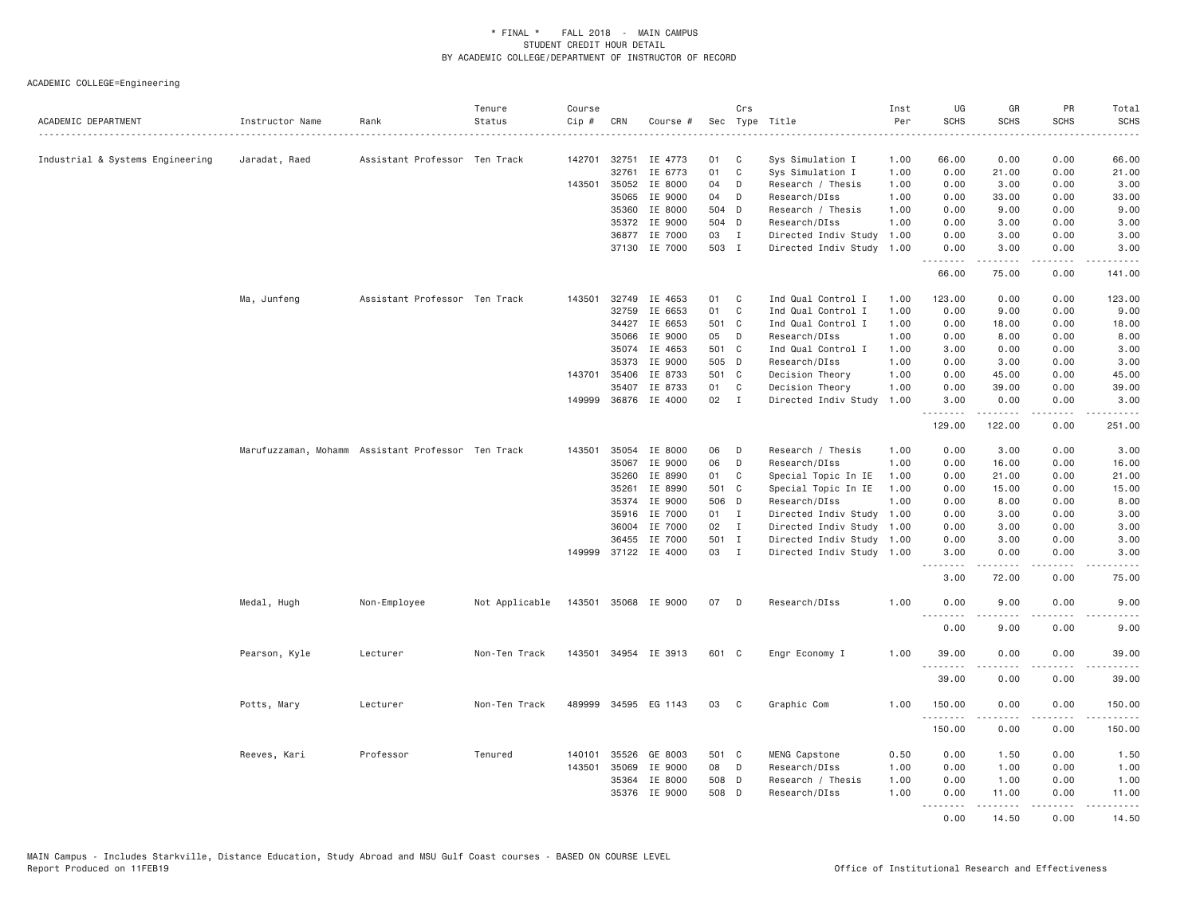\* FINAL \* FALL 2018 - MAIN CAMPUS
STUDENT CREDIT HOUR DETAIL
BY ACADEMIC COLLEGE/DEPARTMENT OF INSTRUCTOR OF RECORD

ACADEMIC COLLEGE=Engineering

| ACADEMIC DEPARTMENT | Instructor Name | Rank | Tenure Status | Course Cip # | CRN | Course # | Sec | Crs Type | Title | Inst Per | UG SCHS | GR SCHS | PR SCHS | Total SCHS |
|---|---|---|---|---|---|---|---|---|---|---|---|---|---|---|
| Industrial & Systems Engineering | Jaradat, Raed | Assistant Professor | Ten Track | 142701 | 32751 | IE 4773 | 01 | C | Sys Simulation I | 1.00 | 66.00 | 0.00 | 0.00 | 66.00 |
| | | | | | 32761 | IE 6773 | 01 | C | Sys Simulation I | 1.00 | 0.00 | 21.00 | 0.00 | 21.00 |
| | | | | 143501 | 35052 | IE 8000 | 04 | D | Research / Thesis | 1.00 | 0.00 | 3.00 | 0.00 | 3.00 |
| | | | | | 35065 | IE 9000 | 04 | D | Research/DIss | 1.00 | 0.00 | 33.00 | 0.00 | 33.00 |
| | | | | | 35360 | IE 8000 | 504 | D | Research / Thesis | 1.00 | 0.00 | 9.00 | 0.00 | 9.00 |
| | | | | | 35372 | IE 9000 | 504 | D | Research/DIss | 1.00 | 0.00 | 3.00 | 0.00 | 3.00 |
| | | | | | 36877 | IE 7000 | 03 | I | Directed Indiv Study | 1.00 | 0.00 | 3.00 | 0.00 | 3.00 |
| | | | | | 37130 | IE 7000 | 503 | I | Directed Indiv Study | 1.00 | 0.00 | 3.00 | 0.00 | 3.00 |
| | | | | | | | | | | | 66.00 | 75.00 | 0.00 | 141.00 |
| | Ma, Junfeng | Assistant Professor | Ten Track | 143501 | 32749 | IE 4653 | 01 | C | Ind Qual Control I | 1.00 | 123.00 | 0.00 | 0.00 | 123.00 |
| | | | | | 32759 | IE 6653 | 01 | C | Ind Qual Control I | 1.00 | 0.00 | 9.00 | 0.00 | 9.00 |
| | | | | | 34427 | IE 6653 | 501 | C | Ind Qual Control I | 1.00 | 0.00 | 18.00 | 0.00 | 18.00 |
| | | | | | 35066 | IE 9000 | 05 | D | Research/DIss | 1.00 | 0.00 | 8.00 | 0.00 | 8.00 |
| | | | | | 35074 | IE 4653 | 501 | C | Ind Qual Control I | 1.00 | 3.00 | 0.00 | 0.00 | 3.00 |
| | | | | | 35373 | IE 9000 | 505 | D | Research/DIss | 1.00 | 0.00 | 3.00 | 0.00 | 3.00 |
| | | | | 143701 | 35406 | IE 8733 | 501 | C | Decision Theory | 1.00 | 0.00 | 45.00 | 0.00 | 45.00 |
| | | | | | 35407 | IE 8733 | 01 | C | Decision Theory | 1.00 | 0.00 | 39.00 | 0.00 | 39.00 |
| | | | | 149999 | 36876 | IE 4000 | 02 | I | Directed Indiv Study | 1.00 | 3.00 | 0.00 | 0.00 | 3.00 |
| | | | | | | | | | | | 129.00 | 122.00 | 0.00 | 251.00 |
| | Marufuzzaman, Mohamm | Assistant Professor | Ten Track | 143501 | 35054 | IE 8000 | 06 | D | Research / Thesis | 1.00 | 0.00 | 3.00 | 0.00 | 3.00 |
| | | | | | 35067 | IE 9000 | 06 | D | Research/DIss | 1.00 | 0.00 | 16.00 | 0.00 | 16.00 |
| | | | | | 35260 | IE 8990 | 01 | C | Special Topic In IE | 1.00 | 0.00 | 21.00 | 0.00 | 21.00 |
| | | | | | 35261 | IE 8990 | 501 | C | Special Topic In IE | 1.00 | 0.00 | 15.00 | 0.00 | 15.00 |
| | | | | | 35374 | IE 9000 | 506 | D | Research/DIss | 1.00 | 0.00 | 8.00 | 0.00 | 8.00 |
| | | | | | 35916 | IE 7000 | 01 | I | Directed Indiv Study | 1.00 | 0.00 | 3.00 | 0.00 | 3.00 |
| | | | | | 36004 | IE 7000 | 02 | I | Directed Indiv Study | 1.00 | 0.00 | 3.00 | 0.00 | 3.00 |
| | | | | | 36455 | IE 7000 | 501 | I | Directed Indiv Study | 1.00 | 0.00 | 3.00 | 0.00 | 3.00 |
| | | | | 149999 | 37122 | IE 4000 | 03 | I | Directed Indiv Study | 1.00 | 3.00 | 0.00 | 0.00 | 3.00 |
| | | | | | | | | | | | 3.00 | 72.00 | 0.00 | 75.00 |
| | Medal, Hugh | Non-Employee | Not Applicable | 143501 | 35068 | IE 9000 | 07 | D | Research/DIss | 1.00 | 0.00 | 9.00 | 0.00 | 9.00 |
| | | | | | | | | | | | 0.00 | 9.00 | 0.00 | 9.00 |
| | Pearson, Kyle | Lecturer | Non-Ten Track | 143501 | 34954 | IE 3913 | 601 | C | Engr Economy I | 1.00 | 39.00 | 0.00 | 0.00 | 39.00 |
| | | | | | | | | | | | 39.00 | 0.00 | 0.00 | 39.00 |
| | Potts, Mary | Lecturer | Non-Ten Track | 489999 | 34595 | EG 1143 | 03 | C | Graphic Com | 1.00 | 150.00 | 0.00 | 0.00 | 150.00 |
| | | | | | | | | | | | 150.00 | 0.00 | 0.00 | 150.00 |
| | Reeves, Kari | Professor | Tenured | 140101 | 35526 | GE 8003 | 501 | C | MENG Capstone | 0.50 | 0.00 | 1.50 | 0.00 | 1.50 |
| | | | | 143501 | 35069 | IE 9000 | 08 | D | Research/DIss | 1.00 | 0.00 | 1.00 | 0.00 | 1.00 |
| | | | | | 35364 | IE 8000 | 508 | D | Research / Thesis | 1.00 | 0.00 | 1.00 | 0.00 | 1.00 |
| | | | | | 35376 | IE 9000 | 508 | D | Research/DIss | 1.00 | 0.00 | 11.00 | 0.00 | 11.00 |
| | | | | | | | | | | | 0.00 | 14.50 | 0.00 | 14.50 |

MAIN Campus - Includes Starkville, Distance Education, Study Abroad and MSU Gulf Coast courses - BASED ON COURSE LEVEL
Report Produced on 11FEB19 Office of Institutional Research and Effectiveness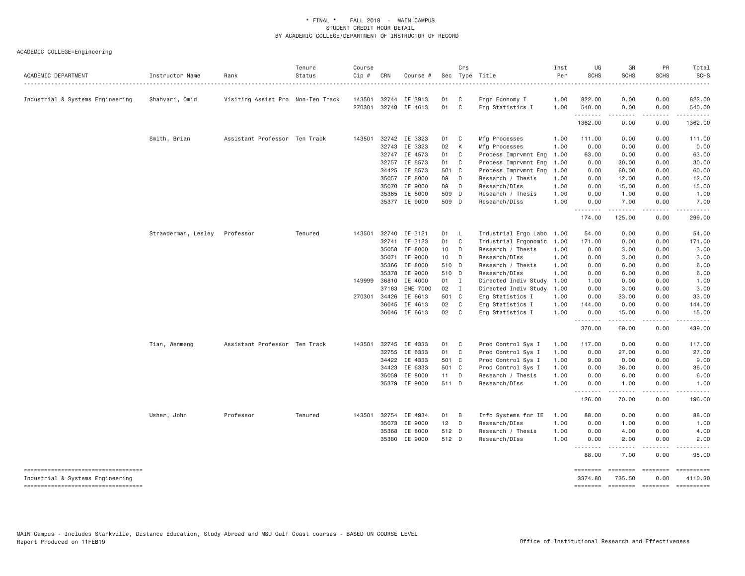\* FINAL \* FALL 2018 - MAIN CAMPUS
STUDENT CREDIT HOUR DETAIL
BY ACADEMIC COLLEGE/DEPARTMENT OF INSTRUCTOR OF RECORD

ACADEMIC COLLEGE=Engineering

| ACADEMIC DEPARTMENT | Instructor Name | Rank | Tenure Status | Course Cip # | CRN | Course # | Sec | Crs Type | Title | Inst Per | UG SCHS | GR SCHS | PR SCHS | Total SCHS |
|---|---|---|---|---|---|---|---|---|---|---|---|---|---|---|
| Industrial & Systems Engineering | Shahvari, Omid | Visiting Assist Pro | Non-Ten Track | 143501 | 32744 | IE 3913 | 01 | C | Engr Economy I | 1.00 | 822.00 | 0.00 | 0.00 | 822.00 |
| | | | | 270301 | 32748 | IE 4613 | 01 | C | Eng Statistics I | 1.00 | 540.00 | 0.00 | 0.00 | 540.00 |
| | | | | | | | | | | | 1362.00 | 0.00 | 0.00 | 1362.00 |
| | Smith, Brian | Assistant Professor | Ten Track | 143501 | 32742 | IE 3323 | 01 | C | Mfg Processes | 1.00 | 111.00 | 0.00 | 0.00 | 111.00 |
| | | | | | 32743 | IE 3323 | 02 | K | Mfg Processes | 1.00 | 0.00 | 0.00 | 0.00 | 0.00 |
| | | | | | 32747 | IE 4573 | 01 | C | Process Imprvmnt Eng | 1.00 | 63.00 | 0.00 | 0.00 | 63.00 |
| | | | | | 32757 | IE 6573 | 01 | C | Process Imprvmnt Eng | 1.00 | 0.00 | 30.00 | 0.00 | 30.00 |
| | | | | | 34425 | IE 6573 | 501 | C | Process Imprvmnt Eng | 1.00 | 0.00 | 60.00 | 0.00 | 60.00 |
| | | | | | 35057 | IE 8000 | 09 | D | Research / Thesis | 1.00 | 0.00 | 12.00 | 0.00 | 12.00 |
| | | | | | 35070 | IE 9000 | 09 | D | Research/DIss | 1.00 | 0.00 | 15.00 | 0.00 | 15.00 |
| | | | | | 35365 | IE 8000 | 509 | D | Research / Thesis | 1.00 | 0.00 | 1.00 | 0.00 | 1.00 |
| | | | | | 35377 | IE 9000 | 509 | D | Research/DIss | 1.00 | 0.00 | 7.00 | 0.00 | 7.00 |
| | | | | | | | | | | | 174.00 | 125.00 | 0.00 | 299.00 |
| | Strawderman, Lesley | Professor | Tenured | 143501 | 32740 | IE 3121 | 01 | L | Industrial Ergo Labo | 1.00 | 54.00 | 0.00 | 0.00 | 54.00 |
| | | | | | 32741 | IE 3123 | 01 | C | Industrial Ergonomic | 1.00 | 171.00 | 0.00 | 0.00 | 171.00 |
| | | | | | 35058 | IE 8000 | 10 | D | Research / Thesis | 1.00 | 0.00 | 3.00 | 0.00 | 3.00 |
| | | | | | 35071 | IE 9000 | 10 | D | Research/DIss | 1.00 | 0.00 | 3.00 | 0.00 | 3.00 |
| | | | | | 35366 | IE 8000 | 510 | D | Research / Thesis | 1.00 | 0.00 | 6.00 | 0.00 | 6.00 |
| | | | | | 35378 | IE 9000 | 510 | D | Research/DIss | 1.00 | 0.00 | 6.00 | 0.00 | 6.00 |
| | | | | 149999 | 36810 | IE 4000 | 01 | I | Directed Indiv Study | 1.00 | 1.00 | 0.00 | 0.00 | 1.00 |
| | | | | | 37163 | ENE 7000 | 02 | I | Directed Indiv Study | 1.00 | 0.00 | 3.00 | 0.00 | 3.00 |
| | | | | 270301 | 34426 | IE 6613 | 501 | C | Eng Statistics I | 1.00 | 0.00 | 33.00 | 0.00 | 33.00 |
| | | | | | 36045 | IE 4613 | 02 | C | Eng Statistics I | 1.00 | 144.00 | 0.00 | 0.00 | 144.00 |
| | | | | | 36046 | IE 6613 | 02 | C | Eng Statistics I | 1.00 | 0.00 | 15.00 | 0.00 | 15.00 |
| | | | | | | | | | | | 370.00 | 69.00 | 0.00 | 439.00 |
| | Tian, Wenmeng | Assistant Professor | Ten Track | 143501 | 32745 | IE 4333 | 01 | C | Prod Control Sys I | 1.00 | 117.00 | 0.00 | 0.00 | 117.00 |
| | | | | | 32755 | IE 6333 | 01 | C | Prod Control Sys I | 1.00 | 0.00 | 27.00 | 0.00 | 27.00 |
| | | | | | 34422 | IE 4333 | 501 | C | Prod Control Sys I | 1.00 | 9.00 | 0.00 | 0.00 | 9.00 |
| | | | | | 34423 | IE 6333 | 501 | C | Prod Control Sys I | 1.00 | 0.00 | 36.00 | 0.00 | 36.00 |
| | | | | | 35059 | IE 8000 | 11 | D | Research / Thesis | 1.00 | 0.00 | 6.00 | 0.00 | 6.00 |
| | | | | | 35379 | IE 9000 | 511 | D | Research/DIss | 1.00 | 0.00 | 1.00 | 0.00 | 1.00 |
| | | | | | | | | | | | 126.00 | 70.00 | 0.00 | 196.00 |
| | Usher, John | Professor | Tenured | 143501 | 32754 | IE 4934 | 01 | B | Info Systems for IE | 1.00 | 88.00 | 0.00 | 0.00 | 88.00 |
| | | | | | 35073 | IE 9000 | 12 | D | Research/DIss | 1.00 | 0.00 | 1.00 | 0.00 | 1.00 |
| | | | | | 35368 | IE 8000 | 512 | D | Research / Thesis | 1.00 | 0.00 | 4.00 | 0.00 | 4.00 |
| | | | | | 35380 | IE 9000 | 512 | D | Research/DIss | 1.00 | 0.00 | 2.00 | 0.00 | 2.00 |
| | | | | | | | | | | | 88.00 | 7.00 | 0.00 | 95.00 |
| Industrial & Systems Engineering | | | | | | | | | | | 3374.80 | 735.50 | 0.00 | 4110.30 |

MAIN Campus - Includes Starkville, Distance Education, Study Abroad and MSU Gulf Coast courses - BASED ON COURSE LEVEL
Report Produced on 11FEB19

Office of Institutional Research and Effectiveness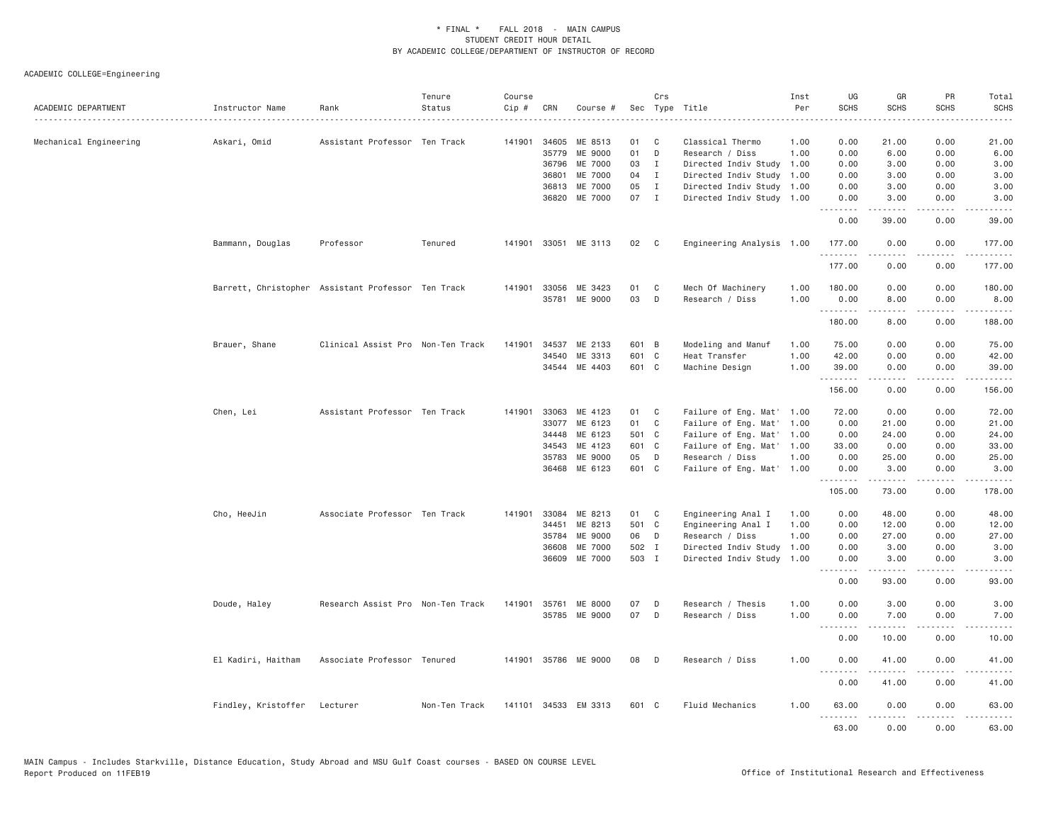\* FINAL \* FALL 2018 - MAIN CAMPUS
STUDENT CREDIT HOUR DETAIL
BY ACADEMIC COLLEGE/DEPARTMENT OF INSTRUCTOR OF RECORD

ACADEMIC COLLEGE=Engineering

| ACADEMIC DEPARTMENT | Instructor Name | Rank | Tenure Status | Course Cip # | CRN | Course # | Sec | Crs Type | Title | Inst Per | UG SCHS | GR SCHS | PR SCHS | Total SCHS |
|---|---|---|---|---|---|---|---|---|---|---|---|---|---|---|
| Mechanical Engineering | Askari, Omid | Assistant Professor | Ten Track | 141901 | 34605 | ME 8513 | 01 | C | Classical Thermo | 1.00 | 0.00 | 21.00 | 0.00 | 21.00 |
| | | | | | 35779 | ME 9000 | 01 | D | Research / Diss | 1.00 | 0.00 | 6.00 | 0.00 | 6.00 |
| | | | | | 36796 | ME 7000 | 03 | I | Directed Indiv Study | 1.00 | 0.00 | 3.00 | 0.00 | 3.00 |
| | | | | | 36801 | ME 7000 | 04 | I | Directed Indiv Study | 1.00 | 0.00 | 3.00 | 0.00 | 3.00 |
| | | | | | 36813 | ME 7000 | 05 | I | Directed Indiv Study | 1.00 | 0.00 | 3.00 | 0.00 | 3.00 |
| | | | | | 36820 | ME 7000 | 07 | I | Directed Indiv Study | 1.00 | 0.00 | 3.00 | 0.00 | 3.00 |
| | | | | | | | | | | | 0.00 | 39.00 | 0.00 | 39.00 |
| | Bammann, Douglas | Professor | Tenured | 141901 | 33051 | ME 3113 | 02 | C | Engineering Analysis | 1.00 | 177.00 | 0.00 | 0.00 | 177.00 |
| | | | | | | | | | | | 177.00 | 0.00 | 0.00 | 177.00 |
| | Barrett, Christopher | Assistant Professor | Ten Track | 141901 | 33056 | ME 3423 | 01 | C | Mech Of Machinery | 1.00 | 180.00 | 0.00 | 0.00 | 180.00 |
| | | | | | 35781 | ME 9000 | 03 | D | Research / Diss | 1.00 | 0.00 | 8.00 | 0.00 | 8.00 |
| | | | | | | | | | | | 180.00 | 8.00 | 0.00 | 188.00 |
| | Brauer, Shane | Clinical Assist Pro | Non-Ten Track | 141901 | 34537 | ME 2133 | 601 | B | Modeling and Manuf | 1.00 | 75.00 | 0.00 | 0.00 | 75.00 |
| | | | | | 34540 | ME 3313 | 601 | C | Heat Transfer | 1.00 | 42.00 | 0.00 | 0.00 | 42.00 |
| | | | | | 34544 | ME 4403 | 601 | C | Machine Design | 1.00 | 39.00 | 0.00 | 0.00 | 39.00 |
| | | | | | | | | | | | 156.00 | 0.00 | 0.00 | 156.00 |
| | Chen, Lei | Assistant Professor | Ten Track | 141901 | 33063 | ME 4123 | 01 | C | Failure of Eng. Mat' | 1.00 | 72.00 | 0.00 | 0.00 | 72.00 |
| | | | | | 33077 | ME 6123 | 01 | C | Failure of Eng. Mat' | 1.00 | 0.00 | 21.00 | 0.00 | 21.00 |
| | | | | | 34448 | ME 6123 | 501 | C | Failure of Eng. Mat' | 1.00 | 0.00 | 24.00 | 0.00 | 24.00 |
| | | | | | 34543 | ME 4123 | 601 | C | Failure of Eng. Mat' | 1.00 | 33.00 | 0.00 | 0.00 | 33.00 |
| | | | | | 35783 | ME 9000 | 05 | D | Research / Diss | 1.00 | 0.00 | 25.00 | 0.00 | 25.00 |
| | | | | | 36468 | ME 6123 | 601 | C | Failure of Eng. Mat' | 1.00 | 0.00 | 3.00 | 0.00 | 3.00 |
| | | | | | | | | | | | 105.00 | 73.00 | 0.00 | 178.00 |
| | Cho, HeeJin | Associate Professor | Ten Track | 141901 | 33084 | ME 8213 | 01 | C | Engineering Anal I | 1.00 | 0.00 | 48.00 | 0.00 | 48.00 |
| | | | | | 34451 | ME 8213 | 501 | C | Engineering Anal I | 1.00 | 0.00 | 12.00 | 0.00 | 12.00 |
| | | | | | 35784 | ME 9000 | 06 | D | Research / Diss | 1.00 | 0.00 | 27.00 | 0.00 | 27.00 |
| | | | | | 36608 | ME 7000 | 502 | I | Directed Indiv Study | 1.00 | 0.00 | 3.00 | 0.00 | 3.00 |
| | | | | | 36609 | ME 7000 | 503 | I | Directed Indiv Study | 1.00 | 0.00 | 3.00 | 0.00 | 3.00 |
| | | | | | | | | | | | 0.00 | 93.00 | 0.00 | 93.00 |
| | Doude, Haley | Research Assist Pro | Non-Ten Track | 141901 | 35761 | ME 8000 | 07 | D | Research / Thesis | 1.00 | 0.00 | 3.00 | 0.00 | 3.00 |
| | | | | | 35785 | ME 9000 | 07 | D | Research / Diss | 1.00 | 0.00 | 7.00 | 0.00 | 7.00 |
| | | | | | | | | | | | 0.00 | 10.00 | 0.00 | 10.00 |
| | El Kadiri, Haitham | Associate Professor | Tenured | 141901 | 35786 | ME 9000 | 08 | D | Research / Diss | 1.00 | 0.00 | 41.00 | 0.00 | 41.00 |
| | | | | | | | | | | | 0.00 | 41.00 | 0.00 | 41.00 |
| | Findley, Kristoffer | Lecturer | Non-Ten Track | 141101 | 34533 | EM 3313 | 601 | C | Fluid Mechanics | 1.00 | 63.00 | 0.00 | 0.00 | 63.00 |
| | | | | | | | | | | | 63.00 | 0.00 | 0.00 | 63.00 |

MAIN Campus - Includes Starkville, Distance Education, Study Abroad and MSU Gulf Coast courses - BASED ON COURSE LEVEL
Report Produced on 11FEB19 Office of Institutional Research and Effectiveness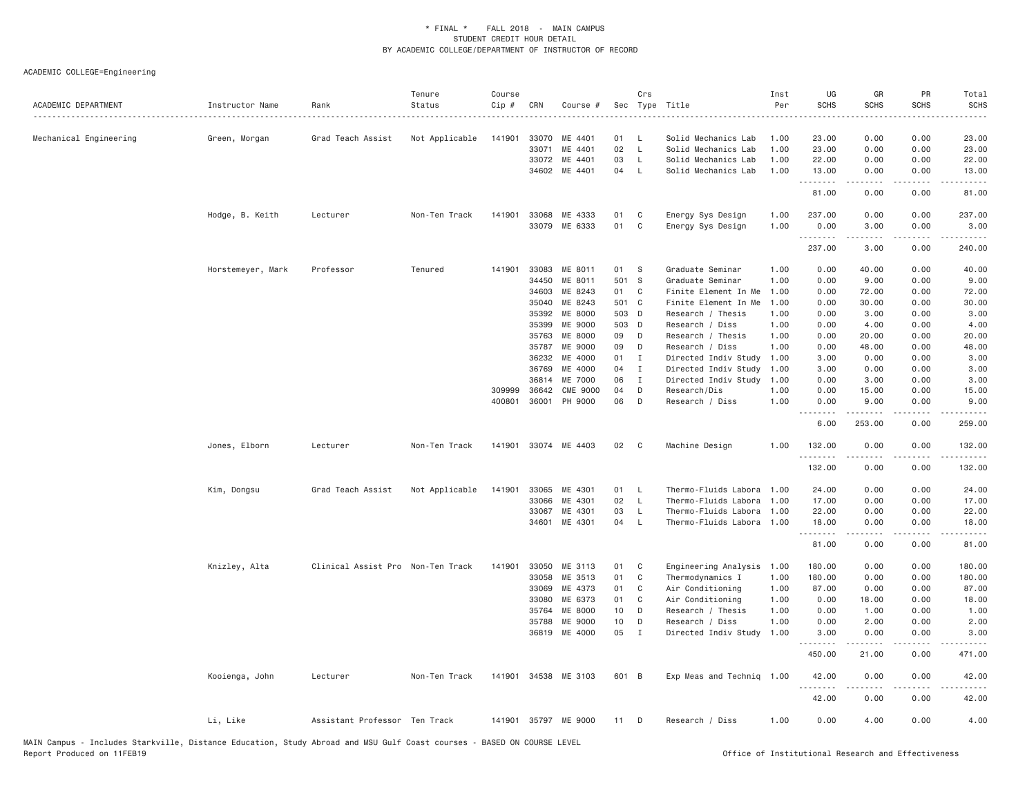\* FINAL \* FALL 2018 - MAIN CAMPUS
STUDENT CREDIT HOUR DETAIL
BY ACADEMIC COLLEGE/DEPARTMENT OF INSTRUCTOR OF RECORD

ACADEMIC COLLEGE=Engineering

| ACADEMIC DEPARTMENT | Instructor Name | Rank | Tenure Status | Course Cip # | CRN | Course # | Sec | Crs Type | Title | Inst Per | UG SCHS | GR SCHS | PR SCHS | Total SCHS |
|---|---|---|---|---|---|---|---|---|---|---|---|---|---|---|
| Mechanical Engineering | Green, Morgan | Grad Teach Assist | Not Applicable | 141901 | 33070 | ME 4401 | 01 | L | Solid Mechanics Lab | 1.00 | 23.00 | 0.00 | 0.00 | 23.00 |
| | | | | | 33071 | ME 4401 | 02 | L | Solid Mechanics Lab | 1.00 | 23.00 | 0.00 | 0.00 | 23.00 |
| | | | | | 33072 | ME 4401 | 03 | L | Solid Mechanics Lab | 1.00 | 22.00 | 0.00 | 0.00 | 22.00 |
| | | | | | 34602 | ME 4401 | 04 | L | Solid Mechanics Lab | 1.00 | 13.00 | 0.00 | 0.00 | 13.00 |
| | | | | | | | | | | | 81.00 | 0.00 | 0.00 | 81.00 |
| | Hodge, B. Keith | Lecturer | Non-Ten Track | 141901 | 33068 | ME 4333 | 01 | C | Energy Sys Design | 1.00 | 237.00 | 0.00 | 0.00 | 237.00 |
| | | | | | 33079 | ME 6333 | 01 | C | Energy Sys Design | 1.00 | 0.00 | 3.00 | 0.00 | 3.00 |
| | | | | | | | | | | | 237.00 | 3.00 | 0.00 | 240.00 |
| | Horstemeyer, Mark | Professor | Tenured | 141901 | 33083 | ME 8011 | 01 | S | Graduate Seminar | 1.00 | 0.00 | 40.00 | 0.00 | 40.00 |
| | | | | | 34450 | ME 8011 | 501 | S | Graduate Seminar | 1.00 | 0.00 | 9.00 | 0.00 | 9.00 |
| | | | | | 34603 | ME 8243 | 01 | C | Finite Element In Me | 1.00 | 0.00 | 72.00 | 0.00 | 72.00 |
| | | | | | 35040 | ME 8243 | 501 | C | Finite Element In Me | 1.00 | 0.00 | 30.00 | 0.00 | 30.00 |
| | | | | | 35392 | ME 8000 | 503 | D | Research / Thesis | 1.00 | 0.00 | 3.00 | 0.00 | 3.00 |
| | | | | | 35399 | ME 9000 | 503 | D | Research / Diss | 1.00 | 0.00 | 4.00 | 0.00 | 4.00 |
| | | | | | 35763 | ME 8000 | 09 | D | Research / Thesis | 1.00 | 0.00 | 20.00 | 0.00 | 20.00 |
| | | | | | 35787 | ME 9000 | 09 | D | Research / Diss | 1.00 | 0.00 | 48.00 | 0.00 | 48.00 |
| | | | | | 36232 | ME 4000 | 01 | I | Directed Indiv Study | 1.00 | 3.00 | 0.00 | 0.00 | 3.00 |
| | | | | | 36769 | ME 4000 | 04 | I | Directed Indiv Study | 1.00 | 3.00 | 0.00 | 0.00 | 3.00 |
| | | | | | 36814 | ME 7000 | 06 | I | Directed Indiv Study | 1.00 | 0.00 | 3.00 | 0.00 | 3.00 |
| | | | | 309999 | 36642 | CME 9000 | 04 | D | Research/Dis | 1.00 | 0.00 | 15.00 | 0.00 | 15.00 |
| | | | | 400801 | 36001 | PH 9000 | 06 | D | Research / Diss | 1.00 | 0.00 | 9.00 | 0.00 | 9.00 |
| | | | | | | | | | | | 6.00 | 253.00 | 0.00 | 259.00 |
| | Jones, Elborn | Lecturer | Non-Ten Track | 141901 | 33074 | ME 4403 | 02 | C | Machine Design | 1.00 | 132.00 | 0.00 | 0.00 | 132.00 |
| | | | | | | | | | | | 132.00 | 0.00 | 0.00 | 132.00 |
| | Kim, Dongsu | Grad Teach Assist | Not Applicable | 141901 | 33065 | ME 4301 | 01 | L | Thermo-Fluids Labora | 1.00 | 24.00 | 0.00 | 0.00 | 24.00 |
| | | | | | 33066 | ME 4301 | 02 | L | Thermo-Fluids Labora | 1.00 | 17.00 | 0.00 | 0.00 | 17.00 |
| | | | | | 33067 | ME 4301 | 03 | L | Thermo-Fluids Labora | 1.00 | 22.00 | 0.00 | 0.00 | 22.00 |
| | | | | | 34601 | ME 4301 | 04 | L | Thermo-Fluids Labora | 1.00 | 18.00 | 0.00 | 0.00 | 18.00 |
| | | | | | | | | | | | 81.00 | 0.00 | 0.00 | 81.00 |
| | Knizley, Alta | Clinical Assist Pro | Non-Ten Track | 141901 | 33050 | ME 3113 | 01 | C | Engineering Analysis | 1.00 | 180.00 | 0.00 | 0.00 | 180.00 |
| | | | | | 33058 | ME 3513 | 01 | C | Thermodynamics I | 1.00 | 180.00 | 0.00 | 0.00 | 180.00 |
| | | | | | 33069 | ME 4373 | 01 | C | Air Conditioning | 1.00 | 87.00 | 0.00 | 0.00 | 87.00 |
| | | | | | 33080 | ME 6373 | 01 | C | Air Conditioning | 1.00 | 0.00 | 18.00 | 0.00 | 18.00 |
| | | | | | 35764 | ME 8000 | 10 | D | Research / Thesis | 1.00 | 0.00 | 1.00 | 0.00 | 1.00 |
| | | | | | 35788 | ME 9000 | 10 | D | Research / Diss | 1.00 | 0.00 | 2.00 | 0.00 | 2.00 |
| | | | | | 36819 | ME 4000 | 05 | I | Directed Indiv Study | 1.00 | 3.00 | 0.00 | 0.00 | 3.00 |
| | | | | | | | | | | | 450.00 | 21.00 | 0.00 | 471.00 |
| | Kooienga, John | Lecturer | Non-Ten Track | 141901 | 34538 | ME 3103 | 601 | B | Exp Meas and Techniq | 1.00 | 42.00 | 0.00 | 0.00 | 42.00 |
| | | | | | | | | | | | 42.00 | 0.00 | 0.00 | 42.00 |
| | Li, Like | Assistant Professor | Ten Track | 141901 | 35797 | ME 9000 | 11 | D | Research / Diss | 1.00 | 0.00 | 4.00 | 0.00 | 4.00 |

MAIN Campus - Includes Starkville, Distance Education, Study Abroad and MSU Gulf Coast courses - BASED ON COURSE LEVEL
Report Produced on 11FEB19 | Office of Institutional Research and Effectiveness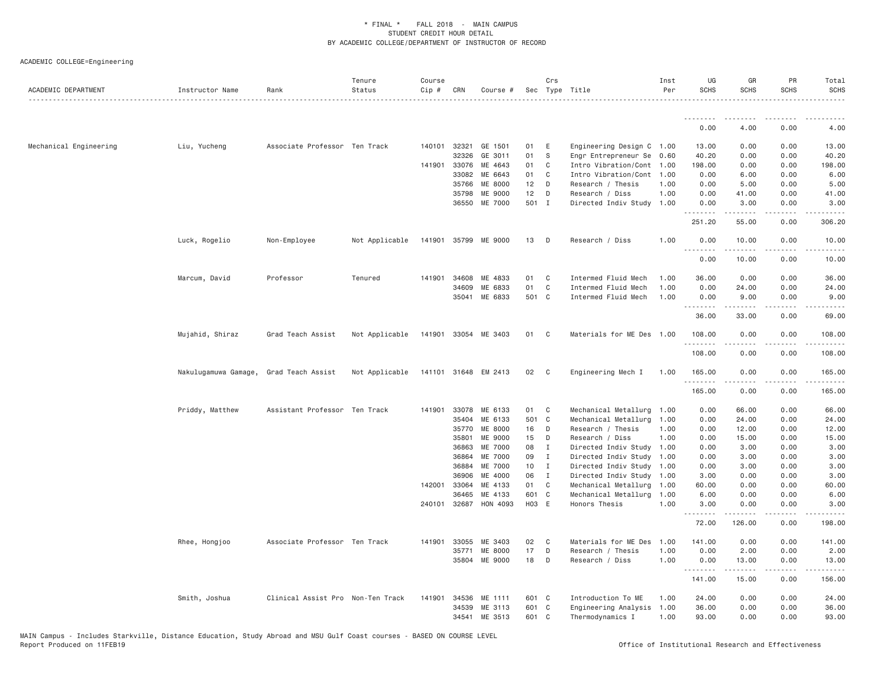\* FINAL \* FALL 2018 - MAIN CAMPUS
STUDENT CREDIT HOUR DETAIL
BY ACADEMIC COLLEGE/DEPARTMENT OF INSTRUCTOR OF RECORD

ACADEMIC COLLEGE=Engineering

| ACADEMIC DEPARTMENT | Instructor Name | Rank | Tenure Status | Course Cip # | CRN | Course # | Sec | Crs Type | Title | Inst Per | UG SCHS | GR SCHS | PR SCHS | Total SCHS |
|---|---|---|---|---|---|---|---|---|---|---|---|---|---|---|
| | | | | | | | | | | | 0.00 | 4.00 | 0.00 | 4.00 |
| Mechanical Engineering | Liu, Yucheng | Associate Professor | Ten Track | 140101 | 32321 | GE 1501 | 01 | E | Engineering Design C | 1.00 | 13.00 | 0.00 | 0.00 | 13.00 |
| | | | | | 32326 | GE 3011 | 01 | S | Engr Entrepreneur Se | 0.60 | 40.20 | 0.00 | 0.00 | 40.20 |
| | | | | 141901 | 33076 | ME 4643 | 01 | C | Intro Vibration/Cont | 1.00 | 198.00 | 0.00 | 0.00 | 198.00 |
| | | | | | 33082 | ME 6643 | 01 | C | Intro Vibration/Cont | 1.00 | 0.00 | 6.00 | 0.00 | 6.00 |
| | | | | | 35766 | ME 8000 | 12 | D | Research / Thesis | 1.00 | 0.00 | 5.00 | 0.00 | 5.00 |
| | | | | | 35798 | ME 9000 | 12 | D | Research / Diss | 1.00 | 0.00 | 41.00 | 0.00 | 41.00 |
| | | | | | 36550 | ME 7000 | 501 | I | Directed Indiv Study | 1.00 | 0.00 | 3.00 | 0.00 | 3.00 |
| | | | | | | | | | | | 251.20 | 55.00 | 0.00 | 306.20 |
| | Luck, Rogelio | Non-Employee | Not Applicable | 141901 | 35799 | ME 9000 | 13 | D | Research / Diss | 1.00 | 0.00 | 10.00 | 0.00 | 10.00 |
| | | | | | | | | | | | 0.00 | 10.00 | 0.00 | 10.00 |
| | Marcum, David | Professor | Tenured | 141901 | 34608 | ME 4833 | 01 | C | Intermed Fluid Mech | 1.00 | 36.00 | 0.00 | 0.00 | 36.00 |
| | | | | | 34609 | ME 6833 | 01 | C | Intermed Fluid Mech | 1.00 | 0.00 | 24.00 | 0.00 | 24.00 |
| | | | | | 35041 | ME 6833 | 501 | C | Intermed Fluid Mech | 1.00 | 0.00 | 9.00 | 0.00 | 9.00 |
| | | | | | | | | | | | 36.00 | 33.00 | 0.00 | 69.00 |
| | Mujahid, Shiraz | Grad Teach Assist | Not Applicable | 141901 | 33054 | ME 3403 | 01 | C | Materials for ME Des | 1.00 | 108.00 | 0.00 | 0.00 | 108.00 |
| | | | | | | | | | | | 108.00 | 0.00 | 0.00 | 108.00 |
| | Nakulugamuwa Gamage, | Grad Teach Assist | Not Applicable | 141101 | 31648 | EM 2413 | 02 | C | Engineering Mech I | 1.00 | 165.00 | 0.00 | 0.00 | 165.00 |
| | | | | | | | | | | | 165.00 | 0.00 | 0.00 | 165.00 |
| | Priddy, Matthew | Assistant Professor | Ten Track | 141901 | 33078 | ME 6133 | 01 | C | Mechanical Metallurg | 1.00 | 0.00 | 66.00 | 0.00 | 66.00 |
| | | | | | 35404 | ME 6133 | 501 | C | Mechanical Metallurg | 1.00 | 0.00 | 24.00 | 0.00 | 24.00 |
| | | | | | 35770 | ME 8000 | 16 | D | Research / Thesis | 1.00 | 0.00 | 12.00 | 0.00 | 12.00 |
| | | | | | 35801 | ME 9000 | 15 | D | Research / Diss | 1.00 | 0.00 | 15.00 | 0.00 | 15.00 |
| | | | | | 36863 | ME 7000 | 08 | I | Directed Indiv Study | 1.00 | 0.00 | 3.00 | 0.00 | 3.00 |
| | | | | | 36864 | ME 7000 | 09 | I | Directed Indiv Study | 1.00 | 0.00 | 3.00 | 0.00 | 3.00 |
| | | | | | 36884 | ME 7000 | 10 | I | Directed Indiv Study | 1.00 | 0.00 | 3.00 | 0.00 | 3.00 |
| | | | | | 36906 | ME 4000 | 06 | I | Directed Indiv Study | 1.00 | 3.00 | 0.00 | 0.00 | 3.00 |
| | | | | 142001 | 33064 | ME 4133 | 01 | C | Mechanical Metallurg | 1.00 | 60.00 | 0.00 | 0.00 | 60.00 |
| | | | | | 36465 | ME 4133 | 601 | C | Mechanical Metallurg | 1.00 | 6.00 | 0.00 | 0.00 | 6.00 |
| | | | | 240101 | 32687 | HON 4093 | H03 | E | Honors Thesis | 1.00 | 3.00 | 0.00 | 0.00 | 3.00 |
| | | | | | | | | | | | 72.00 | 126.00 | 0.00 | 198.00 |
| | Rhee, Hongjoo | Associate Professor | Ten Track | 141901 | 33055 | ME 3403 | 02 | C | Materials for ME Des | 1.00 | 141.00 | 0.00 | 0.00 | 141.00 |
| | | | | | 35771 | ME 8000 | 17 | D | Research / Thesis | 1.00 | 0.00 | 2.00 | 0.00 | 2.00 |
| | | | | | 35804 | ME 9000 | 18 | D | Research / Diss | 1.00 | 0.00 | 13.00 | 0.00 | 13.00 |
| | | | | | | | | | | | 141.00 | 15.00 | 0.00 | 156.00 |
| | Smith, Joshua | Clinical Assist Pro | Non-Ten Track | 141901 | 34536 | ME 1111 | 601 | C | Introduction To ME | 1.00 | 24.00 | 0.00 | 0.00 | 24.00 |
| | | | | | 34539 | ME 3113 | 601 | C | Engineering Analysis | 1.00 | 36.00 | 0.00 | 0.00 | 36.00 |
| | | | | | 34541 | ME 3513 | 601 | C | Thermodynamics I | 1.00 | 93.00 | 0.00 | 0.00 | 93.00 |

MAIN Campus - Includes Starkville, Distance Education, Study Abroad and MSU Gulf Coast courses - BASED ON COURSE LEVEL
Report Produced on 11FEB19

Office of Institutional Research and Effectiveness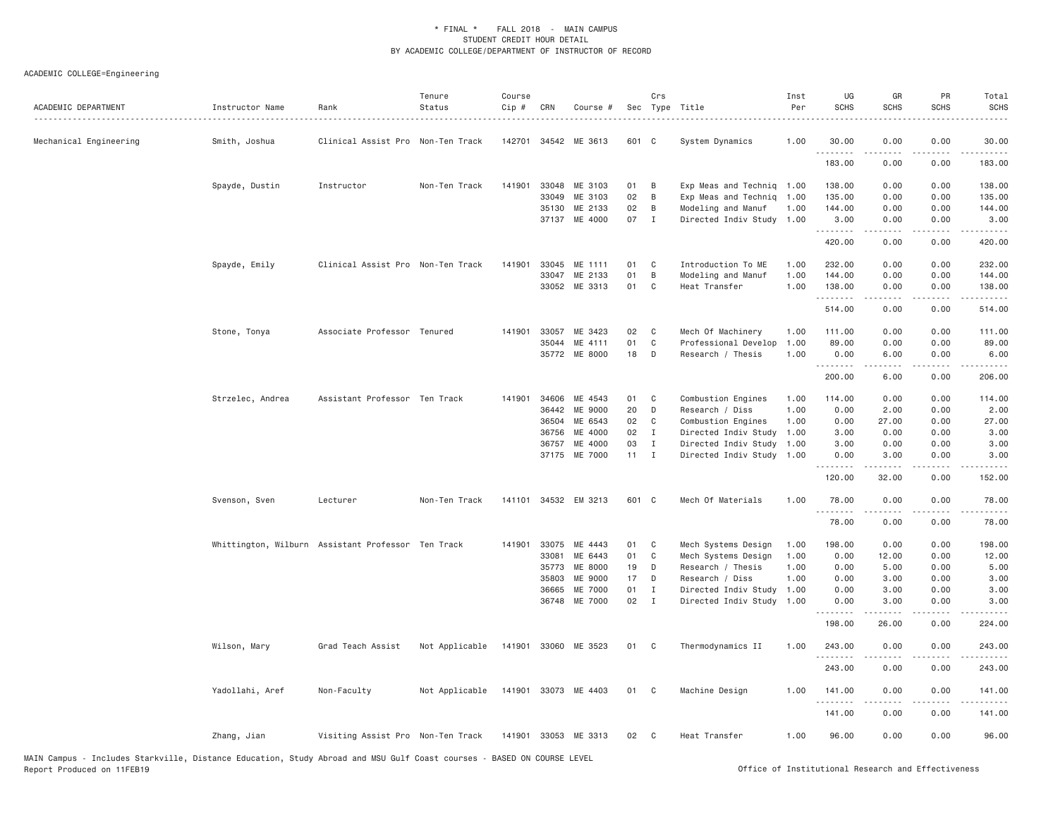\* FINAL \* FALL 2018 - MAIN CAMPUS
STUDENT CREDIT HOUR DETAIL
BY ACADEMIC COLLEGE/DEPARTMENT OF INSTRUCTOR OF RECORD

ACADEMIC COLLEGE=Engineering

| ACADEMIC DEPARTMENT | Instructor Name | Rank | Tenure Status | Course Cip # | CRN | Course # | Sec | Crs Type | Title | Inst Per | UG SCHS | GR SCHS | PR SCHS | Total SCHS |
|---|---|---|---|---|---|---|---|---|---|---|---|---|---|---|
| Mechanical Engineering | Smith, Joshua | Clinical Assist Pro | Non-Ten Track | 142701 | 34542 | ME 3613 | 601 | C | System Dynamics | 1.00 | 30.00 | 0.00 | 0.00 | 30.00 |
| | | | | | | | | | | | 183.00 | 0.00 | 0.00 | 183.00 |
| | Spayde, Dustin | Instructor | Non-Ten Track | 141901 | 33048 | ME 3103 | 01 | B | Exp Meas and Techniq | 1.00 | 138.00 | 0.00 | 0.00 | 138.00 |
| | | | | | 33049 | ME 3103 | 02 | B | Exp Meas and Techniq | 1.00 | 135.00 | 0.00 | 0.00 | 135.00 |
| | | | | | 35130 | ME 2133 | 02 | B | Modeling and Manuf | 1.00 | 144.00 | 0.00 | 0.00 | 144.00 |
| | | | | | 37137 | ME 4000 | 07 | I | Directed Indiv Study | 1.00 | 3.00 | 0.00 | 0.00 | 3.00 |
| | | | | | | | | | | | 420.00 | 0.00 | 0.00 | 420.00 |
| | Spayde, Emily | Clinical Assist Pro | Non-Ten Track | 141901 | 33045 | ME 1111 | 01 | C | Introduction To ME | 1.00 | 232.00 | 0.00 | 0.00 | 232.00 |
| | | | | | 33047 | ME 2133 | 01 | B | Modeling and Manuf | 1.00 | 144.00 | 0.00 | 0.00 | 144.00 |
| | | | | | 33052 | ME 3313 | 01 | C | Heat Transfer | 1.00 | 138.00 | 0.00 | 0.00 | 138.00 |
| | | | | | | | | | | | 514.00 | 0.00 | 0.00 | 514.00 |
| | Stone, Tonya | Associate Professor | Tenured | 141901 | 33057 | ME 3423 | 02 | C | Mech Of Machinery | 1.00 | 111.00 | 0.00 | 0.00 | 111.00 |
| | | | | | 35044 | ME 4111 | 01 | C | Professional Develop | 1.00 | 89.00 | 0.00 | 0.00 | 89.00 |
| | | | | | 35772 | ME 8000 | 18 | D | Research / Thesis | 1.00 | 0.00 | 6.00 | 0.00 | 6.00 |
| | | | | | | | | | | | 200.00 | 6.00 | 0.00 | 206.00 |
| | Strzelec, Andrea | Assistant Professor | Ten Track | 141901 | 34606 | ME 4543 | 01 | C | Combustion Engines | 1.00 | 114.00 | 0.00 | 0.00 | 114.00 |
| | | | | | 36442 | ME 9000 | 20 | D | Research / Diss | 1.00 | 0.00 | 2.00 | 0.00 | 2.00 |
| | | | | | 36504 | ME 6543 | 02 | C | Combustion Engines | 1.00 | 0.00 | 27.00 | 0.00 | 27.00 |
| | | | | | 36756 | ME 4000 | 02 | I | Directed Indiv Study | 1.00 | 3.00 | 0.00 | 0.00 | 3.00 |
| | | | | | 36757 | ME 4000 | 03 | I | Directed Indiv Study | 1.00 | 3.00 | 0.00 | 0.00 | 3.00 |
| | | | | | 37175 | ME 7000 | 11 | I | Directed Indiv Study | 1.00 | 0.00 | 3.00 | 0.00 | 3.00 |
| | | | | | | | | | | | 120.00 | 32.00 | 0.00 | 152.00 |
| | Svenson, Sven | Lecturer | Non-Ten Track | 141101 | 34532 | EM 3213 | 601 | C | Mech Of Materials | 1.00 | 78.00 | 0.00 | 0.00 | 78.00 |
| | | | | | | | | | | | 78.00 | 0.00 | 0.00 | 78.00 |
| | Whittington, Wilburn | Assistant Professor | Ten Track | 141901 | 33075 | ME 4443 | 01 | C | Mech Systems Design | 1.00 | 198.00 | 0.00 | 0.00 | 198.00 |
| | | | | | 33081 | ME 6443 | 01 | C | Mech Systems Design | 1.00 | 0.00 | 12.00 | 0.00 | 12.00 |
| | | | | | 35773 | ME 8000 | 19 | D | Research / Thesis | 1.00 | 0.00 | 5.00 | 0.00 | 5.00 |
| | | | | | 35803 | ME 9000 | 17 | D | Research / Diss | 1.00 | 0.00 | 3.00 | 0.00 | 3.00 |
| | | | | | 36665 | ME 7000 | 01 | I | Directed Indiv Study | 1.00 | 0.00 | 3.00 | 0.00 | 3.00 |
| | | | | | 36748 | ME 7000 | 02 | I | Directed Indiv Study | 1.00 | 0.00 | 3.00 | 0.00 | 3.00 |
| | | | | | | | | | | | 198.00 | 26.00 | 0.00 | 224.00 |
| | Wilson, Mary | Grad Teach Assist | Not Applicable | 141901 | 33060 | ME 3523 | 01 | C | Thermodynamics II | 1.00 | 243.00 | 0.00 | 0.00 | 243.00 |
| | | | | | | | | | | | 243.00 | 0.00 | 0.00 | 243.00 |
| | Yadollahi, Aref | Non-Faculty | Not Applicable | 141901 | 33073 | ME 4403 | 01 | C | Machine Design | 1.00 | 141.00 | 0.00 | 0.00 | 141.00 |
| | | | | | | | | | | | 141.00 | 0.00 | 0.00 | 141.00 |
| | Zhang, Jian | Visiting Assist Pro | Non-Ten Track | 141901 | 33053 | ME 3313 | 02 | C | Heat Transfer | 1.00 | 96.00 | 0.00 | 0.00 | 96.00 |

MAIN Campus - Includes Starkville, Distance Education, Study Abroad and MSU Gulf Coast courses - BASED ON COURSE LEVEL
Report Produced on 11FEB19

Office of Institutional Research and Effectiveness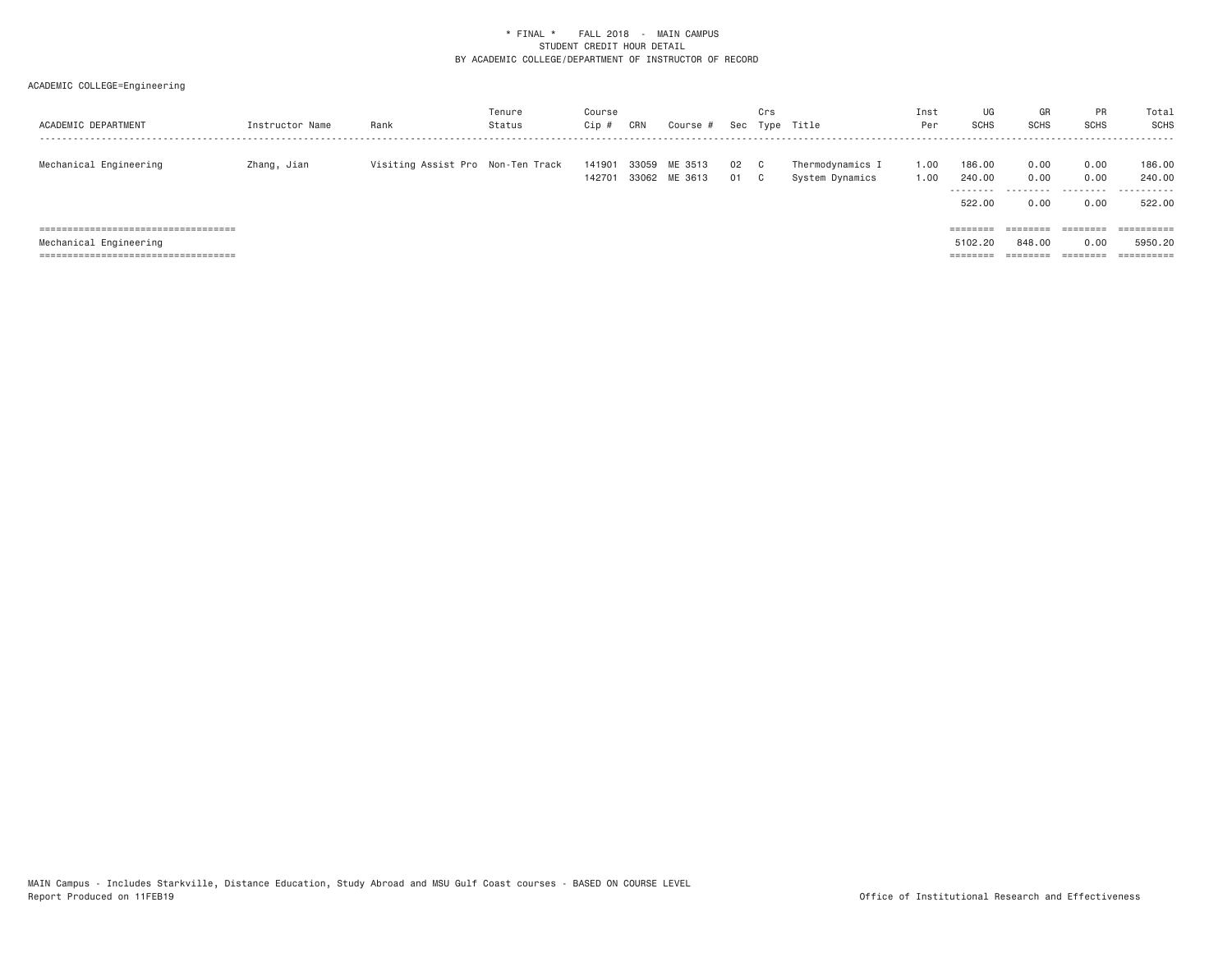\* FINAL \*    FALL 2018  -  MAIN CAMPUS
STUDENT CREDIT HOUR DETAIL
BY ACADEMIC COLLEGE/DEPARTMENT OF INSTRUCTOR OF RECORD

ACADEMIC COLLEGE=Engineering

| ACADEMIC DEPARTMENT | Instructor Name | Rank | Tenure Status | Course Cip # | CRN | Course # | Sec | Crs Type | Title | Inst Per | UG SCHS | GR SCHS | PR SCHS | Total SCHS |
|---|---|---|---|---|---|---|---|---|---|---|---|---|---|---|
| Mechanical Engineering | Zhang, Jian | Visiting Assist Pro | Non-Ten Track | 141901 | 33059 | ME 3513 | 02 | C | Thermodynamics I | 1.00 | 186.00 | 0.00 | 0.00 | 186.00 |
| | | | | 142701 | 33062 | ME 3613 | 01 | C | System Dynamics | 1.00 | 240.00 | 0.00 | 0.00 | 240.00 |
| | | | | | | | | | | | 522.00 | 0.00 | 0.00 | 522.00 |
| Mechanical Engineering | | | | | | | | | | | 5102.20 | 848.00 | 0.00 | 5950.20 |

MAIN Campus - Includes Starkville, Distance Education, Study Abroad and MSU Gulf Coast courses - BASED ON COURSE LEVEL
Report Produced on 11FEB19

Office of Institutional Research and Effectiveness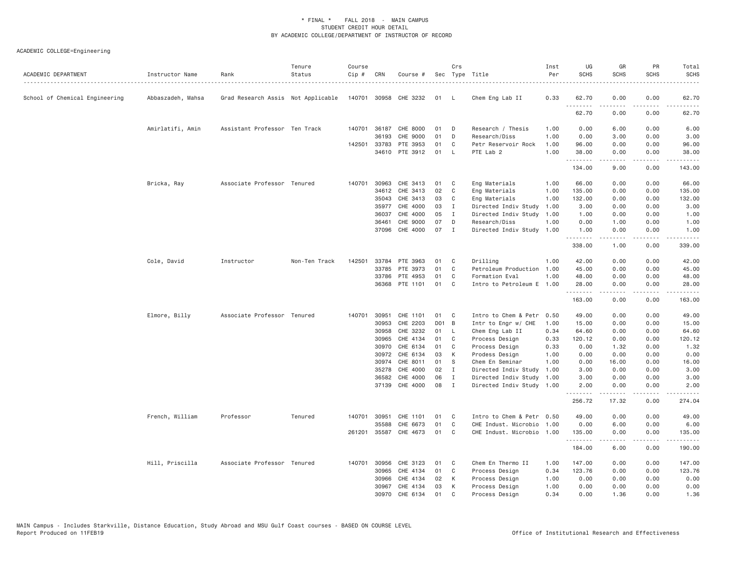# * FINAL * FALL 2018 - MAIN CAMPUS
## STUDENT CREDIT HOUR DETAIL
## BY ACADEMIC COLLEGE/DEPARTMENT OF INSTRUCTOR OF RECORD

ACADEMIC COLLEGE=Engineering

| ACADEMIC DEPARTMENT | Instructor Name | Rank | Tenure Status | Course Cip # | CRN | Course # | Sec | Crs Type | Title | Inst Per | UG SCHS | GR SCHS | PR SCHS | Total SCHS |
|---|---|---|---|---|---|---|---|---|---|---|---|---|---|---|
| School of Chemical Engineering | Abbaszadeh, Mahsa | Grad Research Assis | Not Applicable | 140701 | 30958 | CHE 3232 | 01 | L | Chem Eng Lab II | 0.33 | 62.70 | 0.00 | 0.00 | 62.70 |
| | | | | | | | | | | | 62.70 | 0.00 | 0.00 | 62.70 |
| | Amirlatifi, Amin | Assistant Professor | Ten Track | 140701 | 36187 | CHE 8000 | 01 | D | Research / Thesis | 1.00 | 0.00 | 6.00 | 0.00 | 6.00 |
| | | | | | 36193 | CHE 9000 | 01 | D | Research/Diss | 1.00 | 0.00 | 3.00 | 0.00 | 3.00 |
| | | | | 142501 | 33783 | PTE 3953 | 01 | C | Petr Reservoir Rock | 1.00 | 96.00 | 0.00 | 0.00 | 96.00 |
| | | | | | 34610 | PTE 3912 | 01 | L | PTE Lab 2 | 1.00 | 38.00 | 0.00 | 0.00 | 38.00 |
| | | | | | | | | | | | 134.00 | 9.00 | 0.00 | 143.00 |
| | Bricka, Ray | Associate Professor | Tenured | 140701 | 30963 | CHE 3413 | 01 | C | Eng Materials | 1.00 | 66.00 | 0.00 | 0.00 | 66.00 |
| | | | | | 34612 | CHE 3413 | 02 | C | Eng Materials | 1.00 | 135.00 | 0.00 | 0.00 | 135.00 |
| | | | | | 35043 | CHE 3413 | 03 | C | Eng Materials | 1.00 | 132.00 | 0.00 | 0.00 | 132.00 |
| | | | | | 35977 | CHE 4000 | 03 | I | Directed Indiv Study | 1.00 | 3.00 | 0.00 | 0.00 | 3.00 |
| | | | | | 36037 | CHE 4000 | 05 | I | Directed Indiv Study | 1.00 | 1.00 | 0.00 | 0.00 | 1.00 |
| | | | | | 36461 | CHE 9000 | 07 | D | Research/Diss | 1.00 | 0.00 | 1.00 | 0.00 | 1.00 |
| | | | | | 37096 | CHE 4000 | 07 | I | Directed Indiv Study | 1.00 | 1.00 | 0.00 | 0.00 | 1.00 |
| | | | | | | | | | | | 338.00 | 1.00 | 0.00 | 339.00 |
| | Cole, David | Instructor | Non-Ten Track | 142501 | 33784 | PTE 3963 | 01 | C | Drilling | 1.00 | 42.00 | 0.00 | 0.00 | 42.00 |
| | | | | | 33785 | PTE 3973 | 01 | C | Petroleum Production | 1.00 | 45.00 | 0.00 | 0.00 | 45.00 |
| | | | | | 33786 | PTE 4953 | 01 | C | Formation Eval | 1.00 | 48.00 | 0.00 | 0.00 | 48.00 |
| | | | | | 36368 | PTE 1101 | 01 | C | Intro to Petroleum E | 1.00 | 28.00 | 0.00 | 0.00 | 28.00 |
| | | | | | | | | | | | 163.00 | 0.00 | 0.00 | 163.00 |
| | Elmore, Billy | Associate Professor | Tenured | 140701 | 30951 | CHE 1101 | 01 | C | Intro to Chem & Petr | 0.50 | 49.00 | 0.00 | 0.00 | 49.00 |
| | | | | | 30953 | CHE 2203 | D01 | B | Intr to Engr w/ CHE | 1.00 | 15.00 | 0.00 | 0.00 | 15.00 |
| | | | | | 30958 | CHE 3232 | 01 | L | Chem Eng Lab II | 0.34 | 64.60 | 0.00 | 0.00 | 64.60 |
| | | | | | 30965 | CHE 4134 | 01 | C | Process Design | 0.33 | 120.12 | 0.00 | 0.00 | 120.12 |
| | | | | | 30970 | CHE 6134 | 01 | C | Process Design | 0.33 | 0.00 | 1.32 | 0.00 | 1.32 |
| | | | | | 30972 | CHE 6134 | 03 | K | Prodess Design | 1.00 | 0.00 | 0.00 | 0.00 | 0.00 |
| | | | | | 30974 | CHE 8011 | 01 | S | Chem En Seminar | 1.00 | 0.00 | 16.00 | 0.00 | 16.00 |
| | | | | | 35278 | CHE 4000 | 02 | I | Directed Indiv Study | 1.00 | 3.00 | 0.00 | 0.00 | 3.00 |
| | | | | | 36582 | CHE 4000 | 06 | I | Directed Indiv Study | 1.00 | 3.00 | 0.00 | 0.00 | 3.00 |
| | | | | | 37139 | CHE 4000 | 08 | I | Directed Indiv Study | 1.00 | 2.00 | 0.00 | 0.00 | 2.00 |
| | | | | | | | | | | | 256.72 | 17.32 | 0.00 | 274.04 |
| | French, William | Professor | Tenured | 140701 | 30951 | CHE 1101 | 01 | C | Intro to Chem & Petr | 0.50 | 49.00 | 0.00 | 0.00 | 49.00 |
| | | | | | 35588 | CHE 6673 | 01 | C | CHE Indust. Microbio | 1.00 | 0.00 | 6.00 | 0.00 | 6.00 |
| | | | | 261201 | 35587 | CHE 4673 | 01 | C | CHE Indust. Microbio | 1.00 | 135.00 | 0.00 | 0.00 | 135.00 |
| | | | | | | | | | | | 184.00 | 6.00 | 0.00 | 190.00 |
| | Hill, Priscilla | Associate Professor | Tenured | 140701 | 30956 | CHE 3123 | 01 | C | Chem En Thermo II | 1.00 | 147.00 | 0.00 | 0.00 | 147.00 |
| | | | | | 30965 | CHE 4134 | 01 | C | Process Design | 0.34 | 123.76 | 0.00 | 0.00 | 123.76 |
| | | | | | 30966 | CHE 4134 | 02 | K | Process Design | 1.00 | 0.00 | 0.00 | 0.00 | 0.00 |
| | | | | | 30967 | CHE 4134 | 03 | K | Process Design | 1.00 | 0.00 | 0.00 | 0.00 | 0.00 |
| | | | | | 30970 | CHE 6134 | 01 | C | Process Design | 0.34 | 0.00 | 1.36 | 0.00 | 1.36 |

MAIN Campus - Includes Starkville, Distance Education, Study Abroad and MSU Gulf Coast courses - BASED ON COURSE LEVEL
Report Produced on 11FEB19 | Office of Institutional Research and Effectiveness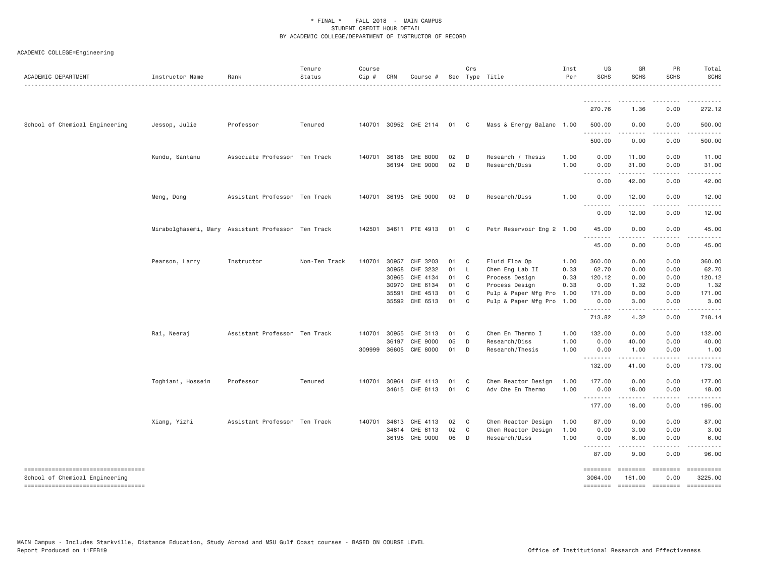\* FINAL \* FALL 2018 - MAIN CAMPUS
STUDENT CREDIT HOUR DETAIL
BY ACADEMIC COLLEGE/DEPARTMENT OF INSTRUCTOR OF RECORD

ACADEMIC COLLEGE=Engineering

| ACADEMIC DEPARTMENT | Instructor Name | Rank | Tenure Status | Course Cip # | CRN | Course # | Sec | Crs Type | Title | Inst Per | UG SCHS | GR SCHS | PR SCHS | Total SCHS |
|---|---|---|---|---|---|---|---|---|---|---|---|---|---|---|
| | | | | | | | | | | | 270.76 | 1.36 | 0.00 | 272.12 |
| School of Chemical Engineering | Jessop, Julie | Professor | Tenured | 140701 | 30952 | CHE 2114 | 01 | C | Mass & Energy Balanc | 1.00 | 500.00 | 0.00 | 0.00 | 500.00 |
| | | | | | | | | | | | 500.00 | 0.00 | 0.00 | 500.00 |
| | Kundu, Santanu | Associate Professor | Ten Track | 140701 | 36188 | CHE 8000 | 02 | D | Research / Thesis | 1.00 | 0.00 | 11.00 | 0.00 | 11.00 |
| | | | | | 36194 | CHE 9000 | 02 | D | Research/Diss | 1.00 | 0.00 | 31.00 | 0.00 | 31.00 |
| | | | | | | | | | | | 0.00 | 42.00 | 0.00 | 42.00 |
| | Meng, Dong | Assistant Professor | Ten Track | 140701 | 36195 | CHE 9000 | 03 | D | Research/Diss | 1.00 | 0.00 | 12.00 | 0.00 | 12.00 |
| | | | | | | | | | | | 0.00 | 12.00 | 0.00 | 12.00 |
| | Mirabolghasemi, Mary | Assistant Professor | Ten Track | 142501 | 34611 | PTE 4913 | 01 | C | Petr Reservoir Eng 2 | 1.00 | 45.00 | 0.00 | 0.00 | 45.00 |
| | | | | | | | | | | | 45.00 | 0.00 | 0.00 | 45.00 |
| | Pearson, Larry | Instructor | Non-Ten Track | 140701 | 30957 | CHE 3203 | 01 | C | Fluid Flow Op | 1.00 | 360.00 | 0.00 | 0.00 | 360.00 |
| | | | | | 30958 | CHE 3232 | 01 | L | Chem Eng Lab II | 0.33 | 62.70 | 0.00 | 0.00 | 62.70 |
| | | | | | 30965 | CHE 4134 | 01 | C | Process Design | 0.33 | 120.12 | 0.00 | 0.00 | 120.12 |
| | | | | | 30970 | CHE 6134 | 01 | C | Process Design | 0.33 | 0.00 | 1.32 | 0.00 | 1.32 |
| | | | | | 35591 | CHE 4513 | 01 | C | Pulp & Paper Mfg Pro | 1.00 | 171.00 | 0.00 | 0.00 | 171.00 |
| | | | | | 35592 | CHE 6513 | 01 | C | Pulp & Paper Mfg Pro | 1.00 | 0.00 | 3.00 | 0.00 | 3.00 |
| | | | | | | | | | | | 713.82 | 4.32 | 0.00 | 718.14 |
| | Rai, Neeraj | Assistant Professor | Ten Track | 140701 | 30955 | CHE 3113 | 01 | C | Chem En Thermo I | 1.00 | 132.00 | 0.00 | 0.00 | 132.00 |
| | | | | | 36197 | CHE 9000 | 05 | D | Research/Diss | 1.00 | 0.00 | 40.00 | 0.00 | 40.00 |
| | | | | 309999 | 36605 | CME 8000 | 01 | D | Research/Thesis | 1.00 | 0.00 | 1.00 | 0.00 | 1.00 |
| | | | | | | | | | | | 132.00 | 41.00 | 0.00 | 173.00 |
| | Toghiani, Hossein | Professor | Tenured | 140701 | 30964 | CHE 4113 | 01 | C | Chem Reactor Design | 1.00 | 177.00 | 0.00 | 0.00 | 177.00 |
| | | | | | 34615 | CHE 8113 | 01 | C | Adv Che En Thermo | 1.00 | 0.00 | 18.00 | 0.00 | 18.00 |
| | | | | | | | | | | | 177.00 | 18.00 | 0.00 | 195.00 |
| | Xiang, Yizhi | Assistant Professor | Ten Track | 140701 | 34613 | CHE 4113 | 02 | C | Chem Reactor Design | 1.00 | 87.00 | 0.00 | 0.00 | 87.00 |
| | | | | | 34614 | CHE 6113 | 02 | C | Chem Reactor Design | 1.00 | 0.00 | 3.00 | 0.00 | 3.00 |
| | | | | | 36198 | CHE 9000 | 06 | D | Research/Diss | 1.00 | 0.00 | 6.00 | 0.00 | 6.00 |
| | | | | | | | | | | | 87.00 | 9.00 | 0.00 | 96.00 |
| School of Chemical Engineering | | | | | | | | | | | 3064.00 | 161.00 | 0.00 | 3225.00 |

MAIN Campus - Includes Starkville, Distance Education, Study Abroad and MSU Gulf Coast courses - BASED ON COURSE LEVEL
Report Produced on 11FEB19 Office of Institutional Research and Effectiveness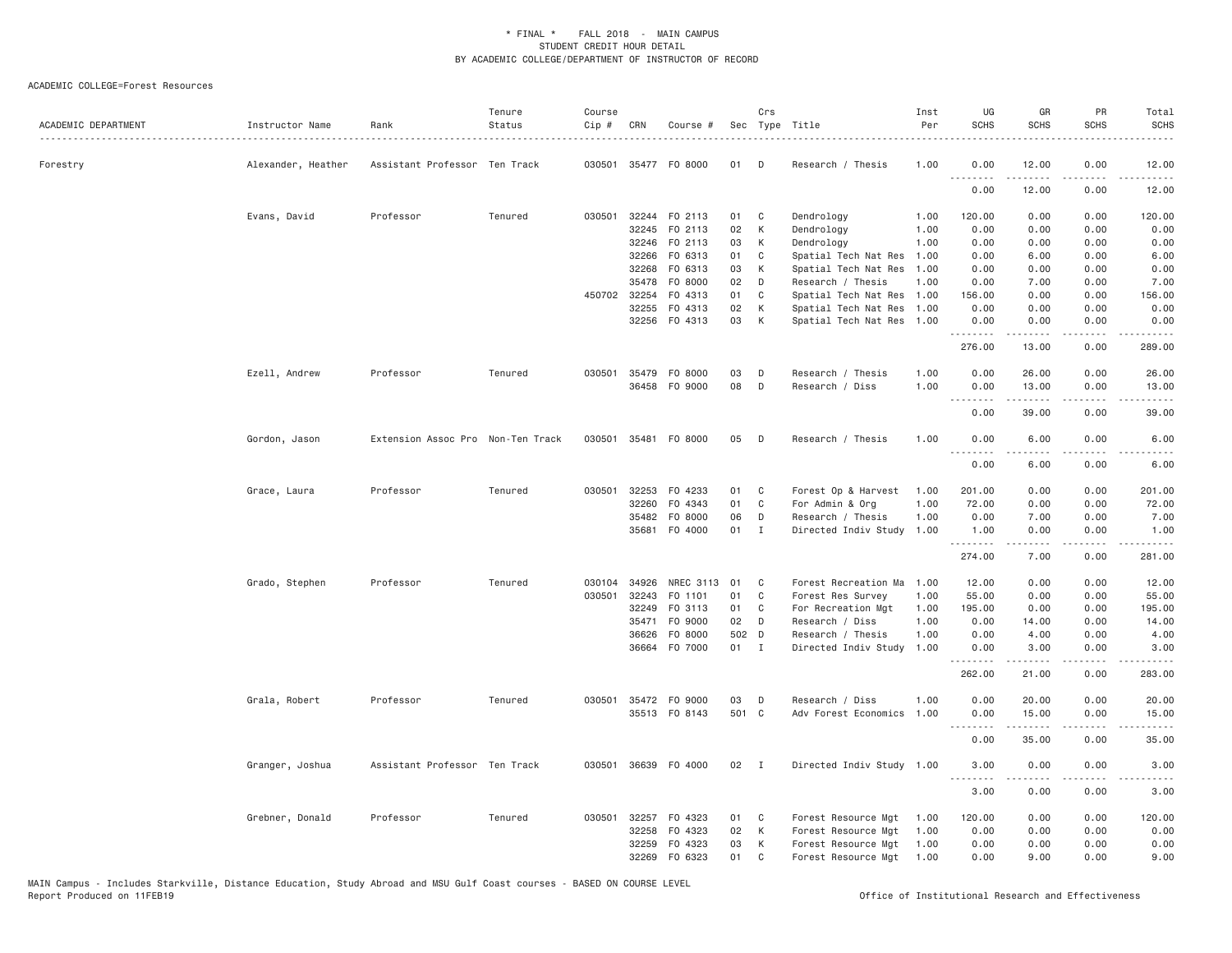\* FINAL \* FALL 2018 - MAIN CAMPUS
STUDENT CREDIT HOUR DETAIL
BY ACADEMIC COLLEGE/DEPARTMENT OF INSTRUCTOR OF RECORD

ACADEMIC COLLEGE=Forest Resources

| ACADEMIC DEPARTMENT | Instructor Name | Rank | Tenure Status | Course Cip # | CRN | Course # | Sec | Crs Type | Title | Inst Per | UG SCHS | GR SCHS | PR SCHS | Total SCHS |
|---|---|---|---|---|---|---|---|---|---|---|---|---|---|---|
| Forestry | Alexander, Heather | Assistant Professor | Ten Track | 030501 | 35477 | FO 8000 | 01 | D | Research / Thesis | 1.00 | 0.00 | 12.00 | 0.00 | 12.00 |
| | | | | | | | | | | | 0.00 | 12.00 | 0.00 | 12.00 |
| | Evans, David | Professor | Tenured | 030501 | 32244 | FO 2113 | 01 | C | Dendrology | 1.00 | 120.00 | 0.00 | 0.00 | 120.00 |
| | | | | | 32245 | FO 2113 | 02 | K | Dendrology | 1.00 | 0.00 | 0.00 | 0.00 | 0.00 |
| | | | | | 32246 | FO 2113 | 03 | K | Dendrology | 1.00 | 0.00 | 0.00 | 0.00 | 0.00 |
| | | | | | 32266 | FO 6313 | 01 | C | Spatial Tech Nat Res | 1.00 | 0.00 | 6.00 | 0.00 | 6.00 |
| | | | | | 32268 | FO 6313 | 03 | K | Spatial Tech Nat Res | 1.00 | 0.00 | 0.00 | 0.00 | 0.00 |
| | | | | | 35478 | FO 8000 | 02 | D | Research / Thesis | 1.00 | 0.00 | 7.00 | 0.00 | 7.00 |
| | | | | 450702 | 32254 | FO 4313 | 01 | C | Spatial Tech Nat Res | 1.00 | 156.00 | 0.00 | 0.00 | 156.00 |
| | | | | | 32255 | FO 4313 | 02 | K | Spatial Tech Nat Res | 1.00 | 0.00 | 0.00 | 0.00 | 0.00 |
| | | | | | 32256 | FO 4313 | 03 | K | Spatial Tech Nat Res | 1.00 | 0.00 | 0.00 | 0.00 | 0.00 |
| | | | | | | | | | | | 276.00 | 13.00 | 0.00 | 289.00 |
| | Ezell, Andrew | Professor | Tenured | 030501 | 35479 | FO 8000 | 03 | D | Research / Thesis | 1.00 | 0.00 | 26.00 | 0.00 | 26.00 |
| | | | | | 36458 | FO 9000 | 08 | D | Research / Diss | 1.00 | 0.00 | 13.00 | 0.00 | 13.00 |
| | | | | | | | | | | | 0.00 | 39.00 | 0.00 | 39.00 |
| | Gordon, Jason | Extension Assoc Pro | Non-Ten Track | 030501 | 35481 | FO 8000 | 05 | D | Research / Thesis | 1.00 | 0.00 | 6.00 | 0.00 | 6.00 |
| | | | | | | | | | | | 0.00 | 6.00 | 0.00 | 6.00 |
| | Grace, Laura | Professor | Tenured | 030501 | 32253 | FO 4233 | 01 | C | Forest Op & Harvest | 1.00 | 201.00 | 0.00 | 0.00 | 201.00 |
| | | | | | 32260 | FO 4343 | 01 | C | For Admin & Org | 1.00 | 72.00 | 0.00 | 0.00 | 72.00 |
| | | | | | 35482 | FO 8000 | 06 | D | Research / Thesis | 1.00 | 0.00 | 7.00 | 0.00 | 7.00 |
| | | | | | 35681 | FO 4000 | 01 | I | Directed Indiv Study | 1.00 | 1.00 | 0.00 | 0.00 | 1.00 |
| | | | | | | | | | | | 274.00 | 7.00 | 0.00 | 281.00 |
| | Grado, Stephen | Professor | Tenured | 030104 | 34926 | NREC 3113 | 01 | C | Forest Recreation Ma | 1.00 | 12.00 | 0.00 | 0.00 | 12.00 |
| | | | | 030501 | 32243 | FO 1101 | 01 | C | Forest Res Survey | 1.00 | 55.00 | 0.00 | 0.00 | 55.00 |
| | | | | | 32249 | FO 3113 | 01 | C | For Recreation Mgt | 1.00 | 195.00 | 0.00 | 0.00 | 195.00 |
| | | | | | 35471 | FO 9000 | 02 | D | Research / Diss | 1.00 | 0.00 | 14.00 | 0.00 | 14.00 |
| | | | | | 36626 | FO 8000 | 502 | D | Research / Thesis | 1.00 | 0.00 | 4.00 | 0.00 | 4.00 |
| | | | | | 36664 | FO 7000 | 01 | I | Directed Indiv Study | 1.00 | 0.00 | 3.00 | 0.00 | 3.00 |
| | | | | | | | | | | | 262.00 | 21.00 | 0.00 | 283.00 |
| | Grala, Robert | Professor | Tenured | 030501 | 35472 | FO 9000 | 03 | D | Research / Diss | 1.00 | 0.00 | 20.00 | 0.00 | 20.00 |
| | | | | | 35513 | FO 8143 | 501 | C | Adv Forest Economics | 1.00 | 0.00 | 15.00 | 0.00 | 15.00 |
| | | | | | | | | | | | 0.00 | 35.00 | 0.00 | 35.00 |
| | Granger, Joshua | Assistant Professor | Ten Track | 030501 | 36639 | FO 4000 | 02 | I | Directed Indiv Study | 1.00 | 3.00 | 0.00 | 0.00 | 3.00 |
| | | | | | | | | | | | 3.00 | 0.00 | 0.00 | 3.00 |
| | Grebner, Donald | Professor | Tenured | 030501 | 32257 | FO 4323 | 01 | C | Forest Resource Mgt | 1.00 | 120.00 | 0.00 | 0.00 | 120.00 |
| | | | | | 32258 | FO 4323 | 02 | K | Forest Resource Mgt | 1.00 | 0.00 | 0.00 | 0.00 | 0.00 |
| | | | | | 32259 | FO 4323 | 03 | K | Forest Resource Mgt | 1.00 | 0.00 | 0.00 | 0.00 | 0.00 |
| | | | | | 32269 | FO 6323 | 01 | C | Forest Resource Mgt | 1.00 | 0.00 | 9.00 | 0.00 | 9.00 |

MAIN Campus - Includes Starkville, Distance Education, Study Abroad and MSU Gulf Coast courses - BASED ON COURSE LEVEL
Report Produced on 11FEB19 Office of Institutional Research and Effectiveness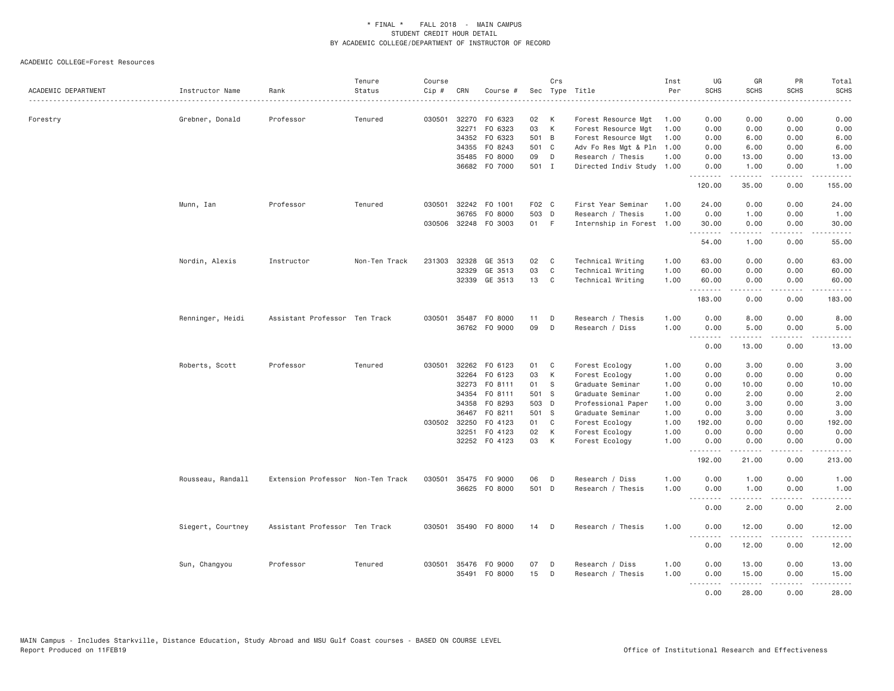\* FINAL \* FALL 2018 - MAIN CAMPUS
STUDENT CREDIT HOUR DETAIL
BY ACADEMIC COLLEGE/DEPARTMENT OF INSTRUCTOR OF RECORD

ACADEMIC COLLEGE=Forest Resources

| ACADEMIC DEPARTMENT | Instructor Name | Rank | Tenure Status | Course Cip # | CRN | Course # | Sec | Crs Type | Title | Inst Per | UG SCHS | GR SCHS | PR SCHS | Total SCHS |
|---|---|---|---|---|---|---|---|---|---|---|---|---|---|---|
| Forestry | Grebner, Donald | Professor | Tenured | 030501 | 32270 | FO 6323 | 02 | K | Forest Resource Mgt | 1.00 | 0.00 | 0.00 | 0.00 | 0.00 |
| | | | | | 32271 | FO 6323 | 03 | K | Forest Resource Mgt | 1.00 | 0.00 | 0.00 | 0.00 | 0.00 |
| | | | | | 34352 | FO 6323 | 501 | B | Forest Resource Mgt | 1.00 | 0.00 | 6.00 | 0.00 | 6.00 |
| | | | | | 34355 | FO 8243 | 501 | C | Adv Fo Res Mgt & Pln | 1.00 | 0.00 | 6.00 | 0.00 | 6.00 |
| | | | | | 35485 | FO 8000 | 09 | D | Research / Thesis | 1.00 | 0.00 | 13.00 | 0.00 | 13.00 |
| | | | | | 36682 | FO 7000 | 501 | I | Directed Indiv Study | 1.00 | 0.00 | 1.00 | 0.00 | 1.00 |
| | | | | | | | | | | | 120.00 | 35.00 | 0.00 | 155.00 |
| | Munn, Ian | Professor | Tenured | 030501 | 32242 | FO 1001 | F02 | C | First Year Seminar | 1.00 | 24.00 | 0.00 | 0.00 | 24.00 |
| | | | | | 36765 | FO 8000 | 503 | D | Research / Thesis | 1.00 | 0.00 | 1.00 | 0.00 | 1.00 |
| | | | | 030506 | 32248 | FO 3003 | 01 | F | Internship in Forest | 1.00 | 30.00 | 0.00 | 0.00 | 30.00 |
| | | | | | | | | | | | 54.00 | 1.00 | 0.00 | 55.00 |
| | Nordin, Alexis | Instructor | Non-Ten Track | 231303 | 32328 | GE 3513 | 02 | C | Technical Writing | 1.00 | 63.00 | 0.00 | 0.00 | 63.00 |
| | | | | | 32329 | GE 3513 | 03 | C | Technical Writing | 1.00 | 60.00 | 0.00 | 0.00 | 60.00 |
| | | | | | 32339 | GE 3513 | 13 | C | Technical Writing | 1.00 | 60.00 | 0.00 | 0.00 | 60.00 |
| | | | | | | | | | | | 183.00 | 0.00 | 0.00 | 183.00 |
| | Renninger, Heidi | Assistant Professor | Ten Track | 030501 | 35487 | FO 8000 | 11 | D | Research / Thesis | 1.00 | 0.00 | 8.00 | 0.00 | 8.00 |
| | | | | | 36762 | FO 9000 | 09 | D | Research / Diss | 1.00 | 0.00 | 5.00 | 0.00 | 5.00 |
| | | | | | | | | | | | 0.00 | 13.00 | 0.00 | 13.00 |
| | Roberts, Scott | Professor | Tenured | 030501 | 32262 | FO 6123 | 01 | C | Forest Ecology | 1.00 | 0.00 | 3.00 | 0.00 | 3.00 |
| | | | | | 32264 | FO 6123 | 03 | K | Forest Ecology | 1.00 | 0.00 | 0.00 | 0.00 | 0.00 |
| | | | | | 32273 | FO 8111 | 01 | S | Graduate Seminar | 1.00 | 0.00 | 10.00 | 0.00 | 10.00 |
| | | | | | 34354 | FO 8111 | 501 | S | Graduate Seminar | 1.00 | 0.00 | 2.00 | 0.00 | 2.00 |
| | | | | | 34358 | FO 8293 | 503 | D | Professional Paper | 1.00 | 0.00 | 3.00 | 0.00 | 3.00 |
| | | | | | 36467 | FO 8211 | 501 | S | Graduate Seminar | 1.00 | 0.00 | 3.00 | 0.00 | 3.00 |
| | | | | 030502 | 32250 | FO 4123 | 01 | C | Forest Ecology | 1.00 | 192.00 | 0.00 | 0.00 | 192.00 |
| | | | | | 32251 | FO 4123 | 02 | K | Forest Ecology | 1.00 | 0.00 | 0.00 | 0.00 | 0.00 |
| | | | | | 32252 | FO 4123 | 03 | K | Forest Ecology | 1.00 | 0.00 | 0.00 | 0.00 | 0.00 |
| | | | | | | | | | | | 192.00 | 21.00 | 0.00 | 213.00 |
| | Rousseau, Randall | Extension Professor | Non-Ten Track | 030501 | 35475 | FO 9000 | 06 | D | Research / Diss | 1.00 | 0.00 | 1.00 | 0.00 | 1.00 |
| | | | | | 36625 | FO 8000 | 501 | D | Research / Thesis | 1.00 | 0.00 | 1.00 | 0.00 | 1.00 |
| | | | | | | | | | | | 0.00 | 2.00 | 0.00 | 2.00 |
| | Siegert, Courtney | Assistant Professor | Ten Track | 030501 | 35490 | FO 8000 | 14 | D | Research / Thesis | 1.00 | 0.00 | 12.00 | 0.00 | 12.00 |
| | | | | | | | | | | | 0.00 | 12.00 | 0.00 | 12.00 |
| | Sun, Changyou | Professor | Tenured | 030501 | 35476 | FO 9000 | 07 | D | Research / Diss | 1.00 | 0.00 | 13.00 | 0.00 | 13.00 |
| | | | | | 35491 | FO 8000 | 15 | D | Research / Thesis | 1.00 | 0.00 | 15.00 | 0.00 | 15.00 |
| | | | | | | | | | | | 0.00 | 28.00 | 0.00 | 28.00 |

MAIN Campus - Includes Starkville, Distance Education, Study Abroad and MSU Gulf Coast courses - BASED ON COURSE LEVEL
Report Produced on 11FEB19 Office of Institutional Research and Effectiveness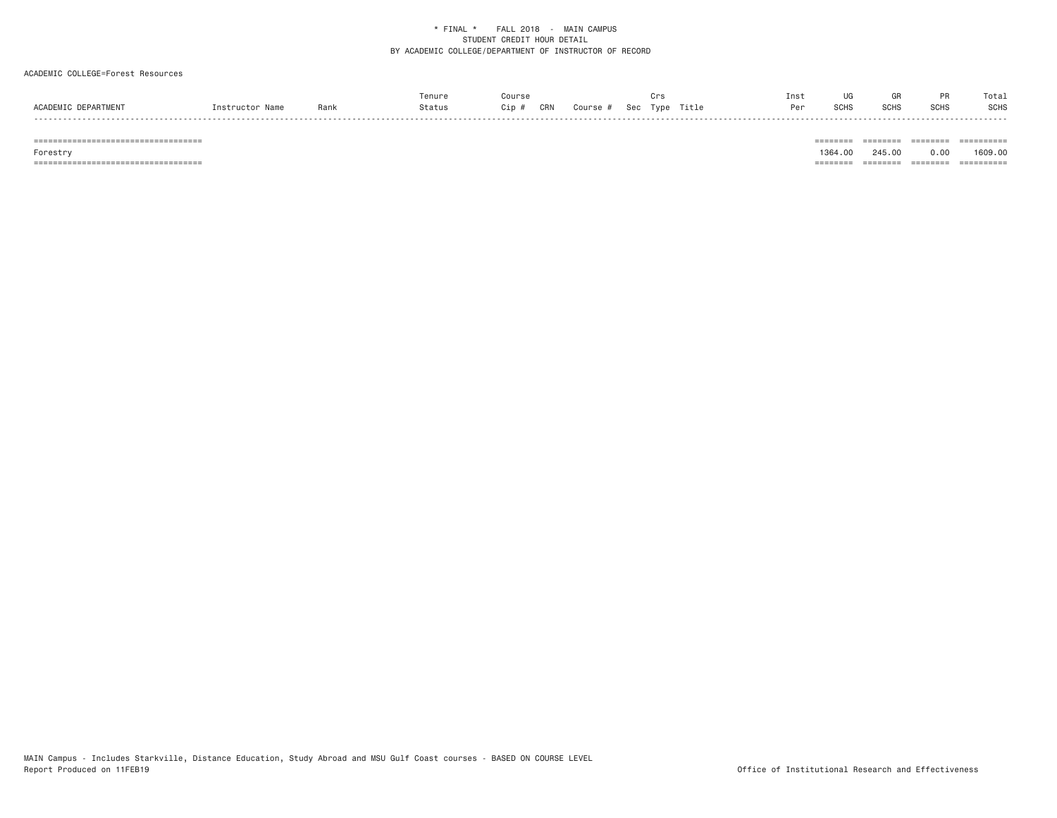\* FINAL \*    FALL 2018  -  MAIN CAMPUS
STUDENT CREDIT HOUR DETAIL
BY ACADEMIC COLLEGE/DEPARTMENT OF INSTRUCTOR OF RECORD

ACADEMIC COLLEGE=Forest Resources

| ACADEMIC DEPARTMENT | Instructor Name | Rank | Tenure Status | Course Cip # | CRN | Course # | Sec | Crs Type | Title | Inst Per | UG SCHS | GR SCHS | PR SCHS | Total SCHS |
|---|---|---|---|---|---|---|---|---|---|---|---|---|---|---|
| Forestry | | | | | | | | | | | 1364.00 | 245.00 | 0.00 | 1609.00 |

MAIN Campus - Includes Starkville, Distance Education, Study Abroad and MSU Gulf Coast courses - BASED ON COURSE LEVEL
Report Produced on 11FEB19

Office of Institutional Research and Effectiveness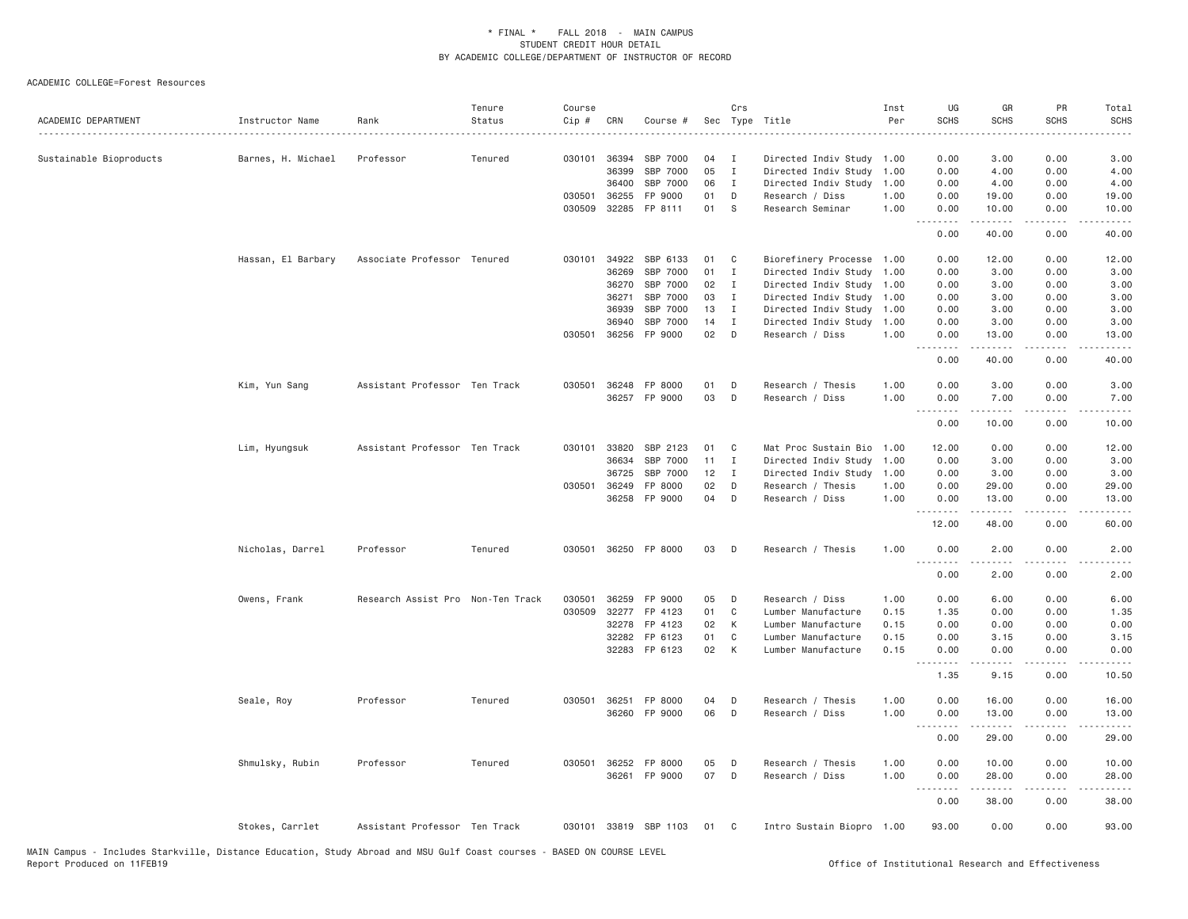\* FINAL \* FALL 2018 - MAIN CAMPUS
STUDENT CREDIT HOUR DETAIL
BY ACADEMIC COLLEGE/DEPARTMENT OF INSTRUCTOR OF RECORD

ACADEMIC COLLEGE=Forest Resources

| ACADEMIC DEPARTMENT | Instructor Name | Rank | Tenure Status | Course Cip # | CRN | Course # | Sec | Crs Type | Title | Inst Per | UG SCHS | GR SCHS | PR SCHS | Total SCHS |
|---|---|---|---|---|---|---|---|---|---|---|---|---|---|---|
| Sustainable Bioproducts | Barnes, H. Michael | Professor | Tenured | 030101 | 36394 | SBP 7000 | 04 | I | Directed Indiv Study | 1.00 | 0.00 | 3.00 | 0.00 | 3.00 |
| | | | | | 36399 | SBP 7000 | 05 | I | Directed Indiv Study | 1.00 | 0.00 | 4.00 | 0.00 | 4.00 |
| | | | | | 36400 | SBP 7000 | 06 | I | Directed Indiv Study | 1.00 | 0.00 | 4.00 | 0.00 | 4.00 |
| | | | | 030501 | 36255 | FP 9000 | 01 | D | Research / Diss | 1.00 | 0.00 | 19.00 | 0.00 | 19.00 |
| | | | | 030509 | 32285 | FP 8111 | 01 | S | Research Seminar | 1.00 | 0.00 | 10.00 | 0.00 | 10.00 |
| | | | | | | | | | | | 0.00 | 40.00 | 0.00 | 40.00 |
| | Hassan, El Barbary | Associate Professor | Tenured | 030101 | 34922 | SBP 6133 | 01 | C | Biorefinery Processe | 1.00 | 0.00 | 12.00 | 0.00 | 12.00 |
| | | | | | 36269 | SBP 7000 | 01 | I | Directed Indiv Study | 1.00 | 0.00 | 3.00 | 0.00 | 3.00 |
| | | | | | 36270 | SBP 7000 | 02 | I | Directed Indiv Study | 1.00 | 0.00 | 3.00 | 0.00 | 3.00 |
| | | | | | 36271 | SBP 7000 | 03 | I | Directed Indiv Study | 1.00 | 0.00 | 3.00 | 0.00 | 3.00 |
| | | | | | 36939 | SBP 7000 | 13 | I | Directed Indiv Study | 1.00 | 0.00 | 3.00 | 0.00 | 3.00 |
| | | | | | 36940 | SBP 7000 | 14 | I | Directed Indiv Study | 1.00 | 0.00 | 3.00 | 0.00 | 3.00 |
| | | | | 030501 | 36256 | FP 9000 | 02 | D | Research / Diss | 1.00 | 0.00 | 13.00 | 0.00 | 13.00 |
| | | | | | | | | | | | 0.00 | 40.00 | 0.00 | 40.00 |
| | Kim, Yun Sang | Assistant Professor | Ten Track | 030501 | 36248 | FP 8000 | 01 | D | Research / Thesis | 1.00 | 0.00 | 3.00 | 0.00 | 3.00 |
| | | | | | 36257 | FP 9000 | 03 | D | Research / Diss | 1.00 | 0.00 | 7.00 | 0.00 | 7.00 |
| | | | | | | | | | | | 0.00 | 10.00 | 0.00 | 10.00 |
| | Lim, Hyungsuk | Assistant Professor | Ten Track | 030101 | 33820 | SBP 2123 | 01 | C | Mat Proc Sustain Bio | 1.00 | 12.00 | 0.00 | 0.00 | 12.00 |
| | | | | | 36634 | SBP 7000 | 11 | I | Directed Indiv Study | 1.00 | 0.00 | 3.00 | 0.00 | 3.00 |
| | | | | | 36725 | SBP 7000 | 12 | I | Directed Indiv Study | 1.00 | 0.00 | 3.00 | 0.00 | 3.00 |
| | | | | 030501 | 36249 | FP 8000 | 02 | D | Research / Thesis | 1.00 | 0.00 | 29.00 | 0.00 | 29.00 |
| | | | | | 36258 | FP 9000 | 04 | D | Research / Diss | 1.00 | 0.00 | 13.00 | 0.00 | 13.00 |
| | | | | | | | | | | | 12.00 | 48.00 | 0.00 | 60.00 |
| | Nicholas, Darrel | Professor | Tenured | 030501 | 36250 | FP 8000 | 03 | D | Research / Thesis | 1.00 | 0.00 | 2.00 | 0.00 | 2.00 |
| | | | | | | | | | | | 0.00 | 2.00 | 0.00 | 2.00 |
| | Owens, Frank | Research Assist Pro | Non-Ten Track | 030501 | 36259 | FP 9000 | 05 | D | Research / Diss | 1.00 | 0.00 | 6.00 | 0.00 | 6.00 |
| | | | | 030509 | 32277 | FP 4123 | 01 | C | Lumber Manufacture | 0.15 | 1.35 | 0.00 | 0.00 | 1.35 |
| | | | | | 32278 | FP 4123 | 02 | K | Lumber Manufacture | 0.15 | 0.00 | 0.00 | 0.00 | 0.00 |
| | | | | | 32282 | FP 6123 | 01 | C | Lumber Manufacture | 0.15 | 0.00 | 3.15 | 0.00 | 3.15 |
| | | | | | 32283 | FP 6123 | 02 | K | Lumber Manufacture | 0.15 | 0.00 | 0.00 | 0.00 | 0.00 |
| | | | | | | | | | | | 1.35 | 9.15 | 0.00 | 10.50 |
| | Seale, Roy | Professor | Tenured | 030501 | 36251 | FP 8000 | 04 | D | Research / Thesis | 1.00 | 0.00 | 16.00 | 0.00 | 16.00 |
| | | | | | 36260 | FP 9000 | 06 | D | Research / Diss | 1.00 | 0.00 | 13.00 | 0.00 | 13.00 |
| | | | | | | | | | | | 0.00 | 29.00 | 0.00 | 29.00 |
| | Shmulsky, Rubin | Professor | Tenured | 030501 | 36252 | FP 8000 | 05 | D | Research / Thesis | 1.00 | 0.00 | 10.00 | 0.00 | 10.00 |
| | | | | | 36261 | FP 9000 | 07 | D | Research / Diss | 1.00 | 0.00 | 28.00 | 0.00 | 28.00 |
| | | | | | | | | | | | 0.00 | 38.00 | 0.00 | 38.00 |
| | Stokes, Carrlet | Assistant Professor | Ten Track | 030101 | 33819 | SBP 1103 | 01 | C | Intro Sustain Biopro | 1.00 | 93.00 | 0.00 | 0.00 | 93.00 |

MAIN Campus - Includes Starkville, Distance Education, Study Abroad and MSU Gulf Coast courses - BASED ON COURSE LEVEL
Report Produced on 11FEB19

Office of Institutional Research and Effectiveness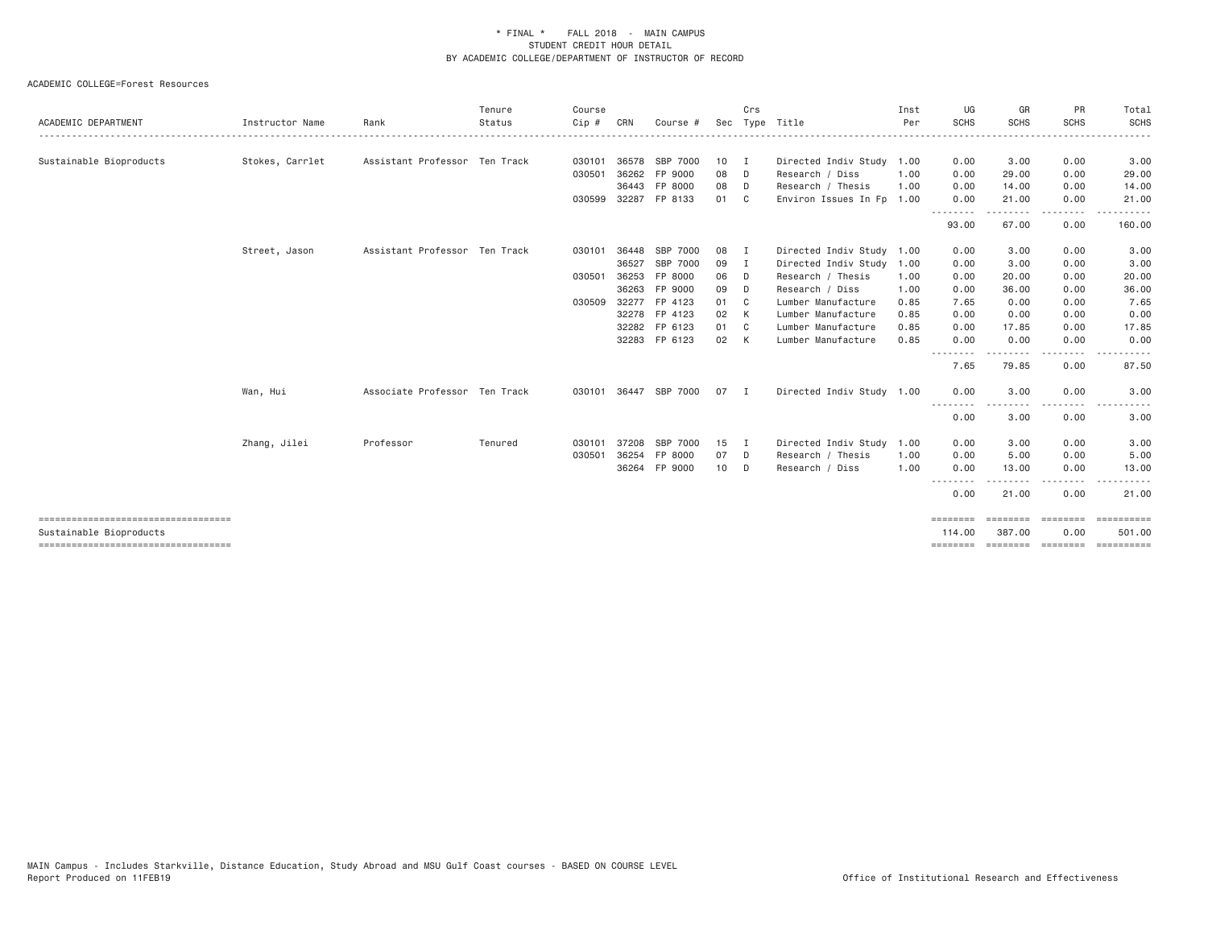\* FINAL \* FALL 2018 - MAIN CAMPUS
STUDENT CREDIT HOUR DETAIL
BY ACADEMIC COLLEGE/DEPARTMENT OF INSTRUCTOR OF RECORD

ACADEMIC COLLEGE=Forest Resources

| ACADEMIC DEPARTMENT | Instructor Name | Rank | Tenure Status | Course Cip # | CRN | Course # | Sec | Crs Type | Title | Inst Per | UG SCHS | GR SCHS | PR SCHS | Total SCHS |
|---|---|---|---|---|---|---|---|---|---|---|---|---|---|---|
| Sustainable Bioproducts | Stokes, Carrlet | Assistant Professor | Ten Track | 030101 | 36578 | SBP 7000 | 10 | I | Directed Indiv Study | 1.00 | 0.00 | 3.00 | 0.00 | 3.00 |
| | | | | 030501 | 36262 | FP 9000 | 08 | D | Research / Diss | 1.00 | 0.00 | 29.00 | 0.00 | 29.00 |
| | | | | | 36443 | FP 8000 | 08 | D | Research / Thesis | 1.00 | 0.00 | 14.00 | 0.00 | 14.00 |
| | | | | 030599 | 32287 | FP 8133 | 01 | C | Environ Issues In Fp | 1.00 | 0.00 | 21.00 | 0.00 | 21.00 |
| | | | | | | | | | | | 93.00 | 67.00 | 0.00 | 160.00 |
| | Street, Jason | Assistant Professor | Ten Track | 030101 | 36448 | SBP 7000 | 08 | I | Directed Indiv Study | 1.00 | 0.00 | 3.00 | 0.00 | 3.00 |
| | | | | | 36527 | SBP 7000 | 09 | I | Directed Indiv Study | 1.00 | 0.00 | 3.00 | 0.00 | 3.00 |
| | | | | 030501 | 36253 | FP 8000 | 06 | D | Research / Thesis | 1.00 | 0.00 | 20.00 | 0.00 | 20.00 |
| | | | | | 36263 | FP 9000 | 09 | D | Research / Diss | 1.00 | 0.00 | 36.00 | 0.00 | 36.00 |
| | | | | 030509 | 32277 | FP 4123 | 01 | C | Lumber Manufacture | 0.85 | 7.65 | 0.00 | 0.00 | 7.65 |
| | | | | | 32278 | FP 4123 | 02 | K | Lumber Manufacture | 0.85 | 0.00 | 0.00 | 0.00 | 0.00 |
| | | | | | 32282 | FP 6123 | 01 | C | Lumber Manufacture | 0.85 | 0.00 | 17.85 | 0.00 | 17.85 |
| | | | | | 32283 | FP 6123 | 02 | K | Lumber Manufacture | 0.85 | 0.00 | 0.00 | 0.00 | 0.00 |
| | | | | | | | | | | | 7.65 | 79.85 | 0.00 | 87.50 |
| | Wan, Hui | Associate Professor | Ten Track | 030101 | 36447 | SBP 7000 | 07 | I | Directed Indiv Study | 1.00 | 0.00 | 3.00 | 0.00 | 3.00 |
| | | | | | | | | | | | 0.00 | 3.00 | 0.00 | 3.00 |
| | Zhang, Jilei | Professor | Tenured | 030101 | 37208 | SBP 7000 | 15 | I | Directed Indiv Study | 1.00 | 0.00 | 3.00 | 0.00 | 3.00 |
| | | | | 030501 | 36254 | FP 8000 | 07 | D | Research / Thesis | 1.00 | 0.00 | 5.00 | 0.00 | 5.00 |
| | | | | | 36264 | FP 9000 | 10 | D | Research / Diss | 1.00 | 0.00 | 13.00 | 0.00 | 13.00 |
| | | | | | | | | | | | 0.00 | 21.00 | 0.00 | 21.00 |
| Sustainable Bioproducts | | | | | | | | | | | 114.00 | 387.00 | 0.00 | 501.00 |

MAIN Campus - Includes Starkville, Distance Education, Study Abroad and MSU Gulf Coast courses - BASED ON COURSE LEVEL
Report Produced on 11FEB19 Office of Institutional Research and Effectiveness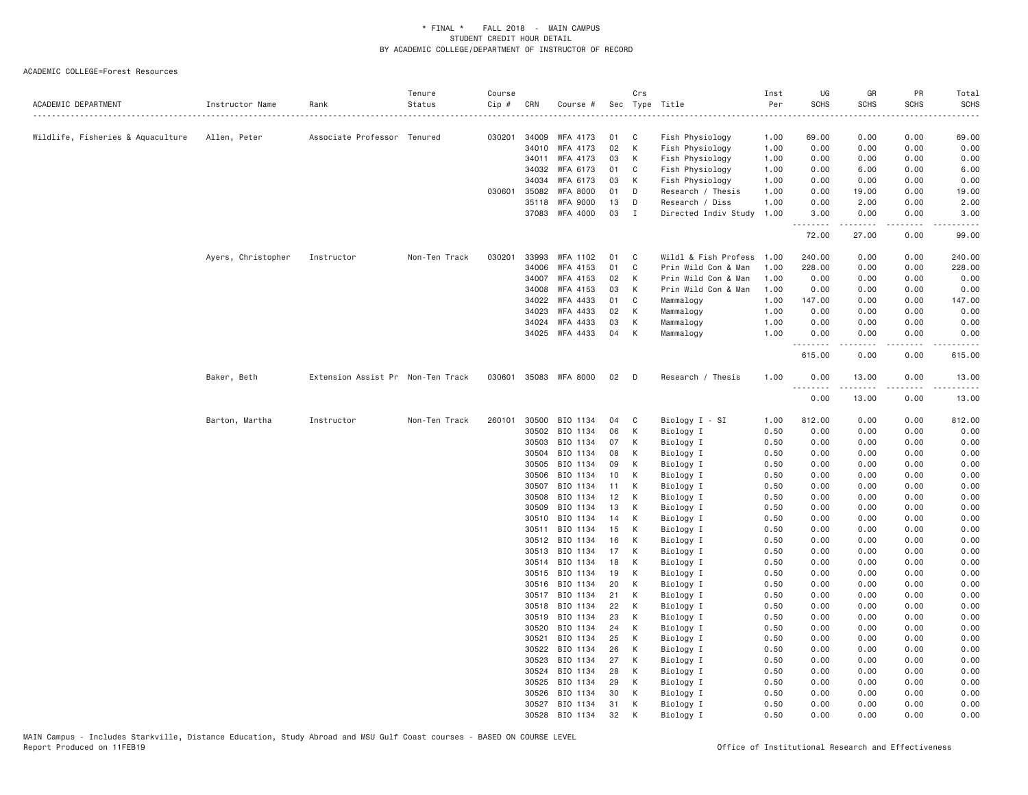\* FINAL \* FALL 2018 - MAIN CAMPUS
STUDENT CREDIT HOUR DETAIL
BY ACADEMIC COLLEGE/DEPARTMENT OF INSTRUCTOR OF RECORD

ACADEMIC COLLEGE=Forest Resources

| ACADEMIC DEPARTMENT | Instructor Name | Rank | Tenure Status | Course Cip # | CRN | Course # | Sec | Crs Type | Title | Inst Per | UG SCHS | GR SCHS | PR SCHS | Total SCHS |
|---|---|---|---|---|---|---|---|---|---|---|---|---|---|---|
| Wildlife, Fisheries & Aquaculture | Allen, Peter | Associate Professor | Tenured | 030201 | 34009 | WFA 4173 | 01 | C | Fish Physiology | 1.00 | 69.00 | 0.00 | 0.00 | 69.00 |
| | | | | | 34010 | WFA 4173 | 02 | K | Fish Physiology | 1.00 | 0.00 | 0.00 | 0.00 | 0.00 |
| | | | | | 34011 | WFA 4173 | 03 | K | Fish Physiology | 1.00 | 0.00 | 0.00 | 0.00 | 0.00 |
| | | | | | 34032 | WFA 6173 | 01 | C | Fish Physiology | 1.00 | 0.00 | 6.00 | 0.00 | 6.00 |
| | | | | | 34034 | WFA 6173 | 03 | K | Fish Physiology | 1.00 | 0.00 | 0.00 | 0.00 | 0.00 |
| | | | | 030601 | 35082 | WFA 8000 | 01 | D | Research / Thesis | 1.00 | 0.00 | 19.00 | 0.00 | 19.00 |
| | | | | | 35118 | WFA 9000 | 13 | D | Research / Diss | 1.00 | 0.00 | 2.00 | 0.00 | 2.00 |
| | | | | | 37083 | WFA 4000 | 03 | I | Directed Indiv Study | 1.00 | 3.00 | 0.00 | 0.00 | 3.00 |
| | | | | | | | | | | | 72.00 | 27.00 | 0.00 | 99.00 |
| | Ayers, Christopher | Instructor | Non-Ten Track | 030201 | 33993 | WFA 1102 | 01 | C | Wildl & Fish Profess | 1.00 | 240.00 | 0.00 | 0.00 | 240.00 |
| | | | | | 34006 | WFA 4153 | 01 | C | Prin Wild Con & Man | 1.00 | 228.00 | 0.00 | 0.00 | 228.00 |
| | | | | | 34007 | WFA 4153 | 02 | K | Prin Wild Con & Man | 1.00 | 0.00 | 0.00 | 0.00 | 0.00 |
| | | | | | 34008 | WFA 4153 | 03 | K | Prin Wild Con & Man | 1.00 | 0.00 | 0.00 | 0.00 | 0.00 |
| | | | | | 34022 | WFA 4433 | 01 | C | Mammalogy | 1.00 | 147.00 | 0.00 | 0.00 | 147.00 |
| | | | | | 34023 | WFA 4433 | 02 | K | Mammalogy | 1.00 | 0.00 | 0.00 | 0.00 | 0.00 |
| | | | | | 34024 | WFA 4433 | 03 | K | Mammalogy | 1.00 | 0.00 | 0.00 | 0.00 | 0.00 |
| | | | | | 34025 | WFA 4433 | 04 | K | Mammalogy | 1.00 | 0.00 | 0.00 | 0.00 | 0.00 |
| | | | | | | | | | | | 615.00 | 0.00 | 0.00 | 615.00 |
| | Baker, Beth | Extension Assist Pr | Non-Ten Track | 030601 | 35083 | WFA 8000 | 02 | D | Research / Thesis | 1.00 | 0.00 | 13.00 | 0.00 | 13.00 |
| | | | | | | | | | | | 0.00 | 13.00 | 0.00 | 13.00 |
| | Barton, Martha | Instructor | Non-Ten Track | 260101 | 30500 | BIO 1134 | 04 | C | Biology I - SI | 1.00 | 812.00 | 0.00 | 0.00 | 812.00 |
| | | | | | 30502 | BIO 1134 | 06 | K | Biology I | 0.50 | 0.00 | 0.00 | 0.00 | 0.00 |
| | | | | | 30503 | BIO 1134 | 07 | K | Biology I | 0.50 | 0.00 | 0.00 | 0.00 | 0.00 |
| | | | | | 30504 | BIO 1134 | 08 | K | Biology I | 0.50 | 0.00 | 0.00 | 0.00 | 0.00 |
| | | | | | 30505 | BIO 1134 | 09 | K | Biology I | 0.50 | 0.00 | 0.00 | 0.00 | 0.00 |
| | | | | | 30506 | BIO 1134 | 10 | K | Biology I | 0.50 | 0.00 | 0.00 | 0.00 | 0.00 |
| | | | | | 30507 | BIO 1134 | 11 | K | Biology I | 0.50 | 0.00 | 0.00 | 0.00 | 0.00 |
| | | | | | 30508 | BIO 1134 | 12 | K | Biology I | 0.50 | 0.00 | 0.00 | 0.00 | 0.00 |
| | | | | | 30509 | BIO 1134 | 13 | K | Biology I | 0.50 | 0.00 | 0.00 | 0.00 | 0.00 |
| | | | | | 30510 | BIO 1134 | 14 | K | Biology I | 0.50 | 0.00 | 0.00 | 0.00 | 0.00 |
| | | | | | 30511 | BIO 1134 | 15 | K | Biology I | 0.50 | 0.00 | 0.00 | 0.00 | 0.00 |
| | | | | | 30512 | BIO 1134 | 16 | K | Biology I | 0.50 | 0.00 | 0.00 | 0.00 | 0.00 |
| | | | | | 30513 | BIO 1134 | 17 | K | Biology I | 0.50 | 0.00 | 0.00 | 0.00 | 0.00 |
| | | | | | 30514 | BIO 1134 | 18 | K | Biology I | 0.50 | 0.00 | 0.00 | 0.00 | 0.00 |
| | | | | | 30515 | BIO 1134 | 19 | K | Biology I | 0.50 | 0.00 | 0.00 | 0.00 | 0.00 |
| | | | | | 30516 | BIO 1134 | 20 | K | Biology I | 0.50 | 0.00 | 0.00 | 0.00 | 0.00 |
| | | | | | 30517 | BIO 1134 | 21 | K | Biology I | 0.50 | 0.00 | 0.00 | 0.00 | 0.00 |
| | | | | | 30518 | BIO 1134 | 22 | K | Biology I | 0.50 | 0.00 | 0.00 | 0.00 | 0.00 |
| | | | | | 30519 | BIO 1134 | 23 | K | Biology I | 0.50 | 0.00 | 0.00 | 0.00 | 0.00 |
| | | | | | 30520 | BIO 1134 | 24 | K | Biology I | 0.50 | 0.00 | 0.00 | 0.00 | 0.00 |
| | | | | | 30521 | BIO 1134 | 25 | K | Biology I | 0.50 | 0.00 | 0.00 | 0.00 | 0.00 |
| | | | | | 30522 | BIO 1134 | 26 | K | Biology I | 0.50 | 0.00 | 0.00 | 0.00 | 0.00 |
| | | | | | 30523 | BIO 1134 | 27 | K | Biology I | 0.50 | 0.00 | 0.00 | 0.00 | 0.00 |
| | | | | | 30524 | BIO 1134 | 28 | K | Biology I | 0.50 | 0.00 | 0.00 | 0.00 | 0.00 |
| | | | | | 30525 | BIO 1134 | 29 | K | Biology I | 0.50 | 0.00 | 0.00 | 0.00 | 0.00 |
| | | | | | 30526 | BIO 1134 | 30 | K | Biology I | 0.50 | 0.00 | 0.00 | 0.00 | 0.00 |
| | | | | | 30527 | BIO 1134 | 31 | K | Biology I | 0.50 | 0.00 | 0.00 | 0.00 | 0.00 |
| | | | | | 30528 | BIO 1134 | 32 | K | Biology I | 0.50 | 0.00 | 0.00 | 0.00 | 0.00 |

MAIN Campus - Includes Starkville, Distance Education, Study Abroad and MSU Gulf Coast courses - BASED ON COURSE LEVEL
Report Produced on 11FEB19 Office of Institutional Research and Effectiveness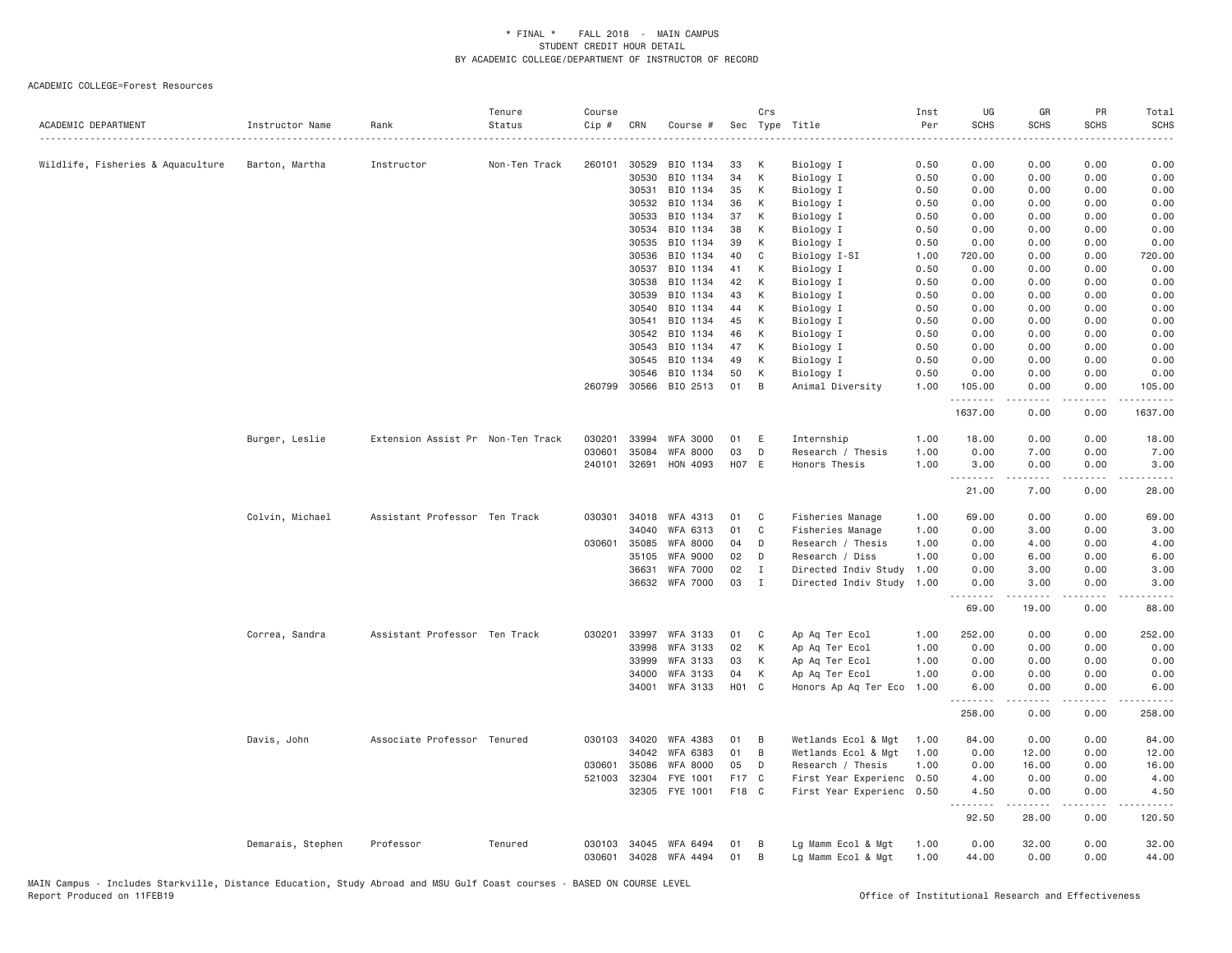# * FINAL * FALL 2018 - MAIN CAMPUS
## STUDENT CREDIT HOUR DETAIL
## BY ACADEMIC COLLEGE/DEPARTMENT OF INSTRUCTOR OF RECORD

ACADEMIC COLLEGE=Forest Resources

| ACADEMIC DEPARTMENT | Instructor Name | Rank | Tenure Status | Course Cip # | CRN | Course # | Sec | Crs Type | Title | Inst Per | UG SCHS | GR SCHS | PR SCHS | Total SCHS |
|---|---|---|---|---|---|---|---|---|---|---|---|---|---|---|
| Wildlife, Fisheries & Aquaculture | Barton, Martha | Instructor | Non-Ten Track | 260101 | 30529 | BIO 1134 | 33 | K | Biology I | 0.50 | 0.00 | 0.00 | 0.00 | 0.00 |
| | | | | | 30530 | BIO 1134 | 34 | K | Biology I | 0.50 | 0.00 | 0.00 | 0.00 | 0.00 |
| | | | | | 30531 | BIO 1134 | 35 | K | Biology I | 0.50 | 0.00 | 0.00 | 0.00 | 0.00 |
| | | | | | 30532 | BIO 1134 | 36 | K | Biology I | 0.50 | 0.00 | 0.00 | 0.00 | 0.00 |
| | | | | | 30533 | BIO 1134 | 37 | K | Biology I | 0.50 | 0.00 | 0.00 | 0.00 | 0.00 |
| | | | | | 30534 | BIO 1134 | 38 | K | Biology I | 0.50 | 0.00 | 0.00 | 0.00 | 0.00 |
| | | | | | 30535 | BIO 1134 | 39 | K | Biology I | 0.50 | 0.00 | 0.00 | 0.00 | 0.00 |
| | | | | | 30536 | BIO 1134 | 40 | C | Biology I-SI | 1.00 | 720.00 | 0.00 | 0.00 | 720.00 |
| | | | | | 30537 | BIO 1134 | 41 | K | Biology I | 0.50 | 0.00 | 0.00 | 0.00 | 0.00 |
| | | | | | 30538 | BIO 1134 | 42 | K | Biology I | 0.50 | 0.00 | 0.00 | 0.00 | 0.00 |
| | | | | | 30539 | BIO 1134 | 43 | K | Biology I | 0.50 | 0.00 | 0.00 | 0.00 | 0.00 |
| | | | | | 30540 | BIO 1134 | 44 | K | Biology I | 0.50 | 0.00 | 0.00 | 0.00 | 0.00 |
| | | | | | 30541 | BIO 1134 | 45 | K | Biology I | 0.50 | 0.00 | 0.00 | 0.00 | 0.00 |
| | | | | | 30542 | BIO 1134 | 46 | K | Biology I | 0.50 | 0.00 | 0.00 | 0.00 | 0.00 |
| | | | | | 30543 | BIO 1134 | 47 | K | Biology I | 0.50 | 0.00 | 0.00 | 0.00 | 0.00 |
| | | | | | 30545 | BIO 1134 | 49 | K | Biology I | 0.50 | 0.00 | 0.00 | 0.00 | 0.00 |
| | | | | | 30546 | BIO 1134 | 50 | K | Biology I | 0.50 | 0.00 | 0.00 | 0.00 | 0.00 |
| | | | | 260799 | 30566 | BIO 2513 | 01 | B | Animal Diversity | 1.00 | 105.00 | 0.00 | 0.00 | 105.00 |
| | | | | | | | | | | | 1637.00 | 0.00 | 0.00 | 1637.00 |
| | Burger, Leslie | Extension Assist Pr | Non-Ten Track | 030201 | 33994 | WFA 3000 | 01 | E | Internship | 1.00 | 18.00 | 0.00 | 0.00 | 18.00 |
| | | | | 030601 | 35084 | WFA 8000 | 03 | D | Research / Thesis | 1.00 | 0.00 | 7.00 | 0.00 | 7.00 |
| | | | | 240101 | 32691 | HON 4093 | H07 | E | Honors Thesis | 1.00 | 3.00 | 0.00 | 0.00 | 3.00 |
| | | | | | | | | | | | 21.00 | 7.00 | 0.00 | 28.00 |
| | Colvin, Michael | Assistant Professor | Ten Track | 030301 | 34018 | WFA 4313 | 01 | C | Fisheries Manage | 1.00 | 69.00 | 0.00 | 0.00 | 69.00 |
| | | | | | 34040 | WFA 6313 | 01 | C | Fisheries Manage | 1.00 | 0.00 | 3.00 | 0.00 | 3.00 |
| | | | | 030601 | 35085 | WFA 8000 | 04 | D | Research / Thesis | 1.00 | 0.00 | 4.00 | 0.00 | 4.00 |
| | | | | | 35105 | WFA 9000 | 02 | D | Research / Diss | 1.00 | 0.00 | 6.00 | 0.00 | 6.00 |
| | | | | | 36631 | WFA 7000 | 02 | I | Directed Indiv Study | 1.00 | 0.00 | 3.00 | 0.00 | 3.00 |
| | | | | | 36632 | WFA 7000 | 03 | I | Directed Indiv Study | 1.00 | 0.00 | 3.00 | 0.00 | 3.00 |
| | | | | | | | | | | | 69.00 | 19.00 | 0.00 | 88.00 |
| | Correa, Sandra | Assistant Professor | Ten Track | 030201 | 33997 | WFA 3133 | 01 | C | Ap Aq Ter Ecol | 1.00 | 252.00 | 0.00 | 0.00 | 252.00 |
| | | | | | 33998 | WFA 3133 | 02 | K | Ap Aq Ter Ecol | 1.00 | 0.00 | 0.00 | 0.00 | 0.00 |
| | | | | | 33999 | WFA 3133 | 03 | K | Ap Aq Ter Ecol | 1.00 | 0.00 | 0.00 | 0.00 | 0.00 |
| | | | | | 34000 | WFA 3133 | 04 | K | Ap Aq Ter Ecol | 1.00 | 0.00 | 0.00 | 0.00 | 0.00 |
| | | | | | 34001 | WFA 3133 | H01 | C | Honors Ap Aq Ter Eco | 1.00 | 6.00 | 0.00 | 0.00 | 6.00 |
| | | | | | | | | | | | 258.00 | 0.00 | 0.00 | 258.00 |
| | Davis, John | Associate Professor | Tenured | 030103 | 34020 | WFA 4383 | 01 | B | Wetlands Ecol & Mgt | 1.00 | 84.00 | 0.00 | 0.00 | 84.00 |
| | | | | | 34042 | WFA 6383 | 01 | B | Wetlands Ecol & Mgt | 1.00 | 0.00 | 12.00 | 0.00 | 12.00 |
| | | | | 030601 | 35086 | WFA 8000 | 05 | D | Research / Thesis | 1.00 | 0.00 | 16.00 | 0.00 | 16.00 |
| | | | | 521003 | 32304 | FYE 1001 | F17 | C | First Year Experienc | 0.50 | 4.00 | 0.00 | 0.00 | 4.00 |
| | | | | | 32305 | FYE 1001 | F18 | C | First Year Experienc | 0.50 | 4.50 | 0.00 | 0.00 | 4.50 |
| | | | | | | | | | | | 92.50 | 28.00 | 0.00 | 120.50 |
| | Demarais, Stephen | Professor | Tenured | 030103 | 34045 | WFA 6494 | 01 | B | Lg Mamm Ecol & Mgt | 1.00 | 0.00 | 32.00 | 0.00 | 32.00 |
| | | | | 030601 | 34028 | WFA 4494 | 01 | B | Lg Mamm Ecol & Mgt | 1.00 | 44.00 | 0.00 | 0.00 | 44.00 |

MAIN Campus - Includes Starkville, Distance Education, Study Abroad and MSU Gulf Coast courses - BASED ON COURSE LEVEL
Report Produced on 11FEB19 Office of Institutional Research and Effectiveness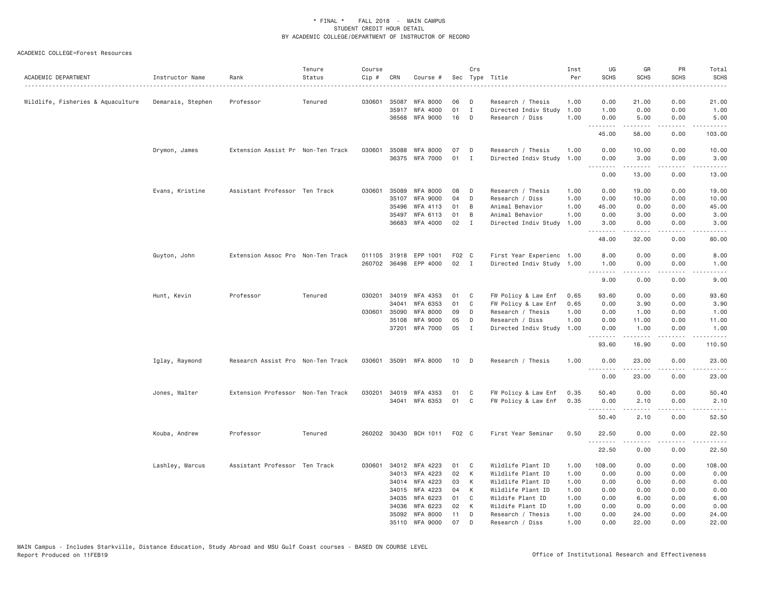# * FINAL * FALL 2018 - MAIN CAMPUS
## STUDENT CREDIT HOUR DETAIL
## BY ACADEMIC COLLEGE/DEPARTMENT OF INSTRUCTOR OF RECORD

ACADEMIC COLLEGE=Forest Resources

| ACADEMIC DEPARTMENT | Instructor Name | Rank | Tenure Status | Course Cip # | CRN | Course # | Sec | Crs Type | Title | Inst Per | UG SCHS | GR SCHS | PR SCHS | Total SCHS |
|---|---|---|---|---|---|---|---|---|---|---|---|---|---|---|
| Wildlife, Fisheries & Aquaculture | Demarais, Stephen | Professor | Tenured | 030601 | 35087 | WFA 8000 | 06 | D | Research / Thesis | 1.00 | 0.00 | 21.00 | 0.00 | 21.00 |
| | | | | | 35917 | WFA 4000 | 01 | I | Directed Indiv Study | 1.00 | 1.00 | 0.00 | 0.00 | 1.00 |
| | | | | | 36568 | WFA 9000 | 16 | D | Research / Diss | 1.00 | 0.00 | 5.00 | 0.00 | 5.00 |
| | | | | | | | | | | | 45.00 | 58.00 | 0.00 | 103.00 |
| | Drymon, James | Extension Assist Pr | Non-Ten Track | 030601 | 35088 | WFA 8000 | 07 | D | Research / Thesis | 1.00 | 0.00 | 10.00 | 0.00 | 10.00 |
| | | | | | 36375 | WFA 7000 | 01 | I | Directed Indiv Study | 1.00 | 0.00 | 3.00 | 0.00 | 3.00 |
| | | | | | | | | | | | 0.00 | 13.00 | 0.00 | 13.00 |
| | Evans, Kristine | Assistant Professor | Ten Track | 030601 | 35089 | WFA 8000 | 08 | D | Research / Thesis | 1.00 | 0.00 | 19.00 | 0.00 | 19.00 |
| | | | | | 35107 | WFA 9000 | 04 | D | Research / Diss | 1.00 | 0.00 | 10.00 | 0.00 | 10.00 |
| | | | | | 35496 | WFA 4113 | 01 | B | Animal Behavior | 1.00 | 45.00 | 0.00 | 0.00 | 45.00 |
| | | | | | 35497 | WFA 6113 | 01 | B | Animal Behavior | 1.00 | 0.00 | 3.00 | 0.00 | 3.00 |
| | | | | | 36683 | WFA 4000 | 02 | I | Directed Indiv Study | 1.00 | 3.00 | 0.00 | 0.00 | 3.00 |
| | | | | | | | | | | | 48.00 | 32.00 | 0.00 | 80.00 |
| | Guyton, John | Extension Assoc Pro | Non-Ten Track | 011105 | 31918 | EPP 1001 | F02 | C | First Year Experienc | 1.00 | 8.00 | 0.00 | 0.00 | 8.00 |
| | | | | 260702 | 36498 | EPP 4000 | 02 | I | Directed Indiv Study | 1.00 | 1.00 | 0.00 | 0.00 | 1.00 |
| | | | | | | | | | | | 9.00 | 0.00 | 0.00 | 9.00 |
| | Hunt, Kevin | Professor | Tenured | 030201 | 34019 | WFA 4353 | 01 | C | FW Policy & Law Enf | 0.65 | 93.60 | 0.00 | 0.00 | 93.60 |
| | | | | | 34041 | WFA 6353 | 01 | C | FW Policy & Law Enf | 0.65 | 0.00 | 3.90 | 0.00 | 3.90 |
| | | | | 030601 | 35090 | WFA 8000 | 09 | D | Research / Thesis | 1.00 | 0.00 | 1.00 | 0.00 | 1.00 |
| | | | | | 35108 | WFA 9000 | 05 | D | Research / Diss | 1.00 | 0.00 | 11.00 | 0.00 | 11.00 |
| | | | | | 37201 | WFA 7000 | 05 | I | Directed Indiv Study | 1.00 | 0.00 | 1.00 | 0.00 | 1.00 |
| | | | | | | | | | | | 93.60 | 16.90 | 0.00 | 110.50 |
| | Iglay, Raymond | Research Assist Pro | Non-Ten Track | 030601 | 35091 | WFA 8000 | 10 | D | Research / Thesis | 1.00 | 0.00 | 23.00 | 0.00 | 23.00 |
| | | | | | | | | | | | 0.00 | 23.00 | 0.00 | 23.00 |
| | Jones, Walter | Extension Professor | Non-Ten Track | 030201 | 34019 | WFA 4353 | 01 | C | FW Policy & Law Enf | 0.35 | 50.40 | 0.00 | 0.00 | 50.40 |
| | | | | | 34041 | WFA 6353 | 01 | C | FW Policy & Law Enf | 0.35 | 0.00 | 2.10 | 0.00 | 2.10 |
| | | | | | | | | | | | 50.40 | 2.10 | 0.00 | 52.50 |
| | Kouba, Andrew | Professor | Tenured | 260202 | 30430 | BCH 1011 | F02 | C | First Year Seminar | 0.50 | 22.50 | 0.00 | 0.00 | 22.50 |
| | | | | | | | | | | | 22.50 | 0.00 | 0.00 | 22.50 |
| | Lashley, Marcus | Assistant Professor | Ten Track | 030601 | 34012 | WFA 4223 | 01 | C | Wildlife Plant ID | 1.00 | 108.00 | 0.00 | 0.00 | 108.00 |
| | | | | | 34013 | WFA 4223 | 02 | K | Wildlife Plant ID | 1.00 | 0.00 | 0.00 | 0.00 | 0.00 |
| | | | | | 34014 | WFA 4223 | 03 | K | Wildlife Plant ID | 1.00 | 0.00 | 0.00 | 0.00 | 0.00 |
| | | | | | 34015 | WFA 4223 | 04 | K | Wildlife Plant ID | 1.00 | 0.00 | 0.00 | 0.00 | 0.00 |
| | | | | | 34035 | WFA 6223 | 01 | C | Wildife Plant ID | 1.00 | 0.00 | 6.00 | 0.00 | 6.00 |
| | | | | | 34036 | WFA 6223 | 02 | K | Wildife Plant ID | 1.00 | 0.00 | 0.00 | 0.00 | 0.00 |
| | | | | | 35092 | WFA 8000 | 11 | D | Research / Thesis | 1.00 | 0.00 | 24.00 | 0.00 | 24.00 |
| | | | | | 35110 | WFA 9000 | 07 | D | Research / Diss | 1.00 | 0.00 | 22.00 | 0.00 | 22.00 |

MAIN Campus - Includes Starkville, Distance Education, Study Abroad and MSU Gulf Coast courses - BASED ON COURSE LEVEL
Report Produced on 11FEB19 Office of Institutional Research and Effectiveness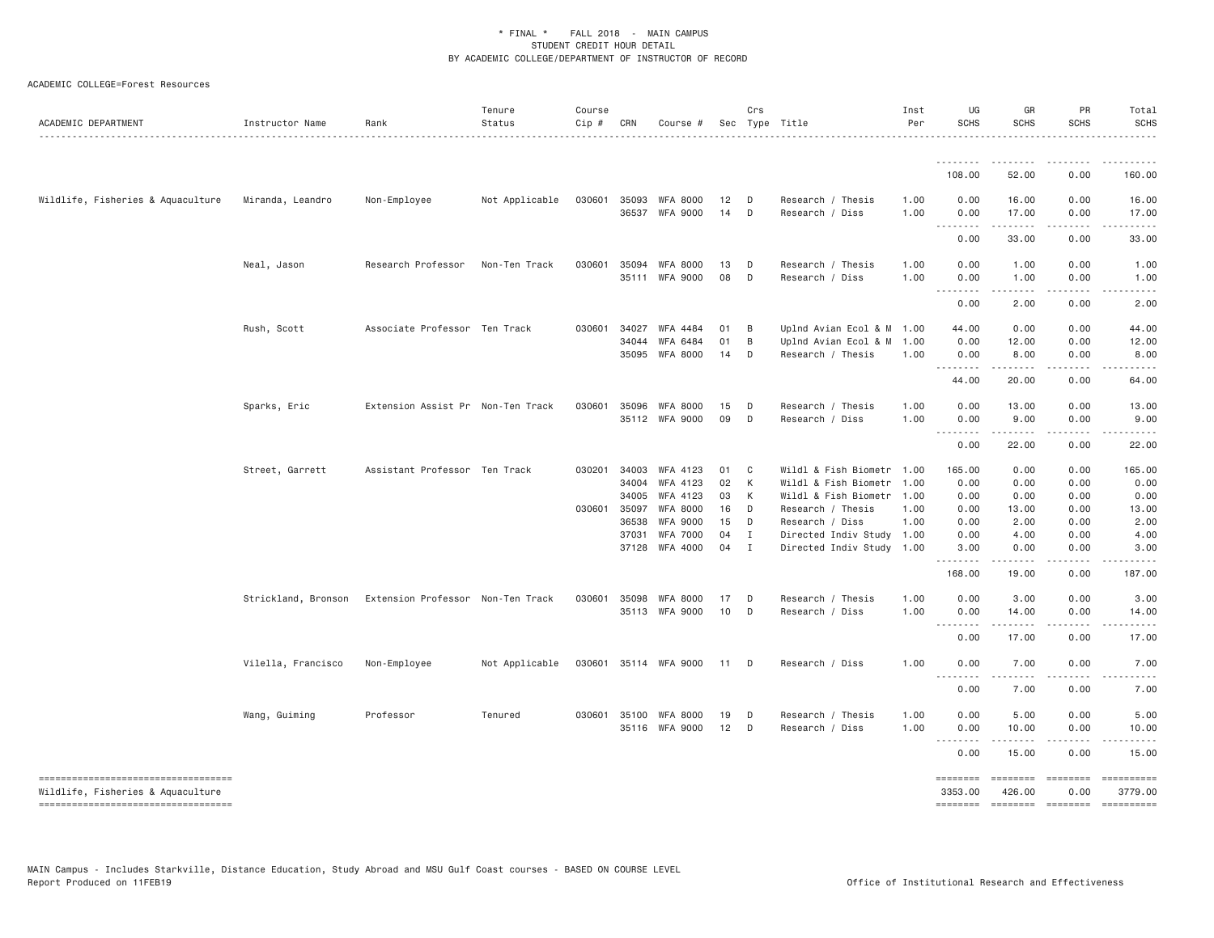\* FINAL \* FALL 2018 - MAIN CAMPUS
STUDENT CREDIT HOUR DETAIL
BY ACADEMIC COLLEGE/DEPARTMENT OF INSTRUCTOR OF RECORD

ACADEMIC COLLEGE=Forest Resources

| ACADEMIC DEPARTMENT | Instructor Name | Rank | Tenure Status | Course Cip # | CRN | Course # | Sec | Crs Type | Title | Inst Per | UG SCHS | GR SCHS | PR SCHS | Total SCHS |
|---|---|---|---|---|---|---|---|---|---|---|---|---|---|---|
| | | | | | | | | | | | 108.00 | 52.00 | 0.00 | 160.00 |
| Wildlife, Fisheries & Aquaculture | Miranda, Leandro | Non-Employee | Not Applicable | 030601 | 35093 | WFA 8000 | 12 | D | Research / Thesis | 1.00 | 0.00 | 16.00 | 0.00 | 16.00 |
| | | | | | 36537 | WFA 9000 | 14 | D | Research / Diss | 1.00 | 0.00 | 17.00 | 0.00 | 17.00 |
| | | | | | | | | | | | 0.00 | 33.00 | 0.00 | 33.00 |
| | Neal, Jason | Research Professor | Non-Ten Track | 030601 | 35094 | WFA 8000 | 13 | D | Research / Thesis | 1.00 | 0.00 | 1.00 | 0.00 | 1.00 |
| | | | | | 35111 | WFA 9000 | 08 | D | Research / Diss | 1.00 | 0.00 | 1.00 | 0.00 | 1.00 |
| | | | | | | | | | | | 0.00 | 2.00 | 0.00 | 2.00 |
| | Rush, Scott | Associate Professor | Ten Track | 030601 | 34027 | WFA 4484 | 01 | B | Uplnd Avian Ecol & M | 1.00 | 44.00 | 0.00 | 0.00 | 44.00 |
| | | | | | 34044 | WFA 6484 | 01 | B | Uplnd Avian Ecol & M | 1.00 | 0.00 | 12.00 | 0.00 | 12.00 |
| | | | | | 35095 | WFA 8000 | 14 | D | Research / Thesis | 1.00 | 0.00 | 8.00 | 0.00 | 8.00 |
| | | | | | | | | | | | 44.00 | 20.00 | 0.00 | 64.00 |
| | Sparks, Eric | Extension Assist Pr | Non-Ten Track | 030601 | 35096 | WFA 8000 | 15 | D | Research / Thesis | 1.00 | 0.00 | 13.00 | 0.00 | 13.00 |
| | | | | | 35112 | WFA 9000 | 09 | D | Research / Diss | 1.00 | 0.00 | 9.00 | 0.00 | 9.00 |
| | | | | | | | | | | | 0.00 | 22.00 | 0.00 | 22.00 |
| | Street, Garrett | Assistant Professor | Ten Track | 030201 | 34003 | WFA 4123 | 01 | C | Wildl & Fish Biometr | 1.00 | 165.00 | 0.00 | 0.00 | 165.00 |
| | | | | | 34004 | WFA 4123 | 02 | K | Wildl & Fish Biometr | 1.00 | 0.00 | 0.00 | 0.00 | 0.00 |
| | | | | | 34005 | WFA 4123 | 03 | K | Wildl & Fish Biometr | 1.00 | 0.00 | 0.00 | 0.00 | 0.00 |
| | | | | 030601 | 35097 | WFA 8000 | 16 | D | Research / Thesis | 1.00 | 0.00 | 13.00 | 0.00 | 13.00 |
| | | | | | 36538 | WFA 9000 | 15 | D | Research / Diss | 1.00 | 0.00 | 2.00 | 0.00 | 2.00 |
| | | | | | 37031 | WFA 7000 | 04 | I | Directed Indiv Study | 1.00 | 0.00 | 4.00 | 0.00 | 4.00 |
| | | | | | 37128 | WFA 4000 | 04 | I | Directed Indiv Study | 1.00 | 3.00 | 0.00 | 0.00 | 3.00 |
| | | | | | | | | | | | 168.00 | 19.00 | 0.00 | 187.00 |
| | Strickland, Bronson | Extension Professor | Non-Ten Track | 030601 | 35098 | WFA 8000 | 17 | D | Research / Thesis | 1.00 | 0.00 | 3.00 | 0.00 | 3.00 |
| | | | | | 35113 | WFA 9000 | 10 | D | Research / Diss | 1.00 | 0.00 | 14.00 | 0.00 | 14.00 |
| | | | | | | | | | | | 0.00 | 17.00 | 0.00 | 17.00 |
| | Vilella, Francisco | Non-Employee | Not Applicable | 030601 | 35114 | WFA 9000 | 11 | D | Research / Diss | 1.00 | 0.00 | 7.00 | 0.00 | 7.00 |
| | | | | | | | | | | | 0.00 | 7.00 | 0.00 | 7.00 |
| | Wang, Guiming | Professor | Tenured | 030601 | 35100 | WFA 8000 | 19 | D | Research / Thesis | 1.00 | 0.00 | 5.00 | 0.00 | 5.00 |
| | | | | | 35116 | WFA 9000 | 12 | D | Research / Diss | 1.00 | 0.00 | 10.00 | 0.00 | 10.00 |
| | | | | | | | | | | | 0.00 | 15.00 | 0.00 | 15.00 |
| Wildlife, Fisheries & Aquaculture | | | | | | | | | | | 3353.00 | 426.00 | 0.00 | 3779.00 |

MAIN Campus - Includes Starkville, Distance Education, Study Abroad and MSU Gulf Coast courses - BASED ON COURSE LEVEL
Report Produced on 11FEB19 Office of Institutional Research and Effectiveness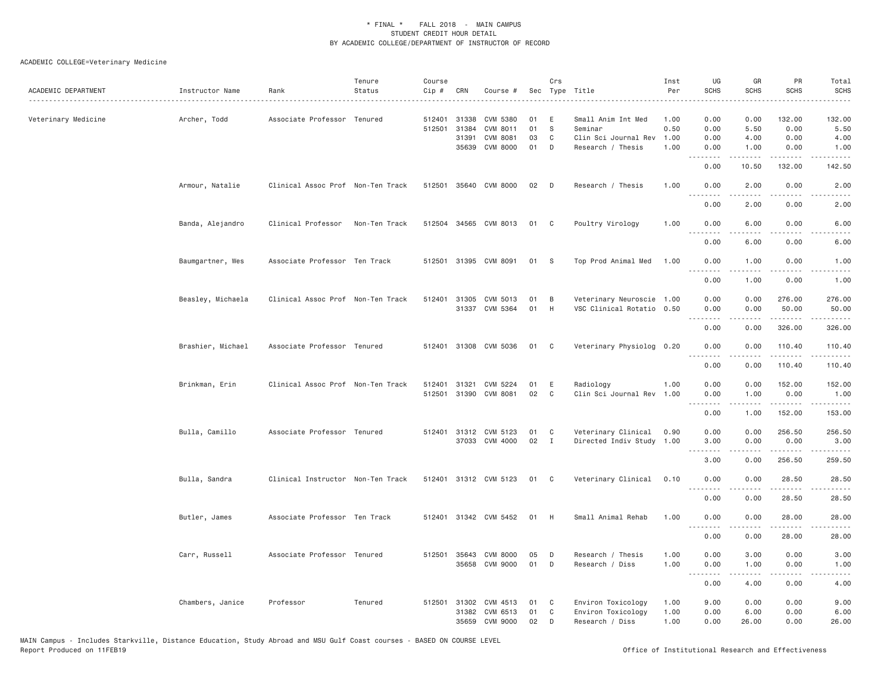\* FINAL \* FALL 2018 - MAIN CAMPUS
STUDENT CREDIT HOUR DETAIL
BY ACADEMIC COLLEGE/DEPARTMENT OF INSTRUCTOR OF RECORD

ACADEMIC COLLEGE=Veterinary Medicine

| ACADEMIC DEPARTMENT | Instructor Name | Rank | Tenure Status | Course Cip # | CRN | Course # | Sec | Crs Type | Title | Inst Per | UG SCHS | GR SCHS | PR SCHS | Total SCHS |
|---|---|---|---|---|---|---|---|---|---|---|---|---|---|---|
| Veterinary Medicine | Archer, Todd | Associate Professor | Tenured | 512401 | 31338 | CVM 5380 | 01 | E | Small Anim Int Med | 1.00 | 0.00 | 0.00 | 132.00 | 132.00 |
| | | | | 512501 | 31384 | CVM 8011 | 01 | S | Seminar | 0.50 | 0.00 | 5.50 | 0.00 | 5.50 |
| | | | | | 31391 | CVM 8081 | 03 | C | Clin Sci Journal Rev | 1.00 | 0.00 | 4.00 | 0.00 | 4.00 |
| | | | | | 35639 | CVM 8000 | 01 | D | Research / Thesis | 1.00 | 0.00 | 1.00 | 0.00 | 1.00 |
| | | | | | | | | | | | 0.00 | 10.50 | 132.00 | 142.50 |
| | Armour, Natalie | Clinical Assoc Prof | Non-Ten Track | 512501 | 35640 | CVM 8000 | 02 | D | Research / Thesis | 1.00 | 0.00 | 2.00 | 0.00 | 2.00 |
| | | | | | | | | | | | 0.00 | 2.00 | 0.00 | 2.00 |
| | Banda, Alejandro | Clinical Professor | Non-Ten Track | 512504 | 34565 | CVM 8013 | 01 | C | Poultry Virology | 1.00 | 0.00 | 6.00 | 0.00 | 6.00 |
| | | | | | | | | | | | 0.00 | 6.00 | 0.00 | 6.00 |
| | Baumgartner, Wes | Associate Professor | Ten Track | 512501 | 31395 | CVM 8091 | 01 | S | Top Prod Animal Med | 1.00 | 0.00 | 1.00 | 0.00 | 1.00 |
| | | | | | | | | | | | 0.00 | 1.00 | 0.00 | 1.00 |
| | Beasley, Michaela | Clinical Assoc Prof | Non-Ten Track | 512401 | 31305 | CVM 5013 | 01 | B | Veterinary Neuroscie | 1.00 | 0.00 | 0.00 | 276.00 | 276.00 |
| | | | | | 31337 | CVM 5364 | 01 | H | VSC Clinical Rotatio | 0.50 | 0.00 | 0.00 | 50.00 | 50.00 |
| | | | | | | | | | | | 0.00 | 0.00 | 326.00 | 326.00 |
| | Brashier, Michael | Associate Professor | Tenured | 512401 | 31308 | CVM 5036 | 01 | C | Veterinary Physiolog | 0.20 | 0.00 | 0.00 | 110.40 | 110.40 |
| | | | | | | | | | | | 0.00 | 0.00 | 110.40 | 110.40 |
| | Brinkman, Erin | Clinical Assoc Prof | Non-Ten Track | 512401 | 31321 | CVM 5224 | 01 | E | Radiology | 1.00 | 0.00 | 0.00 | 152.00 | 152.00 |
| | | | | 512501 | 31390 | CVM 8081 | 02 | C | Clin Sci Journal Rev | 1.00 | 0.00 | 1.00 | 0.00 | 1.00 |
| | | | | | | | | | | | 0.00 | 1.00 | 152.00 | 153.00 |
| | Bulla, Camillo | Associate Professor | Tenured | 512401 | 31312 | CVM 5123 | 01 | C | Veterinary Clinical | 0.90 | 0.00 | 0.00 | 256.50 | 256.50 |
| | | | | | 37033 | CVM 4000 | 02 | I | Directed Indiv Study | 1.00 | 3.00 | 0.00 | 0.00 | 3.00 |
| | | | | | | | | | | | 3.00 | 0.00 | 256.50 | 259.50 |
| | Bulla, Sandra | Clinical Instructor | Non-Ten Track | 512401 | 31312 | CVM 5123 | 01 | C | Veterinary Clinical | 0.10 | 0.00 | 0.00 | 28.50 | 28.50 |
| | | | | | | | | | | | 0.00 | 0.00 | 28.50 | 28.50 |
| | Butler, James | Associate Professor | Ten Track | 512401 | 31342 | CVM 5452 | 01 | H | Small Animal Rehab | 1.00 | 0.00 | 0.00 | 28.00 | 28.00 |
| | | | | | | | | | | | 0.00 | 0.00 | 28.00 | 28.00 |
| | Carr, Russell | Associate Professor | Tenured | 512501 | 35643 | CVM 8000 | 05 | D | Research / Thesis | 1.00 | 0.00 | 3.00 | 0.00 | 3.00 |
| | | | | | 35658 | CVM 9000 | 01 | D | Research / Diss | 1.00 | 0.00 | 1.00 | 0.00 | 1.00 |
| | | | | | | | | | | | 0.00 | 4.00 | 0.00 | 4.00 |
| | Chambers, Janice | Professor | Tenured | 512501 | 31302 | CVM 4513 | 01 | C | Environ Toxicology | 1.00 | 9.00 | 0.00 | 0.00 | 9.00 |
| | | | | | 31382 | CVM 6513 | 01 | C | Environ Toxicology | 1.00 | 0.00 | 6.00 | 0.00 | 6.00 |
| | | | | | 35659 | CVM 9000 | 02 | D | Research / Diss | 1.00 | 0.00 | 26.00 | 0.00 | 26.00 |

MAIN Campus - Includes Starkville, Distance Education, Study Abroad and MSU Gulf Coast courses - BASED ON COURSE LEVEL
Report Produced on 11FEB19 Office of Institutional Research and Effectiveness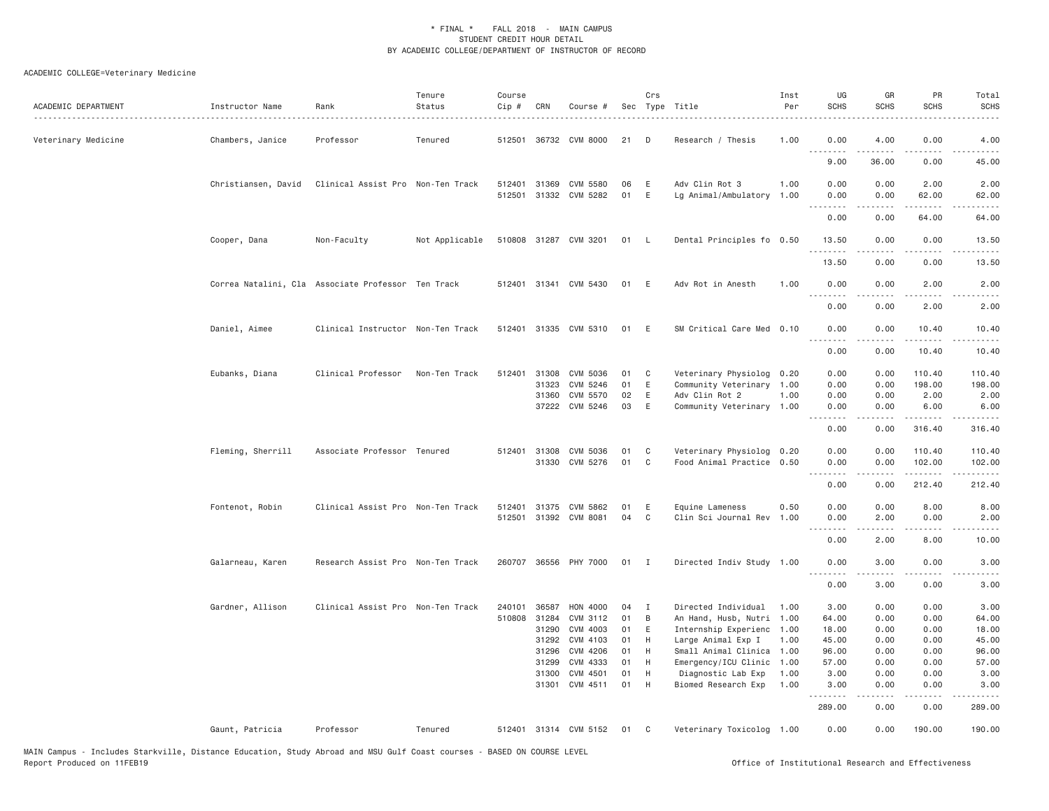\* FINAL \* FALL 2018 - MAIN CAMPUS
STUDENT CREDIT HOUR DETAIL
BY ACADEMIC COLLEGE/DEPARTMENT OF INSTRUCTOR OF RECORD

ACADEMIC COLLEGE=Veterinary Medicine

| ACADEMIC DEPARTMENT | Instructor Name | Rank | Tenure Status | Course Cip # | CRN | Course # | Sec | Crs Type | Title | Inst Per | UG SCHS | GR SCHS | PR SCHS | Total SCHS |
|---|---|---|---|---|---|---|---|---|---|---|---|---|---|---|
| Veterinary Medicine | Chambers, Janice | Professor | Tenured | 512501 | 36732 | CVM 8000 | 21 | D | Research / Thesis | 1.00 | 0.00 | 4.00 | 0.00 | 4.00 |
| | | | | | | | | | | | 9.00 | 36.00 | 0.00 | 45.00 |
| | Christiansen, David | Clinical Assist Pro | Non-Ten Track | 512401 | 31369 | CVM 5580 | 06 | E | Adv Clin Rot 3 | 1.00 | 0.00 | 0.00 | 2.00 | 2.00 |
| | | | | 512501 | 31332 | CVM 5282 | 01 | E | Lg Animal/Ambulatory | 1.00 | 0.00 | 0.00 | 62.00 | 62.00 |
| | | | | | | | | | | | 0.00 | 0.00 | 64.00 | 64.00 |
| | Cooper, Dana | Non-Faculty | Not Applicable | 510808 | 31287 | CVM 3201 | 01 | L | Dental Principles fo | 0.50 | 13.50 | 0.00 | 0.00 | 13.50 |
| | | | | | | | | | | | 13.50 | 0.00 | 0.00 | 13.50 |
| | Correa Natalini, Cla | Associate Professor | Ten Track | 512401 | 31341 | CVM 5430 | 01 | E | Adv Rot in Anesth | 1.00 | 0.00 | 0.00 | 2.00 | 2.00 |
| | | | | | | | | | | | 0.00 | 0.00 | 2.00 | 2.00 |
| | Daniel, Aimee | Clinical Instructor | Non-Ten Track | 512401 | 31335 | CVM 5310 | 01 | E | SM Critical Care Med | 0.10 | 0.00 | 0.00 | 10.40 | 10.40 |
| | | | | | | | | | | | 0.00 | 0.00 | 10.40 | 10.40 |
| | Eubanks, Diana | Clinical Professor | Non-Ten Track | 512401 | 31308 | CVM 5036 | 01 | C | Veterinary Physiolog | 0.20 | 0.00 | 0.00 | 110.40 | 110.40 |
| | | | | | 31323 | CVM 5246 | 01 | E | Community Veterinary | 1.00 | 0.00 | 0.00 | 198.00 | 198.00 |
| | | | | | 31360 | CVM 5570 | 02 | E | Adv Clin Rot 2 | 1.00 | 0.00 | 0.00 | 2.00 | 2.00 |
| | | | | | 37222 | CVM 5246 | 03 | E | Community Veterinary | 1.00 | 0.00 | 0.00 | 6.00 | 6.00 |
| | | | | | | | | | | | 0.00 | 0.00 | 316.40 | 316.40 |
| | Fleming, Sherrill | Associate Professor | Tenured | 512401 | 31308 | CVM 5036 | 01 | C | Veterinary Physiolog | 0.20 | 0.00 | 0.00 | 110.40 | 110.40 |
| | | | | | 31330 | CVM 5276 | 01 | C | Food Animal Practice | 0.50 | 0.00 | 0.00 | 102.00 | 102.00 |
| | | | | | | | | | | | 0.00 | 0.00 | 212.40 | 212.40 |
| | Fontenot, Robin | Clinical Assist Pro | Non-Ten Track | 512401 | 31375 | CVM 5862 | 01 | E | Equine Lameness | 0.50 | 0.00 | 0.00 | 8.00 | 8.00 |
| | | | | 512501 | 31392 | CVM 8081 | 04 | C | Clin Sci Journal Rev | 1.00 | 0.00 | 2.00 | 0.00 | 2.00 |
| | | | | | | | | | | | 0.00 | 2.00 | 8.00 | 10.00 |
| | Galarneau, Karen | Research Assist Pro | Non-Ten Track | 260707 | 36556 | PHY 7000 | 01 | I | Directed Indiv Study | 1.00 | 0.00 | 3.00 | 0.00 | 3.00 |
| | | | | | | | | | | | 0.00 | 3.00 | 0.00 | 3.00 |
| | Gardner, Allison | Clinical Assist Pro | Non-Ten Track | 240101 | 36587 | HON 4000 | 04 | I | Directed Individual | 1.00 | 3.00 | 0.00 | 0.00 | 3.00 |
| | | | | 510808 | 31284 | CVM 3112 | 01 | B | An Hand, Husb, Nutri | 1.00 | 64.00 | 0.00 | 0.00 | 64.00 |
| | | | | | 31290 | CVM 4003 | 01 | E | Internship Experienc | 1.00 | 18.00 | 0.00 | 0.00 | 18.00 |
| | | | | | 31292 | CVM 4103 | 01 | H | Large Animal Exp I | 1.00 | 45.00 | 0.00 | 0.00 | 45.00 |
| | | | | | 31296 | CVM 4206 | 01 | H | Small Animal Clinica | 1.00 | 96.00 | 0.00 | 0.00 | 96.00 |
| | | | | | 31299 | CVM 4333 | 01 | H | Emergency/ICU Clinic | 1.00 | 57.00 | 0.00 | 0.00 | 57.00 |
| | | | | | 31300 | CVM 4501 | 01 | H | Diagnostic Lab Exp | 1.00 | 3.00 | 0.00 | 0.00 | 3.00 |
| | | | | | 31301 | CVM 4511 | 01 | H | Biomed Research Exp | 1.00 | 3.00 | 0.00 | 0.00 | 3.00 |
| | | | | | | | | | | | 289.00 | 0.00 | 0.00 | 289.00 |
| | Gaunt, Patricia | Professor | Tenured | 512401 | 31314 | CVM 5152 | 01 | C | Veterinary Toxicolog | 1.00 | 0.00 | 0.00 | 190.00 | 190.00 |

MAIN Campus - Includes Starkville, Distance Education, Study Abroad and MSU Gulf Coast courses - BASED ON COURSE LEVEL
Report Produced on 11FEB19 Office of Institutional Research and Effectiveness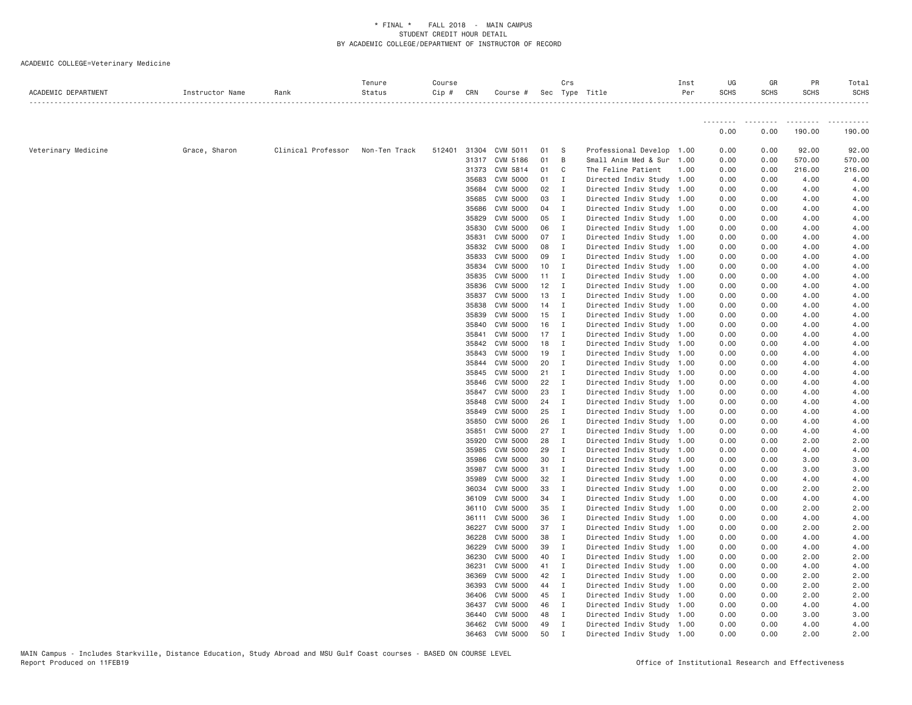ACADEMIC COLLEGE=Veterinary Medicine

| ACADEMIC DEPARTMENT | Instructor Name | Rank | Tenure Status | Course Cip # | CRN | Course # | Sec | Crs Type | Title | Inst Per | UG SCHS | GR SCHS | PR SCHS | Total SCHS |
|---|---|---|---|---|---|---|---|---|---|---|---|---|---|---|
| | | | | | | | | | | | 0.00 | 0.00 | 190.00 | 190.00 |
| Veterinary Medicine | Grace, Sharon | Clinical Professor | Non-Ten Track | 512401 | 31304 | CVM 5011 | 01 | S | Professional Develop | 1.00 | 0.00 | 0.00 | 92.00 | 92.00 |
| | | | | | 31317 | CVM 5186 | 01 | B | Small Anim Med & Sur | 1.00 | 0.00 | 0.00 | 570.00 | 570.00 |
| | | | | | 31373 | CVM 5814 | 01 | C | The Feline Patient | 1.00 | 0.00 | 0.00 | 216.00 | 216.00 |
| | | | | | 35683 | CVM 5000 | 01 | I | Directed Indiv Study | 1.00 | 0.00 | 0.00 | 4.00 | 4.00 |
| | | | | | 35684 | CVM 5000 | 02 | I | Directed Indiv Study | 1.00 | 0.00 | 0.00 | 4.00 | 4.00 |
| | | | | | 35685 | CVM 5000 | 03 | I | Directed Indiv Study | 1.00 | 0.00 | 0.00 | 4.00 | 4.00 |
| | | | | | 35686 | CVM 5000 | 04 | I | Directed Indiv Study | 1.00 | 0.00 | 0.00 | 4.00 | 4.00 |
| | | | | | 35829 | CVM 5000 | 05 | I | Directed Indiv Study | 1.00 | 0.00 | 0.00 | 4.00 | 4.00 |
| | | | | | 35830 | CVM 5000 | 06 | I | Directed Indiv Study | 1.00 | 0.00 | 0.00 | 4.00 | 4.00 |
| | | | | | 35831 | CVM 5000 | 07 | I | Directed Indiv Study | 1.00 | 0.00 | 0.00 | 4.00 | 4.00 |
| | | | | | 35832 | CVM 5000 | 08 | I | Directed Indiv Study | 1.00 | 0.00 | 0.00 | 4.00 | 4.00 |
| | | | | | 35833 | CVM 5000 | 09 | I | Directed Indiv Study | 1.00 | 0.00 | 0.00 | 4.00 | 4.00 |
| | | | | | 35834 | CVM 5000 | 10 | I | Directed Indiv Study | 1.00 | 0.00 | 0.00 | 4.00 | 4.00 |
| | | | | | 35835 | CVM 5000 | 11 | I | Directed Indiv Study | 1.00 | 0.00 | 0.00 | 4.00 | 4.00 |
| | | | | | 35836 | CVM 5000 | 12 | I | Directed Indiv Study | 1.00 | 0.00 | 0.00 | 4.00 | 4.00 |
| | | | | | 35837 | CVM 5000 | 13 | I | Directed Indiv Study | 1.00 | 0.00 | 0.00 | 4.00 | 4.00 |
| | | | | | 35838 | CVM 5000 | 14 | I | Directed Indiv Study | 1.00 | 0.00 | 0.00 | 4.00 | 4.00 |
| | | | | | 35839 | CVM 5000 | 15 | I | Directed Indiv Study | 1.00 | 0.00 | 0.00 | 4.00 | 4.00 |
| | | | | | 35840 | CVM 5000 | 16 | I | Directed Indiv Study | 1.00 | 0.00 | 0.00 | 4.00 | 4.00 |
| | | | | | 35841 | CVM 5000 | 17 | I | Directed Indiv Study | 1.00 | 0.00 | 0.00 | 4.00 | 4.00 |
| | | | | | 35842 | CVM 5000 | 18 | I | Directed Indiv Study | 1.00 | 0.00 | 0.00 | 4.00 | 4.00 |
| | | | | | 35843 | CVM 5000 | 19 | I | Directed Indiv Study | 1.00 | 0.00 | 0.00 | 4.00 | 4.00 |
| | | | | | 35844 | CVM 5000 | 20 | I | Directed Indiv Study | 1.00 | 0.00 | 0.00 | 4.00 | 4.00 |
| | | | | | 35845 | CVM 5000 | 21 | I | Directed Indiv Study | 1.00 | 0.00 | 0.00 | 4.00 | 4.00 |
| | | | | | 35846 | CVM 5000 | 22 | I | Directed Indiv Study | 1.00 | 0.00 | 0.00 | 4.00 | 4.00 |
| | | | | | 35847 | CVM 5000 | 23 | I | Directed Indiv Study | 1.00 | 0.00 | 0.00 | 4.00 | 4.00 |
| | | | | | 35848 | CVM 5000 | 24 | I | Directed Indiv Study | 1.00 | 0.00 | 0.00 | 4.00 | 4.00 |
| | | | | | 35849 | CVM 5000 | 25 | I | Directed Indiv Study | 1.00 | 0.00 | 0.00 | 4.00 | 4.00 |
| | | | | | 35850 | CVM 5000 | 26 | I | Directed Indiv Study | 1.00 | 0.00 | 0.00 | 4.00 | 4.00 |
| | | | | | 35851 | CVM 5000 | 27 | I | Directed Indiv Study | 1.00 | 0.00 | 0.00 | 4.00 | 4.00 |
| | | | | | 35920 | CVM 5000 | 28 | I | Directed Indiv Study | 1.00 | 0.00 | 0.00 | 2.00 | 2.00 |
| | | | | | 35985 | CVM 5000 | 29 | I | Directed Indiv Study | 1.00 | 0.00 | 0.00 | 4.00 | 4.00 |
| | | | | | 35986 | CVM 5000 | 30 | I | Directed Indiv Study | 1.00 | 0.00 | 0.00 | 3.00 | 3.00 |
| | | | | | 35987 | CVM 5000 | 31 | I | Directed Indiv Study | 1.00 | 0.00 | 0.00 | 3.00 | 3.00 |
| | | | | | 35989 | CVM 5000 | 32 | I | Directed Indiv Study | 1.00 | 0.00 | 0.00 | 4.00 | 4.00 |
| | | | | | 36034 | CVM 5000 | 33 | I | Directed Indiv Study | 1.00 | 0.00 | 0.00 | 2.00 | 2.00 |
| | | | | | 36109 | CVM 5000 | 34 | I | Directed Indiv Study | 1.00 | 0.00 | 0.00 | 4.00 | 4.00 |
| | | | | | 36110 | CVM 5000 | 35 | I | Directed Indiv Study | 1.00 | 0.00 | 0.00 | 2.00 | 2.00 |
| | | | | | 36111 | CVM 5000 | 36 | I | Directed Indiv Study | 1.00 | 0.00 | 0.00 | 4.00 | 4.00 |
| | | | | | 36227 | CVM 5000 | 37 | I | Directed Indiv Study | 1.00 | 0.00 | 0.00 | 2.00 | 2.00 |
| | | | | | 36228 | CVM 5000 | 38 | I | Directed Indiv Study | 1.00 | 0.00 | 0.00 | 4.00 | 4.00 |
| | | | | | 36229 | CVM 5000 | 39 | I | Directed Indiv Study | 1.00 | 0.00 | 0.00 | 4.00 | 4.00 |
| | | | | | 36230 | CVM 5000 | 40 | I | Directed Indiv Study | 1.00 | 0.00 | 0.00 | 2.00 | 2.00 |
| | | | | | 36231 | CVM 5000 | 41 | I | Directed Indiv Study | 1.00 | 0.00 | 0.00 | 4.00 | 4.00 |
| | | | | | 36369 | CVM 5000 | 42 | I | Directed Indiv Study | 1.00 | 0.00 | 0.00 | 2.00 | 2.00 |
| | | | | | 36393 | CVM 5000 | 44 | I | Directed Indiv Study | 1.00 | 0.00 | 0.00 | 2.00 | 2.00 |
| | | | | | 36406 | CVM 5000 | 45 | I | Directed Indiv Study | 1.00 | 0.00 | 0.00 | 2.00 | 2.00 |
| | | | | | 36437 | CVM 5000 | 46 | I | Directed Indiv Study | 1.00 | 0.00 | 0.00 | 4.00 | 4.00 |
| | | | | | 36440 | CVM 5000 | 48 | I | Directed Indiv Study | 1.00 | 0.00 | 0.00 | 3.00 | 3.00 |
| | | | | | 36462 | CVM 5000 | 49 | I | Directed Indiv Study | 1.00 | 0.00 | 0.00 | 4.00 | 4.00 |
| | | | | | 36463 | CVM 5000 | 50 | I | Directed Indiv Study | 1.00 | 0.00 | 0.00 | 2.00 | 2.00 |

MAIN Campus - Includes Starkville, Distance Education, Study Abroad and MSU Gulf Coast courses - BASED ON COURSE LEVEL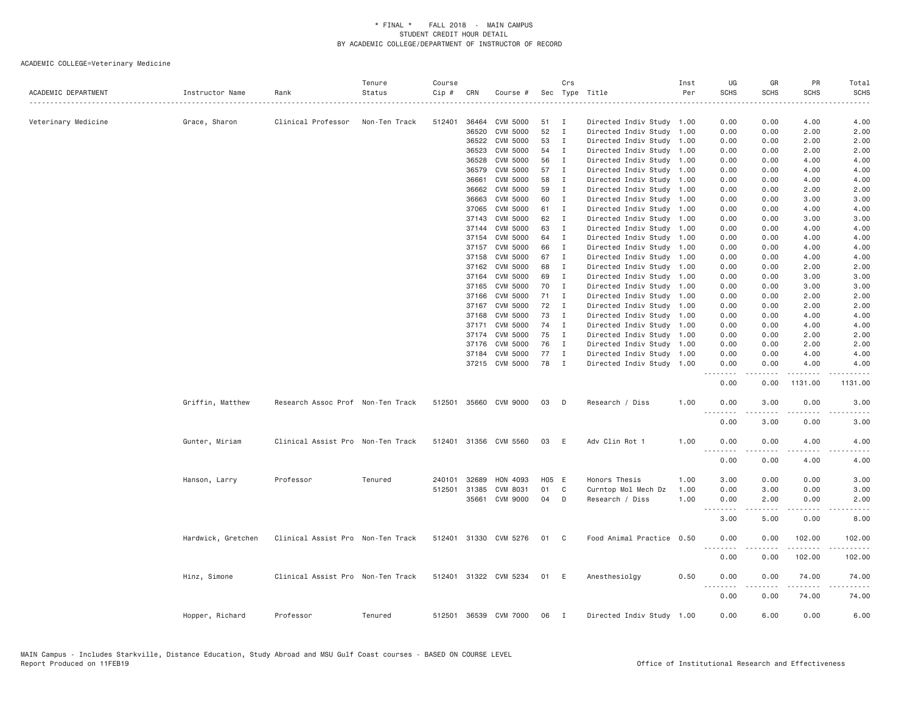ACADEMIC COLLEGE=Veterinary Medicine

| ACADEMIC DEPARTMENT | Instructor Name | Rank | Tenure Status | Course Cip # | CRN | Course # | Sec | Crs Type | Title | Inst Per | UG SCHS | GR SCHS | PR SCHS | Total SCHS |
|---|---|---|---|---|---|---|---|---|---|---|---|---|---|---|
| Veterinary Medicine | Grace, Sharon | Clinical Professor | Non-Ten Track | 512401 | 36464 | CVM 5000 | 51 | I | Directed Indiv Study | 1.00 | 0.00 | 0.00 | 4.00 | 4.00 |
| | | | | | 36520 | CVM 5000 | 52 | I | Directed Indiv Study | 1.00 | 0.00 | 0.00 | 2.00 | 2.00 |
| | | | | | 36522 | CVM 5000 | 53 | I | Directed Indiv Study | 1.00 | 0.00 | 0.00 | 2.00 | 2.00 |
| | | | | | 36523 | CVM 5000 | 54 | I | Directed Indiv Study | 1.00 | 0.00 | 0.00 | 2.00 | 2.00 |
| | | | | | 36528 | CVM 5000 | 56 | I | Directed Indiv Study | 1.00 | 0.00 | 0.00 | 4.00 | 4.00 |
| | | | | | 36579 | CVM 5000 | 57 | I | Directed Indiv Study | 1.00 | 0.00 | 0.00 | 4.00 | 4.00 |
| | | | | | 36661 | CVM 5000 | 58 | I | Directed Indiv Study | 1.00 | 0.00 | 0.00 | 4.00 | 4.00 |
| | | | | | 36662 | CVM 5000 | 59 | I | Directed Indiv Study | 1.00 | 0.00 | 0.00 | 2.00 | 2.00 |
| | | | | | 36663 | CVM 5000 | 60 | I | Directed Indiv Study | 1.00 | 0.00 | 0.00 | 3.00 | 3.00 |
| | | | | | 37065 | CVM 5000 | 61 | I | Directed Indiv Study | 1.00 | 0.00 | 0.00 | 4.00 | 4.00 |
| | | | | | 37143 | CVM 5000 | 62 | I | Directed Indiv Study | 1.00 | 0.00 | 0.00 | 3.00 | 3.00 |
| | | | | | 37144 | CVM 5000 | 63 | I | Directed Indiv Study | 1.00 | 0.00 | 0.00 | 4.00 | 4.00 |
| | | | | | 37154 | CVM 5000 | 64 | I | Directed Indiv Study | 1.00 | 0.00 | 0.00 | 4.00 | 4.00 |
| | | | | | 37157 | CVM 5000 | 66 | I | Directed Indiv Study | 1.00 | 0.00 | 0.00 | 4.00 | 4.00 |
| | | | | | 37158 | CVM 5000 | 67 | I | Directed Indiv Study | 1.00 | 0.00 | 0.00 | 4.00 | 4.00 |
| | | | | | 37162 | CVM 5000 | 68 | I | Directed Indiv Study | 1.00 | 0.00 | 0.00 | 2.00 | 2.00 |
| | | | | | 37164 | CVM 5000 | 69 | I | Directed Indiv Study | 1.00 | 0.00 | 0.00 | 3.00 | 3.00 |
| | | | | | 37165 | CVM 5000 | 70 | I | Directed Indiv Study | 1.00 | 0.00 | 0.00 | 3.00 | 3.00 |
| | | | | | 37166 | CVM 5000 | 71 | I | Directed Indiv Study | 1.00 | 0.00 | 0.00 | 2.00 | 2.00 |
| | | | | | 37167 | CVM 5000 | 72 | I | Directed Indiv Study | 1.00 | 0.00 | 0.00 | 2.00 | 2.00 |
| | | | | | 37168 | CVM 5000 | 73 | I | Directed Indiv Study | 1.00 | 0.00 | 0.00 | 4.00 | 4.00 |
| | | | | | 37171 | CVM 5000 | 74 | I | Directed Indiv Study | 1.00 | 0.00 | 0.00 | 4.00 | 4.00 |
| | | | | | 37174 | CVM 5000 | 75 | I | Directed Indiv Study | 1.00 | 0.00 | 0.00 | 2.00 | 2.00 |
| | | | | | 37176 | CVM 5000 | 76 | I | Directed Indiv Study | 1.00 | 0.00 | 0.00 | 2.00 | 2.00 |
| | | | | | 37184 | CVM 5000 | 77 | I | Directed Indiv Study | 1.00 | 0.00 | 0.00 | 4.00 | 4.00 |
| | | | | | 37215 | CVM 5000 | 78 | I | Directed Indiv Study | 1.00 | 0.00 | 0.00 | 4.00 | 4.00 |
| | | | | | | | | | | | 0.00 | 0.00 | 1131.00 | 1131.00 |
| | Griffin, Matthew | Research Assoc Prof | Non-Ten Track | 512501 | 35660 | CVM 9000 | 03 | D | Research / Diss | 1.00 | 0.00 | 3.00 | 0.00 | 3.00 |
| | | | | | | | | | | | 0.00 | 3.00 | 0.00 | 3.00 |
| | Gunter, Miriam | Clinical Assist Pro | Non-Ten Track | 512401 | 31356 | CVM 5560 | 03 | E | Adv Clin Rot 1 | 1.00 | 0.00 | 0.00 | 4.00 | 4.00 |
| | | | | | | | | | | | 0.00 | 0.00 | 4.00 | 4.00 |
| | Hanson, Larry | Professor | Tenured | 240101 | 32689 | HON 4093 | H05 | E | Honors Thesis | 1.00 | 3.00 | 0.00 | 0.00 | 3.00 |
| | | | | 512501 | 31385 | CVM 8031 | 01 | C | Curntop Mol Mech Dz | 1.00 | 0.00 | 3.00 | 0.00 | 3.00 |
| | | | | | 35661 | CVM 9000 | 04 | D | Research / Diss | 1.00 | 0.00 | 2.00 | 0.00 | 2.00 |
| | | | | | | | | | | | 3.00 | 5.00 | 0.00 | 8.00 |
| | Hardwick, Gretchen | Clinical Assist Pro | Non-Ten Track | 512401 | 31330 | CVM 5276 | 01 | C | Food Animal Practice | 0.50 | 0.00 | 0.00 | 102.00 | 102.00 |
| | | | | | | | | | | | 0.00 | 0.00 | 102.00 | 102.00 |
| | Hinz, Simone | Clinical Assist Pro | Non-Ten Track | 512401 | 31322 | CVM 5234 | 01 | E | Anesthesiolgy | 0.50 | 0.00 | 0.00 | 74.00 | 74.00 |
| | | | | | | | | | | | 0.00 | 0.00 | 74.00 | 74.00 |
| | Hopper, Richard | Professor | Tenured | 512501 | 36539 | CVM 7000 | 06 | I | Directed Indiv Study | 1.00 | 0.00 | 6.00 | 0.00 | 6.00 |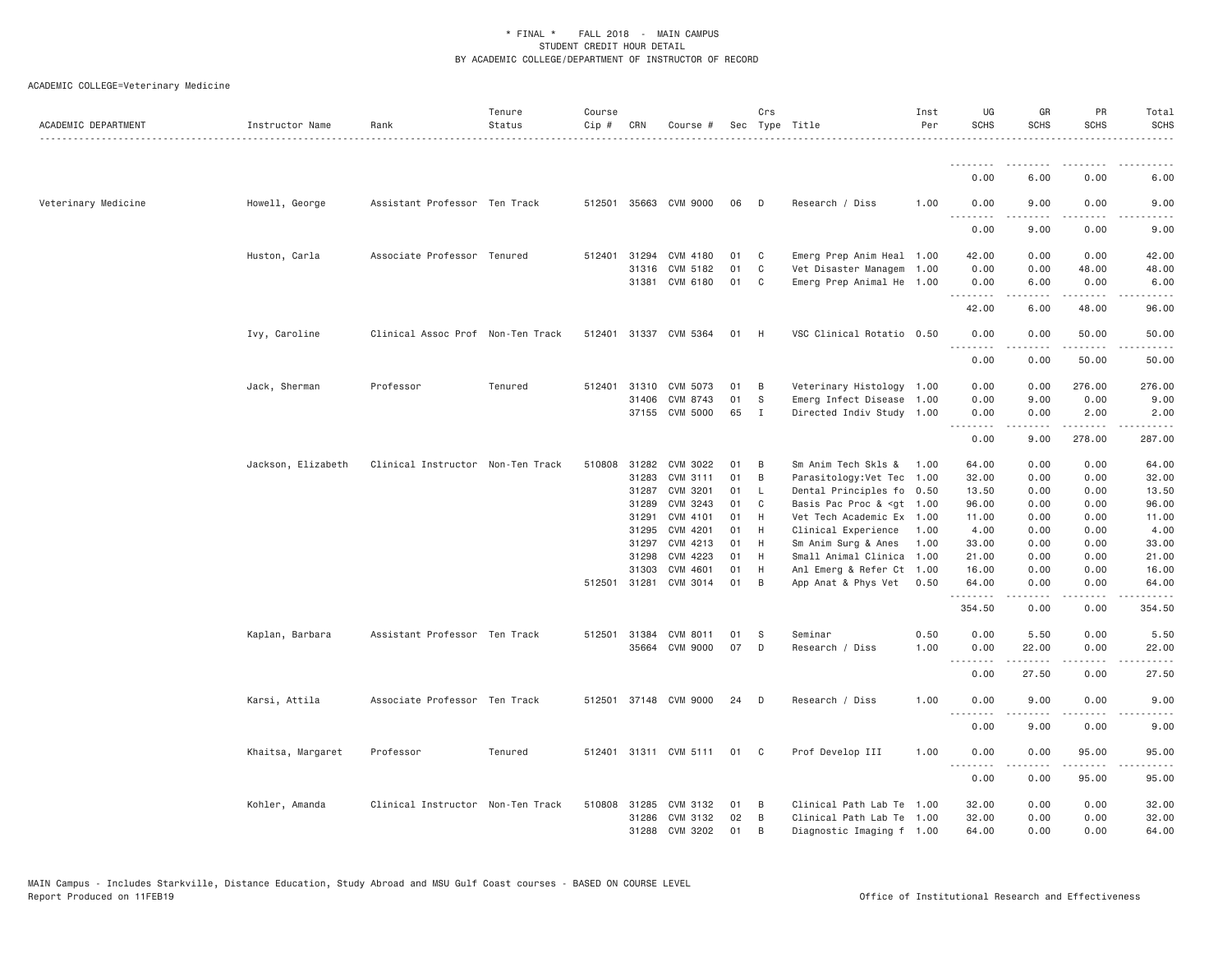\* FINAL \* FALL 2018 - MAIN CAMPUS
STUDENT CREDIT HOUR DETAIL
BY ACADEMIC COLLEGE/DEPARTMENT OF INSTRUCTOR OF RECORD

ACADEMIC COLLEGE=Veterinary Medicine

| ACADEMIC DEPARTMENT | Instructor Name | Rank | Tenure Status | Course Cip # | CRN | Course # | Sec | Crs Type | Title | Inst Per | UG SCHS | GR SCHS | PR SCHS | Total SCHS |
|---|---|---|---|---|---|---|---|---|---|---|---|---|---|---|
| | | | | | | | | | | | 0.00 | 6.00 | 0.00 | 6.00 |
| Veterinary Medicine | Howell, George | Assistant Professor | Ten Track | 512501 | 35663 | CVM 9000 | 06 | D | Research / Diss | 1.00 | 0.00 | 9.00 | 0.00 | 9.00 |
| | | | | | | | | | | | 0.00 | 9.00 | 0.00 | 9.00 |
| | Huston, Carla | Associate Professor | Tenured | 512401 | 31294 | CVM 4180 | 01 | C | Emerg Prep Anim Heal | 1.00 | 42.00 | 0.00 | 0.00 | 42.00 |
| | | | | | 31316 | CVM 5182 | 01 | C | Vet Disaster Managem | 1.00 | 0.00 | 0.00 | 48.00 | 48.00 |
| | | | | | 31381 | CVM 6180 | 01 | C | Emerg Prep Animal He | 1.00 | 0.00 | 6.00 | 0.00 | 6.00 |
| | | | | | | | | | | | 42.00 | 6.00 | 48.00 | 96.00 |
| | Ivy, Caroline | Clinical Assoc Prof | Non-Ten Track | 512401 | 31337 | CVM 5364 | 01 | H | VSC Clinical Rotatio | 0.50 | 0.00 | 0.00 | 50.00 | 50.00 |
| | | | | | | | | | | | 0.00 | 0.00 | 50.00 | 50.00 |
| | Jack, Sherman | Professor | Tenured | 512401 | 31310 | CVM 5073 | 01 | B | Veterinary Histology | 1.00 | 0.00 | 0.00 | 276.00 | 276.00 |
| | | | | | 31406 | CVM 8743 | 01 | S | Emerg Infect Disease | 1.00 | 0.00 | 9.00 | 0.00 | 9.00 |
| | | | | | 37155 | CVM 5000 | 65 | I | Directed Indiv Study | 1.00 | 0.00 | 0.00 | 2.00 | 2.00 |
| | | | | | | | | | | | 0.00 | 9.00 | 278.00 | 287.00 |
| | Jackson, Elizabeth | Clinical Instructor | Non-Ten Track | 510808 | 31282 | CVM 3022 | 01 | B | Sm Anim Tech Skls & | 1.00 | 64.00 | 0.00 | 0.00 | 64.00 |
| | | | | | 31283 | CVM 3111 | 01 | B | Parasitology:Vet Tec | 1.00 | 32.00 | 0.00 | 0.00 | 32.00 |
| | | | | | 31287 | CVM 3201 | 01 | L | Dental Principles fo | 0.50 | 13.50 | 0.00 | 0.00 | 13.50 |
| | | | | | 31289 | CVM 3243 | 01 | C | Basis Pac Proc & <gt | 1.00 | 96.00 | 0.00 | 0.00 | 96.00 |
| | | | | | 31291 | CVM 4101 | 01 | H | Vet Tech Academic Ex | 1.00 | 11.00 | 0.00 | 0.00 | 11.00 |
| | | | | | 31295 | CVM 4201 | 01 | H | Clinical Experience | 1.00 | 4.00 | 0.00 | 0.00 | 4.00 |
| | | | | | 31297 | CVM 4213 | 01 | H | Sm Anim Surg & Anes | 1.00 | 33.00 | 0.00 | 0.00 | 33.00 |
| | | | | | 31298 | CVM 4223 | 01 | H | Small Animal Clinica | 1.00 | 21.00 | 0.00 | 0.00 | 21.00 |
| | | | | | 31303 | CVM 4601 | 01 | H | Anl Emerg & Refer Ct | 1.00 | 16.00 | 0.00 | 0.00 | 16.00 |
| | | | | 512501 | 31281 | CVM 3014 | 01 | B | App Anat & Phys Vet | 0.50 | 64.00 | 0.00 | 0.00 | 64.00 |
| | | | | | | | | | | | 354.50 | 0.00 | 0.00 | 354.50 |
| | Kaplan, Barbara | Assistant Professor | Ten Track | 512501 | 31384 | CVM 8011 | 01 | S | Seminar | 0.50 | 0.00 | 5.50 | 0.00 | 5.50 |
| | | | | | 35664 | CVM 9000 | 07 | D | Research / Diss | 1.00 | 0.00 | 22.00 | 0.00 | 22.00 |
| | | | | | | | | | | | 0.00 | 27.50 | 0.00 | 27.50 |
| | Karsi, Attila | Associate Professor | Ten Track | 512501 | 37148 | CVM 9000 | 24 | D | Research / Diss | 1.00 | 0.00 | 9.00 | 0.00 | 9.00 |
| | | | | | | | | | | | 0.00 | 9.00 | 0.00 | 9.00 |
| | Khaitsa, Margaret | Professor | Tenured | 512401 | 31311 | CVM 5111 | 01 | C | Prof Develop III | 1.00 | 0.00 | 0.00 | 95.00 | 95.00 |
| | | | | | | | | | | | 0.00 | 0.00 | 95.00 | 95.00 |
| | Kohler, Amanda | Clinical Instructor | Non-Ten Track | 510808 | 31285 | CVM 3132 | 01 | B | Clinical Path Lab Te | 1.00 | 32.00 | 0.00 | 0.00 | 32.00 |
| | | | | | 31286 | CVM 3132 | 02 | B | Clinical Path Lab Te | 1.00 | 32.00 | 0.00 | 0.00 | 32.00 |
| | | | | | 31288 | CVM 3202 | 01 | B | Diagnostic Imaging f | 1.00 | 64.00 | 0.00 | 0.00 | 64.00 |

MAIN Campus - Includes Starkville, Distance Education, Study Abroad and MSU Gulf Coast courses - BASED ON COURSE LEVEL
Report Produced on 11FEB19 Office of Institutional Research and Effectiveness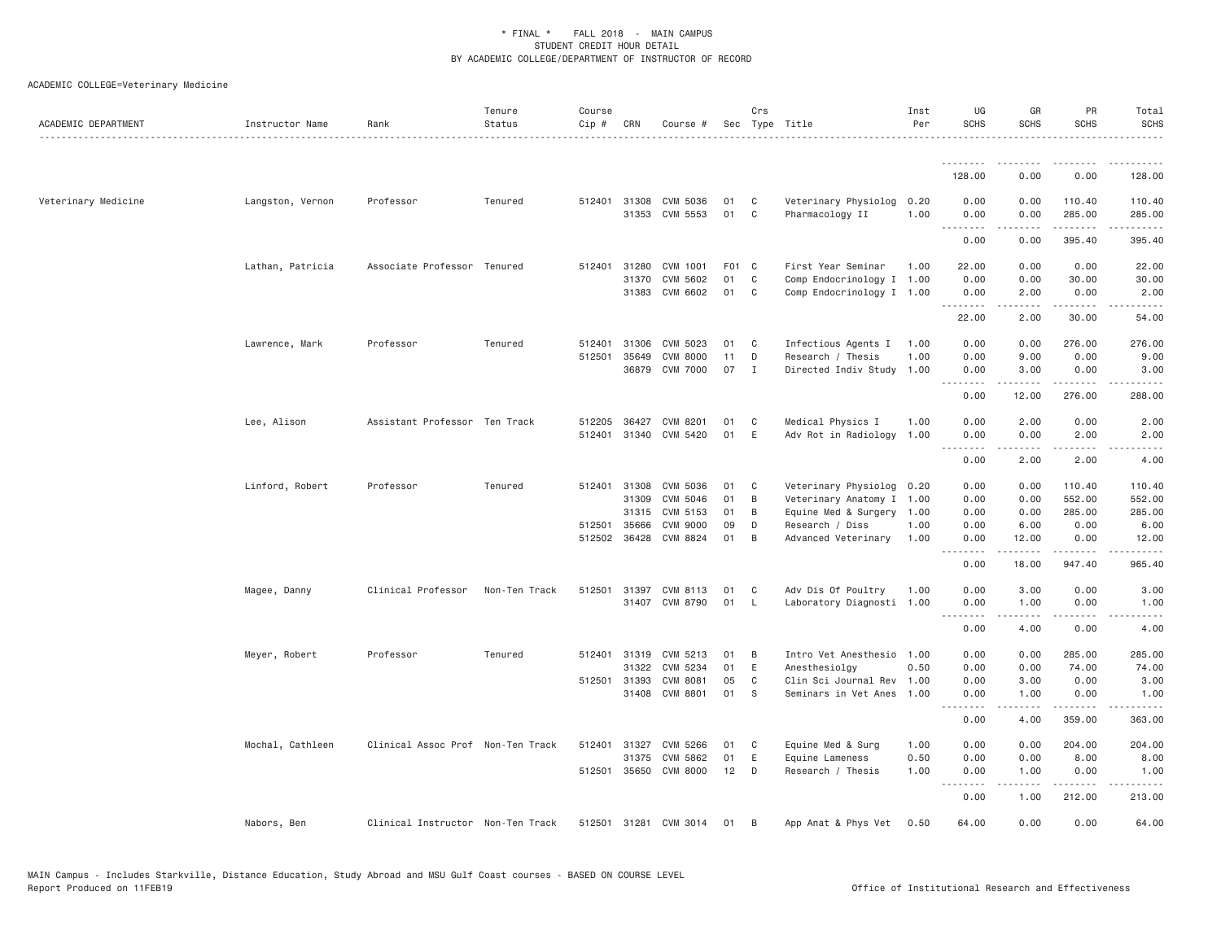* FINAL * FALL 2018 - MAIN CAMPUS
STUDENT CREDIT HOUR DETAIL
BY ACADEMIC COLLEGE/DEPARTMENT OF INSTRUCTOR OF RECORD

ACADEMIC COLLEGE=Veterinary Medicine

| ACADEMIC DEPARTMENT | Instructor Name | Rank | Tenure Status | Course Cip # | CRN | Course # | Sec | Crs Type | Title | Inst Per | UG SCHS | GR SCHS | PR SCHS | Total SCHS |
|---|---|---|---|---|---|---|---|---|---|---|---|---|---|---|
| | | | | | | | | | | | 128.00 | 0.00 | 0.00 | 128.00 |
| Veterinary Medicine | Langston, Vernon | Professor | Tenured | 512401 | 31308 | CVM 5036 | 01 | C | Veterinary Physiolog | 0.20 | 0.00 | 0.00 | 110.40 | 110.40 |
| | | | | | 31353 | CVM 5553 | 01 | C | Pharmacology II | 1.00 | 0.00 | 0.00 | 285.00 | 285.00 |
| | | | | | | | | | | | 0.00 | 0.00 | 395.40 | 395.40 |
| | Lathan, Patricia | Associate Professor | Tenured | 512401 | 31280 | CVM 1001 | F01 | C | First Year Seminar | 1.00 | 22.00 | 0.00 | 0.00 | 22.00 |
| | | | | | 31370 | CVM 5602 | 01 | C | Comp Endocrinology I | 1.00 | 0.00 | 0.00 | 30.00 | 30.00 |
| | | | | | 31383 | CVM 6602 | 01 | C | Comp Endocrinology I | 1.00 | 0.00 | 2.00 | 0.00 | 2.00 |
| | | | | | | | | | | | 22.00 | 2.00 | 30.00 | 54.00 |
| | Lawrence, Mark | Professor | Tenured | 512401 | 31306 | CVM 5023 | 01 | C | Infectious Agents I | 1.00 | 0.00 | 0.00 | 276.00 | 276.00 |
| | | | | 512501 | 35649 | CVM 8000 | 11 | D | Research / Thesis | 1.00 | 0.00 | 9.00 | 0.00 | 9.00 |
| | | | | | 36879 | CVM 7000 | 07 | I | Directed Indiv Study | 1.00 | 0.00 | 3.00 | 0.00 | 3.00 |
| | | | | | | | | | | | 0.00 | 12.00 | 276.00 | 288.00 |
| | Lee, Alison | Assistant Professor | Ten Track | 512205 | 36427 | CVM 8201 | 01 | C | Medical Physics I | 1.00 | 0.00 | 2.00 | 0.00 | 2.00 |
| | | | | 512401 | 31340 | CVM 5420 | 01 | E | Adv Rot in Radiology | 1.00 | 0.00 | 0.00 | 2.00 | 2.00 |
| | | | | | | | | | | | 0.00 | 2.00 | 2.00 | 4.00 |
| | Linford, Robert | Professor | Tenured | 512401 | 31308 | CVM 5036 | 01 | C | Veterinary Physiolog | 0.20 | 0.00 | 0.00 | 110.40 | 110.40 |
| | | | | | 31309 | CVM 5046 | 01 | B | Veterinary Anatomy I | 1.00 | 0.00 | 0.00 | 552.00 | 552.00 |
| | | | | | 31315 | CVM 5153 | 01 | B | Equine Med & Surgery | 1.00 | 0.00 | 0.00 | 285.00 | 285.00 |
| | | | | 512501 | 35666 | CVM 9000 | 09 | D | Research / Diss | 1.00 | 0.00 | 6.00 | 0.00 | 6.00 |
| | | | | 512502 | 36428 | CVM 8824 | 01 | B | Advanced Veterinary | 1.00 | 0.00 | 12.00 | 0.00 | 12.00 |
| | | | | | | | | | | | 0.00 | 18.00 | 947.40 | 965.40 |
| | Magee, Danny | Clinical Professor | Non-Ten Track | 512501 | 31397 | CVM 8113 | 01 | C | Adv Dis Of Poultry | 1.00 | 0.00 | 3.00 | 0.00 | 3.00 |
| | | | | | 31407 | CVM 8790 | 01 | L | Laboratory Diagnosti | 1.00 | 0.00 | 1.00 | 0.00 | 1.00 |
| | | | | | | | | | | | 0.00 | 4.00 | 0.00 | 4.00 |
| | Meyer, Robert | Professor | Tenured | 512401 | 31319 | CVM 5213 | 01 | B | Intro Vet Anesthesio | 1.00 | 0.00 | 0.00 | 285.00 | 285.00 |
| | | | | | 31322 | CVM 5234 | 01 | E | Anesthesiolgy | 0.50 | 0.00 | 0.00 | 74.00 | 74.00 |
| | | | | 512501 | 31393 | CVM 8081 | 05 | C | Clin Sci Journal Rev | 1.00 | 0.00 | 3.00 | 0.00 | 3.00 |
| | | | | | 31408 | CVM 8801 | 01 | S | Seminars in Vet Anes | 1.00 | 0.00 | 1.00 | 0.00 | 1.00 |
| | | | | | | | | | | | 0.00 | 4.00 | 359.00 | 363.00 |
| | Mochal, Cathleen | Clinical Assoc Prof | Non-Ten Track | 512401 | 31327 | CVM 5266 | 01 | C | Equine Med & Surg | 1.00 | 0.00 | 0.00 | 204.00 | 204.00 |
| | | | | | 31375 | CVM 5862 | 01 | E | Equine Lameness | 0.50 | 0.00 | 0.00 | 8.00 | 8.00 |
| | | | | 512501 | 35650 | CVM 8000 | 12 | D | Research / Thesis | 1.00 | 0.00 | 1.00 | 0.00 | 1.00 |
| | | | | | | | | | | | 0.00 | 1.00 | 212.00 | 213.00 |
| | Nabors, Ben | Clinical Instructor | Non-Ten Track | 512501 | 31281 | CVM 3014 | 01 | B | App Anat & Phys Vet | 0.50 | 64.00 | 0.00 | 0.00 | 64.00 |

MAIN Campus - Includes Starkville, Distance Education, Study Abroad and MSU Gulf Coast courses - BASED ON COURSE LEVEL
Report Produced on 11FEB19 Office of Institutional Research and Effectiveness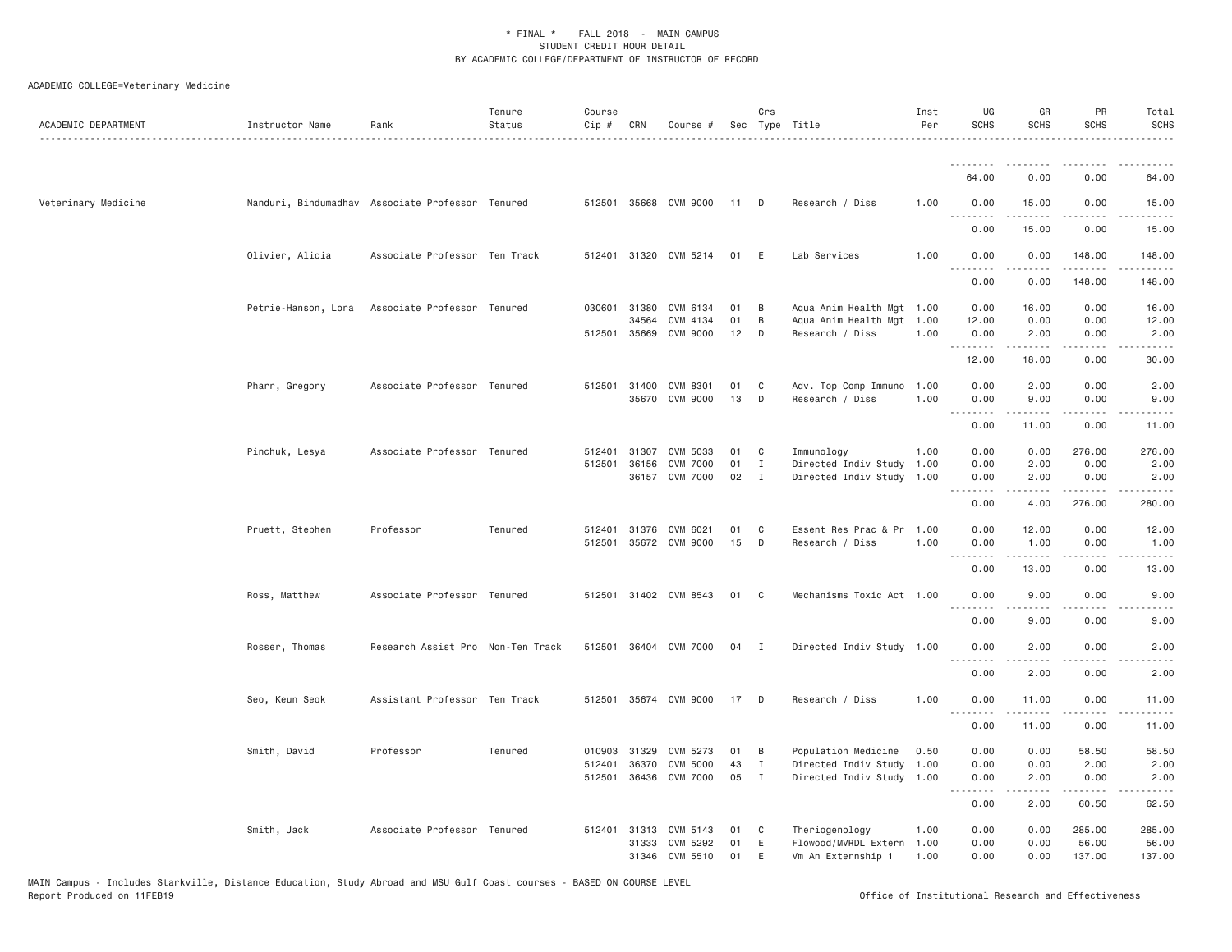ACADEMIC COLLEGE=Veterinary Medicine

| ACADEMIC DEPARTMENT | Instructor Name | Rank | Tenure Status | Course Cip # | CRN | Course # | Sec | Crs Type | Title | Inst Per | UG SCHS | GR SCHS | PR SCHS | Total SCHS |
|---|---|---|---|---|---|---|---|---|---|---|---|---|---|---|
| | | | | | | | | | | | 64.00 | 0.00 | 0.00 | 64.00 |
| Veterinary Medicine | Nanduri, Bindumadhav | Associate Professor | Tenured | 512501 | 35668 | CVM 9000 | 11 | D | Research / Diss | 1.00 | 0.00 | 15.00 | 0.00 | 15.00 |
| | | | | | | | | | | | 0.00 | 15.00 | 0.00 | 15.00 |
| | Olivier, Alicia | Associate Professor | Ten Track | 512401 | 31320 | CVM 5214 | 01 | E | Lab Services | 1.00 | 0.00 | 0.00 | 148.00 | 148.00 |
| | | | | | | | | | | | 0.00 | 0.00 | 148.00 | 148.00 |
| | Petrie-Hanson, Lora | Associate Professor | Tenured | 030601 | 31380 | CVM 6134 | 01 | B | Aqua Anim Health Mgt | 1.00 | 0.00 | 16.00 | 0.00 | 16.00 |
| | | | | | 34564 | CVM 4134 | 01 | B | Aqua Anim Health Mgt | 1.00 | 12.00 | 0.00 | 0.00 | 12.00 |
| | | | | 512501 | 35669 | CVM 9000 | 12 | D | Research / Diss | 1.00 | 0.00 | 2.00 | 0.00 | 2.00 |
| | | | | | | | | | | | 12.00 | 18.00 | 0.00 | 30.00 |
| | Pharr, Gregory | Associate Professor | Tenured | 512501 | 31400 | CVM 8301 | 01 | C | Adv. Top Comp Immuno | 1.00 | 0.00 | 2.00 | 0.00 | 2.00 |
| | | | | | 35670 | CVM 9000 | 13 | D | Research / Diss | 1.00 | 0.00 | 9.00 | 0.00 | 9.00 |
| | | | | | | | | | | | 0.00 | 11.00 | 0.00 | 11.00 |
| | Pinchuk, Lesya | Associate Professor | Tenured | 512401 | 31307 | CVM 5033 | 01 | C | Immunology | 1.00 | 0.00 | 0.00 | 276.00 | 276.00 |
| | | | | 512501 | 36156 | CVM 7000 | 01 | I | Directed Indiv Study | 1.00 | 0.00 | 2.00 | 0.00 | 2.00 |
| | | | | | 36157 | CVM 7000 | 02 | I | Directed Indiv Study | 1.00 | 0.00 | 2.00 | 0.00 | 2.00 |
| | | | | | | | | | | | 0.00 | 4.00 | 276.00 | 280.00 |
| | Pruett, Stephen | Professor | Tenured | 512401 | 31376 | CVM 6021 | 01 | C | Essent Res Prac & Pr | 1.00 | 0.00 | 12.00 | 0.00 | 12.00 |
| | | | | 512501 | 35672 | CVM 9000 | 15 | D | Research / Diss | 1.00 | 0.00 | 1.00 | 0.00 | 1.00 |
| | | | | | | | | | | | 0.00 | 13.00 | 0.00 | 13.00 |
| | Ross, Matthew | Associate Professor | Tenured | 512501 | 31402 | CVM 8543 | 01 | C | Mechanisms Toxic Act | 1.00 | 0.00 | 9.00 | 0.00 | 9.00 |
| | | | | | | | | | | | 0.00 | 9.00 | 0.00 | 9.00 |
| | Rosser, Thomas | Research Assist Pro | Non-Ten Track | 512501 | 36404 | CVM 7000 | 04 | I | Directed Indiv Study | 1.00 | 0.00 | 2.00 | 0.00 | 2.00 |
| | | | | | | | | | | | 0.00 | 2.00 | 0.00 | 2.00 |
| | Seo, Keun Seok | Assistant Professor | Ten Track | 512501 | 35674 | CVM 9000 | 17 | D | Research / Diss | 1.00 | 0.00 | 11.00 | 0.00 | 11.00 |
| | | | | | | | | | | | 0.00 | 11.00 | 0.00 | 11.00 |
| | Smith, David | Professor | Tenured | 010903 | 31329 | CVM 5273 | 01 | B | Population Medicine | 0.50 | 0.00 | 0.00 | 58.50 | 58.50 |
| | | | | 512401 | 36370 | CVM 5000 | 43 | I | Directed Indiv Study | 1.00 | 0.00 | 0.00 | 2.00 | 2.00 |
| | | | | 512501 | 36436 | CVM 7000 | 05 | I | Directed Indiv Study | 1.00 | 0.00 | 2.00 | 0.00 | 2.00 |
| | | | | | | | | | | | 0.00 | 2.00 | 60.50 | 62.50 |
| | Smith, Jack | Associate Professor | Tenured | 512401 | 31313 | CVM 5143 | 01 | C | Theriogenology | 1.00 | 0.00 | 0.00 | 285.00 | 285.00 |
| | | | | | 31333 | CVM 5292 | 01 | E | Flowood/MVRDL Extern | 1.00 | 0.00 | 0.00 | 56.00 | 56.00 |
| | | | | | 31346 | CVM 5510 | 01 | E | Vm An Externship 1 | 1.00 | 0.00 | 0.00 | 137.00 | 137.00 |

MAIN Campus - Includes Starkville, Distance Education, Study Abroad and MSU Gulf Coast courses - BASED ON COURSE LEVEL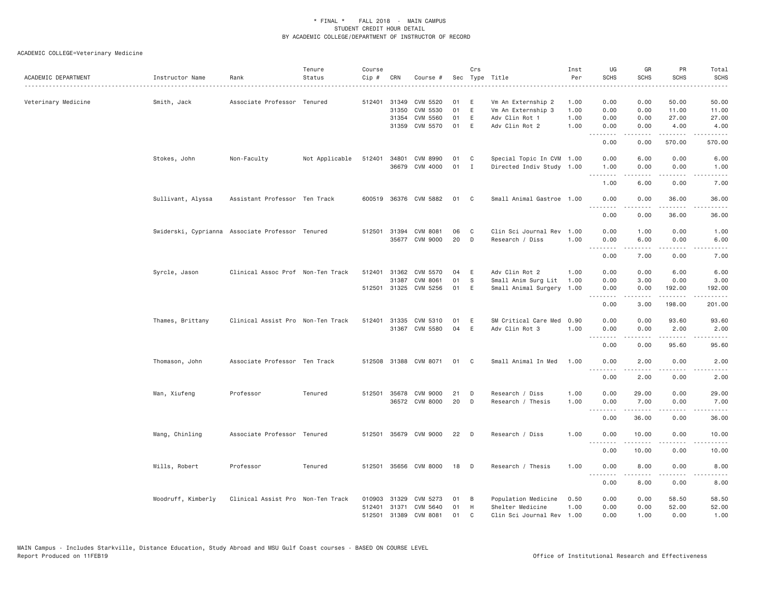\* FINAL \* FALL 2018 - MAIN CAMPUS
STUDENT CREDIT HOUR DETAIL
BY ACADEMIC COLLEGE/DEPARTMENT OF INSTRUCTOR OF RECORD

ACADEMIC COLLEGE=Veterinary Medicine

| ACADEMIC DEPARTMENT | Instructor Name | Rank | Tenure Status | Course Cip # | CRN | Course # | Sec | Crs Type | Title | Inst Per | UG SCHS | GR SCHS | PR SCHS | Total SCHS |
|---|---|---|---|---|---|---|---|---|---|---|---|---|---|---|
| Veterinary Medicine | Smith, Jack | Associate Professor | Tenured | 512401 | 31349 | CVM 5520 | 01 | E | Vm An Externship 2 | 1.00 | 0.00 | 0.00 | 50.00 | 50.00 |
| | | | | | 31350 | CVM 5530 | 01 | E | Vm An Externship 3 | 1.00 | 0.00 | 0.00 | 11.00 | 11.00 |
| | | | | | 31354 | CVM 5560 | 01 | E | Adv Clin Rot 1 | 1.00 | 0.00 | 0.00 | 27.00 | 27.00 |
| | | | | | 31359 | CVM 5570 | 01 | E | Adv Clin Rot 2 | 1.00 | 0.00 | 0.00 | 4.00 | 4.00 |
| | | | | | | | | | | | 0.00 | 0.00 | 570.00 | 570.00 |
| | Stokes, John | Non-Faculty | Not Applicable | 512401 | 34801 | CVM 8990 | 01 | C | Special Topic In CVM | 1.00 | 0.00 | 6.00 | 0.00 | 6.00 |
| | | | | | 36679 | CVM 4000 | 01 | I | Directed Indiv Study | 1.00 | 1.00 | 0.00 | 0.00 | 1.00 |
| | | | | | | | | | | | 1.00 | 6.00 | 0.00 | 7.00 |
| | Sullivant, Alyssa | Assistant Professor | Ten Track | 600519 | 36376 | CVM 5882 | 01 | C | Small Animal Gastroe | 1.00 | 0.00 | 0.00 | 36.00 | 36.00 |
| | | | | | | | | | | | 0.00 | 0.00 | 36.00 | 36.00 |
| | Swiderski, Cyprianna | Associate Professor | Tenured | 512501 | 31394 | CVM 8081 | 06 | C | Clin Sci Journal Rev | 1.00 | 0.00 | 1.00 | 0.00 | 1.00 |
| | | | | | 35677 | CVM 9000 | 20 | D | Research / Diss | 1.00 | 0.00 | 6.00 | 0.00 | 6.00 |
| | | | | | | | | | | | 0.00 | 7.00 | 0.00 | 7.00 |
| | Syrcle, Jason | Clinical Assoc Prof | Non-Ten Track | 512401 | 31362 | CVM 5570 | 04 | E | Adv Clin Rot 2 | 1.00 | 0.00 | 0.00 | 6.00 | 6.00 |
| | | | | | 31387 | CVM 8061 | 01 | S | Small Anim Surg Lit | 1.00 | 0.00 | 3.00 | 0.00 | 3.00 |
| | | | | 512501 | 31325 | CVM 5256 | 01 | E | Small Animal Surgery | 1.00 | 0.00 | 0.00 | 192.00 | 192.00 |
| | | | | | | | | | | | 0.00 | 3.00 | 198.00 | 201.00 |
| | Thames, Brittany | Clinical Assist Pro | Non-Ten Track | 512401 | 31335 | CVM 5310 | 01 | E | SM Critical Care Med | 0.90 | 0.00 | 0.00 | 93.60 | 93.60 |
| | | | | | 31367 | CVM 5580 | 04 | E | Adv Clin Rot 3 | 1.00 | 0.00 | 0.00 | 2.00 | 2.00 |
| | | | | | | | | | | | 0.00 | 0.00 | 95.60 | 95.60 |
| | Thomason, John | Associate Professor | Ten Track | 512508 | 31388 | CVM 8071 | 01 | C | Small Animal In Med | 1.00 | 0.00 | 2.00 | 0.00 | 2.00 |
| | | | | | | | | | | | 0.00 | 2.00 | 0.00 | 2.00 |
| | Wan, Xiufeng | Professor | Tenured | 512501 | 35678 | CVM 9000 | 21 | D | Research / Diss | 1.00 | 0.00 | 29.00 | 0.00 | 29.00 |
| | | | | | 36572 | CVM 8000 | 20 | D | Research / Thesis | 1.00 | 0.00 | 7.00 | 0.00 | 7.00 |
| | | | | | | | | | | | 0.00 | 36.00 | 0.00 | 36.00 |
| | Wang, Chinling | Associate Professor | Tenured | 512501 | 35679 | CVM 9000 | 22 | D | Research / Diss | 1.00 | 0.00 | 10.00 | 0.00 | 10.00 |
| | | | | | | | | | | | 0.00 | 10.00 | 0.00 | 10.00 |
| | Wills, Robert | Professor | Tenured | 512501 | 35656 | CVM 8000 | 18 | D | Research / Thesis | 1.00 | 0.00 | 8.00 | 0.00 | 8.00 |
| | | | | | | | | | | | 0.00 | 8.00 | 0.00 | 8.00 |
| | Woodruff, Kimberly | Clinical Assist Pro | Non-Ten Track | 010903 | 31329 | CVM 5273 | 01 | B | Population Medicine | 0.50 | 0.00 | 0.00 | 58.50 | 58.50 |
| | | | | 512401 | 31371 | CVM 5640 | 01 | H | Shelter Medicine | 1.00 | 0.00 | 0.00 | 52.00 | 52.00 |
| | | | | 512501 | 31389 | CVM 8081 | 01 | C | Clin Sci Journal Rev | 1.00 | 0.00 | 1.00 | 0.00 | 1.00 |

MAIN Campus - Includes Starkville, Distance Education, Study Abroad and MSU Gulf Coast courses - BASED ON COURSE LEVEL
Report Produced on 11FEB19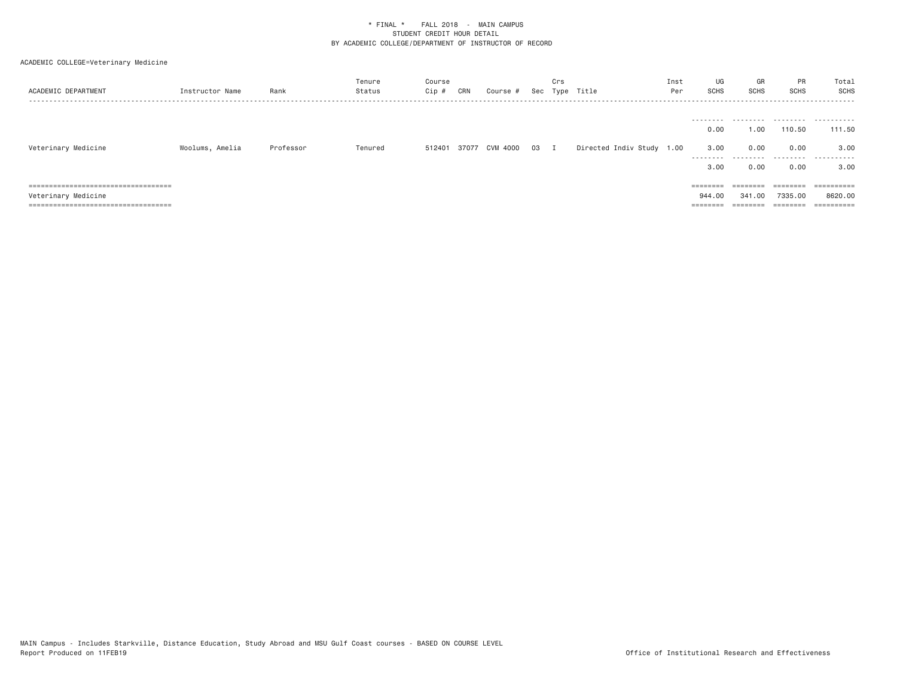\* FINAL \* FALL 2018 - MAIN CAMPUS
STUDENT CREDIT HOUR DETAIL
BY ACADEMIC COLLEGE/DEPARTMENT OF INSTRUCTOR OF RECORD

ACADEMIC COLLEGE=Veterinary Medicine

| ACADEMIC DEPARTMENT | Instructor Name | Rank | Tenure Status | Course Cip # | CRN | Course # | Sec | Crs Type | Title | Inst Per | UG SCHS | GR SCHS | PR SCHS | Total SCHS |
|---|---|---|---|---|---|---|---|---|---|---|---|---|---|---|
| | | | | | | | | | | | 0.00 | 1.00 | 110.50 | 111.50 |
| Veterinary Medicine | Woolums, Amelia | Professor | Tenured | 512401 | 37077 | CVM 4000 | 03 | I | Directed Indiv Study | 1.00 | 3.00 | 0.00 | 0.00 | 3.00 |
| | | | | | | | | | | | 3.00 | 0.00 | 0.00 | 3.00 |
| Veterinary Medicine | | | | | | | | | | | 944.00 | 341.00 | 7335.00 | 8620.00 |

MAIN Campus - Includes Starkville, Distance Education, Study Abroad and MSU Gulf Coast courses - BASED ON COURSE LEVEL
Report Produced on 11FEB19

Office of Institutional Research and Effectiveness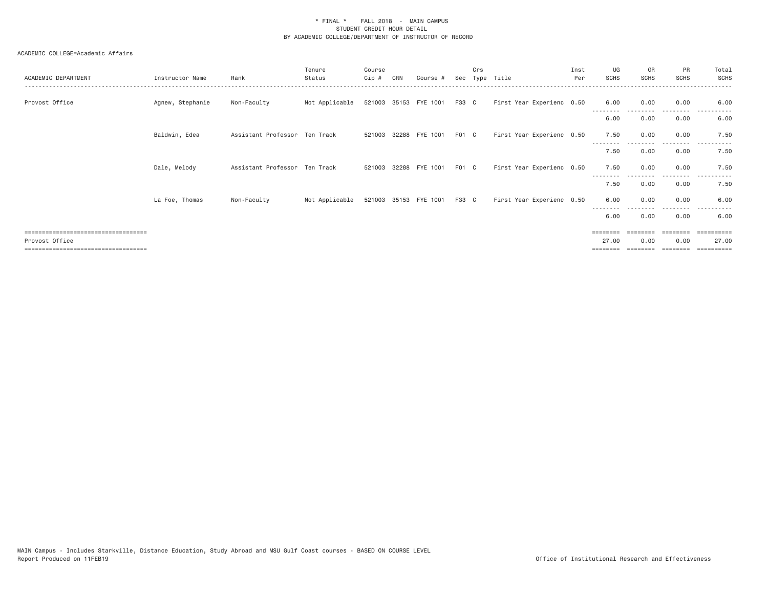\* FINAL \* FALL 2018 - MAIN CAMPUS
STUDENT CREDIT HOUR DETAIL
BY ACADEMIC COLLEGE/DEPARTMENT OF INSTRUCTOR OF RECORD

ACADEMIC COLLEGE=Academic Affairs

| ACADEMIC DEPARTMENT | Instructor Name | Rank | Tenure Status | Course Cip # | CRN | Course # | Sec | Crs Type | Title | Inst Per | UG SCHS | GR SCHS | PR SCHS | Total SCHS |
|---|---|---|---|---|---|---|---|---|---|---|---|---|---|---|
| Provost Office | Agnew, Stephanie | Non-Faculty | Not Applicable | 521003 | 35153 | FYE 1001 | F33 | C | First Year Experienc | 0.50 | 6.00 | 0.00 | 0.00 | 6.00 |
| | | | | | | | | | | | 6.00 | 0.00 | 0.00 | 6.00 |
| | Baldwin, Edea | Assistant Professor | Ten Track | 521003 | 32288 | FYE 1001 | F01 | C | First Year Experienc | 0.50 | 7.50 | 0.00 | 0.00 | 7.50 |
| | | | | | | | | | | | 7.50 | 0.00 | 0.00 | 7.50 |
| | Dale, Melody | Assistant Professor | Ten Track | 521003 | 32288 | FYE 1001 | F01 | C | First Year Experienc | 0.50 | 7.50 | 0.00 | 0.00 | 7.50 |
| | | | | | | | | | | | 7.50 | 0.00 | 0.00 | 7.50 |
| | La Foe, Thomas | Non-Faculty | Not Applicable | 521003 | 35153 | FYE 1001 | F33 | C | First Year Experienc | 0.50 | 6.00 | 0.00 | 0.00 | 6.00 |
| | | | | | | | | | | | 6.00 | 0.00 | 0.00 | 6.00 |
| Provost Office | | | | | | | | | | | 27.00 | 0.00 | 0.00 | 27.00 |

MAIN Campus - Includes Starkville, Distance Education, Study Abroad and MSU Gulf Coast courses - BASED ON COURSE LEVEL
Report Produced on 11FEB19

Office of Institutional Research and Effectiveness